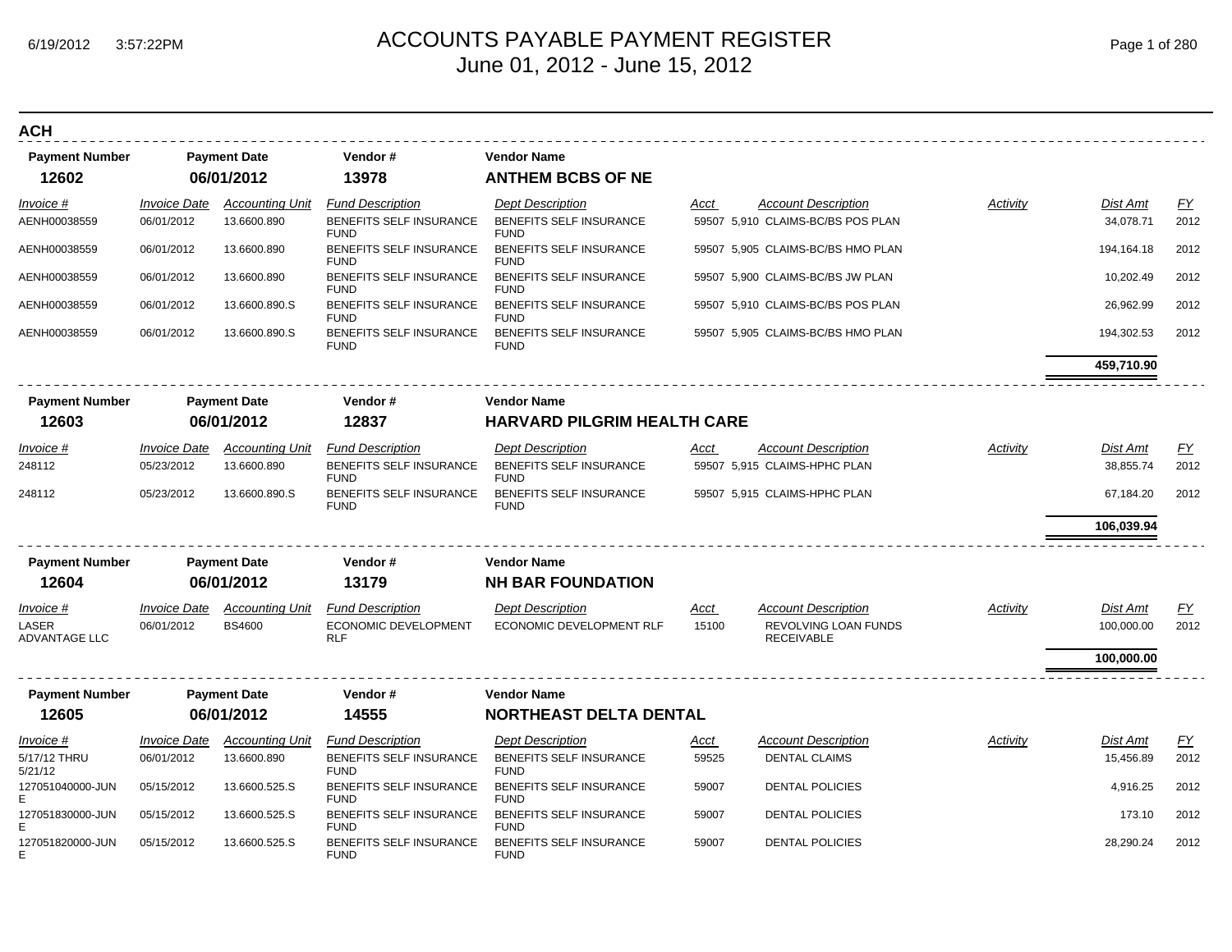# ACCOUNTS PAYABLE PAYMENT REGISTER

June 01, 2012 - June 15, 2012

## ACH

| Payment Number | Payment Date | Vendor # | Vendor Name |
|---|---|---|---|
| **12602** | **06/01/2012** | **13978** | **ANTHEM BCBS OF NE** |

| Invoice # | Invoice Date | Accounting Unit | Fund Description | Dept Description | Acct | Account Description | Activity | Dist Amt | FY |
|---|---|---|---|---|---|---|---|---|---|
| AENH00038559 | 06/01/2012 | 13.6600.890 | BENEFITS SELF INSURANCE FUND | BENEFITS SELF INSURANCE FUND | 59507 | 5,910 CLAIMS-BC/BS POS PLAN | | 34,078.71 | 2012 |
| AENH00038559 | 06/01/2012 | 13.6600.890 | BENEFITS SELF INSURANCE FUND | BENEFITS SELF INSURANCE FUND | 59507 | 5,905 CLAIMS-BC/BS HMO PLAN | | 194,164.18 | 2012 |
| AENH00038559 | 06/01/2012 | 13.6600.890 | BENEFITS SELF INSURANCE FUND | BENEFITS SELF INSURANCE FUND | 59507 | 5,900 CLAIMS-BC/BS JW PLAN | | 10,202.49 | 2012 |
| AENH00038559 | 06/01/2012 | 13.6600.890.S | BENEFITS SELF INSURANCE FUND | BENEFITS SELF INSURANCE FUND | 59507 | 5,910 CLAIMS-BC/BS POS PLAN | | 26,962.99 | 2012 |
| AENH00038559 | 06/01/2012 | 13.6600.890.S | BENEFITS SELF INSURANCE FUND | BENEFITS SELF INSURANCE FUND | 59507 | 5,905 CLAIMS-BC/BS HMO PLAN | | 194,302.53 | 2012 |
| | | | | | | | | **459,710.90** | |

| Payment Number | Payment Date | Vendor # | Vendor Name |
|---|---|---|---|
| **12603** | **06/01/2012** | **12837** | **HARVARD PILGRIM HEALTH CARE** |

| Invoice # | Invoice Date | Accounting Unit | Fund Description | Dept Description | Acct | Account Description | Activity | Dist Amt | FY |
|---|---|---|---|---|---|---|---|---|---|
| 248112 | 05/23/2012 | 13.6600.890 | BENEFITS SELF INSURANCE FUND | BENEFITS SELF INSURANCE FUND | 59507 | 5,915 CLAIMS-HPHC PLAN | | 38,855.74 | 2012 |
| 248112 | 05/23/2012 | 13.6600.890.S | BENEFITS SELF INSURANCE FUND | BENEFITS SELF INSURANCE FUND | 59507 | 5,915 CLAIMS-HPHC PLAN | | 67,184.20 | 2012 |
| | | | | | | | | **106,039.94** | |

| Payment Number | Payment Date | Vendor # | Vendor Name |
|---|---|---|---|
| **12604** | **06/01/2012** | **13179** | **NH BAR FOUNDATION** |

| Invoice # | Invoice Date | Accounting Unit | Fund Description | Dept Description | Acct | Account Description | Activity | Dist Amt | FY |
|---|---|---|---|---|---|---|---|---|---|
| LASER ADVANTAGE LLC | 06/01/2012 | BS4600 | ECONOMIC DEVELOPMENT RLF | ECONOMIC DEVELOPMENT RLF | 15100 | REVOLVING LOAN FUNDS RECEIVABLE | | 100,000.00 | 2012 |
| | | | | | | | | **100,000.00** | |

| Payment Number | Payment Date | Vendor # | Vendor Name |
|---|---|---|---|
| **12605** | **06/01/2012** | **14555** | **NORTHEAST DELTA DENTAL** |

| Invoice # | Invoice Date | Accounting Unit | Fund Description | Dept Description | Acct | Account Description | Activity | Dist Amt | FY |
|---|---|---|---|---|---|---|---|---|---|
| 5/17/12 THRU 5/21/12 | 06/01/2012 | 13.6600.890 | BENEFITS SELF INSURANCE FUND | BENEFITS SELF INSURANCE FUND | 59525 | DENTAL CLAIMS | | 15,456.89 | 2012 |
| 127051040000-JUNE | 05/15/2012 | 13.6600.525.S | BENEFITS SELF INSURANCE FUND | BENEFITS SELF INSURANCE FUND | 59007 | DENTAL POLICIES | | 4,916.25 | 2012 |
| 127051830000-JUNE | 05/15/2012 | 13.6600.525.S | BENEFITS SELF INSURANCE FUND | BENEFITS SELF INSURANCE FUND | 59007 | DENTAL POLICIES | | 173.10 | 2012 |
| 127051820000-JUNE | 05/15/2012 | 13.6600.525.S | BENEFITS SELF INSURANCE FUND | BENEFITS SELF INSURANCE FUND | 59007 | DENTAL POLICIES | | 28,290.24 | 2012 |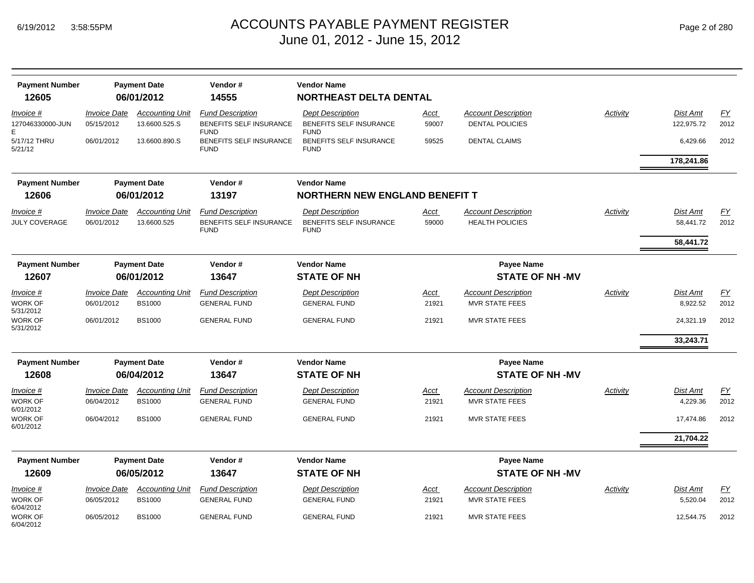| Payment Number | Payment Date | Vendor # | Vendor Name | | | | | |
|---|---|---|---|---|---|---|---|---|
| 12605 | 06/01/2012 | 14555 | NORTHEAST DELTA DENTAL | | | | | |

| Invoice # | Invoice Date | Accounting Unit | Fund Description | Dept Description | Acct | Account Description | Activity | Dist Amt | FY |
|---|---|---|---|---|---|---|---|---|---|
| 127046330000-JUNE | 05/15/2012 | 13.6600.525.S | BENEFITS SELF INSURANCE FUND | BENEFITS SELF INSURANCE FUND | 59007 | DENTAL POLICIES | | 122,975.72 | 2012 |
| 5/17/12 THRU 5/21/12 | 06/01/2012 | 13.6600.890.S | BENEFITS SELF INSURANCE FUND | BENEFITS SELF INSURANCE FUND | 59525 | DENTAL CLAIMS | | 6,429.66 | 2012 |
| | | | | | | | | **178,241.86** | |

| Payment Number | Payment Date | Vendor # | Vendor Name |
|---|---|---|---|
| 12606 | 06/01/2012 | 13197 | NORTHERN NEW ENGLAND BENEFIT T |

| Invoice # | Invoice Date | Accounting Unit | Fund Description | Dept Description | Acct | Account Description | Activity | Dist Amt | FY |
|---|---|---|---|---|---|---|---|---|---|
| JULY COVERAGE | 06/01/2012 | 13.6600.525 | BENEFITS SELF INSURANCE FUND | BENEFITS SELF INSURANCE FUND | 59000 | HEALTH POLICIES | | 58,441.72 | 2012 |
| | | | | | | | | **58,441.72** | |

| Payment Number | Payment Date | Vendor # | Vendor Name | Payee Name |
|---|---|---|---|---|
| 12607 | 06/01/2012 | 13647 | STATE OF NH | STATE OF NH -MV |

| Invoice # | Invoice Date | Accounting Unit | Fund Description | Dept Description | Acct | Account Description | Activity | Dist Amt | FY |
|---|---|---|---|---|---|---|---|---|---|
| WORK OF 5/31/2012 | 06/01/2012 | BS1000 | GENERAL FUND | GENERAL FUND | 21921 | MVR STATE FEES | | 8,922.52 | 2012 |
| WORK OF 5/31/2012 | 06/01/2012 | BS1000 | GENERAL FUND | GENERAL FUND | 21921 | MVR STATE FEES | | 24,321.19 | 2012 |
| | | | | | | | | **33,243.71** | |

| Payment Number | Payment Date | Vendor # | Vendor Name | Payee Name |
|---|---|---|---|---|
| 12608 | 06/04/2012 | 13647 | STATE OF NH | STATE OF NH -MV |

| Invoice # | Invoice Date | Accounting Unit | Fund Description | Dept Description | Acct | Account Description | Activity | Dist Amt | FY |
|---|---|---|---|---|---|---|---|---|---|
| WORK OF 6/01/2012 | 06/04/2012 | BS1000 | GENERAL FUND | GENERAL FUND | 21921 | MVR STATE FEES | | 4,229.36 | 2012 |
| WORK OF 6/01/2012 | 06/04/2012 | BS1000 | GENERAL FUND | GENERAL FUND | 21921 | MVR STATE FEES | | 17,474.86 | 2012 |
| | | | | | | | | **21,704.22** | |

| Payment Number | Payment Date | Vendor # | Vendor Name | Payee Name |
|---|---|---|---|---|
| 12609 | 06/05/2012 | 13647 | STATE OF NH | STATE OF NH -MV |

| Invoice # | Invoice Date | Accounting Unit | Fund Description | Dept Description | Acct | Account Description | Activity | Dist Amt | FY |
|---|---|---|---|---|---|---|---|---|---|
| WORK OF 6/04/2012 | 06/05/2012 | BS1000 | GENERAL FUND | GENERAL FUND | 21921 | MVR STATE FEES | | 5,520.04 | 2012 |
| WORK OF 6/04/2012 | 06/05/2012 | BS1000 | GENERAL FUND | GENERAL FUND | 21921 | MVR STATE FEES | | 12,544.75 | 2012 |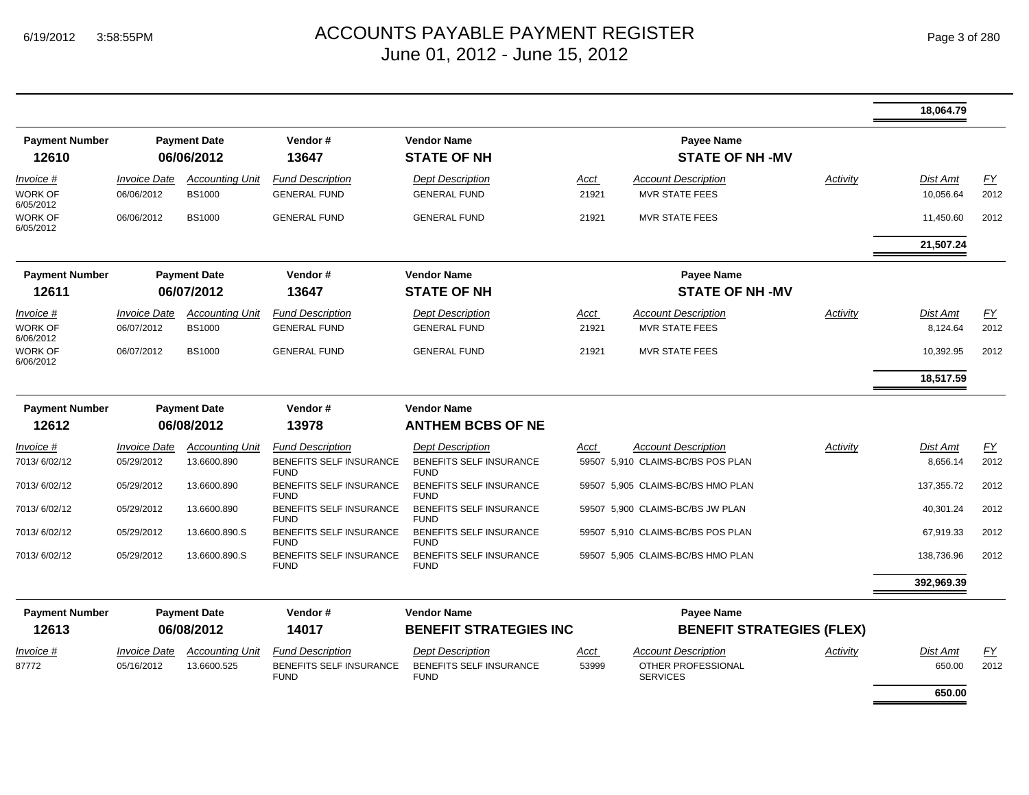# ACCOUNTS PAYABLE PAYMENT REGISTER
## June 01, 2012 - June 15, 2012

| | | | | | | | | | |
|---|---|---|---|---|---|---|---|---|---|
| | | | | | | | | **18,064.79** | |

| Payment Number | Payment Date | Vendor # | Vendor Name | | Payee Name | | | | |
|---|---|---|---|---|---|---|---|---|---|
| **12610** | **06/06/2012** | **13647** | **STATE OF NH** | | **STATE OF NH -MV** | | | | |
| *Invoice #* | *Invoice Date* | *Accounting Unit* | *Fund Description* | *Dept Description* | *Acct* | *Account Description* | *Activity* | *Dist Amt* | *FY* |
| WORK OF 6/05/2012 | 06/06/2012 | BS1000 | GENERAL FUND | GENERAL FUND | 21921 | MVR STATE FEES | | 10,056.64 | 2012 |
| WORK OF 6/05/2012 | 06/06/2012 | BS1000 | GENERAL FUND | GENERAL FUND | 21921 | MVR STATE FEES | | 11,450.60 | 2012 |
| | | | | | | | | **21,507.24** | |

| Payment Number | Payment Date | Vendor # | Vendor Name | | Payee Name | | | | |
|---|---|---|---|---|---|---|---|---|---|
| **12611** | **06/07/2012** | **13647** | **STATE OF NH** | | **STATE OF NH -MV** | | | | |
| *Invoice #* | *Invoice Date* | *Accounting Unit* | *Fund Description* | *Dept Description* | *Acct* | *Account Description* | *Activity* | *Dist Amt* | *FY* |
| WORK OF 6/06/2012 | 06/07/2012 | BS1000 | GENERAL FUND | GENERAL FUND | 21921 | MVR STATE FEES | | 8,124.64 | 2012 |
| WORK OF 6/06/2012 | 06/07/2012 | BS1000 | GENERAL FUND | GENERAL FUND | 21921 | MVR STATE FEES | | 10,392.95 | 2012 |
| | | | | | | | | **18,517.59** | |

| Payment Number | Payment Date | Vendor # | Vendor Name | | | | | | |
|---|---|---|---|---|---|---|---|---|---|
| **12612** | **06/08/2012** | **13978** | **ANTHEM BCBS OF NE** | | | | | | |
| *Invoice #* | *Invoice Date* | *Accounting Unit* | *Fund Description* | *Dept Description* | *Acct* | *Account Description* | *Activity* | *Dist Amt* | *FY* |
| 7013/ 6/02/12 | 05/29/2012 | 13.6600.890 | BENEFITS SELF INSURANCE FUND | BENEFITS SELF INSURANCE FUND | 59507 | 5,910 CLAIMS-BC/BS POS PLAN | | 8,656.14 | 2012 |
| 7013/ 6/02/12 | 05/29/2012 | 13.6600.890 | BENEFITS SELF INSURANCE FUND | BENEFITS SELF INSURANCE FUND | 59507 | 5,905 CLAIMS-BC/BS HMO PLAN | | 137,355.72 | 2012 |
| 7013/ 6/02/12 | 05/29/2012 | 13.6600.890 | BENEFITS SELF INSURANCE FUND | BENEFITS SELF INSURANCE FUND | 59507 | 5,900 CLAIMS-BC/BS JW PLAN | | 40,301.24 | 2012 |
| 7013/ 6/02/12 | 05/29/2012 | 13.6600.890.S | BENEFITS SELF INSURANCE FUND | BENEFITS SELF INSURANCE FUND | 59507 | 5,910 CLAIMS-BC/BS POS PLAN | | 67,919.33 | 2012 |
| 7013/ 6/02/12 | 05/29/2012 | 13.6600.890.S | BENEFITS SELF INSURANCE FUND | BENEFITS SELF INSURANCE FUND | 59507 | 5,905 CLAIMS-BC/BS HMO PLAN | | 138,736.96 | 2012 |
| | | | | | | | | **392,969.39** | |

| Payment Number | Payment Date | Vendor # | Vendor Name | | Payee Name | | | | |
|---|---|---|---|---|---|---|---|---|---|
| **12613** | **06/08/2012** | **14017** | **BENEFIT STRATEGIES INC** | | **BENEFIT STRATEGIES (FLEX)** | | | | |
| *Invoice #* | *Invoice Date* | *Accounting Unit* | *Fund Description* | *Dept Description* | *Acct* | *Account Description* | *Activity* | *Dist Amt* | *FY* |
| 87772 | 05/16/2012 | 13.6600.525 | BENEFITS SELF INSURANCE FUND | BENEFITS SELF INSURANCE FUND | 53999 | OTHER PROFESSIONAL SERVICES | | 650.00 | 2012 |
| | | | | | | | | **650.00** | |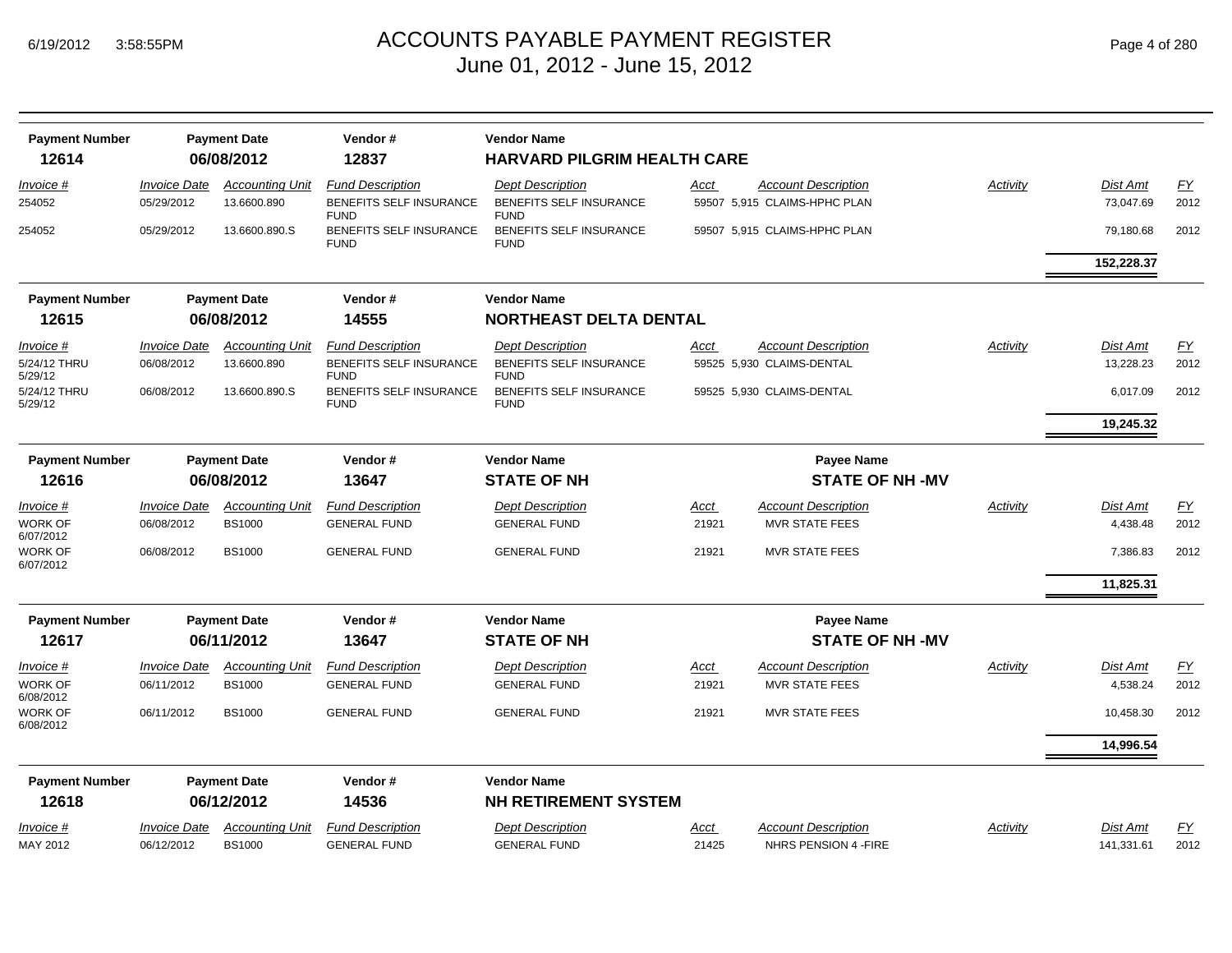# ACCOUNTS PAYABLE PAYMENT REGISTER
## June 01, 2012 - June 15, 2012

| Payment Number | Payment Date | Vendor # | Vendor Name |
|---|---|---|---|
| **12614** | **06/08/2012** | **12837** | **HARVARD PILGRIM HEALTH CARE** |

| Invoice # | Invoice Date | Accounting Unit | Fund Description | Dept Description | Acct | Account Description | Activity | Dist Amt | FY |
|---|---|---|---|---|---|---|---|---|---|
| 254052 | 05/29/2012 | 13.6600.890 | BENEFITS SELF INSURANCE FUND | BENEFITS SELF INSURANCE FUND | 59507 | 5,915 CLAIMS-HPHC PLAN | | 73,047.69 | 2012 |
| 254052 | 05/29/2012 | 13.6600.890.S | BENEFITS SELF INSURANCE FUND | BENEFITS SELF INSURANCE FUND | 59507 | 5,915 CLAIMS-HPHC PLAN | | 79,180.68 | 2012 |
| | | | | | | | | **152,228.37** | |

| Payment Number | Payment Date | Vendor # | Vendor Name |
|---|---|---|---|
| **12615** | **06/08/2012** | **14555** | **NORTHEAST DELTA DENTAL** |

| Invoice # | Invoice Date | Accounting Unit | Fund Description | Dept Description | Acct | Account Description | Activity | Dist Amt | FY |
|---|---|---|---|---|---|---|---|---|---|
| 5/24/12 THRU 5/29/12 | 06/08/2012 | 13.6600.890 | BENEFITS SELF INSURANCE FUND | BENEFITS SELF INSURANCE FUND | 59525 | 5,930 CLAIMS-DENTAL | | 13,228.23 | 2012 |
| 5/24/12 THRU 5/29/12 | 06/08/2012 | 13.6600.890.S | BENEFITS SELF INSURANCE FUND | BENEFITS SELF INSURANCE FUND | 59525 | 5,930 CLAIMS-DENTAL | | 6,017.09 | 2012 |
| | | | | | | | | **19,245.32** | |

| Payment Number | Payment Date | Vendor # | Vendor Name | Payee Name |
|---|---|---|---|---|
| **12616** | **06/08/2012** | **13647** | **STATE OF NH** | **STATE OF NH -MV** |

| Invoice # | Invoice Date | Accounting Unit | Fund Description | Dept Description | Acct | Account Description | Activity | Dist Amt | FY |
|---|---|---|---|---|---|---|---|---|---|
| WORK OF 6/07/2012 | 06/08/2012 | BS1000 | GENERAL FUND | GENERAL FUND | 21921 | MVR STATE FEES | | 4,438.48 | 2012 |
| WORK OF 6/07/2012 | 06/08/2012 | BS1000 | GENERAL FUND | GENERAL FUND | 21921 | MVR STATE FEES | | 7,386.83 | 2012 |
| | | | | | | | | **11,825.31** | |

| Payment Number | Payment Date | Vendor # | Vendor Name | Payee Name |
|---|---|---|---|---|
| **12617** | **06/11/2012** | **13647** | **STATE OF NH** | **STATE OF NH -MV** |

| Invoice # | Invoice Date | Accounting Unit | Fund Description | Dept Description | Acct | Account Description | Activity | Dist Amt | FY |
|---|---|---|---|---|---|---|---|---|---|
| WORK OF 6/08/2012 | 06/11/2012 | BS1000 | GENERAL FUND | GENERAL FUND | 21921 | MVR STATE FEES | | 4,538.24 | 2012 |
| WORK OF 6/08/2012 | 06/11/2012 | BS1000 | GENERAL FUND | GENERAL FUND | 21921 | MVR STATE FEES | | 10,458.30 | 2012 |
| | | | | | | | | **14,996.54** | |

| Payment Number | Payment Date | Vendor # | Vendor Name |
|---|---|---|---|
| **12618** | **06/12/2012** | **14536** | **NH RETIREMENT SYSTEM** |

| Invoice # | Invoice Date | Accounting Unit | Fund Description | Dept Description | Acct | Account Description | Activity | Dist Amt | FY |
|---|---|---|---|---|---|---|---|---|---|
| MAY 2012 | 06/12/2012 | BS1000 | GENERAL FUND | GENERAL FUND | 21425 | NHRS PENSION 4 -FIRE | | 141,331.61 | 2012 |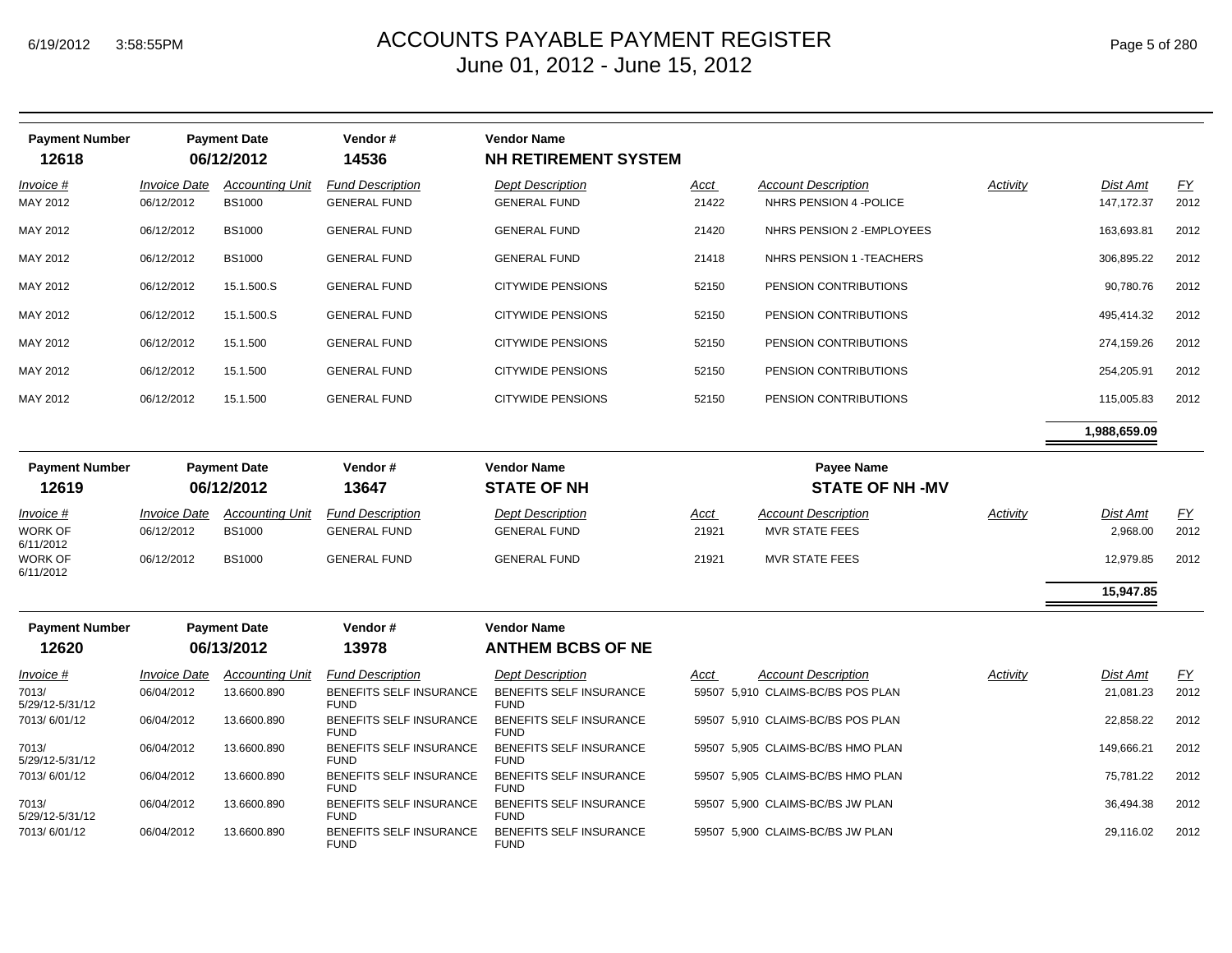# ACCOUNTS PAYABLE PAYMENT REGISTER

June 01, 2012 - June 15, 2012

| Payment Number | Payment Date | Vendor # | Vendor Name |
|---|---|---|---|
| 12618 | 06/12/2012 | 14536 | NH RETIREMENT SYSTEM |

| Invoice # | Invoice Date | Accounting Unit | Fund Description | Dept Description | Acct | Account Description | Activity | Dist Amt | FY |
|---|---|---|---|---|---|---|---|---|---|
| MAY 2012 | 06/12/2012 | BS1000 | GENERAL FUND | GENERAL FUND | 21422 | NHRS PENSION 4 -POLICE | | 147,172.37 | 2012 |
| MAY 2012 | 06/12/2012 | BS1000 | GENERAL FUND | GENERAL FUND | 21420 | NHRS PENSION 2 -EMPLOYEES | | 163,693.81 | 2012 |
| MAY 2012 | 06/12/2012 | BS1000 | GENERAL FUND | GENERAL FUND | 21418 | NHRS PENSION 1 -TEACHERS | | 306,895.22 | 2012 |
| MAY 2012 | 06/12/2012 | 15.1.500.S | GENERAL FUND | CITYWIDE PENSIONS | 52150 | PENSION CONTRIBUTIONS | | 90,780.76 | 2012 |
| MAY 2012 | 06/12/2012 | 15.1.500.S | GENERAL FUND | CITYWIDE PENSIONS | 52150 | PENSION CONTRIBUTIONS | | 495,414.32 | 2012 |
| MAY 2012 | 06/12/2012 | 15.1.500 | GENERAL FUND | CITYWIDE PENSIONS | 52150 | PENSION CONTRIBUTIONS | | 274,159.26 | 2012 |
| MAY 2012 | 06/12/2012 | 15.1.500 | GENERAL FUND | CITYWIDE PENSIONS | 52150 | PENSION CONTRIBUTIONS | | 254,205.91 | 2012 |
| MAY 2012 | 06/12/2012 | 15.1.500 | GENERAL FUND | CITYWIDE PENSIONS | 52150 | PENSION CONTRIBUTIONS | | 115,005.83 | 2012 |
| | | | | | | | | **1,988,659.09** | |

| Payment Number | Payment Date | Vendor # | Vendor Name | Payee Name |
|---|---|---|---|---|
| 12619 | 06/12/2012 | 13647 | STATE OF NH | STATE OF NH -MV |

| Invoice # | Invoice Date | Accounting Unit | Fund Description | Dept Description | Acct | Account Description | Activity | Dist Amt | FY |
|---|---|---|---|---|---|---|---|---|---|
| WORK OF 6/11/2012 | 06/12/2012 | BS1000 | GENERAL FUND | GENERAL FUND | 21921 | MVR STATE FEES | | 2,968.00 | 2012 |
| WORK OF 6/11/2012 | 06/12/2012 | BS1000 | GENERAL FUND | GENERAL FUND | 21921 | MVR STATE FEES | | 12,979.85 | 2012 |
| | | | | | | | | **15,947.85** | |

| Payment Number | Payment Date | Vendor # | Vendor Name |
|---|---|---|---|
| 12620 | 06/13/2012 | 13978 | ANTHEM BCBS OF NE |

| Invoice # | Invoice Date | Accounting Unit | Fund Description | Dept Description | Acct | Account Description | Activity | Dist Amt | FY |
|---|---|---|---|---|---|---|---|---|---|
| 7013/ 5/29/12-5/31/12 | 06/04/2012 | 13.6600.890 | BENEFITS SELF INSURANCE FUND | BENEFITS SELF INSURANCE FUND | 59507 | 5,910 CLAIMS-BC/BS POS PLAN | | 21,081.23 | 2012 |
| 7013/ 6/01/12 | 06/04/2012 | 13.6600.890 | BENEFITS SELF INSURANCE FUND | BENEFITS SELF INSURANCE FUND | 59507 | 5,910 CLAIMS-BC/BS POS PLAN | | 22,858.22 | 2012 |
| 7013/ 5/29/12-5/31/12 | 06/04/2012 | 13.6600.890 | BENEFITS SELF INSURANCE FUND | BENEFITS SELF INSURANCE FUND | 59507 | 5,905 CLAIMS-BC/BS HMO PLAN | | 149,666.21 | 2012 |
| 7013/ 6/01/12 | 06/04/2012 | 13.6600.890 | BENEFITS SELF INSURANCE FUND | BENEFITS SELF INSURANCE FUND | 59507 | 5,905 CLAIMS-BC/BS HMO PLAN | | 75,781.22 | 2012 |
| 7013/ 5/29/12-5/31/12 | 06/04/2012 | 13.6600.890 | BENEFITS SELF INSURANCE FUND | BENEFITS SELF INSURANCE FUND | 59507 | 5,900 CLAIMS-BC/BS JW PLAN | | 36,494.38 | 2012 |
| 7013/ 6/01/12 | 06/04/2012 | 13.6600.890 | BENEFITS SELF INSURANCE FUND | BENEFITS SELF INSURANCE FUND | 59507 | 5,900 CLAIMS-BC/BS JW PLAN | | 29,116.02 | 2012 |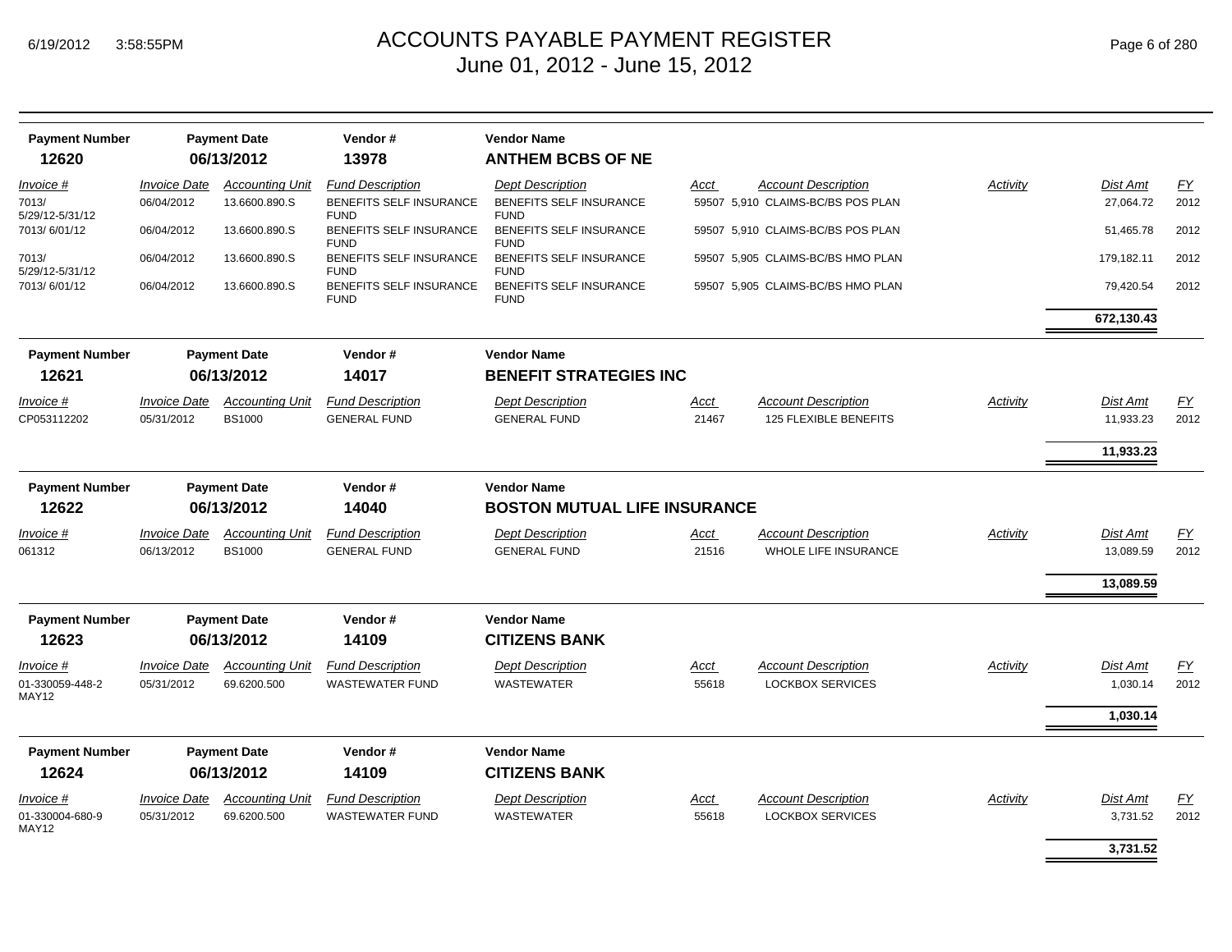| Payment Number | Payment Date | Vendor # | Vendor Name |
|---|---|---|---|
| 12620 | 06/13/2012 | 13978 | ANTHEM BCBS OF NE |

| Invoice # | Invoice Date | Accounting Unit | Fund Description | Dept Description | Acct | Account Description | Activity | Dist Amt | FY |
|---|---|---|---|---|---|---|---|---|---|
| 7013/ 5/29/12-5/31/12 | 06/04/2012 | 13.6600.890.S | BENEFITS SELF INSURANCE FUND | BENEFITS SELF INSURANCE FUND | 59507 | 5,910 CLAIMS-BC/BS POS PLAN | | 27,064.72 | 2012 |
| 7013/ 6/01/12 | 06/04/2012 | 13.6600.890.S | BENEFITS SELF INSURANCE FUND | BENEFITS SELF INSURANCE FUND | 59507 | 5,910 CLAIMS-BC/BS POS PLAN | | 51,465.78 | 2012 |
| 7013/ 5/29/12-5/31/12 | 06/04/2012 | 13.6600.890.S | BENEFITS SELF INSURANCE FUND | BENEFITS SELF INSURANCE FUND | 59507 | 5,905 CLAIMS-BC/BS HMO PLAN | | 179,182.11 | 2012 |
| 7013/ 6/01/12 | 06/04/2012 | 13.6600.890.S | BENEFITS SELF INSURANCE FUND | BENEFITS SELF INSURANCE FUND | 59507 | 5,905 CLAIMS-BC/BS HMO PLAN | | 79,420.54 | 2012 |
| | | | | | | | | **672,130.43** | |

| Payment Number | Payment Date | Vendor # | Vendor Name |
|---|---|---|---|
| 12621 | 06/13/2012 | 14017 | BENEFIT STRATEGIES INC |

| Invoice # | Invoice Date | Accounting Unit | Fund Description | Dept Description | Acct | Account Description | Activity | Dist Amt | FY |
|---|---|---|---|---|---|---|---|---|---|
| CP053112202 | 05/31/2012 | BS1000 | GENERAL FUND | GENERAL FUND | 21467 | 125 FLEXIBLE BENEFITS | | 11,933.23 | 2012 |
| | | | | | | | | **11,933.23** | |

| Payment Number | Payment Date | Vendor # | Vendor Name |
|---|---|---|---|
| 12622 | 06/13/2012 | 14040 | BOSTON MUTUAL LIFE INSURANCE |

| Invoice # | Invoice Date | Accounting Unit | Fund Description | Dept Description | Acct | Account Description | Activity | Dist Amt | FY |
|---|---|---|---|---|---|---|---|---|---|
| 061312 | 06/13/2012 | BS1000 | GENERAL FUND | GENERAL FUND | 21516 | WHOLE LIFE INSURANCE | | 13,089.59 | 2012 |
| | | | | | | | | **13,089.59** | |

| Payment Number | Payment Date | Vendor # | Vendor Name |
|---|---|---|---|
| 12623 | 06/13/2012 | 14109 | CITIZENS BANK |

| Invoice # | Invoice Date | Accounting Unit | Fund Description | Dept Description | Acct | Account Description | Activity | Dist Amt | FY |
|---|---|---|---|---|---|---|---|---|---|
| 01-330059-448-2 MAY12 | 05/31/2012 | 69.6200.500 | WASTEWATER FUND | WASTEWATER | 55618 | LOCKBOX SERVICES | | 1,030.14 | 2012 |
| | | | | | | | | **1,030.14** | |

| Payment Number | Payment Date | Vendor # | Vendor Name |
|---|---|---|---|
| 12624 | 06/13/2012 | 14109 | CITIZENS BANK |

| Invoice # | Invoice Date | Accounting Unit | Fund Description | Dept Description | Acct | Account Description | Activity | Dist Amt | FY |
|---|---|---|---|---|---|---|---|---|---|
| 01-330004-680-9 MAY12 | 05/31/2012 | 69.6200.500 | WASTEWATER FUND | WASTEWATER | 55618 | LOCKBOX SERVICES | | 3,731.52 | 2012 |
| | | | | | | | | **3,731.52** | |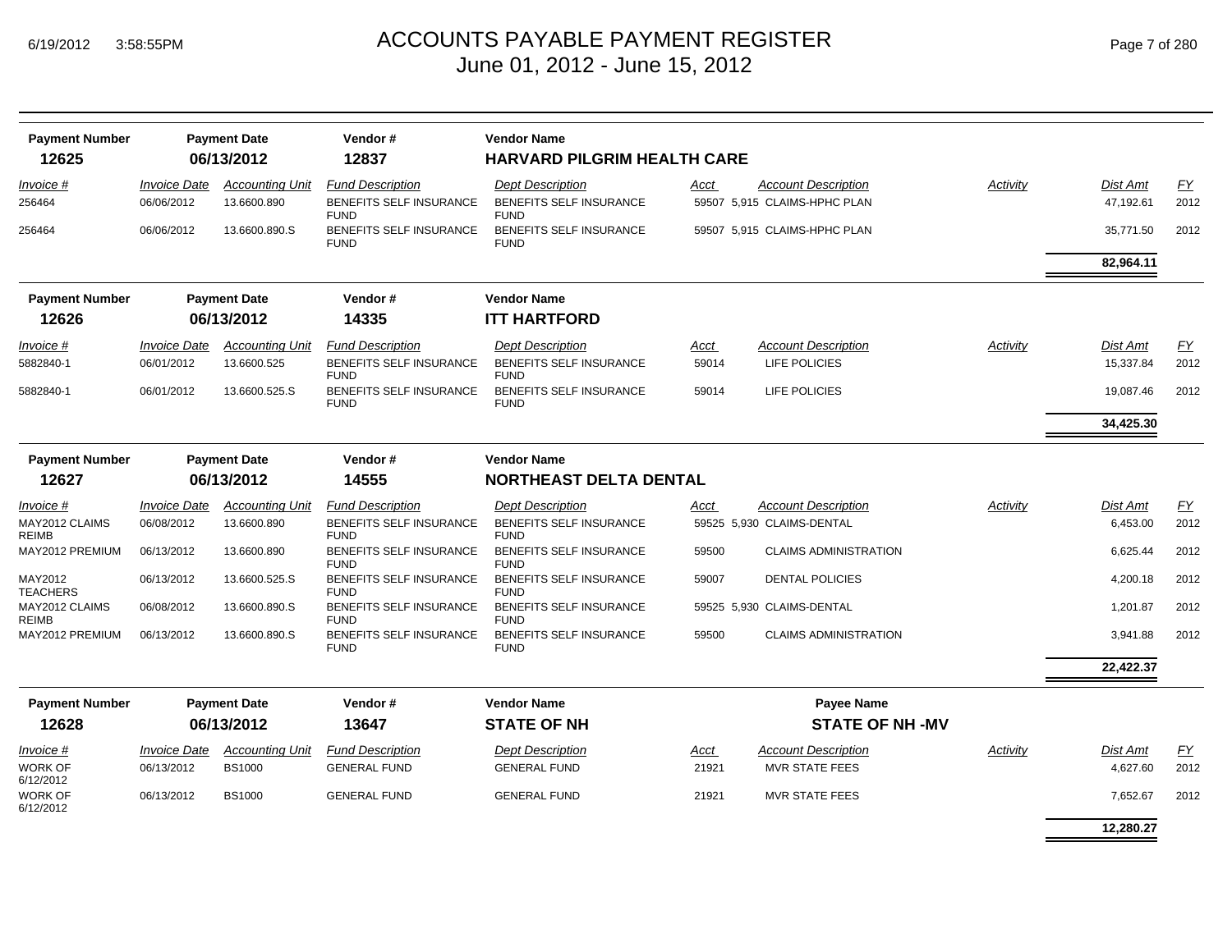# ACCOUNTS PAYABLE PAYMENT REGISTER
## June 01, 2012 - June 15, 2012

| Payment Number | Payment Date | Vendor # | Vendor Name |
|---|---|---|---|
| **12625** | **06/13/2012** | **12837** | **HARVARD PILGRIM HEALTH CARE** |

| *Invoice #* | *Invoice Date* | *Accounting Unit* | *Fund Description* | *Dept Description* | *Acct* | *Account Description* | *Activity* | *Dist Amt* | *FY* |
|---|---|---|---|---|---|---|---|---|---|
| 256464 | 06/06/2012 | 13.6600.890 | BENEFITS SELF INSURANCE FUND | BENEFITS SELF INSURANCE FUND | 59507 5,915 | CLAIMS-HPHC PLAN | | 47,192.61 | 2012 |
| 256464 | 06/06/2012 | 13.6600.890.S | BENEFITS SELF INSURANCE FUND | BENEFITS SELF INSURANCE FUND | 59507 5,915 | CLAIMS-HPHC PLAN | | 35,771.50 | 2012 |
| | | | | | | | | **82,964.11** | |

| Payment Number | Payment Date | Vendor # | Vendor Name |
|---|---|---|---|
| **12626** | **06/13/2012** | **14335** | **ITT HARTFORD** |

| *Invoice #* | *Invoice Date* | *Accounting Unit* | *Fund Description* | *Dept Description* | *Acct* | *Account Description* | *Activity* | *Dist Amt* | *FY* |
|---|---|---|---|---|---|---|---|---|---|
| 5882840-1 | 06/01/2012 | 13.6600.525 | BENEFITS SELF INSURANCE FUND | BENEFITS SELF INSURANCE FUND | 59014 | LIFE POLICIES | | 15,337.84 | 2012 |
| 5882840-1 | 06/01/2012 | 13.6600.525.S | BENEFITS SELF INSURANCE FUND | BENEFITS SELF INSURANCE FUND | 59014 | LIFE POLICIES | | 19,087.46 | 2012 |
| | | | | | | | | **34,425.30** | |

| Payment Number | Payment Date | Vendor # | Vendor Name |
|---|---|---|---|
| **12627** | **06/13/2012** | **14555** | **NORTHEAST DELTA DENTAL** |

| *Invoice #* | *Invoice Date* | *Accounting Unit* | *Fund Description* | *Dept Description* | *Acct* | *Account Description* | *Activity* | *Dist Amt* | *FY* |
|---|---|---|---|---|---|---|---|---|---|
| MAY2012 CLAIMS REIMB | 06/08/2012 | 13.6600.890 | BENEFITS SELF INSURANCE FUND | BENEFITS SELF INSURANCE FUND | 59525 5,930 | CLAIMS-DENTAL | | 6,453.00 | 2012 |
| MAY2012 PREMIUM | 06/13/2012 | 13.6600.890 | BENEFITS SELF INSURANCE FUND | BENEFITS SELF INSURANCE FUND | 59500 | CLAIMS ADMINISTRATION | | 6,625.44 | 2012 |
| MAY2012 TEACHERS | 06/13/2012 | 13.6600.525.S | BENEFITS SELF INSURANCE FUND | BENEFITS SELF INSURANCE FUND | 59007 | DENTAL POLICIES | | 4,200.18 | 2012 |
| MAY2012 CLAIMS REIMB | 06/08/2012 | 13.6600.890.S | BENEFITS SELF INSURANCE FUND | BENEFITS SELF INSURANCE FUND | 59525 5,930 | CLAIMS-DENTAL | | 1,201.87 | 2012 |
| MAY2012 PREMIUM | 06/13/2012 | 13.6600.890.S | BENEFITS SELF INSURANCE FUND | BENEFITS SELF INSURANCE FUND | 59500 | CLAIMS ADMINISTRATION | | 3,941.88 | 2012 |
| | | | | | | | | **22,422.37** | |

| Payment Number | Payment Date | Vendor # | Vendor Name | Payee Name |
|---|---|---|---|---|
| **12628** | **06/13/2012** | **13647** | **STATE OF NH** | **STATE OF NH -MV** |

| *Invoice #* | *Invoice Date* | *Accounting Unit* | *Fund Description* | *Dept Description* | *Acct* | *Account Description* | *Activity* | *Dist Amt* | *FY* |
|---|---|---|---|---|---|---|---|---|---|
| WORK OF 6/12/2012 | 06/13/2012 | BS1000 | GENERAL FUND | GENERAL FUND | 21921 | MVR STATE FEES | | 4,627.60 | 2012 |
| WORK OF 6/12/2012 | 06/13/2012 | BS1000 | GENERAL FUND | GENERAL FUND | 21921 | MVR STATE FEES | | 7,652.67 | 2012 |
| | | | | | | | | **12,280.27** | |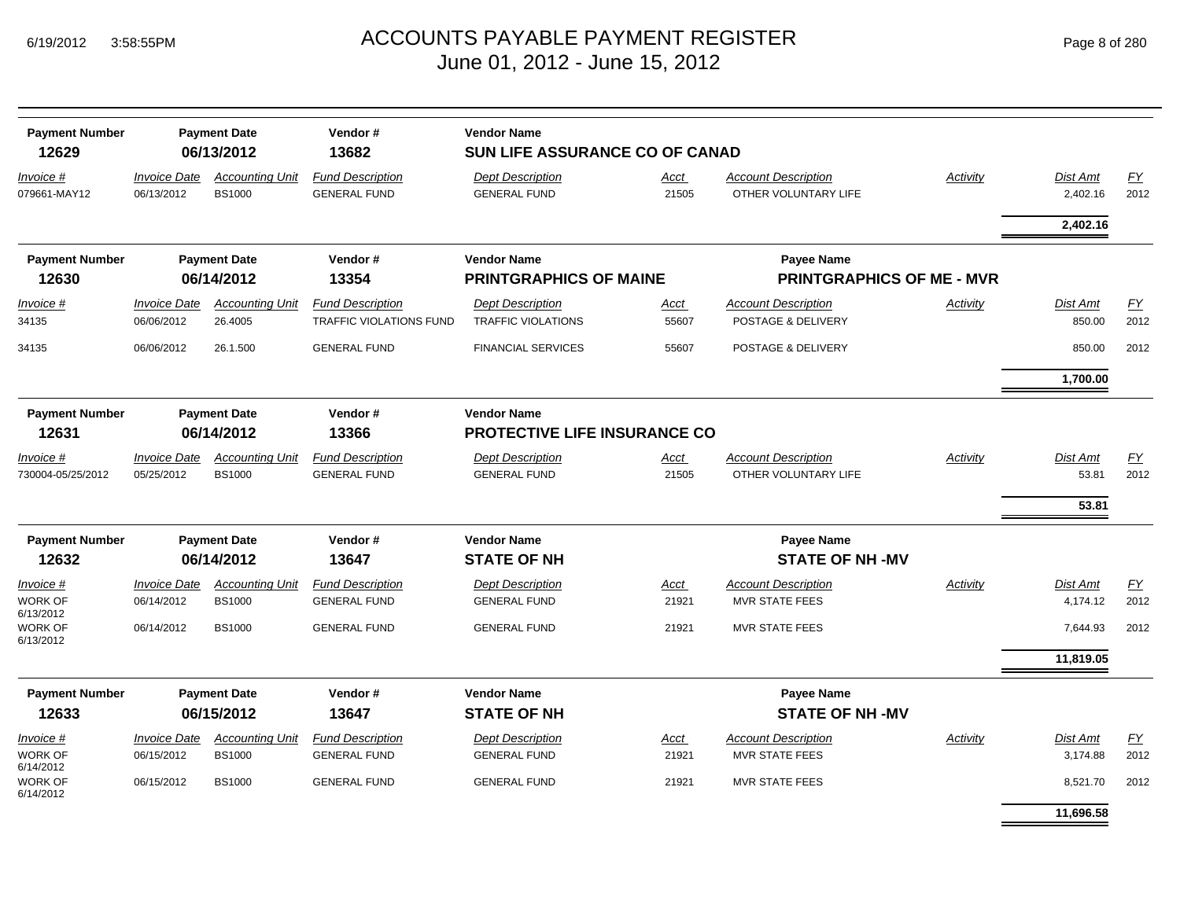# ACCOUNTS PAYABLE PAYMENT REGISTER

June 01, 2012 - June 15, 2012

6/19/2012 3:58:55PM

| Payment Number | Payment Date | Vendor # | Vendor Name | | | |
|---|---|---|---|---|---|---|
| **12629** | **06/13/2012** | **13682** | **SUN LIFE ASSURANCE CO OF CANAD** | | | |

| Invoice # | Invoice Date | Accounting Unit | Fund Description | Dept Description | Acct | Account Description | Activity | Dist Amt | FY |
|---|---|---|---|---|---|---|---|---|---|
| 079661-MAY12 | 06/13/2012 | BS1000 | GENERAL FUND | GENERAL FUND | 21505 | OTHER VOLUNTARY LIFE | | 2,402.16 | 2012 |
| | | | | | | | | **2,402.16** | |

| Payment Number | Payment Date | Vendor # | Vendor Name | Payee Name |
|---|---|---|---|---|
| **12630** | **06/14/2012** | **13354** | **PRINTGRAPHICS OF MAINE** | **PRINTGRAPHICS OF ME - MVR** |

| Invoice # | Invoice Date | Accounting Unit | Fund Description | Dept Description | Acct | Account Description | Activity | Dist Amt | FY |
|---|---|---|---|---|---|---|---|---|---|
| 34135 | 06/06/2012 | 26.4005 | TRAFFIC VIOLATIONS FUND | TRAFFIC VIOLATIONS | 55607 | POSTAGE & DELIVERY | | 850.00 | 2012 |
| 34135 | 06/06/2012 | 26.1.500 | GENERAL FUND | FINANCIAL SERVICES | 55607 | POSTAGE & DELIVERY | | 850.00 | 2012 |
| | | | | | | | | **1,700.00** | |

| Payment Number | Payment Date | Vendor # | Vendor Name |
|---|---|---|---|
| **12631** | **06/14/2012** | **13366** | **PROTECTIVE LIFE INSURANCE CO** |

| Invoice # | Invoice Date | Accounting Unit | Fund Description | Dept Description | Acct | Account Description | Activity | Dist Amt | FY |
|---|---|---|---|---|---|---|---|---|---|
| 730004-05/25/2012 | 05/25/2012 | BS1000 | GENERAL FUND | GENERAL FUND | 21505 | OTHER VOLUNTARY LIFE | | 53.81 | 2012 |
| | | | | | | | | **53.81** | |

| Payment Number | Payment Date | Vendor # | Vendor Name | Payee Name |
|---|---|---|---|---|
| **12632** | **06/14/2012** | **13647** | **STATE OF NH** | **STATE OF NH -MV** |

| Invoice # | Invoice Date | Accounting Unit | Fund Description | Dept Description | Acct | Account Description | Activity | Dist Amt | FY |
|---|---|---|---|---|---|---|---|---|---|
| WORK OF 6/13/2012 | 06/14/2012 | BS1000 | GENERAL FUND | GENERAL FUND | 21921 | MVR STATE FEES | | 4,174.12 | 2012 |
| WORK OF 6/13/2012 | 06/14/2012 | BS1000 | GENERAL FUND | GENERAL FUND | 21921 | MVR STATE FEES | | 7,644.93 | 2012 |
| | | | | | | | | **11,819.05** | |

| Payment Number | Payment Date | Vendor # | Vendor Name | Payee Name |
|---|---|---|---|---|
| **12633** | **06/15/2012** | **13647** | **STATE OF NH** | **STATE OF NH -MV** |

| Invoice # | Invoice Date | Accounting Unit | Fund Description | Dept Description | Acct | Account Description | Activity | Dist Amt | FY |
|---|---|---|---|---|---|---|---|---|---|
| WORK OF 6/14/2012 | 06/15/2012 | BS1000 | GENERAL FUND | GENERAL FUND | 21921 | MVR STATE FEES | | 3,174.88 | 2012 |
| WORK OF 6/14/2012 | 06/15/2012 | BS1000 | GENERAL FUND | GENERAL FUND | 21921 | MVR STATE FEES | | 8,521.70 | 2012 |
| | | | | | | | | **11,696.58** | |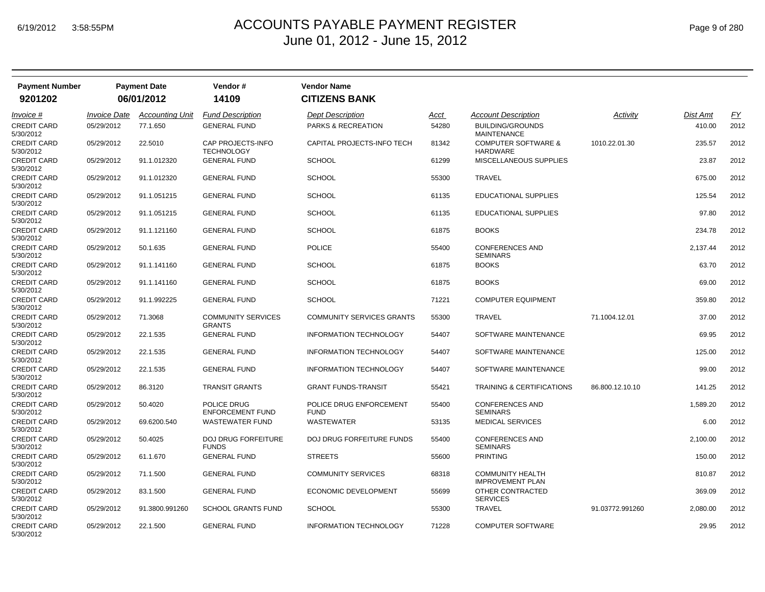# ACCOUNTS PAYABLE PAYMENT REGISTER
## June 01, 2012 - June 15, 2012

| Payment Number | Payment Date | Vendor # | Vendor Name |
|---|---|---|---|
| 9201202 | 06/01/2012 | 14109 | CITIZENS BANK |

| Invoice # | Invoice Date | Accounting Unit | Fund Description | Dept Description | Acct | Account Description | Activity | Dist Amt | FY |
|---|---|---|---|---|---|---|---|---|---|
| CREDIT CARD 5/30/2012 | 05/29/2012 | 77.1.650 | GENERAL FUND | PARKS & RECREATION | 54280 | BUILDING/GROUNDS MAINTENANCE | | 410.00 | 2012 |
| CREDIT CARD 5/30/2012 | 05/29/2012 | 22.5010 | CAP PROJECTS-INFO TECHNOLOGY | CAPITAL PROJECTS-INFO TECH | 81342 | COMPUTER SOFTWARE & HARDWARE | 1010.22.01.30 | 235.57 | 2012 |
| CREDIT CARD 5/30/2012 | 05/29/2012 | 91.1.012320 | GENERAL FUND | SCHOOL | 61299 | MISCELLANEOUS SUPPLIES | | 23.87 | 2012 |
| CREDIT CARD 5/30/2012 | 05/29/2012 | 91.1.012320 | GENERAL FUND | SCHOOL | 55300 | TRAVEL | | 675.00 | 2012 |
| CREDIT CARD 5/30/2012 | 05/29/2012 | 91.1.051215 | GENERAL FUND | SCHOOL | 61135 | EDUCATIONAL SUPPLIES | | 125.54 | 2012 |
| CREDIT CARD 5/30/2012 | 05/29/2012 | 91.1.051215 | GENERAL FUND | SCHOOL | 61135 | EDUCATIONAL SUPPLIES | | 97.80 | 2012 |
| CREDIT CARD 5/30/2012 | 05/29/2012 | 91.1.121160 | GENERAL FUND | SCHOOL | 61875 | BOOKS | | 234.78 | 2012 |
| CREDIT CARD 5/30/2012 | 05/29/2012 | 50.1.635 | GENERAL FUND | POLICE | 55400 | CONFERENCES AND SEMINARS | | 2,137.44 | 2012 |
| CREDIT CARD 5/30/2012 | 05/29/2012 | 91.1.141160 | GENERAL FUND | SCHOOL | 61875 | BOOKS | | 63.70 | 2012 |
| CREDIT CARD 5/30/2012 | 05/29/2012 | 91.1.141160 | GENERAL FUND | SCHOOL | 61875 | BOOKS | | 69.00 | 2012 |
| CREDIT CARD 5/30/2012 | 05/29/2012 | 91.1.992225 | GENERAL FUND | SCHOOL | 71221 | COMPUTER EQUIPMENT | | 359.80 | 2012 |
| CREDIT CARD 5/30/2012 | 05/29/2012 | 71.3068 | COMMUNITY SERVICES GRANTS | COMMUNITY SERVICES GRANTS | 55300 | TRAVEL | 71.1004.12.01 | 37.00 | 2012 |
| CREDIT CARD 5/30/2012 | 05/29/2012 | 22.1.535 | GENERAL FUND | INFORMATION TECHNOLOGY | 54407 | SOFTWARE MAINTENANCE | | 69.95 | 2012 |
| CREDIT CARD 5/30/2012 | 05/29/2012 | 22.1.535 | GENERAL FUND | INFORMATION TECHNOLOGY | 54407 | SOFTWARE MAINTENANCE | | 125.00 | 2012 |
| CREDIT CARD 5/30/2012 | 05/29/2012 | 22.1.535 | GENERAL FUND | INFORMATION TECHNOLOGY | 54407 | SOFTWARE MAINTENANCE | | 99.00 | 2012 |
| CREDIT CARD 5/30/2012 | 05/29/2012 | 86.3120 | TRANSIT GRANTS | GRANT FUNDS-TRANSIT | 55421 | TRAINING & CERTIFICATIONS | 86.800.12.10.10 | 141.25 | 2012 |
| CREDIT CARD 5/30/2012 | 05/29/2012 | 50.4020 | POLICE DRUG ENFORCEMENT FUND | POLICE DRUG ENFORCEMENT FUND | 55400 | CONFERENCES AND SEMINARS | | 1,589.20 | 2012 |
| CREDIT CARD 5/30/2012 | 05/29/2012 | 69.6200.540 | WASTEWATER FUND | WASTEWATER | 53135 | MEDICAL SERVICES | | 6.00 | 2012 |
| CREDIT CARD 5/30/2012 | 05/29/2012 | 50.4025 | DOJ DRUG FORFEITURE FUNDS | DOJ DRUG FORFEITURE FUNDS | 55400 | CONFERENCES AND SEMINARS | | 2,100.00 | 2012 |
| CREDIT CARD 5/30/2012 | 05/29/2012 | 61.1.670 | GENERAL FUND | STREETS | 55600 | PRINTING | | 150.00 | 2012 |
| CREDIT CARD 5/30/2012 | 05/29/2012 | 71.1.500 | GENERAL FUND | COMMUNITY SERVICES | 68318 | COMMUNITY HEALTH IMPROVEMENT PLAN | | 810.87 | 2012 |
| CREDIT CARD 5/30/2012 | 05/29/2012 | 83.1.500 | GENERAL FUND | ECONOMIC DEVELOPMENT | 55699 | OTHER CONTRACTED SERVICES | | 369.09 | 2012 |
| CREDIT CARD 5/30/2012 | 05/29/2012 | 91.3800.991260 | SCHOOL GRANTS FUND | SCHOOL | 55300 | TRAVEL | 91.03772.991260 | 2,080.00 | 2012 |
| CREDIT CARD 5/30/2012 | 05/29/2012 | 22.1.500 | GENERAL FUND | INFORMATION TECHNOLOGY | 71228 | COMPUTER SOFTWARE | | 29.95 | 2012 |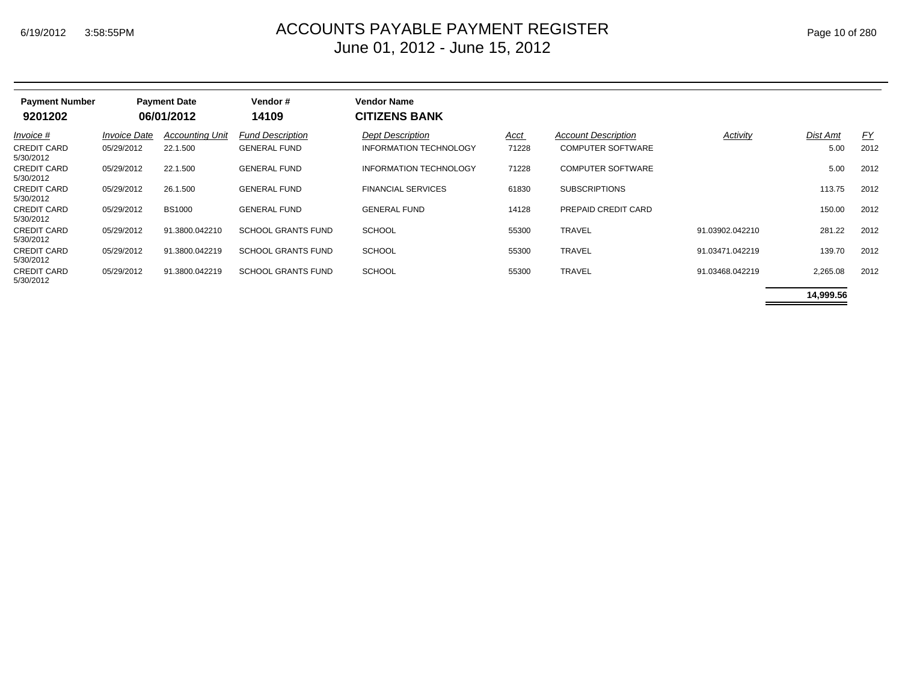# ACCOUNTS PAYABLE PAYMENT REGISTER

June 01, 2012 - June 15, 2012

| Payment Number | Payment Date | Vendor # | Vendor Name | | | | | | |
|---|---|---|---|---|---|---|---|---|---|
| **9201202** | **06/01/2012** | **14109** | **CITIZENS BANK** | | | | | | |
| *Invoice #* | *Invoice Date* | *Accounting Unit* | *Fund Description* | *Dept Description* | *Acct* | *Account Description* | *Activity* | *Dist Amt* | *FY* |
| CREDIT CARD 5/30/2012 | 05/29/2012 | 22.1.500 | GENERAL FUND | INFORMATION TECHNOLOGY | 71228 | COMPUTER SOFTWARE | | 5.00 | 2012 |
| CREDIT CARD 5/30/2012 | 05/29/2012 | 22.1.500 | GENERAL FUND | INFORMATION TECHNOLOGY | 71228 | COMPUTER SOFTWARE | | 5.00 | 2012 |
| CREDIT CARD 5/30/2012 | 05/29/2012 | 26.1.500 | GENERAL FUND | FINANCIAL SERVICES | 61830 | SUBSCRIPTIONS | | 113.75 | 2012 |
| CREDIT CARD 5/30/2012 | 05/29/2012 | BS1000 | GENERAL FUND | GENERAL FUND | 14128 | PREPAID CREDIT CARD | | 150.00 | 2012 |
| CREDIT CARD 5/30/2012 | 05/29/2012 | 91.3800.042210 | SCHOOL GRANTS FUND | SCHOOL | 55300 | TRAVEL | 91.03902.042210 | 281.22 | 2012 |
| CREDIT CARD 5/30/2012 | 05/29/2012 | 91.3800.042219 | SCHOOL GRANTS FUND | SCHOOL | 55300 | TRAVEL | 91.03471.042219 | 139.70 | 2012 |
| CREDIT CARD 5/30/2012 | 05/29/2012 | 91.3800.042219 | SCHOOL GRANTS FUND | SCHOOL | 55300 | TRAVEL | 91.03468.042219 | 2,265.08 | 2012 |
| | | | | | | | | **14,999.56** | |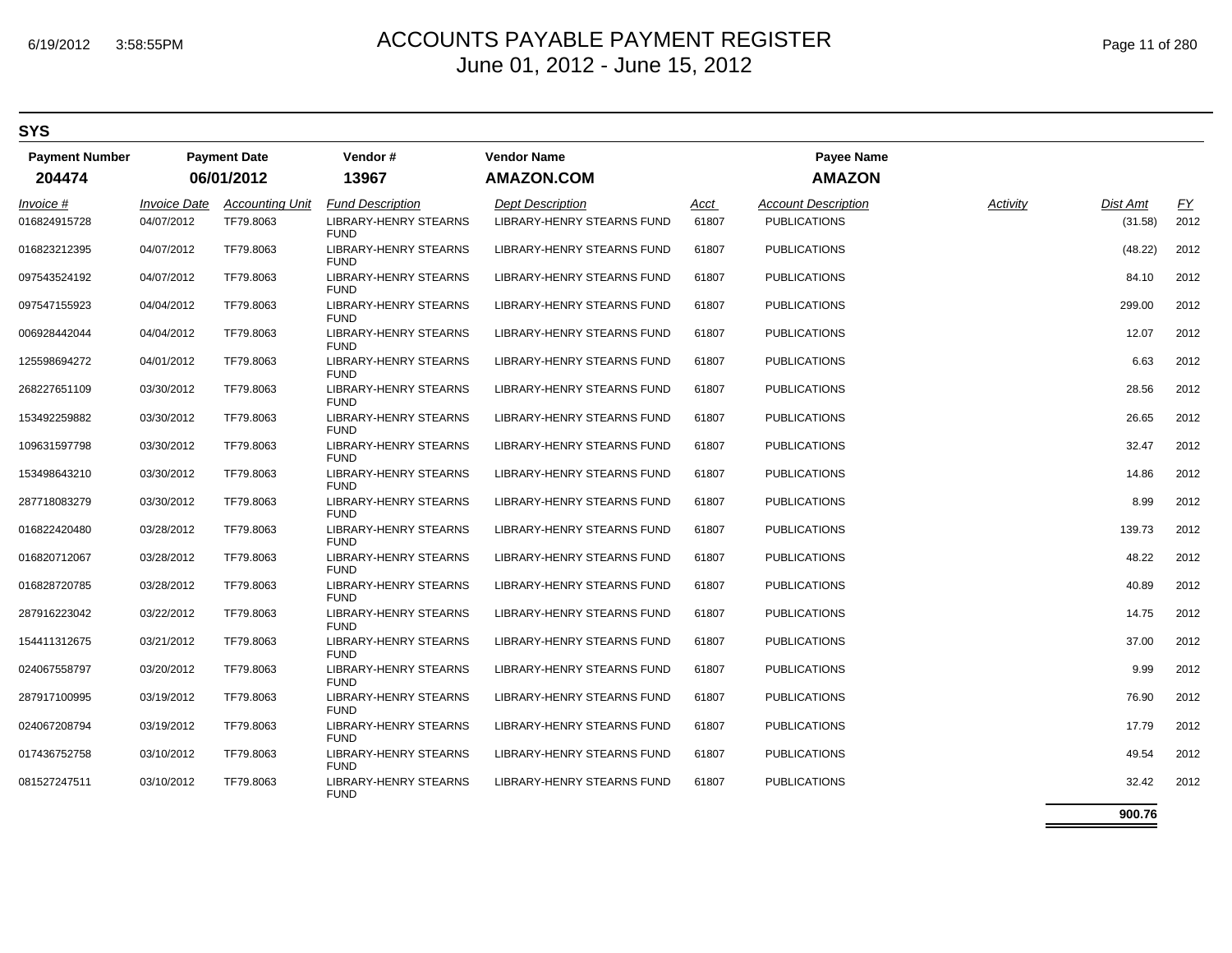# ACCOUNTS PAYABLE PAYMENT REGISTER
June 01, 2012 - June 15, 2012

## SYS

| Payment Number | Payment Date | Vendor # | Vendor Name | Payee Name |
|---|---|---|---|---|
| **204474** | **06/01/2012** | **13967** | **AMAZON.COM** | **AMAZON** |

| *Invoice #* | *Invoice Date* | *Accounting Unit* | *Fund Description* | *Dept Description* | *Acct* | *Account Description* | *Activity* | *Dist Amt* | *FY* |
|---|---|---|---|---|---|---|---|---|---|
| 016824915728 | 04/07/2012 | TF79.8063 | LIBRARY-HENRY STEARNS FUND | LIBRARY-HENRY STEARNS FUND | 61807 | PUBLICATIONS | | (31.58) | 2012 |
| 016823212395 | 04/07/2012 | TF79.8063 | LIBRARY-HENRY STEARNS FUND | LIBRARY-HENRY STEARNS FUND | 61807 | PUBLICATIONS | | (48.22) | 2012 |
| 097543524192 | 04/07/2012 | TF79.8063 | LIBRARY-HENRY STEARNS FUND | LIBRARY-HENRY STEARNS FUND | 61807 | PUBLICATIONS | | 84.10 | 2012 |
| 097547155923 | 04/04/2012 | TF79.8063 | LIBRARY-HENRY STEARNS FUND | LIBRARY-HENRY STEARNS FUND | 61807 | PUBLICATIONS | | 299.00 | 2012 |
| 006928442044 | 04/04/2012 | TF79.8063 | LIBRARY-HENRY STEARNS FUND | LIBRARY-HENRY STEARNS FUND | 61807 | PUBLICATIONS | | 12.07 | 2012 |
| 125598694272 | 04/01/2012 | TF79.8063 | LIBRARY-HENRY STEARNS FUND | LIBRARY-HENRY STEARNS FUND | 61807 | PUBLICATIONS | | 6.63 | 2012 |
| 268227651109 | 03/30/2012 | TF79.8063 | LIBRARY-HENRY STEARNS FUND | LIBRARY-HENRY STEARNS FUND | 61807 | PUBLICATIONS | | 28.56 | 2012 |
| 153492259882 | 03/30/2012 | TF79.8063 | LIBRARY-HENRY STEARNS FUND | LIBRARY-HENRY STEARNS FUND | 61807 | PUBLICATIONS | | 26.65 | 2012 |
| 109631597798 | 03/30/2012 | TF79.8063 | LIBRARY-HENRY STEARNS FUND | LIBRARY-HENRY STEARNS FUND | 61807 | PUBLICATIONS | | 32.47 | 2012 |
| 153498643210 | 03/30/2012 | TF79.8063 | LIBRARY-HENRY STEARNS FUND | LIBRARY-HENRY STEARNS FUND | 61807 | PUBLICATIONS | | 14.86 | 2012 |
| 287718083279 | 03/30/2012 | TF79.8063 | LIBRARY-HENRY STEARNS FUND | LIBRARY-HENRY STEARNS FUND | 61807 | PUBLICATIONS | | 8.99 | 2012 |
| 016822420480 | 03/28/2012 | TF79.8063 | LIBRARY-HENRY STEARNS FUND | LIBRARY-HENRY STEARNS FUND | 61807 | PUBLICATIONS | | 139.73 | 2012 |
| 016820712067 | 03/28/2012 | TF79.8063 | LIBRARY-HENRY STEARNS FUND | LIBRARY-HENRY STEARNS FUND | 61807 | PUBLICATIONS | | 48.22 | 2012 |
| 016828720785 | 03/28/2012 | TF79.8063 | LIBRARY-HENRY STEARNS FUND | LIBRARY-HENRY STEARNS FUND | 61807 | PUBLICATIONS | | 40.89 | 2012 |
| 287916223042 | 03/22/2012 | TF79.8063 | LIBRARY-HENRY STEARNS FUND | LIBRARY-HENRY STEARNS FUND | 61807 | PUBLICATIONS | | 14.75 | 2012 |
| 154411312675 | 03/21/2012 | TF79.8063 | LIBRARY-HENRY STEARNS FUND | LIBRARY-HENRY STEARNS FUND | 61807 | PUBLICATIONS | | 37.00 | 2012 |
| 024067558797 | 03/20/2012 | TF79.8063 | LIBRARY-HENRY STEARNS FUND | LIBRARY-HENRY STEARNS FUND | 61807 | PUBLICATIONS | | 9.99 | 2012 |
| 287917100995 | 03/19/2012 | TF79.8063 | LIBRARY-HENRY STEARNS FUND | LIBRARY-HENRY STEARNS FUND | 61807 | PUBLICATIONS | | 76.90 | 2012 |
| 024067208794 | 03/19/2012 | TF79.8063 | LIBRARY-HENRY STEARNS FUND | LIBRARY-HENRY STEARNS FUND | 61807 | PUBLICATIONS | | 17.79 | 2012 |
| 017436752758 | 03/10/2012 | TF79.8063 | LIBRARY-HENRY STEARNS FUND | LIBRARY-HENRY STEARNS FUND | 61807 | PUBLICATIONS | | 49.54 | 2012 |
| 081527247511 | 03/10/2012 | TF79.8063 | LIBRARY-HENRY STEARNS FUND | LIBRARY-HENRY STEARNS FUND | 61807 | PUBLICATIONS | | 32.42 | 2012 |
| | | | | | | | | **900.76** | |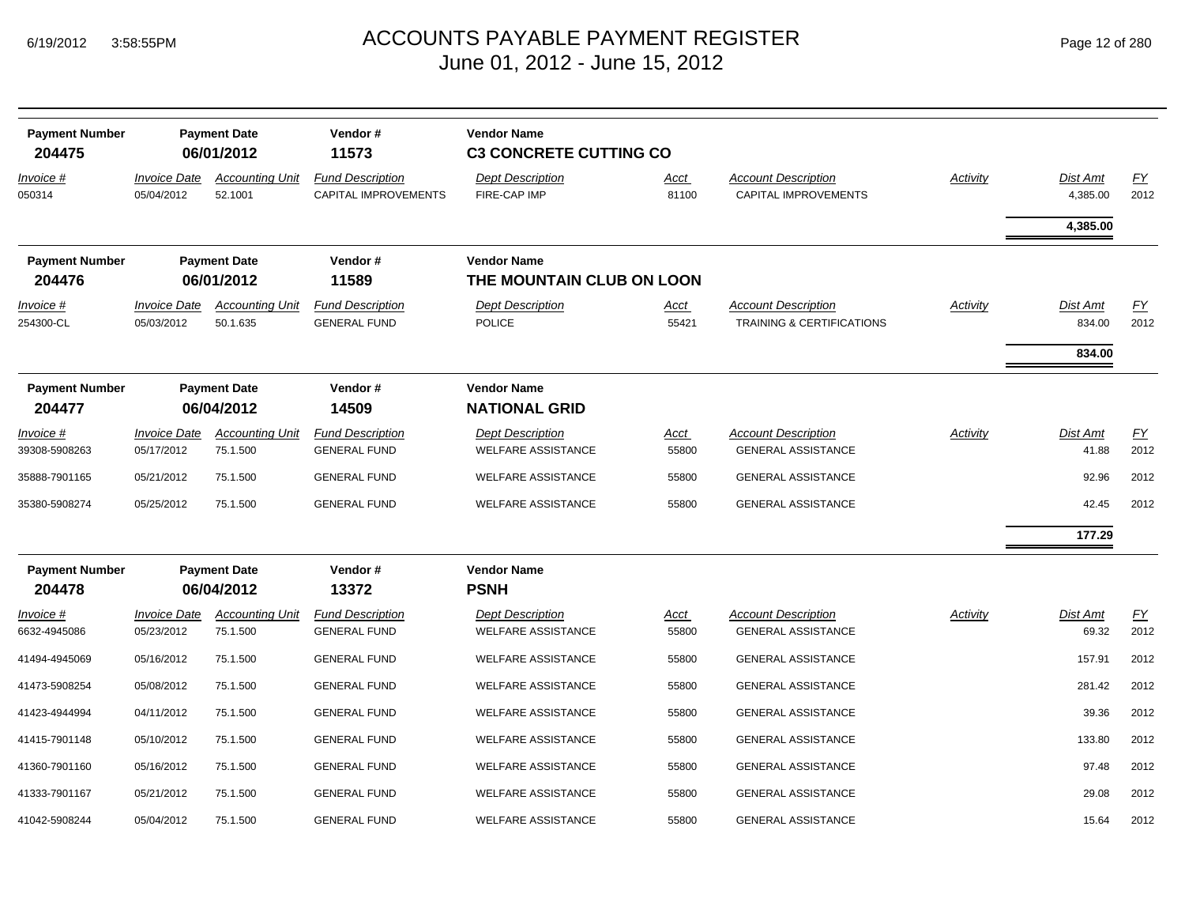# ACCOUNTS PAYABLE PAYMENT REGISTER

June 01, 2012 - June 15, 2012

| Payment Number | Payment Date | Vendor # | Vendor Name |
|---|---|---|---|
| 204475 | 06/01/2012 | 11573 | C3 CONCRETE CUTTING CO |

| Invoice # | Invoice Date | Accounting Unit | Fund Description | Dept Description | Acct | Account Description | Activity | Dist Amt | FY |
|---|---|---|---|---|---|---|---|---|---|
| 050314 | 05/04/2012 | 52.1001 | CAPITAL IMPROVEMENTS | FIRE-CAP IMP | 81100 | CAPITAL IMPROVEMENTS | | 4,385.00 | 2012 |
| | | | | | | | | **4,385.00** | |

| Payment Number | Payment Date | Vendor # | Vendor Name |
|---|---|---|---|
| 204476 | 06/01/2012 | 11589 | THE MOUNTAIN CLUB ON LOON |

| Invoice # | Invoice Date | Accounting Unit | Fund Description | Dept Description | Acct | Account Description | Activity | Dist Amt | FY |
|---|---|---|---|---|---|---|---|---|---|
| 254300-CL | 05/03/2012 | 50.1.635 | GENERAL FUND | POLICE | 55421 | TRAINING & CERTIFICATIONS | | 834.00 | 2012 |
| | | | | | | | | **834.00** | |

| Payment Number | Payment Date | Vendor # | Vendor Name |
|---|---|---|---|
| 204477 | 06/04/2012 | 14509 | NATIONAL GRID |

| Invoice # | Invoice Date | Accounting Unit | Fund Description | Dept Description | Acct | Account Description | Activity | Dist Amt | FY |
|---|---|---|---|---|---|---|---|---|---|
| 39308-5908263 | 05/17/2012 | 75.1.500 | GENERAL FUND | WELFARE ASSISTANCE | 55800 | GENERAL ASSISTANCE | | 41.88 | 2012 |
| 35888-7901165 | 05/21/2012 | 75.1.500 | GENERAL FUND | WELFARE ASSISTANCE | 55800 | GENERAL ASSISTANCE | | 92.96 | 2012 |
| 35380-5908274 | 05/25/2012 | 75.1.500 | GENERAL FUND | WELFARE ASSISTANCE | 55800 | GENERAL ASSISTANCE | | 42.45 | 2012 |
| | | | | | | | | **177.29** | |

| Payment Number | Payment Date | Vendor # | Vendor Name |
|---|---|---|---|
| 204478 | 06/04/2012 | 13372 | PSNH |

| Invoice # | Invoice Date | Accounting Unit | Fund Description | Dept Description | Acct | Account Description | Activity | Dist Amt | FY |
|---|---|---|---|---|---|---|---|---|---|
| 6632-4945086 | 05/23/2012 | 75.1.500 | GENERAL FUND | WELFARE ASSISTANCE | 55800 | GENERAL ASSISTANCE | | 69.32 | 2012 |
| 41494-4945069 | 05/16/2012 | 75.1.500 | GENERAL FUND | WELFARE ASSISTANCE | 55800 | GENERAL ASSISTANCE | | 157.91 | 2012 |
| 41473-5908254 | 05/08/2012 | 75.1.500 | GENERAL FUND | WELFARE ASSISTANCE | 55800 | GENERAL ASSISTANCE | | 281.42 | 2012 |
| 41423-4944994 | 04/11/2012 | 75.1.500 | GENERAL FUND | WELFARE ASSISTANCE | 55800 | GENERAL ASSISTANCE | | 39.36 | 2012 |
| 41415-7901148 | 05/10/2012 | 75.1.500 | GENERAL FUND | WELFARE ASSISTANCE | 55800 | GENERAL ASSISTANCE | | 133.80 | 2012 |
| 41360-7901160 | 05/16/2012 | 75.1.500 | GENERAL FUND | WELFARE ASSISTANCE | 55800 | GENERAL ASSISTANCE | | 97.48 | 2012 |
| 41333-7901167 | 05/21/2012 | 75.1.500 | GENERAL FUND | WELFARE ASSISTANCE | 55800 | GENERAL ASSISTANCE | | 29.08 | 2012 |
| 41042-5908244 | 05/04/2012 | 75.1.500 | GENERAL FUND | WELFARE ASSISTANCE | 55800 | GENERAL ASSISTANCE | | 15.64 | 2012 |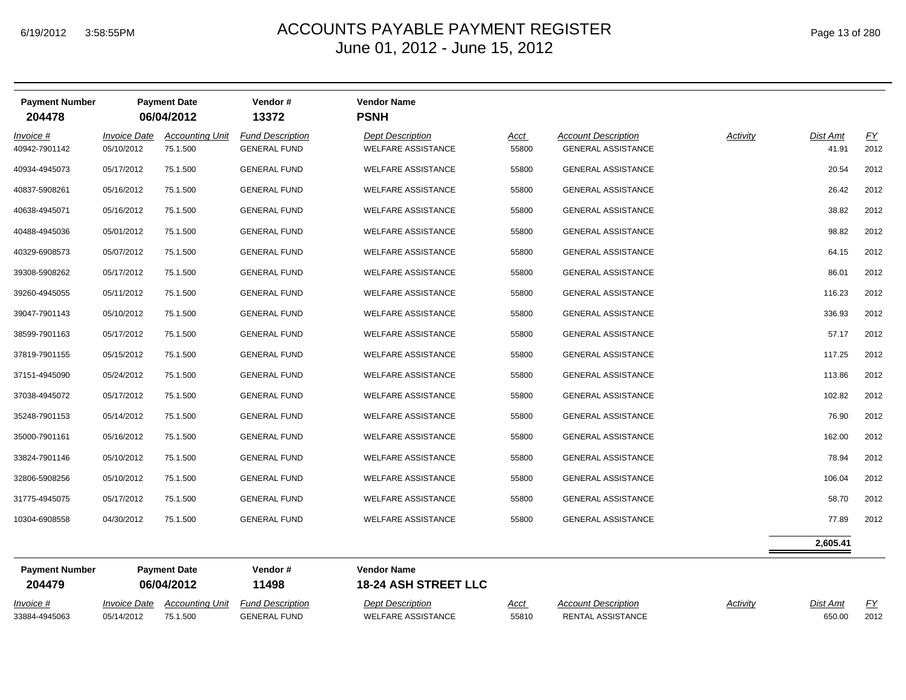# ACCOUNTS PAYABLE PAYMENT REGISTER
## June 01, 2012 - June 15, 2012

| Payment Number | Payment Date | Vendor # | Vendor Name |
|---|---|---|---|
| **204478** | **06/04/2012** | **13372** | **PSNH** |

| Invoice # | Invoice Date | Accounting Unit | Fund Description | Dept Description | Acct | Account Description | Activity | Dist Amt | FY |
|---|---|---|---|---|---|---|---|---|---|
| 40942-7901142 | 05/10/2012 | 75.1.500 | GENERAL FUND | WELFARE ASSISTANCE | 55800 | GENERAL ASSISTANCE | | 41.91 | 2012 |
| 40934-4945073 | 05/17/2012 | 75.1.500 | GENERAL FUND | WELFARE ASSISTANCE | 55800 | GENERAL ASSISTANCE | | 20.54 | 2012 |
| 40837-5908261 | 05/16/2012 | 75.1.500 | GENERAL FUND | WELFARE ASSISTANCE | 55800 | GENERAL ASSISTANCE | | 26.42 | 2012 |
| 40638-4945071 | 05/16/2012 | 75.1.500 | GENERAL FUND | WELFARE ASSISTANCE | 55800 | GENERAL ASSISTANCE | | 38.82 | 2012 |
| 40488-4945036 | 05/01/2012 | 75.1.500 | GENERAL FUND | WELFARE ASSISTANCE | 55800 | GENERAL ASSISTANCE | | 98.82 | 2012 |
| 40329-6908573 | 05/07/2012 | 75.1.500 | GENERAL FUND | WELFARE ASSISTANCE | 55800 | GENERAL ASSISTANCE | | 64.15 | 2012 |
| 39308-5908262 | 05/17/2012 | 75.1.500 | GENERAL FUND | WELFARE ASSISTANCE | 55800 | GENERAL ASSISTANCE | | 86.01 | 2012 |
| 39260-4945055 | 05/11/2012 | 75.1.500 | GENERAL FUND | WELFARE ASSISTANCE | 55800 | GENERAL ASSISTANCE | | 116.23 | 2012 |
| 39047-7901143 | 05/10/2012 | 75.1.500 | GENERAL FUND | WELFARE ASSISTANCE | 55800 | GENERAL ASSISTANCE | | 336.93 | 2012 |
| 38599-7901163 | 05/17/2012 | 75.1.500 | GENERAL FUND | WELFARE ASSISTANCE | 55800 | GENERAL ASSISTANCE | | 57.17 | 2012 |
| 37819-7901155 | 05/15/2012 | 75.1.500 | GENERAL FUND | WELFARE ASSISTANCE | 55800 | GENERAL ASSISTANCE | | 117.25 | 2012 |
| 37151-4945090 | 05/24/2012 | 75.1.500 | GENERAL FUND | WELFARE ASSISTANCE | 55800 | GENERAL ASSISTANCE | | 113.86 | 2012 |
| 37038-4945072 | 05/17/2012 | 75.1.500 | GENERAL FUND | WELFARE ASSISTANCE | 55800 | GENERAL ASSISTANCE | | 102.82 | 2012 |
| 35248-7901153 | 05/14/2012 | 75.1.500 | GENERAL FUND | WELFARE ASSISTANCE | 55800 | GENERAL ASSISTANCE | | 76.90 | 2012 |
| 35000-7901161 | 05/16/2012 | 75.1.500 | GENERAL FUND | WELFARE ASSISTANCE | 55800 | GENERAL ASSISTANCE | | 162.00 | 2012 |
| 33824-7901146 | 05/10/2012 | 75.1.500 | GENERAL FUND | WELFARE ASSISTANCE | 55800 | GENERAL ASSISTANCE | | 78.94 | 2012 |
| 32806-5908256 | 05/10/2012 | 75.1.500 | GENERAL FUND | WELFARE ASSISTANCE | 55800 | GENERAL ASSISTANCE | | 106.04 | 2012 |
| 31775-4945075 | 05/17/2012 | 75.1.500 | GENERAL FUND | WELFARE ASSISTANCE | 55800 | GENERAL ASSISTANCE | | 58.70 | 2012 |
| 10304-6908558 | 04/30/2012 | 75.1.500 | GENERAL FUND | WELFARE ASSISTANCE | 55800 | GENERAL ASSISTANCE | | 77.89 | 2012 |
| | | | | | | | | **2,605.41** | |

| Payment Number | Payment Date | Vendor # | Vendor Name |
|---|---|---|---|
| **204479** | **06/04/2012** | **11498** | **18-24 ASH STREET LLC** |

| Invoice # | Invoice Date | Accounting Unit | Fund Description | Dept Description | Acct | Account Description | Activity | Dist Amt | FY |
|---|---|---|---|---|---|---|---|---|---|
| 33884-4945063 | 05/14/2012 | 75.1.500 | GENERAL FUND | WELFARE ASSISTANCE | 55810 | RENTAL ASSISTANCE | | 650.00 | 2012 |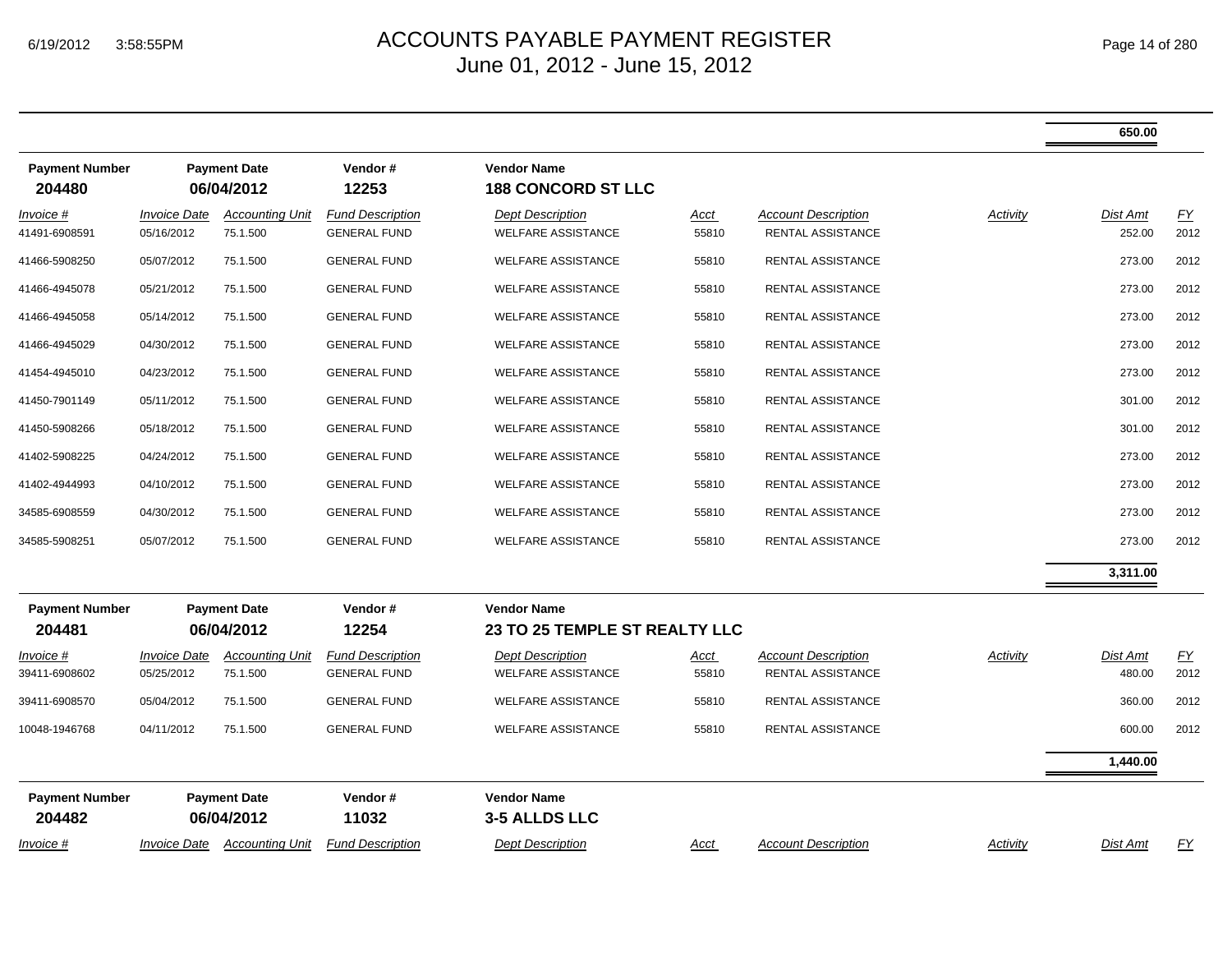| | | | | | | | | | |
|---|---|---|---|---|---|---|---|---|---|
| | | | | | | | | **650.00** | |

| Payment Number | Payment Date | Vendor # | Vendor Name |
|---|---|---|---|
| **204480** | **06/04/2012** | **12253** | **188 CONCORD ST LLC** |

| Invoice # | Invoice Date | Accounting Unit | Fund Description | Dept Description | Acct | Account Description | Activity | Dist Amt | FY |
|---|---|---|---|---|---|---|---|---|---|
| 41491-6908591 | 05/16/2012 | 75.1.500 | GENERAL FUND | WELFARE ASSISTANCE | 55810 | RENTAL ASSISTANCE | | 252.00 | 2012 |
| 41466-5908250 | 05/07/2012 | 75.1.500 | GENERAL FUND | WELFARE ASSISTANCE | 55810 | RENTAL ASSISTANCE | | 273.00 | 2012 |
| 41466-4945078 | 05/21/2012 | 75.1.500 | GENERAL FUND | WELFARE ASSISTANCE | 55810 | RENTAL ASSISTANCE | | 273.00 | 2012 |
| 41466-4945058 | 05/14/2012 | 75.1.500 | GENERAL FUND | WELFARE ASSISTANCE | 55810 | RENTAL ASSISTANCE | | 273.00 | 2012 |
| 41466-4945029 | 04/30/2012 | 75.1.500 | GENERAL FUND | WELFARE ASSISTANCE | 55810 | RENTAL ASSISTANCE | | 273.00 | 2012 |
| 41454-4945010 | 04/23/2012 | 75.1.500 | GENERAL FUND | WELFARE ASSISTANCE | 55810 | RENTAL ASSISTANCE | | 273.00 | 2012 |
| 41450-7901149 | 05/11/2012 | 75.1.500 | GENERAL FUND | WELFARE ASSISTANCE | 55810 | RENTAL ASSISTANCE | | 301.00 | 2012 |
| 41450-5908266 | 05/18/2012 | 75.1.500 | GENERAL FUND | WELFARE ASSISTANCE | 55810 | RENTAL ASSISTANCE | | 301.00 | 2012 |
| 41402-5908225 | 04/24/2012 | 75.1.500 | GENERAL FUND | WELFARE ASSISTANCE | 55810 | RENTAL ASSISTANCE | | 273.00 | 2012 |
| 41402-4944993 | 04/10/2012 | 75.1.500 | GENERAL FUND | WELFARE ASSISTANCE | 55810 | RENTAL ASSISTANCE | | 273.00 | 2012 |
| 34585-6908559 | 04/30/2012 | 75.1.500 | GENERAL FUND | WELFARE ASSISTANCE | 55810 | RENTAL ASSISTANCE | | 273.00 | 2012 |
| 34585-5908251 | 05/07/2012 | 75.1.500 | GENERAL FUND | WELFARE ASSISTANCE | 55810 | RENTAL ASSISTANCE | | 273.00 | 2012 |
| | | | | | | | | **3,311.00** | |

| Payment Number | Payment Date | Vendor # | Vendor Name |
|---|---|---|---|
| **204481** | **06/04/2012** | **12254** | **23 TO 25 TEMPLE ST REALTY LLC** |

| Invoice # | Invoice Date | Accounting Unit | Fund Description | Dept Description | Acct | Account Description | Activity | Dist Amt | FY |
|---|---|---|---|---|---|---|---|---|---|
| 39411-6908602 | 05/25/2012 | 75.1.500 | GENERAL FUND | WELFARE ASSISTANCE | 55810 | RENTAL ASSISTANCE | | 480.00 | 2012 |
| 39411-6908570 | 05/04/2012 | 75.1.500 | GENERAL FUND | WELFARE ASSISTANCE | 55810 | RENTAL ASSISTANCE | | 360.00 | 2012 |
| 10048-1946768 | 04/11/2012 | 75.1.500 | GENERAL FUND | WELFARE ASSISTANCE | 55810 | RENTAL ASSISTANCE | | 600.00 | 2012 |
| | | | | | | | | **1,440.00** | |

| Payment Number | Payment Date | Vendor # | Vendor Name |
|---|---|---|---|
| **204482** | **06/04/2012** | **11032** | **3-5 ALLDS LLC** |

| Invoice # | Invoice Date | Accounting Unit | Fund Description | Dept Description | Acct | Account Description | Activity | Dist Amt | FY |
|---|---|---|---|---|---|---|---|---|---|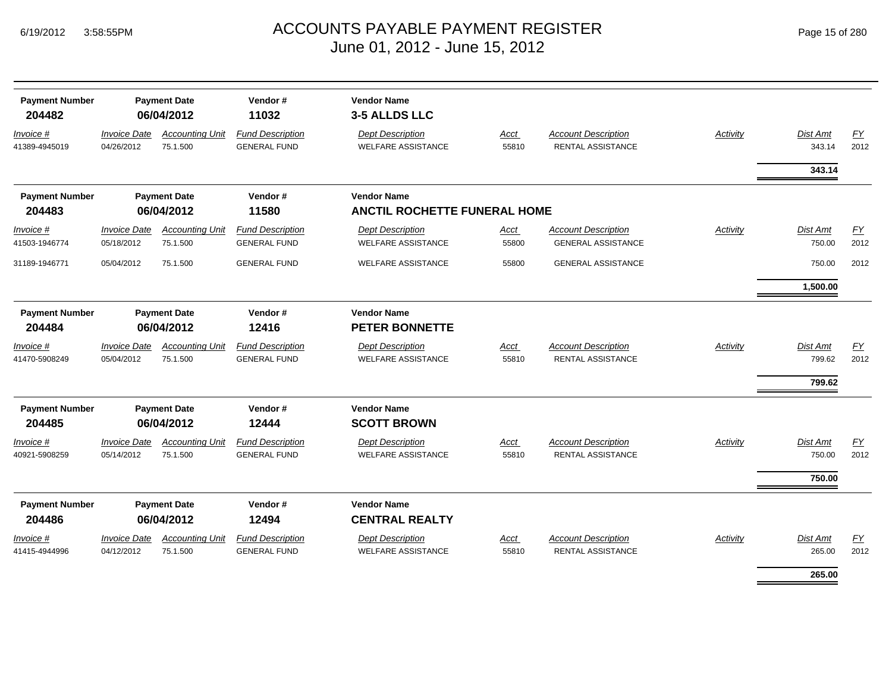# ACCOUNTS PAYABLE PAYMENT REGISTER
## June 01, 2012 - June 15, 2012

| Payment Number | Payment Date | Vendor # | Vendor Name |
|---|---|---|---|
| **204482** | **06/04/2012** | **11032** | **3-5 ALLDS LLC** |

| Invoice # | Invoice Date | Accounting Unit | Fund Description | Dept Description | Acct | Account Description | Activity | Dist Amt | FY |
|---|---|---|---|---|---|---|---|---|---|
| 41389-4945019 | 04/26/2012 | 75.1.500 | GENERAL FUND | WELFARE ASSISTANCE | 55810 | RENTAL ASSISTANCE | | 343.14 | 2012 |
| | | | | | | | | **343.14** | |

| Payment Number | Payment Date | Vendor # | Vendor Name |
|---|---|---|---|
| **204483** | **06/04/2012** | **11580** | **ANCTIL ROCHETTE FUNERAL HOME** |

| Invoice # | Invoice Date | Accounting Unit | Fund Description | Dept Description | Acct | Account Description | Activity | Dist Amt | FY |
|---|---|---|---|---|---|---|---|---|---|
| 41503-1946774 | 05/18/2012 | 75.1.500 | GENERAL FUND | WELFARE ASSISTANCE | 55800 | GENERAL ASSISTANCE | | 750.00 | 2012 |
| 31189-1946771 | 05/04/2012 | 75.1.500 | GENERAL FUND | WELFARE ASSISTANCE | 55800 | GENERAL ASSISTANCE | | 750.00 | 2012 |
| | | | | | | | | **1,500.00** | |

| Payment Number | Payment Date | Vendor # | Vendor Name |
|---|---|---|---|
| **204484** | **06/04/2012** | **12416** | **PETER BONNETTE** |

| Invoice # | Invoice Date | Accounting Unit | Fund Description | Dept Description | Acct | Account Description | Activity | Dist Amt | FY |
|---|---|---|---|---|---|---|---|---|---|
| 41470-5908249 | 05/04/2012 | 75.1.500 | GENERAL FUND | WELFARE ASSISTANCE | 55810 | RENTAL ASSISTANCE | | 799.62 | 2012 |
| | | | | | | | | **799.62** | |

| Payment Number | Payment Date | Vendor # | Vendor Name |
|---|---|---|---|
| **204485** | **06/04/2012** | **12444** | **SCOTT BROWN** |

| Invoice # | Invoice Date | Accounting Unit | Fund Description | Dept Description | Acct | Account Description | Activity | Dist Amt | FY |
|---|---|---|---|---|---|---|---|---|---|
| 40921-5908259 | 05/14/2012 | 75.1.500 | GENERAL FUND | WELFARE ASSISTANCE | 55810 | RENTAL ASSISTANCE | | 750.00 | 2012 |
| | | | | | | | | **750.00** | |

| Payment Number | Payment Date | Vendor # | Vendor Name |
|---|---|---|---|
| **204486** | **06/04/2012** | **12494** | **CENTRAL REALTY** |

| Invoice # | Invoice Date | Accounting Unit | Fund Description | Dept Description | Acct | Account Description | Activity | Dist Amt | FY |
|---|---|---|---|---|---|---|---|---|---|
| 41415-4944996 | 04/12/2012 | 75.1.500 | GENERAL FUND | WELFARE ASSISTANCE | 55810 | RENTAL ASSISTANCE | | 265.00 | 2012 |
| | | | | | | | | **265.00** | |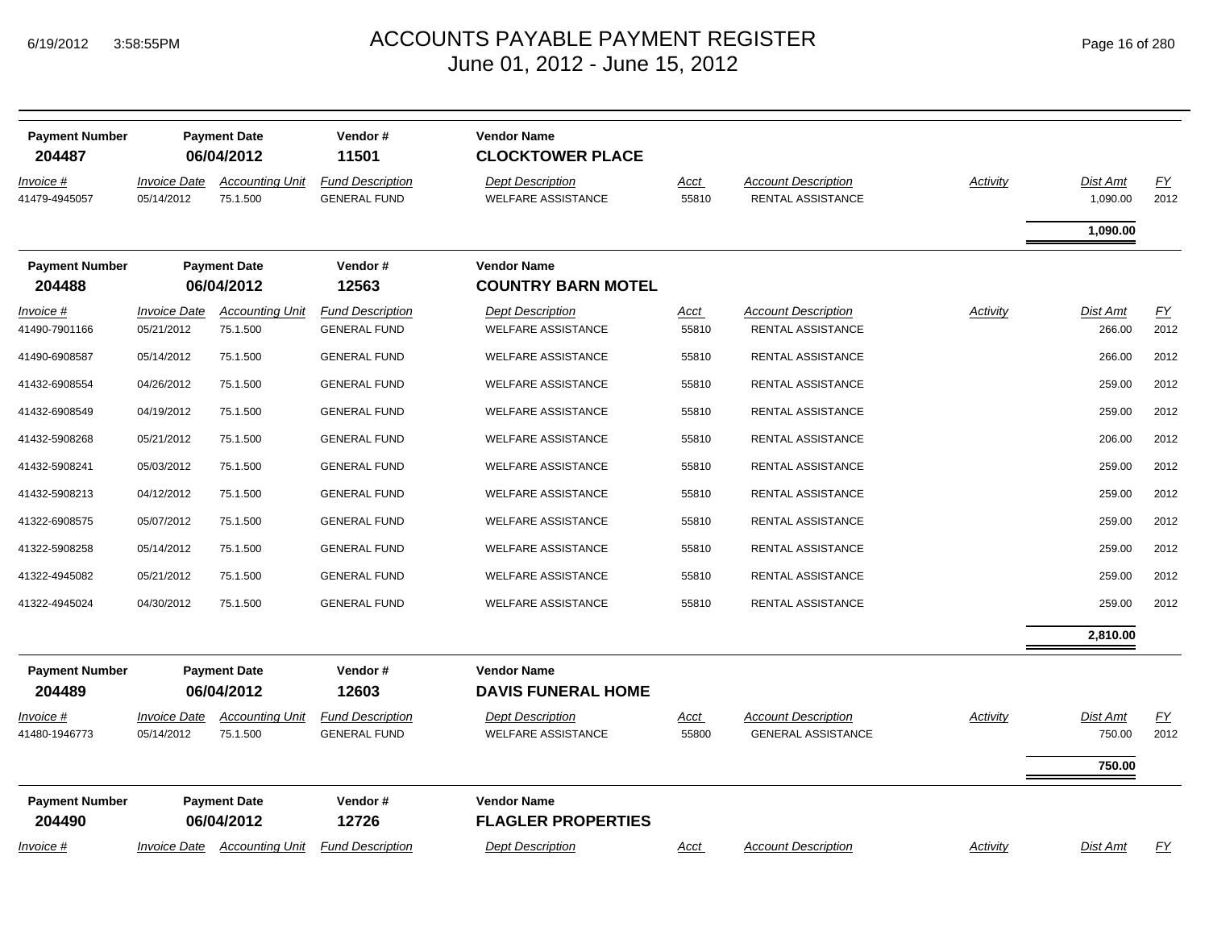# ACCOUNTS PAYABLE PAYMENT REGISTER
June 01, 2012 - June 15, 2012

| Payment Number | Payment Date | Vendor # | Vendor Name |
|---|---|---|---|
| **204487** | **06/04/2012** | **11501** | **CLOCKTOWER PLACE** |

| Invoice # | Invoice Date | Accounting Unit | Fund Description | Dept Description | Acct | Account Description | Activity | Dist Amt | FY |
|---|---|---|---|---|---|---|---|---|---|
| 41479-4945057 | 05/14/2012 | 75.1.500 | GENERAL FUND | WELFARE ASSISTANCE | 55810 | RENTAL ASSISTANCE | | 1,090.00 | 2012 |
| | | | | | | | | **1,090.00** | |

| Payment Number | Payment Date | Vendor # | Vendor Name |
|---|---|---|---|
| **204488** | **06/04/2012** | **12563** | **COUNTRY BARN MOTEL** |

| Invoice # | Invoice Date | Accounting Unit | Fund Description | Dept Description | Acct | Account Description | Activity | Dist Amt | FY |
|---|---|---|---|---|---|---|---|---|---|
| 41490-7901166 | 05/21/2012 | 75.1.500 | GENERAL FUND | WELFARE ASSISTANCE | 55810 | RENTAL ASSISTANCE | | 266.00 | 2012 |
| 41490-6908587 | 05/14/2012 | 75.1.500 | GENERAL FUND | WELFARE ASSISTANCE | 55810 | RENTAL ASSISTANCE | | 266.00 | 2012 |
| 41432-6908554 | 04/26/2012 | 75.1.500 | GENERAL FUND | WELFARE ASSISTANCE | 55810 | RENTAL ASSISTANCE | | 259.00 | 2012 |
| 41432-6908549 | 04/19/2012 | 75.1.500 | GENERAL FUND | WELFARE ASSISTANCE | 55810 | RENTAL ASSISTANCE | | 259.00 | 2012 |
| 41432-5908268 | 05/21/2012 | 75.1.500 | GENERAL FUND | WELFARE ASSISTANCE | 55810 | RENTAL ASSISTANCE | | 206.00 | 2012 |
| 41432-5908241 | 05/03/2012 | 75.1.500 | GENERAL FUND | WELFARE ASSISTANCE | 55810 | RENTAL ASSISTANCE | | 259.00 | 2012 |
| 41432-5908213 | 04/12/2012 | 75.1.500 | GENERAL FUND | WELFARE ASSISTANCE | 55810 | RENTAL ASSISTANCE | | 259.00 | 2012 |
| 41322-6908575 | 05/07/2012 | 75.1.500 | GENERAL FUND | WELFARE ASSISTANCE | 55810 | RENTAL ASSISTANCE | | 259.00 | 2012 |
| 41322-5908258 | 05/14/2012 | 75.1.500 | GENERAL FUND | WELFARE ASSISTANCE | 55810 | RENTAL ASSISTANCE | | 259.00 | 2012 |
| 41322-4945082 | 05/21/2012 | 75.1.500 | GENERAL FUND | WELFARE ASSISTANCE | 55810 | RENTAL ASSISTANCE | | 259.00 | 2012 |
| 41322-4945024 | 04/30/2012 | 75.1.500 | GENERAL FUND | WELFARE ASSISTANCE | 55810 | RENTAL ASSISTANCE | | 259.00 | 2012 |
| | | | | | | | | **2,810.00** | |

| Payment Number | Payment Date | Vendor # | Vendor Name |
|---|---|---|---|
| **204489** | **06/04/2012** | **12603** | **DAVIS FUNERAL HOME** |

| Invoice # | Invoice Date | Accounting Unit | Fund Description | Dept Description | Acct | Account Description | Activity | Dist Amt | FY |
|---|---|---|---|---|---|---|---|---|---|
| 41480-1946773 | 05/14/2012 | 75.1.500 | GENERAL FUND | WELFARE ASSISTANCE | 55800 | GENERAL ASSISTANCE | | 750.00 | 2012 |
| | | | | | | | | **750.00** | |

| Payment Number | Payment Date | Vendor # | Vendor Name |
|---|---|---|---|
| **204490** | **06/04/2012** | **12726** | **FLAGLER PROPERTIES** |

| Invoice # | Invoice Date | Accounting Unit | Fund Description | Dept Description | Acct | Account Description | Activity | Dist Amt | FY |
|---|---|---|---|---|---|---|---|---|---|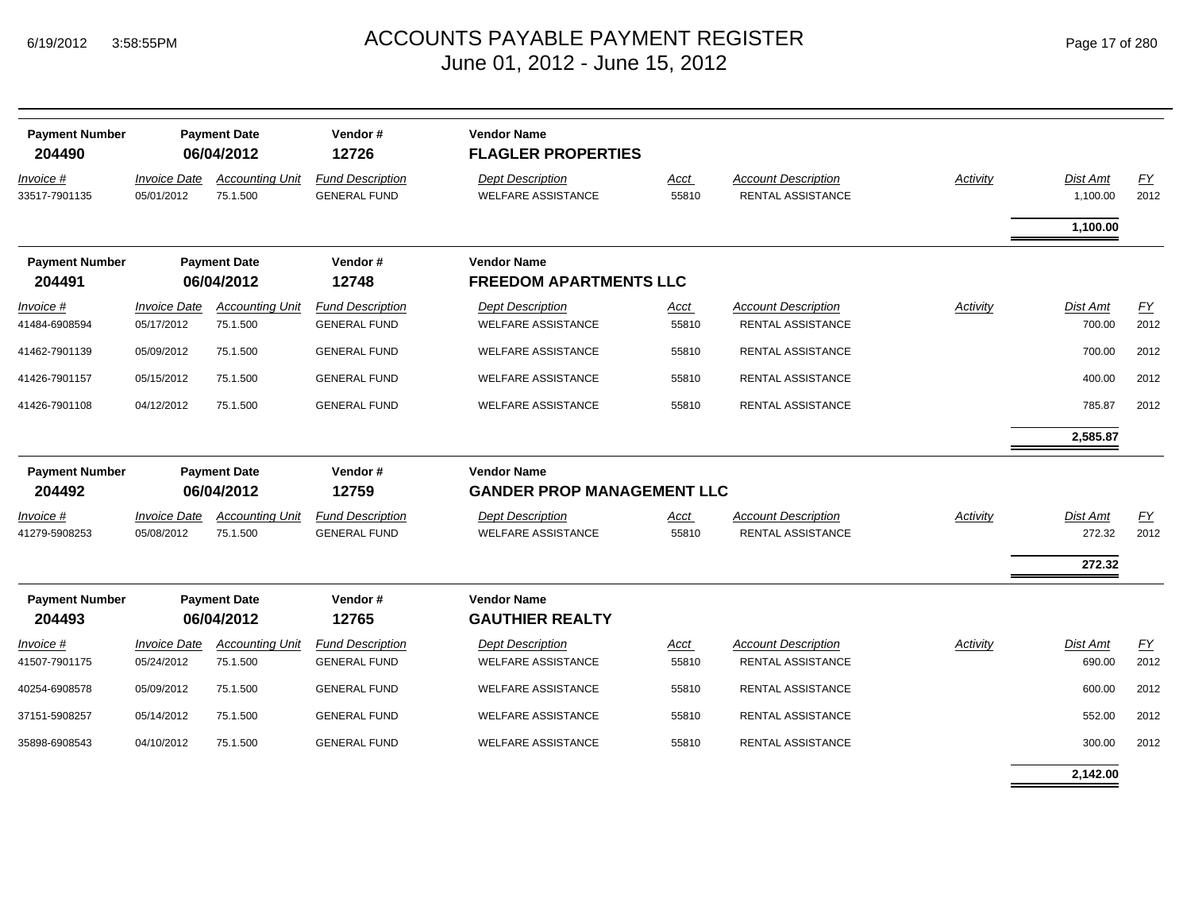# ACCOUNTS PAYABLE PAYMENT REGISTER
June 01, 2012 - June 15, 2012

6/19/2012 3:58:55PM

| Payment Number | Payment Date | Vendor # | Vendor Name |
|---|---|---|---|
| **204490** | **06/04/2012** | **12726** | **FLAGLER PROPERTIES** |

| *Invoice #* | *Invoice Date* | *Accounting Unit* | *Fund Description* | *Dept Description* | *Acct* | *Account Description* | *Activity* | *Dist Amt* | *FY* |
|---|---|---|---|---|---|---|---|---|---|
| 33517-7901135 | 05/01/2012 | 75.1.500 | GENERAL FUND | WELFARE ASSISTANCE | 55810 | RENTAL ASSISTANCE | | 1,100.00 | 2012 |
| | | | | | | | | **1,100.00** | |

| Payment Number | Payment Date | Vendor # | Vendor Name |
|---|---|---|---|
| **204491** | **06/04/2012** | **12748** | **FREEDOM APARTMENTS LLC** |

| *Invoice #* | *Invoice Date* | *Accounting Unit* | *Fund Description* | *Dept Description* | *Acct* | *Account Description* | *Activity* | *Dist Amt* | *FY* |
|---|---|---|---|---|---|---|---|---|---|
| 41484-6908594 | 05/17/2012 | 75.1.500 | GENERAL FUND | WELFARE ASSISTANCE | 55810 | RENTAL ASSISTANCE | | 700.00 | 2012 |
| 41462-7901139 | 05/09/2012 | 75.1.500 | GENERAL FUND | WELFARE ASSISTANCE | 55810 | RENTAL ASSISTANCE | | 700.00 | 2012 |
| 41426-7901157 | 05/15/2012 | 75.1.500 | GENERAL FUND | WELFARE ASSISTANCE | 55810 | RENTAL ASSISTANCE | | 400.00 | 2012 |
| 41426-7901108 | 04/12/2012 | 75.1.500 | GENERAL FUND | WELFARE ASSISTANCE | 55810 | RENTAL ASSISTANCE | | 785.87 | 2012 |
| | | | | | | | | **2,585.87** | |

| Payment Number | Payment Date | Vendor # | Vendor Name |
|---|---|---|---|
| **204492** | **06/04/2012** | **12759** | **GANDER PROP MANAGEMENT LLC** |

| *Invoice #* | *Invoice Date* | *Accounting Unit* | *Fund Description* | *Dept Description* | *Acct* | *Account Description* | *Activity* | *Dist Amt* | *FY* |
|---|---|---|---|---|---|---|---|---|---|
| 41279-5908253 | 05/08/2012 | 75.1.500 | GENERAL FUND | WELFARE ASSISTANCE | 55810 | RENTAL ASSISTANCE | | 272.32 | 2012 |
| | | | | | | | | **272.32** | |

| Payment Number | Payment Date | Vendor # | Vendor Name |
|---|---|---|---|
| **204493** | **06/04/2012** | **12765** | **GAUTHIER REALTY** |

| *Invoice #* | *Invoice Date* | *Accounting Unit* | *Fund Description* | *Dept Description* | *Acct* | *Account Description* | *Activity* | *Dist Amt* | *FY* |
|---|---|---|---|---|---|---|---|---|---|
| 41507-7901175 | 05/24/2012 | 75.1.500 | GENERAL FUND | WELFARE ASSISTANCE | 55810 | RENTAL ASSISTANCE | | 690.00 | 2012 |
| 40254-6908578 | 05/09/2012 | 75.1.500 | GENERAL FUND | WELFARE ASSISTANCE | 55810 | RENTAL ASSISTANCE | | 600.00 | 2012 |
| 37151-5908257 | 05/14/2012 | 75.1.500 | GENERAL FUND | WELFARE ASSISTANCE | 55810 | RENTAL ASSISTANCE | | 552.00 | 2012 |
| 35898-6908543 | 04/10/2012 | 75.1.500 | GENERAL FUND | WELFARE ASSISTANCE | 55810 | RENTAL ASSISTANCE | | 300.00 | 2012 |
| | | | | | | | | **2,142.00** | |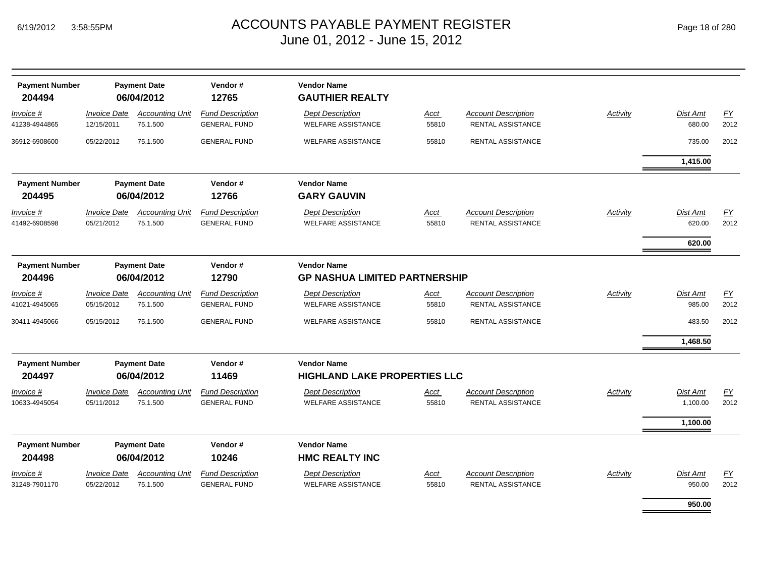# ACCOUNTS PAYABLE PAYMENT REGISTER
## June 01, 2012 - June 15, 2012

| Payment Number | Payment Date | Vendor # | Vendor Name |
|---|---|---|---|
| 204494 | 06/04/2012 | 12765 | GAUTHIER REALTY |

| Invoice # | Invoice Date | Accounting Unit | Fund Description | Dept Description | Acct | Account Description | Activity | Dist Amt | FY |
|---|---|---|---|---|---|---|---|---|---|
| 41238-4944865 | 12/15/2011 | 75.1.500 | GENERAL FUND | WELFARE ASSISTANCE | 55810 | RENTAL ASSISTANCE | | 680.00 | 2012 |
| 36912-6908600 | 05/22/2012 | 75.1.500 | GENERAL FUND | WELFARE ASSISTANCE | 55810 | RENTAL ASSISTANCE | | 735.00 | 2012 |
| | | | | | | | | **1,415.00** | |

| Payment Number | Payment Date | Vendor # | Vendor Name |
|---|---|---|---|
| 204495 | 06/04/2012 | 12766 | GARY GAUVIN |

| Invoice # | Invoice Date | Accounting Unit | Fund Description | Dept Description | Acct | Account Description | Activity | Dist Amt | FY |
|---|---|---|---|---|---|---|---|---|---|
| 41492-6908598 | 05/21/2012 | 75.1.500 | GENERAL FUND | WELFARE ASSISTANCE | 55810 | RENTAL ASSISTANCE | | 620.00 | 2012 |
| | | | | | | | | **620.00** | |

| Payment Number | Payment Date | Vendor # | Vendor Name |
|---|---|---|---|
| 204496 | 06/04/2012 | 12790 | GP NASHUA LIMITED PARTNERSHIP |

| Invoice # | Invoice Date | Accounting Unit | Fund Description | Dept Description | Acct | Account Description | Activity | Dist Amt | FY |
|---|---|---|---|---|---|---|---|---|---|
| 41021-4945065 | 05/15/2012 | 75.1.500 | GENERAL FUND | WELFARE ASSISTANCE | 55810 | RENTAL ASSISTANCE | | 985.00 | 2012 |
| 30411-4945066 | 05/15/2012 | 75.1.500 | GENERAL FUND | WELFARE ASSISTANCE | 55810 | RENTAL ASSISTANCE | | 483.50 | 2012 |
| | | | | | | | | **1,468.50** | |

| Payment Number | Payment Date | Vendor # | Vendor Name |
|---|---|---|---|
| 204497 | 06/04/2012 | 11469 | HIGHLAND LAKE PROPERTIES LLC |

| Invoice # | Invoice Date | Accounting Unit | Fund Description | Dept Description | Acct | Account Description | Activity | Dist Amt | FY |
|---|---|---|---|---|---|---|---|---|---|
| 10633-4945054 | 05/11/2012 | 75.1.500 | GENERAL FUND | WELFARE ASSISTANCE | 55810 | RENTAL ASSISTANCE | | 1,100.00 | 2012 |
| | | | | | | | | **1,100.00** | |

| Payment Number | Payment Date | Vendor # | Vendor Name |
|---|---|---|---|
| 204498 | 06/04/2012 | 10246 | HMC REALTY INC |

| Invoice # | Invoice Date | Accounting Unit | Fund Description | Dept Description | Acct | Account Description | Activity | Dist Amt | FY |
|---|---|---|---|---|---|---|---|---|---|
| 31248-7901170 | 05/22/2012 | 75.1.500 | GENERAL FUND | WELFARE ASSISTANCE | 55810 | RENTAL ASSISTANCE | | 950.00 | 2012 |
| | | | | | | | | **950.00** | |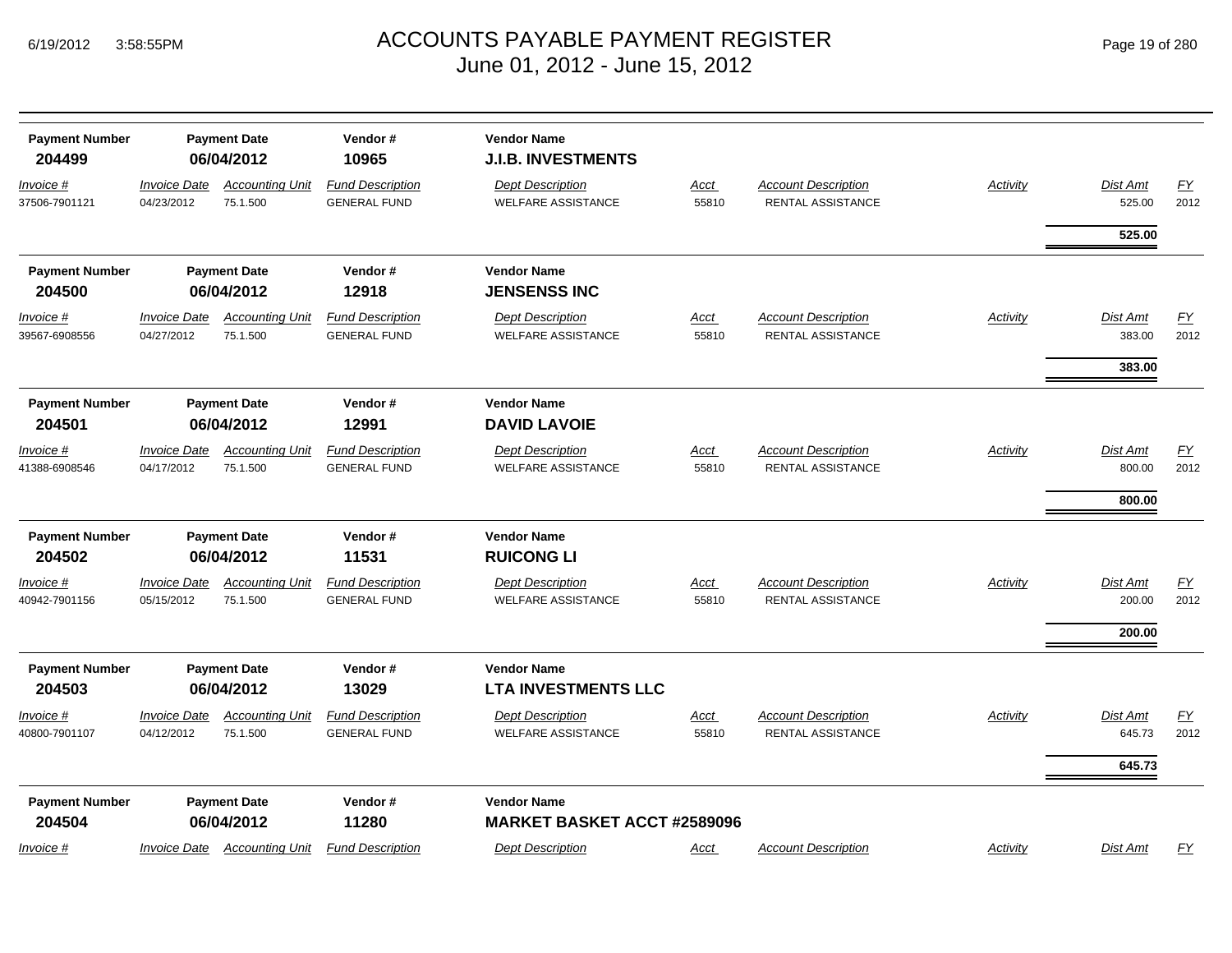# ACCOUNTS PAYABLE PAYMENT REGISTER
## June 01, 2012 - June 15, 2012

| Payment Number | Payment Date | Vendor # | Vendor Name |
|---|---|---|---|
| **204499** | **06/04/2012** | **10965** | **J.I.B. INVESTMENTS** |

| Invoice # | Invoice Date | Accounting Unit | Fund Description | Dept Description | Acct | Account Description | Activity | Dist Amt | FY |
|---|---|---|---|---|---|---|---|---|---|
| 37506-7901121 | 04/23/2012 | 75.1.500 | GENERAL FUND | WELFARE ASSISTANCE | 55810 | RENTAL ASSISTANCE | | 525.00 | 2012 |
| | | | | | | | | **525.00** | |

| Payment Number | Payment Date | Vendor # | Vendor Name |
|---|---|---|---|
| **204500** | **06/04/2012** | **12918** | **JENSENSS INC** |

| Invoice # | Invoice Date | Accounting Unit | Fund Description | Dept Description | Acct | Account Description | Activity | Dist Amt | FY |
|---|---|---|---|---|---|---|---|---|---|
| 39567-6908556 | 04/27/2012 | 75.1.500 | GENERAL FUND | WELFARE ASSISTANCE | 55810 | RENTAL ASSISTANCE | | 383.00 | 2012 |
| | | | | | | | | **383.00** | |

| Payment Number | Payment Date | Vendor # | Vendor Name |
|---|---|---|---|
| **204501** | **06/04/2012** | **12991** | **DAVID LAVOIE** |

| Invoice # | Invoice Date | Accounting Unit | Fund Description | Dept Description | Acct | Account Description | Activity | Dist Amt | FY |
|---|---|---|---|---|---|---|---|---|---|
| 41388-6908546 | 04/17/2012 | 75.1.500 | GENERAL FUND | WELFARE ASSISTANCE | 55810 | RENTAL ASSISTANCE | | 800.00 | 2012 |
| | | | | | | | | **800.00** | |

| Payment Number | Payment Date | Vendor # | Vendor Name |
|---|---|---|---|
| **204502** | **06/04/2012** | **11531** | **RUICONG LI** |

| Invoice # | Invoice Date | Accounting Unit | Fund Description | Dept Description | Acct | Account Description | Activity | Dist Amt | FY |
|---|---|---|---|---|---|---|---|---|---|
| 40942-7901156 | 05/15/2012 | 75.1.500 | GENERAL FUND | WELFARE ASSISTANCE | 55810 | RENTAL ASSISTANCE | | 200.00 | 2012 |
| | | | | | | | | **200.00** | |

| Payment Number | Payment Date | Vendor # | Vendor Name |
|---|---|---|---|
| **204503** | **06/04/2012** | **13029** | **LTA INVESTMENTS LLC** |

| Invoice # | Invoice Date | Accounting Unit | Fund Description | Dept Description | Acct | Account Description | Activity | Dist Amt | FY |
|---|---|---|---|---|---|---|---|---|---|
| 40800-7901107 | 04/12/2012 | 75.1.500 | GENERAL FUND | WELFARE ASSISTANCE | 55810 | RENTAL ASSISTANCE | | 645.73 | 2012 |
| | | | | | | | | **645.73** | |

| Payment Number | Payment Date | Vendor # | Vendor Name |
|---|---|---|---|
| **204504** | **06/04/2012** | **11280** | **MARKET BASKET ACCT #2589096** |

| Invoice # | Invoice Date | Accounting Unit | Fund Description | Dept Description | Acct | Account Description | Activity | Dist Amt | FY |
|---|---|---|---|---|---|---|---|---|---|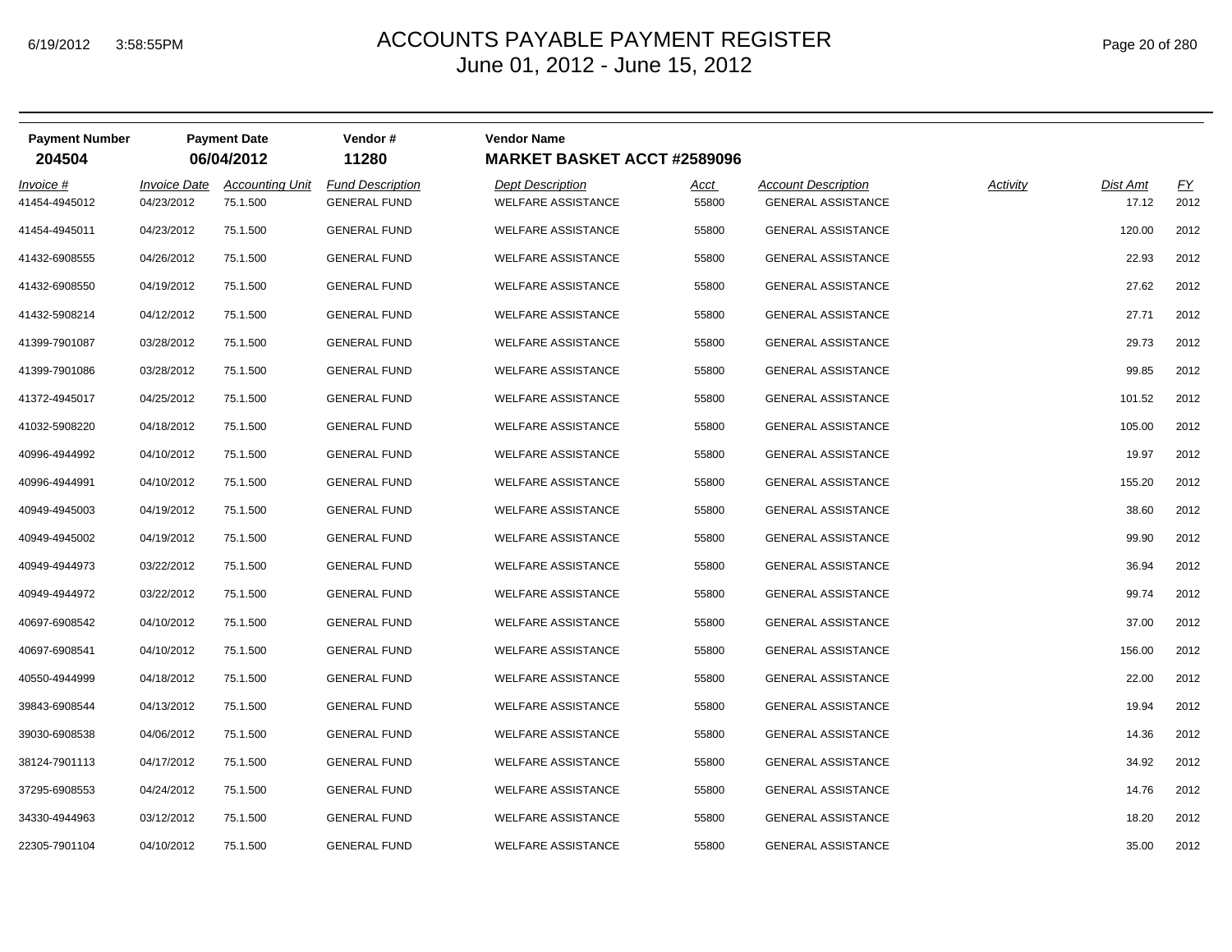# ACCOUNTS PAYABLE PAYMENT REGISTER

June 01, 2012 - June 15, 2012

| Payment Number | Payment Date | Vendor # | Vendor Name |
|---|---|---|---|
| 204504 | 06/04/2012 | 11280 | MARKET BASKET ACCT #2589096 |

| Invoice # | Invoice Date | Accounting Unit | Fund Description | Dept Description | Acct | Account Description | Activity | Dist Amt | FY |
|---|---|---|---|---|---|---|---|---|---|
| 41454-4945012 | 04/23/2012 | 75.1.500 | GENERAL FUND | WELFARE ASSISTANCE | 55800 | GENERAL ASSISTANCE | | 17.12 | 2012 |
| 41454-4945011 | 04/23/2012 | 75.1.500 | GENERAL FUND | WELFARE ASSISTANCE | 55800 | GENERAL ASSISTANCE | | 120.00 | 2012 |
| 41432-6908555 | 04/26/2012 | 75.1.500 | GENERAL FUND | WELFARE ASSISTANCE | 55800 | GENERAL ASSISTANCE | | 22.93 | 2012 |
| 41432-6908550 | 04/19/2012 | 75.1.500 | GENERAL FUND | WELFARE ASSISTANCE | 55800 | GENERAL ASSISTANCE | | 27.62 | 2012 |
| 41432-5908214 | 04/12/2012 | 75.1.500 | GENERAL FUND | WELFARE ASSISTANCE | 55800 | GENERAL ASSISTANCE | | 27.71 | 2012 |
| 41399-7901087 | 03/28/2012 | 75.1.500 | GENERAL FUND | WELFARE ASSISTANCE | 55800 | GENERAL ASSISTANCE | | 29.73 | 2012 |
| 41399-7901086 | 03/28/2012 | 75.1.500 | GENERAL FUND | WELFARE ASSISTANCE | 55800 | GENERAL ASSISTANCE | | 99.85 | 2012 |
| 41372-4945017 | 04/25/2012 | 75.1.500 | GENERAL FUND | WELFARE ASSISTANCE | 55800 | GENERAL ASSISTANCE | | 101.52 | 2012 |
| 41032-5908220 | 04/18/2012 | 75.1.500 | GENERAL FUND | WELFARE ASSISTANCE | 55800 | GENERAL ASSISTANCE | | 105.00 | 2012 |
| 40996-4944992 | 04/10/2012 | 75.1.500 | GENERAL FUND | WELFARE ASSISTANCE | 55800 | GENERAL ASSISTANCE | | 19.97 | 2012 |
| 40996-4944991 | 04/10/2012 | 75.1.500 | GENERAL FUND | WELFARE ASSISTANCE | 55800 | GENERAL ASSISTANCE | | 155.20 | 2012 |
| 40949-4945003 | 04/19/2012 | 75.1.500 | GENERAL FUND | WELFARE ASSISTANCE | 55800 | GENERAL ASSISTANCE | | 38.60 | 2012 |
| 40949-4945002 | 04/19/2012 | 75.1.500 | GENERAL FUND | WELFARE ASSISTANCE | 55800 | GENERAL ASSISTANCE | | 99.90 | 2012 |
| 40949-4944973 | 03/22/2012 | 75.1.500 | GENERAL FUND | WELFARE ASSISTANCE | 55800 | GENERAL ASSISTANCE | | 36.94 | 2012 |
| 40949-4944972 | 03/22/2012 | 75.1.500 | GENERAL FUND | WELFARE ASSISTANCE | 55800 | GENERAL ASSISTANCE | | 99.74 | 2012 |
| 40697-6908542 | 04/10/2012 | 75.1.500 | GENERAL FUND | WELFARE ASSISTANCE | 55800 | GENERAL ASSISTANCE | | 37.00 | 2012 |
| 40697-6908541 | 04/10/2012 | 75.1.500 | GENERAL FUND | WELFARE ASSISTANCE | 55800 | GENERAL ASSISTANCE | | 156.00 | 2012 |
| 40550-4944999 | 04/18/2012 | 75.1.500 | GENERAL FUND | WELFARE ASSISTANCE | 55800 | GENERAL ASSISTANCE | | 22.00 | 2012 |
| 39843-6908544 | 04/13/2012 | 75.1.500 | GENERAL FUND | WELFARE ASSISTANCE | 55800 | GENERAL ASSISTANCE | | 19.94 | 2012 |
| 39030-6908538 | 04/06/2012 | 75.1.500 | GENERAL FUND | WELFARE ASSISTANCE | 55800 | GENERAL ASSISTANCE | | 14.36 | 2012 |
| 38124-7901113 | 04/17/2012 | 75.1.500 | GENERAL FUND | WELFARE ASSISTANCE | 55800 | GENERAL ASSISTANCE | | 34.92 | 2012 |
| 37295-6908553 | 04/24/2012 | 75.1.500 | GENERAL FUND | WELFARE ASSISTANCE | 55800 | GENERAL ASSISTANCE | | 14.76 | 2012 |
| 34330-4944963 | 03/12/2012 | 75.1.500 | GENERAL FUND | WELFARE ASSISTANCE | 55800 | GENERAL ASSISTANCE | | 18.20 | 2012 |
| 22305-7901104 | 04/10/2012 | 75.1.500 | GENERAL FUND | WELFARE ASSISTANCE | 55800 | GENERAL ASSISTANCE | | 35.00 | 2012 |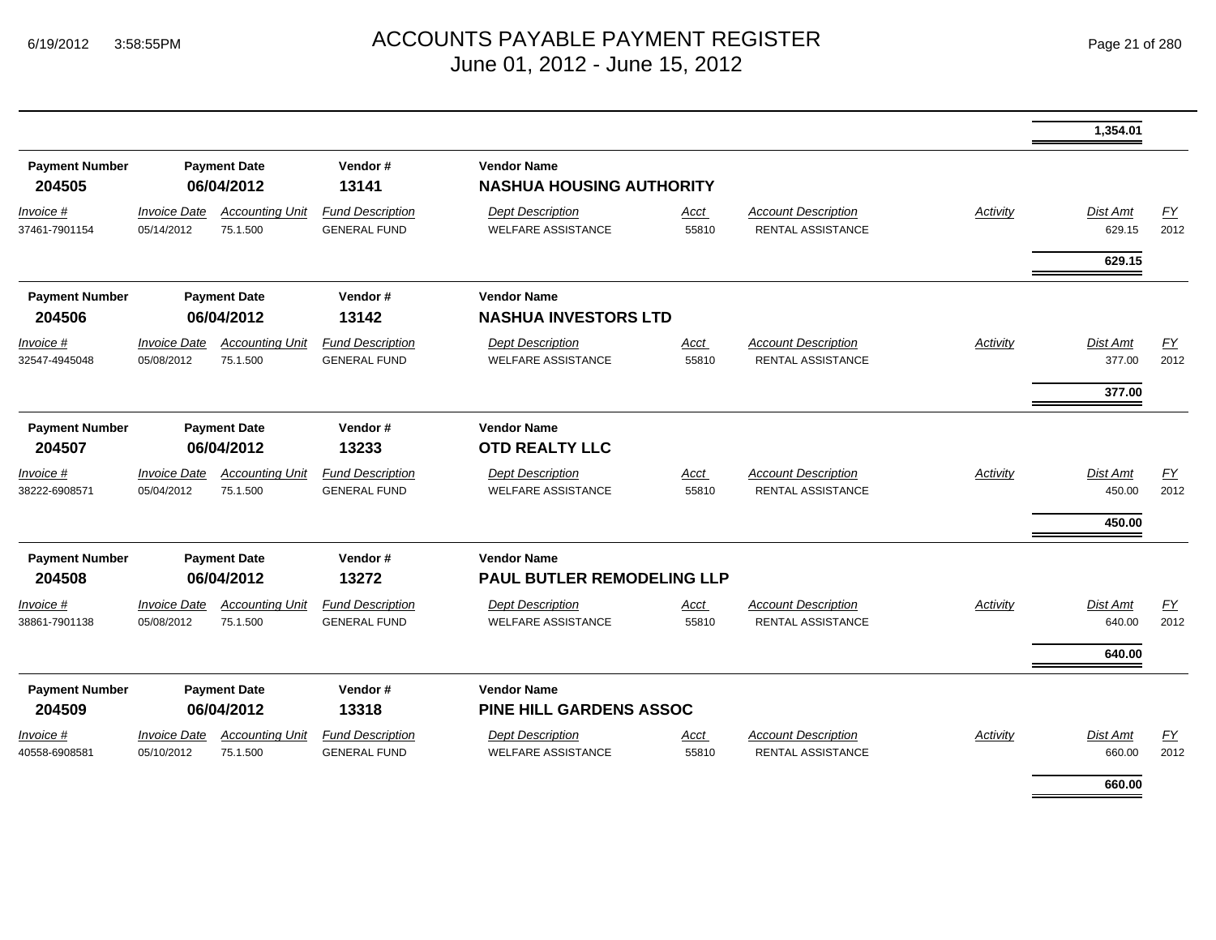# ACCOUNTS PAYABLE PAYMENT REGISTER
## June 01, 2012 - June 15, 2012

| | | | | | | | | | | |
|---|---|---|---|---|---|---|---|---|---|---|
| | | | | | | | | | **1,354.01** | |

| Payment Number | Payment Date | | Vendor # | Vendor Name | | | | | | |
|---|---|---|---|---|---|---|---|---|---|---|
| **204505** | **06/04/2012** | | **13141** | **NASHUA HOUSING AUTHORITY** | | | | | | |
| *Invoice #* | *Invoice Date* | *Accounting Unit* | *Fund Description* | *Dept Description* | *Acct* | *Account Description* | *Activity* | *Dist Amt* | *FY* | |
| 37461-7901154 | 05/14/2012 | 75.1.500 | GENERAL FUND | WELFARE ASSISTANCE | 55810 | RENTAL ASSISTANCE | | 629.15 | 2012 | |
| | | | | | | | | **629.15** | | |

| Payment Number | Payment Date | | Vendor # | Vendor Name | | | | | |
|---|---|---|---|---|---|---|---|---|---|
| **204506** | **06/04/2012** | | **13142** | **NASHUA INVESTORS LTD** | | | | | |
| *Invoice #* | *Invoice Date* | *Accounting Unit* | *Fund Description* | *Dept Description* | *Acct* | *Account Description* | *Activity* | *Dist Amt* | *FY* |
| 32547-4945048 | 05/08/2012 | 75.1.500 | GENERAL FUND | WELFARE ASSISTANCE | 55810 | RENTAL ASSISTANCE | | 377.00 | 2012 |
| | | | | | | | | **377.00** | |

| Payment Number | Payment Date | | Vendor # | Vendor Name | | | | | |
|---|---|---|---|---|---|---|---|---|---|
| **204507** | **06/04/2012** | | **13233** | **OTD REALTY LLC** | | | | | |
| *Invoice #* | *Invoice Date* | *Accounting Unit* | *Fund Description* | *Dept Description* | *Acct* | *Account Description* | *Activity* | *Dist Amt* | *FY* |
| 38222-6908571 | 05/04/2012 | 75.1.500 | GENERAL FUND | WELFARE ASSISTANCE | 55810 | RENTAL ASSISTANCE | | 450.00 | 2012 |
| | | | | | | | | **450.00** | |

| Payment Number | Payment Date | | Vendor # | Vendor Name | | | | | |
|---|---|---|---|---|---|---|---|---|---|
| **204508** | **06/04/2012** | | **13272** | **PAUL BUTLER REMODELING LLP** | | | | | |
| *Invoice #* | *Invoice Date* | *Accounting Unit* | *Fund Description* | *Dept Description* | *Acct* | *Account Description* | *Activity* | *Dist Amt* | *FY* |
| 38861-7901138 | 05/08/2012 | 75.1.500 | GENERAL FUND | WELFARE ASSISTANCE | 55810 | RENTAL ASSISTANCE | | 640.00 | 2012 |
| | | | | | | | | **640.00** | |

| Payment Number | Payment Date | | Vendor # | Vendor Name | | | | | |
|---|---|---|---|---|---|---|---|---|---|
| **204509** | **06/04/2012** | | **13318** | **PINE HILL GARDENS ASSOC** | | | | | |
| *Invoice #* | *Invoice Date* | *Accounting Unit* | *Fund Description* | *Dept Description* | *Acct* | *Account Description* | *Activity* | *Dist Amt* | *FY* |
| 40558-6908581 | 05/10/2012 | 75.1.500 | GENERAL FUND | WELFARE ASSISTANCE | 55810 | RENTAL ASSISTANCE | | 660.00 | 2012 |
| | | | | | | | | **660.00** | |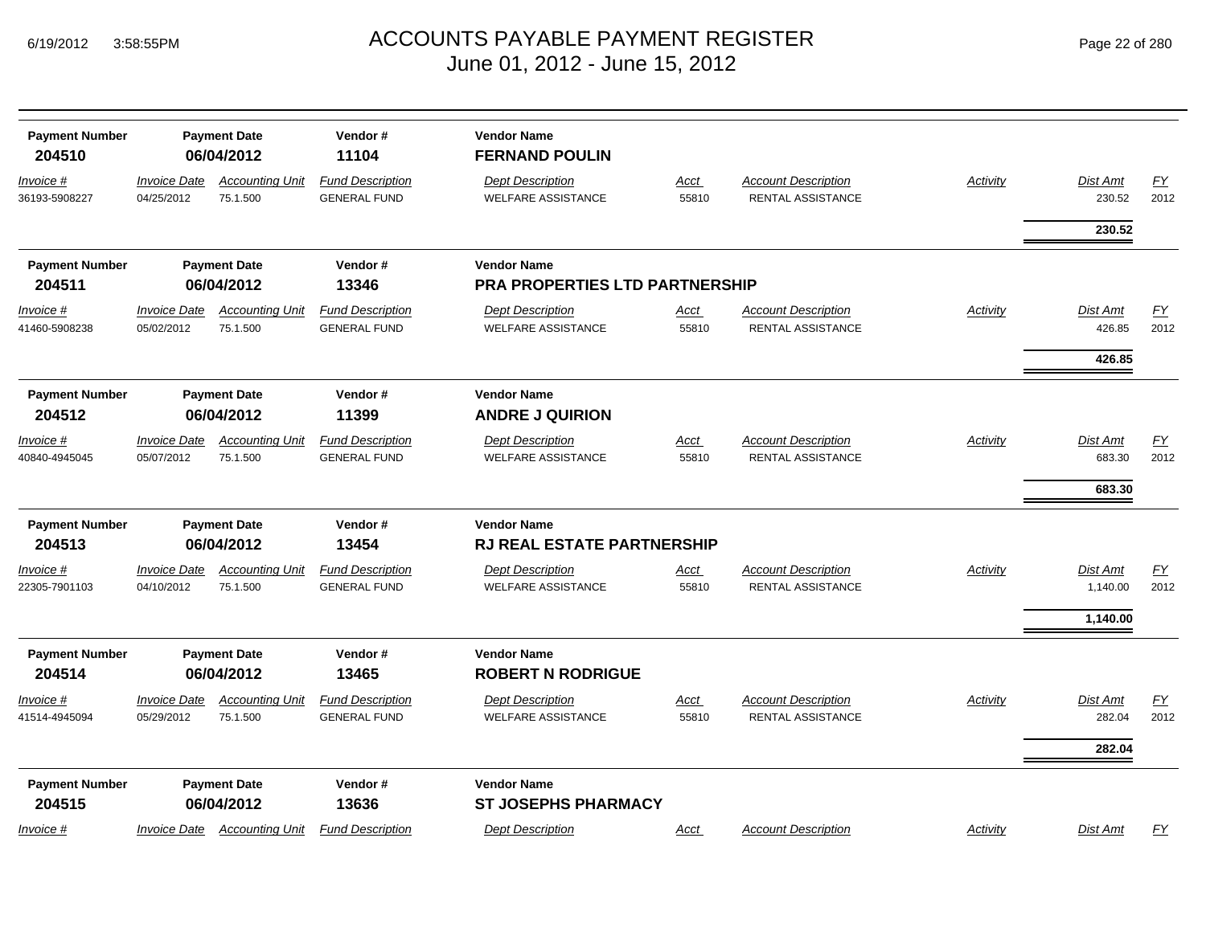| Payment Number | Payment Date | Vendor # | Vendor Name |
|---|---|---|---|
| 204510 | 06/04/2012 | 11104 | **FERNAND POULIN** |

| Invoice # | Invoice Date | Accounting Unit | Fund Description | Dept Description | Acct | Account Description | Activity | Dist Amt | FY |
|---|---|---|---|---|---|---|---|---|---|
| 36193-5908227 | 04/25/2012 | 75.1.500 | GENERAL FUND | WELFARE ASSISTANCE | 55810 | RENTAL ASSISTANCE | | 230.52 | 2012 |
| | | | | | | | | **230.52** | |

| Payment Number | Payment Date | Vendor # | Vendor Name |
|---|---|---|---|
| 204511 | 06/04/2012 | 13346 | **PRA PROPERTIES LTD PARTNERSHIP** |

| Invoice # | Invoice Date | Accounting Unit | Fund Description | Dept Description | Acct | Account Description | Activity | Dist Amt | FY |
|---|---|---|---|---|---|---|---|---|---|
| 41460-5908238 | 05/02/2012 | 75.1.500 | GENERAL FUND | WELFARE ASSISTANCE | 55810 | RENTAL ASSISTANCE | | 426.85 | 2012 |
| | | | | | | | | **426.85** | |

| Payment Number | Payment Date | Vendor # | Vendor Name |
|---|---|---|---|
| 204512 | 06/04/2012 | 11399 | **ANDRE J QUIRION** |

| Invoice # | Invoice Date | Accounting Unit | Fund Description | Dept Description | Acct | Account Description | Activity | Dist Amt | FY |
|---|---|---|---|---|---|---|---|---|---|
| 40840-4945045 | 05/07/2012 | 75.1.500 | GENERAL FUND | WELFARE ASSISTANCE | 55810 | RENTAL ASSISTANCE | | 683.30 | 2012 |
| | | | | | | | | **683.30** | |

| Payment Number | Payment Date | Vendor # | Vendor Name |
|---|---|---|---|
| 204513 | 06/04/2012 | 13454 | **RJ REAL ESTATE PARTNERSHIP** |

| Invoice # | Invoice Date | Accounting Unit | Fund Description | Dept Description | Acct | Account Description | Activity | Dist Amt | FY |
|---|---|---|---|---|---|---|---|---|---|
| 22305-7901103 | 04/10/2012 | 75.1.500 | GENERAL FUND | WELFARE ASSISTANCE | 55810 | RENTAL ASSISTANCE | | 1,140.00 | 2012 |
| | | | | | | | | **1,140.00** | |

| Payment Number | Payment Date | Vendor # | Vendor Name |
|---|---|---|---|
| 204514 | 06/04/2012 | 13465 | **ROBERT N RODRIGUE** |

| Invoice # | Invoice Date | Accounting Unit | Fund Description | Dept Description | Acct | Account Description | Activity | Dist Amt | FY |
|---|---|---|---|---|---|---|---|---|---|
| 41514-4945094 | 05/29/2012 | 75.1.500 | GENERAL FUND | WELFARE ASSISTANCE | 55810 | RENTAL ASSISTANCE | | 282.04 | 2012 |
| | | | | | | | | **282.04** | |

| Payment Number | Payment Date | Vendor # | Vendor Name |
|---|---|---|---|
| 204515 | 06/04/2012 | 13636 | **ST JOSEPHS PHARMACY** |

| Invoice # | Invoice Date | Accounting Unit | Fund Description | Dept Description | Acct | Account Description | Activity | Dist Amt | FY |
|---|---|---|---|---|---|---|---|---|---|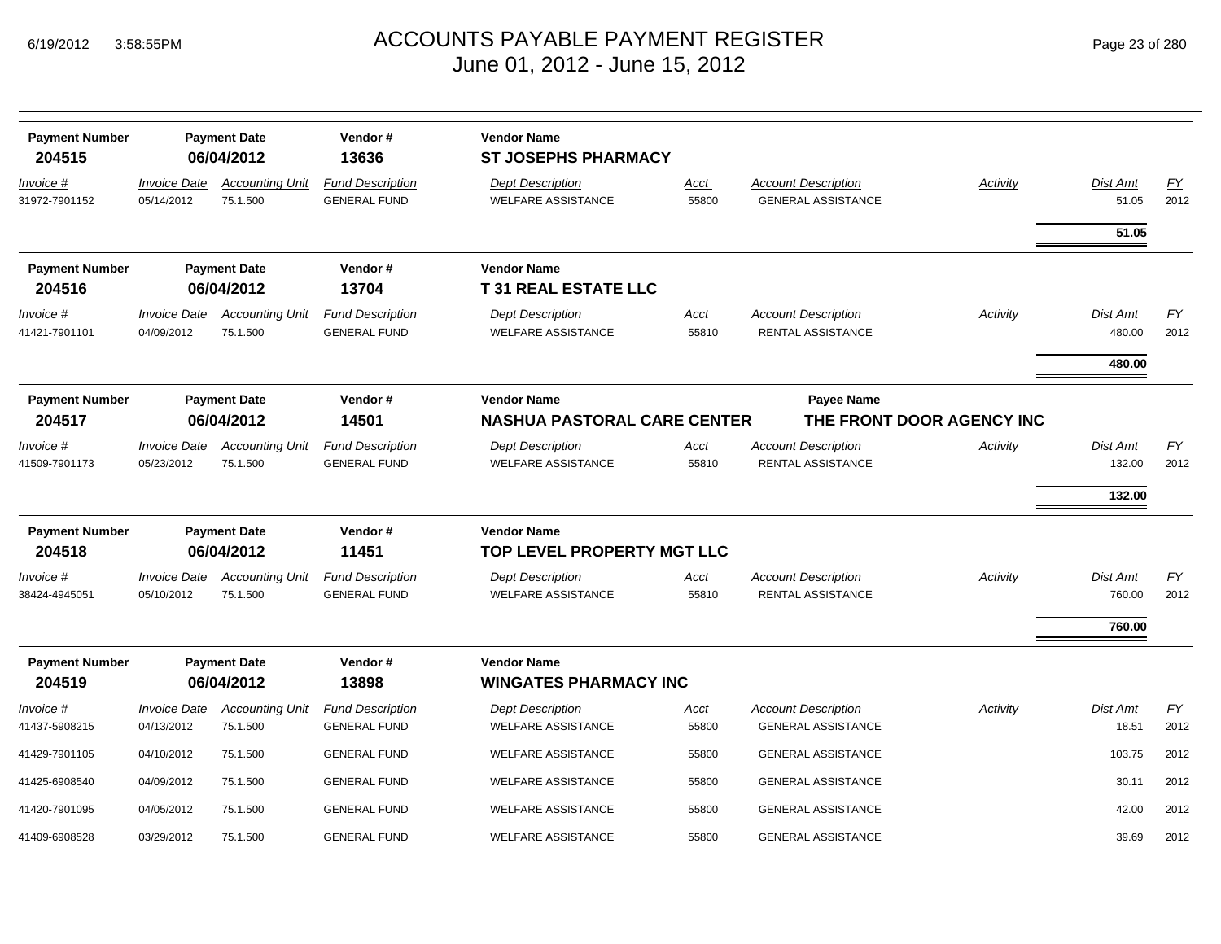# ACCOUNTS PAYABLE PAYMENT REGISTER
June 01, 2012 - June 15, 2012

| Payment Number | Payment Date | Vendor # | Vendor Name |
|---|---|---|---|
| 204515 | 06/04/2012 | 13636 | ST JOSEPHS PHARMACY |

| Invoice # | Invoice Date | Accounting Unit | Fund Description | Dept Description | Acct | Account Description | Activity | Dist Amt | FY |
|---|---|---|---|---|---|---|---|---|---|
| 31972-7901152 | 05/14/2012 | 75.1.500 | GENERAL FUND | WELFARE ASSISTANCE | 55800 | GENERAL ASSISTANCE | | 51.05 | 2012 |
| | | | | | | | | **51.05** | |

| Payment Number | Payment Date | Vendor # | Vendor Name |
|---|---|---|---|
| 204516 | 06/04/2012 | 13704 | T 31 REAL ESTATE LLC |

| Invoice # | Invoice Date | Accounting Unit | Fund Description | Dept Description | Acct | Account Description | Activity | Dist Amt | FY |
|---|---|---|---|---|---|---|---|---|---|
| 41421-7901101 | 04/09/2012 | 75.1.500 | GENERAL FUND | WELFARE ASSISTANCE | 55810 | RENTAL ASSISTANCE | | 480.00 | 2012 |
| | | | | | | | | **480.00** | |

| Payment Number | Payment Date | Vendor # | Vendor Name | Payee Name |
|---|---|---|---|---|
| 204517 | 06/04/2012 | 14501 | NASHUA PASTORAL CARE CENTER | THE FRONT DOOR AGENCY INC |

| Invoice # | Invoice Date | Accounting Unit | Fund Description | Dept Description | Acct | Account Description | Activity | Dist Amt | FY |
|---|---|---|---|---|---|---|---|---|---|
| 41509-7901173 | 05/23/2012 | 75.1.500 | GENERAL FUND | WELFARE ASSISTANCE | 55810 | RENTAL ASSISTANCE | | 132.00 | 2012 |
| | | | | | | | | **132.00** | |

| Payment Number | Payment Date | Vendor # | Vendor Name |
|---|---|---|---|
| 204518 | 06/04/2012 | 11451 | TOP LEVEL PROPERTY MGT LLC |

| Invoice # | Invoice Date | Accounting Unit | Fund Description | Dept Description | Acct | Account Description | Activity | Dist Amt | FY |
|---|---|---|---|---|---|---|---|---|---|
| 38424-4945051 | 05/10/2012 | 75.1.500 | GENERAL FUND | WELFARE ASSISTANCE | 55810 | RENTAL ASSISTANCE | | 760.00 | 2012 |
| | | | | | | | | **760.00** | |

| Payment Number | Payment Date | Vendor # | Vendor Name |
|---|---|---|---|
| 204519 | 06/04/2012 | 13898 | WINGATES PHARMACY INC |

| Invoice # | Invoice Date | Accounting Unit | Fund Description | Dept Description | Acct | Account Description | Activity | Dist Amt | FY |
|---|---|---|---|---|---|---|---|---|---|
| 41437-5908215 | 04/13/2012 | 75.1.500 | GENERAL FUND | WELFARE ASSISTANCE | 55800 | GENERAL ASSISTANCE | | 18.51 | 2012 |
| 41429-7901105 | 04/10/2012 | 75.1.500 | GENERAL FUND | WELFARE ASSISTANCE | 55800 | GENERAL ASSISTANCE | | 103.75 | 2012 |
| 41425-6908540 | 04/09/2012 | 75.1.500 | GENERAL FUND | WELFARE ASSISTANCE | 55800 | GENERAL ASSISTANCE | | 30.11 | 2012 |
| 41420-7901095 | 04/05/2012 | 75.1.500 | GENERAL FUND | WELFARE ASSISTANCE | 55800 | GENERAL ASSISTANCE | | 42.00 | 2012 |
| 41409-6908528 | 03/29/2012 | 75.1.500 | GENERAL FUND | WELFARE ASSISTANCE | 55800 | GENERAL ASSISTANCE | | 39.69 | 2012 |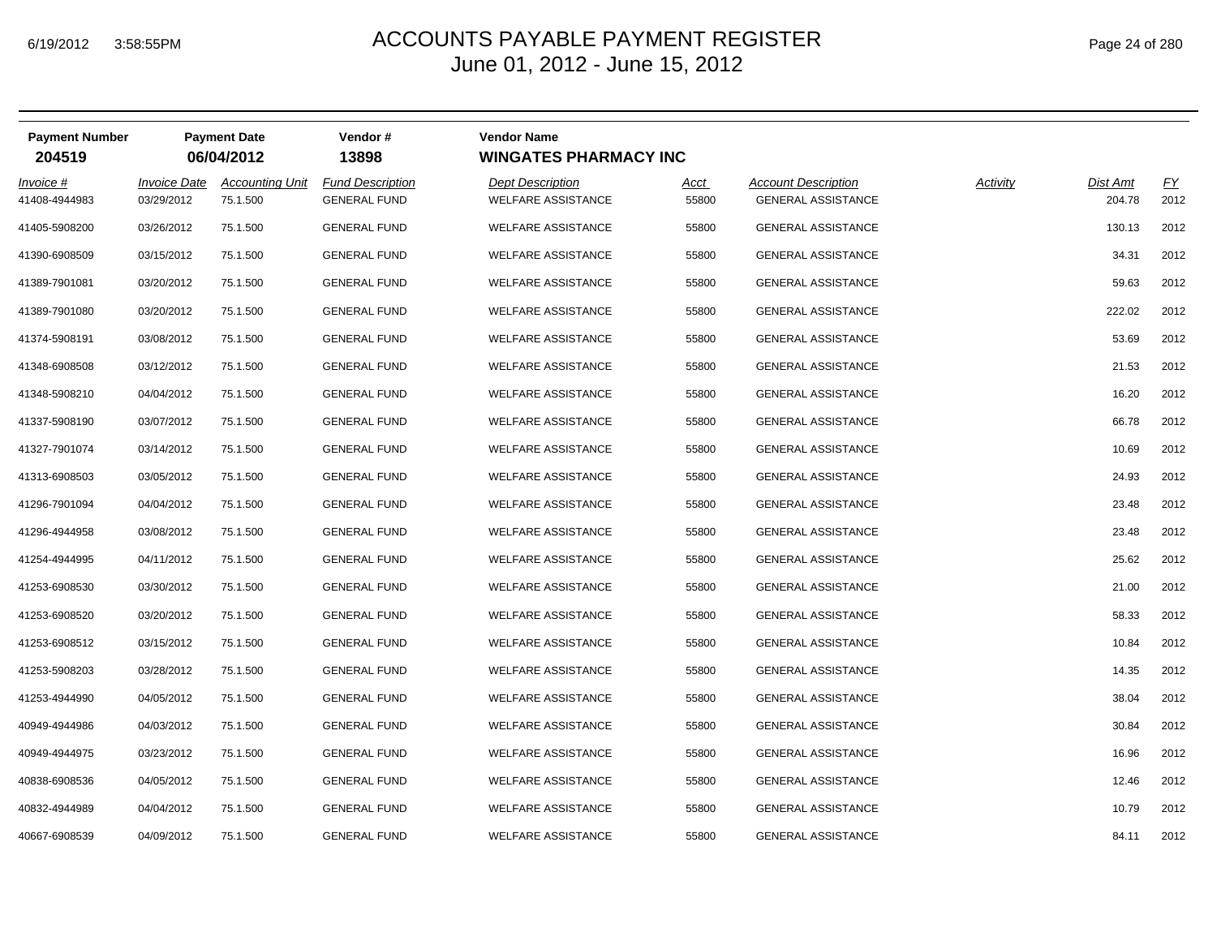# ACCOUNTS PAYABLE PAYMENT REGISTER
## June 01, 2012 - June 15, 2012

| Payment Number | Payment Date | Vendor # | Vendor Name |
|---|---|---|---|
| **204519** | **06/04/2012** | **13898** | **WINGATES PHARMACY INC** |

| Invoice # | Invoice Date | Accounting Unit | Fund Description | Dept Description | Acct | Account Description | Activity | Dist Amt | FY |
|---|---|---|---|---|---|---|---|---|---|
| 41408-4944983 | 03/29/2012 | 75.1.500 | GENERAL FUND | WELFARE ASSISTANCE | 55800 | GENERAL ASSISTANCE | | 204.78 | 2012 |
| 41405-5908200 | 03/26/2012 | 75.1.500 | GENERAL FUND | WELFARE ASSISTANCE | 55800 | GENERAL ASSISTANCE | | 130.13 | 2012 |
| 41390-6908509 | 03/15/2012 | 75.1.500 | GENERAL FUND | WELFARE ASSISTANCE | 55800 | GENERAL ASSISTANCE | | 34.31 | 2012 |
| 41389-7901081 | 03/20/2012 | 75.1.500 | GENERAL FUND | WELFARE ASSISTANCE | 55800 | GENERAL ASSISTANCE | | 59.63 | 2012 |
| 41389-7901080 | 03/20/2012 | 75.1.500 | GENERAL FUND | WELFARE ASSISTANCE | 55800 | GENERAL ASSISTANCE | | 222.02 | 2012 |
| 41374-5908191 | 03/08/2012 | 75.1.500 | GENERAL FUND | WELFARE ASSISTANCE | 55800 | GENERAL ASSISTANCE | | 53.69 | 2012 |
| 41348-6908508 | 03/12/2012 | 75.1.500 | GENERAL FUND | WELFARE ASSISTANCE | 55800 | GENERAL ASSISTANCE | | 21.53 | 2012 |
| 41348-5908210 | 04/04/2012 | 75.1.500 | GENERAL FUND | WELFARE ASSISTANCE | 55800 | GENERAL ASSISTANCE | | 16.20 | 2012 |
| 41337-5908190 | 03/07/2012 | 75.1.500 | GENERAL FUND | WELFARE ASSISTANCE | 55800 | GENERAL ASSISTANCE | | 66.78 | 2012 |
| 41327-7901074 | 03/14/2012 | 75.1.500 | GENERAL FUND | WELFARE ASSISTANCE | 55800 | GENERAL ASSISTANCE | | 10.69 | 2012 |
| 41313-6908503 | 03/05/2012 | 75.1.500 | GENERAL FUND | WELFARE ASSISTANCE | 55800 | GENERAL ASSISTANCE | | 24.93 | 2012 |
| 41296-7901094 | 04/04/2012 | 75.1.500 | GENERAL FUND | WELFARE ASSISTANCE | 55800 | GENERAL ASSISTANCE | | 23.48 | 2012 |
| 41296-4944958 | 03/08/2012 | 75.1.500 | GENERAL FUND | WELFARE ASSISTANCE | 55800 | GENERAL ASSISTANCE | | 23.48 | 2012 |
| 41254-4944995 | 04/11/2012 | 75.1.500 | GENERAL FUND | WELFARE ASSISTANCE | 55800 | GENERAL ASSISTANCE | | 25.62 | 2012 |
| 41253-6908530 | 03/30/2012 | 75.1.500 | GENERAL FUND | WELFARE ASSISTANCE | 55800 | GENERAL ASSISTANCE | | 21.00 | 2012 |
| 41253-6908520 | 03/20/2012 | 75.1.500 | GENERAL FUND | WELFARE ASSISTANCE | 55800 | GENERAL ASSISTANCE | | 58.33 | 2012 |
| 41253-6908512 | 03/15/2012 | 75.1.500 | GENERAL FUND | WELFARE ASSISTANCE | 55800 | GENERAL ASSISTANCE | | 10.84 | 2012 |
| 41253-5908203 | 03/28/2012 | 75.1.500 | GENERAL FUND | WELFARE ASSISTANCE | 55800 | GENERAL ASSISTANCE | | 14.35 | 2012 |
| 41253-4944990 | 04/05/2012 | 75.1.500 | GENERAL FUND | WELFARE ASSISTANCE | 55800 | GENERAL ASSISTANCE | | 38.04 | 2012 |
| 40949-4944986 | 04/03/2012 | 75.1.500 | GENERAL FUND | WELFARE ASSISTANCE | 55800 | GENERAL ASSISTANCE | | 30.84 | 2012 |
| 40949-4944975 | 03/23/2012 | 75.1.500 | GENERAL FUND | WELFARE ASSISTANCE | 55800 | GENERAL ASSISTANCE | | 16.96 | 2012 |
| 40838-6908536 | 04/05/2012 | 75.1.500 | GENERAL FUND | WELFARE ASSISTANCE | 55800 | GENERAL ASSISTANCE | | 12.46 | 2012 |
| 40832-4944989 | 04/04/2012 | 75.1.500 | GENERAL FUND | WELFARE ASSISTANCE | 55800 | GENERAL ASSISTANCE | | 10.79 | 2012 |
| 40667-6908539 | 04/09/2012 | 75.1.500 | GENERAL FUND | WELFARE ASSISTANCE | 55800 | GENERAL ASSISTANCE | | 84.11 | 2012 |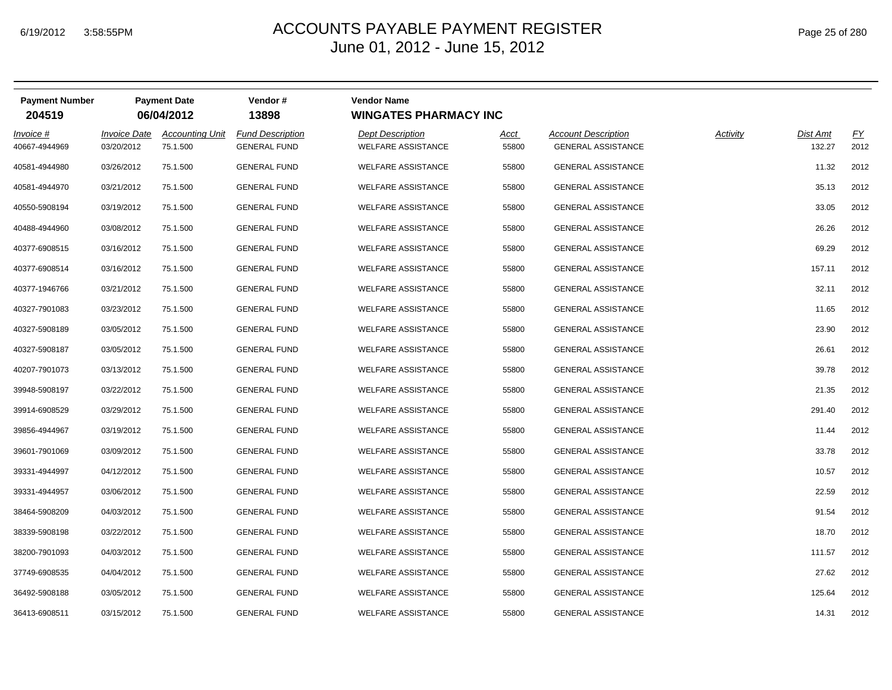# ACCOUNTS PAYABLE PAYMENT REGISTER
## June 01, 2012 - June 15, 2012

| Payment Number | Payment Date | Vendor # | Vendor Name |
|---|---|---|---|
| **204519** | **06/04/2012** | **13898** | **WINGATES PHARMACY INC** |

| *Invoice #* | *Invoice Date* | *Accounting Unit* | *Fund Description* | *Dept Description* | *Acct* | *Account Description* | *Activity* | *Dist Amt* | *FY* |
|---|---|---|---|---|---|---|---|---|---|
| 40667-4944969 | 03/20/2012 | 75.1.500 | GENERAL FUND | WELFARE ASSISTANCE | 55800 | GENERAL ASSISTANCE | | 132.27 | 2012 |
| 40581-4944980 | 03/26/2012 | 75.1.500 | GENERAL FUND | WELFARE ASSISTANCE | 55800 | GENERAL ASSISTANCE | | 11.32 | 2012 |
| 40581-4944970 | 03/21/2012 | 75.1.500 | GENERAL FUND | WELFARE ASSISTANCE | 55800 | GENERAL ASSISTANCE | | 35.13 | 2012 |
| 40550-5908194 | 03/19/2012 | 75.1.500 | GENERAL FUND | WELFARE ASSISTANCE | 55800 | GENERAL ASSISTANCE | | 33.05 | 2012 |
| 40488-4944960 | 03/08/2012 | 75.1.500 | GENERAL FUND | WELFARE ASSISTANCE | 55800 | GENERAL ASSISTANCE | | 26.26 | 2012 |
| 40377-6908515 | 03/16/2012 | 75.1.500 | GENERAL FUND | WELFARE ASSISTANCE | 55800 | GENERAL ASSISTANCE | | 69.29 | 2012 |
| 40377-6908514 | 03/16/2012 | 75.1.500 | GENERAL FUND | WELFARE ASSISTANCE | 55800 | GENERAL ASSISTANCE | | 157.11 | 2012 |
| 40377-1946766 | 03/21/2012 | 75.1.500 | GENERAL FUND | WELFARE ASSISTANCE | 55800 | GENERAL ASSISTANCE | | 32.11 | 2012 |
| 40327-7901083 | 03/23/2012 | 75.1.500 | GENERAL FUND | WELFARE ASSISTANCE | 55800 | GENERAL ASSISTANCE | | 11.65 | 2012 |
| 40327-5908189 | 03/05/2012 | 75.1.500 | GENERAL FUND | WELFARE ASSISTANCE | 55800 | GENERAL ASSISTANCE | | 23.90 | 2012 |
| 40327-5908187 | 03/05/2012 | 75.1.500 | GENERAL FUND | WELFARE ASSISTANCE | 55800 | GENERAL ASSISTANCE | | 26.61 | 2012 |
| 40207-7901073 | 03/13/2012 | 75.1.500 | GENERAL FUND | WELFARE ASSISTANCE | 55800 | GENERAL ASSISTANCE | | 39.78 | 2012 |
| 39948-5908197 | 03/22/2012 | 75.1.500 | GENERAL FUND | WELFARE ASSISTANCE | 55800 | GENERAL ASSISTANCE | | 21.35 | 2012 |
| 39914-6908529 | 03/29/2012 | 75.1.500 | GENERAL FUND | WELFARE ASSISTANCE | 55800 | GENERAL ASSISTANCE | | 291.40 | 2012 |
| 39856-4944967 | 03/19/2012 | 75.1.500 | GENERAL FUND | WELFARE ASSISTANCE | 55800 | GENERAL ASSISTANCE | | 11.44 | 2012 |
| 39601-7901069 | 03/09/2012 | 75.1.500 | GENERAL FUND | WELFARE ASSISTANCE | 55800 | GENERAL ASSISTANCE | | 33.78 | 2012 |
| 39331-4944997 | 04/12/2012 | 75.1.500 | GENERAL FUND | WELFARE ASSISTANCE | 55800 | GENERAL ASSISTANCE | | 10.57 | 2012 |
| 39331-4944957 | 03/06/2012 | 75.1.500 | GENERAL FUND | WELFARE ASSISTANCE | 55800 | GENERAL ASSISTANCE | | 22.59 | 2012 |
| 38464-5908209 | 04/03/2012 | 75.1.500 | GENERAL FUND | WELFARE ASSISTANCE | 55800 | GENERAL ASSISTANCE | | 91.54 | 2012 |
| 38339-5908198 | 03/22/2012 | 75.1.500 | GENERAL FUND | WELFARE ASSISTANCE | 55800 | GENERAL ASSISTANCE | | 18.70 | 2012 |
| 38200-7901093 | 04/03/2012 | 75.1.500 | GENERAL FUND | WELFARE ASSISTANCE | 55800 | GENERAL ASSISTANCE | | 111.57 | 2012 |
| 37749-6908535 | 04/04/2012 | 75.1.500 | GENERAL FUND | WELFARE ASSISTANCE | 55800 | GENERAL ASSISTANCE | | 27.62 | 2012 |
| 36492-5908188 | 03/05/2012 | 75.1.500 | GENERAL FUND | WELFARE ASSISTANCE | 55800 | GENERAL ASSISTANCE | | 125.64 | 2012 |
| 36413-6908511 | 03/15/2012 | 75.1.500 | GENERAL FUND | WELFARE ASSISTANCE | 55800 | GENERAL ASSISTANCE | | 14.31 | 2012 |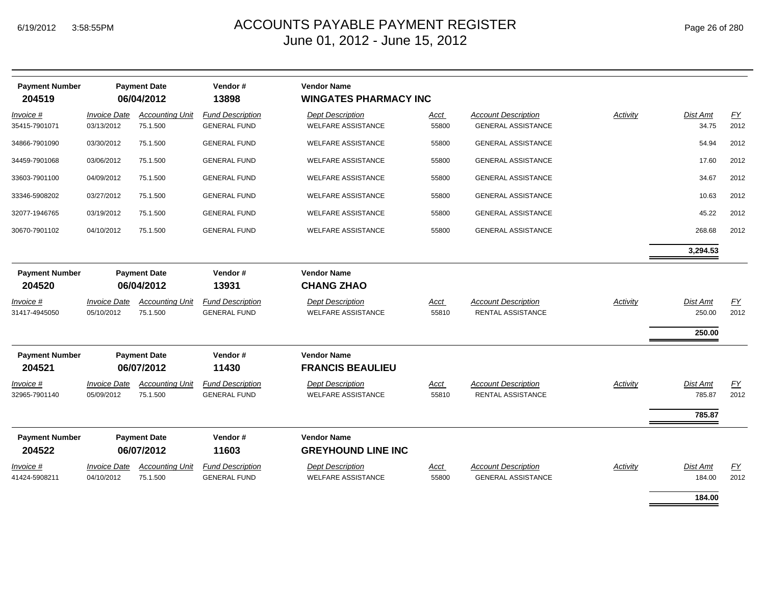# ACCOUNTS PAYABLE PAYMENT REGISTER
## June 01, 2012 - June 15, 2012

| Payment Number | Payment Date | Vendor # | Vendor Name |
|---|---|---|---|
| **204519** | **06/04/2012** | **13898** | **WINGATES PHARMACY INC** |

| *Invoice #* | *Invoice Date* | *Accounting Unit* | *Fund Description* | *Dept Description* | *Acct* | *Account Description* | *Activity* | *Dist Amt* | *FY* |
|---|---|---|---|---|---|---|---|---|---|
| 35415-7901071 | 03/13/2012 | 75.1.500 | GENERAL FUND | WELFARE ASSISTANCE | 55800 | GENERAL ASSISTANCE | | 34.75 | 2012 |
| 34866-7901090 | 03/30/2012 | 75.1.500 | GENERAL FUND | WELFARE ASSISTANCE | 55800 | GENERAL ASSISTANCE | | 54.94 | 2012 |
| 34459-7901068 | 03/06/2012 | 75.1.500 | GENERAL FUND | WELFARE ASSISTANCE | 55800 | GENERAL ASSISTANCE | | 17.60 | 2012 |
| 33603-7901100 | 04/09/2012 | 75.1.500 | GENERAL FUND | WELFARE ASSISTANCE | 55800 | GENERAL ASSISTANCE | | 34.67 | 2012 |
| 33346-5908202 | 03/27/2012 | 75.1.500 | GENERAL FUND | WELFARE ASSISTANCE | 55800 | GENERAL ASSISTANCE | | 10.63 | 2012 |
| 32077-1946765 | 03/19/2012 | 75.1.500 | GENERAL FUND | WELFARE ASSISTANCE | 55800 | GENERAL ASSISTANCE | | 45.22 | 2012 |
| 30670-7901102 | 04/10/2012 | 75.1.500 | GENERAL FUND | WELFARE ASSISTANCE | 55800 | GENERAL ASSISTANCE | | 268.68 | 2012 |
| | | | | | | | | **3,294.53** | |

| Payment Number | Payment Date | Vendor # | Vendor Name |
|---|---|---|---|
| **204520** | **06/04/2012** | **13931** | **CHANG ZHAO** |

| *Invoice #* | *Invoice Date* | *Accounting Unit* | *Fund Description* | *Dept Description* | *Acct* | *Account Description* | *Activity* | *Dist Amt* | *FY* |
|---|---|---|---|---|---|---|---|---|---|
| 31417-4945050 | 05/10/2012 | 75.1.500 | GENERAL FUND | WELFARE ASSISTANCE | 55810 | RENTAL ASSISTANCE | | 250.00 | 2012 |
| | | | | | | | | **250.00** | |

| Payment Number | Payment Date | Vendor # | Vendor Name |
|---|---|---|---|
| **204521** | **06/07/2012** | **11430** | **FRANCIS BEAULIEU** |

| *Invoice #* | *Invoice Date* | *Accounting Unit* | *Fund Description* | *Dept Description* | *Acct* | *Account Description* | *Activity* | *Dist Amt* | *FY* |
|---|---|---|---|---|---|---|---|---|---|
| 32965-7901140 | 05/09/2012 | 75.1.500 | GENERAL FUND | WELFARE ASSISTANCE | 55810 | RENTAL ASSISTANCE | | 785.87 | 2012 |
| | | | | | | | | **785.87** | |

| Payment Number | Payment Date | Vendor # | Vendor Name |
|---|---|---|---|
| **204522** | **06/07/2012** | **11603** | **GREYHOUND LINE INC** |

| *Invoice #* | *Invoice Date* | *Accounting Unit* | *Fund Description* | *Dept Description* | *Acct* | *Account Description* | *Activity* | *Dist Amt* | *FY* |
|---|---|---|---|---|---|---|---|---|---|
| 41424-5908211 | 04/10/2012 | 75.1.500 | GENERAL FUND | WELFARE ASSISTANCE | 55800 | GENERAL ASSISTANCE | | 184.00 | 2012 |
| | | | | | | | | **184.00** | |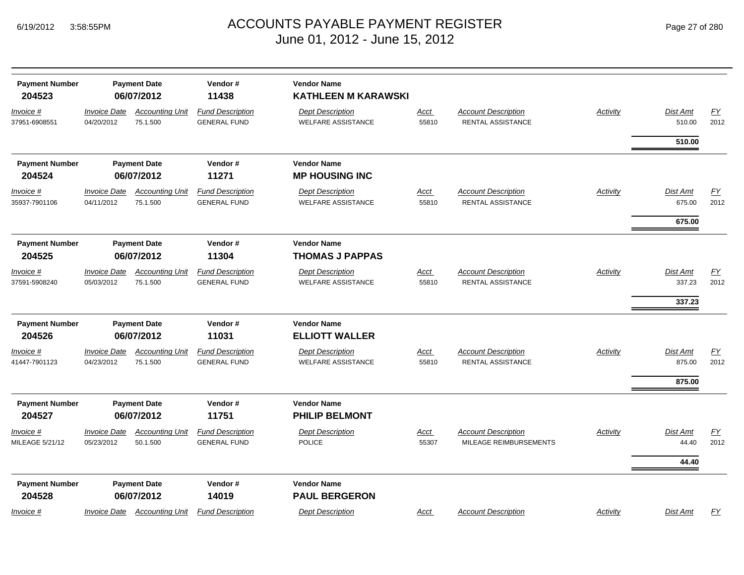# ACCOUNTS PAYABLE PAYMENT REGISTER
## June 01, 2012 - June 15, 2012

| Payment Number | Payment Date | Vendor # | Vendor Name |
|---|---|---|---|
| **204523** | **06/07/2012** | **11438** | **KATHLEEN M KARAWSKI** |

| Invoice # | Invoice Date | Accounting Unit | Fund Description | Dept Description | Acct | Account Description | Activity | Dist Amt | FY |
|---|---|---|---|---|---|---|---|---|---|
| 37951-6908551 | 04/20/2012 | 75.1.500 | GENERAL FUND | WELFARE ASSISTANCE | 55810 | RENTAL ASSISTANCE | | 510.00 | 2012 |
| | | | | | | | | **510.00** | |

| Payment Number | Payment Date | Vendor # | Vendor Name |
|---|---|---|---|
| **204524** | **06/07/2012** | **11271** | **MP HOUSING INC** |

| Invoice # | Invoice Date | Accounting Unit | Fund Description | Dept Description | Acct | Account Description | Activity | Dist Amt | FY |
|---|---|---|---|---|---|---|---|---|---|
| 35937-7901106 | 04/11/2012 | 75.1.500 | GENERAL FUND | WELFARE ASSISTANCE | 55810 | RENTAL ASSISTANCE | | 675.00 | 2012 |
| | | | | | | | | **675.00** | |

| Payment Number | Payment Date | Vendor # | Vendor Name |
|---|---|---|---|
| **204525** | **06/07/2012** | **11304** | **THOMAS J PAPPAS** |

| Invoice # | Invoice Date | Accounting Unit | Fund Description | Dept Description | Acct | Account Description | Activity | Dist Amt | FY |
|---|---|---|---|---|---|---|---|---|---|
| 37591-5908240 | 05/03/2012 | 75.1.500 | GENERAL FUND | WELFARE ASSISTANCE | 55810 | RENTAL ASSISTANCE | | 337.23 | 2012 |
| | | | | | | | | **337.23** | |

| Payment Number | Payment Date | Vendor # | Vendor Name |
|---|---|---|---|
| **204526** | **06/07/2012** | **11031** | **ELLIOTT WALLER** |

| Invoice # | Invoice Date | Accounting Unit | Fund Description | Dept Description | Acct | Account Description | Activity | Dist Amt | FY |
|---|---|---|---|---|---|---|---|---|---|
| 41447-7901123 | 04/23/2012 | 75.1.500 | GENERAL FUND | WELFARE ASSISTANCE | 55810 | RENTAL ASSISTANCE | | 875.00 | 2012 |
| | | | | | | | | **875.00** | |

| Payment Number | Payment Date | Vendor # | Vendor Name |
|---|---|---|---|
| **204527** | **06/07/2012** | **11751** | **PHILIP BELMONT** |

| Invoice # | Invoice Date | Accounting Unit | Fund Description | Dept Description | Acct | Account Description | Activity | Dist Amt | FY |
|---|---|---|---|---|---|---|---|---|---|
| MILEAGE 5/21/12 | 05/23/2012 | 50.1.500 | GENERAL FUND | POLICE | 55307 | MILEAGE REIMBURSEMENTS | | 44.40 | 2012 |
| | | | | | | | | **44.40** | |

| Payment Number | Payment Date | Vendor # | Vendor Name |
|---|---|---|---|
| **204528** | **06/07/2012** | **14019** | **PAUL BERGERON** |

| Invoice # | Invoice Date | Accounting Unit | Fund Description | Dept Description | Acct | Account Description | Activity | Dist Amt | FY |
|---|---|---|---|---|---|---|---|---|---|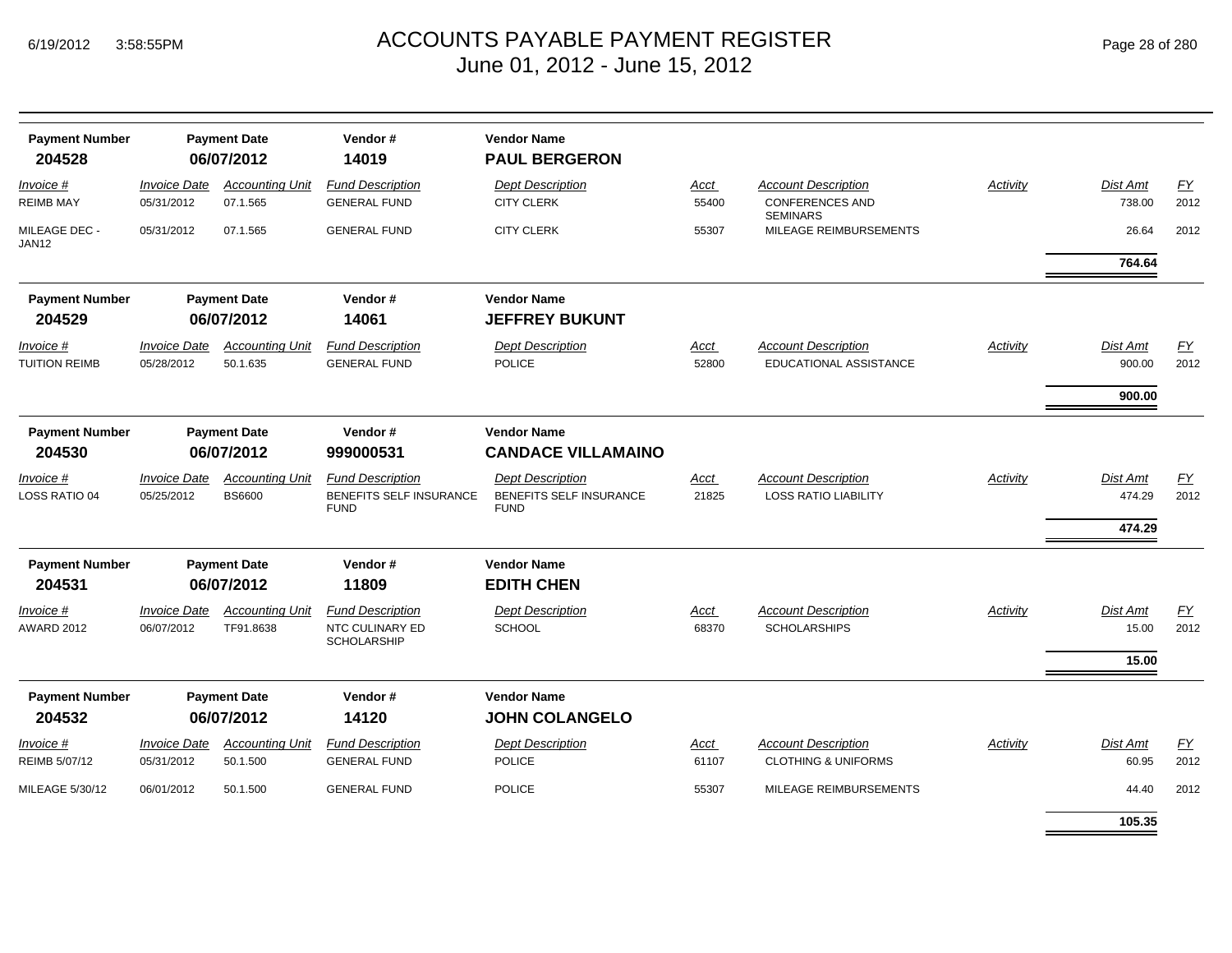# ACCOUNTS PAYABLE PAYMENT REGISTER
## June 01, 2012 - June 15, 2012

| Payment Number | Payment Date | Vendor # | Vendor Name |
|---|---|---|---|
| **204528** | **06/07/2012** | **14019** | **PAUL BERGERON** |

| *Invoice #* | *Invoice Date* | *Accounting Unit* | *Fund Description* | *Dept Description* | *Acct* | *Account Description* | *Activity* | *Dist Amt* | *FY* |
|---|---|---|---|---|---|---|---|---|---|
| REIMB MAY | 05/31/2012 | 07.1.565 | GENERAL FUND | CITY CLERK | 55400 | CONFERENCES AND SEMINARS | | 738.00 | 2012 |
| MILEAGE DEC - JAN12 | 05/31/2012 | 07.1.565 | GENERAL FUND | CITY CLERK | 55307 | MILEAGE REIMBURSEMENTS | | 26.64 | 2012 |
| | | | | | | | | **764.64** | |

| Payment Number | Payment Date | Vendor # | Vendor Name |
|---|---|---|---|
| **204529** | **06/07/2012** | **14061** | **JEFFREY BUKUNT** |

| *Invoice #* | *Invoice Date* | *Accounting Unit* | *Fund Description* | *Dept Description* | *Acct* | *Account Description* | *Activity* | *Dist Amt* | *FY* |
|---|---|---|---|---|---|---|---|---|---|
| TUITION REIMB | 05/28/2012 | 50.1.635 | GENERAL FUND | POLICE | 52800 | EDUCATIONAL ASSISTANCE | | 900.00 | 2012 |
| | | | | | | | | **900.00** | |

| Payment Number | Payment Date | Vendor # | Vendor Name |
|---|---|---|---|
| **204530** | **06/07/2012** | **999000531** | **CANDACE VILLAMAINO** |

| *Invoice #* | *Invoice Date* | *Accounting Unit* | *Fund Description* | *Dept Description* | *Acct* | *Account Description* | *Activity* | *Dist Amt* | *FY* |
|---|---|---|---|---|---|---|---|---|---|
| LOSS RATIO 04 | 05/25/2012 | BS6600 | BENEFITS SELF INSURANCE FUND | BENEFITS SELF INSURANCE FUND | 21825 | LOSS RATIO LIABILITY | | 474.29 | 2012 |
| | | | | | | | | **474.29** | |

| Payment Number | Payment Date | Vendor # | Vendor Name |
|---|---|---|---|
| **204531** | **06/07/2012** | **11809** | **EDITH CHEN** |

| *Invoice #* | *Invoice Date* | *Accounting Unit* | *Fund Description* | *Dept Description* | *Acct* | *Account Description* | *Activity* | *Dist Amt* | *FY* |
|---|---|---|---|---|---|---|---|---|---|
| AWARD 2012 | 06/07/2012 | TF91.8638 | NTC CULINARY ED SCHOLARSHIP | SCHOOL | 68370 | SCHOLARSHIPS | | 15.00 | 2012 |
| | | | | | | | | **15.00** | |

| Payment Number | Payment Date | Vendor # | Vendor Name |
|---|---|---|---|
| **204532** | **06/07/2012** | **14120** | **JOHN COLANGELO** |

| *Invoice #* | *Invoice Date* | *Accounting Unit* | *Fund Description* | *Dept Description* | *Acct* | *Account Description* | *Activity* | *Dist Amt* | *FY* |
|---|---|---|---|---|---|---|---|---|---|
| REIMB 5/07/12 | 05/31/2012 | 50.1.500 | GENERAL FUND | POLICE | 61107 | CLOTHING & UNIFORMS | | 60.95 | 2012 |
| MILEAGE 5/30/12 | 06/01/2012 | 50.1.500 | GENERAL FUND | POLICE | 55307 | MILEAGE REIMBURSEMENTS | | 44.40 | 2012 |
| | | | | | | | | **105.35** | |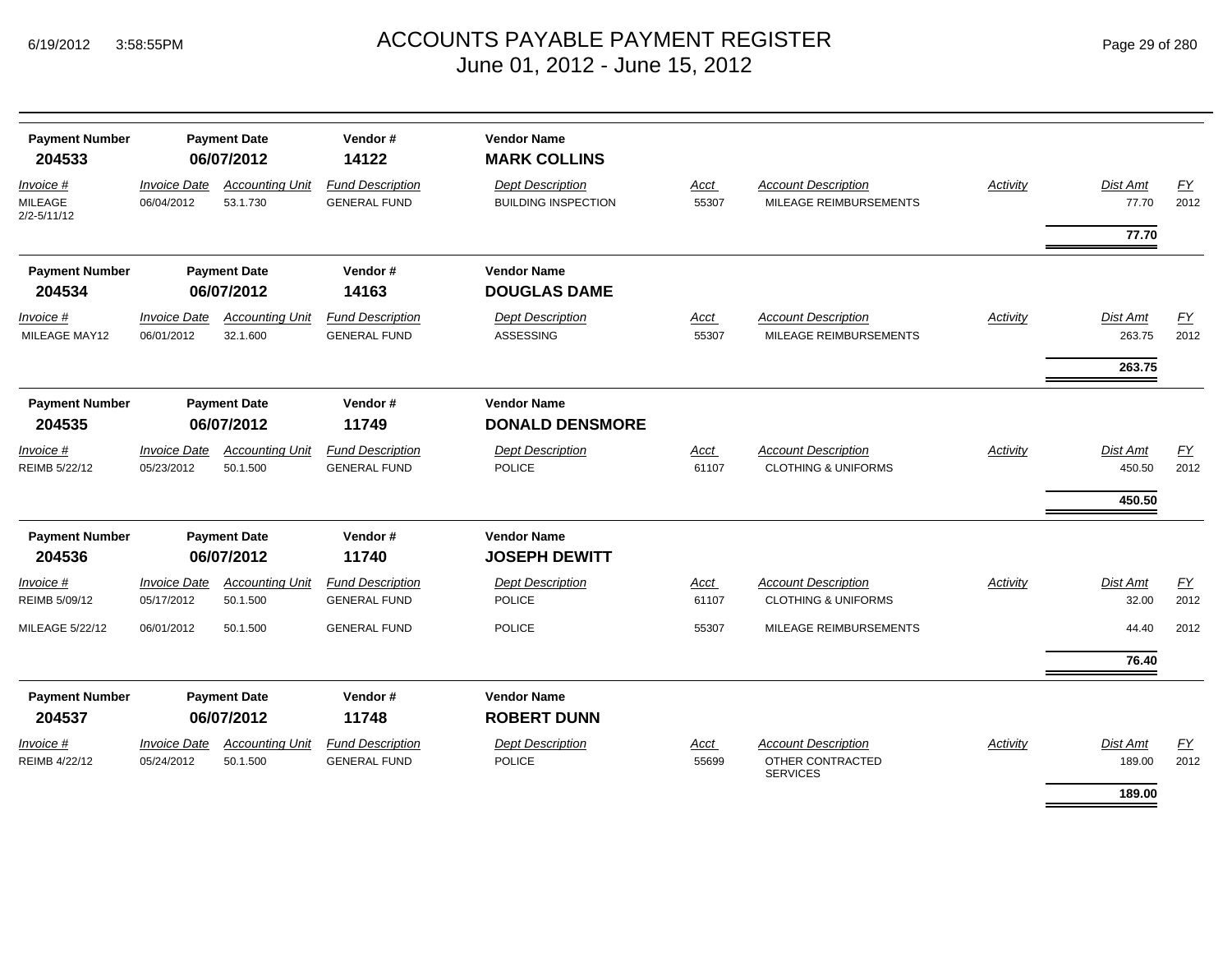# ACCOUNTS PAYABLE PAYMENT REGISTER
## June 01, 2012 - June 15, 2012

| Payment Number | Payment Date | Vendor # | Vendor Name |
|---|---|---|---|
| **204533** | **06/07/2012** | **14122** | **MARK COLLINS** |

| Invoice # | Invoice Date | Accounting Unit | Fund Description | Dept Description | Acct | Account Description | Activity | Dist Amt | FY |
|---|---|---|---|---|---|---|---|---|---|
| MILEAGE 2/2-5/11/12 | 06/04/2012 | 53.1.730 | GENERAL FUND | BUILDING INSPECTION | 55307 | MILEAGE REIMBURSEMENTS | | 77.70 | 2012 |
| | | | | | | | | **77.70** | |

| Payment Number | Payment Date | Vendor # | Vendor Name |
|---|---|---|---|
| **204534** | **06/07/2012** | **14163** | **DOUGLAS DAME** |

| Invoice # | Invoice Date | Accounting Unit | Fund Description | Dept Description | Acct | Account Description | Activity | Dist Amt | FY |
|---|---|---|---|---|---|---|---|---|---|
| MILEAGE MAY12 | 06/01/2012 | 32.1.600 | GENERAL FUND | ASSESSING | 55307 | MILEAGE REIMBURSEMENTS | | 263.75 | 2012 |
| | | | | | | | | **263.75** | |

| Payment Number | Payment Date | Vendor # | Vendor Name |
|---|---|---|---|
| **204535** | **06/07/2012** | **11749** | **DONALD DENSMORE** |

| Invoice # | Invoice Date | Accounting Unit | Fund Description | Dept Description | Acct | Account Description | Activity | Dist Amt | FY |
|---|---|---|---|---|---|---|---|---|---|
| REIMB 5/22/12 | 05/23/2012 | 50.1.500 | GENERAL FUND | POLICE | 61107 | CLOTHING & UNIFORMS | | 450.50 | 2012 |
| | | | | | | | | **450.50** | |

| Payment Number | Payment Date | Vendor # | Vendor Name |
|---|---|---|---|
| **204536** | **06/07/2012** | **11740** | **JOSEPH DEWITT** |

| Invoice # | Invoice Date | Accounting Unit | Fund Description | Dept Description | Acct | Account Description | Activity | Dist Amt | FY |
|---|---|---|---|---|---|---|---|---|---|
| REIMB 5/09/12 | 05/17/2012 | 50.1.500 | GENERAL FUND | POLICE | 61107 | CLOTHING & UNIFORMS | | 32.00 | 2012 |
| MILEAGE 5/22/12 | 06/01/2012 | 50.1.500 | GENERAL FUND | POLICE | 55307 | MILEAGE REIMBURSEMENTS | | 44.40 | 2012 |
| | | | | | | | | **76.40** | |

| Payment Number | Payment Date | Vendor # | Vendor Name |
|---|---|---|---|
| **204537** | **06/07/2012** | **11748** | **ROBERT DUNN** |

| Invoice # | Invoice Date | Accounting Unit | Fund Description | Dept Description | Acct | Account Description | Activity | Dist Amt | FY |
|---|---|---|---|---|---|---|---|---|---|
| REIMB 4/22/12 | 05/24/2012 | 50.1.500 | GENERAL FUND | POLICE | 55699 | OTHER CONTRACTED SERVICES | | 189.00 | 2012 |
| | | | | | | | | **189.00** | |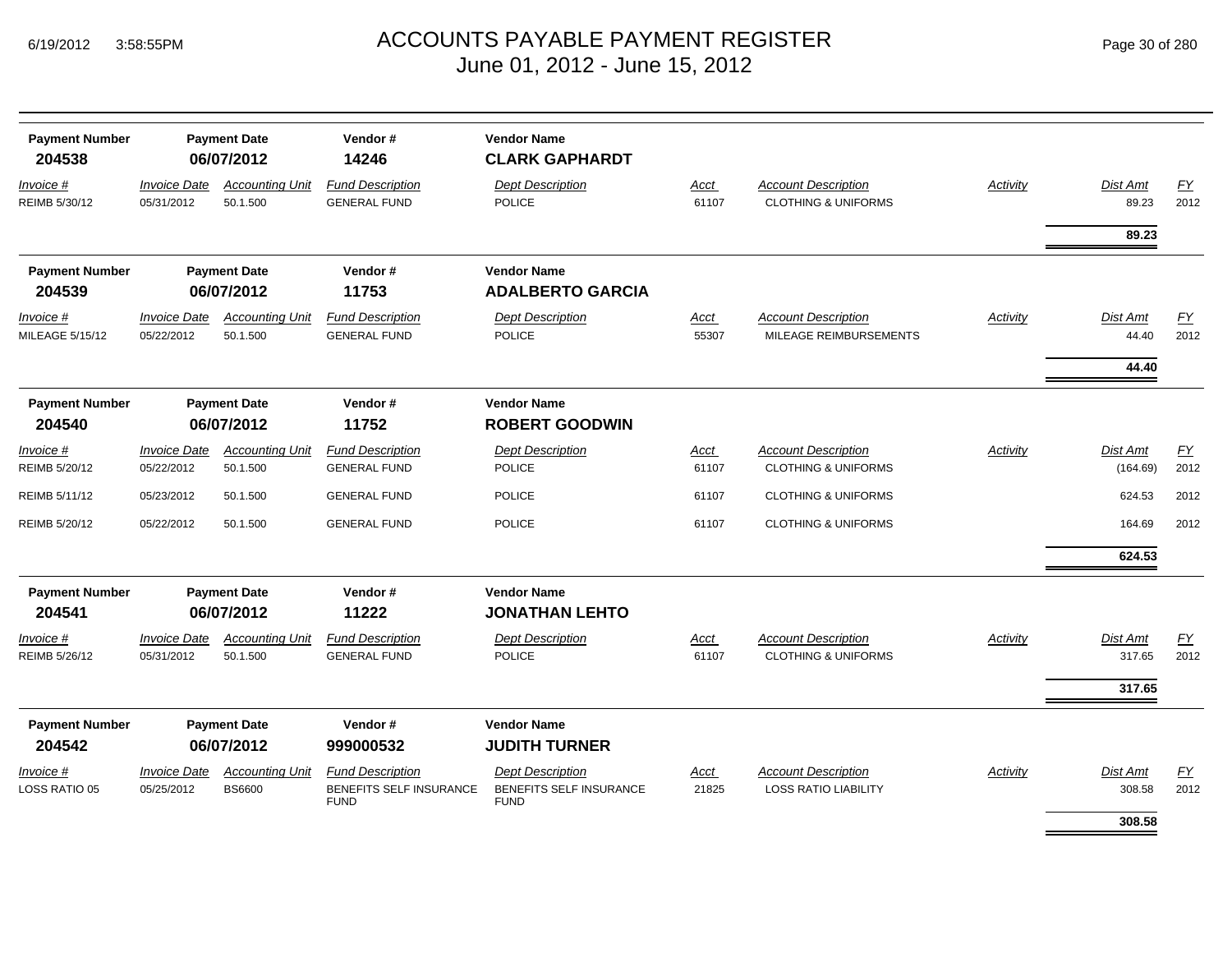# ACCOUNTS PAYABLE PAYMENT REGISTER
## June 01, 2012 - June 15, 2012

| Payment Number | Payment Date | Vendor # | Vendor Name | | | | | | |
|---|---|---|---|---|---|---|---|---|---|
| **204538** | **06/07/2012** | **14246** | **CLARK GAPHARDT** | | | | | | |
| *Invoice #* | *Invoice Date* | *Accounting Unit* | *Fund Description* | *Dept Description* | *Acct* | *Account Description* | *Activity* | *Dist Amt* | *FY* |
| REIMB 5/30/12 | 05/31/2012 | 50.1.500 | GENERAL FUND | POLICE | 61107 | CLOTHING & UNIFORMS | | 89.23 | 2012 |
| | | | | | | | | **89.23** | |

| Payment Number | Payment Date | Vendor # | Vendor Name | | | | | | |
|---|---|---|---|---|---|---|---|---|---|
| **204539** | **06/07/2012** | **11753** | **ADALBERTO GARCIA** | | | | | | |
| *Invoice #* | *Invoice Date* | *Accounting Unit* | *Fund Description* | *Dept Description* | *Acct* | *Account Description* | *Activity* | *Dist Amt* | *FY* |
| MILEAGE 5/15/12 | 05/22/2012 | 50.1.500 | GENERAL FUND | POLICE | 55307 | MILEAGE REIMBURSEMENTS | | 44.40 | 2012 |
| | | | | | | | | **44.40** | |

| Payment Number | Payment Date | Vendor # | Vendor Name | | | | | | |
|---|---|---|---|---|---|---|---|---|---|
| **204540** | **06/07/2012** | **11752** | **ROBERT GOODWIN** | | | | | | |
| *Invoice #* | *Invoice Date* | *Accounting Unit* | *Fund Description* | *Dept Description* | *Acct* | *Account Description* | *Activity* | *Dist Amt* | *FY* |
| REIMB 5/20/12 | 05/22/2012 | 50.1.500 | GENERAL FUND | POLICE | 61107 | CLOTHING & UNIFORMS | | (164.69) | 2012 |
| REIMB 5/11/12 | 05/23/2012 | 50.1.500 | GENERAL FUND | POLICE | 61107 | CLOTHING & UNIFORMS | | 624.53 | 2012 |
| REIMB 5/20/12 | 05/22/2012 | 50.1.500 | GENERAL FUND | POLICE | 61107 | CLOTHING & UNIFORMS | | 164.69 | 2012 |
| | | | | | | | | **624.53** | |

| Payment Number | Payment Date | Vendor # | Vendor Name | | | | | | |
|---|---|---|---|---|---|---|---|---|---|
| **204541** | **06/07/2012** | **11222** | **JONATHAN LEHTO** | | | | | | |
| *Invoice #* | *Invoice Date* | *Accounting Unit* | *Fund Description* | *Dept Description* | *Acct* | *Account Description* | *Activity* | *Dist Amt* | *FY* |
| REIMB 5/26/12 | 05/31/2012 | 50.1.500 | GENERAL FUND | POLICE | 61107 | CLOTHING & UNIFORMS | | 317.65 | 2012 |
| | | | | | | | | **317.65** | |

| Payment Number | Payment Date | Vendor # | Vendor Name | | | | | | |
|---|---|---|---|---|---|---|---|---|---|
| **204542** | **06/07/2012** | **999000532** | **JUDITH TURNER** | | | | | | |
| *Invoice #* | *Invoice Date* | *Accounting Unit* | *Fund Description* | *Dept Description* | *Acct* | *Account Description* | *Activity* | *Dist Amt* | *FY* |
| LOSS RATIO 05 | 05/25/2012 | BS6600 | BENEFITS SELF INSURANCE FUND | BENEFITS SELF INSURANCE FUND | 21825 | LOSS RATIO LIABILITY | | 308.58 | 2012 |
| | | | | | | | | **308.58** | |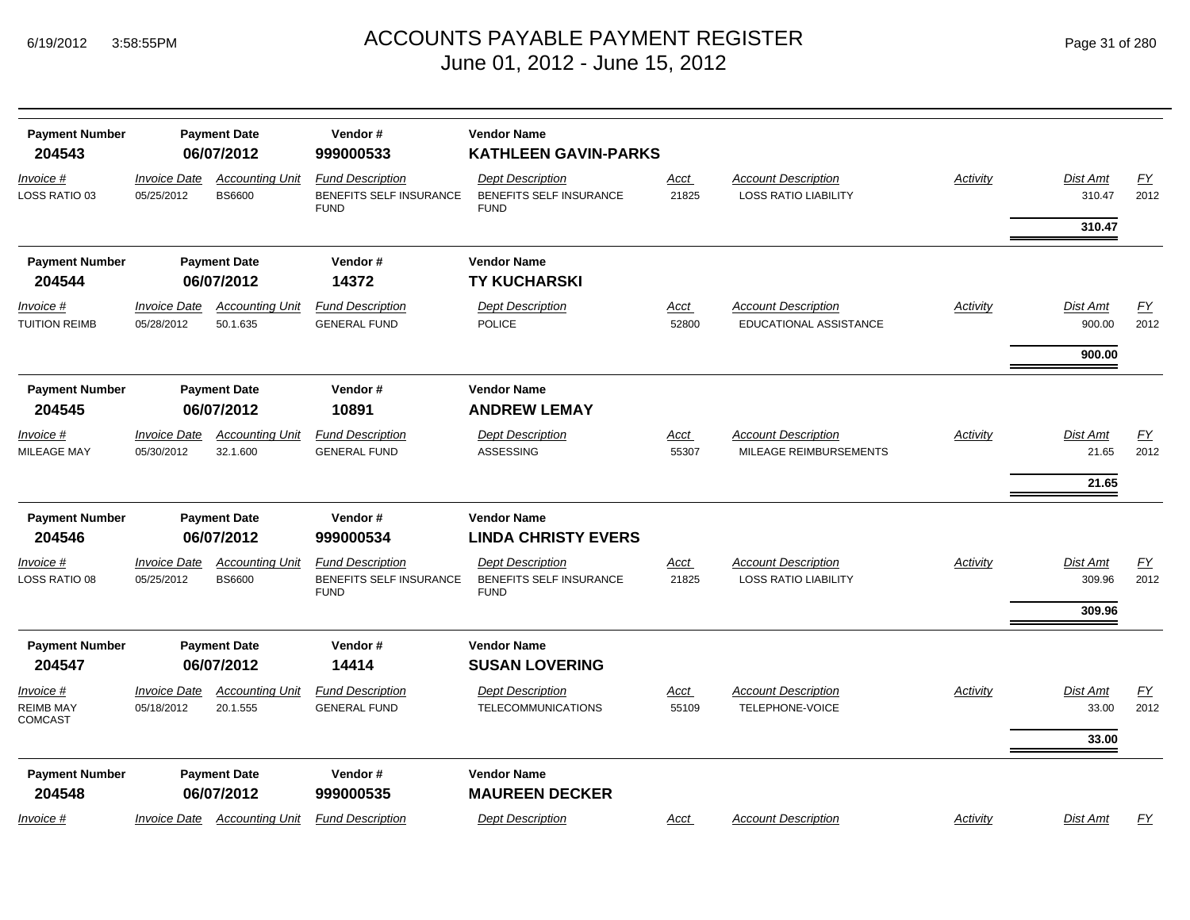| Payment Number | Payment Date | Vendor # | Vendor Name |
|---|---|---|---|
| 204543 | 06/07/2012 | 999000533 | **KATHLEEN GAVIN-PARKS** |

| Invoice # | Invoice Date | Accounting Unit | Fund Description | Dept Description | Acct | Account Description | Activity | Dist Amt | FY |
|---|---|---|---|---|---|---|---|---|---|
| LOSS RATIO 03 | 05/25/2012 | BS6600 | BENEFITS SELF INSURANCE FUND | BENEFITS SELF INSURANCE FUND | 21825 | LOSS RATIO LIABILITY | | 310.47 | 2012 |
| | | | | | | | | **310.47** | |

| Payment Number | Payment Date | Vendor # | Vendor Name |
|---|---|---|---|
| 204544 | 06/07/2012 | 14372 | **TY KUCHARSKI** |

| Invoice # | Invoice Date | Accounting Unit | Fund Description | Dept Description | Acct | Account Description | Activity | Dist Amt | FY |
|---|---|---|---|---|---|---|---|---|---|
| TUITION REIMB | 05/28/2012 | 50.1.635 | GENERAL FUND | POLICE | 52800 | EDUCATIONAL ASSISTANCE | | 900.00 | 2012 |
| | | | | | | | | **900.00** | |

| Payment Number | Payment Date | Vendor # | Vendor Name |
|---|---|---|---|
| 204545 | 06/07/2012 | 10891 | **ANDREW LEMAY** |

| Invoice # | Invoice Date | Accounting Unit | Fund Description | Dept Description | Acct | Account Description | Activity | Dist Amt | FY |
|---|---|---|---|---|---|---|---|---|---|
| MILEAGE MAY | 05/30/2012 | 32.1.600 | GENERAL FUND | ASSESSING | 55307 | MILEAGE REIMBURSEMENTS | | 21.65 | 2012 |
| | | | | | | | | **21.65** | |

| Payment Number | Payment Date | Vendor # | Vendor Name |
|---|---|---|---|
| 204546 | 06/07/2012 | 999000534 | **LINDA CHRISTY EVERS** |

| Invoice # | Invoice Date | Accounting Unit | Fund Description | Dept Description | Acct | Account Description | Activity | Dist Amt | FY |
|---|---|---|---|---|---|---|---|---|---|
| LOSS RATIO 08 | 05/25/2012 | BS6600 | BENEFITS SELF INSURANCE FUND | BENEFITS SELF INSURANCE FUND | 21825 | LOSS RATIO LIABILITY | | 309.96 | 2012 |
| | | | | | | | | **309.96** | |

| Payment Number | Payment Date | Vendor # | Vendor Name |
|---|---|---|---|
| 204547 | 06/07/2012 | 14414 | **SUSAN LOVERING** |

| Invoice # | Invoice Date | Accounting Unit | Fund Description | Dept Description | Acct | Account Description | Activity | Dist Amt | FY |
|---|---|---|---|---|---|---|---|---|---|
| REIMB MAY COMCAST | 05/18/2012 | 20.1.555 | GENERAL FUND | TELECOMMUNICATIONS | 55109 | TELEPHONE-VOICE | | 33.00 | 2012 |
| | | | | | | | | **33.00** | |

| Payment Number | Payment Date | Vendor # | Vendor Name |
|---|---|---|---|
| 204548 | 06/07/2012 | 999000535 | **MAUREEN DECKER** |

| Invoice # | Invoice Date | Accounting Unit | Fund Description | Dept Description | Acct | Account Description | Activity | Dist Amt | FY |
|---|---|---|---|---|---|---|---|---|---|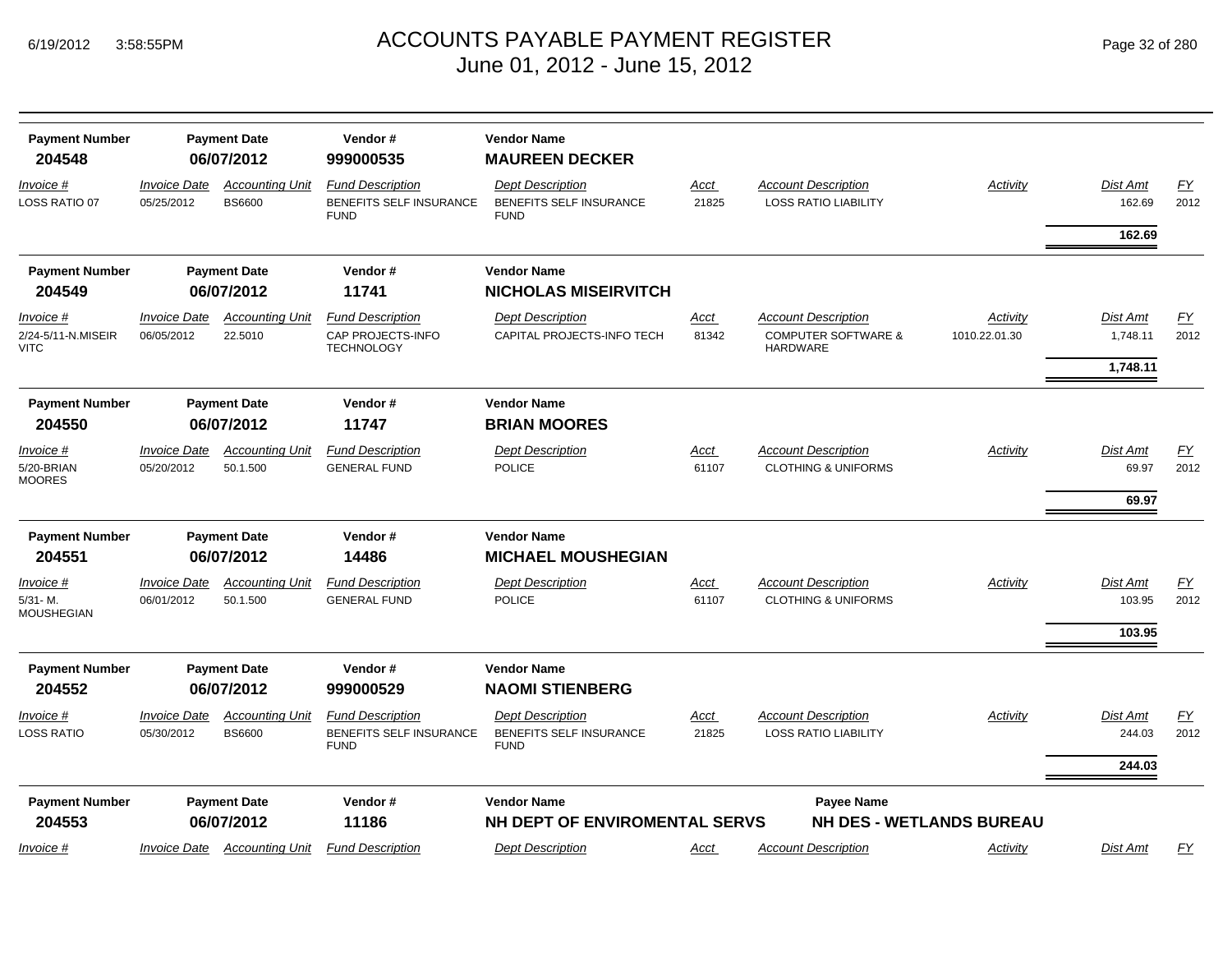# ACCOUNTS PAYABLE PAYMENT REGISTER
June 01, 2012 - June 15, 2012

| Payment Number | Payment Date | Vendor # | Vendor Name |
|---|---|---|---|
| **204548** | **06/07/2012** | **999000535** | **MAUREEN DECKER** |

| Invoice # | Invoice Date | Accounting Unit | Fund Description | Dept Description | Acct | Account Description | Activity | Dist Amt | FY |
|---|---|---|---|---|---|---|---|---|---|
| LOSS RATIO 07 | 05/25/2012 | BS6600 | BENEFITS SELF INSURANCE FUND | BENEFITS SELF INSURANCE FUND | 21825 | LOSS RATIO LIABILITY | | 162.69 | 2012 |
| | | | | | | | | **162.69** | |

| Payment Number | Payment Date | Vendor # | Vendor Name |
|---|---|---|---|
| **204549** | **06/07/2012** | **11741** | **NICHOLAS MISEIRVITCH** |

| Invoice # | Invoice Date | Accounting Unit | Fund Description | Dept Description | Acct | Account Description | Activity | Dist Amt | FY |
|---|---|---|---|---|---|---|---|---|---|
| 2/24-5/11-N.MISEIR VITC | 06/05/2012 | 22.5010 | CAP PROJECTS-INFO TECHNOLOGY | CAPITAL PROJECTS-INFO TECH | 81342 | COMPUTER SOFTWARE & HARDWARE | 1010.22.01.30 | 1,748.11 | 2012 |
| | | | | | | | | **1,748.11** | |

| Payment Number | Payment Date | Vendor # | Vendor Name |
|---|---|---|---|
| **204550** | **06/07/2012** | **11747** | **BRIAN MOORES** |

| Invoice # | Invoice Date | Accounting Unit | Fund Description | Dept Description | Acct | Account Description | Activity | Dist Amt | FY |
|---|---|---|---|---|---|---|---|---|---|
| 5/20-BRIAN MOORES | 05/20/2012 | 50.1.500 | GENERAL FUND | POLICE | 61107 | CLOTHING & UNIFORMS | | 69.97 | 2012 |
| | | | | | | | | **69.97** | |

| Payment Number | Payment Date | Vendor # | Vendor Name |
|---|---|---|---|
| **204551** | **06/07/2012** | **14486** | **MICHAEL MOUSHEGIAN** |

| Invoice # | Invoice Date | Accounting Unit | Fund Description | Dept Description | Acct | Account Description | Activity | Dist Amt | FY |
|---|---|---|---|---|---|---|---|---|---|
| 5/31- M. MOUSHEGIAN | 06/01/2012 | 50.1.500 | GENERAL FUND | POLICE | 61107 | CLOTHING & UNIFORMS | | 103.95 | 2012 |
| | | | | | | | | **103.95** | |

| Payment Number | Payment Date | Vendor # | Vendor Name |
|---|---|---|---|
| **204552** | **06/07/2012** | **999000529** | **NAOMI STIENBERG** |

| Invoice # | Invoice Date | Accounting Unit | Fund Description | Dept Description | Acct | Account Description | Activity | Dist Amt | FY |
|---|---|---|---|---|---|---|---|---|---|
| LOSS RATIO | 05/30/2012 | BS6600 | BENEFITS SELF INSURANCE FUND | BENEFITS SELF INSURANCE FUND | 21825 | LOSS RATIO LIABILITY | | 244.03 | 2012 |
| | | | | | | | | **244.03** | |

| Payment Number | Payment Date | Vendor # | Vendor Name | Payee Name |
|---|---|---|---|---|
| **204553** | **06/07/2012** | **11186** | **NH DEPT OF ENVIROMENTAL SERVS** | **NH DES - WETLANDS BUREAU** |

| Invoice # | Invoice Date | Accounting Unit | Fund Description | Dept Description | Acct | Account Description | Activity | Dist Amt | FY |
|---|---|---|---|---|---|---|---|---|---|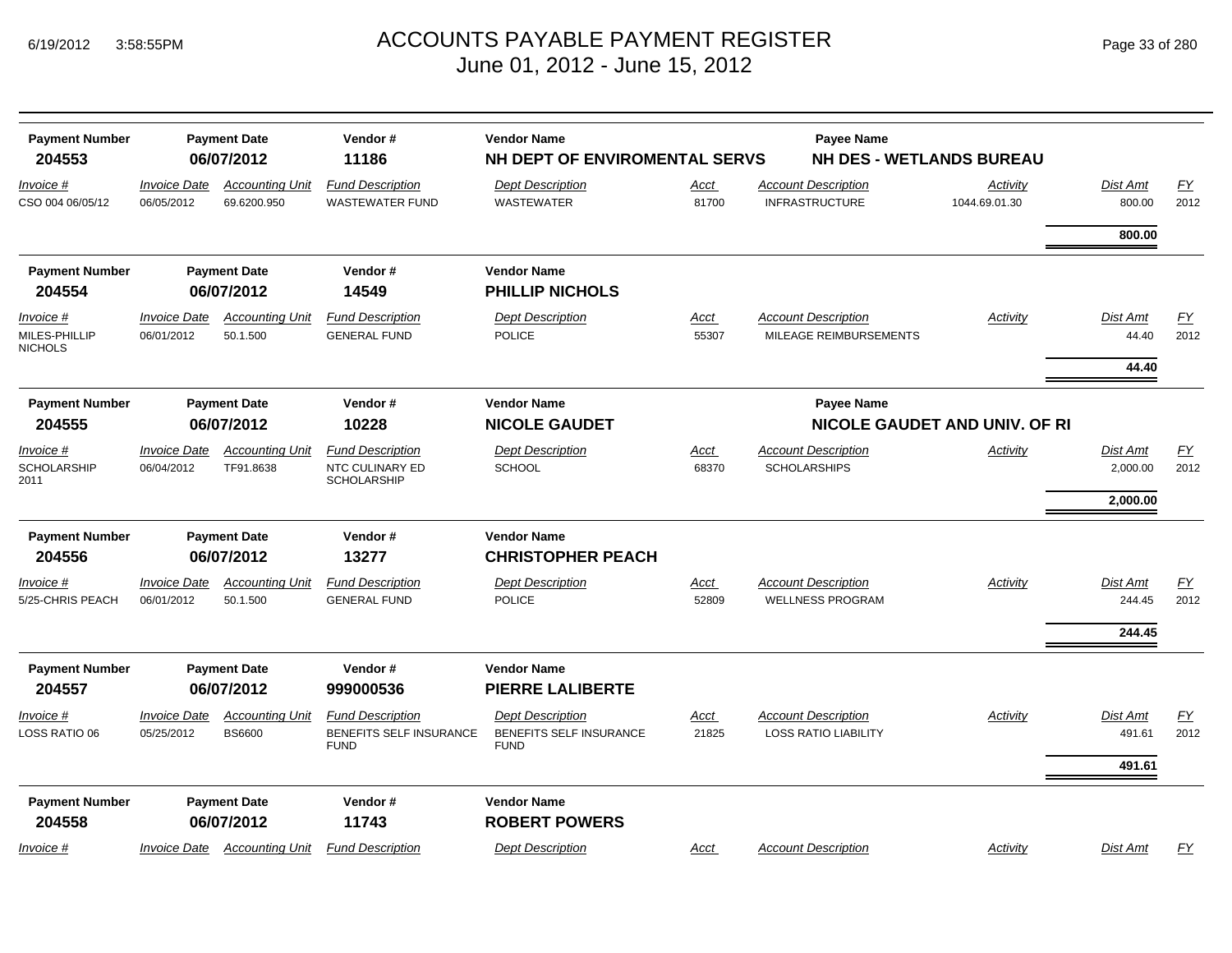# ACCOUNTS PAYABLE PAYMENT REGISTER
June 01, 2012 - June 15, 2012

| Payment Number | Payment Date | Vendor # | Vendor Name | Payee Name |
|---|---|---|---|---|
| **204553** | **06/07/2012** | **11186** | **NH DEPT OF ENVIROMENTAL SERVS** | **NH DES - WETLANDS BUREAU** |

| *Invoice #* | *Invoice Date* | *Accounting Unit* | *Fund Description* | *Dept Description* | *Acct* | *Account Description* | *Activity* | *Dist Amt* | *FY* |
|---|---|---|---|---|---|---|---|---|---|
| CSO 004 06/05/12 | 06/05/2012 | 69.6200.950 | WASTEWATER FUND | WASTEWATER | 81700 | INFRASTRUCTURE | 1044.69.01.30 | 800.00 | 2012 |
| | | | | | | | | **800.00** | |

| Payment Number | Payment Date | Vendor # | Vendor Name |
|---|---|---|---|
| **204554** | **06/07/2012** | **14549** | **PHILLIP NICHOLS** |

| *Invoice #* | *Invoice Date* | *Accounting Unit* | *Fund Description* | *Dept Description* | *Acct* | *Account Description* | *Activity* | *Dist Amt* | *FY* |
|---|---|---|---|---|---|---|---|---|---|
| MILES-PHILLIP NICHOLS | 06/01/2012 | 50.1.500 | GENERAL FUND | POLICE | 55307 | MILEAGE REIMBURSEMENTS | | 44.40 | 2012 |
| | | | | | | | | **44.40** | |

| Payment Number | Payment Date | Vendor # | Vendor Name | Payee Name |
|---|---|---|---|---|
| **204555** | **06/07/2012** | **10228** | **NICOLE GAUDET** | **NICOLE GAUDET AND UNIV. OF RI** |

| *Invoice #* | *Invoice Date* | *Accounting Unit* | *Fund Description* | *Dept Description* | *Acct* | *Account Description* | *Activity* | *Dist Amt* | *FY* |
|---|---|---|---|---|---|---|---|---|---|
| SCHOLARSHIP 2011 | 06/04/2012 | TF91.8638 | NTC CULINARY ED SCHOLARSHIP | SCHOOL | 68370 | SCHOLARSHIPS | | 2,000.00 | 2012 |
| | | | | | | | | **2,000.00** | |

| Payment Number | Payment Date | Vendor # | Vendor Name |
|---|---|---|---|
| **204556** | **06/07/2012** | **13277** | **CHRISTOPHER PEACH** |

| *Invoice #* | *Invoice Date* | *Accounting Unit* | *Fund Description* | *Dept Description* | *Acct* | *Account Description* | *Activity* | *Dist Amt* | *FY* |
|---|---|---|---|---|---|---|---|---|---|
| 5/25-CHRIS PEACH | 06/01/2012 | 50.1.500 | GENERAL FUND | POLICE | 52809 | WELLNESS PROGRAM | | 244.45 | 2012 |
| | | | | | | | | **244.45** | |

| Payment Number | Payment Date | Vendor # | Vendor Name |
|---|---|---|---|
| **204557** | **06/07/2012** | **999000536** | **PIERRE LALIBERTE** |

| *Invoice #* | *Invoice Date* | *Accounting Unit* | *Fund Description* | *Dept Description* | *Acct* | *Account Description* | *Activity* | *Dist Amt* | *FY* |
|---|---|---|---|---|---|---|---|---|---|
| LOSS RATIO 06 | 05/25/2012 | BS6600 | BENEFITS SELF INSURANCE FUND | BENEFITS SELF INSURANCE FUND | 21825 | LOSS RATIO LIABILITY | | 491.61 | 2012 |
| | | | | | | | | **491.61** | |

| Payment Number | Payment Date | Vendor # | Vendor Name |
|---|---|---|---|
| **204558** | **06/07/2012** | **11743** | **ROBERT POWERS** |

| *Invoice #* | *Invoice Date* | *Accounting Unit* | *Fund Description* | *Dept Description* | *Acct* | *Account Description* | *Activity* | *Dist Amt* | *FY* |
|---|---|---|---|---|---|---|---|---|---|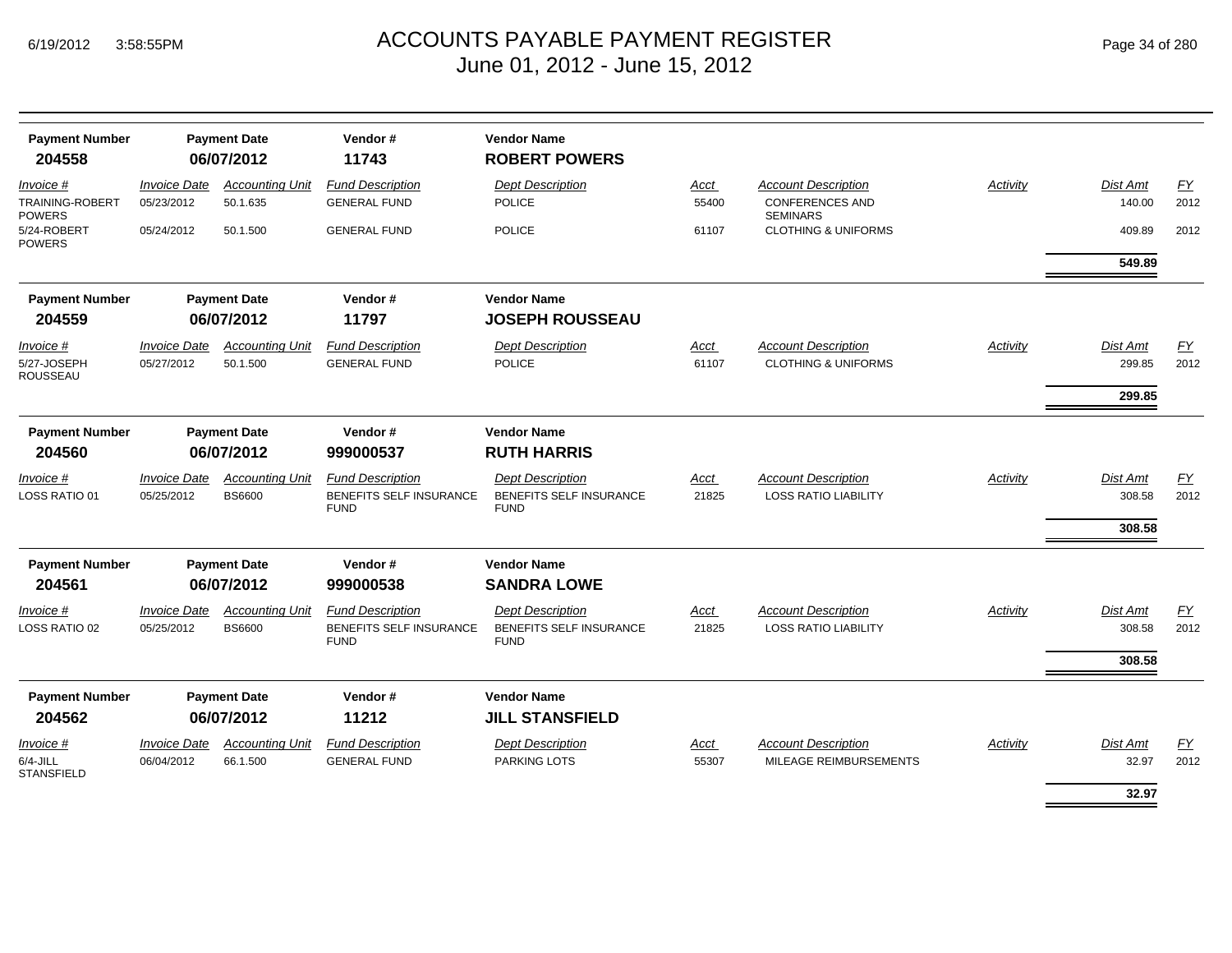# ACCOUNTS PAYABLE PAYMENT REGISTER
June 01, 2012 - June 15, 2012

6/19/2012 3:58:55PM

| Payment Number | Payment Date | Vendor # | Vendor Name |
|---|---|---|---|
| 204558 | 06/07/2012 | 11743 | **ROBERT POWERS** |

| Invoice # | Invoice Date | Accounting Unit | Fund Description | Dept Description | Acct | Account Description | Activity | Dist Amt | FY |
|---|---|---|---|---|---|---|---|---|---|
| TRAINING-ROBERT POWERS | 05/23/2012 | 50.1.635 | GENERAL FUND | POLICE | 55400 | CONFERENCES AND SEMINARS | | 140.00 | 2012 |
| 5/24-ROBERT POWERS | 05/24/2012 | 50.1.500 | GENERAL FUND | POLICE | 61107 | CLOTHING & UNIFORMS | | 409.89 | 2012 |
| | | | | | | | | **549.89** | |

| Payment Number | Payment Date | Vendor # | Vendor Name |
|---|---|---|---|
| 204559 | 06/07/2012 | 11797 | **JOSEPH ROUSSEAU** |

| Invoice # | Invoice Date | Accounting Unit | Fund Description | Dept Description | Acct | Account Description | Activity | Dist Amt | FY |
|---|---|---|---|---|---|---|---|---|---|
| 5/27-JOSEPH ROUSSEAU | 05/27/2012 | 50.1.500 | GENERAL FUND | POLICE | 61107 | CLOTHING & UNIFORMS | | 299.85 | 2012 |
| | | | | | | | | **299.85** | |

| Payment Number | Payment Date | Vendor # | Vendor Name |
|---|---|---|---|
| 204560 | 06/07/2012 | 999000537 | **RUTH HARRIS** |

| Invoice # | Invoice Date | Accounting Unit | Fund Description | Dept Description | Acct | Account Description | Activity | Dist Amt | FY |
|---|---|---|---|---|---|---|---|---|---|
| LOSS RATIO 01 | 05/25/2012 | BS6600 | BENEFITS SELF INSURANCE FUND | BENEFITS SELF INSURANCE FUND | 21825 | LOSS RATIO LIABILITY | | 308.58 | 2012 |
| | | | | | | | | **308.58** | |

| Payment Number | Payment Date | Vendor # | Vendor Name |
|---|---|---|---|
| 204561 | 06/07/2012 | 999000538 | **SANDRA LOWE** |

| Invoice # | Invoice Date | Accounting Unit | Fund Description | Dept Description | Acct | Account Description | Activity | Dist Amt | FY |
|---|---|---|---|---|---|---|---|---|---|
| LOSS RATIO 02 | 05/25/2012 | BS6600 | BENEFITS SELF INSURANCE FUND | BENEFITS SELF INSURANCE FUND | 21825 | LOSS RATIO LIABILITY | | 308.58 | 2012 |
| | | | | | | | | **308.58** | |

| Payment Number | Payment Date | Vendor # | Vendor Name |
|---|---|---|---|
| 204562 | 06/07/2012 | 11212 | **JILL STANSFIELD** |

| Invoice # | Invoice Date | Accounting Unit | Fund Description | Dept Description | Acct | Account Description | Activity | Dist Amt | FY |
|---|---|---|---|---|---|---|---|---|---|
| 6/4-JILL STANSFIELD | 06/04/2012 | 66.1.500 | GENERAL FUND | PARKING LOTS | 55307 | MILEAGE REIMBURSEMENTS | | 32.97 | 2012 |
| | | | | | | | | **32.97** | |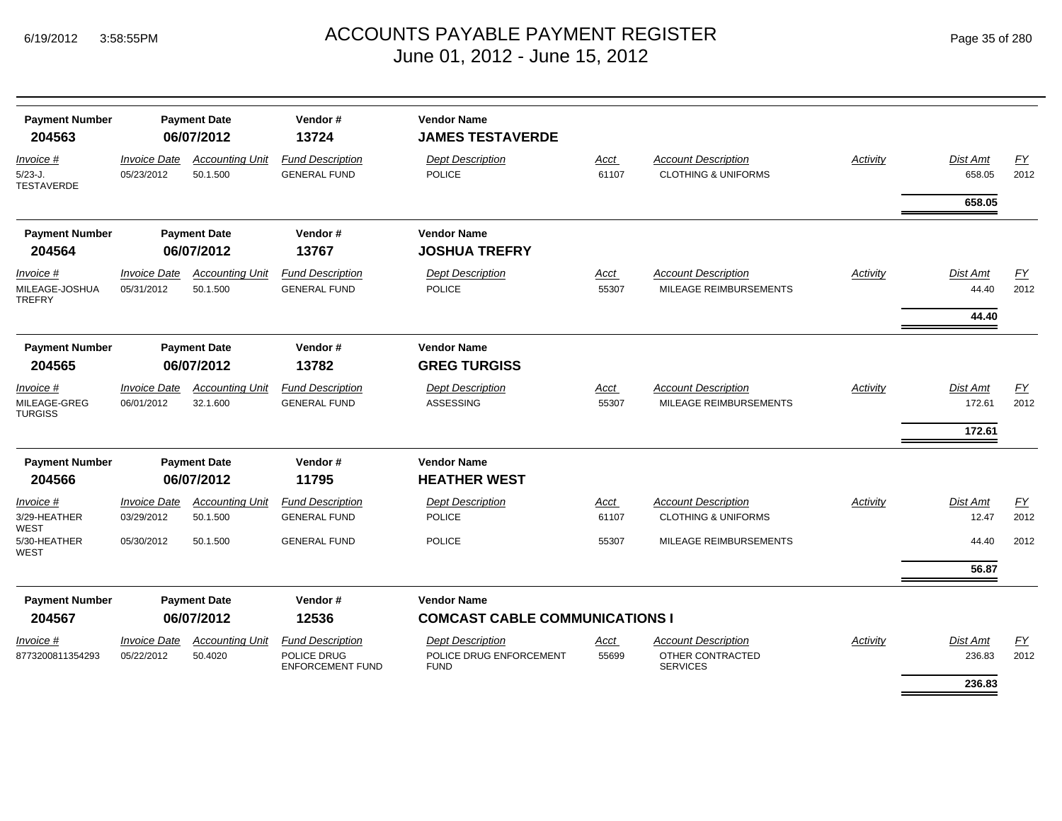# ACCOUNTS PAYABLE PAYMENT REGISTER
## June 01, 2012 - June 15, 2012

| Payment Number | Payment Date | Vendor # | Vendor Name |
|---|---|---|---|
| **204563** | **06/07/2012** | **13724** | **JAMES TESTAVERDE** |

| Invoice # | Invoice Date | Accounting Unit | Fund Description | Dept Description | Acct | Account Description | Activity | Dist Amt | FY |
|---|---|---|---|---|---|---|---|---|---|
| 5/23-J. TESTAVERDE | 05/23/2012 | 50.1.500 | GENERAL FUND | POLICE | 61107 | CLOTHING & UNIFORMS | | 658.05 | 2012 |
| | | | | | | | | **658.05** | |

| Payment Number | Payment Date | Vendor # | Vendor Name |
|---|---|---|---|
| **204564** | **06/07/2012** | **13767** | **JOSHUA TREFRY** |

| Invoice # | Invoice Date | Accounting Unit | Fund Description | Dept Description | Acct | Account Description | Activity | Dist Amt | FY |
|---|---|---|---|---|---|---|---|---|---|
| MILEAGE-JOSHUA TREFRY | 05/31/2012 | 50.1.500 | GENERAL FUND | POLICE | 55307 | MILEAGE REIMBURSEMENTS | | 44.40 | 2012 |
| | | | | | | | | **44.40** | |

| Payment Number | Payment Date | Vendor # | Vendor Name |
|---|---|---|---|
| **204565** | **06/07/2012** | **13782** | **GREG TURGISS** |

| Invoice # | Invoice Date | Accounting Unit | Fund Description | Dept Description | Acct | Account Description | Activity | Dist Amt | FY |
|---|---|---|---|---|---|---|---|---|---|
| MILEAGE-GREG TURGISS | 06/01/2012 | 32.1.600 | GENERAL FUND | ASSESSING | 55307 | MILEAGE REIMBURSEMENTS | | 172.61 | 2012 |
| | | | | | | | | **172.61** | |

| Payment Number | Payment Date | Vendor # | Vendor Name |
|---|---|---|---|
| **204566** | **06/07/2012** | **11795** | **HEATHER WEST** |

| Invoice # | Invoice Date | Accounting Unit | Fund Description | Dept Description | Acct | Account Description | Activity | Dist Amt | FY |
|---|---|---|---|---|---|---|---|---|---|
| 3/29-HEATHER WEST | 03/29/2012 | 50.1.500 | GENERAL FUND | POLICE | 61107 | CLOTHING & UNIFORMS | | 12.47 | 2012 |
| 5/30-HEATHER WEST | 05/30/2012 | 50.1.500 | GENERAL FUND | POLICE | 55307 | MILEAGE REIMBURSEMENTS | | 44.40 | 2012 |
| | | | | | | | | **56.87** | |

| Payment Number | Payment Date | Vendor # | Vendor Name |
|---|---|---|---|
| **204567** | **06/07/2012** | **12536** | **COMCAST CABLE COMMUNICATIONS I** |

| Invoice # | Invoice Date | Accounting Unit | Fund Description | Dept Description | Acct | Account Description | Activity | Dist Amt | FY |
|---|---|---|---|---|---|---|---|---|---|
| 8773200811354293 | 05/22/2012 | 50.4020 | POLICE DRUG ENFORCEMENT FUND | POLICE DRUG ENFORCEMENT FUND | 55699 | OTHER CONTRACTED SERVICES | | 236.83 | 2012 |
| | | | | | | | | **236.83** | |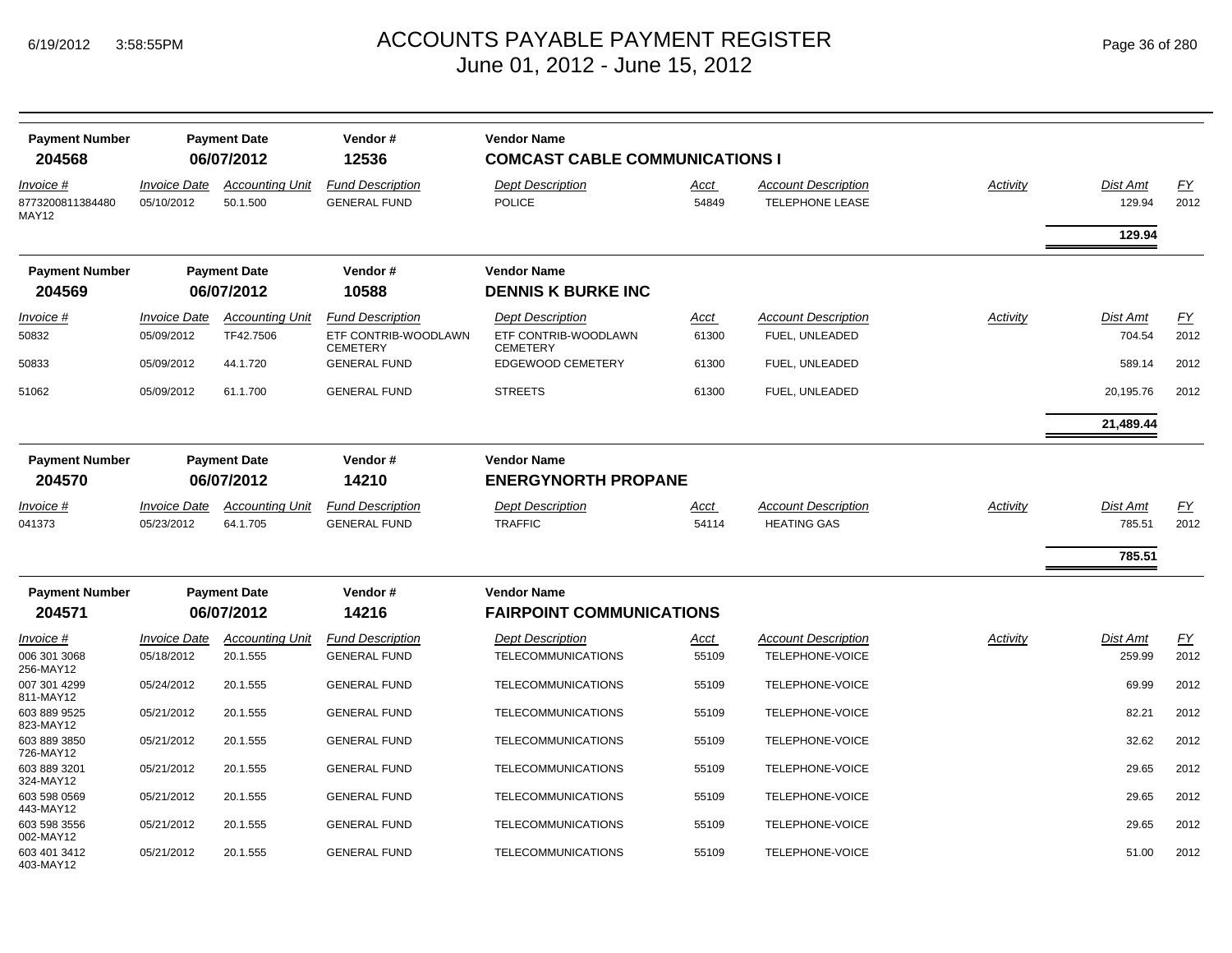# ACCOUNTS PAYABLE PAYMENT REGISTER
## June 01, 2012 - June 15, 2012

| Payment Number | Payment Date | Vendor # | Vendor Name |
|---|---|---|---|
| **204568** | **06/07/2012** | **12536** | **COMCAST CABLE COMMUNICATIONS I** |

| Invoice # | Invoice Date | Accounting Unit | Fund Description | Dept Description | Acct | Account Description | Activity | Dist Amt | FY |
|---|---|---|---|---|---|---|---|---|---|
| 8773200811384480 MAY12 | 05/10/2012 | 50.1.500 | GENERAL FUND | POLICE | 54849 | TELEPHONE LEASE | | 129.94 | 2012 |
| | | | | | | | | **129.94** | |

| Payment Number | Payment Date | Vendor # | Vendor Name |
|---|---|---|---|
| **204569** | **06/07/2012** | **10588** | **DENNIS K BURKE INC** |

| Invoice # | Invoice Date | Accounting Unit | Fund Description | Dept Description | Acct | Account Description | Activity | Dist Amt | FY |
|---|---|---|---|---|---|---|---|---|---|
| 50832 | 05/09/2012 | TF42.7506 | ETF CONTRIB-WOODLAWN CEMETERY | ETF CONTRIB-WOODLAWN CEMETERY | 61300 | FUEL, UNLEADED | | 704.54 | 2012 |
| 50833 | 05/09/2012 | 44.1.720 | GENERAL FUND | EDGEWOOD CEMETERY | 61300 | FUEL, UNLEADED | | 589.14 | 2012 |
| 51062 | 05/09/2012 | 61.1.700 | GENERAL FUND | STREETS | 61300 | FUEL, UNLEADED | | 20,195.76 | 2012 |
| | | | | | | | | **21,489.44** | |

| Payment Number | Payment Date | Vendor # | Vendor Name |
|---|---|---|---|
| **204570** | **06/07/2012** | **14210** | **ENERGYNORTH PROPANE** |

| Invoice # | Invoice Date | Accounting Unit | Fund Description | Dept Description | Acct | Account Description | Activity | Dist Amt | FY |
|---|---|---|---|---|---|---|---|---|---|
| 041373 | 05/23/2012 | 64.1.705 | GENERAL FUND | TRAFFIC | 54114 | HEATING GAS | | 785.51 | 2012 |
| | | | | | | | | **785.51** | |

| Payment Number | Payment Date | Vendor # | Vendor Name |
|---|---|---|---|
| **204571** | **06/07/2012** | **14216** | **FAIRPOINT COMMUNICATIONS** |

| Invoice # | Invoice Date | Accounting Unit | Fund Description | Dept Description | Acct | Account Description | Activity | Dist Amt | FY |
|---|---|---|---|---|---|---|---|---|---|
| 006 301 3068 256-MAY12 | 05/18/2012 | 20.1.555 | GENERAL FUND | TELECOMMUNICATIONS | 55109 | TELEPHONE-VOICE | | 259.99 | 2012 |
| 007 301 4299 811-MAY12 | 05/24/2012 | 20.1.555 | GENERAL FUND | TELECOMMUNICATIONS | 55109 | TELEPHONE-VOICE | | 69.99 | 2012 |
| 603 889 9525 823-MAY12 | 05/21/2012 | 20.1.555 | GENERAL FUND | TELECOMMUNICATIONS | 55109 | TELEPHONE-VOICE | | 82.21 | 2012 |
| 603 889 3850 726-MAY12 | 05/21/2012 | 20.1.555 | GENERAL FUND | TELECOMMUNICATIONS | 55109 | TELEPHONE-VOICE | | 32.62 | 2012 |
| 603 889 3201 324-MAY12 | 05/21/2012 | 20.1.555 | GENERAL FUND | TELECOMMUNICATIONS | 55109 | TELEPHONE-VOICE | | 29.65 | 2012 |
| 603 598 0569 443-MAY12 | 05/21/2012 | 20.1.555 | GENERAL FUND | TELECOMMUNICATIONS | 55109 | TELEPHONE-VOICE | | 29.65 | 2012 |
| 603 598 3556 002-MAY12 | 05/21/2012 | 20.1.555 | GENERAL FUND | TELECOMMUNICATIONS | 55109 | TELEPHONE-VOICE | | 29.65 | 2012 |
| 603 401 3412 403-MAY12 | 05/21/2012 | 20.1.555 | GENERAL FUND | TELECOMMUNICATIONS | 55109 | TELEPHONE-VOICE | | 51.00 | 2012 |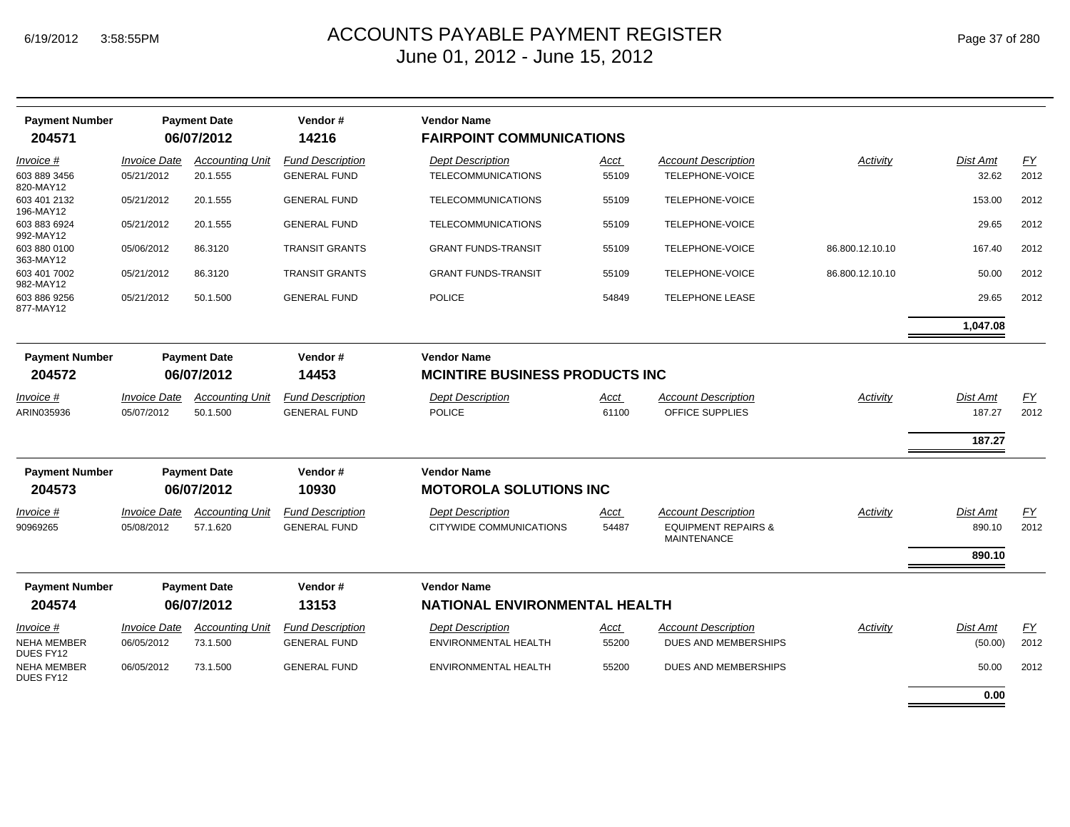# ACCOUNTS PAYABLE PAYMENT REGISTER
## June 01, 2012 - June 15, 2012

| Payment Number | Payment Date | Vendor # | Vendor Name |
|---|---|---|---|
| **204571** | **06/07/2012** | **14216** | **FAIRPOINT COMMUNICATIONS** |

| Invoice # | Invoice Date | Accounting Unit | Fund Description | Dept Description | Acct | Account Description | Activity | Dist Amt | FY |
|---|---|---|---|---|---|---|---|---|---|
| 603 889 3456 820-MAY12 | 05/21/2012 | 20.1.555 | GENERAL FUND | TELECOMMUNICATIONS | 55109 | TELEPHONE-VOICE | | 32.62 | 2012 |
| 603 401 2132 196-MAY12 | 05/21/2012 | 20.1.555 | GENERAL FUND | TELECOMMUNICATIONS | 55109 | TELEPHONE-VOICE | | 153.00 | 2012 |
| 603 883 6924 992-MAY12 | 05/21/2012 | 20.1.555 | GENERAL FUND | TELECOMMUNICATIONS | 55109 | TELEPHONE-VOICE | | 29.65 | 2012 |
| 603 880 0100 363-MAY12 | 05/06/2012 | 86.3120 | TRANSIT GRANTS | GRANT FUNDS-TRANSIT | 55109 | TELEPHONE-VOICE | 86.800.12.10.10 | 167.40 | 2012 |
| 603 401 7002 982-MAY12 | 05/21/2012 | 86.3120 | TRANSIT GRANTS | GRANT FUNDS-TRANSIT | 55109 | TELEPHONE-VOICE | 86.800.12.10.10 | 50.00 | 2012 |
| 603 886 9256 877-MAY12 | 05/21/2012 | 50.1.500 | GENERAL FUND | POLICE | 54849 | TELEPHONE LEASE | | 29.65 | 2012 |
| | | | | | | | | **1,047.08** | |

| Payment Number | Payment Date | Vendor # | Vendor Name |
|---|---|---|---|
| **204572** | **06/07/2012** | **14453** | **MCINTIRE BUSINESS PRODUCTS INC** |

| Invoice # | Invoice Date | Accounting Unit | Fund Description | Dept Description | Acct | Account Description | Activity | Dist Amt | FY |
|---|---|---|---|---|---|---|---|---|---|
| ARIN035936 | 05/07/2012 | 50.1.500 | GENERAL FUND | POLICE | 61100 | OFFICE SUPPLIES | | 187.27 | 2012 |
| | | | | | | | | **187.27** | |

| Payment Number | Payment Date | Vendor # | Vendor Name |
|---|---|---|---|
| **204573** | **06/07/2012** | **10930** | **MOTOROLA SOLUTIONS INC** |

| Invoice # | Invoice Date | Accounting Unit | Fund Description | Dept Description | Acct | Account Description | Activity | Dist Amt | FY |
|---|---|---|---|---|---|---|---|---|---|
| 90969265 | 05/08/2012 | 57.1.620 | GENERAL FUND | CITYWIDE COMMUNICATIONS | 54487 | EQUIPMENT REPAIRS & MAINTENANCE | | 890.10 | 2012 |
| | | | | | | | | **890.10** | |

| Payment Number | Payment Date | Vendor # | Vendor Name |
|---|---|---|---|
| **204574** | **06/07/2012** | **13153** | **NATIONAL ENVIRONMENTAL HEALTH** |

| Invoice # | Invoice Date | Accounting Unit | Fund Description | Dept Description | Acct | Account Description | Activity | Dist Amt | FY |
|---|---|---|---|---|---|---|---|---|---|
| NEHA MEMBER DUES FY12 | 06/05/2012 | 73.1.500 | GENERAL FUND | ENVIRONMENTAL HEALTH | 55200 | DUES AND MEMBERSHIPS | | (50.00) | 2012 |
| NEHA MEMBER DUES FY12 | 06/05/2012 | 73.1.500 | GENERAL FUND | ENVIRONMENTAL HEALTH | 55200 | DUES AND MEMBERSHIPS | | 50.00 | 2012 |
| | | | | | | | | **0.00** | |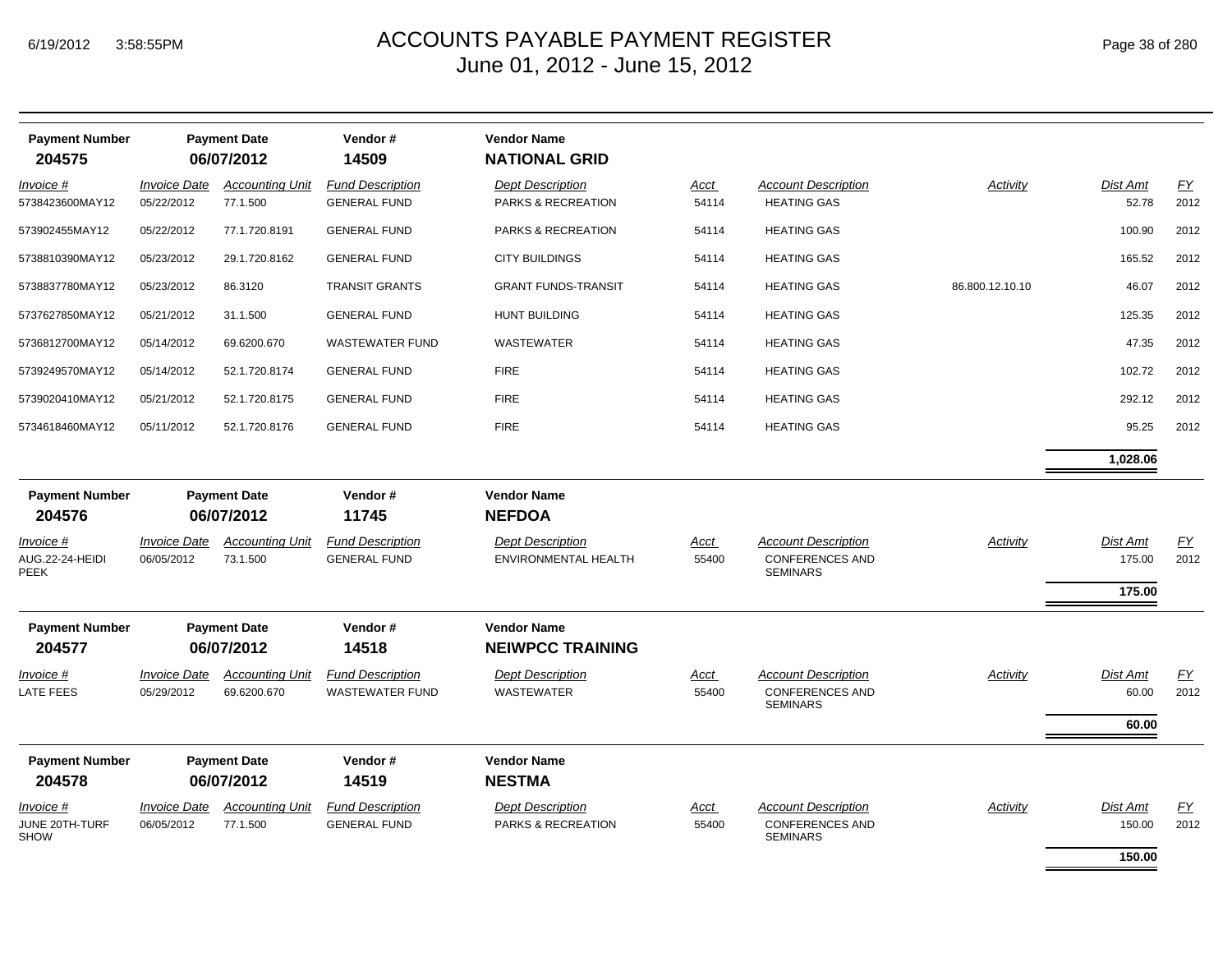# ACCOUNTS PAYABLE PAYMENT REGISTER
June 01, 2012 - June 15, 2012

| Payment Number | Payment Date | Vendor # | Vendor Name |
|---|---|---|---|
| **204575** | **06/07/2012** | **14509** | **NATIONAL GRID** |

| Invoice # | Invoice Date | Accounting Unit | Fund Description | Dept Description | Acct | Account Description | Activity | Dist Amt | FY |
|---|---|---|---|---|---|---|---|---|---|
| 5738423600MAY12 | 05/22/2012 | 77.1.500 | GENERAL FUND | PARKS & RECREATION | 54114 | HEATING GAS | | 52.78 | 2012 |
| 573902455MAY12 | 05/22/2012 | 77.1.720.8191 | GENERAL FUND | PARKS & RECREATION | 54114 | HEATING GAS | | 100.90 | 2012 |
| 5738810390MAY12 | 05/23/2012 | 29.1.720.8162 | GENERAL FUND | CITY BUILDINGS | 54114 | HEATING GAS | | 165.52 | 2012 |
| 5738837780MAY12 | 05/23/2012 | 86.3120 | TRANSIT GRANTS | GRANT FUNDS-TRANSIT | 54114 | HEATING GAS | 86.800.12.10.10 | 46.07 | 2012 |
| 5737627850MAY12 | 05/21/2012 | 31.1.500 | GENERAL FUND | HUNT BUILDING | 54114 | HEATING GAS | | 125.35 | 2012 |
| 5736812700MAY12 | 05/14/2012 | 69.6200.670 | WASTEWATER FUND | WASTEWATER | 54114 | HEATING GAS | | 47.35 | 2012 |
| 5739249570MAY12 | 05/14/2012 | 52.1.720.8174 | GENERAL FUND | FIRE | 54114 | HEATING GAS | | 102.72 | 2012 |
| 5739020410MAY12 | 05/21/2012 | 52.1.720.8175 | GENERAL FUND | FIRE | 54114 | HEATING GAS | | 292.12 | 2012 |
| 5734618460MAY12 | 05/11/2012 | 52.1.720.8176 | GENERAL FUND | FIRE | 54114 | HEATING GAS | | 95.25 | 2012 |
| | | | | | | | | **1,028.06** | |

| Payment Number | Payment Date | Vendor # | Vendor Name |
|---|---|---|---|
| **204576** | **06/07/2012** | **11745** | **NEFDOA** |

| Invoice # | Invoice Date | Accounting Unit | Fund Description | Dept Description | Acct | Account Description | Activity | Dist Amt | FY |
|---|---|---|---|---|---|---|---|---|---|
| AUG.22-24-HEIDI PEEK | 06/05/2012 | 73.1.500 | GENERAL FUND | ENVIRONMENTAL HEALTH | 55400 | CONFERENCES AND SEMINARS | | 175.00 | 2012 |
| | | | | | | | | **175.00** | |

| Payment Number | Payment Date | Vendor # | Vendor Name |
|---|---|---|---|
| **204577** | **06/07/2012** | **14518** | **NEIWPCC TRAINING** |

| Invoice # | Invoice Date | Accounting Unit | Fund Description | Dept Description | Acct | Account Description | Activity | Dist Amt | FY |
|---|---|---|---|---|---|---|---|---|---|
| LATE FEES | 05/29/2012 | 69.6200.670 | WASTEWATER FUND | WASTEWATER | 55400 | CONFERENCES AND SEMINARS | | 60.00 | 2012 |
| | | | | | | | | **60.00** | |

| Payment Number | Payment Date | Vendor # | Vendor Name |
|---|---|---|---|
| **204578** | **06/07/2012** | **14519** | **NESTMA** |

| Invoice # | Invoice Date | Accounting Unit | Fund Description | Dept Description | Acct | Account Description | Activity | Dist Amt | FY |
|---|---|---|---|---|---|---|---|---|---|
| JUNE 20TH-TURF SHOW | 06/05/2012 | 77.1.500 | GENERAL FUND | PARKS & RECREATION | 55400 | CONFERENCES AND SEMINARS | | 150.00 | 2012 |
| | | | | | | | | **150.00** | |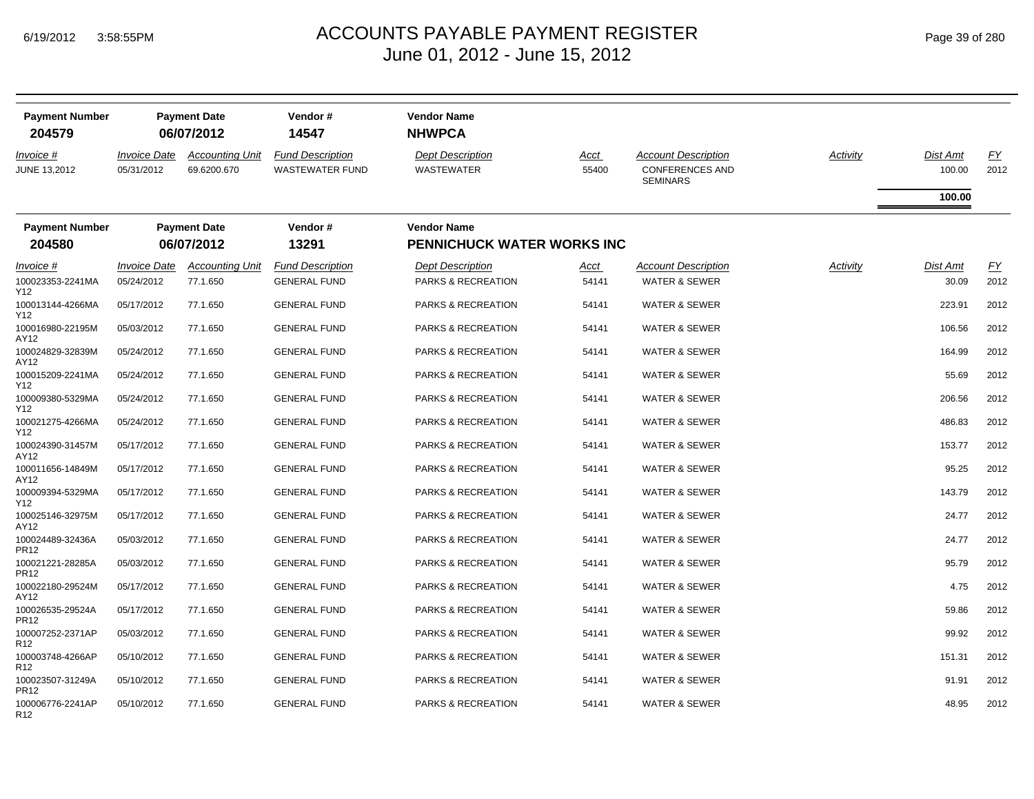# ACCOUNTS PAYABLE PAYMENT REGISTER

June 01, 2012 - June 15, 2012

| Payment Number | Payment Date | Vendor # | Vendor Name |
|---|---|---|---|
| **204579** | **06/07/2012** | **14547** | **NHWPCA** |

| *Invoice #* | *Invoice Date* | *Accounting Unit* | *Fund Description* | *Dept Description* | *Acct* | *Account Description* | *Activity* | *Dist Amt* | *FY* |
|---|---|---|---|---|---|---|---|---|---|
| JUNE 13,2012 | 05/31/2012 | 69.6200.670 | WASTEWATER FUND | WASTEWATER | 55400 | CONFERENCES AND SEMINARS | | 100.00 | 2012 |
| | | | | | | | | **100.00** | |

| Payment Number | Payment Date | Vendor # | Vendor Name |
|---|---|---|---|
| **204580** | **06/07/2012** | **13291** | **PENNICHUCK WATER WORKS INC** |

| *Invoice #* | *Invoice Date* | *Accounting Unit* | *Fund Description* | *Dept Description* | *Acct* | *Account Description* | *Activity* | *Dist Amt* | *FY* |
|---|---|---|---|---|---|---|---|---|---|
| 100023353-2241MAY12 | 05/24/2012 | 77.1.650 | GENERAL FUND | PARKS & RECREATION | 54141 | WATER & SEWER | | 30.09 | 2012 |
| 100013144-4266MAY12 | 05/17/2012 | 77.1.650 | GENERAL FUND | PARKS & RECREATION | 54141 | WATER & SEWER | | 223.91 | 2012 |
| 100016980-22195MAY12 | 05/03/2012 | 77.1.650 | GENERAL FUND | PARKS & RECREATION | 54141 | WATER & SEWER | | 106.56 | 2012 |
| 100024829-32839MAY12 | 05/24/2012 | 77.1.650 | GENERAL FUND | PARKS & RECREATION | 54141 | WATER & SEWER | | 164.99 | 2012 |
| 100015209-2241MAY12 | 05/24/2012 | 77.1.650 | GENERAL FUND | PARKS & RECREATION | 54141 | WATER & SEWER | | 55.69 | 2012 |
| 100009380-5329MAY12 | 05/24/2012 | 77.1.650 | GENERAL FUND | PARKS & RECREATION | 54141 | WATER & SEWER | | 206.56 | 2012 |
| 100021275-4266MAY12 | 05/24/2012 | 77.1.650 | GENERAL FUND | PARKS & RECREATION | 54141 | WATER & SEWER | | 486.83 | 2012 |
| 100024390-31457MAY12 | 05/17/2012 | 77.1.650 | GENERAL FUND | PARKS & RECREATION | 54141 | WATER & SEWER | | 153.77 | 2012 |
| 100011656-14849MAY12 | 05/17/2012 | 77.1.650 | GENERAL FUND | PARKS & RECREATION | 54141 | WATER & SEWER | | 95.25 | 2012 |
| 100009394-5329MAY12 | 05/17/2012 | 77.1.650 | GENERAL FUND | PARKS & RECREATION | 54141 | WATER & SEWER | | 143.79 | 2012 |
| 100025146-32975MAY12 | 05/17/2012 | 77.1.650 | GENERAL FUND | PARKS & RECREATION | 54141 | WATER & SEWER | | 24.77 | 2012 |
| 100024489-32436APR12 | 05/03/2012 | 77.1.650 | GENERAL FUND | PARKS & RECREATION | 54141 | WATER & SEWER | | 24.77 | 2012 |
| 100021221-28285APR12 | 05/03/2012 | 77.1.650 | GENERAL FUND | PARKS & RECREATION | 54141 | WATER & SEWER | | 95.79 | 2012 |
| 100022180-29524MAY12 | 05/17/2012 | 77.1.650 | GENERAL FUND | PARKS & RECREATION | 54141 | WATER & SEWER | | 4.75 | 2012 |
| 100026535-29524APR12 | 05/17/2012 | 77.1.650 | GENERAL FUND | PARKS & RECREATION | 54141 | WATER & SEWER | | 59.86 | 2012 |
| 100007252-2371APR12 | 05/03/2012 | 77.1.650 | GENERAL FUND | PARKS & RECREATION | 54141 | WATER & SEWER | | 99.92 | 2012 |
| 100003748-4266APR12 | 05/10/2012 | 77.1.650 | GENERAL FUND | PARKS & RECREATION | 54141 | WATER & SEWER | | 151.31 | 2012 |
| 100023507-31249APR12 | 05/10/2012 | 77.1.650 | GENERAL FUND | PARKS & RECREATION | 54141 | WATER & SEWER | | 91.91 | 2012 |
| 100006776-2241APR12 | 05/10/2012 | 77.1.650 | GENERAL FUND | PARKS & RECREATION | 54141 | WATER & SEWER | | 48.95 | 2012 |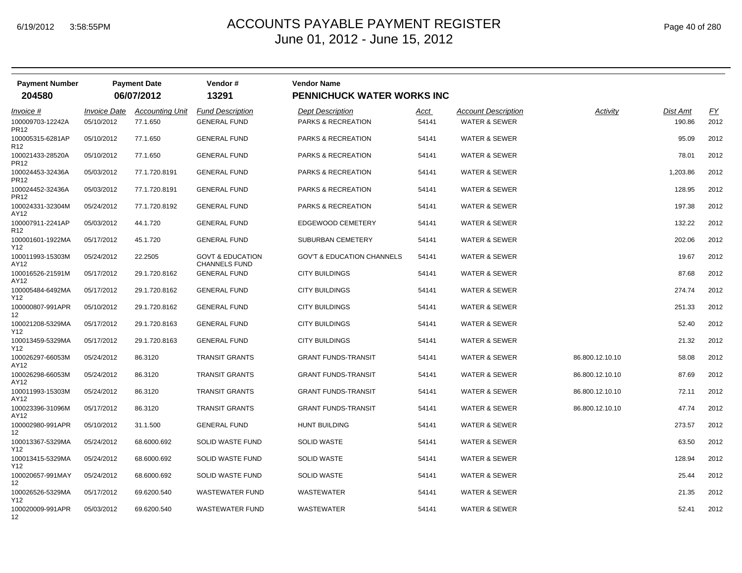# ACCOUNTS PAYABLE PAYMENT REGISTER

June 01, 2012 - June 15, 2012

6/19/2012 3:58:55PM

| Payment Number | Payment Date | Vendor # | Vendor Name |
|---|---|---|---|
| **204580** | **06/07/2012** | **13291** | **PENNICHUCK WATER WORKS INC** |

| *Invoice #* | *Invoice Date* | *Accounting Unit* | *Fund Description* | *Dept Description* | *Acct* | *Account Description* | *Activity* | *Dist Amt* | *FY* |
|---|---|---|---|---|---|---|---|---|---|
| 100009703-12242APR12 | 05/10/2012 | 77.1.650 | GENERAL FUND | PARKS & RECREATION | 54141 | WATER & SEWER | | 190.86 | 2012 |
| 100005315-6281APR12 | 05/10/2012 | 77.1.650 | GENERAL FUND | PARKS & RECREATION | 54141 | WATER & SEWER | | 95.09 | 2012 |
| 100021433-28520APR12 | 05/10/2012 | 77.1.650 | GENERAL FUND | PARKS & RECREATION | 54141 | WATER & SEWER | | 78.01 | 2012 |
| 100024453-32436APR12 | 05/03/2012 | 77.1.720.8191 | GENERAL FUND | PARKS & RECREATION | 54141 | WATER & SEWER | | 1,203.86 | 2012 |
| 100024452-32436APR12 | 05/03/2012 | 77.1.720.8191 | GENERAL FUND | PARKS & RECREATION | 54141 | WATER & SEWER | | 128.95 | 2012 |
| 100024331-32304MAY12 | 05/24/2012 | 77.1.720.8192 | GENERAL FUND | PARKS & RECREATION | 54141 | WATER & SEWER | | 197.38 | 2012 |
| 100007911-2241APR12 | 05/03/2012 | 44.1.720 | GENERAL FUND | EDGEWOOD CEMETERY | 54141 | WATER & SEWER | | 132.22 | 2012 |
| 100001601-1922MAY12 | 05/17/2012 | 45.1.720 | GENERAL FUND | SUBURBAN CEMETERY | 54141 | WATER & SEWER | | 202.06 | 2012 |
| 100011993-15303MAY12 | 05/24/2012 | 22.2505 | GOVT & EDUCATION CHANNELS FUND | GOV'T & EDUCATION CHANNELS | 54141 | WATER & SEWER | | 19.67 | 2012 |
| 100016526-21591MAY12 | 05/17/2012 | 29.1.720.8162 | GENERAL FUND | CITY BUILDINGS | 54141 | WATER & SEWER | | 87.68 | 2012 |
| 100005484-6492MAY12 | 05/17/2012 | 29.1.720.8162 | GENERAL FUND | CITY BUILDINGS | 54141 | WATER & SEWER | | 274.74 | 2012 |
| 100000807-991APR12 | 05/10/2012 | 29.1.720.8162 | GENERAL FUND | CITY BUILDINGS | 54141 | WATER & SEWER | | 251.33 | 2012 |
| 100021208-5329MAY12 | 05/17/2012 | 29.1.720.8163 | GENERAL FUND | CITY BUILDINGS | 54141 | WATER & SEWER | | 52.40 | 2012 |
| 100013459-5329MAY12 | 05/17/2012 | 29.1.720.8163 | GENERAL FUND | CITY BUILDINGS | 54141 | WATER & SEWER | | 21.32 | 2012 |
| 100026297-66053MAY12 | 05/24/2012 | 86.3120 | TRANSIT GRANTS | GRANT FUNDS-TRANSIT | 54141 | WATER & SEWER | 86.800.12.10.10 | 58.08 | 2012 |
| 100026298-66053MAY12 | 05/24/2012 | 86.3120 | TRANSIT GRANTS | GRANT FUNDS-TRANSIT | 54141 | WATER & SEWER | 86.800.12.10.10 | 87.69 | 2012 |
| 100011993-15303MAY12 | 05/24/2012 | 86.3120 | TRANSIT GRANTS | GRANT FUNDS-TRANSIT | 54141 | WATER & SEWER | 86.800.12.10.10 | 72.11 | 2012 |
| 100023396-31096MAY12 | 05/17/2012 | 86.3120 | TRANSIT GRANTS | GRANT FUNDS-TRANSIT | 54141 | WATER & SEWER | 86.800.12.10.10 | 47.74 | 2012 |
| 100002980-991APR12 | 05/10/2012 | 31.1.500 | GENERAL FUND | HUNT BUILDING | 54141 | WATER & SEWER | | 273.57 | 2012 |
| 100013367-5329MAY12 | 05/24/2012 | 68.6000.692 | SOLID WASTE FUND | SOLID WASTE | 54141 | WATER & SEWER | | 63.50 | 2012 |
| 100013415-5329MAY12 | 05/24/2012 | 68.6000.692 | SOLID WASTE FUND | SOLID WASTE | 54141 | WATER & SEWER | | 128.94 | 2012 |
| 100020657-991MAY12 | 05/24/2012 | 68.6000.692 | SOLID WASTE FUND | SOLID WASTE | 54141 | WATER & SEWER | | 25.44 | 2012 |
| 100026526-5329MAY12 | 05/17/2012 | 69.6200.540 | WASTEWATER FUND | WASTEWATER | 54141 | WATER & SEWER | | 21.35 | 2012 |
| 100020009-991APR12 | 05/03/2012 | 69.6200.540 | WASTEWATER FUND | WASTEWATER | 54141 | WATER & SEWER | | 52.41 | 2012 |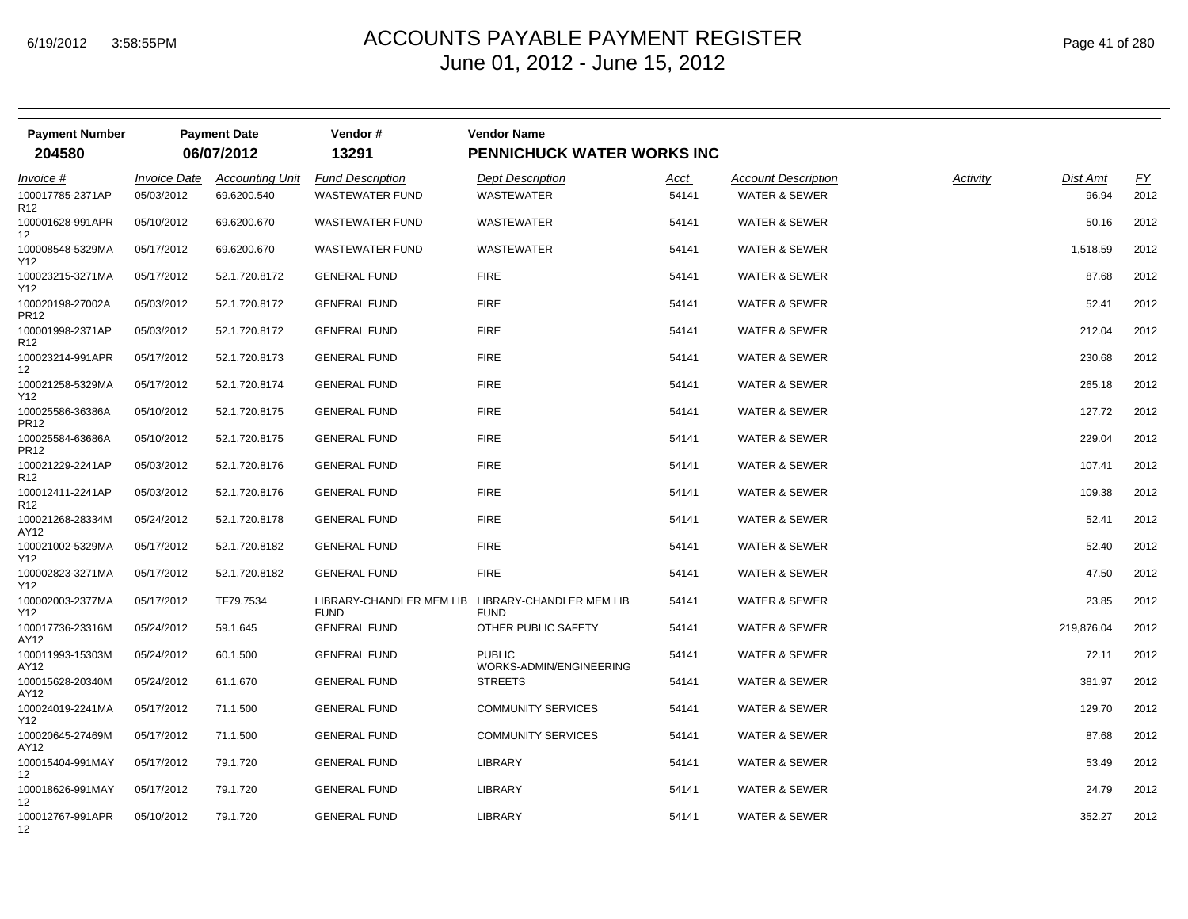# ACCOUNTS PAYABLE PAYMENT REGISTER
## June 01, 2012 - June 15, 2012

| Payment Number | Payment Date | Vendor # | Vendor Name |
|---|---|---|---|
| **204580** | **06/07/2012** | **13291** | **PENNICHUCK WATER WORKS INC** |

| Invoice # | Invoice Date | Accounting Unit | Fund Description | Dept Description | Acct | Account Description | Activity | Dist Amt | FY |
|---|---|---|---|---|---|---|---|---|---|
| 100017785-2371APR12 | 05/03/2012 | 69.6200.540 | WASTEWATER FUND | WASTEWATER | 54141 | WATER & SEWER | | 96.94 | 2012 |
| 100001628-991APR12 | 05/10/2012 | 69.6200.670 | WASTEWATER FUND | WASTEWATER | 54141 | WATER & SEWER | | 50.16 | 2012 |
| 100008548-5329MAY12 | 05/17/2012 | 69.6200.670 | WASTEWATER FUND | WASTEWATER | 54141 | WATER & SEWER | | 1,518.59 | 2012 |
| 100023215-3271MAY12 | 05/17/2012 | 52.1.720.8172 | GENERAL FUND | FIRE | 54141 | WATER & SEWER | | 87.68 | 2012 |
| 100020198-27002APR12 | 05/03/2012 | 52.1.720.8172 | GENERAL FUND | FIRE | 54141 | WATER & SEWER | | 52.41 | 2012 |
| 100001998-2371APR12 | 05/03/2012 | 52.1.720.8172 | GENERAL FUND | FIRE | 54141 | WATER & SEWER | | 212.04 | 2012 |
| 100023214-991APR12 | 05/17/2012 | 52.1.720.8173 | GENERAL FUND | FIRE | 54141 | WATER & SEWER | | 230.68 | 2012 |
| 100021258-5329MAY12 | 05/17/2012 | 52.1.720.8174 | GENERAL FUND | FIRE | 54141 | WATER & SEWER | | 265.18 | 2012 |
| 100025586-36386APR12 | 05/10/2012 | 52.1.720.8175 | GENERAL FUND | FIRE | 54141 | WATER & SEWER | | 127.72 | 2012 |
| 100025584-63686APR12 | 05/10/2012 | 52.1.720.8175 | GENERAL FUND | FIRE | 54141 | WATER & SEWER | | 229.04 | 2012 |
| 100021229-2241APR12 | 05/03/2012 | 52.1.720.8176 | GENERAL FUND | FIRE | 54141 | WATER & SEWER | | 107.41 | 2012 |
| 100012411-2241APR12 | 05/03/2012 | 52.1.720.8176 | GENERAL FUND | FIRE | 54141 | WATER & SEWER | | 109.38 | 2012 |
| 100021268-28334MAY12 | 05/24/2012 | 52.1.720.8178 | GENERAL FUND | FIRE | 54141 | WATER & SEWER | | 52.41 | 2012 |
| 100021002-5329MAY12 | 05/17/2012 | 52.1.720.8182 | GENERAL FUND | FIRE | 54141 | WATER & SEWER | | 52.40 | 2012 |
| 100002823-3271MAY12 | 05/17/2012 | 52.1.720.8182 | GENERAL FUND | FIRE | 54141 | WATER & SEWER | | 47.50 | 2012 |
| 100002003-2377MAY12 | 05/17/2012 | TF79.7534 | LIBRARY-CHANDLER MEM LIB FUND | LIBRARY-CHANDLER MEM LIB FUND | 54141 | WATER & SEWER | | 23.85 | 2012 |
| 100017736-23316MAY12 | 05/24/2012 | 59.1.645 | GENERAL FUND | OTHER PUBLIC SAFETY | 54141 | WATER & SEWER | | 219,876.04 | 2012 |
| 100011993-15303MAY12 | 05/24/2012 | 60.1.500 | GENERAL FUND | PUBLIC WORKS-ADMIN/ENGINEERING | 54141 | WATER & SEWER | | 72.11 | 2012 |
| 100015628-20340MAY12 | 05/24/2012 | 61.1.670 | GENERAL FUND | STREETS | 54141 | WATER & SEWER | | 381.97 | 2012 |
| 100024019-2241MAY12 | 05/17/2012 | 71.1.500 | GENERAL FUND | COMMUNITY SERVICES | 54141 | WATER & SEWER | | 129.70 | 2012 |
| 100020645-27469MAY12 | 05/17/2012 | 71.1.500 | GENERAL FUND | COMMUNITY SERVICES | 54141 | WATER & SEWER | | 87.68 | 2012 |
| 100015404-991MAY12 | 05/17/2012 | 79.1.720 | GENERAL FUND | LIBRARY | 54141 | WATER & SEWER | | 53.49 | 2012 |
| 100018626-991MAY12 | 05/17/2012 | 79.1.720 | GENERAL FUND | LIBRARY | 54141 | WATER & SEWER | | 24.79 | 2012 |
| 100012767-991APR12 | 05/10/2012 | 79.1.720 | GENERAL FUND | LIBRARY | 54141 | WATER & SEWER | | 352.27 | 2012 |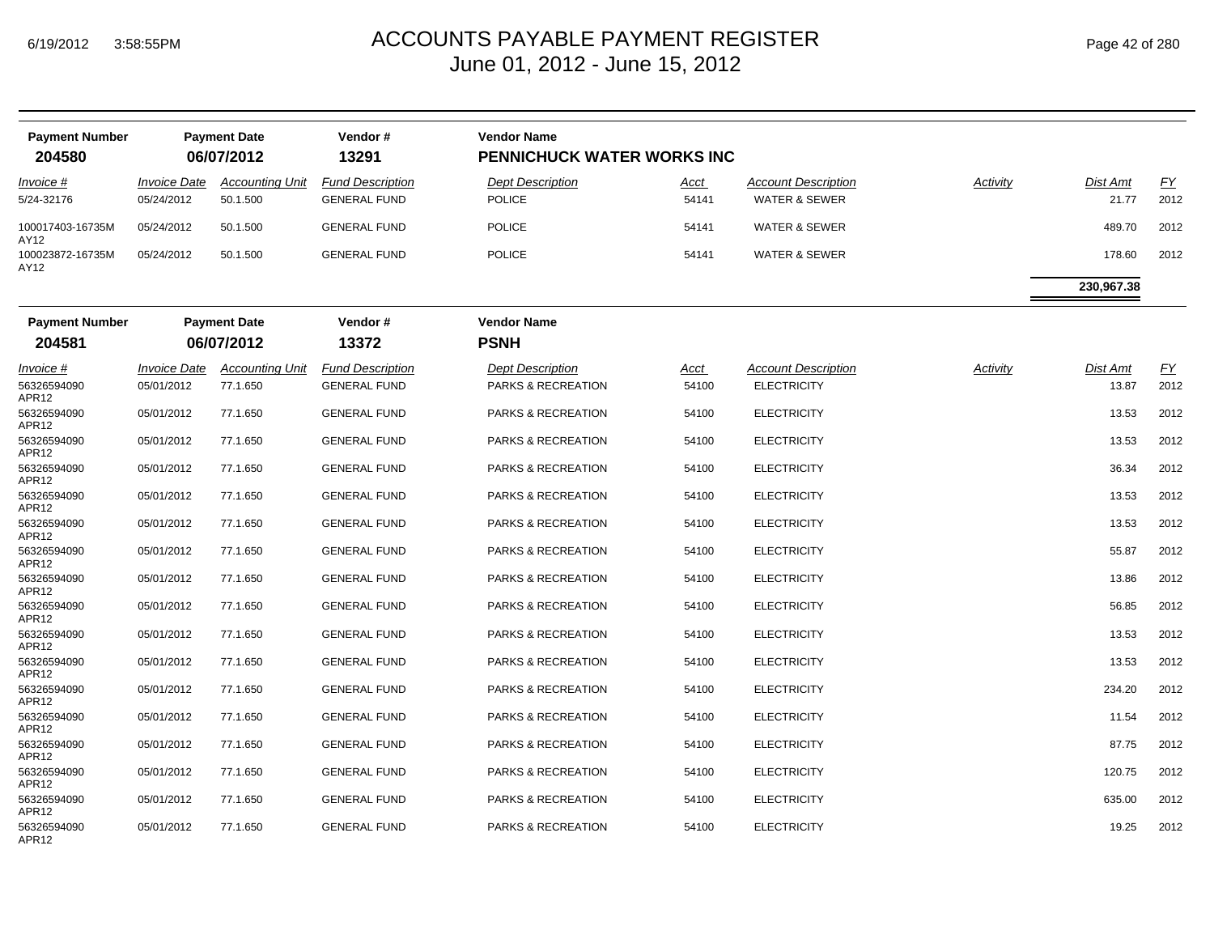# ACCOUNTS PAYABLE PAYMENT REGISTER
## June 01, 2012 - June 15, 2012

| Payment Number | Payment Date | Vendor # | Vendor Name |
|---|---|---|---|
| **204580** | **06/07/2012** | **13291** | **PENNICHUCK WATER WORKS INC** |

| Invoice # | Invoice Date | Accounting Unit | Fund Description | Dept Description | Acct | Account Description | Activity | Dist Amt | FY |
|---|---|---|---|---|---|---|---|---|---|
| 5/24-32176 | 05/24/2012 | 50.1.500 | GENERAL FUND | POLICE | 54141 | WATER & SEWER | | 21.77 | 2012 |
| 100017403-16735MAY12 | 05/24/2012 | 50.1.500 | GENERAL FUND | POLICE | 54141 | WATER & SEWER | | 489.70 | 2012 |
| 100023872-16735MAY12 | 05/24/2012 | 50.1.500 | GENERAL FUND | POLICE | 54141 | WATER & SEWER | | 178.60 | 2012 |
| | | | | | | | | **230,967.38** | |

| Payment Number | Payment Date | Vendor # | Vendor Name |
|---|---|---|---|
| **204581** | **06/07/2012** | **13372** | **PSNH** |

| Invoice # | Invoice Date | Accounting Unit | Fund Description | Dept Description | Acct | Account Description | Activity | Dist Amt | FY |
|---|---|---|---|---|---|---|---|---|---|
| 56326594090 APR12 | 05/01/2012 | 77.1.650 | GENERAL FUND | PARKS & RECREATION | 54100 | ELECTRICITY | | 13.87 | 2012 |
| 56326594090 APR12 | 05/01/2012 | 77.1.650 | GENERAL FUND | PARKS & RECREATION | 54100 | ELECTRICITY | | 13.53 | 2012 |
| 56326594090 APR12 | 05/01/2012 | 77.1.650 | GENERAL FUND | PARKS & RECREATION | 54100 | ELECTRICITY | | 13.53 | 2012 |
| 56326594090 APR12 | 05/01/2012 | 77.1.650 | GENERAL FUND | PARKS & RECREATION | 54100 | ELECTRICITY | | 36.34 | 2012 |
| 56326594090 APR12 | 05/01/2012 | 77.1.650 | GENERAL FUND | PARKS & RECREATION | 54100 | ELECTRICITY | | 13.53 | 2012 |
| 56326594090 APR12 | 05/01/2012 | 77.1.650 | GENERAL FUND | PARKS & RECREATION | 54100 | ELECTRICITY | | 13.53 | 2012 |
| 56326594090 APR12 | 05/01/2012 | 77.1.650 | GENERAL FUND | PARKS & RECREATION | 54100 | ELECTRICITY | | 55.87 | 2012 |
| 56326594090 APR12 | 05/01/2012 | 77.1.650 | GENERAL FUND | PARKS & RECREATION | 54100 | ELECTRICITY | | 13.86 | 2012 |
| 56326594090 APR12 | 05/01/2012 | 77.1.650 | GENERAL FUND | PARKS & RECREATION | 54100 | ELECTRICITY | | 56.85 | 2012 |
| 56326594090 APR12 | 05/01/2012 | 77.1.650 | GENERAL FUND | PARKS & RECREATION | 54100 | ELECTRICITY | | 13.53 | 2012 |
| 56326594090 APR12 | 05/01/2012 | 77.1.650 | GENERAL FUND | PARKS & RECREATION | 54100 | ELECTRICITY | | 13.53 | 2012 |
| 56326594090 APR12 | 05/01/2012 | 77.1.650 | GENERAL FUND | PARKS & RECREATION | 54100 | ELECTRICITY | | 234.20 | 2012 |
| 56326594090 APR12 | 05/01/2012 | 77.1.650 | GENERAL FUND | PARKS & RECREATION | 54100 | ELECTRICITY | | 11.54 | 2012 |
| 56326594090 APR12 | 05/01/2012 | 77.1.650 | GENERAL FUND | PARKS & RECREATION | 54100 | ELECTRICITY | | 87.75 | 2012 |
| 56326594090 APR12 | 05/01/2012 | 77.1.650 | GENERAL FUND | PARKS & RECREATION | 54100 | ELECTRICITY | | 120.75 | 2012 |
| 56326594090 APR12 | 05/01/2012 | 77.1.650 | GENERAL FUND | PARKS & RECREATION | 54100 | ELECTRICITY | | 635.00 | 2012 |
| 56326594090 APR12 | 05/01/2012 | 77.1.650 | GENERAL FUND | PARKS & RECREATION | 54100 | ELECTRICITY | | 19.25 | 2012 |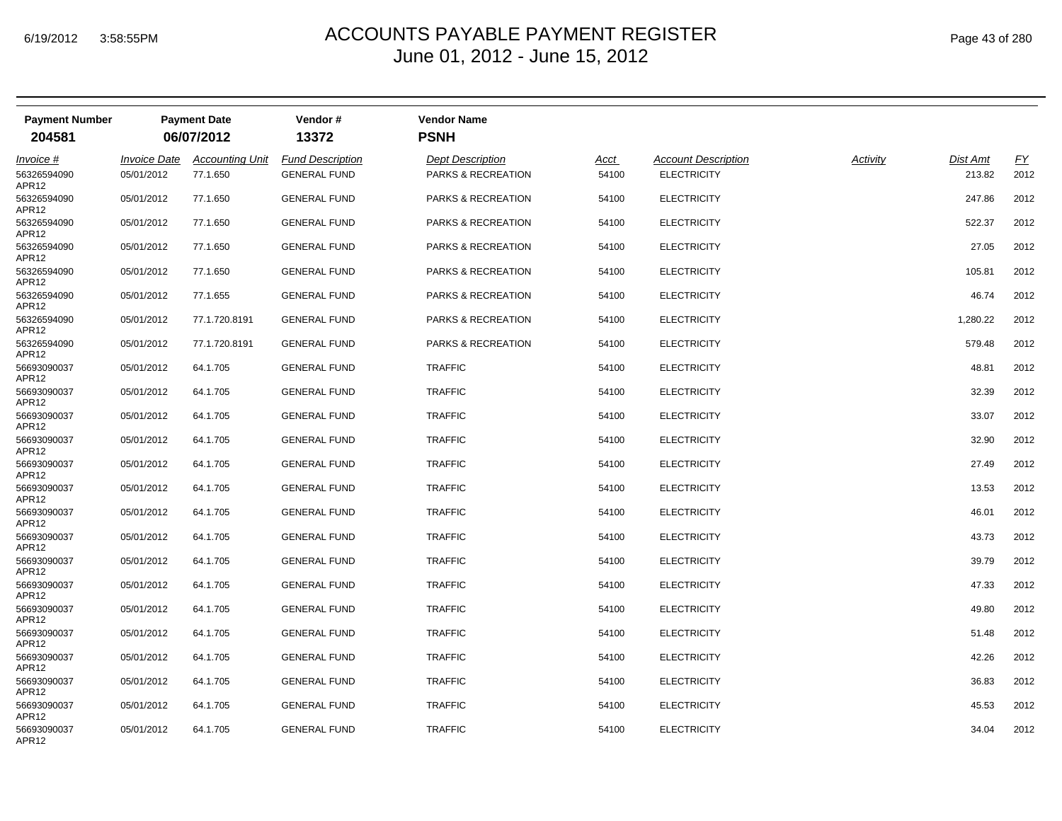# ACCOUNTS PAYABLE PAYMENT REGISTER
## June 01, 2012 - June 15, 2012

| Payment Number | Payment Date | Vendor # | Vendor Name |
|---|---|---|---|
| **204581** | **06/07/2012** | **13372** | **PSNH** |

| *Invoice #* | *Invoice Date* | *Accounting Unit* | *Fund Description* | *Dept Description* | *Acct* | *Account Description* | *Activity* | *Dist Amt* | *FY* |
|---|---|---|---|---|---|---|---|---|---|
| 56326594090 APR12 | 05/01/2012 | 77.1.650 | GENERAL FUND | PARKS & RECREATION | 54100 | ELECTRICITY | | 213.82 | 2012 |
| 56326594090 APR12 | 05/01/2012 | 77.1.650 | GENERAL FUND | PARKS & RECREATION | 54100 | ELECTRICITY | | 247.86 | 2012 |
| 56326594090 APR12 | 05/01/2012 | 77.1.650 | GENERAL FUND | PARKS & RECREATION | 54100 | ELECTRICITY | | 522.37 | 2012 |
| 56326594090 APR12 | 05/01/2012 | 77.1.650 | GENERAL FUND | PARKS & RECREATION | 54100 | ELECTRICITY | | 27.05 | 2012 |
| 56326594090 APR12 | 05/01/2012 | 77.1.650 | GENERAL FUND | PARKS & RECREATION | 54100 | ELECTRICITY | | 105.81 | 2012 |
| 56326594090 APR12 | 05/01/2012 | 77.1.655 | GENERAL FUND | PARKS & RECREATION | 54100 | ELECTRICITY | | 46.74 | 2012 |
| 56326594090 APR12 | 05/01/2012 | 77.1.720.8191 | GENERAL FUND | PARKS & RECREATION | 54100 | ELECTRICITY | | 1,280.22 | 2012 |
| 56326594090 APR12 | 05/01/2012 | 77.1.720.8191 | GENERAL FUND | PARKS & RECREATION | 54100 | ELECTRICITY | | 579.48 | 2012 |
| 56693090037 APR12 | 05/01/2012 | 64.1.705 | GENERAL FUND | TRAFFIC | 54100 | ELECTRICITY | | 48.81 | 2012 |
| 56693090037 APR12 | 05/01/2012 | 64.1.705 | GENERAL FUND | TRAFFIC | 54100 | ELECTRICITY | | 32.39 | 2012 |
| 56693090037 APR12 | 05/01/2012 | 64.1.705 | GENERAL FUND | TRAFFIC | 54100 | ELECTRICITY | | 33.07 | 2012 |
| 56693090037 APR12 | 05/01/2012 | 64.1.705 | GENERAL FUND | TRAFFIC | 54100 | ELECTRICITY | | 32.90 | 2012 |
| 56693090037 APR12 | 05/01/2012 | 64.1.705 | GENERAL FUND | TRAFFIC | 54100 | ELECTRICITY | | 27.49 | 2012 |
| 56693090037 APR12 | 05/01/2012 | 64.1.705 | GENERAL FUND | TRAFFIC | 54100 | ELECTRICITY | | 13.53 | 2012 |
| 56693090037 APR12 | 05/01/2012 | 64.1.705 | GENERAL FUND | TRAFFIC | 54100 | ELECTRICITY | | 46.01 | 2012 |
| 56693090037 APR12 | 05/01/2012 | 64.1.705 | GENERAL FUND | TRAFFIC | 54100 | ELECTRICITY | | 43.73 | 2012 |
| 56693090037 APR12 | 05/01/2012 | 64.1.705 | GENERAL FUND | TRAFFIC | 54100 | ELECTRICITY | | 39.79 | 2012 |
| 56693090037 APR12 | 05/01/2012 | 64.1.705 | GENERAL FUND | TRAFFIC | 54100 | ELECTRICITY | | 47.33 | 2012 |
| 56693090037 APR12 | 05/01/2012 | 64.1.705 | GENERAL FUND | TRAFFIC | 54100 | ELECTRICITY | | 49.80 | 2012 |
| 56693090037 APR12 | 05/01/2012 | 64.1.705 | GENERAL FUND | TRAFFIC | 54100 | ELECTRICITY | | 51.48 | 2012 |
| 56693090037 APR12 | 05/01/2012 | 64.1.705 | GENERAL FUND | TRAFFIC | 54100 | ELECTRICITY | | 42.26 | 2012 |
| 56693090037 APR12 | 05/01/2012 | 64.1.705 | GENERAL FUND | TRAFFIC | 54100 | ELECTRICITY | | 36.83 | 2012 |
| 56693090037 APR12 | 05/01/2012 | 64.1.705 | GENERAL FUND | TRAFFIC | 54100 | ELECTRICITY | | 45.53 | 2012 |
| 56693090037 APR12 | 05/01/2012 | 64.1.705 | GENERAL FUND | TRAFFIC | 54100 | ELECTRICITY | | 34.04 | 2012 |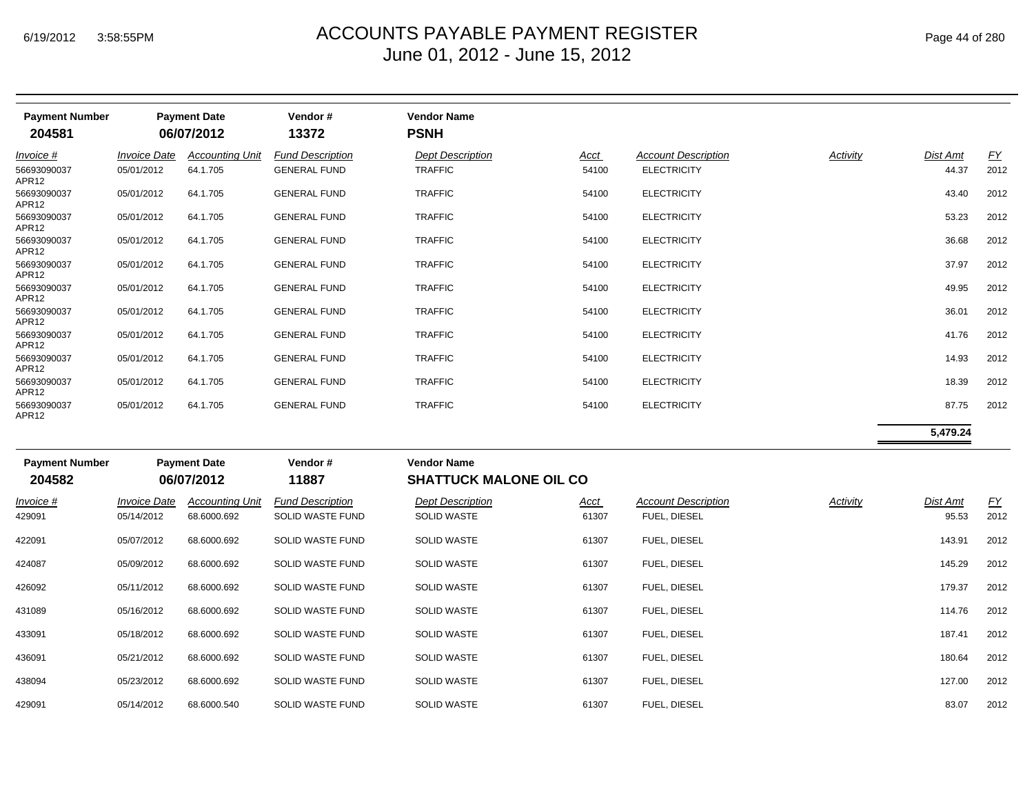# ACCOUNTS PAYABLE PAYMENT REGISTER
June 01, 2012 - June 15, 2012

| Payment Number | Payment Date | Vendor # | Vendor Name |
|---|---|---|---|
| **204581** | **06/07/2012** | **13372** | **PSNH** |

| Invoice # | Invoice Date | Accounting Unit | Fund Description | Dept Description | Acct | Account Description | Activity | Dist Amt | FY |
|---|---|---|---|---|---|---|---|---|---|
| 56693090037 APR12 | 05/01/2012 | 64.1.705 | GENERAL FUND | TRAFFIC | 54100 | ELECTRICITY | | 44.37 | 2012 |
| 56693090037 APR12 | 05/01/2012 | 64.1.705 | GENERAL FUND | TRAFFIC | 54100 | ELECTRICITY | | 43.40 | 2012 |
| 56693090037 APR12 | 05/01/2012 | 64.1.705 | GENERAL FUND | TRAFFIC | 54100 | ELECTRICITY | | 53.23 | 2012 |
| 56693090037 APR12 | 05/01/2012 | 64.1.705 | GENERAL FUND | TRAFFIC | 54100 | ELECTRICITY | | 36.68 | 2012 |
| 56693090037 APR12 | 05/01/2012 | 64.1.705 | GENERAL FUND | TRAFFIC | 54100 | ELECTRICITY | | 37.97 | 2012 |
| 56693090037 APR12 | 05/01/2012 | 64.1.705 | GENERAL FUND | TRAFFIC | 54100 | ELECTRICITY | | 49.95 | 2012 |
| 56693090037 APR12 | 05/01/2012 | 64.1.705 | GENERAL FUND | TRAFFIC | 54100 | ELECTRICITY | | 36.01 | 2012 |
| 56693090037 APR12 | 05/01/2012 | 64.1.705 | GENERAL FUND | TRAFFIC | 54100 | ELECTRICITY | | 41.76 | 2012 |
| 56693090037 APR12 | 05/01/2012 | 64.1.705 | GENERAL FUND | TRAFFIC | 54100 | ELECTRICITY | | 14.93 | 2012 |
| 56693090037 APR12 | 05/01/2012 | 64.1.705 | GENERAL FUND | TRAFFIC | 54100 | ELECTRICITY | | 18.39 | 2012 |
| 56693090037 APR12 | 05/01/2012 | 64.1.705 | GENERAL FUND | TRAFFIC | 54100 | ELECTRICITY | | 87.75 | 2012 |
| | | | | | | | | **5,479.24** | |

| Payment Number | Payment Date | Vendor # | Vendor Name |
|---|---|---|---|
| **204582** | **06/07/2012** | **11887** | **SHATTUCK MALONE OIL CO** |

| Invoice # | Invoice Date | Accounting Unit | Fund Description | Dept Description | Acct | Account Description | Activity | Dist Amt | FY |
|---|---|---|---|---|---|---|---|---|---|
| 429091 | 05/14/2012 | 68.6000.692 | SOLID WASTE FUND | SOLID WASTE | 61307 | FUEL, DIESEL | | 95.53 | 2012 |
| 422091 | 05/07/2012 | 68.6000.692 | SOLID WASTE FUND | SOLID WASTE | 61307 | FUEL, DIESEL | | 143.91 | 2012 |
| 424087 | 05/09/2012 | 68.6000.692 | SOLID WASTE FUND | SOLID WASTE | 61307 | FUEL, DIESEL | | 145.29 | 2012 |
| 426092 | 05/11/2012 | 68.6000.692 | SOLID WASTE FUND | SOLID WASTE | 61307 | FUEL, DIESEL | | 179.37 | 2012 |
| 431089 | 05/16/2012 | 68.6000.692 | SOLID WASTE FUND | SOLID WASTE | 61307 | FUEL, DIESEL | | 114.76 | 2012 |
| 433091 | 05/18/2012 | 68.6000.692 | SOLID WASTE FUND | SOLID WASTE | 61307 | FUEL, DIESEL | | 187.41 | 2012 |
| 436091 | 05/21/2012 | 68.6000.692 | SOLID WASTE FUND | SOLID WASTE | 61307 | FUEL, DIESEL | | 180.64 | 2012 |
| 438094 | 05/23/2012 | 68.6000.692 | SOLID WASTE FUND | SOLID WASTE | 61307 | FUEL, DIESEL | | 127.00 | 2012 |
| 429091 | 05/14/2012 | 68.6000.540 | SOLID WASTE FUND | SOLID WASTE | 61307 | FUEL, DIESEL | | 83.07 | 2012 |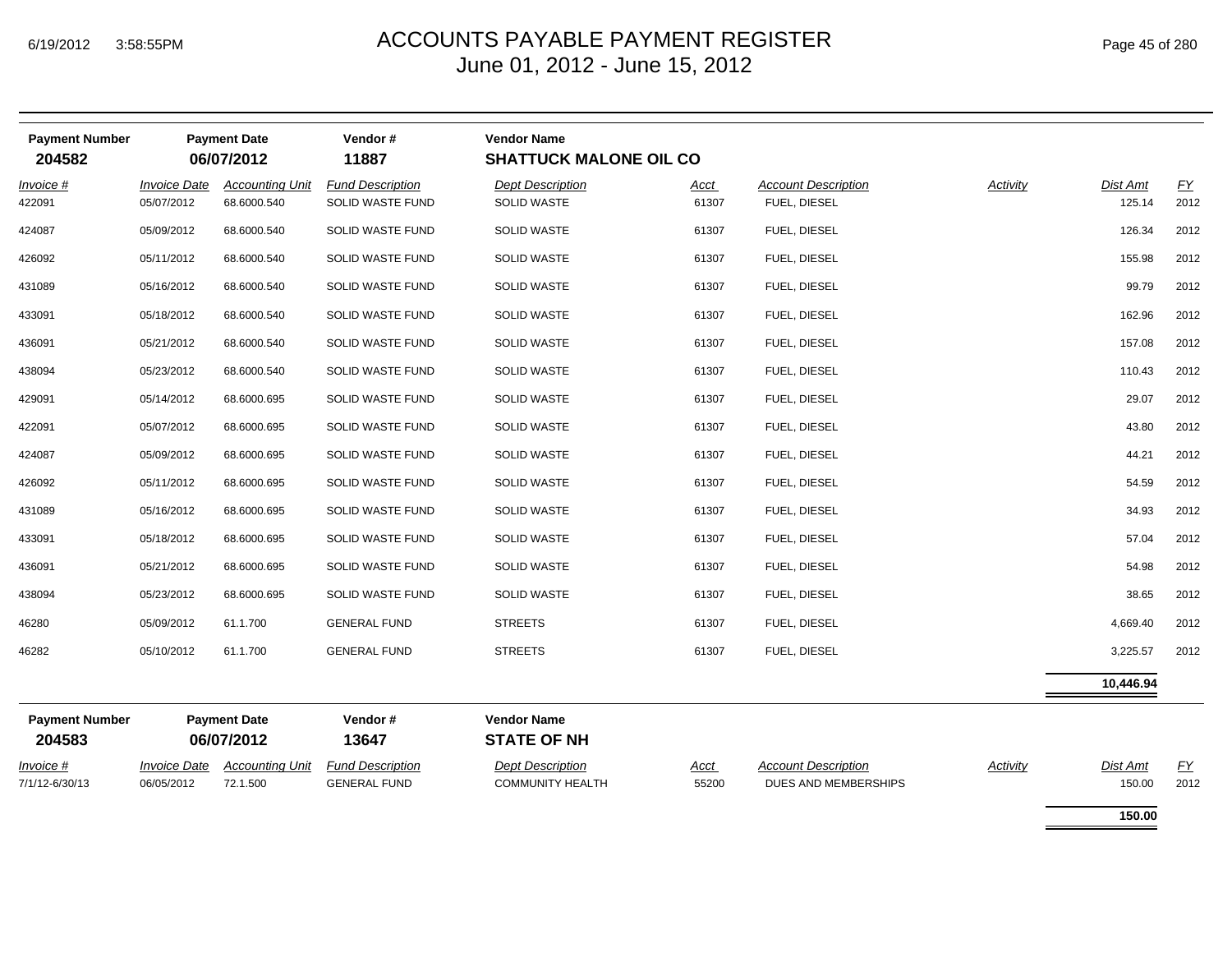# ACCOUNTS PAYABLE PAYMENT REGISTER
## June 01, 2012 - June 15, 2012

| Payment Number | Payment Date | Vendor # | Vendor Name |
|---|---|---|---|
| **204582** | **06/07/2012** | **11887** | **SHATTUCK MALONE OIL CO** |

| *Invoice #* | *Invoice Date* | *Accounting Unit* | *Fund Description* | *Dept Description* | *Acct* | *Account Description* | *Activity* | *Dist Amt* | *FY* |
|---|---|---|---|---|---|---|---|---|---|
| 422091 | 05/07/2012 | 68.6000.540 | SOLID WASTE FUND | SOLID WASTE | 61307 | FUEL, DIESEL | | 125.14 | 2012 |
| 424087 | 05/09/2012 | 68.6000.540 | SOLID WASTE FUND | SOLID WASTE | 61307 | FUEL, DIESEL | | 126.34 | 2012 |
| 426092 | 05/11/2012 | 68.6000.540 | SOLID WASTE FUND | SOLID WASTE | 61307 | FUEL, DIESEL | | 155.98 | 2012 |
| 431089 | 05/16/2012 | 68.6000.540 | SOLID WASTE FUND | SOLID WASTE | 61307 | FUEL, DIESEL | | 99.79 | 2012 |
| 433091 | 05/18/2012 | 68.6000.540 | SOLID WASTE FUND | SOLID WASTE | 61307 | FUEL, DIESEL | | 162.96 | 2012 |
| 436091 | 05/21/2012 | 68.6000.540 | SOLID WASTE FUND | SOLID WASTE | 61307 | FUEL, DIESEL | | 157.08 | 2012 |
| 438094 | 05/23/2012 | 68.6000.540 | SOLID WASTE FUND | SOLID WASTE | 61307 | FUEL, DIESEL | | 110.43 | 2012 |
| 429091 | 05/14/2012 | 68.6000.695 | SOLID WASTE FUND | SOLID WASTE | 61307 | FUEL, DIESEL | | 29.07 | 2012 |
| 422091 | 05/07/2012 | 68.6000.695 | SOLID WASTE FUND | SOLID WASTE | 61307 | FUEL, DIESEL | | 43.80 | 2012 |
| 424087 | 05/09/2012 | 68.6000.695 | SOLID WASTE FUND | SOLID WASTE | 61307 | FUEL, DIESEL | | 44.21 | 2012 |
| 426092 | 05/11/2012 | 68.6000.695 | SOLID WASTE FUND | SOLID WASTE | 61307 | FUEL, DIESEL | | 54.59 | 2012 |
| 431089 | 05/16/2012 | 68.6000.695 | SOLID WASTE FUND | SOLID WASTE | 61307 | FUEL, DIESEL | | 34.93 | 2012 |
| 433091 | 05/18/2012 | 68.6000.695 | SOLID WASTE FUND | SOLID WASTE | 61307 | FUEL, DIESEL | | 57.04 | 2012 |
| 436091 | 05/21/2012 | 68.6000.695 | SOLID WASTE FUND | SOLID WASTE | 61307 | FUEL, DIESEL | | 54.98 | 2012 |
| 438094 | 05/23/2012 | 68.6000.695 | SOLID WASTE FUND | SOLID WASTE | 61307 | FUEL, DIESEL | | 38.65 | 2012 |
| 46280 | 05/09/2012 | 61.1.700 | GENERAL FUND | STREETS | 61307 | FUEL, DIESEL | | 4,669.40 | 2012 |
| 46282 | 05/10/2012 | 61.1.700 | GENERAL FUND | STREETS | 61307 | FUEL, DIESEL | | 3,225.57 | 2012 |
| | | | | | | | | **10,446.94** | |

| Payment Number | Payment Date | Vendor # | Vendor Name |
|---|---|---|---|
| **204583** | **06/07/2012** | **13647** | **STATE OF NH** |

| *Invoice #* | *Invoice Date* | *Accounting Unit* | *Fund Description* | *Dept Description* | *Acct* | *Account Description* | *Activity* | *Dist Amt* | *FY* |
|---|---|---|---|---|---|---|---|---|---|
| 7/1/12-6/30/13 | 06/05/2012 | 72.1.500 | GENERAL FUND | COMMUNITY HEALTH | 55200 | DUES AND MEMBERSHIPS | | 150.00 | 2012 |
| | | | | | | | | **150.00** | |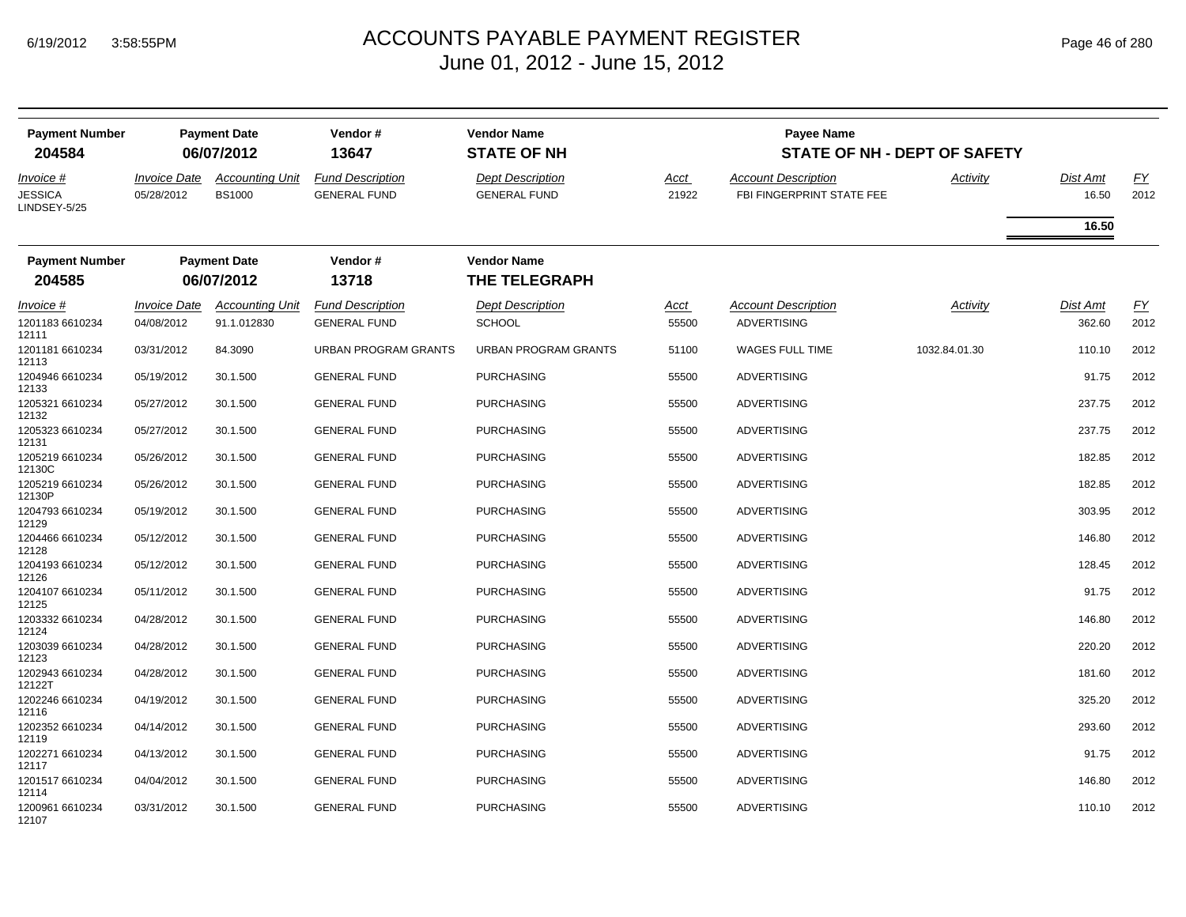# ACCOUNTS PAYABLE PAYMENT REGISTER
June 01, 2012 - June 15, 2012

| Payment Number | Payment Date | Vendor # | Vendor Name | Payee Name |
|---|---|---|---|---|
| **204584** | **06/07/2012** | **13647** | **STATE OF NH** | **STATE OF NH - DEPT OF SAFETY** |

| Invoice # | Invoice Date | Accounting Unit | Fund Description | Dept Description | Acct | Account Description | Activity | Dist Amt | FY |
|---|---|---|---|---|---|---|---|---|---|
| JESSICA LINDSEY-5/25 | 05/28/2012 | BS1000 | GENERAL FUND | GENERAL FUND | 21922 | FBI FINGERPRINT STATE FEE | | 16.50 | 2012 |
| | | | | | | | | **16.50** | |

| Payment Number | Payment Date | Vendor # | Vendor Name |
|---|---|---|---|
| **204585** | **06/07/2012** | **13718** | **THE TELEGRAPH** |

| Invoice # | Invoice Date | Accounting Unit | Fund Description | Dept Description | Acct | Account Description | Activity | Dist Amt | FY |
|---|---|---|---|---|---|---|---|---|---|
| 1201183 6610234 12111 | 04/08/2012 | 91.1.012830 | GENERAL FUND | SCHOOL | 55500 | ADVERTISING | | 362.60 | 2012 |
| 1201181 6610234 12113 | 03/31/2012 | 84.3090 | URBAN PROGRAM GRANTS | URBAN PROGRAM GRANTS | 51100 | WAGES FULL TIME | 1032.84.01.30 | 110.10 | 2012 |
| 1204946 6610234 12133 | 05/19/2012 | 30.1.500 | GENERAL FUND | PURCHASING | 55500 | ADVERTISING | | 91.75 | 2012 |
| 1205321 6610234 12132 | 05/27/2012 | 30.1.500 | GENERAL FUND | PURCHASING | 55500 | ADVERTISING | | 237.75 | 2012 |
| 1205323 6610234 12131 | 05/27/2012 | 30.1.500 | GENERAL FUND | PURCHASING | 55500 | ADVERTISING | | 237.75 | 2012 |
| 1205219 6610234 12130C | 05/26/2012 | 30.1.500 | GENERAL FUND | PURCHASING | 55500 | ADVERTISING | | 182.85 | 2012 |
| 1205219 6610234 12130P | 05/26/2012 | 30.1.500 | GENERAL FUND | PURCHASING | 55500 | ADVERTISING | | 182.85 | 2012 |
| 1204793 6610234 12129 | 05/19/2012 | 30.1.500 | GENERAL FUND | PURCHASING | 55500 | ADVERTISING | | 303.95 | 2012 |
| 1204466 6610234 12128 | 05/12/2012 | 30.1.500 | GENERAL FUND | PURCHASING | 55500 | ADVERTISING | | 146.80 | 2012 |
| 1204193 6610234 12126 | 05/12/2012 | 30.1.500 | GENERAL FUND | PURCHASING | 55500 | ADVERTISING | | 128.45 | 2012 |
| 1204107 6610234 12125 | 05/11/2012 | 30.1.500 | GENERAL FUND | PURCHASING | 55500 | ADVERTISING | | 91.75 | 2012 |
| 1203332 6610234 12124 | 04/28/2012 | 30.1.500 | GENERAL FUND | PURCHASING | 55500 | ADVERTISING | | 146.80 | 2012 |
| 1203039 6610234 12123 | 04/28/2012 | 30.1.500 | GENERAL FUND | PURCHASING | 55500 | ADVERTISING | | 220.20 | 2012 |
| 1202943 6610234 12122T | 04/28/2012 | 30.1.500 | GENERAL FUND | PURCHASING | 55500 | ADVERTISING | | 181.60 | 2012 |
| 1202246 6610234 12116 | 04/19/2012 | 30.1.500 | GENERAL FUND | PURCHASING | 55500 | ADVERTISING | | 325.20 | 2012 |
| 1202352 6610234 12119 | 04/14/2012 | 30.1.500 | GENERAL FUND | PURCHASING | 55500 | ADVERTISING | | 293.60 | 2012 |
| 1202271 6610234 12117 | 04/13/2012 | 30.1.500 | GENERAL FUND | PURCHASING | 55500 | ADVERTISING | | 91.75 | 2012 |
| 1201517 6610234 12114 | 04/04/2012 | 30.1.500 | GENERAL FUND | PURCHASING | 55500 | ADVERTISING | | 146.80 | 2012 |
| 1200961 6610234 12107 | 03/31/2012 | 30.1.500 | GENERAL FUND | PURCHASING | 55500 | ADVERTISING | | 110.10 | 2012 |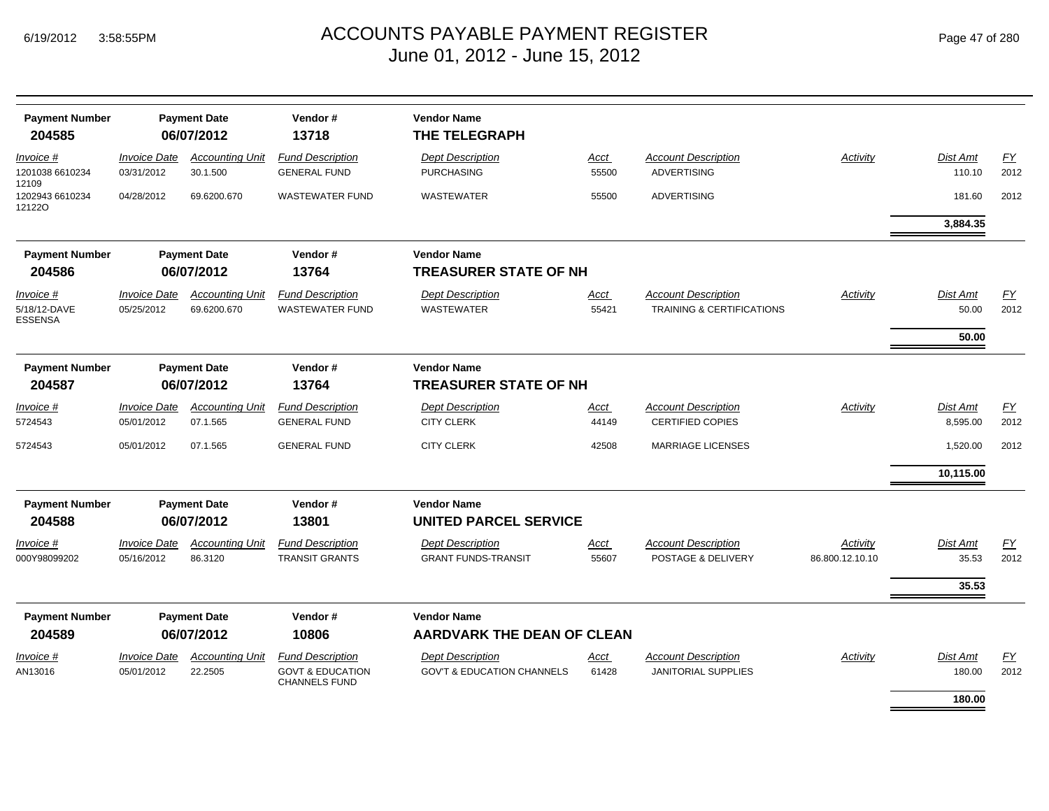# ACCOUNTS PAYABLE PAYMENT REGISTER
## June 01, 2012 - June 15, 2012

| Payment Number | Payment Date | Vendor # | Vendor Name |
|---|---|---|---|
| **204585** | **06/07/2012** | **13718** | **THE TELEGRAPH** |

| Invoice # | Invoice Date | Accounting Unit | Fund Description | Dept Description | Acct | Account Description | Activity | Dist Amt | FY |
|---|---|---|---|---|---|---|---|---|---|
| 1201038 6610234 12109 | 03/31/2012 | 30.1.500 | GENERAL FUND | PURCHASING | 55500 | ADVERTISING | | 110.10 | 2012 |
| 1202943 6610234 12122O | 04/28/2012 | 69.6200.670 | WASTEWATER FUND | WASTEWATER | 55500 | ADVERTISING | | 181.60 | 2012 |
| | | | | | | | | **3,884.35** | |

| Payment Number | Payment Date | Vendor # | Vendor Name |
|---|---|---|---|
| **204586** | **06/07/2012** | **13764** | **TREASURER STATE OF NH** |

| Invoice # | Invoice Date | Accounting Unit | Fund Description | Dept Description | Acct | Account Description | Activity | Dist Amt | FY |
|---|---|---|---|---|---|---|---|---|---|
| 5/18/12-DAVE ESSENSA | 05/25/2012 | 69.6200.670 | WASTEWATER FUND | WASTEWATER | 55421 | TRAINING & CERTIFICATIONS | | 50.00 | 2012 |
| | | | | | | | | **50.00** | |

| Payment Number | Payment Date | Vendor # | Vendor Name |
|---|---|---|---|
| **204587** | **06/07/2012** | **13764** | **TREASURER STATE OF NH** |

| Invoice # | Invoice Date | Accounting Unit | Fund Description | Dept Description | Acct | Account Description | Activity | Dist Amt | FY |
|---|---|---|---|---|---|---|---|---|---|
| 5724543 | 05/01/2012 | 07.1.565 | GENERAL FUND | CITY CLERK | 44149 | CERTIFIED COPIES | | 8,595.00 | 2012 |
| 5724543 | 05/01/2012 | 07.1.565 | GENERAL FUND | CITY CLERK | 42508 | MARRIAGE LICENSES | | 1,520.00 | 2012 |
| | | | | | | | | **10,115.00** | |

| Payment Number | Payment Date | Vendor # | Vendor Name |
|---|---|---|---|
| **204588** | **06/07/2012** | **13801** | **UNITED PARCEL SERVICE** |

| Invoice # | Invoice Date | Accounting Unit | Fund Description | Dept Description | Acct | Account Description | Activity | Dist Amt | FY |
|---|---|---|---|---|---|---|---|---|---|
| 000Y98099202 | 05/16/2012 | 86.3120 | TRANSIT GRANTS | GRANT FUNDS-TRANSIT | 55607 | POSTAGE & DELIVERY | 86.800.12.10.10 | 35.53 | 2012 |
| | | | | | | | | **35.53** | |

| Payment Number | Payment Date | Vendor # | Vendor Name |
|---|---|---|---|
| **204589** | **06/07/2012** | **10806** | **AARDVARK THE DEAN OF CLEAN** |

| Invoice # | Invoice Date | Accounting Unit | Fund Description | Dept Description | Acct | Account Description | Activity | Dist Amt | FY |
|---|---|---|---|---|---|---|---|---|---|
| AN13016 | 05/01/2012 | 22.2505 | GOVT & EDUCATION CHANNELS FUND | GOV'T & EDUCATION CHANNELS | 61428 | JANITORIAL SUPPLIES | | 180.00 | 2012 |
| | | | | | | | | **180.00** | |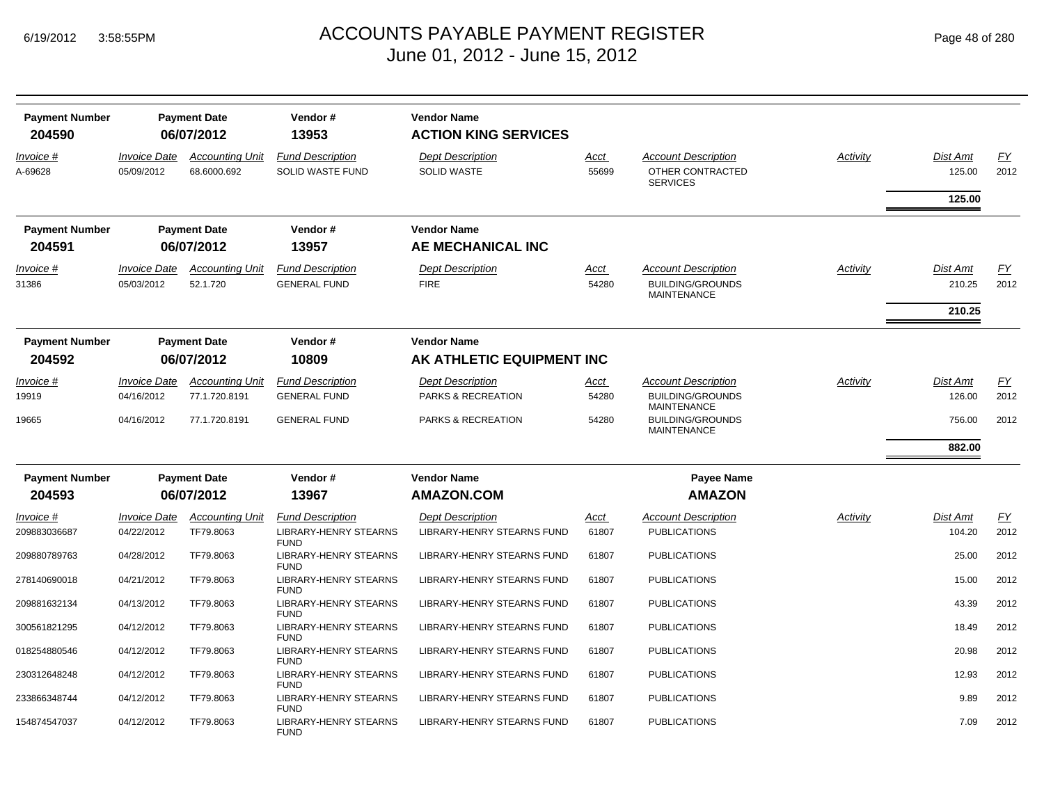# ACCOUNTS PAYABLE PAYMENT REGISTER

June 01, 2012 - June 15, 2012

| Payment Number | Payment Date | Vendor # | Vendor Name |
|---|---|---|---|
| 204590 | 06/07/2012 | 13953 | ACTION KING SERVICES |

| Invoice # | Invoice Date | Accounting Unit | Fund Description | Dept Description | Acct | Account Description | Activity | Dist Amt | FY |
|---|---|---|---|---|---|---|---|---|---|
| A-69628 | 05/09/2012 | 68.6000.692 | SOLID WASTE FUND | SOLID WASTE | 55699 | OTHER CONTRACTED SERVICES | | 125.00 | 2012 |
| | | | | | | | | **125.00** | |

| Payment Number | Payment Date | Vendor # | Vendor Name |
|---|---|---|---|
| 204591 | 06/07/2012 | 13957 | AE MECHANICAL INC |

| Invoice # | Invoice Date | Accounting Unit | Fund Description | Dept Description | Acct | Account Description | Activity | Dist Amt | FY |
|---|---|---|---|---|---|---|---|---|---|
| 31386 | 05/03/2012 | 52.1.720 | GENERAL FUND | FIRE | 54280 | BUILDING/GROUNDS MAINTENANCE | | 210.25 | 2012 |
| | | | | | | | | **210.25** | |

| Payment Number | Payment Date | Vendor # | Vendor Name |
|---|---|---|---|
| 204592 | 06/07/2012 | 10809 | AK ATHLETIC EQUIPMENT INC |

| Invoice # | Invoice Date | Accounting Unit | Fund Description | Dept Description | Acct | Account Description | Activity | Dist Amt | FY |
|---|---|---|---|---|---|---|---|---|---|
| 19919 | 04/16/2012 | 77.1.720.8191 | GENERAL FUND | PARKS & RECREATION | 54280 | BUILDING/GROUNDS MAINTENANCE | | 126.00 | 2012 |
| 19665 | 04/16/2012 | 77.1.720.8191 | GENERAL FUND | PARKS & RECREATION | 54280 | BUILDING/GROUNDS MAINTENANCE | | 756.00 | 2012 |
| | | | | | | | | **882.00** | |

| Payment Number | Payment Date | Vendor # | Vendor Name | Payee Name |
|---|---|---|---|---|
| 204593 | 06/07/2012 | 13967 | AMAZON.COM | AMAZON |

| Invoice # | Invoice Date | Accounting Unit | Fund Description | Dept Description | Acct | Account Description | Activity | Dist Amt | FY |
|---|---|---|---|---|---|---|---|---|---|
| 209883036687 | 04/22/2012 | TF79.8063 | LIBRARY-HENRY STEARNS FUND | LIBRARY-HENRY STEARNS FUND | 61807 | PUBLICATIONS | | 104.20 | 2012 |
| 209880789763 | 04/28/2012 | TF79.8063 | LIBRARY-HENRY STEARNS FUND | LIBRARY-HENRY STEARNS FUND | 61807 | PUBLICATIONS | | 25.00 | 2012 |
| 278140690018 | 04/21/2012 | TF79.8063 | LIBRARY-HENRY STEARNS FUND | LIBRARY-HENRY STEARNS FUND | 61807 | PUBLICATIONS | | 15.00 | 2012 |
| 209881632134 | 04/13/2012 | TF79.8063 | LIBRARY-HENRY STEARNS FUND | LIBRARY-HENRY STEARNS FUND | 61807 | PUBLICATIONS | | 43.39 | 2012 |
| 300561821295 | 04/12/2012 | TF79.8063 | LIBRARY-HENRY STEARNS FUND | LIBRARY-HENRY STEARNS FUND | 61807 | PUBLICATIONS | | 18.49 | 2012 |
| 018254880546 | 04/12/2012 | TF79.8063 | LIBRARY-HENRY STEARNS FUND | LIBRARY-HENRY STEARNS FUND | 61807 | PUBLICATIONS | | 20.98 | 2012 |
| 230312648248 | 04/12/2012 | TF79.8063 | LIBRARY-HENRY STEARNS FUND | LIBRARY-HENRY STEARNS FUND | 61807 | PUBLICATIONS | | 12.93 | 2012 |
| 233866348744 | 04/12/2012 | TF79.8063 | LIBRARY-HENRY STEARNS FUND | LIBRARY-HENRY STEARNS FUND | 61807 | PUBLICATIONS | | 9.89 | 2012 |
| 154874547037 | 04/12/2012 | TF79.8063 | LIBRARY-HENRY STEARNS FUND | LIBRARY-HENRY STEARNS FUND | 61807 | PUBLICATIONS | | 7.09 | 2012 |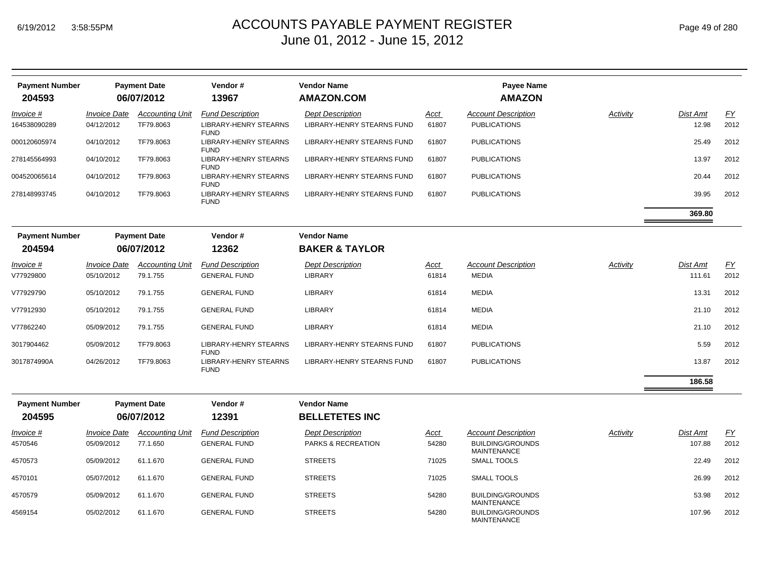# ACCOUNTS PAYABLE PAYMENT REGISTER

June 01, 2012 - June 15, 2012

| Payment Number | Payment Date | Vendor # | Vendor Name | | Payee Name | | | |
|---|---|---|---|---|---|---|---|---|
| **204593** | **06/07/2012** | **13967** | **AMAZON.COM** | | **AMAZON** | | | |

| *Invoice #* | *Invoice Date* | *Accounting Unit* | *Fund Description* | *Dept Description* | *Acct* | *Account Description* | *Activity* | *Dist Amt* | *FY* |
|---|---|---|---|---|---|---|---|---|---|
| 164538090289 | 04/12/2012 | TF79.8063 | LIBRARY-HENRY STEARNS FUND | LIBRARY-HENRY STEARNS FUND | 61807 | PUBLICATIONS | | 12.98 | 2012 |
| 000120605974 | 04/10/2012 | TF79.8063 | LIBRARY-HENRY STEARNS FUND | LIBRARY-HENRY STEARNS FUND | 61807 | PUBLICATIONS | | 25.49 | 2012 |
| 278145564993 | 04/10/2012 | TF79.8063 | LIBRARY-HENRY STEARNS FUND | LIBRARY-HENRY STEARNS FUND | 61807 | PUBLICATIONS | | 13.97 | 2012 |
| 004520065614 | 04/10/2012 | TF79.8063 | LIBRARY-HENRY STEARNS FUND | LIBRARY-HENRY STEARNS FUND | 61807 | PUBLICATIONS | | 20.44 | 2012 |
| 278148993745 | 04/10/2012 | TF79.8063 | LIBRARY-HENRY STEARNS FUND | LIBRARY-HENRY STEARNS FUND | 61807 | PUBLICATIONS | | 39.95 | 2012 |
| | | | | | | | | **369.80** | |

| Payment Number | Payment Date | Vendor # | Vendor Name |
|---|---|---|---|
| **204594** | **06/07/2012** | **12362** | **BAKER & TAYLOR** |

| *Invoice #* | *Invoice Date* | *Accounting Unit* | *Fund Description* | *Dept Description* | *Acct* | *Account Description* | *Activity* | *Dist Amt* | *FY* |
|---|---|---|---|---|---|---|---|---|---|
| V77929800 | 05/10/2012 | 79.1.755 | GENERAL FUND | LIBRARY | 61814 | MEDIA | | 111.61 | 2012 |
| V77929790 | 05/10/2012 | 79.1.755 | GENERAL FUND | LIBRARY | 61814 | MEDIA | | 13.31 | 2012 |
| V77912930 | 05/10/2012 | 79.1.755 | GENERAL FUND | LIBRARY | 61814 | MEDIA | | 21.10 | 2012 |
| V77862240 | 05/09/2012 | 79.1.755 | GENERAL FUND | LIBRARY | 61814 | MEDIA | | 21.10 | 2012 |
| 3017904462 | 05/09/2012 | TF79.8063 | LIBRARY-HENRY STEARNS FUND | LIBRARY-HENRY STEARNS FUND | 61807 | PUBLICATIONS | | 5.59 | 2012 |
| 3017874990A | 04/26/2012 | TF79.8063 | LIBRARY-HENRY STEARNS FUND | LIBRARY-HENRY STEARNS FUND | 61807 | PUBLICATIONS | | 13.87 | 2012 |
| | | | | | | | | **186.58** | |

| Payment Number | Payment Date | Vendor # | Vendor Name |
|---|---|---|---|
| **204595** | **06/07/2012** | **12391** | **BELLETETES INC** |

| *Invoice #* | *Invoice Date* | *Accounting Unit* | *Fund Description* | *Dept Description* | *Acct* | *Account Description* | *Activity* | *Dist Amt* | *FY* |
|---|---|---|---|---|---|---|---|---|---|
| 4570546 | 05/09/2012 | 77.1.650 | GENERAL FUND | PARKS & RECREATION | 54280 | BUILDING/GROUNDS MAINTENANCE | | 107.88 | 2012 |
| 4570573 | 05/09/2012 | 61.1.670 | GENERAL FUND | STREETS | 71025 | SMALL TOOLS | | 22.49 | 2012 |
| 4570101 | 05/07/2012 | 61.1.670 | GENERAL FUND | STREETS | 71025 | SMALL TOOLS | | 26.99 | 2012 |
| 4570579 | 05/09/2012 | 61.1.670 | GENERAL FUND | STREETS | 54280 | BUILDING/GROUNDS MAINTENANCE | | 53.98 | 2012 |
| 4569154 | 05/02/2012 | 61.1.670 | GENERAL FUND | STREETS | 54280 | BUILDING/GROUNDS MAINTENANCE | | 107.96 | 2012 |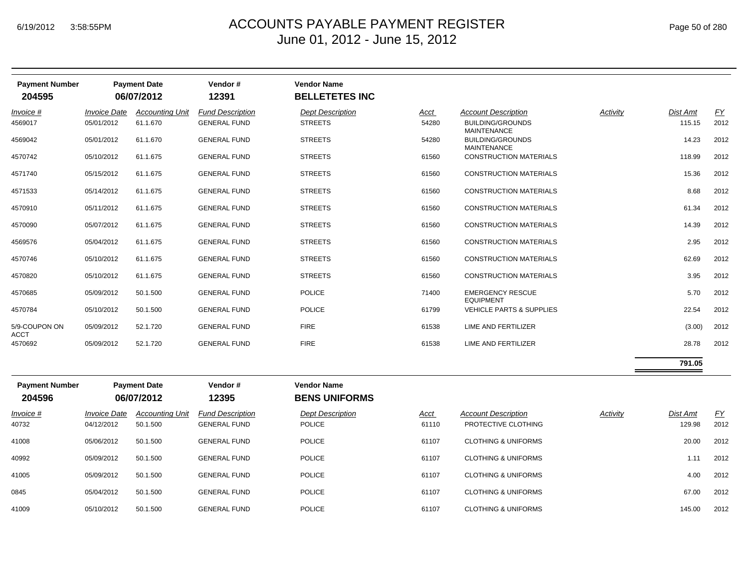# ACCOUNTS PAYABLE PAYMENT REGISTER

June 01, 2012 - June 15, 2012

| Payment Number | Payment Date | Vendor # | Vendor Name |
|---|---|---|---|
| 204595 | 06/07/2012 | 12391 | BELLETETES INC |

| Invoice # | Invoice Date | Accounting Unit | Fund Description | Dept Description | Acct | Account Description | Activity | Dist Amt | FY |
|---|---|---|---|---|---|---|---|---|---|
| 4569017 | 05/01/2012 | 61.1.670 | GENERAL FUND | STREETS | 54280 | BUILDING/GROUNDS MAINTENANCE | | 115.15 | 2012 |
| 4569042 | 05/01/2012 | 61.1.670 | GENERAL FUND | STREETS | 54280 | BUILDING/GROUNDS MAINTENANCE | | 14.23 | 2012 |
| 4570742 | 05/10/2012 | 61.1.675 | GENERAL FUND | STREETS | 61560 | CONSTRUCTION MATERIALS | | 118.99 | 2012 |
| 4571740 | 05/15/2012 | 61.1.675 | GENERAL FUND | STREETS | 61560 | CONSTRUCTION MATERIALS | | 15.36 | 2012 |
| 4571533 | 05/14/2012 | 61.1.675 | GENERAL FUND | STREETS | 61560 | CONSTRUCTION MATERIALS | | 8.68 | 2012 |
| 4570910 | 05/11/2012 | 61.1.675 | GENERAL FUND | STREETS | 61560 | CONSTRUCTION MATERIALS | | 61.34 | 2012 |
| 4570090 | 05/07/2012 | 61.1.675 | GENERAL FUND | STREETS | 61560 | CONSTRUCTION MATERIALS | | 14.39 | 2012 |
| 4569576 | 05/04/2012 | 61.1.675 | GENERAL FUND | STREETS | 61560 | CONSTRUCTION MATERIALS | | 2.95 | 2012 |
| 4570746 | 05/10/2012 | 61.1.675 | GENERAL FUND | STREETS | 61560 | CONSTRUCTION MATERIALS | | 62.69 | 2012 |
| 4570820 | 05/10/2012 | 61.1.675 | GENERAL FUND | STREETS | 61560 | CONSTRUCTION MATERIALS | | 3.95 | 2012 |
| 4570685 | 05/09/2012 | 50.1.500 | GENERAL FUND | POLICE | 71400 | EMERGENCY RESCUE EQUIPMENT | | 5.70 | 2012 |
| 4570784 | 05/10/2012 | 50.1.500 | GENERAL FUND | POLICE | 61799 | VEHICLE PARTS & SUPPLIES | | 22.54 | 2012 |
| 5/9-COUPON ON ACCT | 05/09/2012 | 52.1.720 | GENERAL FUND | FIRE | 61538 | LIME AND FERTILIZER | | (3.00) | 2012 |
| 4570692 | 05/09/2012 | 52.1.720 | GENERAL FUND | FIRE | 61538 | LIME AND FERTILIZER | | 28.78 | 2012 |
| | | | | | | | | **791.05** | |

| Payment Number | Payment Date | Vendor # | Vendor Name |
|---|---|---|---|
| 204596 | 06/07/2012 | 12395 | BENS UNIFORMS |

| Invoice # | Invoice Date | Accounting Unit | Fund Description | Dept Description | Acct | Account Description | Activity | Dist Amt | FY |
|---|---|---|---|---|---|---|---|---|---|
| 40732 | 04/12/2012 | 50.1.500 | GENERAL FUND | POLICE | 61110 | PROTECTIVE CLOTHING | | 129.98 | 2012 |
| 41008 | 05/06/2012 | 50.1.500 | GENERAL FUND | POLICE | 61107 | CLOTHING & UNIFORMS | | 20.00 | 2012 |
| 40992 | 05/09/2012 | 50.1.500 | GENERAL FUND | POLICE | 61107 | CLOTHING & UNIFORMS | | 1.11 | 2012 |
| 41005 | 05/09/2012 | 50.1.500 | GENERAL FUND | POLICE | 61107 | CLOTHING & UNIFORMS | | 4.00 | 2012 |
| 0845 | 05/04/2012 | 50.1.500 | GENERAL FUND | POLICE | 61107 | CLOTHING & UNIFORMS | | 67.00 | 2012 |
| 41009 | 05/10/2012 | 50.1.500 | GENERAL FUND | POLICE | 61107 | CLOTHING & UNIFORMS | | 145.00 | 2012 |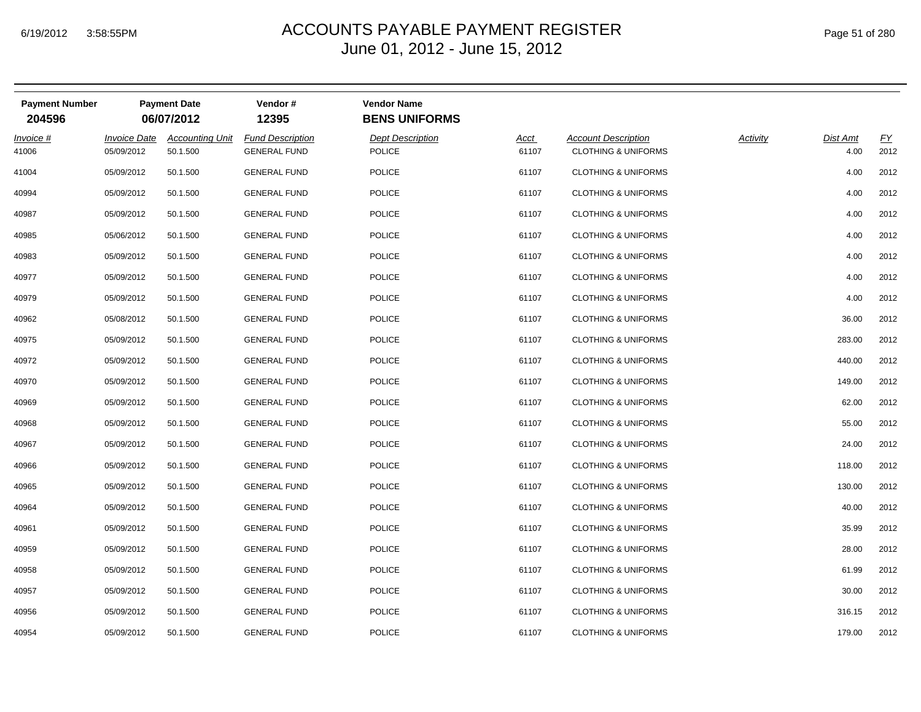# ACCOUNTS PAYABLE PAYMENT REGISTER
## June 01, 2012 - June 15, 2012

| Payment Number | Payment Date | Vendor # | Vendor Name |
|---|---|---|---|
| **204596** | **06/07/2012** | **12395** | **BENS UNIFORMS** |

| *Invoice #* | *Invoice Date* | *Accounting Unit* | *Fund Description* | *Dept Description* | *Acct* | *Account Description* | *Activity* | *Dist Amt* | *FY* |
|---|---|---|---|---|---|---|---|---|---|
| 41006 | 05/09/2012 | 50.1.500 | GENERAL FUND | POLICE | 61107 | CLOTHING & UNIFORMS | | 4.00 | 2012 |
| 41004 | 05/09/2012 | 50.1.500 | GENERAL FUND | POLICE | 61107 | CLOTHING & UNIFORMS | | 4.00 | 2012 |
| 40994 | 05/09/2012 | 50.1.500 | GENERAL FUND | POLICE | 61107 | CLOTHING & UNIFORMS | | 4.00 | 2012 |
| 40987 | 05/09/2012 | 50.1.500 | GENERAL FUND | POLICE | 61107 | CLOTHING & UNIFORMS | | 4.00 | 2012 |
| 40985 | 05/06/2012 | 50.1.500 | GENERAL FUND | POLICE | 61107 | CLOTHING & UNIFORMS | | 4.00 | 2012 |
| 40983 | 05/09/2012 | 50.1.500 | GENERAL FUND | POLICE | 61107 | CLOTHING & UNIFORMS | | 4.00 | 2012 |
| 40977 | 05/09/2012 | 50.1.500 | GENERAL FUND | POLICE | 61107 | CLOTHING & UNIFORMS | | 4.00 | 2012 |
| 40979 | 05/09/2012 | 50.1.500 | GENERAL FUND | POLICE | 61107 | CLOTHING & UNIFORMS | | 4.00 | 2012 |
| 40962 | 05/08/2012 | 50.1.500 | GENERAL FUND | POLICE | 61107 | CLOTHING & UNIFORMS | | 36.00 | 2012 |
| 40975 | 05/09/2012 | 50.1.500 | GENERAL FUND | POLICE | 61107 | CLOTHING & UNIFORMS | | 283.00 | 2012 |
| 40972 | 05/09/2012 | 50.1.500 | GENERAL FUND | POLICE | 61107 | CLOTHING & UNIFORMS | | 440.00 | 2012 |
| 40970 | 05/09/2012 | 50.1.500 | GENERAL FUND | POLICE | 61107 | CLOTHING & UNIFORMS | | 149.00 | 2012 |
| 40969 | 05/09/2012 | 50.1.500 | GENERAL FUND | POLICE | 61107 | CLOTHING & UNIFORMS | | 62.00 | 2012 |
| 40968 | 05/09/2012 | 50.1.500 | GENERAL FUND | POLICE | 61107 | CLOTHING & UNIFORMS | | 55.00 | 2012 |
| 40967 | 05/09/2012 | 50.1.500 | GENERAL FUND | POLICE | 61107 | CLOTHING & UNIFORMS | | 24.00 | 2012 |
| 40966 | 05/09/2012 | 50.1.500 | GENERAL FUND | POLICE | 61107 | CLOTHING & UNIFORMS | | 118.00 | 2012 |
| 40965 | 05/09/2012 | 50.1.500 | GENERAL FUND | POLICE | 61107 | CLOTHING & UNIFORMS | | 130.00 | 2012 |
| 40964 | 05/09/2012 | 50.1.500 | GENERAL FUND | POLICE | 61107 | CLOTHING & UNIFORMS | | 40.00 | 2012 |
| 40961 | 05/09/2012 | 50.1.500 | GENERAL FUND | POLICE | 61107 | CLOTHING & UNIFORMS | | 35.99 | 2012 |
| 40959 | 05/09/2012 | 50.1.500 | GENERAL FUND | POLICE | 61107 | CLOTHING & UNIFORMS | | 28.00 | 2012 |
| 40958 | 05/09/2012 | 50.1.500 | GENERAL FUND | POLICE | 61107 | CLOTHING & UNIFORMS | | 61.99 | 2012 |
| 40957 | 05/09/2012 | 50.1.500 | GENERAL FUND | POLICE | 61107 | CLOTHING & UNIFORMS | | 30.00 | 2012 |
| 40956 | 05/09/2012 | 50.1.500 | GENERAL FUND | POLICE | 61107 | CLOTHING & UNIFORMS | | 316.15 | 2012 |
| 40954 | 05/09/2012 | 50.1.500 | GENERAL FUND | POLICE | 61107 | CLOTHING & UNIFORMS | | 179.00 | 2012 |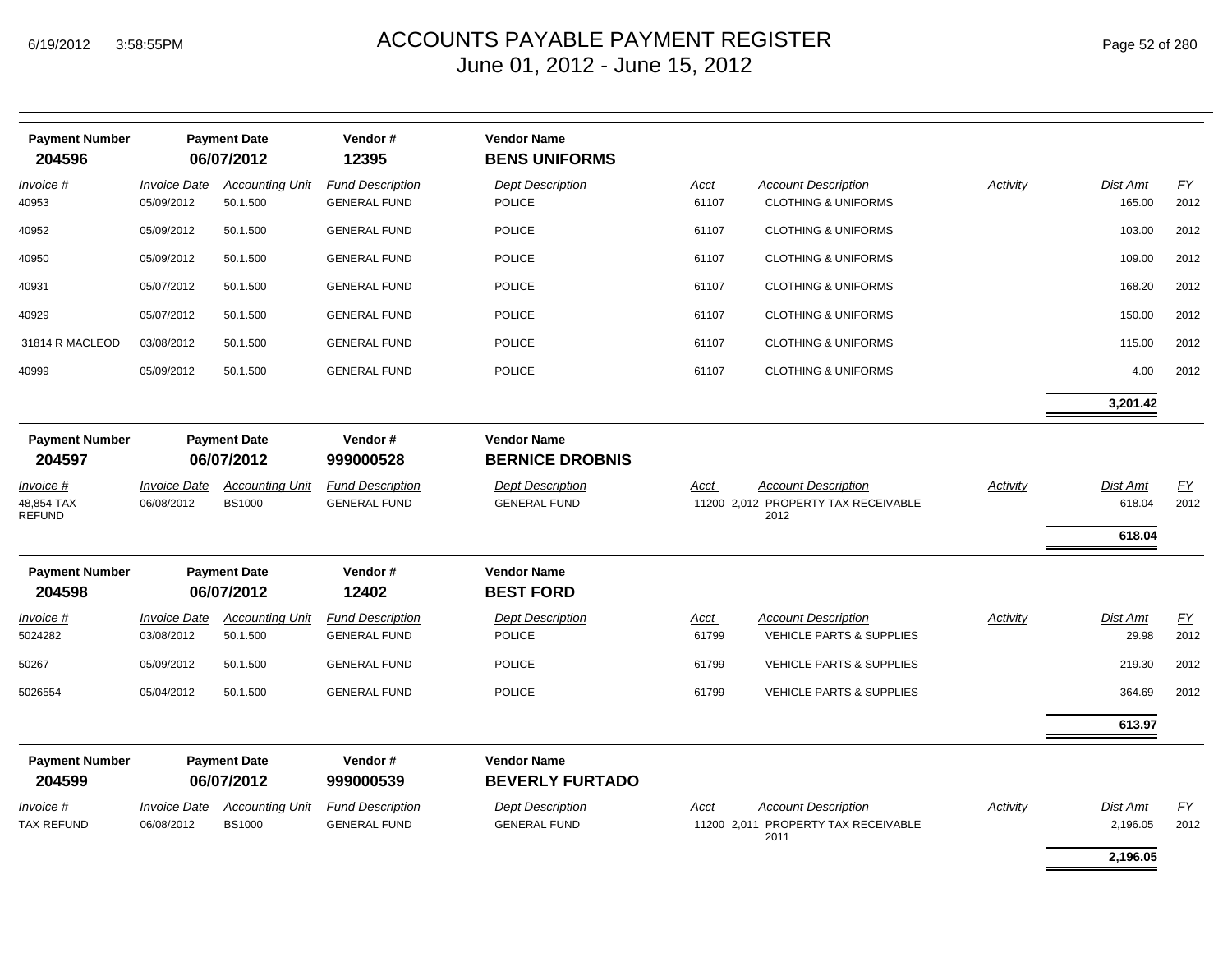# ACCOUNTS PAYABLE PAYMENT REGISTER
## June 01, 2012 - June 15, 2012

| Payment Number | Payment Date | Vendor # | Vendor Name |
|---|---|---|---|
| **204596** | **06/07/2012** | **12395** | **BENS UNIFORMS** |

| Invoice # | Invoice Date | Accounting Unit | Fund Description | Dept Description | Acct | Account Description | Activity | Dist Amt | FY |
|---|---|---|---|---|---|---|---|---|---|
| 40953 | 05/09/2012 | 50.1.500 | GENERAL FUND | POLICE | 61107 | CLOTHING & UNIFORMS | | 165.00 | 2012 |
| 40952 | 05/09/2012 | 50.1.500 | GENERAL FUND | POLICE | 61107 | CLOTHING & UNIFORMS | | 103.00 | 2012 |
| 40950 | 05/09/2012 | 50.1.500 | GENERAL FUND | POLICE | 61107 | CLOTHING & UNIFORMS | | 109.00 | 2012 |
| 40931 | 05/07/2012 | 50.1.500 | GENERAL FUND | POLICE | 61107 | CLOTHING & UNIFORMS | | 168.20 | 2012 |
| 40929 | 05/07/2012 | 50.1.500 | GENERAL FUND | POLICE | 61107 | CLOTHING & UNIFORMS | | 150.00 | 2012 |
| 31814 R MACLEOD | 03/08/2012 | 50.1.500 | GENERAL FUND | POLICE | 61107 | CLOTHING & UNIFORMS | | 115.00 | 2012 |
| 40999 | 05/09/2012 | 50.1.500 | GENERAL FUND | POLICE | 61107 | CLOTHING & UNIFORMS | | 4.00 | 2012 |
| | | | | | | | | **3,201.42** | |

| Payment Number | Payment Date | Vendor # | Vendor Name |
|---|---|---|---|
| **204597** | **06/07/2012** | **999000528** | **BERNICE DROBNIS** |

| Invoice # | Invoice Date | Accounting Unit | Fund Description | Dept Description | Acct | Account Description | Activity | Dist Amt | FY |
|---|---|---|---|---|---|---|---|---|---|
| 48,854 TAX REFUND | 06/08/2012 | BS1000 | GENERAL FUND | GENERAL FUND | 11200 2,012 | PROPERTY TAX RECEIVABLE 2012 | | 618.04 | 2012 |
| | | | | | | | | **618.04** | |

| Payment Number | Payment Date | Vendor # | Vendor Name |
|---|---|---|---|
| **204598** | **06/07/2012** | **12402** | **BEST FORD** |

| Invoice # | Invoice Date | Accounting Unit | Fund Description | Dept Description | Acct | Account Description | Activity | Dist Amt | FY |
|---|---|---|---|---|---|---|---|---|---|
| 5024282 | 03/08/2012 | 50.1.500 | GENERAL FUND | POLICE | 61799 | VEHICLE PARTS & SUPPLIES | | 29.98 | 2012 |
| 50267 | 05/09/2012 | 50.1.500 | GENERAL FUND | POLICE | 61799 | VEHICLE PARTS & SUPPLIES | | 219.30 | 2012 |
| 5026554 | 05/04/2012 | 50.1.500 | GENERAL FUND | POLICE | 61799 | VEHICLE PARTS & SUPPLIES | | 364.69 | 2012 |
| | | | | | | | | **613.97** | |

| Payment Number | Payment Date | Vendor # | Vendor Name |
|---|---|---|---|
| **204599** | **06/07/2012** | **999000539** | **BEVERLY FURTADO** |

| Invoice # | Invoice Date | Accounting Unit | Fund Description | Dept Description | Acct | Account Description | Activity | Dist Amt | FY |
|---|---|---|---|---|---|---|---|---|---|
| TAX REFUND | 06/08/2012 | BS1000 | GENERAL FUND | GENERAL FUND | 11200 2,011 | PROPERTY TAX RECEIVABLE 2011 | | 2,196.05 | 2012 |
| | | | | | | | | **2,196.05** | |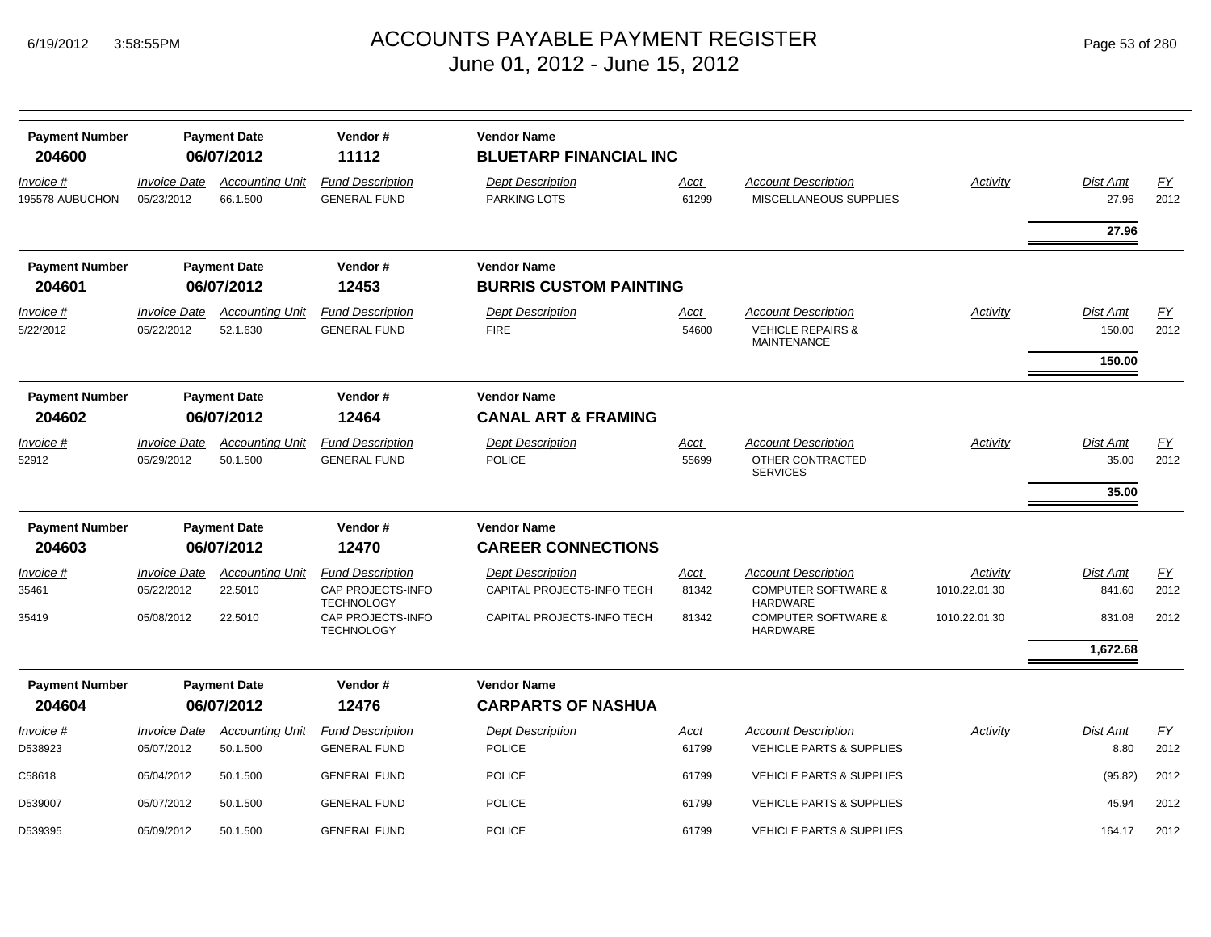# ACCOUNTS PAYABLE PAYMENT REGISTER
## June 01, 2012 - June 15, 2012

6/19/2012 3:58:55PM

| Payment Number | Payment Date | Vendor # | Vendor Name |
|---|---|---|---|
| **204600** | **06/07/2012** | **11112** | **BLUETARP FINANCIAL INC** |

| *Invoice #* | *Invoice Date* | *Accounting Unit* | *Fund Description* | *Dept Description* | *Acct* | *Account Description* | *Activity* | *Dist Amt* | *FY* |
|---|---|---|---|---|---|---|---|---|---|
| 195578-AUBUCHON | 05/23/2012 | 66.1.500 | GENERAL FUND | PARKING LOTS | 61299 | MISCELLANEOUS SUPPLIES | | 27.96 | 2012 |
| | | | | | | | | **27.96** | |

| Payment Number | Payment Date | Vendor # | Vendor Name |
|---|---|---|---|
| **204601** | **06/07/2012** | **12453** | **BURRIS CUSTOM PAINTING** |

| *Invoice #* | *Invoice Date* | *Accounting Unit* | *Fund Description* | *Dept Description* | *Acct* | *Account Description* | *Activity* | *Dist Amt* | *FY* |
|---|---|---|---|---|---|---|---|---|---|
| 5/22/2012 | 05/22/2012 | 52.1.630 | GENERAL FUND | FIRE | 54600 | VEHICLE REPAIRS & MAINTENANCE | | 150.00 | 2012 |
| | | | | | | | | **150.00** | |

| Payment Number | Payment Date | Vendor # | Vendor Name |
|---|---|---|---|
| **204602** | **06/07/2012** | **12464** | **CANAL ART & FRAMING** |

| *Invoice #* | *Invoice Date* | *Accounting Unit* | *Fund Description* | *Dept Description* | *Acct* | *Account Description* | *Activity* | *Dist Amt* | *FY* |
|---|---|---|---|---|---|---|---|---|---|
| 52912 | 05/29/2012 | 50.1.500 | GENERAL FUND | POLICE | 55699 | OTHER CONTRACTED SERVICES | | 35.00 | 2012 |
| | | | | | | | | **35.00** | |

| Payment Number | Payment Date | Vendor # | Vendor Name |
|---|---|---|---|
| **204603** | **06/07/2012** | **12470** | **CAREER CONNECTIONS** |

| *Invoice #* | *Invoice Date* | *Accounting Unit* | *Fund Description* | *Dept Description* | *Acct* | *Account Description* | *Activity* | *Dist Amt* | *FY* |
|---|---|---|---|---|---|---|---|---|---|
| 35461 | 05/22/2012 | 22.5010 | CAP PROJECTS-INFO TECHNOLOGY | CAPITAL PROJECTS-INFO TECH | 81342 | COMPUTER SOFTWARE & HARDWARE | 1010.22.01.30 | 841.60 | 2012 |
| 35419 | 05/08/2012 | 22.5010 | CAP PROJECTS-INFO TECHNOLOGY | CAPITAL PROJECTS-INFO TECH | 81342 | COMPUTER SOFTWARE & HARDWARE | 1010.22.01.30 | 831.08 | 2012 |
| | | | | | | | | **1,672.68** | |

| Payment Number | Payment Date | Vendor # | Vendor Name |
|---|---|---|---|
| **204604** | **06/07/2012** | **12476** | **CARPARTS OF NASHUA** |

| *Invoice #* | *Invoice Date* | *Accounting Unit* | *Fund Description* | *Dept Description* | *Acct* | *Account Description* | *Activity* | *Dist Amt* | *FY* |
|---|---|---|---|---|---|---|---|---|---|
| D538923 | 05/07/2012 | 50.1.500 | GENERAL FUND | POLICE | 61799 | VEHICLE PARTS & SUPPLIES | | 8.80 | 2012 |
| C58618 | 05/04/2012 | 50.1.500 | GENERAL FUND | POLICE | 61799 | VEHICLE PARTS & SUPPLIES | | (95.82) | 2012 |
| D539007 | 05/07/2012 | 50.1.500 | GENERAL FUND | POLICE | 61799 | VEHICLE PARTS & SUPPLIES | | 45.94 | 2012 |
| D539395 | 05/09/2012 | 50.1.500 | GENERAL FUND | POLICE | 61799 | VEHICLE PARTS & SUPPLIES | | 164.17 | 2012 |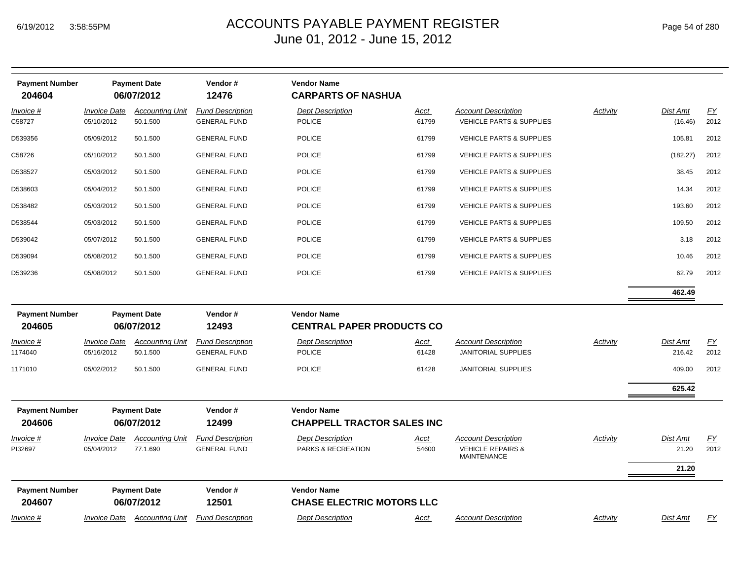# ACCOUNTS PAYABLE PAYMENT REGISTER
June 01, 2012 - June 15, 2012

| Payment Number | Payment Date | Vendor # | Vendor Name |
|---|---|---|---|
| **204604** | **06/07/2012** | **12476** | **CARPARTS OF NASHUA** |

| Invoice # | Invoice Date | Accounting Unit | Fund Description | Dept Description | Acct | Account Description | Activity | Dist Amt | FY |
|---|---|---|---|---|---|---|---|---|---|
| C58727 | 05/10/2012 | 50.1.500 | GENERAL FUND | POLICE | 61799 | VEHICLE PARTS & SUPPLIES | | (16.46) | 2012 |
| D539356 | 05/09/2012 | 50.1.500 | GENERAL FUND | POLICE | 61799 | VEHICLE PARTS & SUPPLIES | | 105.81 | 2012 |
| C58726 | 05/10/2012 | 50.1.500 | GENERAL FUND | POLICE | 61799 | VEHICLE PARTS & SUPPLIES | | (182.27) | 2012 |
| D538527 | 05/03/2012 | 50.1.500 | GENERAL FUND | POLICE | 61799 | VEHICLE PARTS & SUPPLIES | | 38.45 | 2012 |
| D538603 | 05/04/2012 | 50.1.500 | GENERAL FUND | POLICE | 61799 | VEHICLE PARTS & SUPPLIES | | 14.34 | 2012 |
| D538482 | 05/03/2012 | 50.1.500 | GENERAL FUND | POLICE | 61799 | VEHICLE PARTS & SUPPLIES | | 193.60 | 2012 |
| D538544 | 05/03/2012 | 50.1.500 | GENERAL FUND | POLICE | 61799 | VEHICLE PARTS & SUPPLIES | | 109.50 | 2012 |
| D539042 | 05/07/2012 | 50.1.500 | GENERAL FUND | POLICE | 61799 | VEHICLE PARTS & SUPPLIES | | 3.18 | 2012 |
| D539094 | 05/08/2012 | 50.1.500 | GENERAL FUND | POLICE | 61799 | VEHICLE PARTS & SUPPLIES | | 10.46 | 2012 |
| D539236 | 05/08/2012 | 50.1.500 | GENERAL FUND | POLICE | 61799 | VEHICLE PARTS & SUPPLIES | | 62.79 | 2012 |
| | | | | | | | | **462.49** | |

| Payment Number | Payment Date | Vendor # | Vendor Name |
|---|---|---|---|
| **204605** | **06/07/2012** | **12493** | **CENTRAL PAPER PRODUCTS CO** |

| Invoice # | Invoice Date | Accounting Unit | Fund Description | Dept Description | Acct | Account Description | Activity | Dist Amt | FY |
|---|---|---|---|---|---|---|---|---|---|
| 1174040 | 05/16/2012 | 50.1.500 | GENERAL FUND | POLICE | 61428 | JANITORIAL SUPPLIES | | 216.42 | 2012 |
| 1171010 | 05/02/2012 | 50.1.500 | GENERAL FUND | POLICE | 61428 | JANITORIAL SUPPLIES | | 409.00 | 2012 |
| | | | | | | | | **625.42** | |

| Payment Number | Payment Date | Vendor # | Vendor Name |
|---|---|---|---|
| **204606** | **06/07/2012** | **12499** | **CHAPPELL TRACTOR SALES INC** |

| Invoice # | Invoice Date | Accounting Unit | Fund Description | Dept Description | Acct | Account Description | Activity | Dist Amt | FY |
|---|---|---|---|---|---|---|---|---|---|
| PI32697 | 05/04/2012 | 77.1.690 | GENERAL FUND | PARKS & RECREATION | 54600 | VEHICLE REPAIRS & MAINTENANCE | | 21.20 | 2012 |
| | | | | | | | | **21.20** | |

| Payment Number | Payment Date | Vendor # | Vendor Name |
|---|---|---|---|
| **204607** | **06/07/2012** | **12501** | **CHASE ELECTRIC MOTORS LLC** |

| Invoice # | Invoice Date | Accounting Unit | Fund Description | Dept Description | Acct | Account Description | Activity | Dist Amt | FY |
|---|---|---|---|---|---|---|---|---|---|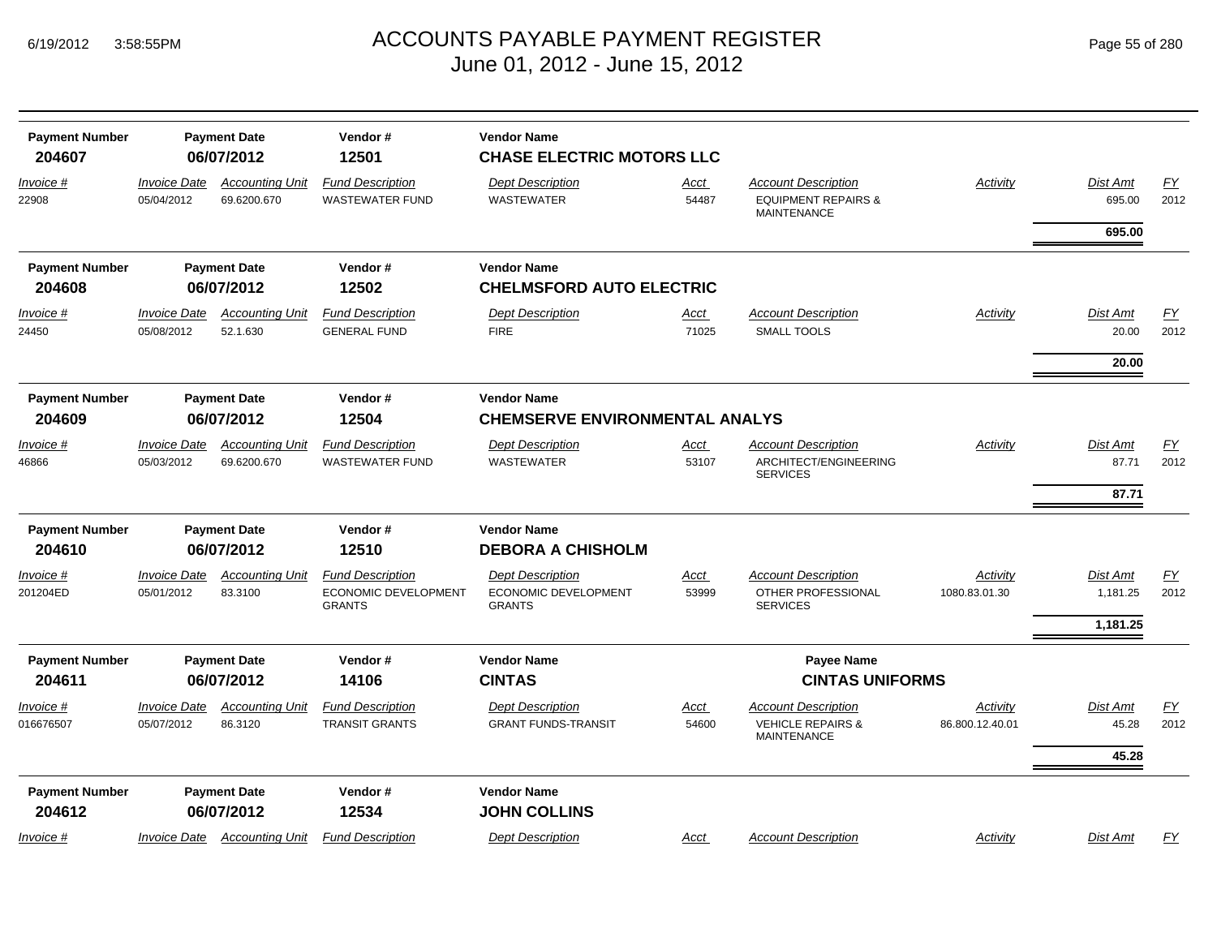# ACCOUNTS PAYABLE PAYMENT REGISTER
## June 01, 2012 - June 15, 2012

| Payment Number | Payment Date | Vendor # | Vendor Name |
|---|---|---|---|
| **204607** | **06/07/2012** | **12501** | **CHASE ELECTRIC MOTORS LLC** |

| Invoice # | Invoice Date | Accounting Unit | Fund Description | Dept Description | Acct | Account Description | Activity | Dist Amt | FY |
|---|---|---|---|---|---|---|---|---|---|
| 22908 | 05/04/2012 | 69.6200.670 | WASTEWATER FUND | WASTEWATER | 54487 | EQUIPMENT REPAIRS & MAINTENANCE | | 695.00 | 2012 |
| | | | | | | | | **695.00** | |

| Payment Number | Payment Date | Vendor # | Vendor Name |
|---|---|---|---|
| **204608** | **06/07/2012** | **12502** | **CHELMSFORD AUTO ELECTRIC** |

| Invoice # | Invoice Date | Accounting Unit | Fund Description | Dept Description | Acct | Account Description | Activity | Dist Amt | FY |
|---|---|---|---|---|---|---|---|---|---|
| 24450 | 05/08/2012 | 52.1.630 | GENERAL FUND | FIRE | 71025 | SMALL TOOLS | | 20.00 | 2012 |
| | | | | | | | | **20.00** | |

| Payment Number | Payment Date | Vendor # | Vendor Name |
|---|---|---|---|
| **204609** | **06/07/2012** | **12504** | **CHEMSERVE ENVIRONMENTAL ANALYS** |

| Invoice # | Invoice Date | Accounting Unit | Fund Description | Dept Description | Acct | Account Description | Activity | Dist Amt | FY |
|---|---|---|---|---|---|---|---|---|---|
| 46866 | 05/03/2012 | 69.6200.670 | WASTEWATER FUND | WASTEWATER | 53107 | ARCHITECT/ENGINEERING SERVICES | | 87.71 | 2012 |
| | | | | | | | | **87.71** | |

| Payment Number | Payment Date | Vendor # | Vendor Name |
|---|---|---|---|
| **204610** | **06/07/2012** | **12510** | **DEBORA A CHISHOLM** |

| Invoice # | Invoice Date | Accounting Unit | Fund Description | Dept Description | Acct | Account Description | Activity | Dist Amt | FY |
|---|---|---|---|---|---|---|---|---|---|
| 201204ED | 05/01/2012 | 83.3100 | ECONOMIC DEVELOPMENT GRANTS | ECONOMIC DEVELOPMENT GRANTS | 53999 | OTHER PROFESSIONAL SERVICES | 1080.83.01.30 | 1,181.25 | 2012 |
| | | | | | | | | **1,181.25** | |

| Payment Number | Payment Date | Vendor # | Vendor Name | Payee Name |
|---|---|---|---|---|
| **204611** | **06/07/2012** | **14106** | **CINTAS** | **CINTAS UNIFORMS** |

| Invoice # | Invoice Date | Accounting Unit | Fund Description | Dept Description | Acct | Account Description | Activity | Dist Amt | FY |
|---|---|---|---|---|---|---|---|---|---|
| 016676507 | 05/07/2012 | 86.3120 | TRANSIT GRANTS | GRANT FUNDS-TRANSIT | 54600 | VEHICLE REPAIRS & MAINTENANCE | 86.800.12.40.01 | 45.28 | 2012 |
| | | | | | | | | **45.28** | |

| Payment Number | Payment Date | Vendor # | Vendor Name |
|---|---|---|---|
| **204612** | **06/07/2012** | **12534** | **JOHN COLLINS** |

| Invoice # | Invoice Date | Accounting Unit | Fund Description | Dept Description | Acct | Account Description | Activity | Dist Amt | FY |
|---|---|---|---|---|---|---|---|---|---|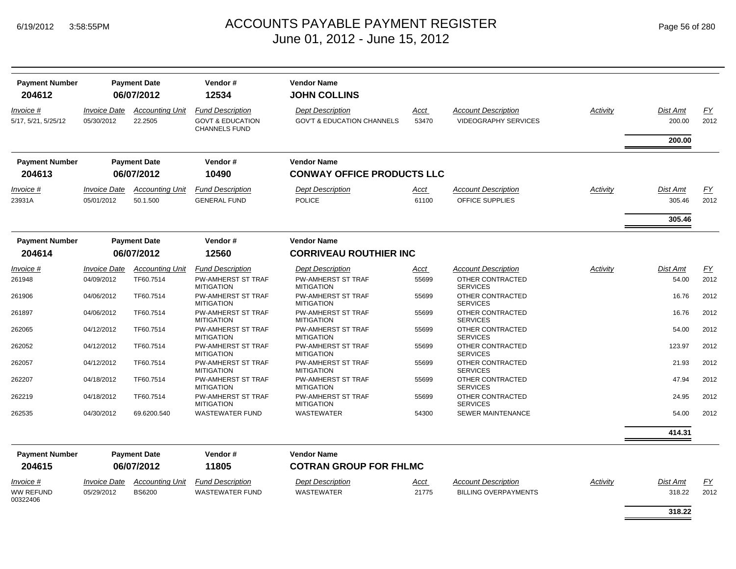# ACCOUNTS PAYABLE PAYMENT REGISTER
## June 01, 2012 - June 15, 2012

| Payment Number | Payment Date | Vendor # | Vendor Name |
|---|---|---|---|
| **204612** | **06/07/2012** | **12534** | **JOHN COLLINS** |

| *Invoice #* | *Invoice Date* | *Accounting Unit* | *Fund Description* | *Dept Description* | *Acct* | *Account Description* | *Activity* | *Dist Amt* | *FY* |
|---|---|---|---|---|---|---|---|---|---|
| 5/17, 5/21, 5/25/12 | 05/30/2012 | 22.2505 | GOVT & EDUCATION CHANNELS FUND | GOV'T & EDUCATION CHANNELS | 53470 | VIDEOGRAPHY SERVICES | | 200.00 | 2012 |
| | | | | | | | | **200.00** | |

| Payment Number | Payment Date | Vendor # | Vendor Name |
|---|---|---|---|
| **204613** | **06/07/2012** | **10490** | **CONWAY OFFICE PRODUCTS LLC** |

| *Invoice #* | *Invoice Date* | *Accounting Unit* | *Fund Description* | *Dept Description* | *Acct* | *Account Description* | *Activity* | *Dist Amt* | *FY* |
|---|---|---|---|---|---|---|---|---|---|
| 23931A | 05/01/2012 | 50.1.500 | GENERAL FUND | POLICE | 61100 | OFFICE SUPPLIES | | 305.46 | 2012 |
| | | | | | | | | **305.46** | |

| Payment Number | Payment Date | Vendor # | Vendor Name |
|---|---|---|---|
| **204614** | **06/07/2012** | **12560** | **CORRIVEAU ROUTHIER INC** |

| *Invoice #* | *Invoice Date* | *Accounting Unit* | *Fund Description* | *Dept Description* | *Acct* | *Account Description* | *Activity* | *Dist Amt* | *FY* |
|---|---|---|---|---|---|---|---|---|---|
| 261948 | 04/09/2012 | TF60.7514 | PW-AMHERST ST TRAF MITIGATION | PW-AMHERST ST TRAF MITIGATION | 55699 | OTHER CONTRACTED SERVICES | | 54.00 | 2012 |
| 261906 | 04/06/2012 | TF60.7514 | PW-AMHERST ST TRAF MITIGATION | PW-AMHERST ST TRAF MITIGATION | 55699 | OTHER CONTRACTED SERVICES | | 16.76 | 2012 |
| 261897 | 04/06/2012 | TF60.7514 | PW-AMHERST ST TRAF MITIGATION | PW-AMHERST ST TRAF MITIGATION | 55699 | OTHER CONTRACTED SERVICES | | 16.76 | 2012 |
| 262065 | 04/12/2012 | TF60.7514 | PW-AMHERST ST TRAF MITIGATION | PW-AMHERST ST TRAF MITIGATION | 55699 | OTHER CONTRACTED SERVICES | | 54.00 | 2012 |
| 262052 | 04/12/2012 | TF60.7514 | PW-AMHERST ST TRAF MITIGATION | PW-AMHERST ST TRAF MITIGATION | 55699 | OTHER CONTRACTED SERVICES | | 123.97 | 2012 |
| 262057 | 04/12/2012 | TF60.7514 | PW-AMHERST ST TRAF MITIGATION | PW-AMHERST ST TRAF MITIGATION | 55699 | OTHER CONTRACTED SERVICES | | 21.93 | 2012 |
| 262207 | 04/18/2012 | TF60.7514 | PW-AMHERST ST TRAF MITIGATION | PW-AMHERST ST TRAF MITIGATION | 55699 | OTHER CONTRACTED SERVICES | | 47.94 | 2012 |
| 262219 | 04/18/2012 | TF60.7514 | PW-AMHERST ST TRAF MITIGATION | PW-AMHERST ST TRAF MITIGATION | 55699 | OTHER CONTRACTED SERVICES | | 24.95 | 2012 |
| 262535 | 04/30/2012 | 69.6200.540 | WASTEWATER FUND | WASTEWATER | 54300 | SEWER MAINTENANCE | | 54.00 | 2012 |
| | | | | | | | | **414.31** | |

| Payment Number | Payment Date | Vendor # | Vendor Name |
|---|---|---|---|
| **204615** | **06/07/2012** | **11805** | **COTRAN GROUP FOR FHLMC** |

| *Invoice #* | *Invoice Date* | *Accounting Unit* | *Fund Description* | *Dept Description* | *Acct* | *Account Description* | *Activity* | *Dist Amt* | *FY* |
|---|---|---|---|---|---|---|---|---|---|
| WW REFUND 00322406 | 05/29/2012 | BS6200 | WASTEWATER FUND | WASTEWATER | 21775 | BILLING OVERPAYMENTS | | 318.22 | 2012 |
| | | | | | | | | **318.22** | |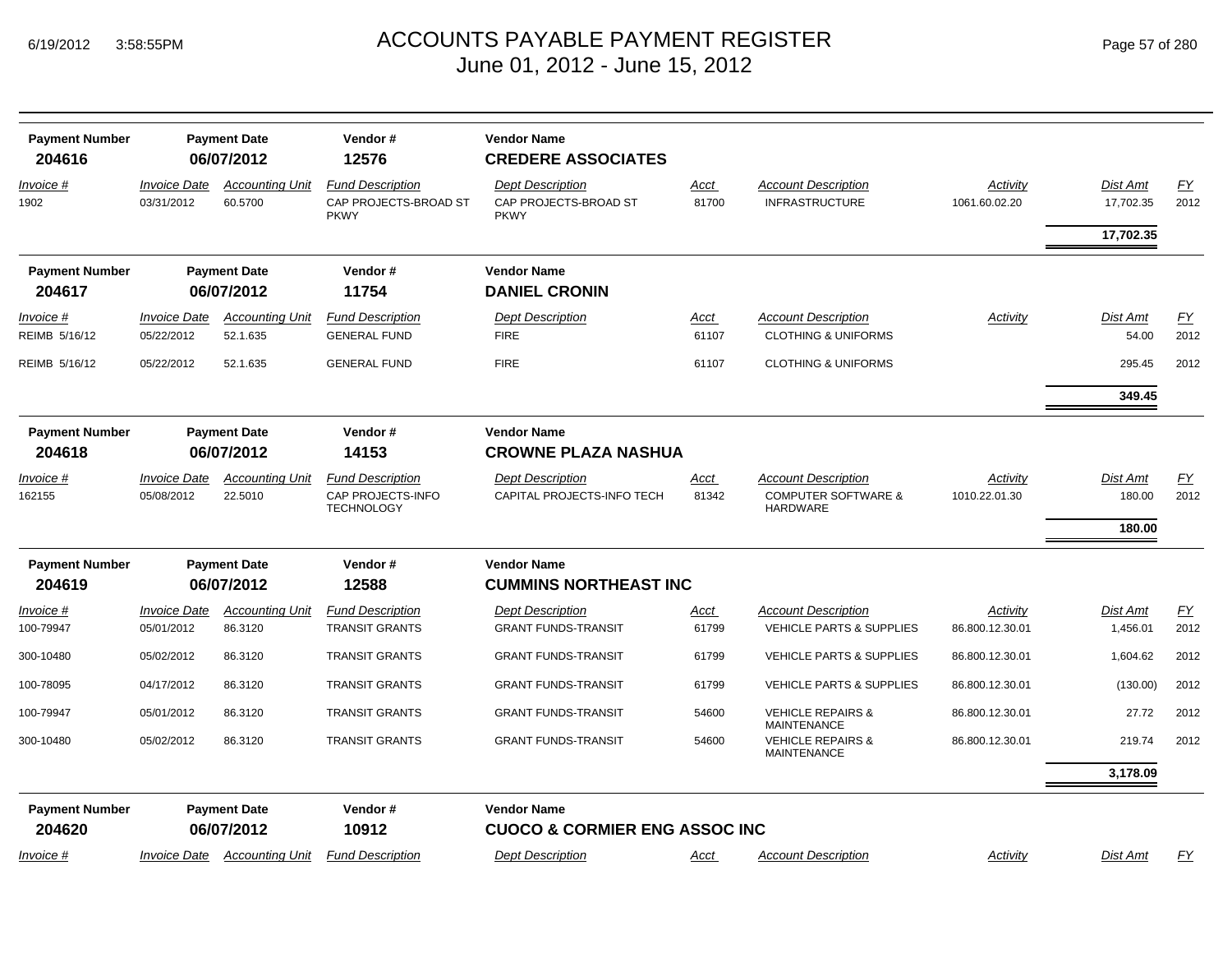# ACCOUNTS PAYABLE PAYMENT REGISTER
## June 01, 2012 - June 15, 2012

6/19/2012 3:58:55PM

| Payment Number | Payment Date | Vendor # | Vendor Name |
|---|---|---|---|
| **204616** | **06/07/2012** | **12576** | **CREDERE ASSOCIATES** |

| *Invoice #* | *Invoice Date* | *Accounting Unit* | *Fund Description* | *Dept Description* | *Acct* | *Account Description* | *Activity* | *Dist Amt* | *FY* |
|---|---|---|---|---|---|---|---|---|---|
| 1902 | 03/31/2012 | 60.5700 | CAP PROJECTS-BROAD ST PKWY | CAP PROJECTS-BROAD ST PKWY | 81700 | INFRASTRUCTURE | 1061.60.02.20 | 17,702.35 | 2012 |
| | | | | | | | | **17,702.35** | |

| Payment Number | Payment Date | Vendor # | Vendor Name |
|---|---|---|---|
| **204617** | **06/07/2012** | **11754** | **DANIEL CRONIN** |

| *Invoice #* | *Invoice Date* | *Accounting Unit* | *Fund Description* | *Dept Description* | *Acct* | *Account Description* | *Activity* | *Dist Amt* | *FY* |
|---|---|---|---|---|---|---|---|---|---|
| REIMB 5/16/12 | 05/22/2012 | 52.1.635 | GENERAL FUND | FIRE | 61107 | CLOTHING & UNIFORMS | | 54.00 | 2012 |
| REIMB 5/16/12 | 05/22/2012 | 52.1.635 | GENERAL FUND | FIRE | 61107 | CLOTHING & UNIFORMS | | 295.45 | 2012 |
| | | | | | | | | **349.45** | |

| Payment Number | Payment Date | Vendor # | Vendor Name |
|---|---|---|---|
| **204618** | **06/07/2012** | **14153** | **CROWNE PLAZA NASHUA** |

| *Invoice #* | *Invoice Date* | *Accounting Unit* | *Fund Description* | *Dept Description* | *Acct* | *Account Description* | *Activity* | *Dist Amt* | *FY* |
|---|---|---|---|---|---|---|---|---|---|
| 162155 | 05/08/2012 | 22.5010 | CAP PROJECTS-INFO TECHNOLOGY | CAPITAL PROJECTS-INFO TECH | 81342 | COMPUTER SOFTWARE & HARDWARE | 1010.22.01.30 | 180.00 | 2012 |
| | | | | | | | | **180.00** | |

| Payment Number | Payment Date | Vendor # | Vendor Name |
|---|---|---|---|
| **204619** | **06/07/2012** | **12588** | **CUMMINS NORTHEAST INC** |

| *Invoice #* | *Invoice Date* | *Accounting Unit* | *Fund Description* | *Dept Description* | *Acct* | *Account Description* | *Activity* | *Dist Amt* | *FY* |
|---|---|---|---|---|---|---|---|---|---|
| 100-79947 | 05/01/2012 | 86.3120 | TRANSIT GRANTS | GRANT FUNDS-TRANSIT | 61799 | VEHICLE PARTS & SUPPLIES | 86.800.12.30.01 | 1,456.01 | 2012 |
| 300-10480 | 05/02/2012 | 86.3120 | TRANSIT GRANTS | GRANT FUNDS-TRANSIT | 61799 | VEHICLE PARTS & SUPPLIES | 86.800.12.30.01 | 1,604.62 | 2012 |
| 100-78095 | 04/17/2012 | 86.3120 | TRANSIT GRANTS | GRANT FUNDS-TRANSIT | 61799 | VEHICLE PARTS & SUPPLIES | 86.800.12.30.01 | (130.00) | 2012 |
| 100-79947 | 05/01/2012 | 86.3120 | TRANSIT GRANTS | GRANT FUNDS-TRANSIT | 54600 | VEHICLE REPAIRS & MAINTENANCE | 86.800.12.30.01 | 27.72 | 2012 |
| 300-10480 | 05/02/2012 | 86.3120 | TRANSIT GRANTS | GRANT FUNDS-TRANSIT | 54600 | VEHICLE REPAIRS & MAINTENANCE | 86.800.12.30.01 | 219.74 | 2012 |
| | | | | | | | | **3,178.09** | |

| Payment Number | Payment Date | Vendor # | Vendor Name |
|---|---|---|---|
| **204620** | **06/07/2012** | **10912** | **CUOCO & CORMIER ENG ASSOC INC** |

| *Invoice #* | *Invoice Date* | *Accounting Unit* | *Fund Description* | *Dept Description* | *Acct* | *Account Description* | *Activity* | *Dist Amt* | *FY* |
|---|---|---|---|---|---|---|---|---|---|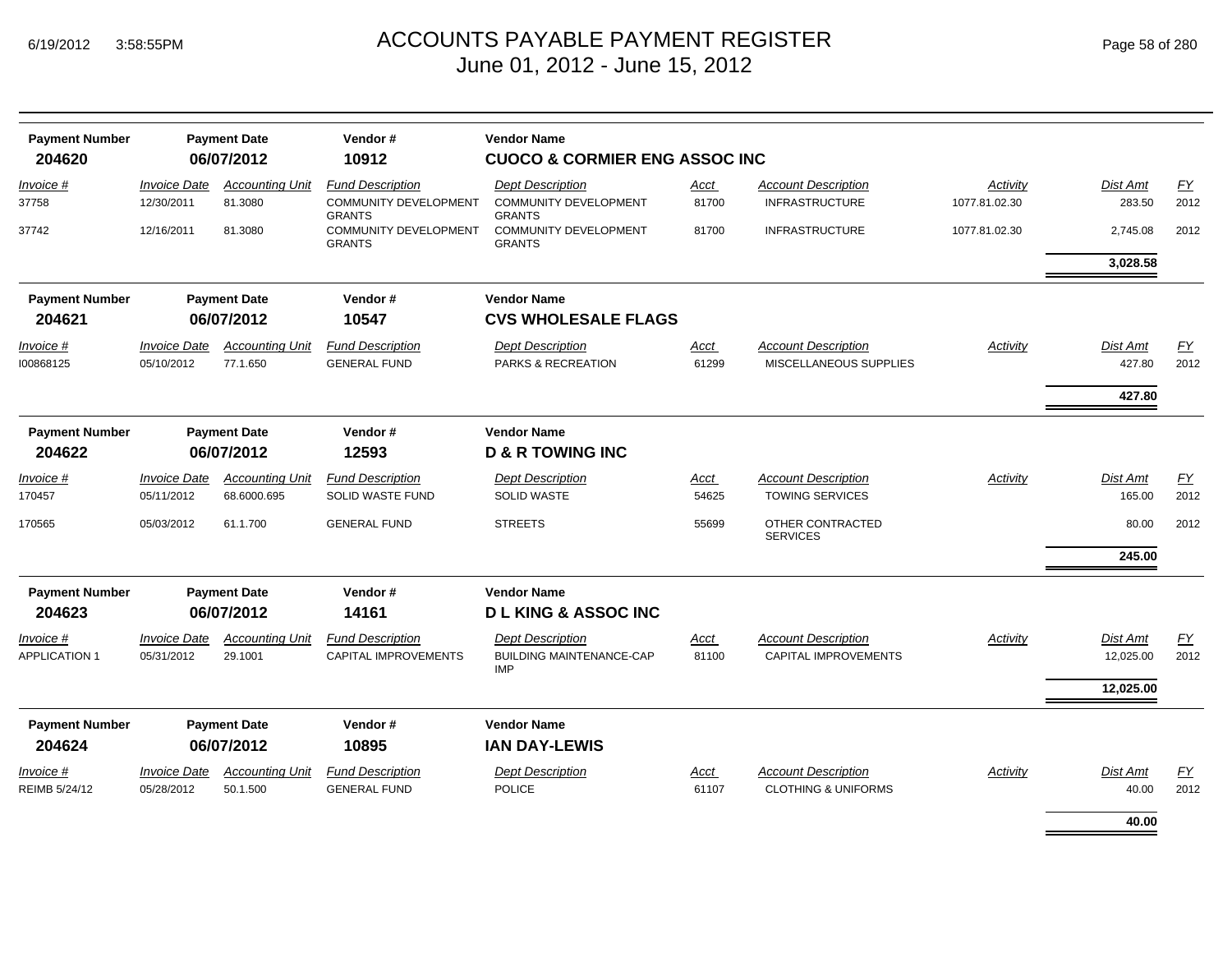# ACCOUNTS PAYABLE PAYMENT REGISTER
## June 01, 2012 - June 15, 2012

6/19/2012 3:58:55PM

| Payment Number | Payment Date | Vendor # | Vendor Name |
|---|---|---|---|
| 204620 | 06/07/2012 | 10912 | CUOCO & CORMIER ENG ASSOC INC |

| Invoice # | Invoice Date | Accounting Unit | Fund Description | Dept Description | Acct | Account Description | Activity | Dist Amt | FY |
|---|---|---|---|---|---|---|---|---|---|
| 37758 | 12/30/2011 | 81.3080 | COMMUNITY DEVELOPMENT GRANTS | COMMUNITY DEVELOPMENT GRANTS | 81700 | INFRASTRUCTURE | 1077.81.02.30 | 283.50 | 2012 |
| 37742 | 12/16/2011 | 81.3080 | COMMUNITY DEVELOPMENT GRANTS | COMMUNITY DEVELOPMENT GRANTS | 81700 | INFRASTRUCTURE | 1077.81.02.30 | 2,745.08 | 2012 |
| | | | | | | | | **3,028.58** | |

| Payment Number | Payment Date | Vendor # | Vendor Name |
|---|---|---|---|
| 204621 | 06/07/2012 | 10547 | CVS WHOLESALE FLAGS |

| Invoice # | Invoice Date | Accounting Unit | Fund Description | Dept Description | Acct | Account Description | Activity | Dist Amt | FY |
|---|---|---|---|---|---|---|---|---|---|
| I00868125 | 05/10/2012 | 77.1.650 | GENERAL FUND | PARKS & RECREATION | 61299 | MISCELLANEOUS SUPPLIES | | 427.80 | 2012 |
| | | | | | | | | **427.80** | |

| Payment Number | Payment Date | Vendor # | Vendor Name |
|---|---|---|---|
| 204622 | 06/07/2012 | 12593 | D & R TOWING INC |

| Invoice # | Invoice Date | Accounting Unit | Fund Description | Dept Description | Acct | Account Description | Activity | Dist Amt | FY |
|---|---|---|---|---|---|---|---|---|---|
| 170457 | 05/11/2012 | 68.6000.695 | SOLID WASTE FUND | SOLID WASTE | 54625 | TOWING SERVICES | | 165.00 | 2012 |
| 170565 | 05/03/2012 | 61.1.700 | GENERAL FUND | STREETS | 55699 | OTHER CONTRACTED SERVICES | | 80.00 | 2012 |
| | | | | | | | | **245.00** | |

| Payment Number | Payment Date | Vendor # | Vendor Name |
|---|---|---|---|
| 204623 | 06/07/2012 | 14161 | D L KING & ASSOC INC |

| Invoice # | Invoice Date | Accounting Unit | Fund Description | Dept Description | Acct | Account Description | Activity | Dist Amt | FY |
|---|---|---|---|---|---|---|---|---|---|
| APPLICATION 1 | 05/31/2012 | 29.1001 | CAPITAL IMPROVEMENTS | BUILDING MAINTENANCE-CAP IMP | 81100 | CAPITAL IMPROVEMENTS | | 12,025.00 | 2012 |
| | | | | | | | | **12,025.00** | |

| Payment Number | Payment Date | Vendor # | Vendor Name |
|---|---|---|---|
| 204624 | 06/07/2012 | 10895 | IAN DAY-LEWIS |

| Invoice # | Invoice Date | Accounting Unit | Fund Description | Dept Description | Acct | Account Description | Activity | Dist Amt | FY |
|---|---|---|---|---|---|---|---|---|---|
| REIMB 5/24/12 | 05/28/2012 | 50.1.500 | GENERAL FUND | POLICE | 61107 | CLOTHING & UNIFORMS | | 40.00 | 2012 |
| | | | | | | | | **40.00** | |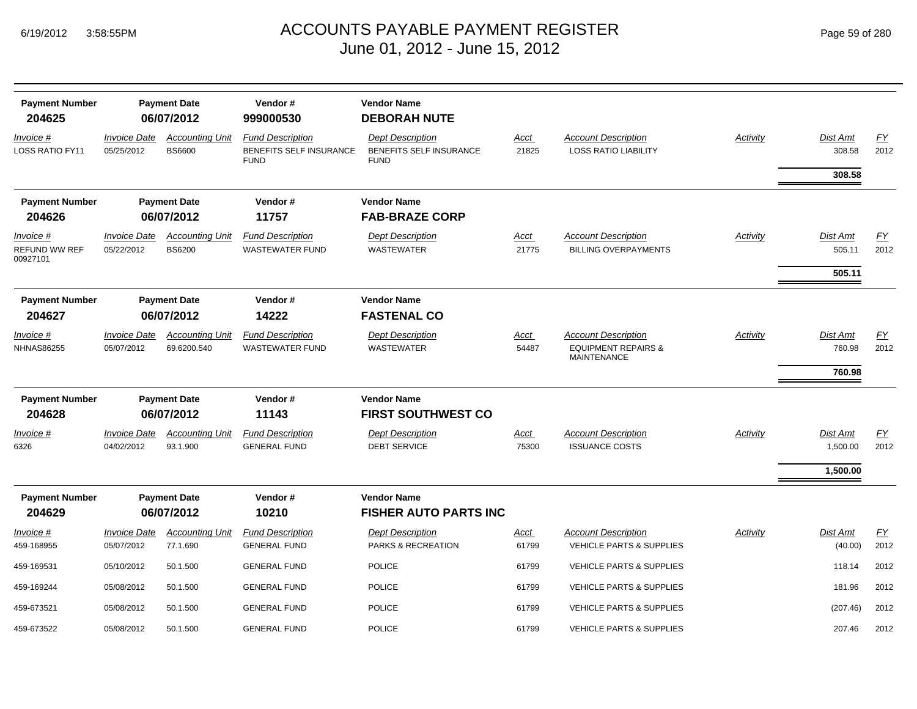# ACCOUNTS PAYABLE PAYMENT REGISTER
June 01, 2012 - June 15, 2012

| Payment Number | Payment Date | Vendor # | Vendor Name |
|---|---|---|---|
| **204625** | **06/07/2012** | **999000530** | **DEBORAH NUTE** |

| Invoice # | Invoice Date | Accounting Unit | Fund Description | Dept Description | Acct | Account Description | Activity | Dist Amt | FY |
|---|---|---|---|---|---|---|---|---|---|
| LOSS RATIO FY11 | 05/25/2012 | BS6600 | BENEFITS SELF INSURANCE FUND | BENEFITS SELF INSURANCE FUND | 21825 | LOSS RATIO LIABILITY | | 308.58 | 2012 |
| | | | | | | | | **308.58** | |

| Payment Number | Payment Date | Vendor # | Vendor Name |
|---|---|---|---|
| **204626** | **06/07/2012** | **11757** | **FAB-BRAZE CORP** |

| Invoice # | Invoice Date | Accounting Unit | Fund Description | Dept Description | Acct | Account Description | Activity | Dist Amt | FY |
|---|---|---|---|---|---|---|---|---|---|
| REFUND WW REF 00927101 | 05/22/2012 | BS6200 | WASTEWATER FUND | WASTEWATER | 21775 | BILLING OVERPAYMENTS | | 505.11 | 2012 |
| | | | | | | | | **505.11** | |

| Payment Number | Payment Date | Vendor # | Vendor Name |
|---|---|---|---|
| **204627** | **06/07/2012** | **14222** | **FASTENAL CO** |

| Invoice # | Invoice Date | Accounting Unit | Fund Description | Dept Description | Acct | Account Description | Activity | Dist Amt | FY |
|---|---|---|---|---|---|---|---|---|---|
| NHNAS86255 | 05/07/2012 | 69.6200.540 | WASTEWATER FUND | WASTEWATER | 54487 | EQUIPMENT REPAIRS & MAINTENANCE | | 760.98 | 2012 |
| | | | | | | | | **760.98** | |

| Payment Number | Payment Date | Vendor # | Vendor Name |
|---|---|---|---|
| **204628** | **06/07/2012** | **11143** | **FIRST SOUTHWEST CO** |

| Invoice # | Invoice Date | Accounting Unit | Fund Description | Dept Description | Acct | Account Description | Activity | Dist Amt | FY |
|---|---|---|---|---|---|---|---|---|---|
| 6326 | 04/02/2012 | 93.1.900 | GENERAL FUND | DEBT SERVICE | 75300 | ISSUANCE COSTS | | 1,500.00 | 2012 |
| | | | | | | | | **1,500.00** | |

| Payment Number | Payment Date | Vendor # | Vendor Name |
|---|---|---|---|
| **204629** | **06/07/2012** | **10210** | **FISHER AUTO PARTS INC** |

| Invoice # | Invoice Date | Accounting Unit | Fund Description | Dept Description | Acct | Account Description | Activity | Dist Amt | FY |
|---|---|---|---|---|---|---|---|---|---|
| 459-168955 | 05/07/2012 | 77.1.690 | GENERAL FUND | PARKS & RECREATION | 61799 | VEHICLE PARTS & SUPPLIES | | (40.00) | 2012 |
| 459-169531 | 05/10/2012 | 50.1.500 | GENERAL FUND | POLICE | 61799 | VEHICLE PARTS & SUPPLIES | | 118.14 | 2012 |
| 459-169244 | 05/08/2012 | 50.1.500 | GENERAL FUND | POLICE | 61799 | VEHICLE PARTS & SUPPLIES | | 181.96 | 2012 |
| 459-673521 | 05/08/2012 | 50.1.500 | GENERAL FUND | POLICE | 61799 | VEHICLE PARTS & SUPPLIES | | (207.46) | 2012 |
| 459-673522 | 05/08/2012 | 50.1.500 | GENERAL FUND | POLICE | 61799 | VEHICLE PARTS & SUPPLIES | | 207.46 | 2012 |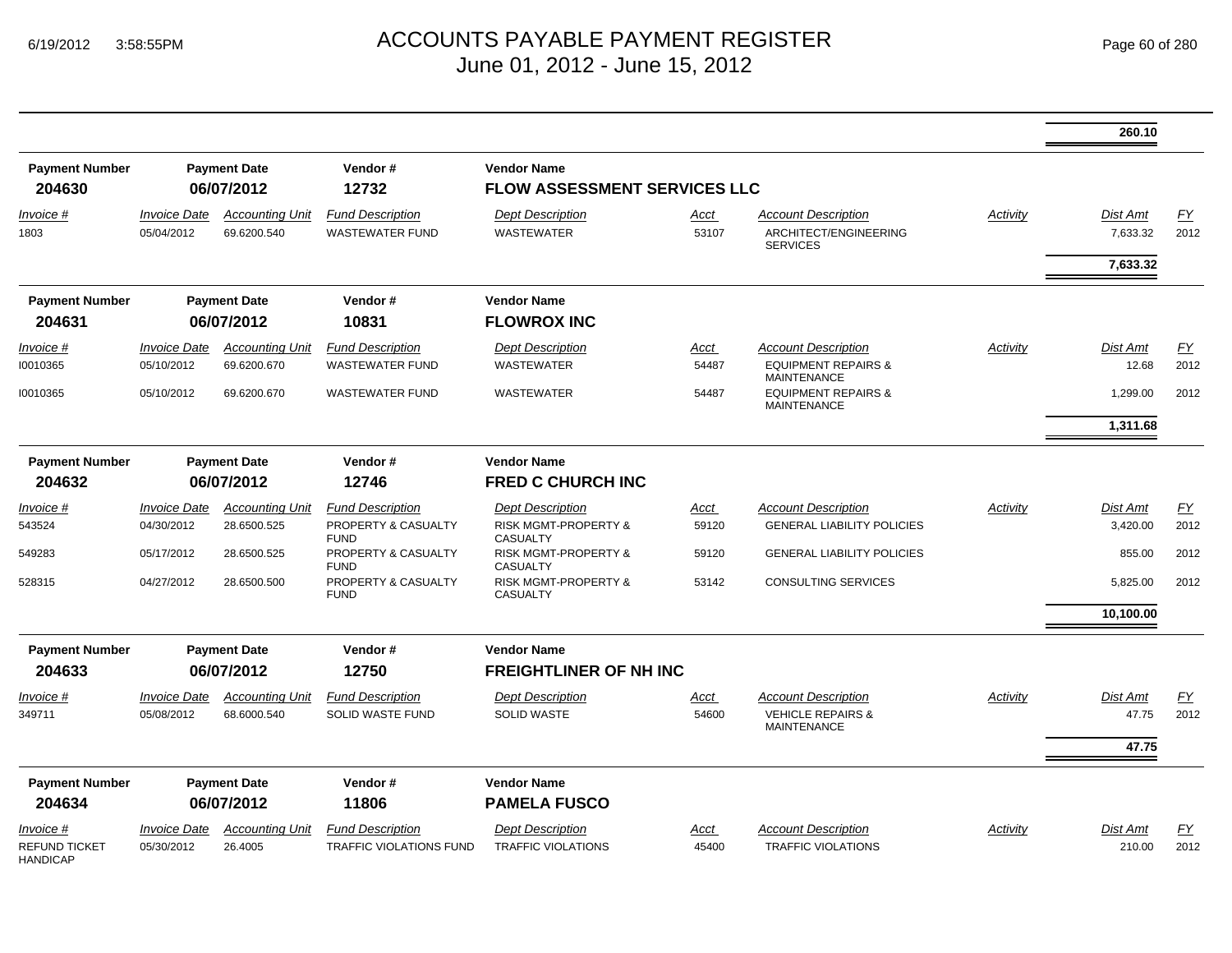# ACCOUNTS PAYABLE PAYMENT REGISTER
June 01, 2012 - June 15, 2012

| | | | | | | | | | |
|---|---|---|---|---|---|---|---|---|---|
| | | | | | | | | 260.10 | |

| Payment Number | Payment Date | Vendor # | Vendor Name |
|---|---|---|---|
| 204630 | 06/07/2012 | 12732 | FLOW ASSESSMENT SERVICES LLC |

| Invoice # | Invoice Date | Accounting Unit | Fund Description | Dept Description | Acct | Account Description | Activity | Dist Amt | FY |
|---|---|---|---|---|---|---|---|---|---|
| 1803 | 05/04/2012 | 69.6200.540 | WASTEWATER FUND | WASTEWATER | 53107 | ARCHITECT/ENGINEERING SERVICES | | 7,633.32 | 2012 |
| | | | | | | | | 7,633.32 | |

| Payment Number | Payment Date | Vendor # | Vendor Name |
|---|---|---|---|
| 204631 | 06/07/2012 | 10831 | FLOWROX INC |

| Invoice # | Invoice Date | Accounting Unit | Fund Description | Dept Description | Acct | Account Description | Activity | Dist Amt | FY |
|---|---|---|---|---|---|---|---|---|---|
| I0010365 | 05/10/2012 | 69.6200.670 | WASTEWATER FUND | WASTEWATER | 54487 | EQUIPMENT REPAIRS & MAINTENANCE | | 12.68 | 2012 |
| I0010365 | 05/10/2012 | 69.6200.670 | WASTEWATER FUND | WASTEWATER | 54487 | EQUIPMENT REPAIRS & MAINTENANCE | | 1,299.00 | 2012 |
| | | | | | | | | 1,311.68 | |

| Payment Number | Payment Date | Vendor # | Vendor Name |
|---|---|---|---|
| 204632 | 06/07/2012 | 12746 | FRED C CHURCH INC |

| Invoice # | Invoice Date | Accounting Unit | Fund Description | Dept Description | Acct | Account Description | Activity | Dist Amt | FY |
|---|---|---|---|---|---|---|---|---|---|
| 543524 | 04/30/2012 | 28.6500.525 | PROPERTY & CASUALTY FUND | RISK MGMT-PROPERTY & CASUALTY | 59120 | GENERAL LIABILITY POLICIES | | 3,420.00 | 2012 |
| 549283 | 05/17/2012 | 28.6500.525 | PROPERTY & CASUALTY FUND | RISK MGMT-PROPERTY & CASUALTY | 59120 | GENERAL LIABILITY POLICIES | | 855.00 | 2012 |
| 528315 | 04/27/2012 | 28.6500.500 | PROPERTY & CASUALTY FUND | RISK MGMT-PROPERTY & CASUALTY | 53142 | CONSULTING SERVICES | | 5,825.00 | 2012 |
| | | | | | | | | 10,100.00 | |

| Payment Number | Payment Date | Vendor # | Vendor Name |
|---|---|---|---|
| 204633 | 06/07/2012 | 12750 | FREIGHTLINER OF NH INC |

| Invoice # | Invoice Date | Accounting Unit | Fund Description | Dept Description | Acct | Account Description | Activity | Dist Amt | FY |
|---|---|---|---|---|---|---|---|---|---|
| 349711 | 05/08/2012 | 68.6000.540 | SOLID WASTE FUND | SOLID WASTE | 54600 | VEHICLE REPAIRS & MAINTENANCE | | 47.75 | 2012 |
| | | | | | | | | 47.75 | |

| Payment Number | Payment Date | Vendor # | Vendor Name |
|---|---|---|---|
| 204634 | 06/07/2012 | 11806 | PAMELA FUSCO |

| Invoice # | Invoice Date | Accounting Unit | Fund Description | Dept Description | Acct | Account Description | Activity | Dist Amt | FY |
|---|---|---|---|---|---|---|---|---|---|
| REFUND TICKET HANDICAP | 05/30/2012 | 26.4005 | TRAFFIC VIOLATIONS FUND | TRAFFIC VIOLATIONS | 45400 | TRAFFIC VIOLATIONS | | 210.00 | 2012 |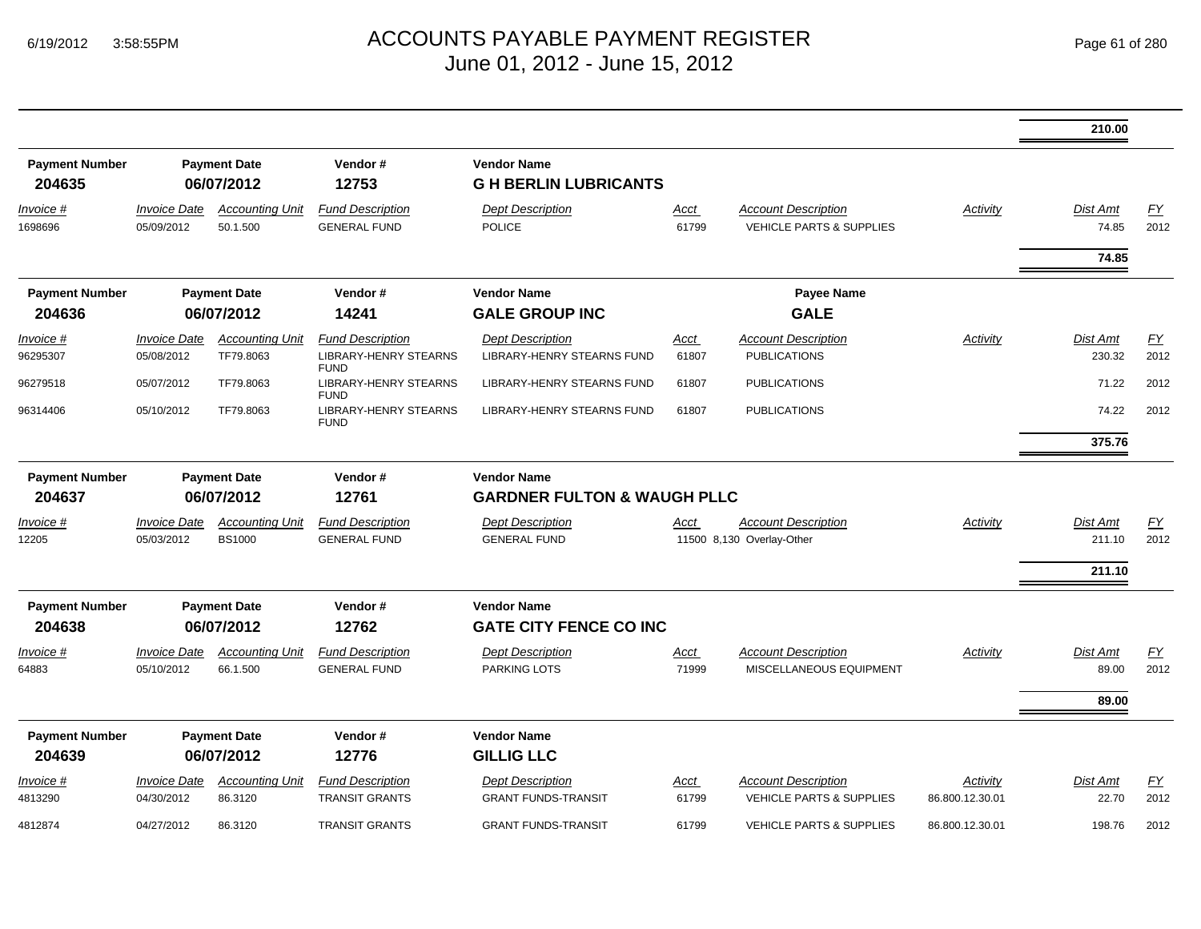# ACCOUNTS PAYABLE PAYMENT REGISTER
June 01, 2012 - June 15, 2012

| | | | | | | | | | |
|---|---|---|---|---|---|---|---|---|---|
| | | | | | | | | 210.00 | |

| Payment Number | Payment Date | Vendor # | Vendor Name |
|---|---|---|---|
| 204635 | 06/07/2012 | 12753 | G H BERLIN LUBRICANTS |

| Invoice # | Invoice Date | Accounting Unit | Fund Description | Dept Description | Acct | Account Description | Activity | Dist Amt | FY |
|---|---|---|---|---|---|---|---|---|---|
| 1698696 | 05/09/2012 | 50.1.500 | GENERAL FUND | POLICE | 61799 | VEHICLE PARTS & SUPPLIES | | 74.85 | 2012 |
| | | | | | | | | 74.85 | |

| Payment Number | Payment Date | Vendor # | Vendor Name | Payee Name |
|---|---|---|---|---|
| 204636 | 06/07/2012 | 14241 | GALE GROUP INC | GALE |

| Invoice # | Invoice Date | Accounting Unit | Fund Description | Dept Description | Acct | Account Description | Activity | Dist Amt | FY |
|---|---|---|---|---|---|---|---|---|---|
| 96295307 | 05/08/2012 | TF79.8063 | LIBRARY-HENRY STEARNS FUND | LIBRARY-HENRY STEARNS FUND | 61807 | PUBLICATIONS | | 230.32 | 2012 |
| 96279518 | 05/07/2012 | TF79.8063 | LIBRARY-HENRY STEARNS FUND | LIBRARY-HENRY STEARNS FUND | 61807 | PUBLICATIONS | | 71.22 | 2012 |
| 96314406 | 05/10/2012 | TF79.8063 | LIBRARY-HENRY STEARNS FUND | LIBRARY-HENRY STEARNS FUND | 61807 | PUBLICATIONS | | 74.22 | 2012 |
| | | | | | | | | 375.76 | |

| Payment Number | Payment Date | Vendor # | Vendor Name |
|---|---|---|---|
| 204637 | 06/07/2012 | 12761 | GARDNER FULTON & WAUGH PLLC |

| Invoice # | Invoice Date | Accounting Unit | Fund Description | Dept Description | Acct | Account Description | Activity | Dist Amt | FY |
|---|---|---|---|---|---|---|---|---|---|
| 12205 | 05/03/2012 | BS1000 | GENERAL FUND | GENERAL FUND | 11500 | 8,130 Overlay-Other | | 211.10 | 2012 |
| | | | | | | | | 211.10 | |

| Payment Number | Payment Date | Vendor # | Vendor Name |
|---|---|---|---|
| 204638 | 06/07/2012 | 12762 | GATE CITY FENCE CO INC |

| Invoice # | Invoice Date | Accounting Unit | Fund Description | Dept Description | Acct | Account Description | Activity | Dist Amt | FY |
|---|---|---|---|---|---|---|---|---|---|
| 64883 | 05/10/2012 | 66.1.500 | GENERAL FUND | PARKING LOTS | 71999 | MISCELLANEOUS EQUIPMENT | | 89.00 | 2012 |
| | | | | | | | | 89.00 | |

| Payment Number | Payment Date | Vendor # | Vendor Name |
|---|---|---|---|
| 204639 | 06/07/2012 | 12776 | GILLIG LLC |

| Invoice # | Invoice Date | Accounting Unit | Fund Description | Dept Description | Acct | Account Description | Activity | Dist Amt | FY |
|---|---|---|---|---|---|---|---|---|---|
| 4813290 | 04/30/2012 | 86.3120 | TRANSIT GRANTS | GRANT FUNDS-TRANSIT | 61799 | VEHICLE PARTS & SUPPLIES | 86.800.12.30.01 | 22.70 | 2012 |
| 4812874 | 04/27/2012 | 86.3120 | TRANSIT GRANTS | GRANT FUNDS-TRANSIT | 61799 | VEHICLE PARTS & SUPPLIES | 86.800.12.30.01 | 198.76 | 2012 |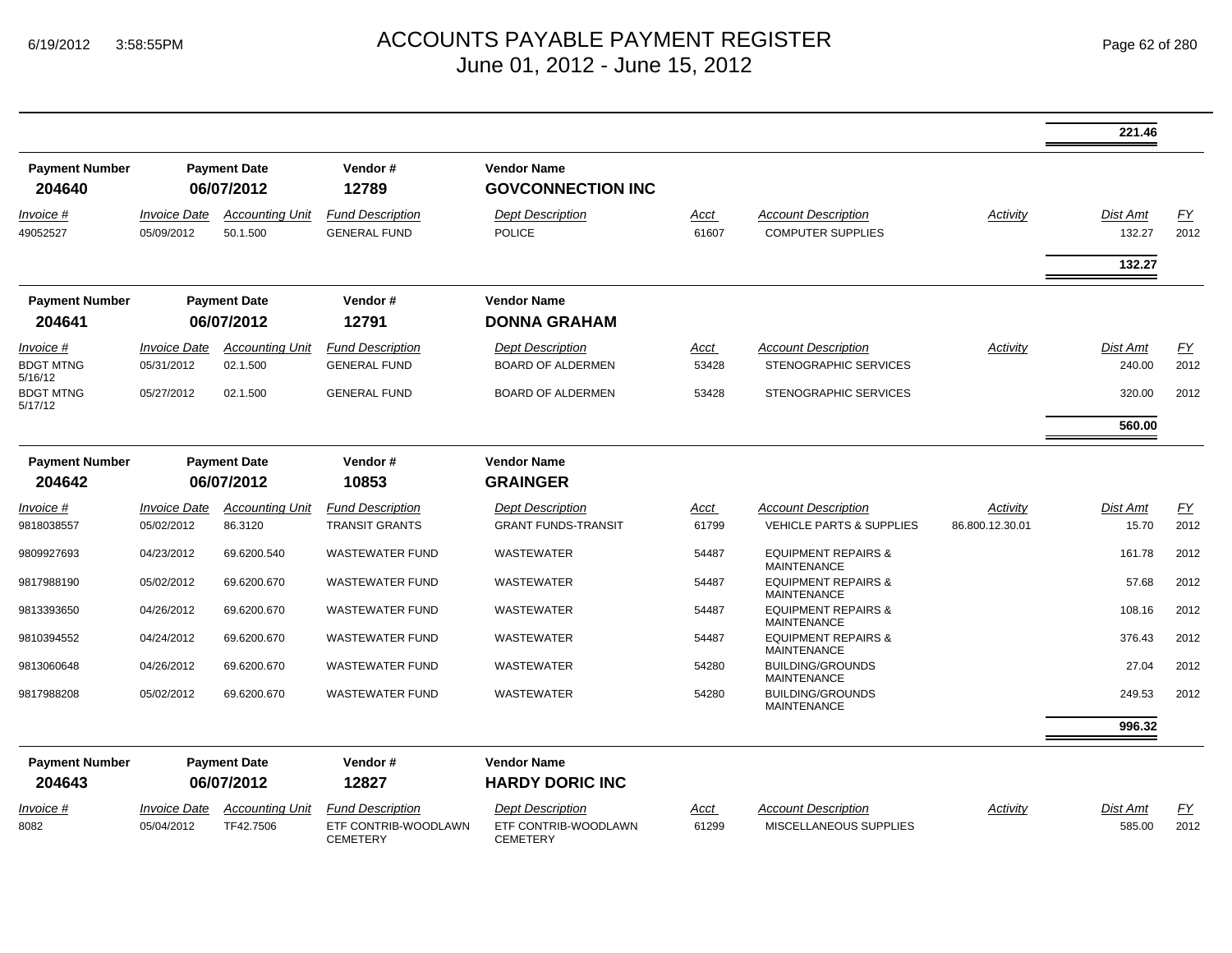# ACCOUNTS PAYABLE PAYMENT REGISTER
June 01, 2012 - June 15, 2012

| | | | | | | | | | |
|---|---|---|---|---|---|---|---|---|---|
| | | | | | | | | **221.46** | |

| Payment Number | Payment Date | Vendor # | Vendor Name |
|---|---|---|---|
| **204640** | **06/07/2012** | **12789** | **GOVCONNECTION INC** |

| *Invoice #* | *Invoice Date* | *Accounting Unit* | *Fund Description* | *Dept Description* | *Acct* | *Account Description* | *Activity* | *Dist Amt* | *FY* |
|---|---|---|---|---|---|---|---|---|---|
| 49052527 | 05/09/2012 | 50.1.500 | GENERAL FUND | POLICE | 61607 | COMPUTER SUPPLIES | | 132.27 | 2012 |
| | | | | | | | | **132.27** | |

| Payment Number | Payment Date | Vendor # | Vendor Name |
|---|---|---|---|
| **204641** | **06/07/2012** | **12791** | **DONNA GRAHAM** |

| *Invoice #* | *Invoice Date* | *Accounting Unit* | *Fund Description* | *Dept Description* | *Acct* | *Account Description* | *Activity* | *Dist Amt* | *FY* |
|---|---|---|---|---|---|---|---|---|---|
| BDGT MTNG 5/16/12 | 05/31/2012 | 02.1.500 | GENERAL FUND | BOARD OF ALDERMEN | 53428 | STENOGRAPHIC SERVICES | | 240.00 | 2012 |
| BDGT MTNG 5/17/12 | 05/27/2012 | 02.1.500 | GENERAL FUND | BOARD OF ALDERMEN | 53428 | STENOGRAPHIC SERVICES | | 320.00 | 2012 |
| | | | | | | | | **560.00** | |

| Payment Number | Payment Date | Vendor # | Vendor Name |
|---|---|---|---|
| **204642** | **06/07/2012** | **10853** | **GRAINGER** |

| *Invoice #* | *Invoice Date* | *Accounting Unit* | *Fund Description* | *Dept Description* | *Acct* | *Account Description* | *Activity* | *Dist Amt* | *FY* |
|---|---|---|---|---|---|---|---|---|---|
| 9818038557 | 05/02/2012 | 86.3120 | TRANSIT GRANTS | GRANT FUNDS-TRANSIT | 61799 | VEHICLE PARTS & SUPPLIES | 86.800.12.30.01 | 15.70 | 2012 |
| 9809927693 | 04/23/2012 | 69.6200.540 | WASTEWATER FUND | WASTEWATER | 54487 | EQUIPMENT REPAIRS & MAINTENANCE | | 161.78 | 2012 |
| 9817988190 | 05/02/2012 | 69.6200.670 | WASTEWATER FUND | WASTEWATER | 54487 | EQUIPMENT REPAIRS & MAINTENANCE | | 57.68 | 2012 |
| 9813393650 | 04/26/2012 | 69.6200.670 | WASTEWATER FUND | WASTEWATER | 54487 | EQUIPMENT REPAIRS & MAINTENANCE | | 108.16 | 2012 |
| 9810394552 | 04/24/2012 | 69.6200.670 | WASTEWATER FUND | WASTEWATER | 54487 | EQUIPMENT REPAIRS & MAINTENANCE | | 376.43 | 2012 |
| 9813060648 | 04/26/2012 | 69.6200.670 | WASTEWATER FUND | WASTEWATER | 54280 | BUILDING/GROUNDS MAINTENANCE | | 27.04 | 2012 |
| 9817988208 | 05/02/2012 | 69.6200.670 | WASTEWATER FUND | WASTEWATER | 54280 | BUILDING/GROUNDS MAINTENANCE | | 249.53 | 2012 |
| | | | | | | | | **996.32** | |

| Payment Number | Payment Date | Vendor # | Vendor Name |
|---|---|---|---|
| **204643** | **06/07/2012** | **12827** | **HARDY DORIC INC** |

| *Invoice #* | *Invoice Date* | *Accounting Unit* | *Fund Description* | *Dept Description* | *Acct* | *Account Description* | *Activity* | *Dist Amt* | *FY* |
|---|---|---|---|---|---|---|---|---|---|
| 8082 | 05/04/2012 | TF42.7506 | ETF CONTRIB-WOODLAWN CEMETERY | ETF CONTRIB-WOODLAWN CEMETERY | 61299 | MISCELLANEOUS SUPPLIES | | 585.00 | 2012 |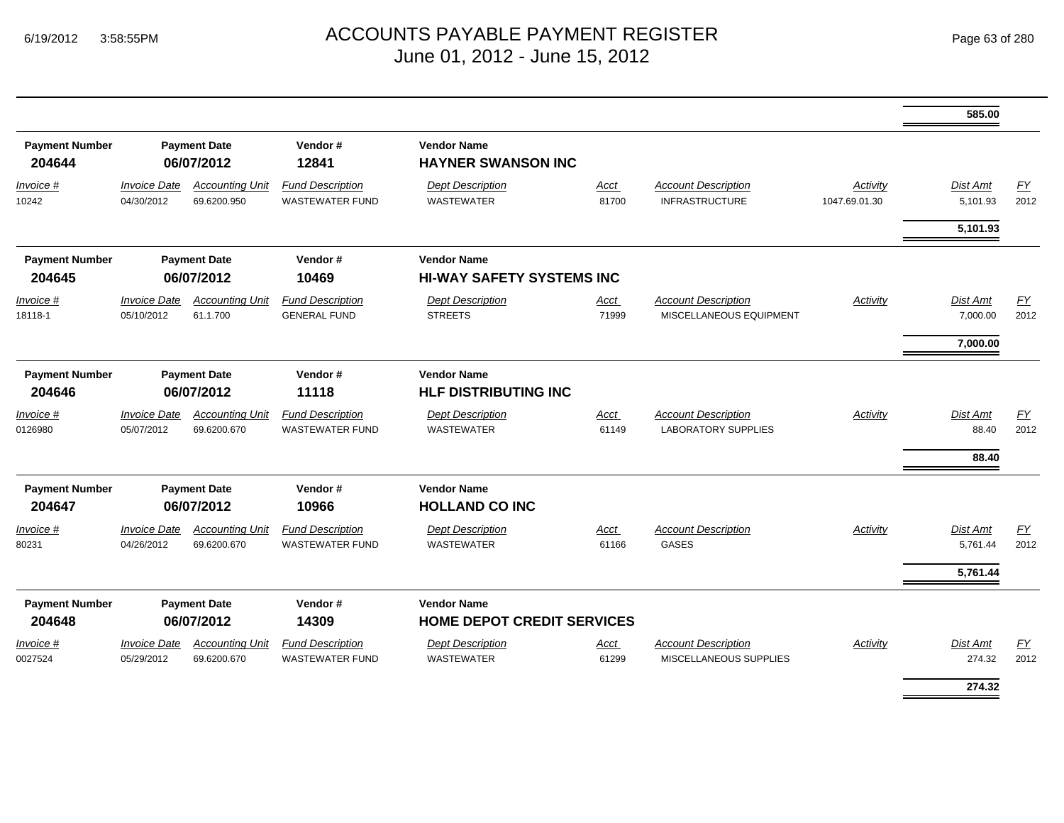# ACCOUNTS PAYABLE PAYMENT REGISTER
## June 01, 2012 - June 15, 2012

**585.00**

| Payment Number | Payment Date | Vendor # | Vendor Name |
|---|---|---|---|
| **204644** | **06/07/2012** | **12841** | **HAYNER SWANSON INC** |

| *Invoice #* | *Invoice Date* | *Accounting Unit* | *Fund Description* | *Dept Description* | *Acct* | *Account Description* | *Activity* | *Dist Amt* | *FY* |
|---|---|---|---|---|---|---|---|---|---|
| 10242 | 04/30/2012 | 69.6200.950 | WASTEWATER FUND | WASTEWATER | 81700 | INFRASTRUCTURE | 1047.69.01.30 | 5,101.93 | 2012 |
| | | | | | | | | **5,101.93** | |

| Payment Number | Payment Date | Vendor # | Vendor Name |
|---|---|---|---|
| **204645** | **06/07/2012** | **10469** | **HI-WAY SAFETY SYSTEMS INC** |

| *Invoice #* | *Invoice Date* | *Accounting Unit* | *Fund Description* | *Dept Description* | *Acct* | *Account Description* | *Activity* | *Dist Amt* | *FY* |
|---|---|---|---|---|---|---|---|---|---|
| 18118-1 | 05/10/2012 | 61.1.700 | GENERAL FUND | STREETS | 71999 | MISCELLANEOUS EQUIPMENT | | 7,000.00 | 2012 |
| | | | | | | | | **7,000.00** | |

| Payment Number | Payment Date | Vendor # | Vendor Name |
|---|---|---|---|
| **204646** | **06/07/2012** | **11118** | **HLF DISTRIBUTING INC** |

| *Invoice #* | *Invoice Date* | *Accounting Unit* | *Fund Description* | *Dept Description* | *Acct* | *Account Description* | *Activity* | *Dist Amt* | *FY* |
|---|---|---|---|---|---|---|---|---|---|
| 0126980 | 05/07/2012 | 69.6200.670 | WASTEWATER FUND | WASTEWATER | 61149 | LABORATORY SUPPLIES | | 88.40 | 2012 |
| | | | | | | | | **88.40** | |

| Payment Number | Payment Date | Vendor # | Vendor Name |
|---|---|---|---|
| **204647** | **06/07/2012** | **10966** | **HOLLAND CO INC** |

| *Invoice #* | *Invoice Date* | *Accounting Unit* | *Fund Description* | *Dept Description* | *Acct* | *Account Description* | *Activity* | *Dist Amt* | *FY* |
|---|---|---|---|---|---|---|---|---|---|
| 80231 | 04/26/2012 | 69.6200.670 | WASTEWATER FUND | WASTEWATER | 61166 | GASES | | 5,761.44 | 2012 |
| | | | | | | | | **5,761.44** | |

| Payment Number | Payment Date | Vendor # | Vendor Name |
|---|---|---|---|
| **204648** | **06/07/2012** | **14309** | **HOME DEPOT CREDIT SERVICES** |

| *Invoice #* | *Invoice Date* | *Accounting Unit* | *Fund Description* | *Dept Description* | *Acct* | *Account Description* | *Activity* | *Dist Amt* | *FY* |
|---|---|---|---|---|---|---|---|---|---|
| 0027524 | 05/29/2012 | 69.6200.670 | WASTEWATER FUND | WASTEWATER | 61299 | MISCELLANEOUS SUPPLIES | | 274.32 | 2012 |
| | | | | | | | | **274.32** | |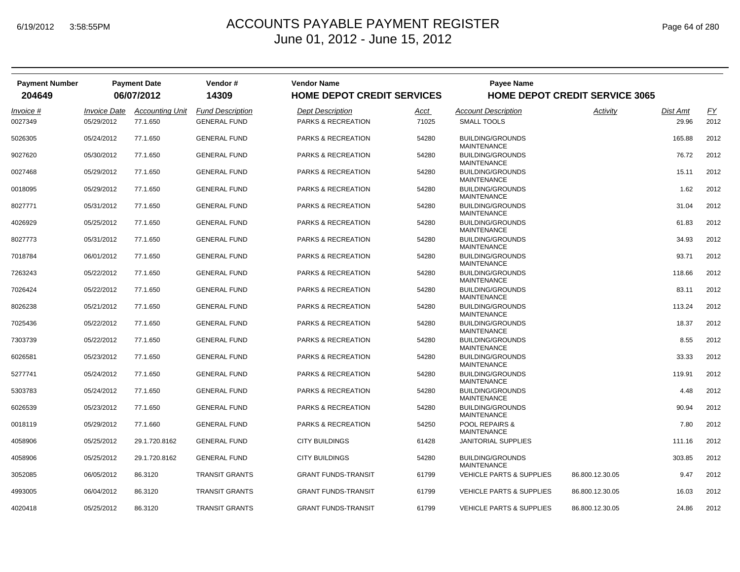# ACCOUNTS PAYABLE PAYMENT REGISTER
## June 01, 2012 - June 15, 2012

6/19/2012 3:58:55PM

| Payment Number | Payment Date | Vendor # | Vendor Name | | Payee Name | | | |
|---|---|---|---|---|---|---|---|---|
| **204649** | **06/07/2012** | **14309** | **HOME DEPOT CREDIT SERVICES** | | **HOME DEPOT CREDIT SERVICE 3065** | | | |

| Invoice # | Invoice Date | Accounting Unit | Fund Description | Dept Description | Acct | Account Description | Activity | Dist Amt | FY |
|---|---|---|---|---|---|---|---|---|---|
| 0027349 | 05/29/2012 | 77.1.650 | GENERAL FUND | PARKS & RECREATION | 71025 | SMALL TOOLS | | 29.96 | 2012 |
| 5026305 | 05/24/2012 | 77.1.650 | GENERAL FUND | PARKS & RECREATION | 54280 | BUILDING/GROUNDS MAINTENANCE | | 165.88 | 2012 |
| 9027620 | 05/30/2012 | 77.1.650 | GENERAL FUND | PARKS & RECREATION | 54280 | BUILDING/GROUNDS MAINTENANCE | | 76.72 | 2012 |
| 0027468 | 05/29/2012 | 77.1.650 | GENERAL FUND | PARKS & RECREATION | 54280 | BUILDING/GROUNDS MAINTENANCE | | 15.11 | 2012 |
| 0018095 | 05/29/2012 | 77.1.650 | GENERAL FUND | PARKS & RECREATION | 54280 | BUILDING/GROUNDS MAINTENANCE | | 1.62 | 2012 |
| 8027771 | 05/31/2012 | 77.1.650 | GENERAL FUND | PARKS & RECREATION | 54280 | BUILDING/GROUNDS MAINTENANCE | | 31.04 | 2012 |
| 4026929 | 05/25/2012 | 77.1.650 | GENERAL FUND | PARKS & RECREATION | 54280 | BUILDING/GROUNDS MAINTENANCE | | 61.83 | 2012 |
| 8027773 | 05/31/2012 | 77.1.650 | GENERAL FUND | PARKS & RECREATION | 54280 | BUILDING/GROUNDS MAINTENANCE | | 34.93 | 2012 |
| 7018784 | 06/01/2012 | 77.1.650 | GENERAL FUND | PARKS & RECREATION | 54280 | BUILDING/GROUNDS MAINTENANCE | | 93.71 | 2012 |
| 7263243 | 05/22/2012 | 77.1.650 | GENERAL FUND | PARKS & RECREATION | 54280 | BUILDING/GROUNDS MAINTENANCE | | 118.66 | 2012 |
| 7026424 | 05/22/2012 | 77.1.650 | GENERAL FUND | PARKS & RECREATION | 54280 | BUILDING/GROUNDS MAINTENANCE | | 83.11 | 2012 |
| 8026238 | 05/21/2012 | 77.1.650 | GENERAL FUND | PARKS & RECREATION | 54280 | BUILDING/GROUNDS MAINTENANCE | | 113.24 | 2012 |
| 7025436 | 05/22/2012 | 77.1.650 | GENERAL FUND | PARKS & RECREATION | 54280 | BUILDING/GROUNDS MAINTENANCE | | 18.37 | 2012 |
| 7303739 | 05/22/2012 | 77.1.650 | GENERAL FUND | PARKS & RECREATION | 54280 | BUILDING/GROUNDS MAINTENANCE | | 8.55 | 2012 |
| 6026581 | 05/23/2012 | 77.1.650 | GENERAL FUND | PARKS & RECREATION | 54280 | BUILDING/GROUNDS MAINTENANCE | | 33.33 | 2012 |
| 5277741 | 05/24/2012 | 77.1.650 | GENERAL FUND | PARKS & RECREATION | 54280 | BUILDING/GROUNDS MAINTENANCE | | 119.91 | 2012 |
| 5303783 | 05/24/2012 | 77.1.650 | GENERAL FUND | PARKS & RECREATION | 54280 | BUILDING/GROUNDS MAINTENANCE | | 4.48 | 2012 |
| 6026539 | 05/23/2012 | 77.1.650 | GENERAL FUND | PARKS & RECREATION | 54280 | BUILDING/GROUNDS MAINTENANCE | | 90.94 | 2012 |
| 0018119 | 05/29/2012 | 77.1.660 | GENERAL FUND | PARKS & RECREATION | 54250 | POOL REPAIRS & MAINTENANCE | | 7.80 | 2012 |
| 4058906 | 05/25/2012 | 29.1.720.8162 | GENERAL FUND | CITY BUILDINGS | 61428 | JANITORIAL SUPPLIES | | 111.16 | 2012 |
| 4058906 | 05/25/2012 | 29.1.720.8162 | GENERAL FUND | CITY BUILDINGS | 54280 | BUILDING/GROUNDS MAINTENANCE | | 303.85 | 2012 |
| 3052085 | 06/05/2012 | 86.3120 | TRANSIT GRANTS | GRANT FUNDS-TRANSIT | 61799 | VEHICLE PARTS & SUPPLIES | 86.800.12.30.05 | 9.47 | 2012 |
| 4993005 | 06/04/2012 | 86.3120 | TRANSIT GRANTS | GRANT FUNDS-TRANSIT | 61799 | VEHICLE PARTS & SUPPLIES | 86.800.12.30.05 | 16.03 | 2012 |
| 4020418 | 05/25/2012 | 86.3120 | TRANSIT GRANTS | GRANT FUNDS-TRANSIT | 61799 | VEHICLE PARTS & SUPPLIES | 86.800.12.30.05 | 24.86 | 2012 |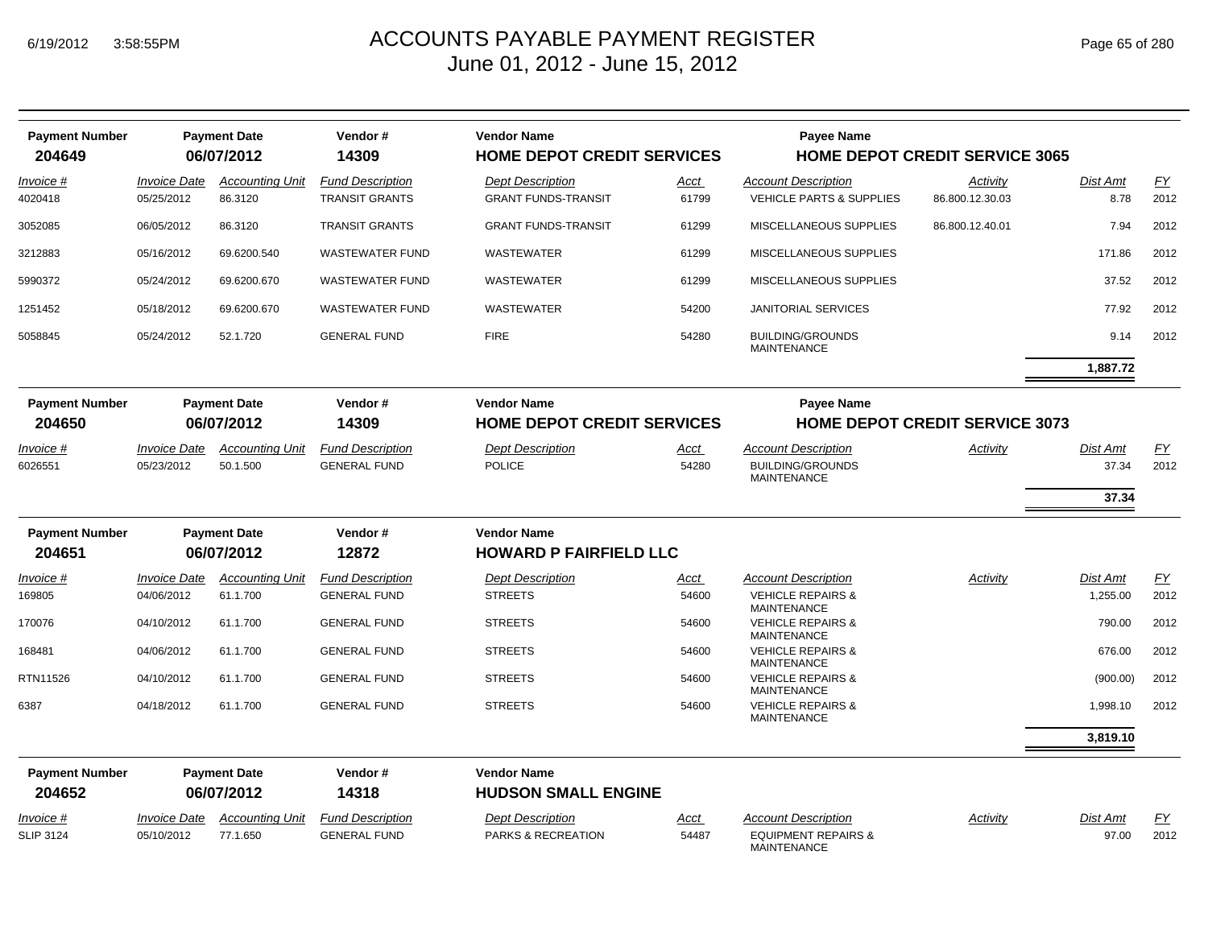# ACCOUNTS PAYABLE PAYMENT REGISTER
June 01, 2012 - June 15, 2012

| Payment Number | Payment Date | Vendor # | Vendor Name | Payee Name |
|---|---|---|---|---|
| **204649** | **06/07/2012** | **14309** | **HOME DEPOT CREDIT SERVICES** | **HOME DEPOT CREDIT SERVICE 3065** |

| Invoice # | Invoice Date | Accounting Unit | Fund Description | Dept Description | Acct | Account Description | Activity | Dist Amt | FY |
|---|---|---|---|---|---|---|---|---|---|
| 4020418 | 05/25/2012 | 86.3120 | TRANSIT GRANTS | GRANT FUNDS-TRANSIT | 61799 | VEHICLE PARTS & SUPPLIES | 86.800.12.30.03 | 8.78 | 2012 |
| 3052085 | 06/05/2012 | 86.3120 | TRANSIT GRANTS | GRANT FUNDS-TRANSIT | 61299 | MISCELLANEOUS SUPPLIES | 86.800.12.40.01 | 7.94 | 2012 |
| 3212883 | 05/16/2012 | 69.6200.540 | WASTEWATER FUND | WASTEWATER | 61299 | MISCELLANEOUS SUPPLIES | | 171.86 | 2012 |
| 5990372 | 05/24/2012 | 69.6200.670 | WASTEWATER FUND | WASTEWATER | 61299 | MISCELLANEOUS SUPPLIES | | 37.52 | 2012 |
| 1251452 | 05/18/2012 | 69.6200.670 | WASTEWATER FUND | WASTEWATER | 54200 | JANITORIAL SERVICES | | 77.92 | 2012 |
| 5058845 | 05/24/2012 | 52.1.720 | GENERAL FUND | FIRE | 54280 | BUILDING/GROUNDS MAINTENANCE | | 9.14 | 2012 |
| | | | | | | | | **1,887.72** | |

| Payment Number | Payment Date | Vendor # | Vendor Name | Payee Name |
|---|---|---|---|---|
| **204650** | **06/07/2012** | **14309** | **HOME DEPOT CREDIT SERVICES** | **HOME DEPOT CREDIT SERVICE 3073** |

| Invoice # | Invoice Date | Accounting Unit | Fund Description | Dept Description | Acct | Account Description | Activity | Dist Amt | FY |
|---|---|---|---|---|---|---|---|---|---|
| 6026551 | 05/23/2012 | 50.1.500 | GENERAL FUND | POLICE | 54280 | BUILDING/GROUNDS MAINTENANCE | | 37.34 | 2012 |
| | | | | | | | | **37.34** | |

| Payment Number | Payment Date | Vendor # | Vendor Name |
|---|---|---|---|
| **204651** | **06/07/2012** | **12872** | **HOWARD P FAIRFIELD LLC** |

| Invoice # | Invoice Date | Accounting Unit | Fund Description | Dept Description | Acct | Account Description | Activity | Dist Amt | FY |
|---|---|---|---|---|---|---|---|---|---|
| 169805 | 04/06/2012 | 61.1.700 | GENERAL FUND | STREETS | 54600 | VEHICLE REPAIRS & MAINTENANCE | | 1,255.00 | 2012 |
| 170076 | 04/10/2012 | 61.1.700 | GENERAL FUND | STREETS | 54600 | VEHICLE REPAIRS & MAINTENANCE | | 790.00 | 2012 |
| 168481 | 04/06/2012 | 61.1.700 | GENERAL FUND | STREETS | 54600 | VEHICLE REPAIRS & MAINTENANCE | | 676.00 | 2012 |
| RTN11526 | 04/10/2012 | 61.1.700 | GENERAL FUND | STREETS | 54600 | VEHICLE REPAIRS & MAINTENANCE | | (900.00) | 2012 |
| 6387 | 04/18/2012 | 61.1.700 | GENERAL FUND | STREETS | 54600 | VEHICLE REPAIRS & MAINTENANCE | | 1,998.10 | 2012 |
| | | | | | | | | **3,819.10** | |

| Payment Number | Payment Date | Vendor # | Vendor Name |
|---|---|---|---|
| **204652** | **06/07/2012** | **14318** | **HUDSON SMALL ENGINE** |

| Invoice # | Invoice Date | Accounting Unit | Fund Description | Dept Description | Acct | Account Description | Activity | Dist Amt | FY |
|---|---|---|---|---|---|---|---|---|---|
| SLIP 3124 | 05/10/2012 | 77.1.650 | GENERAL FUND | PARKS & RECREATION | 54487 | EQUIPMENT REPAIRS & MAINTENANCE | | 97.00 | 2012 |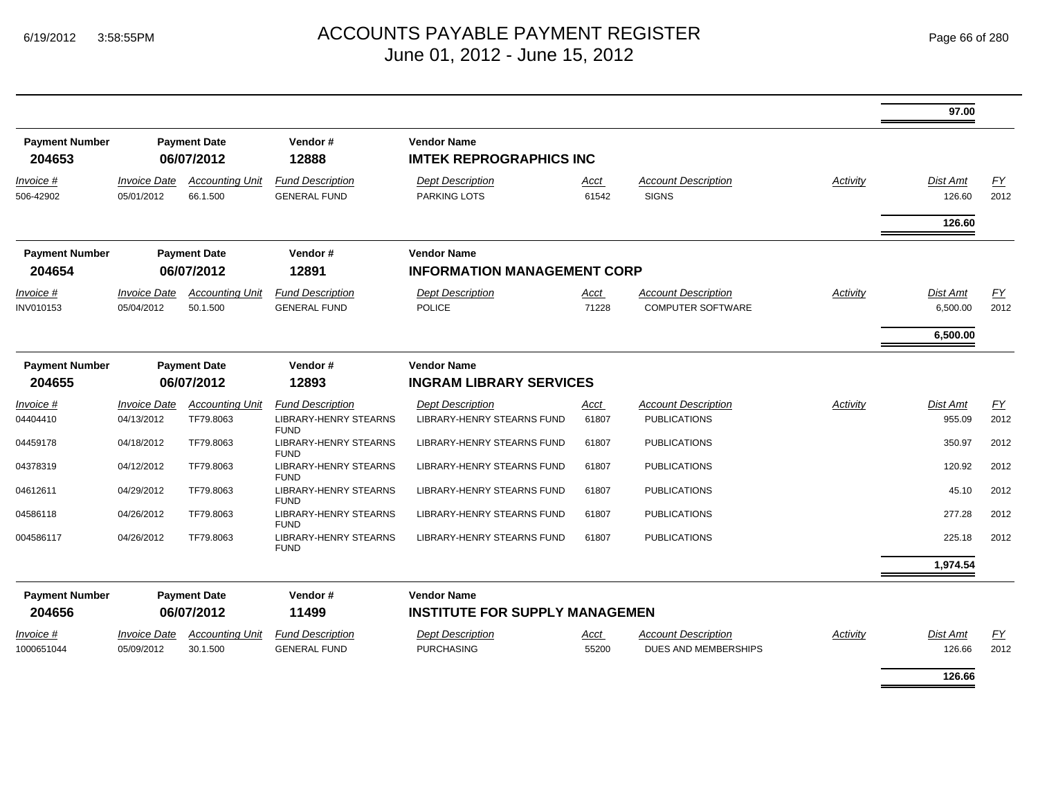| | | | | | | | | 97.00 | |
|---|---|---|---|---|---|---|---|---|---|

| Payment Number | Payment Date | | Vendor # | Vendor Name | | | | | |
|---|---|---|---|---|---|---|---|---|---|
| **204653** | **06/07/2012** | | **12888** | **IMTEK REPROGRAPHICS INC** | | | | | |
| *Invoice #* | *Invoice Date* | *Accounting Unit* | *Fund Description* | *Dept Description* | *Acct* | *Account Description* | *Activity* | *Dist Amt* | *FY* |
| 506-42902 | 05/01/2012 | 66.1.500 | GENERAL FUND | PARKING LOTS | 61542 | SIGNS | | 126.60 | 2012 |
| | | | | | | | | **126.60** | |

| Payment Number | Payment Date | | Vendor # | Vendor Name | | | | | |
|---|---|---|---|---|---|---|---|---|---|
| **204654** | **06/07/2012** | | **12891** | **INFORMATION MANAGEMENT CORP** | | | | | |
| *Invoice #* | *Invoice Date* | *Accounting Unit* | *Fund Description* | *Dept Description* | *Acct* | *Account Description* | *Activity* | *Dist Amt* | *FY* |
| INV010153 | 05/04/2012 | 50.1.500 | GENERAL FUND | POLICE | 71228 | COMPUTER SOFTWARE | | 6,500.00 | 2012 |
| | | | | | | | | **6,500.00** | |

| Payment Number | Payment Date | | Vendor # | Vendor Name | | | | | |
|---|---|---|---|---|---|---|---|---|---|
| **204655** | **06/07/2012** | | **12893** | **INGRAM LIBRARY SERVICES** | | | | | |
| *Invoice #* | *Invoice Date* | *Accounting Unit* | *Fund Description* | *Dept Description* | *Acct* | *Account Description* | *Activity* | *Dist Amt* | *FY* |
| 04404410 | 04/13/2012 | TF79.8063 | LIBRARY-HENRY STEARNS FUND | LIBRARY-HENRY STEARNS FUND | 61807 | PUBLICATIONS | | 955.09 | 2012 |
| 04459178 | 04/18/2012 | TF79.8063 | LIBRARY-HENRY STEARNS FUND | LIBRARY-HENRY STEARNS FUND | 61807 | PUBLICATIONS | | 350.97 | 2012 |
| 04378319 | 04/12/2012 | TF79.8063 | LIBRARY-HENRY STEARNS FUND | LIBRARY-HENRY STEARNS FUND | 61807 | PUBLICATIONS | | 120.92 | 2012 |
| 04612611 | 04/29/2012 | TF79.8063 | LIBRARY-HENRY STEARNS FUND | LIBRARY-HENRY STEARNS FUND | 61807 | PUBLICATIONS | | 45.10 | 2012 |
| 04586118 | 04/26/2012 | TF79.8063 | LIBRARY-HENRY STEARNS FUND | LIBRARY-HENRY STEARNS FUND | 61807 | PUBLICATIONS | | 277.28 | 2012 |
| 004586117 | 04/26/2012 | TF79.8063 | LIBRARY-HENRY STEARNS FUND | LIBRARY-HENRY STEARNS FUND | 61807 | PUBLICATIONS | | 225.18 | 2012 |
| | | | | | | | | **1,974.54** | |

| Payment Number | Payment Date | | Vendor # | Vendor Name | | | | | |
|---|---|---|---|---|---|---|---|---|---|
| **204656** | **06/07/2012** | | **11499** | **INSTITUTE FOR SUPPLY MANAGEMEN** | | | | | |
| *Invoice #* | *Invoice Date* | *Accounting Unit* | *Fund Description* | *Dept Description* | *Acct* | *Account Description* | *Activity* | *Dist Amt* | *FY* |
| 1000651044 | 05/09/2012 | 30.1.500 | GENERAL FUND | PURCHASING | 55200 | DUES AND MEMBERSHIPS | | 126.66 | 2012 |
| | | | | | | | | **126.66** | |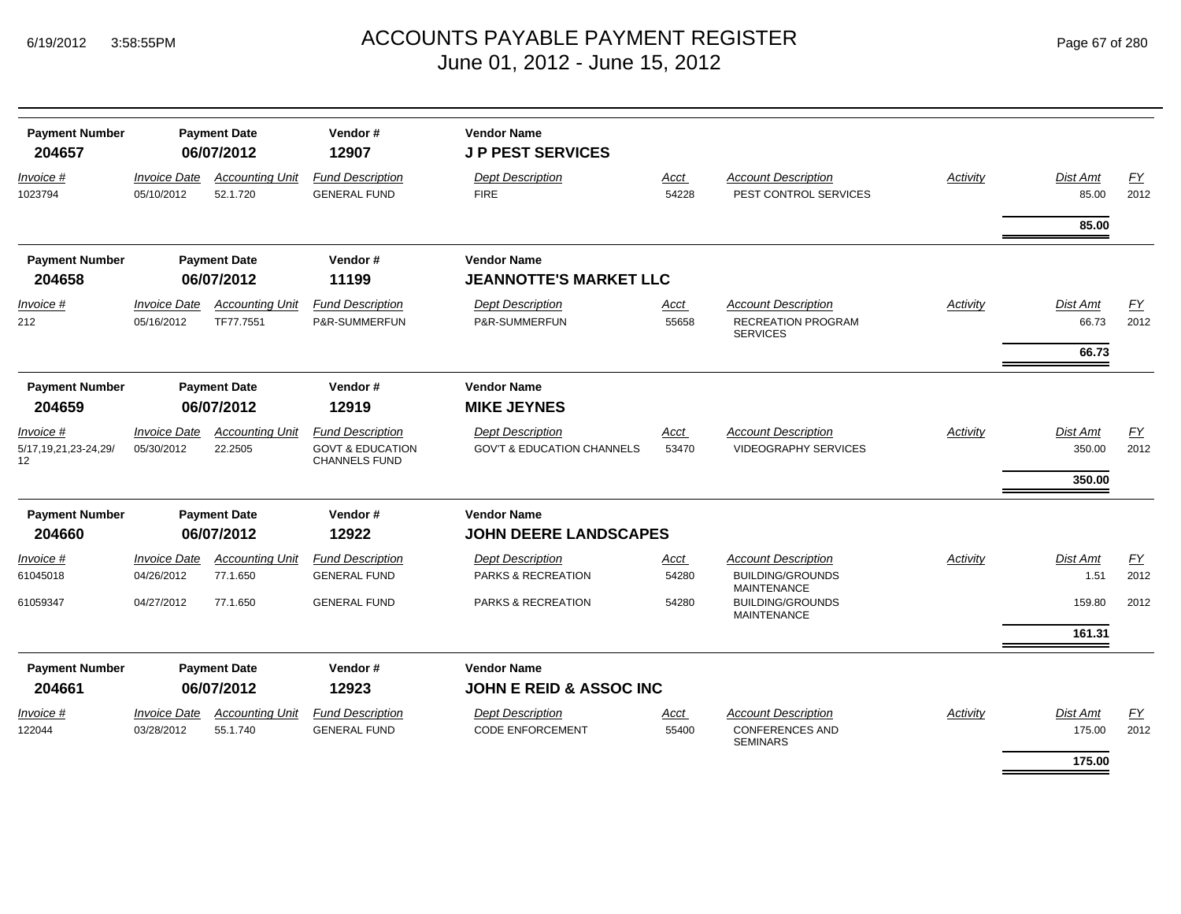| Payment Number | Payment Date | Vendor # | Vendor Name |
|---|---|---|---|
| **204657** | **06/07/2012** | **12907** | **J P PEST SERVICES** |

| *Invoice #* | *Invoice Date* | *Accounting Unit* | *Fund Description* | *Dept Description* | *Acct* | *Account Description* | *Activity* | *Dist Amt* | *FY* |
|---|---|---|---|---|---|---|---|---|---|
| 1023794 | 05/10/2012 | 52.1.720 | GENERAL FUND | FIRE | 54228 | PEST CONTROL SERVICES | | 85.00 | 2012 |
| | | | | | | | | **85.00** | |

| Payment Number | Payment Date | Vendor # | Vendor Name |
|---|---|---|---|
| **204658** | **06/07/2012** | **11199** | **JEANNOTTE'S MARKET LLC** |

| *Invoice #* | *Invoice Date* | *Accounting Unit* | *Fund Description* | *Dept Description* | *Acct* | *Account Description* | *Activity* | *Dist Amt* | *FY* |
|---|---|---|---|---|---|---|---|---|---|
| 212 | 05/16/2012 | TF77.7551 | P&R-SUMMERFUN | P&R-SUMMERFUN | 55658 | RECREATION PROGRAM SERVICES | | 66.73 | 2012 |
| | | | | | | | | **66.73** | |

| Payment Number | Payment Date | Vendor # | Vendor Name |
|---|---|---|---|
| **204659** | **06/07/2012** | **12919** | **MIKE JEYNES** |

| *Invoice #* | *Invoice Date* | *Accounting Unit* | *Fund Description* | *Dept Description* | *Acct* | *Account Description* | *Activity* | *Dist Amt* | *FY* |
|---|---|---|---|---|---|---|---|---|---|
| 5/17,19,21,23-24,29/12 | 05/30/2012 | 22.2505 | GOVT & EDUCATION CHANNELS FUND | GOV'T & EDUCATION CHANNELS | 53470 | VIDEOGRAPHY SERVICES | | 350.00 | 2012 |
| | | | | | | | | **350.00** | |

| Payment Number | Payment Date | Vendor # | Vendor Name |
|---|---|---|---|
| **204660** | **06/07/2012** | **12922** | **JOHN DEERE LANDSCAPES** |

| *Invoice #* | *Invoice Date* | *Accounting Unit* | *Fund Description* | *Dept Description* | *Acct* | *Account Description* | *Activity* | *Dist Amt* | *FY* |
|---|---|---|---|---|---|---|---|---|---|
| 61045018 | 04/26/2012 | 77.1.650 | GENERAL FUND | PARKS & RECREATION | 54280 | BUILDING/GROUNDS MAINTENANCE | | 1.51 | 2012 |
| 61059347 | 04/27/2012 | 77.1.650 | GENERAL FUND | PARKS & RECREATION | 54280 | BUILDING/GROUNDS MAINTENANCE | | 159.80 | 2012 |
| | | | | | | | | **161.31** | |

| Payment Number | Payment Date | Vendor # | Vendor Name |
|---|---|---|---|
| **204661** | **06/07/2012** | **12923** | **JOHN E REID & ASSOC INC** |

| *Invoice #* | *Invoice Date* | *Accounting Unit* | *Fund Description* | *Dept Description* | *Acct* | *Account Description* | *Activity* | *Dist Amt* | *FY* |
|---|---|---|---|---|---|---|---|---|---|
| 122044 | 03/28/2012 | 55.1.740 | GENERAL FUND | CODE ENFORCEMENT | 55400 | CONFERENCES AND SEMINARS | | 175.00 | 2012 |
| | | | | | | | | **175.00** | |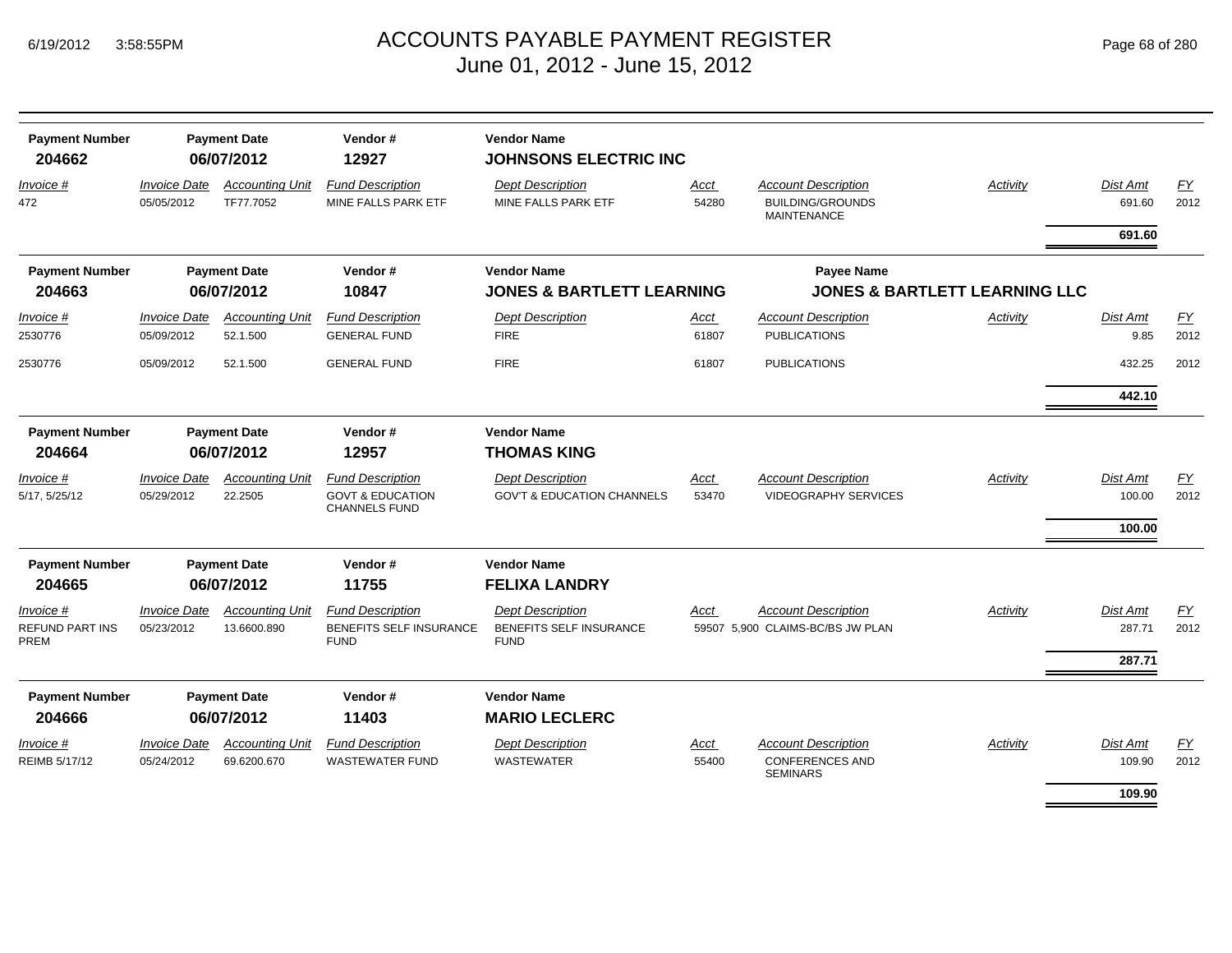# ACCOUNTS PAYABLE PAYMENT REGISTER
June 01, 2012 - June 15, 2012

| Payment Number | Payment Date | Vendor # | Vendor Name |
|---|---|---|---|
| **204662** | **06/07/2012** | **12927** | **JOHNSONS ELECTRIC INC** |

| Invoice # | Invoice Date | Accounting Unit | Fund Description | Dept Description | Acct | Account Description | Activity | Dist Amt | FY |
|---|---|---|---|---|---|---|---|---|---|
| 472 | 05/05/2012 | TF77.7052 | MINE FALLS PARK ETF | MINE FALLS PARK ETF | 54280 | BUILDING/GROUNDS MAINTENANCE | | 691.60 | 2012 |
| | | | | | | | | **691.60** | |

| Payment Number | Payment Date | Vendor # | Vendor Name | Payee Name |
|---|---|---|---|---|
| **204663** | **06/07/2012** | **10847** | **JONES & BARTLETT LEARNING** | **JONES & BARTLETT LEARNING LLC** |

| Invoice # | Invoice Date | Accounting Unit | Fund Description | Dept Description | Acct | Account Description | Activity | Dist Amt | FY |
|---|---|---|---|---|---|---|---|---|---|
| 2530776 | 05/09/2012 | 52.1.500 | GENERAL FUND | FIRE | 61807 | PUBLICATIONS | | 9.85 | 2012 |
| 2530776 | 05/09/2012 | 52.1.500 | GENERAL FUND | FIRE | 61807 | PUBLICATIONS | | 432.25 | 2012 |
| | | | | | | | | **442.10** | |

| Payment Number | Payment Date | Vendor # | Vendor Name |
|---|---|---|---|
| **204664** | **06/07/2012** | **12957** | **THOMAS KING** |

| Invoice # | Invoice Date | Accounting Unit | Fund Description | Dept Description | Acct | Account Description | Activity | Dist Amt | FY |
|---|---|---|---|---|---|---|---|---|---|
| 5/17, 5/25/12 | 05/29/2012 | 22.2505 | GOVT & EDUCATION CHANNELS FUND | GOV'T & EDUCATION CHANNELS | 53470 | VIDEOGRAPHY SERVICES | | 100.00 | 2012 |
| | | | | | | | | **100.00** | |

| Payment Number | Payment Date | Vendor # | Vendor Name |
|---|---|---|---|
| **204665** | **06/07/2012** | **11755** | **FELIXA LANDRY** |

| Invoice # | Invoice Date | Accounting Unit | Fund Description | Dept Description | Acct | Account Description | Activity | Dist Amt | FY |
|---|---|---|---|---|---|---|---|---|---|
| REFUND PART INS PREM | 05/23/2012 | 13.6600.890 | BENEFITS SELF INSURANCE FUND | BENEFITS SELF INSURANCE FUND | 59507 | 5,900 CLAIMS-BC/BS JW PLAN | | 287.71 | 2012 |
| | | | | | | | | **287.71** | |

| Payment Number | Payment Date | Vendor # | Vendor Name |
|---|---|---|---|
| **204666** | **06/07/2012** | **11403** | **MARIO LECLERC** |

| Invoice # | Invoice Date | Accounting Unit | Fund Description | Dept Description | Acct | Account Description | Activity | Dist Amt | FY |
|---|---|---|---|---|---|---|---|---|---|
| REIMB 5/17/12 | 05/24/2012 | 69.6200.670 | WASTEWATER FUND | WASTEWATER | 55400 | CONFERENCES AND SEMINARS | | 109.90 | 2012 |
| | | | | | | | | **109.90** | |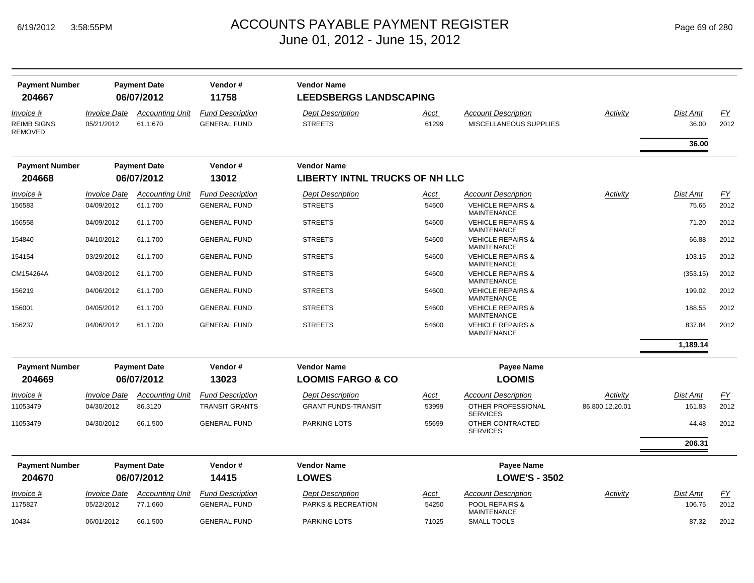# ACCOUNTS PAYABLE PAYMENT REGISTER
## June 01, 2012 - June 15, 2012

| Payment Number | Payment Date | Vendor # | Vendor Name |
|---|---|---|---|
| 204667 | 06/07/2012 | 11758 | LEEDSBERGS LANDSCAPING |

| Invoice # | Invoice Date | Accounting Unit | Fund Description | Dept Description | Acct | Account Description | Activity | Dist Amt | FY |
|---|---|---|---|---|---|---|---|---|---|
| REIMB SIGNS REMOVED | 05/21/2012 | 61.1.670 | GENERAL FUND | STREETS | 61299 | MISCELLANEOUS SUPPLIES | | 36.00 | 2012 |
| | | | | | | | | **36.00** | |

| Payment Number | Payment Date | Vendor # | Vendor Name |
|---|---|---|---|
| 204668 | 06/07/2012 | 13012 | LIBERTY INTNL TRUCKS OF NH LLC |

| Invoice # | Invoice Date | Accounting Unit | Fund Description | Dept Description | Acct | Account Description | Activity | Dist Amt | FY |
|---|---|---|---|---|---|---|---|---|---|
| 156583 | 04/09/2012 | 61.1.700 | GENERAL FUND | STREETS | 54600 | VEHICLE REPAIRS & MAINTENANCE | | 75.65 | 2012 |
| 156558 | 04/09/2012 | 61.1.700 | GENERAL FUND | STREETS | 54600 | VEHICLE REPAIRS & MAINTENANCE | | 71.20 | 2012 |
| 154840 | 04/10/2012 | 61.1.700 | GENERAL FUND | STREETS | 54600 | VEHICLE REPAIRS & MAINTENANCE | | 66.88 | 2012 |
| 154154 | 03/29/2012 | 61.1.700 | GENERAL FUND | STREETS | 54600 | VEHICLE REPAIRS & MAINTENANCE | | 103.15 | 2012 |
| CM154264A | 04/03/2012 | 61.1.700 | GENERAL FUND | STREETS | 54600 | VEHICLE REPAIRS & MAINTENANCE | | (353.15) | 2012 |
| 156219 | 04/06/2012 | 61.1.700 | GENERAL FUND | STREETS | 54600 | VEHICLE REPAIRS & MAINTENANCE | | 199.02 | 2012 |
| 156001 | 04/05/2012 | 61.1.700 | GENERAL FUND | STREETS | 54600 | VEHICLE REPAIRS & MAINTENANCE | | 188.55 | 2012 |
| 156237 | 04/06/2012 | 61.1.700 | GENERAL FUND | STREETS | 54600 | VEHICLE REPAIRS & MAINTENANCE | | 837.84 | 2012 |
| | | | | | | | | **1,189.14** | |

| Payment Number | Payment Date | Vendor # | Vendor Name | Payee Name |
|---|---|---|---|---|
| 204669 | 06/07/2012 | 13023 | LOOMIS FARGO & CO | LOOMIS |

| Invoice # | Invoice Date | Accounting Unit | Fund Description | Dept Description | Acct | Account Description | Activity | Dist Amt | FY |
|---|---|---|---|---|---|---|---|---|---|
| 11053479 | 04/30/2012 | 86.3120 | TRANSIT GRANTS | GRANT FUNDS-TRANSIT | 53999 | OTHER PROFESSIONAL SERVICES | 86.800.12.20.01 | 161.83 | 2012 |
| 11053479 | 04/30/2012 | 66.1.500 | GENERAL FUND | PARKING LOTS | 55699 | OTHER CONTRACTED SERVICES | | 44.48 | 2012 |
| | | | | | | | | **206.31** | |

| Payment Number | Payment Date | Vendor # | Vendor Name | Payee Name |
|---|---|---|---|---|
| 204670 | 06/07/2012 | 14415 | LOWES | LOWE'S - 3502 |

| Invoice # | Invoice Date | Accounting Unit | Fund Description | Dept Description | Acct | Account Description | Activity | Dist Amt | FY |
|---|---|---|---|---|---|---|---|---|---|
| 1175827 | 05/22/2012 | 77.1.660 | GENERAL FUND | PARKS & RECREATION | 54250 | POOL REPAIRS & MAINTENANCE | | 106.75 | 2012 |
| 10434 | 06/01/2012 | 66.1.500 | GENERAL FUND | PARKING LOTS | 71025 | SMALL TOOLS | | 87.32 | 2012 |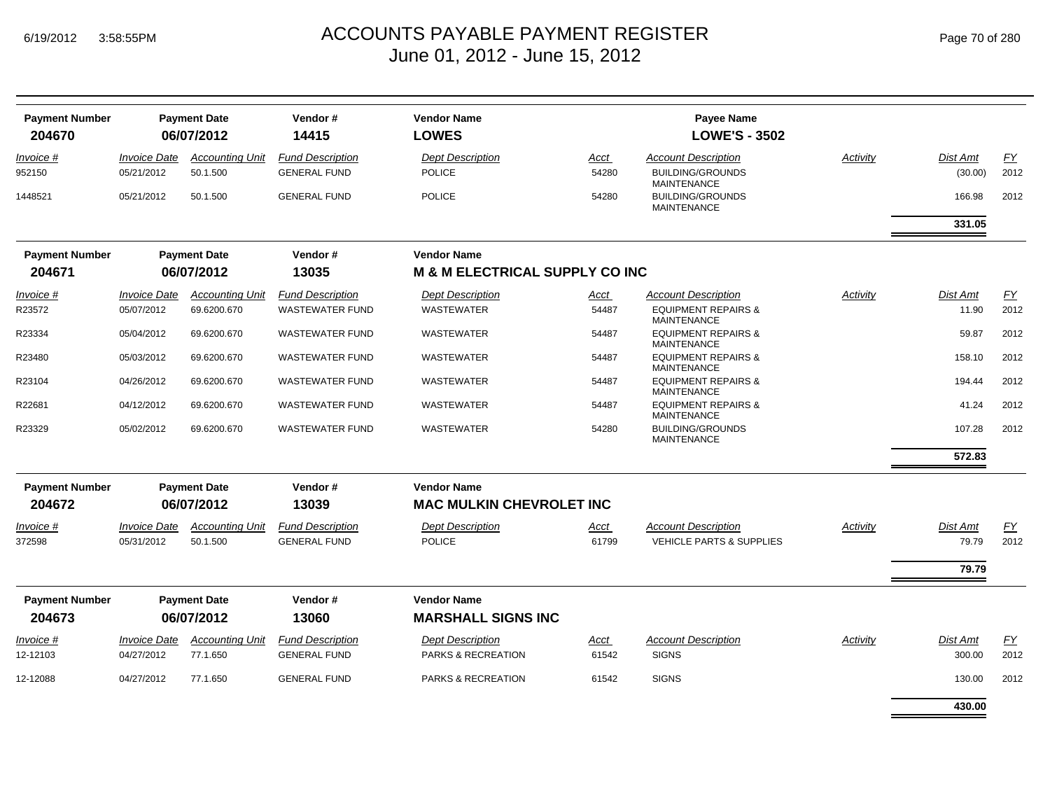| Payment Number | Payment Date | Vendor # | Vendor Name | Payee Name |
|---|---|---|---|---|
| **204670** | **06/07/2012** | **14415** | **LOWES** | **LOWE'S - 3502** |

| Invoice # | Invoice Date | Accounting Unit | Fund Description | Dept Description | Acct | Account Description | Activity | Dist Amt | FY |
|---|---|---|---|---|---|---|---|---|---|
| 952150 | 05/21/2012 | 50.1.500 | GENERAL FUND | POLICE | 54280 | BUILDING/GROUNDS MAINTENANCE | | (30.00) | 2012 |
| 1448521 | 05/21/2012 | 50.1.500 | GENERAL FUND | POLICE | 54280 | BUILDING/GROUNDS MAINTENANCE | | 166.98 | 2012 |
| | | | | | | | | **331.05** | |

| Payment Number | Payment Date | Vendor # | Vendor Name |
|---|---|---|---|
| **204671** | **06/07/2012** | **13035** | **M & M ELECTRICAL SUPPLY CO INC** |

| Invoice # | Invoice Date | Accounting Unit | Fund Description | Dept Description | Acct | Account Description | Activity | Dist Amt | FY |
|---|---|---|---|---|---|---|---|---|---|
| R23572 | 05/07/2012 | 69.6200.670 | WASTEWATER FUND | WASTEWATER | 54487 | EQUIPMENT REPAIRS & MAINTENANCE | | 11.90 | 2012 |
| R23334 | 05/04/2012 | 69.6200.670 | WASTEWATER FUND | WASTEWATER | 54487 | EQUIPMENT REPAIRS & MAINTENANCE | | 59.87 | 2012 |
| R23480 | 05/03/2012 | 69.6200.670 | WASTEWATER FUND | WASTEWATER | 54487 | EQUIPMENT REPAIRS & MAINTENANCE | | 158.10 | 2012 |
| R23104 | 04/26/2012 | 69.6200.670 | WASTEWATER FUND | WASTEWATER | 54487 | EQUIPMENT REPAIRS & MAINTENANCE | | 194.44 | 2012 |
| R22681 | 04/12/2012 | 69.6200.670 | WASTEWATER FUND | WASTEWATER | 54487 | EQUIPMENT REPAIRS & MAINTENANCE | | 41.24 | 2012 |
| R23329 | 05/02/2012 | 69.6200.670 | WASTEWATER FUND | WASTEWATER | 54280 | BUILDING/GROUNDS MAINTENANCE | | 107.28 | 2012 |
| | | | | | | | | **572.83** | |

| Payment Number | Payment Date | Vendor # | Vendor Name |
|---|---|---|---|
| **204672** | **06/07/2012** | **13039** | **MAC MULKIN CHEVROLET INC** |

| Invoice # | Invoice Date | Accounting Unit | Fund Description | Dept Description | Acct | Account Description | Activity | Dist Amt | FY |
|---|---|---|---|---|---|---|---|---|---|
| 372598 | 05/31/2012 | 50.1.500 | GENERAL FUND | POLICE | 61799 | VEHICLE PARTS & SUPPLIES | | 79.79 | 2012 |
| | | | | | | | | **79.79** | |

| Payment Number | Payment Date | Vendor # | Vendor Name |
|---|---|---|---|
| **204673** | **06/07/2012** | **13060** | **MARSHALL SIGNS INC** |

| Invoice # | Invoice Date | Accounting Unit | Fund Description | Dept Description | Acct | Account Description | Activity | Dist Amt | FY |
|---|---|---|---|---|---|---|---|---|---|
| 12-12103 | 04/27/2012 | 77.1.650 | GENERAL FUND | PARKS & RECREATION | 61542 | SIGNS | | 300.00 | 2012 |
| 12-12088 | 04/27/2012 | 77.1.650 | GENERAL FUND | PARKS & RECREATION | 61542 | SIGNS | | 130.00 | 2012 |
| | | | | | | | | **430.00** | |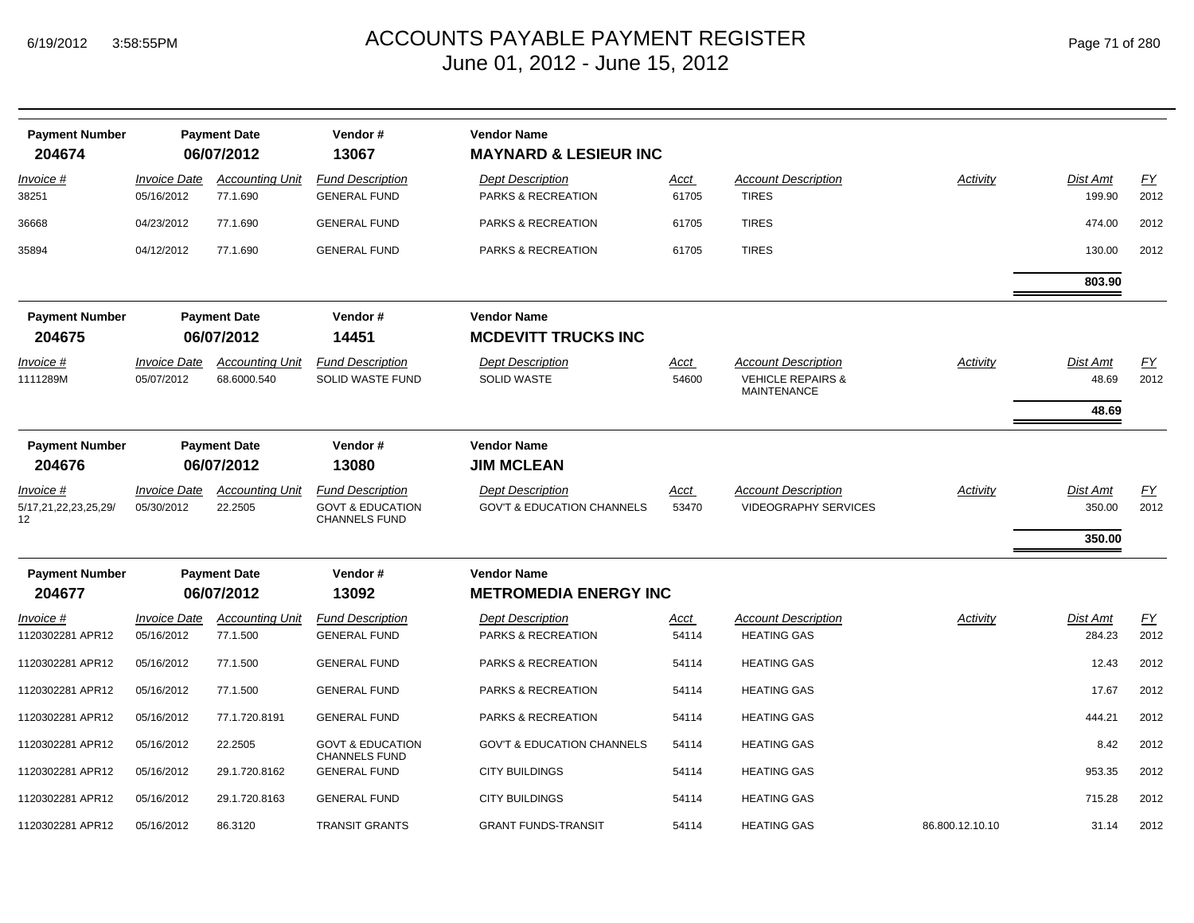# ACCOUNTS PAYABLE PAYMENT REGISTER
June 01, 2012 - June 15, 2012

| Payment Number | Payment Date | Vendor # | Vendor Name |
|---|---|---|---|
| **204674** | **06/07/2012** | **13067** | **MAYNARD & LESIEUR INC** |

| Invoice # | Invoice Date | Accounting Unit | Fund Description | Dept Description | Acct | Account Description | Activity | Dist Amt | FY |
|---|---|---|---|---|---|---|---|---|---|
| 38251 | 05/16/2012 | 77.1.690 | GENERAL FUND | PARKS & RECREATION | 61705 | TIRES | | 199.90 | 2012 |
| 36668 | 04/23/2012 | 77.1.690 | GENERAL FUND | PARKS & RECREATION | 61705 | TIRES | | 474.00 | 2012 |
| 35894 | 04/12/2012 | 77.1.690 | GENERAL FUND | PARKS & RECREATION | 61705 | TIRES | | 130.00 | 2012 |
| | | | | | | | | **803.90** | |

| Payment Number | Payment Date | Vendor # | Vendor Name |
|---|---|---|---|
| **204675** | **06/07/2012** | **14451** | **MCDEVITT TRUCKS INC** |

| Invoice # | Invoice Date | Accounting Unit | Fund Description | Dept Description | Acct | Account Description | Activity | Dist Amt | FY |
|---|---|---|---|---|---|---|---|---|---|
| 1111289M | 05/07/2012 | 68.6000.540 | SOLID WASTE FUND | SOLID WASTE | 54600 | VEHICLE REPAIRS & MAINTENANCE | | 48.69 | 2012 |
| | | | | | | | | **48.69** | |

| Payment Number | Payment Date | Vendor # | Vendor Name |
|---|---|---|---|
| **204676** | **06/07/2012** | **13080** | **JIM MCLEAN** |

| Invoice # | Invoice Date | Accounting Unit | Fund Description | Dept Description | Acct | Account Description | Activity | Dist Amt | FY |
|---|---|---|---|---|---|---|---|---|---|
| 5/17,21,22,23,25,29/12 | 05/30/2012 | 22.2505 | GOVT & EDUCATION CHANNELS FUND | GOV'T & EDUCATION CHANNELS | 53470 | VIDEOGRAPHY SERVICES | | 350.00 | 2012 |
| | | | | | | | | **350.00** | |

| Payment Number | Payment Date | Vendor # | Vendor Name |
|---|---|---|---|
| **204677** | **06/07/2012** | **13092** | **METROMEDIA ENERGY INC** |

| Invoice # | Invoice Date | Accounting Unit | Fund Description | Dept Description | Acct | Account Description | Activity | Dist Amt | FY |
|---|---|---|---|---|---|---|---|---|---|
| 1120302281 APR12 | 05/16/2012 | 77.1.500 | GENERAL FUND | PARKS & RECREATION | 54114 | HEATING GAS | | 284.23 | 2012 |
| 1120302281 APR12 | 05/16/2012 | 77.1.500 | GENERAL FUND | PARKS & RECREATION | 54114 | HEATING GAS | | 12.43 | 2012 |
| 1120302281 APR12 | 05/16/2012 | 77.1.500 | GENERAL FUND | PARKS & RECREATION | 54114 | HEATING GAS | | 17.67 | 2012 |
| 1120302281 APR12 | 05/16/2012 | 77.1.720.8191 | GENERAL FUND | PARKS & RECREATION | 54114 | HEATING GAS | | 444.21 | 2012 |
| 1120302281 APR12 | 05/16/2012 | 22.2505 | GOVT & EDUCATION CHANNELS FUND | GOV'T & EDUCATION CHANNELS | 54114 | HEATING GAS | | 8.42 | 2012 |
| 1120302281 APR12 | 05/16/2012 | 29.1.720.8162 | GENERAL FUND | CITY BUILDINGS | 54114 | HEATING GAS | | 953.35 | 2012 |
| 1120302281 APR12 | 05/16/2012 | 29.1.720.8163 | GENERAL FUND | CITY BUILDINGS | 54114 | HEATING GAS | | 715.28 | 2012 |
| 1120302281 APR12 | 05/16/2012 | 86.3120 | TRANSIT GRANTS | GRANT FUNDS-TRANSIT | 54114 | HEATING GAS | 86.800.12.10.10 | 31.14 | 2012 |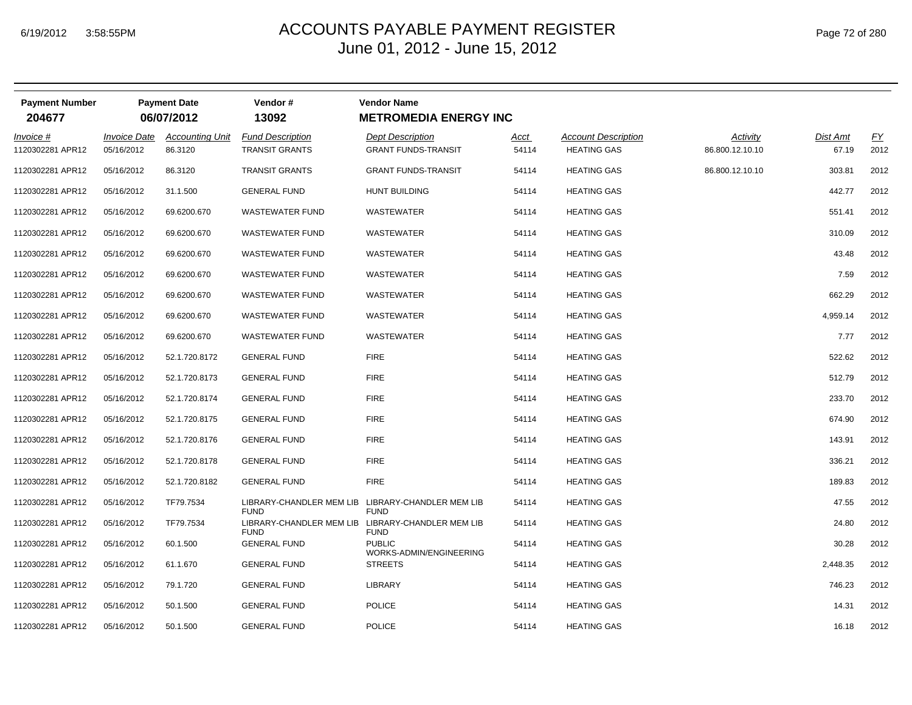# ACCOUNTS PAYABLE PAYMENT REGISTER
June 01, 2012 - June 15, 2012

| Payment Number | Payment Date | Vendor # | Vendor Name |
|---|---|---|---|
| 204677 | 06/07/2012 | 13092 | METROMEDIA ENERGY INC |

| Invoice # | Invoice Date | Accounting Unit | Fund Description | Dept Description | Acct | Account Description | Activity | Dist Amt | FY |
|---|---|---|---|---|---|---|---|---|---|
| 1120302281 APR12 | 05/16/2012 | 86.3120 | TRANSIT GRANTS | GRANT FUNDS-TRANSIT | 54114 | HEATING GAS | 86.800.12.10.10 | 67.19 | 2012 |
| 1120302281 APR12 | 05/16/2012 | 86.3120 | TRANSIT GRANTS | GRANT FUNDS-TRANSIT | 54114 | HEATING GAS | 86.800.12.10.10 | 303.81 | 2012 |
| 1120302281 APR12 | 05/16/2012 | 31.1.500 | GENERAL FUND | HUNT BUILDING | 54114 | HEATING GAS | | 442.77 | 2012 |
| 1120302281 APR12 | 05/16/2012 | 69.6200.670 | WASTEWATER FUND | WASTEWATER | 54114 | HEATING GAS | | 551.41 | 2012 |
| 1120302281 APR12 | 05/16/2012 | 69.6200.670 | WASTEWATER FUND | WASTEWATER | 54114 | HEATING GAS | | 310.09 | 2012 |
| 1120302281 APR12 | 05/16/2012 | 69.6200.670 | WASTEWATER FUND | WASTEWATER | 54114 | HEATING GAS | | 43.48 | 2012 |
| 1120302281 APR12 | 05/16/2012 | 69.6200.670 | WASTEWATER FUND | WASTEWATER | 54114 | HEATING GAS | | 7.59 | 2012 |
| 1120302281 APR12 | 05/16/2012 | 69.6200.670 | WASTEWATER FUND | WASTEWATER | 54114 | HEATING GAS | | 662.29 | 2012 |
| 1120302281 APR12 | 05/16/2012 | 69.6200.670 | WASTEWATER FUND | WASTEWATER | 54114 | HEATING GAS | | 4,959.14 | 2012 |
| 1120302281 APR12 | 05/16/2012 | 69.6200.670 | WASTEWATER FUND | WASTEWATER | 54114 | HEATING GAS | | 7.77 | 2012 |
| 1120302281 APR12 | 05/16/2012 | 52.1.720.8172 | GENERAL FUND | FIRE | 54114 | HEATING GAS | | 522.62 | 2012 |
| 1120302281 APR12 | 05/16/2012 | 52.1.720.8173 | GENERAL FUND | FIRE | 54114 | HEATING GAS | | 512.79 | 2012 |
| 1120302281 APR12 | 05/16/2012 | 52.1.720.8174 | GENERAL FUND | FIRE | 54114 | HEATING GAS | | 233.70 | 2012 |
| 1120302281 APR12 | 05/16/2012 | 52.1.720.8175 | GENERAL FUND | FIRE | 54114 | HEATING GAS | | 674.90 | 2012 |
| 1120302281 APR12 | 05/16/2012 | 52.1.720.8176 | GENERAL FUND | FIRE | 54114 | HEATING GAS | | 143.91 | 2012 |
| 1120302281 APR12 | 05/16/2012 | 52.1.720.8178 | GENERAL FUND | FIRE | 54114 | HEATING GAS | | 336.21 | 2012 |
| 1120302281 APR12 | 05/16/2012 | 52.1.720.8182 | GENERAL FUND | FIRE | 54114 | HEATING GAS | | 189.83 | 2012 |
| 1120302281 APR12 | 05/16/2012 | TF79.7534 | LIBRARY-CHANDLER MEM LIB FUND | LIBRARY-CHANDLER MEM LIB FUND | 54114 | HEATING GAS | | 47.55 | 2012 |
| 1120302281 APR12 | 05/16/2012 | TF79.7534 | LIBRARY-CHANDLER MEM LIB FUND | LIBRARY-CHANDLER MEM LIB FUND | 54114 | HEATING GAS | | 24.80 | 2012 |
| 1120302281 APR12 | 05/16/2012 | 60.1.500 | GENERAL FUND | PUBLIC WORKS-ADMIN/ENGINEERING | 54114 | HEATING GAS | | 30.28 | 2012 |
| 1120302281 APR12 | 05/16/2012 | 61.1.670 | GENERAL FUND | STREETS | 54114 | HEATING GAS | | 2,448.35 | 2012 |
| 1120302281 APR12 | 05/16/2012 | 79.1.720 | GENERAL FUND | LIBRARY | 54114 | HEATING GAS | | 746.23 | 2012 |
| 1120302281 APR12 | 05/16/2012 | 50.1.500 | GENERAL FUND | POLICE | 54114 | HEATING GAS | | 14.31 | 2012 |
| 1120302281 APR12 | 05/16/2012 | 50.1.500 | GENERAL FUND | POLICE | 54114 | HEATING GAS | | 16.18 | 2012 |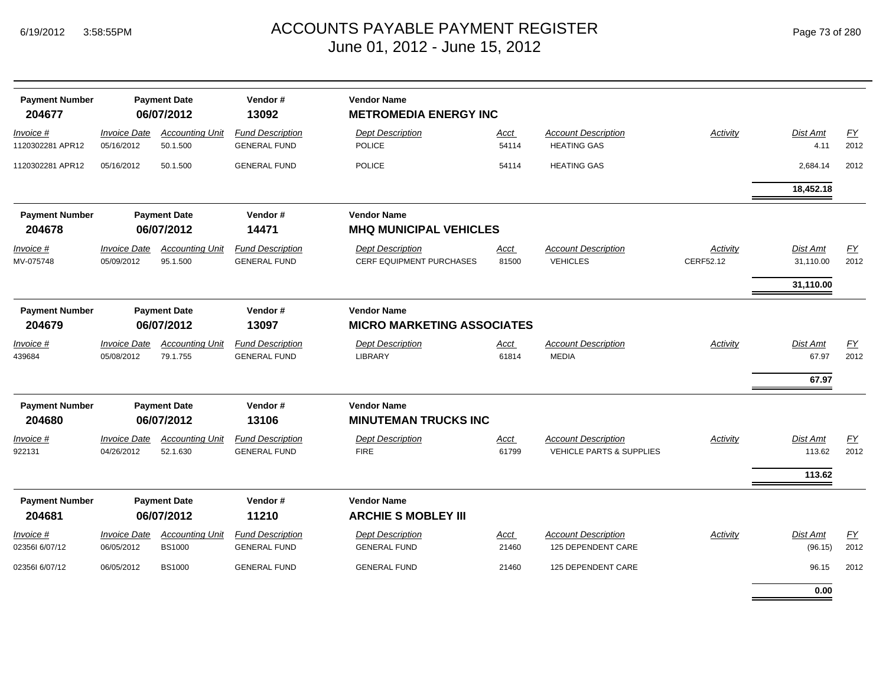# ACCOUNTS PAYABLE PAYMENT REGISTER
## June 01, 2012 - June 15, 2012

| Payment Number | Payment Date | Vendor # | Vendor Name |
|---|---|---|---|
| **204677** | **06/07/2012** | **13092** | **METROMEDIA ENERGY INC** |

| Invoice # | Invoice Date | Accounting Unit | Fund Description | Dept Description | Acct | Account Description | Activity | Dist Amt | FY |
|---|---|---|---|---|---|---|---|---|---|
| 1120302281 APR12 | 05/16/2012 | 50.1.500 | GENERAL FUND | POLICE | 54114 | HEATING GAS | | 4.11 | 2012 |
| 1120302281 APR12 | 05/16/2012 | 50.1.500 | GENERAL FUND | POLICE | 54114 | HEATING GAS | | 2,684.14 | 2012 |
| | | | | | | | | **18,452.18** | |

| Payment Number | Payment Date | Vendor # | Vendor Name |
|---|---|---|---|
| **204678** | **06/07/2012** | **14471** | **MHQ MUNICIPAL VEHICLES** |

| Invoice # | Invoice Date | Accounting Unit | Fund Description | Dept Description | Acct | Account Description | Activity | Dist Amt | FY |
|---|---|---|---|---|---|---|---|---|---|
| MV-075748 | 05/09/2012 | 95.1.500 | GENERAL FUND | CERF EQUIPMENT PURCHASES | 81500 | VEHICLES | CERF52.12 | 31,110.00 | 2012 |
| | | | | | | | | **31,110.00** | |

| Payment Number | Payment Date | Vendor # | Vendor Name |
|---|---|---|---|
| **204679** | **06/07/2012** | **13097** | **MICRO MARKETING ASSOCIATES** |

| Invoice # | Invoice Date | Accounting Unit | Fund Description | Dept Description | Acct | Account Description | Activity | Dist Amt | FY |
|---|---|---|---|---|---|---|---|---|---|
| 439684 | 05/08/2012 | 79.1.755 | GENERAL FUND | LIBRARY | 61814 | MEDIA | | 67.97 | 2012 |
| | | | | | | | | **67.97** | |

| Payment Number | Payment Date | Vendor # | Vendor Name |
|---|---|---|---|
| **204680** | **06/07/2012** | **13106** | **MINUTEMAN TRUCKS INC** |

| Invoice # | Invoice Date | Accounting Unit | Fund Description | Dept Description | Acct | Account Description | Activity | Dist Amt | FY |
|---|---|---|---|---|---|---|---|---|---|
| 922131 | 04/26/2012 | 52.1.630 | GENERAL FUND | FIRE | 61799 | VEHICLE PARTS & SUPPLIES | | 113.62 | 2012 |
| | | | | | | | | **113.62** | |

| Payment Number | Payment Date | Vendor # | Vendor Name |
|---|---|---|---|
| **204681** | **06/07/2012** | **11210** | **ARCHIE S MOBLEY III** |

| Invoice # | Invoice Date | Accounting Unit | Fund Description | Dept Description | Acct | Account Description | Activity | Dist Amt | FY |
|---|---|---|---|---|---|---|---|---|---|
| 02356I 6/07/12 | 06/05/2012 | BS1000 | GENERAL FUND | GENERAL FUND | 21460 | 125 DEPENDENT CARE | | (96.15) | 2012 |
| 02356I 6/07/12 | 06/05/2012 | BS1000 | GENERAL FUND | GENERAL FUND | 21460 | 125 DEPENDENT CARE | | 96.15 | 2012 |
| | | | | | | | | **0.00** | |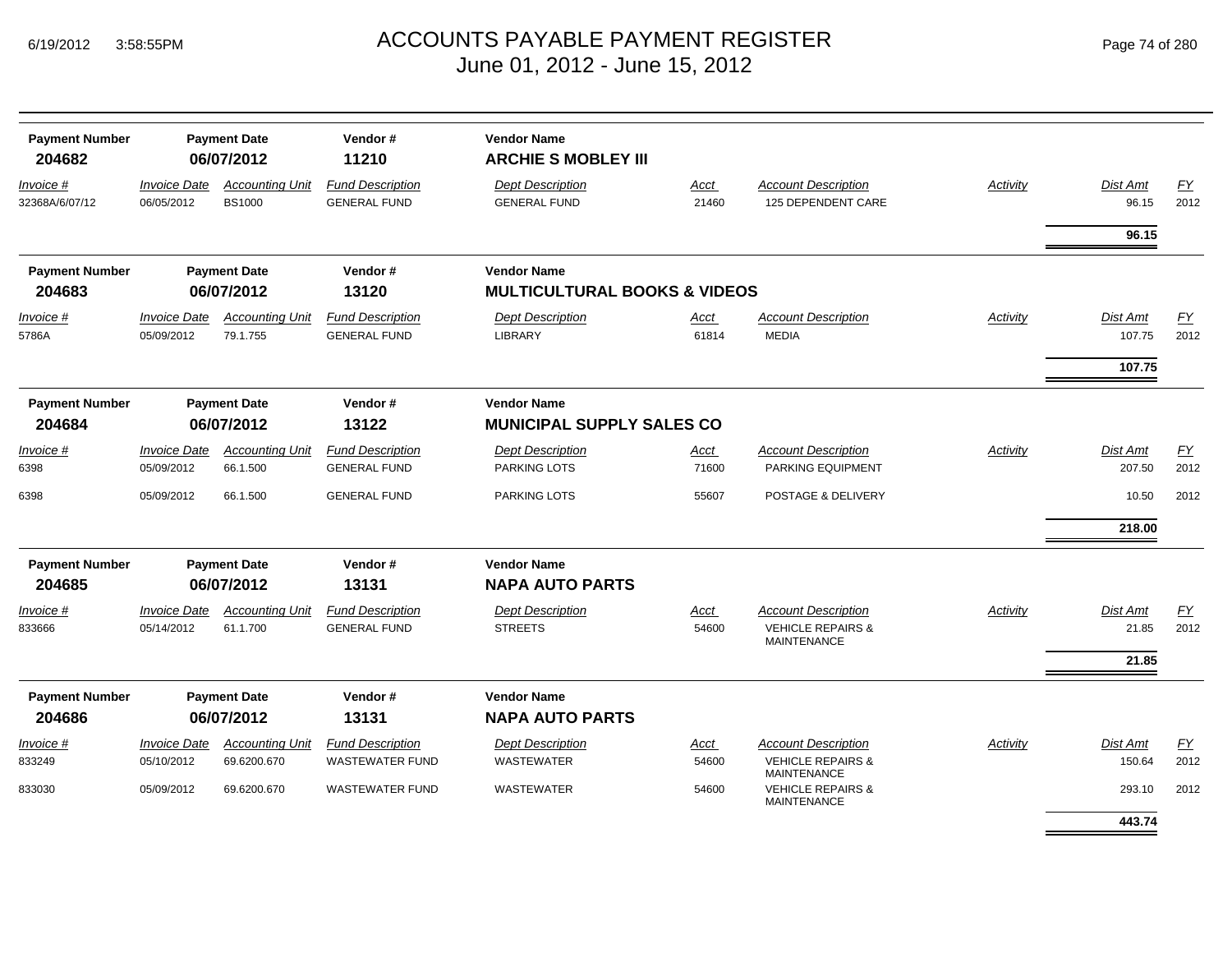# ACCOUNTS PAYABLE PAYMENT REGISTER
## June 01, 2012 - June 15, 2012

| Payment Number | Payment Date | Vendor # | Vendor Name |
|---|---|---|---|
| **204682** | **06/07/2012** | **11210** | **ARCHIE S MOBLEY III** |

| *Invoice #* | *Invoice Date* | *Accounting Unit* | *Fund Description* | *Dept Description* | *Acct* | *Account Description* | *Activity* | *Dist Amt* | *FY* |
|---|---|---|---|---|---|---|---|---|---|
| 32368A/6/07/12 | 06/05/2012 | BS1000 | GENERAL FUND | GENERAL FUND | 21460 | 125 DEPENDENT CARE | | 96.15 | 2012 |
| | | | | | | | | **96.15** | |

| Payment Number | Payment Date | Vendor # | Vendor Name |
|---|---|---|---|
| **204683** | **06/07/2012** | **13120** | **MULTICULTURAL BOOKS & VIDEOS** |

| *Invoice #* | *Invoice Date* | *Accounting Unit* | *Fund Description* | *Dept Description* | *Acct* | *Account Description* | *Activity* | *Dist Amt* | *FY* |
|---|---|---|---|---|---|---|---|---|---|
| 5786A | 05/09/2012 | 79.1.755 | GENERAL FUND | LIBRARY | 61814 | MEDIA | | 107.75 | 2012 |
| | | | | | | | | **107.75** | |

| Payment Number | Payment Date | Vendor # | Vendor Name |
|---|---|---|---|
| **204684** | **06/07/2012** | **13122** | **MUNICIPAL SUPPLY SALES CO** |

| *Invoice #* | *Invoice Date* | *Accounting Unit* | *Fund Description* | *Dept Description* | *Acct* | *Account Description* | *Activity* | *Dist Amt* | *FY* |
|---|---|---|---|---|---|---|---|---|---|
| 6398 | 05/09/2012 | 66.1.500 | GENERAL FUND | PARKING LOTS | 71600 | PARKING EQUIPMENT | | 207.50 | 2012 |
| 6398 | 05/09/2012 | 66.1.500 | GENERAL FUND | PARKING LOTS | 55607 | POSTAGE & DELIVERY | | 10.50 | 2012 |
| | | | | | | | | **218.00** | |

| Payment Number | Payment Date | Vendor # | Vendor Name |
|---|---|---|---|
| **204685** | **06/07/2012** | **13131** | **NAPA AUTO PARTS** |

| *Invoice #* | *Invoice Date* | *Accounting Unit* | *Fund Description* | *Dept Description* | *Acct* | *Account Description* | *Activity* | *Dist Amt* | *FY* |
|---|---|---|---|---|---|---|---|---|---|
| 833666 | 05/14/2012 | 61.1.700 | GENERAL FUND | STREETS | 54600 | VEHICLE REPAIRS & MAINTENANCE | | 21.85 | 2012 |
| | | | | | | | | **21.85** | |

| Payment Number | Payment Date | Vendor # | Vendor Name |
|---|---|---|---|
| **204686** | **06/07/2012** | **13131** | **NAPA AUTO PARTS** |

| *Invoice #* | *Invoice Date* | *Accounting Unit* | *Fund Description* | *Dept Description* | *Acct* | *Account Description* | *Activity* | *Dist Amt* | *FY* |
|---|---|---|---|---|---|---|---|---|---|
| 833249 | 05/10/2012 | 69.6200.670 | WASTEWATER FUND | WASTEWATER | 54600 | VEHICLE REPAIRS & MAINTENANCE | | 150.64 | 2012 |
| 833030 | 05/09/2012 | 69.6200.670 | WASTEWATER FUND | WASTEWATER | 54600 | VEHICLE REPAIRS & MAINTENANCE | | 293.10 | 2012 |
| | | | | | | | | **443.74** | |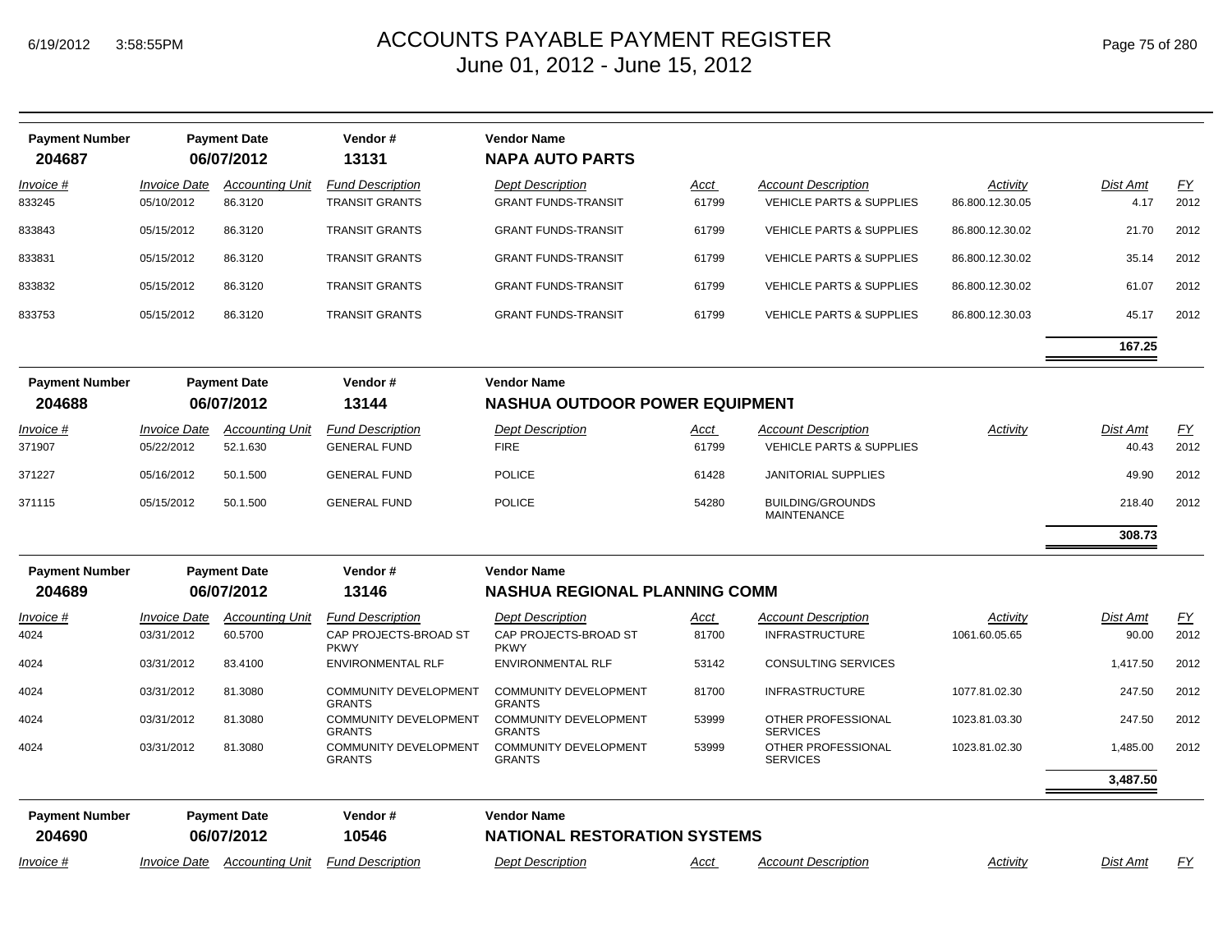# ACCOUNTS PAYABLE PAYMENT REGISTER
## June 01, 2012 - June 15, 2012

| Payment Number | Payment Date | Vendor # | Vendor Name |
|---|---|---|---|
| **204687** | **06/07/2012** | **13131** | **NAPA AUTO PARTS** |

| Invoice # | Invoice Date | Accounting Unit | Fund Description | Dept Description | Acct | Account Description | Activity | Dist Amt | FY |
|---|---|---|---|---|---|---|---|---|---|
| 833245 | 05/10/2012 | 86.3120 | TRANSIT GRANTS | GRANT FUNDS-TRANSIT | 61799 | VEHICLE PARTS & SUPPLIES | 86.800.12.30.05 | 4.17 | 2012 |
| 833843 | 05/15/2012 | 86.3120 | TRANSIT GRANTS | GRANT FUNDS-TRANSIT | 61799 | VEHICLE PARTS & SUPPLIES | 86.800.12.30.02 | 21.70 | 2012 |
| 833831 | 05/15/2012 | 86.3120 | TRANSIT GRANTS | GRANT FUNDS-TRANSIT | 61799 | VEHICLE PARTS & SUPPLIES | 86.800.12.30.02 | 35.14 | 2012 |
| 833832 | 05/15/2012 | 86.3120 | TRANSIT GRANTS | GRANT FUNDS-TRANSIT | 61799 | VEHICLE PARTS & SUPPLIES | 86.800.12.30.02 | 61.07 | 2012 |
| 833753 | 05/15/2012 | 86.3120 | TRANSIT GRANTS | GRANT FUNDS-TRANSIT | 61799 | VEHICLE PARTS & SUPPLIES | 86.800.12.30.03 | 45.17 | 2012 |
| | | | | | | | | **167.25** | |

| Payment Number | Payment Date | Vendor # | Vendor Name |
|---|---|---|---|
| **204688** | **06/07/2012** | **13144** | **NASHUA OUTDOOR POWER EQUIPMENT** |

| Invoice # | Invoice Date | Accounting Unit | Fund Description | Dept Description | Acct | Account Description | Activity | Dist Amt | FY |
|---|---|---|---|---|---|---|---|---|---|
| 371907 | 05/22/2012 | 52.1.630 | GENERAL FUND | FIRE | 61799 | VEHICLE PARTS & SUPPLIES | | 40.43 | 2012 |
| 371227 | 05/16/2012 | 50.1.500 | GENERAL FUND | POLICE | 61428 | JANITORIAL SUPPLIES | | 49.90 | 2012 |
| 371115 | 05/15/2012 | 50.1.500 | GENERAL FUND | POLICE | 54280 | BUILDING/GROUNDS MAINTENANCE | | 218.40 | 2012 |
| | | | | | | | | **308.73** | |

| Payment Number | Payment Date | Vendor # | Vendor Name |
|---|---|---|---|
| **204689** | **06/07/2012** | **13146** | **NASHUA REGIONAL PLANNING COMM** |

| Invoice # | Invoice Date | Accounting Unit | Fund Description | Dept Description | Acct | Account Description | Activity | Dist Amt | FY |
|---|---|---|---|---|---|---|---|---|---|
| 4024 | 03/31/2012 | 60.5700 | CAP PROJECTS-BROAD ST PKWY | CAP PROJECTS-BROAD ST PKWY | 81700 | INFRASTRUCTURE | 1061.60.05.65 | 90.00 | 2012 |
| 4024 | 03/31/2012 | 83.4100 | ENVIRONMENTAL RLF | ENVIRONMENTAL RLF | 53142 | CONSULTING SERVICES | | 1,417.50 | 2012 |
| 4024 | 03/31/2012 | 81.3080 | COMMUNITY DEVELOPMENT GRANTS | COMMUNITY DEVELOPMENT GRANTS | 81700 | INFRASTRUCTURE | 1077.81.02.30 | 247.50 | 2012 |
| 4024 | 03/31/2012 | 81.3080 | COMMUNITY DEVELOPMENT GRANTS | COMMUNITY DEVELOPMENT GRANTS | 53999 | OTHER PROFESSIONAL SERVICES | 1023.81.03.30 | 247.50 | 2012 |
| 4024 | 03/31/2012 | 81.3080 | COMMUNITY DEVELOPMENT GRANTS | COMMUNITY DEVELOPMENT GRANTS | 53999 | OTHER PROFESSIONAL SERVICES | 1023.81.02.30 | 1,485.00 | 2012 |
| | | | | | | | | **3,487.50** | |

| Payment Number | Payment Date | Vendor # | Vendor Name |
|---|---|---|---|
| **204690** | **06/07/2012** | **10546** | **NATIONAL RESTORATION SYSTEMS** |

| Invoice # | Invoice Date | Accounting Unit | Fund Description | Dept Description | Acct | Account Description | Activity | Dist Amt | FY |
|---|---|---|---|---|---|---|---|---|---|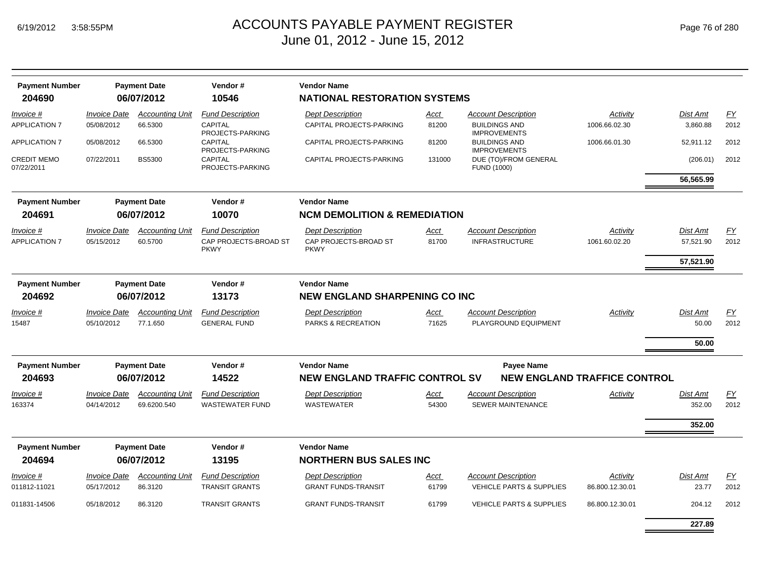# ACCOUNTS PAYABLE PAYMENT REGISTER
## June 01, 2012 - June 15, 2012

| Payment Number | Payment Date | Vendor # | Vendor Name |
|---|---|---|---|
| **204690** | **06/07/2012** | **10546** | **NATIONAL RESTORATION SYSTEMS** |

| Invoice # | Invoice Date | Accounting Unit | Fund Description | Dept Description | Acct | Account Description | Activity | Dist Amt | FY |
|---|---|---|---|---|---|---|---|---|---|
| APPLICATION 7 | 05/08/2012 | 66.5300 | CAPITAL PROJECTS-PARKING | CAPITAL PROJECTS-PARKING | 81200 | BUILDINGS AND IMPROVEMENTS | 1006.66.02.30 | 3,860.88 | 2012 |
| APPLICATION 7 | 05/08/2012 | 66.5300 | CAPITAL PROJECTS-PARKING | CAPITAL PROJECTS-PARKING | 81200 | BUILDINGS AND IMPROVEMENTS | 1006.66.01.30 | 52,911.12 | 2012 |
| CREDIT MEMO 07/22/2011 | 07/22/2011 | BS5300 | CAPITAL PROJECTS-PARKING | CAPITAL PROJECTS-PARKING | 131000 | DUE (TO)/FROM GENERAL FUND (1000) | | (206.01) | 2012 |
| | | | | | | | | **56,565.99** | |

| Payment Number | Payment Date | Vendor # | Vendor Name |
|---|---|---|---|
| **204691** | **06/07/2012** | **10070** | **NCM DEMOLITION & REMEDIATION** |

| Invoice # | Invoice Date | Accounting Unit | Fund Description | Dept Description | Acct | Account Description | Activity | Dist Amt | FY |
|---|---|---|---|---|---|---|---|---|---|
| APPLICATION 7 | 05/15/2012 | 60.5700 | CAP PROJECTS-BROAD ST PKWY | CAP PROJECTS-BROAD ST PKWY | 81700 | INFRASTRUCTURE | 1061.60.02.20 | 57,521.90 | 2012 |
| | | | | | | | | **57,521.90** | |

| Payment Number | Payment Date | Vendor # | Vendor Name |
|---|---|---|---|
| **204692** | **06/07/2012** | **13173** | **NEW ENGLAND SHARPENING CO INC** |

| Invoice # | Invoice Date | Accounting Unit | Fund Description | Dept Description | Acct | Account Description | Activity | Dist Amt | FY |
|---|---|---|---|---|---|---|---|---|---|
| 15487 | 05/10/2012 | 77.1.650 | GENERAL FUND | PARKS & RECREATION | 71625 | PLAYGROUND EQUIPMENT | | 50.00 | 2012 |
| | | | | | | | | **50.00** | |

| Payment Number | Payment Date | Vendor # | Vendor Name | Payee Name |
|---|---|---|---|---|
| **204693** | **06/07/2012** | **14522** | **NEW ENGLAND TRAFFIC CONTROL SV** | **NEW ENGLAND TRAFFICE CONTROL** |

| Invoice # | Invoice Date | Accounting Unit | Fund Description | Dept Description | Acct | Account Description | Activity | Dist Amt | FY |
|---|---|---|---|---|---|---|---|---|---|
| 163374 | 04/14/2012 | 69.6200.540 | WASTEWATER FUND | WASTEWATER | 54300 | SEWER MAINTENANCE | | 352.00 | 2012 |
| | | | | | | | | **352.00** | |

| Payment Number | Payment Date | Vendor # | Vendor Name |
|---|---|---|---|
| **204694** | **06/07/2012** | **13195** | **NORTHERN BUS SALES INC** |

| Invoice # | Invoice Date | Accounting Unit | Fund Description | Dept Description | Acct | Account Description | Activity | Dist Amt | FY |
|---|---|---|---|---|---|---|---|---|---|
| 011812-11021 | 05/17/2012 | 86.3120 | TRANSIT GRANTS | GRANT FUNDS-TRANSIT | 61799 | VEHICLE PARTS & SUPPLIES | 86.800.12.30.01 | 23.77 | 2012 |
| 011831-14506 | 05/18/2012 | 86.3120 | TRANSIT GRANTS | GRANT FUNDS-TRANSIT | 61799 | VEHICLE PARTS & SUPPLIES | 86.800.12.30.01 | 204.12 | 2012 |
| | | | | | | | | **227.89** | |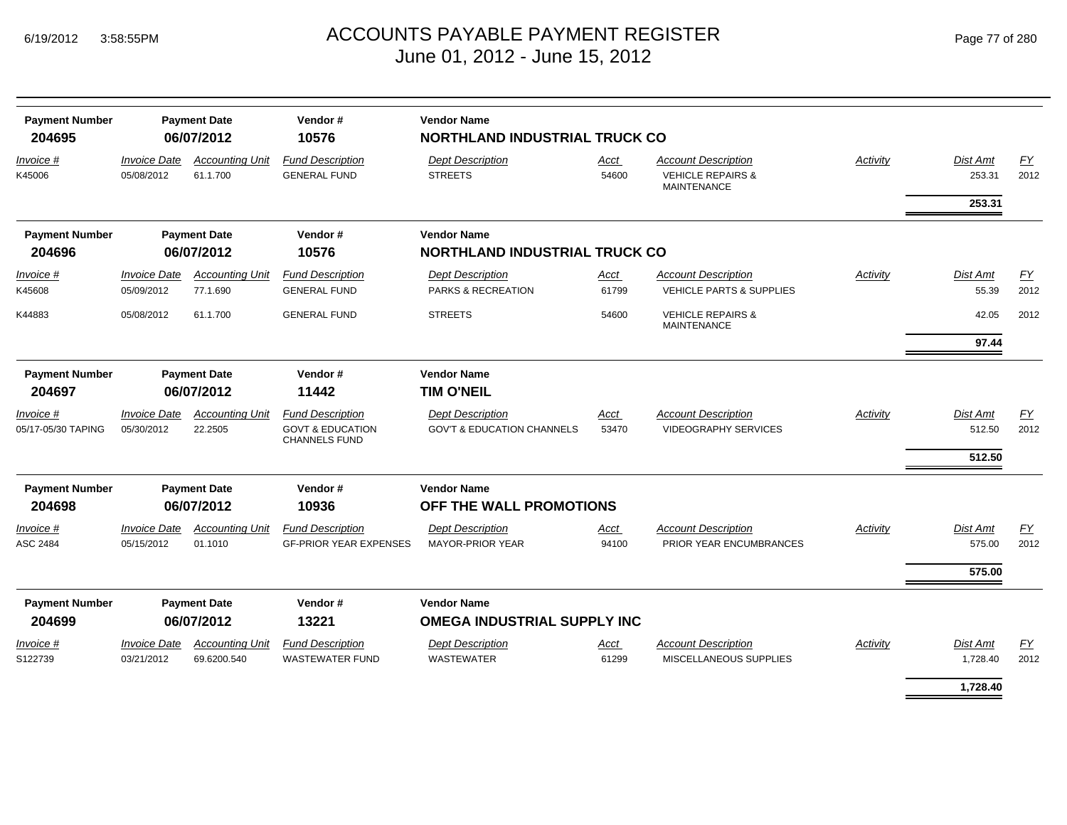# ACCOUNTS PAYABLE PAYMENT REGISTER
## June 01, 2012 - June 15, 2012

| Payment Number | Payment Date | Vendor # | Vendor Name |
|---|---|---|---|
| **204695** | **06/07/2012** | **10576** | **NORTHLAND INDUSTRIAL TRUCK CO** |

| Invoice # | Invoice Date | Accounting Unit | Fund Description | Dept Description | Acct | Account Description | Activity | Dist Amt | FY |
|---|---|---|---|---|---|---|---|---|---|
| K45006 | 05/08/2012 | 61.1.700 | GENERAL FUND | STREETS | 54600 | VEHICLE REPAIRS & MAINTENANCE | | 253.31 | 2012 |
| | | | | | | | | **253.31** | |

| Payment Number | Payment Date | Vendor # | Vendor Name |
|---|---|---|---|
| **204696** | **06/07/2012** | **10576** | **NORTHLAND INDUSTRIAL TRUCK CO** |

| Invoice # | Invoice Date | Accounting Unit | Fund Description | Dept Description | Acct | Account Description | Activity | Dist Amt | FY |
|---|---|---|---|---|---|---|---|---|---|
| K45608 | 05/09/2012 | 77.1.690 | GENERAL FUND | PARKS & RECREATION | 61799 | VEHICLE PARTS & SUPPLIES | | 55.39 | 2012 |
| K44883 | 05/08/2012 | 61.1.700 | GENERAL FUND | STREETS | 54600 | VEHICLE REPAIRS & MAINTENANCE | | 42.05 | 2012 |
| | | | | | | | | **97.44** | |

| Payment Number | Payment Date | Vendor # | Vendor Name |
|---|---|---|---|
| **204697** | **06/07/2012** | **11442** | **TIM O'NEIL** |

| Invoice # | Invoice Date | Accounting Unit | Fund Description | Dept Description | Acct | Account Description | Activity | Dist Amt | FY |
|---|---|---|---|---|---|---|---|---|---|
| 05/17-05/30 TAPING | 05/30/2012 | 22.2505 | GOVT & EDUCATION CHANNELS FUND | GOV'T & EDUCATION CHANNELS | 53470 | VIDEOGRAPHY SERVICES | | 512.50 | 2012 |
| | | | | | | | | **512.50** | |

| Payment Number | Payment Date | Vendor # | Vendor Name |
|---|---|---|---|
| **204698** | **06/07/2012** | **10936** | **OFF THE WALL PROMOTIONS** |

| Invoice # | Invoice Date | Accounting Unit | Fund Description | Dept Description | Acct | Account Description | Activity | Dist Amt | FY |
|---|---|---|---|---|---|---|---|---|---|
| ASC 2484 | 05/15/2012 | 01.1010 | GF-PRIOR YEAR EXPENSES | MAYOR-PRIOR YEAR | 94100 | PRIOR YEAR ENCUMBRANCES | | 575.00 | 2012 |
| | | | | | | | | **575.00** | |

| Payment Number | Payment Date | Vendor # | Vendor Name |
|---|---|---|---|
| **204699** | **06/07/2012** | **13221** | **OMEGA INDUSTRIAL SUPPLY INC** |

| Invoice # | Invoice Date | Accounting Unit | Fund Description | Dept Description | Acct | Account Description | Activity | Dist Amt | FY |
|---|---|---|---|---|---|---|---|---|---|
| S122739 | 03/21/2012 | 69.6200.540 | WASTEWATER FUND | WASTEWATER | 61299 | MISCELLANEOUS SUPPLIES | | 1,728.40 | 2012 |
| | | | | | | | | **1,728.40** | |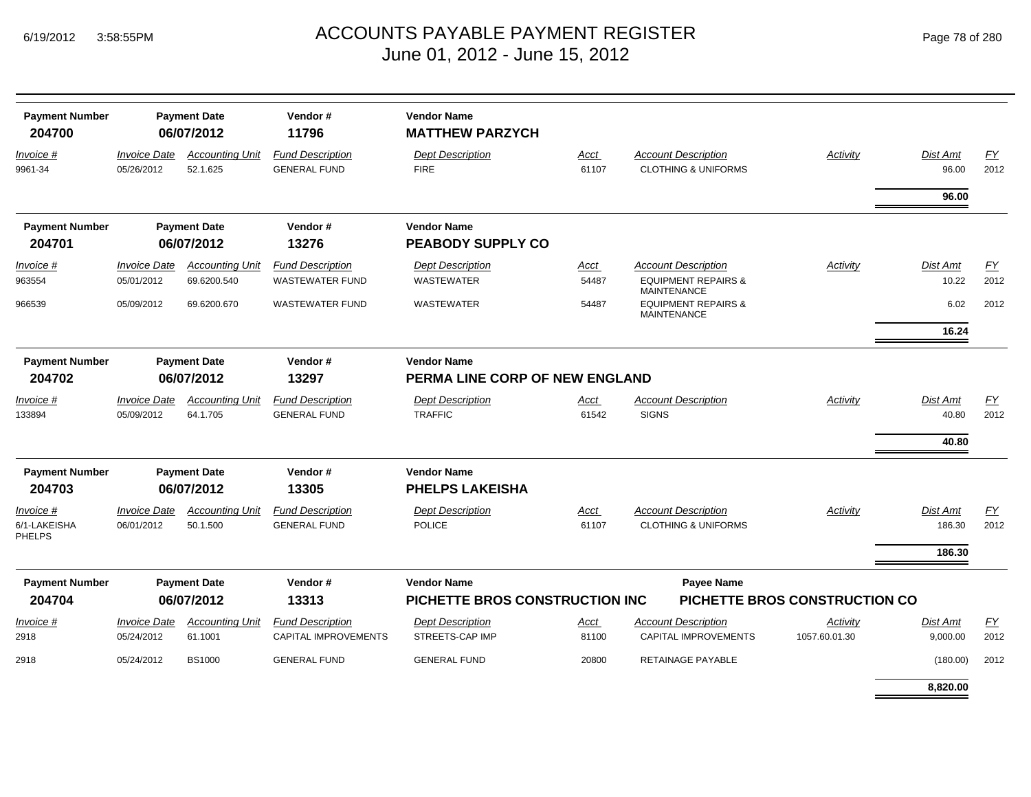# ACCOUNTS PAYABLE PAYMENT REGISTER
## June 01, 2012 - June 15, 2012

| Payment Number | Payment Date | Vendor # | Vendor Name |
|---|---|---|---|
| **204700** | **06/07/2012** | **11796** | **MATTHEW PARZYCH** |

| Invoice # | Invoice Date | Accounting Unit | Fund Description | Dept Description | Acct | Account Description | Activity | Dist Amt | FY |
|---|---|---|---|---|---|---|---|---|---|
| 9961-34 | 05/26/2012 | 52.1.625 | GENERAL FUND | FIRE | 61107 | CLOTHING & UNIFORMS | | 96.00 | 2012 |
| | | | | | | | | **96.00** | |

| Payment Number | Payment Date | Vendor # | Vendor Name |
|---|---|---|---|
| **204701** | **06/07/2012** | **13276** | **PEABODY SUPPLY CO** |

| Invoice # | Invoice Date | Accounting Unit | Fund Description | Dept Description | Acct | Account Description | Activity | Dist Amt | FY |
|---|---|---|---|---|---|---|---|---|---|
| 963554 | 05/01/2012 | 69.6200.540 | WASTEWATER FUND | WASTEWATER | 54487 | EQUIPMENT REPAIRS & MAINTENANCE | | 10.22 | 2012 |
| 966539 | 05/09/2012 | 69.6200.670 | WASTEWATER FUND | WASTEWATER | 54487 | EQUIPMENT REPAIRS & MAINTENANCE | | 6.02 | 2012 |
| | | | | | | | | **16.24** | |

| Payment Number | Payment Date | Vendor # | Vendor Name |
|---|---|---|---|
| **204702** | **06/07/2012** | **13297** | **PERMA LINE CORP OF NEW ENGLAND** |

| Invoice # | Invoice Date | Accounting Unit | Fund Description | Dept Description | Acct | Account Description | Activity | Dist Amt | FY |
|---|---|---|---|---|---|---|---|---|---|
| 133894 | 05/09/2012 | 64.1.705 | GENERAL FUND | TRAFFIC | 61542 | SIGNS | | 40.80 | 2012 |
| | | | | | | | | **40.80** | |

| Payment Number | Payment Date | Vendor # | Vendor Name |
|---|---|---|---|
| **204703** | **06/07/2012** | **13305** | **PHELPS LAKEISHA** |

| Invoice # | Invoice Date | Accounting Unit | Fund Description | Dept Description | Acct | Account Description | Activity | Dist Amt | FY |
|---|---|---|---|---|---|---|---|---|---|
| 6/1-LAKEISHA PHELPS | 06/01/2012 | 50.1.500 | GENERAL FUND | POLICE | 61107 | CLOTHING & UNIFORMS | | 186.30 | 2012 |
| | | | | | | | | **186.30** | |

| Payment Number | Payment Date | Vendor # | Vendor Name | Payee Name |
|---|---|---|---|---|
| **204704** | **06/07/2012** | **13313** | **PICHETTE BROS CONSTRUCTION INC** | **PICHETTE BROS CONSTRUCTION CO** |

| Invoice # | Invoice Date | Accounting Unit | Fund Description | Dept Description | Acct | Account Description | Activity | Dist Amt | FY |
|---|---|---|---|---|---|---|---|---|---|
| 2918 | 05/24/2012 | 61.1001 | CAPITAL IMPROVEMENTS | STREETS-CAP IMP | 81100 | CAPITAL IMPROVEMENTS | 1057.60.01.30 | 9,000.00 | 2012 |
| 2918 | 05/24/2012 | BS1000 | GENERAL FUND | GENERAL FUND | 20800 | RETAINAGE PAYABLE | | (180.00) | 2012 |
| | | | | | | | | **8,820.00** | |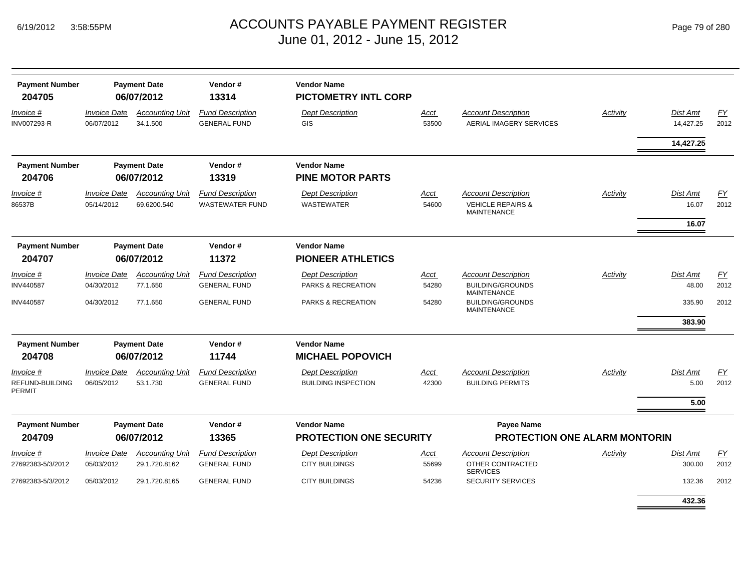# ACCOUNTS PAYABLE PAYMENT REGISTER
## June 01, 2012 - June 15, 2012

| Payment Number | Payment Date | Vendor # | Vendor Name |
|---|---|---|---|
| **204705** | **06/07/2012** | **13314** | **PICTOMETRY INTL CORP** |

| Invoice # | Invoice Date | Accounting Unit | Fund Description | Dept Description | Acct | Account Description | Activity | Dist Amt | FY |
|---|---|---|---|---|---|---|---|---|---|
| INV007293-R | 06/07/2012 | 34.1.500 | GENERAL FUND | GIS | 53500 | AERIAL IMAGERY SERVICES | | 14,427.25 | 2012 |
| | | | | | | | | **14,427.25** | |

| Payment Number | Payment Date | Vendor # | Vendor Name |
|---|---|---|---|
| **204706** | **06/07/2012** | **13319** | **PINE MOTOR PARTS** |

| Invoice # | Invoice Date | Accounting Unit | Fund Description | Dept Description | Acct | Account Description | Activity | Dist Amt | FY |
|---|---|---|---|---|---|---|---|---|---|
| 86537B | 05/14/2012 | 69.6200.540 | WASTEWATER FUND | WASTEWATER | 54600 | VEHICLE REPAIRS & MAINTENANCE | | 16.07 | 2012 |
| | | | | | | | | **16.07** | |

| Payment Number | Payment Date | Vendor # | Vendor Name |
|---|---|---|---|
| **204707** | **06/07/2012** | **11372** | **PIONEER ATHLETICS** |

| Invoice # | Invoice Date | Accounting Unit | Fund Description | Dept Description | Acct | Account Description | Activity | Dist Amt | FY |
|---|---|---|---|---|---|---|---|---|---|
| INV440587 | 04/30/2012 | 77.1.650 | GENERAL FUND | PARKS & RECREATION | 54280 | BUILDING/GROUNDS MAINTENANCE | | 48.00 | 2012 |
| INV440587 | 04/30/2012 | 77.1.650 | GENERAL FUND | PARKS & RECREATION | 54280 | BUILDING/GROUNDS MAINTENANCE | | 335.90 | 2012 |
| | | | | | | | | **383.90** | |

| Payment Number | Payment Date | Vendor # | Vendor Name |
|---|---|---|---|
| **204708** | **06/07/2012** | **11744** | **MICHAEL POPOVICH** |

| Invoice # | Invoice Date | Accounting Unit | Fund Description | Dept Description | Acct | Account Description | Activity | Dist Amt | FY |
|---|---|---|---|---|---|---|---|---|---|
| REFUND-BUILDING PERMIT | 06/05/2012 | 53.1.730 | GENERAL FUND | BUILDING INSPECTION | 42300 | BUILDING PERMITS | | 5.00 | 2012 |
| | | | | | | | | **5.00** | |

| Payment Number | Payment Date | Vendor # | Vendor Name | Payee Name |
|---|---|---|---|---|
| **204709** | **06/07/2012** | **13365** | **PROTECTION ONE SECURITY** | **PROTECTION ONE ALARM MONTORIN** |

| Invoice # | Invoice Date | Accounting Unit | Fund Description | Dept Description | Acct | Account Description | Activity | Dist Amt | FY |
|---|---|---|---|---|---|---|---|---|---|
| 27692383-5/3/2012 | 05/03/2012 | 29.1.720.8162 | GENERAL FUND | CITY BUILDINGS | 55699 | OTHER CONTRACTED SERVICES | | 300.00 | 2012 |
| 27692383-5/3/2012 | 05/03/2012 | 29.1.720.8165 | GENERAL FUND | CITY BUILDINGS | 54236 | SECURITY SERVICES | | 132.36 | 2012 |
| | | | | | | | | **432.36** | |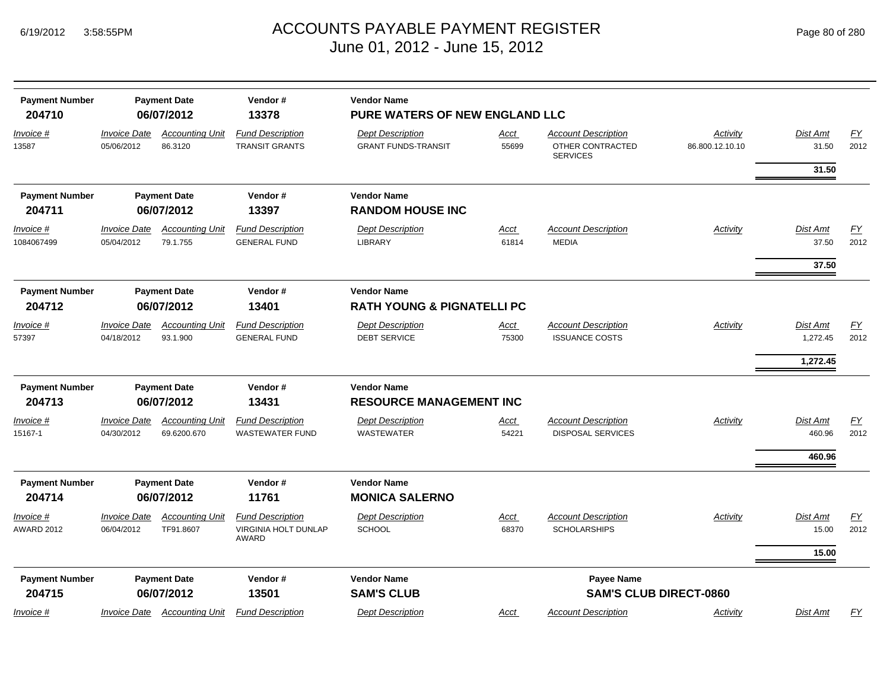# ACCOUNTS PAYABLE PAYMENT REGISTER
## June 01, 2012 - June 15, 2012

| Payment Number | Payment Date | Vendor # | Vendor Name |
|---|---|---|---|
| **204710** | **06/07/2012** | **13378** | **PURE WATERS OF NEW ENGLAND LLC** |

| Invoice # | Invoice Date | Accounting Unit | Fund Description | Dept Description | Acct | Account Description | Activity | Dist Amt | FY |
|---|---|---|---|---|---|---|---|---|---|
| 13587 | 05/06/2012 | 86.3120 | TRANSIT GRANTS | GRANT FUNDS-TRANSIT | 55699 | OTHER CONTRACTED SERVICES | 86.800.12.10.10 | 31.50 | 2012 |
| | | | | | | | | **31.50** | |

| Payment Number | Payment Date | Vendor # | Vendor Name |
|---|---|---|---|
| **204711** | **06/07/2012** | **13397** | **RANDOM HOUSE INC** |

| Invoice # | Invoice Date | Accounting Unit | Fund Description | Dept Description | Acct | Account Description | Activity | Dist Amt | FY |
|---|---|---|---|---|---|---|---|---|---|
| 1084067499 | 05/04/2012 | 79.1.755 | GENERAL FUND | LIBRARY | 61814 | MEDIA | | 37.50 | 2012 |
| | | | | | | | | **37.50** | |

| Payment Number | Payment Date | Vendor # | Vendor Name |
|---|---|---|---|
| **204712** | **06/07/2012** | **13401** | **RATH YOUNG & PIGNATELLI PC** |

| Invoice # | Invoice Date | Accounting Unit | Fund Description | Dept Description | Acct | Account Description | Activity | Dist Amt | FY |
|---|---|---|---|---|---|---|---|---|---|
| 57397 | 04/18/2012 | 93.1.900 | GENERAL FUND | DEBT SERVICE | 75300 | ISSUANCE COSTS | | 1,272.45 | 2012 |
| | | | | | | | | **1,272.45** | |

| Payment Number | Payment Date | Vendor # | Vendor Name |
|---|---|---|---|
| **204713** | **06/07/2012** | **13431** | **RESOURCE MANAGEMENT INC** |

| Invoice # | Invoice Date | Accounting Unit | Fund Description | Dept Description | Acct | Account Description | Activity | Dist Amt | FY |
|---|---|---|---|---|---|---|---|---|---|
| 15167-1 | 04/30/2012 | 69.6200.670 | WASTEWATER FUND | WASTEWATER | 54221 | DISPOSAL SERVICES | | 460.96 | 2012 |
| | | | | | | | | **460.96** | |

| Payment Number | Payment Date | Vendor # | Vendor Name |
|---|---|---|---|
| **204714** | **06/07/2012** | **11761** | **MONICA SALERNO** |

| Invoice # | Invoice Date | Accounting Unit | Fund Description | Dept Description | Acct | Account Description | Activity | Dist Amt | FY |
|---|---|---|---|---|---|---|---|---|---|
| AWARD 2012 | 06/04/2012 | TF91.8607 | VIRGINIA HOLT DUNLAP AWARD | SCHOOL | 68370 | SCHOLARSHIPS | | 15.00 | 2012 |
| | | | | | | | | **15.00** | |

| Payment Number | Payment Date | Vendor # | Vendor Name | Payee Name |
|---|---|---|---|---|
| **204715** | **06/07/2012** | **13501** | **SAM'S CLUB** | **SAM'S CLUB DIRECT-0860** |

| Invoice # | Invoice Date | Accounting Unit | Fund Description | Dept Description | Acct | Account Description | Activity | Dist Amt | FY |
|---|---|---|---|---|---|---|---|---|---|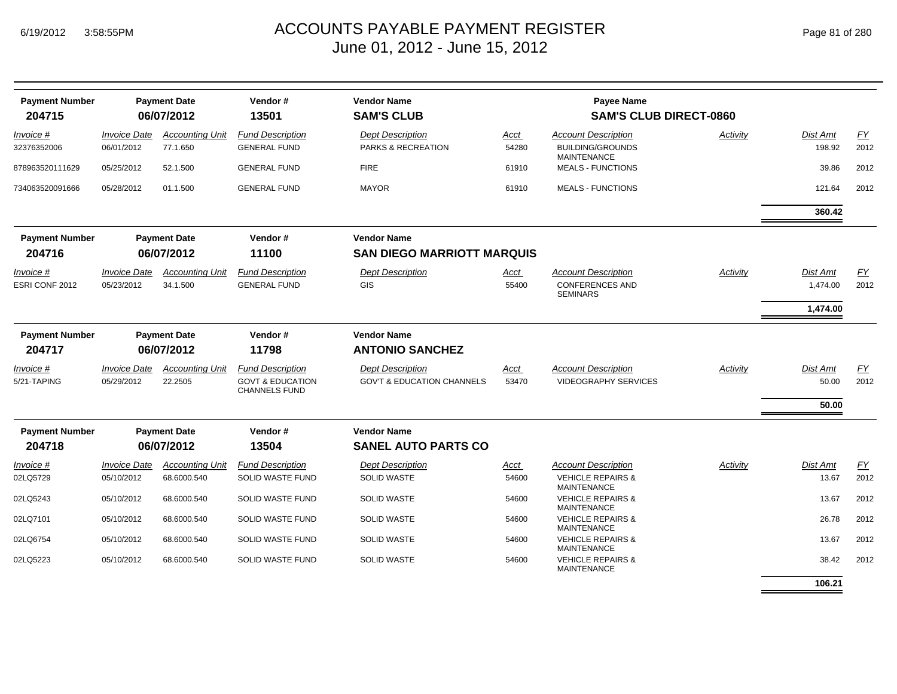# ACCOUNTS PAYABLE PAYMENT REGISTER
## June 01, 2012 - June 15, 2012

| Payment Number | Payment Date | Vendor # | Vendor Name | Payee Name |
|---|---|---|---|---|
| **204715** | **06/07/2012** | **13501** | **SAM'S CLUB** | **SAM'S CLUB DIRECT-0860** |

| *Invoice #* | *Invoice Date* | *Accounting Unit* | *Fund Description* | *Dept Description* | *Acct* | *Account Description* | *Activity* | *Dist Amt* | *FY* |
|---|---|---|---|---|---|---|---|---|---|
| 32376352006 | 06/01/2012 | 77.1.650 | GENERAL FUND | PARKS & RECREATION | 54280 | BUILDING/GROUNDS MAINTENANCE | | 198.92 | 2012 |
| 878963520111629 | 05/25/2012 | 52.1.500 | GENERAL FUND | FIRE | 61910 | MEALS - FUNCTIONS | | 39.86 | 2012 |
| 734063520091666 | 05/28/2012 | 01.1.500 | GENERAL FUND | MAYOR | 61910 | MEALS - FUNCTIONS | | 121.64 | 2012 |
| | | | | | | | | **360.42** | |

| Payment Number | Payment Date | Vendor # | Vendor Name |
|---|---|---|---|
| **204716** | **06/07/2012** | **11100** | **SAN DIEGO MARRIOTT MARQUIS** |

| *Invoice #* | *Invoice Date* | *Accounting Unit* | *Fund Description* | *Dept Description* | *Acct* | *Account Description* | *Activity* | *Dist Amt* | *FY* |
|---|---|---|---|---|---|---|---|---|---|
| ESRI CONF 2012 | 05/23/2012 | 34.1.500 | GENERAL FUND | GIS | 55400 | CONFERENCES AND SEMINARS | | 1,474.00 | 2012 |
| | | | | | | | | **1,474.00** | |

| Payment Number | Payment Date | Vendor # | Vendor Name |
|---|---|---|---|
| **204717** | **06/07/2012** | **11798** | **ANTONIO SANCHEZ** |

| *Invoice #* | *Invoice Date* | *Accounting Unit* | *Fund Description* | *Dept Description* | *Acct* | *Account Description* | *Activity* | *Dist Amt* | *FY* |
|---|---|---|---|---|---|---|---|---|---|
| 5/21-TAPING | 05/29/2012 | 22.2505 | GOVT & EDUCATION CHANNELS FUND | GOV'T & EDUCATION CHANNELS | 53470 | VIDEOGRAPHY SERVICES | | 50.00 | 2012 |
| | | | | | | | | **50.00** | |

| Payment Number | Payment Date | Vendor # | Vendor Name |
|---|---|---|---|
| **204718** | **06/07/2012** | **13504** | **SANEL AUTO PARTS CO** |

| *Invoice #* | *Invoice Date* | *Accounting Unit* | *Fund Description* | *Dept Description* | *Acct* | *Account Description* | *Activity* | *Dist Amt* | *FY* |
|---|---|---|---|---|---|---|---|---|---|
| 02LQ5729 | 05/10/2012 | 68.6000.540 | SOLID WASTE FUND | SOLID WASTE | 54600 | VEHICLE REPAIRS & MAINTENANCE | | 13.67 | 2012 |
| 02LQ5243 | 05/10/2012 | 68.6000.540 | SOLID WASTE FUND | SOLID WASTE | 54600 | VEHICLE REPAIRS & MAINTENANCE | | 13.67 | 2012 |
| 02LQ7101 | 05/10/2012 | 68.6000.540 | SOLID WASTE FUND | SOLID WASTE | 54600 | VEHICLE REPAIRS & MAINTENANCE | | 26.78 | 2012 |
| 02LQ6754 | 05/10/2012 | 68.6000.540 | SOLID WASTE FUND | SOLID WASTE | 54600 | VEHICLE REPAIRS & MAINTENANCE | | 13.67 | 2012 |
| 02LQ5223 | 05/10/2012 | 68.6000.540 | SOLID WASTE FUND | SOLID WASTE | 54600 | VEHICLE REPAIRS & MAINTENANCE | | 38.42 | 2012 |
| | | | | | | | | **106.21** | |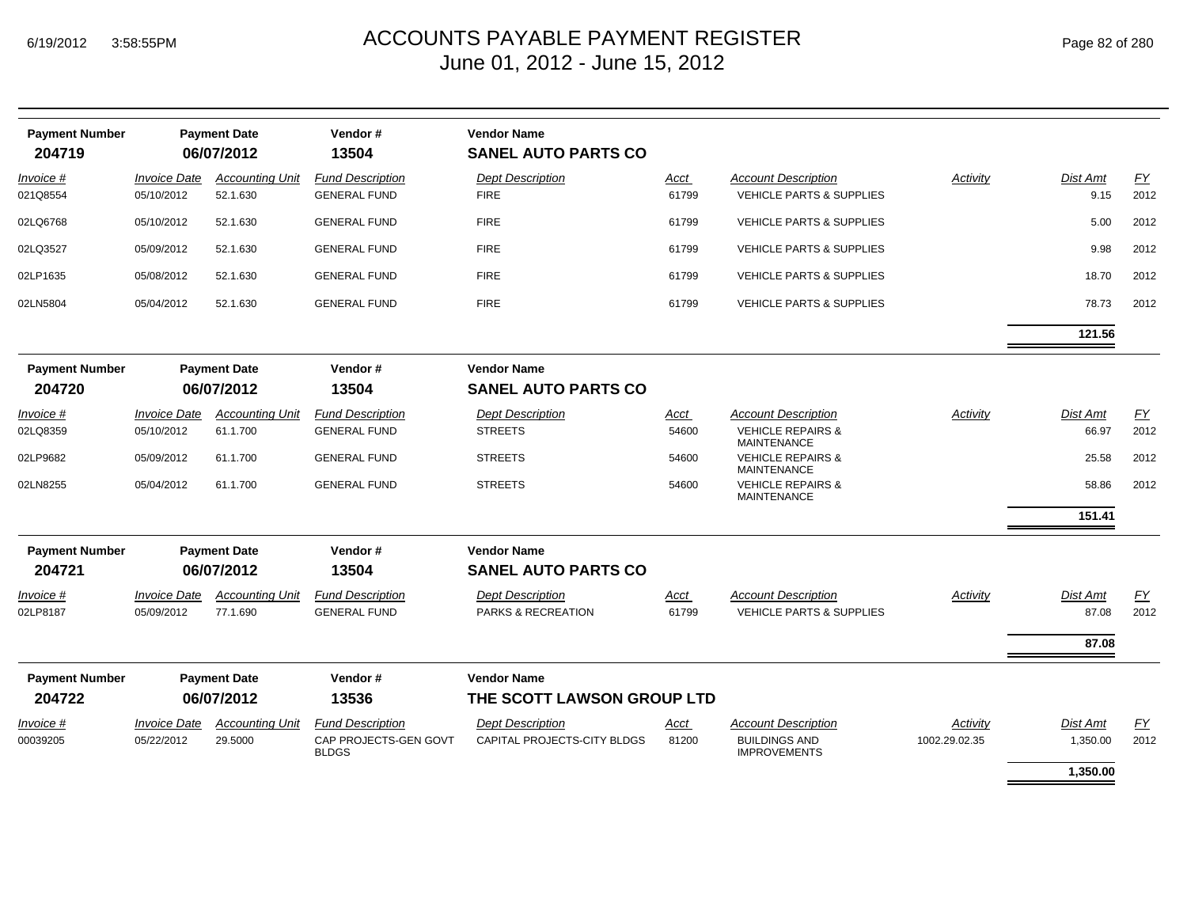# ACCOUNTS PAYABLE PAYMENT REGISTER
June 01, 2012 - June 15, 2012

| Payment Number | Payment Date | Vendor # | Vendor Name |
|---|---|---|---|
| **204719** | **06/07/2012** | **13504** | **SANEL AUTO PARTS CO** |

| *Invoice #* | *Invoice Date* | *Accounting Unit* | *Fund Description* | *Dept Description* | *Acct* | *Account Description* | *Activity* | *Dist Amt* | *FY* |
|---|---|---|---|---|---|---|---|---|---|
| 021Q8554 | 05/10/2012 | 52.1.630 | GENERAL FUND | FIRE | 61799 | VEHICLE PARTS & SUPPLIES | | 9.15 | 2012 |
| 02LQ6768 | 05/10/2012 | 52.1.630 | GENERAL FUND | FIRE | 61799 | VEHICLE PARTS & SUPPLIES | | 5.00 | 2012 |
| 02LQ3527 | 05/09/2012 | 52.1.630 | GENERAL FUND | FIRE | 61799 | VEHICLE PARTS & SUPPLIES | | 9.98 | 2012 |
| 02LP1635 | 05/08/2012 | 52.1.630 | GENERAL FUND | FIRE | 61799 | VEHICLE PARTS & SUPPLIES | | 18.70 | 2012 |
| 02LN5804 | 05/04/2012 | 52.1.630 | GENERAL FUND | FIRE | 61799 | VEHICLE PARTS & SUPPLIES | | 78.73 | 2012 |
| | | | | | | | | **121.56** | |

| Payment Number | Payment Date | Vendor # | Vendor Name |
|---|---|---|---|
| **204720** | **06/07/2012** | **13504** | **SANEL AUTO PARTS CO** |

| *Invoice #* | *Invoice Date* | *Accounting Unit* | *Fund Description* | *Dept Description* | *Acct* | *Account Description* | *Activity* | *Dist Amt* | *FY* |
|---|---|---|---|---|---|---|---|---|---|
| 02LQ8359 | 05/10/2012 | 61.1.700 | GENERAL FUND | STREETS | 54600 | VEHICLE REPAIRS & MAINTENANCE | | 66.97 | 2012 |
| 02LP9682 | 05/09/2012 | 61.1.700 | GENERAL FUND | STREETS | 54600 | VEHICLE REPAIRS & MAINTENANCE | | 25.58 | 2012 |
| 02LN8255 | 05/04/2012 | 61.1.700 | GENERAL FUND | STREETS | 54600 | VEHICLE REPAIRS & MAINTENANCE | | 58.86 | 2012 |
| | | | | | | | | **151.41** | |

| Payment Number | Payment Date | Vendor # | Vendor Name |
|---|---|---|---|
| **204721** | **06/07/2012** | **13504** | **SANEL AUTO PARTS CO** |

| *Invoice #* | *Invoice Date* | *Accounting Unit* | *Fund Description* | *Dept Description* | *Acct* | *Account Description* | *Activity* | *Dist Amt* | *FY* |
|---|---|---|---|---|---|---|---|---|---|
| 02LP8187 | 05/09/2012 | 77.1.690 | GENERAL FUND | PARKS & RECREATION | 61799 | VEHICLE PARTS & SUPPLIES | | 87.08 | 2012 |
| | | | | | | | | **87.08** | |

| Payment Number | Payment Date | Vendor # | Vendor Name |
|---|---|---|---|
| **204722** | **06/07/2012** | **13536** | **THE SCOTT LAWSON GROUP LTD** |

| *Invoice #* | *Invoice Date* | *Accounting Unit* | *Fund Description* | *Dept Description* | *Acct* | *Account Description* | *Activity* | *Dist Amt* | *FY* |
|---|---|---|---|---|---|---|---|---|---|
| 00039205 | 05/22/2012 | 29.5000 | CAP PROJECTS-GEN GOVT BLDGS | CAPITAL PROJECTS-CITY BLDGS | 81200 | BUILDINGS AND IMPROVEMENTS | 1002.29.02.35 | 1,350.00 | 2012 |
| | | | | | | | | **1,350.00** | |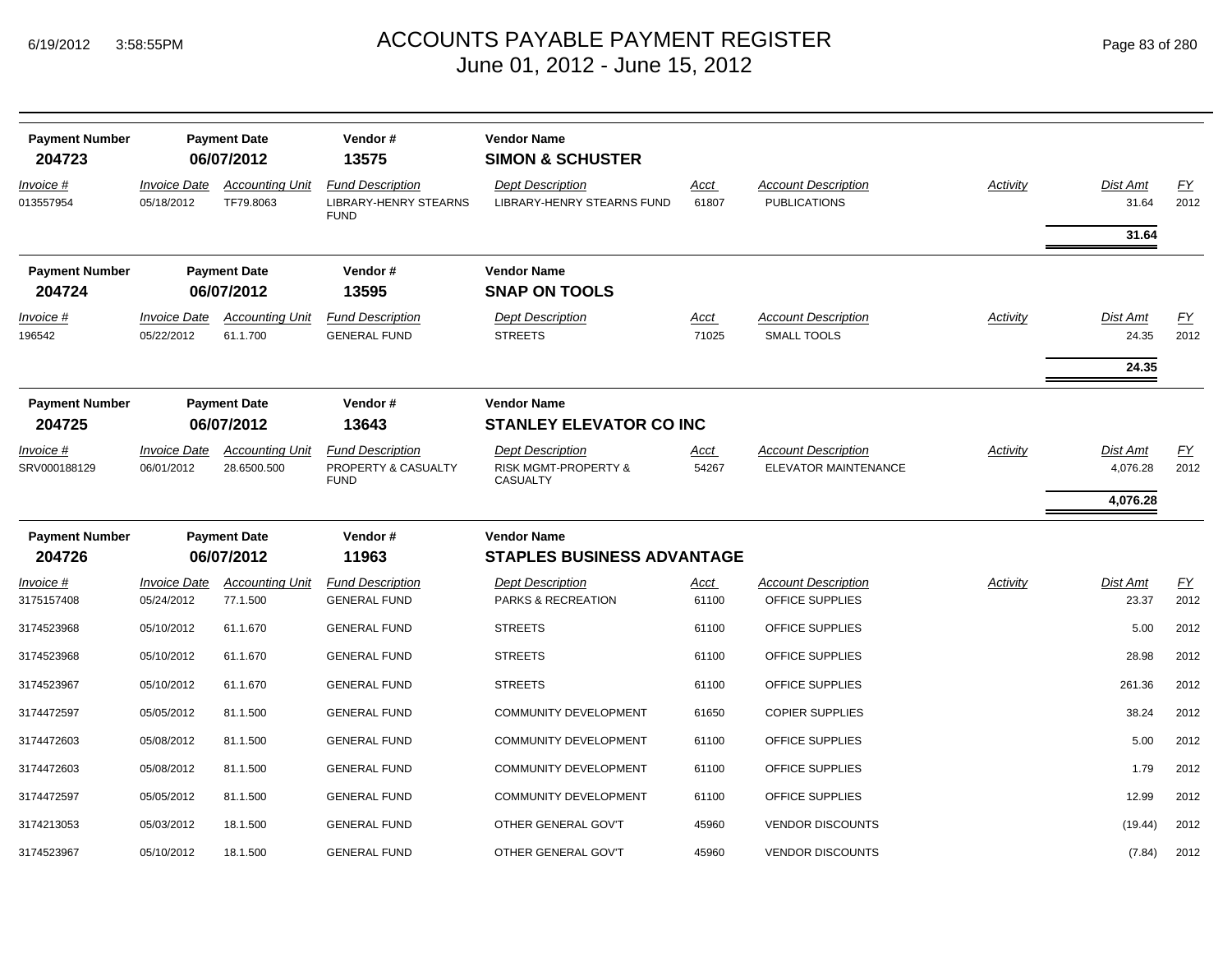# ACCOUNTS PAYABLE PAYMENT REGISTER
## June 01, 2012 - June 15, 2012

| Payment Number | Payment Date | Vendor # | Vendor Name |
|---|---|---|---|
| **204723** | **06/07/2012** | **13575** | **SIMON & SCHUSTER** |

| Invoice # | Invoice Date | Accounting Unit | Fund Description | Dept Description | Acct | Account Description | Activity | Dist Amt | FY |
|---|---|---|---|---|---|---|---|---|---|
| 013557954 | 05/18/2012 | TF79.8063 | LIBRARY-HENRY STEARNS FUND | LIBRARY-HENRY STEARNS FUND | 61807 | PUBLICATIONS | | 31.64 | 2012 |
| | | | | | | | | **31.64** | |

| Payment Number | Payment Date | Vendor # | Vendor Name |
|---|---|---|---|
| **204724** | **06/07/2012** | **13595** | **SNAP ON TOOLS** |

| Invoice # | Invoice Date | Accounting Unit | Fund Description | Dept Description | Acct | Account Description | Activity | Dist Amt | FY |
|---|---|---|---|---|---|---|---|---|---|
| 196542 | 05/22/2012 | 61.1.700 | GENERAL FUND | STREETS | 71025 | SMALL TOOLS | | 24.35 | 2012 |
| | | | | | | | | **24.35** | |

| Payment Number | Payment Date | Vendor # | Vendor Name |
|---|---|---|---|
| **204725** | **06/07/2012** | **13643** | **STANLEY ELEVATOR CO INC** |

| Invoice # | Invoice Date | Accounting Unit | Fund Description | Dept Description | Acct | Account Description | Activity | Dist Amt | FY |
|---|---|---|---|---|---|---|---|---|---|
| SRV000188129 | 06/01/2012 | 28.6500.500 | PROPERTY & CASUALTY FUND | RISK MGMT-PROPERTY & CASUALTY | 54267 | ELEVATOR MAINTENANCE | | 4,076.28 | 2012 |
| | | | | | | | | **4,076.28** | |

| Payment Number | Payment Date | Vendor # | Vendor Name |
|---|---|---|---|
| **204726** | **06/07/2012** | **11963** | **STAPLES BUSINESS ADVANTAGE** |

| Invoice # | Invoice Date | Accounting Unit | Fund Description | Dept Description | Acct | Account Description | Activity | Dist Amt | FY |
|---|---|---|---|---|---|---|---|---|---|
| 3175157408 | 05/24/2012 | 77.1.500 | GENERAL FUND | PARKS & RECREATION | 61100 | OFFICE SUPPLIES | | 23.37 | 2012 |
| 3174523968 | 05/10/2012 | 61.1.670 | GENERAL FUND | STREETS | 61100 | OFFICE SUPPLIES | | 5.00 | 2012 |
| 3174523968 | 05/10/2012 | 61.1.670 | GENERAL FUND | STREETS | 61100 | OFFICE SUPPLIES | | 28.98 | 2012 |
| 3174523967 | 05/10/2012 | 61.1.670 | GENERAL FUND | STREETS | 61100 | OFFICE SUPPLIES | | 261.36 | 2012 |
| 3174472597 | 05/05/2012 | 81.1.500 | GENERAL FUND | COMMUNITY DEVELOPMENT | 61650 | COPIER SUPPLIES | | 38.24 | 2012 |
| 3174472603 | 05/08/2012 | 81.1.500 | GENERAL FUND | COMMUNITY DEVELOPMENT | 61100 | OFFICE SUPPLIES | | 5.00 | 2012 |
| 3174472603 | 05/08/2012 | 81.1.500 | GENERAL FUND | COMMUNITY DEVELOPMENT | 61100 | OFFICE SUPPLIES | | 1.79 | 2012 |
| 3174472597 | 05/05/2012 | 81.1.500 | GENERAL FUND | COMMUNITY DEVELOPMENT | 61100 | OFFICE SUPPLIES | | 12.99 | 2012 |
| 3174213053 | 05/03/2012 | 18.1.500 | GENERAL FUND | OTHER GENERAL GOV'T | 45960 | VENDOR DISCOUNTS | | (19.44) | 2012 |
| 3174523967 | 05/10/2012 | 18.1.500 | GENERAL FUND | OTHER GENERAL GOV'T | 45960 | VENDOR DISCOUNTS | | (7.84) | 2012 |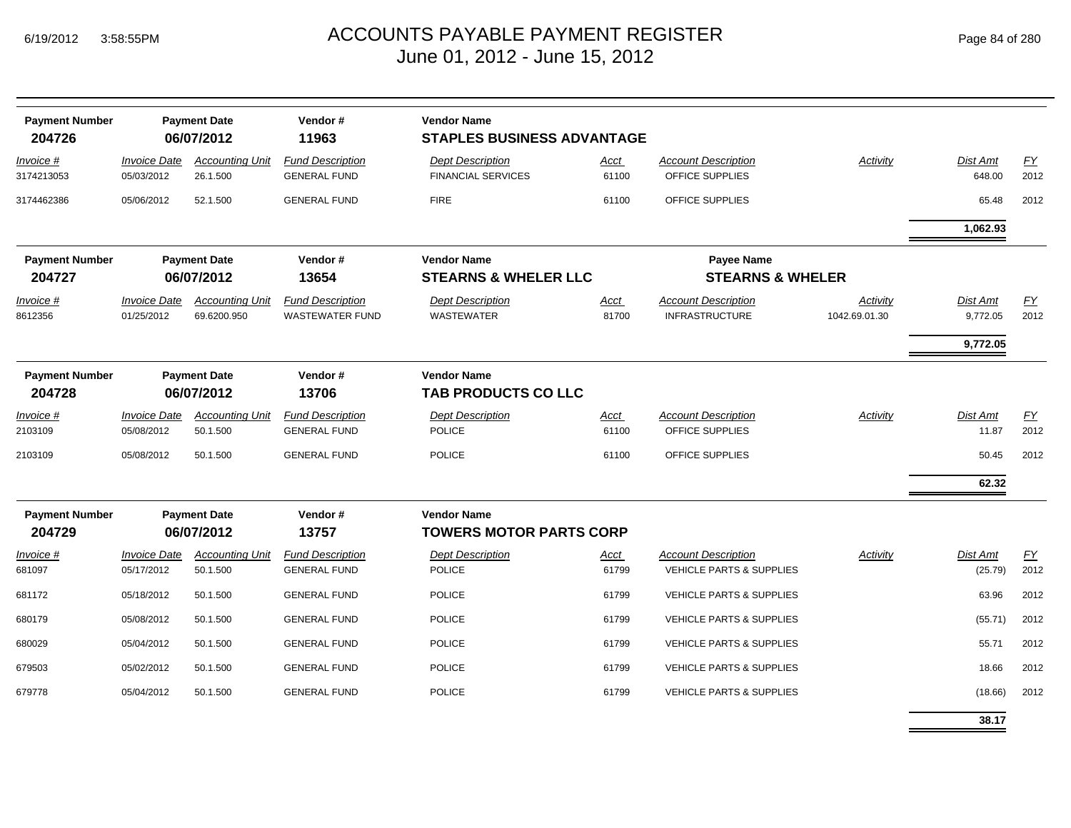# ACCOUNTS PAYABLE PAYMENT REGISTER
## June 01, 2012 - June 15, 2012

| Payment Number | Payment Date | Vendor # | Vendor Name |
|---|---|---|---|
| **204726** | **06/07/2012** | **11963** | **STAPLES BUSINESS ADVANTAGE** |

| Invoice # | Invoice Date | Accounting Unit | Fund Description | Dept Description | Acct | Account Description | Activity | Dist Amt | FY |
|---|---|---|---|---|---|---|---|---|---|
| 3174213053 | 05/03/2012 | 26.1.500 | GENERAL FUND | FINANCIAL SERVICES | 61100 | OFFICE SUPPLIES | | 648.00 | 2012 |
| 3174462386 | 05/06/2012 | 52.1.500 | GENERAL FUND | FIRE | 61100 | OFFICE SUPPLIES | | 65.48 | 2012 |
| | | | | | | | | **1,062.93** | |

| Payment Number | Payment Date | Vendor # | Vendor Name | Payee Name |
|---|---|---|---|---|
| **204727** | **06/07/2012** | **13654** | **STEARNS & WHELER LLC** | **STEARNS & WHELER** |

| Invoice # | Invoice Date | Accounting Unit | Fund Description | Dept Description | Acct | Account Description | Activity | Dist Amt | FY |
|---|---|---|---|---|---|---|---|---|---|
| 8612356 | 01/25/2012 | 69.6200.950 | WASTEWATER FUND | WASTEWATER | 81700 | INFRASTRUCTURE | 1042.69.01.30 | 9,772.05 | 2012 |
| | | | | | | | | **9,772.05** | |

| Payment Number | Payment Date | Vendor # | Vendor Name |
|---|---|---|---|
| **204728** | **06/07/2012** | **13706** | **TAB PRODUCTS CO LLC** |

| Invoice # | Invoice Date | Accounting Unit | Fund Description | Dept Description | Acct | Account Description | Activity | Dist Amt | FY |
|---|---|---|---|---|---|---|---|---|---|
| 2103109 | 05/08/2012 | 50.1.500 | GENERAL FUND | POLICE | 61100 | OFFICE SUPPLIES | | 11.87 | 2012 |
| 2103109 | 05/08/2012 | 50.1.500 | GENERAL FUND | POLICE | 61100 | OFFICE SUPPLIES | | 50.45 | 2012 |
| | | | | | | | | **62.32** | |

| Payment Number | Payment Date | Vendor # | Vendor Name |
|---|---|---|---|
| **204729** | **06/07/2012** | **13757** | **TOWERS MOTOR PARTS CORP** |

| Invoice # | Invoice Date | Accounting Unit | Fund Description | Dept Description | Acct | Account Description | Activity | Dist Amt | FY |
|---|---|---|---|---|---|---|---|---|---|
| 681097 | 05/17/2012 | 50.1.500 | GENERAL FUND | POLICE | 61799 | VEHICLE PARTS & SUPPLIES | | (25.79) | 2012 |
| 681172 | 05/18/2012 | 50.1.500 | GENERAL FUND | POLICE | 61799 | VEHICLE PARTS & SUPPLIES | | 63.96 | 2012 |
| 680179 | 05/08/2012 | 50.1.500 | GENERAL FUND | POLICE | 61799 | VEHICLE PARTS & SUPPLIES | | (55.71) | 2012 |
| 680029 | 05/04/2012 | 50.1.500 | GENERAL FUND | POLICE | 61799 | VEHICLE PARTS & SUPPLIES | | 55.71 | 2012 |
| 679503 | 05/02/2012 | 50.1.500 | GENERAL FUND | POLICE | 61799 | VEHICLE PARTS & SUPPLIES | | 18.66 | 2012 |
| 679778 | 05/04/2012 | 50.1.500 | GENERAL FUND | POLICE | 61799 | VEHICLE PARTS & SUPPLIES | | (18.66) | 2012 |
| | | | | | | | | **38.17** | |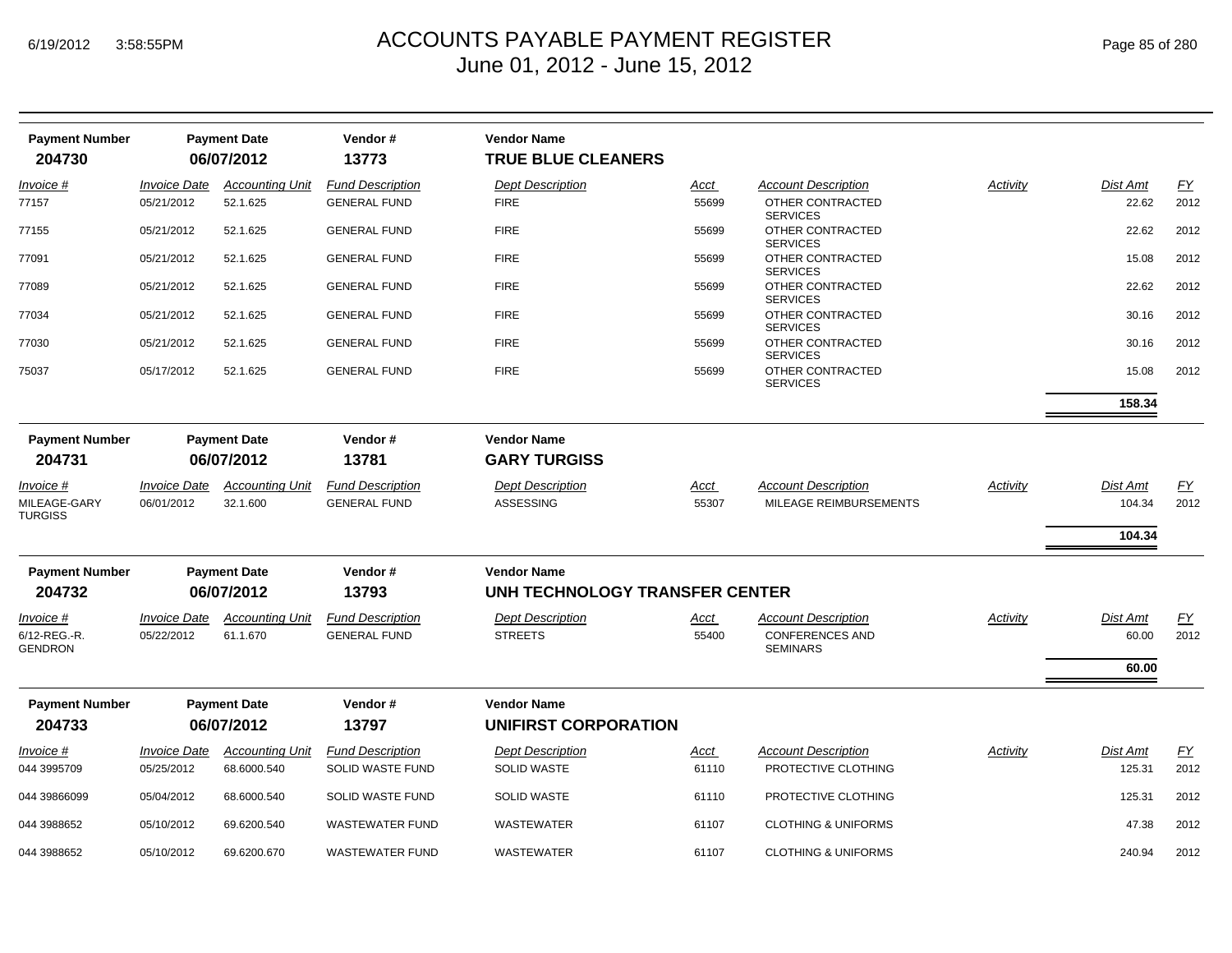# ACCOUNTS PAYABLE PAYMENT REGISTER
June 01, 2012 - June 15, 2012

| Payment Number | Payment Date | Vendor # | Vendor Name |
|---|---|---|---|
| **204730** | **06/07/2012** | **13773** | **TRUE BLUE CLEANERS** |

| Invoice # | Invoice Date | Accounting Unit | Fund Description | Dept Description | Acct | Account Description | Activity | Dist Amt | FY |
|---|---|---|---|---|---|---|---|---|---|
| 77157 | 05/21/2012 | 52.1.625 | GENERAL FUND | FIRE | 55699 | OTHER CONTRACTED SERVICES | | 22.62 | 2012 |
| 77155 | 05/21/2012 | 52.1.625 | GENERAL FUND | FIRE | 55699 | OTHER CONTRACTED SERVICES | | 22.62 | 2012 |
| 77091 | 05/21/2012 | 52.1.625 | GENERAL FUND | FIRE | 55699 | OTHER CONTRACTED SERVICES | | 15.08 | 2012 |
| 77089 | 05/21/2012 | 52.1.625 | GENERAL FUND | FIRE | 55699 | OTHER CONTRACTED SERVICES | | 22.62 | 2012 |
| 77034 | 05/21/2012 | 52.1.625 | GENERAL FUND | FIRE | 55699 | OTHER CONTRACTED SERVICES | | 30.16 | 2012 |
| 77030 | 05/21/2012 | 52.1.625 | GENERAL FUND | FIRE | 55699 | OTHER CONTRACTED SERVICES | | 30.16 | 2012 |
| 75037 | 05/17/2012 | 52.1.625 | GENERAL FUND | FIRE | 55699 | OTHER CONTRACTED SERVICES | | 15.08 | 2012 |
| | | | | | | | | **158.34** | |

| Payment Number | Payment Date | Vendor # | Vendor Name |
|---|---|---|---|
| **204731** | **06/07/2012** | **13781** | **GARY TURGISS** |

| Invoice # | Invoice Date | Accounting Unit | Fund Description | Dept Description | Acct | Account Description | Activity | Dist Amt | FY |
|---|---|---|---|---|---|---|---|---|---|
| MILEAGE-GARY TURGISS | 06/01/2012 | 32.1.600 | GENERAL FUND | ASSESSING | 55307 | MILEAGE REIMBURSEMENTS | | 104.34 | 2012 |
| | | | | | | | | **104.34** | |

| Payment Number | Payment Date | Vendor # | Vendor Name |
|---|---|---|---|
| **204732** | **06/07/2012** | **13793** | **UNH TECHNOLOGY TRANSFER CENTER** |

| Invoice # | Invoice Date | Accounting Unit | Fund Description | Dept Description | Acct | Account Description | Activity | Dist Amt | FY |
|---|---|---|---|---|---|---|---|---|---|
| 6/12-REG.-R. GENDRON | 05/22/2012 | 61.1.670 | GENERAL FUND | STREETS | 55400 | CONFERENCES AND SEMINARS | | 60.00 | 2012 |
| | | | | | | | | **60.00** | |

| Payment Number | Payment Date | Vendor # | Vendor Name |
|---|---|---|---|
| **204733** | **06/07/2012** | **13797** | **UNIFIRST CORPORATION** |

| Invoice # | Invoice Date | Accounting Unit | Fund Description | Dept Description | Acct | Account Description | Activity | Dist Amt | FY |
|---|---|---|---|---|---|---|---|---|---|
| 044 3995709 | 05/25/2012 | 68.6000.540 | SOLID WASTE FUND | SOLID WASTE | 61110 | PROTECTIVE CLOTHING | | 125.31 | 2012 |
| 044 39866099 | 05/04/2012 | 68.6000.540 | SOLID WASTE FUND | SOLID WASTE | 61110 | PROTECTIVE CLOTHING | | 125.31 | 2012 |
| 044 3988652 | 05/10/2012 | 69.6200.540 | WASTEWATER FUND | WASTEWATER | 61107 | CLOTHING & UNIFORMS | | 47.38 | 2012 |
| 044 3988652 | 05/10/2012 | 69.6200.670 | WASTEWATER FUND | WASTEWATER | 61107 | CLOTHING & UNIFORMS | | 240.94 | 2012 |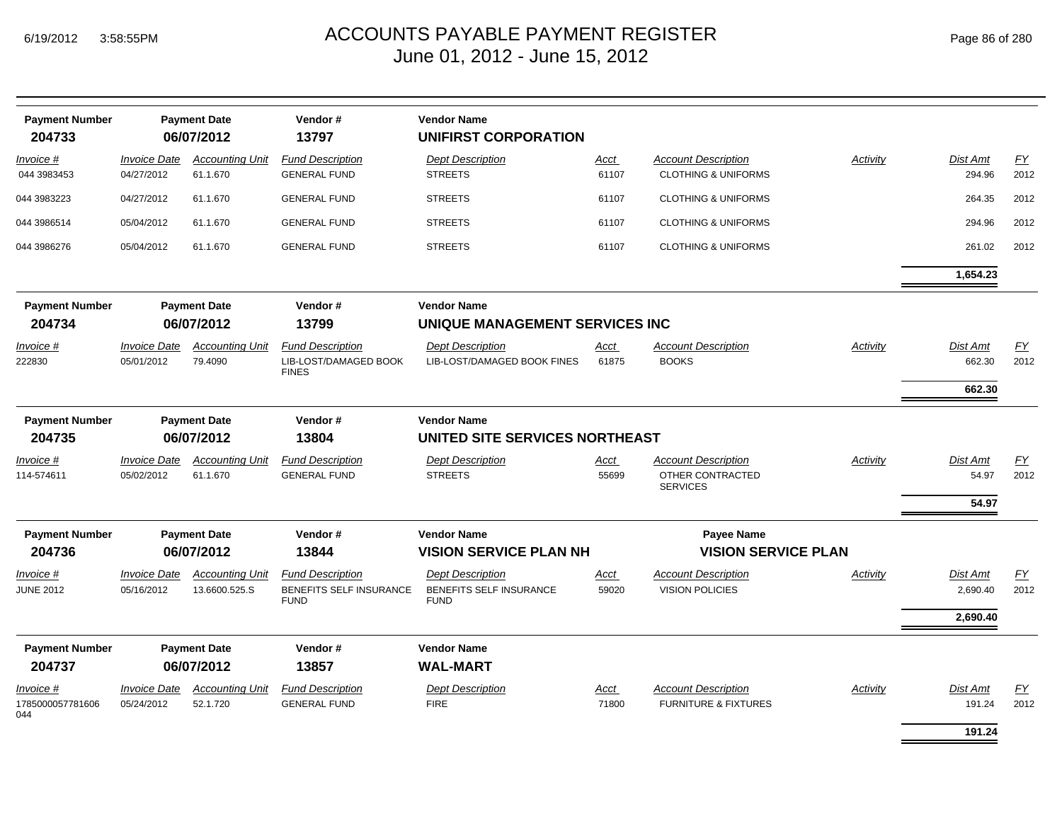# ACCOUNTS PAYABLE PAYMENT REGISTER
## June 01, 2012 - June 15, 2012

| Payment Number | Payment Date | Vendor # | Vendor Name |
|---|---|---|---|
| **204733** | **06/07/2012** | **13797** | **UNIFIRST CORPORATION** |

| *Invoice #* | *Invoice Date* | *Accounting Unit* | *Fund Description* | *Dept Description* | *Acct* | *Account Description* | *Activity* | *Dist Amt* | *FY* |
|---|---|---|---|---|---|---|---|---|---|
| 044 3983453 | 04/27/2012 | 61.1.670 | GENERAL FUND | STREETS | 61107 | CLOTHING & UNIFORMS | | 294.96 | 2012 |
| 044 3983223 | 04/27/2012 | 61.1.670 | GENERAL FUND | STREETS | 61107 | CLOTHING & UNIFORMS | | 264.35 | 2012 |
| 044 3986514 | 05/04/2012 | 61.1.670 | GENERAL FUND | STREETS | 61107 | CLOTHING & UNIFORMS | | 294.96 | 2012 |
| 044 3986276 | 05/04/2012 | 61.1.670 | GENERAL FUND | STREETS | 61107 | CLOTHING & UNIFORMS | | 261.02 | 2012 |
| | | | | | | | | **1,654.23** | |

| Payment Number | Payment Date | Vendor # | Vendor Name |
|---|---|---|---|
| **204734** | **06/07/2012** | **13799** | **UNIQUE MANAGEMENT SERVICES INC** |

| *Invoice #* | *Invoice Date* | *Accounting Unit* | *Fund Description* | *Dept Description* | *Acct* | *Account Description* | *Activity* | *Dist Amt* | *FY* |
|---|---|---|---|---|---|---|---|---|---|
| 222830 | 05/01/2012 | 79.4090 | LIB-LOST/DAMAGED BOOK FINES | LIB-LOST/DAMAGED BOOK FINES | 61875 | BOOKS | | 662.30 | 2012 |
| | | | | | | | | **662.30** | |

| Payment Number | Payment Date | Vendor # | Vendor Name |
|---|---|---|---|
| **204735** | **06/07/2012** | **13804** | **UNITED SITE SERVICES NORTHEAST** |

| *Invoice #* | *Invoice Date* | *Accounting Unit* | *Fund Description* | *Dept Description* | *Acct* | *Account Description* | *Activity* | *Dist Amt* | *FY* |
|---|---|---|---|---|---|---|---|---|---|
| 114-574611 | 05/02/2012 | 61.1.670 | GENERAL FUND | STREETS | 55699 | OTHER CONTRACTED SERVICES | | 54.97 | 2012 |
| | | | | | | | | **54.97** | |

| Payment Number | Payment Date | Vendor # | Vendor Name | Payee Name |
|---|---|---|---|---|
| **204736** | **06/07/2012** | **13844** | **VISION SERVICE PLAN NH** | **VISION SERVICE PLAN** |

| *Invoice #* | *Invoice Date* | *Accounting Unit* | *Fund Description* | *Dept Description* | *Acct* | *Account Description* | *Activity* | *Dist Amt* | *FY* |
|---|---|---|---|---|---|---|---|---|---|
| JUNE 2012 | 05/16/2012 | 13.6600.525.S | BENEFITS SELF INSURANCE FUND | BENEFITS SELF INSURANCE FUND | 59020 | VISION POLICIES | | 2,690.40 | 2012 |
| | | | | | | | | **2,690.40** | |

| Payment Number | Payment Date | Vendor # | Vendor Name |
|---|---|---|---|
| **204737** | **06/07/2012** | **13857** | **WAL-MART** |

| *Invoice #* | *Invoice Date* | *Accounting Unit* | *Fund Description* | *Dept Description* | *Acct* | *Account Description* | *Activity* | *Dist Amt* | *FY* |
|---|---|---|---|---|---|---|---|---|---|
| 1785000057781606 044 | 05/24/2012 | 52.1.720 | GENERAL FUND | FIRE | 71800 | FURNITURE & FIXTURES | | 191.24 | 2012 |
| | | | | | | | | **191.24** | |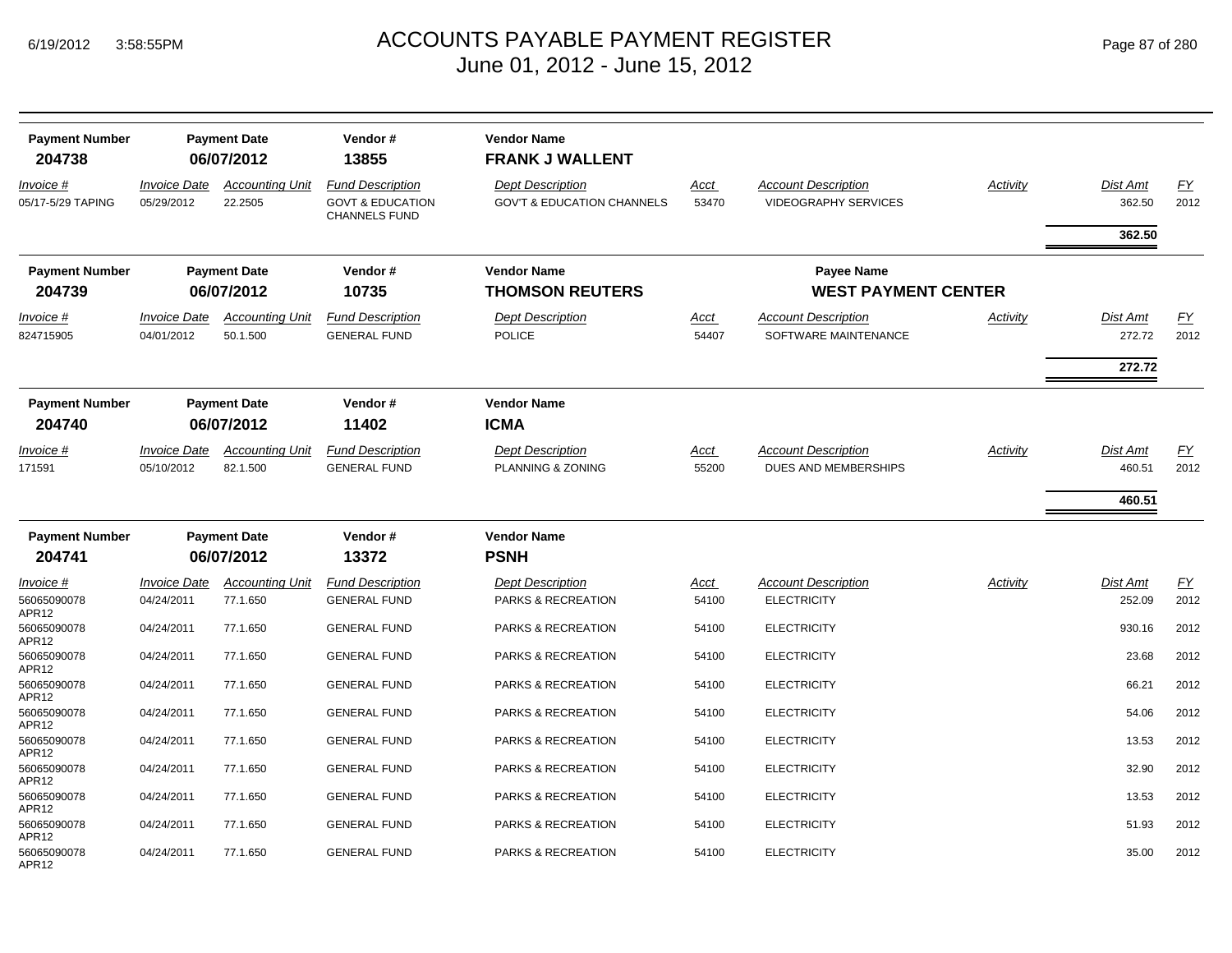# ACCOUNTS PAYABLE PAYMENT REGISTER
## June 01, 2012 - June 15, 2012

| Payment Number | Payment Date | Vendor # | Vendor Name |
|---|---|---|---|
| **204738** | **06/07/2012** | **13855** | **FRANK J WALLENT** |

| Invoice # | Invoice Date | Accounting Unit | Fund Description | Dept Description | Acct | Account Description | Activity | Dist Amt | FY |
|---|---|---|---|---|---|---|---|---|---|
| 05/17-5/29 TAPING | 05/29/2012 | 22.2505 | GOVT & EDUCATION CHANNELS FUND | GOV'T & EDUCATION CHANNELS | 53470 | VIDEOGRAPHY SERVICES | | 362.50 | 2012 |
| | | | | | | | | **362.50** | |

| Payment Number | Payment Date | Vendor # | Vendor Name | Payee Name |
|---|---|---|---|---|
| **204739** | **06/07/2012** | **10735** | **THOMSON REUTERS** | **WEST PAYMENT CENTER** |

| Invoice # | Invoice Date | Accounting Unit | Fund Description | Dept Description | Acct | Account Description | Activity | Dist Amt | FY |
|---|---|---|---|---|---|---|---|---|---|
| 824715905 | 04/01/2012 | 50.1.500 | GENERAL FUND | POLICE | 54407 | SOFTWARE MAINTENANCE | | 272.72 | 2012 |
| | | | | | | | | **272.72** | |

| Payment Number | Payment Date | Vendor # | Vendor Name |
|---|---|---|---|
| **204740** | **06/07/2012** | **11402** | **ICMA** |

| Invoice # | Invoice Date | Accounting Unit | Fund Description | Dept Description | Acct | Account Description | Activity | Dist Amt | FY |
|---|---|---|---|---|---|---|---|---|---|
| 171591 | 05/10/2012 | 82.1.500 | GENERAL FUND | PLANNING & ZONING | 55200 | DUES AND MEMBERSHIPS | | 460.51 | 2012 |
| | | | | | | | | **460.51** | |

| Payment Number | Payment Date | Vendor # | Vendor Name |
|---|---|---|---|
| **204741** | **06/07/2012** | **13372** | **PSNH** |

| Invoice # | Invoice Date | Accounting Unit | Fund Description | Dept Description | Acct | Account Description | Activity | Dist Amt | FY |
|---|---|---|---|---|---|---|---|---|---|
| 56065090078 APR12 | 04/24/2011 | 77.1.650 | GENERAL FUND | PARKS & RECREATION | 54100 | ELECTRICITY | | 252.09 | 2012 |
| 56065090078 APR12 | 04/24/2011 | 77.1.650 | GENERAL FUND | PARKS & RECREATION | 54100 | ELECTRICITY | | 930.16 | 2012 |
| 56065090078 APR12 | 04/24/2011 | 77.1.650 | GENERAL FUND | PARKS & RECREATION | 54100 | ELECTRICITY | | 23.68 | 2012 |
| 56065090078 APR12 | 04/24/2011 | 77.1.650 | GENERAL FUND | PARKS & RECREATION | 54100 | ELECTRICITY | | 66.21 | 2012 |
| 56065090078 APR12 | 04/24/2011 | 77.1.650 | GENERAL FUND | PARKS & RECREATION | 54100 | ELECTRICITY | | 54.06 | 2012 |
| 56065090078 APR12 | 04/24/2011 | 77.1.650 | GENERAL FUND | PARKS & RECREATION | 54100 | ELECTRICITY | | 13.53 | 2012 |
| 56065090078 APR12 | 04/24/2011 | 77.1.650 | GENERAL FUND | PARKS & RECREATION | 54100 | ELECTRICITY | | 32.90 | 2012 |
| 56065090078 APR12 | 04/24/2011 | 77.1.650 | GENERAL FUND | PARKS & RECREATION | 54100 | ELECTRICITY | | 13.53 | 2012 |
| 56065090078 APR12 | 04/24/2011 | 77.1.650 | GENERAL FUND | PARKS & RECREATION | 54100 | ELECTRICITY | | 51.93 | 2012 |
| 56065090078 APR12 | 04/24/2011 | 77.1.650 | GENERAL FUND | PARKS & RECREATION | 54100 | ELECTRICITY | | 35.00 | 2012 |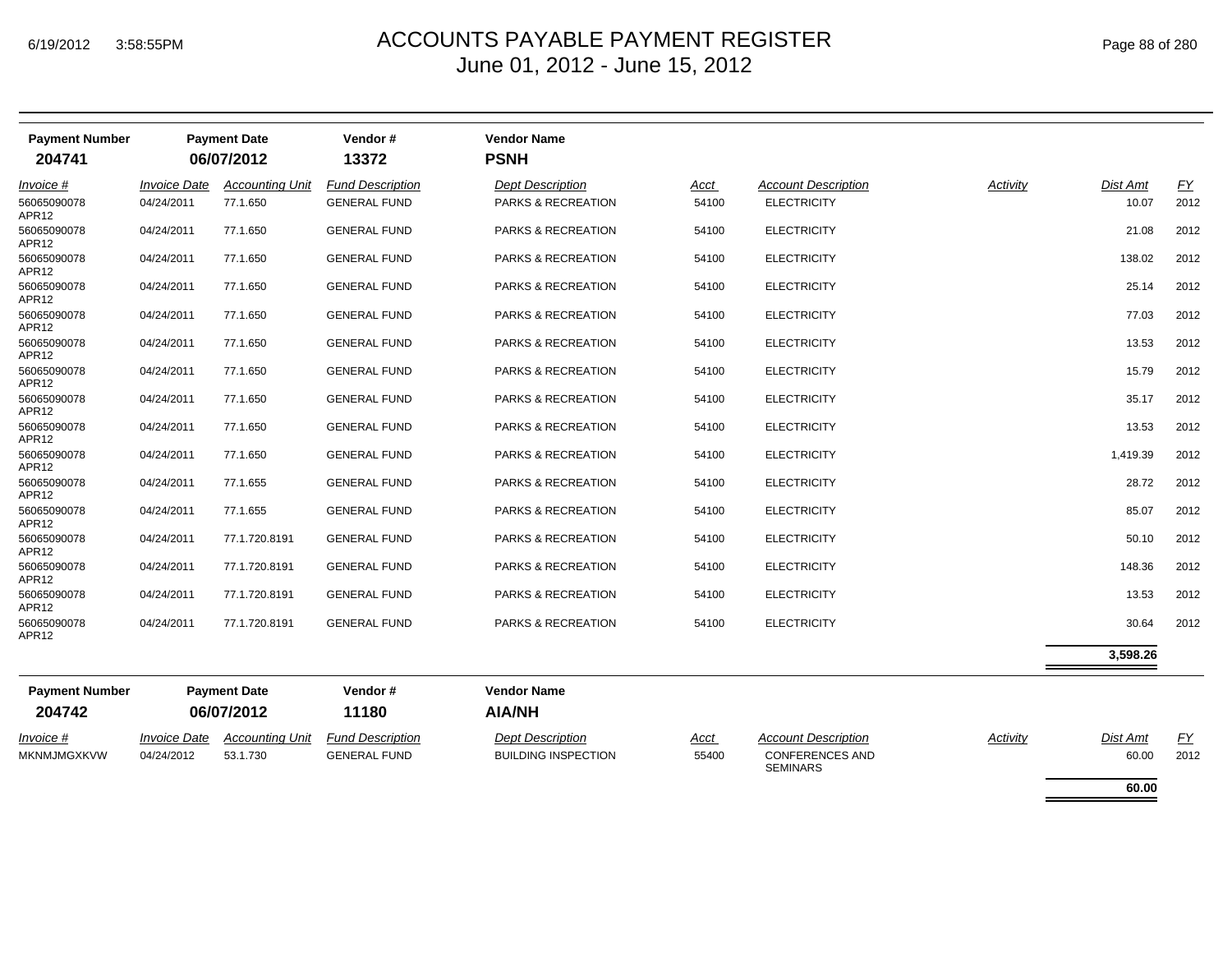# ACCOUNTS PAYABLE PAYMENT REGISTER
June 01, 2012 - June 15, 2012

| Payment Number | Payment Date | Vendor # | Vendor Name |
|---|---|---|---|
| **204741** | **06/07/2012** | **13372** | **PSNH** |

| *Invoice #* | *Invoice Date* | *Accounting Unit* | *Fund Description* | *Dept Description* | *Acct* | *Account Description* | *Activity* | *Dist Amt* | *FY* |
|---|---|---|---|---|---|---|---|---|---|
| 56065090078 APR12 | 04/24/2011 | 77.1.650 | GENERAL FUND | PARKS & RECREATION | 54100 | ELECTRICITY | | 10.07 | 2012 |
| 56065090078 APR12 | 04/24/2011 | 77.1.650 | GENERAL FUND | PARKS & RECREATION | 54100 | ELECTRICITY | | 21.08 | 2012 |
| 56065090078 APR12 | 04/24/2011 | 77.1.650 | GENERAL FUND | PARKS & RECREATION | 54100 | ELECTRICITY | | 138.02 | 2012 |
| 56065090078 APR12 | 04/24/2011 | 77.1.650 | GENERAL FUND | PARKS & RECREATION | 54100 | ELECTRICITY | | 25.14 | 2012 |
| 56065090078 APR12 | 04/24/2011 | 77.1.650 | GENERAL FUND | PARKS & RECREATION | 54100 | ELECTRICITY | | 77.03 | 2012 |
| 56065090078 APR12 | 04/24/2011 | 77.1.650 | GENERAL FUND | PARKS & RECREATION | 54100 | ELECTRICITY | | 13.53 | 2012 |
| 56065090078 APR12 | 04/24/2011 | 77.1.650 | GENERAL FUND | PARKS & RECREATION | 54100 | ELECTRICITY | | 15.79 | 2012 |
| 56065090078 APR12 | 04/24/2011 | 77.1.650 | GENERAL FUND | PARKS & RECREATION | 54100 | ELECTRICITY | | 35.17 | 2012 |
| 56065090078 APR12 | 04/24/2011 | 77.1.650 | GENERAL FUND | PARKS & RECREATION | 54100 | ELECTRICITY | | 13.53 | 2012 |
| 56065090078 APR12 | 04/24/2011 | 77.1.650 | GENERAL FUND | PARKS & RECREATION | 54100 | ELECTRICITY | | 1,419.39 | 2012 |
| 56065090078 APR12 | 04/24/2011 | 77.1.655 | GENERAL FUND | PARKS & RECREATION | 54100 | ELECTRICITY | | 28.72 | 2012 |
| 56065090078 APR12 | 04/24/2011 | 77.1.655 | GENERAL FUND | PARKS & RECREATION | 54100 | ELECTRICITY | | 85.07 | 2012 |
| 56065090078 APR12 | 04/24/2011 | 77.1.720.8191 | GENERAL FUND | PARKS & RECREATION | 54100 | ELECTRICITY | | 50.10 | 2012 |
| 56065090078 APR12 | 04/24/2011 | 77.1.720.8191 | GENERAL FUND | PARKS & RECREATION | 54100 | ELECTRICITY | | 148.36 | 2012 |
| 56065090078 APR12 | 04/24/2011 | 77.1.720.8191 | GENERAL FUND | PARKS & RECREATION | 54100 | ELECTRICITY | | 13.53 | 2012 |
| 56065090078 APR12 | 04/24/2011 | 77.1.720.8191 | GENERAL FUND | PARKS & RECREATION | 54100 | ELECTRICITY | | 30.64 | 2012 |
| | | | | | | | | **3,598.26** | |

| Payment Number | Payment Date | Vendor # | Vendor Name |
|---|---|---|---|
| **204742** | **06/07/2012** | **11180** | **AIA/NH** |

| *Invoice #* | *Invoice Date* | *Accounting Unit* | *Fund Description* | *Dept Description* | *Acct* | *Account Description* | *Activity* | *Dist Amt* | *FY* |
|---|---|---|---|---|---|---|---|---|---|
| MKNMJMGXKVW | 04/24/2012 | 53.1.730 | GENERAL FUND | BUILDING INSPECTION | 55400 | CONFERENCES AND SEMINARS | | 60.00 | 2012 |
| | | | | | | | | **60.00** | |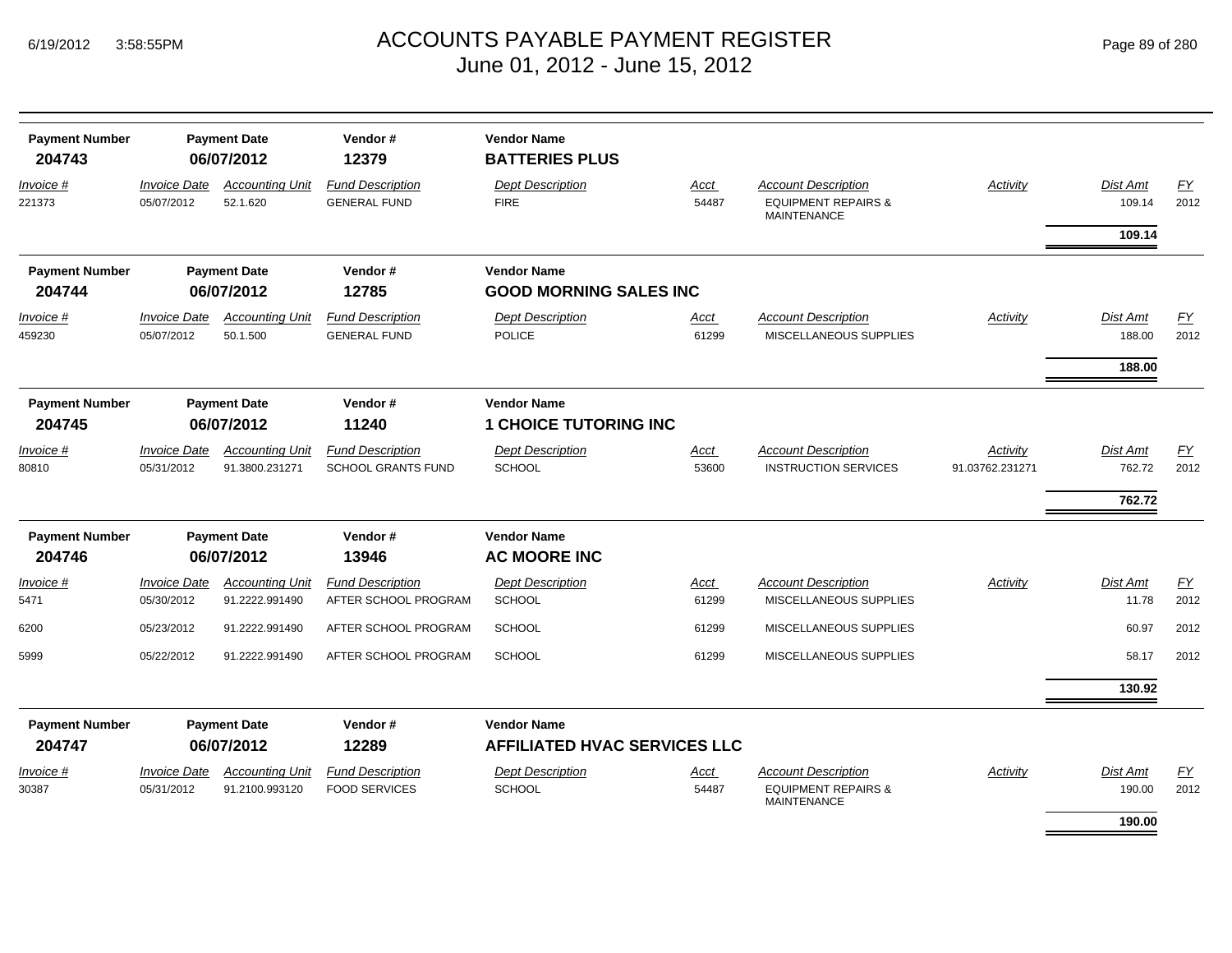# ACCOUNTS PAYABLE PAYMENT REGISTER
## June 01, 2012 - June 15, 2012

| Payment Number | Payment Date | Vendor # | Vendor Name |
|---|---|---|---|
| **204743** | **06/07/2012** | **12379** | **BATTERIES PLUS** |

| Invoice # | Invoice Date | Accounting Unit | Fund Description | Dept Description | Acct | Account Description | Activity | Dist Amt | FY |
|---|---|---|---|---|---|---|---|---|---|
| 221373 | 05/07/2012 | 52.1.620 | GENERAL FUND | FIRE | 54487 | EQUIPMENT REPAIRS & MAINTENANCE | | 109.14 | 2012 |
| | | | | | | | | **109.14** | |

| Payment Number | Payment Date | Vendor # | Vendor Name |
|---|---|---|---|
| **204744** | **06/07/2012** | **12785** | **GOOD MORNING SALES INC** |

| Invoice # | Invoice Date | Accounting Unit | Fund Description | Dept Description | Acct | Account Description | Activity | Dist Amt | FY |
|---|---|---|---|---|---|---|---|---|---|
| 459230 | 05/07/2012 | 50.1.500 | GENERAL FUND | POLICE | 61299 | MISCELLANEOUS SUPPLIES | | 188.00 | 2012 |
| | | | | | | | | **188.00** | |

| Payment Number | Payment Date | Vendor # | Vendor Name |
|---|---|---|---|
| **204745** | **06/07/2012** | **11240** | **1 CHOICE TUTORING INC** |

| Invoice # | Invoice Date | Accounting Unit | Fund Description | Dept Description | Acct | Account Description | Activity | Dist Amt | FY |
|---|---|---|---|---|---|---|---|---|---|
| 80810 | 05/31/2012 | 91.3800.231271 | SCHOOL GRANTS FUND | SCHOOL | 53600 | INSTRUCTION SERVICES | 91.03762.231271 | 762.72 | 2012 |
| | | | | | | | | **762.72** | |

| Payment Number | Payment Date | Vendor # | Vendor Name |
|---|---|---|---|
| **204746** | **06/07/2012** | **13946** | **AC MOORE INC** |

| Invoice # | Invoice Date | Accounting Unit | Fund Description | Dept Description | Acct | Account Description | Activity | Dist Amt | FY |
|---|---|---|---|---|---|---|---|---|---|
| 5471 | 05/30/2012 | 91.2222.991490 | AFTER SCHOOL PROGRAM | SCHOOL | 61299 | MISCELLANEOUS SUPPLIES | | 11.78 | 2012 |
| 6200 | 05/23/2012 | 91.2222.991490 | AFTER SCHOOL PROGRAM | SCHOOL | 61299 | MISCELLANEOUS SUPPLIES | | 60.97 | 2012 |
| 5999 | 05/22/2012 | 91.2222.991490 | AFTER SCHOOL PROGRAM | SCHOOL | 61299 | MISCELLANEOUS SUPPLIES | | 58.17 | 2012 |
| | | | | | | | | **130.92** | |

| Payment Number | Payment Date | Vendor # | Vendor Name |
|---|---|---|---|
| **204747** | **06/07/2012** | **12289** | **AFFILIATED HVAC SERVICES LLC** |

| Invoice # | Invoice Date | Accounting Unit | Fund Description | Dept Description | Acct | Account Description | Activity | Dist Amt | FY |
|---|---|---|---|---|---|---|---|---|---|
| 30387 | 05/31/2012 | 91.2100.993120 | FOOD SERVICES | SCHOOL | 54487 | EQUIPMENT REPAIRS & MAINTENANCE | | 190.00 | 2012 |
| | | | | | | | | **190.00** | |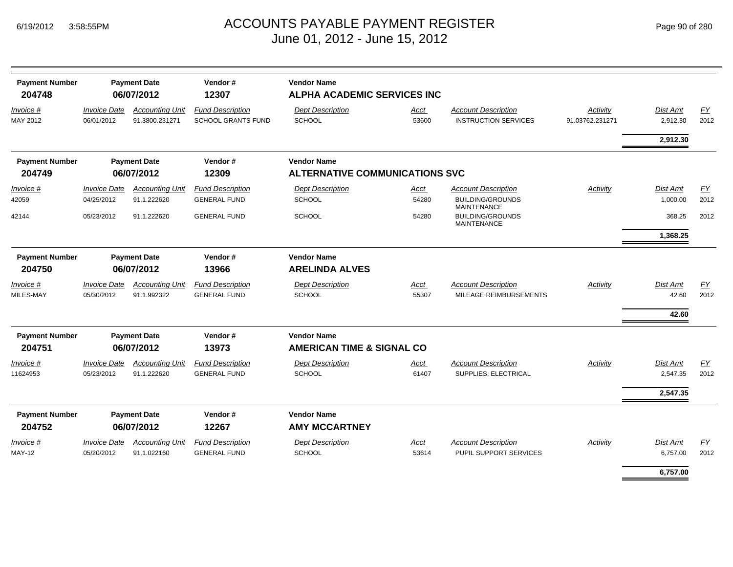# ACCOUNTS PAYABLE PAYMENT REGISTER
## June 01, 2012 - June 15, 2012

| Payment Number | Payment Date | Vendor # | Vendor Name |
|---|---|---|---|
| **204748** | **06/07/2012** | **12307** | **ALPHA ACADEMIC SERVICES INC** |

| *Invoice #* | *Invoice Date* | *Accounting Unit* | *Fund Description* | *Dept Description* | *Acct* | *Account Description* | *Activity* | *Dist Amt* | *FY* |
|---|---|---|---|---|---|---|---|---|---|
| MAY 2012 | 06/01/2012 | 91.3800.231271 | SCHOOL GRANTS FUND | SCHOOL | 53600 | INSTRUCTION SERVICES | 91.03762.231271 | 2,912.30 | 2012 |
| | | | | | | | | **2,912.30** | |

| Payment Number | Payment Date | Vendor # | Vendor Name |
|---|---|---|---|
| **204749** | **06/07/2012** | **12309** | **ALTERNATIVE COMMUNICATIONS SVC** |

| *Invoice #* | *Invoice Date* | *Accounting Unit* | *Fund Description* | *Dept Description* | *Acct* | *Account Description* | *Activity* | *Dist Amt* | *FY* |
|---|---|---|---|---|---|---|---|---|---|
| 42059 | 04/25/2012 | 91.1.222620 | GENERAL FUND | SCHOOL | 54280 | BUILDING/GROUNDS MAINTENANCE | | 1,000.00 | 2012 |
| 42144 | 05/23/2012 | 91.1.222620 | GENERAL FUND | SCHOOL | 54280 | BUILDING/GROUNDS MAINTENANCE | | 368.25 | 2012 |
| | | | | | | | | **1,368.25** | |

| Payment Number | Payment Date | Vendor # | Vendor Name |
|---|---|---|---|
| **204750** | **06/07/2012** | **13966** | **ARELINDA ALVES** |

| *Invoice #* | *Invoice Date* | *Accounting Unit* | *Fund Description* | *Dept Description* | *Acct* | *Account Description* | *Activity* | *Dist Amt* | *FY* |
|---|---|---|---|---|---|---|---|---|---|
| MILES-MAY | 05/30/2012 | 91.1.992322 | GENERAL FUND | SCHOOL | 55307 | MILEAGE REIMBURSEMENTS | | 42.60 | 2012 |
| | | | | | | | | **42.60** | |

| Payment Number | Payment Date | Vendor # | Vendor Name |
|---|---|---|---|
| **204751** | **06/07/2012** | **13973** | **AMERICAN TIME & SIGNAL CO** |

| *Invoice #* | *Invoice Date* | *Accounting Unit* | *Fund Description* | *Dept Description* | *Acct* | *Account Description* | *Activity* | *Dist Amt* | *FY* |
|---|---|---|---|---|---|---|---|---|---|
| 11624953 | 05/23/2012 | 91.1.222620 | GENERAL FUND | SCHOOL | 61407 | SUPPLIES, ELECTRICAL | | 2,547.35 | 2012 |
| | | | | | | | | **2,547.35** | |

| Payment Number | Payment Date | Vendor # | Vendor Name |
|---|---|---|---|
| **204752** | **06/07/2012** | **12267** | **AMY MCCARTNEY** |

| *Invoice #* | *Invoice Date* | *Accounting Unit* | *Fund Description* | *Dept Description* | *Acct* | *Account Description* | *Activity* | *Dist Amt* | *FY* |
|---|---|---|---|---|---|---|---|---|---|
| MAY-12 | 05/20/2012 | 91.1.022160 | GENERAL FUND | SCHOOL | 53614 | PUPIL SUPPORT SERVICES | | 6,757.00 | 2012 |
| | | | | | | | | **6,757.00** | |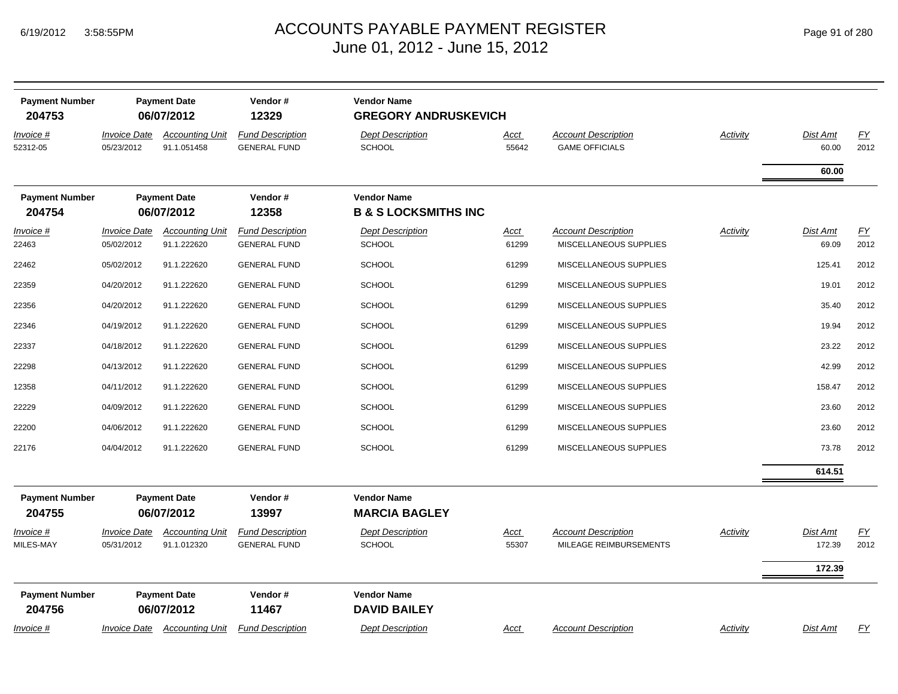# ACCOUNTS PAYABLE PAYMENT REGISTER
June 01, 2012 - June 15, 2012

| Payment Number | Payment Date | Vendor # | Vendor Name |
|---|---|---|---|
| **204753** | **06/07/2012** | **12329** | **GREGORY ANDRUSKEVICH** |

| *Invoice #* | *Invoice Date* | *Accounting Unit* | *Fund Description* | *Dept Description* | *Acct* | *Account Description* | *Activity* | *Dist Amt* | *FY* |
|---|---|---|---|---|---|---|---|---|---|
| 52312-05 | 05/23/2012 | 91.1.051458 | GENERAL FUND | SCHOOL | 55642 | GAME OFFICIALS | | 60.00 | 2012 |
| | | | | | | | | **60.00** | |

| Payment Number | Payment Date | Vendor # | Vendor Name |
|---|---|---|---|
| **204754** | **06/07/2012** | **12358** | **B & S LOCKSMITHS INC** |

| *Invoice #* | *Invoice Date* | *Accounting Unit* | *Fund Description* | *Dept Description* | *Acct* | *Account Description* | *Activity* | *Dist Amt* | *FY* |
|---|---|---|---|---|---|---|---|---|---|
| 22463 | 05/02/2012 | 91.1.222620 | GENERAL FUND | SCHOOL | 61299 | MISCELLANEOUS SUPPLIES | | 69.09 | 2012 |
| 22462 | 05/02/2012 | 91.1.222620 | GENERAL FUND | SCHOOL | 61299 | MISCELLANEOUS SUPPLIES | | 125.41 | 2012 |
| 22359 | 04/20/2012 | 91.1.222620 | GENERAL FUND | SCHOOL | 61299 | MISCELLANEOUS SUPPLIES | | 19.01 | 2012 |
| 22356 | 04/20/2012 | 91.1.222620 | GENERAL FUND | SCHOOL | 61299 | MISCELLANEOUS SUPPLIES | | 35.40 | 2012 |
| 22346 | 04/19/2012 | 91.1.222620 | GENERAL FUND | SCHOOL | 61299 | MISCELLANEOUS SUPPLIES | | 19.94 | 2012 |
| 22337 | 04/18/2012 | 91.1.222620 | GENERAL FUND | SCHOOL | 61299 | MISCELLANEOUS SUPPLIES | | 23.22 | 2012 |
| 22298 | 04/13/2012 | 91.1.222620 | GENERAL FUND | SCHOOL | 61299 | MISCELLANEOUS SUPPLIES | | 42.99 | 2012 |
| 12358 | 04/11/2012 | 91.1.222620 | GENERAL FUND | SCHOOL | 61299 | MISCELLANEOUS SUPPLIES | | 158.47 | 2012 |
| 22229 | 04/09/2012 | 91.1.222620 | GENERAL FUND | SCHOOL | 61299 | MISCELLANEOUS SUPPLIES | | 23.60 | 2012 |
| 22200 | 04/06/2012 | 91.1.222620 | GENERAL FUND | SCHOOL | 61299 | MISCELLANEOUS SUPPLIES | | 23.60 | 2012 |
| 22176 | 04/04/2012 | 91.1.222620 | GENERAL FUND | SCHOOL | 61299 | MISCELLANEOUS SUPPLIES | | 73.78 | 2012 |
| | | | | | | | | **614.51** | |

| Payment Number | Payment Date | Vendor # | Vendor Name |
|---|---|---|---|
| **204755** | **06/07/2012** | **13997** | **MARCIA BAGLEY** |

| *Invoice #* | *Invoice Date* | *Accounting Unit* | *Fund Description* | *Dept Description* | *Acct* | *Account Description* | *Activity* | *Dist Amt* | *FY* |
|---|---|---|---|---|---|---|---|---|---|
| MILES-MAY | 05/31/2012 | 91.1.012320 | GENERAL FUND | SCHOOL | 55307 | MILEAGE REIMBURSEMENTS | | 172.39 | 2012 |
| | | | | | | | | **172.39** | |

| Payment Number | Payment Date | Vendor # | Vendor Name |
|---|---|---|---|
| **204756** | **06/07/2012** | **11467** | **DAVID BAILEY** |

| *Invoice #* | *Invoice Date* | *Accounting Unit* | *Fund Description* | *Dept Description* | *Acct* | *Account Description* | *Activity* | *Dist Amt* | *FY* |
|---|---|---|---|---|---|---|---|---|---|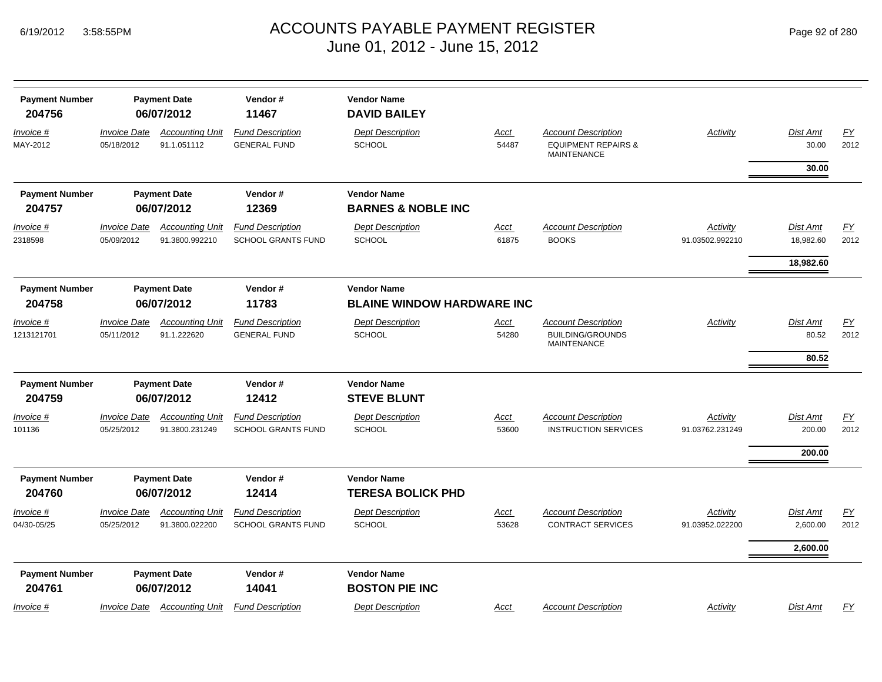# ACCOUNTS PAYABLE PAYMENT REGISTER
## June 01, 2012 - June 15, 2012

| Payment Number | Payment Date | Vendor # | Vendor Name |
|---|---|---|---|
| **204756** | **06/07/2012** | **11467** | **DAVID BAILEY** |

| Invoice # | Invoice Date | Accounting Unit | Fund Description | Dept Description | Acct | Account Description | Activity | Dist Amt | FY |
|---|---|---|---|---|---|---|---|---|---|
| MAY-2012 | 05/18/2012 | 91.1.051112 | GENERAL FUND | SCHOOL | 54487 | EQUIPMENT REPAIRS & MAINTENANCE | | 30.00 | 2012 |
| | | | | | | | | **30.00** | |

| Payment Number | Payment Date | Vendor # | Vendor Name |
|---|---|---|---|
| **204757** | **06/07/2012** | **12369** | **BARNES & NOBLE INC** |

| Invoice # | Invoice Date | Accounting Unit | Fund Description | Dept Description | Acct | Account Description | Activity | Dist Amt | FY |
|---|---|---|---|---|---|---|---|---|---|
| 2318598 | 05/09/2012 | 91.3800.992210 | SCHOOL GRANTS FUND | SCHOOL | 61875 | BOOKS | 91.03502.992210 | 18,982.60 | 2012 |
| | | | | | | | | **18,982.60** | |

| Payment Number | Payment Date | Vendor # | Vendor Name |
|---|---|---|---|
| **204758** | **06/07/2012** | **11783** | **BLAINE WINDOW HARDWARE INC** |

| Invoice # | Invoice Date | Accounting Unit | Fund Description | Dept Description | Acct | Account Description | Activity | Dist Amt | FY |
|---|---|---|---|---|---|---|---|---|---|
| 1213121701 | 05/11/2012 | 91.1.222620 | GENERAL FUND | SCHOOL | 54280 | BUILDING/GROUNDS MAINTENANCE | | 80.52 | 2012 |
| | | | | | | | | **80.52** | |

| Payment Number | Payment Date | Vendor # | Vendor Name |
|---|---|---|---|
| **204759** | **06/07/2012** | **12412** | **STEVE BLUNT** |

| Invoice # | Invoice Date | Accounting Unit | Fund Description | Dept Description | Acct | Account Description | Activity | Dist Amt | FY |
|---|---|---|---|---|---|---|---|---|---|
| 101136 | 05/25/2012 | 91.3800.231249 | SCHOOL GRANTS FUND | SCHOOL | 53600 | INSTRUCTION SERVICES | 91.03762.231249 | 200.00 | 2012 |
| | | | | | | | | **200.00** | |

| Payment Number | Payment Date | Vendor # | Vendor Name |
|---|---|---|---|
| **204760** | **06/07/2012** | **12414** | **TERESA BOLICK PHD** |

| Invoice # | Invoice Date | Accounting Unit | Fund Description | Dept Description | Acct | Account Description | Activity | Dist Amt | FY |
|---|---|---|---|---|---|---|---|---|---|
| 04/30-05/25 | 05/25/2012 | 91.3800.022200 | SCHOOL GRANTS FUND | SCHOOL | 53628 | CONTRACT SERVICES | 91.03952.022200 | 2,600.00 | 2012 |
| | | | | | | | | **2,600.00** | |

| Payment Number | Payment Date | Vendor # | Vendor Name |
|---|---|---|---|
| **204761** | **06/07/2012** | **14041** | **BOSTON PIE INC** |

| Invoice # | Invoice Date | Accounting Unit | Fund Description | Dept Description | Acct | Account Description | Activity | Dist Amt | FY |
|---|---|---|---|---|---|---|---|---|---|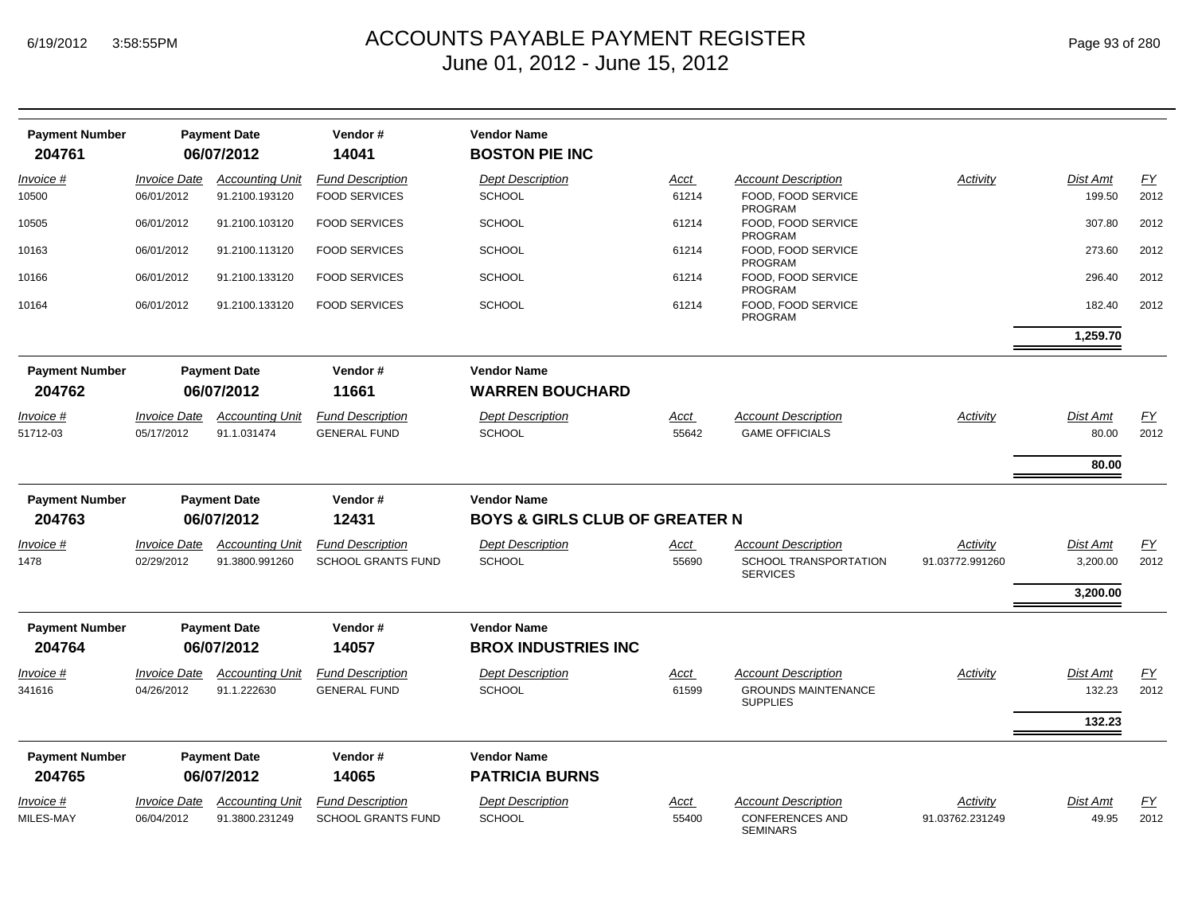| Payment Number | Payment Date | Vendor # | Vendor Name |
|---|---|---|---|
| **204761** | **06/07/2012** | **14041** | **BOSTON PIE INC** |

| Invoice # | Invoice Date | Accounting Unit | Fund Description | Dept Description | Acct | Account Description | Activity | Dist Amt | FY |
|---|---|---|---|---|---|---|---|---|---|
| 10500 | 06/01/2012 | 91.2100.193120 | FOOD SERVICES | SCHOOL | 61214 | FOOD, FOOD SERVICE PROGRAM | | 199.50 | 2012 |
| 10505 | 06/01/2012 | 91.2100.103120 | FOOD SERVICES | SCHOOL | 61214 | FOOD, FOOD SERVICE PROGRAM | | 307.80 | 2012 |
| 10163 | 06/01/2012 | 91.2100.113120 | FOOD SERVICES | SCHOOL | 61214 | FOOD, FOOD SERVICE PROGRAM | | 273.60 | 2012 |
| 10166 | 06/01/2012 | 91.2100.133120 | FOOD SERVICES | SCHOOL | 61214 | FOOD, FOOD SERVICE PROGRAM | | 296.40 | 2012 |
| 10164 | 06/01/2012 | 91.2100.133120 | FOOD SERVICES | SCHOOL | 61214 | FOOD, FOOD SERVICE PROGRAM | | 182.40 | 2012 |
| | | | | | | | | **1,259.70** | |

| Payment Number | Payment Date | Vendor # | Vendor Name |
|---|---|---|---|
| **204762** | **06/07/2012** | **11661** | **WARREN BOUCHARD** |

| Invoice # | Invoice Date | Accounting Unit | Fund Description | Dept Description | Acct | Account Description | Activity | Dist Amt | FY |
|---|---|---|---|---|---|---|---|---|---|
| 51712-03 | 05/17/2012 | 91.1.031474 | GENERAL FUND | SCHOOL | 55642 | GAME OFFICIALS | | 80.00 | 2012 |
| | | | | | | | | **80.00** | |

| Payment Number | Payment Date | Vendor # | Vendor Name |
|---|---|---|---|
| **204763** | **06/07/2012** | **12431** | **BOYS & GIRLS CLUB OF GREATER N** |

| Invoice # | Invoice Date | Accounting Unit | Fund Description | Dept Description | Acct | Account Description | Activity | Dist Amt | FY |
|---|---|---|---|---|---|---|---|---|---|
| 1478 | 02/29/2012 | 91.3800.991260 | SCHOOL GRANTS FUND | SCHOOL | 55690 | SCHOOL TRANSPORTATION SERVICES | 91.03772.991260 | 3,200.00 | 2012 |
| | | | | | | | | **3,200.00** | |

| Payment Number | Payment Date | Vendor # | Vendor Name |
|---|---|---|---|
| **204764** | **06/07/2012** | **14057** | **BROX INDUSTRIES INC** |

| Invoice # | Invoice Date | Accounting Unit | Fund Description | Dept Description | Acct | Account Description | Activity | Dist Amt | FY |
|---|---|---|---|---|---|---|---|---|---|
| 341616 | 04/26/2012 | 91.1.222630 | GENERAL FUND | SCHOOL | 61599 | GROUNDS MAINTENANCE SUPPLIES | | 132.23 | 2012 |
| | | | | | | | | **132.23** | |

| Payment Number | Payment Date | Vendor # | Vendor Name |
|---|---|---|---|
| **204765** | **06/07/2012** | **14065** | **PATRICIA BURNS** |

| Invoice # | Invoice Date | Accounting Unit | Fund Description | Dept Description | Acct | Account Description | Activity | Dist Amt | FY |
|---|---|---|---|---|---|---|---|---|---|
| MILES-MAY | 06/04/2012 | 91.3800.231249 | SCHOOL GRANTS FUND | SCHOOL | 55400 | CONFERENCES AND SEMINARS | 91.03762.231249 | 49.95 | 2012 |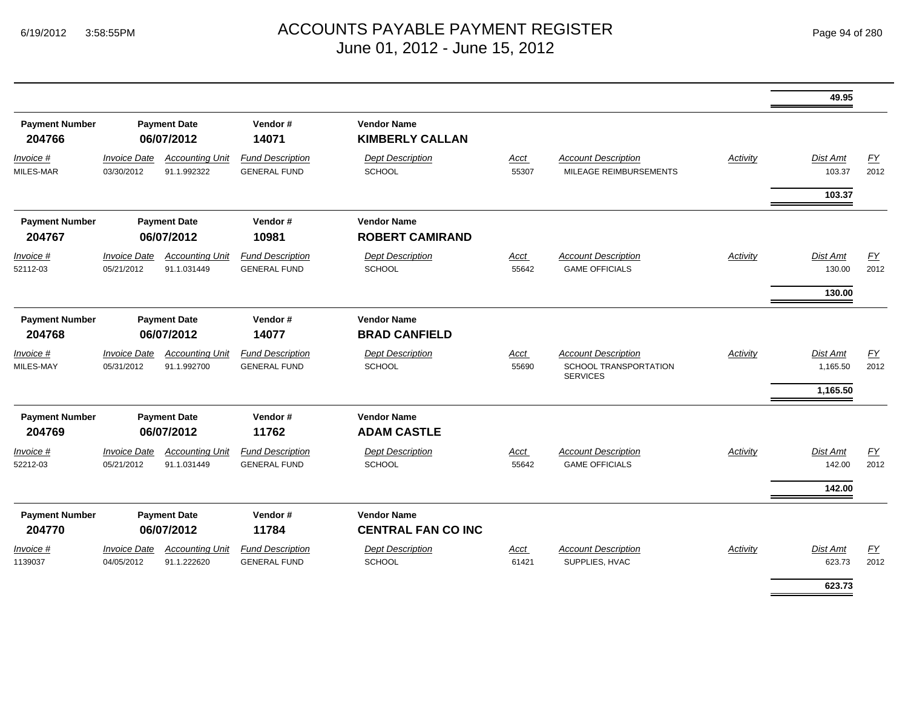| | | | | | | | | Dist Amt | FY |
|---|---|---|---|---|---|---|---|---|---|
| | | | | | | | | **49.95** | |

| Payment Number | Payment Date | | Vendor # | Vendor Name | | | | | |
|---|---|---|---|---|---|---|---|---|---|
| **204766** | **06/07/2012** | | **14071** | **KIMBERLY CALLAN** | | | | | |
| *Invoice #* | *Invoice Date* | *Accounting Unit* | *Fund Description* | *Dept Description* | *Acct* | *Account Description* | *Activity* | *Dist Amt* | *FY* |
| MILES-MAR | 03/30/2012 | 91.1.992322 | GENERAL FUND | SCHOOL | 55307 | MILEAGE REIMBURSEMENTS | | 103.37 | 2012 |
| | | | | | | | | **103.37** | |

| Payment Number | Payment Date | | Vendor # | Vendor Name | | | | | |
|---|---|---|---|---|---|---|---|---|---|
| **204767** | **06/07/2012** | | **10981** | **ROBERT CAMIRAND** | | | | | |
| *Invoice #* | *Invoice Date* | *Accounting Unit* | *Fund Description* | *Dept Description* | *Acct* | *Account Description* | *Activity* | *Dist Amt* | *FY* |
| 52112-03 | 05/21/2012 | 91.1.031449 | GENERAL FUND | SCHOOL | 55642 | GAME OFFICIALS | | 130.00 | 2012 |
| | | | | | | | | **130.00** | |

| Payment Number | Payment Date | | Vendor # | Vendor Name | | | | | |
|---|---|---|---|---|---|---|---|---|---|
| **204768** | **06/07/2012** | | **14077** | **BRAD CANFIELD** | | | | | |
| *Invoice #* | *Invoice Date* | *Accounting Unit* | *Fund Description* | *Dept Description* | *Acct* | *Account Description* | *Activity* | *Dist Amt* | *FY* |
| MILES-MAY | 05/31/2012 | 91.1.992700 | GENERAL FUND | SCHOOL | 55690 | SCHOOL TRANSPORTATION SERVICES | | 1,165.50 | 2012 |
| | | | | | | | | **1,165.50** | |

| Payment Number | Payment Date | | Vendor # | Vendor Name | | | | | |
|---|---|---|---|---|---|---|---|---|---|
| **204769** | **06/07/2012** | | **11762** | **ADAM CASTLE** | | | | | |
| *Invoice #* | *Invoice Date* | *Accounting Unit* | *Fund Description* | *Dept Description* | *Acct* | *Account Description* | *Activity* | *Dist Amt* | *FY* |
| 52212-03 | 05/21/2012 | 91.1.031449 | GENERAL FUND | SCHOOL | 55642 | GAME OFFICIALS | | 142.00 | 2012 |
| | | | | | | | | **142.00** | |

| Payment Number | Payment Date | | Vendor # | Vendor Name | | | | | |
|---|---|---|---|---|---|---|---|---|---|
| **204770** | **06/07/2012** | | **11784** | **CENTRAL FAN CO INC** | | | | | |
| *Invoice #* | *Invoice Date* | *Accounting Unit* | *Fund Description* | *Dept Description* | *Acct* | *Account Description* | *Activity* | *Dist Amt* | *FY* |
| 1139037 | 04/05/2012 | 91.1.222620 | GENERAL FUND | SCHOOL | 61421 | SUPPLIES, HVAC | | 623.73 | 2012 |
| | | | | | | | | **623.73** | |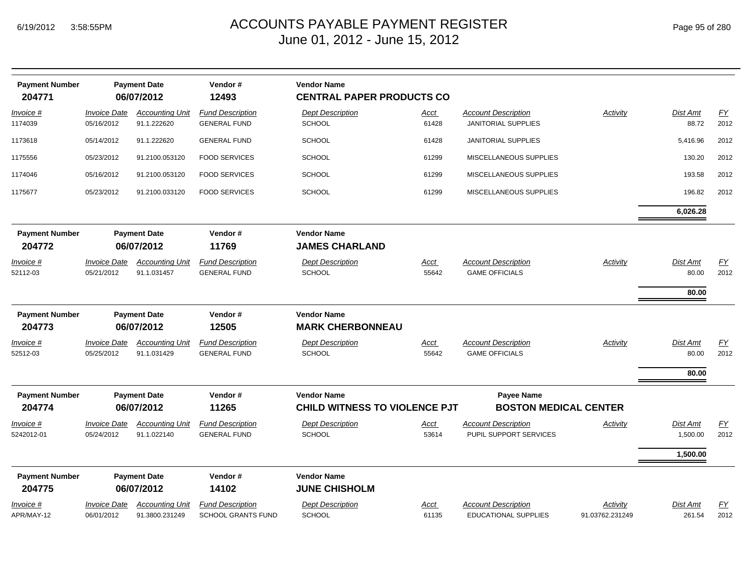# ACCOUNTS PAYABLE PAYMENT REGISTER
## June 01, 2012 - June 15, 2012

| Payment Number | Payment Date | Vendor # | Vendor Name |
|---|---|---|---|
| **204771** | **06/07/2012** | **12493** | **CENTRAL PAPER PRODUCTS CO** |

| Invoice # | Invoice Date | Accounting Unit | Fund Description | Dept Description | Acct | Account Description | Activity | Dist Amt | FY |
|---|---|---|---|---|---|---|---|---|---|
| 1174039 | 05/16/2012 | 91.1.222620 | GENERAL FUND | SCHOOL | 61428 | JANITORIAL SUPPLIES | | 88.72 | 2012 |
| 1173618 | 05/14/2012 | 91.1.222620 | GENERAL FUND | SCHOOL | 61428 | JANITORIAL SUPPLIES | | 5,416.96 | 2012 |
| 1175556 | 05/23/2012 | 91.2100.053120 | FOOD SERVICES | SCHOOL | 61299 | MISCELLANEOUS SUPPLIES | | 130.20 | 2012 |
| 1174046 | 05/16/2012 | 91.2100.053120 | FOOD SERVICES | SCHOOL | 61299 | MISCELLANEOUS SUPPLIES | | 193.58 | 2012 |
| 1175677 | 05/23/2012 | 91.2100.033120 | FOOD SERVICES | SCHOOL | 61299 | MISCELLANEOUS SUPPLIES | | 196.82 | 2012 |
| | | | | | | | | **6,026.28** | |

| Payment Number | Payment Date | Vendor # | Vendor Name |
|---|---|---|---|
| **204772** | **06/07/2012** | **11769** | **JAMES CHARLAND** |

| Invoice # | Invoice Date | Accounting Unit | Fund Description | Dept Description | Acct | Account Description | Activity | Dist Amt | FY |
|---|---|---|---|---|---|---|---|---|---|
| 52112-03 | 05/21/2012 | 91.1.031457 | GENERAL FUND | SCHOOL | 55642 | GAME OFFICIALS | | 80.00 | 2012 |
| | | | | | | | | **80.00** | |

| Payment Number | Payment Date | Vendor # | Vendor Name |
|---|---|---|---|
| **204773** | **06/07/2012** | **12505** | **MARK CHERBONNEAU** |

| Invoice # | Invoice Date | Accounting Unit | Fund Description | Dept Description | Acct | Account Description | Activity | Dist Amt | FY |
|---|---|---|---|---|---|---|---|---|---|
| 52512-03 | 05/25/2012 | 91.1.031429 | GENERAL FUND | SCHOOL | 55642 | GAME OFFICIALS | | 80.00 | 2012 |
| | | | | | | | | **80.00** | |

| Payment Number | Payment Date | Vendor # | Vendor Name | Payee Name |
|---|---|---|---|---|
| **204774** | **06/07/2012** | **11265** | **CHILD WITNESS TO VIOLENCE PJT** | **BOSTON MEDICAL CENTER** |

| Invoice # | Invoice Date | Accounting Unit | Fund Description | Dept Description | Acct | Account Description | Activity | Dist Amt | FY |
|---|---|---|---|---|---|---|---|---|---|
| 5242012-01 | 05/24/2012 | 91.1.022140 | GENERAL FUND | SCHOOL | 53614 | PUPIL SUPPORT SERVICES | | 1,500.00 | 2012 |
| | | | | | | | | **1,500.00** | |

| Payment Number | Payment Date | Vendor # | Vendor Name |
|---|---|---|---|
| **204775** | **06/07/2012** | **14102** | **JUNE CHISHOLM** |

| Invoice # | Invoice Date | Accounting Unit | Fund Description | Dept Description | Acct | Account Description | Activity | Dist Amt | FY |
|---|---|---|---|---|---|---|---|---|---|
| APR/MAY-12 | 06/01/2012 | 91.3800.231249 | SCHOOL GRANTS FUND | SCHOOL | 61135 | EDUCATIONAL SUPPLIES | 91.03762.231249 | 261.54 | 2012 |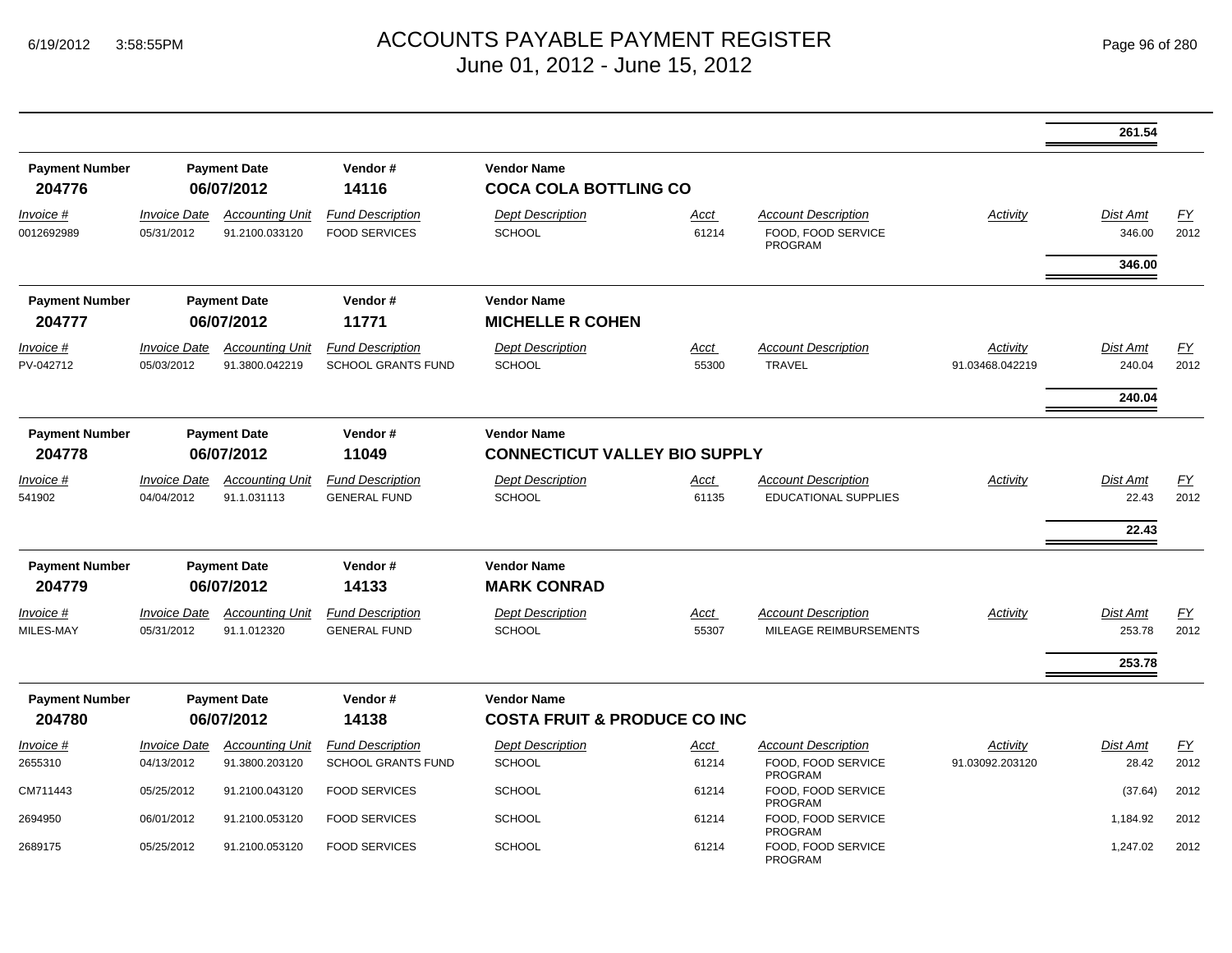# ACCOUNTS PAYABLE PAYMENT REGISTER
## June 01, 2012 - June 15, 2012

**261.54**

| Payment Number | Payment Date | Vendor # | Vendor Name |
|---|---|---|---|
| **204776** | **06/07/2012** | **14116** | **COCA COLA BOTTLING CO** |

| Invoice # | Invoice Date | Accounting Unit | Fund Description | Dept Description | Acct | Account Description | Activity | Dist Amt | FY |
|---|---|---|---|---|---|---|---|---|---|
| 0012692989 | 05/31/2012 | 91.2100.033120 | FOOD SERVICES | SCHOOL | 61214 | FOOD, FOOD SERVICE PROGRAM | | 346.00 | 2012 |
| | | | | | | | | **346.00** | |

| Payment Number | Payment Date | Vendor # | Vendor Name |
|---|---|---|---|
| **204777** | **06/07/2012** | **11771** | **MICHELLE R COHEN** |

| Invoice # | Invoice Date | Accounting Unit | Fund Description | Dept Description | Acct | Account Description | Activity | Dist Amt | FY |
|---|---|---|---|---|---|---|---|---|---|
| PV-042712 | 05/03/2012 | 91.3800.042219 | SCHOOL GRANTS FUND | SCHOOL | 55300 | TRAVEL | 91.03468.042219 | 240.04 | 2012 |
| | | | | | | | | **240.04** | |

| Payment Number | Payment Date | Vendor # | Vendor Name |
|---|---|---|---|
| **204778** | **06/07/2012** | **11049** | **CONNECTICUT VALLEY BIO SUPPLY** |

| Invoice # | Invoice Date | Accounting Unit | Fund Description | Dept Description | Acct | Account Description | Activity | Dist Amt | FY |
|---|---|---|---|---|---|---|---|---|---|
| 541902 | 04/04/2012 | 91.1.031113 | GENERAL FUND | SCHOOL | 61135 | EDUCATIONAL SUPPLIES | | 22.43 | 2012 |
| | | | | | | | | **22.43** | |

| Payment Number | Payment Date | Vendor # | Vendor Name |
|---|---|---|---|
| **204779** | **06/07/2012** | **14133** | **MARK CONRAD** |

| Invoice # | Invoice Date | Accounting Unit | Fund Description | Dept Description | Acct | Account Description | Activity | Dist Amt | FY |
|---|---|---|---|---|---|---|---|---|---|
| MILES-MAY | 05/31/2012 | 91.1.012320 | GENERAL FUND | SCHOOL | 55307 | MILEAGE REIMBURSEMENTS | | 253.78 | 2012 |
| | | | | | | | | **253.78** | |

| Payment Number | Payment Date | Vendor # | Vendor Name |
|---|---|---|---|
| **204780** | **06/07/2012** | **14138** | **COSTA FRUIT & PRODUCE CO INC** |

| Invoice # | Invoice Date | Accounting Unit | Fund Description | Dept Description | Acct | Account Description | Activity | Dist Amt | FY |
|---|---|---|---|---|---|---|---|---|---|
| 2655310 | 04/13/2012 | 91.3800.203120 | SCHOOL GRANTS FUND | SCHOOL | 61214 | FOOD, FOOD SERVICE PROGRAM | 91.03092.203120 | 28.42 | 2012 |
| CM711443 | 05/25/2012 | 91.2100.043120 | FOOD SERVICES | SCHOOL | 61214 | FOOD, FOOD SERVICE PROGRAM | | (37.64) | 2012 |
| 2694950 | 06/01/2012 | 91.2100.053120 | FOOD SERVICES | SCHOOL | 61214 | FOOD, FOOD SERVICE PROGRAM | | 1,184.92 | 2012 |
| 2689175 | 05/25/2012 | 91.2100.053120 | FOOD SERVICES | SCHOOL | 61214 | FOOD, FOOD SERVICE PROGRAM | | 1,247.02 | 2012 |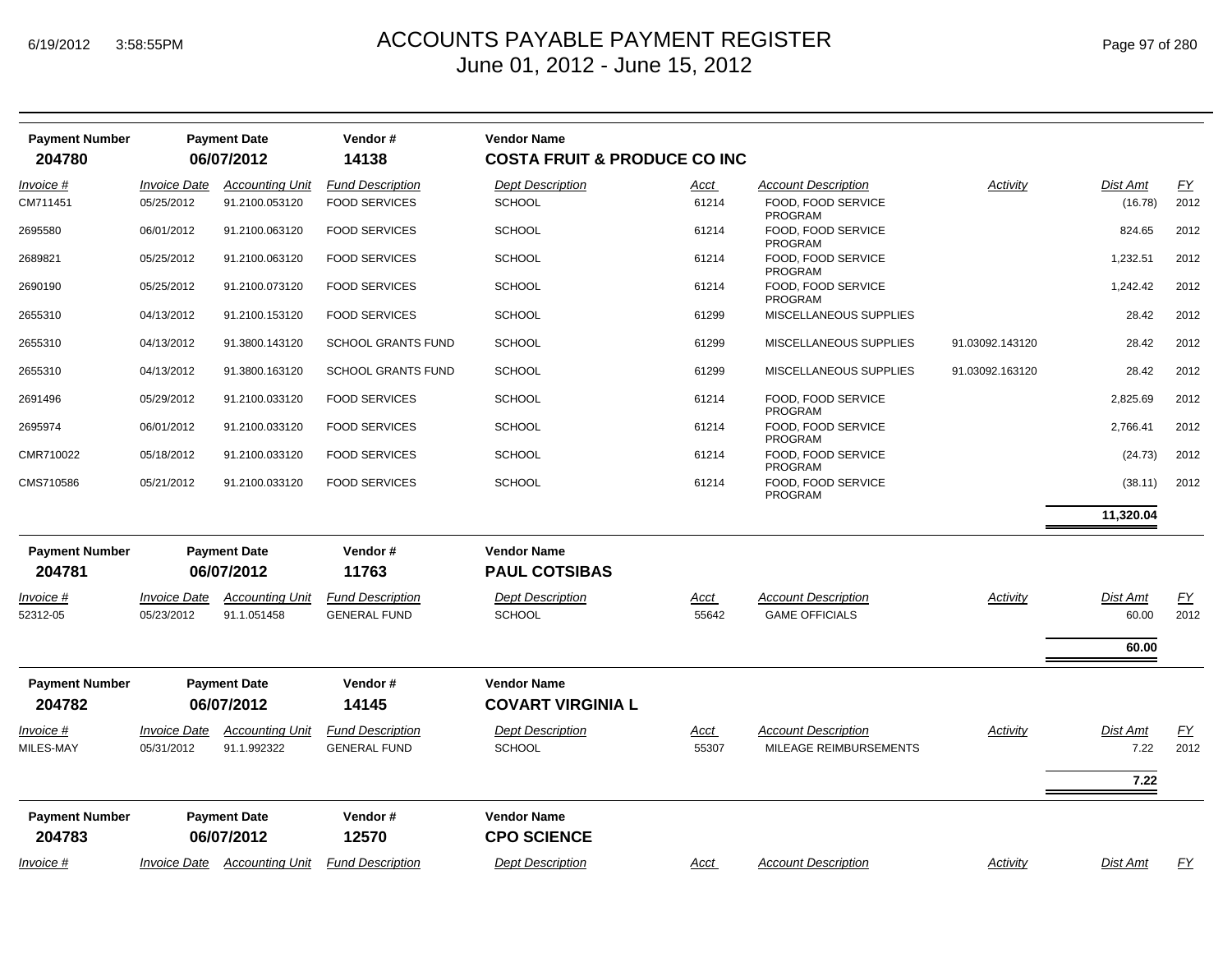# ACCOUNTS PAYABLE PAYMENT REGISTER
## June 01, 2012 - June 15, 2012

| Payment Number | Payment Date | Vendor # | Vendor Name |
|---|---|---|---|
| **204780** | **06/07/2012** | **14138** | **COSTA FRUIT & PRODUCE CO INC** |

| *Invoice #* | *Invoice Date* | *Accounting Unit* | *Fund Description* | *Dept Description* | *Acct* | *Account Description* | *Activity* | *Dist Amt* | *FY* |
|---|---|---|---|---|---|---|---|---|---|
| CM711451 | 05/25/2012 | 91.2100.053120 | FOOD SERVICES | SCHOOL | 61214 | FOOD, FOOD SERVICE PROGRAM | | (16.78) | 2012 |
| 2695580 | 06/01/2012 | 91.2100.063120 | FOOD SERVICES | SCHOOL | 61214 | FOOD, FOOD SERVICE PROGRAM | | 824.65 | 2012 |
| 2689821 | 05/25/2012 | 91.2100.063120 | FOOD SERVICES | SCHOOL | 61214 | FOOD, FOOD SERVICE PROGRAM | | 1,232.51 | 2012 |
| 2690190 | 05/25/2012 | 91.2100.073120 | FOOD SERVICES | SCHOOL | 61214 | FOOD, FOOD SERVICE PROGRAM | | 1,242.42 | 2012 |
| 2655310 | 04/13/2012 | 91.2100.153120 | FOOD SERVICES | SCHOOL | 61299 | MISCELLANEOUS SUPPLIES | | 28.42 | 2012 |
| 2655310 | 04/13/2012 | 91.3800.143120 | SCHOOL GRANTS FUND | SCHOOL | 61299 | MISCELLANEOUS SUPPLIES | 91.03092.143120 | 28.42 | 2012 |
| 2655310 | 04/13/2012 | 91.3800.163120 | SCHOOL GRANTS FUND | SCHOOL | 61299 | MISCELLANEOUS SUPPLIES | 91.03092.163120 | 28.42 | 2012 |
| 2691496 | 05/29/2012 | 91.2100.033120 | FOOD SERVICES | SCHOOL | 61214 | FOOD, FOOD SERVICE PROGRAM | | 2,825.69 | 2012 |
| 2695974 | 06/01/2012 | 91.2100.033120 | FOOD SERVICES | SCHOOL | 61214 | FOOD, FOOD SERVICE PROGRAM | | 2,766.41 | 2012 |
| CMR710022 | 05/18/2012 | 91.2100.033120 | FOOD SERVICES | SCHOOL | 61214 | FOOD, FOOD SERVICE PROGRAM | | (24.73) | 2012 |
| CMS710586 | 05/21/2012 | 91.2100.033120 | FOOD SERVICES | SCHOOL | 61214 | FOOD, FOOD SERVICE PROGRAM | | (38.11) | 2012 |
| | | | | | | | | **11,320.04** | |

| Payment Number | Payment Date | Vendor # | Vendor Name |
|---|---|---|---|
| **204781** | **06/07/2012** | **11763** | **PAUL COTSIBAS** |

| *Invoice #* | *Invoice Date* | *Accounting Unit* | *Fund Description* | *Dept Description* | *Acct* | *Account Description* | *Activity* | *Dist Amt* | *FY* |
|---|---|---|---|---|---|---|---|---|---|
| 52312-05 | 05/23/2012 | 91.1.051458 | GENERAL FUND | SCHOOL | 55642 | GAME OFFICIALS | | 60.00 | 2012 |
| | | | | | | | | **60.00** | |

| Payment Number | Payment Date | Vendor # | Vendor Name |
|---|---|---|---|
| **204782** | **06/07/2012** | **14145** | **COVART VIRGINIA L** |

| *Invoice #* | *Invoice Date* | *Accounting Unit* | *Fund Description* | *Dept Description* | *Acct* | *Account Description* | *Activity* | *Dist Amt* | *FY* |
|---|---|---|---|---|---|---|---|---|---|
| MILES-MAY | 05/31/2012 | 91.1.992322 | GENERAL FUND | SCHOOL | 55307 | MILEAGE REIMBURSEMENTS | | 7.22 | 2012 |
| | | | | | | | | **7.22** | |

| Payment Number | Payment Date | Vendor # | Vendor Name |
|---|---|---|---|
| **204783** | **06/07/2012** | **12570** | **CPO SCIENCE** |

| *Invoice #* | *Invoice Date* | *Accounting Unit* | *Fund Description* | *Dept Description* | *Acct* | *Account Description* | *Activity* | *Dist Amt* | *FY* |
|---|---|---|---|---|---|---|---|---|---|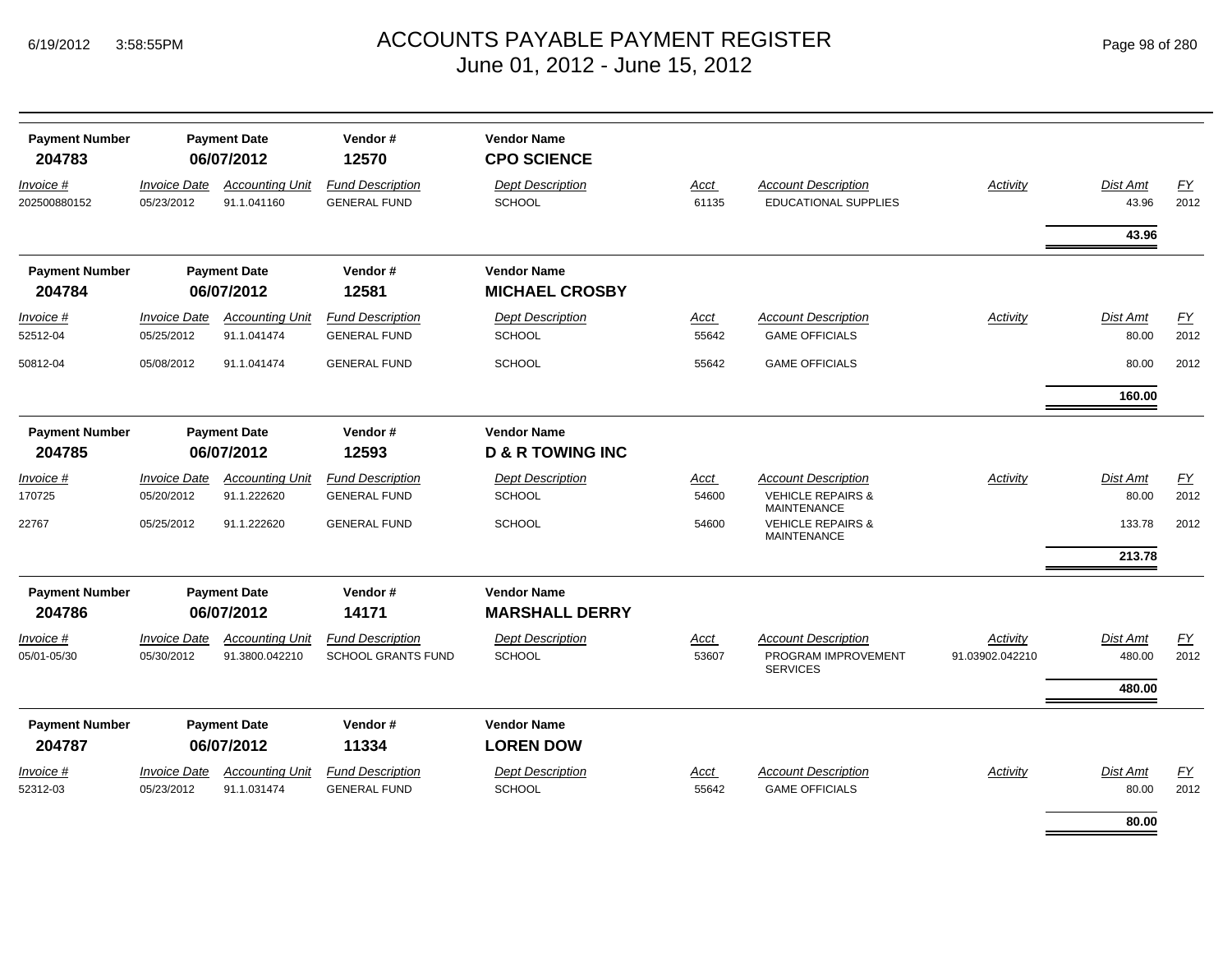# ACCOUNTS PAYABLE PAYMENT REGISTER
## June 01, 2012 - June 15, 2012

| Payment Number | Payment Date | Vendor # | Vendor Name |
|---|---|---|---|
| **204783** | **06/07/2012** | **12570** | **CPO SCIENCE** |

| Invoice # | Invoice Date | Accounting Unit | Fund Description | Dept Description | Acct | Account Description | Activity | Dist Amt | FY |
|---|---|---|---|---|---|---|---|---|---|
| 202500880152 | 05/23/2012 | 91.1.041160 | GENERAL FUND | SCHOOL | 61135 | EDUCATIONAL SUPPLIES | | 43.96 | 2012 |
| | | | | | | | | **43.96** | |

| Payment Number | Payment Date | Vendor # | Vendor Name |
|---|---|---|---|
| **204784** | **06/07/2012** | **12581** | **MICHAEL CROSBY** |

| Invoice # | Invoice Date | Accounting Unit | Fund Description | Dept Description | Acct | Account Description | Activity | Dist Amt | FY |
|---|---|---|---|---|---|---|---|---|---|
| 52512-04 | 05/25/2012 | 91.1.041474 | GENERAL FUND | SCHOOL | 55642 | GAME OFFICIALS | | 80.00 | 2012 |
| 50812-04 | 05/08/2012 | 91.1.041474 | GENERAL FUND | SCHOOL | 55642 | GAME OFFICIALS | | 80.00 | 2012 |
| | | | | | | | | **160.00** | |

| Payment Number | Payment Date | Vendor # | Vendor Name |
|---|---|---|---|
| **204785** | **06/07/2012** | **12593** | **D & R TOWING INC** |

| Invoice # | Invoice Date | Accounting Unit | Fund Description | Dept Description | Acct | Account Description | Activity | Dist Amt | FY |
|---|---|---|---|---|---|---|---|---|---|
| 170725 | 05/20/2012 | 91.1.222620 | GENERAL FUND | SCHOOL | 54600 | VEHICLE REPAIRS & MAINTENANCE | | 80.00 | 2012 |
| 22767 | 05/25/2012 | 91.1.222620 | GENERAL FUND | SCHOOL | 54600 | VEHICLE REPAIRS & MAINTENANCE | | 133.78 | 2012 |
| | | | | | | | | **213.78** | |

| Payment Number | Payment Date | Vendor # | Vendor Name |
|---|---|---|---|
| **204786** | **06/07/2012** | **14171** | **MARSHALL DERRY** |

| Invoice # | Invoice Date | Accounting Unit | Fund Description | Dept Description | Acct | Account Description | Activity | Dist Amt | FY |
|---|---|---|---|---|---|---|---|---|---|
| 05/01-05/30 | 05/30/2012 | 91.3800.042210 | SCHOOL GRANTS FUND | SCHOOL | 53607 | PROGRAM IMPROVEMENT SERVICES | 91.03902.042210 | 480.00 | 2012 |
| | | | | | | | | **480.00** | |

| Payment Number | Payment Date | Vendor # | Vendor Name |
|---|---|---|---|
| **204787** | **06/07/2012** | **11334** | **LOREN DOW** |

| Invoice # | Invoice Date | Accounting Unit | Fund Description | Dept Description | Acct | Account Description | Activity | Dist Amt | FY |
|---|---|---|---|---|---|---|---|---|---|
| 52312-03 | 05/23/2012 | 91.1.031474 | GENERAL FUND | SCHOOL | 55642 | GAME OFFICIALS | | 80.00 | 2012 |
| | | | | | | | | **80.00** | |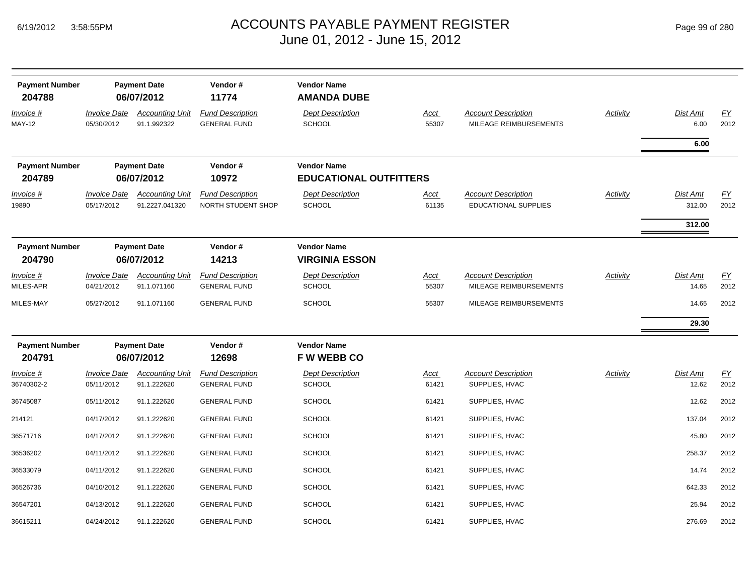| Payment Number | Payment Date | Vendor # | Vendor Name | | | | | | |
|---|---|---|---|---|---|---|---|---|---|
| **204788** | **06/07/2012** | **11774** | **AMANDA DUBE** | | | | | | |
| *Invoice #* | *Invoice Date* | *Accounting Unit* | *Fund Description* | *Dept Description* | *Acct* | *Account Description* | *Activity* | *Dist Amt* | *FY* |
| MAY-12 | 05/30/2012 | 91.1.992322 | GENERAL FUND | SCHOOL | 55307 | MILEAGE REIMBURSEMENTS | | 6.00 | 2012 |
| | | | | | | | | **6.00** | |

| Payment Number | Payment Date | Vendor # | Vendor Name | | | | | | |
|---|---|---|---|---|---|---|---|---|---|
| **204789** | **06/07/2012** | **10972** | **EDUCATIONAL OUTFITTERS** | | | | | | |
| *Invoice #* | *Invoice Date* | *Accounting Unit* | *Fund Description* | *Dept Description* | *Acct* | *Account Description* | *Activity* | *Dist Amt* | *FY* |
| 19890 | 05/17/2012 | 91.2227.041320 | NORTH STUDENT SHOP | SCHOOL | 61135 | EDUCATIONAL SUPPLIES | | 312.00 | 2012 |
| | | | | | | | | **312.00** | |

| Payment Number | Payment Date | Vendor # | Vendor Name | | | | | | |
|---|---|---|---|---|---|---|---|---|---|
| **204790** | **06/07/2012** | **14213** | **VIRGINIA ESSON** | | | | | | |
| *Invoice #* | *Invoice Date* | *Accounting Unit* | *Fund Description* | *Dept Description* | *Acct* | *Account Description* | *Activity* | *Dist Amt* | *FY* |
| MILES-APR | 04/21/2012 | 91.1.071160 | GENERAL FUND | SCHOOL | 55307 | MILEAGE REIMBURSEMENTS | | 14.65 | 2012 |
| MILES-MAY | 05/27/2012 | 91.1.071160 | GENERAL FUND | SCHOOL | 55307 | MILEAGE REIMBURSEMENTS | | 14.65 | 2012 |
| | | | | | | | | **29.30** | |

| Payment Number | Payment Date | Vendor # | Vendor Name | | | | | | |
|---|---|---|---|---|---|---|---|---|---|
| **204791** | **06/07/2012** | **12698** | **F W WEBB CO** | | | | | | |
| *Invoice #* | *Invoice Date* | *Accounting Unit* | *Fund Description* | *Dept Description* | *Acct* | *Account Description* | *Activity* | *Dist Amt* | *FY* |
| 36740302-2 | 05/11/2012 | 91.1.222620 | GENERAL FUND | SCHOOL | 61421 | SUPPLIES, HVAC | | 12.62 | 2012 |
| 36745087 | 05/11/2012 | 91.1.222620 | GENERAL FUND | SCHOOL | 61421 | SUPPLIES, HVAC | | 12.62 | 2012 |
| 214121 | 04/17/2012 | 91.1.222620 | GENERAL FUND | SCHOOL | 61421 | SUPPLIES, HVAC | | 137.04 | 2012 |
| 36571716 | 04/17/2012 | 91.1.222620 | GENERAL FUND | SCHOOL | 61421 | SUPPLIES, HVAC | | 45.80 | 2012 |
| 36536202 | 04/11/2012 | 91.1.222620 | GENERAL FUND | SCHOOL | 61421 | SUPPLIES, HVAC | | 258.37 | 2012 |
| 36533079 | 04/11/2012 | 91.1.222620 | GENERAL FUND | SCHOOL | 61421 | SUPPLIES, HVAC | | 14.74 | 2012 |
| 36526736 | 04/10/2012 | 91.1.222620 | GENERAL FUND | SCHOOL | 61421 | SUPPLIES, HVAC | | 642.33 | 2012 |
| 36547201 | 04/13/2012 | 91.1.222620 | GENERAL FUND | SCHOOL | 61421 | SUPPLIES, HVAC | | 25.94 | 2012 |
| 36615211 | 04/24/2012 | 91.1.222620 | GENERAL FUND | SCHOOL | 61421 | SUPPLIES, HVAC | | 276.69 | 2012 |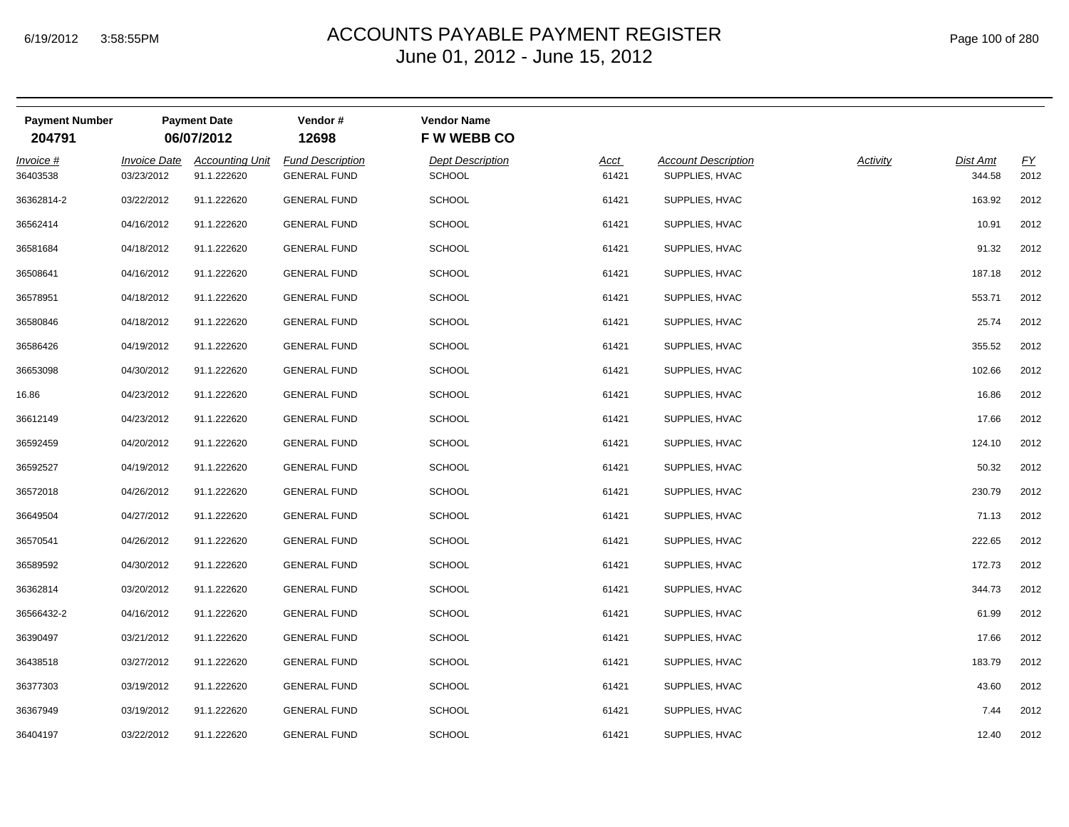# ACCOUNTS PAYABLE PAYMENT REGISTER
June 01, 2012 - June 15, 2012

| Payment Number | Payment Date | Vendor # | Vendor Name |
|---|---|---|---|
| **204791** | **06/07/2012** | **12698** | **F W WEBB CO** |

| *Invoice #* | *Invoice Date* | *Accounting Unit* | *Fund Description* | *Dept Description* | *Acct* | *Account Description* | *Activity* | *Dist Amt* | *FY* |
|---|---|---|---|---|---|---|---|---|---|
| 36403538 | 03/23/2012 | 91.1.222620 | GENERAL FUND | SCHOOL | 61421 | SUPPLIES, HVAC | | 344.58 | 2012 |
| 36362814-2 | 03/22/2012 | 91.1.222620 | GENERAL FUND | SCHOOL | 61421 | SUPPLIES, HVAC | | 163.92 | 2012 |
| 36562414 | 04/16/2012 | 91.1.222620 | GENERAL FUND | SCHOOL | 61421 | SUPPLIES, HVAC | | 10.91 | 2012 |
| 36581684 | 04/18/2012 | 91.1.222620 | GENERAL FUND | SCHOOL | 61421 | SUPPLIES, HVAC | | 91.32 | 2012 |
| 36508641 | 04/16/2012 | 91.1.222620 | GENERAL FUND | SCHOOL | 61421 | SUPPLIES, HVAC | | 187.18 | 2012 |
| 36578951 | 04/18/2012 | 91.1.222620 | GENERAL FUND | SCHOOL | 61421 | SUPPLIES, HVAC | | 553.71 | 2012 |
| 36580846 | 04/18/2012 | 91.1.222620 | GENERAL FUND | SCHOOL | 61421 | SUPPLIES, HVAC | | 25.74 | 2012 |
| 36586426 | 04/19/2012 | 91.1.222620 | GENERAL FUND | SCHOOL | 61421 | SUPPLIES, HVAC | | 355.52 | 2012 |
| 36653098 | 04/30/2012 | 91.1.222620 | GENERAL FUND | SCHOOL | 61421 | SUPPLIES, HVAC | | 102.66 | 2012 |
| 16.86 | 04/23/2012 | 91.1.222620 | GENERAL FUND | SCHOOL | 61421 | SUPPLIES, HVAC | | 16.86 | 2012 |
| 36612149 | 04/23/2012 | 91.1.222620 | GENERAL FUND | SCHOOL | 61421 | SUPPLIES, HVAC | | 17.66 | 2012 |
| 36592459 | 04/20/2012 | 91.1.222620 | GENERAL FUND | SCHOOL | 61421 | SUPPLIES, HVAC | | 124.10 | 2012 |
| 36592527 | 04/19/2012 | 91.1.222620 | GENERAL FUND | SCHOOL | 61421 | SUPPLIES, HVAC | | 50.32 | 2012 |
| 36572018 | 04/26/2012 | 91.1.222620 | GENERAL FUND | SCHOOL | 61421 | SUPPLIES, HVAC | | 230.79 | 2012 |
| 36649504 | 04/27/2012 | 91.1.222620 | GENERAL FUND | SCHOOL | 61421 | SUPPLIES, HVAC | | 71.13 | 2012 |
| 36570541 | 04/26/2012 | 91.1.222620 | GENERAL FUND | SCHOOL | 61421 | SUPPLIES, HVAC | | 222.65 | 2012 |
| 36589592 | 04/30/2012 | 91.1.222620 | GENERAL FUND | SCHOOL | 61421 | SUPPLIES, HVAC | | 172.73 | 2012 |
| 36362814 | 03/20/2012 | 91.1.222620 | GENERAL FUND | SCHOOL | 61421 | SUPPLIES, HVAC | | 344.73 | 2012 |
| 36566432-2 | 04/16/2012 | 91.1.222620 | GENERAL FUND | SCHOOL | 61421 | SUPPLIES, HVAC | | 61.99 | 2012 |
| 36390497 | 03/21/2012 | 91.1.222620 | GENERAL FUND | SCHOOL | 61421 | SUPPLIES, HVAC | | 17.66 | 2012 |
| 36438518 | 03/27/2012 | 91.1.222620 | GENERAL FUND | SCHOOL | 61421 | SUPPLIES, HVAC | | 183.79 | 2012 |
| 36377303 | 03/19/2012 | 91.1.222620 | GENERAL FUND | SCHOOL | 61421 | SUPPLIES, HVAC | | 43.60 | 2012 |
| 36367949 | 03/19/2012 | 91.1.222620 | GENERAL FUND | SCHOOL | 61421 | SUPPLIES, HVAC | | 7.44 | 2012 |
| 36404197 | 03/22/2012 | 91.1.222620 | GENERAL FUND | SCHOOL | 61421 | SUPPLIES, HVAC | | 12.40 | 2012 |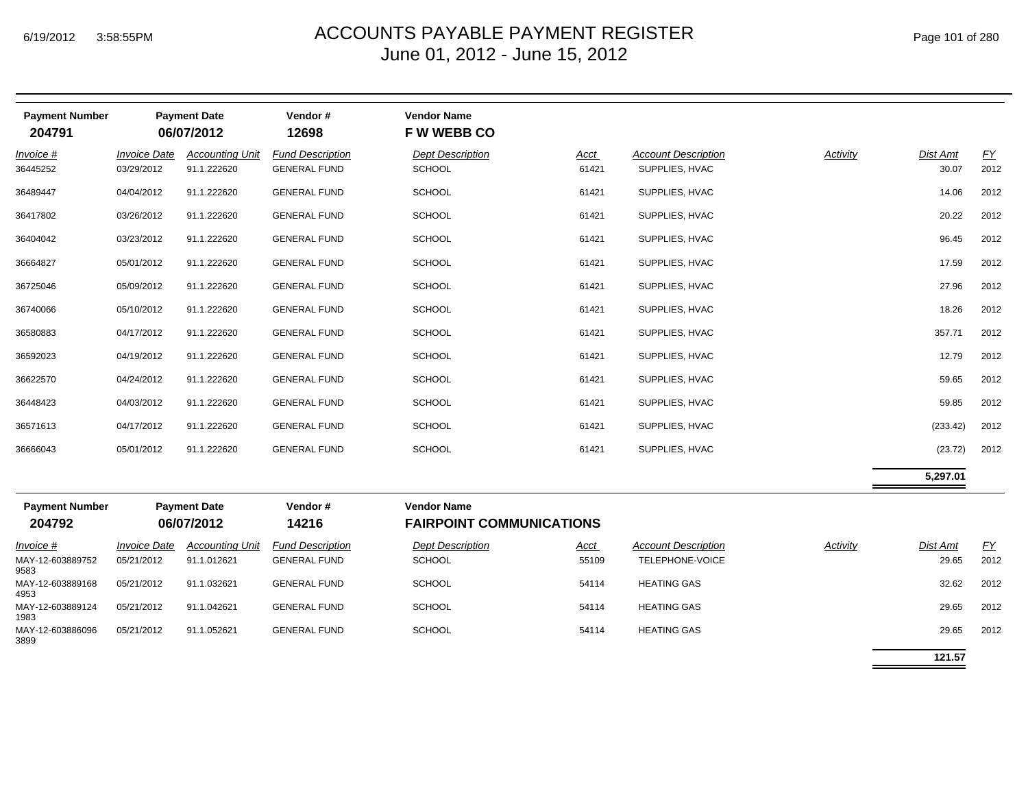| Payment Number | Payment Date | Vendor # | Vendor Name |
|---|---|---|---|
| **204791** | **06/07/2012** | **12698** | **F W WEBB CO** |

| Invoice # | Invoice Date | Accounting Unit | Fund Description | Dept Description | Acct | Account Description | Activity | Dist Amt | FY |
|---|---|---|---|---|---|---|---|---|---|
| 36445252 | 03/29/2012 | 91.1.222620 | GENERAL FUND | SCHOOL | 61421 | SUPPLIES, HVAC | | 30.07 | 2012 |
| 36489447 | 04/04/2012 | 91.1.222620 | GENERAL FUND | SCHOOL | 61421 | SUPPLIES, HVAC | | 14.06 | 2012 |
| 36417802 | 03/26/2012 | 91.1.222620 | GENERAL FUND | SCHOOL | 61421 | SUPPLIES, HVAC | | 20.22 | 2012 |
| 36404042 | 03/23/2012 | 91.1.222620 | GENERAL FUND | SCHOOL | 61421 | SUPPLIES, HVAC | | 96.45 | 2012 |
| 36664827 | 05/01/2012 | 91.1.222620 | GENERAL FUND | SCHOOL | 61421 | SUPPLIES, HVAC | | 17.59 | 2012 |
| 36725046 | 05/09/2012 | 91.1.222620 | GENERAL FUND | SCHOOL | 61421 | SUPPLIES, HVAC | | 27.96 | 2012 |
| 36740066 | 05/10/2012 | 91.1.222620 | GENERAL FUND | SCHOOL | 61421 | SUPPLIES, HVAC | | 18.26 | 2012 |
| 36580883 | 04/17/2012 | 91.1.222620 | GENERAL FUND | SCHOOL | 61421 | SUPPLIES, HVAC | | 357.71 | 2012 |
| 36592023 | 04/19/2012 | 91.1.222620 | GENERAL FUND | SCHOOL | 61421 | SUPPLIES, HVAC | | 12.79 | 2012 |
| 36622570 | 04/24/2012 | 91.1.222620 | GENERAL FUND | SCHOOL | 61421 | SUPPLIES, HVAC | | 59.65 | 2012 |
| 36448423 | 04/03/2012 | 91.1.222620 | GENERAL FUND | SCHOOL | 61421 | SUPPLIES, HVAC | | 59.85 | 2012 |
| 36571613 | 04/17/2012 | 91.1.222620 | GENERAL FUND | SCHOOL | 61421 | SUPPLIES, HVAC | | (233.42) | 2012 |
| 36666043 | 05/01/2012 | 91.1.222620 | GENERAL FUND | SCHOOL | 61421 | SUPPLIES, HVAC | | (23.72) | 2012 |
| | | | | | | | | **5,297.01** | |

| Payment Number | Payment Date | Vendor # | Vendor Name |
|---|---|---|---|
| **204792** | **06/07/2012** | **14216** | **FAIRPOINT COMMUNICATIONS** |

| Invoice # | Invoice Date | Accounting Unit | Fund Description | Dept Description | Acct | Account Description | Activity | Dist Amt | FY |
|---|---|---|---|---|---|---|---|---|---|
| MAY-12-603889752 9583 | 05/21/2012 | 91.1.012621 | GENERAL FUND | SCHOOL | 55109 | TELEPHONE-VOICE | | 29.65 | 2012 |
| MAY-12-603889168 4953 | 05/21/2012 | 91.1.032621 | GENERAL FUND | SCHOOL | 54114 | HEATING GAS | | 32.62 | 2012 |
| MAY-12-603889124 1983 | 05/21/2012 | 91.1.042621 | GENERAL FUND | SCHOOL | 54114 | HEATING GAS | | 29.65 | 2012 |
| MAY-12-603886096 3899 | 05/21/2012 | 91.1.052621 | GENERAL FUND | SCHOOL | 54114 | HEATING GAS | | 29.65 | 2012 |
| | | | | | | | | **121.57** | |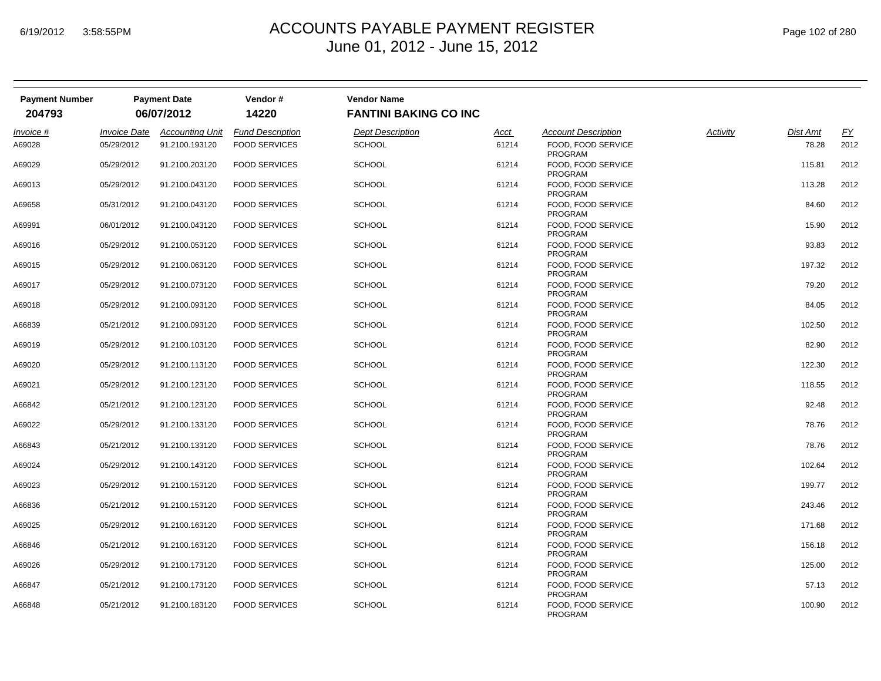# ACCOUNTS PAYABLE PAYMENT REGISTER
## June 01, 2012 - June 15, 2012

| Payment Number | Payment Date | Vendor # | Vendor Name |
|---|---|---|---|
| **204793** | **06/07/2012** | **14220** | **FANTINI BAKING CO INC** |

| *Invoice #* | *Invoice Date* | *Accounting Unit* | *Fund Description* | *Dept Description* | *Acct* | *Account Description* | *Activity* | *Dist Amt* | *FY* |
|---|---|---|---|---|---|---|---|---|---|
| A69028 | 05/29/2012 | 91.2100.193120 | FOOD SERVICES | SCHOOL | 61214 | FOOD, FOOD SERVICE PROGRAM | | 78.28 | 2012 |
| A69029 | 05/29/2012 | 91.2100.203120 | FOOD SERVICES | SCHOOL | 61214 | FOOD, FOOD SERVICE PROGRAM | | 115.81 | 2012 |
| A69013 | 05/29/2012 | 91.2100.043120 | FOOD SERVICES | SCHOOL | 61214 | FOOD, FOOD SERVICE PROGRAM | | 113.28 | 2012 |
| A69658 | 05/31/2012 | 91.2100.043120 | FOOD SERVICES | SCHOOL | 61214 | FOOD, FOOD SERVICE PROGRAM | | 84.60 | 2012 |
| A69991 | 06/01/2012 | 91.2100.043120 | FOOD SERVICES | SCHOOL | 61214 | FOOD, FOOD SERVICE PROGRAM | | 15.90 | 2012 |
| A69016 | 05/29/2012 | 91.2100.053120 | FOOD SERVICES | SCHOOL | 61214 | FOOD, FOOD SERVICE PROGRAM | | 93.83 | 2012 |
| A69015 | 05/29/2012 | 91.2100.063120 | FOOD SERVICES | SCHOOL | 61214 | FOOD, FOOD SERVICE PROGRAM | | 197.32 | 2012 |
| A69017 | 05/29/2012 | 91.2100.073120 | FOOD SERVICES | SCHOOL | 61214 | FOOD, FOOD SERVICE PROGRAM | | 79.20 | 2012 |
| A69018 | 05/29/2012 | 91.2100.093120 | FOOD SERVICES | SCHOOL | 61214 | FOOD, FOOD SERVICE PROGRAM | | 84.05 | 2012 |
| A66839 | 05/21/2012 | 91.2100.093120 | FOOD SERVICES | SCHOOL | 61214 | FOOD, FOOD SERVICE PROGRAM | | 102.50 | 2012 |
| A69019 | 05/29/2012 | 91.2100.103120 | FOOD SERVICES | SCHOOL | 61214 | FOOD, FOOD SERVICE PROGRAM | | 82.90 | 2012 |
| A69020 | 05/29/2012 | 91.2100.113120 | FOOD SERVICES | SCHOOL | 61214 | FOOD, FOOD SERVICE PROGRAM | | 122.30 | 2012 |
| A69021 | 05/29/2012 | 91.2100.123120 | FOOD SERVICES | SCHOOL | 61214 | FOOD, FOOD SERVICE PROGRAM | | 118.55 | 2012 |
| A66842 | 05/21/2012 | 91.2100.123120 | FOOD SERVICES | SCHOOL | 61214 | FOOD, FOOD SERVICE PROGRAM | | 92.48 | 2012 |
| A69022 | 05/29/2012 | 91.2100.133120 | FOOD SERVICES | SCHOOL | 61214 | FOOD, FOOD SERVICE PROGRAM | | 78.76 | 2012 |
| A66843 | 05/21/2012 | 91.2100.133120 | FOOD SERVICES | SCHOOL | 61214 | FOOD, FOOD SERVICE PROGRAM | | 78.76 | 2012 |
| A69024 | 05/29/2012 | 91.2100.143120 | FOOD SERVICES | SCHOOL | 61214 | FOOD, FOOD SERVICE PROGRAM | | 102.64 | 2012 |
| A69023 | 05/29/2012 | 91.2100.153120 | FOOD SERVICES | SCHOOL | 61214 | FOOD, FOOD SERVICE PROGRAM | | 199.77 | 2012 |
| A66836 | 05/21/2012 | 91.2100.153120 | FOOD SERVICES | SCHOOL | 61214 | FOOD, FOOD SERVICE PROGRAM | | 243.46 | 2012 |
| A69025 | 05/29/2012 | 91.2100.163120 | FOOD SERVICES | SCHOOL | 61214 | FOOD, FOOD SERVICE PROGRAM | | 171.68 | 2012 |
| A66846 | 05/21/2012 | 91.2100.163120 | FOOD SERVICES | SCHOOL | 61214 | FOOD, FOOD SERVICE PROGRAM | | 156.18 | 2012 |
| A69026 | 05/29/2012 | 91.2100.173120 | FOOD SERVICES | SCHOOL | 61214 | FOOD, FOOD SERVICE PROGRAM | | 125.00 | 2012 |
| A66847 | 05/21/2012 | 91.2100.173120 | FOOD SERVICES | SCHOOL | 61214 | FOOD, FOOD SERVICE PROGRAM | | 57.13 | 2012 |
| A66848 | 05/21/2012 | 91.2100.183120 | FOOD SERVICES | SCHOOL | 61214 | FOOD, FOOD SERVICE PROGRAM | | 100.90 | 2012 |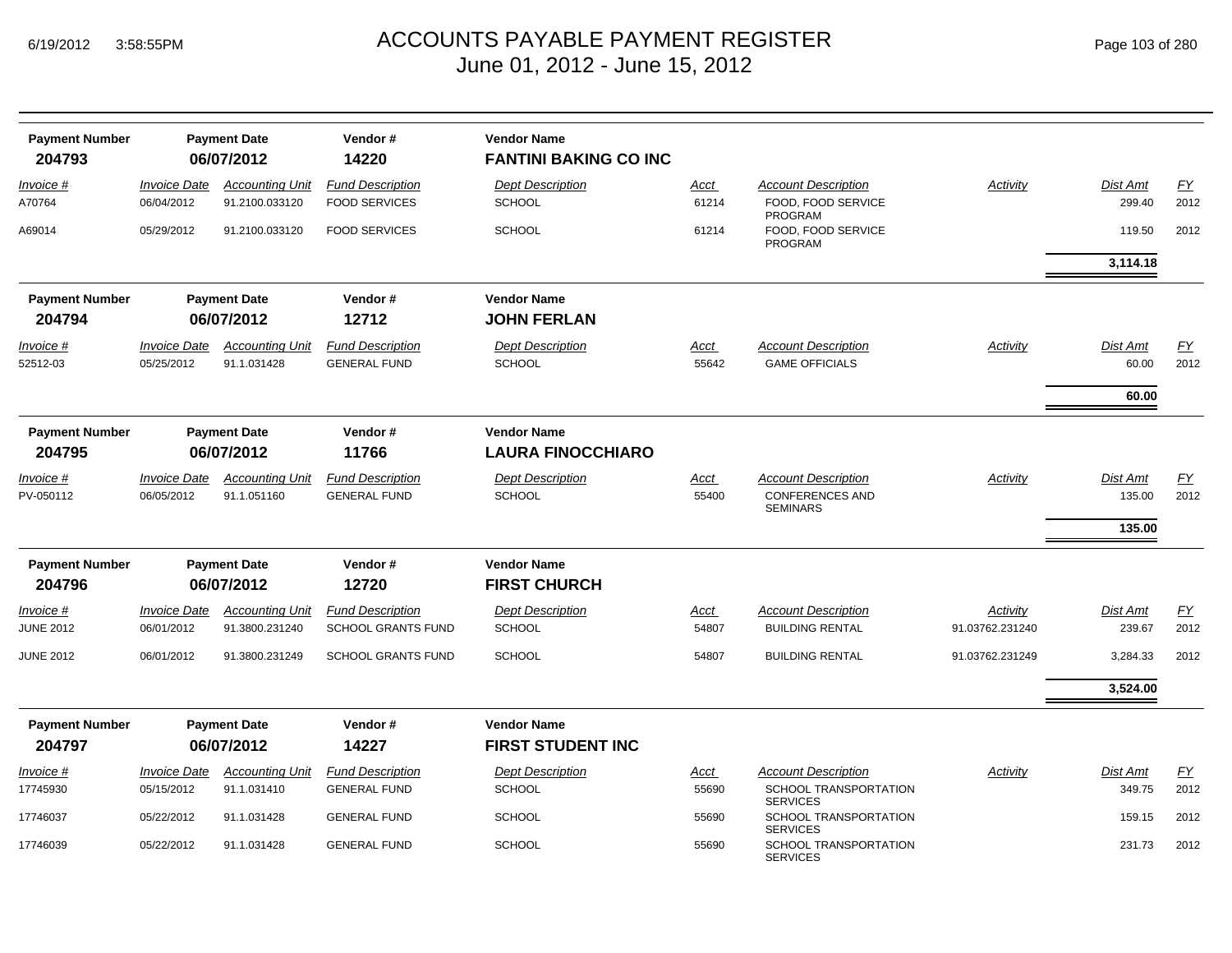| Payment Number | Payment Date | Vendor # | Vendor Name | | | | | |
|---|---|---|---|---|---|---|---|---|
| **204793** | **06/07/2012** | **14220** | **FANTINI BAKING CO INC** | | | | | |

| *Invoice #* | *Invoice Date* | *Accounting Unit* | *Fund Description* | *Dept Description* | *Acct* | *Account Description* | *Activity* | *Dist Amt* | *FY* |
|---|---|---|---|---|---|---|---|---|---|
| A70764 | 06/04/2012 | 91.2100.033120 | FOOD SERVICES | SCHOOL | 61214 | FOOD, FOOD SERVICE PROGRAM | | 299.40 | 2012 |
| A69014 | 05/29/2012 | 91.2100.033120 | FOOD SERVICES | SCHOOL | 61214 | FOOD, FOOD SERVICE PROGRAM | | 119.50 | 2012 |
| | | | | | | | | **3,114.18** | |

| Payment Number | Payment Date | Vendor # | Vendor Name |
|---|---|---|---|
| **204794** | **06/07/2012** | **12712** | **JOHN FERLAN** |

| *Invoice #* | *Invoice Date* | *Accounting Unit* | *Fund Description* | *Dept Description* | *Acct* | *Account Description* | *Activity* | *Dist Amt* | *FY* |
|---|---|---|---|---|---|---|---|---|---|
| 52512-03 | 05/25/2012 | 91.1.031428 | GENERAL FUND | SCHOOL | 55642 | GAME OFFICIALS | | 60.00 | 2012 |
| | | | | | | | | **60.00** | |

| Payment Number | Payment Date | Vendor # | Vendor Name |
|---|---|---|---|
| **204795** | **06/07/2012** | **11766** | **LAURA FINOCCHIARO** |

| *Invoice #* | *Invoice Date* | *Accounting Unit* | *Fund Description* | *Dept Description* | *Acct* | *Account Description* | *Activity* | *Dist Amt* | *FY* |
|---|---|---|---|---|---|---|---|---|---|
| PV-050112 | 06/05/2012 | 91.1.051160 | GENERAL FUND | SCHOOL | 55400 | CONFERENCES AND SEMINARS | | 135.00 | 2012 |
| | | | | | | | | **135.00** | |

| Payment Number | Payment Date | Vendor # | Vendor Name |
|---|---|---|---|
| **204796** | **06/07/2012** | **12720** | **FIRST CHURCH** |

| *Invoice #* | *Invoice Date* | *Accounting Unit* | *Fund Description* | *Dept Description* | *Acct* | *Account Description* | *Activity* | *Dist Amt* | *FY* |
|---|---|---|---|---|---|---|---|---|---|
| JUNE 2012 | 06/01/2012 | 91.3800.231240 | SCHOOL GRANTS FUND | SCHOOL | 54807 | BUILDING RENTAL | 91.03762.231240 | 239.67 | 2012 |
| JUNE 2012 | 06/01/2012 | 91.3800.231249 | SCHOOL GRANTS FUND | SCHOOL | 54807 | BUILDING RENTAL | 91.03762.231249 | 3,284.33 | 2012 |
| | | | | | | | | **3,524.00** | |

| Payment Number | Payment Date | Vendor # | Vendor Name |
|---|---|---|---|
| **204797** | **06/07/2012** | **14227** | **FIRST STUDENT INC** |

| *Invoice #* | *Invoice Date* | *Accounting Unit* | *Fund Description* | *Dept Description* | *Acct* | *Account Description* | *Activity* | *Dist Amt* | *FY* |
|---|---|---|---|---|---|---|---|---|---|
| 17745930 | 05/15/2012 | 91.1.031410 | GENERAL FUND | SCHOOL | 55690 | SCHOOL TRANSPORTATION SERVICES | | 349.75 | 2012 |
| 17746037 | 05/22/2012 | 91.1.031428 | GENERAL FUND | SCHOOL | 55690 | SCHOOL TRANSPORTATION SERVICES | | 159.15 | 2012 |
| 17746039 | 05/22/2012 | 91.1.031428 | GENERAL FUND | SCHOOL | 55690 | SCHOOL TRANSPORTATION SERVICES | | 231.73 | 2012 |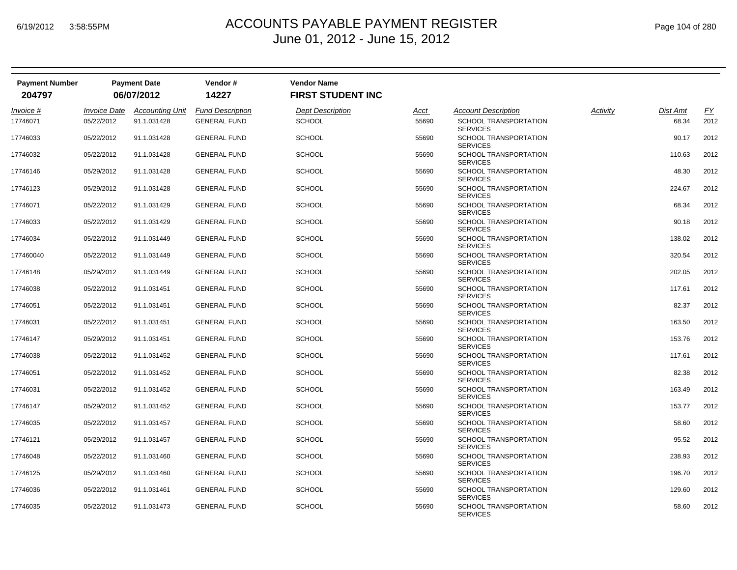# ACCOUNTS PAYABLE PAYMENT REGISTER
June 01, 2012 - June 15, 2012

| Payment Number | Payment Date | Vendor # | Vendor Name |
|---|---|---|---|
| 204797 | 06/07/2012 | 14227 | FIRST STUDENT INC |

| Invoice # | Invoice Date | Accounting Unit | Fund Description | Dept Description | Acct | Account Description | Activity | Dist Amt | FY |
|---|---|---|---|---|---|---|---|---|---|
| 17746071 | 05/22/2012 | 91.1.031428 | GENERAL FUND | SCHOOL | 55690 | SCHOOL TRANSPORTATION SERVICES | | 68.34 | 2012 |
| 17746033 | 05/22/2012 | 91.1.031428 | GENERAL FUND | SCHOOL | 55690 | SCHOOL TRANSPORTATION SERVICES | | 90.17 | 2012 |
| 17746032 | 05/22/2012 | 91.1.031428 | GENERAL FUND | SCHOOL | 55690 | SCHOOL TRANSPORTATION SERVICES | | 110.63 | 2012 |
| 17746146 | 05/29/2012 | 91.1.031428 | GENERAL FUND | SCHOOL | 55690 | SCHOOL TRANSPORTATION SERVICES | | 48.30 | 2012 |
| 17746123 | 05/29/2012 | 91.1.031428 | GENERAL FUND | SCHOOL | 55690 | SCHOOL TRANSPORTATION SERVICES | | 224.67 | 2012 |
| 17746071 | 05/22/2012 | 91.1.031429 | GENERAL FUND | SCHOOL | 55690 | SCHOOL TRANSPORTATION SERVICES | | 68.34 | 2012 |
| 17746033 | 05/22/2012 | 91.1.031429 | GENERAL FUND | SCHOOL | 55690 | SCHOOL TRANSPORTATION SERVICES | | 90.18 | 2012 |
| 17746034 | 05/22/2012 | 91.1.031449 | GENERAL FUND | SCHOOL | 55690 | SCHOOL TRANSPORTATION SERVICES | | 138.02 | 2012 |
| 177460040 | 05/22/2012 | 91.1.031449 | GENERAL FUND | SCHOOL | 55690 | SCHOOL TRANSPORTATION SERVICES | | 320.54 | 2012 |
| 17746148 | 05/29/2012 | 91.1.031449 | GENERAL FUND | SCHOOL | 55690 | SCHOOL TRANSPORTATION SERVICES | | 202.05 | 2012 |
| 17746038 | 05/22/2012 | 91.1.031451 | GENERAL FUND | SCHOOL | 55690 | SCHOOL TRANSPORTATION SERVICES | | 117.61 | 2012 |
| 17746051 | 05/22/2012 | 91.1.031451 | GENERAL FUND | SCHOOL | 55690 | SCHOOL TRANSPORTATION SERVICES | | 82.37 | 2012 |
| 17746031 | 05/22/2012 | 91.1.031451 | GENERAL FUND | SCHOOL | 55690 | SCHOOL TRANSPORTATION SERVICES | | 163.50 | 2012 |
| 17746147 | 05/29/2012 | 91.1.031451 | GENERAL FUND | SCHOOL | 55690 | SCHOOL TRANSPORTATION SERVICES | | 153.76 | 2012 |
| 17746038 | 05/22/2012 | 91.1.031452 | GENERAL FUND | SCHOOL | 55690 | SCHOOL TRANSPORTATION SERVICES | | 117.61 | 2012 |
| 17746051 | 05/22/2012 | 91.1.031452 | GENERAL FUND | SCHOOL | 55690 | SCHOOL TRANSPORTATION SERVICES | | 82.38 | 2012 |
| 17746031 | 05/22/2012 | 91.1.031452 | GENERAL FUND | SCHOOL | 55690 | SCHOOL TRANSPORTATION SERVICES | | 163.49 | 2012 |
| 17746147 | 05/29/2012 | 91.1.031452 | GENERAL FUND | SCHOOL | 55690 | SCHOOL TRANSPORTATION SERVICES | | 153.77 | 2012 |
| 17746035 | 05/22/2012 | 91.1.031457 | GENERAL FUND | SCHOOL | 55690 | SCHOOL TRANSPORTATION SERVICES | | 58.60 | 2012 |
| 17746121 | 05/29/2012 | 91.1.031457 | GENERAL FUND | SCHOOL | 55690 | SCHOOL TRANSPORTATION SERVICES | | 95.52 | 2012 |
| 17746048 | 05/22/2012 | 91.1.031460 | GENERAL FUND | SCHOOL | 55690 | SCHOOL TRANSPORTATION SERVICES | | 238.93 | 2012 |
| 17746125 | 05/29/2012 | 91.1.031460 | GENERAL FUND | SCHOOL | 55690 | SCHOOL TRANSPORTATION SERVICES | | 196.70 | 2012 |
| 17746036 | 05/22/2012 | 91.1.031461 | GENERAL FUND | SCHOOL | 55690 | SCHOOL TRANSPORTATION SERVICES | | 129.60 | 2012 |
| 17746035 | 05/22/2012 | 91.1.031473 | GENERAL FUND | SCHOOL | 55690 | SCHOOL TRANSPORTATION SERVICES | | 58.60 | 2012 |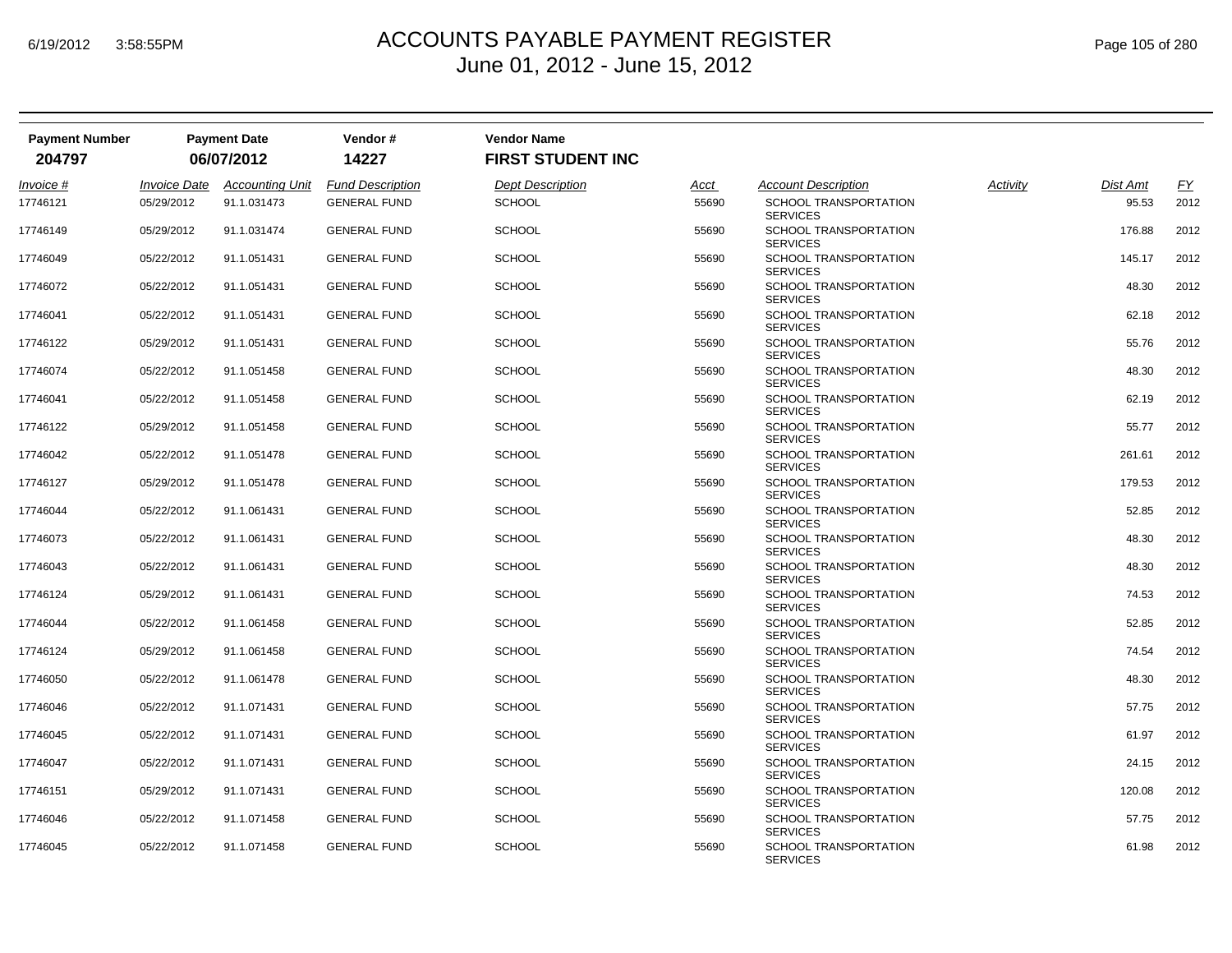# ACCOUNTS PAYABLE PAYMENT REGISTER
## June 01, 2012 - June 15, 2012

| Payment Number | Payment Date | Vendor # | Vendor Name |
|---|---|---|---|
| **204797** | **06/07/2012** | **14227** | **FIRST STUDENT INC** |

| *Invoice #* | *Invoice Date* | *Accounting Unit* | *Fund Description* | *Dept Description* | *Acct* | *Account Description* | *Activity* | *Dist Amt* | *FY* |
|---|---|---|---|---|---|---|---|---|---|
| 17746121 | 05/29/2012 | 91.1.031473 | GENERAL FUND | SCHOOL | 55690 | SCHOOL TRANSPORTATION SERVICES | | 95.53 | 2012 |
| 17746149 | 05/29/2012 | 91.1.031474 | GENERAL FUND | SCHOOL | 55690 | SCHOOL TRANSPORTATION SERVICES | | 176.88 | 2012 |
| 17746049 | 05/22/2012 | 91.1.051431 | GENERAL FUND | SCHOOL | 55690 | SCHOOL TRANSPORTATION SERVICES | | 145.17 | 2012 |
| 17746072 | 05/22/2012 | 91.1.051431 | GENERAL FUND | SCHOOL | 55690 | SCHOOL TRANSPORTATION SERVICES | | 48.30 | 2012 |
| 17746041 | 05/22/2012 | 91.1.051431 | GENERAL FUND | SCHOOL | 55690 | SCHOOL TRANSPORTATION SERVICES | | 62.18 | 2012 |
| 17746122 | 05/29/2012 | 91.1.051431 | GENERAL FUND | SCHOOL | 55690 | SCHOOL TRANSPORTATION SERVICES | | 55.76 | 2012 |
| 17746074 | 05/22/2012 | 91.1.051458 | GENERAL FUND | SCHOOL | 55690 | SCHOOL TRANSPORTATION SERVICES | | 48.30 | 2012 |
| 17746041 | 05/22/2012 | 91.1.051458 | GENERAL FUND | SCHOOL | 55690 | SCHOOL TRANSPORTATION SERVICES | | 62.19 | 2012 |
| 17746122 | 05/29/2012 | 91.1.051458 | GENERAL FUND | SCHOOL | 55690 | SCHOOL TRANSPORTATION SERVICES | | 55.77 | 2012 |
| 17746042 | 05/22/2012 | 91.1.051478 | GENERAL FUND | SCHOOL | 55690 | SCHOOL TRANSPORTATION SERVICES | | 261.61 | 2012 |
| 17746127 | 05/29/2012 | 91.1.051478 | GENERAL FUND | SCHOOL | 55690 | SCHOOL TRANSPORTATION SERVICES | | 179.53 | 2012 |
| 17746044 | 05/22/2012 | 91.1.061431 | GENERAL FUND | SCHOOL | 55690 | SCHOOL TRANSPORTATION SERVICES | | 52.85 | 2012 |
| 17746073 | 05/22/2012 | 91.1.061431 | GENERAL FUND | SCHOOL | 55690 | SCHOOL TRANSPORTATION SERVICES | | 48.30 | 2012 |
| 17746043 | 05/22/2012 | 91.1.061431 | GENERAL FUND | SCHOOL | 55690 | SCHOOL TRANSPORTATION SERVICES | | 48.30 | 2012 |
| 17746124 | 05/29/2012 | 91.1.061431 | GENERAL FUND | SCHOOL | 55690 | SCHOOL TRANSPORTATION SERVICES | | 74.53 | 2012 |
| 17746044 | 05/22/2012 | 91.1.061458 | GENERAL FUND | SCHOOL | 55690 | SCHOOL TRANSPORTATION SERVICES | | 52.85 | 2012 |
| 17746124 | 05/29/2012 | 91.1.061458 | GENERAL FUND | SCHOOL | 55690 | SCHOOL TRANSPORTATION SERVICES | | 74.54 | 2012 |
| 17746050 | 05/22/2012 | 91.1.061478 | GENERAL FUND | SCHOOL | 55690 | SCHOOL TRANSPORTATION SERVICES | | 48.30 | 2012 |
| 17746046 | 05/22/2012 | 91.1.071431 | GENERAL FUND | SCHOOL | 55690 | SCHOOL TRANSPORTATION SERVICES | | 57.75 | 2012 |
| 17746045 | 05/22/2012 | 91.1.071431 | GENERAL FUND | SCHOOL | 55690 | SCHOOL TRANSPORTATION SERVICES | | 61.97 | 2012 |
| 17746047 | 05/22/2012 | 91.1.071431 | GENERAL FUND | SCHOOL | 55690 | SCHOOL TRANSPORTATION SERVICES | | 24.15 | 2012 |
| 17746151 | 05/29/2012 | 91.1.071431 | GENERAL FUND | SCHOOL | 55690 | SCHOOL TRANSPORTATION SERVICES | | 120.08 | 2012 |
| 17746046 | 05/22/2012 | 91.1.071458 | GENERAL FUND | SCHOOL | 55690 | SCHOOL TRANSPORTATION SERVICES | | 57.75 | 2012 |
| 17746045 | 05/22/2012 | 91.1.071458 | GENERAL FUND | SCHOOL | 55690 | SCHOOL TRANSPORTATION SERVICES | | 61.98 | 2012 |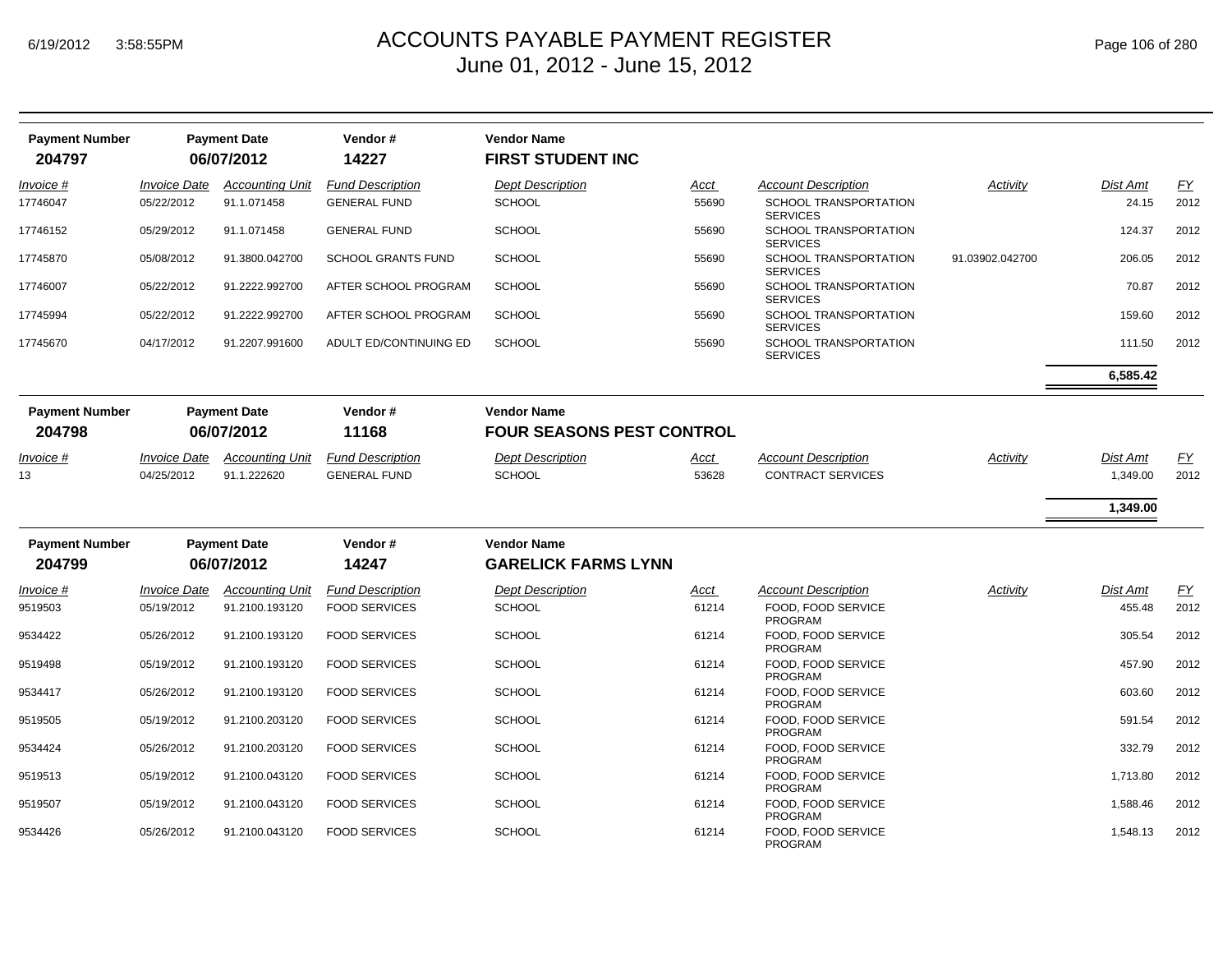# ACCOUNTS PAYABLE PAYMENT REGISTER
## June 01, 2012 - June 15, 2012

| Payment Number | Payment Date | Vendor # | Vendor Name |
|---|---|---|---|
| **204797** | **06/07/2012** | **14227** | **FIRST STUDENT INC** |

| Invoice # | Invoice Date | Accounting Unit | Fund Description | Dept Description | Acct | Account Description | Activity | Dist Amt | FY |
|---|---|---|---|---|---|---|---|---|---|
| 17746047 | 05/22/2012 | 91.1.071458 | GENERAL FUND | SCHOOL | 55690 | SCHOOL TRANSPORTATION SERVICES | | 24.15 | 2012 |
| 17746152 | 05/29/2012 | 91.1.071458 | GENERAL FUND | SCHOOL | 55690 | SCHOOL TRANSPORTATION SERVICES | | 124.37 | 2012 |
| 17745870 | 05/08/2012 | 91.3800.042700 | SCHOOL GRANTS FUND | SCHOOL | 55690 | SCHOOL TRANSPORTATION SERVICES | 91.03902.042700 | 206.05 | 2012 |
| 17746007 | 05/22/2012 | 91.2222.992700 | AFTER SCHOOL PROGRAM | SCHOOL | 55690 | SCHOOL TRANSPORTATION SERVICES | | 70.87 | 2012 |
| 17745994 | 05/22/2012 | 91.2222.992700 | AFTER SCHOOL PROGRAM | SCHOOL | 55690 | SCHOOL TRANSPORTATION SERVICES | | 159.60 | 2012 |
| 17745670 | 04/17/2012 | 91.2207.991600 | ADULT ED/CONTINUING ED | SCHOOL | 55690 | SCHOOL TRANSPORTATION SERVICES | | 111.50 | 2012 |
| | | | | | | | | **6,585.42** | |

| Payment Number | Payment Date | Vendor # | Vendor Name |
|---|---|---|---|
| **204798** | **06/07/2012** | **11168** | **FOUR SEASONS PEST CONTROL** |

| Invoice # | Invoice Date | Accounting Unit | Fund Description | Dept Description | Acct | Account Description | Activity | Dist Amt | FY |
|---|---|---|---|---|---|---|---|---|---|
| 13 | 04/25/2012 | 91.1.222620 | GENERAL FUND | SCHOOL | 53628 | CONTRACT SERVICES | | 1,349.00 | 2012 |
| | | | | | | | | **1,349.00** | |

| Payment Number | Payment Date | Vendor # | Vendor Name |
|---|---|---|---|
| **204799** | **06/07/2012** | **14247** | **GARELICK FARMS LYNN** |

| Invoice # | Invoice Date | Accounting Unit | Fund Description | Dept Description | Acct | Account Description | Activity | Dist Amt | FY |
|---|---|---|---|---|---|---|---|---|---|
| 9519503 | 05/19/2012 | 91.2100.193120 | FOOD SERVICES | SCHOOL | 61214 | FOOD, FOOD SERVICE PROGRAM | | 455.48 | 2012 |
| 9534422 | 05/26/2012 | 91.2100.193120 | FOOD SERVICES | SCHOOL | 61214 | FOOD, FOOD SERVICE PROGRAM | | 305.54 | 2012 |
| 9519498 | 05/19/2012 | 91.2100.193120 | FOOD SERVICES | SCHOOL | 61214 | FOOD, FOOD SERVICE PROGRAM | | 457.90 | 2012 |
| 9534417 | 05/26/2012 | 91.2100.193120 | FOOD SERVICES | SCHOOL | 61214 | FOOD, FOOD SERVICE PROGRAM | | 603.60 | 2012 |
| 9519505 | 05/19/2012 | 91.2100.203120 | FOOD SERVICES | SCHOOL | 61214 | FOOD, FOOD SERVICE PROGRAM | | 591.54 | 2012 |
| 9534424 | 05/26/2012 | 91.2100.203120 | FOOD SERVICES | SCHOOL | 61214 | FOOD, FOOD SERVICE PROGRAM | | 332.79 | 2012 |
| 9519513 | 05/19/2012 | 91.2100.043120 | FOOD SERVICES | SCHOOL | 61214 | FOOD, FOOD SERVICE PROGRAM | | 1,713.80 | 2012 |
| 9519507 | 05/19/2012 | 91.2100.043120 | FOOD SERVICES | SCHOOL | 61214 | FOOD, FOOD SERVICE PROGRAM | | 1,588.46 | 2012 |
| 9534426 | 05/26/2012 | 91.2100.043120 | FOOD SERVICES | SCHOOL | 61214 | FOOD, FOOD SERVICE PROGRAM | | 1,548.13 | 2012 |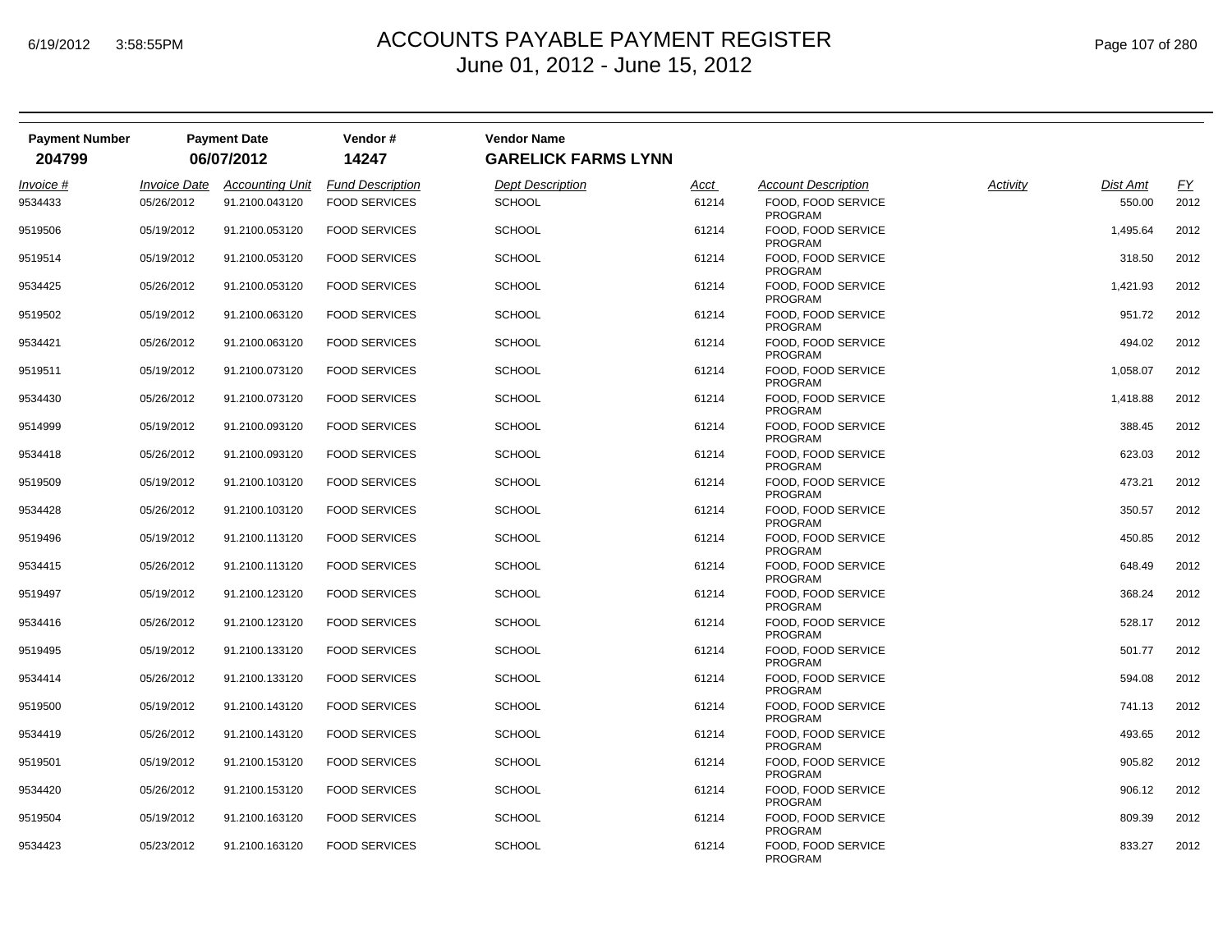# ACCOUNTS PAYABLE PAYMENT REGISTER

June 01, 2012 - June 15, 2012

| Payment Number | Payment Date | Vendor # | Vendor Name |
|---|---|---|---|
| 204799 | 06/07/2012 | 14247 | GARELICK FARMS LYNN |

| Invoice # | Invoice Date | Accounting Unit | Fund Description | Dept Description | Acct | Account Description | Activity | Dist Amt | FY |
|---|---|---|---|---|---|---|---|---|---|
| 9534433 | 05/26/2012 | 91.2100.043120 | FOOD SERVICES | SCHOOL | 61214 | FOOD, FOOD SERVICE PROGRAM | | 550.00 | 2012 |
| 9519506 | 05/19/2012 | 91.2100.053120 | FOOD SERVICES | SCHOOL | 61214 | FOOD, FOOD SERVICE PROGRAM | | 1,495.64 | 2012 |
| 9519514 | 05/19/2012 | 91.2100.053120 | FOOD SERVICES | SCHOOL | 61214 | FOOD, FOOD SERVICE PROGRAM | | 318.50 | 2012 |
| 9534425 | 05/26/2012 | 91.2100.053120 | FOOD SERVICES | SCHOOL | 61214 | FOOD, FOOD SERVICE PROGRAM | | 1,421.93 | 2012 |
| 9519502 | 05/19/2012 | 91.2100.063120 | FOOD SERVICES | SCHOOL | 61214 | FOOD, FOOD SERVICE PROGRAM | | 951.72 | 2012 |
| 9534421 | 05/26/2012 | 91.2100.063120 | FOOD SERVICES | SCHOOL | 61214 | FOOD, FOOD SERVICE PROGRAM | | 494.02 | 2012 |
| 9519511 | 05/19/2012 | 91.2100.073120 | FOOD SERVICES | SCHOOL | 61214 | FOOD, FOOD SERVICE PROGRAM | | 1,058.07 | 2012 |
| 9534430 | 05/26/2012 | 91.2100.073120 | FOOD SERVICES | SCHOOL | 61214 | FOOD, FOOD SERVICE PROGRAM | | 1,418.88 | 2012 |
| 9514999 | 05/19/2012 | 91.2100.093120 | FOOD SERVICES | SCHOOL | 61214 | FOOD, FOOD SERVICE PROGRAM | | 388.45 | 2012 |
| 9534418 | 05/26/2012 | 91.2100.093120 | FOOD SERVICES | SCHOOL | 61214 | FOOD, FOOD SERVICE PROGRAM | | 623.03 | 2012 |
| 9519509 | 05/19/2012 | 91.2100.103120 | FOOD SERVICES | SCHOOL | 61214 | FOOD, FOOD SERVICE PROGRAM | | 473.21 | 2012 |
| 9534428 | 05/26/2012 | 91.2100.103120 | FOOD SERVICES | SCHOOL | 61214 | FOOD, FOOD SERVICE PROGRAM | | 350.57 | 2012 |
| 9519496 | 05/19/2012 | 91.2100.113120 | FOOD SERVICES | SCHOOL | 61214 | FOOD, FOOD SERVICE PROGRAM | | 450.85 | 2012 |
| 9534415 | 05/26/2012 | 91.2100.113120 | FOOD SERVICES | SCHOOL | 61214 | FOOD, FOOD SERVICE PROGRAM | | 648.49 | 2012 |
| 9519497 | 05/19/2012 | 91.2100.123120 | FOOD SERVICES | SCHOOL | 61214 | FOOD, FOOD SERVICE PROGRAM | | 368.24 | 2012 |
| 9534416 | 05/26/2012 | 91.2100.123120 | FOOD SERVICES | SCHOOL | 61214 | FOOD, FOOD SERVICE PROGRAM | | 528.17 | 2012 |
| 9519495 | 05/19/2012 | 91.2100.133120 | FOOD SERVICES | SCHOOL | 61214 | FOOD, FOOD SERVICE PROGRAM | | 501.77 | 2012 |
| 9534414 | 05/26/2012 | 91.2100.133120 | FOOD SERVICES | SCHOOL | 61214 | FOOD, FOOD SERVICE PROGRAM | | 594.08 | 2012 |
| 9519500 | 05/19/2012 | 91.2100.143120 | FOOD SERVICES | SCHOOL | 61214 | FOOD, FOOD SERVICE PROGRAM | | 741.13 | 2012 |
| 9534419 | 05/26/2012 | 91.2100.143120 | FOOD SERVICES | SCHOOL | 61214 | FOOD, FOOD SERVICE PROGRAM | | 493.65 | 2012 |
| 9519501 | 05/19/2012 | 91.2100.153120 | FOOD SERVICES | SCHOOL | 61214 | FOOD, FOOD SERVICE PROGRAM | | 905.82 | 2012 |
| 9534420 | 05/26/2012 | 91.2100.153120 | FOOD SERVICES | SCHOOL | 61214 | FOOD, FOOD SERVICE PROGRAM | | 906.12 | 2012 |
| 9519504 | 05/19/2012 | 91.2100.163120 | FOOD SERVICES | SCHOOL | 61214 | FOOD, FOOD SERVICE PROGRAM | | 809.39 | 2012 |
| 9534423 | 05/23/2012 | 91.2100.163120 | FOOD SERVICES | SCHOOL | 61214 | FOOD, FOOD SERVICE PROGRAM | | 833.27 | 2012 |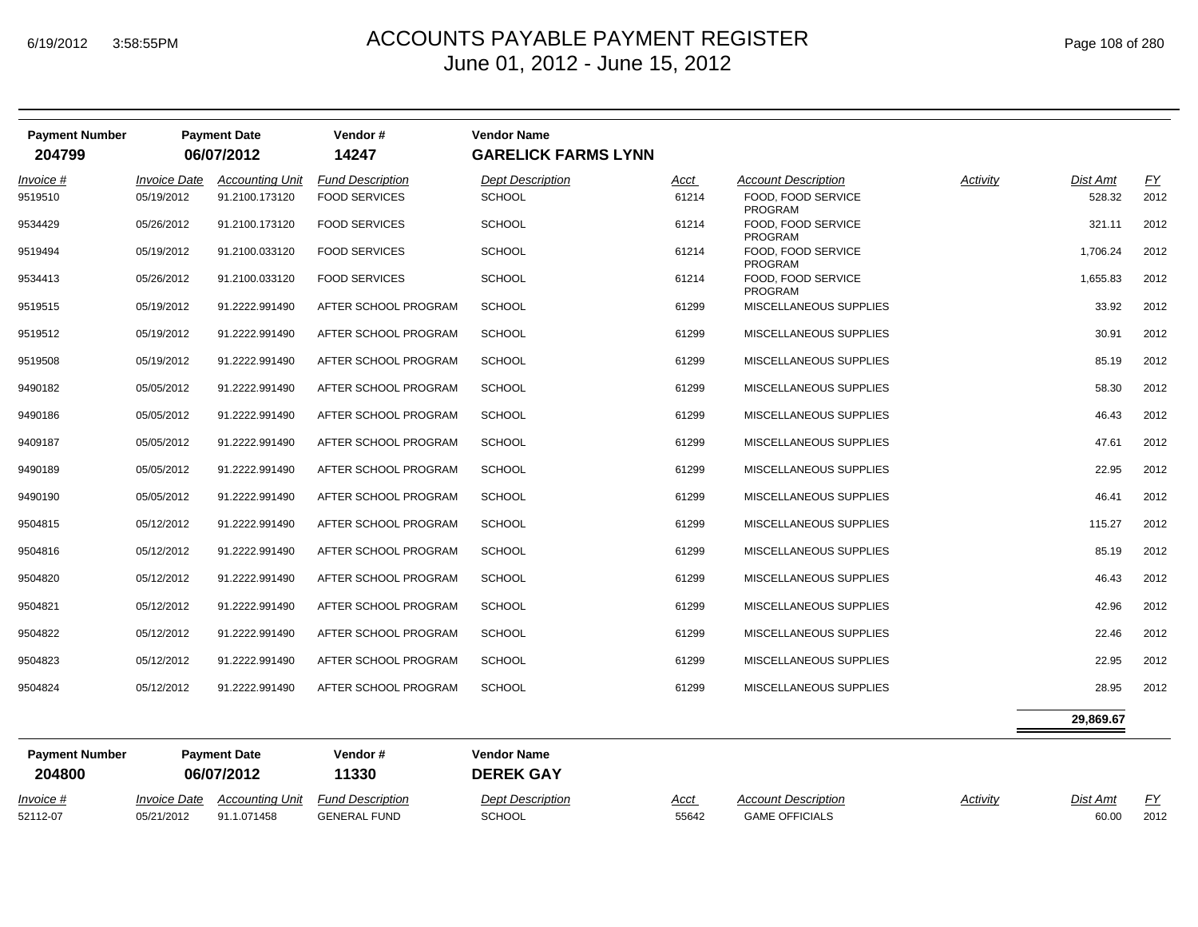# ACCOUNTS PAYABLE PAYMENT REGISTER
## June 01, 2012 - June 15, 2012

6/19/2012 3:58:55PM

| Payment Number | Payment Date | Vendor # | Vendor Name | | | | | | |
|---|---|---|---|---|---|---|---|---|---|
| **204799** | **06/07/2012** | **14247** | **GARELICK FARMS LYNN** | | | | | | |
| *Invoice #* | *Invoice Date* | *Accounting Unit* | *Fund Description* | *Dept Description* | *Acct* | *Account Description* | *Activity* | *Dist Amt* | *FY* |
| 9519510 | 05/19/2012 | 91.2100.173120 | FOOD SERVICES | SCHOOL | 61214 | FOOD, FOOD SERVICE PROGRAM | | 528.32 | 2012 |
| 9534429 | 05/26/2012 | 91.2100.173120 | FOOD SERVICES | SCHOOL | 61214 | FOOD, FOOD SERVICE PROGRAM | | 321.11 | 2012 |
| 9519494 | 05/19/2012 | 91.2100.033120 | FOOD SERVICES | SCHOOL | 61214 | FOOD, FOOD SERVICE PROGRAM | | 1,706.24 | 2012 |
| 9534413 | 05/26/2012 | 91.2100.033120 | FOOD SERVICES | SCHOOL | 61214 | FOOD, FOOD SERVICE PROGRAM | | 1,655.83 | 2012 |
| 9519515 | 05/19/2012 | 91.2222.991490 | AFTER SCHOOL PROGRAM | SCHOOL | 61299 | MISCELLANEOUS SUPPLIES | | 33.92 | 2012 |
| 9519512 | 05/19/2012 | 91.2222.991490 | AFTER SCHOOL PROGRAM | SCHOOL | 61299 | MISCELLANEOUS SUPPLIES | | 30.91 | 2012 |
| 9519508 | 05/19/2012 | 91.2222.991490 | AFTER SCHOOL PROGRAM | SCHOOL | 61299 | MISCELLANEOUS SUPPLIES | | 85.19 | 2012 |
| 9490182 | 05/05/2012 | 91.2222.991490 | AFTER SCHOOL PROGRAM | SCHOOL | 61299 | MISCELLANEOUS SUPPLIES | | 58.30 | 2012 |
| 9490186 | 05/05/2012 | 91.2222.991490 | AFTER SCHOOL PROGRAM | SCHOOL | 61299 | MISCELLANEOUS SUPPLIES | | 46.43 | 2012 |
| 9409187 | 05/05/2012 | 91.2222.991490 | AFTER SCHOOL PROGRAM | SCHOOL | 61299 | MISCELLANEOUS SUPPLIES | | 47.61 | 2012 |
| 9490189 | 05/05/2012 | 91.2222.991490 | AFTER SCHOOL PROGRAM | SCHOOL | 61299 | MISCELLANEOUS SUPPLIES | | 22.95 | 2012 |
| 9490190 | 05/05/2012 | 91.2222.991490 | AFTER SCHOOL PROGRAM | SCHOOL | 61299 | MISCELLANEOUS SUPPLIES | | 46.41 | 2012 |
| 9504815 | 05/12/2012 | 91.2222.991490 | AFTER SCHOOL PROGRAM | SCHOOL | 61299 | MISCELLANEOUS SUPPLIES | | 115.27 | 2012 |
| 9504816 | 05/12/2012 | 91.2222.991490 | AFTER SCHOOL PROGRAM | SCHOOL | 61299 | MISCELLANEOUS SUPPLIES | | 85.19 | 2012 |
| 9504820 | 05/12/2012 | 91.2222.991490 | AFTER SCHOOL PROGRAM | SCHOOL | 61299 | MISCELLANEOUS SUPPLIES | | 46.43 | 2012 |
| 9504821 | 05/12/2012 | 91.2222.991490 | AFTER SCHOOL PROGRAM | SCHOOL | 61299 | MISCELLANEOUS SUPPLIES | | 42.96 | 2012 |
| 9504822 | 05/12/2012 | 91.2222.991490 | AFTER SCHOOL PROGRAM | SCHOOL | 61299 | MISCELLANEOUS SUPPLIES | | 22.46 | 2012 |
| 9504823 | 05/12/2012 | 91.2222.991490 | AFTER SCHOOL PROGRAM | SCHOOL | 61299 | MISCELLANEOUS SUPPLIES | | 22.95 | 2012 |
| 9504824 | 05/12/2012 | 91.2222.991490 | AFTER SCHOOL PROGRAM | SCHOOL | 61299 | MISCELLANEOUS SUPPLIES | | 28.95 | 2012 |
| | | | | | | | | **29,869.67** | |

| Payment Number | Payment Date | Vendor # | Vendor Name | | | | | | |
|---|---|---|---|---|---|---|---|---|---|
| **204800** | **06/07/2012** | **11330** | **DEREK GAY** | | | | | | |
| *Invoice #* | *Invoice Date* | *Accounting Unit* | *Fund Description* | *Dept Description* | *Acct* | *Account Description* | *Activity* | *Dist Amt* | *FY* |
| 52112-07 | 05/21/2012 | 91.1.071458 | GENERAL FUND | SCHOOL | 55642 | GAME OFFICIALS | | 60.00 | 2012 |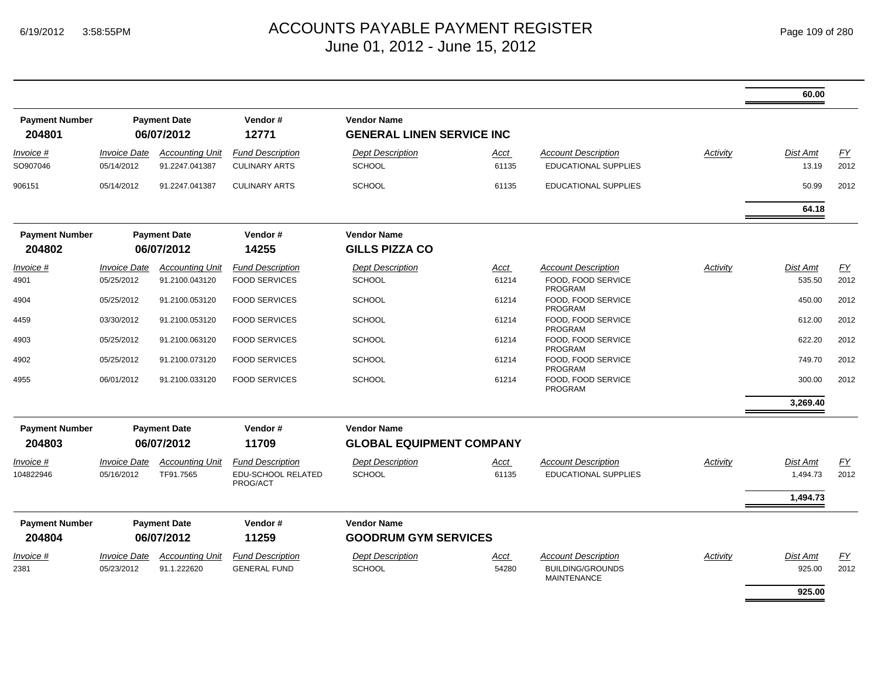# ACCOUNTS PAYABLE PAYMENT REGISTER
June 01, 2012 - June 15, 2012

| | | | | | | | | Dist Amt | |
|---|---|---|---|---|---|---|---|---|---|
| | | | | | | | | **60.00** | |

| Payment Number | Payment Date | Vendor # | Vendor Name |
|---|---|---|---|
| **204801** | **06/07/2012** | **12771** | **GENERAL LINEN SERVICE INC** |

| Invoice # | Invoice Date | Accounting Unit | Fund Description | Dept Description | Acct | Account Description | Activity | Dist Amt | FY |
|---|---|---|---|---|---|---|---|---|---|
| SO907046 | 05/14/2012 | 91.2247.041387 | CULINARY ARTS | SCHOOL | 61135 | EDUCATIONAL SUPPLIES | | 13.19 | 2012 |
| 906151 | 05/14/2012 | 91.2247.041387 | CULINARY ARTS | SCHOOL | 61135 | EDUCATIONAL SUPPLIES | | 50.99 | 2012 |
| | | | | | | | | **64.18** | |

| Payment Number | Payment Date | Vendor # | Vendor Name |
|---|---|---|---|
| **204802** | **06/07/2012** | **14255** | **GILLS PIZZA CO** |

| Invoice # | Invoice Date | Accounting Unit | Fund Description | Dept Description | Acct | Account Description | Activity | Dist Amt | FY |
|---|---|---|---|---|---|---|---|---|---|
| 4901 | 05/25/2012 | 91.2100.043120 | FOOD SERVICES | SCHOOL | 61214 | FOOD, FOOD SERVICE PROGRAM | | 535.50 | 2012 |
| 4904 | 05/25/2012 | 91.2100.053120 | FOOD SERVICES | SCHOOL | 61214 | FOOD, FOOD SERVICE PROGRAM | | 450.00 | 2012 |
| 4459 | 03/30/2012 | 91.2100.053120 | FOOD SERVICES | SCHOOL | 61214 | FOOD, FOOD SERVICE PROGRAM | | 612.00 | 2012 |
| 4903 | 05/25/2012 | 91.2100.063120 | FOOD SERVICES | SCHOOL | 61214 | FOOD, FOOD SERVICE PROGRAM | | 622.20 | 2012 |
| 4902 | 05/25/2012 | 91.2100.073120 | FOOD SERVICES | SCHOOL | 61214 | FOOD, FOOD SERVICE PROGRAM | | 749.70 | 2012 |
| 4955 | 06/01/2012 | 91.2100.033120 | FOOD SERVICES | SCHOOL | 61214 | FOOD, FOOD SERVICE PROGRAM | | 300.00 | 2012 |
| | | | | | | | | **3,269.40** | |

| Payment Number | Payment Date | Vendor # | Vendor Name |
|---|---|---|---|
| **204803** | **06/07/2012** | **11709** | **GLOBAL EQUIPMENT COMPANY** |

| Invoice # | Invoice Date | Accounting Unit | Fund Description | Dept Description | Acct | Account Description | Activity | Dist Amt | FY |
|---|---|---|---|---|---|---|---|---|---|
| 104822946 | 05/16/2012 | TF91.7565 | EDU-SCHOOL RELATED PROG/ACT | SCHOOL | 61135 | EDUCATIONAL SUPPLIES | | 1,494.73 | 2012 |
| | | | | | | | | **1,494.73** | |

| Payment Number | Payment Date | Vendor # | Vendor Name |
|---|---|---|---|
| **204804** | **06/07/2012** | **11259** | **GOODRUM GYM SERVICES** |

| Invoice # | Invoice Date | Accounting Unit | Fund Description | Dept Description | Acct | Account Description | Activity | Dist Amt | FY |
|---|---|---|---|---|---|---|---|---|---|
| 2381 | 05/23/2012 | 91.1.222620 | GENERAL FUND | SCHOOL | 54280 | BUILDING/GROUNDS MAINTENANCE | | 925.00 | 2012 |
| | | | | | | | | **925.00** | |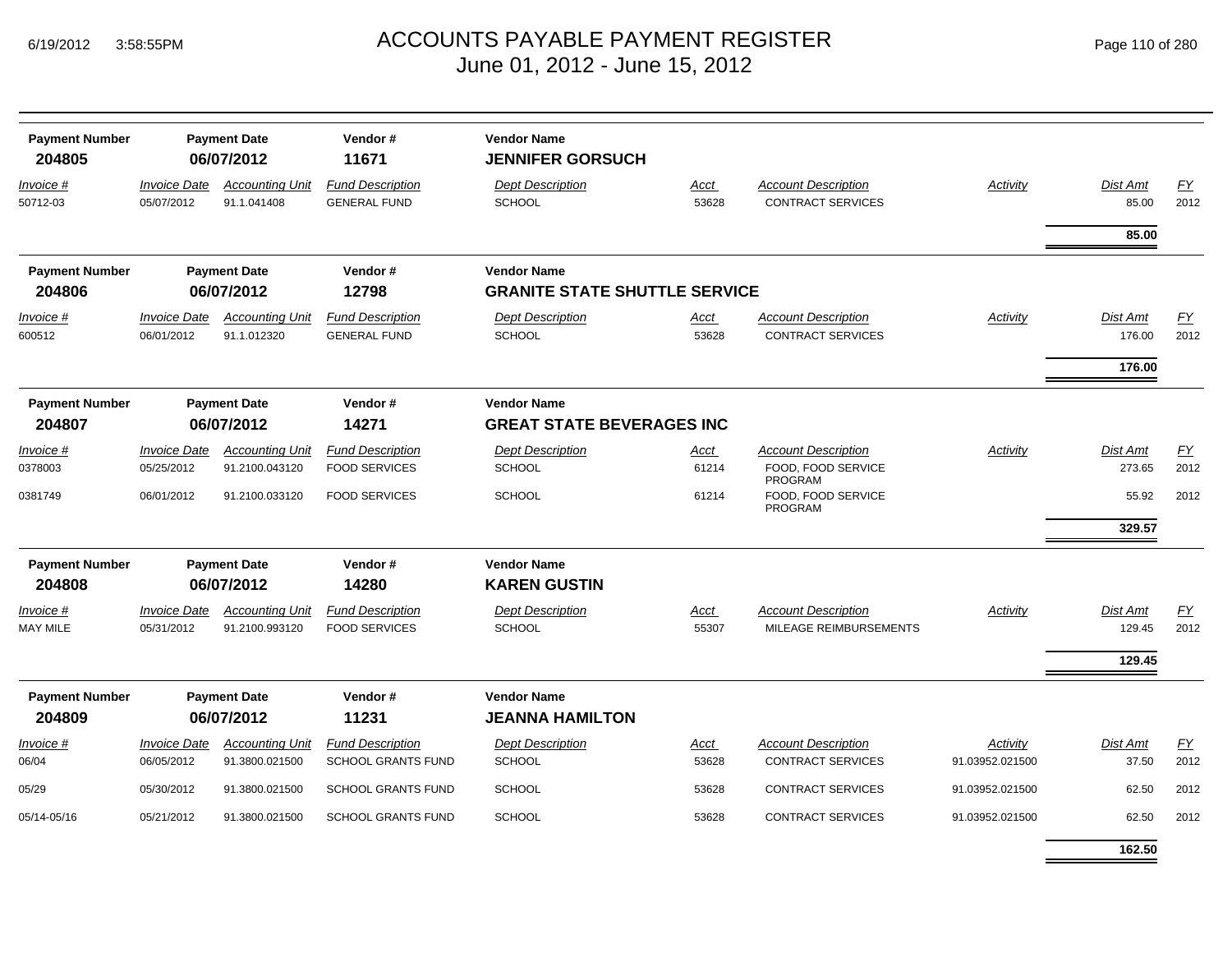# ACCOUNTS PAYABLE PAYMENT REGISTER
## June 01, 2012 - June 15, 2012

| Payment Number | Payment Date | Vendor # | Vendor Name |
|---|---|---|---|
| **204805** | **06/07/2012** | **11671** | **JENNIFER GORSUCH** |

| Invoice # | Invoice Date | Accounting Unit | Fund Description | Dept Description | Acct | Account Description | Activity | Dist Amt | FY |
|---|---|---|---|---|---|---|---|---|---|
| 50712-03 | 05/07/2012 | 91.1.041408 | GENERAL FUND | SCHOOL | 53628 | CONTRACT SERVICES | | 85.00 | 2012 |
| | | | | | | | | **85.00** | |

| Payment Number | Payment Date | Vendor # | Vendor Name |
|---|---|---|---|
| **204806** | **06/07/2012** | **12798** | **GRANITE STATE SHUTTLE SERVICE** |

| Invoice # | Invoice Date | Accounting Unit | Fund Description | Dept Description | Acct | Account Description | Activity | Dist Amt | FY |
|---|---|---|---|---|---|---|---|---|---|
| 600512 | 06/01/2012 | 91.1.012320 | GENERAL FUND | SCHOOL | 53628 | CONTRACT SERVICES | | 176.00 | 2012 |
| | | | | | | | | **176.00** | |

| Payment Number | Payment Date | Vendor # | Vendor Name |
|---|---|---|---|
| **204807** | **06/07/2012** | **14271** | **GREAT STATE BEVERAGES INC** |

| Invoice # | Invoice Date | Accounting Unit | Fund Description | Dept Description | Acct | Account Description | Activity | Dist Amt | FY |
|---|---|---|---|---|---|---|---|---|---|
| 0378003 | 05/25/2012 | 91.2100.043120 | FOOD SERVICES | SCHOOL | 61214 | FOOD, FOOD SERVICE PROGRAM | | 273.65 | 2012 |
| 0381749 | 06/01/2012 | 91.2100.033120 | FOOD SERVICES | SCHOOL | 61214 | FOOD, FOOD SERVICE PROGRAM | | 55.92 | 2012 |
| | | | | | | | | **329.57** | |

| Payment Number | Payment Date | Vendor # | Vendor Name |
|---|---|---|---|
| **204808** | **06/07/2012** | **14280** | **KAREN GUSTIN** |

| Invoice # | Invoice Date | Accounting Unit | Fund Description | Dept Description | Acct | Account Description | Activity | Dist Amt | FY |
|---|---|---|---|---|---|---|---|---|---|
| MAY MILE | 05/31/2012 | 91.2100.993120 | FOOD SERVICES | SCHOOL | 55307 | MILEAGE REIMBURSEMENTS | | 129.45 | 2012 |
| | | | | | | | | **129.45** | |

| Payment Number | Payment Date | Vendor # | Vendor Name |
|---|---|---|---|
| **204809** | **06/07/2012** | **11231** | **JEANNA HAMILTON** |

| Invoice # | Invoice Date | Accounting Unit | Fund Description | Dept Description | Acct | Account Description | Activity | Dist Amt | FY |
|---|---|---|---|---|---|---|---|---|---|
| 06/04 | 06/05/2012 | 91.3800.021500 | SCHOOL GRANTS FUND | SCHOOL | 53628 | CONTRACT SERVICES | 91.03952.021500 | 37.50 | 2012 |
| 05/29 | 05/30/2012 | 91.3800.021500 | SCHOOL GRANTS FUND | SCHOOL | 53628 | CONTRACT SERVICES | 91.03952.021500 | 62.50 | 2012 |
| 05/14-05/16 | 05/21/2012 | 91.3800.021500 | SCHOOL GRANTS FUND | SCHOOL | 53628 | CONTRACT SERVICES | 91.03952.021500 | 62.50 | 2012 |
| | | | | | | | | **162.50** | |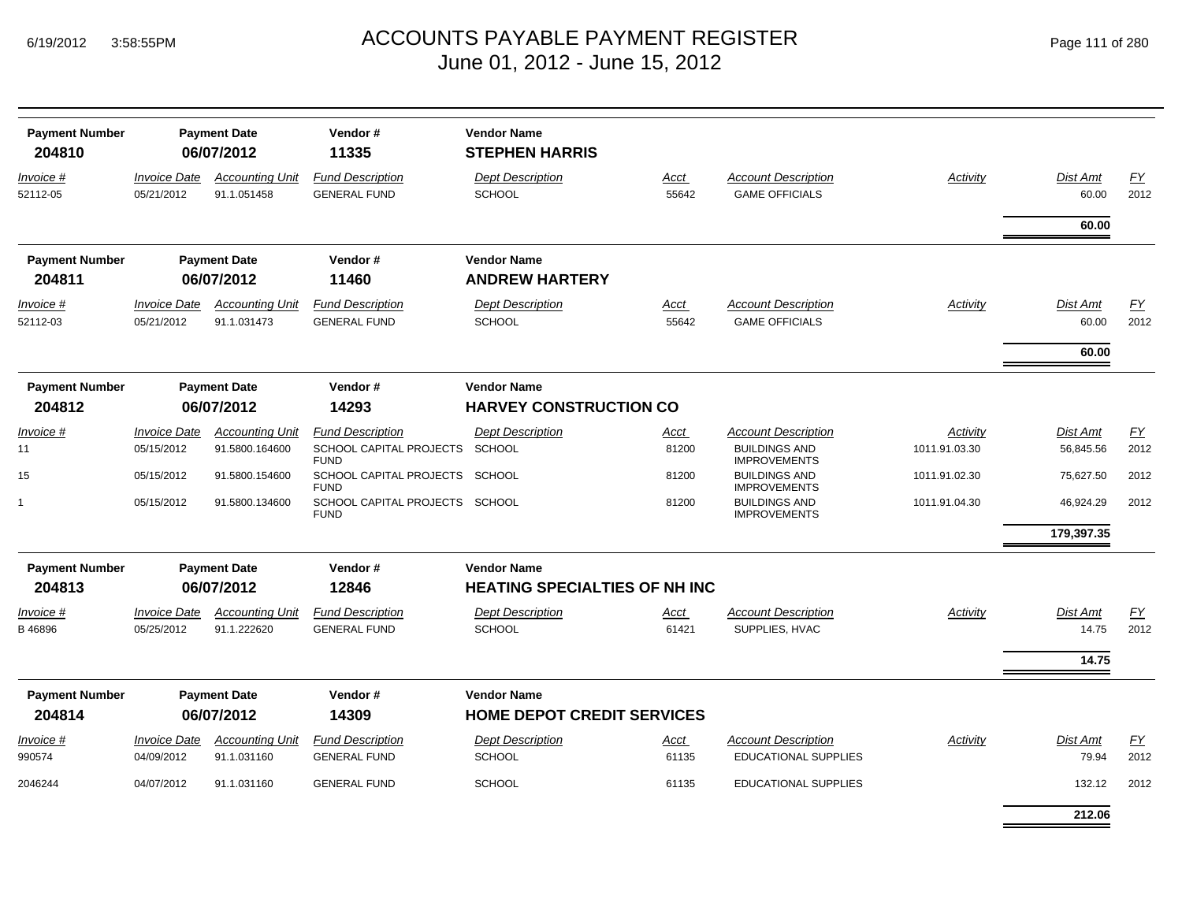# ACCOUNTS PAYABLE PAYMENT REGISTER

June 01, 2012 - June 15, 2012

| Payment Number | Payment Date | Vendor # | Vendor Name |
|---|---|---|---|
| **204810** | **06/07/2012** | **11335** | **STEPHEN HARRIS** |

| Invoice # | Invoice Date | Accounting Unit | Fund Description | Dept Description | Acct | Account Description | Activity | Dist Amt | FY |
|---|---|---|---|---|---|---|---|---|---|
| 52112-05 | 05/21/2012 | 91.1.051458 | GENERAL FUND | SCHOOL | 55642 | GAME OFFICIALS | | 60.00 | 2012 |
| | | | | | | | | **60.00** | |

| Payment Number | Payment Date | Vendor # | Vendor Name |
|---|---|---|---|
| **204811** | **06/07/2012** | **11460** | **ANDREW HARTERY** |

| Invoice # | Invoice Date | Accounting Unit | Fund Description | Dept Description | Acct | Account Description | Activity | Dist Amt | FY |
|---|---|---|---|---|---|---|---|---|---|
| 52112-03 | 05/21/2012 | 91.1.031473 | GENERAL FUND | SCHOOL | 55642 | GAME OFFICIALS | | 60.00 | 2012 |
| | | | | | | | | **60.00** | |

| Payment Number | Payment Date | Vendor # | Vendor Name |
|---|---|---|---|
| **204812** | **06/07/2012** | **14293** | **HARVEY CONSTRUCTION CO** |

| Invoice # | Invoice Date | Accounting Unit | Fund Description | Dept Description | Acct | Account Description | Activity | Dist Amt | FY |
|---|---|---|---|---|---|---|---|---|---|
| 11 | 05/15/2012 | 91.5800.164600 | SCHOOL CAPITAL PROJECTS FUND | SCHOOL | 81200 | BUILDINGS AND IMPROVEMENTS | 1011.91.03.30 | 56,845.56 | 2012 |
| 15 | 05/15/2012 | 91.5800.154600 | SCHOOL CAPITAL PROJECTS FUND | SCHOOL | 81200 | BUILDINGS AND IMPROVEMENTS | 1011.91.02.30 | 75,627.50 | 2012 |
| 1 | 05/15/2012 | 91.5800.134600 | SCHOOL CAPITAL PROJECTS FUND | SCHOOL | 81200 | BUILDINGS AND IMPROVEMENTS | 1011.91.04.30 | 46,924.29 | 2012 |
| | | | | | | | | **179,397.35** | |

| Payment Number | Payment Date | Vendor # | Vendor Name |
|---|---|---|---|
| **204813** | **06/07/2012** | **12846** | **HEATING SPECIALTIES OF NH INC** |

| Invoice # | Invoice Date | Accounting Unit | Fund Description | Dept Description | Acct | Account Description | Activity | Dist Amt | FY |
|---|---|---|---|---|---|---|---|---|---|
| B 46896 | 05/25/2012 | 91.1.222620 | GENERAL FUND | SCHOOL | 61421 | SUPPLIES, HVAC | | 14.75 | 2012 |
| | | | | | | | | **14.75** | |

| Payment Number | Payment Date | Vendor # | Vendor Name |
|---|---|---|---|
| **204814** | **06/07/2012** | **14309** | **HOME DEPOT CREDIT SERVICES** |

| Invoice # | Invoice Date | Accounting Unit | Fund Description | Dept Description | Acct | Account Description | Activity | Dist Amt | FY |
|---|---|---|---|---|---|---|---|---|---|
| 990574 | 04/09/2012 | 91.1.031160 | GENERAL FUND | SCHOOL | 61135 | EDUCATIONAL SUPPLIES | | 79.94 | 2012 |
| 2046244 | 04/07/2012 | 91.1.031160 | GENERAL FUND | SCHOOL | 61135 | EDUCATIONAL SUPPLIES | | 132.12 | 2012 |
| | | | | | | | | **212.06** | |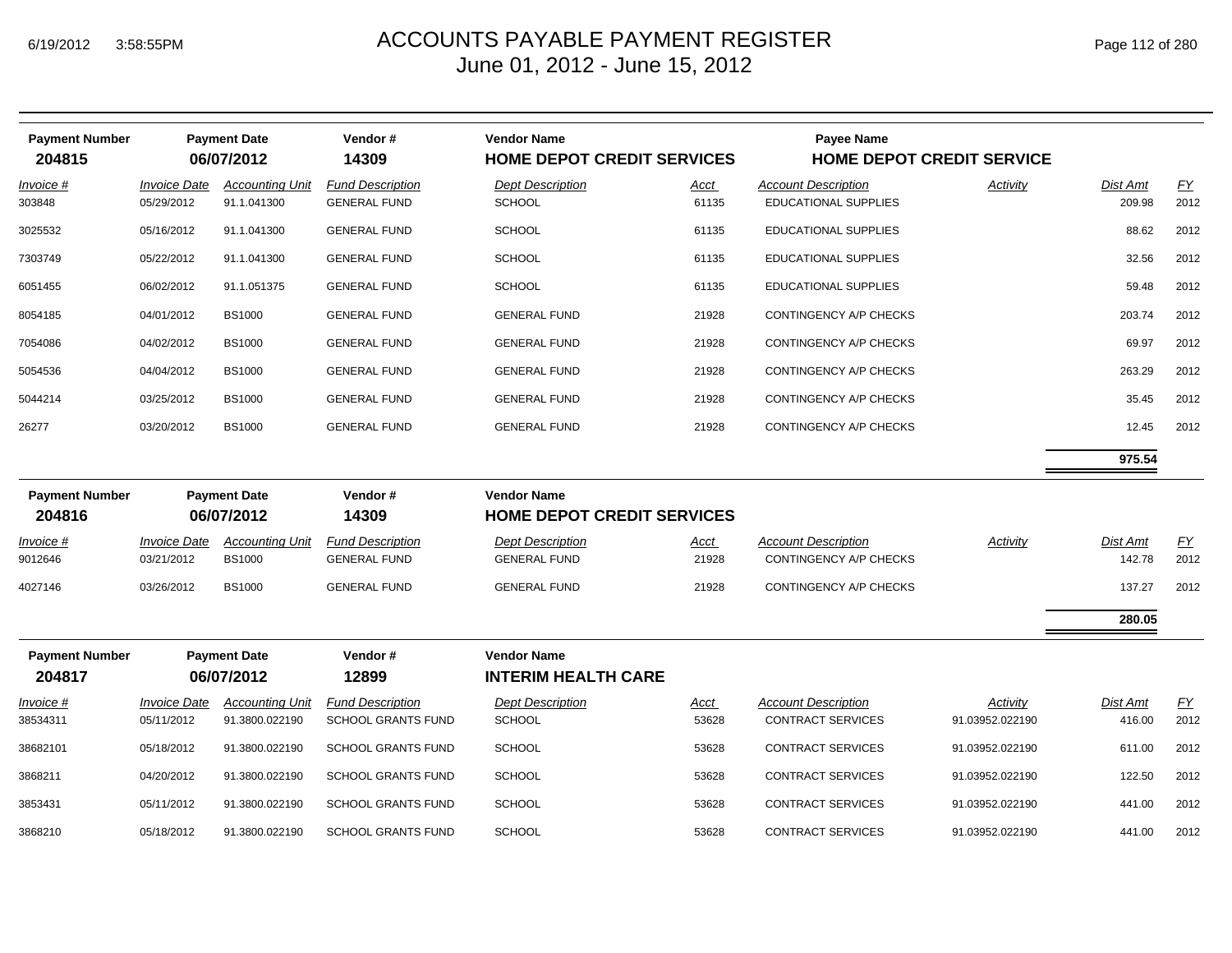# ACCOUNTS PAYABLE PAYMENT REGISTER
## June 01, 2012 - June 15, 2012

| Payment Number | Payment Date | Vendor # | Vendor Name | Payee Name |
|---|---|---|---|---|
| **204815** | **06/07/2012** | **14309** | **HOME DEPOT CREDIT SERVICES** | **HOME DEPOT CREDIT SERVICE** |

| Invoice # | Invoice Date | Accounting Unit | Fund Description | Dept Description | Acct | Account Description | Activity | Dist Amt | FY |
|---|---|---|---|---|---|---|---|---|---|
| 303848 | 05/29/2012 | 91.1.041300 | GENERAL FUND | SCHOOL | 61135 | EDUCATIONAL SUPPLIES | | 209.98 | 2012 |
| 3025532 | 05/16/2012 | 91.1.041300 | GENERAL FUND | SCHOOL | 61135 | EDUCATIONAL SUPPLIES | | 88.62 | 2012 |
| 7303749 | 05/22/2012 | 91.1.041300 | GENERAL FUND | SCHOOL | 61135 | EDUCATIONAL SUPPLIES | | 32.56 | 2012 |
| 6051455 | 06/02/2012 | 91.1.051375 | GENERAL FUND | SCHOOL | 61135 | EDUCATIONAL SUPPLIES | | 59.48 | 2012 |
| 8054185 | 04/01/2012 | BS1000 | GENERAL FUND | GENERAL FUND | 21928 | CONTINGENCY A/P CHECKS | | 203.74 | 2012 |
| 7054086 | 04/02/2012 | BS1000 | GENERAL FUND | GENERAL FUND | 21928 | CONTINGENCY A/P CHECKS | | 69.97 | 2012 |
| 5054536 | 04/04/2012 | BS1000 | GENERAL FUND | GENERAL FUND | 21928 | CONTINGENCY A/P CHECKS | | 263.29 | 2012 |
| 5044214 | 03/25/2012 | BS1000 | GENERAL FUND | GENERAL FUND | 21928 | CONTINGENCY A/P CHECKS | | 35.45 | 2012 |
| 26277 | 03/20/2012 | BS1000 | GENERAL FUND | GENERAL FUND | 21928 | CONTINGENCY A/P CHECKS | | 12.45 | 2012 |
| | | | | | | | | **975.54** | |

| Payment Number | Payment Date | Vendor # | Vendor Name |
|---|---|---|---|
| **204816** | **06/07/2012** | **14309** | **HOME DEPOT CREDIT SERVICES** |

| Invoice # | Invoice Date | Accounting Unit | Fund Description | Dept Description | Acct | Account Description | Activity | Dist Amt | FY |
|---|---|---|---|---|---|---|---|---|---|
| 9012646 | 03/21/2012 | BS1000 | GENERAL FUND | GENERAL FUND | 21928 | CONTINGENCY A/P CHECKS | | 142.78 | 2012 |
| 4027146 | 03/26/2012 | BS1000 | GENERAL FUND | GENERAL FUND | 21928 | CONTINGENCY A/P CHECKS | | 137.27 | 2012 |
| | | | | | | | | **280.05** | |

| Payment Number | Payment Date | Vendor # | Vendor Name |
|---|---|---|---|
| **204817** | **06/07/2012** | **12899** | **INTERIM HEALTH CARE** |

| Invoice # | Invoice Date | Accounting Unit | Fund Description | Dept Description | Acct | Account Description | Activity | Dist Amt | FY |
|---|---|---|---|---|---|---|---|---|---|
| 38534311 | 05/11/2012 | 91.3800.022190 | SCHOOL GRANTS FUND | SCHOOL | 53628 | CONTRACT SERVICES | 91.03952.022190 | 416.00 | 2012 |
| 38682101 | 05/18/2012 | 91.3800.022190 | SCHOOL GRANTS FUND | SCHOOL | 53628 | CONTRACT SERVICES | 91.03952.022190 | 611.00 | 2012 |
| 3868211 | 04/20/2012 | 91.3800.022190 | SCHOOL GRANTS FUND | SCHOOL | 53628 | CONTRACT SERVICES | 91.03952.022190 | 122.50 | 2012 |
| 3853431 | 05/11/2012 | 91.3800.022190 | SCHOOL GRANTS FUND | SCHOOL | 53628 | CONTRACT SERVICES | 91.03952.022190 | 441.00 | 2012 |
| 3868210 | 05/18/2012 | 91.3800.022190 | SCHOOL GRANTS FUND | SCHOOL | 53628 | CONTRACT SERVICES | 91.03952.022190 | 441.00 | 2012 |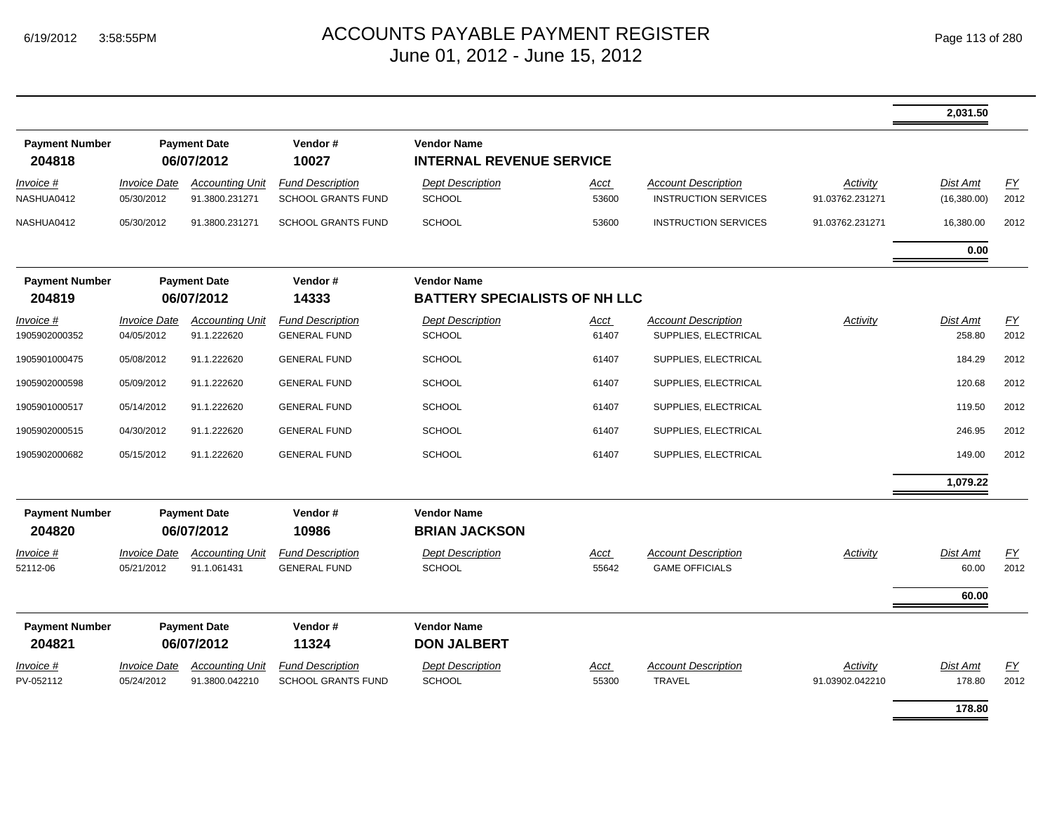# ACCOUNTS PAYABLE PAYMENT REGISTER
June 01, 2012 - June 15, 2012

| | | | | | | | | |
|---|---|---|---|---|---|---|---|---|
| | | | | | | | 2,031.50 | |

**Payment Number** 204818 | **Payment Date** 06/07/2012 | **Vendor #** 10027 | **Vendor Name** INTERNAL REVENUE SERVICE

| Invoice # | Invoice Date | Accounting Unit | Fund Description | Dept Description | Acct | Account Description | Activity | Dist Amt | FY |
|---|---|---|---|---|---|---|---|---|---|
| NASHUA0412 | 05/30/2012 | 91.3800.231271 | SCHOOL GRANTS FUND | SCHOOL | 53600 | INSTRUCTION SERVICES | 91.03762.231271 | (16,380.00) | 2012 |
| NASHUA0412 | 05/30/2012 | 91.3800.231271 | SCHOOL GRANTS FUND | SCHOOL | 53600 | INSTRUCTION SERVICES | 91.03762.231271 | 16,380.00 | 2012 |
| | | | | | | | | 0.00 | |

**Payment Number** 204819 | **Payment Date** 06/07/2012 | **Vendor #** 14333 | **Vendor Name** BATTERY SPECIALISTS OF NH LLC

| Invoice # | Invoice Date | Accounting Unit | Fund Description | Dept Description | Acct | Account Description | Activity | Dist Amt | FY |
|---|---|---|---|---|---|---|---|---|---|
| 1905902000352 | 04/05/2012 | 91.1.222620 | GENERAL FUND | SCHOOL | 61407 | SUPPLIES, ELECTRICAL | | 258.80 | 2012 |
| 1905901000475 | 05/08/2012 | 91.1.222620 | GENERAL FUND | SCHOOL | 61407 | SUPPLIES, ELECTRICAL | | 184.29 | 2012 |
| 1905902000598 | 05/09/2012 | 91.1.222620 | GENERAL FUND | SCHOOL | 61407 | SUPPLIES, ELECTRICAL | | 120.68 | 2012 |
| 1905901000517 | 05/14/2012 | 91.1.222620 | GENERAL FUND | SCHOOL | 61407 | SUPPLIES, ELECTRICAL | | 119.50 | 2012 |
| 1905902000515 | 04/30/2012 | 91.1.222620 | GENERAL FUND | SCHOOL | 61407 | SUPPLIES, ELECTRICAL | | 246.95 | 2012 |
| 1905902000682 | 05/15/2012 | 91.1.222620 | GENERAL FUND | SCHOOL | 61407 | SUPPLIES, ELECTRICAL | | 149.00 | 2012 |
| | | | | | | | | 1,079.22 | |

**Payment Number** 204820 | **Payment Date** 06/07/2012 | **Vendor #** 10986 | **Vendor Name** BRIAN JACKSON

| Invoice # | Invoice Date | Accounting Unit | Fund Description | Dept Description | Acct | Account Description | Activity | Dist Amt | FY |
|---|---|---|---|---|---|---|---|---|---|
| 52112-06 | 05/21/2012 | 91.1.061431 | GENERAL FUND | SCHOOL | 55642 | GAME OFFICIALS | | 60.00 | 2012 |
| | | | | | | | | 60.00 | |

**Payment Number** 204821 | **Payment Date** 06/07/2012 | **Vendor #** 11324 | **Vendor Name** DON JALBERT

| Invoice # | Invoice Date | Accounting Unit | Fund Description | Dept Description | Acct | Account Description | Activity | Dist Amt | FY |
|---|---|---|---|---|---|---|---|---|---|
| PV-052112 | 05/24/2012 | 91.3800.042210 | SCHOOL GRANTS FUND | SCHOOL | 55300 | TRAVEL | 91.03902.042210 | 178.80 | 2012 |
| | | | | | | | | 178.80 | |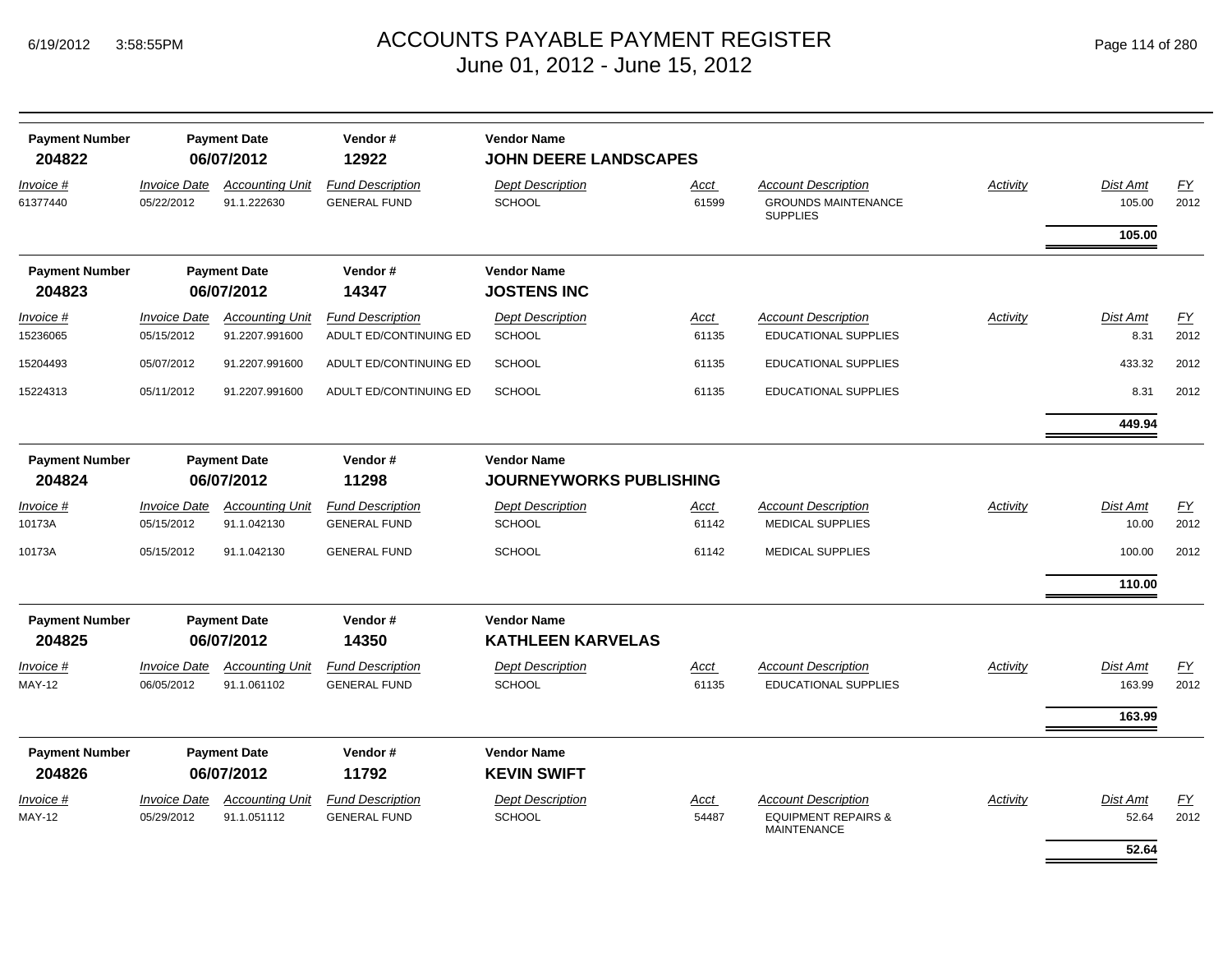# ACCOUNTS PAYABLE PAYMENT REGISTER
## June 01, 2012 - June 15, 2012

6/19/2012 3:58:55PM

| Payment Number | Payment Date | Vendor # | Vendor Name | | | | | | |
|---|---|---|---|---|---|---|---|---|---|
| **204822** | **06/07/2012** | **12922** | **JOHN DEERE LANDSCAPES** | | | | | | |
| *Invoice #* | *Invoice Date* | *Accounting Unit* | *Fund Description* | *Dept Description* | *Acct* | *Account Description* | *Activity* | *Dist Amt* | *FY* |
| 61377440 | 05/22/2012 | 91.1.222630 | GENERAL FUND | SCHOOL | 61599 | GROUNDS MAINTENANCE SUPPLIES | | 105.00 | 2012 |
| | | | | | | | | **105.00** | |

| Payment Number | Payment Date | Vendor # | Vendor Name | | | | | | |
|---|---|---|---|---|---|---|---|---|---|
| **204823** | **06/07/2012** | **14347** | **JOSTENS INC** | | | | | | |
| *Invoice #* | *Invoice Date* | *Accounting Unit* | *Fund Description* | *Dept Description* | *Acct* | *Account Description* | *Activity* | *Dist Amt* | *FY* |
| 15236065 | 05/15/2012 | 91.2207.991600 | ADULT ED/CONTINUING ED | SCHOOL | 61135 | EDUCATIONAL SUPPLIES | | 8.31 | 2012 |
| 15204493 | 05/07/2012 | 91.2207.991600 | ADULT ED/CONTINUING ED | SCHOOL | 61135 | EDUCATIONAL SUPPLIES | | 433.32 | 2012 |
| 15224313 | 05/11/2012 | 91.2207.991600 | ADULT ED/CONTINUING ED | SCHOOL | 61135 | EDUCATIONAL SUPPLIES | | 8.31 | 2012 |
| | | | | | | | | **449.94** | |

| Payment Number | Payment Date | Vendor # | Vendor Name | | | | | | |
|---|---|---|---|---|---|---|---|---|---|
| **204824** | **06/07/2012** | **11298** | **JOURNEYWORKS PUBLISHING** | | | | | | |
| *Invoice #* | *Invoice Date* | *Accounting Unit* | *Fund Description* | *Dept Description* | *Acct* | *Account Description* | *Activity* | *Dist Amt* | *FY* |
| 10173A | 05/15/2012 | 91.1.042130 | GENERAL FUND | SCHOOL | 61142 | MEDICAL SUPPLIES | | 10.00 | 2012 |
| 10173A | 05/15/2012 | 91.1.042130 | GENERAL FUND | SCHOOL | 61142 | MEDICAL SUPPLIES | | 100.00 | 2012 |
| | | | | | | | | **110.00** | |

| Payment Number | Payment Date | Vendor # | Vendor Name | | | | | | |
|---|---|---|---|---|---|---|---|---|---|
| **204825** | **06/07/2012** | **14350** | **KATHLEEN KARVELAS** | | | | | | |
| *Invoice #* | *Invoice Date* | *Accounting Unit* | *Fund Description* | *Dept Description* | *Acct* | *Account Description* | *Activity* | *Dist Amt* | *FY* |
| MAY-12 | 06/05/2012 | 91.1.061102 | GENERAL FUND | SCHOOL | 61135 | EDUCATIONAL SUPPLIES | | 163.99 | 2012 |
| | | | | | | | | **163.99** | |

| Payment Number | Payment Date | Vendor # | Vendor Name | | | | | | |
|---|---|---|---|---|---|---|---|---|---|
| **204826** | **06/07/2012** | **11792** | **KEVIN SWIFT** | | | | | | |
| *Invoice #* | *Invoice Date* | *Accounting Unit* | *Fund Description* | *Dept Description* | *Acct* | *Account Description* | *Activity* | *Dist Amt* | *FY* |
| MAY-12 | 05/29/2012 | 91.1.051112 | GENERAL FUND | SCHOOL | 54487 | EQUIPMENT REPAIRS & MAINTENANCE | | 52.64 | 2012 |
| | | | | | | | | **52.64** | |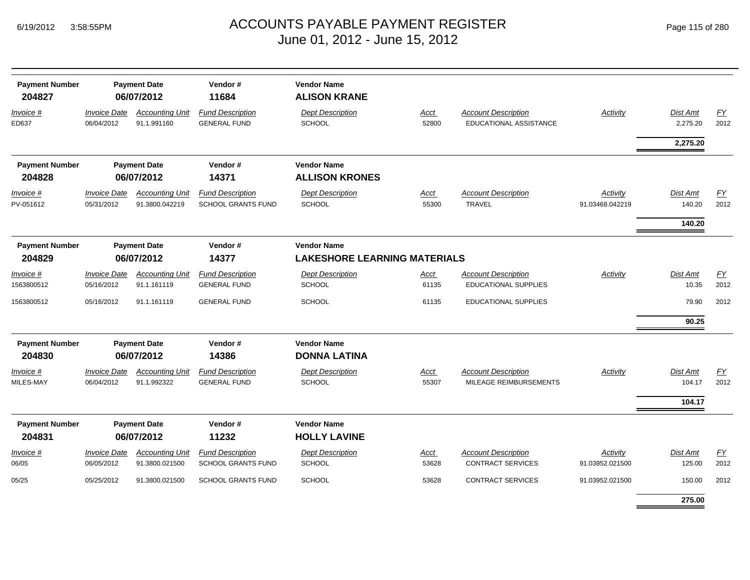# ACCOUNTS PAYABLE PAYMENT REGISTER
## June 01, 2012 - June 15, 2012

| Payment Number | Payment Date | Vendor # | Vendor Name |
|---|---|---|---|
| 204827 | 06/07/2012 | 11684 | ALISON KRANE |

| Invoice # | Invoice Date | Accounting Unit | Fund Description | Dept Description | Acct | Account Description | Activity | Dist Amt | FY |
|---|---|---|---|---|---|---|---|---|---|
| ED637 | 06/04/2012 | 91.1.991160 | GENERAL FUND | SCHOOL | 52800 | EDUCATIONAL ASSISTANCE | | 2,275.20 | 2012 |
| | | | | | | | | **2,275.20** | |

| Payment Number | Payment Date | Vendor # | Vendor Name |
|---|---|---|---|
| 204828 | 06/07/2012 | 14371 | ALLISON KRONES |

| Invoice # | Invoice Date | Accounting Unit | Fund Description | Dept Description | Acct | Account Description | Activity | Dist Amt | FY |
|---|---|---|---|---|---|---|---|---|---|
| PV-051612 | 05/31/2012 | 91.3800.042219 | SCHOOL GRANTS FUND | SCHOOL | 55300 | TRAVEL | 91.03468.042219 | 140.20 | 2012 |
| | | | | | | | | **140.20** | |

| Payment Number | Payment Date | Vendor # | Vendor Name |
|---|---|---|---|
| 204829 | 06/07/2012 | 14377 | LAKESHORE LEARNING MATERIALS |

| Invoice # | Invoice Date | Accounting Unit | Fund Description | Dept Description | Acct | Account Description | Activity | Dist Amt | FY |
|---|---|---|---|---|---|---|---|---|---|
| 1563800512 | 05/16/2012 | 91.1.161119 | GENERAL FUND | SCHOOL | 61135 | EDUCATIONAL SUPPLIES | | 10.35 | 2012 |
| 1563800512 | 05/16/2012 | 91.1.161119 | GENERAL FUND | SCHOOL | 61135 | EDUCATIONAL SUPPLIES | | 79.90 | 2012 |
| | | | | | | | | **90.25** | |

| Payment Number | Payment Date | Vendor # | Vendor Name |
|---|---|---|---|
| 204830 | 06/07/2012 | 14386 | DONNA LATINA |

| Invoice # | Invoice Date | Accounting Unit | Fund Description | Dept Description | Acct | Account Description | Activity | Dist Amt | FY |
|---|---|---|---|---|---|---|---|---|---|
| MILES-MAY | 06/04/2012 | 91.1.992322 | GENERAL FUND | SCHOOL | 55307 | MILEAGE REIMBURSEMENTS | | 104.17 | 2012 |
| | | | | | | | | **104.17** | |

| Payment Number | Payment Date | Vendor # | Vendor Name |
|---|---|---|---|
| 204831 | 06/07/2012 | 11232 | HOLLY LAVINE |

| Invoice # | Invoice Date | Accounting Unit | Fund Description | Dept Description | Acct | Account Description | Activity | Dist Amt | FY |
|---|---|---|---|---|---|---|---|---|---|
| 06/05 | 06/05/2012 | 91.3800.021500 | SCHOOL GRANTS FUND | SCHOOL | 53628 | CONTRACT SERVICES | 91.03952.021500 | 125.00 | 2012 |
| 05/25 | 05/25/2012 | 91.3800.021500 | SCHOOL GRANTS FUND | SCHOOL | 53628 | CONTRACT SERVICES | 91.03952.021500 | 150.00 | 2012 |
| | | | | | | | | **275.00** | |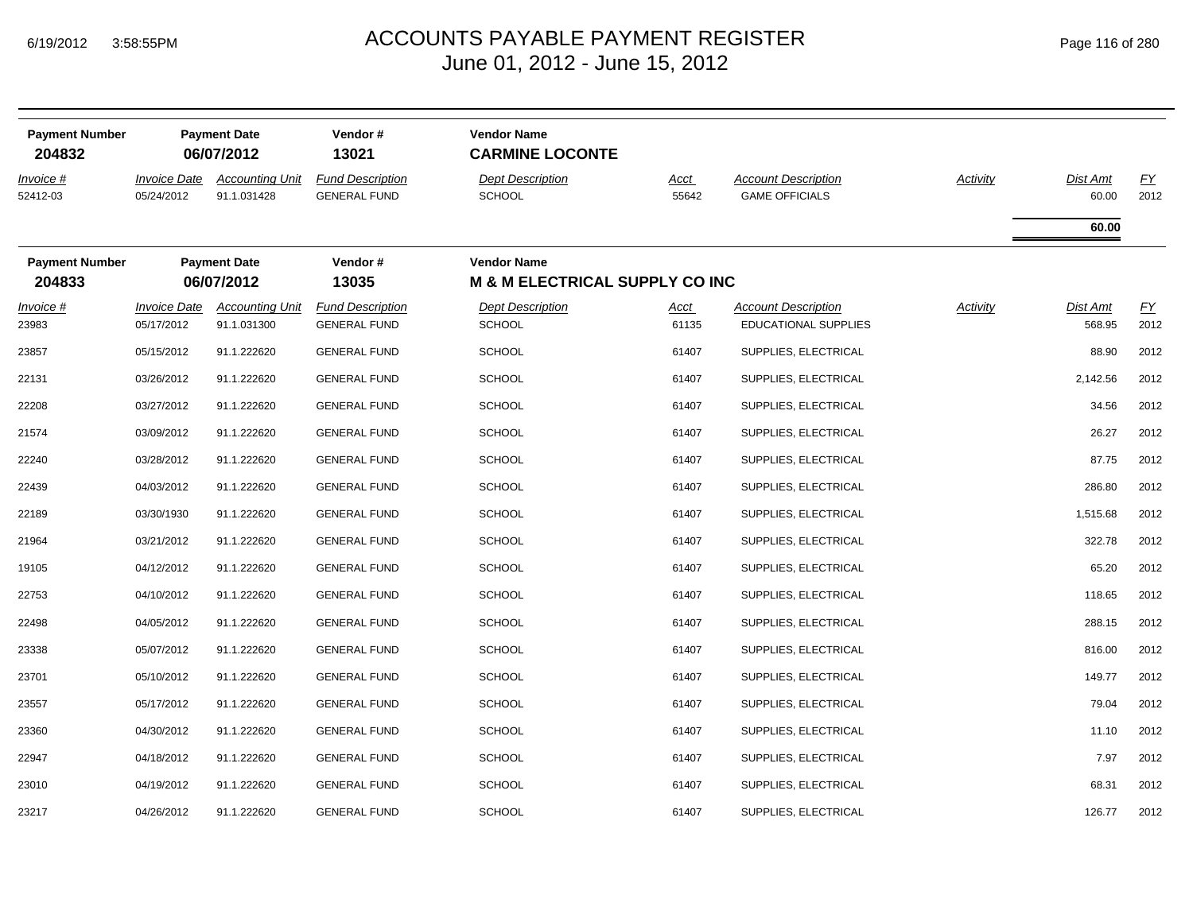# ACCOUNTS PAYABLE PAYMENT REGISTER
## June 01, 2012 - June 15, 2012

| Payment Number | Payment Date | Vendor # | Vendor Name |
|---|---|---|---|
| **204832** | **06/07/2012** | **13021** | **CARMINE LOCONTE** |

| Invoice # | Invoice Date | Accounting Unit | Fund Description | Dept Description | Acct | Account Description | Activity | Dist Amt | FY |
|---|---|---|---|---|---|---|---|---|---|
| 52412-03 | 05/24/2012 | 91.1.031428 | GENERAL FUND | SCHOOL | 55642 | GAME OFFICIALS | | 60.00 | 2012 |
| | | | | | | | | **60.00** | |

| Payment Number | Payment Date | Vendor # | Vendor Name |
|---|---|---|---|
| **204833** | **06/07/2012** | **13035** | **M & M ELECTRICAL SUPPLY CO INC** |

| Invoice # | Invoice Date | Accounting Unit | Fund Description | Dept Description | Acct | Account Description | Activity | Dist Amt | FY |
|---|---|---|---|---|---|---|---|---|---|
| 23983 | 05/17/2012 | 91.1.031300 | GENERAL FUND | SCHOOL | 61135 | EDUCATIONAL SUPPLIES | | 568.95 | 2012 |
| 23857 | 05/15/2012 | 91.1.222620 | GENERAL FUND | SCHOOL | 61407 | SUPPLIES, ELECTRICAL | | 88.90 | 2012 |
| 22131 | 03/26/2012 | 91.1.222620 | GENERAL FUND | SCHOOL | 61407 | SUPPLIES, ELECTRICAL | | 2,142.56 | 2012 |
| 22208 | 03/27/2012 | 91.1.222620 | GENERAL FUND | SCHOOL | 61407 | SUPPLIES, ELECTRICAL | | 34.56 | 2012 |
| 21574 | 03/09/2012 | 91.1.222620 | GENERAL FUND | SCHOOL | 61407 | SUPPLIES, ELECTRICAL | | 26.27 | 2012 |
| 22240 | 03/28/2012 | 91.1.222620 | GENERAL FUND | SCHOOL | 61407 | SUPPLIES, ELECTRICAL | | 87.75 | 2012 |
| 22439 | 04/03/2012 | 91.1.222620 | GENERAL FUND | SCHOOL | 61407 | SUPPLIES, ELECTRICAL | | 286.80 | 2012 |
| 22189 | 03/30/1930 | 91.1.222620 | GENERAL FUND | SCHOOL | 61407 | SUPPLIES, ELECTRICAL | | 1,515.68 | 2012 |
| 21964 | 03/21/2012 | 91.1.222620 | GENERAL FUND | SCHOOL | 61407 | SUPPLIES, ELECTRICAL | | 322.78 | 2012 |
| 19105 | 04/12/2012 | 91.1.222620 | GENERAL FUND | SCHOOL | 61407 | SUPPLIES, ELECTRICAL | | 65.20 | 2012 |
| 22753 | 04/10/2012 | 91.1.222620 | GENERAL FUND | SCHOOL | 61407 | SUPPLIES, ELECTRICAL | | 118.65 | 2012 |
| 22498 | 04/05/2012 | 91.1.222620 | GENERAL FUND | SCHOOL | 61407 | SUPPLIES, ELECTRICAL | | 288.15 | 2012 |
| 23338 | 05/07/2012 | 91.1.222620 | GENERAL FUND | SCHOOL | 61407 | SUPPLIES, ELECTRICAL | | 816.00 | 2012 |
| 23701 | 05/10/2012 | 91.1.222620 | GENERAL FUND | SCHOOL | 61407 | SUPPLIES, ELECTRICAL | | 149.77 | 2012 |
| 23557 | 05/17/2012 | 91.1.222620 | GENERAL FUND | SCHOOL | 61407 | SUPPLIES, ELECTRICAL | | 79.04 | 2012 |
| 23360 | 04/30/2012 | 91.1.222620 | GENERAL FUND | SCHOOL | 61407 | SUPPLIES, ELECTRICAL | | 11.10 | 2012 |
| 22947 | 04/18/2012 | 91.1.222620 | GENERAL FUND | SCHOOL | 61407 | SUPPLIES, ELECTRICAL | | 7.97 | 2012 |
| 23010 | 04/19/2012 | 91.1.222620 | GENERAL FUND | SCHOOL | 61407 | SUPPLIES, ELECTRICAL | | 68.31 | 2012 |
| 23217 | 04/26/2012 | 91.1.222620 | GENERAL FUND | SCHOOL | 61407 | SUPPLIES, ELECTRICAL | | 126.77 | 2012 |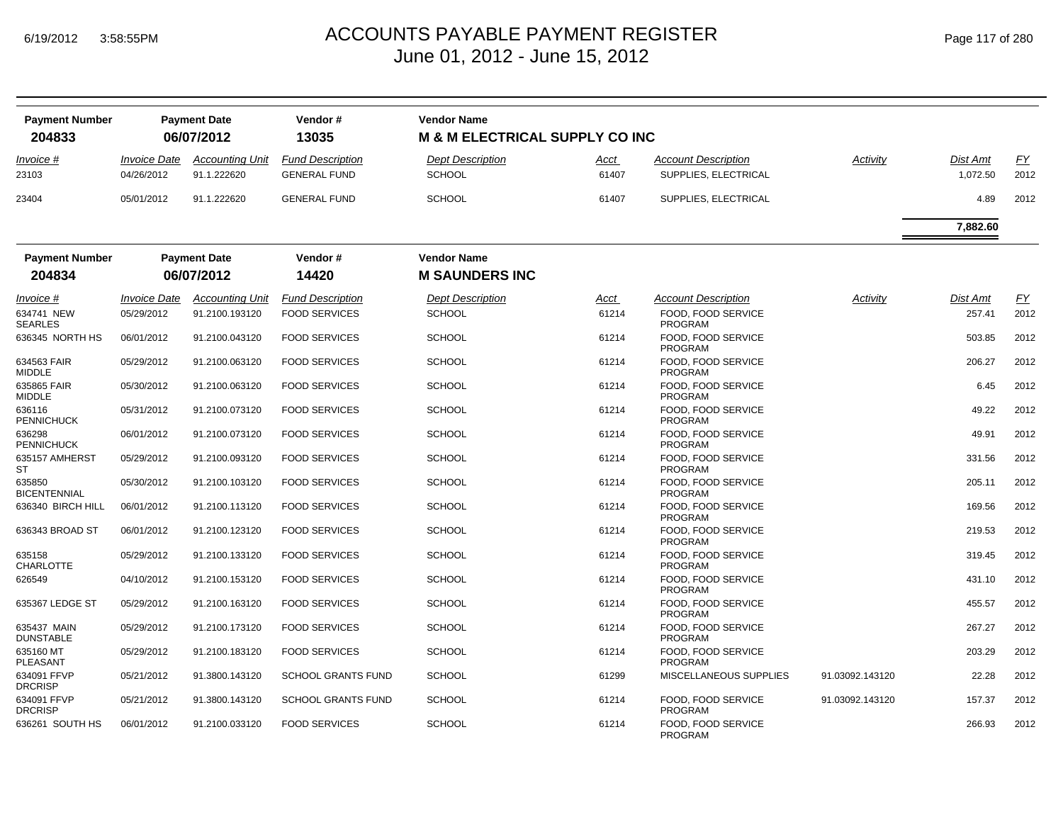# ACCOUNTS PAYABLE PAYMENT REGISTER
## June 01, 2012 - June 15, 2012

| Payment Number | Payment Date | Vendor # | Vendor Name |
|---|---|---|---|
| **204833** | **06/07/2012** | **13035** | **M & M ELECTRICAL SUPPLY CO INC** |

| Invoice # | Invoice Date | Accounting Unit | Fund Description | Dept Description | Acct | Account Description | Activity | Dist Amt | FY |
|---|---|---|---|---|---|---|---|---|---|
| 23103 | 04/26/2012 | 91.1.222620 | GENERAL FUND | SCHOOL | 61407 | SUPPLIES, ELECTRICAL | | 1,072.50 | 2012 |
| 23404 | 05/01/2012 | 91.1.222620 | GENERAL FUND | SCHOOL | 61407 | SUPPLIES, ELECTRICAL | | 4.89 | 2012 |
| | | | | | | | | **7,882.60** | |

| Payment Number | Payment Date | Vendor # | Vendor Name |
|---|---|---|---|
| **204834** | **06/07/2012** | **14420** | **M SAUNDERS INC** |

| Invoice # | Invoice Date | Accounting Unit | Fund Description | Dept Description | Acct | Account Description | Activity | Dist Amt | FY |
|---|---|---|---|---|---|---|---|---|---|
| 634741 NEW SEARLES | 05/29/2012 | 91.2100.193120 | FOOD SERVICES | SCHOOL | 61214 | FOOD, FOOD SERVICE PROGRAM | | 257.41 | 2012 |
| 636345 NORTH HS | 06/01/2012 | 91.2100.043120 | FOOD SERVICES | SCHOOL | 61214 | FOOD, FOOD SERVICE PROGRAM | | 503.85 | 2012 |
| 634563 FAIR MIDDLE | 05/29/2012 | 91.2100.063120 | FOOD SERVICES | SCHOOL | 61214 | FOOD, FOOD SERVICE PROGRAM | | 206.27 | 2012 |
| 635865 FAIR MIDDLE | 05/30/2012 | 91.2100.063120 | FOOD SERVICES | SCHOOL | 61214 | FOOD, FOOD SERVICE PROGRAM | | 6.45 | 2012 |
| 636116 PENNICHUCK | 05/31/2012 | 91.2100.073120 | FOOD SERVICES | SCHOOL | 61214 | FOOD, FOOD SERVICE PROGRAM | | 49.22 | 2012 |
| 636298 PENNICHUCK | 06/01/2012 | 91.2100.073120 | FOOD SERVICES | SCHOOL | 61214 | FOOD, FOOD SERVICE PROGRAM | | 49.91 | 2012 |
| 635157 AMHERST ST | 05/29/2012 | 91.2100.093120 | FOOD SERVICES | SCHOOL | 61214 | FOOD, FOOD SERVICE PROGRAM | | 331.56 | 2012 |
| 635850 BICENTENNIAL | 05/30/2012 | 91.2100.103120 | FOOD SERVICES | SCHOOL | 61214 | FOOD, FOOD SERVICE PROGRAM | | 205.11 | 2012 |
| 636340 BIRCH HILL | 06/01/2012 | 91.2100.113120 | FOOD SERVICES | SCHOOL | 61214 | FOOD, FOOD SERVICE PROGRAM | | 169.56 | 2012 |
| 636343 BROAD ST | 06/01/2012 | 91.2100.123120 | FOOD SERVICES | SCHOOL | 61214 | FOOD, FOOD SERVICE PROGRAM | | 219.53 | 2012 |
| 635158 CHARLOTTE | 05/29/2012 | 91.2100.133120 | FOOD SERVICES | SCHOOL | 61214 | FOOD, FOOD SERVICE PROGRAM | | 319.45 | 2012 |
| 626549 | 04/10/2012 | 91.2100.153120 | FOOD SERVICES | SCHOOL | 61214 | FOOD, FOOD SERVICE PROGRAM | | 431.10 | 2012 |
| 635367 LEDGE ST | 05/29/2012 | 91.2100.163120 | FOOD SERVICES | SCHOOL | 61214 | FOOD, FOOD SERVICE PROGRAM | | 455.57 | 2012 |
| 635437 MAIN DUNSTABLE | 05/29/2012 | 91.2100.173120 | FOOD SERVICES | SCHOOL | 61214 | FOOD, FOOD SERVICE PROGRAM | | 267.27 | 2012 |
| 635160 MT PLEASANT | 05/29/2012 | 91.2100.183120 | FOOD SERVICES | SCHOOL | 61214 | FOOD, FOOD SERVICE PROGRAM | | 203.29 | 2012 |
| 634091 FFVP DRCRISP | 05/21/2012 | 91.3800.143120 | SCHOOL GRANTS FUND | SCHOOL | 61299 | MISCELLANEOUS SUPPLIES | 91.03092.143120 | 22.28 | 2012 |
| 634091 FFVP DRCRISP | 05/21/2012 | 91.3800.143120 | SCHOOL GRANTS FUND | SCHOOL | 61214 | FOOD, FOOD SERVICE PROGRAM | 91.03092.143120 | 157.37 | 2012 |
| 636261 SOUTH HS | 06/01/2012 | 91.2100.033120 | FOOD SERVICES | SCHOOL | 61214 | FOOD, FOOD SERVICE PROGRAM | | 266.93 | 2012 |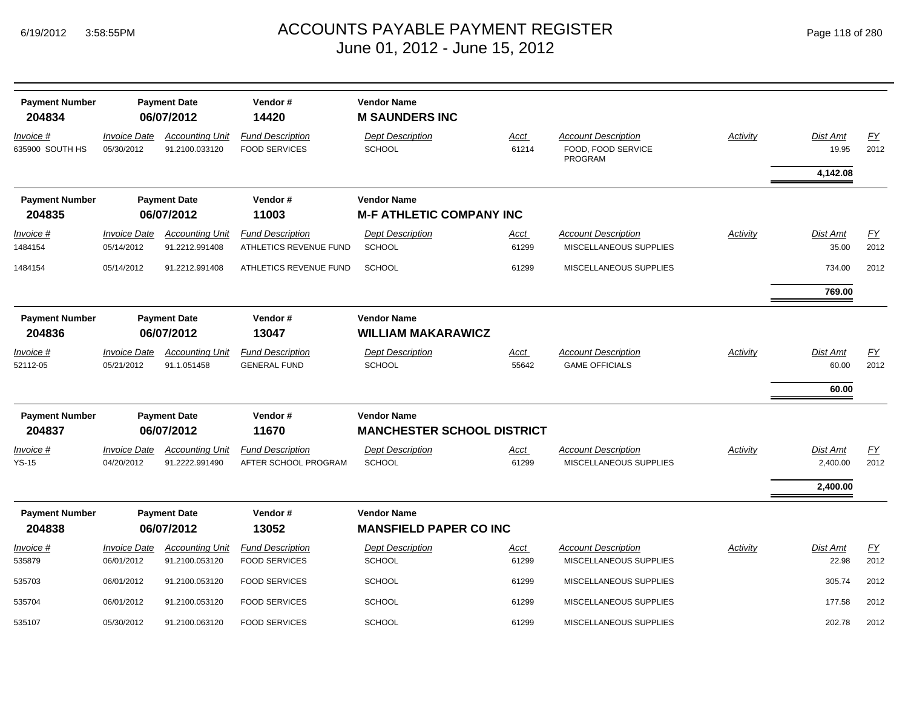# ACCOUNTS PAYABLE PAYMENT REGISTER
June 01, 2012 - June 15, 2012

| Payment Number | Payment Date | Vendor # | Vendor Name |
|---|---|---|---|
| **204834** | **06/07/2012** | **14420** | **M SAUNDERS INC** |

| *Invoice #* | *Invoice Date* | *Accounting Unit* | *Fund Description* | *Dept Description* | *Acct* | *Account Description* | *Activity* | *Dist Amt* | *FY* |
|---|---|---|---|---|---|---|---|---|---|
| 635900 SOUTH HS | 05/30/2012 | 91.2100.033120 | FOOD SERVICES | SCHOOL | 61214 | FOOD, FOOD SERVICE PROGRAM | | 19.95 | 2012 |
| | | | | | | | | **4,142.08** | |

| Payment Number | Payment Date | Vendor # | Vendor Name |
|---|---|---|---|
| **204835** | **06/07/2012** | **11003** | **M-F ATHLETIC COMPANY INC** |

| *Invoice #* | *Invoice Date* | *Accounting Unit* | *Fund Description* | *Dept Description* | *Acct* | *Account Description* | *Activity* | *Dist Amt* | *FY* |
|---|---|---|---|---|---|---|---|---|---|
| 1484154 | 05/14/2012 | 91.2212.991408 | ATHLETICS REVENUE FUND | SCHOOL | 61299 | MISCELLANEOUS SUPPLIES | | 35.00 | 2012 |
| 1484154 | 05/14/2012 | 91.2212.991408 | ATHLETICS REVENUE FUND | SCHOOL | 61299 | MISCELLANEOUS SUPPLIES | | 734.00 | 2012 |
| | | | | | | | | **769.00** | |

| Payment Number | Payment Date | Vendor # | Vendor Name |
|---|---|---|---|
| **204836** | **06/07/2012** | **13047** | **WILLIAM MAKARAWICZ** |

| *Invoice #* | *Invoice Date* | *Accounting Unit* | *Fund Description* | *Dept Description* | *Acct* | *Account Description* | *Activity* | *Dist Amt* | *FY* |
|---|---|---|---|---|---|---|---|---|---|
| 52112-05 | 05/21/2012 | 91.1.051458 | GENERAL FUND | SCHOOL | 55642 | GAME OFFICIALS | | 60.00 | 2012 |
| | | | | | | | | **60.00** | |

| Payment Number | Payment Date | Vendor # | Vendor Name |
|---|---|---|---|
| **204837** | **06/07/2012** | **11670** | **MANCHESTER SCHOOL DISTRICT** |

| *Invoice #* | *Invoice Date* | *Accounting Unit* | *Fund Description* | *Dept Description* | *Acct* | *Account Description* | *Activity* | *Dist Amt* | *FY* |
|---|---|---|---|---|---|---|---|---|---|
| YS-15 | 04/20/2012 | 91.2222.991490 | AFTER SCHOOL PROGRAM | SCHOOL | 61299 | MISCELLANEOUS SUPPLIES | | 2,400.00 | 2012 |
| | | | | | | | | **2,400.00** | |

| Payment Number | Payment Date | Vendor # | Vendor Name |
|---|---|---|---|
| **204838** | **06/07/2012** | **13052** | **MANSFIELD PAPER CO INC** |

| *Invoice #* | *Invoice Date* | *Accounting Unit* | *Fund Description* | *Dept Description* | *Acct* | *Account Description* | *Activity* | *Dist Amt* | *FY* |
|---|---|---|---|---|---|---|---|---|---|
| 535879 | 06/01/2012 | 91.2100.053120 | FOOD SERVICES | SCHOOL | 61299 | MISCELLANEOUS SUPPLIES | | 22.98 | 2012 |
| 535703 | 06/01/2012 | 91.2100.053120 | FOOD SERVICES | SCHOOL | 61299 | MISCELLANEOUS SUPPLIES | | 305.74 | 2012 |
| 535704 | 06/01/2012 | 91.2100.053120 | FOOD SERVICES | SCHOOL | 61299 | MISCELLANEOUS SUPPLIES | | 177.58 | 2012 |
| 535107 | 05/30/2012 | 91.2100.063120 | FOOD SERVICES | SCHOOL | 61299 | MISCELLANEOUS SUPPLIES | | 202.78 | 2012 |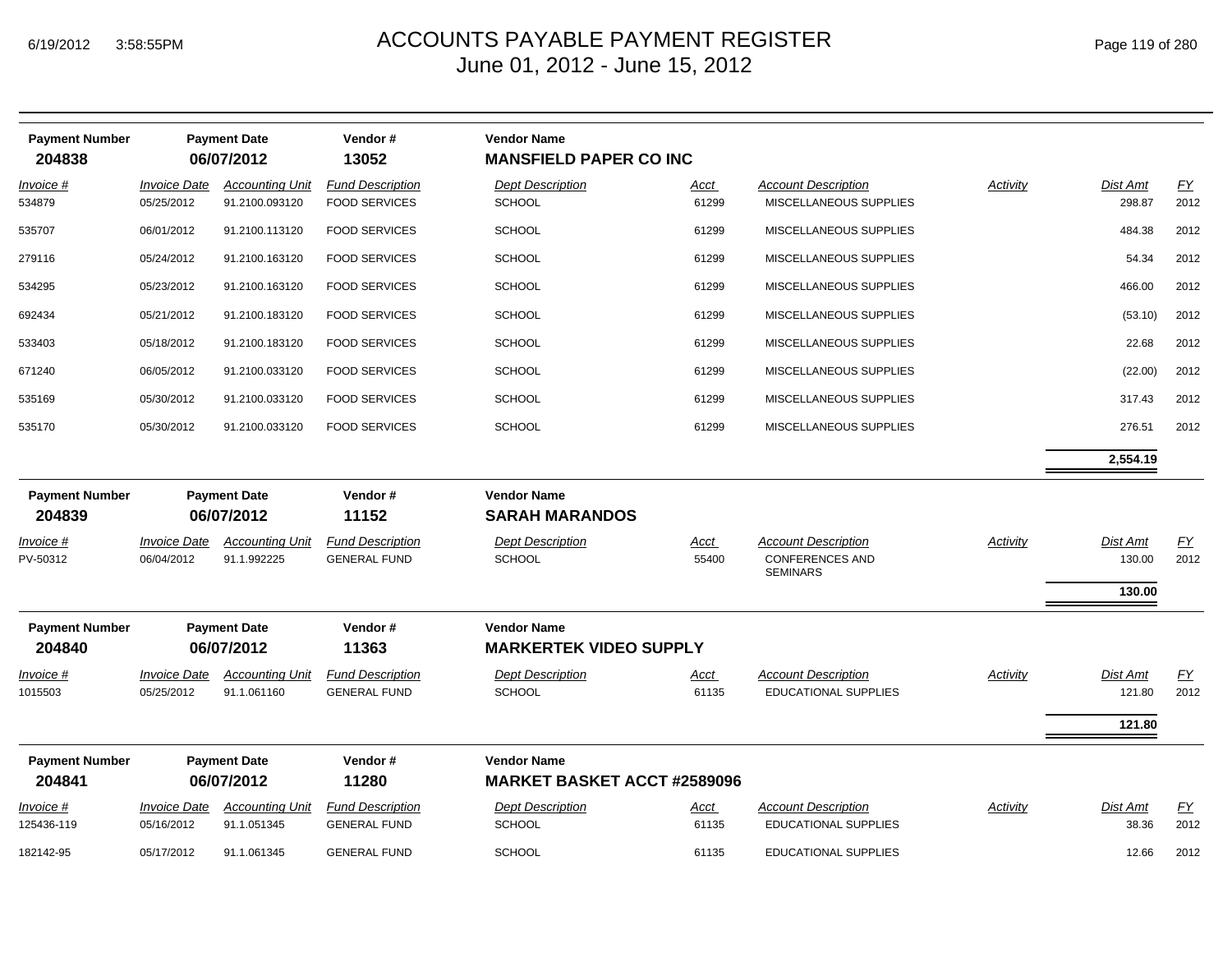| Payment Number | Payment Date | Vendor # | Vendor Name |
|---|---|---|---|
| **204838** | **06/07/2012** | **13052** | **MANSFIELD PAPER CO INC** |

| Invoice # | Invoice Date | Accounting Unit | Fund Description | Dept Description | Acct | Account Description | Activity | Dist Amt | FY |
|---|---|---|---|---|---|---|---|---|---|
| 534879 | 05/25/2012 | 91.2100.093120 | FOOD SERVICES | SCHOOL | 61299 | MISCELLANEOUS SUPPLIES | | 298.87 | 2012 |
| 535707 | 06/01/2012 | 91.2100.113120 | FOOD SERVICES | SCHOOL | 61299 | MISCELLANEOUS SUPPLIES | | 484.38 | 2012 |
| 279116 | 05/24/2012 | 91.2100.163120 | FOOD SERVICES | SCHOOL | 61299 | MISCELLANEOUS SUPPLIES | | 54.34 | 2012 |
| 534295 | 05/23/2012 | 91.2100.163120 | FOOD SERVICES | SCHOOL | 61299 | MISCELLANEOUS SUPPLIES | | 466.00 | 2012 |
| 692434 | 05/21/2012 | 91.2100.183120 | FOOD SERVICES | SCHOOL | 61299 | MISCELLANEOUS SUPPLIES | | (53.10) | 2012 |
| 533403 | 05/18/2012 | 91.2100.183120 | FOOD SERVICES | SCHOOL | 61299 | MISCELLANEOUS SUPPLIES | | 22.68 | 2012 |
| 671240 | 06/05/2012 | 91.2100.033120 | FOOD SERVICES | SCHOOL | 61299 | MISCELLANEOUS SUPPLIES | | (22.00) | 2012 |
| 535169 | 05/30/2012 | 91.2100.033120 | FOOD SERVICES | SCHOOL | 61299 | MISCELLANEOUS SUPPLIES | | 317.43 | 2012 |
| 535170 | 05/30/2012 | 91.2100.033120 | FOOD SERVICES | SCHOOL | 61299 | MISCELLANEOUS SUPPLIES | | 276.51 | 2012 |
| | | | | | | | | **2,554.19** | |

| Payment Number | Payment Date | Vendor # | Vendor Name |
|---|---|---|---|
| **204839** | **06/07/2012** | **11152** | **SARAH MARANDOS** |

| Invoice # | Invoice Date | Accounting Unit | Fund Description | Dept Description | Acct | Account Description | Activity | Dist Amt | FY |
|---|---|---|---|---|---|---|---|---|---|
| PV-50312 | 06/04/2012 | 91.1.992225 | GENERAL FUND | SCHOOL | 55400 | CONFERENCES AND SEMINARS | | 130.00 | 2012 |
| | | | | | | | | **130.00** | |

| Payment Number | Payment Date | Vendor # | Vendor Name |
|---|---|---|---|
| **204840** | **06/07/2012** | **11363** | **MARKERTEK VIDEO SUPPLY** |

| Invoice # | Invoice Date | Accounting Unit | Fund Description | Dept Description | Acct | Account Description | Activity | Dist Amt | FY |
|---|---|---|---|---|---|---|---|---|---|
| 1015503 | 05/25/2012 | 91.1.061160 | GENERAL FUND | SCHOOL | 61135 | EDUCATIONAL SUPPLIES | | 121.80 | 2012 |
| | | | | | | | | **121.80** | |

| Payment Number | Payment Date | Vendor # | Vendor Name |
|---|---|---|---|
| **204841** | **06/07/2012** | **11280** | **MARKET BASKET ACCT #2589096** |

| Invoice # | Invoice Date | Accounting Unit | Fund Description | Dept Description | Acct | Account Description | Activity | Dist Amt | FY |
|---|---|---|---|---|---|---|---|---|---|
| 125436-119 | 05/16/2012 | 91.1.051345 | GENERAL FUND | SCHOOL | 61135 | EDUCATIONAL SUPPLIES | | 38.36 | 2012 |
| 182142-95 | 05/17/2012 | 91.1.061345 | GENERAL FUND | SCHOOL | 61135 | EDUCATIONAL SUPPLIES | | 12.66 | 2012 |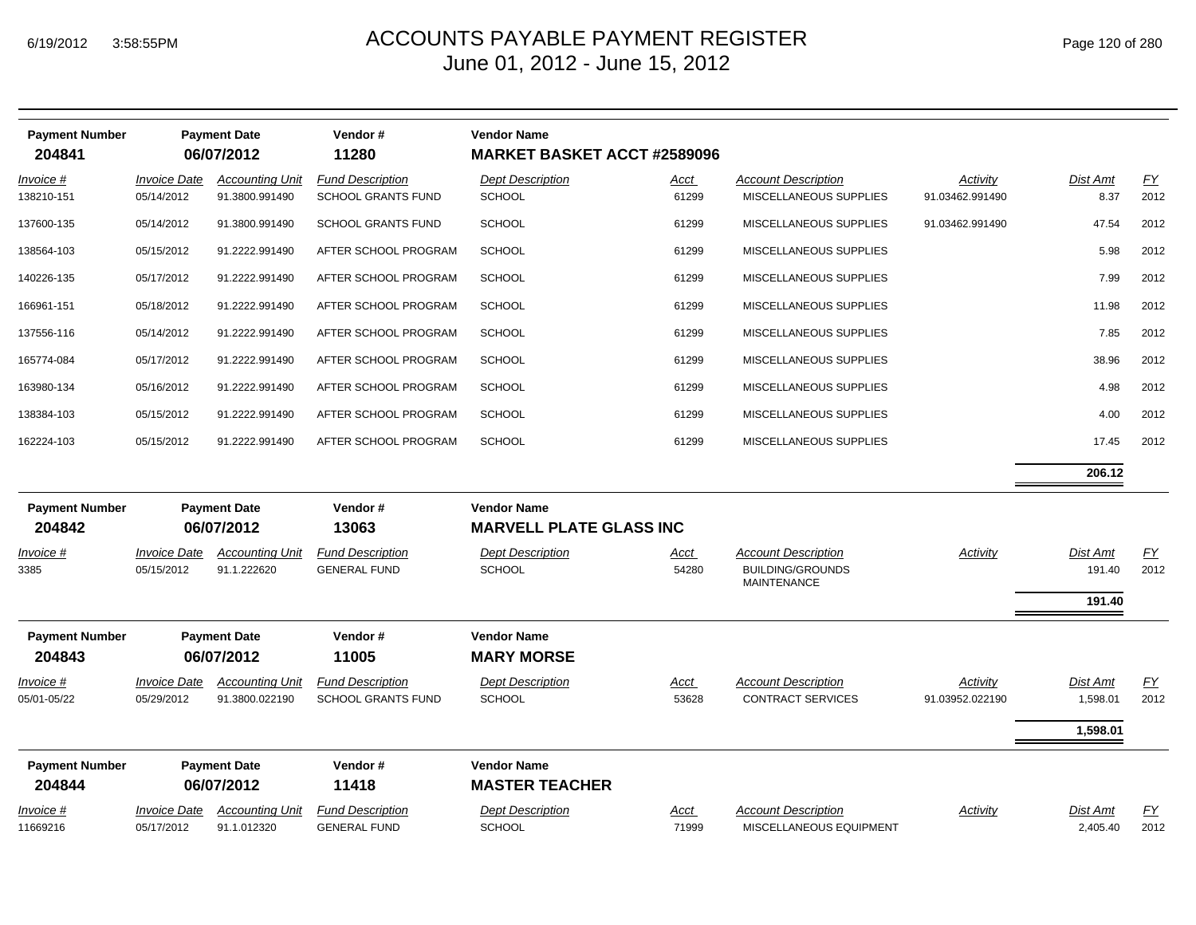# ACCOUNTS PAYABLE PAYMENT REGISTER
June 01, 2012 - June 15, 2012

6/19/2012 3:58:55PM

| Payment Number | Payment Date | Vendor # | Vendor Name |
|---|---|---|---|
| **204841** | **06/07/2012** | **11280** | **MARKET BASKET ACCT #2589096** |

| Invoice # | Invoice Date | Accounting Unit | Fund Description | Dept Description | Acct | Account Description | Activity | Dist Amt | FY |
|---|---|---|---|---|---|---|---|---|---|
| 138210-151 | 05/14/2012 | 91.3800.991490 | SCHOOL GRANTS FUND | SCHOOL | 61299 | MISCELLANEOUS SUPPLIES | 91.03462.991490 | 8.37 | 2012 |
| 137600-135 | 05/14/2012 | 91.3800.991490 | SCHOOL GRANTS FUND | SCHOOL | 61299 | MISCELLANEOUS SUPPLIES | 91.03462.991490 | 47.54 | 2012 |
| 138564-103 | 05/15/2012 | 91.2222.991490 | AFTER SCHOOL PROGRAM | SCHOOL | 61299 | MISCELLANEOUS SUPPLIES | | 5.98 | 2012 |
| 140226-135 | 05/17/2012 | 91.2222.991490 | AFTER SCHOOL PROGRAM | SCHOOL | 61299 | MISCELLANEOUS SUPPLIES | | 7.99 | 2012 |
| 166961-151 | 05/18/2012 | 91.2222.991490 | AFTER SCHOOL PROGRAM | SCHOOL | 61299 | MISCELLANEOUS SUPPLIES | | 11.98 | 2012 |
| 137556-116 | 05/14/2012 | 91.2222.991490 | AFTER SCHOOL PROGRAM | SCHOOL | 61299 | MISCELLANEOUS SUPPLIES | | 7.85 | 2012 |
| 165774-084 | 05/17/2012 | 91.2222.991490 | AFTER SCHOOL PROGRAM | SCHOOL | 61299 | MISCELLANEOUS SUPPLIES | | 38.96 | 2012 |
| 163980-134 | 05/16/2012 | 91.2222.991490 | AFTER SCHOOL PROGRAM | SCHOOL | 61299 | MISCELLANEOUS SUPPLIES | | 4.98 | 2012 |
| 138384-103 | 05/15/2012 | 91.2222.991490 | AFTER SCHOOL PROGRAM | SCHOOL | 61299 | MISCELLANEOUS SUPPLIES | | 4.00 | 2012 |
| 162224-103 | 05/15/2012 | 91.2222.991490 | AFTER SCHOOL PROGRAM | SCHOOL | 61299 | MISCELLANEOUS SUPPLIES | | 17.45 | 2012 |
| | | | | | | | | **206.12** | |

| Payment Number | Payment Date | Vendor # | Vendor Name |
|---|---|---|---|
| **204842** | **06/07/2012** | **13063** | **MARVELL PLATE GLASS INC** |

| Invoice # | Invoice Date | Accounting Unit | Fund Description | Dept Description | Acct | Account Description | Activity | Dist Amt | FY |
|---|---|---|---|---|---|---|---|---|---|
| 3385 | 05/15/2012 | 91.1.222620 | GENERAL FUND | SCHOOL | 54280 | BUILDING/GROUNDS MAINTENANCE | | 191.40 | 2012 |
| | | | | | | | | **191.40** | |

| Payment Number | Payment Date | Vendor # | Vendor Name |
|---|---|---|---|
| **204843** | **06/07/2012** | **11005** | **MARY MORSE** |

| Invoice # | Invoice Date | Accounting Unit | Fund Description | Dept Description | Acct | Account Description | Activity | Dist Amt | FY |
|---|---|---|---|---|---|---|---|---|---|
| 05/01-05/22 | 05/29/2012 | 91.3800.022190 | SCHOOL GRANTS FUND | SCHOOL | 53628 | CONTRACT SERVICES | 91.03952.022190 | 1,598.01 | 2012 |
| | | | | | | | | **1,598.01** | |

| Payment Number | Payment Date | Vendor # | Vendor Name |
|---|---|---|---|
| **204844** | **06/07/2012** | **11418** | **MASTER TEACHER** |

| Invoice # | Invoice Date | Accounting Unit | Fund Description | Dept Description | Acct | Account Description | Activity | Dist Amt | FY |
|---|---|---|---|---|---|---|---|---|---|
| 11669216 | 05/17/2012 | 91.1.012320 | GENERAL FUND | SCHOOL | 71999 | MISCELLANEOUS EQUIPMENT | | 2,405.40 | 2012 |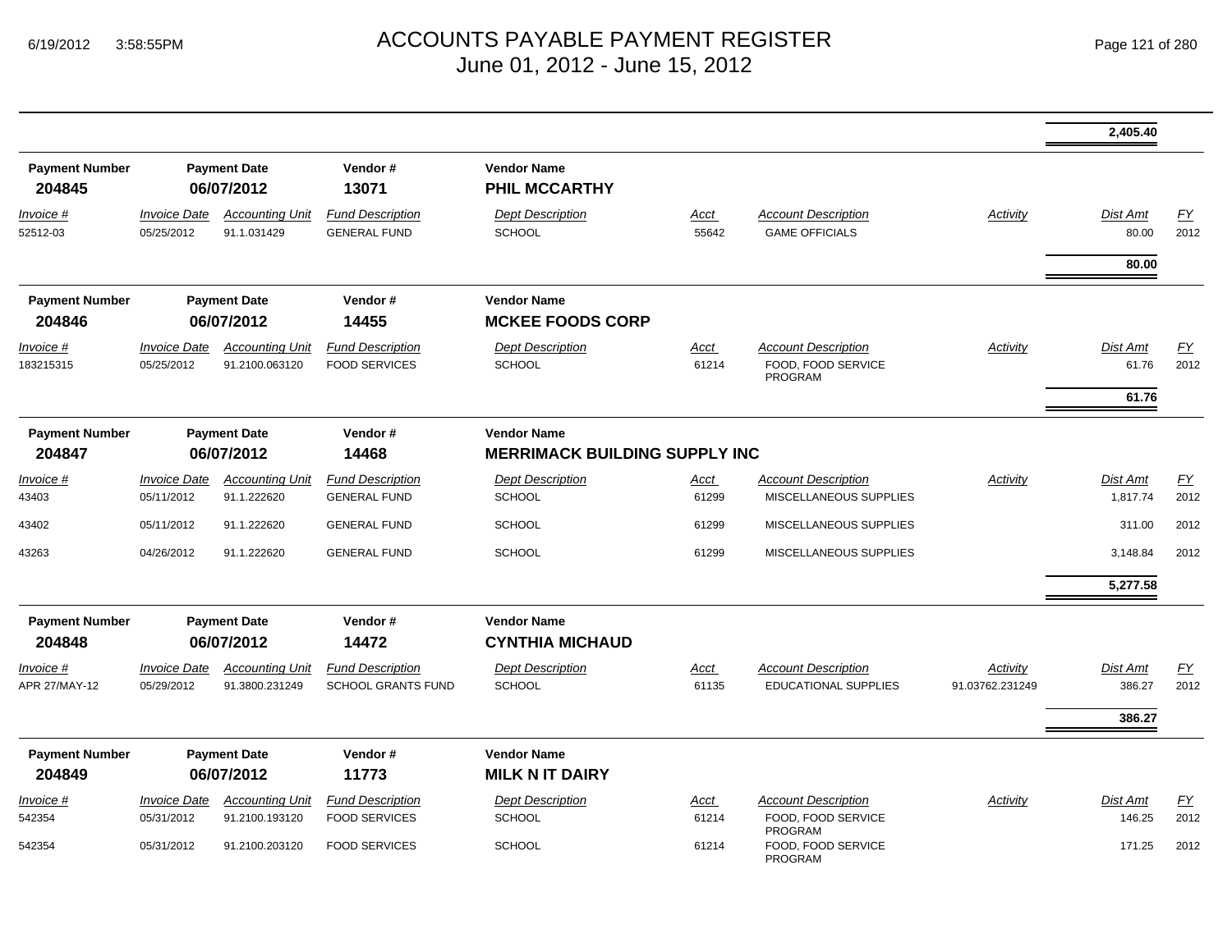# ACCOUNTS PAYABLE PAYMENT REGISTER
## June 01, 2012 - June 15, 2012

| | | | | | | | | Dist Amt | |
|---|---|---|---|---|---|---|---|---|---|
| | | | | | | | | **2,405.40** | |

**Payment Number:** 204845 | **Payment Date:** 06/07/2012 | **Vendor #:** 13071 | **Vendor Name:** PHIL MCCARTHY

| Invoice # | Invoice Date | Accounting Unit | Fund Description | Dept Description | Acct | Account Description | Activity | Dist Amt | FY |
|---|---|---|---|---|---|---|---|---|---|
| 52512-03 | 05/25/2012 | 91.1.031429 | GENERAL FUND | SCHOOL | 55642 | GAME OFFICIALS | | 80.00 | 2012 |
| | | | | | | | | **80.00** | |

**Payment Number:** 204846 | **Payment Date:** 06/07/2012 | **Vendor #:** 14455 | **Vendor Name:** MCKEE FOODS CORP

| Invoice # | Invoice Date | Accounting Unit | Fund Description | Dept Description | Acct | Account Description | Activity | Dist Amt | FY |
|---|---|---|---|---|---|---|---|---|---|
| 183215315 | 05/25/2012 | 91.2100.063120 | FOOD SERVICES | SCHOOL | 61214 | FOOD, FOOD SERVICE PROGRAM | | 61.76 | 2012 |
| | | | | | | | | **61.76** | |

**Payment Number:** 204847 | **Payment Date:** 06/07/2012 | **Vendor #:** 14468 | **Vendor Name:** MERRIMACK BUILDING SUPPLY INC

| Invoice # | Invoice Date | Accounting Unit | Fund Description | Dept Description | Acct | Account Description | Activity | Dist Amt | FY |
|---|---|---|---|---|---|---|---|---|---|
| 43403 | 05/11/2012 | 91.1.222620 | GENERAL FUND | SCHOOL | 61299 | MISCELLANEOUS SUPPLIES | | 1,817.74 | 2012 |
| 43402 | 05/11/2012 | 91.1.222620 | GENERAL FUND | SCHOOL | 61299 | MISCELLANEOUS SUPPLIES | | 311.00 | 2012 |
| 43263 | 04/26/2012 | 91.1.222620 | GENERAL FUND | SCHOOL | 61299 | MISCELLANEOUS SUPPLIES | | 3,148.84 | 2012 |
| | | | | | | | | **5,277.58** | |

**Payment Number:** 204848 | **Payment Date:** 06/07/2012 | **Vendor #:** 14472 | **Vendor Name:** CYNTHIA MICHAUD

| Invoice # | Invoice Date | Accounting Unit | Fund Description | Dept Description | Acct | Account Description | Activity | Dist Amt | FY |
|---|---|---|---|---|---|---|---|---|---|
| APR 27/MAY-12 | 05/29/2012 | 91.3800.231249 | SCHOOL GRANTS FUND | SCHOOL | 61135 | EDUCATIONAL SUPPLIES | 91.03762.231249 | 386.27 | 2012 |
| | | | | | | | | **386.27** | |

**Payment Number:** 204849 | **Payment Date:** 06/07/2012 | **Vendor #:** 11773 | **Vendor Name:** MILK N IT DAIRY

| Invoice # | Invoice Date | Accounting Unit | Fund Description | Dept Description | Acct | Account Description | Activity | Dist Amt | FY |
|---|---|---|---|---|---|---|---|---|---|
| 542354 | 05/31/2012 | 91.2100.193120 | FOOD SERVICES | SCHOOL | 61214 | FOOD, FOOD SERVICE PROGRAM | | 146.25 | 2012 |
| 542354 | 05/31/2012 | 91.2100.203120 | FOOD SERVICES | SCHOOL | 61214 | FOOD, FOOD SERVICE PROGRAM | | 171.25 | 2012 |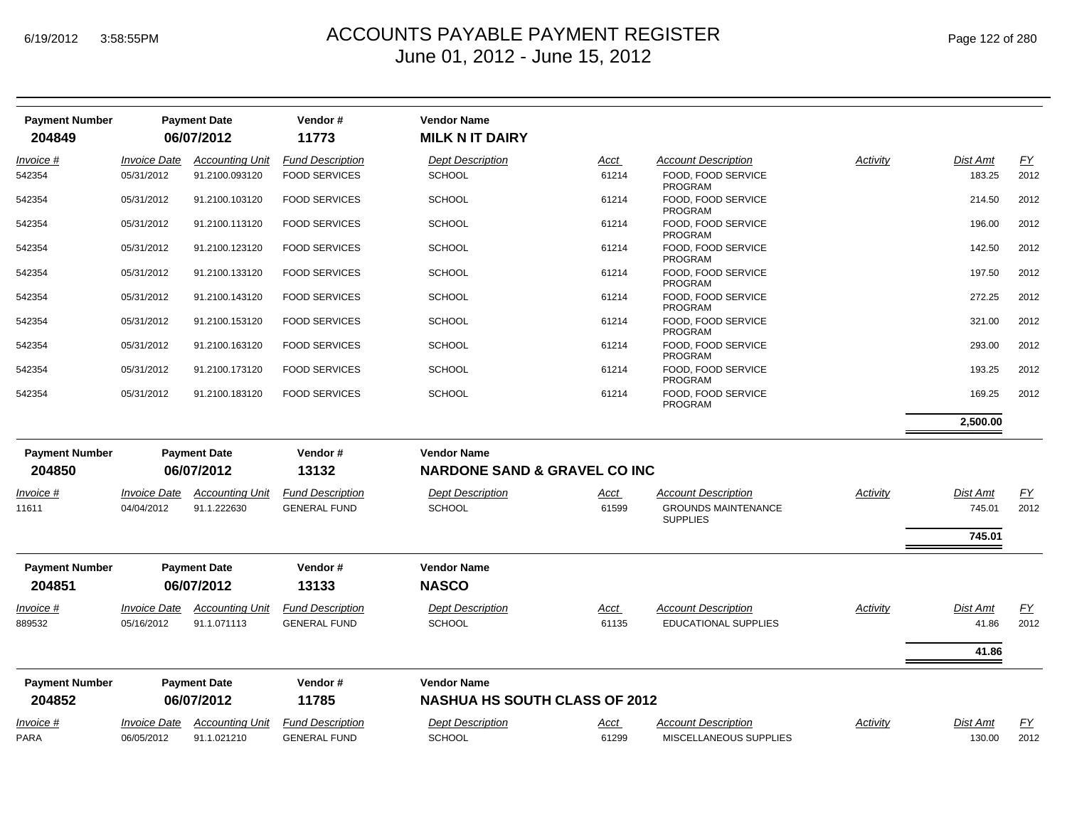# ACCOUNTS PAYABLE PAYMENT REGISTER
## June 01, 2012 - June 15, 2012

6/19/2012 3:58:55PM

| Payment Number | Payment Date | Vendor # | Vendor Name |
|---|---|---|---|
| 204849 | 06/07/2012 | 11773 | MILK N IT DAIRY |

| Invoice # | Invoice Date | Accounting Unit | Fund Description | Dept Description | Acct | Account Description | Activity | Dist Amt | FY |
|---|---|---|---|---|---|---|---|---|---|
| 542354 | 05/31/2012 | 91.2100.093120 | FOOD SERVICES | SCHOOL | 61214 | FOOD, FOOD SERVICE PROGRAM | | 183.25 | 2012 |
| 542354 | 05/31/2012 | 91.2100.103120 | FOOD SERVICES | SCHOOL | 61214 | FOOD, FOOD SERVICE PROGRAM | | 214.50 | 2012 |
| 542354 | 05/31/2012 | 91.2100.113120 | FOOD SERVICES | SCHOOL | 61214 | FOOD, FOOD SERVICE PROGRAM | | 196.00 | 2012 |
| 542354 | 05/31/2012 | 91.2100.123120 | FOOD SERVICES | SCHOOL | 61214 | FOOD, FOOD SERVICE PROGRAM | | 142.50 | 2012 |
| 542354 | 05/31/2012 | 91.2100.133120 | FOOD SERVICES | SCHOOL | 61214 | FOOD, FOOD SERVICE PROGRAM | | 197.50 | 2012 |
| 542354 | 05/31/2012 | 91.2100.143120 | FOOD SERVICES | SCHOOL | 61214 | FOOD, FOOD SERVICE PROGRAM | | 272.25 | 2012 |
| 542354 | 05/31/2012 | 91.2100.153120 | FOOD SERVICES | SCHOOL | 61214 | FOOD, FOOD SERVICE PROGRAM | | 321.00 | 2012 |
| 542354 | 05/31/2012 | 91.2100.163120 | FOOD SERVICES | SCHOOL | 61214 | FOOD, FOOD SERVICE PROGRAM | | 293.00 | 2012 |
| 542354 | 05/31/2012 | 91.2100.173120 | FOOD SERVICES | SCHOOL | 61214 | FOOD, FOOD SERVICE PROGRAM | | 193.25 | 2012 |
| 542354 | 05/31/2012 | 91.2100.183120 | FOOD SERVICES | SCHOOL | 61214 | FOOD, FOOD SERVICE PROGRAM | | 169.25 | 2012 |
| | | | | | | | | **2,500.00** | |

| Payment Number | Payment Date | Vendor # | Vendor Name |
|---|---|---|---|
| 204850 | 06/07/2012 | 13132 | NARDONE SAND & GRAVEL CO INC |

| Invoice # | Invoice Date | Accounting Unit | Fund Description | Dept Description | Acct | Account Description | Activity | Dist Amt | FY |
|---|---|---|---|---|---|---|---|---|---|
| 11611 | 04/04/2012 | 91.1.222630 | GENERAL FUND | SCHOOL | 61599 | GROUNDS MAINTENANCE SUPPLIES | | 745.01 | 2012 |
| | | | | | | | | **745.01** | |

| Payment Number | Payment Date | Vendor # | Vendor Name |
|---|---|---|---|
| 204851 | 06/07/2012 | 13133 | NASCO |

| Invoice # | Invoice Date | Accounting Unit | Fund Description | Dept Description | Acct | Account Description | Activity | Dist Amt | FY |
|---|---|---|---|---|---|---|---|---|---|
| 889532 | 05/16/2012 | 91.1.071113 | GENERAL FUND | SCHOOL | 61135 | EDUCATIONAL SUPPLIES | | 41.86 | 2012 |
| | | | | | | | | **41.86** | |

| Payment Number | Payment Date | Vendor # | Vendor Name |
|---|---|---|---|
| 204852 | 06/07/2012 | 11785 | NASHUA HS SOUTH CLASS OF 2012 |

| Invoice # | Invoice Date | Accounting Unit | Fund Description | Dept Description | Acct | Account Description | Activity | Dist Amt | FY |
|---|---|---|---|---|---|---|---|---|---|
| PARA | 06/05/2012 | 91.1.021210 | GENERAL FUND | SCHOOL | 61299 | MISCELLANEOUS SUPPLIES | | 130.00 | 2012 |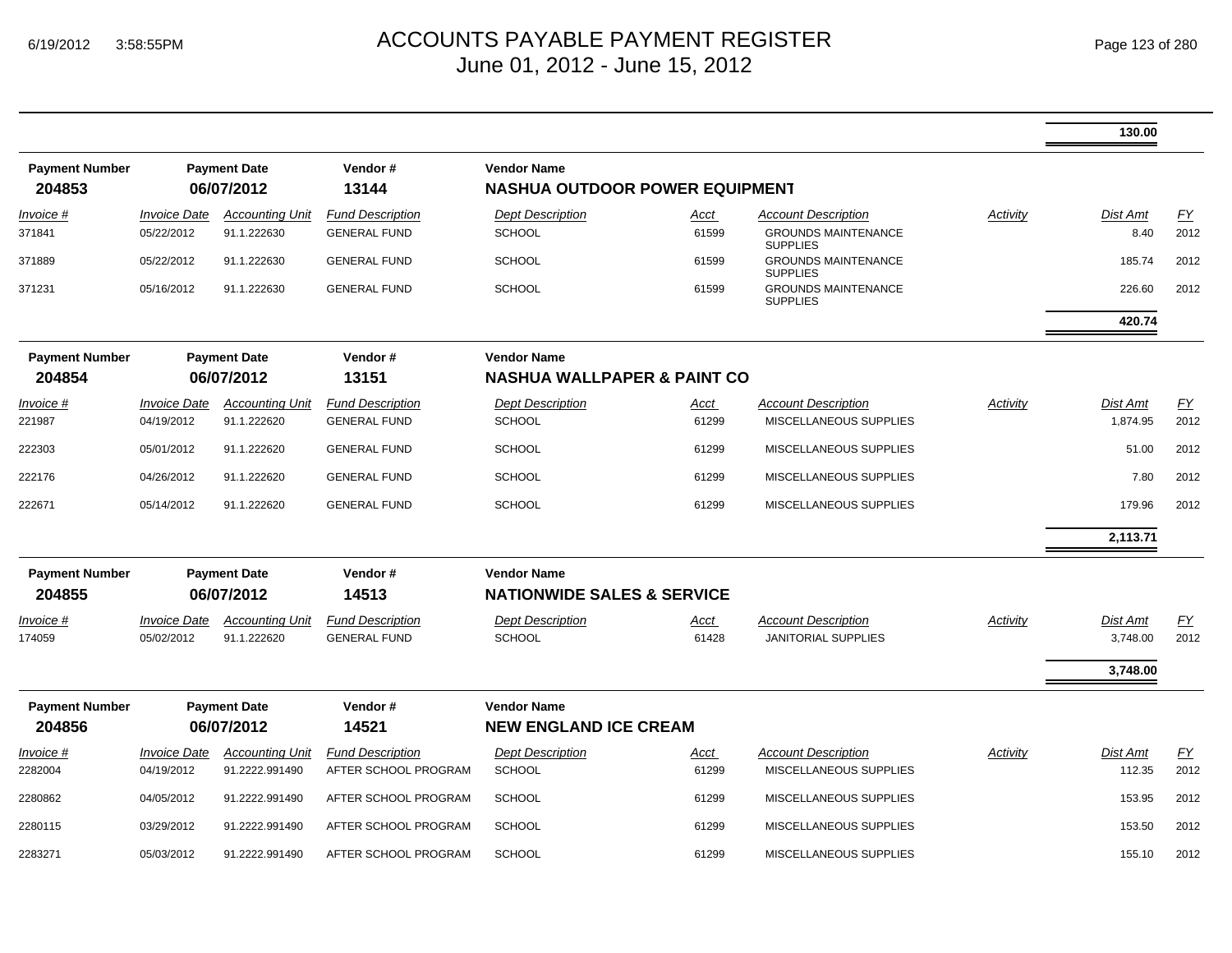# ACCOUNTS PAYABLE PAYMENT REGISTER
June 01, 2012 - June 15, 2012

| | | | | | | | | 130.00 | |
|---|---|---|---|---|---|---|---|---|---|

| Payment Number | Payment Date | Vendor # | Vendor Name |
|---|---|---|---|
| **204853** | **06/07/2012** | **13144** | **NASHUA OUTDOOR POWER EQUIPMENT** |

| *Invoice #* | *Invoice Date* | *Accounting Unit* | *Fund Description* | *Dept Description* | *Acct* | *Account Description* | *Activity* | *Dist Amt* | *FY* |
|---|---|---|---|---|---|---|---|---|---|
| 371841 | 05/22/2012 | 91.1.222630 | GENERAL FUND | SCHOOL | 61599 | GROUNDS MAINTENANCE SUPPLIES | | 8.40 | 2012 |
| 371889 | 05/22/2012 | 91.1.222630 | GENERAL FUND | SCHOOL | 61599 | GROUNDS MAINTENANCE SUPPLIES | | 185.74 | 2012 |
| 371231 | 05/16/2012 | 91.1.222630 | GENERAL FUND | SCHOOL | 61599 | GROUNDS MAINTENANCE SUPPLIES | | 226.60 | 2012 |
| | | | | | | | | **420.74** | |

| Payment Number | Payment Date | Vendor # | Vendor Name |
|---|---|---|---|
| **204854** | **06/07/2012** | **13151** | **NASHUA WALLPAPER & PAINT CO** |

| *Invoice #* | *Invoice Date* | *Accounting Unit* | *Fund Description* | *Dept Description* | *Acct* | *Account Description* | *Activity* | *Dist Amt* | *FY* |
|---|---|---|---|---|---|---|---|---|---|
| 221987 | 04/19/2012 | 91.1.222620 | GENERAL FUND | SCHOOL | 61299 | MISCELLANEOUS SUPPLIES | | 1,874.95 | 2012 |
| 222303 | 05/01/2012 | 91.1.222620 | GENERAL FUND | SCHOOL | 61299 | MISCELLANEOUS SUPPLIES | | 51.00 | 2012 |
| 222176 | 04/26/2012 | 91.1.222620 | GENERAL FUND | SCHOOL | 61299 | MISCELLANEOUS SUPPLIES | | 7.80 | 2012 |
| 222671 | 05/14/2012 | 91.1.222620 | GENERAL FUND | SCHOOL | 61299 | MISCELLANEOUS SUPPLIES | | 179.96 | 2012 |
| | | | | | | | | **2,113.71** | |

| Payment Number | Payment Date | Vendor # | Vendor Name |
|---|---|---|---|
| **204855** | **06/07/2012** | **14513** | **NATIONWIDE SALES & SERVICE** |

| *Invoice #* | *Invoice Date* | *Accounting Unit* | *Fund Description* | *Dept Description* | *Acct* | *Account Description* | *Activity* | *Dist Amt* | *FY* |
|---|---|---|---|---|---|---|---|---|---|
| 174059 | 05/02/2012 | 91.1.222620 | GENERAL FUND | SCHOOL | 61428 | JANITORIAL SUPPLIES | | 3,748.00 | 2012 |
| | | | | | | | | **3,748.00** | |

| Payment Number | Payment Date | Vendor # | Vendor Name |
|---|---|---|---|
| **204856** | **06/07/2012** | **14521** | **NEW ENGLAND ICE CREAM** |

| *Invoice #* | *Invoice Date* | *Accounting Unit* | *Fund Description* | *Dept Description* | *Acct* | *Account Description* | *Activity* | *Dist Amt* | *FY* |
|---|---|---|---|---|---|---|---|---|---|
| 2282004 | 04/19/2012 | 91.2222.991490 | AFTER SCHOOL PROGRAM | SCHOOL | 61299 | MISCELLANEOUS SUPPLIES | | 112.35 | 2012 |
| 2280862 | 04/05/2012 | 91.2222.991490 | AFTER SCHOOL PROGRAM | SCHOOL | 61299 | MISCELLANEOUS SUPPLIES | | 153.95 | 2012 |
| 2280115 | 03/29/2012 | 91.2222.991490 | AFTER SCHOOL PROGRAM | SCHOOL | 61299 | MISCELLANEOUS SUPPLIES | | 153.50 | 2012 |
| 2283271 | 05/03/2012 | 91.2222.991490 | AFTER SCHOOL PROGRAM | SCHOOL | 61299 | MISCELLANEOUS SUPPLIES | | 155.10 | 2012 |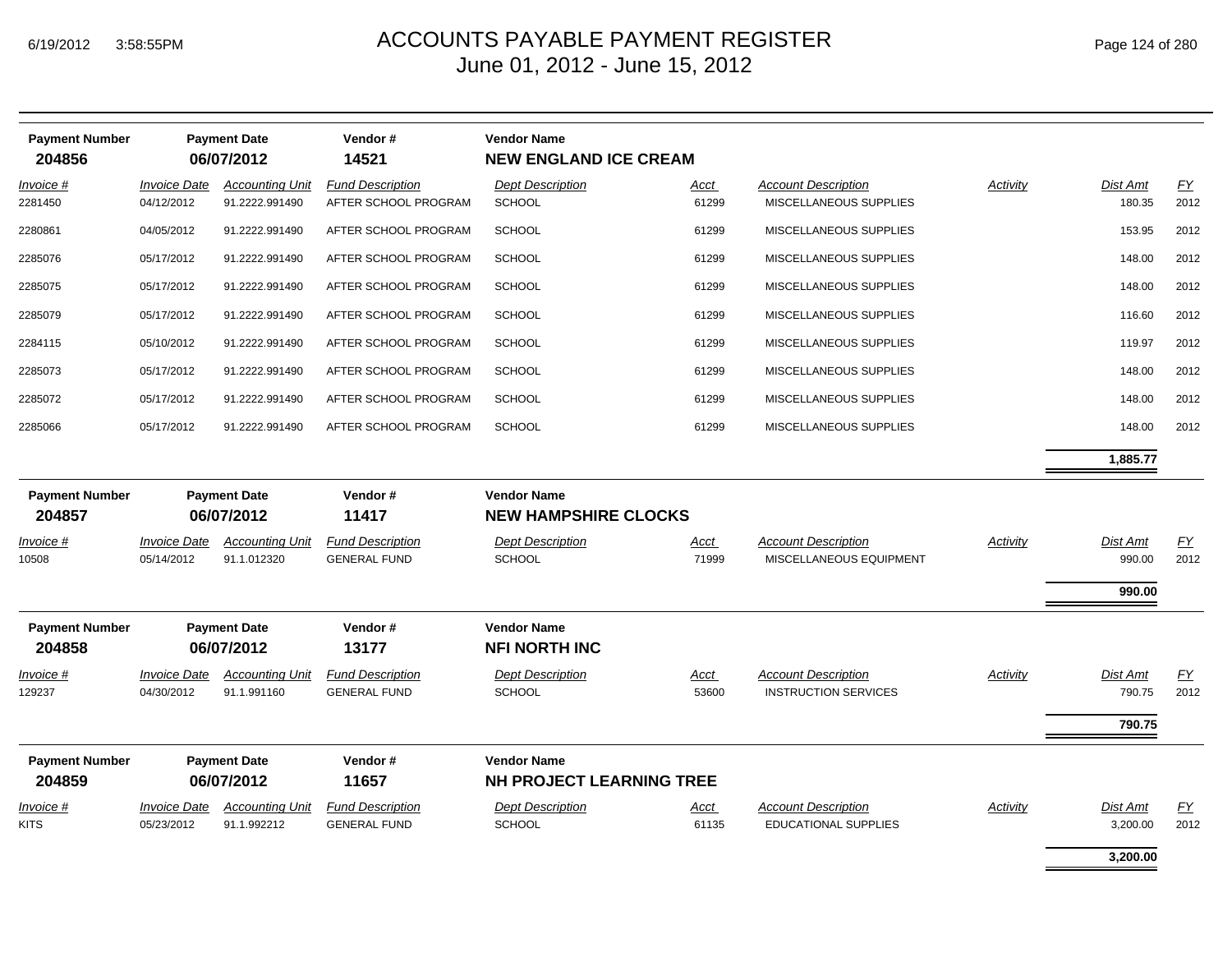# ACCOUNTS PAYABLE PAYMENT REGISTER
## June 01, 2012 - June 15, 2012

| Payment Number | Payment Date | Vendor # | Vendor Name |
|---|---|---|---|
| **204856** | **06/07/2012** | **14521** | **NEW ENGLAND ICE CREAM** |

| Invoice # | Invoice Date | Accounting Unit | Fund Description | Dept Description | Acct | Account Description | Activity | Dist Amt | FY |
|---|---|---|---|---|---|---|---|---|---|
| 2281450 | 04/12/2012 | 91.2222.991490 | AFTER SCHOOL PROGRAM | SCHOOL | 61299 | MISCELLANEOUS SUPPLIES | | 180.35 | 2012 |
| 2280861 | 04/05/2012 | 91.2222.991490 | AFTER SCHOOL PROGRAM | SCHOOL | 61299 | MISCELLANEOUS SUPPLIES | | 153.95 | 2012 |
| 2285076 | 05/17/2012 | 91.2222.991490 | AFTER SCHOOL PROGRAM | SCHOOL | 61299 | MISCELLANEOUS SUPPLIES | | 148.00 | 2012 |
| 2285075 | 05/17/2012 | 91.2222.991490 | AFTER SCHOOL PROGRAM | SCHOOL | 61299 | MISCELLANEOUS SUPPLIES | | 148.00 | 2012 |
| 2285079 | 05/17/2012 | 91.2222.991490 | AFTER SCHOOL PROGRAM | SCHOOL | 61299 | MISCELLANEOUS SUPPLIES | | 116.60 | 2012 |
| 2284115 | 05/10/2012 | 91.2222.991490 | AFTER SCHOOL PROGRAM | SCHOOL | 61299 | MISCELLANEOUS SUPPLIES | | 119.97 | 2012 |
| 2285073 | 05/17/2012 | 91.2222.991490 | AFTER SCHOOL PROGRAM | SCHOOL | 61299 | MISCELLANEOUS SUPPLIES | | 148.00 | 2012 |
| 2285072 | 05/17/2012 | 91.2222.991490 | AFTER SCHOOL PROGRAM | SCHOOL | 61299 | MISCELLANEOUS SUPPLIES | | 148.00 | 2012 |
| 2285066 | 05/17/2012 | 91.2222.991490 | AFTER SCHOOL PROGRAM | SCHOOL | 61299 | MISCELLANEOUS SUPPLIES | | 148.00 | 2012 |
| | | | | | | | | **1,885.77** | |

| Payment Number | Payment Date | Vendor # | Vendor Name |
|---|---|---|---|
| **204857** | **06/07/2012** | **11417** | **NEW HAMPSHIRE CLOCKS** |

| Invoice # | Invoice Date | Accounting Unit | Fund Description | Dept Description | Acct | Account Description | Activity | Dist Amt | FY |
|---|---|---|---|---|---|---|---|---|---|
| 10508 | 05/14/2012 | 91.1.012320 | GENERAL FUND | SCHOOL | 71999 | MISCELLANEOUS EQUIPMENT | | 990.00 | 2012 |
| | | | | | | | | **990.00** | |

| Payment Number | Payment Date | Vendor # | Vendor Name |
|---|---|---|---|
| **204858** | **06/07/2012** | **13177** | **NFI NORTH INC** |

| Invoice # | Invoice Date | Accounting Unit | Fund Description | Dept Description | Acct | Account Description | Activity | Dist Amt | FY |
|---|---|---|---|---|---|---|---|---|---|
| 129237 | 04/30/2012 | 91.1.991160 | GENERAL FUND | SCHOOL | 53600 | INSTRUCTION SERVICES | | 790.75 | 2012 |
| | | | | | | | | **790.75** | |

| Payment Number | Payment Date | Vendor # | Vendor Name |
|---|---|---|---|
| **204859** | **06/07/2012** | **11657** | **NH PROJECT LEARNING TREE** |

| Invoice # | Invoice Date | Accounting Unit | Fund Description | Dept Description | Acct | Account Description | Activity | Dist Amt | FY |
|---|---|---|---|---|---|---|---|---|---|
| KITS | 05/23/2012 | 91.1.992212 | GENERAL FUND | SCHOOL | 61135 | EDUCATIONAL SUPPLIES | | 3,200.00 | 2012 |
| | | | | | | | | **3,200.00** | |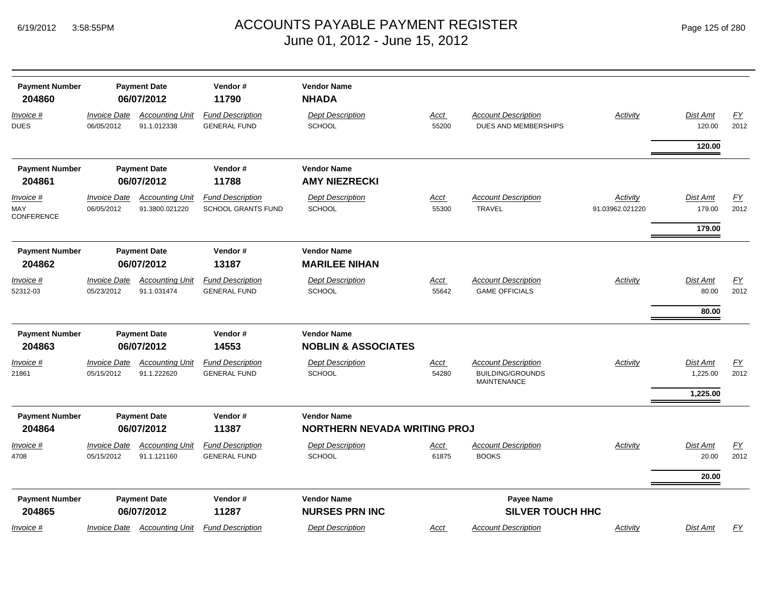| Payment Number | Payment Date | Vendor # | Vendor Name |
|---|---|---|---|
| **204860** | **06/07/2012** | **11790** | **NHADA** |

| Invoice # | Invoice Date | Accounting Unit | Fund Description | Dept Description | Acct | Account Description | Activity | Dist Amt | FY |
|---|---|---|---|---|---|---|---|---|---|
| DUES | 06/05/2012 | 91.1.012338 | GENERAL FUND | SCHOOL | 55200 | DUES AND MEMBERSHIPS | | 120.00 | 2012 |
| | | | | | | | | **120.00** | |

| Payment Number | Payment Date | Vendor # | Vendor Name |
|---|---|---|---|
| **204861** | **06/07/2012** | **11788** | **AMY NIEZRECKI** |

| Invoice # | Invoice Date | Accounting Unit | Fund Description | Dept Description | Acct | Account Description | Activity | Dist Amt | FY |
|---|---|---|---|---|---|---|---|---|---|
| MAY CONFERENCE | 06/05/2012 | 91.3800.021220 | SCHOOL GRANTS FUND | SCHOOL | 55300 | TRAVEL | 91.03962.021220 | 179.00 | 2012 |
| | | | | | | | | **179.00** | |

| Payment Number | Payment Date | Vendor # | Vendor Name |
|---|---|---|---|
| **204862** | **06/07/2012** | **13187** | **MARILEE NIHAN** |

| Invoice # | Invoice Date | Accounting Unit | Fund Description | Dept Description | Acct | Account Description | Activity | Dist Amt | FY |
|---|---|---|---|---|---|---|---|---|---|
| 52312-03 | 05/23/2012 | 91.1.031474 | GENERAL FUND | SCHOOL | 55642 | GAME OFFICIALS | | 80.00 | 2012 |
| | | | | | | | | **80.00** | |

| Payment Number | Payment Date | Vendor # | Vendor Name |
|---|---|---|---|
| **204863** | **06/07/2012** | **14553** | **NOBLIN & ASSOCIATES** |

| Invoice # | Invoice Date | Accounting Unit | Fund Description | Dept Description | Acct | Account Description | Activity | Dist Amt | FY |
|---|---|---|---|---|---|---|---|---|---|
| 21861 | 05/15/2012 | 91.1.222620 | GENERAL FUND | SCHOOL | 54280 | BUILDING/GROUNDS MAINTENANCE | | 1,225.00 | 2012 |
| | | | | | | | | **1,225.00** | |

| Payment Number | Payment Date | Vendor # | Vendor Name |
|---|---|---|---|
| **204864** | **06/07/2012** | **11387** | **NORTHERN NEVADA WRITING PROJ** |

| Invoice # | Invoice Date | Accounting Unit | Fund Description | Dept Description | Acct | Account Description | Activity | Dist Amt | FY |
|---|---|---|---|---|---|---|---|---|---|
| 4708 | 05/15/2012 | 91.1.121160 | GENERAL FUND | SCHOOL | 61875 | BOOKS | | 20.00 | 2012 |
| | | | | | | | | **20.00** | |

| Payment Number | Payment Date | Vendor # | Vendor Name | Payee Name |
|---|---|---|---|---|
| **204865** | **06/07/2012** | **11287** | **NURSES PRN INC** | **SILVER TOUCH HHC** |

| Invoice # | Invoice Date | Accounting Unit | Fund Description | Dept Description | Acct | Account Description | Activity | Dist Amt | FY |
|---|---|---|---|---|---|---|---|---|---|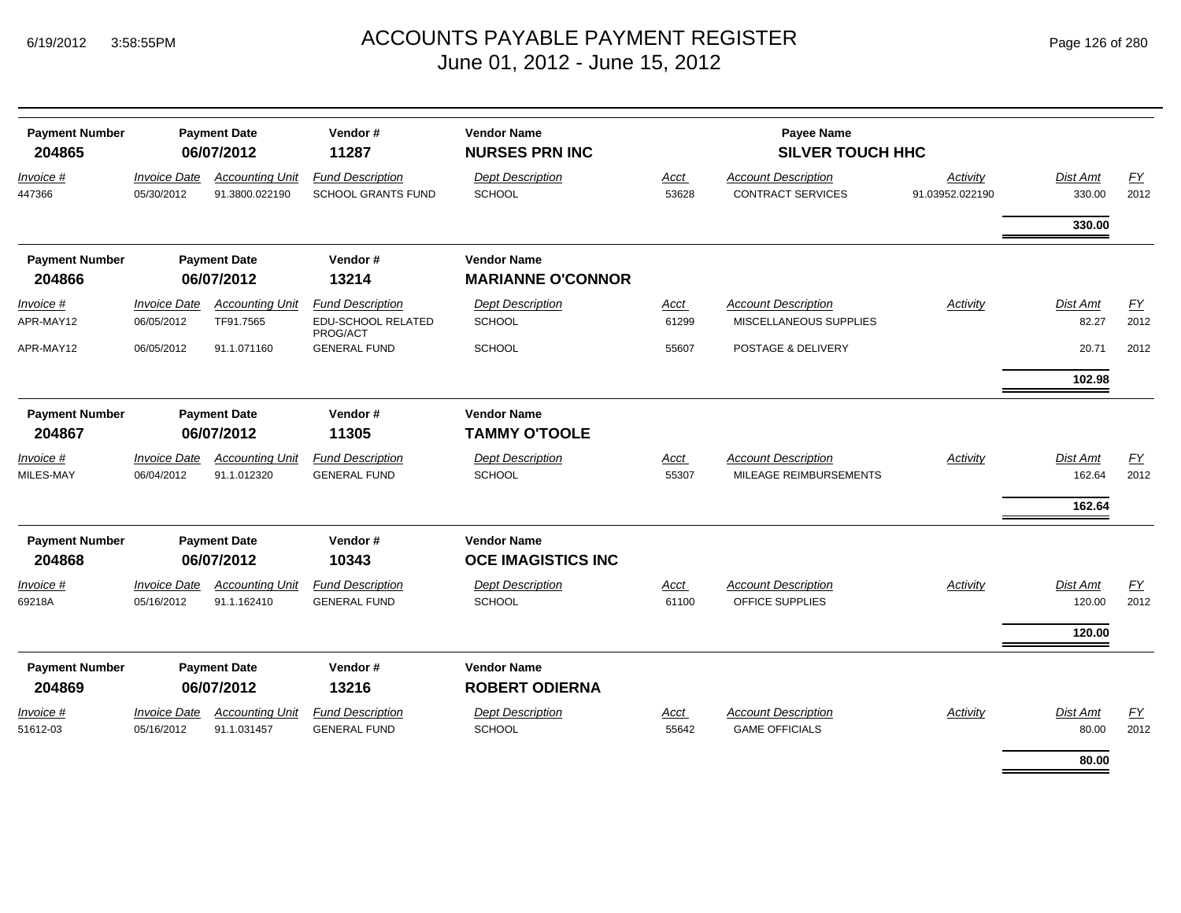# ACCOUNTS PAYABLE PAYMENT REGISTER
June 01, 2012 - June 15, 2012

| Payment Number | Payment Date | Vendor # | Vendor Name | | Payee Name | | | |
|---|---|---|---|---|---|---|---|---|
| **204865** | **06/07/2012** | **11287** | **NURSES PRN INC** | | **SILVER TOUCH HHC** | | | |

| *Invoice #* | *Invoice Date* | *Accounting Unit* | *Fund Description* | *Dept Description* | *Acct* | *Account Description* | *Activity* | *Dist Amt* | *FY* |
|---|---|---|---|---|---|---|---|---|---|
| 447366 | 05/30/2012 | 91.3800.022190 | SCHOOL GRANTS FUND | SCHOOL | 53628 | CONTRACT SERVICES | 91.03952.022190 | 330.00 | 2012 |
| | | | | | | | | **330.00** | |

| Payment Number | Payment Date | Vendor # | Vendor Name |
|---|---|---|---|
| **204866** | **06/07/2012** | **13214** | **MARIANNE O'CONNOR** |

| *Invoice #* | *Invoice Date* | *Accounting Unit* | *Fund Description* | *Dept Description* | *Acct* | *Account Description* | *Activity* | *Dist Amt* | *FY* |
|---|---|---|---|---|---|---|---|---|---|
| APR-MAY12 | 06/05/2012 | TF91.7565 | EDU-SCHOOL RELATED PROG/ACT | SCHOOL | 61299 | MISCELLANEOUS SUPPLIES | | 82.27 | 2012 |
| APR-MAY12 | 06/05/2012 | 91.1.071160 | GENERAL FUND | SCHOOL | 55607 | POSTAGE & DELIVERY | | 20.71 | 2012 |
| | | | | | | | | **102.98** | |

| Payment Number | Payment Date | Vendor # | Vendor Name |
|---|---|---|---|
| **204867** | **06/07/2012** | **11305** | **TAMMY O'TOOLE** |

| *Invoice #* | *Invoice Date* | *Accounting Unit* | *Fund Description* | *Dept Description* | *Acct* | *Account Description* | *Activity* | *Dist Amt* | *FY* |
|---|---|---|---|---|---|---|---|---|---|
| MILES-MAY | 06/04/2012 | 91.1.012320 | GENERAL FUND | SCHOOL | 55307 | MILEAGE REIMBURSEMENTS | | 162.64 | 2012 |
| | | | | | | | | **162.64** | |

| Payment Number | Payment Date | Vendor # | Vendor Name |
|---|---|---|---|
| **204868** | **06/07/2012** | **10343** | **OCE IMAGISTICS INC** |

| *Invoice #* | *Invoice Date* | *Accounting Unit* | *Fund Description* | *Dept Description* | *Acct* | *Account Description* | *Activity* | *Dist Amt* | *FY* |
|---|---|---|---|---|---|---|---|---|---|
| 69218A | 05/16/2012 | 91.1.162410 | GENERAL FUND | SCHOOL | 61100 | OFFICE SUPPLIES | | 120.00 | 2012 |
| | | | | | | | | **120.00** | |

| Payment Number | Payment Date | Vendor # | Vendor Name |
|---|---|---|---|
| **204869** | **06/07/2012** | **13216** | **ROBERT ODIERNA** |

| *Invoice #* | *Invoice Date* | *Accounting Unit* | *Fund Description* | *Dept Description* | *Acct* | *Account Description* | *Activity* | *Dist Amt* | *FY* |
|---|---|---|---|---|---|---|---|---|---|
| 51612-03 | 05/16/2012 | 91.1.031457 | GENERAL FUND | SCHOOL | 55642 | GAME OFFICIALS | | 80.00 | 2012 |
| | | | | | | | | **80.00** | |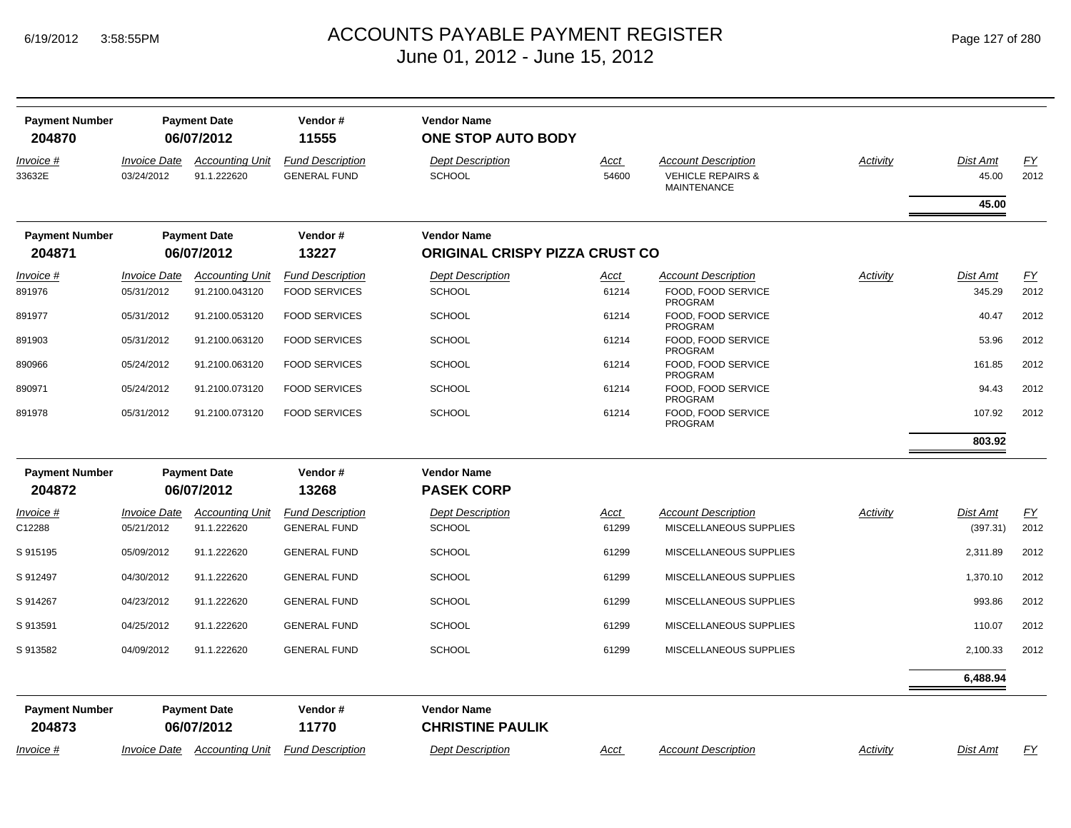# ACCOUNTS PAYABLE PAYMENT REGISTER
## June 01, 2012 - June 15, 2012

| Payment Number | Payment Date | Vendor # | Vendor Name |
|---|---|---|---|
| 204870 | 06/07/2012 | 11555 | **ONE STOP AUTO BODY** |

| Invoice # | Invoice Date | Accounting Unit | Fund Description | Dept Description | Acct | Account Description | Activity | Dist Amt | FY |
|---|---|---|---|---|---|---|---|---|---|
| 33632E | 03/24/2012 | 91.1.222620 | GENERAL FUND | SCHOOL | 54600 | VEHICLE REPAIRS & MAINTENANCE | | 45.00 | 2012 |
| | | | | | | | | **45.00** | |

| Payment Number | Payment Date | Vendor # | Vendor Name |
|---|---|---|---|
| 204871 | 06/07/2012 | 13227 | **ORIGINAL CRISPY PIZZA CRUST CO** |

| Invoice # | Invoice Date | Accounting Unit | Fund Description | Dept Description | Acct | Account Description | Activity | Dist Amt | FY |
|---|---|---|---|---|---|---|---|---|---|
| 891976 | 05/31/2012 | 91.2100.043120 | FOOD SERVICES | SCHOOL | 61214 | FOOD, FOOD SERVICE PROGRAM | | 345.29 | 2012 |
| 891977 | 05/31/2012 | 91.2100.053120 | FOOD SERVICES | SCHOOL | 61214 | FOOD, FOOD SERVICE PROGRAM | | 40.47 | 2012 |
| 891903 | 05/31/2012 | 91.2100.063120 | FOOD SERVICES | SCHOOL | 61214 | FOOD, FOOD SERVICE PROGRAM | | 53.96 | 2012 |
| 890966 | 05/24/2012 | 91.2100.063120 | FOOD SERVICES | SCHOOL | 61214 | FOOD, FOOD SERVICE PROGRAM | | 161.85 | 2012 |
| 890971 | 05/24/2012 | 91.2100.073120 | FOOD SERVICES | SCHOOL | 61214 | FOOD, FOOD SERVICE PROGRAM | | 94.43 | 2012 |
| 891978 | 05/31/2012 | 91.2100.073120 | FOOD SERVICES | SCHOOL | 61214 | FOOD, FOOD SERVICE PROGRAM | | 107.92 | 2012 |
| | | | | | | | | **803.92** | |

| Payment Number | Payment Date | Vendor # | Vendor Name |
|---|---|---|---|
| 204872 | 06/07/2012 | 13268 | **PASEK CORP** |

| Invoice # | Invoice Date | Accounting Unit | Fund Description | Dept Description | Acct | Account Description | Activity | Dist Amt | FY |
|---|---|---|---|---|---|---|---|---|---|
| C12288 | 05/21/2012 | 91.1.222620 | GENERAL FUND | SCHOOL | 61299 | MISCELLANEOUS SUPPLIES | | (397.31) | 2012 |
| S 915195 | 05/09/2012 | 91.1.222620 | GENERAL FUND | SCHOOL | 61299 | MISCELLANEOUS SUPPLIES | | 2,311.89 | 2012 |
| S 912497 | 04/30/2012 | 91.1.222620 | GENERAL FUND | SCHOOL | 61299 | MISCELLANEOUS SUPPLIES | | 1,370.10 | 2012 |
| S 914267 | 04/23/2012 | 91.1.222620 | GENERAL FUND | SCHOOL | 61299 | MISCELLANEOUS SUPPLIES | | 993.86 | 2012 |
| S 913591 | 04/25/2012 | 91.1.222620 | GENERAL FUND | SCHOOL | 61299 | MISCELLANEOUS SUPPLIES | | 110.07 | 2012 |
| S 913582 | 04/09/2012 | 91.1.222620 | GENERAL FUND | SCHOOL | 61299 | MISCELLANEOUS SUPPLIES | | 2,100.33 | 2012 |
| | | | | | | | | **6,488.94** | |

| Payment Number | Payment Date | Vendor # | Vendor Name |
|---|---|---|---|
| 204873 | 06/07/2012 | 11770 | **CHRISTINE PAULIK** |

| Invoice # | Invoice Date | Accounting Unit | Fund Description | Dept Description | Acct | Account Description | Activity | Dist Amt | FY |
|---|---|---|---|---|---|---|---|---|---|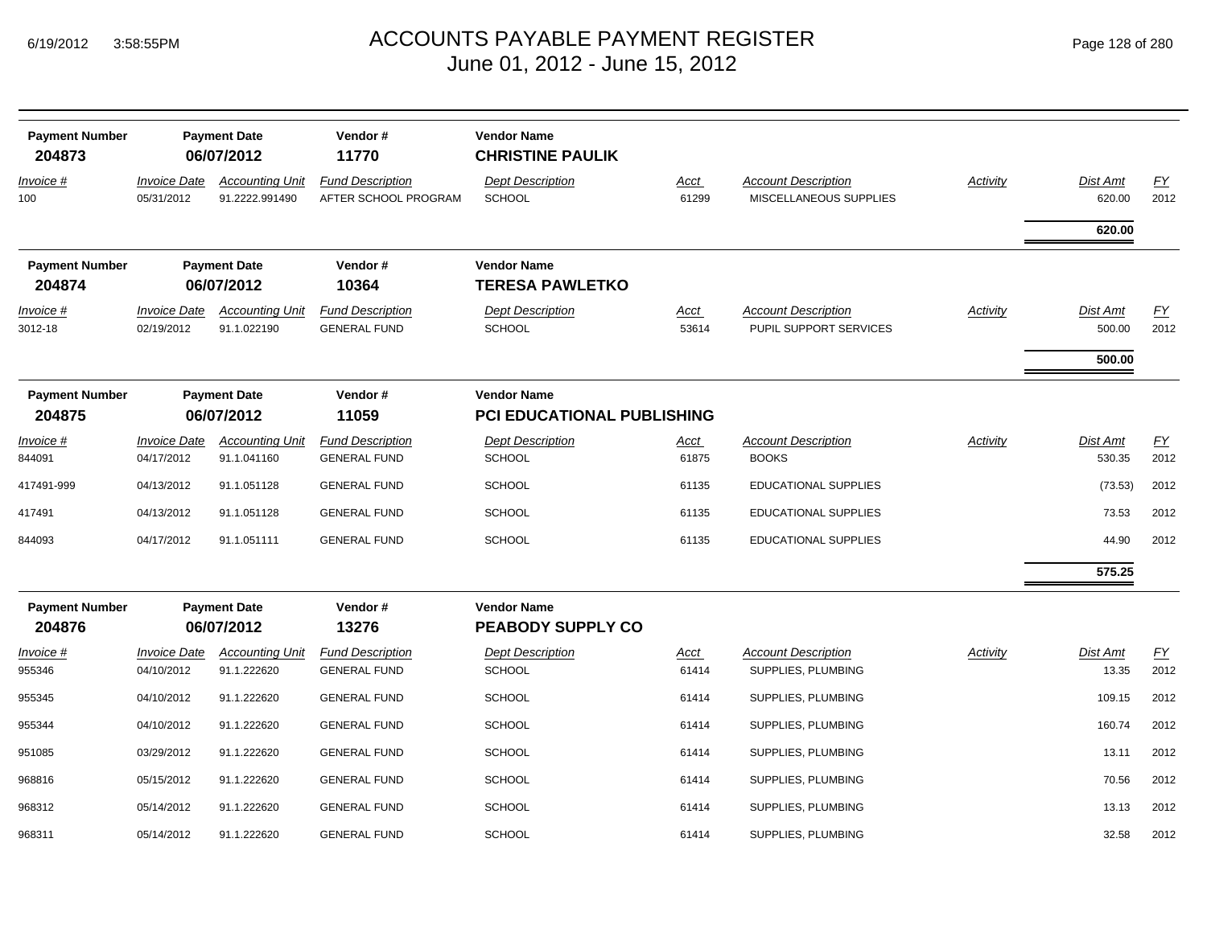# ACCOUNTS PAYABLE PAYMENT REGISTER
## June 01, 2012 - June 15, 2012

| Payment Number | Payment Date | Vendor # | Vendor Name |
|---|---|---|---|
| 204873 | 06/07/2012 | 11770 | **CHRISTINE PAULIK** |

| Invoice # | Invoice Date | Accounting Unit | Fund Description | Dept Description | Acct | Account Description | Activity | Dist Amt | FY |
|---|---|---|---|---|---|---|---|---|---|
| 100 | 05/31/2012 | 91.2222.991490 | AFTER SCHOOL PROGRAM | SCHOOL | 61299 | MISCELLANEOUS SUPPLIES | | 620.00 | 2012 |
| | | | | | | | | **620.00** | |

| Payment Number | Payment Date | Vendor # | Vendor Name |
|---|---|---|---|
| 204874 | 06/07/2012 | 10364 | **TERESA PAWLETKO** |

| Invoice # | Invoice Date | Accounting Unit | Fund Description | Dept Description | Acct | Account Description | Activity | Dist Amt | FY |
|---|---|---|---|---|---|---|---|---|---|
| 3012-18 | 02/19/2012 | 91.1.022190 | GENERAL FUND | SCHOOL | 53614 | PUPIL SUPPORT SERVICES | | 500.00 | 2012 |
| | | | | | | | | **500.00** | |

| Payment Number | Payment Date | Vendor # | Vendor Name |
|---|---|---|---|
| 204875 | 06/07/2012 | 11059 | **PCI EDUCATIONAL PUBLISHING** |

| Invoice # | Invoice Date | Accounting Unit | Fund Description | Dept Description | Acct | Account Description | Activity | Dist Amt | FY |
|---|---|---|---|---|---|---|---|---|---|
| 844091 | 04/17/2012 | 91.1.041160 | GENERAL FUND | SCHOOL | 61875 | BOOKS | | 530.35 | 2012 |
| 417491-999 | 04/13/2012 | 91.1.051128 | GENERAL FUND | SCHOOL | 61135 | EDUCATIONAL SUPPLIES | | (73.53) | 2012 |
| 417491 | 04/13/2012 | 91.1.051128 | GENERAL FUND | SCHOOL | 61135 | EDUCATIONAL SUPPLIES | | 73.53 | 2012 |
| 844093 | 04/17/2012 | 91.1.051111 | GENERAL FUND | SCHOOL | 61135 | EDUCATIONAL SUPPLIES | | 44.90 | 2012 |
| | | | | | | | | **575.25** | |

| Payment Number | Payment Date | Vendor # | Vendor Name |
|---|---|---|---|
| 204876 | 06/07/2012 | 13276 | **PEABODY SUPPLY CO** |

| Invoice # | Invoice Date | Accounting Unit | Fund Description | Dept Description | Acct | Account Description | Activity | Dist Amt | FY |
|---|---|---|---|---|---|---|---|---|---|
| 955346 | 04/10/2012 | 91.1.222620 | GENERAL FUND | SCHOOL | 61414 | SUPPLIES, PLUMBING | | 13.35 | 2012 |
| 955345 | 04/10/2012 | 91.1.222620 | GENERAL FUND | SCHOOL | 61414 | SUPPLIES, PLUMBING | | 109.15 | 2012 |
| 955344 | 04/10/2012 | 91.1.222620 | GENERAL FUND | SCHOOL | 61414 | SUPPLIES, PLUMBING | | 160.74 | 2012 |
| 951085 | 03/29/2012 | 91.1.222620 | GENERAL FUND | SCHOOL | 61414 | SUPPLIES, PLUMBING | | 13.11 | 2012 |
| 968816 | 05/15/2012 | 91.1.222620 | GENERAL FUND | SCHOOL | 61414 | SUPPLIES, PLUMBING | | 70.56 | 2012 |
| 968312 | 05/14/2012 | 91.1.222620 | GENERAL FUND | SCHOOL | 61414 | SUPPLIES, PLUMBING | | 13.13 | 2012 |
| 968311 | 05/14/2012 | 91.1.222620 | GENERAL FUND | SCHOOL | 61414 | SUPPLIES, PLUMBING | | 32.58 | 2012 |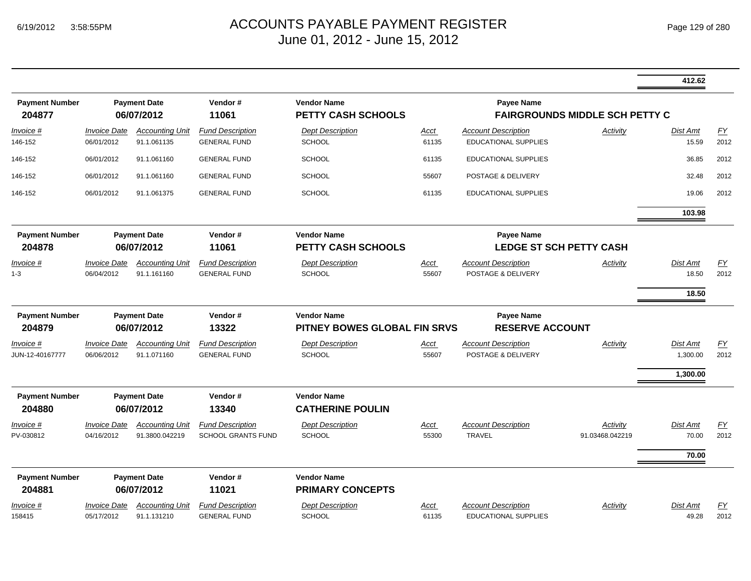# ACCOUNTS PAYABLE PAYMENT REGISTER
June 01, 2012 - June 15, 2012

| | | | | | | | | Dist Amt | |
|---|---|---|---|---|---|---|---|---|---|
| | | | | | | | | **412.62** | |

**Payment Number** 204877 | **Payment Date** 06/07/2012 | **Vendor #** 11061 | **Vendor Name** PETTY CASH SCHOOLS | **Payee Name** FAIRGROUNDS MIDDLE SCH PETTY C

| Invoice # | Invoice Date | Accounting Unit | Fund Description | Dept Description | Acct | Account Description | Activity | Dist Amt | FY |
|---|---|---|---|---|---|---|---|---|---|
| 146-152 | 06/01/2012 | 91.1.061135 | GENERAL FUND | SCHOOL | 61135 | EDUCATIONAL SUPPLIES | | 15.59 | 2012 |
| 146-152 | 06/01/2012 | 91.1.061160 | GENERAL FUND | SCHOOL | 61135 | EDUCATIONAL SUPPLIES | | 36.85 | 2012 |
| 146-152 | 06/01/2012 | 91.1.061160 | GENERAL FUND | SCHOOL | 55607 | POSTAGE & DELIVERY | | 32.48 | 2012 |
| 146-152 | 06/01/2012 | 91.1.061375 | GENERAL FUND | SCHOOL | 61135 | EDUCATIONAL SUPPLIES | | 19.06 | 2012 |
| | | | | | | | | **103.98** | |

**Payment Number** 204878 | **Payment Date** 06/07/2012 | **Vendor #** 11061 | **Vendor Name** PETTY CASH SCHOOLS | **Payee Name** LEDGE ST SCH PETTY CASH

| Invoice # | Invoice Date | Accounting Unit | Fund Description | Dept Description | Acct | Account Description | Activity | Dist Amt | FY |
|---|---|---|---|---|---|---|---|---|---|
| 1-3 | 06/04/2012 | 91.1.161160 | GENERAL FUND | SCHOOL | 55607 | POSTAGE & DELIVERY | | 18.50 | 2012 |
| | | | | | | | | **18.50** | |

**Payment Number** 204879 | **Payment Date** 06/07/2012 | **Vendor #** 13322 | **Vendor Name** PITNEY BOWES GLOBAL FIN SRVS | **Payee Name** RESERVE ACCOUNT

| Invoice # | Invoice Date | Accounting Unit | Fund Description | Dept Description | Acct | Account Description | Activity | Dist Amt | FY |
|---|---|---|---|---|---|---|---|---|---|
| JUN-12-40167777 | 06/06/2012 | 91.1.071160 | GENERAL FUND | SCHOOL | 55607 | POSTAGE & DELIVERY | | 1,300.00 | 2012 |
| | | | | | | | | **1,300.00** | |

**Payment Number** 204880 | **Payment Date** 06/07/2012 | **Vendor #** 13340 | **Vendor Name** CATHERINE POULIN

| Invoice # | Invoice Date | Accounting Unit | Fund Description | Dept Description | Acct | Account Description | Activity | Dist Amt | FY |
|---|---|---|---|---|---|---|---|---|---|
| PV-030812 | 04/16/2012 | 91.3800.042219 | SCHOOL GRANTS FUND | SCHOOL | 55300 | TRAVEL | 91.03468.042219 | 70.00 | 2012 |
| | | | | | | | | **70.00** | |

**Payment Number** 204881 | **Payment Date** 06/07/2012 | **Vendor #** 11021 | **Vendor Name** PRIMARY CONCEPTS

| Invoice # | Invoice Date | Accounting Unit | Fund Description | Dept Description | Acct | Account Description | Activity | Dist Amt | FY |
|---|---|---|---|---|---|---|---|---|---|
| 158415 | 05/17/2012 | 91.1.131210 | GENERAL FUND | SCHOOL | 61135 | EDUCATIONAL SUPPLIES | | 49.28 | 2012 |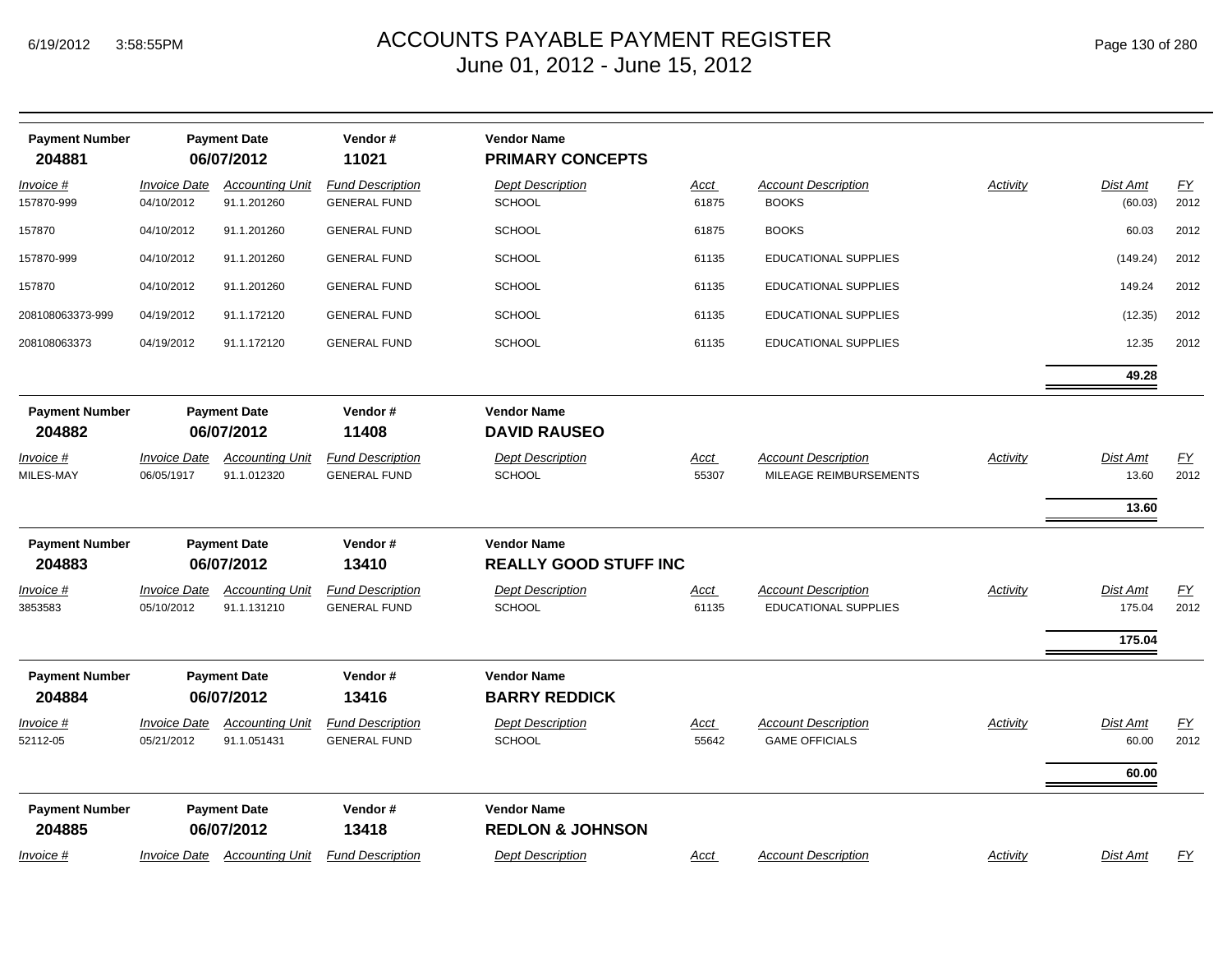# ACCOUNTS PAYABLE PAYMENT REGISTER
June 01, 2012 - June 15, 2012

| Payment Number | Payment Date | Vendor # | Vendor Name |
|---|---|---|---|
| 204881 | 06/07/2012 | 11021 | PRIMARY CONCEPTS |

| Invoice # | Invoice Date | Accounting Unit | Fund Description | Dept Description | Acct | Account Description | Activity | Dist Amt | FY |
|---|---|---|---|---|---|---|---|---|---|
| 157870-999 | 04/10/2012 | 91.1.201260 | GENERAL FUND | SCHOOL | 61875 | BOOKS | | (60.03) | 2012 |
| 157870 | 04/10/2012 | 91.1.201260 | GENERAL FUND | SCHOOL | 61875 | BOOKS | | 60.03 | 2012 |
| 157870-999 | 04/10/2012 | 91.1.201260 | GENERAL FUND | SCHOOL | 61135 | EDUCATIONAL SUPPLIES | | (149.24) | 2012 |
| 157870 | 04/10/2012 | 91.1.201260 | GENERAL FUND | SCHOOL | 61135 | EDUCATIONAL SUPPLIES | | 149.24 | 2012 |
| 208108063373-999 | 04/19/2012 | 91.1.172120 | GENERAL FUND | SCHOOL | 61135 | EDUCATIONAL SUPPLIES | | (12.35) | 2012 |
| 208108063373 | 04/19/2012 | 91.1.172120 | GENERAL FUND | SCHOOL | 61135 | EDUCATIONAL SUPPLIES | | 12.35 | 2012 |
| | | | | | | | | **49.28** | |

| Payment Number | Payment Date | Vendor # | Vendor Name |
|---|---|---|---|
| 204882 | 06/07/2012 | 11408 | DAVID RAUSEO |

| Invoice # | Invoice Date | Accounting Unit | Fund Description | Dept Description | Acct | Account Description | Activity | Dist Amt | FY |
|---|---|---|---|---|---|---|---|---|---|
| MILES-MAY | 06/05/1917 | 91.1.012320 | GENERAL FUND | SCHOOL | 55307 | MILEAGE REIMBURSEMENTS | | 13.60 | 2012 |
| | | | | | | | | **13.60** | |

| Payment Number | Payment Date | Vendor # | Vendor Name |
|---|---|---|---|
| 204883 | 06/07/2012 | 13410 | REALLY GOOD STUFF INC |

| Invoice # | Invoice Date | Accounting Unit | Fund Description | Dept Description | Acct | Account Description | Activity | Dist Amt | FY |
|---|---|---|---|---|---|---|---|---|---|
| 3853583 | 05/10/2012 | 91.1.131210 | GENERAL FUND | SCHOOL | 61135 | EDUCATIONAL SUPPLIES | | 175.04 | 2012 |
| | | | | | | | | **175.04** | |

| Payment Number | Payment Date | Vendor # | Vendor Name |
|---|---|---|---|
| 204884 | 06/07/2012 | 13416 | BARRY REDDICK |

| Invoice # | Invoice Date | Accounting Unit | Fund Description | Dept Description | Acct | Account Description | Activity | Dist Amt | FY |
|---|---|---|---|---|---|---|---|---|---|
| 52112-05 | 05/21/2012 | 91.1.051431 | GENERAL FUND | SCHOOL | 55642 | GAME OFFICIALS | | 60.00 | 2012 |
| | | | | | | | | **60.00** | |

| Payment Number | Payment Date | Vendor # | Vendor Name |
|---|---|---|---|
| 204885 | 06/07/2012 | 13418 | REDLON & JOHNSON |

| Invoice # | Invoice Date | Accounting Unit | Fund Description | Dept Description | Acct | Account Description | Activity | Dist Amt | FY |
|---|---|---|---|---|---|---|---|---|---|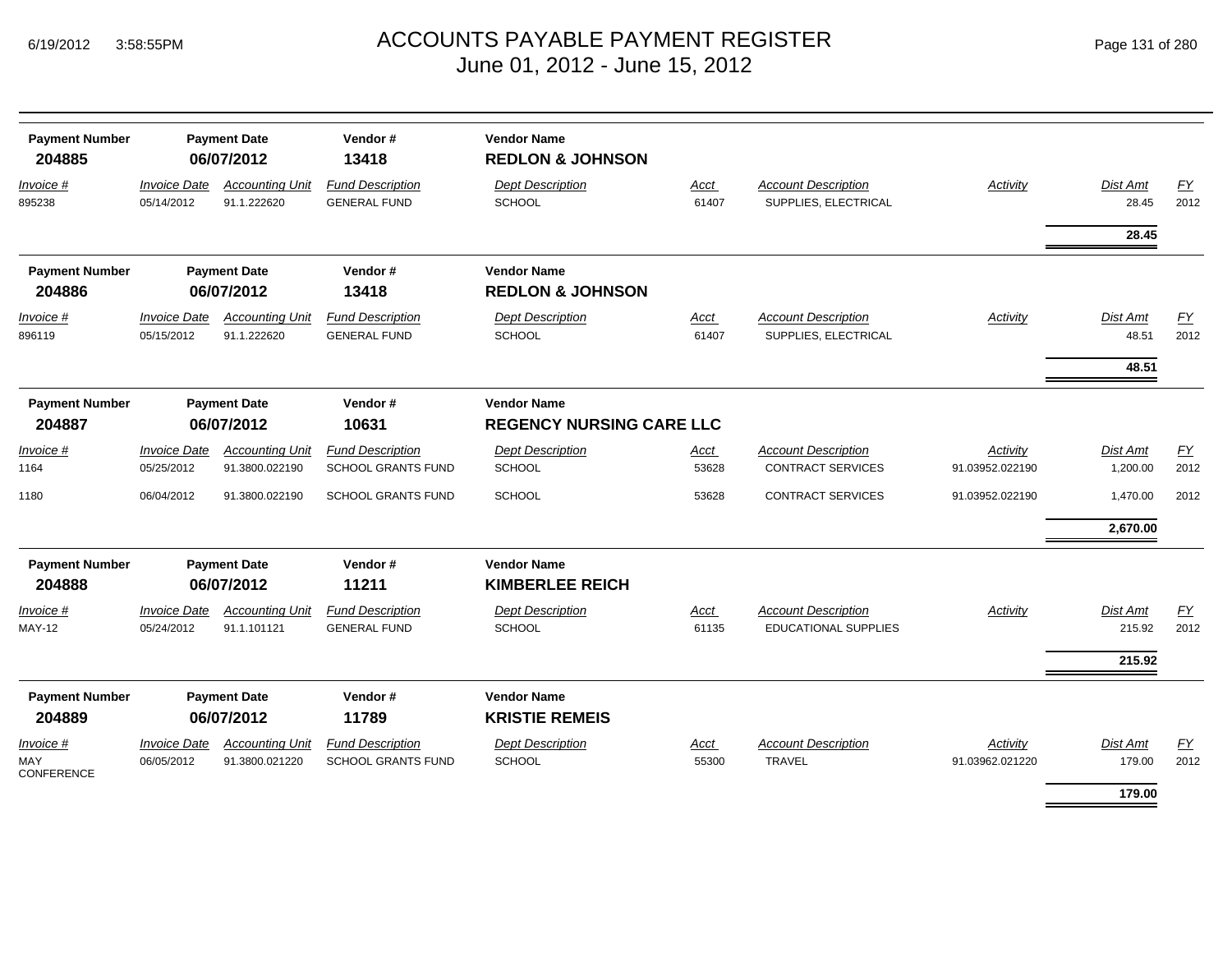# ACCOUNTS PAYABLE PAYMENT REGISTER
## June 01, 2012 - June 15, 2012

| Payment Number | Payment Date | Vendor # | Vendor Name |
|---|---|---|---|
| **204885** | **06/07/2012** | **13418** | **REDLON & JOHNSON** |

| Invoice # | Invoice Date | Accounting Unit | Fund Description | Dept Description | Acct | Account Description | Activity | Dist Amt | FY |
|---|---|---|---|---|---|---|---|---|---|
| 895238 | 05/14/2012 | 91.1.222620 | GENERAL FUND | SCHOOL | 61407 | SUPPLIES, ELECTRICAL | | 28.45 | 2012 |
| | | | | | | | | **28.45** | |

| Payment Number | Payment Date | Vendor # | Vendor Name |
|---|---|---|---|
| **204886** | **06/07/2012** | **13418** | **REDLON & JOHNSON** |

| Invoice # | Invoice Date | Accounting Unit | Fund Description | Dept Description | Acct | Account Description | Activity | Dist Amt | FY |
|---|---|---|---|---|---|---|---|---|---|
| 896119 | 05/15/2012 | 91.1.222620 | GENERAL FUND | SCHOOL | 61407 | SUPPLIES, ELECTRICAL | | 48.51 | 2012 |
| | | | | | | | | **48.51** | |

| Payment Number | Payment Date | Vendor # | Vendor Name |
|---|---|---|---|
| **204887** | **06/07/2012** | **10631** | **REGENCY NURSING CARE LLC** |

| Invoice # | Invoice Date | Accounting Unit | Fund Description | Dept Description | Acct | Account Description | Activity | Dist Amt | FY |
|---|---|---|---|---|---|---|---|---|---|
| 1164 | 05/25/2012 | 91.3800.022190 | SCHOOL GRANTS FUND | SCHOOL | 53628 | CONTRACT SERVICES | 91.03952.022190 | 1,200.00 | 2012 |
| 1180 | 06/04/2012 | 91.3800.022190 | SCHOOL GRANTS FUND | SCHOOL | 53628 | CONTRACT SERVICES | 91.03952.022190 | 1,470.00 | 2012 |
| | | | | | | | | **2,670.00** | |

| Payment Number | Payment Date | Vendor # | Vendor Name |
|---|---|---|---|
| **204888** | **06/07/2012** | **11211** | **KIMBERLEE REICH** |

| Invoice # | Invoice Date | Accounting Unit | Fund Description | Dept Description | Acct | Account Description | Activity | Dist Amt | FY |
|---|---|---|---|---|---|---|---|---|---|
| MAY-12 | 05/24/2012 | 91.1.101121 | GENERAL FUND | SCHOOL | 61135 | EDUCATIONAL SUPPLIES | | 215.92 | 2012 |
| | | | | | | | | **215.92** | |

| Payment Number | Payment Date | Vendor # | Vendor Name |
|---|---|---|---|
| **204889** | **06/07/2012** | **11789** | **KRISTIE REMEIS** |

| Invoice # | Invoice Date | Accounting Unit | Fund Description | Dept Description | Acct | Account Description | Activity | Dist Amt | FY |
|---|---|---|---|---|---|---|---|---|---|
| MAY CONFERENCE | 06/05/2012 | 91.3800.021220 | SCHOOL GRANTS FUND | SCHOOL | 55300 | TRAVEL | 91.03962.021220 | 179.00 | 2012 |
| | | | | | | | | **179.00** | |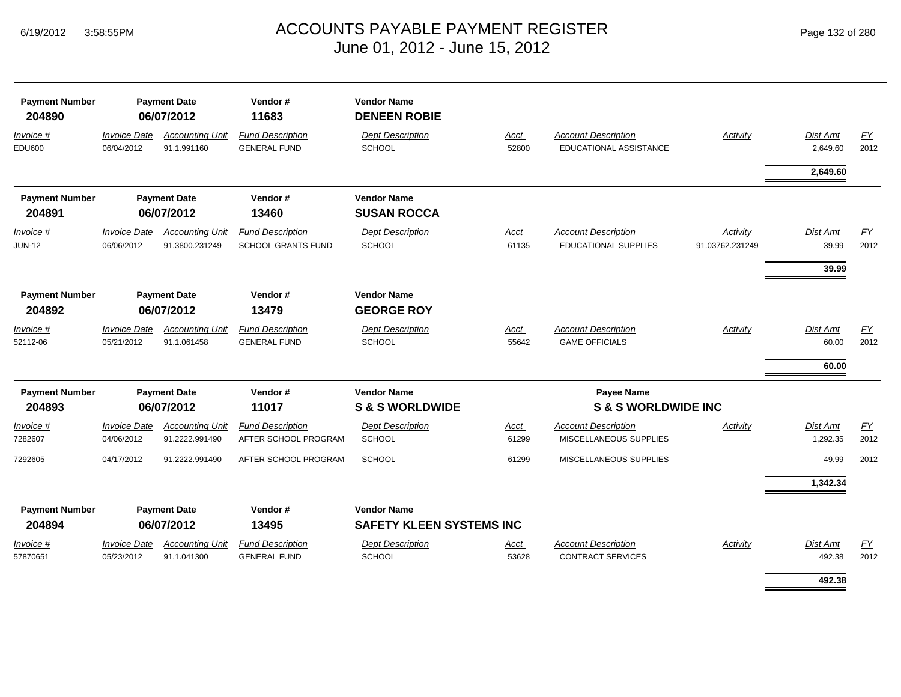# ACCOUNTS PAYABLE PAYMENT REGISTER
## June 01, 2012 - June 15, 2012

| Payment Number | Payment Date | Vendor # | Vendor Name |
|---|---|---|---|
| **204890** | **06/07/2012** | **11683** | **DENEEN ROBIE** |

| *Invoice #* | *Invoice Date* | *Accounting Unit* | *Fund Description* | *Dept Description* | *Acct* | *Account Description* | *Activity* | *Dist Amt* | *FY* |
|---|---|---|---|---|---|---|---|---|---|
| EDU600 | 06/04/2012 | 91.1.991160 | GENERAL FUND | SCHOOL | 52800 | EDUCATIONAL ASSISTANCE | | 2,649.60 | 2012 |
| | | | | | | | | **2,649.60** | |

| Payment Number | Payment Date | Vendor # | Vendor Name |
|---|---|---|---|
| **204891** | **06/07/2012** | **13460** | **SUSAN ROCCA** |

| *Invoice #* | *Invoice Date* | *Accounting Unit* | *Fund Description* | *Dept Description* | *Acct* | *Account Description* | *Activity* | *Dist Amt* | *FY* |
|---|---|---|---|---|---|---|---|---|---|
| JUN-12 | 06/06/2012 | 91.3800.231249 | SCHOOL GRANTS FUND | SCHOOL | 61135 | EDUCATIONAL SUPPLIES | 91.03762.231249 | 39.99 | 2012 |
| | | | | | | | | **39.99** | |

| Payment Number | Payment Date | Vendor # | Vendor Name |
|---|---|---|---|
| **204892** | **06/07/2012** | **13479** | **GEORGE ROY** |

| *Invoice #* | *Invoice Date* | *Accounting Unit* | *Fund Description* | *Dept Description* | *Acct* | *Account Description* | *Activity* | *Dist Amt* | *FY* |
|---|---|---|---|---|---|---|---|---|---|
| 52112-06 | 05/21/2012 | 91.1.061458 | GENERAL FUND | SCHOOL | 55642 | GAME OFFICIALS | | 60.00 | 2012 |
| | | | | | | | | **60.00** | |

| Payment Number | Payment Date | Vendor # | Vendor Name | Payee Name |
|---|---|---|---|---|
| **204893** | **06/07/2012** | **11017** | **S & S WORLDWIDE** | **S & S WORLDWIDE INC** |

| *Invoice #* | *Invoice Date* | *Accounting Unit* | *Fund Description* | *Dept Description* | *Acct* | *Account Description* | *Activity* | *Dist Amt* | *FY* |
|---|---|---|---|---|---|---|---|---|---|
| 7282607 | 04/06/2012 | 91.2222.991490 | AFTER SCHOOL PROGRAM | SCHOOL | 61299 | MISCELLANEOUS SUPPLIES | | 1,292.35 | 2012 |
| 7292605 | 04/17/2012 | 91.2222.991490 | AFTER SCHOOL PROGRAM | SCHOOL | 61299 | MISCELLANEOUS SUPPLIES | | 49.99 | 2012 |
| | | | | | | | | **1,342.34** | |

| Payment Number | Payment Date | Vendor # | Vendor Name |
|---|---|---|---|
| **204894** | **06/07/2012** | **13495** | **SAFETY KLEEN SYSTEMS INC** |

| *Invoice #* | *Invoice Date* | *Accounting Unit* | *Fund Description* | *Dept Description* | *Acct* | *Account Description* | *Activity* | *Dist Amt* | *FY* |
|---|---|---|---|---|---|---|---|---|---|
| 57870651 | 05/23/2012 | 91.1.041300 | GENERAL FUND | SCHOOL | 53628 | CONTRACT SERVICES | | 492.38 | 2012 |
| | | | | | | | | **492.38** | |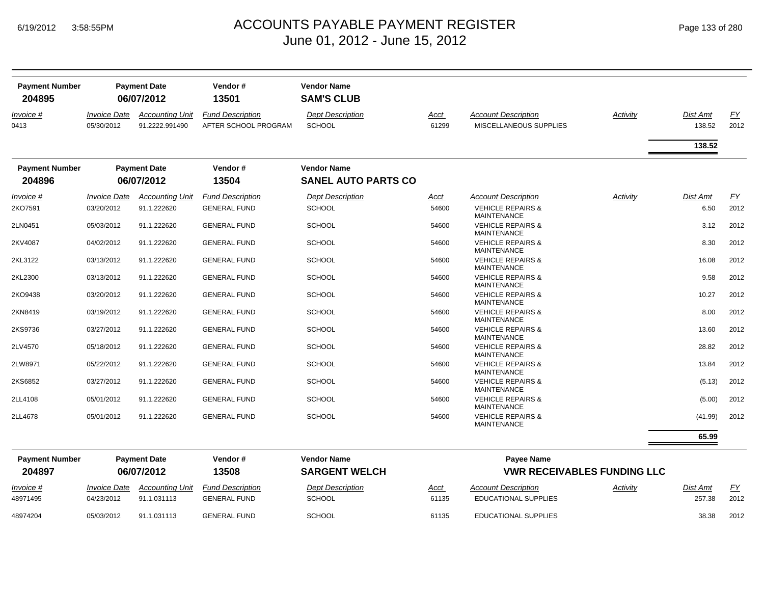# ACCOUNTS PAYABLE PAYMENT REGISTER
June 01, 2012 - June 15, 2012

| Payment Number | Payment Date | Vendor # | Vendor Name |
|---|---|---|---|
| **204895** | **06/07/2012** | **13501** | **SAM'S CLUB** |

| *Invoice #* | *Invoice Date* | *Accounting Unit* | *Fund Description* | *Dept Description* | *Acct* | *Account Description* | *Activity* | *Dist Amt* | *FY* |
|---|---|---|---|---|---|---|---|---|---|
| 0413 | 05/30/2012 | 91.2222.991490 | AFTER SCHOOL PROGRAM | SCHOOL | 61299 | MISCELLANEOUS SUPPLIES | | 138.52 | 2012 |
| | | | | | | | | **138.52** | |

| Payment Number | Payment Date | Vendor # | Vendor Name |
|---|---|---|---|
| **204896** | **06/07/2012** | **13504** | **SANEL AUTO PARTS CO** |

| *Invoice #* | *Invoice Date* | *Accounting Unit* | *Fund Description* | *Dept Description* | *Acct* | *Account Description* | *Activity* | *Dist Amt* | *FY* |
|---|---|---|---|---|---|---|---|---|---|
| 2KO7591 | 03/20/2012 | 91.1.222620 | GENERAL FUND | SCHOOL | 54600 | VEHICLE REPAIRS & MAINTENANCE | | 6.50 | 2012 |
| 2LN0451 | 05/03/2012 | 91.1.222620 | GENERAL FUND | SCHOOL | 54600 | VEHICLE REPAIRS & MAINTENANCE | | 3.12 | 2012 |
| 2KV4087 | 04/02/2012 | 91.1.222620 | GENERAL FUND | SCHOOL | 54600 | VEHICLE REPAIRS & MAINTENANCE | | 8.30 | 2012 |
| 2KL3122 | 03/13/2012 | 91.1.222620 | GENERAL FUND | SCHOOL | 54600 | VEHICLE REPAIRS & MAINTENANCE | | 16.08 | 2012 |
| 2KL2300 | 03/13/2012 | 91.1.222620 | GENERAL FUND | SCHOOL | 54600 | VEHICLE REPAIRS & MAINTENANCE | | 9.58 | 2012 |
| 2KO9438 | 03/20/2012 | 91.1.222620 | GENERAL FUND | SCHOOL | 54600 | VEHICLE REPAIRS & MAINTENANCE | | 10.27 | 2012 |
| 2KN8419 | 03/19/2012 | 91.1.222620 | GENERAL FUND | SCHOOL | 54600 | VEHICLE REPAIRS & MAINTENANCE | | 8.00 | 2012 |
| 2KS9736 | 03/27/2012 | 91.1.222620 | GENERAL FUND | SCHOOL | 54600 | VEHICLE REPAIRS & MAINTENANCE | | 13.60 | 2012 |
| 2LV4570 | 05/18/2012 | 91.1.222620 | GENERAL FUND | SCHOOL | 54600 | VEHICLE REPAIRS & MAINTENANCE | | 28.82 | 2012 |
| 2LW8971 | 05/22/2012 | 91.1.222620 | GENERAL FUND | SCHOOL | 54600 | VEHICLE REPAIRS & MAINTENANCE | | 13.84 | 2012 |
| 2KS6852 | 03/27/2012 | 91.1.222620 | GENERAL FUND | SCHOOL | 54600 | VEHICLE REPAIRS & MAINTENANCE | | (5.13) | 2012 |
| 2LL4108 | 05/01/2012 | 91.1.222620 | GENERAL FUND | SCHOOL | 54600 | VEHICLE REPAIRS & MAINTENANCE | | (5.00) | 2012 |
| 2LL4678 | 05/01/2012 | 91.1.222620 | GENERAL FUND | SCHOOL | 54600 | VEHICLE REPAIRS & MAINTENANCE | | (41.99) | 2012 |
| | | | | | | | | **65.99** | |

| Payment Number | Payment Date | Vendor # | Vendor Name | Payee Name |
|---|---|---|---|---|
| **204897** | **06/07/2012** | **13508** | **SARGENT WELCH** | **VWR RECEIVABLES FUNDING LLC** |

| *Invoice #* | *Invoice Date* | *Accounting Unit* | *Fund Description* | *Dept Description* | *Acct* | *Account Description* | *Activity* | *Dist Amt* | *FY* |
|---|---|---|---|---|---|---|---|---|---|
| 48971495 | 04/23/2012 | 91.1.031113 | GENERAL FUND | SCHOOL | 61135 | EDUCATIONAL SUPPLIES | | 257.38 | 2012 |
| 48974204 | 05/03/2012 | 91.1.031113 | GENERAL FUND | SCHOOL | 61135 | EDUCATIONAL SUPPLIES | | 38.38 | 2012 |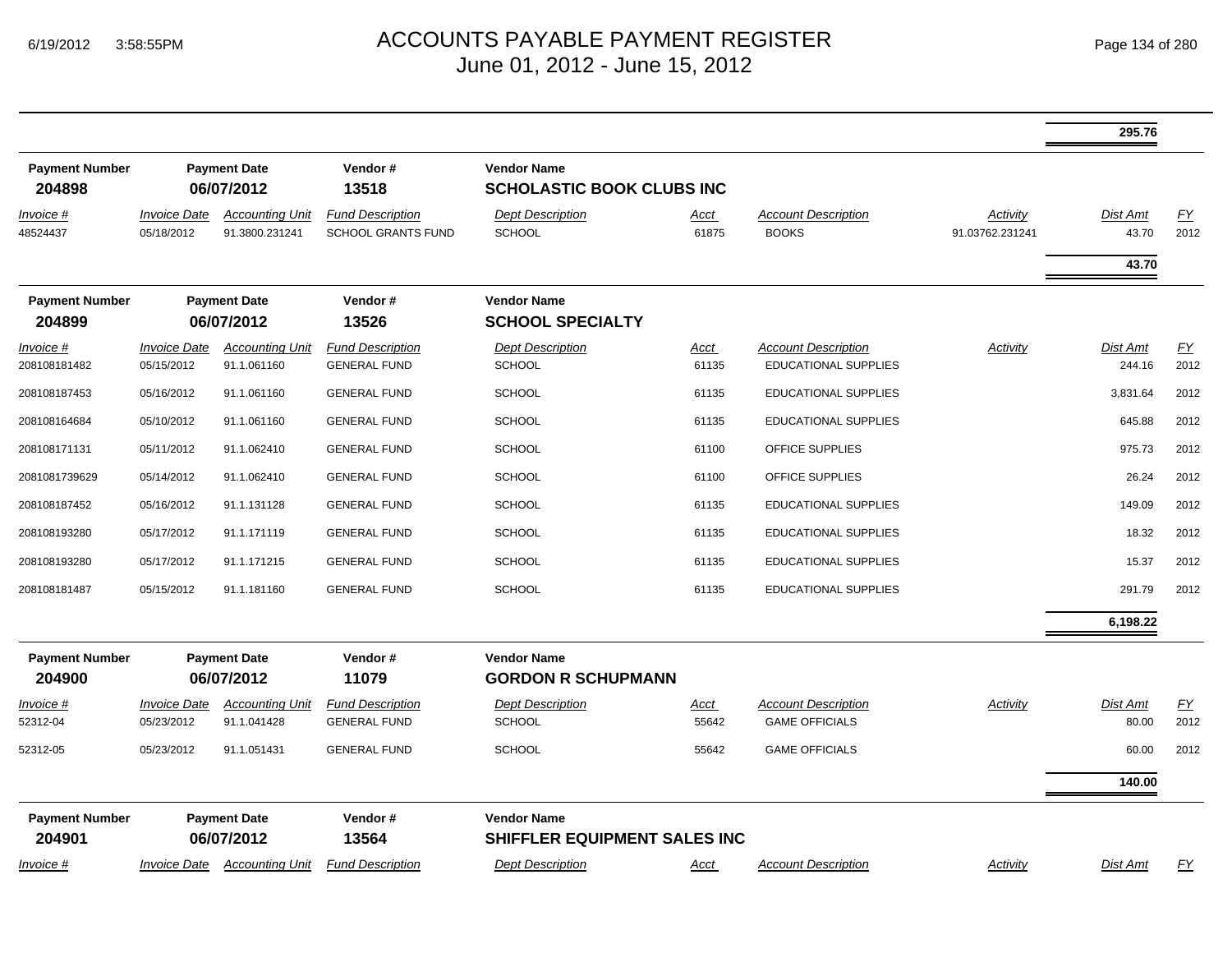# ACCOUNTS PAYABLE PAYMENT REGISTER
June 01, 2012 - June 15, 2012

| | | | | | | | | | |
|---|---|---|---|---|---|---|---|---|---|
| | | | | | | | | 295.76 | |

**Payment Number** 204898 | **Payment Date** 06/07/2012 | **Vendor #** 13518 | **Vendor Name** SCHOLASTIC BOOK CLUBS INC

| Invoice # | Invoice Date | Accounting Unit | Fund Description | Dept Description | Acct | Account Description | Activity | Dist Amt | FY |
|---|---|---|---|---|---|---|---|---|---|
| 48524437 | 05/18/2012 | 91.3800.231241 | SCHOOL GRANTS FUND | SCHOOL | 61875 | BOOKS | 91.03762.231241 | 43.70 | 2012 |
| | | | | | | | | 43.70 | |

**Payment Number** 204899 | **Payment Date** 06/07/2012 | **Vendor #** 13526 | **Vendor Name** SCHOOL SPECIALTY

| Invoice # | Invoice Date | Accounting Unit | Fund Description | Dept Description | Acct | Account Description | Activity | Dist Amt | FY |
|---|---|---|---|---|---|---|---|---|---|
| 208108181482 | 05/15/2012 | 91.1.061160 | GENERAL FUND | SCHOOL | 61135 | EDUCATIONAL SUPPLIES | | 244.16 | 2012 |
| 208108187453 | 05/16/2012 | 91.1.061160 | GENERAL FUND | SCHOOL | 61135 | EDUCATIONAL SUPPLIES | | 3,831.64 | 2012 |
| 208108164684 | 05/10/2012 | 91.1.061160 | GENERAL FUND | SCHOOL | 61135 | EDUCATIONAL SUPPLIES | | 645.88 | 2012 |
| 208108171131 | 05/11/2012 | 91.1.062410 | GENERAL FUND | SCHOOL | 61100 | OFFICE SUPPLIES | | 975.73 | 2012 |
| 2081081739629 | 05/14/2012 | 91.1.062410 | GENERAL FUND | SCHOOL | 61100 | OFFICE SUPPLIES | | 26.24 | 2012 |
| 208108187452 | 05/16/2012 | 91.1.131128 | GENERAL FUND | SCHOOL | 61135 | EDUCATIONAL SUPPLIES | | 149.09 | 2012 |
| 208108193280 | 05/17/2012 | 91.1.171119 | GENERAL FUND | SCHOOL | 61135 | EDUCATIONAL SUPPLIES | | 18.32 | 2012 |
| 208108193280 | 05/17/2012 | 91.1.171215 | GENERAL FUND | SCHOOL | 61135 | EDUCATIONAL SUPPLIES | | 15.37 | 2012 |
| 208108181487 | 05/15/2012 | 91.1.181160 | GENERAL FUND | SCHOOL | 61135 | EDUCATIONAL SUPPLIES | | 291.79 | 2012 |
| | | | | | | | | 6,198.22 | |

**Payment Number** 204900 | **Payment Date** 06/07/2012 | **Vendor #** 11079 | **Vendor Name** GORDON R SCHUPMANN

| Invoice # | Invoice Date | Accounting Unit | Fund Description | Dept Description | Acct | Account Description | Activity | Dist Amt | FY |
|---|---|---|---|---|---|---|---|---|---|
| 52312-04 | 05/23/2012 | 91.1.041428 | GENERAL FUND | SCHOOL | 55642 | GAME OFFICIALS | | 80.00 | 2012 |
| 52312-05 | 05/23/2012 | 91.1.051431 | GENERAL FUND | SCHOOL | 55642 | GAME OFFICIALS | | 60.00 | 2012 |
| | | | | | | | | 140.00 | |

**Payment Number** 204901 | **Payment Date** 06/07/2012 | **Vendor #** 13564 | **Vendor Name** SHIFFLER EQUIPMENT SALES INC

| Invoice # | Invoice Date | Accounting Unit | Fund Description | Dept Description | Acct | Account Description | Activity | Dist Amt | FY |
|---|---|---|---|---|---|---|---|---|---|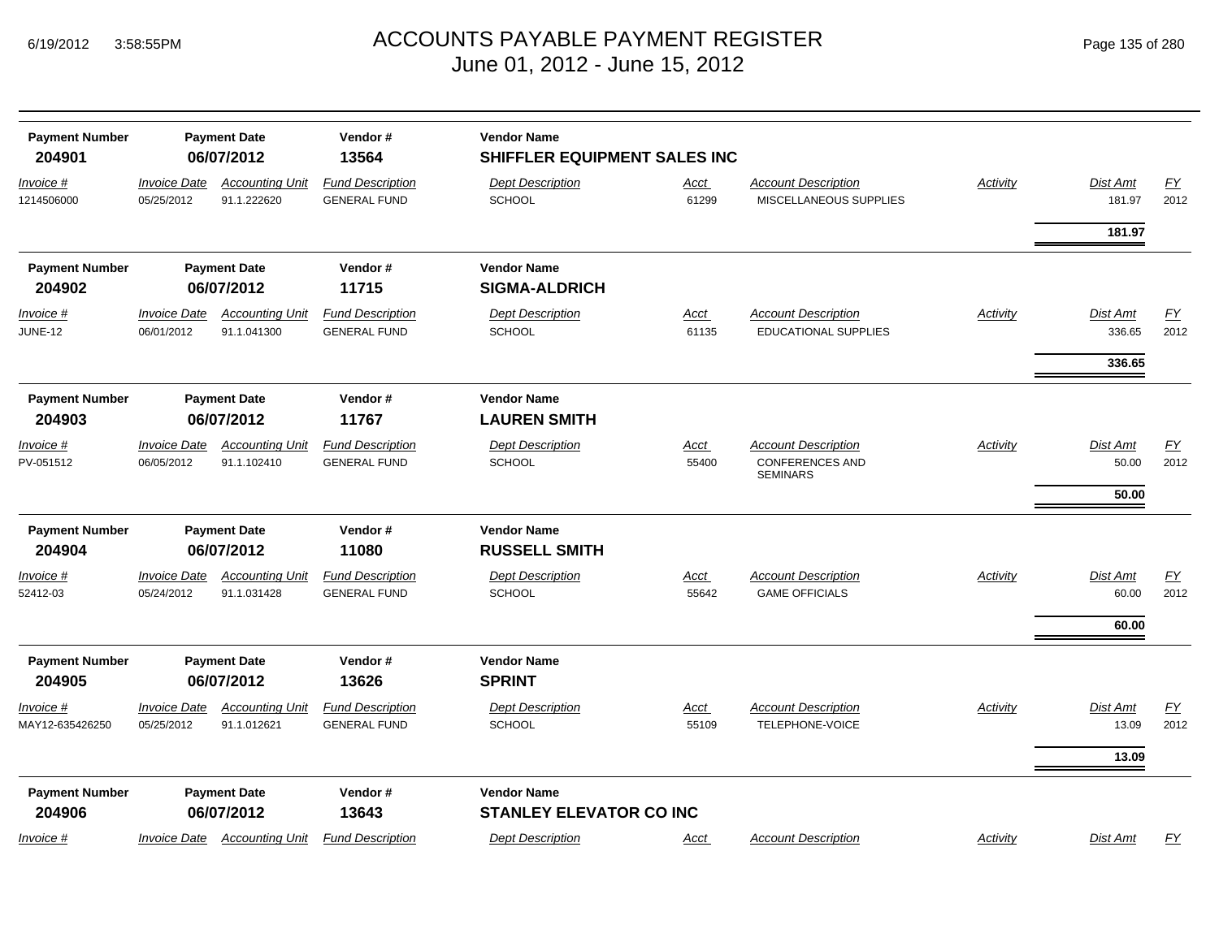# ACCOUNTS PAYABLE PAYMENT REGISTER
## June 01, 2012 - June 15, 2012

| Payment Number | Payment Date | Vendor # | Vendor Name |
|---|---|---|---|
| **204901** | **06/07/2012** | **13564** | **SHIFFLER EQUIPMENT SALES INC** |

| Invoice # | Invoice Date | Accounting Unit | Fund Description | Dept Description | Acct | Account Description | Activity | Dist Amt | FY |
|---|---|---|---|---|---|---|---|---|---|
| 1214506000 | 05/25/2012 | 91.1.222620 | GENERAL FUND | SCHOOL | 61299 | MISCELLANEOUS SUPPLIES | | 181.97 | 2012 |
| | | | | | | | | **181.97** | |

| Payment Number | Payment Date | Vendor # | Vendor Name |
|---|---|---|---|
| **204902** | **06/07/2012** | **11715** | **SIGMA-ALDRICH** |

| Invoice # | Invoice Date | Accounting Unit | Fund Description | Dept Description | Acct | Account Description | Activity | Dist Amt | FY |
|---|---|---|---|---|---|---|---|---|---|
| JUNE-12 | 06/01/2012 | 91.1.041300 | GENERAL FUND | SCHOOL | 61135 | EDUCATIONAL SUPPLIES | | 336.65 | 2012 |
| | | | | | | | | **336.65** | |

| Payment Number | Payment Date | Vendor # | Vendor Name |
|---|---|---|---|
| **204903** | **06/07/2012** | **11767** | **LAUREN SMITH** |

| Invoice # | Invoice Date | Accounting Unit | Fund Description | Dept Description | Acct | Account Description | Activity | Dist Amt | FY |
|---|---|---|---|---|---|---|---|---|---|
| PV-051512 | 06/05/2012 | 91.1.102410 | GENERAL FUND | SCHOOL | 55400 | CONFERENCES AND SEMINARS | | 50.00 | 2012 |
| | | | | | | | | **50.00** | |

| Payment Number | Payment Date | Vendor # | Vendor Name |
|---|---|---|---|
| **204904** | **06/07/2012** | **11080** | **RUSSELL SMITH** |

| Invoice # | Invoice Date | Accounting Unit | Fund Description | Dept Description | Acct | Account Description | Activity | Dist Amt | FY |
|---|---|---|---|---|---|---|---|---|---|
| 52412-03 | 05/24/2012 | 91.1.031428 | GENERAL FUND | SCHOOL | 55642 | GAME OFFICIALS | | 60.00 | 2012 |
| | | | | | | | | **60.00** | |

| Payment Number | Payment Date | Vendor # | Vendor Name |
|---|---|---|---|
| **204905** | **06/07/2012** | **13626** | **SPRINT** |

| Invoice # | Invoice Date | Accounting Unit | Fund Description | Dept Description | Acct | Account Description | Activity | Dist Amt | FY |
|---|---|---|---|---|---|---|---|---|---|
| MAY12-635426250 | 05/25/2012 | 91.1.012621 | GENERAL FUND | SCHOOL | 55109 | TELEPHONE-VOICE | | 13.09 | 2012 |
| | | | | | | | | **13.09** | |

| Payment Number | Payment Date | Vendor # | Vendor Name |
|---|---|---|---|
| **204906** | **06/07/2012** | **13643** | **STANLEY ELEVATOR CO INC** |

| Invoice # | Invoice Date | Accounting Unit | Fund Description | Dept Description | Acct | Account Description | Activity | Dist Amt | FY |
|---|---|---|---|---|---|---|---|---|---|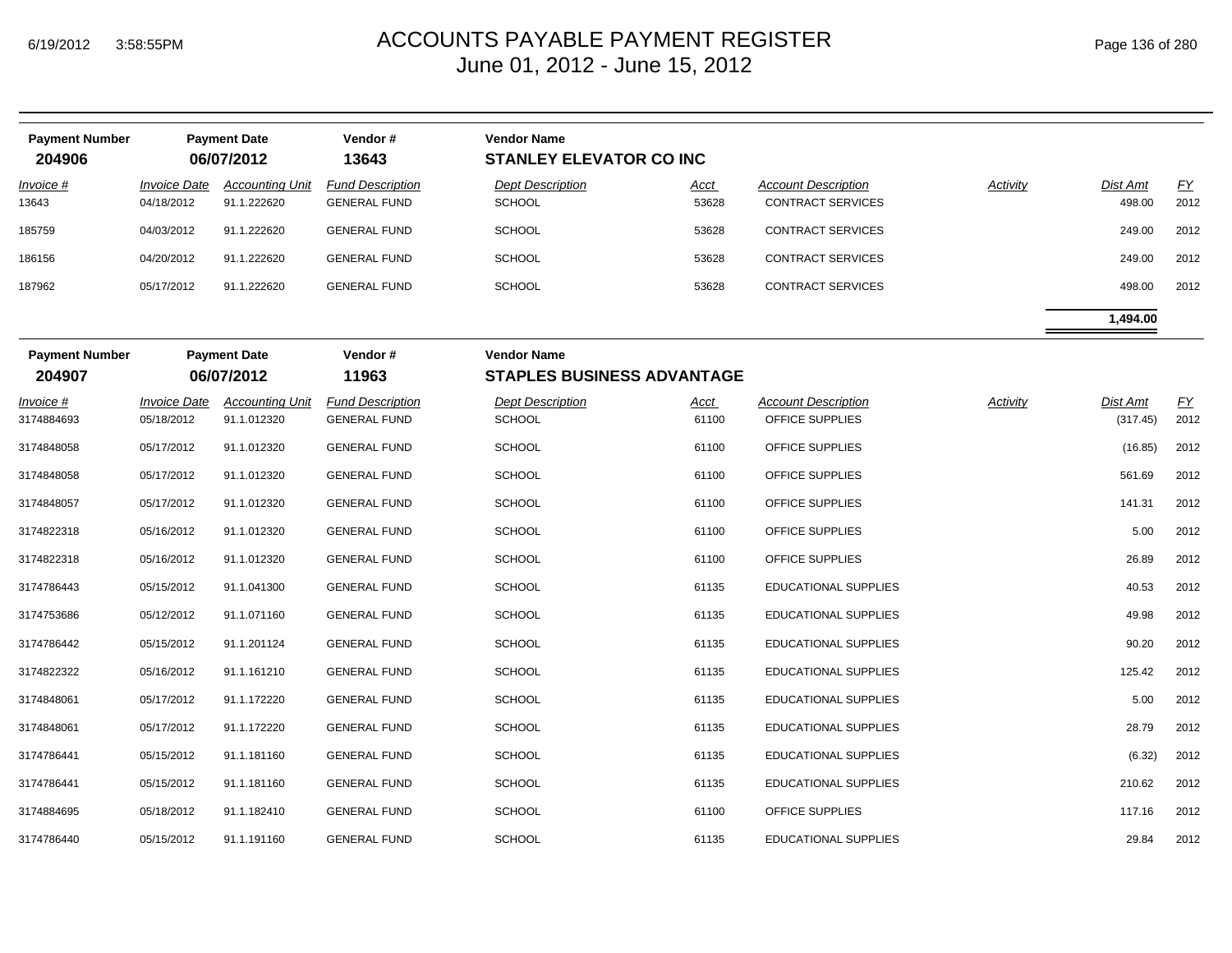# ACCOUNTS PAYABLE PAYMENT REGISTER
June 01, 2012 - June 15, 2012

| Payment Number | Payment Date | Vendor # | Vendor Name |
|---|---|---|---|
| **204906** | **06/07/2012** | **13643** | **STANLEY ELEVATOR CO INC** |

| Invoice # | Invoice Date | Accounting Unit | Fund Description | Dept Description | Acct | Account Description | Activity | Dist Amt | FY |
|---|---|---|---|---|---|---|---|---|---|
| 13643 | 04/18/2012 | 91.1.222620 | GENERAL FUND | SCHOOL | 53628 | CONTRACT SERVICES | | 498.00 | 2012 |
| 185759 | 04/03/2012 | 91.1.222620 | GENERAL FUND | SCHOOL | 53628 | CONTRACT SERVICES | | 249.00 | 2012 |
| 186156 | 04/20/2012 | 91.1.222620 | GENERAL FUND | SCHOOL | 53628 | CONTRACT SERVICES | | 249.00 | 2012 |
| 187962 | 05/17/2012 | 91.1.222620 | GENERAL FUND | SCHOOL | 53628 | CONTRACT SERVICES | | 498.00 | 2012 |
| | | | | | | | | **1,494.00** | |

| Payment Number | Payment Date | Vendor # | Vendor Name |
|---|---|---|---|
| **204907** | **06/07/2012** | **11963** | **STAPLES BUSINESS ADVANTAGE** |

| Invoice # | Invoice Date | Accounting Unit | Fund Description | Dept Description | Acct | Account Description | Activity | Dist Amt | FY |
|---|---|---|---|---|---|---|---|---|---|
| 3174884693 | 05/18/2012 | 91.1.012320 | GENERAL FUND | SCHOOL | 61100 | OFFICE SUPPLIES | | (317.45) | 2012 |
| 3174848058 | 05/17/2012 | 91.1.012320 | GENERAL FUND | SCHOOL | 61100 | OFFICE SUPPLIES | | (16.85) | 2012 |
| 3174848058 | 05/17/2012 | 91.1.012320 | GENERAL FUND | SCHOOL | 61100 | OFFICE SUPPLIES | | 561.69 | 2012 |
| 3174848057 | 05/17/2012 | 91.1.012320 | GENERAL FUND | SCHOOL | 61100 | OFFICE SUPPLIES | | 141.31 | 2012 |
| 3174822318 | 05/16/2012 | 91.1.012320 | GENERAL FUND | SCHOOL | 61100 | OFFICE SUPPLIES | | 5.00 | 2012 |
| 3174822318 | 05/16/2012 | 91.1.012320 | GENERAL FUND | SCHOOL | 61100 | OFFICE SUPPLIES | | 26.89 | 2012 |
| 3174786443 | 05/15/2012 | 91.1.041300 | GENERAL FUND | SCHOOL | 61135 | EDUCATIONAL SUPPLIES | | 40.53 | 2012 |
| 3174753686 | 05/12/2012 | 91.1.071160 | GENERAL FUND | SCHOOL | 61135 | EDUCATIONAL SUPPLIES | | 49.98 | 2012 |
| 3174786442 | 05/15/2012 | 91.1.201124 | GENERAL FUND | SCHOOL | 61135 | EDUCATIONAL SUPPLIES | | 90.20 | 2012 |
| 3174822322 | 05/16/2012 | 91.1.161210 | GENERAL FUND | SCHOOL | 61135 | EDUCATIONAL SUPPLIES | | 125.42 | 2012 |
| 3174848061 | 05/17/2012 | 91.1.172220 | GENERAL FUND | SCHOOL | 61135 | EDUCATIONAL SUPPLIES | | 5.00 | 2012 |
| 3174848061 | 05/17/2012 | 91.1.172220 | GENERAL FUND | SCHOOL | 61135 | EDUCATIONAL SUPPLIES | | 28.79 | 2012 |
| 3174786441 | 05/15/2012 | 91.1.181160 | GENERAL FUND | SCHOOL | 61135 | EDUCATIONAL SUPPLIES | | (6.32) | 2012 |
| 3174786441 | 05/15/2012 | 91.1.181160 | GENERAL FUND | SCHOOL | 61135 | EDUCATIONAL SUPPLIES | | 210.62 | 2012 |
| 3174884695 | 05/18/2012 | 91.1.182410 | GENERAL FUND | SCHOOL | 61100 | OFFICE SUPPLIES | | 117.16 | 2012 |
| 3174786440 | 05/15/2012 | 91.1.191160 | GENERAL FUND | SCHOOL | 61135 | EDUCATIONAL SUPPLIES | | 29.84 | 2012 |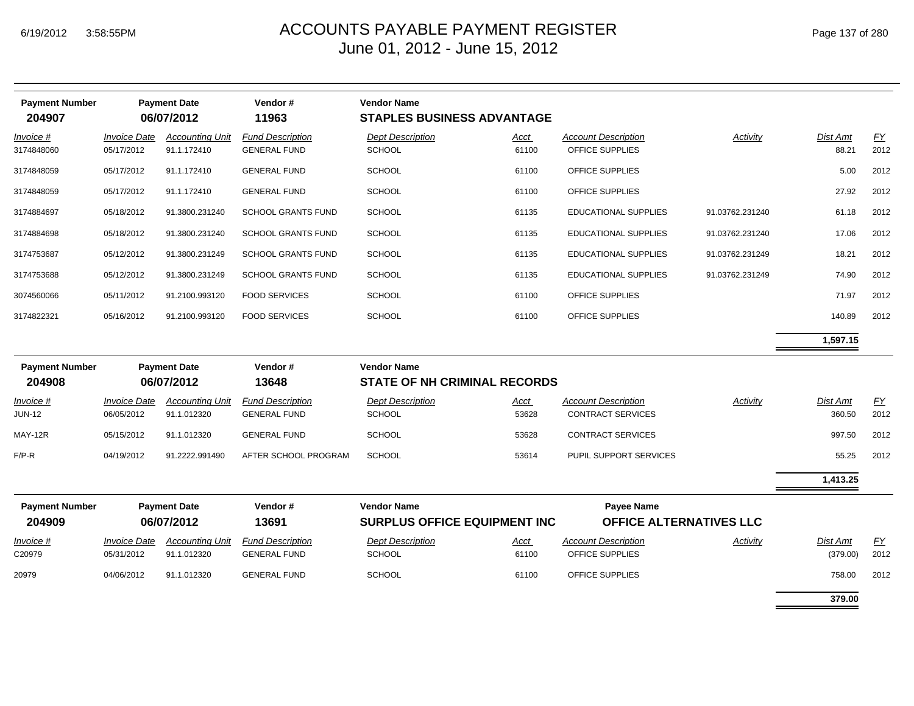# ACCOUNTS PAYABLE PAYMENT REGISTER
June 01, 2012 - June 15, 2012

| Payment Number | Payment Date | Vendor # | Vendor Name |
|---|---|---|---|
| 204907 | 06/07/2012 | 11963 | STAPLES BUSINESS ADVANTAGE |

| Invoice # | Invoice Date | Accounting Unit | Fund Description | Dept Description | Acct | Account Description | Activity | Dist Amt | FY |
|---|---|---|---|---|---|---|---|---|---|
| 3174848060 | 05/17/2012 | 91.1.172410 | GENERAL FUND | SCHOOL | 61100 | OFFICE SUPPLIES | | 88.21 | 2012 |
| 3174848059 | 05/17/2012 | 91.1.172410 | GENERAL FUND | SCHOOL | 61100 | OFFICE SUPPLIES | | 5.00 | 2012 |
| 3174848059 | 05/17/2012 | 91.1.172410 | GENERAL FUND | SCHOOL | 61100 | OFFICE SUPPLIES | | 27.92 | 2012 |
| 3174884697 | 05/18/2012 | 91.3800.231240 | SCHOOL GRANTS FUND | SCHOOL | 61135 | EDUCATIONAL SUPPLIES | 91.03762.231240 | 61.18 | 2012 |
| 3174884698 | 05/18/2012 | 91.3800.231240 | SCHOOL GRANTS FUND | SCHOOL | 61135 | EDUCATIONAL SUPPLIES | 91.03762.231240 | 17.06 | 2012 |
| 3174753687 | 05/12/2012 | 91.3800.231249 | SCHOOL GRANTS FUND | SCHOOL | 61135 | EDUCATIONAL SUPPLIES | 91.03762.231249 | 18.21 | 2012 |
| 3174753688 | 05/12/2012 | 91.3800.231249 | SCHOOL GRANTS FUND | SCHOOL | 61135 | EDUCATIONAL SUPPLIES | 91.03762.231249 | 74.90 | 2012 |
| 3074560066 | 05/11/2012 | 91.2100.993120 | FOOD SERVICES | SCHOOL | 61100 | OFFICE SUPPLIES | | 71.97 | 2012 |
| 3174822321 | 05/16/2012 | 91.2100.993120 | FOOD SERVICES | SCHOOL | 61100 | OFFICE SUPPLIES | | 140.89 | 2012 |
| | | | | | | | | **1,597.15** | |

| Payment Number | Payment Date | Vendor # | Vendor Name |
|---|---|---|---|
| 204908 | 06/07/2012 | 13648 | STATE OF NH CRIMINAL RECORDS |

| Invoice # | Invoice Date | Accounting Unit | Fund Description | Dept Description | Acct | Account Description | Activity | Dist Amt | FY |
|---|---|---|---|---|---|---|---|---|---|
| JUN-12 | 06/05/2012 | 91.1.012320 | GENERAL FUND | SCHOOL | 53628 | CONTRACT SERVICES | | 360.50 | 2012 |
| MAY-12R | 05/15/2012 | 91.1.012320 | GENERAL FUND | SCHOOL | 53628 | CONTRACT SERVICES | | 997.50 | 2012 |
| F/P-R | 04/19/2012 | 91.2222.991490 | AFTER SCHOOL PROGRAM | SCHOOL | 53614 | PUPIL SUPPORT SERVICES | | 55.25 | 2012 |
| | | | | | | | | **1,413.25** | |

| Payment Number | Payment Date | Vendor # | Vendor Name | Payee Name |
|---|---|---|---|---|
| 204909 | 06/07/2012 | 13691 | SURPLUS OFFICE EQUIPMENT INC | OFFICE ALTERNATIVES LLC |

| Invoice # | Invoice Date | Accounting Unit | Fund Description | Dept Description | Acct | Account Description | Activity | Dist Amt | FY |
|---|---|---|---|---|---|---|---|---|---|
| C20979 | 05/31/2012 | 91.1.012320 | GENERAL FUND | SCHOOL | 61100 | OFFICE SUPPLIES | | (379.00) | 2012 |
| 20979 | 04/06/2012 | 91.1.012320 | GENERAL FUND | SCHOOL | 61100 | OFFICE SUPPLIES | | 758.00 | 2012 |
| | | | | | | | | **379.00** | |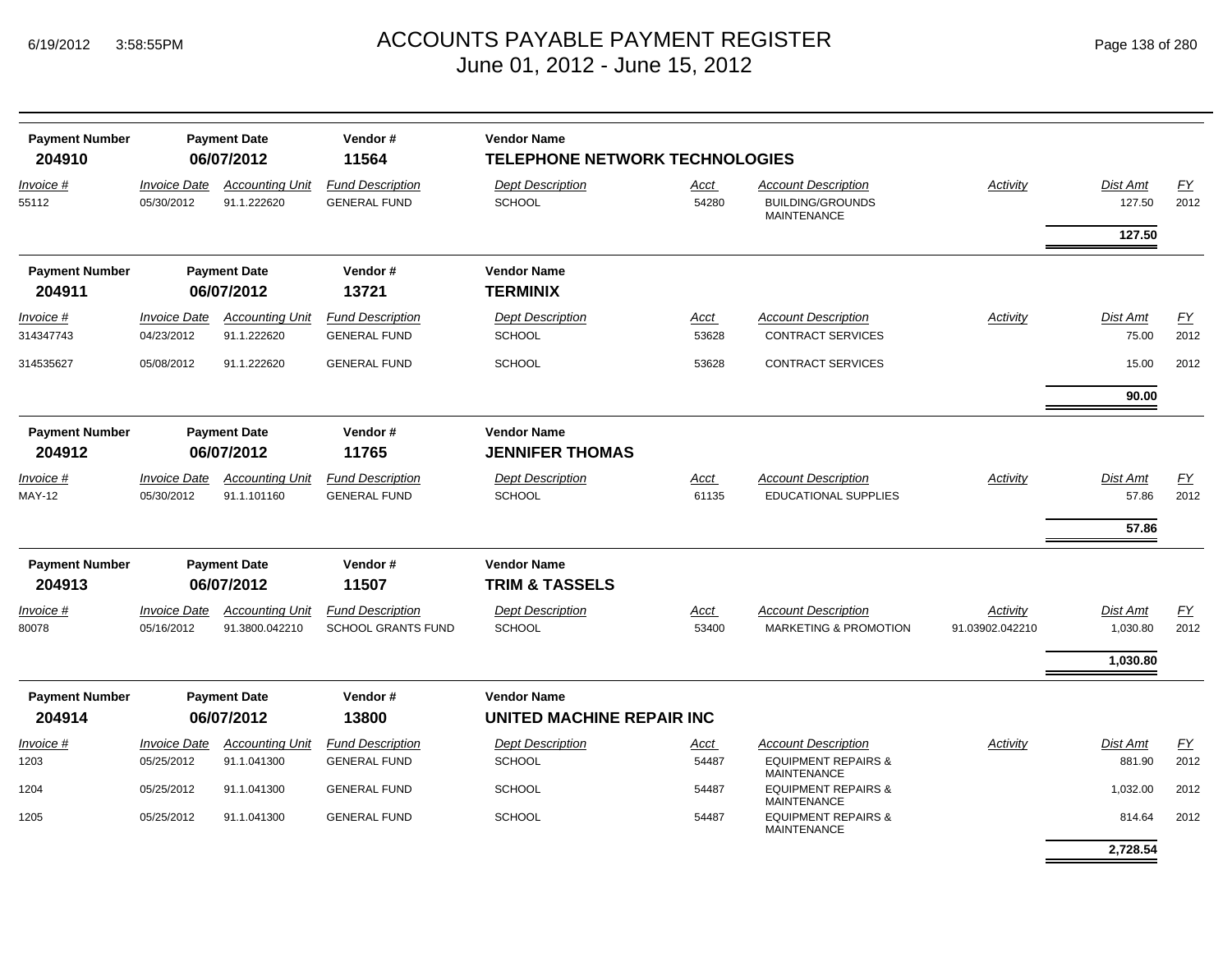# ACCOUNTS PAYABLE PAYMENT REGISTER
## June 01, 2012 - June 15, 2012

| Payment Number | Payment Date | Vendor # | Vendor Name |
|---|---|---|---|
| **204910** | **06/07/2012** | **11564** | **TELEPHONE NETWORK TECHNOLOGIES** |

| Invoice # | Invoice Date | Accounting Unit | Fund Description | Dept Description | Acct | Account Description | Activity | Dist Amt | FY |
|---|---|---|---|---|---|---|---|---|---|
| 55112 | 05/30/2012 | 91.1.222620 | GENERAL FUND | SCHOOL | 54280 | BUILDING/GROUNDS MAINTENANCE | | 127.50 | 2012 |
| | | | | | | | | **127.50** | |

| Payment Number | Payment Date | Vendor # | Vendor Name |
|---|---|---|---|
| **204911** | **06/07/2012** | **13721** | **TERMINIX** |

| Invoice # | Invoice Date | Accounting Unit | Fund Description | Dept Description | Acct | Account Description | Activity | Dist Amt | FY |
|---|---|---|---|---|---|---|---|---|---|
| 314347743 | 04/23/2012 | 91.1.222620 | GENERAL FUND | SCHOOL | 53628 | CONTRACT SERVICES | | 75.00 | 2012 |
| 314535627 | 05/08/2012 | 91.1.222620 | GENERAL FUND | SCHOOL | 53628 | CONTRACT SERVICES | | 15.00 | 2012 |
| | | | | | | | | **90.00** | |

| Payment Number | Payment Date | Vendor # | Vendor Name |
|---|---|---|---|
| **204912** | **06/07/2012** | **11765** | **JENNIFER THOMAS** |

| Invoice # | Invoice Date | Accounting Unit | Fund Description | Dept Description | Acct | Account Description | Activity | Dist Amt | FY |
|---|---|---|---|---|---|---|---|---|---|
| MAY-12 | 05/30/2012 | 91.1.101160 | GENERAL FUND | SCHOOL | 61135 | EDUCATIONAL SUPPLIES | | 57.86 | 2012 |
| | | | | | | | | **57.86** | |

| Payment Number | Payment Date | Vendor # | Vendor Name |
|---|---|---|---|
| **204913** | **06/07/2012** | **11507** | **TRIM & TASSELS** |

| Invoice # | Invoice Date | Accounting Unit | Fund Description | Dept Description | Acct | Account Description | Activity | Dist Amt | FY |
|---|---|---|---|---|---|---|---|---|---|
| 80078 | 05/16/2012 | 91.3800.042210 | SCHOOL GRANTS FUND | SCHOOL | 53400 | MARKETING & PROMOTION | 91.03902.042210 | 1,030.80 | 2012 |
| | | | | | | | | **1,030.80** | |

| Payment Number | Payment Date | Vendor # | Vendor Name |
|---|---|---|---|
| **204914** | **06/07/2012** | **13800** | **UNITED MACHINE REPAIR INC** |

| Invoice # | Invoice Date | Accounting Unit | Fund Description | Dept Description | Acct | Account Description | Activity | Dist Amt | FY |
|---|---|---|---|---|---|---|---|---|---|
| 1203 | 05/25/2012 | 91.1.041300 | GENERAL FUND | SCHOOL | 54487 | EQUIPMENT REPAIRS & MAINTENANCE | | 881.90 | 2012 |
| 1204 | 05/25/2012 | 91.1.041300 | GENERAL FUND | SCHOOL | 54487 | EQUIPMENT REPAIRS & MAINTENANCE | | 1,032.00 | 2012 |
| 1205 | 05/25/2012 | 91.1.041300 | GENERAL FUND | SCHOOL | 54487 | EQUIPMENT REPAIRS & MAINTENANCE | | 814.64 | 2012 |
| | | | | | | | | **2,728.54** | |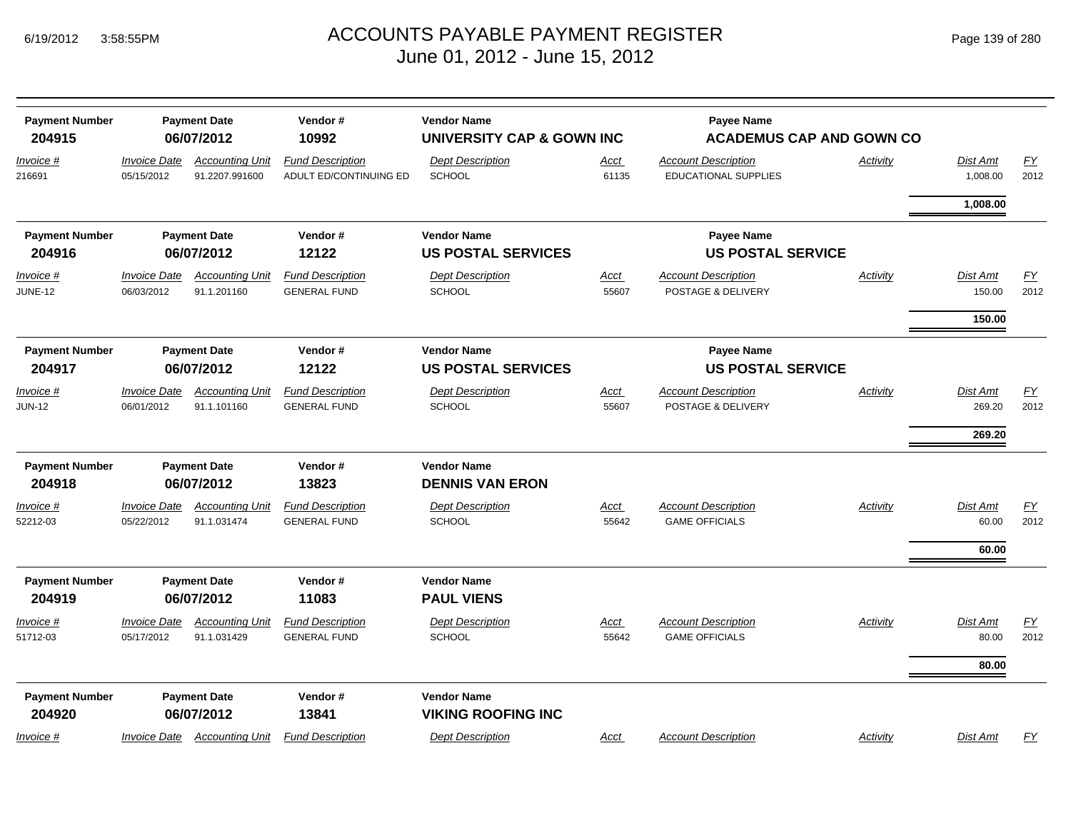# ACCOUNTS PAYABLE PAYMENT REGISTER

June 01, 2012 - June 15, 2012

| Payment Number | Payment Date | Vendor # | Vendor Name | Payee Name |
|---|---|---|---|---|
| **204915** | **06/07/2012** | **10992** | **UNIVERSITY CAP & GOWN INC** | **ACADEMUS CAP AND GOWN CO** |

| Invoice # | Invoice Date | Accounting Unit | Fund Description | Dept Description | Acct | Account Description | Activity | Dist Amt | FY |
|---|---|---|---|---|---|---|---|---|---|
| 216691 | 05/15/2012 | 91.2207.991600 | ADULT ED/CONTINUING ED | SCHOOL | 61135 | EDUCATIONAL SUPPLIES | | 1,008.00 | 2012 |
| | | | | | | | | **1,008.00** | |

| Payment Number | Payment Date | Vendor # | Vendor Name | Payee Name |
|---|---|---|---|---|
| **204916** | **06/07/2012** | **12122** | **US POSTAL SERVICES** | **US POSTAL SERVICE** |

| Invoice # | Invoice Date | Accounting Unit | Fund Description | Dept Description | Acct | Account Description | Activity | Dist Amt | FY |
|---|---|---|---|---|---|---|---|---|---|
| JUNE-12 | 06/03/2012 | 91.1.201160 | GENERAL FUND | SCHOOL | 55607 | POSTAGE & DELIVERY | | 150.00 | 2012 |
| | | | | | | | | **150.00** | |

| Payment Number | Payment Date | Vendor # | Vendor Name | Payee Name |
|---|---|---|---|---|
| **204917** | **06/07/2012** | **12122** | **US POSTAL SERVICES** | **US POSTAL SERVICE** |

| Invoice # | Invoice Date | Accounting Unit | Fund Description | Dept Description | Acct | Account Description | Activity | Dist Amt | FY |
|---|---|---|---|---|---|---|---|---|---|
| JUN-12 | 06/01/2012 | 91.1.101160 | GENERAL FUND | SCHOOL | 55607 | POSTAGE & DELIVERY | | 269.20 | 2012 |
| | | | | | | | | **269.20** | |

| Payment Number | Payment Date | Vendor # | Vendor Name |
|---|---|---|---|
| **204918** | **06/07/2012** | **13823** | **DENNIS VAN ERON** |

| Invoice # | Invoice Date | Accounting Unit | Fund Description | Dept Description | Acct | Account Description | Activity | Dist Amt | FY |
|---|---|---|---|---|---|---|---|---|---|
| 52212-03 | 05/22/2012 | 91.1.031474 | GENERAL FUND | SCHOOL | 55642 | GAME OFFICIALS | | 60.00 | 2012 |
| | | | | | | | | **60.00** | |

| Payment Number | Payment Date | Vendor # | Vendor Name |
|---|---|---|---|
| **204919** | **06/07/2012** | **11083** | **PAUL VIENS** |

| Invoice # | Invoice Date | Accounting Unit | Fund Description | Dept Description | Acct | Account Description | Activity | Dist Amt | FY |
|---|---|---|---|---|---|---|---|---|---|
| 51712-03 | 05/17/2012 | 91.1.031429 | GENERAL FUND | SCHOOL | 55642 | GAME OFFICIALS | | 80.00 | 2012 |
| | | | | | | | | **80.00** | |

| Payment Number | Payment Date | Vendor # | Vendor Name |
|---|---|---|---|
| **204920** | **06/07/2012** | **13841** | **VIKING ROOFING INC** |

| Invoice # | Invoice Date | Accounting Unit | Fund Description | Dept Description | Acct | Account Description | Activity | Dist Amt | FY |
|---|---|---|---|---|---|---|---|---|---|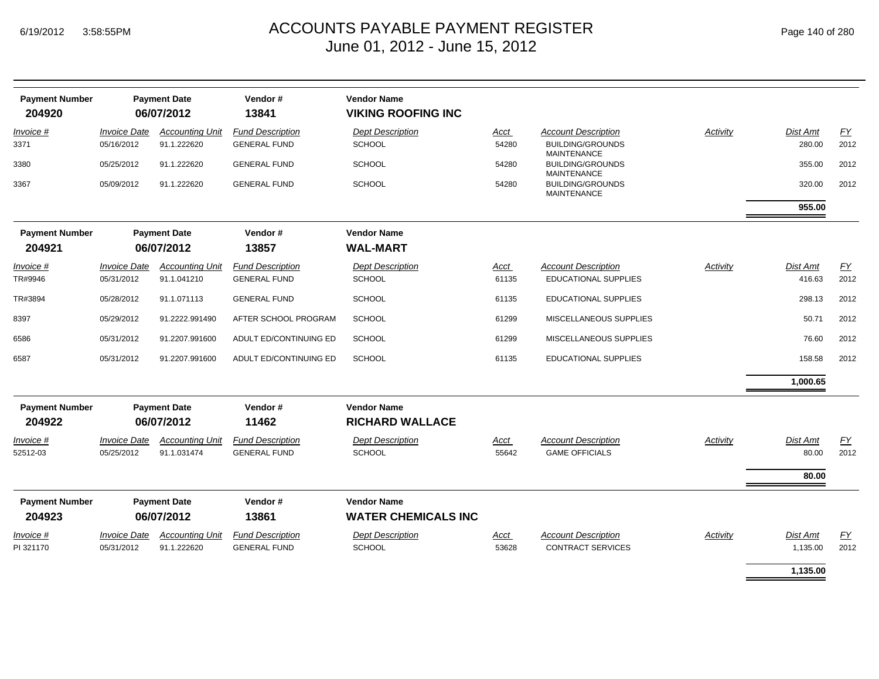# ACCOUNTS PAYABLE PAYMENT REGISTER

June 01, 2012 - June 15, 2012

| Payment Number | Payment Date | Vendor # | Vendor Name |
|---|---|---|---|
| 204920 | 06/07/2012 | 13841 | VIKING ROOFING INC |

| Invoice # | Invoice Date | Accounting Unit | Fund Description | Dept Description | Acct | Account Description | Activity | Dist Amt | FY |
|---|---|---|---|---|---|---|---|---|---|
| 3371 | 05/16/2012 | 91.1.222620 | GENERAL FUND | SCHOOL | 54280 | BUILDING/GROUNDS MAINTENANCE | | 280.00 | 2012 |
| 3380 | 05/25/2012 | 91.1.222620 | GENERAL FUND | SCHOOL | 54280 | BUILDING/GROUNDS MAINTENANCE | | 355.00 | 2012 |
| 3367 | 05/09/2012 | 91.1.222620 | GENERAL FUND | SCHOOL | 54280 | BUILDING/GROUNDS MAINTENANCE | | 320.00 | 2012 |
| | | | | | | | | **955.00** | |

| Payment Number | Payment Date | Vendor # | Vendor Name |
|---|---|---|---|
| 204921 | 06/07/2012 | 13857 | WAL-MART |

| Invoice # | Invoice Date | Accounting Unit | Fund Description | Dept Description | Acct | Account Description | Activity | Dist Amt | FY |
|---|---|---|---|---|---|---|---|---|---|
| TR#9946 | 05/31/2012 | 91.1.041210 | GENERAL FUND | SCHOOL | 61135 | EDUCATIONAL SUPPLIES | | 416.63 | 2012 |
| TR#3894 | 05/28/2012 | 91.1.071113 | GENERAL FUND | SCHOOL | 61135 | EDUCATIONAL SUPPLIES | | 298.13 | 2012 |
| 8397 | 05/29/2012 | 91.2222.991490 | AFTER SCHOOL PROGRAM | SCHOOL | 61299 | MISCELLANEOUS SUPPLIES | | 50.71 | 2012 |
| 6586 | 05/31/2012 | 91.2207.991600 | ADULT ED/CONTINUING ED | SCHOOL | 61299 | MISCELLANEOUS SUPPLIES | | 76.60 | 2012 |
| 6587 | 05/31/2012 | 91.2207.991600 | ADULT ED/CONTINUING ED | SCHOOL | 61135 | EDUCATIONAL SUPPLIES | | 158.58 | 2012 |
| | | | | | | | | **1,000.65** | |

| Payment Number | Payment Date | Vendor # | Vendor Name |
|---|---|---|---|
| 204922 | 06/07/2012 | 11462 | RICHARD WALLACE |

| Invoice # | Invoice Date | Accounting Unit | Fund Description | Dept Description | Acct | Account Description | Activity | Dist Amt | FY |
|---|---|---|---|---|---|---|---|---|---|
| 52512-03 | 05/25/2012 | 91.1.031474 | GENERAL FUND | SCHOOL | 55642 | GAME OFFICIALS | | 80.00 | 2012 |
| | | | | | | | | **80.00** | |

| Payment Number | Payment Date | Vendor # | Vendor Name |
|---|---|---|---|
| 204923 | 06/07/2012 | 13861 | WATER CHEMICALS INC |

| Invoice # | Invoice Date | Accounting Unit | Fund Description | Dept Description | Acct | Account Description | Activity | Dist Amt | FY |
|---|---|---|---|---|---|---|---|---|---|
| PI 321170 | 05/31/2012 | 91.1.222620 | GENERAL FUND | SCHOOL | 53628 | CONTRACT SERVICES | | 1,135.00 | 2012 |
| | | | | | | | | **1,135.00** | |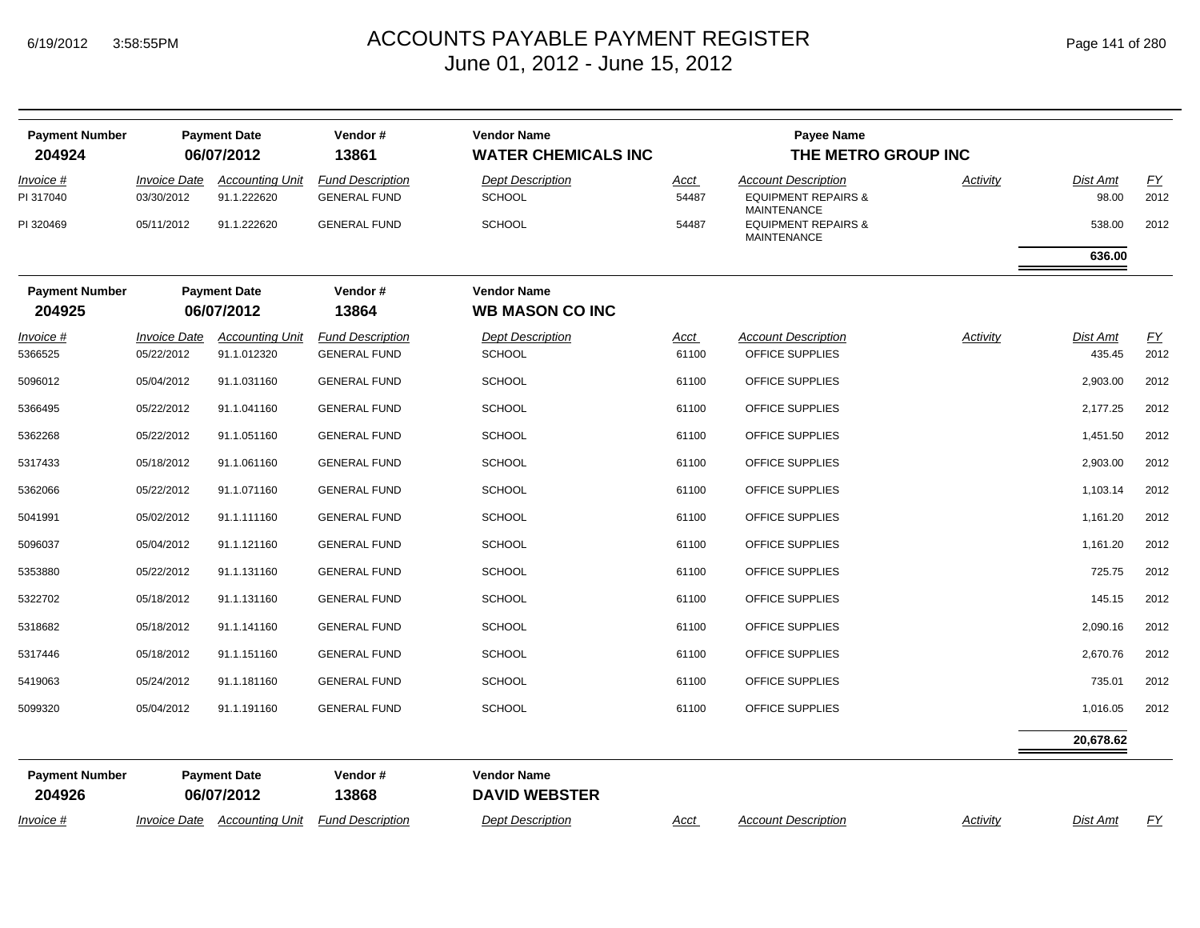# ACCOUNTS PAYABLE PAYMENT REGISTER
June 01, 2012 - June 15, 2012

| Payment Number | Payment Date | Vendor # | Vendor Name | Payee Name |
|---|---|---|---|---|
| 204924 | 06/07/2012 | 13861 | WATER CHEMICALS INC | THE METRO GROUP INC |

| Invoice # | Invoice Date | Accounting Unit | Fund Description | Dept Description | Acct | Account Description | Activity | Dist Amt | FY |
|---|---|---|---|---|---|---|---|---|---|
| PI 317040 | 03/30/2012 | 91.1.222620 | GENERAL FUND | SCHOOL | 54487 | EQUIPMENT REPAIRS & MAINTENANCE | | 98.00 | 2012 |
| PI 320469 | 05/11/2012 | 91.1.222620 | GENERAL FUND | SCHOOL | 54487 | EQUIPMENT REPAIRS & MAINTENANCE | | 538.00 | 2012 |
| | | | | | | | | **636.00** | |

| Payment Number | Payment Date | Vendor # | Vendor Name |
|---|---|---|---|
| 204925 | 06/07/2012 | 13864 | WB MASON CO INC |

| Invoice # | Invoice Date | Accounting Unit | Fund Description | Dept Description | Acct | Account Description | Activity | Dist Amt | FY |
|---|---|---|---|---|---|---|---|---|---|
| 5366525 | 05/22/2012 | 91.1.012320 | GENERAL FUND | SCHOOL | 61100 | OFFICE SUPPLIES | | 435.45 | 2012 |
| 5096012 | 05/04/2012 | 91.1.031160 | GENERAL FUND | SCHOOL | 61100 | OFFICE SUPPLIES | | 2,903.00 | 2012 |
| 5366495 | 05/22/2012 | 91.1.041160 | GENERAL FUND | SCHOOL | 61100 | OFFICE SUPPLIES | | 2,177.25 | 2012 |
| 5362268 | 05/22/2012 | 91.1.051160 | GENERAL FUND | SCHOOL | 61100 | OFFICE SUPPLIES | | 1,451.50 | 2012 |
| 5317433 | 05/18/2012 | 91.1.061160 | GENERAL FUND | SCHOOL | 61100 | OFFICE SUPPLIES | | 2,903.00 | 2012 |
| 5362066 | 05/22/2012 | 91.1.071160 | GENERAL FUND | SCHOOL | 61100 | OFFICE SUPPLIES | | 1,103.14 | 2012 |
| 5041991 | 05/02/2012 | 91.1.111160 | GENERAL FUND | SCHOOL | 61100 | OFFICE SUPPLIES | | 1,161.20 | 2012 |
| 5096037 | 05/04/2012 | 91.1.121160 | GENERAL FUND | SCHOOL | 61100 | OFFICE SUPPLIES | | 1,161.20 | 2012 |
| 5353880 | 05/22/2012 | 91.1.131160 | GENERAL FUND | SCHOOL | 61100 | OFFICE SUPPLIES | | 725.75 | 2012 |
| 5322702 | 05/18/2012 | 91.1.131160 | GENERAL FUND | SCHOOL | 61100 | OFFICE SUPPLIES | | 145.15 | 2012 |
| 5318682 | 05/18/2012 | 91.1.141160 | GENERAL FUND | SCHOOL | 61100 | OFFICE SUPPLIES | | 2,090.16 | 2012 |
| 5317446 | 05/18/2012 | 91.1.151160 | GENERAL FUND | SCHOOL | 61100 | OFFICE SUPPLIES | | 2,670.76 | 2012 |
| 5419063 | 05/24/2012 | 91.1.181160 | GENERAL FUND | SCHOOL | 61100 | OFFICE SUPPLIES | | 735.01 | 2012 |
| 5099320 | 05/04/2012 | 91.1.191160 | GENERAL FUND | SCHOOL | 61100 | OFFICE SUPPLIES | | 1,016.05 | 2012 |
| | | | | | | | | **20,678.62** | |

| Payment Number | Payment Date | Vendor # | Vendor Name |
|---|---|---|---|
| 204926 | 06/07/2012 | 13868 | DAVID WEBSTER |

| Invoice # | Invoice Date | Accounting Unit | Fund Description | Dept Description | Acct | Account Description | Activity | Dist Amt | FY |
|---|---|---|---|---|---|---|---|---|---|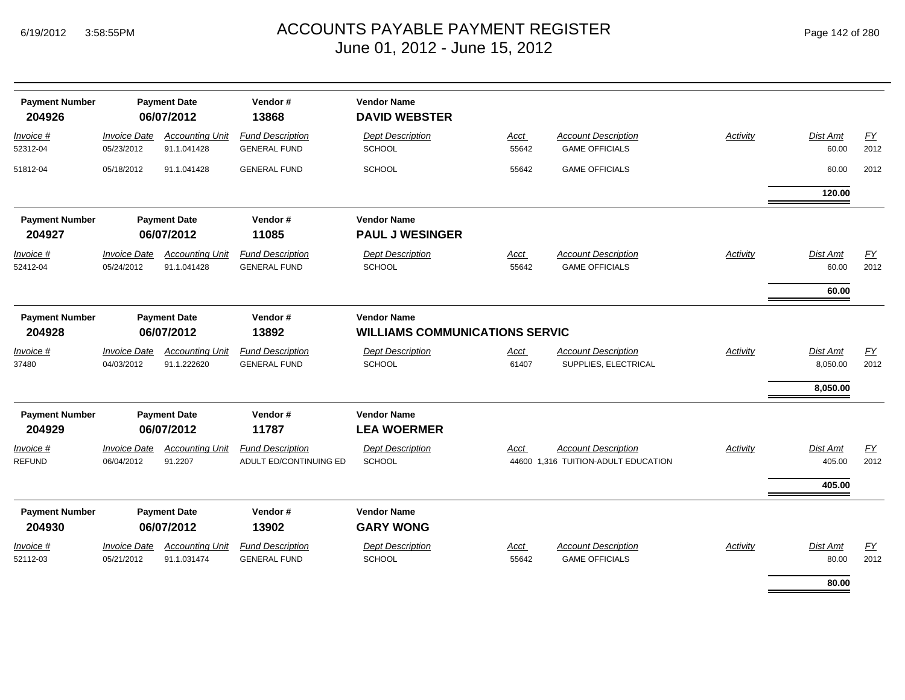# ACCOUNTS PAYABLE PAYMENT REGISTER
## June 01, 2012 - June 15, 2012

| Payment Number | Payment Date | Vendor # | Vendor Name |
|---|---|---|---|
| **204926** | **06/07/2012** | **13868** | **DAVID WEBSTER** |

| Invoice # | Invoice Date | Accounting Unit | Fund Description | Dept Description | Acct | Account Description | Activity | Dist Amt | FY |
|---|---|---|---|---|---|---|---|---|---|
| 52312-04 | 05/23/2012 | 91.1.041428 | GENERAL FUND | SCHOOL | 55642 | GAME OFFICIALS | | 60.00 | 2012 |
| 51812-04 | 05/18/2012 | 91.1.041428 | GENERAL FUND | SCHOOL | 55642 | GAME OFFICIALS | | 60.00 | 2012 |
| | | | | | | | | **120.00** | |

| Payment Number | Payment Date | Vendor # | Vendor Name |
|---|---|---|---|
| **204927** | **06/07/2012** | **11085** | **PAUL J WESINGER** |

| Invoice # | Invoice Date | Accounting Unit | Fund Description | Dept Description | Acct | Account Description | Activity | Dist Amt | FY |
|---|---|---|---|---|---|---|---|---|---|
| 52412-04 | 05/24/2012 | 91.1.041428 | GENERAL FUND | SCHOOL | 55642 | GAME OFFICIALS | | 60.00 | 2012 |
| | | | | | | | | **60.00** | |

| Payment Number | Payment Date | Vendor # | Vendor Name |
|---|---|---|---|
| **204928** | **06/07/2012** | **13892** | **WILLIAMS COMMUNICATIONS SERVIC** |

| Invoice # | Invoice Date | Accounting Unit | Fund Description | Dept Description | Acct | Account Description | Activity | Dist Amt | FY |
|---|---|---|---|---|---|---|---|---|---|
| 37480 | 04/03/2012 | 91.1.222620 | GENERAL FUND | SCHOOL | 61407 | SUPPLIES, ELECTRICAL | | 8,050.00 | 2012 |
| | | | | | | | | **8,050.00** | |

| Payment Number | Payment Date | Vendor # | Vendor Name |
|---|---|---|---|
| **204929** | **06/07/2012** | **11787** | **LEA WOERMER** |

| Invoice # | Invoice Date | Accounting Unit | Fund Description | Dept Description | Acct | Account Description | Activity | Dist Amt | FY |
|---|---|---|---|---|---|---|---|---|---|
| REFUND | 06/04/2012 | 91.2207 | ADULT ED/CONTINUING ED | SCHOOL | 44600 | 1,316 TUITION-ADULT EDUCATION | | 405.00 | 2012 |
| | | | | | | | | **405.00** | |

| Payment Number | Payment Date | Vendor # | Vendor Name |
|---|---|---|---|
| **204930** | **06/07/2012** | **13902** | **GARY WONG** |

| Invoice # | Invoice Date | Accounting Unit | Fund Description | Dept Description | Acct | Account Description | Activity | Dist Amt | FY |
|---|---|---|---|---|---|---|---|---|---|
| 52112-03 | 05/21/2012 | 91.1.031474 | GENERAL FUND | SCHOOL | 55642 | GAME OFFICIALS | | 80.00 | 2012 |
| | | | | | | | | **80.00** | |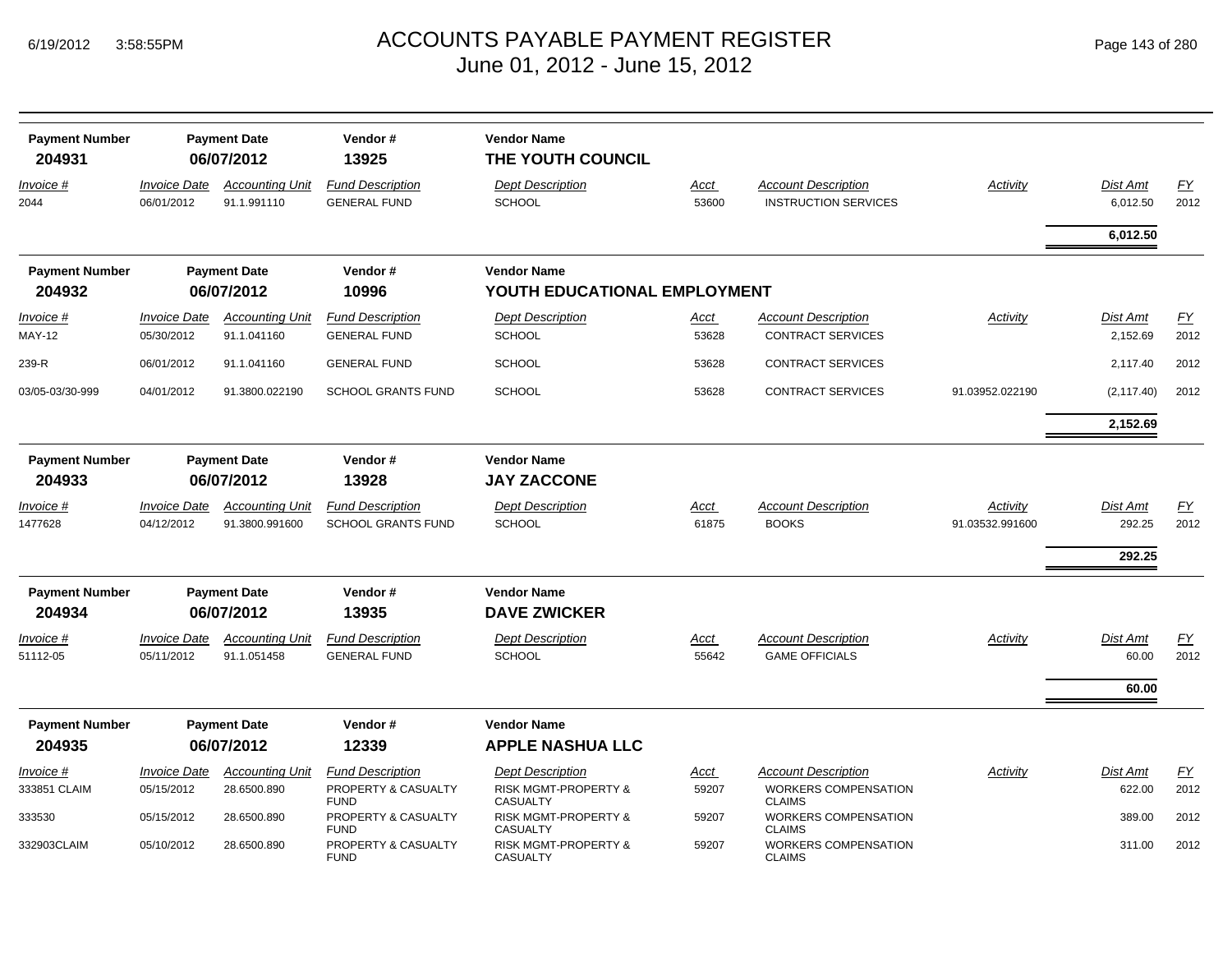# ACCOUNTS PAYABLE PAYMENT REGISTER
## June 01, 2012 - June 15, 2012

6/19/2012 3:58:55PM

| Payment Number | Payment Date | Vendor # | Vendor Name |
|---|---|---|---|
| **204931** | **06/07/2012** | **13925** | **THE YOUTH COUNCIL** |

| Invoice # | Invoice Date | Accounting Unit | Fund Description | Dept Description | Acct | Account Description | Activity | Dist Amt | FY |
|---|---|---|---|---|---|---|---|---|---|
| 2044 | 06/01/2012 | 91.1.991110 | GENERAL FUND | SCHOOL | 53600 | INSTRUCTION SERVICES | | 6,012.50 | 2012 |
| | | | | | | | | **6,012.50** | |

| Payment Number | Payment Date | Vendor # | Vendor Name |
|---|---|---|---|
| **204932** | **06/07/2012** | **10996** | **YOUTH EDUCATIONAL EMPLOYMENT** |

| Invoice # | Invoice Date | Accounting Unit | Fund Description | Dept Description | Acct | Account Description | Activity | Dist Amt | FY |
|---|---|---|---|---|---|---|---|---|---|
| MAY-12 | 05/30/2012 | 91.1.041160 | GENERAL FUND | SCHOOL | 53628 | CONTRACT SERVICES | | 2,152.69 | 2012 |
| 239-R | 06/01/2012 | 91.1.041160 | GENERAL FUND | SCHOOL | 53628 | CONTRACT SERVICES | | 2,117.40 | 2012 |
| 03/05-03/30-999 | 04/01/2012 | 91.3800.022190 | SCHOOL GRANTS FUND | SCHOOL | 53628 | CONTRACT SERVICES | 91.03952.022190 | (2,117.40) | 2012 |
| | | | | | | | | **2,152.69** | |

| Payment Number | Payment Date | Vendor # | Vendor Name |
|---|---|---|---|
| **204933** | **06/07/2012** | **13928** | **JAY ZACCONE** |

| Invoice # | Invoice Date | Accounting Unit | Fund Description | Dept Description | Acct | Account Description | Activity | Dist Amt | FY |
|---|---|---|---|---|---|---|---|---|---|
| 1477628 | 04/12/2012 | 91.3800.991600 | SCHOOL GRANTS FUND | SCHOOL | 61875 | BOOKS | 91.03532.991600 | 292.25 | 2012 |
| | | | | | | | | **292.25** | |

| Payment Number | Payment Date | Vendor # | Vendor Name |
|---|---|---|---|
| **204934** | **06/07/2012** | **13935** | **DAVE ZWICKER** |

| Invoice # | Invoice Date | Accounting Unit | Fund Description | Dept Description | Acct | Account Description | Activity | Dist Amt | FY |
|---|---|---|---|---|---|---|---|---|---|
| 51112-05 | 05/11/2012 | 91.1.051458 | GENERAL FUND | SCHOOL | 55642 | GAME OFFICIALS | | 60.00 | 2012 |
| | | | | | | | | **60.00** | |

| Payment Number | Payment Date | Vendor # | Vendor Name |
|---|---|---|---|
| **204935** | **06/07/2012** | **12339** | **APPLE NASHUA LLC** |

| Invoice # | Invoice Date | Accounting Unit | Fund Description | Dept Description | Acct | Account Description | Activity | Dist Amt | FY |
|---|---|---|---|---|---|---|---|---|---|
| 333851 CLAIM | 05/15/2012 | 28.6500.890 | PROPERTY & CASUALTY FUND | RISK MGMT-PROPERTY & CASUALTY | 59207 | WORKERS COMPENSATION CLAIMS | | 622.00 | 2012 |
| 333530 | 05/15/2012 | 28.6500.890 | PROPERTY & CASUALTY FUND | RISK MGMT-PROPERTY & CASUALTY | 59207 | WORKERS COMPENSATION CLAIMS | | 389.00 | 2012 |
| 332903CLAIM | 05/10/2012 | 28.6500.890 | PROPERTY & CASUALTY FUND | RISK MGMT-PROPERTY & CASUALTY | 59207 | WORKERS COMPENSATION CLAIMS | | 311.00 | 2012 |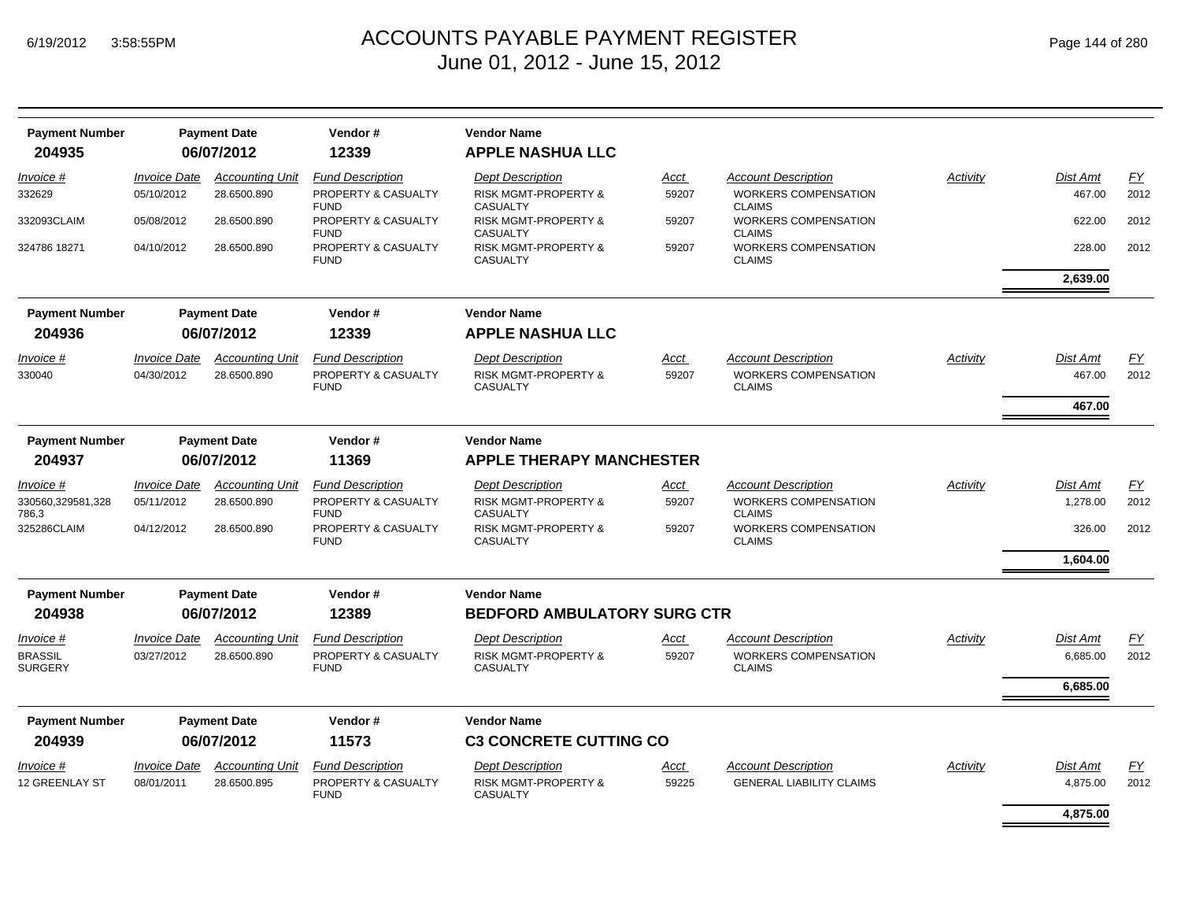# ACCOUNTS PAYABLE PAYMENT REGISTER
## June 01, 2012 - June 15, 2012

| Payment Number | Payment Date | Vendor # | Vendor Name |
|---|---|---|---|
| **204935** | **06/07/2012** | **12339** | **APPLE NASHUA LLC** |

| Invoice # | Invoice Date | Accounting Unit | Fund Description | Dept Description | Acct | Account Description | Activity | Dist Amt | FY |
|---|---|---|---|---|---|---|---|---|---|
| 332629 | 05/10/2012 | 28.6500.890 | PROPERTY & CASUALTY FUND | RISK MGMT-PROPERTY & CASUALTY | 59207 | WORKERS COMPENSATION CLAIMS | | 467.00 | 2012 |
| 332093CLAIM | 05/08/2012 | 28.6500.890 | PROPERTY & CASUALTY FUND | RISK MGMT-PROPERTY & CASUALTY | 59207 | WORKERS COMPENSATION CLAIMS | | 622.00 | 2012 |
| 324786 18271 | 04/10/2012 | 28.6500.890 | PROPERTY & CASUALTY FUND | RISK MGMT-PROPERTY & CASUALTY | 59207 | WORKERS COMPENSATION CLAIMS | | 228.00 | 2012 |
| | | | | | | | | **2,639.00** | |

| Payment Number | Payment Date | Vendor # | Vendor Name |
|---|---|---|---|
| **204936** | **06/07/2012** | **12339** | **APPLE NASHUA LLC** |

| Invoice # | Invoice Date | Accounting Unit | Fund Description | Dept Description | Acct | Account Description | Activity | Dist Amt | FY |
|---|---|---|---|---|---|---|---|---|---|
| 330040 | 04/30/2012 | 28.6500.890 | PROPERTY & CASUALTY FUND | RISK MGMT-PROPERTY & CASUALTY | 59207 | WORKERS COMPENSATION CLAIMS | | 467.00 | 2012 |
| | | | | | | | | **467.00** | |

| Payment Number | Payment Date | Vendor # | Vendor Name |
|---|---|---|---|
| **204937** | **06/07/2012** | **11369** | **APPLE THERAPY MANCHESTER** |

| Invoice # | Invoice Date | Accounting Unit | Fund Description | Dept Description | Acct | Account Description | Activity | Dist Amt | FY |
|---|---|---|---|---|---|---|---|---|---|
| 330560,329581,328786,3 | 05/11/2012 | 28.6500.890 | PROPERTY & CASUALTY FUND | RISK MGMT-PROPERTY & CASUALTY | 59207 | WORKERS COMPENSATION CLAIMS | | 1,278.00 | 2012 |
| 325286CLAIM | 04/12/2012 | 28.6500.890 | PROPERTY & CASUALTY FUND | RISK MGMT-PROPERTY & CASUALTY | 59207 | WORKERS COMPENSATION CLAIMS | | 326.00 | 2012 |
| | | | | | | | | **1,604.00** | |

| Payment Number | Payment Date | Vendor # | Vendor Name |
|---|---|---|---|
| **204938** | **06/07/2012** | **12389** | **BEDFORD AMBULATORY SURG CTR** |

| Invoice # | Invoice Date | Accounting Unit | Fund Description | Dept Description | Acct | Account Description | Activity | Dist Amt | FY |
|---|---|---|---|---|---|---|---|---|---|
| BRASSIL SURGERY | 03/27/2012 | 28.6500.890 | PROPERTY & CASUALTY FUND | RISK MGMT-PROPERTY & CASUALTY | 59207 | WORKERS COMPENSATION CLAIMS | | 6,685.00 | 2012 |
| | | | | | | | | **6,685.00** | |

| Payment Number | Payment Date | Vendor # | Vendor Name |
|---|---|---|---|
| **204939** | **06/07/2012** | **11573** | **C3 CONCRETE CUTTING CO** |

| Invoice # | Invoice Date | Accounting Unit | Fund Description | Dept Description | Acct | Account Description | Activity | Dist Amt | FY |
|---|---|---|---|---|---|---|---|---|---|
| 12 GREENLAY ST | 08/01/2011 | 28.6500.895 | PROPERTY & CASUALTY FUND | RISK MGMT-PROPERTY & CASUALTY | 59225 | GENERAL LIABILITY CLAIMS | | 4,875.00 | 2012 |
| | | | | | | | | **4,875.00** | |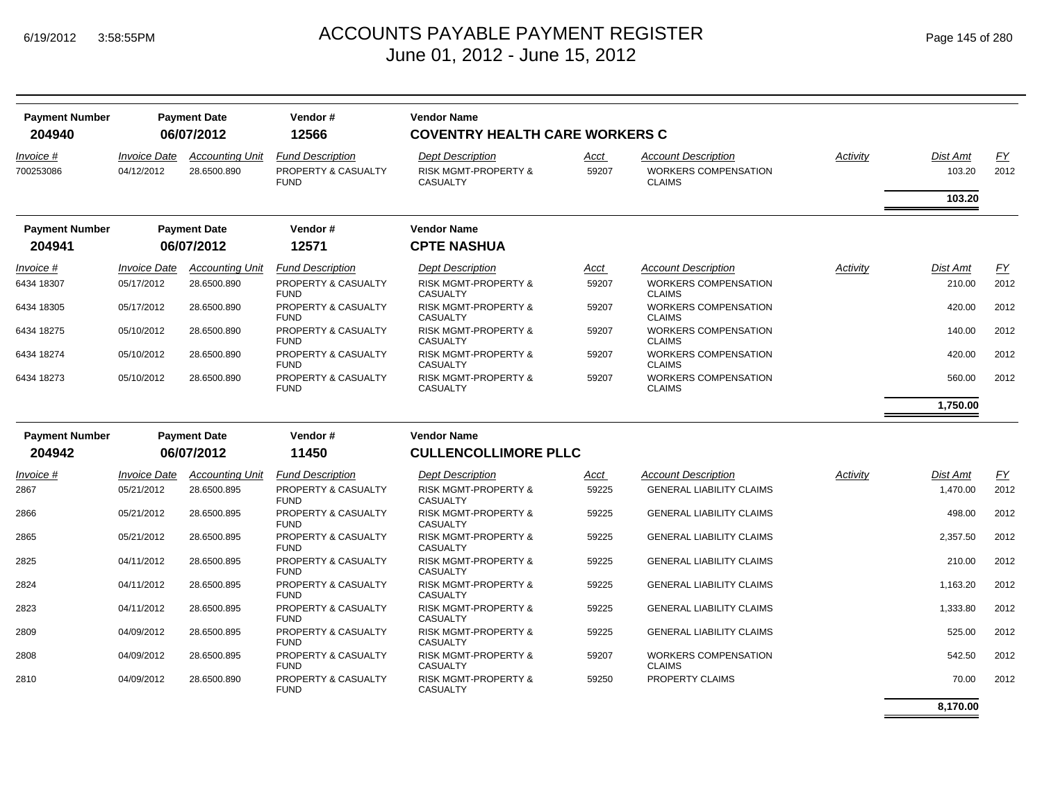# ACCOUNTS PAYABLE PAYMENT REGISTER

June 01, 2012 - June 15, 2012

| Payment Number | Payment Date | Vendor # | Vendor Name |
|---|---|---|---|
| **204940** | **06/07/2012** | **12566** | **COVENTRY HEALTH CARE WORKERS C** |

| Invoice # | Invoice Date | Accounting Unit | Fund Description | Dept Description | Acct | Account Description | Activity | Dist Amt | FY |
|---|---|---|---|---|---|---|---|---|---|
| 700253086 | 04/12/2012 | 28.6500.890 | PROPERTY & CASUALTY FUND | RISK MGMT-PROPERTY & CASUALTY | 59207 | WORKERS COMPENSATION CLAIMS | | 103.20 | 2012 |
| | | | | | | | | **103.20** | |

| Payment Number | Payment Date | Vendor # | Vendor Name |
|---|---|---|---|
| **204941** | **06/07/2012** | **12571** | **CPTE NASHUA** |

| Invoice # | Invoice Date | Accounting Unit | Fund Description | Dept Description | Acct | Account Description | Activity | Dist Amt | FY |
|---|---|---|---|---|---|---|---|---|---|
| 6434 18307 | 05/17/2012 | 28.6500.890 | PROPERTY & CASUALTY FUND | RISK MGMT-PROPERTY & CASUALTY | 59207 | WORKERS COMPENSATION CLAIMS | | 210.00 | 2012 |
| 6434 18305 | 05/17/2012 | 28.6500.890 | PROPERTY & CASUALTY FUND | RISK MGMT-PROPERTY & CASUALTY | 59207 | WORKERS COMPENSATION CLAIMS | | 420.00 | 2012 |
| 6434 18275 | 05/10/2012 | 28.6500.890 | PROPERTY & CASUALTY FUND | RISK MGMT-PROPERTY & CASUALTY | 59207 | WORKERS COMPENSATION CLAIMS | | 140.00 | 2012 |
| 6434 18274 | 05/10/2012 | 28.6500.890 | PROPERTY & CASUALTY FUND | RISK MGMT-PROPERTY & CASUALTY | 59207 | WORKERS COMPENSATION CLAIMS | | 420.00 | 2012 |
| 6434 18273 | 05/10/2012 | 28.6500.890 | PROPERTY & CASUALTY FUND | RISK MGMT-PROPERTY & CASUALTY | 59207 | WORKERS COMPENSATION CLAIMS | | 560.00 | 2012 |
| | | | | | | | | **1,750.00** | |

| Payment Number | Payment Date | Vendor # | Vendor Name |
|---|---|---|---|
| **204942** | **06/07/2012** | **11450** | **CULLENCOLLIMORE PLLC** |

| Invoice # | Invoice Date | Accounting Unit | Fund Description | Dept Description | Acct | Account Description | Activity | Dist Amt | FY |
|---|---|---|---|---|---|---|---|---|---|
| 2867 | 05/21/2012 | 28.6500.895 | PROPERTY & CASUALTY FUND | RISK MGMT-PROPERTY & CASUALTY | 59225 | GENERAL LIABILITY CLAIMS | | 1,470.00 | 2012 |
| 2866 | 05/21/2012 | 28.6500.895 | PROPERTY & CASUALTY FUND | RISK MGMT-PROPERTY & CASUALTY | 59225 | GENERAL LIABILITY CLAIMS | | 498.00 | 2012 |
| 2865 | 05/21/2012 | 28.6500.895 | PROPERTY & CASUALTY FUND | RISK MGMT-PROPERTY & CASUALTY | 59225 | GENERAL LIABILITY CLAIMS | | 2,357.50 | 2012 |
| 2825 | 04/11/2012 | 28.6500.895 | PROPERTY & CASUALTY FUND | RISK MGMT-PROPERTY & CASUALTY | 59225 | GENERAL LIABILITY CLAIMS | | 210.00 | 2012 |
| 2824 | 04/11/2012 | 28.6500.895 | PROPERTY & CASUALTY FUND | RISK MGMT-PROPERTY & CASUALTY | 59225 | GENERAL LIABILITY CLAIMS | | 1,163.20 | 2012 |
| 2823 | 04/11/2012 | 28.6500.895 | PROPERTY & CASUALTY FUND | RISK MGMT-PROPERTY & CASUALTY | 59225 | GENERAL LIABILITY CLAIMS | | 1,333.80 | 2012 |
| 2809 | 04/09/2012 | 28.6500.895 | PROPERTY & CASUALTY FUND | RISK MGMT-PROPERTY & CASUALTY | 59225 | GENERAL LIABILITY CLAIMS | | 525.00 | 2012 |
| 2808 | 04/09/2012 | 28.6500.895 | PROPERTY & CASUALTY FUND | RISK MGMT-PROPERTY & CASUALTY | 59207 | WORKERS COMPENSATION CLAIMS | | 542.50 | 2012 |
| 2810 | 04/09/2012 | 28.6500.890 | PROPERTY & CASUALTY FUND | RISK MGMT-PROPERTY & CASUALTY | 59250 | PROPERTY CLAIMS | | 70.00 | 2012 |
| | | | | | | | | **8,170.00** | |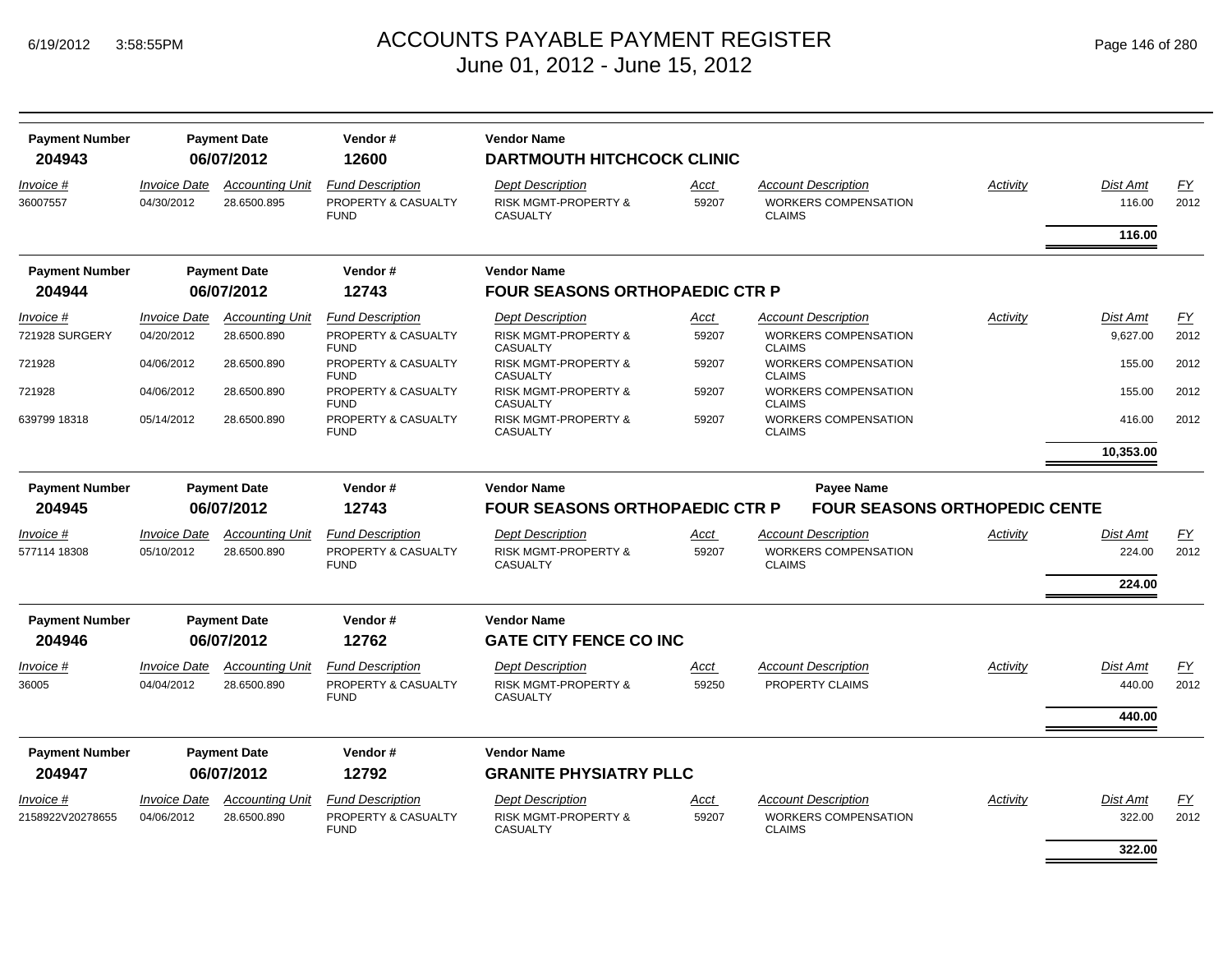# ACCOUNTS PAYABLE PAYMENT REGISTER
## June 01, 2012 - June 15, 2012

6/19/2012 3:58:55PM

| Payment Number | Payment Date | Vendor # | Vendor Name | | | | |
|---|---|---|---|---|---|---|---|
| **204943** | **06/07/2012** | **12600** | **DARTMOUTH HITCHCOCK CLINIC** | | | | |

| Invoice # | Invoice Date | Accounting Unit | Fund Description | Dept Description | Acct | Account Description | Activity | Dist Amt | FY |
|---|---|---|---|---|---|---|---|---|---|
| 36007557 | 04/30/2012 | 28.6500.895 | PROPERTY & CASUALTY FUND | RISK MGMT-PROPERTY & CASUALTY | 59207 | WORKERS COMPENSATION CLAIMS | | 116.00 | 2012 |
| | | | | | | | | **116.00** | |

| Payment Number | Payment Date | Vendor # | Vendor Name | | | | |
|---|---|---|---|---|---|---|---|
| **204944** | **06/07/2012** | **12743** | **FOUR SEASONS ORTHOPAEDIC CTR P** | | | | |

| Invoice # | Invoice Date | Accounting Unit | Fund Description | Dept Description | Acct | Account Description | Activity | Dist Amt | FY |
|---|---|---|---|---|---|---|---|---|---|
| 721928 SURGERY | 04/20/2012 | 28.6500.890 | PROPERTY & CASUALTY FUND | RISK MGMT-PROPERTY & CASUALTY | 59207 | WORKERS COMPENSATION CLAIMS | | 9,627.00 | 2012 |
| 721928 | 04/06/2012 | 28.6500.890 | PROPERTY & CASUALTY FUND | RISK MGMT-PROPERTY & CASUALTY | 59207 | WORKERS COMPENSATION CLAIMS | | 155.00 | 2012 |
| 721928 | 04/06/2012 | 28.6500.890 | PROPERTY & CASUALTY FUND | RISK MGMT-PROPERTY & CASUALTY | 59207 | WORKERS COMPENSATION CLAIMS | | 155.00 | 2012 |
| 639799 18318 | 05/14/2012 | 28.6500.890 | PROPERTY & CASUALTY FUND | RISK MGMT-PROPERTY & CASUALTY | 59207 | WORKERS COMPENSATION CLAIMS | | 416.00 | 2012 |
| | | | | | | | | **10,353.00** | |

| Payment Number | Payment Date | Vendor # | Vendor Name | Payee Name | | | |
|---|---|---|---|---|---|---|---|
| **204945** | **06/07/2012** | **12743** | **FOUR SEASONS ORTHOPAEDIC CTR P** | **FOUR SEASONS ORTHOPEDIC CENTE** | | | |

| Invoice # | Invoice Date | Accounting Unit | Fund Description | Dept Description | Acct | Account Description | Activity | Dist Amt | FY |
|---|---|---|---|---|---|---|---|---|---|
| 577114 18308 | 05/10/2012 | 28.6500.890 | PROPERTY & CASUALTY FUND | RISK MGMT-PROPERTY & CASUALTY | 59207 | WORKERS COMPENSATION CLAIMS | | 224.00 | 2012 |
| | | | | | | | | **224.00** | |

| Payment Number | Payment Date | Vendor # | Vendor Name | | | | |
|---|---|---|---|---|---|---|---|
| **204946** | **06/07/2012** | **12762** | **GATE CITY FENCE CO INC** | | | | |

| Invoice # | Invoice Date | Accounting Unit | Fund Description | Dept Description | Acct | Account Description | Activity | Dist Amt | FY |
|---|---|---|---|---|---|---|---|---|---|
| 36005 | 04/04/2012 | 28.6500.890 | PROPERTY & CASUALTY FUND | RISK MGMT-PROPERTY & CASUALTY | 59250 | PROPERTY CLAIMS | | 440.00 | 2012 |
| | | | | | | | | **440.00** | |

| Payment Number | Payment Date | Vendor # | Vendor Name | | | | |
|---|---|---|---|---|---|---|---|
| **204947** | **06/07/2012** | **12792** | **GRANITE PHYSIATRY PLLC** | | | | |

| Invoice # | Invoice Date | Accounting Unit | Fund Description | Dept Description | Acct | Account Description | Activity | Dist Amt | FY |
|---|---|---|---|---|---|---|---|---|---|
| 2158922V20278655 | 04/06/2012 | 28.6500.890 | PROPERTY & CASUALTY FUND | RISK MGMT-PROPERTY & CASUALTY | 59207 | WORKERS COMPENSATION CLAIMS | | 322.00 | 2012 |
| | | | | | | | | **322.00** | |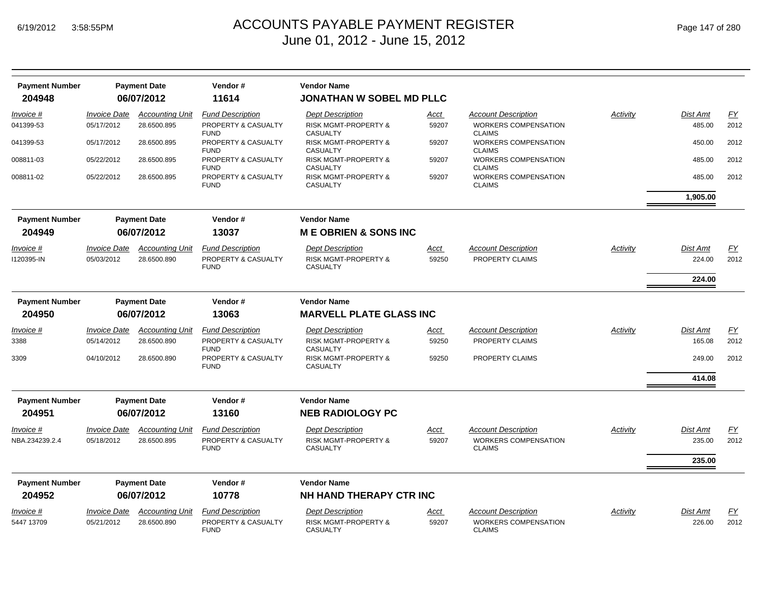# ACCOUNTS PAYABLE PAYMENT REGISTER
## June 01, 2012 - June 15, 2012

6/19/2012 3:58:55PM

| Payment Number | Payment Date | Vendor # | Vendor Name |
|---|---|---|---|
| 204948 | 06/07/2012 | 11614 | **JONATHAN W SOBEL MD PLLC** |

| Invoice # | Invoice Date | Accounting Unit | Fund Description | Dept Description | Acct | Account Description | Activity | Dist Amt | FY |
|---|---|---|---|---|---|---|---|---|---|
| 041399-53 | 05/17/2012 | 28.6500.895 | PROPERTY & CASUALTY FUND | RISK MGMT-PROPERTY & CASUALTY | 59207 | WORKERS COMPENSATION CLAIMS | | 485.00 | 2012 |
| 041399-53 | 05/17/2012 | 28.6500.895 | PROPERTY & CASUALTY FUND | RISK MGMT-PROPERTY & CASUALTY | 59207 | WORKERS COMPENSATION CLAIMS | | 450.00 | 2012 |
| 008811-03 | 05/22/2012 | 28.6500.895 | PROPERTY & CASUALTY FUND | RISK MGMT-PROPERTY & CASUALTY | 59207 | WORKERS COMPENSATION CLAIMS | | 485.00 | 2012 |
| 008811-02 | 05/22/2012 | 28.6500.895 | PROPERTY & CASUALTY FUND | RISK MGMT-PROPERTY & CASUALTY | 59207 | WORKERS COMPENSATION CLAIMS | | 485.00 | 2012 |
| | | | | | | | | **1,905.00** | |

| Payment Number | Payment Date | Vendor # | Vendor Name |
|---|---|---|---|
| 204949 | 06/07/2012 | 13037 | **M E OBRIEN & SONS INC** |

| Invoice # | Invoice Date | Accounting Unit | Fund Description | Dept Description | Acct | Account Description | Activity | Dist Amt | FY |
|---|---|---|---|---|---|---|---|---|---|
| I120395-IN | 05/03/2012 | 28.6500.890 | PROPERTY & CASUALTY FUND | RISK MGMT-PROPERTY & CASUALTY | 59250 | PROPERTY CLAIMS | | 224.00 | 2012 |
| | | | | | | | | **224.00** | |

| Payment Number | Payment Date | Vendor # | Vendor Name |
|---|---|---|---|
| 204950 | 06/07/2012 | 13063 | **MARVELL PLATE GLASS INC** |

| Invoice # | Invoice Date | Accounting Unit | Fund Description | Dept Description | Acct | Account Description | Activity | Dist Amt | FY |
|---|---|---|---|---|---|---|---|---|---|
| 3388 | 05/14/2012 | 28.6500.890 | PROPERTY & CASUALTY FUND | RISK MGMT-PROPERTY & CASUALTY | 59250 | PROPERTY CLAIMS | | 165.08 | 2012 |
| 3309 | 04/10/2012 | 28.6500.890 | PROPERTY & CASUALTY FUND | RISK MGMT-PROPERTY & CASUALTY | 59250 | PROPERTY CLAIMS | | 249.00 | 2012 |
| | | | | | | | | **414.08** | |

| Payment Number | Payment Date | Vendor # | Vendor Name |
|---|---|---|---|
| 204951 | 06/07/2012 | 13160 | **NEB RADIOLOGY PC** |

| Invoice # | Invoice Date | Accounting Unit | Fund Description | Dept Description | Acct | Account Description | Activity | Dist Amt | FY |
|---|---|---|---|---|---|---|---|---|---|
| NBA.234239.2.4 | 05/18/2012 | 28.6500.895 | PROPERTY & CASUALTY FUND | RISK MGMT-PROPERTY & CASUALTY | 59207 | WORKERS COMPENSATION CLAIMS | | 235.00 | 2012 |
| | | | | | | | | **235.00** | |

| Payment Number | Payment Date | Vendor # | Vendor Name |
|---|---|---|---|
| 204952 | 06/07/2012 | 10778 | **NH HAND THERAPY CTR INC** |

| Invoice # | Invoice Date | Accounting Unit | Fund Description | Dept Description | Acct | Account Description | Activity | Dist Amt | FY |
|---|---|---|---|---|---|---|---|---|---|
| 5447 13709 | 05/21/2012 | 28.6500.890 | PROPERTY & CASUALTY FUND | RISK MGMT-PROPERTY & CASUALTY | 59207 | WORKERS COMPENSATION CLAIMS | | 226.00 | 2012 |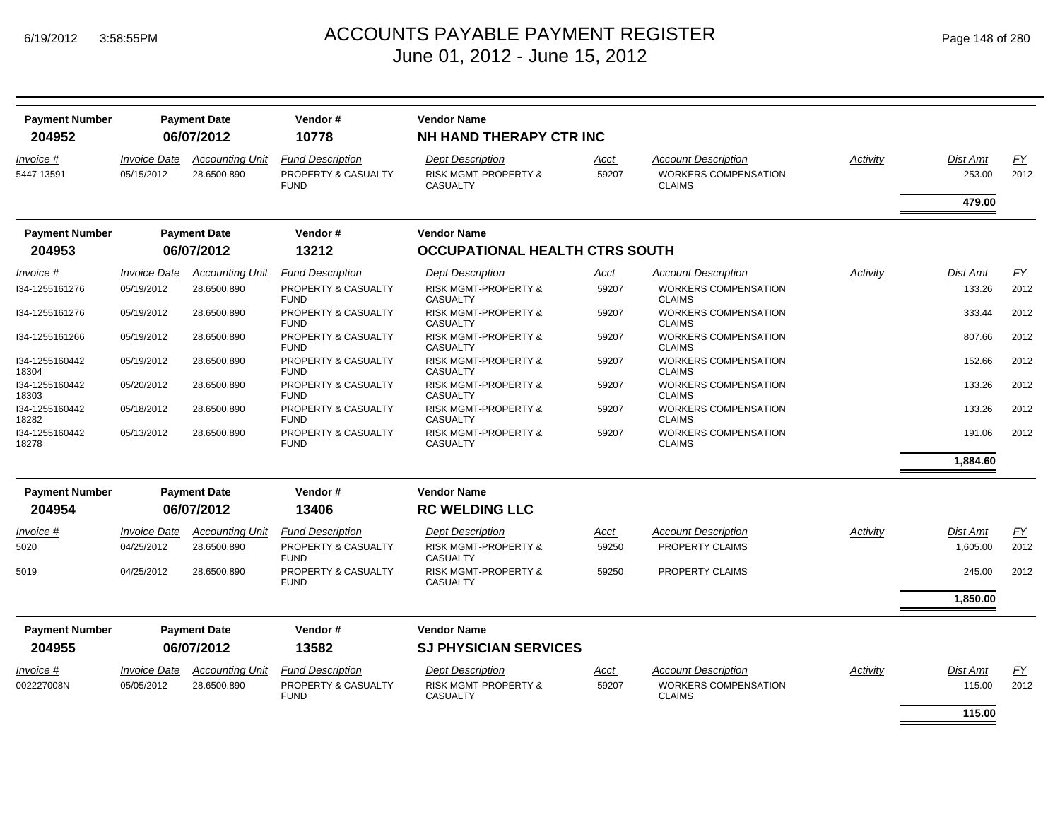| Payment Number | Payment Date | Vendor # | Vendor Name |
|---|---|---|---|
| **204952** | **06/07/2012** | **10778** | **NH HAND THERAPY CTR INC** |

| Invoice # | Invoice Date | Accounting Unit | Fund Description | Dept Description | Acct | Account Description | Activity | Dist Amt | FY |
|---|---|---|---|---|---|---|---|---|---|
| 5447 13591 | 05/15/2012 | 28.6500.890 | PROPERTY & CASUALTY FUND | RISK MGMT-PROPERTY & CASUALTY | 59207 | WORKERS COMPENSATION CLAIMS | | 253.00 | 2012 |
| | | | | | | | | **479.00** | |

| Payment Number | Payment Date | Vendor # | Vendor Name |
|---|---|---|---|
| **204953** | **06/07/2012** | **13212** | **OCCUPATIONAL HEALTH CTRS SOUTH** |

| Invoice # | Invoice Date | Accounting Unit | Fund Description | Dept Description | Acct | Account Description | Activity | Dist Amt | FY |
|---|---|---|---|---|---|---|---|---|---|
| I34-1255161276 | 05/19/2012 | 28.6500.890 | PROPERTY & CASUALTY FUND | RISK MGMT-PROPERTY & CASUALTY | 59207 | WORKERS COMPENSATION CLAIMS | | 133.26 | 2012 |
| I34-1255161276 | 05/19/2012 | 28.6500.890 | PROPERTY & CASUALTY FUND | RISK MGMT-PROPERTY & CASUALTY | 59207 | WORKERS COMPENSATION CLAIMS | | 333.44 | 2012 |
| I34-1255161266 | 05/19/2012 | 28.6500.890 | PROPERTY & CASUALTY FUND | RISK MGMT-PROPERTY & CASUALTY | 59207 | WORKERS COMPENSATION CLAIMS | | 807.66 | 2012 |
| I34-1255160442 18304 | 05/19/2012 | 28.6500.890 | PROPERTY & CASUALTY FUND | RISK MGMT-PROPERTY & CASUALTY | 59207 | WORKERS COMPENSATION CLAIMS | | 152.66 | 2012 |
| I34-1255160442 18303 | 05/20/2012 | 28.6500.890 | PROPERTY & CASUALTY FUND | RISK MGMT-PROPERTY & CASUALTY | 59207 | WORKERS COMPENSATION CLAIMS | | 133.26 | 2012 |
| I34-1255160442 18282 | 05/18/2012 | 28.6500.890 | PROPERTY & CASUALTY FUND | RISK MGMT-PROPERTY & CASUALTY | 59207 | WORKERS COMPENSATION CLAIMS | | 133.26 | 2012 |
| I34-1255160442 18278 | 05/13/2012 | 28.6500.890 | PROPERTY & CASUALTY FUND | RISK MGMT-PROPERTY & CASUALTY | 59207 | WORKERS COMPENSATION CLAIMS | | 191.06 | 2012 |
| | | | | | | | | **1,884.60** | |

| Payment Number | Payment Date | Vendor # | Vendor Name |
|---|---|---|---|
| **204954** | **06/07/2012** | **13406** | **RC WELDING LLC** |

| Invoice # | Invoice Date | Accounting Unit | Fund Description | Dept Description | Acct | Account Description | Activity | Dist Amt | FY |
|---|---|---|---|---|---|---|---|---|---|
| 5020 | 04/25/2012 | 28.6500.890 | PROPERTY & CASUALTY FUND | RISK MGMT-PROPERTY & CASUALTY | 59250 | PROPERTY CLAIMS | | 1,605.00 | 2012 |
| 5019 | 04/25/2012 | 28.6500.890 | PROPERTY & CASUALTY FUND | RISK MGMT-PROPERTY & CASUALTY | 59250 | PROPERTY CLAIMS | | 245.00 | 2012 |
| | | | | | | | | **1,850.00** | |

| Payment Number | Payment Date | Vendor # | Vendor Name |
|---|---|---|---|
| **204955** | **06/07/2012** | **13582** | **SJ PHYSICIAN SERVICES** |

| Invoice # | Invoice Date | Accounting Unit | Fund Description | Dept Description | Acct | Account Description | Activity | Dist Amt | FY |
|---|---|---|---|---|---|---|---|---|---|
| 002227008N | 05/05/2012 | 28.6500.890 | PROPERTY & CASUALTY FUND | RISK MGMT-PROPERTY & CASUALTY | 59207 | WORKERS COMPENSATION CLAIMS | | 115.00 | 2012 |
| | | | | | | | | **115.00** | |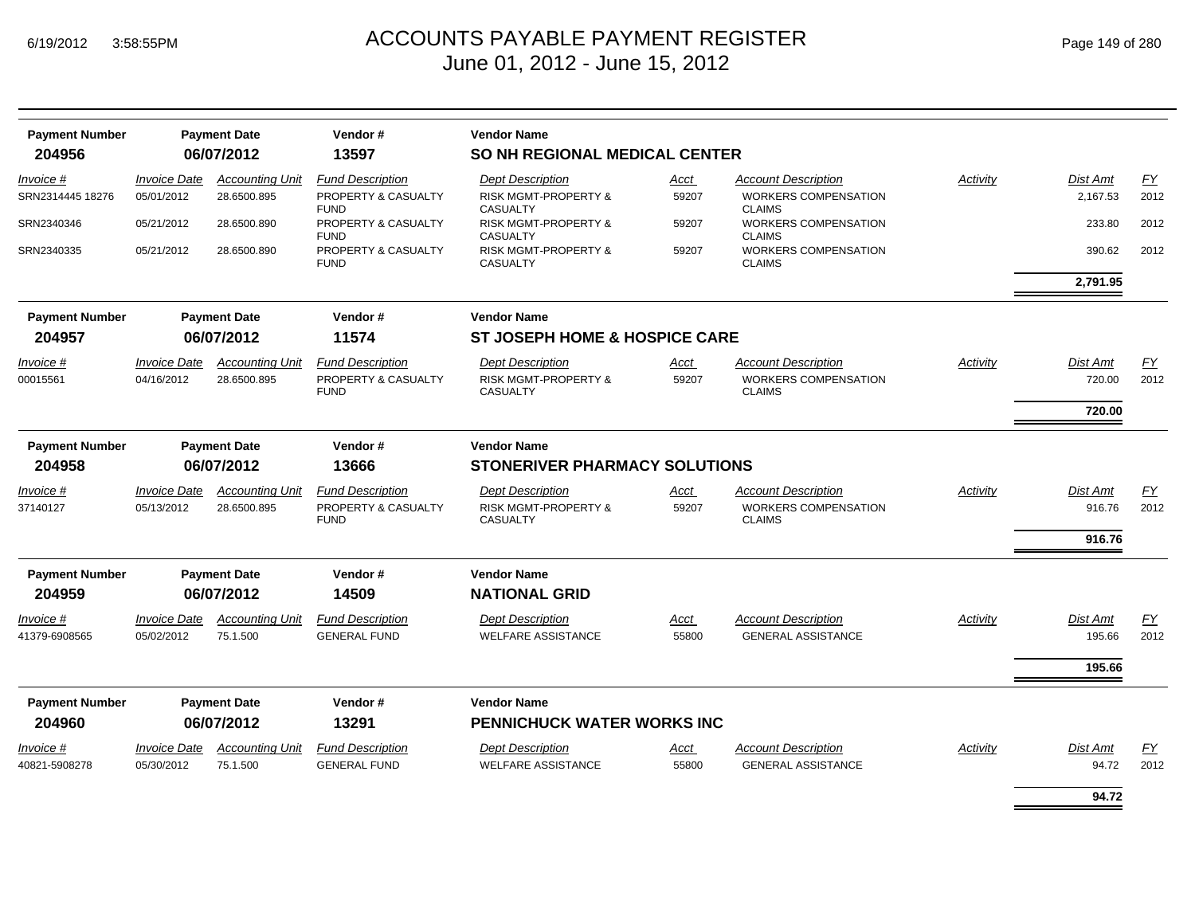# ACCOUNTS PAYABLE PAYMENT REGISTER
## June 01, 2012 - June 15, 2012

6/19/2012 3:58:55PM

| Payment Number | Payment Date | Vendor # | Vendor Name |
|---|---|---|---|
| 204956 | 06/07/2012 | 13597 | SO NH REGIONAL MEDICAL CENTER |

| Invoice # | Invoice Date | Accounting Unit | Fund Description | Dept Description | Acct | Account Description | Activity | Dist Amt | FY |
|---|---|---|---|---|---|---|---|---|---|
| SRN2314445 18276 | 05/01/2012 | 28.6500.895 | PROPERTY & CASUALTY FUND | RISK MGMT-PROPERTY & CASUALTY | 59207 | WORKERS COMPENSATION CLAIMS | | 2,167.53 | 2012 |
| SRN2340346 | 05/21/2012 | 28.6500.890 | PROPERTY & CASUALTY FUND | RISK MGMT-PROPERTY & CASUALTY | 59207 | WORKERS COMPENSATION CLAIMS | | 233.80 | 2012 |
| SRN2340335 | 05/21/2012 | 28.6500.890 | PROPERTY & CASUALTY FUND | RISK MGMT-PROPERTY & CASUALTY | 59207 | WORKERS COMPENSATION CLAIMS | | 390.62 | 2012 |
| | | | | | | | | **2,791.95** | |

| Payment Number | Payment Date | Vendor # | Vendor Name |
|---|---|---|---|
| 204957 | 06/07/2012 | 11574 | ST JOSEPH HOME & HOSPICE CARE |

| Invoice # | Invoice Date | Accounting Unit | Fund Description | Dept Description | Acct | Account Description | Activity | Dist Amt | FY |
|---|---|---|---|---|---|---|---|---|---|
| 00015561 | 04/16/2012 | 28.6500.895 | PROPERTY & CASUALTY FUND | RISK MGMT-PROPERTY & CASUALTY | 59207 | WORKERS COMPENSATION CLAIMS | | 720.00 | 2012 |
| | | | | | | | | **720.00** | |

| Payment Number | Payment Date | Vendor # | Vendor Name |
|---|---|---|---|
| 204958 | 06/07/2012 | 13666 | STONERIVER PHARMACY SOLUTIONS |

| Invoice # | Invoice Date | Accounting Unit | Fund Description | Dept Description | Acct | Account Description | Activity | Dist Amt | FY |
|---|---|---|---|---|---|---|---|---|---|
| 37140127 | 05/13/2012 | 28.6500.895 | PROPERTY & CASUALTY FUND | RISK MGMT-PROPERTY & CASUALTY | 59207 | WORKERS COMPENSATION CLAIMS | | 916.76 | 2012 |
| | | | | | | | | **916.76** | |

| Payment Number | Payment Date | Vendor # | Vendor Name |
|---|---|---|---|
| 204959 | 06/07/2012 | 14509 | NATIONAL GRID |

| Invoice # | Invoice Date | Accounting Unit | Fund Description | Dept Description | Acct | Account Description | Activity | Dist Amt | FY |
|---|---|---|---|---|---|---|---|---|---|
| 41379-6908565 | 05/02/2012 | 75.1.500 | GENERAL FUND | WELFARE ASSISTANCE | 55800 | GENERAL ASSISTANCE | | 195.66 | 2012 |
| | | | | | | | | **195.66** | |

| Payment Number | Payment Date | Vendor # | Vendor Name |
|---|---|---|---|
| 204960 | 06/07/2012 | 13291 | PENNICHUCK WATER WORKS INC |

| Invoice # | Invoice Date | Accounting Unit | Fund Description | Dept Description | Acct | Account Description | Activity | Dist Amt | FY |
|---|---|---|---|---|---|---|---|---|---|
| 40821-5908278 | 05/30/2012 | 75.1.500 | GENERAL FUND | WELFARE ASSISTANCE | 55800 | GENERAL ASSISTANCE | | 94.72 | 2012 |
| | | | | | | | | **94.72** | |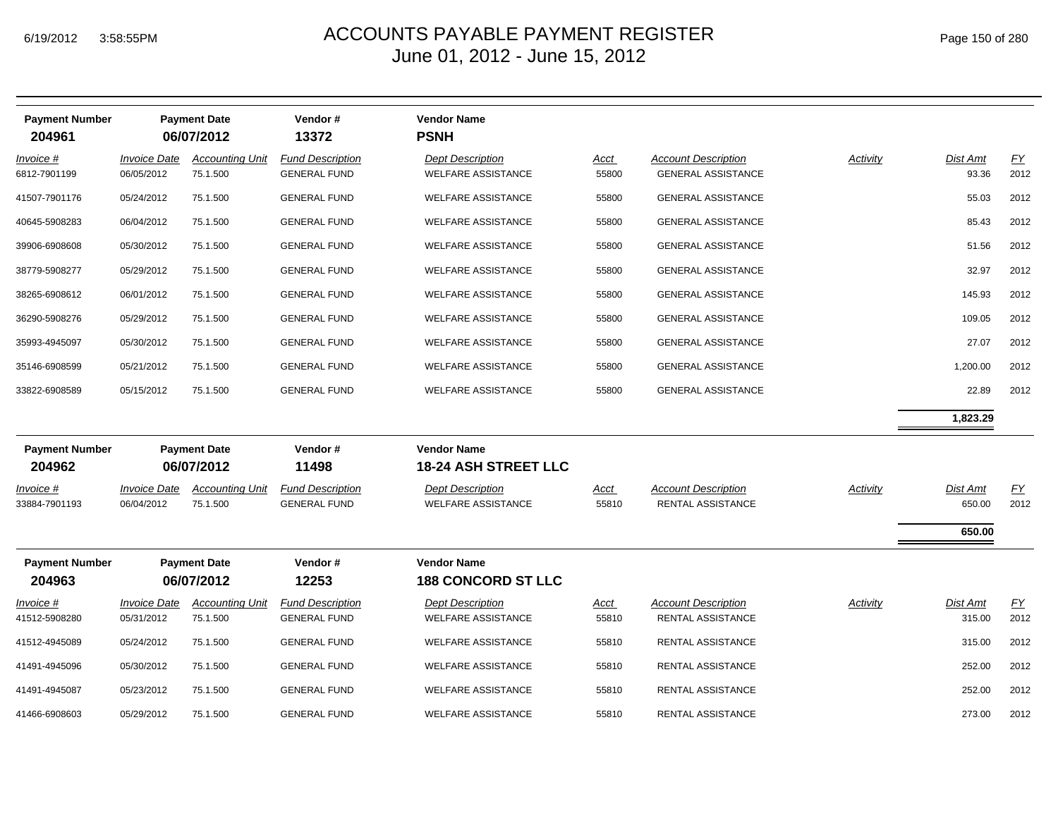# ACCOUNTS PAYABLE PAYMENT REGISTER
June 01, 2012 - June 15, 2012

| Payment Number | Payment Date | Vendor # | Vendor Name |
|---|---|---|---|
| 204961 | 06/07/2012 | 13372 | **PSNH** |

| Invoice # | Invoice Date | Accounting Unit | Fund Description | Dept Description | Acct | Account Description | Activity | Dist Amt | FY |
|---|---|---|---|---|---|---|---|---|---|
| 6812-7901199 | 06/05/2012 | 75.1.500 | GENERAL FUND | WELFARE ASSISTANCE | 55800 | GENERAL ASSISTANCE | | 93.36 | 2012 |
| 41507-7901176 | 05/24/2012 | 75.1.500 | GENERAL FUND | WELFARE ASSISTANCE | 55800 | GENERAL ASSISTANCE | | 55.03 | 2012 |
| 40645-5908283 | 06/04/2012 | 75.1.500 | GENERAL FUND | WELFARE ASSISTANCE | 55800 | GENERAL ASSISTANCE | | 85.43 | 2012 |
| 39906-6908608 | 05/30/2012 | 75.1.500 | GENERAL FUND | WELFARE ASSISTANCE | 55800 | GENERAL ASSISTANCE | | 51.56 | 2012 |
| 38779-5908277 | 05/29/2012 | 75.1.500 | GENERAL FUND | WELFARE ASSISTANCE | 55800 | GENERAL ASSISTANCE | | 32.97 | 2012 |
| 38265-6908612 | 06/01/2012 | 75.1.500 | GENERAL FUND | WELFARE ASSISTANCE | 55800 | GENERAL ASSISTANCE | | 145.93 | 2012 |
| 36290-5908276 | 05/29/2012 | 75.1.500 | GENERAL FUND | WELFARE ASSISTANCE | 55800 | GENERAL ASSISTANCE | | 109.05 | 2012 |
| 35993-4945097 | 05/30/2012 | 75.1.500 | GENERAL FUND | WELFARE ASSISTANCE | 55800 | GENERAL ASSISTANCE | | 27.07 | 2012 |
| 35146-6908599 | 05/21/2012 | 75.1.500 | GENERAL FUND | WELFARE ASSISTANCE | 55800 | GENERAL ASSISTANCE | | 1,200.00 | 2012 |
| 33822-6908589 | 05/15/2012 | 75.1.500 | GENERAL FUND | WELFARE ASSISTANCE | 55800 | GENERAL ASSISTANCE | | 22.89 | 2012 |
| | | | | | | | | **1,823.29** | |

| Payment Number | Payment Date | Vendor # | Vendor Name |
|---|---|---|---|
| 204962 | 06/07/2012 | 11498 | **18-24 ASH STREET LLC** |

| Invoice # | Invoice Date | Accounting Unit | Fund Description | Dept Description | Acct | Account Description | Activity | Dist Amt | FY |
|---|---|---|---|---|---|---|---|---|---|
| 33884-7901193 | 06/04/2012 | 75.1.500 | GENERAL FUND | WELFARE ASSISTANCE | 55810 | RENTAL ASSISTANCE | | 650.00 | 2012 |
| | | | | | | | | **650.00** | |

| Payment Number | Payment Date | Vendor # | Vendor Name |
|---|---|---|---|
| 204963 | 06/07/2012 | 12253 | **188 CONCORD ST LLC** |

| Invoice # | Invoice Date | Accounting Unit | Fund Description | Dept Description | Acct | Account Description | Activity | Dist Amt | FY |
|---|---|---|---|---|---|---|---|---|---|
| 41512-5908280 | 05/31/2012 | 75.1.500 | GENERAL FUND | WELFARE ASSISTANCE | 55810 | RENTAL ASSISTANCE | | 315.00 | 2012 |
| 41512-4945089 | 05/24/2012 | 75.1.500 | GENERAL FUND | WELFARE ASSISTANCE | 55810 | RENTAL ASSISTANCE | | 315.00 | 2012 |
| 41491-4945096 | 05/30/2012 | 75.1.500 | GENERAL FUND | WELFARE ASSISTANCE | 55810 | RENTAL ASSISTANCE | | 252.00 | 2012 |
| 41491-4945087 | 05/23/2012 | 75.1.500 | GENERAL FUND | WELFARE ASSISTANCE | 55810 | RENTAL ASSISTANCE | | 252.00 | 2012 |
| 41466-6908603 | 05/29/2012 | 75.1.500 | GENERAL FUND | WELFARE ASSISTANCE | 55810 | RENTAL ASSISTANCE | | 273.00 | 2012 |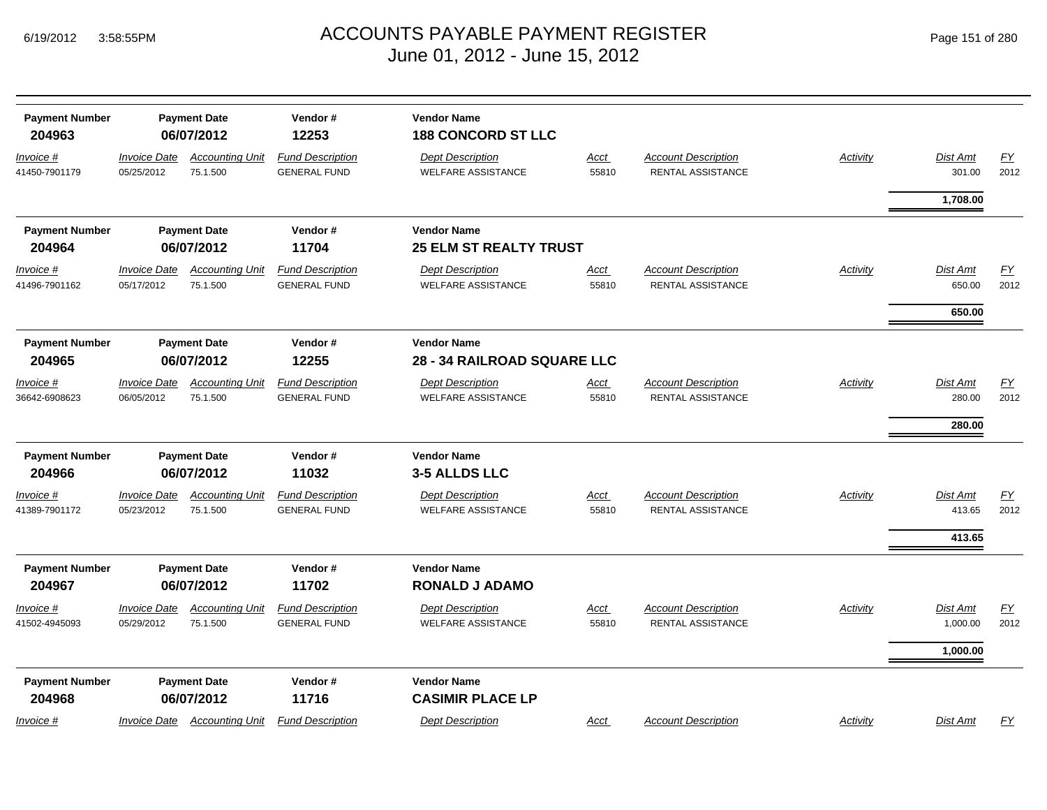# ACCOUNTS PAYABLE PAYMENT REGISTER
June 01, 2012 - June 15, 2012

| Payment Number | Payment Date | Vendor # | Vendor Name |
|---|---|---|---|
| **204963** | **06/07/2012** | **12253** | **188 CONCORD ST LLC** |

| Invoice # | Invoice Date | Accounting Unit | Fund Description | Dept Description | Acct | Account Description | Activity | Dist Amt | FY |
|---|---|---|---|---|---|---|---|---|---|
| 41450-7901179 | 05/25/2012 | 75.1.500 | GENERAL FUND | WELFARE ASSISTANCE | 55810 | RENTAL ASSISTANCE | | 301.00 | 2012 |
| | | | | | | | | **1,708.00** | |

| Payment Number | Payment Date | Vendor # | Vendor Name |
|---|---|---|---|
| **204964** | **06/07/2012** | **11704** | **25 ELM ST REALTY TRUST** |

| Invoice # | Invoice Date | Accounting Unit | Fund Description | Dept Description | Acct | Account Description | Activity | Dist Amt | FY |
|---|---|---|---|---|---|---|---|---|---|
| 41496-7901162 | 05/17/2012 | 75.1.500 | GENERAL FUND | WELFARE ASSISTANCE | 55810 | RENTAL ASSISTANCE | | 650.00 | 2012 |
| | | | | | | | | **650.00** | |

| Payment Number | Payment Date | Vendor # | Vendor Name |
|---|---|---|---|
| **204965** | **06/07/2012** | **12255** | **28 - 34 RAILROAD SQUARE LLC** |

| Invoice # | Invoice Date | Accounting Unit | Fund Description | Dept Description | Acct | Account Description | Activity | Dist Amt | FY |
|---|---|---|---|---|---|---|---|---|---|
| 36642-6908623 | 06/05/2012 | 75.1.500 | GENERAL FUND | WELFARE ASSISTANCE | 55810 | RENTAL ASSISTANCE | | 280.00 | 2012 |
| | | | | | | | | **280.00** | |

| Payment Number | Payment Date | Vendor # | Vendor Name |
|---|---|---|---|
| **204966** | **06/07/2012** | **11032** | **3-5 ALLDS LLC** |

| Invoice # | Invoice Date | Accounting Unit | Fund Description | Dept Description | Acct | Account Description | Activity | Dist Amt | FY |
|---|---|---|---|---|---|---|---|---|---|
| 41389-7901172 | 05/23/2012 | 75.1.500 | GENERAL FUND | WELFARE ASSISTANCE | 55810 | RENTAL ASSISTANCE | | 413.65 | 2012 |
| | | | | | | | | **413.65** | |

| Payment Number | Payment Date | Vendor # | Vendor Name |
|---|---|---|---|
| **204967** | **06/07/2012** | **11702** | **RONALD J ADAMO** |

| Invoice # | Invoice Date | Accounting Unit | Fund Description | Dept Description | Acct | Account Description | Activity | Dist Amt | FY |
|---|---|---|---|---|---|---|---|---|---|
| 41502-4945093 | 05/29/2012 | 75.1.500 | GENERAL FUND | WELFARE ASSISTANCE | 55810 | RENTAL ASSISTANCE | | 1,000.00 | 2012 |
| | | | | | | | | **1,000.00** | |

| Payment Number | Payment Date | Vendor # | Vendor Name |
|---|---|---|---|
| **204968** | **06/07/2012** | **11716** | **CASIMIR PLACE LP** |

| Invoice # | Invoice Date | Accounting Unit | Fund Description | Dept Description | Acct | Account Description | Activity | Dist Amt | FY |
|---|---|---|---|---|---|---|---|---|---|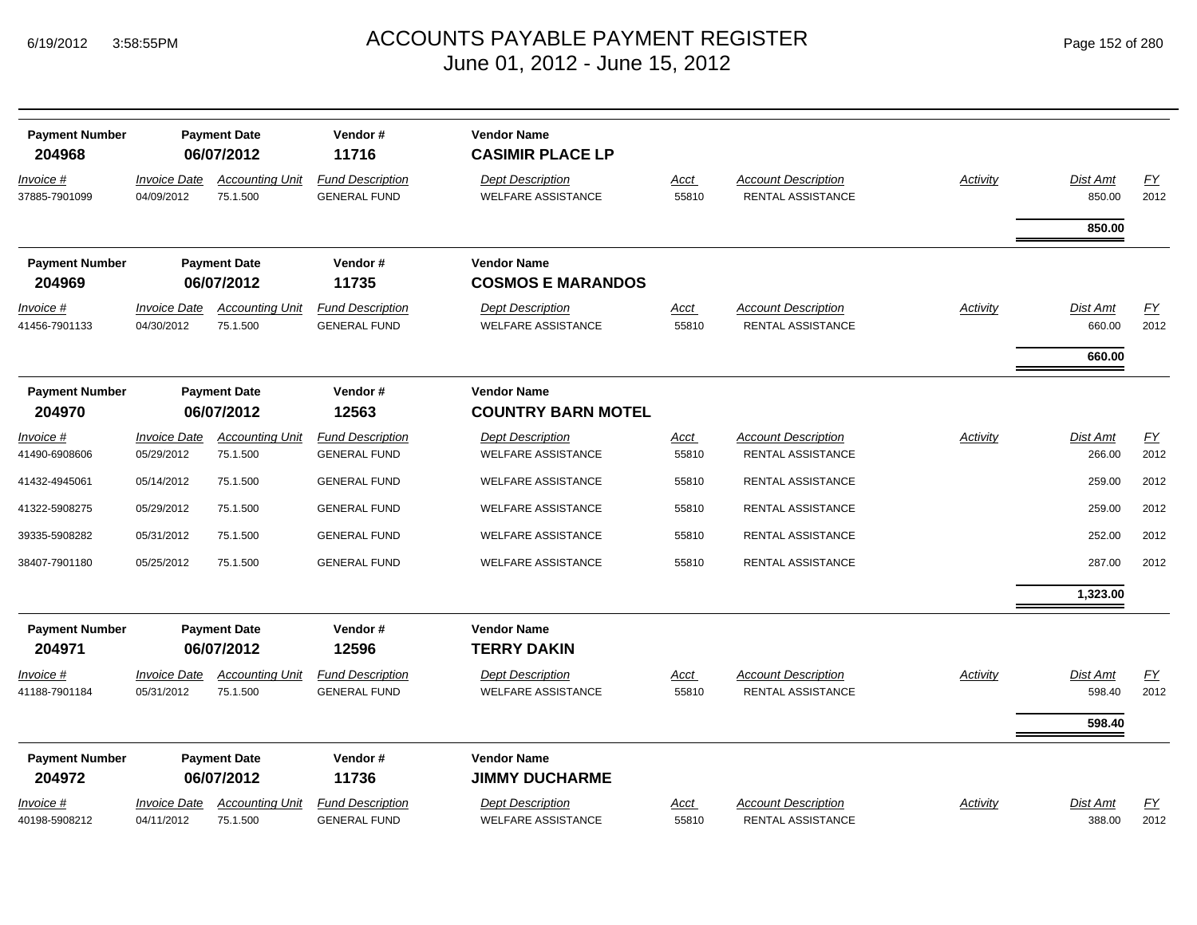# ACCOUNTS PAYABLE PAYMENT REGISTER
June 01, 2012 - June 15, 2012

| Payment Number | Payment Date | Vendor # | Vendor Name |
|---|---|---|---|
| **204968** | **06/07/2012** | **11716** | **CASIMIR PLACE LP** |

| *Invoice #* | *Invoice Date* | *Accounting Unit* | *Fund Description* | *Dept Description* | *Acct* | *Account Description* | *Activity* | *Dist Amt* | *FY* |
|---|---|---|---|---|---|---|---|---|---|
| 37885-7901099 | 04/09/2012 | 75.1.500 | GENERAL FUND | WELFARE ASSISTANCE | 55810 | RENTAL ASSISTANCE | | 850.00 | 2012 |
| | | | | | | | | **850.00** | |

| Payment Number | Payment Date | Vendor # | Vendor Name |
|---|---|---|---|
| **204969** | **06/07/2012** | **11735** | **COSMOS E MARANDOS** |

| *Invoice #* | *Invoice Date* | *Accounting Unit* | *Fund Description* | *Dept Description* | *Acct* | *Account Description* | *Activity* | *Dist Amt* | *FY* |
|---|---|---|---|---|---|---|---|---|---|
| 41456-7901133 | 04/30/2012 | 75.1.500 | GENERAL FUND | WELFARE ASSISTANCE | 55810 | RENTAL ASSISTANCE | | 660.00 | 2012 |
| | | | | | | | | **660.00** | |

| Payment Number | Payment Date | Vendor # | Vendor Name |
|---|---|---|---|
| **204970** | **06/07/2012** | **12563** | **COUNTRY BARN MOTEL** |

| *Invoice #* | *Invoice Date* | *Accounting Unit* | *Fund Description* | *Dept Description* | *Acct* | *Account Description* | *Activity* | *Dist Amt* | *FY* |
|---|---|---|---|---|---|---|---|---|---|
| 41490-6908606 | 05/29/2012 | 75.1.500 | GENERAL FUND | WELFARE ASSISTANCE | 55810 | RENTAL ASSISTANCE | | 266.00 | 2012 |
| 41432-4945061 | 05/14/2012 | 75.1.500 | GENERAL FUND | WELFARE ASSISTANCE | 55810 | RENTAL ASSISTANCE | | 259.00 | 2012 |
| 41322-5908275 | 05/29/2012 | 75.1.500 | GENERAL FUND | WELFARE ASSISTANCE | 55810 | RENTAL ASSISTANCE | | 259.00 | 2012 |
| 39335-5908282 | 05/31/2012 | 75.1.500 | GENERAL FUND | WELFARE ASSISTANCE | 55810 | RENTAL ASSISTANCE | | 252.00 | 2012 |
| 38407-7901180 | 05/25/2012 | 75.1.500 | GENERAL FUND | WELFARE ASSISTANCE | 55810 | RENTAL ASSISTANCE | | 287.00 | 2012 |
| | | | | | | | | **1,323.00** | |

| Payment Number | Payment Date | Vendor # | Vendor Name |
|---|---|---|---|
| **204971** | **06/07/2012** | **12596** | **TERRY DAKIN** |

| *Invoice #* | *Invoice Date* | *Accounting Unit* | *Fund Description* | *Dept Description* | *Acct* | *Account Description* | *Activity* | *Dist Amt* | *FY* |
|---|---|---|---|---|---|---|---|---|---|
| 41188-7901184 | 05/31/2012 | 75.1.500 | GENERAL FUND | WELFARE ASSISTANCE | 55810 | RENTAL ASSISTANCE | | 598.40 | 2012 |
| | | | | | | | | **598.40** | |

| Payment Number | Payment Date | Vendor # | Vendor Name |
|---|---|---|---|
| **204972** | **06/07/2012** | **11736** | **JIMMY DUCHARME** |

| *Invoice #* | *Invoice Date* | *Accounting Unit* | *Fund Description* | *Dept Description* | *Acct* | *Account Description* | *Activity* | *Dist Amt* | *FY* |
|---|---|---|---|---|---|---|---|---|---|
| 40198-5908212 | 04/11/2012 | 75.1.500 | GENERAL FUND | WELFARE ASSISTANCE | 55810 | RENTAL ASSISTANCE | | 388.00 | 2012 |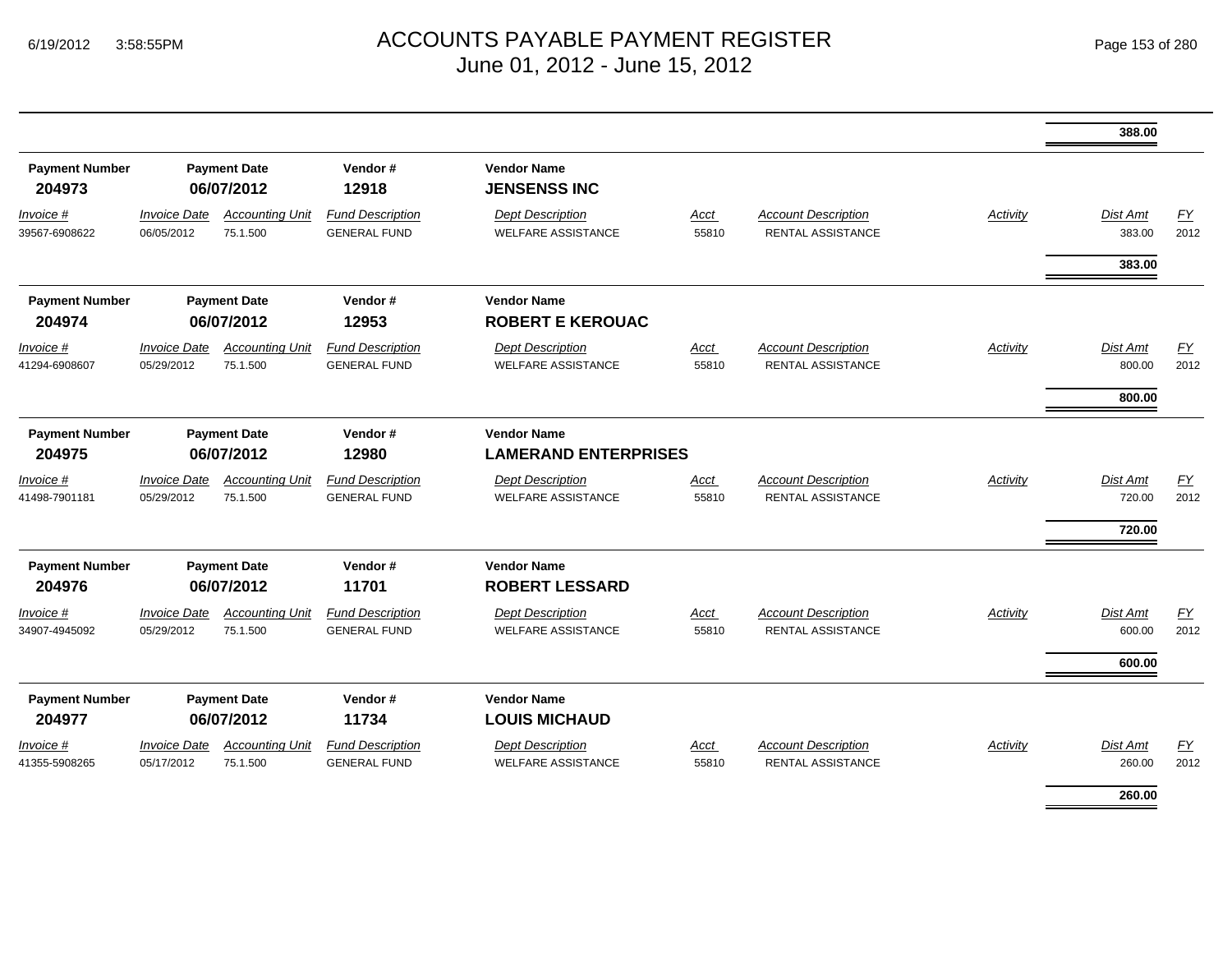| | | | | | | | | 388.00 | |
|---|---|---|---|---|---|---|---|---|---|

| Payment Number | Payment Date | | Vendor # | Vendor Name | | | | | |
|---|---|---|---|---|---|---|---|---|---|
| **204973** | **06/07/2012** | | **12918** | **JENSENSS INC** | | | | | |
| *Invoice #* | *Invoice Date* | *Accounting Unit* | *Fund Description* | *Dept Description* | *Acct* | *Account Description* | *Activity* | *Dist Amt* | *FY* |
| 39567-6908622 | 06/05/2012 | 75.1.500 | GENERAL FUND | WELFARE ASSISTANCE | 55810 | RENTAL ASSISTANCE | | 383.00 | 2012 |
| | | | | | | | | **383.00** | |

| Payment Number | Payment Date | | Vendor # | Vendor Name | | | | | |
|---|---|---|---|---|---|---|---|---|---|
| **204974** | **06/07/2012** | | **12953** | **ROBERT E KEROUAC** | | | | | |
| *Invoice #* | *Invoice Date* | *Accounting Unit* | *Fund Description* | *Dept Description* | *Acct* | *Account Description* | *Activity* | *Dist Amt* | *FY* |
| 41294-6908607 | 05/29/2012 | 75.1.500 | GENERAL FUND | WELFARE ASSISTANCE | 55810 | RENTAL ASSISTANCE | | 800.00 | 2012 |
| | | | | | | | | **800.00** | |

| Payment Number | Payment Date | | Vendor # | Vendor Name | | | | | |
|---|---|---|---|---|---|---|---|---|---|
| **204975** | **06/07/2012** | | **12980** | **LAMERAND ENTERPRISES** | | | | | |
| *Invoice #* | *Invoice Date* | *Accounting Unit* | *Fund Description* | *Dept Description* | *Acct* | *Account Description* | *Activity* | *Dist Amt* | *FY* |
| 41498-7901181 | 05/29/2012 | 75.1.500 | GENERAL FUND | WELFARE ASSISTANCE | 55810 | RENTAL ASSISTANCE | | 720.00 | 2012 |
| | | | | | | | | **720.00** | |

| Payment Number | Payment Date | | Vendor # | Vendor Name | | | | | |
|---|---|---|---|---|---|---|---|---|---|
| **204976** | **06/07/2012** | | **11701** | **ROBERT LESSARD** | | | | | |
| *Invoice #* | *Invoice Date* | *Accounting Unit* | *Fund Description* | *Dept Description* | *Acct* | *Account Description* | *Activity* | *Dist Amt* | *FY* |
| 34907-4945092 | 05/29/2012 | 75.1.500 | GENERAL FUND | WELFARE ASSISTANCE | 55810 | RENTAL ASSISTANCE | | 600.00 | 2012 |
| | | | | | | | | **600.00** | |

| Payment Number | Payment Date | | Vendor # | Vendor Name | | | | | |
|---|---|---|---|---|---|---|---|---|---|
| **204977** | **06/07/2012** | | **11734** | **LOUIS MICHAUD** | | | | | |
| *Invoice #* | *Invoice Date* | *Accounting Unit* | *Fund Description* | *Dept Description* | *Acct* | *Account Description* | *Activity* | *Dist Amt* | *FY* |
| 41355-5908265 | 05/17/2012 | 75.1.500 | GENERAL FUND | WELFARE ASSISTANCE | 55810 | RENTAL ASSISTANCE | | 260.00 | 2012 |
| | | | | | | | | **260.00** | |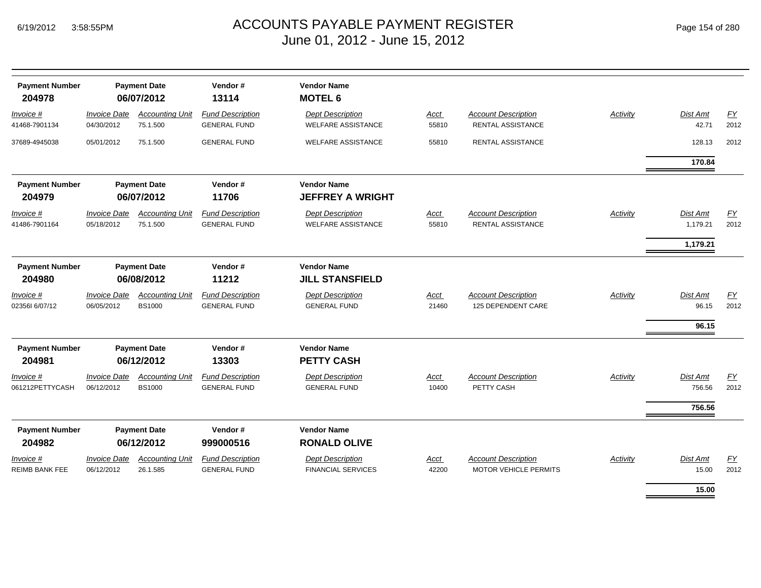# ACCOUNTS PAYABLE PAYMENT REGISTER
June 01, 2012 - June 15, 2012

| Payment Number | Payment Date | Vendor # | Vendor Name |
|---|---|---|---|
| **204978** | **06/07/2012** | **13114** | **MOTEL 6** |

| Invoice # | Invoice Date | Accounting Unit | Fund Description | Dept Description | Acct | Account Description | Activity | Dist Amt | FY |
|---|---|---|---|---|---|---|---|---|---|
| 41468-7901134 | 04/30/2012 | 75.1.500 | GENERAL FUND | WELFARE ASSISTANCE | 55810 | RENTAL ASSISTANCE | | 42.71 | 2012 |
| 37689-4945038 | 05/01/2012 | 75.1.500 | GENERAL FUND | WELFARE ASSISTANCE | 55810 | RENTAL ASSISTANCE | | 128.13 | 2012 |
| | | | | | | | | **170.84** | |

| Payment Number | Payment Date | Vendor # | Vendor Name |
|---|---|---|---|
| **204979** | **06/07/2012** | **11706** | **JEFFREY A WRIGHT** |

| Invoice # | Invoice Date | Accounting Unit | Fund Description | Dept Description | Acct | Account Description | Activity | Dist Amt | FY |
|---|---|---|---|---|---|---|---|---|---|
| 41486-7901164 | 05/18/2012 | 75.1.500 | GENERAL FUND | WELFARE ASSISTANCE | 55810 | RENTAL ASSISTANCE | | 1,179.21 | 2012 |
| | | | | | | | | **1,179.21** | |

| Payment Number | Payment Date | Vendor # | Vendor Name |
|---|---|---|---|
| **204980** | **06/08/2012** | **11212** | **JILL STANSFIELD** |

| Invoice # | Invoice Date | Accounting Unit | Fund Description | Dept Description | Acct | Account Description | Activity | Dist Amt | FY |
|---|---|---|---|---|---|---|---|---|---|
| 02356I 6/07/12 | 06/05/2012 | BS1000 | GENERAL FUND | GENERAL FUND | 21460 | 125 DEPENDENT CARE | | 96.15 | 2012 |
| | | | | | | | | **96.15** | |

| Payment Number | Payment Date | Vendor # | Vendor Name |
|---|---|---|---|
| **204981** | **06/12/2012** | **13303** | **PETTY CASH** |

| Invoice # | Invoice Date | Accounting Unit | Fund Description | Dept Description | Acct | Account Description | Activity | Dist Amt | FY |
|---|---|---|---|---|---|---|---|---|---|
| 061212PETTYCASH | 06/12/2012 | BS1000 | GENERAL FUND | GENERAL FUND | 10400 | PETTY CASH | | 756.56 | 2012 |
| | | | | | | | | **756.56** | |

| Payment Number | Payment Date | Vendor # | Vendor Name |
|---|---|---|---|
| **204982** | **06/12/2012** | **999000516** | **RONALD OLIVE** |

| Invoice # | Invoice Date | Accounting Unit | Fund Description | Dept Description | Acct | Account Description | Activity | Dist Amt | FY |
|---|---|---|---|---|---|---|---|---|---|
| REIMB BANK FEE | 06/12/2012 | 26.1.585 | GENERAL FUND | FINANCIAL SERVICES | 42200 | MOTOR VEHICLE PERMITS | | 15.00 | 2012 |
| | | | | | | | | **15.00** | |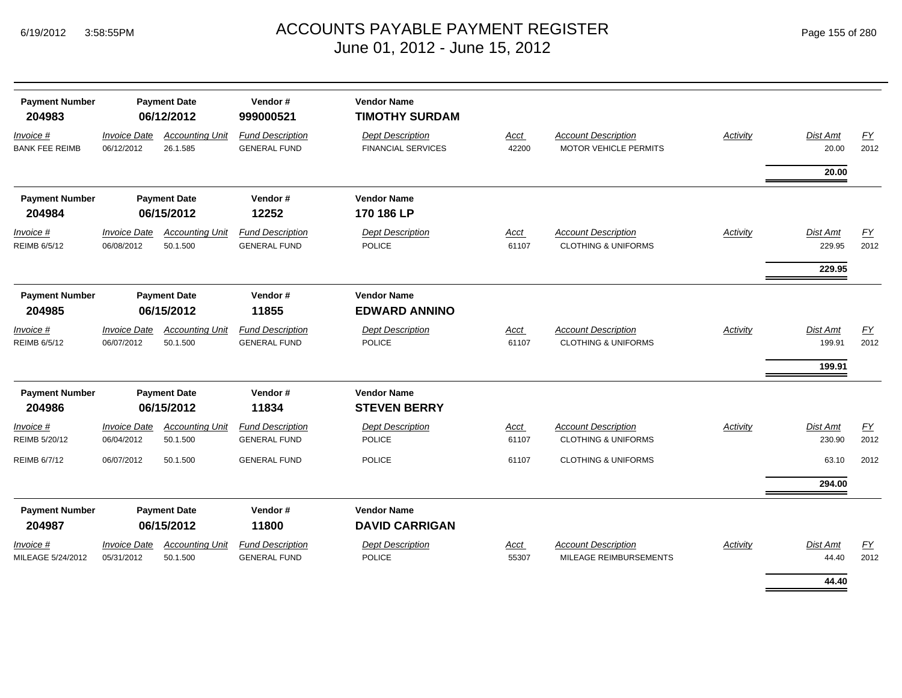# ACCOUNTS PAYABLE PAYMENT REGISTER
## June 01, 2012 - June 15, 2012

6/19/2012 3:58:55PM

| Payment Number | Payment Date | Vendor # | Vendor Name |
|---|---|---|---|
| **204983** | **06/12/2012** | **999000521** | **TIMOTHY SURDAM** |

| *Invoice #* | *Invoice Date* | *Accounting Unit* | *Fund Description* | *Dept Description* | *Acct* | *Account Description* | *Activity* | *Dist Amt* | *FY* |
|---|---|---|---|---|---|---|---|---|---|
| BANK FEE REIMB | 06/12/2012 | 26.1.585 | GENERAL FUND | FINANCIAL SERVICES | 42200 | MOTOR VEHICLE PERMITS | | 20.00 | 2012 |
| | | | | | | | | **20.00** | |

| Payment Number | Payment Date | Vendor # | Vendor Name |
|---|---|---|---|
| **204984** | **06/15/2012** | **12252** | **170 186 LP** |

| *Invoice #* | *Invoice Date* | *Accounting Unit* | *Fund Description* | *Dept Description* | *Acct* | *Account Description* | *Activity* | *Dist Amt* | *FY* |
|---|---|---|---|---|---|---|---|---|---|
| REIMB 6/5/12 | 06/08/2012 | 50.1.500 | GENERAL FUND | POLICE | 61107 | CLOTHING & UNIFORMS | | 229.95 | 2012 |
| | | | | | | | | **229.95** | |

| Payment Number | Payment Date | Vendor # | Vendor Name |
|---|---|---|---|
| **204985** | **06/15/2012** | **11855** | **EDWARD ANNINO** |

| *Invoice #* | *Invoice Date* | *Accounting Unit* | *Fund Description* | *Dept Description* | *Acct* | *Account Description* | *Activity* | *Dist Amt* | *FY* |
|---|---|---|---|---|---|---|---|---|---|
| REIMB 6/5/12 | 06/07/2012 | 50.1.500 | GENERAL FUND | POLICE | 61107 | CLOTHING & UNIFORMS | | 199.91 | 2012 |
| | | | | | | | | **199.91** | |

| Payment Number | Payment Date | Vendor # | Vendor Name |
|---|---|---|---|
| **204986** | **06/15/2012** | **11834** | **STEVEN BERRY** |

| *Invoice #* | *Invoice Date* | *Accounting Unit* | *Fund Description* | *Dept Description* | *Acct* | *Account Description* | *Activity* | *Dist Amt* | *FY* |
|---|---|---|---|---|---|---|---|---|---|
| REIMB 5/20/12 | 06/04/2012 | 50.1.500 | GENERAL FUND | POLICE | 61107 | CLOTHING & UNIFORMS | | 230.90 | 2012 |
| REIMB 6/7/12 | 06/07/2012 | 50.1.500 | GENERAL FUND | POLICE | 61107 | CLOTHING & UNIFORMS | | 63.10 | 2012 |
| | | | | | | | | **294.00** | |

| Payment Number | Payment Date | Vendor # | Vendor Name |
|---|---|---|---|
| **204987** | **06/15/2012** | **11800** | **DAVID CARRIGAN** |

| *Invoice #* | *Invoice Date* | *Accounting Unit* | *Fund Description* | *Dept Description* | *Acct* | *Account Description* | *Activity* | *Dist Amt* | *FY* |
|---|---|---|---|---|---|---|---|---|---|
| MILEAGE 5/24/2012 | 05/31/2012 | 50.1.500 | GENERAL FUND | POLICE | 55307 | MILEAGE REIMBURSEMENTS | | 44.40 | 2012 |
| | | | | | | | | **44.40** | |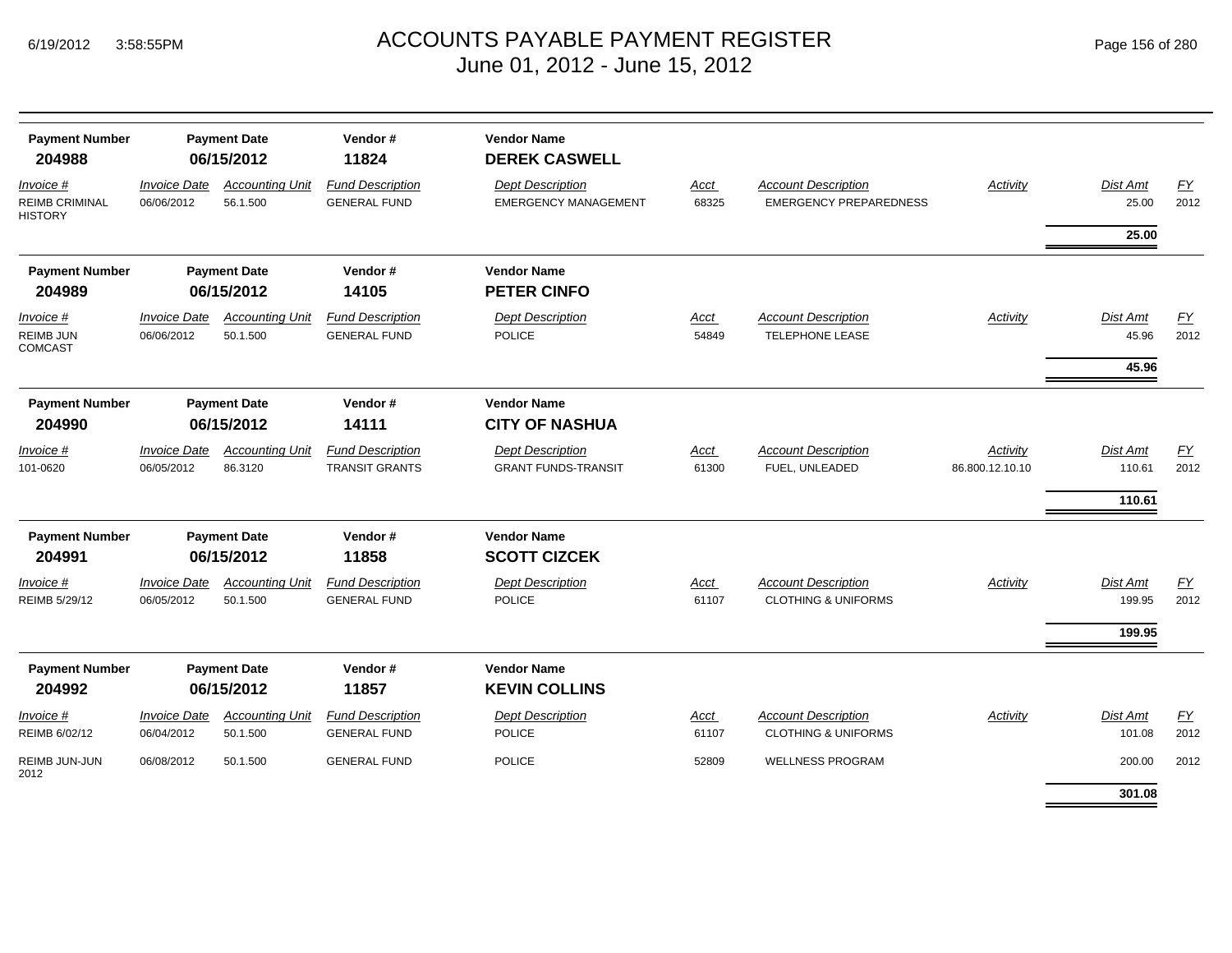# ACCOUNTS PAYABLE PAYMENT REGISTER

June 01, 2012 - June 15, 2012

| Payment Number | Payment Date | Vendor # | Vendor Name |
|---|---|---|---|
| 204988 | 06/15/2012 | 11824 | DEREK CASWELL |

| Invoice # | Invoice Date | Accounting Unit | Fund Description | Dept Description | Acct | Account Description | Activity | Dist Amt | FY |
|---|---|---|---|---|---|---|---|---|---|
| REIMB CRIMINAL HISTORY | 06/06/2012 | 56.1.500 | GENERAL FUND | EMERGENCY MANAGEMENT | 68325 | EMERGENCY PREPAREDNESS | | 25.00 | 2012 |
| | | | | | | | | **25.00** | |

| Payment Number | Payment Date | Vendor # | Vendor Name |
|---|---|---|---|
| 204989 | 06/15/2012 | 14105 | PETER CINFO |

| Invoice # | Invoice Date | Accounting Unit | Fund Description | Dept Description | Acct | Account Description | Activity | Dist Amt | FY |
|---|---|---|---|---|---|---|---|---|---|
| REIMB JUN COMCAST | 06/06/2012 | 50.1.500 | GENERAL FUND | POLICE | 54849 | TELEPHONE LEASE | | 45.96 | 2012 |
| | | | | | | | | **45.96** | |

| Payment Number | Payment Date | Vendor # | Vendor Name |
|---|---|---|---|
| 204990 | 06/15/2012 | 14111 | CITY OF NASHUA |

| Invoice # | Invoice Date | Accounting Unit | Fund Description | Dept Description | Acct | Account Description | Activity | Dist Amt | FY |
|---|---|---|---|---|---|---|---|---|---|
| 101-0620 | 06/05/2012 | 86.3120 | TRANSIT GRANTS | GRANT FUNDS-TRANSIT | 61300 | FUEL, UNLEADED | 86.800.12.10.10 | 110.61 | 2012 |
| | | | | | | | | **110.61** | |

| Payment Number | Payment Date | Vendor # | Vendor Name |
|---|---|---|---|
| 204991 | 06/15/2012 | 11858 | SCOTT CIZCEK |

| Invoice # | Invoice Date | Accounting Unit | Fund Description | Dept Description | Acct | Account Description | Activity | Dist Amt | FY |
|---|---|---|---|---|---|---|---|---|---|
| REIMB 5/29/12 | 06/05/2012 | 50.1.500 | GENERAL FUND | POLICE | 61107 | CLOTHING & UNIFORMS | | 199.95 | 2012 |
| | | | | | | | | **199.95** | |

| Payment Number | Payment Date | Vendor # | Vendor Name |
|---|---|---|---|
| 204992 | 06/15/2012 | 11857 | KEVIN COLLINS |

| Invoice # | Invoice Date | Accounting Unit | Fund Description | Dept Description | Acct | Account Description | Activity | Dist Amt | FY |
|---|---|---|---|---|---|---|---|---|---|
| REIMB 6/02/12 | 06/04/2012 | 50.1.500 | GENERAL FUND | POLICE | 61107 | CLOTHING & UNIFORMS | | 101.08 | 2012 |
| REIMB JUN-JUN 2012 | 06/08/2012 | 50.1.500 | GENERAL FUND | POLICE | 52809 | WELLNESS PROGRAM | | 200.00 | 2012 |
| | | | | | | | | **301.08** | |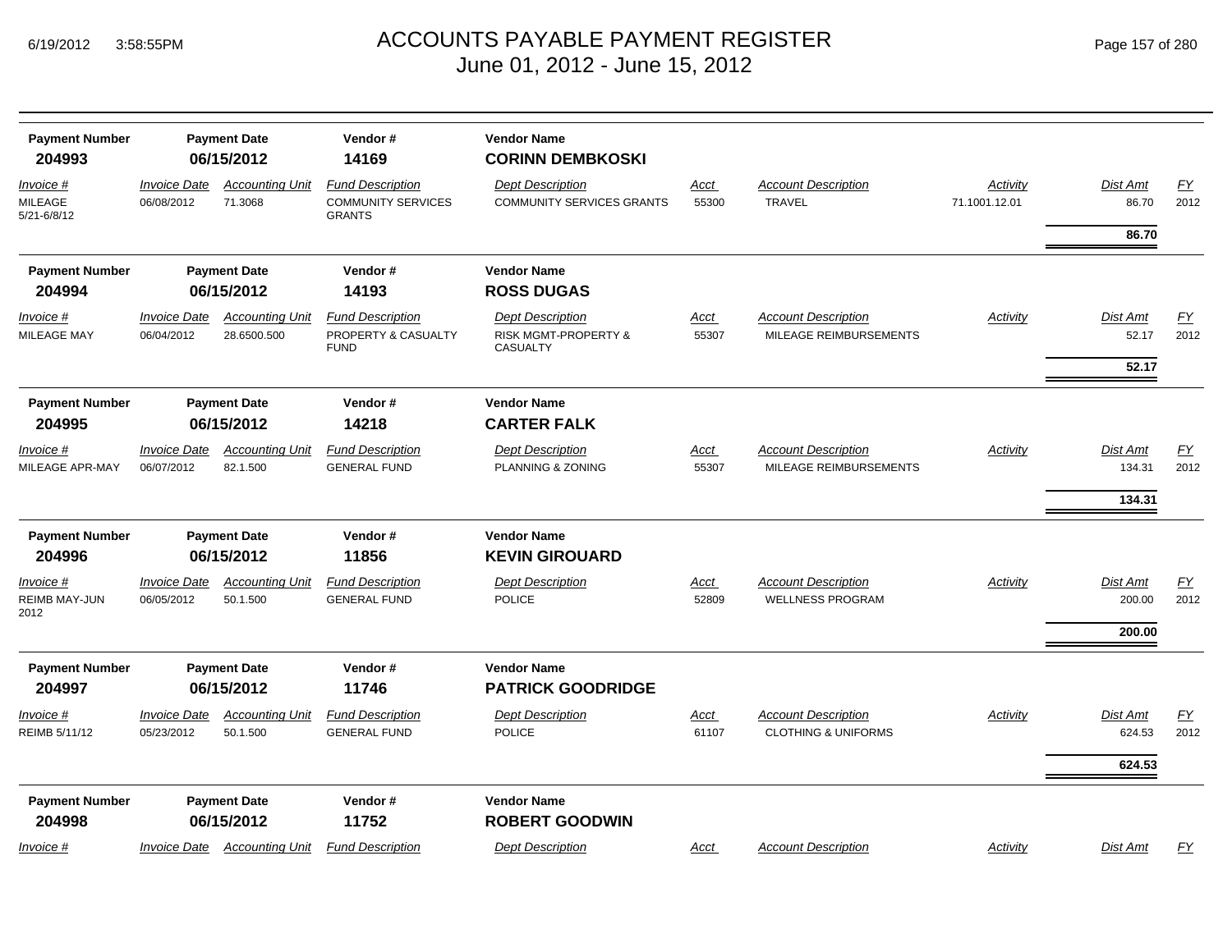# ACCOUNTS PAYABLE PAYMENT REGISTER
June 01, 2012 - June 15, 2012

| Payment Number | Payment Date | Vendor # | Vendor Name |
|---|---|---|---|
| 204993 | 06/15/2012 | 14169 | CORINN DEMBKOSKI |

| Invoice # | Invoice Date | Accounting Unit | Fund Description | Dept Description | Acct | Account Description | Activity | Dist Amt | FY |
|---|---|---|---|---|---|---|---|---|---|
| MILEAGE 5/21-6/8/12 | 06/08/2012 | 71.3068 | COMMUNITY SERVICES GRANTS | COMMUNITY SERVICES GRANTS | 55300 | TRAVEL | 71.1001.12.01 | 86.70 | 2012 |
| | | | | | | | | **86.70** | |

| Payment Number | Payment Date | Vendor # | Vendor Name |
|---|---|---|---|
| 204994 | 06/15/2012 | 14193 | ROSS DUGAS |

| Invoice # | Invoice Date | Accounting Unit | Fund Description | Dept Description | Acct | Account Description | Activity | Dist Amt | FY |
|---|---|---|---|---|---|---|---|---|---|
| MILEAGE MAY | 06/04/2012 | 28.6500.500 | PROPERTY & CASUALTY FUND | RISK MGMT-PROPERTY & CASUALTY | 55307 | MILEAGE REIMBURSEMENTS | | 52.17 | 2012 |
| | | | | | | | | **52.17** | |

| Payment Number | Payment Date | Vendor # | Vendor Name |
|---|---|---|---|
| 204995 | 06/15/2012 | 14218 | CARTER FALK |

| Invoice # | Invoice Date | Accounting Unit | Fund Description | Dept Description | Acct | Account Description | Activity | Dist Amt | FY |
|---|---|---|---|---|---|---|---|---|---|
| MILEAGE APR-MAY | 06/07/2012 | 82.1.500 | GENERAL FUND | PLANNING & ZONING | 55307 | MILEAGE REIMBURSEMENTS | | 134.31 | 2012 |
| | | | | | | | | **134.31** | |

| Payment Number | Payment Date | Vendor # | Vendor Name |
|---|---|---|---|
| 204996 | 06/15/2012 | 11856 | KEVIN GIROUARD |

| Invoice # | Invoice Date | Accounting Unit | Fund Description | Dept Description | Acct | Account Description | Activity | Dist Amt | FY |
|---|---|---|---|---|---|---|---|---|---|
| REIMB MAY-JUN 2012 | 06/05/2012 | 50.1.500 | GENERAL FUND | POLICE | 52809 | WELLNESS PROGRAM | | 200.00 | 2012 |
| | | | | | | | | **200.00** | |

| Payment Number | Payment Date | Vendor # | Vendor Name |
|---|---|---|---|
| 204997 | 06/15/2012 | 11746 | PATRICK GOODRIDGE |

| Invoice # | Invoice Date | Accounting Unit | Fund Description | Dept Description | Acct | Account Description | Activity | Dist Amt | FY |
|---|---|---|---|---|---|---|---|---|---|
| REIMB 5/11/12 | 05/23/2012 | 50.1.500 | GENERAL FUND | POLICE | 61107 | CLOTHING & UNIFORMS | | 624.53 | 2012 |
| | | | | | | | | **624.53** | |

| Payment Number | Payment Date | Vendor # | Vendor Name |
|---|---|---|---|
| 204998 | 06/15/2012 | 11752 | ROBERT GOODWIN |

| Invoice # | Invoice Date | Accounting Unit | Fund Description | Dept Description | Acct | Account Description | Activity | Dist Amt | FY |
|---|---|---|---|---|---|---|---|---|---|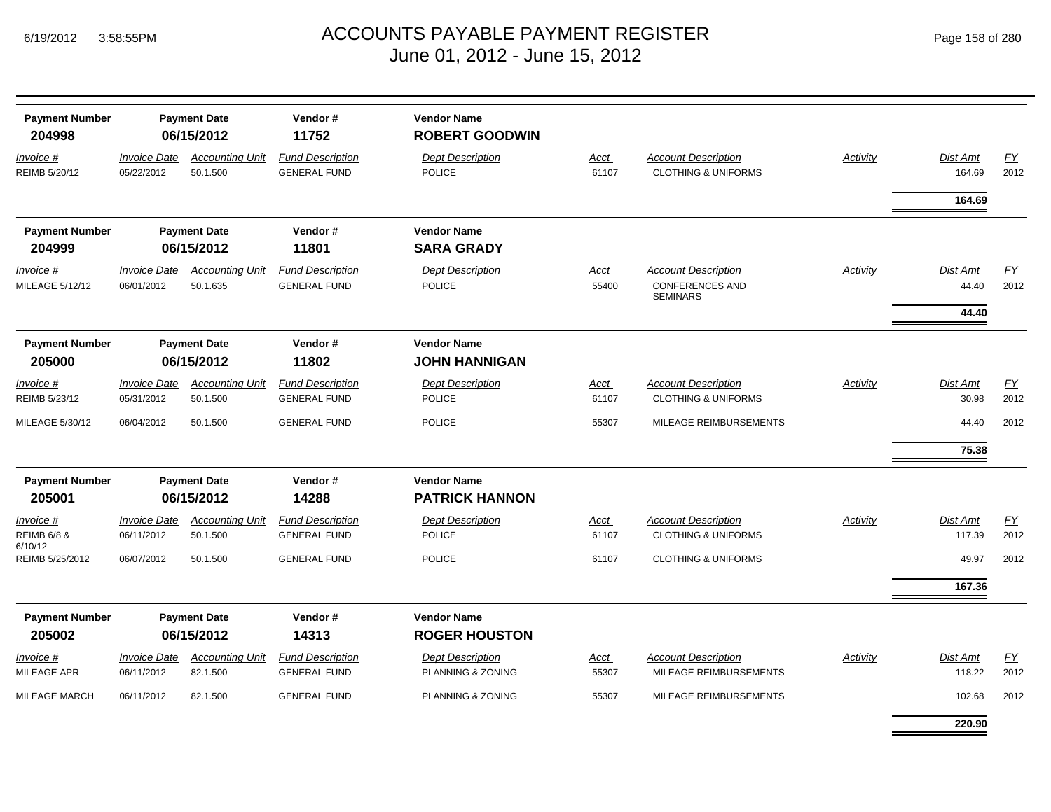# ACCOUNTS PAYABLE PAYMENT REGISTER
## June 01, 2012 - June 15, 2012

| Payment Number | Payment Date | Vendor # | Vendor Name |
|---|---|---|---|
| **204998** | **06/15/2012** | **11752** | **ROBERT GOODWIN** |

| Invoice # | Invoice Date | Accounting Unit | Fund Description | Dept Description | Acct | Account Description | Activity | Dist Amt | FY |
|---|---|---|---|---|---|---|---|---|---|
| REIMB 5/20/12 | 05/22/2012 | 50.1.500 | GENERAL FUND | POLICE | 61107 | CLOTHING & UNIFORMS | | 164.69 | 2012 |
| | | | | | | | | **164.69** | |

| Payment Number | Payment Date | Vendor # | Vendor Name |
|---|---|---|---|
| **204999** | **06/15/2012** | **11801** | **SARA GRADY** |

| Invoice # | Invoice Date | Accounting Unit | Fund Description | Dept Description | Acct | Account Description | Activity | Dist Amt | FY |
|---|---|---|---|---|---|---|---|---|---|
| MILEAGE 5/12/12 | 06/01/2012 | 50.1.635 | GENERAL FUND | POLICE | 55400 | CONFERENCES AND SEMINARS | | 44.40 | 2012 |
| | | | | | | | | **44.40** | |

| Payment Number | Payment Date | Vendor # | Vendor Name |
|---|---|---|---|
| **205000** | **06/15/2012** | **11802** | **JOHN HANNIGAN** |

| Invoice # | Invoice Date | Accounting Unit | Fund Description | Dept Description | Acct | Account Description | Activity | Dist Amt | FY |
|---|---|---|---|---|---|---|---|---|---|
| REIMB 5/23/12 | 05/31/2012 | 50.1.500 | GENERAL FUND | POLICE | 61107 | CLOTHING & UNIFORMS | | 30.98 | 2012 |
| MILEAGE 5/30/12 | 06/04/2012 | 50.1.500 | GENERAL FUND | POLICE | 55307 | MILEAGE REIMBURSEMENTS | | 44.40 | 2012 |
| | | | | | | | | **75.38** | |

| Payment Number | Payment Date | Vendor # | Vendor Name |
|---|---|---|---|
| **205001** | **06/15/2012** | **14288** | **PATRICK HANNON** |

| Invoice # | Invoice Date | Accounting Unit | Fund Description | Dept Description | Acct | Account Description | Activity | Dist Amt | FY |
|---|---|---|---|---|---|---|---|---|---|
| REIMB 6/8 & 6/10/12 | 06/11/2012 | 50.1.500 | GENERAL FUND | POLICE | 61107 | CLOTHING & UNIFORMS | | 117.39 | 2012 |
| REIMB 5/25/2012 | 06/07/2012 | 50.1.500 | GENERAL FUND | POLICE | 61107 | CLOTHING & UNIFORMS | | 49.97 | 2012 |
| | | | | | | | | **167.36** | |

| Payment Number | Payment Date | Vendor # | Vendor Name |
|---|---|---|---|
| **205002** | **06/15/2012** | **14313** | **ROGER HOUSTON** |

| Invoice # | Invoice Date | Accounting Unit | Fund Description | Dept Description | Acct | Account Description | Activity | Dist Amt | FY |
|---|---|---|---|---|---|---|---|---|---|
| MILEAGE APR | 06/11/2012 | 82.1.500 | GENERAL FUND | PLANNING & ZONING | 55307 | MILEAGE REIMBURSEMENTS | | 118.22 | 2012 |
| MILEAGE MARCH | 06/11/2012 | 82.1.500 | GENERAL FUND | PLANNING & ZONING | 55307 | MILEAGE REIMBURSEMENTS | | 102.68 | 2012 |
| | | | | | | | | **220.90** | |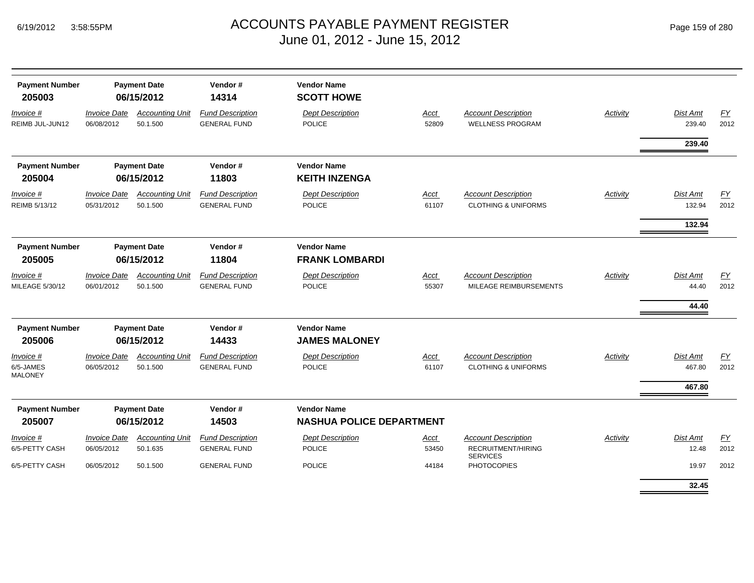# ACCOUNTS PAYABLE PAYMENT REGISTER
June 01, 2012 - June 15, 2012

| Payment Number | Payment Date | Vendor # | Vendor Name |
|---|---|---|---|
| **205003** | **06/15/2012** | **14314** | **SCOTT HOWE** |

| *Invoice #* | *Invoice Date* | *Accounting Unit* | *Fund Description* | *Dept Description* | *Acct* | *Account Description* | *Activity* | *Dist Amt* | *FY* |
|---|---|---|---|---|---|---|---|---|---|
| REIMB JUL-JUN12 | 06/08/2012 | 50.1.500 | GENERAL FUND | POLICE | 52809 | WELLNESS PROGRAM | | 239.40 | 2012 |
| | | | | | | | | **239.40** | |

| Payment Number | Payment Date | Vendor # | Vendor Name |
|---|---|---|---|
| **205004** | **06/15/2012** | **11803** | **KEITH INZENGA** |

| *Invoice #* | *Invoice Date* | *Accounting Unit* | *Fund Description* | *Dept Description* | *Acct* | *Account Description* | *Activity* | *Dist Amt* | *FY* |
|---|---|---|---|---|---|---|---|---|---|
| REIMB 5/13/12 | 05/31/2012 | 50.1.500 | GENERAL FUND | POLICE | 61107 | CLOTHING & UNIFORMS | | 132.94 | 2012 |
| | | | | | | | | **132.94** | |

| Payment Number | Payment Date | Vendor # | Vendor Name |
|---|---|---|---|
| **205005** | **06/15/2012** | **11804** | **FRANK LOMBARDI** |

| *Invoice #* | *Invoice Date* | *Accounting Unit* | *Fund Description* | *Dept Description* | *Acct* | *Account Description* | *Activity* | *Dist Amt* | *FY* |
|---|---|---|---|---|---|---|---|---|---|
| MILEAGE 5/30/12 | 06/01/2012 | 50.1.500 | GENERAL FUND | POLICE | 55307 | MILEAGE REIMBURSEMENTS | | 44.40 | 2012 |
| | | | | | | | | **44.40** | |

| Payment Number | Payment Date | Vendor # | Vendor Name |
|---|---|---|---|
| **205006** | **06/15/2012** | **14433** | **JAMES MALONEY** |

| *Invoice #* | *Invoice Date* | *Accounting Unit* | *Fund Description* | *Dept Description* | *Acct* | *Account Description* | *Activity* | *Dist Amt* | *FY* |
|---|---|---|---|---|---|---|---|---|---|
| 6/5-JAMES MALONEY | 06/05/2012 | 50.1.500 | GENERAL FUND | POLICE | 61107 | CLOTHING & UNIFORMS | | 467.80 | 2012 |
| | | | | | | | | **467.80** | |

| Payment Number | Payment Date | Vendor # | Vendor Name |
|---|---|---|---|
| **205007** | **06/15/2012** | **14503** | **NASHUA POLICE DEPARTMENT** |

| *Invoice #* | *Invoice Date* | *Accounting Unit* | *Fund Description* | *Dept Description* | *Acct* | *Account Description* | *Activity* | *Dist Amt* | *FY* |
|---|---|---|---|---|---|---|---|---|---|
| 6/5-PETTY CASH | 06/05/2012 | 50.1.635 | GENERAL FUND | POLICE | 53450 | RECRUITMENT/HIRING SERVICES | | 12.48 | 2012 |
| 6/5-PETTY CASH | 06/05/2012 | 50.1.500 | GENERAL FUND | POLICE | 44184 | PHOTOCOPIES | | 19.97 | 2012 |
| | | | | | | | | **32.45** | |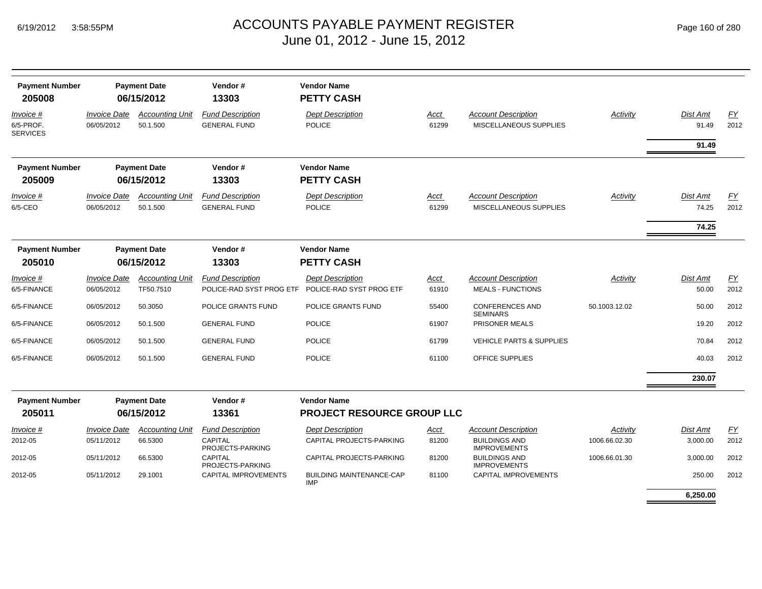# ACCOUNTS PAYABLE PAYMENT REGISTER
## June 01, 2012 - June 15, 2012

| Payment Number | Payment Date | Vendor # | Vendor Name |
|---|---|---|---|
| **205008** | **06/15/2012** | **13303** | **PETTY CASH** |

| Invoice # | Invoice Date | Accounting Unit | Fund Description | Dept Description | Acct | Account Description | Activity | Dist Amt | FY |
|---|---|---|---|---|---|---|---|---|---|
| 6/5-PROF. SERVICES | 06/05/2012 | 50.1.500 | GENERAL FUND | POLICE | 61299 | MISCELLANEOUS SUPPLIES | | 91.49 | 2012 |
| | | | | | | | | **91.49** | |

| Payment Number | Payment Date | Vendor # | Vendor Name |
|---|---|---|---|
| **205009** | **06/15/2012** | **13303** | **PETTY CASH** |

| Invoice # | Invoice Date | Accounting Unit | Fund Description | Dept Description | Acct | Account Description | Activity | Dist Amt | FY |
|---|---|---|---|---|---|---|---|---|---|
| 6/5-CEO | 06/05/2012 | 50.1.500 | GENERAL FUND | POLICE | 61299 | MISCELLANEOUS SUPPLIES | | 74.25 | 2012 |
| | | | | | | | | **74.25** | |

| Payment Number | Payment Date | Vendor # | Vendor Name |
|---|---|---|---|
| **205010** | **06/15/2012** | **13303** | **PETTY CASH** |

| Invoice # | Invoice Date | Accounting Unit | Fund Description | Dept Description | Acct | Account Description | Activity | Dist Amt | FY |
|---|---|---|---|---|---|---|---|---|---|
| 6/5-FINANCE | 06/05/2012 | TF50.7510 | POLICE-RAD SYST PROG ETF | POLICE-RAD SYST PROG ETF | 61910 | MEALS - FUNCTIONS | | 50.00 | 2012 |
| 6/5-FINANCE | 06/05/2012 | 50.3050 | POLICE GRANTS FUND | POLICE GRANTS FUND | 55400 | CONFERENCES AND SEMINARS | 50.1003.12.02 | 50.00 | 2012 |
| 6/5-FINANCE | 06/05/2012 | 50.1.500 | GENERAL FUND | POLICE | 61907 | PRISONER MEALS | | 19.20 | 2012 |
| 6/5-FINANCE | 06/05/2012 | 50.1.500 | GENERAL FUND | POLICE | 61799 | VEHICLE PARTS & SUPPLIES | | 70.84 | 2012 |
| 6/5-FINANCE | 06/05/2012 | 50.1.500 | GENERAL FUND | POLICE | 61100 | OFFICE SUPPLIES | | 40.03 | 2012 |
| | | | | | | | | **230.07** | |

| Payment Number | Payment Date | Vendor # | Vendor Name |
|---|---|---|---|
| **205011** | **06/15/2012** | **13361** | **PROJECT RESOURCE GROUP LLC** |

| Invoice # | Invoice Date | Accounting Unit | Fund Description | Dept Description | Acct | Account Description | Activity | Dist Amt | FY |
|---|---|---|---|---|---|---|---|---|---|
| 2012-05 | 05/11/2012 | 66.5300 | CAPITAL PROJECTS-PARKING | CAPITAL PROJECTS-PARKING | 81200 | BUILDINGS AND IMPROVEMENTS | 1006.66.02.30 | 3,000.00 | 2012 |
| 2012-05 | 05/11/2012 | 66.5300 | CAPITAL PROJECTS-PARKING | CAPITAL PROJECTS-PARKING | 81200 | BUILDINGS AND IMPROVEMENTS | 1006.66.01.30 | 3,000.00 | 2012 |
| 2012-05 | 05/11/2012 | 29.1001 | CAPITAL IMPROVEMENTS | BUILDING MAINTENANCE-CAP IMP | 81100 | CAPITAL IMPROVEMENTS | | 250.00 | 2012 |
| | | | | | | | | **6,250.00** | |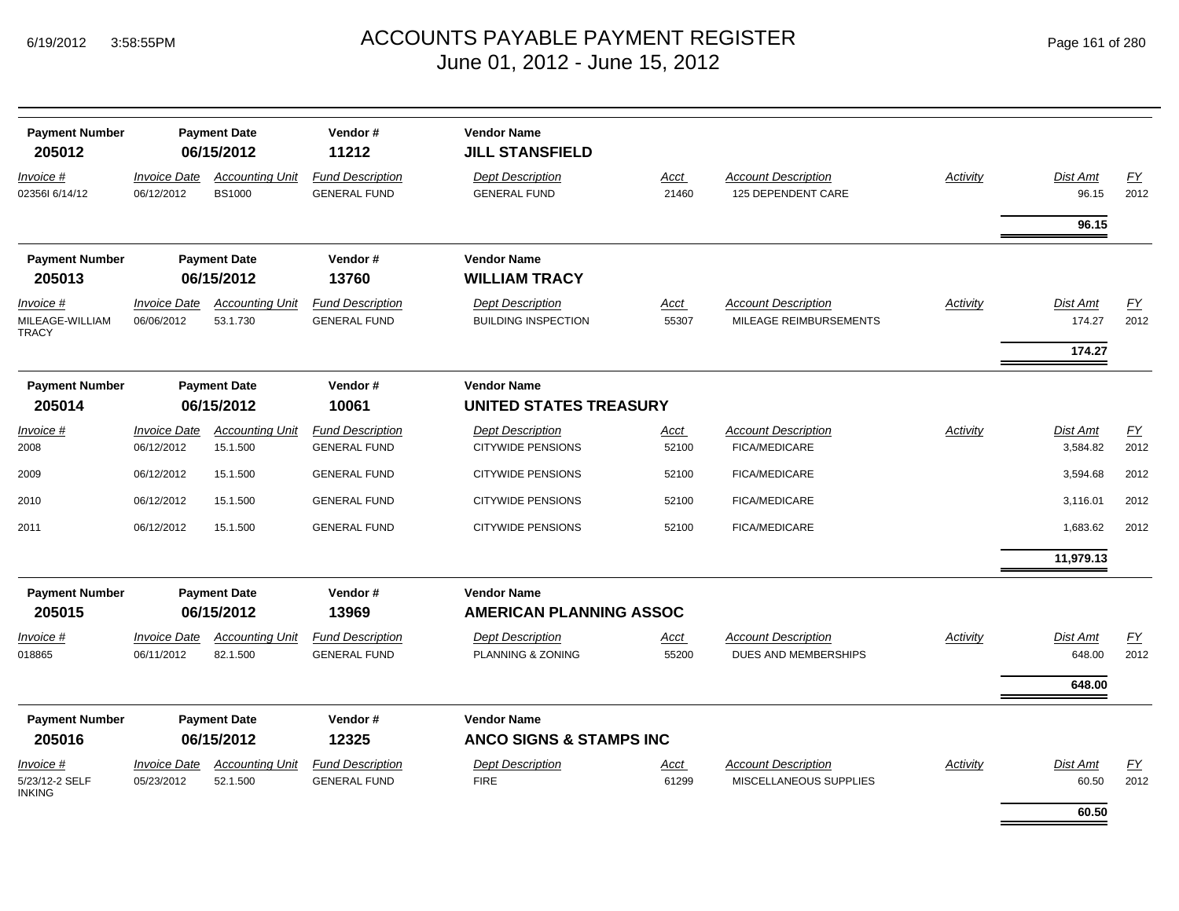# ACCOUNTS PAYABLE PAYMENT REGISTER
## June 01, 2012 - June 15, 2012

| Payment Number | Payment Date | Vendor # | Vendor Name |
|---|---|---|---|
| **205012** | **06/15/2012** | **11212** | **JILL STANSFIELD** |

| *Invoice #* | *Invoice Date* | *Accounting Unit* | *Fund Description* | *Dept Description* | *Acct* | *Account Description* | *Activity* | *Dist Amt* | *FY* |
|---|---|---|---|---|---|---|---|---|---|
| 02356I 6/14/12 | 06/12/2012 | BS1000 | GENERAL FUND | GENERAL FUND | 21460 | 125 DEPENDENT CARE | | 96.15 | 2012 |
| | | | | | | | | **96.15** | |

| Payment Number | Payment Date | Vendor # | Vendor Name |
|---|---|---|---|
| **205013** | **06/15/2012** | **13760** | **WILLIAM TRACY** |

| *Invoice #* | *Invoice Date* | *Accounting Unit* | *Fund Description* | *Dept Description* | *Acct* | *Account Description* | *Activity* | *Dist Amt* | *FY* |
|---|---|---|---|---|---|---|---|---|---|
| MILEAGE-WILLIAM TRACY | 06/06/2012 | 53.1.730 | GENERAL FUND | BUILDING INSPECTION | 55307 | MILEAGE REIMBURSEMENTS | | 174.27 | 2012 |
| | | | | | | | | **174.27** | |

| Payment Number | Payment Date | Vendor # | Vendor Name |
|---|---|---|---|
| **205014** | **06/15/2012** | **10061** | **UNITED STATES TREASURY** |

| *Invoice #* | *Invoice Date* | *Accounting Unit* | *Fund Description* | *Dept Description* | *Acct* | *Account Description* | *Activity* | *Dist Amt* | *FY* |
|---|---|---|---|---|---|---|---|---|---|
| 2008 | 06/12/2012 | 15.1.500 | GENERAL FUND | CITYWIDE PENSIONS | 52100 | FICA/MEDICARE | | 3,584.82 | 2012 |
| 2009 | 06/12/2012 | 15.1.500 | GENERAL FUND | CITYWIDE PENSIONS | 52100 | FICA/MEDICARE | | 3,594.68 | 2012 |
| 2010 | 06/12/2012 | 15.1.500 | GENERAL FUND | CITYWIDE PENSIONS | 52100 | FICA/MEDICARE | | 3,116.01 | 2012 |
| 2011 | 06/12/2012 | 15.1.500 | GENERAL FUND | CITYWIDE PENSIONS | 52100 | FICA/MEDICARE | | 1,683.62 | 2012 |
| | | | | | | | | **11,979.13** | |

| Payment Number | Payment Date | Vendor # | Vendor Name |
|---|---|---|---|
| **205015** | **06/15/2012** | **13969** | **AMERICAN PLANNING ASSOC** |

| *Invoice #* | *Invoice Date* | *Accounting Unit* | *Fund Description* | *Dept Description* | *Acct* | *Account Description* | *Activity* | *Dist Amt* | *FY* |
|---|---|---|---|---|---|---|---|---|---|
| 018865 | 06/11/2012 | 82.1.500 | GENERAL FUND | PLANNING & ZONING | 55200 | DUES AND MEMBERSHIPS | | 648.00 | 2012 |
| | | | | | | | | **648.00** | |

| Payment Number | Payment Date | Vendor # | Vendor Name |
|---|---|---|---|
| **205016** | **06/15/2012** | **12325** | **ANCO SIGNS & STAMPS INC** |

| *Invoice #* | *Invoice Date* | *Accounting Unit* | *Fund Description* | *Dept Description* | *Acct* | *Account Description* | *Activity* | *Dist Amt* | *FY* |
|---|---|---|---|---|---|---|---|---|---|
| 5/23/12-2 SELF INKING | 05/23/2012 | 52.1.500 | GENERAL FUND | FIRE | 61299 | MISCELLANEOUS SUPPLIES | | 60.50 | 2012 |
| | | | | | | | | **60.50** | |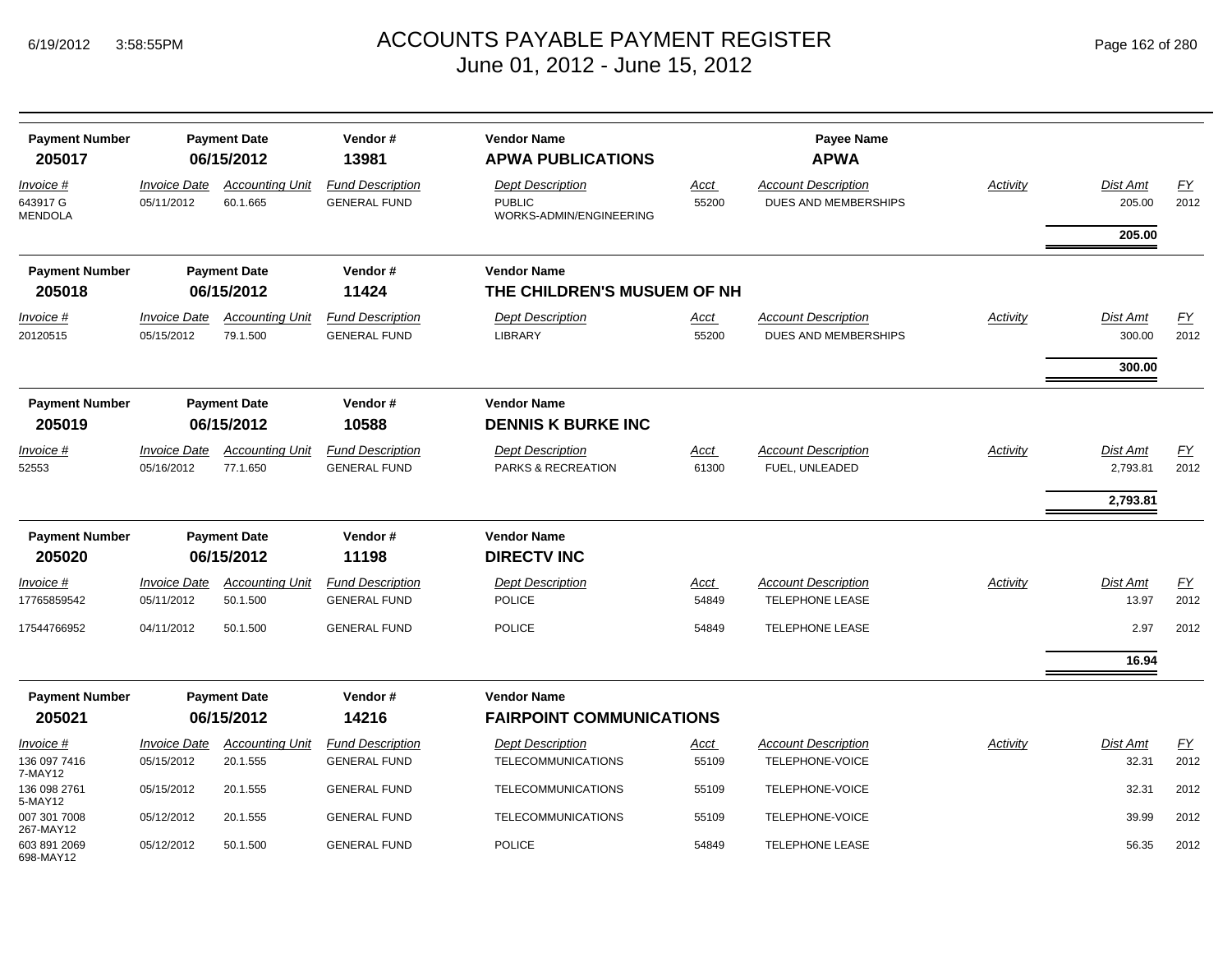# ACCOUNTS PAYABLE PAYMENT REGISTER

June 01, 2012 - June 15, 2012

| Payment Number | Payment Date | Vendor # | Vendor Name | Payee Name |
|---|---|---|---|---|
| **205017** | **06/15/2012** | **13981** | **APWA PUBLICATIONS** | **APWA** |

| Invoice # | Invoice Date | Accounting Unit | Fund Description | Dept Description | Acct | Account Description | Activity | Dist Amt | FY |
|---|---|---|---|---|---|---|---|---|---|
| 643917 G MENDOLA | 05/11/2012 | 60.1.665 | GENERAL FUND | PUBLIC WORKS-ADMIN/ENGINEERING | 55200 | DUES AND MEMBERSHIPS | | 205.00 | 2012 |
| | | | | | | | | **205.00** | |

| Payment Number | Payment Date | Vendor # | Vendor Name |
|---|---|---|---|
| **205018** | **06/15/2012** | **11424** | **THE CHILDREN'S MUSUEM OF NH** |

| Invoice # | Invoice Date | Accounting Unit | Fund Description | Dept Description | Acct | Account Description | Activity | Dist Amt | FY |
|---|---|---|---|---|---|---|---|---|---|
| 20120515 | 05/15/2012 | 79.1.500 | GENERAL FUND | LIBRARY | 55200 | DUES AND MEMBERSHIPS | | 300.00 | 2012 |
| | | | | | | | | **300.00** | |

| Payment Number | Payment Date | Vendor # | Vendor Name |
|---|---|---|---|
| **205019** | **06/15/2012** | **10588** | **DENNIS K BURKE INC** |

| Invoice # | Invoice Date | Accounting Unit | Fund Description | Dept Description | Acct | Account Description | Activity | Dist Amt | FY |
|---|---|---|---|---|---|---|---|---|---|
| 52553 | 05/16/2012 | 77.1.650 | GENERAL FUND | PARKS & RECREATION | 61300 | FUEL, UNLEADED | | 2,793.81 | 2012 |
| | | | | | | | | **2,793.81** | |

| Payment Number | Payment Date | Vendor # | Vendor Name |
|---|---|---|---|
| **205020** | **06/15/2012** | **11198** | **DIRECTV INC** |

| Invoice # | Invoice Date | Accounting Unit | Fund Description | Dept Description | Acct | Account Description | Activity | Dist Amt | FY |
|---|---|---|---|---|---|---|---|---|---|
| 17765859542 | 05/11/2012 | 50.1.500 | GENERAL FUND | POLICE | 54849 | TELEPHONE LEASE | | 13.97 | 2012 |
| 17544766952 | 04/11/2012 | 50.1.500 | GENERAL FUND | POLICE | 54849 | TELEPHONE LEASE | | 2.97 | 2012 |
| | | | | | | | | **16.94** | |

| Payment Number | Payment Date | Vendor # | Vendor Name |
|---|---|---|---|
| **205021** | **06/15/2012** | **14216** | **FAIRPOINT COMMUNICATIONS** |

| Invoice # | Invoice Date | Accounting Unit | Fund Description | Dept Description | Acct | Account Description | Activity | Dist Amt | FY |
|---|---|---|---|---|---|---|---|---|---|
| 136 097 7416 7-MAY12 | 05/15/2012 | 20.1.555 | GENERAL FUND | TELECOMMUNICATIONS | 55109 | TELEPHONE-VOICE | | 32.31 | 2012 |
| 136 098 2761 5-MAY12 | 05/15/2012 | 20.1.555 | GENERAL FUND | TELECOMMUNICATIONS | 55109 | TELEPHONE-VOICE | | 32.31 | 2012 |
| 007 301 7008 267-MAY12 | 05/12/2012 | 20.1.555 | GENERAL FUND | TELECOMMUNICATIONS | 55109 | TELEPHONE-VOICE | | 39.99 | 2012 |
| 603 891 2069 698-MAY12 | 05/12/2012 | 50.1.500 | GENERAL FUND | POLICE | 54849 | TELEPHONE LEASE | | 56.35 | 2012 |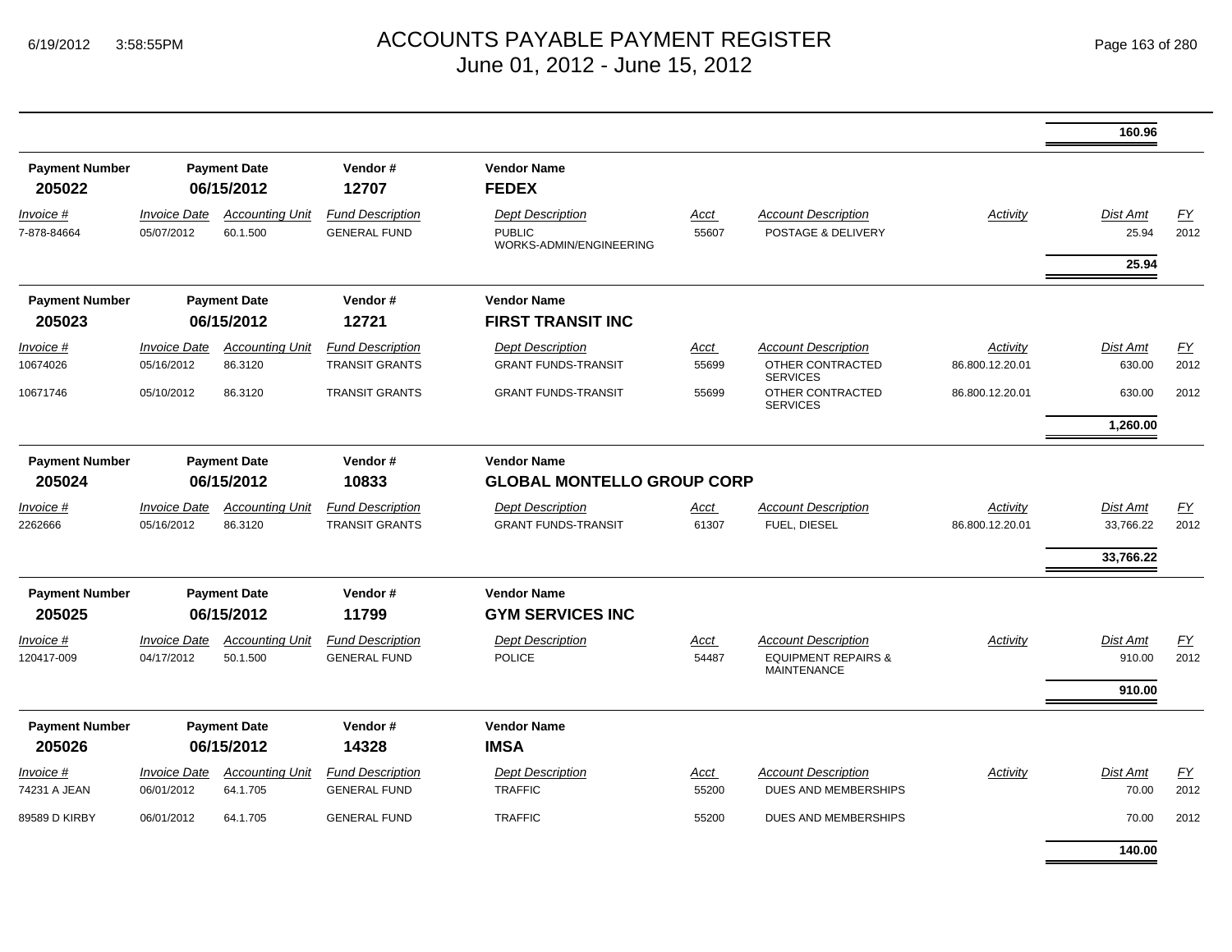# ACCOUNTS PAYABLE PAYMENT REGISTER
## June 01, 2012 - June 15, 2012

| | | | | | | | | Dist Amt | |
|---|---|---|---|---|---|---|---|---|---|
| | | | | | | | | **160.96** | |

| Payment Number | Payment Date | | Vendor # | Vendor Name | | | | | |
|---|---|---|---|---|---|---|---|---|---|
| **205022** | **06/15/2012** | | **12707** | **FEDEX** | | | | | |
| *Invoice #* | *Invoice Date* | *Accounting Unit* | *Fund Description* | *Dept Description* | *Acct* | *Account Description* | *Activity* | *Dist Amt* | *FY* |
| 7-878-84664 | 05/07/2012 | 60.1.500 | GENERAL FUND | PUBLIC WORKS-ADMIN/ENGINEERING | 55607 | POSTAGE & DELIVERY | | 25.94 | 2012 |
| | | | | | | | | **25.94** | |

| Payment Number | Payment Date | | Vendor # | Vendor Name | | | | | |
|---|---|---|---|---|---|---|---|---|---|
| **205023** | **06/15/2012** | | **12721** | **FIRST TRANSIT INC** | | | | | |
| *Invoice #* | *Invoice Date* | *Accounting Unit* | *Fund Description* | *Dept Description* | *Acct* | *Account Description* | *Activity* | *Dist Amt* | *FY* |
| 10674026 | 05/16/2012 | 86.3120 | TRANSIT GRANTS | GRANT FUNDS-TRANSIT | 55699 | OTHER CONTRACTED SERVICES | 86.800.12.20.01 | 630.00 | 2012 |
| 10671746 | 05/10/2012 | 86.3120 | TRANSIT GRANTS | GRANT FUNDS-TRANSIT | 55699 | OTHER CONTRACTED SERVICES | 86.800.12.20.01 | 630.00 | 2012 |
| | | | | | | | | **1,260.00** | |

| Payment Number | Payment Date | | Vendor # | Vendor Name | | | | | |
|---|---|---|---|---|---|---|---|---|---|
| **205024** | **06/15/2012** | | **10833** | **GLOBAL MONTELLO GROUP CORP** | | | | | |
| *Invoice #* | *Invoice Date* | *Accounting Unit* | *Fund Description* | *Dept Description* | *Acct* | *Account Description* | *Activity* | *Dist Amt* | *FY* |
| 2262666 | 05/16/2012 | 86.3120 | TRANSIT GRANTS | GRANT FUNDS-TRANSIT | 61307 | FUEL, DIESEL | 86.800.12.20.01 | 33,766.22 | 2012 |
| | | | | | | | | **33,766.22** | |

| Payment Number | Payment Date | | Vendor # | Vendor Name | | | | | |
|---|---|---|---|---|---|---|---|---|---|
| **205025** | **06/15/2012** | | **11799** | **GYM SERVICES INC** | | | | | |
| *Invoice #* | *Invoice Date* | *Accounting Unit* | *Fund Description* | *Dept Description* | *Acct* | *Account Description* | *Activity* | *Dist Amt* | *FY* |
| 120417-009 | 04/17/2012 | 50.1.500 | GENERAL FUND | POLICE | 54487 | EQUIPMENT REPAIRS & MAINTENANCE | | 910.00 | 2012 |
| | | | | | | | | **910.00** | |

| Payment Number | Payment Date | | Vendor # | Vendor Name | | | | | |
|---|---|---|---|---|---|---|---|---|---|
| **205026** | **06/15/2012** | | **14328** | **IMSA** | | | | | |
| *Invoice #* | *Invoice Date* | *Accounting Unit* | *Fund Description* | *Dept Description* | *Acct* | *Account Description* | *Activity* | *Dist Amt* | *FY* |
| 74231 A JEAN | 06/01/2012 | 64.1.705 | GENERAL FUND | TRAFFIC | 55200 | DUES AND MEMBERSHIPS | | 70.00 | 2012 |
| 89589 D KIRBY | 06/01/2012 | 64.1.705 | GENERAL FUND | TRAFFIC | 55200 | DUES AND MEMBERSHIPS | | 70.00 | 2012 |
| | | | | | | | | **140.00** | |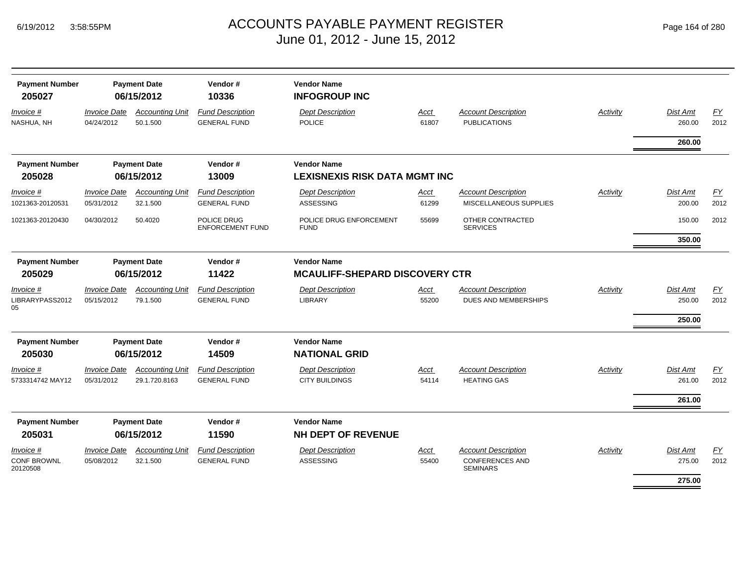# ACCOUNTS PAYABLE PAYMENT REGISTER
## June 01, 2012 - June 15, 2012

| Payment Number | Payment Date | Vendor # | Vendor Name |
|---|---|---|---|
| 205027 | 06/15/2012 | 10336 | **INFOGROUP INC** |

| *Invoice #* | *Invoice Date* | *Accounting Unit* | *Fund Description* | *Dept Description* | *Acct* | *Account Description* | *Activity* | *Dist Amt* | *FY* |
|---|---|---|---|---|---|---|---|---|---|
| NASHUA, NH | 04/24/2012 | 50.1.500 | GENERAL FUND | POLICE | 61807 | PUBLICATIONS | | 260.00 | 2012 |
| | | | | | | | | **260.00** | |

| Payment Number | Payment Date | Vendor # | Vendor Name |
|---|---|---|---|
| 205028 | 06/15/2012 | 13009 | **LEXISNEXIS RISK DATA MGMT INC** |

| *Invoice #* | *Invoice Date* | *Accounting Unit* | *Fund Description* | *Dept Description* | *Acct* | *Account Description* | *Activity* | *Dist Amt* | *FY* |
|---|---|---|---|---|---|---|---|---|---|
| 1021363-20120531 | 05/31/2012 | 32.1.500 | GENERAL FUND | ASSESSING | 61299 | MISCELLANEOUS SUPPLIES | | 200.00 | 2012 |
| 1021363-20120430 | 04/30/2012 | 50.4020 | POLICE DRUG ENFORCEMENT FUND | POLICE DRUG ENFORCEMENT FUND | 55699 | OTHER CONTRACTED SERVICES | | 150.00 | 2012 |
| | | | | | | | | **350.00** | |

| Payment Number | Payment Date | Vendor # | Vendor Name |
|---|---|---|---|
| 205029 | 06/15/2012 | 11422 | **MCAULIFF-SHEPARD DISCOVERY CTR** |

| *Invoice #* | *Invoice Date* | *Accounting Unit* | *Fund Description* | *Dept Description* | *Acct* | *Account Description* | *Activity* | *Dist Amt* | *FY* |
|---|---|---|---|---|---|---|---|---|---|
| LIBRARYPASS201205 | 05/15/2012 | 79.1.500 | GENERAL FUND | LIBRARY | 55200 | DUES AND MEMBERSHIPS | | 250.00 | 2012 |
| | | | | | | | | **250.00** | |

| Payment Number | Payment Date | Vendor # | Vendor Name |
|---|---|---|---|
| 205030 | 06/15/2012 | 14509 | **NATIONAL GRID** |

| *Invoice #* | *Invoice Date* | *Accounting Unit* | *Fund Description* | *Dept Description* | *Acct* | *Account Description* | *Activity* | *Dist Amt* | *FY* |
|---|---|---|---|---|---|---|---|---|---|
| 5733314742 MAY12 | 05/31/2012 | 29.1.720.8163 | GENERAL FUND | CITY BUILDINGS | 54114 | HEATING GAS | | 261.00 | 2012 |
| | | | | | | | | **261.00** | |

| Payment Number | Payment Date | Vendor # | Vendor Name |
|---|---|---|---|
| 205031 | 06/15/2012 | 11590 | **NH DEPT OF REVENUE** |

| *Invoice #* | *Invoice Date* | *Accounting Unit* | *Fund Description* | *Dept Description* | *Acct* | *Account Description* | *Activity* | *Dist Amt* | *FY* |
|---|---|---|---|---|---|---|---|---|---|
| CONF BROWNL 20120508 | 05/08/2012 | 32.1.500 | GENERAL FUND | ASSESSING | 55400 | CONFERENCES AND SEMINARS | | 275.00 | 2012 |
| | | | | | | | | **275.00** | |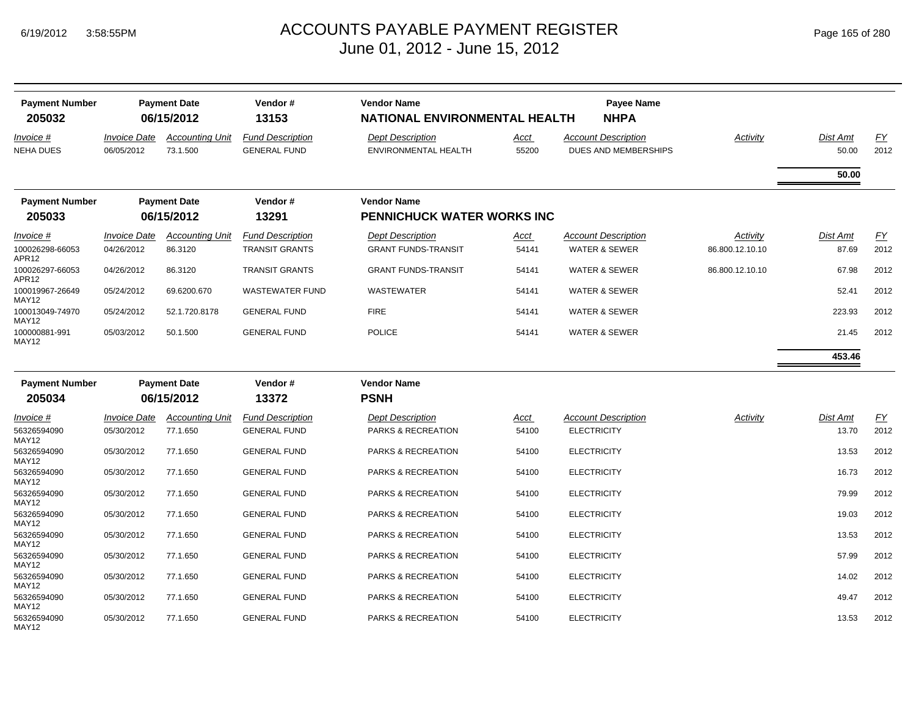# ACCOUNTS PAYABLE PAYMENT REGISTER
## June 01, 2012 - June 15, 2012

6/19/2012 3:58:55PM

| Payment Number | Payment Date | Vendor # | Vendor Name | | Payee Name | | | |
|---|---|---|---|---|---|---|---|---|
| 205032 | 06/15/2012 | 13153 | NATIONAL ENVIRONMENTAL HEALTH | | NHPA | | | |

| Invoice # | Invoice Date | Accounting Unit | Fund Description | Dept Description | Acct | Account Description | Activity | Dist Amt | FY |
|---|---|---|---|---|---|---|---|---|---|
| NEHA DUES | 06/05/2012 | 73.1.500 | GENERAL FUND | ENVIRONMENTAL HEALTH | 55200 | DUES AND MEMBERSHIPS | | 50.00 | 2012 |
| | | | | | | | | **50.00** | |

| Payment Number | Payment Date | Vendor # | Vendor Name |
|---|---|---|---|
| 205033 | 06/15/2012 | 13291 | PENNICHUCK WATER WORKS INC |

| Invoice # | Invoice Date | Accounting Unit | Fund Description | Dept Description | Acct | Account Description | Activity | Dist Amt | FY |
|---|---|---|---|---|---|---|---|---|---|
| 100026298-66053 APR12 | 04/26/2012 | 86.3120 | TRANSIT GRANTS | GRANT FUNDS-TRANSIT | 54141 | WATER & SEWER | 86.800.12.10.10 | 87.69 | 2012 |
| 100026297-66053 APR12 | 04/26/2012 | 86.3120 | TRANSIT GRANTS | GRANT FUNDS-TRANSIT | 54141 | WATER & SEWER | 86.800.12.10.10 | 67.98 | 2012 |
| 100019967-26649 MAY12 | 05/24/2012 | 69.6200.670 | WASTEWATER FUND | WASTEWATER | 54141 | WATER & SEWER | | 52.41 | 2012 |
| 100013049-74970 MAY12 | 05/24/2012 | 52.1.720.8178 | GENERAL FUND | FIRE | 54141 | WATER & SEWER | | 223.93 | 2012 |
| 100000881-991 MAY12 | 05/03/2012 | 50.1.500 | GENERAL FUND | POLICE | 54141 | WATER & SEWER | | 21.45 | 2012 |
| | | | | | | | | **453.46** | |

| Payment Number | Payment Date | Vendor # | Vendor Name |
|---|---|---|---|
| 205034 | 06/15/2012 | 13372 | PSNH |

| Invoice # | Invoice Date | Accounting Unit | Fund Description | Dept Description | Acct | Account Description | Activity | Dist Amt | FY |
|---|---|---|---|---|---|---|---|---|---|
| 56326594090 MAY12 | 05/30/2012 | 77.1.650 | GENERAL FUND | PARKS & RECREATION | 54100 | ELECTRICITY | | 13.70 | 2012 |
| 56326594090 MAY12 | 05/30/2012 | 77.1.650 | GENERAL FUND | PARKS & RECREATION | 54100 | ELECTRICITY | | 13.53 | 2012 |
| 56326594090 MAY12 | 05/30/2012 | 77.1.650 | GENERAL FUND | PARKS & RECREATION | 54100 | ELECTRICITY | | 16.73 | 2012 |
| 56326594090 MAY12 | 05/30/2012 | 77.1.650 | GENERAL FUND | PARKS & RECREATION | 54100 | ELECTRICITY | | 79.99 | 2012 |
| 56326594090 MAY12 | 05/30/2012 | 77.1.650 | GENERAL FUND | PARKS & RECREATION | 54100 | ELECTRICITY | | 19.03 | 2012 |
| 56326594090 MAY12 | 05/30/2012 | 77.1.650 | GENERAL FUND | PARKS & RECREATION | 54100 | ELECTRICITY | | 13.53 | 2012 |
| 56326594090 MAY12 | 05/30/2012 | 77.1.650 | GENERAL FUND | PARKS & RECREATION | 54100 | ELECTRICITY | | 57.99 | 2012 |
| 56326594090 MAY12 | 05/30/2012 | 77.1.650 | GENERAL FUND | PARKS & RECREATION | 54100 | ELECTRICITY | | 14.02 | 2012 |
| 56326594090 MAY12 | 05/30/2012 | 77.1.650 | GENERAL FUND | PARKS & RECREATION | 54100 | ELECTRICITY | | 49.47 | 2012 |
| 56326594090 MAY12 | 05/30/2012 | 77.1.650 | GENERAL FUND | PARKS & RECREATION | 54100 | ELECTRICITY | | 13.53 | 2012 |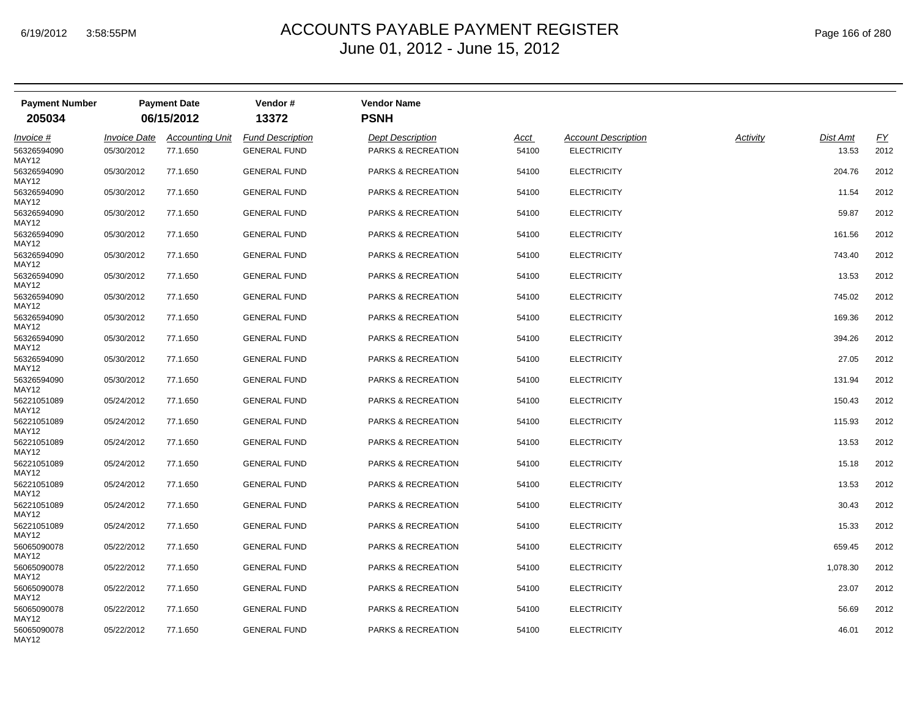# ACCOUNTS PAYABLE PAYMENT REGISTER

June 01, 2012 - June 15, 2012

| Payment Number | Payment Date | Vendor # | Vendor Name |
|---|---|---|---|
| **205034** | **06/15/2012** | **13372** | **PSNH** |

| *Invoice #* | *Invoice Date* | *Accounting Unit* | *Fund Description* | *Dept Description* | *Acct* | *Account Description* | *Activity* | *Dist Amt* | *FY* |
|---|---|---|---|---|---|---|---|---|---|
| 56326594090 MAY12 | 05/30/2012 | 77.1.650 | GENERAL FUND | PARKS & RECREATION | 54100 | ELECTRICITY | | 13.53 | 2012 |
| 56326594090 MAY12 | 05/30/2012 | 77.1.650 | GENERAL FUND | PARKS & RECREATION | 54100 | ELECTRICITY | | 204.76 | 2012 |
| 56326594090 MAY12 | 05/30/2012 | 77.1.650 | GENERAL FUND | PARKS & RECREATION | 54100 | ELECTRICITY | | 11.54 | 2012 |
| 56326594090 MAY12 | 05/30/2012 | 77.1.650 | GENERAL FUND | PARKS & RECREATION | 54100 | ELECTRICITY | | 59.87 | 2012 |
| 56326594090 MAY12 | 05/30/2012 | 77.1.650 | GENERAL FUND | PARKS & RECREATION | 54100 | ELECTRICITY | | 161.56 | 2012 |
| 56326594090 MAY12 | 05/30/2012 | 77.1.650 | GENERAL FUND | PARKS & RECREATION | 54100 | ELECTRICITY | | 743.40 | 2012 |
| 56326594090 MAY12 | 05/30/2012 | 77.1.650 | GENERAL FUND | PARKS & RECREATION | 54100 | ELECTRICITY | | 13.53 | 2012 |
| 56326594090 MAY12 | 05/30/2012 | 77.1.650 | GENERAL FUND | PARKS & RECREATION | 54100 | ELECTRICITY | | 745.02 | 2012 |
| 56326594090 MAY12 | 05/30/2012 | 77.1.650 | GENERAL FUND | PARKS & RECREATION | 54100 | ELECTRICITY | | 169.36 | 2012 |
| 56326594090 MAY12 | 05/30/2012 | 77.1.650 | GENERAL FUND | PARKS & RECREATION | 54100 | ELECTRICITY | | 394.26 | 2012 |
| 56326594090 MAY12 | 05/30/2012 | 77.1.650 | GENERAL FUND | PARKS & RECREATION | 54100 | ELECTRICITY | | 27.05 | 2012 |
| 56326594090 MAY12 | 05/30/2012 | 77.1.650 | GENERAL FUND | PARKS & RECREATION | 54100 | ELECTRICITY | | 131.94 | 2012 |
| 56221051089 MAY12 | 05/24/2012 | 77.1.650 | GENERAL FUND | PARKS & RECREATION | 54100 | ELECTRICITY | | 150.43 | 2012 |
| 56221051089 MAY12 | 05/24/2012 | 77.1.650 | GENERAL FUND | PARKS & RECREATION | 54100 | ELECTRICITY | | 115.93 | 2012 |
| 56221051089 MAY12 | 05/24/2012 | 77.1.650 | GENERAL FUND | PARKS & RECREATION | 54100 | ELECTRICITY | | 13.53 | 2012 |
| 56221051089 MAY12 | 05/24/2012 | 77.1.650 | GENERAL FUND | PARKS & RECREATION | 54100 | ELECTRICITY | | 15.18 | 2012 |
| 56221051089 MAY12 | 05/24/2012 | 77.1.650 | GENERAL FUND | PARKS & RECREATION | 54100 | ELECTRICITY | | 13.53 | 2012 |
| 56221051089 MAY12 | 05/24/2012 | 77.1.650 | GENERAL FUND | PARKS & RECREATION | 54100 | ELECTRICITY | | 30.43 | 2012 |
| 56221051089 MAY12 | 05/24/2012 | 77.1.650 | GENERAL FUND | PARKS & RECREATION | 54100 | ELECTRICITY | | 15.33 | 2012 |
| 56065090078 MAY12 | 05/22/2012 | 77.1.650 | GENERAL FUND | PARKS & RECREATION | 54100 | ELECTRICITY | | 659.45 | 2012 |
| 56065090078 MAY12 | 05/22/2012 | 77.1.650 | GENERAL FUND | PARKS & RECREATION | 54100 | ELECTRICITY | | 1,078.30 | 2012 |
| 56065090078 MAY12 | 05/22/2012 | 77.1.650 | GENERAL FUND | PARKS & RECREATION | 54100 | ELECTRICITY | | 23.07 | 2012 |
| 56065090078 MAY12 | 05/22/2012 | 77.1.650 | GENERAL FUND | PARKS & RECREATION | 54100 | ELECTRICITY | | 56.69 | 2012 |
| 56065090078 MAY12 | 05/22/2012 | 77.1.650 | GENERAL FUND | PARKS & RECREATION | 54100 | ELECTRICITY | | 46.01 | 2012 |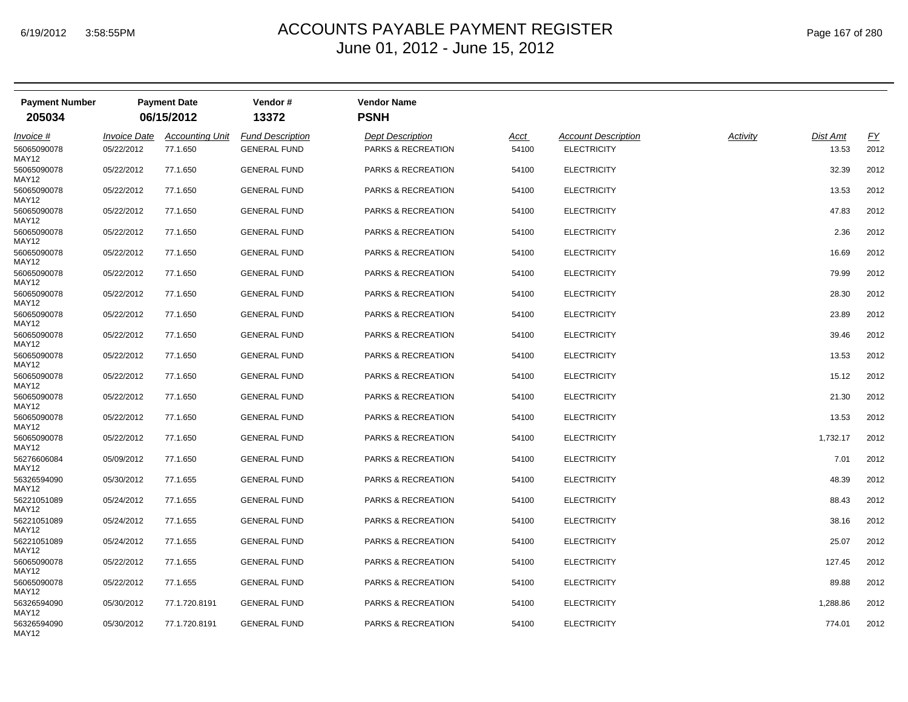# ACCOUNTS PAYABLE PAYMENT REGISTER
June 01, 2012 - June 15, 2012

| Payment Number | Payment Date | Vendor # | Vendor Name |
|---|---|---|---|
| 205034 | 06/15/2012 | 13372 | PSNH |

| Invoice # | Invoice Date | Accounting Unit | Fund Description | Dept Description | Acct | Account Description | Activity | Dist Amt | FY |
|---|---|---|---|---|---|---|---|---|---|
| 56065090078 MAY12 | 05/22/2012 | 77.1.650 | GENERAL FUND | PARKS & RECREATION | 54100 | ELECTRICITY | | 13.53 | 2012 |
| 56065090078 MAY12 | 05/22/2012 | 77.1.650 | GENERAL FUND | PARKS & RECREATION | 54100 | ELECTRICITY | | 32.39 | 2012 |
| 56065090078 MAY12 | 05/22/2012 | 77.1.650 | GENERAL FUND | PARKS & RECREATION | 54100 | ELECTRICITY | | 13.53 | 2012 |
| 56065090078 MAY12 | 05/22/2012 | 77.1.650 | GENERAL FUND | PARKS & RECREATION | 54100 | ELECTRICITY | | 47.83 | 2012 |
| 56065090078 MAY12 | 05/22/2012 | 77.1.650 | GENERAL FUND | PARKS & RECREATION | 54100 | ELECTRICITY | | 2.36 | 2012 |
| 56065090078 MAY12 | 05/22/2012 | 77.1.650 | GENERAL FUND | PARKS & RECREATION | 54100 | ELECTRICITY | | 16.69 | 2012 |
| 56065090078 MAY12 | 05/22/2012 | 77.1.650 | GENERAL FUND | PARKS & RECREATION | 54100 | ELECTRICITY | | 79.99 | 2012 |
| 56065090078 MAY12 | 05/22/2012 | 77.1.650 | GENERAL FUND | PARKS & RECREATION | 54100 | ELECTRICITY | | 28.30 | 2012 |
| 56065090078 MAY12 | 05/22/2012 | 77.1.650 | GENERAL FUND | PARKS & RECREATION | 54100 | ELECTRICITY | | 23.89 | 2012 |
| 56065090078 MAY12 | 05/22/2012 | 77.1.650 | GENERAL FUND | PARKS & RECREATION | 54100 | ELECTRICITY | | 39.46 | 2012 |
| 56065090078 MAY12 | 05/22/2012 | 77.1.650 | GENERAL FUND | PARKS & RECREATION | 54100 | ELECTRICITY | | 13.53 | 2012 |
| 56065090078 MAY12 | 05/22/2012 | 77.1.650 | GENERAL FUND | PARKS & RECREATION | 54100 | ELECTRICITY | | 15.12 | 2012 |
| 56065090078 MAY12 | 05/22/2012 | 77.1.650 | GENERAL FUND | PARKS & RECREATION | 54100 | ELECTRICITY | | 21.30 | 2012 |
| 56065090078 MAY12 | 05/22/2012 | 77.1.650 | GENERAL FUND | PARKS & RECREATION | 54100 | ELECTRICITY | | 13.53 | 2012 |
| 56065090078 MAY12 | 05/22/2012 | 77.1.650 | GENERAL FUND | PARKS & RECREATION | 54100 | ELECTRICITY | | 1,732.17 | 2012 |
| 56276606084 MAY12 | 05/09/2012 | 77.1.650 | GENERAL FUND | PARKS & RECREATION | 54100 | ELECTRICITY | | 7.01 | 2012 |
| 56326594090 MAY12 | 05/30/2012 | 77.1.655 | GENERAL FUND | PARKS & RECREATION | 54100 | ELECTRICITY | | 48.39 | 2012 |
| 56221051089 MAY12 | 05/24/2012 | 77.1.655 | GENERAL FUND | PARKS & RECREATION | 54100 | ELECTRICITY | | 88.43 | 2012 |
| 56221051089 MAY12 | 05/24/2012 | 77.1.655 | GENERAL FUND | PARKS & RECREATION | 54100 | ELECTRICITY | | 38.16 | 2012 |
| 56221051089 MAY12 | 05/24/2012 | 77.1.655 | GENERAL FUND | PARKS & RECREATION | 54100 | ELECTRICITY | | 25.07 | 2012 |
| 56065090078 MAY12 | 05/22/2012 | 77.1.655 | GENERAL FUND | PARKS & RECREATION | 54100 | ELECTRICITY | | 127.45 | 2012 |
| 56065090078 MAY12 | 05/22/2012 | 77.1.655 | GENERAL FUND | PARKS & RECREATION | 54100 | ELECTRICITY | | 89.88 | 2012 |
| 56326594090 MAY12 | 05/30/2012 | 77.1.720.8191 | GENERAL FUND | PARKS & RECREATION | 54100 | ELECTRICITY | | 1,288.86 | 2012 |
| 56326594090 MAY12 | 05/30/2012 | 77.1.720.8191 | GENERAL FUND | PARKS & RECREATION | 54100 | ELECTRICITY | | 774.01 | 2012 |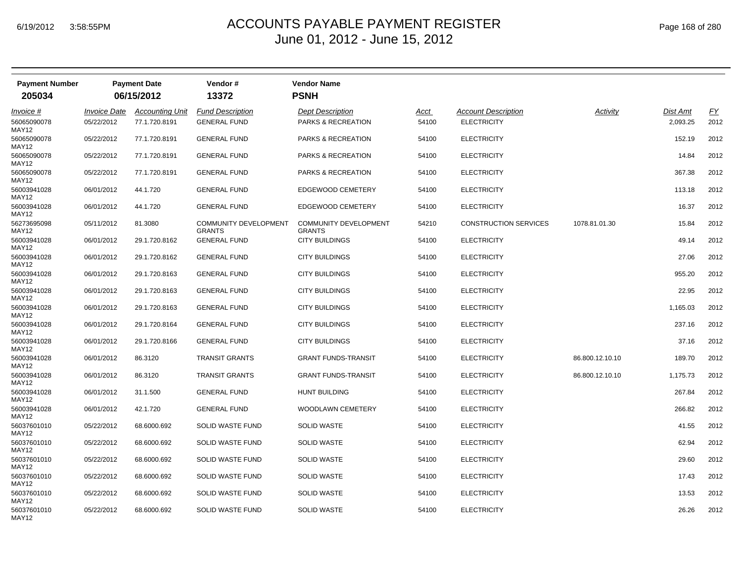# ACCOUNTS PAYABLE PAYMENT REGISTER
## June 01, 2012 - June 15, 2012

| Payment Number | Payment Date | Vendor # | Vendor Name |
|---|---|---|---|
| **205034** | **06/15/2012** | **13372** | **PSNH** |

| Invoice # | Invoice Date | Accounting Unit | Fund Description | Dept Description | Acct | Account Description | Activity | Dist Amt | FY |
|---|---|---|---|---|---|---|---|---|---|
| 56065090078 MAY12 | 05/22/2012 | 77.1.720.8191 | GENERAL FUND | PARKS & RECREATION | 54100 | ELECTRICITY | | 2,093.25 | 2012 |
| 56065090078 MAY12 | 05/22/2012 | 77.1.720.8191 | GENERAL FUND | PARKS & RECREATION | 54100 | ELECTRICITY | | 152.19 | 2012 |
| 56065090078 MAY12 | 05/22/2012 | 77.1.720.8191 | GENERAL FUND | PARKS & RECREATION | 54100 | ELECTRICITY | | 14.84 | 2012 |
| 56065090078 MAY12 | 05/22/2012 | 77.1.720.8191 | GENERAL FUND | PARKS & RECREATION | 54100 | ELECTRICITY | | 367.38 | 2012 |
| 56003941028 MAY12 | 06/01/2012 | 44.1.720 | GENERAL FUND | EDGEWOOD CEMETERY | 54100 | ELECTRICITY | | 113.18 | 2012 |
| 56003941028 MAY12 | 06/01/2012 | 44.1.720 | GENERAL FUND | EDGEWOOD CEMETERY | 54100 | ELECTRICITY | | 16.37 | 2012 |
| 56273695098 MAY12 | 05/11/2012 | 81.3080 | COMMUNITY DEVELOPMENT GRANTS | COMMUNITY DEVELOPMENT GRANTS | 54210 | CONSTRUCTION SERVICES | 1078.81.01.30 | 15.84 | 2012 |
| 56003941028 MAY12 | 06/01/2012 | 29.1.720.8162 | GENERAL FUND | CITY BUILDINGS | 54100 | ELECTRICITY | | 49.14 | 2012 |
| 56003941028 MAY12 | 06/01/2012 | 29.1.720.8162 | GENERAL FUND | CITY BUILDINGS | 54100 | ELECTRICITY | | 27.06 | 2012 |
| 56003941028 MAY12 | 06/01/2012 | 29.1.720.8163 | GENERAL FUND | CITY BUILDINGS | 54100 | ELECTRICITY | | 955.20 | 2012 |
| 56003941028 MAY12 | 06/01/2012 | 29.1.720.8163 | GENERAL FUND | CITY BUILDINGS | 54100 | ELECTRICITY | | 22.95 | 2012 |
| 56003941028 MAY12 | 06/01/2012 | 29.1.720.8163 | GENERAL FUND | CITY BUILDINGS | 54100 | ELECTRICITY | | 1,165.03 | 2012 |
| 56003941028 MAY12 | 06/01/2012 | 29.1.720.8164 | GENERAL FUND | CITY BUILDINGS | 54100 | ELECTRICITY | | 237.16 | 2012 |
| 56003941028 MAY12 | 06/01/2012 | 29.1.720.8166 | GENERAL FUND | CITY BUILDINGS | 54100 | ELECTRICITY | | 37.16 | 2012 |
| 56003941028 MAY12 | 06/01/2012 | 86.3120 | TRANSIT GRANTS | GRANT FUNDS-TRANSIT | 54100 | ELECTRICITY | 86.800.12.10.10 | 189.70 | 2012 |
| 56003941028 MAY12 | 06/01/2012 | 86.3120 | TRANSIT GRANTS | GRANT FUNDS-TRANSIT | 54100 | ELECTRICITY | 86.800.12.10.10 | 1,175.73 | 2012 |
| 56003941028 MAY12 | 06/01/2012 | 31.1.500 | GENERAL FUND | HUNT BUILDING | 54100 | ELECTRICITY | | 267.84 | 2012 |
| 56003941028 MAY12 | 06/01/2012 | 42.1.720 | GENERAL FUND | WOODLAWN CEMETERY | 54100 | ELECTRICITY | | 266.82 | 2012 |
| 56037601010 MAY12 | 05/22/2012 | 68.6000.692 | SOLID WASTE FUND | SOLID WASTE | 54100 | ELECTRICITY | | 41.55 | 2012 |
| 56037601010 MAY12 | 05/22/2012 | 68.6000.692 | SOLID WASTE FUND | SOLID WASTE | 54100 | ELECTRICITY | | 62.94 | 2012 |
| 56037601010 MAY12 | 05/22/2012 | 68.6000.692 | SOLID WASTE FUND | SOLID WASTE | 54100 | ELECTRICITY | | 29.60 | 2012 |
| 56037601010 MAY12 | 05/22/2012 | 68.6000.692 | SOLID WASTE FUND | SOLID WASTE | 54100 | ELECTRICITY | | 17.43 | 2012 |
| 56037601010 MAY12 | 05/22/2012 | 68.6000.692 | SOLID WASTE FUND | SOLID WASTE | 54100 | ELECTRICITY | | 13.53 | 2012 |
| 56037601010 MAY12 | 05/22/2012 | 68.6000.692 | SOLID WASTE FUND | SOLID WASTE | 54100 | ELECTRICITY | | 26.26 | 2012 |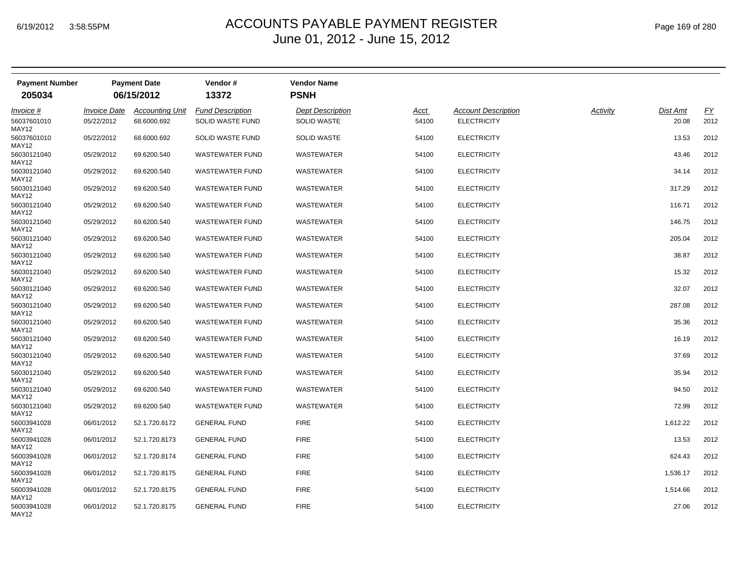# ACCOUNTS PAYABLE PAYMENT REGISTER
## June 01, 2012 - June 15, 2012

| Payment Number | Payment Date | Vendor # | Vendor Name |
|---|---|---|---|
| 205034 | 06/15/2012 | 13372 | PSNH |

| Invoice # | Invoice Date | Accounting Unit | Fund Description | Dept Description | Acct | Account Description | Activity | Dist Amt | FY |
|---|---|---|---|---|---|---|---|---|---|
| 56037601010 MAY12 | 05/22/2012 | 68.6000.692 | SOLID WASTE FUND | SOLID WASTE | 54100 | ELECTRICITY | | 20.08 | 2012 |
| 56037601010 MAY12 | 05/22/2012 | 68.6000.692 | SOLID WASTE FUND | SOLID WASTE | 54100 | ELECTRICITY | | 13.53 | 2012 |
| 56030121040 MAY12 | 05/29/2012 | 69.6200.540 | WASTEWATER FUND | WASTEWATER | 54100 | ELECTRICITY | | 43.46 | 2012 |
| 56030121040 MAY12 | 05/29/2012 | 69.6200.540 | WASTEWATER FUND | WASTEWATER | 54100 | ELECTRICITY | | 34.14 | 2012 |
| 56030121040 MAY12 | 05/29/2012 | 69.6200.540 | WASTEWATER FUND | WASTEWATER | 54100 | ELECTRICITY | | 317.29 | 2012 |
| 56030121040 MAY12 | 05/29/2012 | 69.6200.540 | WASTEWATER FUND | WASTEWATER | 54100 | ELECTRICITY | | 116.71 | 2012 |
| 56030121040 MAY12 | 05/29/2012 | 69.6200.540 | WASTEWATER FUND | WASTEWATER | 54100 | ELECTRICITY | | 146.75 | 2012 |
| 56030121040 MAY12 | 05/29/2012 | 69.6200.540 | WASTEWATER FUND | WASTEWATER | 54100 | ELECTRICITY | | 205.04 | 2012 |
| 56030121040 MAY12 | 05/29/2012 | 69.6200.540 | WASTEWATER FUND | WASTEWATER | 54100 | ELECTRICITY | | 38.87 | 2012 |
| 56030121040 MAY12 | 05/29/2012 | 69.6200.540 | WASTEWATER FUND | WASTEWATER | 54100 | ELECTRICITY | | 15.32 | 2012 |
| 56030121040 MAY12 | 05/29/2012 | 69.6200.540 | WASTEWATER FUND | WASTEWATER | 54100 | ELECTRICITY | | 32.07 | 2012 |
| 56030121040 MAY12 | 05/29/2012 | 69.6200.540 | WASTEWATER FUND | WASTEWATER | 54100 | ELECTRICITY | | 287.08 | 2012 |
| 56030121040 MAY12 | 05/29/2012 | 69.6200.540 | WASTEWATER FUND | WASTEWATER | 54100 | ELECTRICITY | | 35.36 | 2012 |
| 56030121040 MAY12 | 05/29/2012 | 69.6200.540 | WASTEWATER FUND | WASTEWATER | 54100 | ELECTRICITY | | 16.19 | 2012 |
| 56030121040 MAY12 | 05/29/2012 | 69.6200.540 | WASTEWATER FUND | WASTEWATER | 54100 | ELECTRICITY | | 37.69 | 2012 |
| 56030121040 MAY12 | 05/29/2012 | 69.6200.540 | WASTEWATER FUND | WASTEWATER | 54100 | ELECTRICITY | | 35.94 | 2012 |
| 56030121040 MAY12 | 05/29/2012 | 69.6200.540 | WASTEWATER FUND | WASTEWATER | 54100 | ELECTRICITY | | 94.50 | 2012 |
| 56030121040 MAY12 | 05/29/2012 | 69.6200.540 | WASTEWATER FUND | WASTEWATER | 54100 | ELECTRICITY | | 72.99 | 2012 |
| 56003941028 MAY12 | 06/01/2012 | 52.1.720.8172 | GENERAL FUND | FIRE | 54100 | ELECTRICITY | | 1,612.22 | 2012 |
| 56003941028 MAY12 | 06/01/2012 | 52.1.720.8173 | GENERAL FUND | FIRE | 54100 | ELECTRICITY | | 13.53 | 2012 |
| 56003941028 MAY12 | 06/01/2012 | 52.1.720.8174 | GENERAL FUND | FIRE | 54100 | ELECTRICITY | | 624.43 | 2012 |
| 56003941028 MAY12 | 06/01/2012 | 52.1.720.8175 | GENERAL FUND | FIRE | 54100 | ELECTRICITY | | 1,536.17 | 2012 |
| 56003941028 MAY12 | 06/01/2012 | 52.1.720.8175 | GENERAL FUND | FIRE | 54100 | ELECTRICITY | | 1,514.66 | 2012 |
| 56003941028 MAY12 | 06/01/2012 | 52.1.720.8175 | GENERAL FUND | FIRE | 54100 | ELECTRICITY | | 27.06 | 2012 |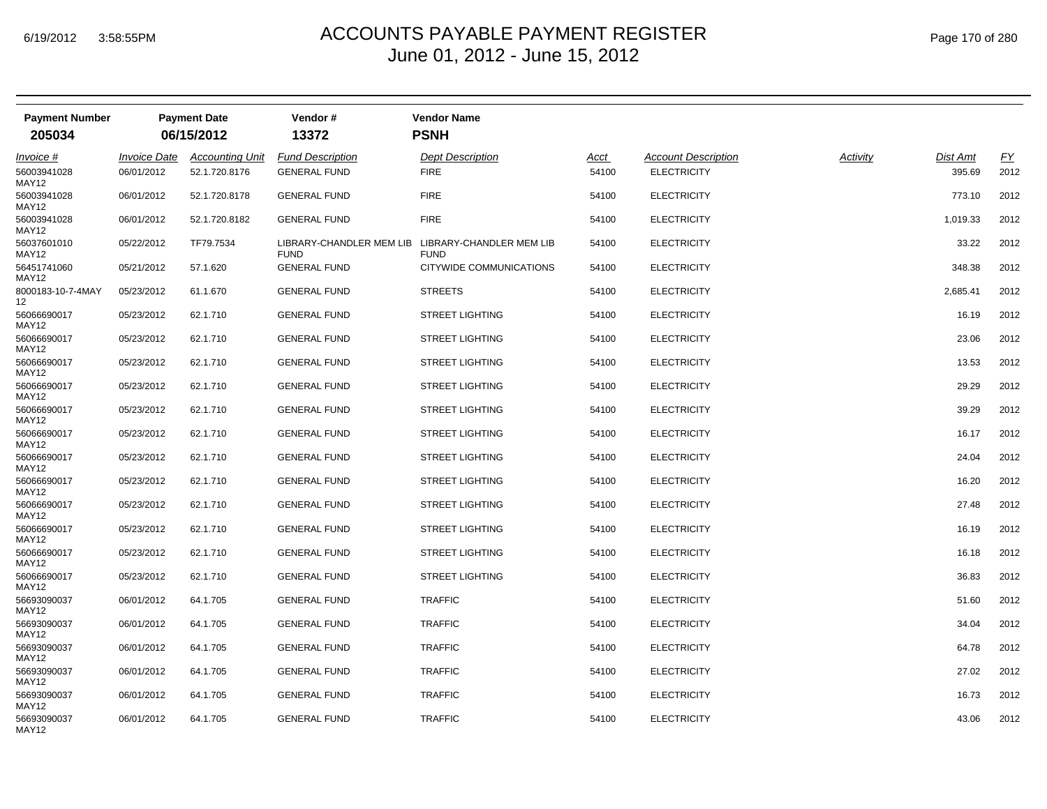# ACCOUNTS PAYABLE PAYMENT REGISTER
## June 01, 2012 - June 15, 2012

| Payment Number | Payment Date | Vendor # | Vendor Name |
|---|---|---|---|
| **205034** | **06/15/2012** | **13372** | **PSNH** |

| Invoice # | Invoice Date | Accounting Unit | Fund Description | Dept Description | Acct | Account Description | Activity | Dist Amt | FY |
|---|---|---|---|---|---|---|---|---|---|
| 56003941028 MAY12 | 06/01/2012 | 52.1.720.8176 | GENERAL FUND | FIRE | 54100 | ELECTRICITY | | 395.69 | 2012 |
| 56003941028 MAY12 | 06/01/2012 | 52.1.720.8178 | GENERAL FUND | FIRE | 54100 | ELECTRICITY | | 773.10 | 2012 |
| 56003941028 MAY12 | 06/01/2012 | 52.1.720.8182 | GENERAL FUND | FIRE | 54100 | ELECTRICITY | | 1,019.33 | 2012 |
| 56037601010 MAY12 | 05/22/2012 | TF79.7534 | LIBRARY-CHANDLER MEM LIB FUND | LIBRARY-CHANDLER MEM LIB FUND | 54100 | ELECTRICITY | | 33.22 | 2012 |
| 56451741060 MAY12 | 05/21/2012 | 57.1.620 | GENERAL FUND | CITYWIDE COMMUNICATIONS | 54100 | ELECTRICITY | | 348.38 | 2012 |
| 8000183-10-7-4MAY 12 | 05/23/2012 | 61.1.670 | GENERAL FUND | STREETS | 54100 | ELECTRICITY | | 2,685.41 | 2012 |
| 56066690017 MAY12 | 05/23/2012 | 62.1.710 | GENERAL FUND | STREET LIGHTING | 54100 | ELECTRICITY | | 16.19 | 2012 |
| 56066690017 MAY12 | 05/23/2012 | 62.1.710 | GENERAL FUND | STREET LIGHTING | 54100 | ELECTRICITY | | 23.06 | 2012 |
| 56066690017 MAY12 | 05/23/2012 | 62.1.710 | GENERAL FUND | STREET LIGHTING | 54100 | ELECTRICITY | | 13.53 | 2012 |
| 56066690017 MAY12 | 05/23/2012 | 62.1.710 | GENERAL FUND | STREET LIGHTING | 54100 | ELECTRICITY | | 29.29 | 2012 |
| 56066690017 MAY12 | 05/23/2012 | 62.1.710 | GENERAL FUND | STREET LIGHTING | 54100 | ELECTRICITY | | 39.29 | 2012 |
| 56066690017 MAY12 | 05/23/2012 | 62.1.710 | GENERAL FUND | STREET LIGHTING | 54100 | ELECTRICITY | | 16.17 | 2012 |
| 56066690017 MAY12 | 05/23/2012 | 62.1.710 | GENERAL FUND | STREET LIGHTING | 54100 | ELECTRICITY | | 24.04 | 2012 |
| 56066690017 MAY12 | 05/23/2012 | 62.1.710 | GENERAL FUND | STREET LIGHTING | 54100 | ELECTRICITY | | 16.20 | 2012 |
| 56066690017 MAY12 | 05/23/2012 | 62.1.710 | GENERAL FUND | STREET LIGHTING | 54100 | ELECTRICITY | | 27.48 | 2012 |
| 56066690017 MAY12 | 05/23/2012 | 62.1.710 | GENERAL FUND | STREET LIGHTING | 54100 | ELECTRICITY | | 16.19 | 2012 |
| 56066690017 MAY12 | 05/23/2012 | 62.1.710 | GENERAL FUND | STREET LIGHTING | 54100 | ELECTRICITY | | 16.18 | 2012 |
| 56066690017 MAY12 | 05/23/2012 | 62.1.710 | GENERAL FUND | STREET LIGHTING | 54100 | ELECTRICITY | | 36.83 | 2012 |
| 56693090037 MAY12 | 06/01/2012 | 64.1.705 | GENERAL FUND | TRAFFIC | 54100 | ELECTRICITY | | 51.60 | 2012 |
| 56693090037 MAY12 | 06/01/2012 | 64.1.705 | GENERAL FUND | TRAFFIC | 54100 | ELECTRICITY | | 34.04 | 2012 |
| 56693090037 MAY12 | 06/01/2012 | 64.1.705 | GENERAL FUND | TRAFFIC | 54100 | ELECTRICITY | | 64.78 | 2012 |
| 56693090037 MAY12 | 06/01/2012 | 64.1.705 | GENERAL FUND | TRAFFIC | 54100 | ELECTRICITY | | 27.02 | 2012 |
| 56693090037 MAY12 | 06/01/2012 | 64.1.705 | GENERAL FUND | TRAFFIC | 54100 | ELECTRICITY | | 16.73 | 2012 |
| 56693090037 MAY12 | 06/01/2012 | 64.1.705 | GENERAL FUND | TRAFFIC | 54100 | ELECTRICITY | | 43.06 | 2012 |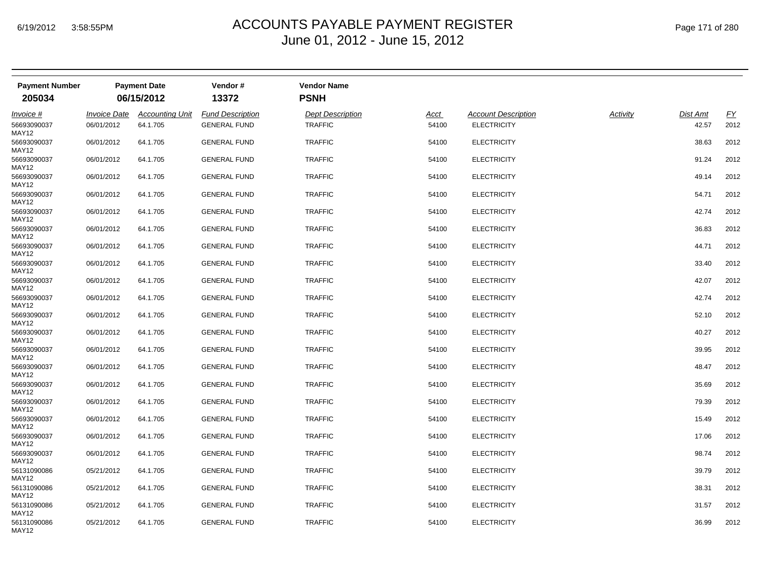# ACCOUNTS PAYABLE PAYMENT REGISTER
## June 01, 2012 - June 15, 2012

| Payment Number | Payment Date | Vendor # | Vendor Name |
|---|---|---|---|
| 205034 | 06/15/2012 | 13372 | PSNH |

| Invoice # | Invoice Date | Accounting Unit | Fund Description | Dept Description | Acct | Account Description | Activity | Dist Amt | FY |
|---|---|---|---|---|---|---|---|---|---|
| 56693090037 MAY12 | 06/01/2012 | 64.1.705 | GENERAL FUND | TRAFFIC | 54100 | ELECTRICITY | | 42.57 | 2012 |
| 56693090037 MAY12 | 06/01/2012 | 64.1.705 | GENERAL FUND | TRAFFIC | 54100 | ELECTRICITY | | 38.63 | 2012 |
| 56693090037 MAY12 | 06/01/2012 | 64.1.705 | GENERAL FUND | TRAFFIC | 54100 | ELECTRICITY | | 91.24 | 2012 |
| 56693090037 MAY12 | 06/01/2012 | 64.1.705 | GENERAL FUND | TRAFFIC | 54100 | ELECTRICITY | | 49.14 | 2012 |
| 56693090037 MAY12 | 06/01/2012 | 64.1.705 | GENERAL FUND | TRAFFIC | 54100 | ELECTRICITY | | 54.71 | 2012 |
| 56693090037 MAY12 | 06/01/2012 | 64.1.705 | GENERAL FUND | TRAFFIC | 54100 | ELECTRICITY | | 42.74 | 2012 |
| 56693090037 MAY12 | 06/01/2012 | 64.1.705 | GENERAL FUND | TRAFFIC | 54100 | ELECTRICITY | | 36.83 | 2012 |
| 56693090037 MAY12 | 06/01/2012 | 64.1.705 | GENERAL FUND | TRAFFIC | 54100 | ELECTRICITY | | 44.71 | 2012 |
| 56693090037 MAY12 | 06/01/2012 | 64.1.705 | GENERAL FUND | TRAFFIC | 54100 | ELECTRICITY | | 33.40 | 2012 |
| 56693090037 MAY12 | 06/01/2012 | 64.1.705 | GENERAL FUND | TRAFFIC | 54100 | ELECTRICITY | | 42.07 | 2012 |
| 56693090037 MAY12 | 06/01/2012 | 64.1.705 | GENERAL FUND | TRAFFIC | 54100 | ELECTRICITY | | 42.74 | 2012 |
| 56693090037 MAY12 | 06/01/2012 | 64.1.705 | GENERAL FUND | TRAFFIC | 54100 | ELECTRICITY | | 52.10 | 2012 |
| 56693090037 MAY12 | 06/01/2012 | 64.1.705 | GENERAL FUND | TRAFFIC | 54100 | ELECTRICITY | | 40.27 | 2012 |
| 56693090037 MAY12 | 06/01/2012 | 64.1.705 | GENERAL FUND | TRAFFIC | 54100 | ELECTRICITY | | 39.95 | 2012 |
| 56693090037 MAY12 | 06/01/2012 | 64.1.705 | GENERAL FUND | TRAFFIC | 54100 | ELECTRICITY | | 48.47 | 2012 |
| 56693090037 MAY12 | 06/01/2012 | 64.1.705 | GENERAL FUND | TRAFFIC | 54100 | ELECTRICITY | | 35.69 | 2012 |
| 56693090037 MAY12 | 06/01/2012 | 64.1.705 | GENERAL FUND | TRAFFIC | 54100 | ELECTRICITY | | 79.39 | 2012 |
| 56693090037 MAY12 | 06/01/2012 | 64.1.705 | GENERAL FUND | TRAFFIC | 54100 | ELECTRICITY | | 15.49 | 2012 |
| 56693090037 MAY12 | 06/01/2012 | 64.1.705 | GENERAL FUND | TRAFFIC | 54100 | ELECTRICITY | | 17.06 | 2012 |
| 56693090037 MAY12 | 06/01/2012 | 64.1.705 | GENERAL FUND | TRAFFIC | 54100 | ELECTRICITY | | 98.74 | 2012 |
| 56131090086 MAY12 | 05/21/2012 | 64.1.705 | GENERAL FUND | TRAFFIC | 54100 | ELECTRICITY | | 39.79 | 2012 |
| 56131090086 MAY12 | 05/21/2012 | 64.1.705 | GENERAL FUND | TRAFFIC | 54100 | ELECTRICITY | | 38.31 | 2012 |
| 56131090086 MAY12 | 05/21/2012 | 64.1.705 | GENERAL FUND | TRAFFIC | 54100 | ELECTRICITY | | 31.57 | 2012 |
| 56131090086 MAY12 | 05/21/2012 | 64.1.705 | GENERAL FUND | TRAFFIC | 54100 | ELECTRICITY | | 36.99 | 2012 |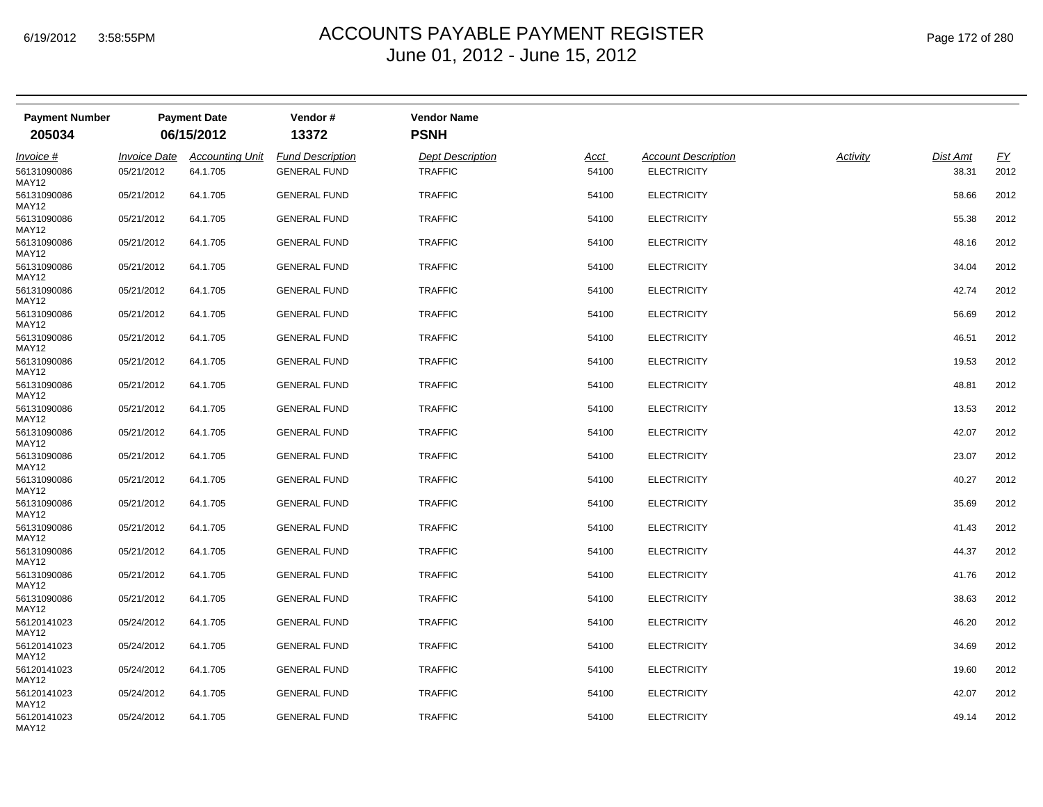# ACCOUNTS PAYABLE PAYMENT REGISTER
June 01, 2012 - June 15, 2012

| Payment Number | Payment Date | Vendor # | Vendor Name |
|---|---|---|---|
| 205034 | 06/15/2012 | 13372 | PSNH |

| Invoice # | Invoice Date | Accounting Unit | Fund Description | Dept Description | Acct | Account Description | Activity | Dist Amt | FY |
|---|---|---|---|---|---|---|---|---|---|
| 56131090086 MAY12 | 05/21/2012 | 64.1.705 | GENERAL FUND | TRAFFIC | 54100 | ELECTRICITY | | 38.31 | 2012 |
| 56131090086 MAY12 | 05/21/2012 | 64.1.705 | GENERAL FUND | TRAFFIC | 54100 | ELECTRICITY | | 58.66 | 2012 |
| 56131090086 MAY12 | 05/21/2012 | 64.1.705 | GENERAL FUND | TRAFFIC | 54100 | ELECTRICITY | | 55.38 | 2012 |
| 56131090086 MAY12 | 05/21/2012 | 64.1.705 | GENERAL FUND | TRAFFIC | 54100 | ELECTRICITY | | 48.16 | 2012 |
| 56131090086 MAY12 | 05/21/2012 | 64.1.705 | GENERAL FUND | TRAFFIC | 54100 | ELECTRICITY | | 34.04 | 2012 |
| 56131090086 MAY12 | 05/21/2012 | 64.1.705 | GENERAL FUND | TRAFFIC | 54100 | ELECTRICITY | | 42.74 | 2012 |
| 56131090086 MAY12 | 05/21/2012 | 64.1.705 | GENERAL FUND | TRAFFIC | 54100 | ELECTRICITY | | 56.69 | 2012 |
| 56131090086 MAY12 | 05/21/2012 | 64.1.705 | GENERAL FUND | TRAFFIC | 54100 | ELECTRICITY | | 46.51 | 2012 |
| 56131090086 MAY12 | 05/21/2012 | 64.1.705 | GENERAL FUND | TRAFFIC | 54100 | ELECTRICITY | | 19.53 | 2012 |
| 56131090086 MAY12 | 05/21/2012 | 64.1.705 | GENERAL FUND | TRAFFIC | 54100 | ELECTRICITY | | 48.81 | 2012 |
| 56131090086 MAY12 | 05/21/2012 | 64.1.705 | GENERAL FUND | TRAFFIC | 54100 | ELECTRICITY | | 13.53 | 2012 |
| 56131090086 MAY12 | 05/21/2012 | 64.1.705 | GENERAL FUND | TRAFFIC | 54100 | ELECTRICITY | | 42.07 | 2012 |
| 56131090086 MAY12 | 05/21/2012 | 64.1.705 | GENERAL FUND | TRAFFIC | 54100 | ELECTRICITY | | 23.07 | 2012 |
| 56131090086 MAY12 | 05/21/2012 | 64.1.705 | GENERAL FUND | TRAFFIC | 54100 | ELECTRICITY | | 40.27 | 2012 |
| 56131090086 MAY12 | 05/21/2012 | 64.1.705 | GENERAL FUND | TRAFFIC | 54100 | ELECTRICITY | | 35.69 | 2012 |
| 56131090086 MAY12 | 05/21/2012 | 64.1.705 | GENERAL FUND | TRAFFIC | 54100 | ELECTRICITY | | 41.43 | 2012 |
| 56131090086 MAY12 | 05/21/2012 | 64.1.705 | GENERAL FUND | TRAFFIC | 54100 | ELECTRICITY | | 44.37 | 2012 |
| 56131090086 MAY12 | 05/21/2012 | 64.1.705 | GENERAL FUND | TRAFFIC | 54100 | ELECTRICITY | | 41.76 | 2012 |
| 56131090086 MAY12 | 05/21/2012 | 64.1.705 | GENERAL FUND | TRAFFIC | 54100 | ELECTRICITY | | 38.63 | 2012 |
| 56120141023 MAY12 | 05/24/2012 | 64.1.705 | GENERAL FUND | TRAFFIC | 54100 | ELECTRICITY | | 46.20 | 2012 |
| 56120141023 MAY12 | 05/24/2012 | 64.1.705 | GENERAL FUND | TRAFFIC | 54100 | ELECTRICITY | | 34.69 | 2012 |
| 56120141023 MAY12 | 05/24/2012 | 64.1.705 | GENERAL FUND | TRAFFIC | 54100 | ELECTRICITY | | 19.60 | 2012 |
| 56120141023 MAY12 | 05/24/2012 | 64.1.705 | GENERAL FUND | TRAFFIC | 54100 | ELECTRICITY | | 42.07 | 2012 |
| 56120141023 MAY12 | 05/24/2012 | 64.1.705 | GENERAL FUND | TRAFFIC | 54100 | ELECTRICITY | | 49.14 | 2012 |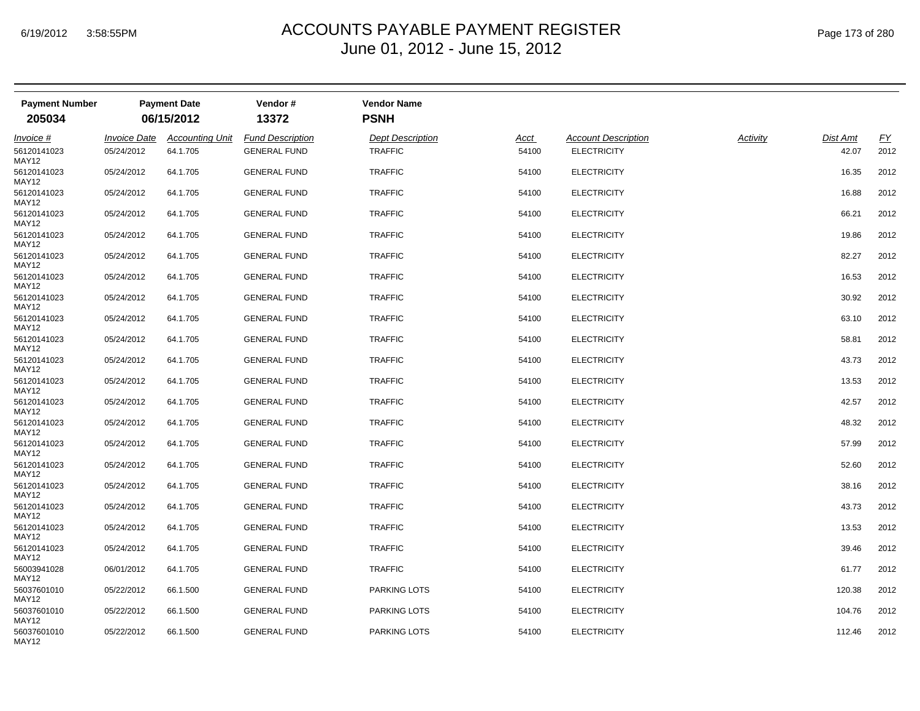# ACCOUNTS PAYABLE PAYMENT REGISTER
## June 01, 2012 - June 15, 2012

| Payment Number | Payment Date | Vendor # | Vendor Name |
|---|---|---|---|
| **205034** | **06/15/2012** | **13372** | **PSNH** |

| *Invoice #* | *Invoice Date* | *Accounting Unit* | *Fund Description* | *Dept Description* | *Acct* | *Account Description* | *Activity* | *Dist Amt* | *FY* |
|---|---|---|---|---|---|---|---|---|---|
| 56120141023 MAY12 | 05/24/2012 | 64.1.705 | GENERAL FUND | TRAFFIC | 54100 | ELECTRICITY | | 42.07 | 2012 |
| 56120141023 MAY12 | 05/24/2012 | 64.1.705 | GENERAL FUND | TRAFFIC | 54100 | ELECTRICITY | | 16.35 | 2012 |
| 56120141023 MAY12 | 05/24/2012 | 64.1.705 | GENERAL FUND | TRAFFIC | 54100 | ELECTRICITY | | 16.88 | 2012 |
| 56120141023 MAY12 | 05/24/2012 | 64.1.705 | GENERAL FUND | TRAFFIC | 54100 | ELECTRICITY | | 66.21 | 2012 |
| 56120141023 MAY12 | 05/24/2012 | 64.1.705 | GENERAL FUND | TRAFFIC | 54100 | ELECTRICITY | | 19.86 | 2012 |
| 56120141023 MAY12 | 05/24/2012 | 64.1.705 | GENERAL FUND | TRAFFIC | 54100 | ELECTRICITY | | 82.27 | 2012 |
| 56120141023 MAY12 | 05/24/2012 | 64.1.705 | GENERAL FUND | TRAFFIC | 54100 | ELECTRICITY | | 16.53 | 2012 |
| 56120141023 MAY12 | 05/24/2012 | 64.1.705 | GENERAL FUND | TRAFFIC | 54100 | ELECTRICITY | | 30.92 | 2012 |
| 56120141023 MAY12 | 05/24/2012 | 64.1.705 | GENERAL FUND | TRAFFIC | 54100 | ELECTRICITY | | 63.10 | 2012 |
| 56120141023 MAY12 | 05/24/2012 | 64.1.705 | GENERAL FUND | TRAFFIC | 54100 | ELECTRICITY | | 58.81 | 2012 |
| 56120141023 MAY12 | 05/24/2012 | 64.1.705 | GENERAL FUND | TRAFFIC | 54100 | ELECTRICITY | | 43.73 | 2012 |
| 56120141023 MAY12 | 05/24/2012 | 64.1.705 | GENERAL FUND | TRAFFIC | 54100 | ELECTRICITY | | 13.53 | 2012 |
| 56120141023 MAY12 | 05/24/2012 | 64.1.705 | GENERAL FUND | TRAFFIC | 54100 | ELECTRICITY | | 42.57 | 2012 |
| 56120141023 MAY12 | 05/24/2012 | 64.1.705 | GENERAL FUND | TRAFFIC | 54100 | ELECTRICITY | | 48.32 | 2012 |
| 56120141023 MAY12 | 05/24/2012 | 64.1.705 | GENERAL FUND | TRAFFIC | 54100 | ELECTRICITY | | 57.99 | 2012 |
| 56120141023 MAY12 | 05/24/2012 | 64.1.705 | GENERAL FUND | TRAFFIC | 54100 | ELECTRICITY | | 52.60 | 2012 |
| 56120141023 MAY12 | 05/24/2012 | 64.1.705 | GENERAL FUND | TRAFFIC | 54100 | ELECTRICITY | | 38.16 | 2012 |
| 56120141023 MAY12 | 05/24/2012 | 64.1.705 | GENERAL FUND | TRAFFIC | 54100 | ELECTRICITY | | 43.73 | 2012 |
| 56120141023 MAY12 | 05/24/2012 | 64.1.705 | GENERAL FUND | TRAFFIC | 54100 | ELECTRICITY | | 13.53 | 2012 |
| 56120141023 MAY12 | 05/24/2012 | 64.1.705 | GENERAL FUND | TRAFFIC | 54100 | ELECTRICITY | | 39.46 | 2012 |
| 56003941028 MAY12 | 06/01/2012 | 64.1.705 | GENERAL FUND | TRAFFIC | 54100 | ELECTRICITY | | 61.77 | 2012 |
| 56037601010 MAY12 | 05/22/2012 | 66.1.500 | GENERAL FUND | PARKING LOTS | 54100 | ELECTRICITY | | 120.38 | 2012 |
| 56037601010 MAY12 | 05/22/2012 | 66.1.500 | GENERAL FUND | PARKING LOTS | 54100 | ELECTRICITY | | 104.76 | 2012 |
| 56037601010 MAY12 | 05/22/2012 | 66.1.500 | GENERAL FUND | PARKING LOTS | 54100 | ELECTRICITY | | 112.46 | 2012 |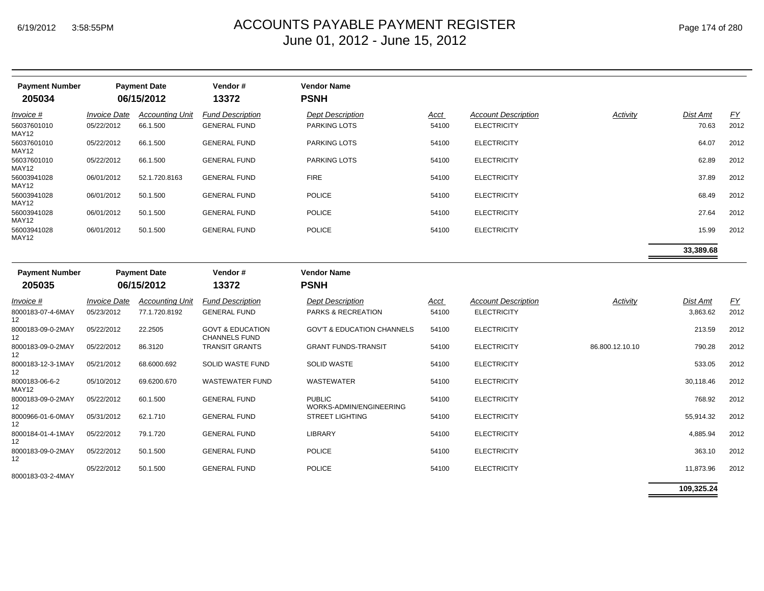| Payment Number | Payment Date | Vendor # | Vendor Name |
|---|---|---|---|
| 205034 | 06/15/2012 | 13372 | PSNH |

| Invoice # | Invoice Date | Accounting Unit | Fund Description | Dept Description | Acct | Account Description | Activity | Dist Amt | FY |
|---|---|---|---|---|---|---|---|---|---|
| 56037601010 MAY12 | 05/22/2012 | 66.1.500 | GENERAL FUND | PARKING LOTS | 54100 | ELECTRICITY | | 70.63 | 2012 |
| 56037601010 MAY12 | 05/22/2012 | 66.1.500 | GENERAL FUND | PARKING LOTS | 54100 | ELECTRICITY | | 64.07 | 2012 |
| 56037601010 MAY12 | 05/22/2012 | 66.1.500 | GENERAL FUND | PARKING LOTS | 54100 | ELECTRICITY | | 62.89 | 2012 |
| 56003941028 MAY12 | 06/01/2012 | 52.1.720.8163 | GENERAL FUND | FIRE | 54100 | ELECTRICITY | | 37.89 | 2012 |
| 56003941028 MAY12 | 06/01/2012 | 50.1.500 | GENERAL FUND | POLICE | 54100 | ELECTRICITY | | 68.49 | 2012 |
| 56003941028 MAY12 | 06/01/2012 | 50.1.500 | GENERAL FUND | POLICE | 54100 | ELECTRICITY | | 27.64 | 2012 |
| 56003941028 MAY12 | 06/01/2012 | 50.1.500 | GENERAL FUND | POLICE | 54100 | ELECTRICITY | | 15.99 | 2012 |
| | | | | | | | | **33,389.68** | |

| Payment Number | Payment Date | Vendor # | Vendor Name |
|---|---|---|---|
| 205035 | 06/15/2012 | 13372 | PSNH |

| Invoice # | Invoice Date | Accounting Unit | Fund Description | Dept Description | Acct | Account Description | Activity | Dist Amt | FY |
|---|---|---|---|---|---|---|---|---|---|
| 8000183-07-4-6MAY 12 | 05/23/2012 | 77.1.720.8192 | GENERAL FUND | PARKS & RECREATION | 54100 | ELECTRICITY | | 3,863.62 | 2012 |
| 8000183-09-0-2MAY 12 | 05/22/2012 | 22.2505 | GOVT & EDUCATION CHANNELS FUND | GOV'T & EDUCATION CHANNELS | 54100 | ELECTRICITY | | 213.59 | 2012 |
| 8000183-09-0-2MAY 12 | 05/22/2012 | 86.3120 | TRANSIT GRANTS | GRANT FUNDS-TRANSIT | 54100 | ELECTRICITY | 86.800.12.10.10 | 790.28 | 2012 |
| 8000183-12-3-1MAY 12 | 05/21/2012 | 68.6000.692 | SOLID WASTE FUND | SOLID WASTE | 54100 | ELECTRICITY | | 533.05 | 2012 |
| 8000183-06-6-2 MAY12 | 05/10/2012 | 69.6200.670 | WASTEWATER FUND | WASTEWATER | 54100 | ELECTRICITY | | 30,118.46 | 2012 |
| 8000183-09-0-2MAY 12 | 05/22/2012 | 60.1.500 | GENERAL FUND | PUBLIC WORKS-ADMIN/ENGINEERING | 54100 | ELECTRICITY | | 768.92 | 2012 |
| 8000966-01-6-0MAY 12 | 05/31/2012 | 62.1.710 | GENERAL FUND | STREET LIGHTING | 54100 | ELECTRICITY | | 55,914.32 | 2012 |
| 8000184-01-4-1MAY 12 | 05/22/2012 | 79.1.720 | GENERAL FUND | LIBRARY | 54100 | ELECTRICITY | | 4,885.94 | 2012 |
| 8000183-09-0-2MAY 12 | 05/22/2012 | 50.1.500 | GENERAL FUND | POLICE | 54100 | ELECTRICITY | | 363.10 | 2012 |
| 8000183-03-2-4MAY | 05/22/2012 | 50.1.500 | GENERAL FUND | POLICE | 54100 | ELECTRICITY | | 11,873.96 | 2012 |
| | | | | | | | | **109,325.24** | |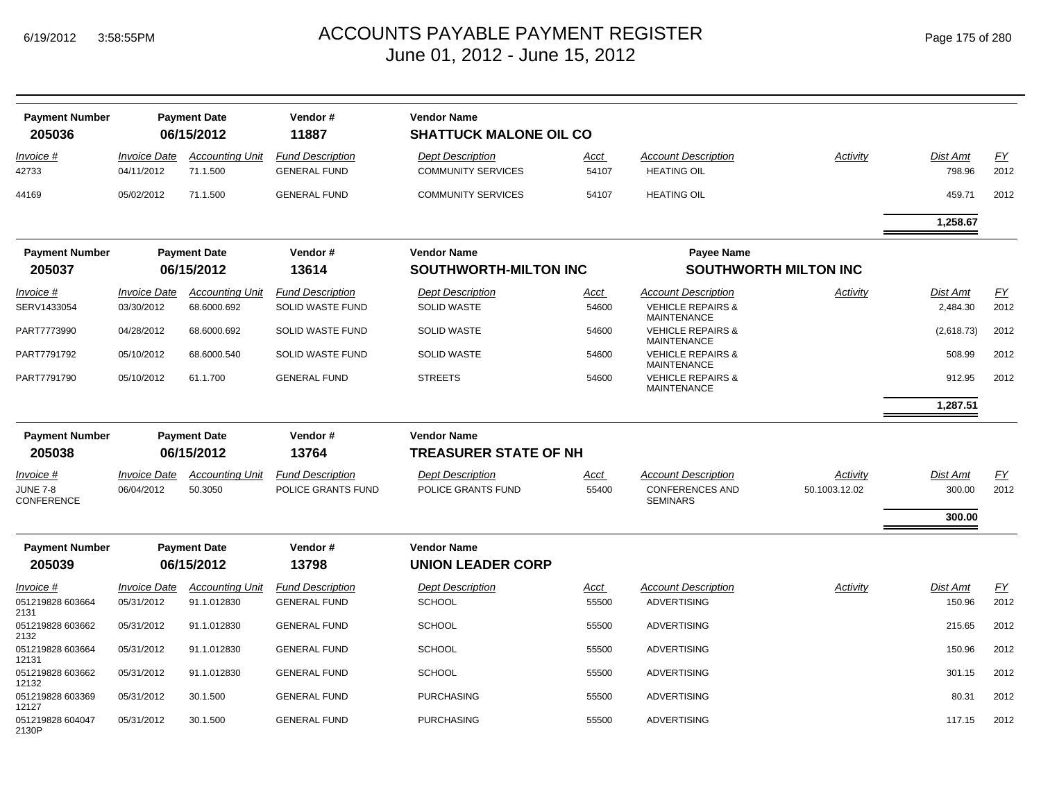# ACCOUNTS PAYABLE PAYMENT REGISTER
## June 01, 2012 - June 15, 2012

| Payment Number | Payment Date | Vendor # | Vendor Name |
|---|---|---|---|
| **205036** | **06/15/2012** | **11887** | **SHATTUCK MALONE OIL CO** |

| Invoice # | Invoice Date | Accounting Unit | Fund Description | Dept Description | Acct | Account Description | Activity | Dist Amt | FY |
|---|---|---|---|---|---|---|---|---|---|
| 42733 | 04/11/2012 | 71.1.500 | GENERAL FUND | COMMUNITY SERVICES | 54107 | HEATING OIL | | 798.96 | 2012 |
| 44169 | 05/02/2012 | 71.1.500 | GENERAL FUND | COMMUNITY SERVICES | 54107 | HEATING OIL | | 459.71 | 2012 |
| | | | | | | | | **1,258.67** | |

| Payment Number | Payment Date | Vendor # | Vendor Name | Payee Name |
|---|---|---|---|---|
| **205037** | **06/15/2012** | **13614** | **SOUTHWORTH-MILTON INC** | **SOUTHWORTH MILTON INC** |

| Invoice # | Invoice Date | Accounting Unit | Fund Description | Dept Description | Acct | Account Description | Activity | Dist Amt | FY |
|---|---|---|---|---|---|---|---|---|---|
| SERV1433054 | 03/30/2012 | 68.6000.692 | SOLID WASTE FUND | SOLID WASTE | 54600 | VEHICLE REPAIRS & MAINTENANCE | | 2,484.30 | 2012 |
| PART7773990 | 04/28/2012 | 68.6000.692 | SOLID WASTE FUND | SOLID WASTE | 54600 | VEHICLE REPAIRS & MAINTENANCE | | (2,618.73) | 2012 |
| PART7791792 | 05/10/2012 | 68.6000.540 | SOLID WASTE FUND | SOLID WASTE | 54600 | VEHICLE REPAIRS & MAINTENANCE | | 508.99 | 2012 |
| PART7791790 | 05/10/2012 | 61.1.700 | GENERAL FUND | STREETS | 54600 | VEHICLE REPAIRS & MAINTENANCE | | 912.95 | 2012 |
| | | | | | | | | **1,287.51** | |

| Payment Number | Payment Date | Vendor # | Vendor Name |
|---|---|---|---|
| **205038** | **06/15/2012** | **13764** | **TREASURER STATE OF NH** |

| Invoice # | Invoice Date | Accounting Unit | Fund Description | Dept Description | Acct | Account Description | Activity | Dist Amt | FY |
|---|---|---|---|---|---|---|---|---|---|
| JUNE 7-8 CONFERENCE | 06/04/2012 | 50.3050 | POLICE GRANTS FUND | POLICE GRANTS FUND | 55400 | CONFERENCES AND SEMINARS | 50.1003.12.02 | 300.00 | 2012 |
| | | | | | | | | **300.00** | |

| Payment Number | Payment Date | Vendor # | Vendor Name |
|---|---|---|---|
| **205039** | **06/15/2012** | **13798** | **UNION LEADER CORP** |

| Invoice # | Invoice Date | Accounting Unit | Fund Description | Dept Description | Acct | Account Description | Activity | Dist Amt | FY |
|---|---|---|---|---|---|---|---|---|---|
| 051219828 603664 2131 | 05/31/2012 | 91.1.012830 | GENERAL FUND | SCHOOL | 55500 | ADVERTISING | | 150.96 | 2012 |
| 051219828 603662 2132 | 05/31/2012 | 91.1.012830 | GENERAL FUND | SCHOOL | 55500 | ADVERTISING | | 215.65 | 2012 |
| 051219828 603664 12131 | 05/31/2012 | 91.1.012830 | GENERAL FUND | SCHOOL | 55500 | ADVERTISING | | 150.96 | 2012 |
| 051219828 603662 12132 | 05/31/2012 | 91.1.012830 | GENERAL FUND | SCHOOL | 55500 | ADVERTISING | | 301.15 | 2012 |
| 051219828 603369 12127 | 05/31/2012 | 30.1.500 | GENERAL FUND | PURCHASING | 55500 | ADVERTISING | | 80.31 | 2012 |
| 051219828 604047 2130P | 05/31/2012 | 30.1.500 | GENERAL FUND | PURCHASING | 55500 | ADVERTISING | | 117.15 | 2012 |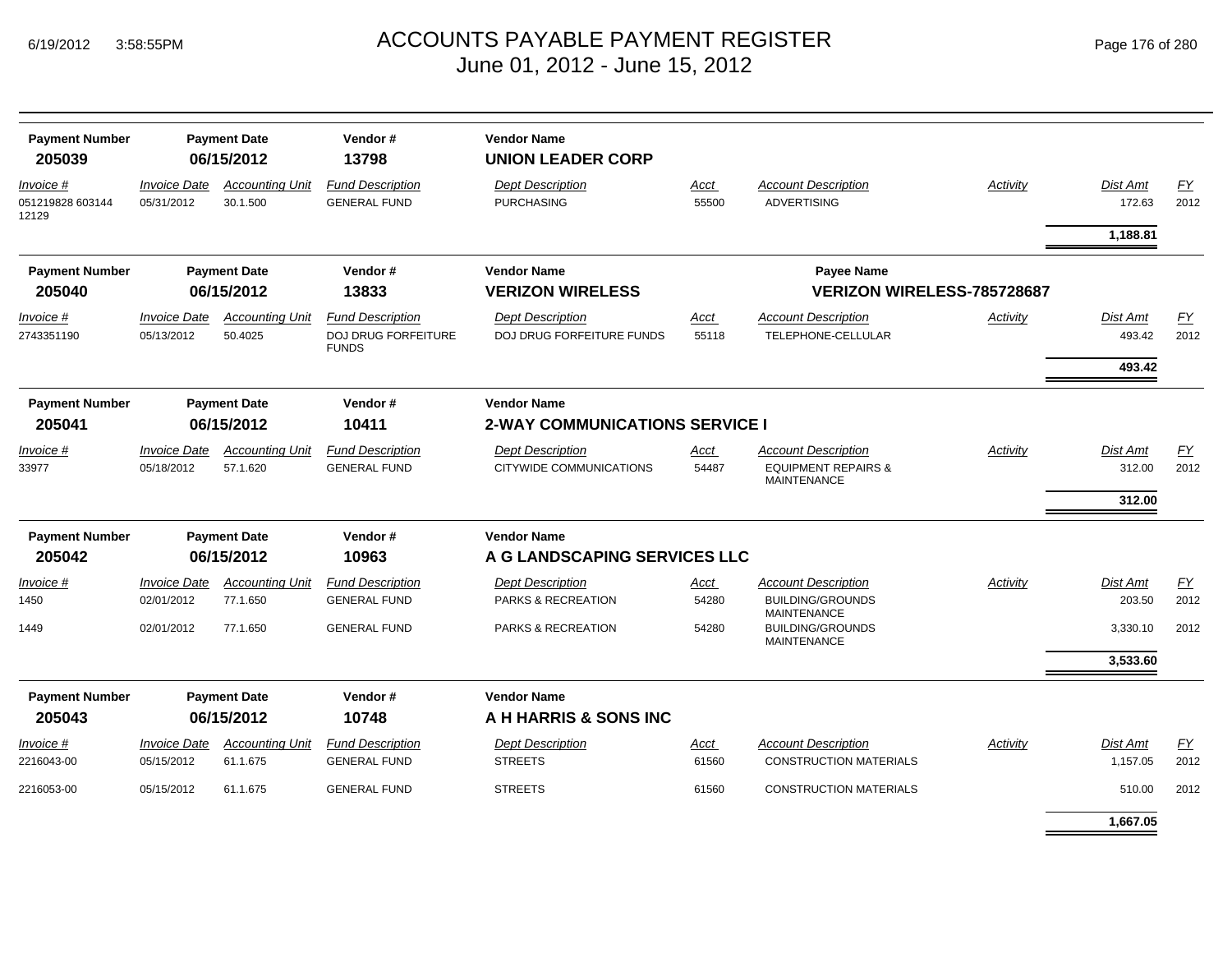# ACCOUNTS PAYABLE PAYMENT REGISTER
June 01, 2012 - June 15, 2012

6/19/2012 3:58:55PM

| Payment Number | Payment Date | Vendor # | Vendor Name |
|---|---|---|---|
| **205039** | **06/15/2012** | **13798** | **UNION LEADER CORP** |

| *Invoice #* | *Invoice Date* | *Accounting Unit* | *Fund Description* | *Dept Description* | *Acct* | *Account Description* | *Activity* | *Dist Amt* | *FY* |
|---|---|---|---|---|---|---|---|---|---|
| 051219828 603144 12129 | 05/31/2012 | 30.1.500 | GENERAL FUND | PURCHASING | 55500 | ADVERTISING | | 172.63 | 2012 |
| | | | | | | | | **1,188.81** | |

| Payment Number | Payment Date | Vendor # | Vendor Name | Payee Name |
|---|---|---|---|---|
| **205040** | **06/15/2012** | **13833** | **VERIZON WIRELESS** | **VERIZON WIRELESS-785728687** |

| *Invoice #* | *Invoice Date* | *Accounting Unit* | *Fund Description* | *Dept Description* | *Acct* | *Account Description* | *Activity* | *Dist Amt* | *FY* |
|---|---|---|---|---|---|---|---|---|---|
| 2743351190 | 05/13/2012 | 50.4025 | DOJ DRUG FORFEITURE FUNDS | DOJ DRUG FORFEITURE FUNDS | 55118 | TELEPHONE-CELLULAR | | 493.42 | 2012 |
| | | | | | | | | **493.42** | |

| Payment Number | Payment Date | Vendor # | Vendor Name |
|---|---|---|---|
| **205041** | **06/15/2012** | **10411** | **2-WAY COMMUNICATIONS SERVICE I** |

| *Invoice #* | *Invoice Date* | *Accounting Unit* | *Fund Description* | *Dept Description* | *Acct* | *Account Description* | *Activity* | *Dist Amt* | *FY* |
|---|---|---|---|---|---|---|---|---|---|
| 33977 | 05/18/2012 | 57.1.620 | GENERAL FUND | CITYWIDE COMMUNICATIONS | 54487 | EQUIPMENT REPAIRS & MAINTENANCE | | 312.00 | 2012 |
| | | | | | | | | **312.00** | |

| Payment Number | Payment Date | Vendor # | Vendor Name |
|---|---|---|---|
| **205042** | **06/15/2012** | **10963** | **A G LANDSCAPING SERVICES LLC** |

| *Invoice #* | *Invoice Date* | *Accounting Unit* | *Fund Description* | *Dept Description* | *Acct* | *Account Description* | *Activity* | *Dist Amt* | *FY* |
|---|---|---|---|---|---|---|---|---|---|
| 1450 | 02/01/2012 | 77.1.650 | GENERAL FUND | PARKS & RECREATION | 54280 | BUILDING/GROUNDS MAINTENANCE | | 203.50 | 2012 |
| 1449 | 02/01/2012 | 77.1.650 | GENERAL FUND | PARKS & RECREATION | 54280 | BUILDING/GROUNDS MAINTENANCE | | 3,330.10 | 2012 |
| | | | | | | | | **3,533.60** | |

| Payment Number | Payment Date | Vendor # | Vendor Name |
|---|---|---|---|
| **205043** | **06/15/2012** | **10748** | **A H HARRIS & SONS INC** |

| *Invoice #* | *Invoice Date* | *Accounting Unit* | *Fund Description* | *Dept Description* | *Acct* | *Account Description* | *Activity* | *Dist Amt* | *FY* |
|---|---|---|---|---|---|---|---|---|---|
| 2216043-00 | 05/15/2012 | 61.1.675 | GENERAL FUND | STREETS | 61560 | CONSTRUCTION MATERIALS | | 1,157.05 | 2012 |
| 2216053-00 | 05/15/2012 | 61.1.675 | GENERAL FUND | STREETS | 61560 | CONSTRUCTION MATERIALS | | 510.00 | 2012 |
| | | | | | | | | **1,667.05** | |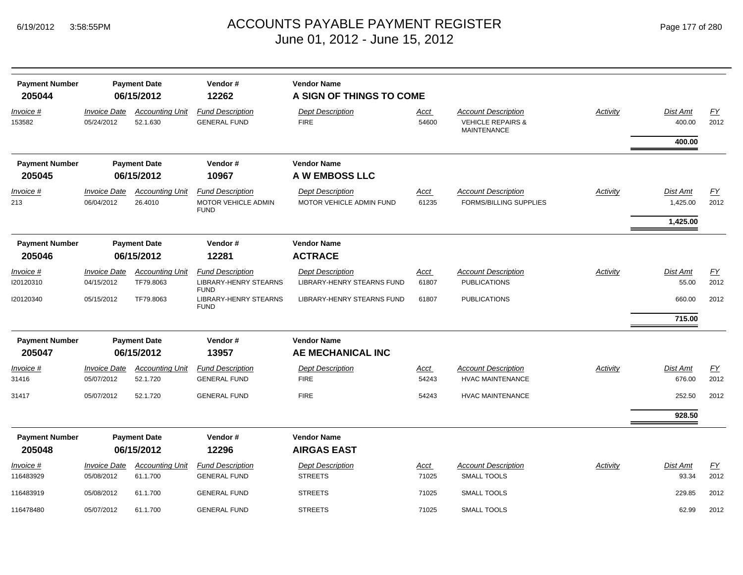# ACCOUNTS PAYABLE PAYMENT REGISTER

June 01, 2012 - June 15, 2012

| Payment Number | Payment Date | Vendor # | Vendor Name |
|---|---|---|---|
| **205044** | **06/15/2012** | **12262** | **A SIGN OF THINGS TO COME** |

| Invoice # | Invoice Date | Accounting Unit | Fund Description | Dept Description | Acct | Account Description | Activity | Dist Amt | FY |
|---|---|---|---|---|---|---|---|---|---|
| 153582 | 05/24/2012 | 52.1.630 | GENERAL FUND | FIRE | 54600 | VEHICLE REPAIRS & MAINTENANCE | | 400.00 | 2012 |
| | | | | | | | | **400.00** | |

| Payment Number | Payment Date | Vendor # | Vendor Name |
|---|---|---|---|
| **205045** | **06/15/2012** | **10967** | **A W EMBOSS LLC** |

| Invoice # | Invoice Date | Accounting Unit | Fund Description | Dept Description | Acct | Account Description | Activity | Dist Amt | FY |
|---|---|---|---|---|---|---|---|---|---|
| 213 | 06/04/2012 | 26.4010 | MOTOR VEHICLE ADMIN FUND | MOTOR VEHICLE ADMIN FUND | 61235 | FORMS/BILLING SUPPLIES | | 1,425.00 | 2012 |
| | | | | | | | | **1,425.00** | |

| Payment Number | Payment Date | Vendor # | Vendor Name |
|---|---|---|---|
| **205046** | **06/15/2012** | **12281** | **ACTRACE** |

| Invoice # | Invoice Date | Accounting Unit | Fund Description | Dept Description | Acct | Account Description | Activity | Dist Amt | FY |
|---|---|---|---|---|---|---|---|---|---|
| I20120310 | 04/15/2012 | TF79.8063 | LIBRARY-HENRY STEARNS FUND | LIBRARY-HENRY STEARNS FUND | 61807 | PUBLICATIONS | | 55.00 | 2012 |
| I20120340 | 05/15/2012 | TF79.8063 | LIBRARY-HENRY STEARNS FUND | LIBRARY-HENRY STEARNS FUND | 61807 | PUBLICATIONS | | 660.00 | 2012 |
| | | | | | | | | **715.00** | |

| Payment Number | Payment Date | Vendor # | Vendor Name |
|---|---|---|---|
| **205047** | **06/15/2012** | **13957** | **AE MECHANICAL INC** |

| Invoice # | Invoice Date | Accounting Unit | Fund Description | Dept Description | Acct | Account Description | Activity | Dist Amt | FY |
|---|---|---|---|---|---|---|---|---|---|
| 31416 | 05/07/2012 | 52.1.720 | GENERAL FUND | FIRE | 54243 | HVAC MAINTENANCE | | 676.00 | 2012 |
| 31417 | 05/07/2012 | 52.1.720 | GENERAL FUND | FIRE | 54243 | HVAC MAINTENANCE | | 252.50 | 2012 |
| | | | | | | | | **928.50** | |

| Payment Number | Payment Date | Vendor # | Vendor Name |
|---|---|---|---|
| **205048** | **06/15/2012** | **12296** | **AIRGAS EAST** |

| Invoice # | Invoice Date | Accounting Unit | Fund Description | Dept Description | Acct | Account Description | Activity | Dist Amt | FY |
|---|---|---|---|---|---|---|---|---|---|
| 116483929 | 05/08/2012 | 61.1.700 | GENERAL FUND | STREETS | 71025 | SMALL TOOLS | | 93.34 | 2012 |
| 116483919 | 05/08/2012 | 61.1.700 | GENERAL FUND | STREETS | 71025 | SMALL TOOLS | | 229.85 | 2012 |
| 116478480 | 05/07/2012 | 61.1.700 | GENERAL FUND | STREETS | 71025 | SMALL TOOLS | | 62.99 | 2012 |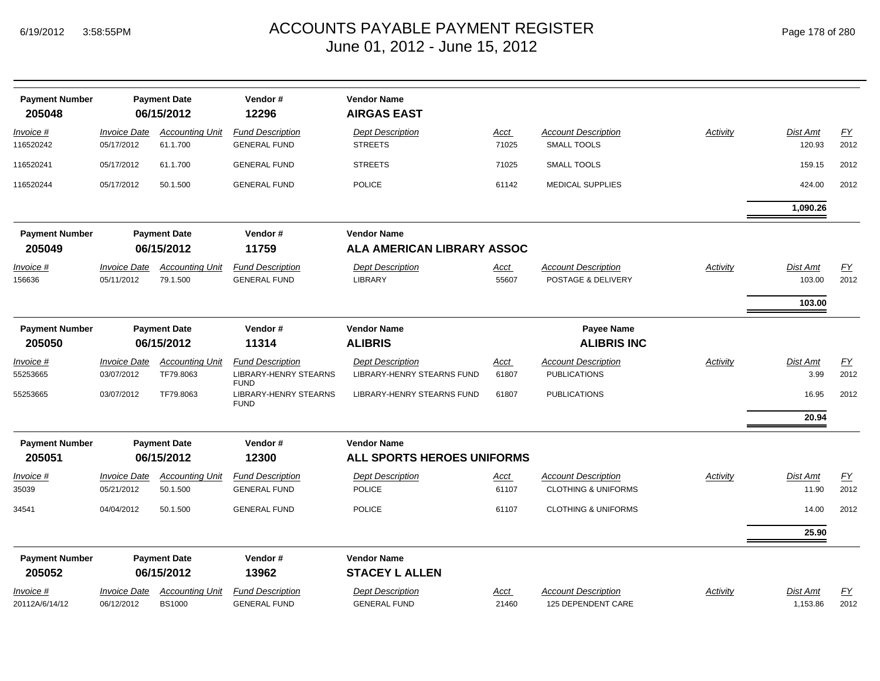# ACCOUNTS PAYABLE PAYMENT REGISTER
## June 01, 2012 - June 15, 2012

| Payment Number | Payment Date | Vendor # | Vendor Name |
|---|---|---|---|
| 205048 | 06/15/2012 | 12296 | **AIRGAS EAST** |

| Invoice # | Invoice Date | Accounting Unit | Fund Description | Dept Description | Acct | Account Description | Activity | Dist Amt | FY |
|---|---|---|---|---|---|---|---|---|---|
| 116520242 | 05/17/2012 | 61.1.700 | GENERAL FUND | STREETS | 71025 | SMALL TOOLS | | 120.93 | 2012 |
| 116520241 | 05/17/2012 | 61.1.700 | GENERAL FUND | STREETS | 71025 | SMALL TOOLS | | 159.15 | 2012 |
| 116520244 | 05/17/2012 | 50.1.500 | GENERAL FUND | POLICE | 61142 | MEDICAL SUPPLIES | | 424.00 | 2012 |
| | | | | | | | | **1,090.26** | |

| Payment Number | Payment Date | Vendor # | Vendor Name |
|---|---|---|---|
| 205049 | 06/15/2012 | 11759 | **ALA AMERICAN LIBRARY ASSOC** |

| Invoice # | Invoice Date | Accounting Unit | Fund Description | Dept Description | Acct | Account Description | Activity | Dist Amt | FY |
|---|---|---|---|---|---|---|---|---|---|
| 156636 | 05/11/2012 | 79.1.500 | GENERAL FUND | LIBRARY | 55607 | POSTAGE & DELIVERY | | 103.00 | 2012 |
| | | | | | | | | **103.00** | |

| Payment Number | Payment Date | Vendor # | Vendor Name | Payee Name |
|---|---|---|---|---|
| 205050 | 06/15/2012 | 11314 | **ALIBRIS** | **ALIBRIS INC** |

| Invoice # | Invoice Date | Accounting Unit | Fund Description | Dept Description | Acct | Account Description | Activity | Dist Amt | FY |
|---|---|---|---|---|---|---|---|---|---|
| 55253665 | 03/07/2012 | TF79.8063 | LIBRARY-HENRY STEARNS FUND | LIBRARY-HENRY STEARNS FUND | 61807 | PUBLICATIONS | | 3.99 | 2012 |
| 55253665 | 03/07/2012 | TF79.8063 | LIBRARY-HENRY STEARNS FUND | LIBRARY-HENRY STEARNS FUND | 61807 | PUBLICATIONS | | 16.95 | 2012 |
| | | | | | | | | **20.94** | |

| Payment Number | Payment Date | Vendor # | Vendor Name |
|---|---|---|---|
| 205051 | 06/15/2012 | 12300 | **ALL SPORTS HEROES UNIFORMS** |

| Invoice # | Invoice Date | Accounting Unit | Fund Description | Dept Description | Acct | Account Description | Activity | Dist Amt | FY |
|---|---|---|---|---|---|---|---|---|---|
| 35039 | 05/21/2012 | 50.1.500 | GENERAL FUND | POLICE | 61107 | CLOTHING & UNIFORMS | | 11.90 | 2012 |
| 34541 | 04/04/2012 | 50.1.500 | GENERAL FUND | POLICE | 61107 | CLOTHING & UNIFORMS | | 14.00 | 2012 |
| | | | | | | | | **25.90** | |

| Payment Number | Payment Date | Vendor # | Vendor Name |
|---|---|---|---|
| 205052 | 06/15/2012 | 13962 | **STACEY L ALLEN** |

| Invoice # | Invoice Date | Accounting Unit | Fund Description | Dept Description | Acct | Account Description | Activity | Dist Amt | FY |
|---|---|---|---|---|---|---|---|---|---|
| 20112A/6/14/12 | 06/12/2012 | BS1000 | GENERAL FUND | GENERAL FUND | 21460 | 125 DEPENDENT CARE | | 1,153.86 | 2012 |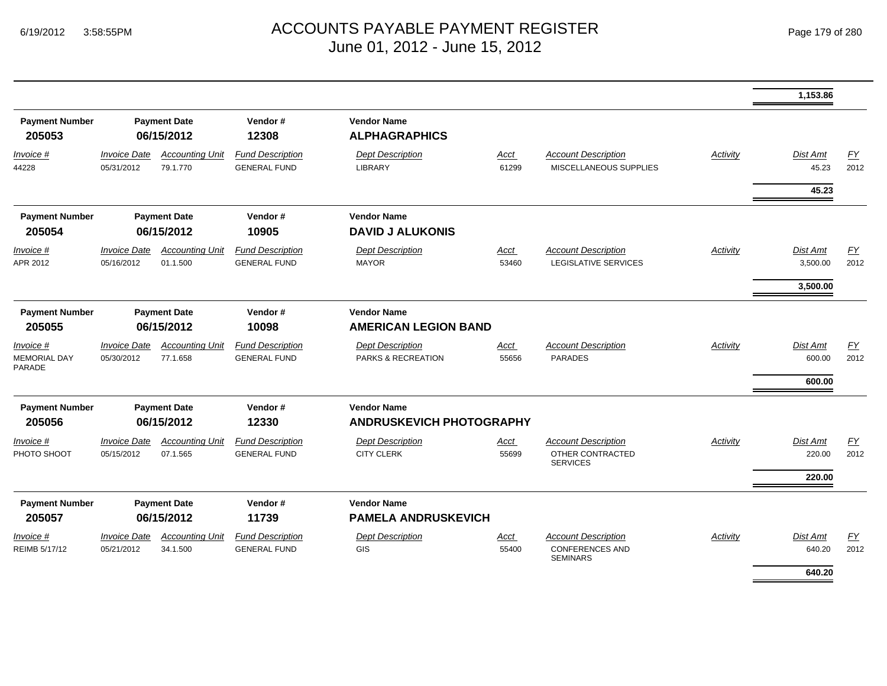# ACCOUNTS PAYABLE PAYMENT REGISTER
## June 01, 2012 - June 15, 2012

| | | | | | | | | | |
|---|---|---|---|---|---|---|---|---|---|
| | | | | | | | | **1,153.86** | |

| Payment Number | Payment Date | | Vendor # | Vendor Name | | | | | |
|---|---|---|---|---|---|---|---|---|---|
| **205053** | **06/15/2012** | | **12308** | **ALPHAGRAPHICS** | | | | | |
| *Invoice #* | *Invoice Date* | *Accounting Unit* | *Fund Description* | *Dept Description* | *Acct* | *Account Description* | *Activity* | *Dist Amt* | *FY* |
| 44228 | 05/31/2012 | 79.1.770 | GENERAL FUND | LIBRARY | 61299 | MISCELLANEOUS SUPPLIES | | 45.23 | 2012 |
| | | | | | | | | **45.23** | |

| Payment Number | Payment Date | | Vendor # | Vendor Name | | | | | |
|---|---|---|---|---|---|---|---|---|---|
| **205054** | **06/15/2012** | | **10905** | **DAVID J ALUKONIS** | | | | | |
| *Invoice #* | *Invoice Date* | *Accounting Unit* | *Fund Description* | *Dept Description* | *Acct* | *Account Description* | *Activity* | *Dist Amt* | *FY* |
| APR 2012 | 05/16/2012 | 01.1.500 | GENERAL FUND | MAYOR | 53460 | LEGISLATIVE SERVICES | | 3,500.00 | 2012 |
| | | | | | | | | **3,500.00** | |

| Payment Number | Payment Date | | Vendor # | Vendor Name | | | | | |
|---|---|---|---|---|---|---|---|---|---|
| **205055** | **06/15/2012** | | **10098** | **AMERICAN LEGION BAND** | | | | | |
| *Invoice #* | *Invoice Date* | *Accounting Unit* | *Fund Description* | *Dept Description* | *Acct* | *Account Description* | *Activity* | *Dist Amt* | *FY* |
| MEMORIAL DAY PARADE | 05/30/2012 | 77.1.658 | GENERAL FUND | PARKS & RECREATION | 55656 | PARADES | | 600.00 | 2012 |
| | | | | | | | | **600.00** | |

| Payment Number | Payment Date | | Vendor # | Vendor Name | | | | | |
|---|---|---|---|---|---|---|---|---|---|
| **205056** | **06/15/2012** | | **12330** | **ANDRUSKEVICH PHOTOGRAPHY** | | | | | |
| *Invoice #* | *Invoice Date* | *Accounting Unit* | *Fund Description* | *Dept Description* | *Acct* | *Account Description* | *Activity* | *Dist Amt* | *FY* |
| PHOTO SHOOT | 05/15/2012 | 07.1.565 | GENERAL FUND | CITY CLERK | 55699 | OTHER CONTRACTED SERVICES | | 220.00 | 2012 |
| | | | | | | | | **220.00** | |

| Payment Number | Payment Date | | Vendor # | Vendor Name | | | | | |
|---|---|---|---|---|---|---|---|---|---|
| **205057** | **06/15/2012** | | **11739** | **PAMELA ANDRUSKEVICH** | | | | | |
| *Invoice #* | *Invoice Date* | *Accounting Unit* | *Fund Description* | *Dept Description* | *Acct* | *Account Description* | *Activity* | *Dist Amt* | *FY* |
| REIMB 5/17/12 | 05/21/2012 | 34.1.500 | GENERAL FUND | GIS | 55400 | CONFERENCES AND SEMINARS | | 640.20 | 2012 |
| | | | | | | | | **640.20** | |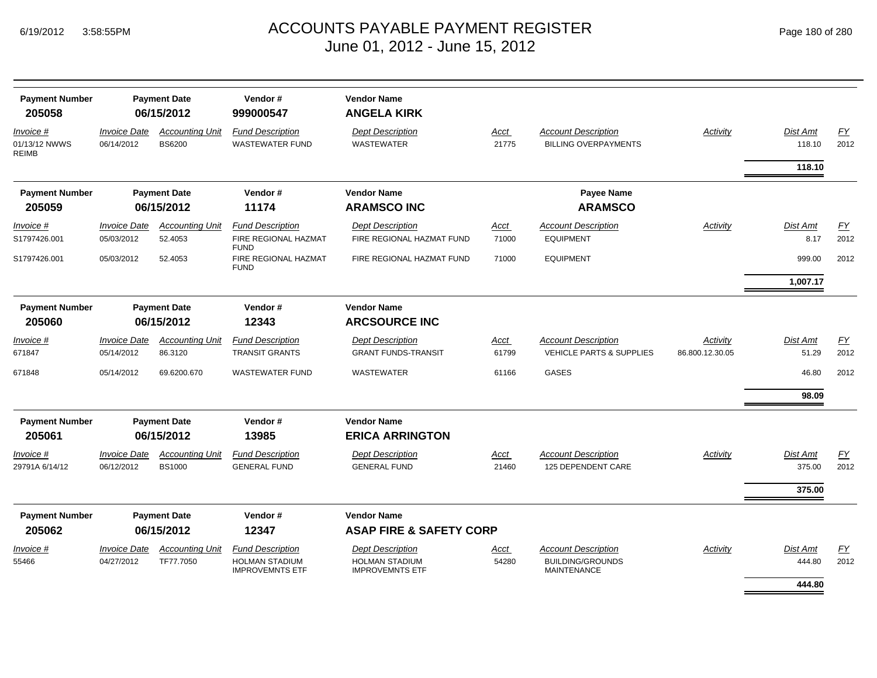# ACCOUNTS PAYABLE PAYMENT REGISTER
## June 01, 2012 - June 15, 2012

| Payment Number | Payment Date | Vendor # | Vendor Name |
|---|---|---|---|
| **205058** | **06/15/2012** | **999000547** | **ANGELA KIRK** |

| Invoice # | Invoice Date | Accounting Unit | Fund Description | Dept Description | Acct | Account Description | Activity | Dist Amt | FY |
|---|---|---|---|---|---|---|---|---|---|
| 01/13/12 NWWS REIMB | 06/14/2012 | BS6200 | WASTEWATER FUND | WASTEWATER | 21775 | BILLING OVERPAYMENTS | | 118.10 | 2012 |
| | | | | | | | | **118.10** | |

| Payment Number | Payment Date | Vendor # | Vendor Name | Payee Name |
|---|---|---|---|---|
| **205059** | **06/15/2012** | **11174** | **ARAMSCO INC** | **ARAMSCO** |

| Invoice # | Invoice Date | Accounting Unit | Fund Description | Dept Description | Acct | Account Description | Activity | Dist Amt | FY |
|---|---|---|---|---|---|---|---|---|---|
| S1797426.001 | 05/03/2012 | 52.4053 | FIRE REGIONAL HAZMAT FUND | FIRE REGIONAL HAZMAT FUND | 71000 | EQUIPMENT | | 8.17 | 2012 |
| S1797426.001 | 05/03/2012 | 52.4053 | FIRE REGIONAL HAZMAT FUND | FIRE REGIONAL HAZMAT FUND | 71000 | EQUIPMENT | | 999.00 | 2012 |
| | | | | | | | | **1,007.17** | |

| Payment Number | Payment Date | Vendor # | Vendor Name |
|---|---|---|---|
| **205060** | **06/15/2012** | **12343** | **ARCSOURCE INC** |

| Invoice # | Invoice Date | Accounting Unit | Fund Description | Dept Description | Acct | Account Description | Activity | Dist Amt | FY |
|---|---|---|---|---|---|---|---|---|---|
| 671847 | 05/14/2012 | 86.3120 | TRANSIT GRANTS | GRANT FUNDS-TRANSIT | 61799 | VEHICLE PARTS & SUPPLIES | 86.800.12.30.05 | 51.29 | 2012 |
| 671848 | 05/14/2012 | 69.6200.670 | WASTEWATER FUND | WASTEWATER | 61166 | GASES | | 46.80 | 2012 |
| | | | | | | | | **98.09** | |

| Payment Number | Payment Date | Vendor # | Vendor Name |
|---|---|---|---|
| **205061** | **06/15/2012** | **13985** | **ERICA ARRINGTON** |

| Invoice # | Invoice Date | Accounting Unit | Fund Description | Dept Description | Acct | Account Description | Activity | Dist Amt | FY |
|---|---|---|---|---|---|---|---|---|---|
| 29791A 6/14/12 | 06/12/2012 | BS1000 | GENERAL FUND | GENERAL FUND | 21460 | 125 DEPENDENT CARE | | 375.00 | 2012 |
| | | | | | | | | **375.00** | |

| Payment Number | Payment Date | Vendor # | Vendor Name |
|---|---|---|---|
| **205062** | **06/15/2012** | **12347** | **ASAP FIRE & SAFETY CORP** |

| Invoice # | Invoice Date | Accounting Unit | Fund Description | Dept Description | Acct | Account Description | Activity | Dist Amt | FY |
|---|---|---|---|---|---|---|---|---|---|
| 55466 | 04/27/2012 | TF77.7050 | HOLMAN STADIUM IMPROVEMNTS ETF | HOLMAN STADIUM IMPROVEMNTS ETF | 54280 | BUILDING/GROUNDS MAINTENANCE | | 444.80 | 2012 |
| | | | | | | | | **444.80** | |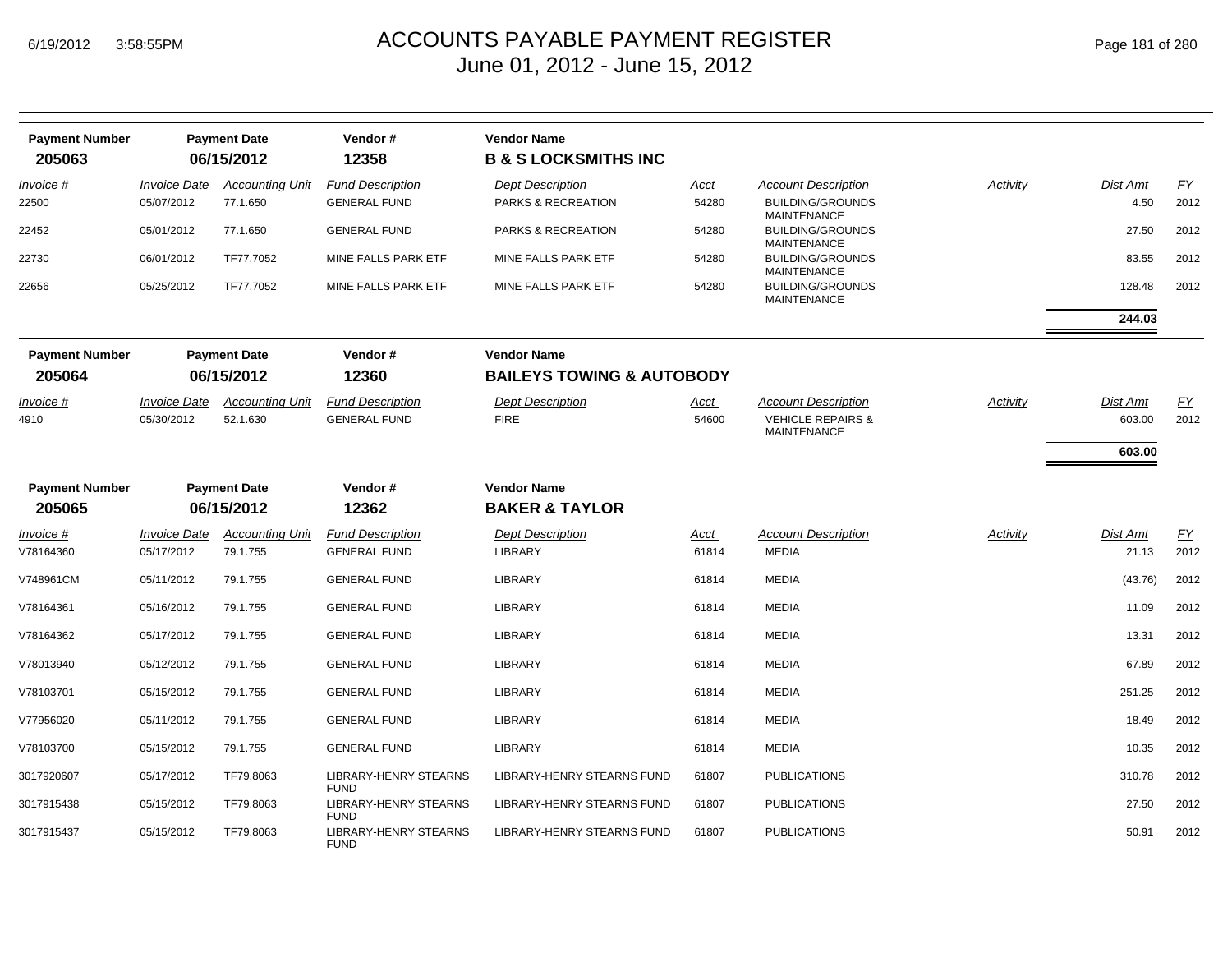# ACCOUNTS PAYABLE PAYMENT REGISTER
## June 01, 2012 - June 15, 2012

| Payment Number | Payment Date | Vendor # | Vendor Name |
|---|---|---|---|
| **205063** | **06/15/2012** | **12358** | **B & S LOCKSMITHS INC** |

| Invoice # | Invoice Date | Accounting Unit | Fund Description | Dept Description | Acct | Account Description | Activity | Dist Amt | FY |
|---|---|---|---|---|---|---|---|---|---|
| 22500 | 05/07/2012 | 77.1.650 | GENERAL FUND | PARKS & RECREATION | 54280 | BUILDING/GROUNDS MAINTENANCE | | 4.50 | 2012 |
| 22452 | 05/01/2012 | 77.1.650 | GENERAL FUND | PARKS & RECREATION | 54280 | BUILDING/GROUNDS MAINTENANCE | | 27.50 | 2012 |
| 22730 | 06/01/2012 | TF77.7052 | MINE FALLS PARK ETF | MINE FALLS PARK ETF | 54280 | BUILDING/GROUNDS MAINTENANCE | | 83.55 | 2012 |
| 22656 | 05/25/2012 | TF77.7052 | MINE FALLS PARK ETF | MINE FALLS PARK ETF | 54280 | BUILDING/GROUNDS MAINTENANCE | | 128.48 | 2012 |
| | | | | | | | | **244.03** | |

| Payment Number | Payment Date | Vendor # | Vendor Name |
|---|---|---|---|
| **205064** | **06/15/2012** | **12360** | **BAILEYS TOWING & AUTOBODY** |

| Invoice # | Invoice Date | Accounting Unit | Fund Description | Dept Description | Acct | Account Description | Activity | Dist Amt | FY |
|---|---|---|---|---|---|---|---|---|---|
| 4910 | 05/30/2012 | 52.1.630 | GENERAL FUND | FIRE | 54600 | VEHICLE REPAIRS & MAINTENANCE | | 603.00 | 2012 |
| | | | | | | | | **603.00** | |

| Payment Number | Payment Date | Vendor # | Vendor Name |
|---|---|---|---|
| **205065** | **06/15/2012** | **12362** | **BAKER & TAYLOR** |

| Invoice # | Invoice Date | Accounting Unit | Fund Description | Dept Description | Acct | Account Description | Activity | Dist Amt | FY |
|---|---|---|---|---|---|---|---|---|---|
| V78164360 | 05/17/2012 | 79.1.755 | GENERAL FUND | LIBRARY | 61814 | MEDIA | | 21.13 | 2012 |
| V748961CM | 05/11/2012 | 79.1.755 | GENERAL FUND | LIBRARY | 61814 | MEDIA | | (43.76) | 2012 |
| V78164361 | 05/16/2012 | 79.1.755 | GENERAL FUND | LIBRARY | 61814 | MEDIA | | 11.09 | 2012 |
| V78164362 | 05/17/2012 | 79.1.755 | GENERAL FUND | LIBRARY | 61814 | MEDIA | | 13.31 | 2012 |
| V78013940 | 05/12/2012 | 79.1.755 | GENERAL FUND | LIBRARY | 61814 | MEDIA | | 67.89 | 2012 |
| V78103701 | 05/15/2012 | 79.1.755 | GENERAL FUND | LIBRARY | 61814 | MEDIA | | 251.25 | 2012 |
| V77956020 | 05/11/2012 | 79.1.755 | GENERAL FUND | LIBRARY | 61814 | MEDIA | | 18.49 | 2012 |
| V78103700 | 05/15/2012 | 79.1.755 | GENERAL FUND | LIBRARY | 61814 | MEDIA | | 10.35 | 2012 |
| 3017920607 | 05/17/2012 | TF79.8063 | LIBRARY-HENRY STEARNS FUND | LIBRARY-HENRY STEARNS FUND | 61807 | PUBLICATIONS | | 310.78 | 2012 |
| 3017915438 | 05/15/2012 | TF79.8063 | LIBRARY-HENRY STEARNS FUND | LIBRARY-HENRY STEARNS FUND | 61807 | PUBLICATIONS | | 27.50 | 2012 |
| 3017915437 | 05/15/2012 | TF79.8063 | LIBRARY-HENRY STEARNS FUND | LIBRARY-HENRY STEARNS FUND | 61807 | PUBLICATIONS | | 50.91 | 2012 |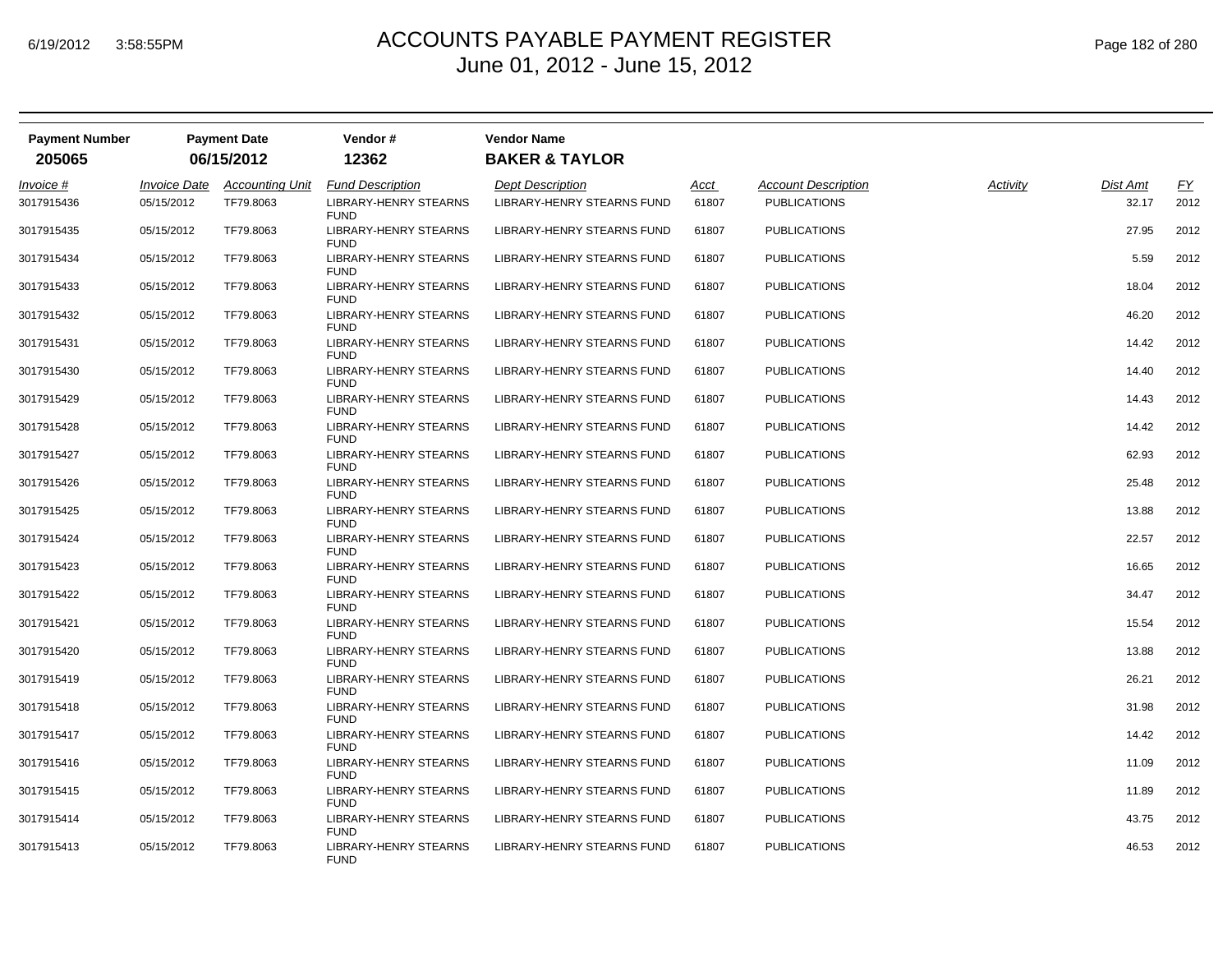# ACCOUNTS PAYABLE PAYMENT REGISTER

June 01, 2012 - June 15, 2012

| Payment Number | Payment Date | Vendor # | Vendor Name |
|---|---|---|---|
| **205065** | **06/15/2012** | **12362** | **BAKER & TAYLOR** |

| *Invoice #* | *Invoice Date* | *Accounting Unit* | *Fund Description* | *Dept Description* | *Acct* | *Account Description* | *Activity* | *Dist Amt* | *FY* |
|---|---|---|---|---|---|---|---|---|---|
| 3017915436 | 05/15/2012 | TF79.8063 | LIBRARY-HENRY STEARNS FUND | LIBRARY-HENRY STEARNS FUND | 61807 | PUBLICATIONS | | 32.17 | 2012 |
| 3017915435 | 05/15/2012 | TF79.8063 | LIBRARY-HENRY STEARNS FUND | LIBRARY-HENRY STEARNS FUND | 61807 | PUBLICATIONS | | 27.95 | 2012 |
| 3017915434 | 05/15/2012 | TF79.8063 | LIBRARY-HENRY STEARNS FUND | LIBRARY-HENRY STEARNS FUND | 61807 | PUBLICATIONS | | 5.59 | 2012 |
| 3017915433 | 05/15/2012 | TF79.8063 | LIBRARY-HENRY STEARNS FUND | LIBRARY-HENRY STEARNS FUND | 61807 | PUBLICATIONS | | 18.04 | 2012 |
| 3017915432 | 05/15/2012 | TF79.8063 | LIBRARY-HENRY STEARNS FUND | LIBRARY-HENRY STEARNS FUND | 61807 | PUBLICATIONS | | 46.20 | 2012 |
| 3017915431 | 05/15/2012 | TF79.8063 | LIBRARY-HENRY STEARNS FUND | LIBRARY-HENRY STEARNS FUND | 61807 | PUBLICATIONS | | 14.42 | 2012 |
| 3017915430 | 05/15/2012 | TF79.8063 | LIBRARY-HENRY STEARNS FUND | LIBRARY-HENRY STEARNS FUND | 61807 | PUBLICATIONS | | 14.40 | 2012 |
| 3017915429 | 05/15/2012 | TF79.8063 | LIBRARY-HENRY STEARNS FUND | LIBRARY-HENRY STEARNS FUND | 61807 | PUBLICATIONS | | 14.43 | 2012 |
| 3017915428 | 05/15/2012 | TF79.8063 | LIBRARY-HENRY STEARNS FUND | LIBRARY-HENRY STEARNS FUND | 61807 | PUBLICATIONS | | 14.42 | 2012 |
| 3017915427 | 05/15/2012 | TF79.8063 | LIBRARY-HENRY STEARNS FUND | LIBRARY-HENRY STEARNS FUND | 61807 | PUBLICATIONS | | 62.93 | 2012 |
| 3017915426 | 05/15/2012 | TF79.8063 | LIBRARY-HENRY STEARNS FUND | LIBRARY-HENRY STEARNS FUND | 61807 | PUBLICATIONS | | 25.48 | 2012 |
| 3017915425 | 05/15/2012 | TF79.8063 | LIBRARY-HENRY STEARNS FUND | LIBRARY-HENRY STEARNS FUND | 61807 | PUBLICATIONS | | 13.88 | 2012 |
| 3017915424 | 05/15/2012 | TF79.8063 | LIBRARY-HENRY STEARNS FUND | LIBRARY-HENRY STEARNS FUND | 61807 | PUBLICATIONS | | 22.57 | 2012 |
| 3017915423 | 05/15/2012 | TF79.8063 | LIBRARY-HENRY STEARNS FUND | LIBRARY-HENRY STEARNS FUND | 61807 | PUBLICATIONS | | 16.65 | 2012 |
| 3017915422 | 05/15/2012 | TF79.8063 | LIBRARY-HENRY STEARNS FUND | LIBRARY-HENRY STEARNS FUND | 61807 | PUBLICATIONS | | 34.47 | 2012 |
| 3017915421 | 05/15/2012 | TF79.8063 | LIBRARY-HENRY STEARNS FUND | LIBRARY-HENRY STEARNS FUND | 61807 | PUBLICATIONS | | 15.54 | 2012 |
| 3017915420 | 05/15/2012 | TF79.8063 | LIBRARY-HENRY STEARNS FUND | LIBRARY-HENRY STEARNS FUND | 61807 | PUBLICATIONS | | 13.88 | 2012 |
| 3017915419 | 05/15/2012 | TF79.8063 | LIBRARY-HENRY STEARNS FUND | LIBRARY-HENRY STEARNS FUND | 61807 | PUBLICATIONS | | 26.21 | 2012 |
| 3017915418 | 05/15/2012 | TF79.8063 | LIBRARY-HENRY STEARNS FUND | LIBRARY-HENRY STEARNS FUND | 61807 | PUBLICATIONS | | 31.98 | 2012 |
| 3017915417 | 05/15/2012 | TF79.8063 | LIBRARY-HENRY STEARNS FUND | LIBRARY-HENRY STEARNS FUND | 61807 | PUBLICATIONS | | 14.42 | 2012 |
| 3017915416 | 05/15/2012 | TF79.8063 | LIBRARY-HENRY STEARNS FUND | LIBRARY-HENRY STEARNS FUND | 61807 | PUBLICATIONS | | 11.09 | 2012 |
| 3017915415 | 05/15/2012 | TF79.8063 | LIBRARY-HENRY STEARNS FUND | LIBRARY-HENRY STEARNS FUND | 61807 | PUBLICATIONS | | 11.89 | 2012 |
| 3017915414 | 05/15/2012 | TF79.8063 | LIBRARY-HENRY STEARNS FUND | LIBRARY-HENRY STEARNS FUND | 61807 | PUBLICATIONS | | 43.75 | 2012 |
| 3017915413 | 05/15/2012 | TF79.8063 | LIBRARY-HENRY STEARNS FUND | LIBRARY-HENRY STEARNS FUND | 61807 | PUBLICATIONS | | 46.53 | 2012 |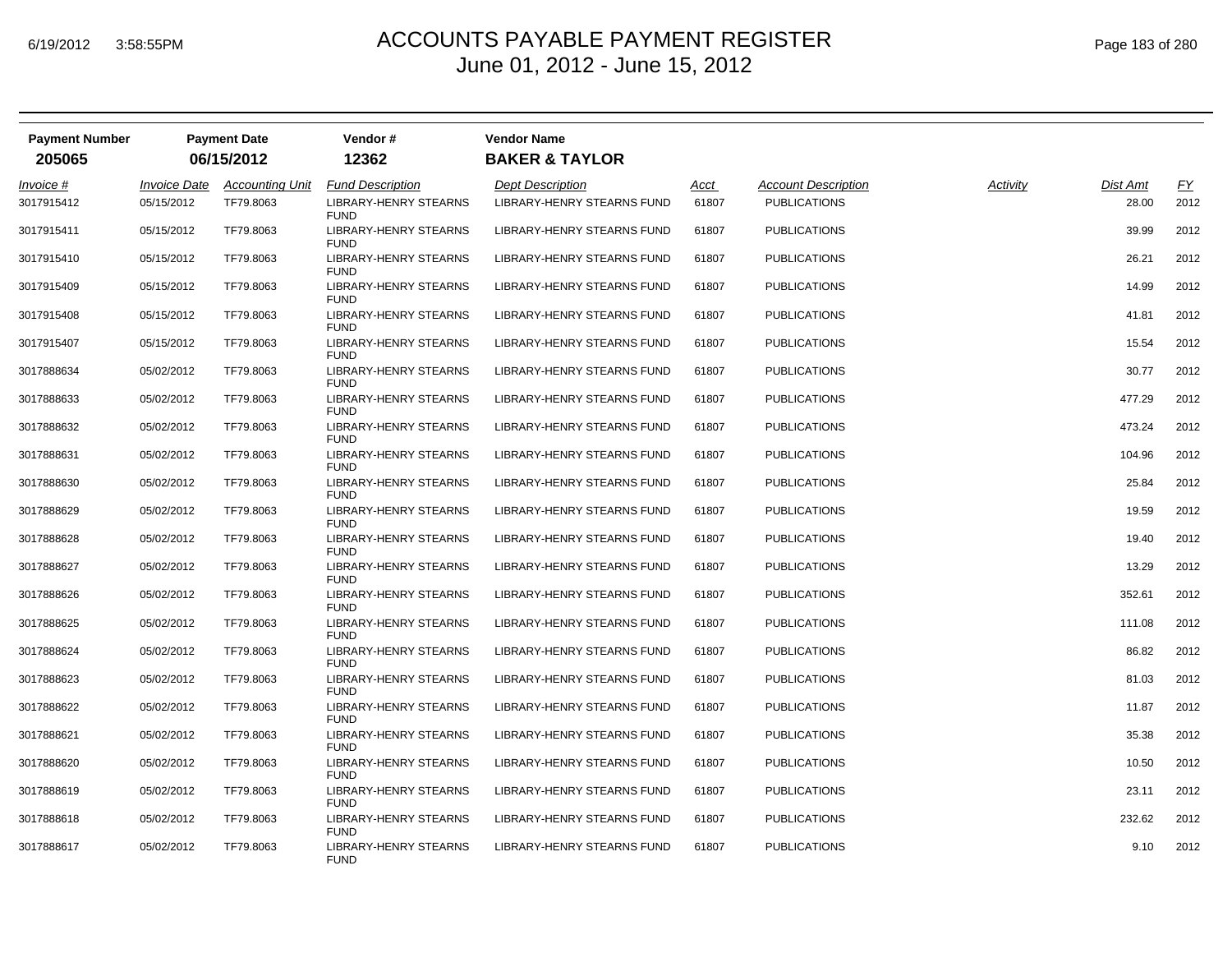# ACCOUNTS PAYABLE PAYMENT REGISTER
## June 01, 2012 - June 15, 2012

| Payment Number | Payment Date | Vendor # | Vendor Name |
|---|---|---|---|
| **205065** | **06/15/2012** | **12362** | **BAKER & TAYLOR** |

| *Invoice #* | *Invoice Date* | *Accounting Unit* | *Fund Description* | *Dept Description* | *Acct* | *Account Description* | *Activity* | *Dist Amt* | *FY* |
|---|---|---|---|---|---|---|---|---|---|
| 3017915412 | 05/15/2012 | TF79.8063 | LIBRARY-HENRY STEARNS FUND | LIBRARY-HENRY STEARNS FUND | 61807 | PUBLICATIONS | | 28.00 | 2012 |
| 3017915411 | 05/15/2012 | TF79.8063 | LIBRARY-HENRY STEARNS FUND | LIBRARY-HENRY STEARNS FUND | 61807 | PUBLICATIONS | | 39.99 | 2012 |
| 3017915410 | 05/15/2012 | TF79.8063 | LIBRARY-HENRY STEARNS FUND | LIBRARY-HENRY STEARNS FUND | 61807 | PUBLICATIONS | | 26.21 | 2012 |
| 3017915409 | 05/15/2012 | TF79.8063 | LIBRARY-HENRY STEARNS FUND | LIBRARY-HENRY STEARNS FUND | 61807 | PUBLICATIONS | | 14.99 | 2012 |
| 3017915408 | 05/15/2012 | TF79.8063 | LIBRARY-HENRY STEARNS FUND | LIBRARY-HENRY STEARNS FUND | 61807 | PUBLICATIONS | | 41.81 | 2012 |
| 3017915407 | 05/15/2012 | TF79.8063 | LIBRARY-HENRY STEARNS FUND | LIBRARY-HENRY STEARNS FUND | 61807 | PUBLICATIONS | | 15.54 | 2012 |
| 3017888634 | 05/02/2012 | TF79.8063 | LIBRARY-HENRY STEARNS FUND | LIBRARY-HENRY STEARNS FUND | 61807 | PUBLICATIONS | | 30.77 | 2012 |
| 3017888633 | 05/02/2012 | TF79.8063 | LIBRARY-HENRY STEARNS FUND | LIBRARY-HENRY STEARNS FUND | 61807 | PUBLICATIONS | | 477.29 | 2012 |
| 3017888632 | 05/02/2012 | TF79.8063 | LIBRARY-HENRY STEARNS FUND | LIBRARY-HENRY STEARNS FUND | 61807 | PUBLICATIONS | | 473.24 | 2012 |
| 3017888631 | 05/02/2012 | TF79.8063 | LIBRARY-HENRY STEARNS FUND | LIBRARY-HENRY STEARNS FUND | 61807 | PUBLICATIONS | | 104.96 | 2012 |
| 3017888630 | 05/02/2012 | TF79.8063 | LIBRARY-HENRY STEARNS FUND | LIBRARY-HENRY STEARNS FUND | 61807 | PUBLICATIONS | | 25.84 | 2012 |
| 3017888629 | 05/02/2012 | TF79.8063 | LIBRARY-HENRY STEARNS FUND | LIBRARY-HENRY STEARNS FUND | 61807 | PUBLICATIONS | | 19.59 | 2012 |
| 3017888628 | 05/02/2012 | TF79.8063 | LIBRARY-HENRY STEARNS FUND | LIBRARY-HENRY STEARNS FUND | 61807 | PUBLICATIONS | | 19.40 | 2012 |
| 3017888627 | 05/02/2012 | TF79.8063 | LIBRARY-HENRY STEARNS FUND | LIBRARY-HENRY STEARNS FUND | 61807 | PUBLICATIONS | | 13.29 | 2012 |
| 3017888626 | 05/02/2012 | TF79.8063 | LIBRARY-HENRY STEARNS FUND | LIBRARY-HENRY STEARNS FUND | 61807 | PUBLICATIONS | | 352.61 | 2012 |
| 3017888625 | 05/02/2012 | TF79.8063 | LIBRARY-HENRY STEARNS FUND | LIBRARY-HENRY STEARNS FUND | 61807 | PUBLICATIONS | | 111.08 | 2012 |
| 3017888624 | 05/02/2012 | TF79.8063 | LIBRARY-HENRY STEARNS FUND | LIBRARY-HENRY STEARNS FUND | 61807 | PUBLICATIONS | | 86.82 | 2012 |
| 3017888623 | 05/02/2012 | TF79.8063 | LIBRARY-HENRY STEARNS FUND | LIBRARY-HENRY STEARNS FUND | 61807 | PUBLICATIONS | | 81.03 | 2012 |
| 3017888622 | 05/02/2012 | TF79.8063 | LIBRARY-HENRY STEARNS FUND | LIBRARY-HENRY STEARNS FUND | 61807 | PUBLICATIONS | | 11.87 | 2012 |
| 3017888621 | 05/02/2012 | TF79.8063 | LIBRARY-HENRY STEARNS FUND | LIBRARY-HENRY STEARNS FUND | 61807 | PUBLICATIONS | | 35.38 | 2012 |
| 3017888620 | 05/02/2012 | TF79.8063 | LIBRARY-HENRY STEARNS FUND | LIBRARY-HENRY STEARNS FUND | 61807 | PUBLICATIONS | | 10.50 | 2012 |
| 3017888619 | 05/02/2012 | TF79.8063 | LIBRARY-HENRY STEARNS FUND | LIBRARY-HENRY STEARNS FUND | 61807 | PUBLICATIONS | | 23.11 | 2012 |
| 3017888618 | 05/02/2012 | TF79.8063 | LIBRARY-HENRY STEARNS FUND | LIBRARY-HENRY STEARNS FUND | 61807 | PUBLICATIONS | | 232.62 | 2012 |
| 3017888617 | 05/02/2012 | TF79.8063 | LIBRARY-HENRY STEARNS FUND | LIBRARY-HENRY STEARNS FUND | 61807 | PUBLICATIONS | | 9.10 | 2012 |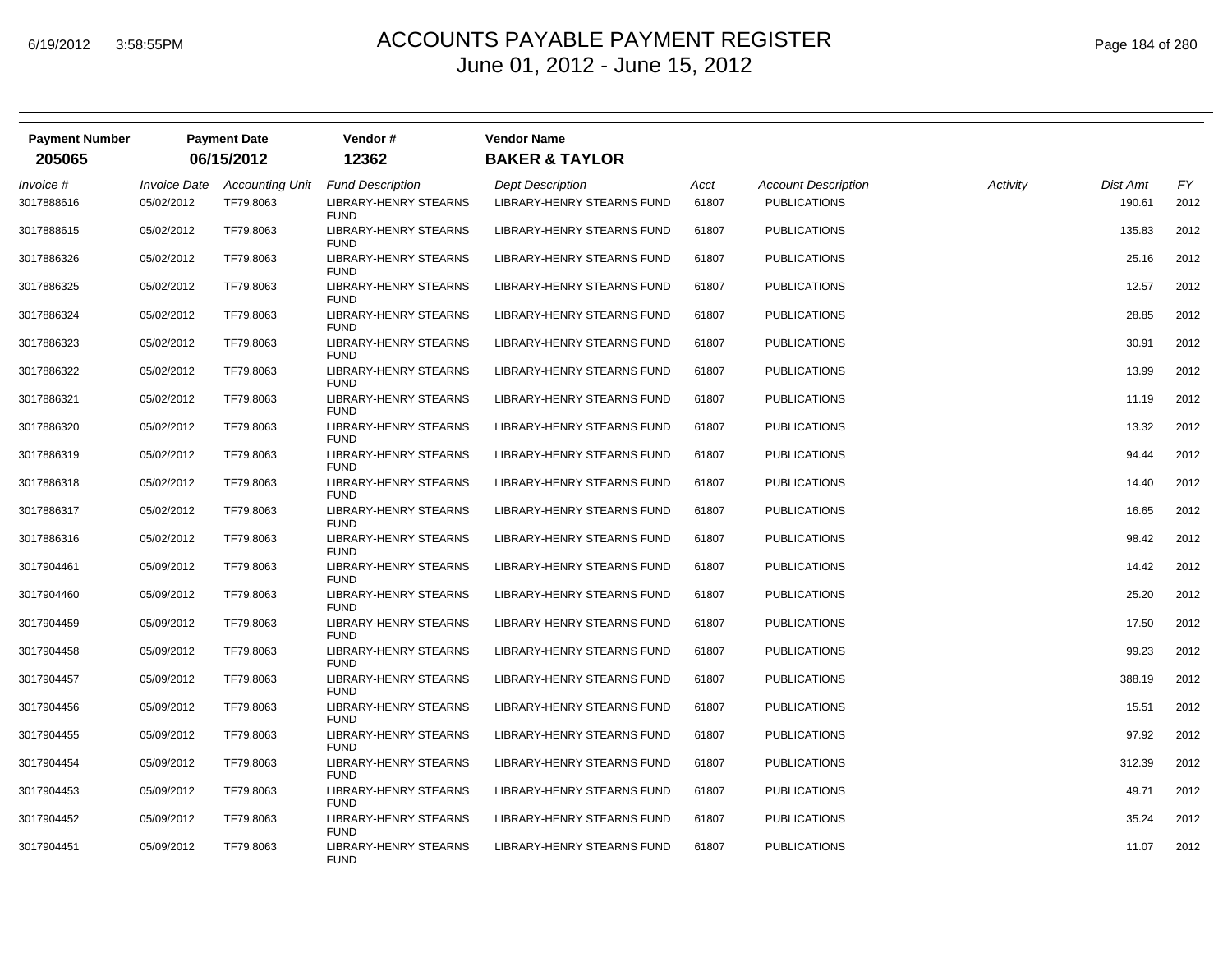| Payment Number | Payment Date | Vendor # | Vendor Name |
|---|---|---|---|
| **205065** | **06/15/2012** | **12362** | **BAKER & TAYLOR** |

| *Invoice #* | *Invoice Date* | *Accounting Unit* | *Fund Description* | *Dept Description* | *Acct* | *Account Description* | *Activity* | *Dist Amt* | *FY* |
|---|---|---|---|---|---|---|---|---|---|
| 3017888616 | 05/02/2012 | TF79.8063 | LIBRARY-HENRY STEARNS FUND | LIBRARY-HENRY STEARNS FUND | 61807 | PUBLICATIONS | | 190.61 | 2012 |
| 3017888615 | 05/02/2012 | TF79.8063 | LIBRARY-HENRY STEARNS FUND | LIBRARY-HENRY STEARNS FUND | 61807 | PUBLICATIONS | | 135.83 | 2012 |
| 3017886326 | 05/02/2012 | TF79.8063 | LIBRARY-HENRY STEARNS FUND | LIBRARY-HENRY STEARNS FUND | 61807 | PUBLICATIONS | | 25.16 | 2012 |
| 3017886325 | 05/02/2012 | TF79.8063 | LIBRARY-HENRY STEARNS FUND | LIBRARY-HENRY STEARNS FUND | 61807 | PUBLICATIONS | | 12.57 | 2012 |
| 3017886324 | 05/02/2012 | TF79.8063 | LIBRARY-HENRY STEARNS FUND | LIBRARY-HENRY STEARNS FUND | 61807 | PUBLICATIONS | | 28.85 | 2012 |
| 3017886323 | 05/02/2012 | TF79.8063 | LIBRARY-HENRY STEARNS FUND | LIBRARY-HENRY STEARNS FUND | 61807 | PUBLICATIONS | | 30.91 | 2012 |
| 3017886322 | 05/02/2012 | TF79.8063 | LIBRARY-HENRY STEARNS FUND | LIBRARY-HENRY STEARNS FUND | 61807 | PUBLICATIONS | | 13.99 | 2012 |
| 3017886321 | 05/02/2012 | TF79.8063 | LIBRARY-HENRY STEARNS FUND | LIBRARY-HENRY STEARNS FUND | 61807 | PUBLICATIONS | | 11.19 | 2012 |
| 3017886320 | 05/02/2012 | TF79.8063 | LIBRARY-HENRY STEARNS FUND | LIBRARY-HENRY STEARNS FUND | 61807 | PUBLICATIONS | | 13.32 | 2012 |
| 3017886319 | 05/02/2012 | TF79.8063 | LIBRARY-HENRY STEARNS FUND | LIBRARY-HENRY STEARNS FUND | 61807 | PUBLICATIONS | | 94.44 | 2012 |
| 3017886318 | 05/02/2012 | TF79.8063 | LIBRARY-HENRY STEARNS FUND | LIBRARY-HENRY STEARNS FUND | 61807 | PUBLICATIONS | | 14.40 | 2012 |
| 3017886317 | 05/02/2012 | TF79.8063 | LIBRARY-HENRY STEARNS FUND | LIBRARY-HENRY STEARNS FUND | 61807 | PUBLICATIONS | | 16.65 | 2012 |
| 3017886316 | 05/02/2012 | TF79.8063 | LIBRARY-HENRY STEARNS FUND | LIBRARY-HENRY STEARNS FUND | 61807 | PUBLICATIONS | | 98.42 | 2012 |
| 3017904461 | 05/09/2012 | TF79.8063 | LIBRARY-HENRY STEARNS FUND | LIBRARY-HENRY STEARNS FUND | 61807 | PUBLICATIONS | | 14.42 | 2012 |
| 3017904460 | 05/09/2012 | TF79.8063 | LIBRARY-HENRY STEARNS FUND | LIBRARY-HENRY STEARNS FUND | 61807 | PUBLICATIONS | | 25.20 | 2012 |
| 3017904459 | 05/09/2012 | TF79.8063 | LIBRARY-HENRY STEARNS FUND | LIBRARY-HENRY STEARNS FUND | 61807 | PUBLICATIONS | | 17.50 | 2012 |
| 3017904458 | 05/09/2012 | TF79.8063 | LIBRARY-HENRY STEARNS FUND | LIBRARY-HENRY STEARNS FUND | 61807 | PUBLICATIONS | | 99.23 | 2012 |
| 3017904457 | 05/09/2012 | TF79.8063 | LIBRARY-HENRY STEARNS FUND | LIBRARY-HENRY STEARNS FUND | 61807 | PUBLICATIONS | | 388.19 | 2012 |
| 3017904456 | 05/09/2012 | TF79.8063 | LIBRARY-HENRY STEARNS FUND | LIBRARY-HENRY STEARNS FUND | 61807 | PUBLICATIONS | | 15.51 | 2012 |
| 3017904455 | 05/09/2012 | TF79.8063 | LIBRARY-HENRY STEARNS FUND | LIBRARY-HENRY STEARNS FUND | 61807 | PUBLICATIONS | | 97.92 | 2012 |
| 3017904454 | 05/09/2012 | TF79.8063 | LIBRARY-HENRY STEARNS FUND | LIBRARY-HENRY STEARNS FUND | 61807 | PUBLICATIONS | | 312.39 | 2012 |
| 3017904453 | 05/09/2012 | TF79.8063 | LIBRARY-HENRY STEARNS FUND | LIBRARY-HENRY STEARNS FUND | 61807 | PUBLICATIONS | | 49.71 | 2012 |
| 3017904452 | 05/09/2012 | TF79.8063 | LIBRARY-HENRY STEARNS FUND | LIBRARY-HENRY STEARNS FUND | 61807 | PUBLICATIONS | | 35.24 | 2012 |
| 3017904451 | 05/09/2012 | TF79.8063 | LIBRARY-HENRY STEARNS FUND | LIBRARY-HENRY STEARNS FUND | 61807 | PUBLICATIONS | | 11.07 | 2012 |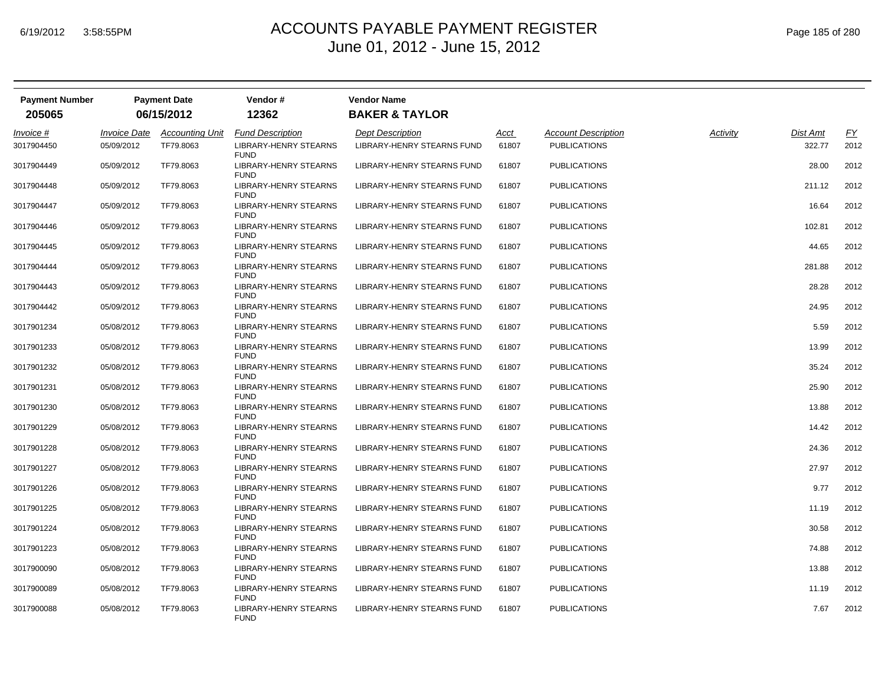| Payment Number | Payment Date | Vendor # | Vendor Name |
|---|---|---|---|
| **205065** | **06/15/2012** | **12362** | **BAKER & TAYLOR** |

| *Invoice #* | *Invoice Date* | *Accounting Unit* | *Fund Description* | *Dept Description* | *Acct* | *Account Description* | *Activity* | *Dist Amt* | *FY* |
|---|---|---|---|---|---|---|---|---|---|
| 3017904450 | 05/09/2012 | TF79.8063 | LIBRARY-HENRY STEARNS FUND | LIBRARY-HENRY STEARNS FUND | 61807 | PUBLICATIONS | | 322.77 | 2012 |
| 3017904449 | 05/09/2012 | TF79.8063 | LIBRARY-HENRY STEARNS FUND | LIBRARY-HENRY STEARNS FUND | 61807 | PUBLICATIONS | | 28.00 | 2012 |
| 3017904448 | 05/09/2012 | TF79.8063 | LIBRARY-HENRY STEARNS FUND | LIBRARY-HENRY STEARNS FUND | 61807 | PUBLICATIONS | | 211.12 | 2012 |
| 3017904447 | 05/09/2012 | TF79.8063 | LIBRARY-HENRY STEARNS FUND | LIBRARY-HENRY STEARNS FUND | 61807 | PUBLICATIONS | | 16.64 | 2012 |
| 3017904446 | 05/09/2012 | TF79.8063 | LIBRARY-HENRY STEARNS FUND | LIBRARY-HENRY STEARNS FUND | 61807 | PUBLICATIONS | | 102.81 | 2012 |
| 3017904445 | 05/09/2012 | TF79.8063 | LIBRARY-HENRY STEARNS FUND | LIBRARY-HENRY STEARNS FUND | 61807 | PUBLICATIONS | | 44.65 | 2012 |
| 3017904444 | 05/09/2012 | TF79.8063 | LIBRARY-HENRY STEARNS FUND | LIBRARY-HENRY STEARNS FUND | 61807 | PUBLICATIONS | | 281.88 | 2012 |
| 3017904443 | 05/09/2012 | TF79.8063 | LIBRARY-HENRY STEARNS FUND | LIBRARY-HENRY STEARNS FUND | 61807 | PUBLICATIONS | | 28.28 | 2012 |
| 3017904442 | 05/09/2012 | TF79.8063 | LIBRARY-HENRY STEARNS FUND | LIBRARY-HENRY STEARNS FUND | 61807 | PUBLICATIONS | | 24.95 | 2012 |
| 3017901234 | 05/08/2012 | TF79.8063 | LIBRARY-HENRY STEARNS FUND | LIBRARY-HENRY STEARNS FUND | 61807 | PUBLICATIONS | | 5.59 | 2012 |
| 3017901233 | 05/08/2012 | TF79.8063 | LIBRARY-HENRY STEARNS FUND | LIBRARY-HENRY STEARNS FUND | 61807 | PUBLICATIONS | | 13.99 | 2012 |
| 3017901232 | 05/08/2012 | TF79.8063 | LIBRARY-HENRY STEARNS FUND | LIBRARY-HENRY STEARNS FUND | 61807 | PUBLICATIONS | | 35.24 | 2012 |
| 3017901231 | 05/08/2012 | TF79.8063 | LIBRARY-HENRY STEARNS FUND | LIBRARY-HENRY STEARNS FUND | 61807 | PUBLICATIONS | | 25.90 | 2012 |
| 3017901230 | 05/08/2012 | TF79.8063 | LIBRARY-HENRY STEARNS FUND | LIBRARY-HENRY STEARNS FUND | 61807 | PUBLICATIONS | | 13.88 | 2012 |
| 3017901229 | 05/08/2012 | TF79.8063 | LIBRARY-HENRY STEARNS FUND | LIBRARY-HENRY STEARNS FUND | 61807 | PUBLICATIONS | | 14.42 | 2012 |
| 3017901228 | 05/08/2012 | TF79.8063 | LIBRARY-HENRY STEARNS FUND | LIBRARY-HENRY STEARNS FUND | 61807 | PUBLICATIONS | | 24.36 | 2012 |
| 3017901227 | 05/08/2012 | TF79.8063 | LIBRARY-HENRY STEARNS FUND | LIBRARY-HENRY STEARNS FUND | 61807 | PUBLICATIONS | | 27.97 | 2012 |
| 3017901226 | 05/08/2012 | TF79.8063 | LIBRARY-HENRY STEARNS FUND | LIBRARY-HENRY STEARNS FUND | 61807 | PUBLICATIONS | | 9.77 | 2012 |
| 3017901225 | 05/08/2012 | TF79.8063 | LIBRARY-HENRY STEARNS FUND | LIBRARY-HENRY STEARNS FUND | 61807 | PUBLICATIONS | | 11.19 | 2012 |
| 3017901224 | 05/08/2012 | TF79.8063 | LIBRARY-HENRY STEARNS FUND | LIBRARY-HENRY STEARNS FUND | 61807 | PUBLICATIONS | | 30.58 | 2012 |
| 3017901223 | 05/08/2012 | TF79.8063 | LIBRARY-HENRY STEARNS FUND | LIBRARY-HENRY STEARNS FUND | 61807 | PUBLICATIONS | | 74.88 | 2012 |
| 3017900090 | 05/08/2012 | TF79.8063 | LIBRARY-HENRY STEARNS FUND | LIBRARY-HENRY STEARNS FUND | 61807 | PUBLICATIONS | | 13.88 | 2012 |
| 3017900089 | 05/08/2012 | TF79.8063 | LIBRARY-HENRY STEARNS FUND | LIBRARY-HENRY STEARNS FUND | 61807 | PUBLICATIONS | | 11.19 | 2012 |
| 3017900088 | 05/08/2012 | TF79.8063 | LIBRARY-HENRY STEARNS FUND | LIBRARY-HENRY STEARNS FUND | 61807 | PUBLICATIONS | | 7.67 | 2012 |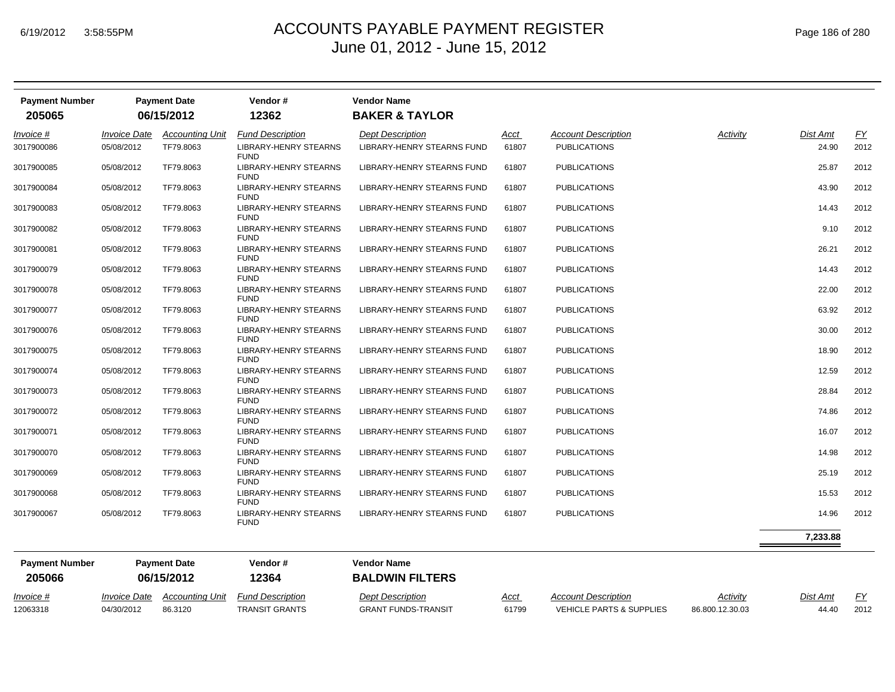# ACCOUNTS PAYABLE PAYMENT REGISTER
## June 01, 2012 - June 15, 2012

| Payment Number | Payment Date | Vendor # | Vendor Name |
|---|---|---|---|
| **205065** | **06/15/2012** | **12362** | **BAKER & TAYLOR** |

| Invoice # | Invoice Date | Accounting Unit | Fund Description | Dept Description | Acct | Account Description | Activity | Dist Amt | FY |
|---|---|---|---|---|---|---|---|---|---|
| 3017900086 | 05/08/2012 | TF79.8063 | LIBRARY-HENRY STEARNS FUND | LIBRARY-HENRY STEARNS FUND | 61807 | PUBLICATIONS | | 24.90 | 2012 |
| 3017900085 | 05/08/2012 | TF79.8063 | LIBRARY-HENRY STEARNS FUND | LIBRARY-HENRY STEARNS FUND | 61807 | PUBLICATIONS | | 25.87 | 2012 |
| 3017900084 | 05/08/2012 | TF79.8063 | LIBRARY-HENRY STEARNS FUND | LIBRARY-HENRY STEARNS FUND | 61807 | PUBLICATIONS | | 43.90 | 2012 |
| 3017900083 | 05/08/2012 | TF79.8063 | LIBRARY-HENRY STEARNS FUND | LIBRARY-HENRY STEARNS FUND | 61807 | PUBLICATIONS | | 14.43 | 2012 |
| 3017900082 | 05/08/2012 | TF79.8063 | LIBRARY-HENRY STEARNS FUND | LIBRARY-HENRY STEARNS FUND | 61807 | PUBLICATIONS | | 9.10 | 2012 |
| 3017900081 | 05/08/2012 | TF79.8063 | LIBRARY-HENRY STEARNS FUND | LIBRARY-HENRY STEARNS FUND | 61807 | PUBLICATIONS | | 26.21 | 2012 |
| 3017900079 | 05/08/2012 | TF79.8063 | LIBRARY-HENRY STEARNS FUND | LIBRARY-HENRY STEARNS FUND | 61807 | PUBLICATIONS | | 14.43 | 2012 |
| 3017900078 | 05/08/2012 | TF79.8063 | LIBRARY-HENRY STEARNS FUND | LIBRARY-HENRY STEARNS FUND | 61807 | PUBLICATIONS | | 22.00 | 2012 |
| 3017900077 | 05/08/2012 | TF79.8063 | LIBRARY-HENRY STEARNS FUND | LIBRARY-HENRY STEARNS FUND | 61807 | PUBLICATIONS | | 63.92 | 2012 |
| 3017900076 | 05/08/2012 | TF79.8063 | LIBRARY-HENRY STEARNS FUND | LIBRARY-HENRY STEARNS FUND | 61807 | PUBLICATIONS | | 30.00 | 2012 |
| 3017900075 | 05/08/2012 | TF79.8063 | LIBRARY-HENRY STEARNS FUND | LIBRARY-HENRY STEARNS FUND | 61807 | PUBLICATIONS | | 18.90 | 2012 |
| 3017900074 | 05/08/2012 | TF79.8063 | LIBRARY-HENRY STEARNS FUND | LIBRARY-HENRY STEARNS FUND | 61807 | PUBLICATIONS | | 12.59 | 2012 |
| 3017900073 | 05/08/2012 | TF79.8063 | LIBRARY-HENRY STEARNS FUND | LIBRARY-HENRY STEARNS FUND | 61807 | PUBLICATIONS | | 28.84 | 2012 |
| 3017900072 | 05/08/2012 | TF79.8063 | LIBRARY-HENRY STEARNS FUND | LIBRARY-HENRY STEARNS FUND | 61807 | PUBLICATIONS | | 74.86 | 2012 |
| 3017900071 | 05/08/2012 | TF79.8063 | LIBRARY-HENRY STEARNS FUND | LIBRARY-HENRY STEARNS FUND | 61807 | PUBLICATIONS | | 16.07 | 2012 |
| 3017900070 | 05/08/2012 | TF79.8063 | LIBRARY-HENRY STEARNS FUND | LIBRARY-HENRY STEARNS FUND | 61807 | PUBLICATIONS | | 14.98 | 2012 |
| 3017900069 | 05/08/2012 | TF79.8063 | LIBRARY-HENRY STEARNS FUND | LIBRARY-HENRY STEARNS FUND | 61807 | PUBLICATIONS | | 25.19 | 2012 |
| 3017900068 | 05/08/2012 | TF79.8063 | LIBRARY-HENRY STEARNS FUND | LIBRARY-HENRY STEARNS FUND | 61807 | PUBLICATIONS | | 15.53 | 2012 |
| 3017900067 | 05/08/2012 | TF79.8063 | LIBRARY-HENRY STEARNS FUND | LIBRARY-HENRY STEARNS FUND | 61807 | PUBLICATIONS | | 14.96 | 2012 |
| | | | | | | | | **7,233.88** | |

| Payment Number | Payment Date | Vendor # | Vendor Name |
|---|---|---|---|
| **205066** | **06/15/2012** | **12364** | **BALDWIN FILTERS** |

| Invoice # | Invoice Date | Accounting Unit | Fund Description | Dept Description | Acct | Account Description | Activity | Dist Amt | FY |
|---|---|---|---|---|---|---|---|---|---|
| 12063318 | 04/30/2012 | 86.3120 | TRANSIT GRANTS | GRANT FUNDS-TRANSIT | 61799 | VEHICLE PARTS & SUPPLIES | 86.800.12.30.03 | 44.40 | 2012 |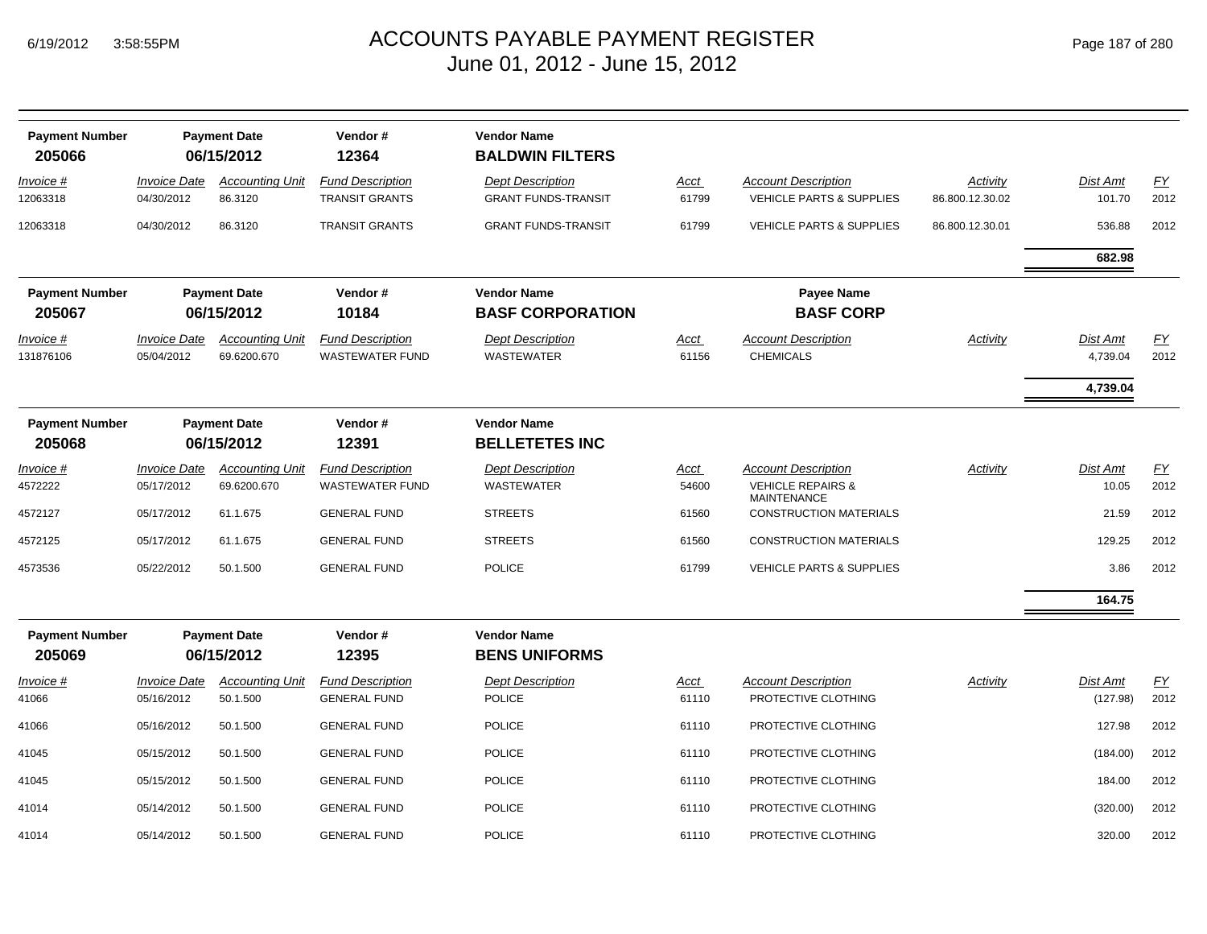# ACCOUNTS PAYABLE PAYMENT REGISTER
## June 01, 2012 - June 15, 2012

| Payment Number | Payment Date | Vendor # | Vendor Name |
|---|---|---|---|
| **205066** | **06/15/2012** | **12364** | **BALDWIN FILTERS** |

| Invoice # | Invoice Date | Accounting Unit | Fund Description | Dept Description | Acct | Account Description | Activity | Dist Amt | FY |
|---|---|---|---|---|---|---|---|---|---|
| 12063318 | 04/30/2012 | 86.3120 | TRANSIT GRANTS | GRANT FUNDS-TRANSIT | 61799 | VEHICLE PARTS & SUPPLIES | 86.800.12.30.02 | 101.70 | 2012 |
| 12063318 | 04/30/2012 | 86.3120 | TRANSIT GRANTS | GRANT FUNDS-TRANSIT | 61799 | VEHICLE PARTS & SUPPLIES | 86.800.12.30.01 | 536.88 | 2012 |
| | | | | | | | | **682.98** | |

| Payment Number | Payment Date | Vendor # | Vendor Name | Payee Name |
|---|---|---|---|---|
| **205067** | **06/15/2012** | **10184** | **BASF CORPORATION** | **BASF CORP** |

| Invoice # | Invoice Date | Accounting Unit | Fund Description | Dept Description | Acct | Account Description | Activity | Dist Amt | FY |
|---|---|---|---|---|---|---|---|---|---|
| 131876106 | 05/04/2012 | 69.6200.670 | WASTEWATER FUND | WASTEWATER | 61156 | CHEMICALS | | 4,739.04 | 2012 |
| | | | | | | | | **4,739.04** | |

| Payment Number | Payment Date | Vendor # | Vendor Name |
|---|---|---|---|
| **205068** | **06/15/2012** | **12391** | **BELLETETES INC** |

| Invoice # | Invoice Date | Accounting Unit | Fund Description | Dept Description | Acct | Account Description | Activity | Dist Amt | FY |
|---|---|---|---|---|---|---|---|---|---|
| 4572222 | 05/17/2012 | 69.6200.670 | WASTEWATER FUND | WASTEWATER | 54600 | VEHICLE REPAIRS & MAINTENANCE | | 10.05 | 2012 |
| 4572127 | 05/17/2012 | 61.1.675 | GENERAL FUND | STREETS | 61560 | CONSTRUCTION MATERIALS | | 21.59 | 2012 |
| 4572125 | 05/17/2012 | 61.1.675 | GENERAL FUND | STREETS | 61560 | CONSTRUCTION MATERIALS | | 129.25 | 2012 |
| 4573536 | 05/22/2012 | 50.1.500 | GENERAL FUND | POLICE | 61799 | VEHICLE PARTS & SUPPLIES | | 3.86 | 2012 |
| | | | | | | | | **164.75** | |

| Payment Number | Payment Date | Vendor # | Vendor Name |
|---|---|---|---|
| **205069** | **06/15/2012** | **12395** | **BENS UNIFORMS** |

| Invoice # | Invoice Date | Accounting Unit | Fund Description | Dept Description | Acct | Account Description | Activity | Dist Amt | FY |
|---|---|---|---|---|---|---|---|---|---|
| 41066 | 05/16/2012 | 50.1.500 | GENERAL FUND | POLICE | 61110 | PROTECTIVE CLOTHING | | (127.98) | 2012 |
| 41066 | 05/16/2012 | 50.1.500 | GENERAL FUND | POLICE | 61110 | PROTECTIVE CLOTHING | | 127.98 | 2012 |
| 41045 | 05/15/2012 | 50.1.500 | GENERAL FUND | POLICE | 61110 | PROTECTIVE CLOTHING | | (184.00) | 2012 |
| 41045 | 05/15/2012 | 50.1.500 | GENERAL FUND | POLICE | 61110 | PROTECTIVE CLOTHING | | 184.00 | 2012 |
| 41014 | 05/14/2012 | 50.1.500 | GENERAL FUND | POLICE | 61110 | PROTECTIVE CLOTHING | | (320.00) | 2012 |
| 41014 | 05/14/2012 | 50.1.500 | GENERAL FUND | POLICE | 61110 | PROTECTIVE CLOTHING | | 320.00 | 2012 |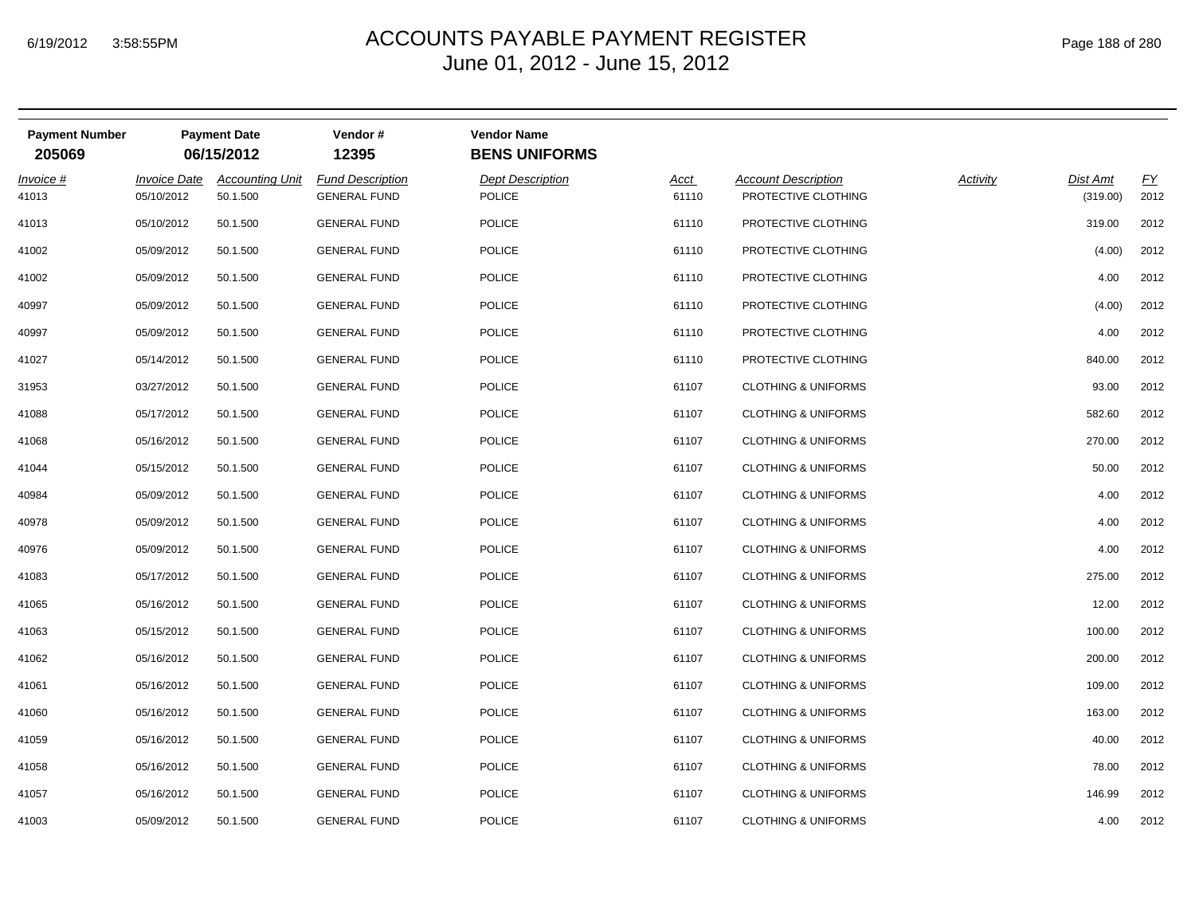# ACCOUNTS PAYABLE PAYMENT REGISTER
June 01, 2012 - June 15, 2012

| Payment Number | Payment Date | Vendor # | Vendor Name |
|---|---|---|---|
| 205069 | 06/15/2012 | 12395 | BENS UNIFORMS |

| Invoice # | Invoice Date | Accounting Unit | Fund Description | Dept Description | Acct | Account Description | Activity | Dist Amt | FY |
|---|---|---|---|---|---|---|---|---|---|
| 41013 | 05/10/2012 | 50.1.500 | GENERAL FUND | POLICE | 61110 | PROTECTIVE CLOTHING | | (319.00) | 2012 |
| 41013 | 05/10/2012 | 50.1.500 | GENERAL FUND | POLICE | 61110 | PROTECTIVE CLOTHING | | 319.00 | 2012 |
| 41002 | 05/09/2012 | 50.1.500 | GENERAL FUND | POLICE | 61110 | PROTECTIVE CLOTHING | | (4.00) | 2012 |
| 41002 | 05/09/2012 | 50.1.500 | GENERAL FUND | POLICE | 61110 | PROTECTIVE CLOTHING | | 4.00 | 2012 |
| 40997 | 05/09/2012 | 50.1.500 | GENERAL FUND | POLICE | 61110 | PROTECTIVE CLOTHING | | (4.00) | 2012 |
| 40997 | 05/09/2012 | 50.1.500 | GENERAL FUND | POLICE | 61110 | PROTECTIVE CLOTHING | | 4.00 | 2012 |
| 41027 | 05/14/2012 | 50.1.500 | GENERAL FUND | POLICE | 61110 | PROTECTIVE CLOTHING | | 840.00 | 2012 |
| 31953 | 03/27/2012 | 50.1.500 | GENERAL FUND | POLICE | 61107 | CLOTHING & UNIFORMS | | 93.00 | 2012 |
| 41088 | 05/17/2012 | 50.1.500 | GENERAL FUND | POLICE | 61107 | CLOTHING & UNIFORMS | | 582.60 | 2012 |
| 41068 | 05/16/2012 | 50.1.500 | GENERAL FUND | POLICE | 61107 | CLOTHING & UNIFORMS | | 270.00 | 2012 |
| 41044 | 05/15/2012 | 50.1.500 | GENERAL FUND | POLICE | 61107 | CLOTHING & UNIFORMS | | 50.00 | 2012 |
| 40984 | 05/09/2012 | 50.1.500 | GENERAL FUND | POLICE | 61107 | CLOTHING & UNIFORMS | | 4.00 | 2012 |
| 40978 | 05/09/2012 | 50.1.500 | GENERAL FUND | POLICE | 61107 | CLOTHING & UNIFORMS | | 4.00 | 2012 |
| 40976 | 05/09/2012 | 50.1.500 | GENERAL FUND | POLICE | 61107 | CLOTHING & UNIFORMS | | 4.00 | 2012 |
| 41083 | 05/17/2012 | 50.1.500 | GENERAL FUND | POLICE | 61107 | CLOTHING & UNIFORMS | | 275.00 | 2012 |
| 41065 | 05/16/2012 | 50.1.500 | GENERAL FUND | POLICE | 61107 | CLOTHING & UNIFORMS | | 12.00 | 2012 |
| 41063 | 05/15/2012 | 50.1.500 | GENERAL FUND | POLICE | 61107 | CLOTHING & UNIFORMS | | 100.00 | 2012 |
| 41062 | 05/16/2012 | 50.1.500 | GENERAL FUND | POLICE | 61107 | CLOTHING & UNIFORMS | | 200.00 | 2012 |
| 41061 | 05/16/2012 | 50.1.500 | GENERAL FUND | POLICE | 61107 | CLOTHING & UNIFORMS | | 109.00 | 2012 |
| 41060 | 05/16/2012 | 50.1.500 | GENERAL FUND | POLICE | 61107 | CLOTHING & UNIFORMS | | 163.00 | 2012 |
| 41059 | 05/16/2012 | 50.1.500 | GENERAL FUND | POLICE | 61107 | CLOTHING & UNIFORMS | | 40.00 | 2012 |
| 41058 | 05/16/2012 | 50.1.500 | GENERAL FUND | POLICE | 61107 | CLOTHING & UNIFORMS | | 78.00 | 2012 |
| 41057 | 05/16/2012 | 50.1.500 | GENERAL FUND | POLICE | 61107 | CLOTHING & UNIFORMS | | 146.99 | 2012 |
| 41003 | 05/09/2012 | 50.1.500 | GENERAL FUND | POLICE | 61107 | CLOTHING & UNIFORMS | | 4.00 | 2012 |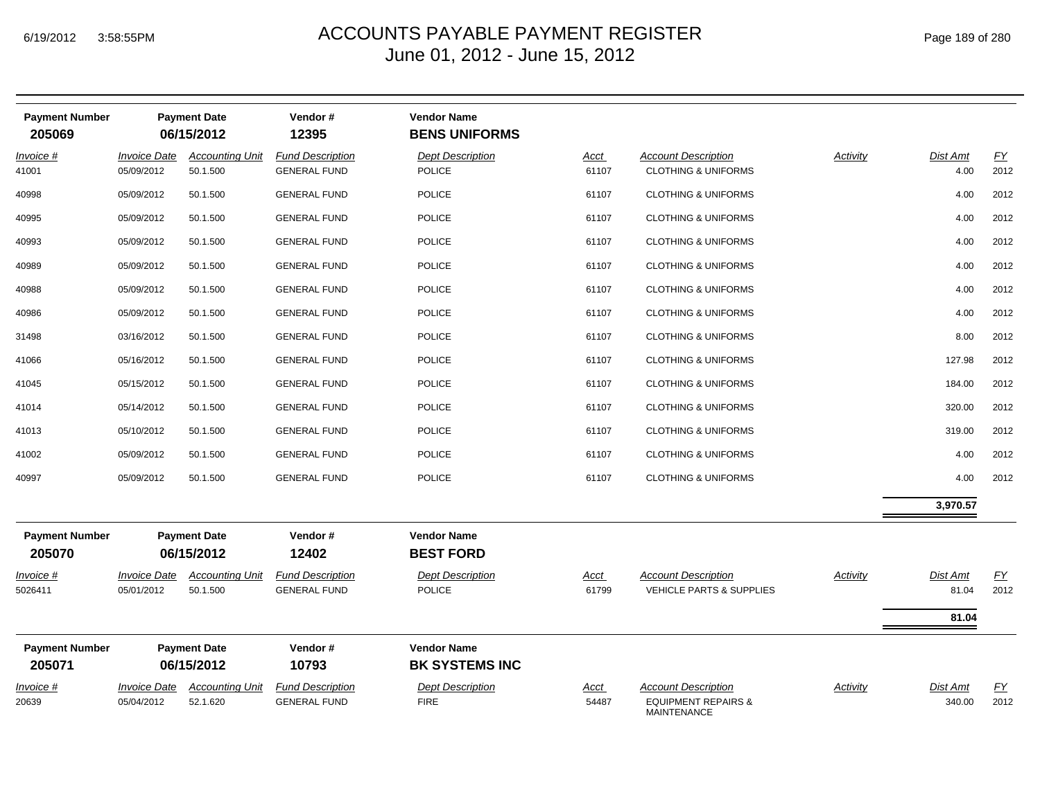# ACCOUNTS PAYABLE PAYMENT REGISTER
## June 01, 2012 - June 15, 2012

| Payment Number | Payment Date | Vendor # | Vendor Name |
|---|---|---|---|
| 205069 | 06/15/2012 | 12395 | **BENS UNIFORMS** |

| *Invoice #* | *Invoice Date* | *Accounting Unit* | *Fund Description* | *Dept Description* | *Acct* | *Account Description* | *Activity* | *Dist Amt* | *FY* |
|---|---|---|---|---|---|---|---|---|---|
| 41001 | 05/09/2012 | 50.1.500 | GENERAL FUND | POLICE | 61107 | CLOTHING & UNIFORMS | | 4.00 | 2012 |
| 40998 | 05/09/2012 | 50.1.500 | GENERAL FUND | POLICE | 61107 | CLOTHING & UNIFORMS | | 4.00 | 2012 |
| 40995 | 05/09/2012 | 50.1.500 | GENERAL FUND | POLICE | 61107 | CLOTHING & UNIFORMS | | 4.00 | 2012 |
| 40993 | 05/09/2012 | 50.1.500 | GENERAL FUND | POLICE | 61107 | CLOTHING & UNIFORMS | | 4.00 | 2012 |
| 40989 | 05/09/2012 | 50.1.500 | GENERAL FUND | POLICE | 61107 | CLOTHING & UNIFORMS | | 4.00 | 2012 |
| 40988 | 05/09/2012 | 50.1.500 | GENERAL FUND | POLICE | 61107 | CLOTHING & UNIFORMS | | 4.00 | 2012 |
| 40986 | 05/09/2012 | 50.1.500 | GENERAL FUND | POLICE | 61107 | CLOTHING & UNIFORMS | | 4.00 | 2012 |
| 31498 | 03/16/2012 | 50.1.500 | GENERAL FUND | POLICE | 61107 | CLOTHING & UNIFORMS | | 8.00 | 2012 |
| 41066 | 05/16/2012 | 50.1.500 | GENERAL FUND | POLICE | 61107 | CLOTHING & UNIFORMS | | 127.98 | 2012 |
| 41045 | 05/15/2012 | 50.1.500 | GENERAL FUND | POLICE | 61107 | CLOTHING & UNIFORMS | | 184.00 | 2012 |
| 41014 | 05/14/2012 | 50.1.500 | GENERAL FUND | POLICE | 61107 | CLOTHING & UNIFORMS | | 320.00 | 2012 |
| 41013 | 05/10/2012 | 50.1.500 | GENERAL FUND | POLICE | 61107 | CLOTHING & UNIFORMS | | 319.00 | 2012 |
| 41002 | 05/09/2012 | 50.1.500 | GENERAL FUND | POLICE | 61107 | CLOTHING & UNIFORMS | | 4.00 | 2012 |
| 40997 | 05/09/2012 | 50.1.500 | GENERAL FUND | POLICE | 61107 | CLOTHING & UNIFORMS | | 4.00 | 2012 |
| | | | | | | | | **3,970.57** | |

| Payment Number | Payment Date | Vendor # | Vendor Name |
|---|---|---|---|
| 205070 | 06/15/2012 | 12402 | **BEST FORD** |

| *Invoice #* | *Invoice Date* | *Accounting Unit* | *Fund Description* | *Dept Description* | *Acct* | *Account Description* | *Activity* | *Dist Amt* | *FY* |
|---|---|---|---|---|---|---|---|---|---|
| 5026411 | 05/01/2012 | 50.1.500 | GENERAL FUND | POLICE | 61799 | VEHICLE PARTS & SUPPLIES | | 81.04 | 2012 |
| | | | | | | | | **81.04** | |

| Payment Number | Payment Date | Vendor # | Vendor Name |
|---|---|---|---|
| 205071 | 06/15/2012 | 10793 | **BK SYSTEMS INC** |

| *Invoice #* | *Invoice Date* | *Accounting Unit* | *Fund Description* | *Dept Description* | *Acct* | *Account Description* | *Activity* | *Dist Amt* | *FY* |
|---|---|---|---|---|---|---|---|---|---|
| 20639 | 05/04/2012 | 52.1.620 | GENERAL FUND | FIRE | 54487 | EQUIPMENT REPAIRS & MAINTENANCE | | 340.00 | 2012 |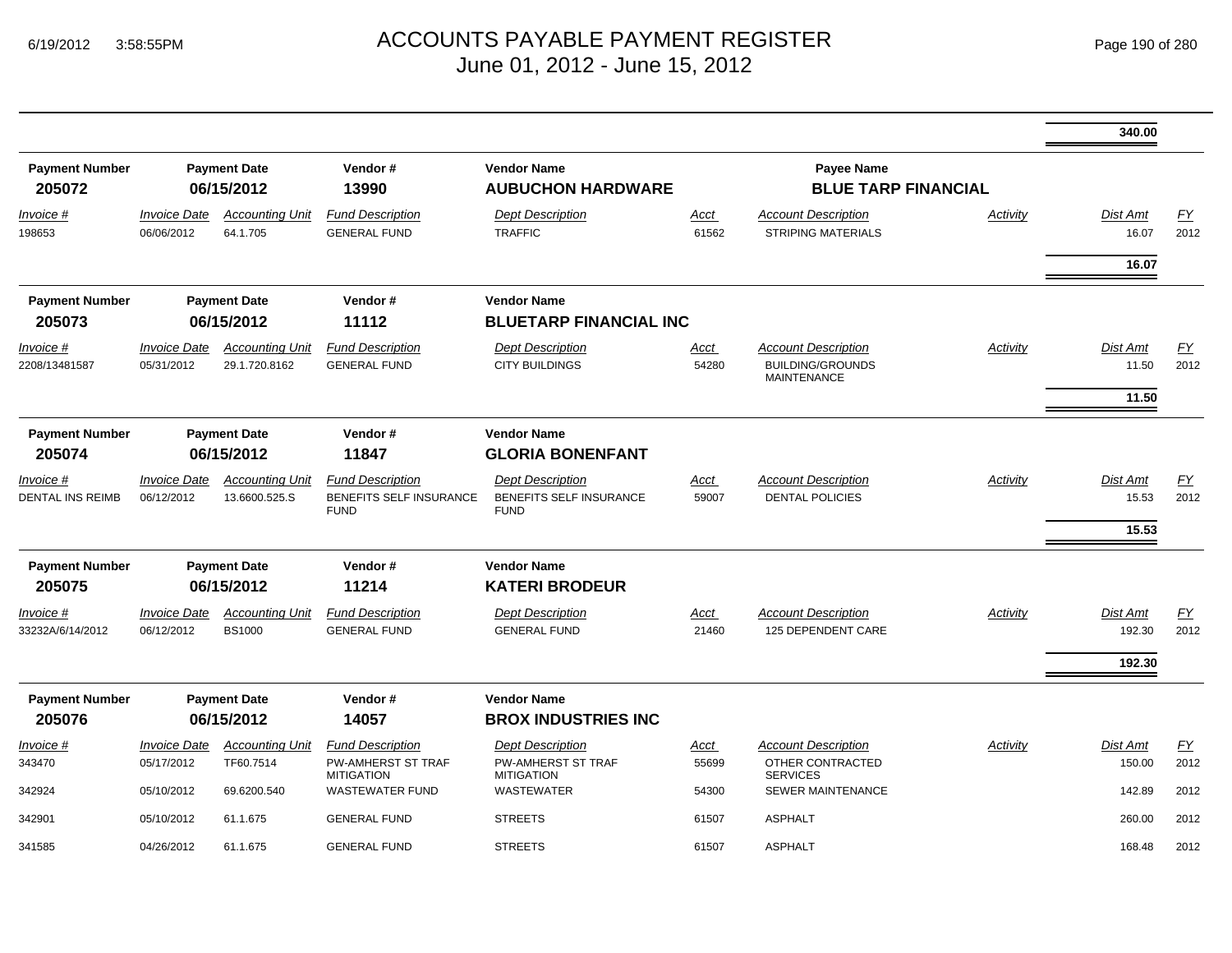# ACCOUNTS PAYABLE PAYMENT REGISTER
June 01, 2012 - June 15, 2012

| | | | | | | | | | | |
|---|---|---|---|---|---|---|---|---|---|---|
| | | | | | | | | | **340.00** | |

| Payment Number | Payment Date | | Vendor # | Vendor Name | | | Payee Name | | | |
|---|---|---|---|---|---|---|---|---|---|---|
| **205072** | **06/15/2012** | | **13990** | **AUBUCHON HARDWARE** | | | **BLUE TARP FINANCIAL** | | | |
| *Invoice #* | *Invoice Date* | *Accounting Unit* | *Fund Description* | *Dept Description* | *Acct* | *Account Description* | | *Activity* | *Dist Amt* | *FY* |
| 198653 | 06/06/2012 | 64.1.705 | GENERAL FUND | TRAFFIC | 61562 | STRIPING MATERIALS | | | 16.07 | 2012 |
| | | | | | | | | | **16.07** | |

| Payment Number | Payment Date | | Vendor # | Vendor Name | | | | | |
|---|---|---|---|---|---|---|---|---|---|
| **205073** | **06/15/2012** | | **11112** | **BLUETARP FINANCIAL INC** | | | | | |
| *Invoice #* | *Invoice Date* | *Accounting Unit* | *Fund Description* | *Dept Description* | *Acct* | *Account Description* | *Activity* | *Dist Amt* | *FY* |
| 2208/13481587 | 05/31/2012 | 29.1.720.8162 | GENERAL FUND | CITY BUILDINGS | 54280 | BUILDING/GROUNDS MAINTENANCE | | 11.50 | 2012 |
| | | | | | | | | **11.50** | |

| Payment Number | Payment Date | | Vendor # | Vendor Name | | | | | |
|---|---|---|---|---|---|---|---|---|---|
| **205074** | **06/15/2012** | | **11847** | **GLORIA BONENFANT** | | | | | |
| *Invoice #* | *Invoice Date* | *Accounting Unit* | *Fund Description* | *Dept Description* | *Acct* | *Account Description* | *Activity* | *Dist Amt* | *FY* |
| DENTAL INS REIMB | 06/12/2012 | 13.6600.525.S | BENEFITS SELF INSURANCE FUND | BENEFITS SELF INSURANCE FUND | 59007 | DENTAL POLICIES | | 15.53 | 2012 |
| | | | | | | | | **15.53** | |

| Payment Number | Payment Date | | Vendor # | Vendor Name | | | | | |
|---|---|---|---|---|---|---|---|---|---|
| **205075** | **06/15/2012** | | **11214** | **KATERI BRODEUR** | | | | | |
| *Invoice #* | *Invoice Date* | *Accounting Unit* | *Fund Description* | *Dept Description* | *Acct* | *Account Description* | *Activity* | *Dist Amt* | *FY* |
| 33232A/6/14/2012 | 06/12/2012 | BS1000 | GENERAL FUND | GENERAL FUND | 21460 | 125 DEPENDENT CARE | | 192.30 | 2012 |
| | | | | | | | | **192.30** | |

| Payment Number | Payment Date | | Vendor # | Vendor Name | | | | | |
|---|---|---|---|---|---|---|---|---|---|
| **205076** | **06/15/2012** | | **14057** | **BROX INDUSTRIES INC** | | | | | |
| *Invoice #* | *Invoice Date* | *Accounting Unit* | *Fund Description* | *Dept Description* | *Acct* | *Account Description* | *Activity* | *Dist Amt* | *FY* |
| 343470 | 05/17/2012 | TF60.7514 | PW-AMHERST ST TRAF MITIGATION | PW-AMHERST ST TRAF MITIGATION | 55699 | OTHER CONTRACTED SERVICES | | 150.00 | 2012 |
| 342924 | 05/10/2012 | 69.6200.540 | WASTEWATER FUND | WASTEWATER | 54300 | SEWER MAINTENANCE | | 142.89 | 2012 |
| 342901 | 05/10/2012 | 61.1.675 | GENERAL FUND | STREETS | 61507 | ASPHALT | | 260.00 | 2012 |
| 341585 | 04/26/2012 | 61.1.675 | GENERAL FUND | STREETS | 61507 | ASPHALT | | 168.48 | 2012 |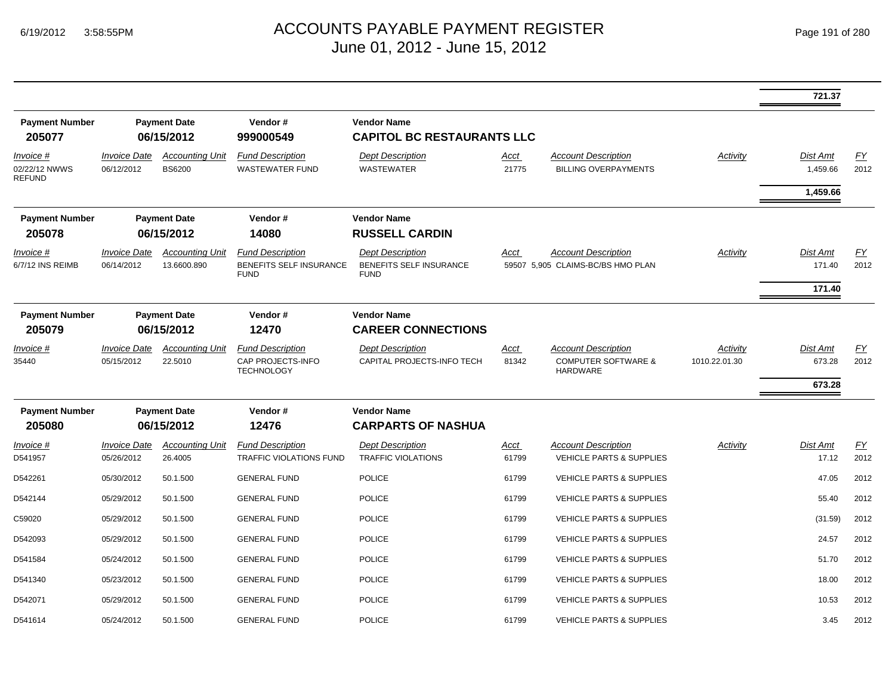# ACCOUNTS PAYABLE PAYMENT REGISTER
June 01, 2012 - June 15, 2012

| | | | | | | | | | |
|---|---|---|---|---|---|---|---|---|---|
| | | | | | | | | **721.37** | |

| Payment Number | Payment Date | Vendor # | Vendor Name |
|---|---|---|---|
| **205077** | **06/15/2012** | **999000549** | **CAPITOL BC RESTAURANTS LLC** |

| *Invoice #* | *Invoice Date* | *Accounting Unit* | *Fund Description* | *Dept Description* | *Acct* | *Account Description* | *Activity* | *Dist Amt* | *FY* |
|---|---|---|---|---|---|---|---|---|---|
| 02/22/12 NWWS REFUND | 06/12/2012 | BS6200 | WASTEWATER FUND | WASTEWATER | 21775 | BILLING OVERPAYMENTS | | 1,459.66 | 2012 |
| | | | | | | | | **1,459.66** | |

| Payment Number | Payment Date | Vendor # | Vendor Name |
|---|---|---|---|
| **205078** | **06/15/2012** | **14080** | **RUSSELL CARDIN** |

| *Invoice #* | *Invoice Date* | *Accounting Unit* | *Fund Description* | *Dept Description* | *Acct* | *Account Description* | *Activity* | *Dist Amt* | *FY* |
|---|---|---|---|---|---|---|---|---|---|
| 6/7/12 INS REIMB | 06/14/2012 | 13.6600.890 | BENEFITS SELF INSURANCE FUND | BENEFITS SELF INSURANCE FUND | 59507 | 5,905 CLAIMS-BC/BS HMO PLAN | | 171.40 | 2012 |
| | | | | | | | | **171.40** | |

| Payment Number | Payment Date | Vendor # | Vendor Name |
|---|---|---|---|
| **205079** | **06/15/2012** | **12470** | **CAREER CONNECTIONS** |

| *Invoice #* | *Invoice Date* | *Accounting Unit* | *Fund Description* | *Dept Description* | *Acct* | *Account Description* | *Activity* | *Dist Amt* | *FY* |
|---|---|---|---|---|---|---|---|---|---|
| 35440 | 05/15/2012 | 22.5010 | CAP PROJECTS-INFO TECHNOLOGY | CAPITAL PROJECTS-INFO TECH | 81342 | COMPUTER SOFTWARE & HARDWARE | 1010.22.01.30 | 673.28 | 2012 |
| | | | | | | | | **673.28** | |

| Payment Number | Payment Date | Vendor # | Vendor Name |
|---|---|---|---|
| **205080** | **06/15/2012** | **12476** | **CARPARTS OF NASHUA** |

| *Invoice #* | *Invoice Date* | *Accounting Unit* | *Fund Description* | *Dept Description* | *Acct* | *Account Description* | *Activity* | *Dist Amt* | *FY* |
|---|---|---|---|---|---|---|---|---|---|
| D541957 | 05/26/2012 | 26.4005 | TRAFFIC VIOLATIONS FUND | TRAFFIC VIOLATIONS | 61799 | VEHICLE PARTS & SUPPLIES | | 17.12 | 2012 |
| D542261 | 05/30/2012 | 50.1.500 | GENERAL FUND | POLICE | 61799 | VEHICLE PARTS & SUPPLIES | | 47.05 | 2012 |
| D542144 | 05/29/2012 | 50.1.500 | GENERAL FUND | POLICE | 61799 | VEHICLE PARTS & SUPPLIES | | 55.40 | 2012 |
| C59020 | 05/29/2012 | 50.1.500 | GENERAL FUND | POLICE | 61799 | VEHICLE PARTS & SUPPLIES | | (31.59) | 2012 |
| D542093 | 05/29/2012 | 50.1.500 | GENERAL FUND | POLICE | 61799 | VEHICLE PARTS & SUPPLIES | | 24.57 | 2012 |
| D541584 | 05/24/2012 | 50.1.500 | GENERAL FUND | POLICE | 61799 | VEHICLE PARTS & SUPPLIES | | 51.70 | 2012 |
| D541340 | 05/23/2012 | 50.1.500 | GENERAL FUND | POLICE | 61799 | VEHICLE PARTS & SUPPLIES | | 18.00 | 2012 |
| D542071 | 05/29/2012 | 50.1.500 | GENERAL FUND | POLICE | 61799 | VEHICLE PARTS & SUPPLIES | | 10.53 | 2012 |
| D541614 | 05/24/2012 | 50.1.500 | GENERAL FUND | POLICE | 61799 | VEHICLE PARTS & SUPPLIES | | 3.45 | 2012 |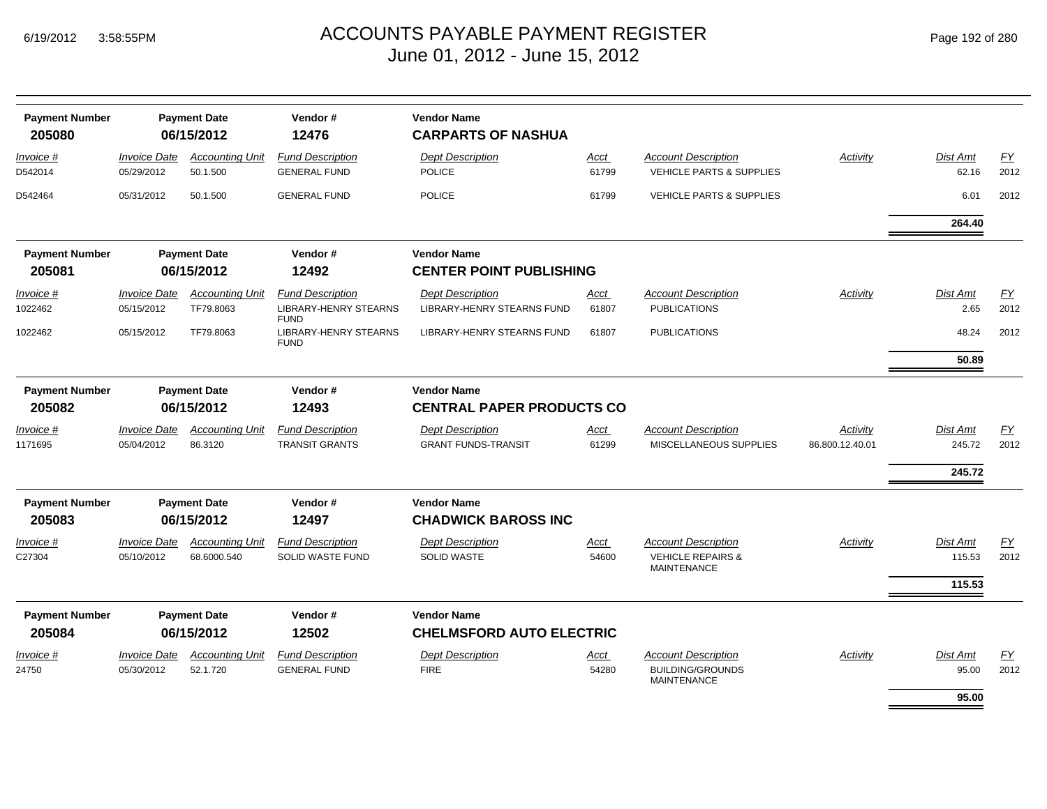# ACCOUNTS PAYABLE PAYMENT REGISTER
June 01, 2012 - June 15, 2012

6/19/2012 3:58:55PM

| Payment Number | Payment Date | Vendor # | Vendor Name |
|---|---|---|---|
| 205080 | 06/15/2012 | 12476 | CARPARTS OF NASHUA |

| Invoice # | Invoice Date | Accounting Unit | Fund Description | Dept Description | Acct | Account Description | Activity | Dist Amt | FY |
|---|---|---|---|---|---|---|---|---|---|
| D542014 | 05/29/2012 | 50.1.500 | GENERAL FUND | POLICE | 61799 | VEHICLE PARTS & SUPPLIES | | 62.16 | 2012 |
| D542464 | 05/31/2012 | 50.1.500 | GENERAL FUND | POLICE | 61799 | VEHICLE PARTS & SUPPLIES | | 6.01 | 2012 |
| | | | | | | | | **264.40** | |

| Payment Number | Payment Date | Vendor # | Vendor Name |
|---|---|---|---|
| 205081 | 06/15/2012 | 12492 | CENTER POINT PUBLISHING |

| Invoice # | Invoice Date | Accounting Unit | Fund Description | Dept Description | Acct | Account Description | Activity | Dist Amt | FY |
|---|---|---|---|---|---|---|---|---|---|
| 1022462 | 05/15/2012 | TF79.8063 | LIBRARY-HENRY STEARNS FUND | LIBRARY-HENRY STEARNS FUND | 61807 | PUBLICATIONS | | 2.65 | 2012 |
| 1022462 | 05/15/2012 | TF79.8063 | LIBRARY-HENRY STEARNS FUND | LIBRARY-HENRY STEARNS FUND | 61807 | PUBLICATIONS | | 48.24 | 2012 |
| | | | | | | | | **50.89** | |

| Payment Number | Payment Date | Vendor # | Vendor Name |
|---|---|---|---|
| 205082 | 06/15/2012 | 12493 | CENTRAL PAPER PRODUCTS CO |

| Invoice # | Invoice Date | Accounting Unit | Fund Description | Dept Description | Acct | Account Description | Activity | Dist Amt | FY |
|---|---|---|---|---|---|---|---|---|---|
| 1171695 | 05/04/2012 | 86.3120 | TRANSIT GRANTS | GRANT FUNDS-TRANSIT | 61299 | MISCELLANEOUS SUPPLIES | 86.800.12.40.01 | 245.72 | 2012 |
| | | | | | | | | **245.72** | |

| Payment Number | Payment Date | Vendor # | Vendor Name |
|---|---|---|---|
| 205083 | 06/15/2012 | 12497 | CHADWICK BAROSS INC |

| Invoice # | Invoice Date | Accounting Unit | Fund Description | Dept Description | Acct | Account Description | Activity | Dist Amt | FY |
|---|---|---|---|---|---|---|---|---|---|
| C27304 | 05/10/2012 | 68.6000.540 | SOLID WASTE FUND | SOLID WASTE | 54600 | VEHICLE REPAIRS & MAINTENANCE | | 115.53 | 2012 |
| | | | | | | | | **115.53** | |

| Payment Number | Payment Date | Vendor # | Vendor Name |
|---|---|---|---|
| 205084 | 06/15/2012 | 12502 | CHELMSFORD AUTO ELECTRIC |

| Invoice # | Invoice Date | Accounting Unit | Fund Description | Dept Description | Acct | Account Description | Activity | Dist Amt | FY |
|---|---|---|---|---|---|---|---|---|---|
| 24750 | 05/30/2012 | 52.1.720 | GENERAL FUND | FIRE | 54280 | BUILDING/GROUNDS MAINTENANCE | | 95.00 | 2012 |
| | | | | | | | | **95.00** | |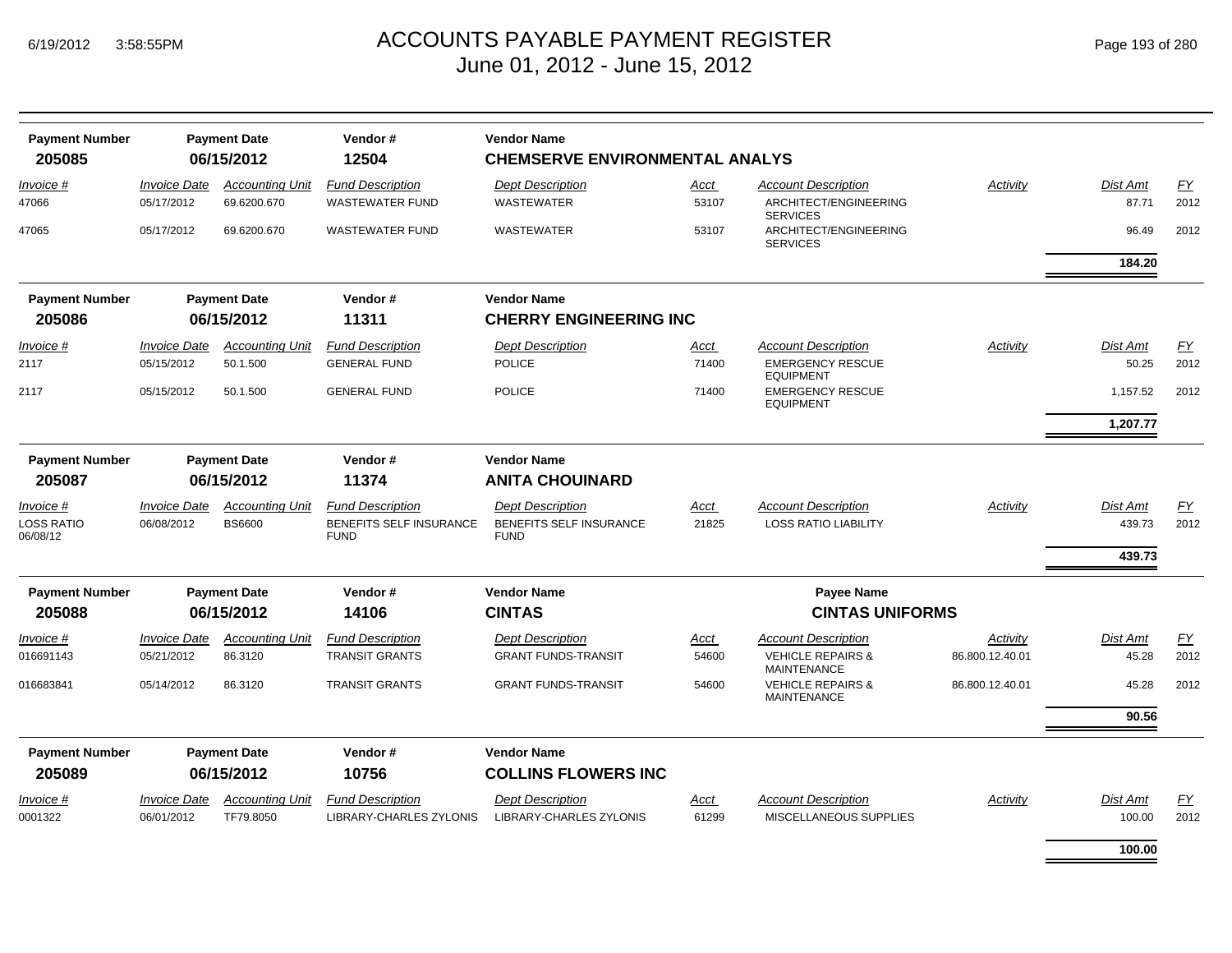# ACCOUNTS PAYABLE PAYMENT REGISTER
## June 01, 2012 - June 15, 2012

| Payment Number | Payment Date | Vendor # | Vendor Name |
|---|---|---|---|
| **205085** | **06/15/2012** | **12504** | **CHEMSERVE ENVIRONMENTAL ANALYS** |

| Invoice # | Invoice Date | Accounting Unit | Fund Description | Dept Description | Acct | Account Description | Activity | Dist Amt | FY |
|---|---|---|---|---|---|---|---|---|---|
| 47066 | 05/17/2012 | 69.6200.670 | WASTEWATER FUND | WASTEWATER | 53107 | ARCHITECT/ENGINEERING SERVICES | | 87.71 | 2012 |
| 47065 | 05/17/2012 | 69.6200.670 | WASTEWATER FUND | WASTEWATER | 53107 | ARCHITECT/ENGINEERING SERVICES | | 96.49 | 2012 |
| | | | | | | | | **184.20** | |

| Payment Number | Payment Date | Vendor # | Vendor Name |
|---|---|---|---|
| **205086** | **06/15/2012** | **11311** | **CHERRY ENGINEERING INC** |

| Invoice # | Invoice Date | Accounting Unit | Fund Description | Dept Description | Acct | Account Description | Activity | Dist Amt | FY |
|---|---|---|---|---|---|---|---|---|---|
| 2117 | 05/15/2012 | 50.1.500 | GENERAL FUND | POLICE | 71400 | EMERGENCY RESCUE EQUIPMENT | | 50.25 | 2012 |
| 2117 | 05/15/2012 | 50.1.500 | GENERAL FUND | POLICE | 71400 | EMERGENCY RESCUE EQUIPMENT | | 1,157.52 | 2012 |
| | | | | | | | | **1,207.77** | |

| Payment Number | Payment Date | Vendor # | Vendor Name |
|---|---|---|---|
| **205087** | **06/15/2012** | **11374** | **ANITA CHOUINARD** |

| Invoice # | Invoice Date | Accounting Unit | Fund Description | Dept Description | Acct | Account Description | Activity | Dist Amt | FY |
|---|---|---|---|---|---|---|---|---|---|
| LOSS RATIO 06/08/12 | 06/08/2012 | BS6600 | BENEFITS SELF INSURANCE FUND | BENEFITS SELF INSURANCE FUND | 21825 | LOSS RATIO LIABILITY | | 439.73 | 2012 |
| | | | | | | | | **439.73** | |

| Payment Number | Payment Date | Vendor # | Vendor Name | Payee Name |
|---|---|---|---|---|
| **205088** | **06/15/2012** | **14106** | **CINTAS** | **CINTAS UNIFORMS** |

| Invoice # | Invoice Date | Accounting Unit | Fund Description | Dept Description | Acct | Account Description | Activity | Dist Amt | FY |
|---|---|---|---|---|---|---|---|---|---|
| 016691143 | 05/21/2012 | 86.3120 | TRANSIT GRANTS | GRANT FUNDS-TRANSIT | 54600 | VEHICLE REPAIRS & MAINTENANCE | 86.800.12.40.01 | 45.28 | 2012 |
| 016683841 | 05/14/2012 | 86.3120 | TRANSIT GRANTS | GRANT FUNDS-TRANSIT | 54600 | VEHICLE REPAIRS & MAINTENANCE | 86.800.12.40.01 | 45.28 | 2012 |
| | | | | | | | | **90.56** | |

| Payment Number | Payment Date | Vendor # | Vendor Name |
|---|---|---|---|
| **205089** | **06/15/2012** | **10756** | **COLLINS FLOWERS INC** |

| Invoice # | Invoice Date | Accounting Unit | Fund Description | Dept Description | Acct | Account Description | Activity | Dist Amt | FY |
|---|---|---|---|---|---|---|---|---|---|
| 0001322 | 06/01/2012 | TF79.8050 | LIBRARY-CHARLES ZYLONIS | LIBRARY-CHARLES ZYLONIS | 61299 | MISCELLANEOUS SUPPLIES | | 100.00 | 2012 |
| | | | | | | | | **100.00** | |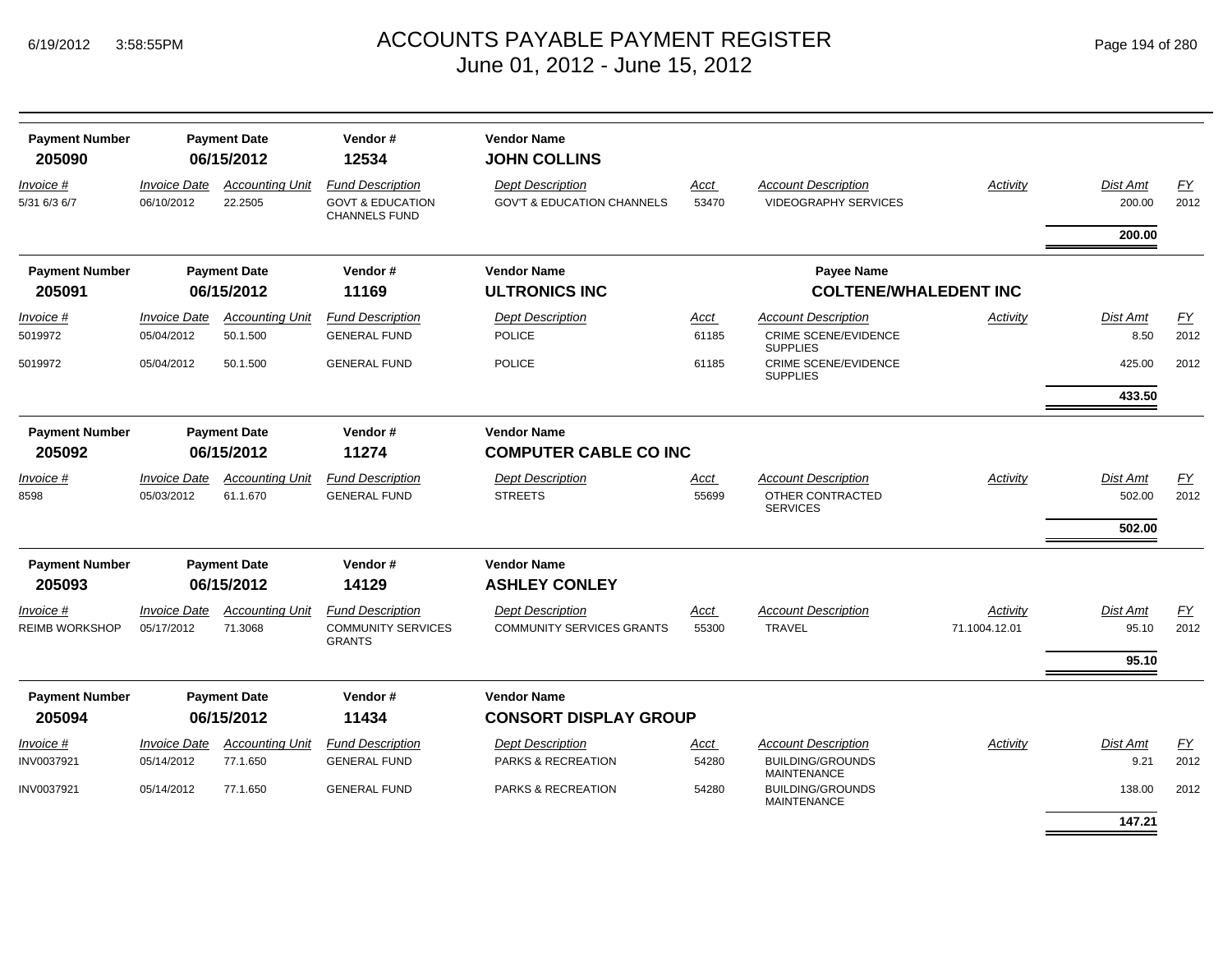# ACCOUNTS PAYABLE PAYMENT REGISTER

June 01, 2012 - June 15, 2012

| Payment Number | Payment Date | Vendor # | Vendor Name |
|---|---|---|---|
| **205090** | **06/15/2012** | **12534** | **JOHN COLLINS** |

| Invoice # | Invoice Date | Accounting Unit | Fund Description | Dept Description | Acct | Account Description | Activity | Dist Amt | FY |
|---|---|---|---|---|---|---|---|---|---|
| 5/31 6/3 6/7 | 06/10/2012 | 22.2505 | GOVT & EDUCATION CHANNELS FUND | GOV'T & EDUCATION CHANNELS | 53470 | VIDEOGRAPHY SERVICES | | 200.00 | 2012 |
| | | | | | | | | **200.00** | |

| Payment Number | Payment Date | Vendor # | Vendor Name | Payee Name |
|---|---|---|---|---|
| **205091** | **06/15/2012** | **11169** | **ULTRONICS INC** | **COLTENE/WHALEDENT INC** |

| Invoice # | Invoice Date | Accounting Unit | Fund Description | Dept Description | Acct | Account Description | Activity | Dist Amt | FY |
|---|---|---|---|---|---|---|---|---|---|
| 5019972 | 05/04/2012 | 50.1.500 | GENERAL FUND | POLICE | 61185 | CRIME SCENE/EVIDENCE SUPPLIES | | 8.50 | 2012 |
| 5019972 | 05/04/2012 | 50.1.500 | GENERAL FUND | POLICE | 61185 | CRIME SCENE/EVIDENCE SUPPLIES | | 425.00 | 2012 |
| | | | | | | | | **433.50** | |

| Payment Number | Payment Date | Vendor # | Vendor Name |
|---|---|---|---|
| **205092** | **06/15/2012** | **11274** | **COMPUTER CABLE CO INC** |

| Invoice # | Invoice Date | Accounting Unit | Fund Description | Dept Description | Acct | Account Description | Activity | Dist Amt | FY |
|---|---|---|---|---|---|---|---|---|---|
| 8598 | 05/03/2012 | 61.1.670 | GENERAL FUND | STREETS | 55699 | OTHER CONTRACTED SERVICES | | 502.00 | 2012 |
| | | | | | | | | **502.00** | |

| Payment Number | Payment Date | Vendor # | Vendor Name |
|---|---|---|---|
| **205093** | **06/15/2012** | **14129** | **ASHLEY CONLEY** |

| Invoice # | Invoice Date | Accounting Unit | Fund Description | Dept Description | Acct | Account Description | Activity | Dist Amt | FY |
|---|---|---|---|---|---|---|---|---|---|
| REIMB WORKSHOP | 05/17/2012 | 71.3068 | COMMUNITY SERVICES GRANTS | COMMUNITY SERVICES GRANTS | 55300 | TRAVEL | 71.1004.12.01 | 95.10 | 2012 |
| | | | | | | | | **95.10** | |

| Payment Number | Payment Date | Vendor # | Vendor Name |
|---|---|---|---|
| **205094** | **06/15/2012** | **11434** | **CONSORT DISPLAY GROUP** |

| Invoice # | Invoice Date | Accounting Unit | Fund Description | Dept Description | Acct | Account Description | Activity | Dist Amt | FY |
|---|---|---|---|---|---|---|---|---|---|
| INV0037921 | 05/14/2012 | 77.1.650 | GENERAL FUND | PARKS & RECREATION | 54280 | BUILDING/GROUNDS MAINTENANCE | | 9.21 | 2012 |
| INV0037921 | 05/14/2012 | 77.1.650 | GENERAL FUND | PARKS & RECREATION | 54280 | BUILDING/GROUNDS MAINTENANCE | | 138.00 | 2012 |
| | | | | | | | | **147.21** | |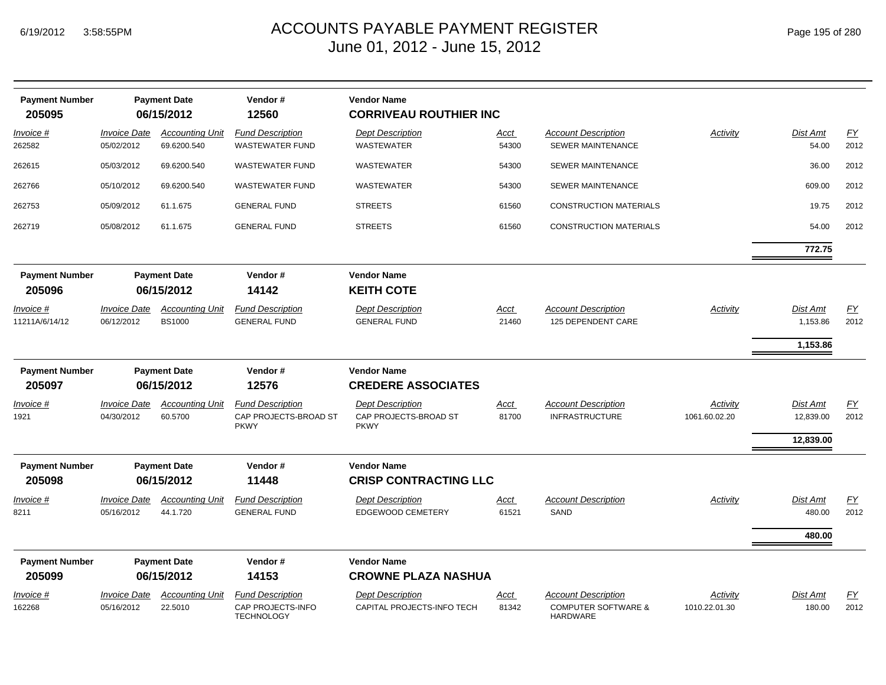# ACCOUNTS PAYABLE PAYMENT REGISTER
June 01, 2012 - June 15, 2012

| Payment Number | Payment Date | Vendor # | Vendor Name |
|---|---|---|---|
| 205095 | 06/15/2012 | 12560 | CORRIVEAU ROUTHIER INC |

| Invoice # | Invoice Date | Accounting Unit | Fund Description | Dept Description | Acct | Account Description | Activity | Dist Amt | FY |
|---|---|---|---|---|---|---|---|---|---|
| 262582 | 05/02/2012 | 69.6200.540 | WASTEWATER FUND | WASTEWATER | 54300 | SEWER MAINTENANCE | | 54.00 | 2012 |
| 262615 | 05/03/2012 | 69.6200.540 | WASTEWATER FUND | WASTEWATER | 54300 | SEWER MAINTENANCE | | 36.00 | 2012 |
| 262766 | 05/10/2012 | 69.6200.540 | WASTEWATER FUND | WASTEWATER | 54300 | SEWER MAINTENANCE | | 609.00 | 2012 |
| 262753 | 05/09/2012 | 61.1.675 | GENERAL FUND | STREETS | 61560 | CONSTRUCTION MATERIALS | | 19.75 | 2012 |
| 262719 | 05/08/2012 | 61.1.675 | GENERAL FUND | STREETS | 61560 | CONSTRUCTION MATERIALS | | 54.00 | 2012 |
| | | | | | | | | **772.75** | |

| Payment Number | Payment Date | Vendor # | Vendor Name |
|---|---|---|---|
| 205096 | 06/15/2012 | 14142 | KEITH COTE |

| Invoice # | Invoice Date | Accounting Unit | Fund Description | Dept Description | Acct | Account Description | Activity | Dist Amt | FY |
|---|---|---|---|---|---|---|---|---|---|
| 11211A/6/14/12 | 06/12/2012 | BS1000 | GENERAL FUND | GENERAL FUND | 21460 | 125 DEPENDENT CARE | | 1,153.86 | 2012 |
| | | | | | | | | **1,153.86** | |

| Payment Number | Payment Date | Vendor # | Vendor Name |
|---|---|---|---|
| 205097 | 06/15/2012 | 12576 | CREDERE ASSOCIATES |

| Invoice # | Invoice Date | Accounting Unit | Fund Description | Dept Description | Acct | Account Description | Activity | Dist Amt | FY |
|---|---|---|---|---|---|---|---|---|---|
| 1921 | 04/30/2012 | 60.5700 | CAP PROJECTS-BROAD ST PKWY | CAP PROJECTS-BROAD ST PKWY | 81700 | INFRASTRUCTURE | 1061.60.02.20 | 12,839.00 | 2012 |
| | | | | | | | | **12,839.00** | |

| Payment Number | Payment Date | Vendor # | Vendor Name |
|---|---|---|---|
| 205098 | 06/15/2012 | 11448 | CRISP CONTRACTING LLC |

| Invoice # | Invoice Date | Accounting Unit | Fund Description | Dept Description | Acct | Account Description | Activity | Dist Amt | FY |
|---|---|---|---|---|---|---|---|---|---|
| 8211 | 05/16/2012 | 44.1.720 | GENERAL FUND | EDGEWOOD CEMETERY | 61521 | SAND | | 480.00 | 2012 |
| | | | | | | | | **480.00** | |

| Payment Number | Payment Date | Vendor # | Vendor Name |
|---|---|---|---|
| 205099 | 06/15/2012 | 14153 | CROWNE PLAZA NASHUA |

| Invoice # | Invoice Date | Accounting Unit | Fund Description | Dept Description | Acct | Account Description | Activity | Dist Amt | FY |
|---|---|---|---|---|---|---|---|---|---|
| 162268 | 05/16/2012 | 22.5010 | CAP PROJECTS-INFO TECHNOLOGY | CAPITAL PROJECTS-INFO TECH | 81342 | COMPUTER SOFTWARE & HARDWARE | 1010.22.01.30 | 180.00 | 2012 |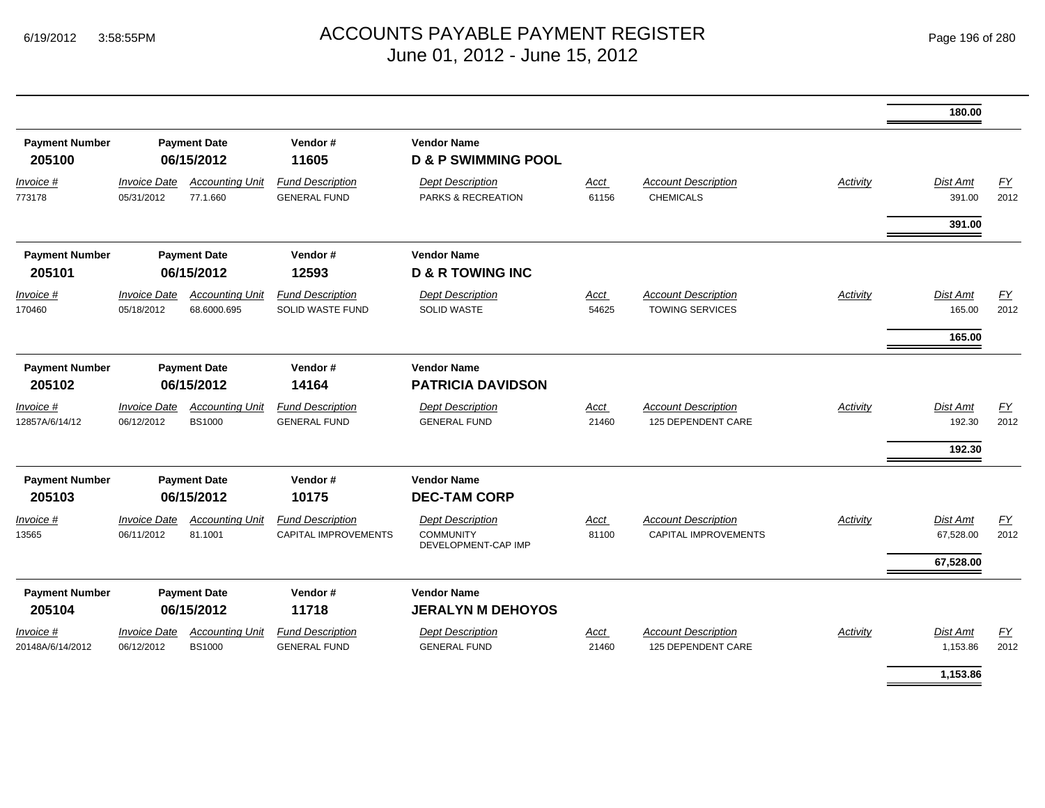| | | | | | | | | | |
|---|---|---|---|---|---|---|---|---|---|
| | | | | | | | | **180.00** | |

| Payment Number | Payment Date | | Vendor # | Vendor Name | | | | | |
|---|---|---|---|---|---|---|---|---|---|
| **205100** | **06/15/2012** | | **11605** | **D & P SWIMMING POOL** | | | | | |
| *Invoice #* | *Invoice Date* | *Accounting Unit* | *Fund Description* | *Dept Description* | *Acct* | *Account Description* | *Activity* | *Dist Amt* | *FY* |
| 773178 | 05/31/2012 | 77.1.660 | GENERAL FUND | PARKS & RECREATION | 61156 | CHEMICALS | | 391.00 | 2012 |
| | | | | | | | | **391.00** | |

| Payment Number | Payment Date | | Vendor # | Vendor Name | | | | | |
|---|---|---|---|---|---|---|---|---|---|
| **205101** | **06/15/2012** | | **12593** | **D & R TOWING INC** | | | | | |
| *Invoice #* | *Invoice Date* | *Accounting Unit* | *Fund Description* | *Dept Description* | *Acct* | *Account Description* | *Activity* | *Dist Amt* | *FY* |
| 170460 | 05/18/2012 | 68.6000.695 | SOLID WASTE FUND | SOLID WASTE | 54625 | TOWING SERVICES | | 165.00 | 2012 |
| | | | | | | | | **165.00** | |

| Payment Number | Payment Date | | Vendor # | Vendor Name | | | | | |
|---|---|---|---|---|---|---|---|---|---|
| **205102** | **06/15/2012** | | **14164** | **PATRICIA DAVIDSON** | | | | | |
| *Invoice #* | *Invoice Date* | *Accounting Unit* | *Fund Description* | *Dept Description* | *Acct* | *Account Description* | *Activity* | *Dist Amt* | *FY* |
| 12857A/6/14/12 | 06/12/2012 | BS1000 | GENERAL FUND | GENERAL FUND | 21460 | 125 DEPENDENT CARE | | 192.30 | 2012 |
| | | | | | | | | **192.30** | |

| Payment Number | Payment Date | | Vendor # | Vendor Name | | | | | |
|---|---|---|---|---|---|---|---|---|---|
| **205103** | **06/15/2012** | | **10175** | **DEC-TAM CORP** | | | | | |
| *Invoice #* | *Invoice Date* | *Accounting Unit* | *Fund Description* | *Dept Description* | *Acct* | *Account Description* | *Activity* | *Dist Amt* | *FY* |
| 13565 | 06/11/2012 | 81.1001 | CAPITAL IMPROVEMENTS | COMMUNITY DEVELOPMENT-CAP IMP | 81100 | CAPITAL IMPROVEMENTS | | 67,528.00 | 2012 |
| | | | | | | | | **67,528.00** | |

| Payment Number | Payment Date | | Vendor # | Vendor Name | | | | | |
|---|---|---|---|---|---|---|---|---|---|
| **205104** | **06/15/2012** | | **11718** | **JERALYN M DEHOYOS** | | | | | |
| *Invoice #* | *Invoice Date* | *Accounting Unit* | *Fund Description* | *Dept Description* | *Acct* | *Account Description* | *Activity* | *Dist Amt* | *FY* |
| 20148A/6/14/2012 | 06/12/2012 | BS1000 | GENERAL FUND | GENERAL FUND | 21460 | 125 DEPENDENT CARE | | 1,153.86 | 2012 |
| | | | | | | | | **1,153.86** | |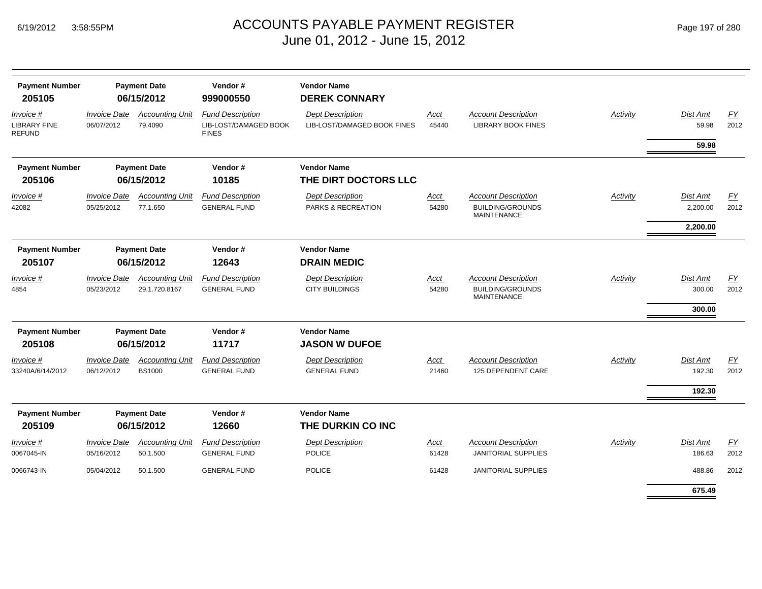# ACCOUNTS PAYABLE PAYMENT REGISTER
June 01, 2012 - June 15, 2012

| Payment Number | Payment Date | Vendor # | Vendor Name |
|---|---|---|---|
| **205105** | **06/15/2012** | **999000550** | **DEREK CONNARY** |

| Invoice # | Invoice Date | Accounting Unit | Fund Description | Dept Description | Acct | Account Description | Activity | Dist Amt | FY |
|---|---|---|---|---|---|---|---|---|---|
| LIBRARY FINE REFUND | 06/07/2012 | 79.4090 | LIB-LOST/DAMAGED BOOK FINES | LIB-LOST/DAMAGED BOOK FINES | 45440 | LIBRARY BOOK FINES | | 59.98 | 2012 |
| | | | | | | | | **59.98** | |

| Payment Number | Payment Date | Vendor # | Vendor Name |
|---|---|---|---|
| **205106** | **06/15/2012** | **10185** | **THE DIRT DOCTORS LLC** |

| Invoice # | Invoice Date | Accounting Unit | Fund Description | Dept Description | Acct | Account Description | Activity | Dist Amt | FY |
|---|---|---|---|---|---|---|---|---|---|
| 42082 | 05/25/2012 | 77.1.650 | GENERAL FUND | PARKS & RECREATION | 54280 | BUILDING/GROUNDS MAINTENANCE | | 2,200.00 | 2012 |
| | | | | | | | | **2,200.00** | |

| Payment Number | Payment Date | Vendor # | Vendor Name |
|---|---|---|---|
| **205107** | **06/15/2012** | **12643** | **DRAIN MEDIC** |

| Invoice # | Invoice Date | Accounting Unit | Fund Description | Dept Description | Acct | Account Description | Activity | Dist Amt | FY |
|---|---|---|---|---|---|---|---|---|---|
| 4854 | 05/23/2012 | 29.1.720.8167 | GENERAL FUND | CITY BUILDINGS | 54280 | BUILDING/GROUNDS MAINTENANCE | | 300.00 | 2012 |
| | | | | | | | | **300.00** | |

| Payment Number | Payment Date | Vendor # | Vendor Name |
|---|---|---|---|
| **205108** | **06/15/2012** | **11717** | **JASON W DUFOE** |

| Invoice # | Invoice Date | Accounting Unit | Fund Description | Dept Description | Acct | Account Description | Activity | Dist Amt | FY |
|---|---|---|---|---|---|---|---|---|---|
| 33240A/6/14/2012 | 06/12/2012 | BS1000 | GENERAL FUND | GENERAL FUND | 21460 | 125 DEPENDENT CARE | | 192.30 | 2012 |
| | | | | | | | | **192.30** | |

| Payment Number | Payment Date | Vendor # | Vendor Name |
|---|---|---|---|
| **205109** | **06/15/2012** | **12660** | **THE DURKIN CO INC** |

| Invoice # | Invoice Date | Accounting Unit | Fund Description | Dept Description | Acct | Account Description | Activity | Dist Amt | FY |
|---|---|---|---|---|---|---|---|---|---|
| 0067045-IN | 05/16/2012 | 50.1.500 | GENERAL FUND | POLICE | 61428 | JANITORIAL SUPPLIES | | 186.63 | 2012 |
| 0066743-IN | 05/04/2012 | 50.1.500 | GENERAL FUND | POLICE | 61428 | JANITORIAL SUPPLIES | | 488.86 | 2012 |
| | | | | | | | | **675.49** | |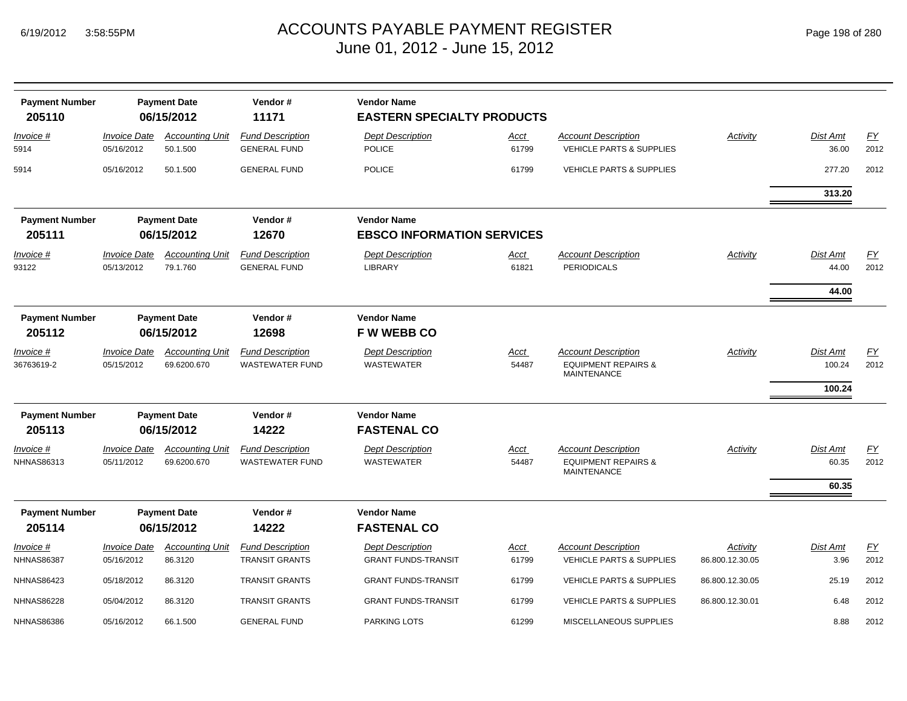# ACCOUNTS PAYABLE PAYMENT REGISTER

June 01, 2012 - June 15, 2012

| Payment Number | Payment Date | Vendor # | Vendor Name |
|---|---|---|---|
| **205110** | **06/15/2012** | **11171** | **EASTERN SPECIALTY PRODUCTS** |

| *Invoice #* | *Invoice Date* | *Accounting Unit* | *Fund Description* | *Dept Description* | *Acct* | *Account Description* | *Activity* | *Dist Amt* | *FY* |
|---|---|---|---|---|---|---|---|---|---|
| 5914 | 05/16/2012 | 50.1.500 | GENERAL FUND | POLICE | 61799 | VEHICLE PARTS & SUPPLIES | | 36.00 | 2012 |
| 5914 | 05/16/2012 | 50.1.500 | GENERAL FUND | POLICE | 61799 | VEHICLE PARTS & SUPPLIES | | 277.20 | 2012 |
| | | | | | | | | **313.20** | |

| Payment Number | Payment Date | Vendor # | Vendor Name |
|---|---|---|---|
| **205111** | **06/15/2012** | **12670** | **EBSCO INFORMATION SERVICES** |

| *Invoice #* | *Invoice Date* | *Accounting Unit* | *Fund Description* | *Dept Description* | *Acct* | *Account Description* | *Activity* | *Dist Amt* | *FY* |
|---|---|---|---|---|---|---|---|---|---|
| 93122 | 05/13/2012 | 79.1.760 | GENERAL FUND | LIBRARY | 61821 | PERIODICALS | | 44.00 | 2012 |
| | | | | | | | | **44.00** | |

| Payment Number | Payment Date | Vendor # | Vendor Name |
|---|---|---|---|
| **205112** | **06/15/2012** | **12698** | **F W WEBB CO** |

| *Invoice #* | *Invoice Date* | *Accounting Unit* | *Fund Description* | *Dept Description* | *Acct* | *Account Description* | *Activity* | *Dist Amt* | *FY* |
|---|---|---|---|---|---|---|---|---|---|
| 36763619-2 | 05/15/2012 | 69.6200.670 | WASTEWATER FUND | WASTEWATER | 54487 | EQUIPMENT REPAIRS & MAINTENANCE | | 100.24 | 2012 |
| | | | | | | | | **100.24** | |

| Payment Number | Payment Date | Vendor # | Vendor Name |
|---|---|---|---|
| **205113** | **06/15/2012** | **14222** | **FASTENAL CO** |

| *Invoice #* | *Invoice Date* | *Accounting Unit* | *Fund Description* | *Dept Description* | *Acct* | *Account Description* | *Activity* | *Dist Amt* | *FY* |
|---|---|---|---|---|---|---|---|---|---|
| NHNAS86313 | 05/11/2012 | 69.6200.670 | WASTEWATER FUND | WASTEWATER | 54487 | EQUIPMENT REPAIRS & MAINTENANCE | | 60.35 | 2012 |
| | | | | | | | | **60.35** | |

| Payment Number | Payment Date | Vendor # | Vendor Name |
|---|---|---|---|
| **205114** | **06/15/2012** | **14222** | **FASTENAL CO** |

| *Invoice #* | *Invoice Date* | *Accounting Unit* | *Fund Description* | *Dept Description* | *Acct* | *Account Description* | *Activity* | *Dist Amt* | *FY* |
|---|---|---|---|---|---|---|---|---|---|
| NHNAS86387 | 05/16/2012 | 86.3120 | TRANSIT GRANTS | GRANT FUNDS-TRANSIT | 61799 | VEHICLE PARTS & SUPPLIES | 86.800.12.30.05 | 3.96 | 2012 |
| NHNAS86423 | 05/18/2012 | 86.3120 | TRANSIT GRANTS | GRANT FUNDS-TRANSIT | 61799 | VEHICLE PARTS & SUPPLIES | 86.800.12.30.05 | 25.19 | 2012 |
| NHNAS86228 | 05/04/2012 | 86.3120 | TRANSIT GRANTS | GRANT FUNDS-TRANSIT | 61799 | VEHICLE PARTS & SUPPLIES | 86.800.12.30.01 | 6.48 | 2012 |
| NHNAS86386 | 05/16/2012 | 66.1.500 | GENERAL FUND | PARKING LOTS | 61299 | MISCELLANEOUS SUPPLIES | | 8.88 | 2012 |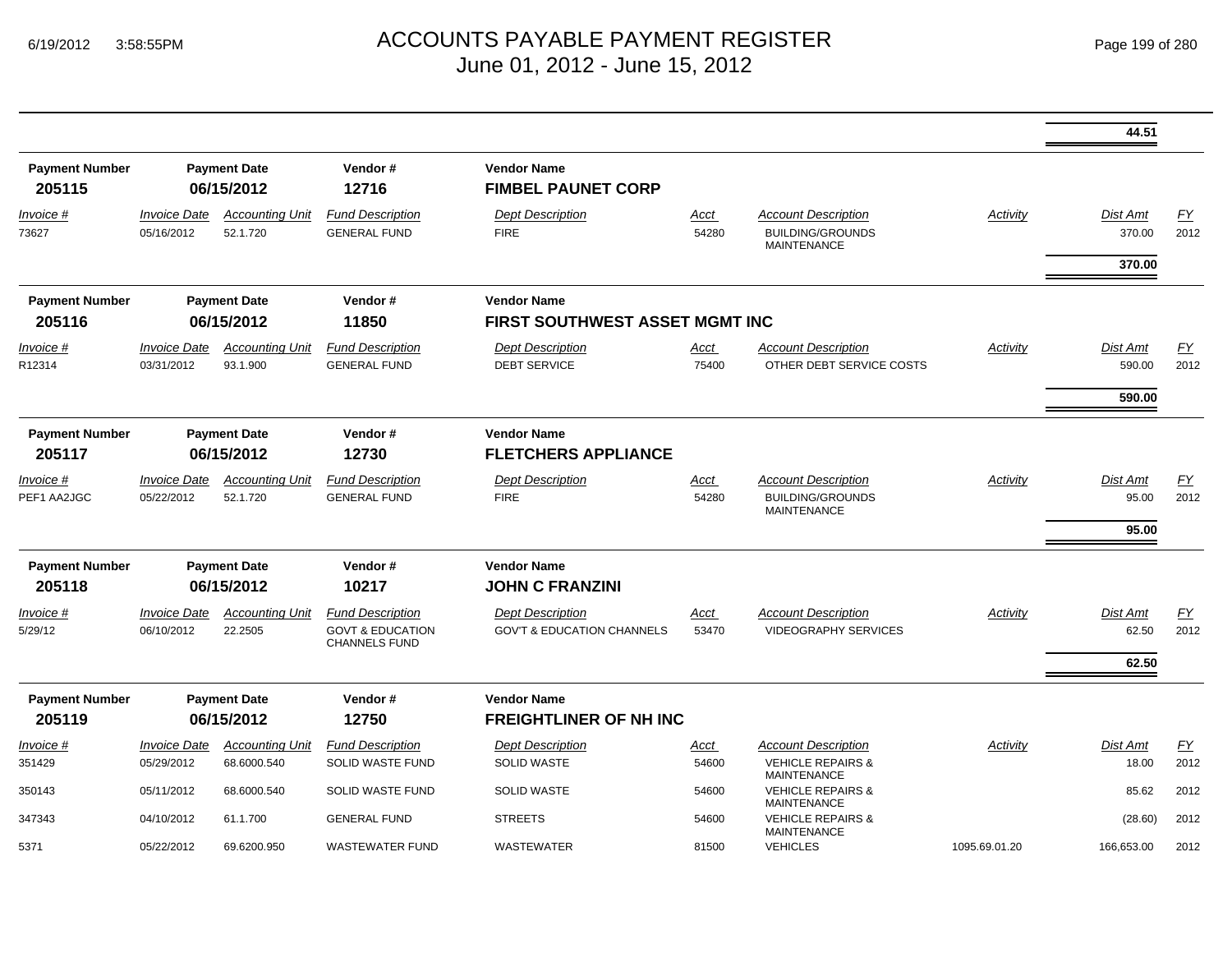# ACCOUNTS PAYABLE PAYMENT REGISTER

June 01, 2012 - June 15, 2012

| | | | | | | | | | |
|---|---|---|---|---|---|---|---|---|---|
| | | | | | | | | **44.51** | |

| Payment Number | Payment Date | | Vendor # | Vendor Name | | | | | |
|---|---|---|---|---|---|---|---|---|---|
| **205115** | **06/15/2012** | | **12716** | **FIMBEL PAUNET CORP** | | | | | |
| *Invoice #* | *Invoice Date* | *Accounting Unit* | *Fund Description* | *Dept Description* | *Acct* | *Account Description* | *Activity* | *Dist Amt* | *FY* |
| 73627 | 05/16/2012 | 52.1.720 | GENERAL FUND | FIRE | 54280 | BUILDING/GROUNDS MAINTENANCE | | 370.00 | 2012 |
| | | | | | | | | **370.00** | |

| Payment Number | Payment Date | | Vendor # | Vendor Name | | | | | |
|---|---|---|---|---|---|---|---|---|---|
| **205116** | **06/15/2012** | | **11850** | **FIRST SOUTHWEST ASSET MGMT INC** | | | | | |
| *Invoice #* | *Invoice Date* | *Accounting Unit* | *Fund Description* | *Dept Description* | *Acct* | *Account Description* | *Activity* | *Dist Amt* | *FY* |
| R12314 | 03/31/2012 | 93.1.900 | GENERAL FUND | DEBT SERVICE | 75400 | OTHER DEBT SERVICE COSTS | | 590.00 | 2012 |
| | | | | | | | | **590.00** | |

| Payment Number | Payment Date | | Vendor # | Vendor Name | | | | | |
|---|---|---|---|---|---|---|---|---|---|
| **205117** | **06/15/2012** | | **12730** | **FLETCHERS APPLIANCE** | | | | | |
| *Invoice #* | *Invoice Date* | *Accounting Unit* | *Fund Description* | *Dept Description* | *Acct* | *Account Description* | *Activity* | *Dist Amt* | *FY* |
| PEF1 AA2JGC | 05/22/2012 | 52.1.720 | GENERAL FUND | FIRE | 54280 | BUILDING/GROUNDS MAINTENANCE | | 95.00 | 2012 |
| | | | | | | | | **95.00** | |

| Payment Number | Payment Date | | Vendor # | Vendor Name | | | | | |
|---|---|---|---|---|---|---|---|---|---|
| **205118** | **06/15/2012** | | **10217** | **JOHN C FRANZINI** | | | | | |
| *Invoice #* | *Invoice Date* | *Accounting Unit* | *Fund Description* | *Dept Description* | *Acct* | *Account Description* | *Activity* | *Dist Amt* | *FY* |
| 5/29/12 | 06/10/2012 | 22.2505 | GOVT & EDUCATION CHANNELS FUND | GOV'T & EDUCATION CHANNELS | 53470 | VIDEOGRAPHY SERVICES | | 62.50 | 2012 |
| | | | | | | | | **62.50** | |

| Payment Number | Payment Date | | Vendor # | Vendor Name | | | | | |
|---|---|---|---|---|---|---|---|---|---|
| **205119** | **06/15/2012** | | **12750** | **FREIGHTLINER OF NH INC** | | | | | |
| *Invoice #* | *Invoice Date* | *Accounting Unit* | *Fund Description* | *Dept Description* | *Acct* | *Account Description* | *Activity* | *Dist Amt* | *FY* |
| 351429 | 05/29/2012 | 68.6000.540 | SOLID WASTE FUND | SOLID WASTE | 54600 | VEHICLE REPAIRS & MAINTENANCE | | 18.00 | 2012 |
| 350143 | 05/11/2012 | 68.6000.540 | SOLID WASTE FUND | SOLID WASTE | 54600 | VEHICLE REPAIRS & MAINTENANCE | | 85.62 | 2012 |
| 347343 | 04/10/2012 | 61.1.700 | GENERAL FUND | STREETS | 54600 | VEHICLE REPAIRS & MAINTENANCE | | (28.60) | 2012 |
| 5371 | 05/22/2012 | 69.6200.950 | WASTEWATER FUND | WASTEWATER | 81500 | VEHICLES | 1095.69.01.20 | 166,653.00 | 2012 |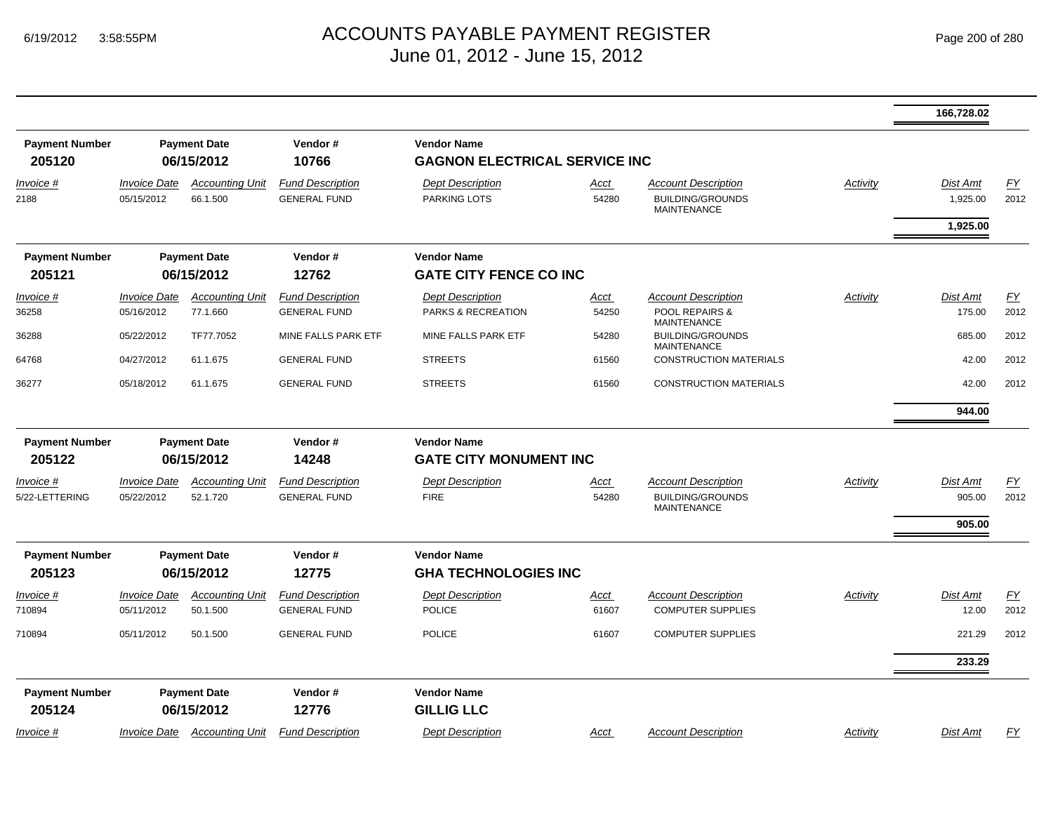# ACCOUNTS PAYABLE PAYMENT REGISTER
June 01, 2012 - June 15, 2012

| | | | | | | | | Dist Amt | |
|---|---|---|---|---|---|---|---|---|---|
| | | | | | | | | **166,728.02** | |

**Payment Number** 205120 | **Payment Date** 06/15/2012 | **Vendor #** 10766 | **Vendor Name** GAGNON ELECTRICAL SERVICE INC

| *Invoice #* | *Invoice Date* | *Accounting Unit* | *Fund Description* | *Dept Description* | *Acct* | *Account Description* | *Activity* | *Dist Amt* | *FY* |
|---|---|---|---|---|---|---|---|---|---|
| 2188 | 05/15/2012 | 66.1.500 | GENERAL FUND | PARKING LOTS | 54280 | BUILDING/GROUNDS MAINTENANCE | | 1,925.00 | 2012 |
| | | | | | | | | **1,925.00** | |

**Payment Number** 205121 | **Payment Date** 06/15/2012 | **Vendor #** 12762 | **Vendor Name** GATE CITY FENCE CO INC

| *Invoice #* | *Invoice Date* | *Accounting Unit* | *Fund Description* | *Dept Description* | *Acct* | *Account Description* | *Activity* | *Dist Amt* | *FY* |
|---|---|---|---|---|---|---|---|---|---|
| 36258 | 05/16/2012 | 77.1.660 | GENERAL FUND | PARKS & RECREATION | 54250 | POOL REPAIRS & MAINTENANCE | | 175.00 | 2012 |
| 36288 | 05/22/2012 | TF77.7052 | MINE FALLS PARK ETF | MINE FALLS PARK ETF | 54280 | BUILDING/GROUNDS MAINTENANCE | | 685.00 | 2012 |
| 64768 | 04/27/2012 | 61.1.675 | GENERAL FUND | STREETS | 61560 | CONSTRUCTION MATERIALS | | 42.00 | 2012 |
| 36277 | 05/18/2012 | 61.1.675 | GENERAL FUND | STREETS | 61560 | CONSTRUCTION MATERIALS | | 42.00 | 2012 |
| | | | | | | | | **944.00** | |

**Payment Number** 205122 | **Payment Date** 06/15/2012 | **Vendor #** 14248 | **Vendor Name** GATE CITY MONUMENT INC

| *Invoice #* | *Invoice Date* | *Accounting Unit* | *Fund Description* | *Dept Description* | *Acct* | *Account Description* | *Activity* | *Dist Amt* | *FY* |
|---|---|---|---|---|---|---|---|---|---|
| 5/22-LETTERING | 05/22/2012 | 52.1.720 | GENERAL FUND | FIRE | 54280 | BUILDING/GROUNDS MAINTENANCE | | 905.00 | 2012 |
| | | | | | | | | **905.00** | |

**Payment Number** 205123 | **Payment Date** 06/15/2012 | **Vendor #** 12775 | **Vendor Name** GHA TECHNOLOGIES INC

| *Invoice #* | *Invoice Date* | *Accounting Unit* | *Fund Description* | *Dept Description* | *Acct* | *Account Description* | *Activity* | *Dist Amt* | *FY* |
|---|---|---|---|---|---|---|---|---|---|
| 710894 | 05/11/2012 | 50.1.500 | GENERAL FUND | POLICE | 61607 | COMPUTER SUPPLIES | | 12.00 | 2012 |
| 710894 | 05/11/2012 | 50.1.500 | GENERAL FUND | POLICE | 61607 | COMPUTER SUPPLIES | | 221.29 | 2012 |
| | | | | | | | | **233.29** | |

**Payment Number** 205124 | **Payment Date** 06/15/2012 | **Vendor #** 12776 | **Vendor Name** GILLIG LLC

| *Invoice #* | *Invoice Date* | *Accounting Unit* | *Fund Description* | *Dept Description* | *Acct* | *Account Description* | *Activity* | *Dist Amt* | *FY* |
|---|---|---|---|---|---|---|---|---|---|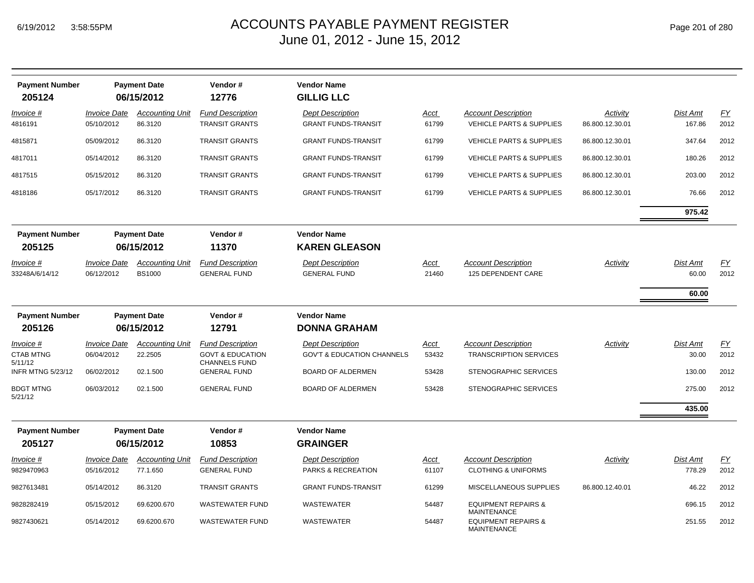# ACCOUNTS PAYABLE PAYMENT REGISTER
## June 01, 2012 - June 15, 2012

| Payment Number | Payment Date | Vendor # | Vendor Name |
|---|---|---|---|
| **205124** | **06/15/2012** | **12776** | **GILLIG LLC** |

| Invoice # | Invoice Date | Accounting Unit | Fund Description | Dept Description | Acct | Account Description | Activity | Dist Amt | FY |
|---|---|---|---|---|---|---|---|---|---|
| 4816191 | 05/10/2012 | 86.3120 | TRANSIT GRANTS | GRANT FUNDS-TRANSIT | 61799 | VEHICLE PARTS & SUPPLIES | 86.800.12.30.01 | 167.86 | 2012 |
| 4815871 | 05/09/2012 | 86.3120 | TRANSIT GRANTS | GRANT FUNDS-TRANSIT | 61799 | VEHICLE PARTS & SUPPLIES | 86.800.12.30.01 | 347.64 | 2012 |
| 4817011 | 05/14/2012 | 86.3120 | TRANSIT GRANTS | GRANT FUNDS-TRANSIT | 61799 | VEHICLE PARTS & SUPPLIES | 86.800.12.30.01 | 180.26 | 2012 |
| 4817515 | 05/15/2012 | 86.3120 | TRANSIT GRANTS | GRANT FUNDS-TRANSIT | 61799 | VEHICLE PARTS & SUPPLIES | 86.800.12.30.01 | 203.00 | 2012 |
| 4818186 | 05/17/2012 | 86.3120 | TRANSIT GRANTS | GRANT FUNDS-TRANSIT | 61799 | VEHICLE PARTS & SUPPLIES | 86.800.12.30.01 | 76.66 | 2012 |
| | | | | | | | | **975.42** | |

| Payment Number | Payment Date | Vendor # | Vendor Name |
|---|---|---|---|
| **205125** | **06/15/2012** | **11370** | **KAREN GLEASON** |

| Invoice # | Invoice Date | Accounting Unit | Fund Description | Dept Description | Acct | Account Description | Activity | Dist Amt | FY |
|---|---|---|---|---|---|---|---|---|---|
| 33248A/6/14/12 | 06/12/2012 | BS1000 | GENERAL FUND | GENERAL FUND | 21460 | 125 DEPENDENT CARE | | 60.00 | 2012 |
| | | | | | | | | **60.00** | |

| Payment Number | Payment Date | Vendor # | Vendor Name |
|---|---|---|---|
| **205126** | **06/15/2012** | **12791** | **DONNA GRAHAM** |

| Invoice # | Invoice Date | Accounting Unit | Fund Description | Dept Description | Acct | Account Description | Activity | Dist Amt | FY |
|---|---|---|---|---|---|---|---|---|---|
| CTAB MTNG 5/11/12 | 06/04/2012 | 22.2505 | GOVT & EDUCATION CHANNELS FUND | GOV'T & EDUCATION CHANNELS | 53432 | TRANSCRIPTION SERVICES | | 30.00 | 2012 |
| INFR MTNG 5/23/12 | 06/02/2012 | 02.1.500 | GENERAL FUND | BOARD OF ALDERMEN | 53428 | STENOGRAPHIC SERVICES | | 130.00 | 2012 |
| BDGT MTNG 5/21/12 | 06/03/2012 | 02.1.500 | GENERAL FUND | BOARD OF ALDERMEN | 53428 | STENOGRAPHIC SERVICES | | 275.00 | 2012 |
| | | | | | | | | **435.00** | |

| Payment Number | Payment Date | Vendor # | Vendor Name |
|---|---|---|---|
| **205127** | **06/15/2012** | **10853** | **GRAINGER** |

| Invoice # | Invoice Date | Accounting Unit | Fund Description | Dept Description | Acct | Account Description | Activity | Dist Amt | FY |
|---|---|---|---|---|---|---|---|---|---|
| 9829470963 | 05/16/2012 | 77.1.650 | GENERAL FUND | PARKS & RECREATION | 61107 | CLOTHING & UNIFORMS | | 778.29 | 2012 |
| 9827613481 | 05/14/2012 | 86.3120 | TRANSIT GRANTS | GRANT FUNDS-TRANSIT | 61299 | MISCELLANEOUS SUPPLIES | 86.800.12.40.01 | 46.22 | 2012 |
| 9828282419 | 05/15/2012 | 69.6200.670 | WASTEWATER FUND | WASTEWATER | 54487 | EQUIPMENT REPAIRS & MAINTENANCE | | 696.15 | 2012 |
| 9827430621 | 05/14/2012 | 69.6200.670 | WASTEWATER FUND | WASTEWATER | 54487 | EQUIPMENT REPAIRS & MAINTENANCE | | 251.55 | 2012 |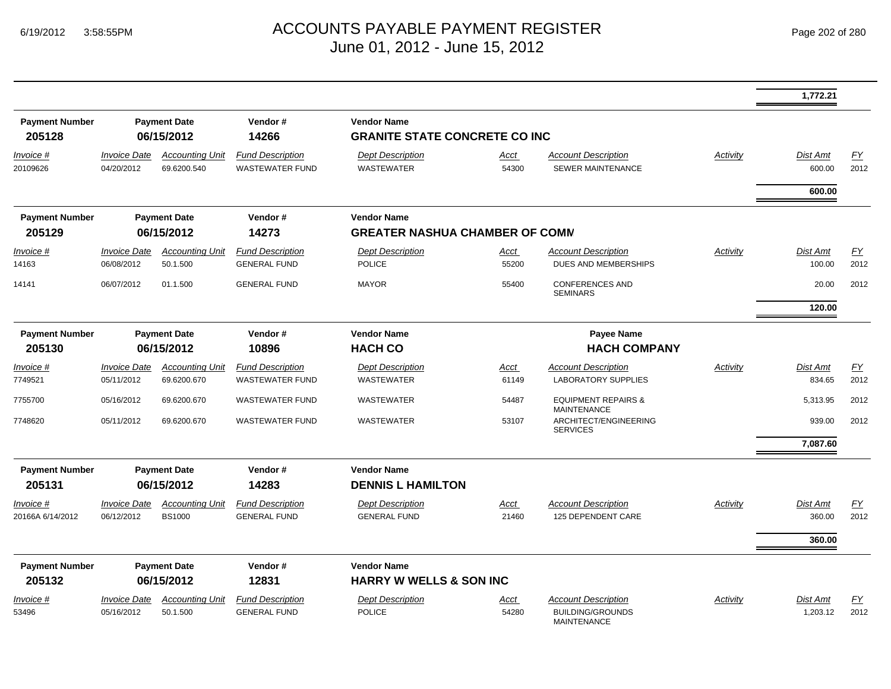# ACCOUNTS PAYABLE PAYMENT REGISTER
June 01, 2012 - June 15, 2012

| | | | | | | | | | |
|---|---|---|---|---|---|---|---|---|---|
| | | | | | | | | 1,772.21 | |

**Payment Number** 205128 | **Payment Date** 06/15/2012 | **Vendor #** 14266 | **Vendor Name** GRANITE STATE CONCRETE CO INC

| Invoice # | Invoice Date | Accounting Unit | Fund Description | Dept Description | Acct | Account Description | Activity | Dist Amt | FY |
|---|---|---|---|---|---|---|---|---|---|
| 20109626 | 04/20/2012 | 69.6200.540 | WASTEWATER FUND | WASTEWATER | 54300 | SEWER MAINTENANCE | | 600.00 | 2012 |
| | | | | | | | | **600.00** | |

**Payment Number** 205129 | **Payment Date** 06/15/2012 | **Vendor #** 14273 | **Vendor Name** GREATER NASHUA CHAMBER OF COMM

| Invoice # | Invoice Date | Accounting Unit | Fund Description | Dept Description | Acct | Account Description | Activity | Dist Amt | FY |
|---|---|---|---|---|---|---|---|---|---|
| 14163 | 06/08/2012 | 50.1.500 | GENERAL FUND | POLICE | 55200 | DUES AND MEMBERSHIPS | | 100.00 | 2012 |
| 14141 | 06/07/2012 | 01.1.500 | GENERAL FUND | MAYOR | 55400 | CONFERENCES AND SEMINARS | | 20.00 | 2012 |
| | | | | | | | | **120.00** | |

**Payment Number** 205130 | **Payment Date** 06/15/2012 | **Vendor #** 10896 | **Vendor Name** HACH CO | **Payee Name** HACH COMPANY

| Invoice # | Invoice Date | Accounting Unit | Fund Description | Dept Description | Acct | Account Description | Activity | Dist Amt | FY |
|---|---|---|---|---|---|---|---|---|---|
| 7749521 | 05/11/2012 | 69.6200.670 | WASTEWATER FUND | WASTEWATER | 61149 | LABORATORY SUPPLIES | | 834.65 | 2012 |
| 7755700 | 05/16/2012 | 69.6200.670 | WASTEWATER FUND | WASTEWATER | 54487 | EQUIPMENT REPAIRS & MAINTENANCE | | 5,313.95 | 2012 |
| 7748620 | 05/11/2012 | 69.6200.670 | WASTEWATER FUND | WASTEWATER | 53107 | ARCHITECT/ENGINEERING SERVICES | | 939.00 | 2012 |
| | | | | | | | | **7,087.60** | |

**Payment Number** 205131 | **Payment Date** 06/15/2012 | **Vendor #** 14283 | **Vendor Name** DENNIS L HAMILTON

| Invoice # | Invoice Date | Accounting Unit | Fund Description | Dept Description | Acct | Account Description | Activity | Dist Amt | FY |
|---|---|---|---|---|---|---|---|---|---|
| 20166A 6/14/2012 | 06/12/2012 | BS1000 | GENERAL FUND | GENERAL FUND | 21460 | 125 DEPENDENT CARE | | 360.00 | 2012 |
| | | | | | | | | **360.00** | |

**Payment Number** 205132 | **Payment Date** 06/15/2012 | **Vendor #** 12831 | **Vendor Name** HARRY W WELLS & SON INC

| Invoice # | Invoice Date | Accounting Unit | Fund Description | Dept Description | Acct | Account Description | Activity | Dist Amt | FY |
|---|---|---|---|---|---|---|---|---|---|
| 53496 | 05/16/2012 | 50.1.500 | GENERAL FUND | POLICE | 54280 | BUILDING/GROUNDS MAINTENANCE | | 1,203.12 | 2012 |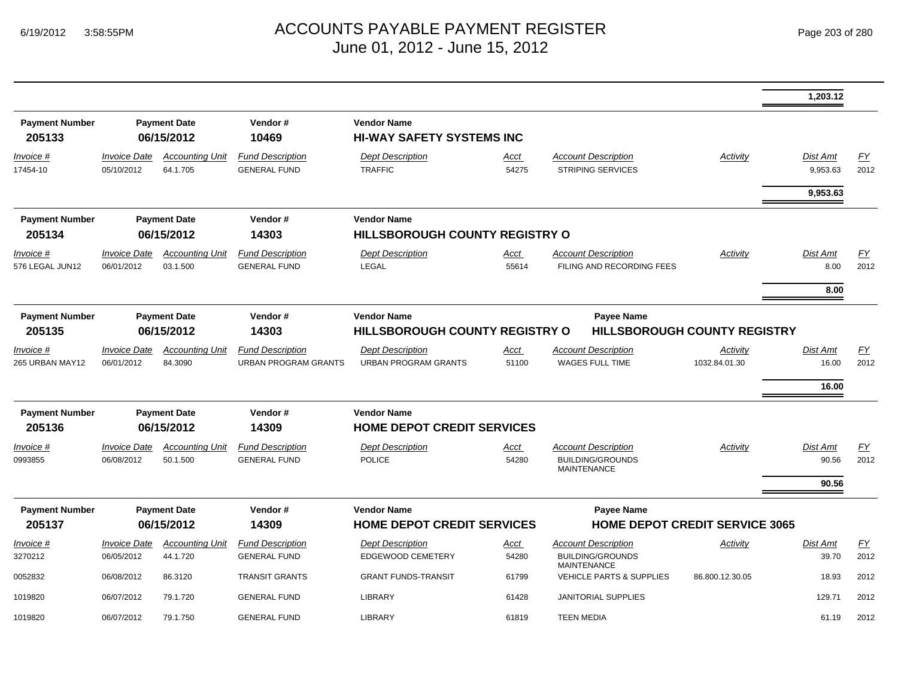# ACCOUNTS PAYABLE PAYMENT REGISTER
June 01, 2012 - June 15, 2012

| | | | | | | | | | |
|---|---|---|---|---|---|---|---|---|---|
| | | | | | | | | 1,203.12 | |

**Payment Number** 205133 | **Payment Date** 06/15/2012 | **Vendor #** 10469 | **Vendor Name** HI-WAY SAFETY SYSTEMS INC

| Invoice # | Invoice Date | Accounting Unit | Fund Description | Dept Description | Acct | Account Description | Activity | Dist Amt | FY |
|---|---|---|---|---|---|---|---|---|---|
| 17454-10 | 05/10/2012 | 64.1.705 | GENERAL FUND | TRAFFIC | 54275 | STRIPING SERVICES | | 9,953.63 | 2012 |
| | | | | | | | | **9,953.63** | |

**Payment Number** 205134 | **Payment Date** 06/15/2012 | **Vendor #** 14303 | **Vendor Name** HILLSBOROUGH COUNTY REGISTRY O

| Invoice # | Invoice Date | Accounting Unit | Fund Description | Dept Description | Acct | Account Description | Activity | Dist Amt | FY |
|---|---|---|---|---|---|---|---|---|---|
| 576 LEGAL JUN12 | 06/01/2012 | 03.1.500 | GENERAL FUND | LEGAL | 55614 | FILING AND RECORDING FEES | | 8.00 | 2012 |
| | | | | | | | | **8.00** | |

**Payment Number** 205135 | **Payment Date** 06/15/2012 | **Vendor #** 14303 | **Vendor Name** HILLSBOROUGH COUNTY REGISTRY O | **Payee Name** HILLSBOROUGH COUNTY REGISTRY

| Invoice # | Invoice Date | Accounting Unit | Fund Description | Dept Description | Acct | Account Description | Activity | Dist Amt | FY |
|---|---|---|---|---|---|---|---|---|---|
| 265 URBAN MAY12 | 06/01/2012 | 84.3090 | URBAN PROGRAM GRANTS | URBAN PROGRAM GRANTS | 51100 | WAGES FULL TIME | 1032.84.01.30 | 16.00 | 2012 |
| | | | | | | | | **16.00** | |

**Payment Number** 205136 | **Payment Date** 06/15/2012 | **Vendor #** 14309 | **Vendor Name** HOME DEPOT CREDIT SERVICES

| Invoice # | Invoice Date | Accounting Unit | Fund Description | Dept Description | Acct | Account Description | Activity | Dist Amt | FY |
|---|---|---|---|---|---|---|---|---|---|
| 0993855 | 06/08/2012 | 50.1.500 | GENERAL FUND | POLICE | 54280 | BUILDING/GROUNDS MAINTENANCE | | 90.56 | 2012 |
| | | | | | | | | **90.56** | |

**Payment Number** 205137 | **Payment Date** 06/15/2012 | **Vendor #** 14309 | **Vendor Name** HOME DEPOT CREDIT SERVICES | **Payee Name** HOME DEPOT CREDIT SERVICE 3065

| Invoice # | Invoice Date | Accounting Unit | Fund Description | Dept Description | Acct | Account Description | Activity | Dist Amt | FY |
|---|---|---|---|---|---|---|---|---|---|
| 3270212 | 06/05/2012 | 44.1.720 | GENERAL FUND | EDGEWOOD CEMETERY | 54280 | BUILDING/GROUNDS MAINTENANCE | | 39.70 | 2012 |
| 0052832 | 06/08/2012 | 86.3120 | TRANSIT GRANTS | GRANT FUNDS-TRANSIT | 61799 | VEHICLE PARTS & SUPPLIES | 86.800.12.30.05 | 18.93 | 2012 |
| 1019820 | 06/07/2012 | 79.1.720 | GENERAL FUND | LIBRARY | 61428 | JANITORIAL SUPPLIES | | 129.71 | 2012 |
| 1019820 | 06/07/2012 | 79.1.750 | GENERAL FUND | LIBRARY | 61819 | TEEN MEDIA | | 61.19 | 2012 |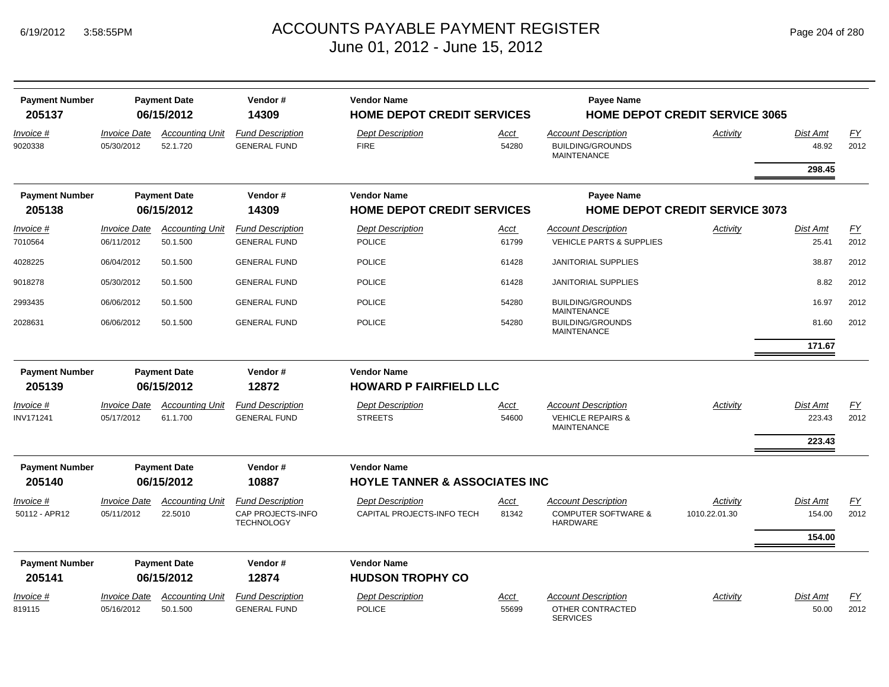# ACCOUNTS PAYABLE PAYMENT REGISTER

June 01, 2012 - June 15, 2012

| Payment Number | Payment Date | Vendor # | Vendor Name | Payee Name |
|---|---|---|---|---|
| 205137 | 06/15/2012 | 14309 | HOME DEPOT CREDIT SERVICES | HOME DEPOT CREDIT SERVICE 3065 |

| Invoice # | Invoice Date | Accounting Unit | Fund Description | Dept Description | Acct | Account Description | Activity | Dist Amt | FY |
|---|---|---|---|---|---|---|---|---|---|
| 9020338 | 05/30/2012 | 52.1.720 | GENERAL FUND | FIRE | 54280 | BUILDING/GROUNDS MAINTENANCE | | 48.92 | 2012 |
| | | | | | | | | **298.45** | |

| Payment Number | Payment Date | Vendor # | Vendor Name | Payee Name |
|---|---|---|---|---|
| 205138 | 06/15/2012 | 14309 | HOME DEPOT CREDIT SERVICES | HOME DEPOT CREDIT SERVICE 3073 |

| Invoice # | Invoice Date | Accounting Unit | Fund Description | Dept Description | Acct | Account Description | Activity | Dist Amt | FY |
|---|---|---|---|---|---|---|---|---|---|
| 7010564 | 06/11/2012 | 50.1.500 | GENERAL FUND | POLICE | 61799 | VEHICLE PARTS & SUPPLIES | | 25.41 | 2012 |
| 4028225 | 06/04/2012 | 50.1.500 | GENERAL FUND | POLICE | 61428 | JANITORIAL SUPPLIES | | 38.87 | 2012 |
| 9018278 | 05/30/2012 | 50.1.500 | GENERAL FUND | POLICE | 61428 | JANITORIAL SUPPLIES | | 8.82 | 2012 |
| 2993435 | 06/06/2012 | 50.1.500 | GENERAL FUND | POLICE | 54280 | BUILDING/GROUNDS MAINTENANCE | | 16.97 | 2012 |
| 2028631 | 06/06/2012 | 50.1.500 | GENERAL FUND | POLICE | 54280 | BUILDING/GROUNDS MAINTENANCE | | 81.60 | 2012 |
| | | | | | | | | **171.67** | |

| Payment Number | Payment Date | Vendor # | Vendor Name |
|---|---|---|---|
| 205139 | 06/15/2012 | 12872 | HOWARD P FAIRFIELD LLC |

| Invoice # | Invoice Date | Accounting Unit | Fund Description | Dept Description | Acct | Account Description | Activity | Dist Amt | FY |
|---|---|---|---|---|---|---|---|---|---|
| INV171241 | 05/17/2012 | 61.1.700 | GENERAL FUND | STREETS | 54600 | VEHICLE REPAIRS & MAINTENANCE | | 223.43 | 2012 |
| | | | | | | | | **223.43** | |

| Payment Number | Payment Date | Vendor # | Vendor Name |
|---|---|---|---|
| 205140 | 06/15/2012 | 10887 | HOYLE TANNER & ASSOCIATES INC |

| Invoice # | Invoice Date | Accounting Unit | Fund Description | Dept Description | Acct | Account Description | Activity | Dist Amt | FY |
|---|---|---|---|---|---|---|---|---|---|
| 50112 - APR12 | 05/11/2012 | 22.5010 | CAP PROJECTS-INFO TECHNOLOGY | CAPITAL PROJECTS-INFO TECH | 81342 | COMPUTER SOFTWARE & HARDWARE | 1010.22.01.30 | 154.00 | 2012 |
| | | | | | | | | **154.00** | |

| Payment Number | Payment Date | Vendor # | Vendor Name |
|---|---|---|---|
| 205141 | 06/15/2012 | 12874 | HUDSON TROPHY CO |

| Invoice # | Invoice Date | Accounting Unit | Fund Description | Dept Description | Acct | Account Description | Activity | Dist Amt | FY |
|---|---|---|---|---|---|---|---|---|---|
| 819115 | 05/16/2012 | 50.1.500 | GENERAL FUND | POLICE | 55699 | OTHER CONTRACTED SERVICES | | 50.00 | 2012 |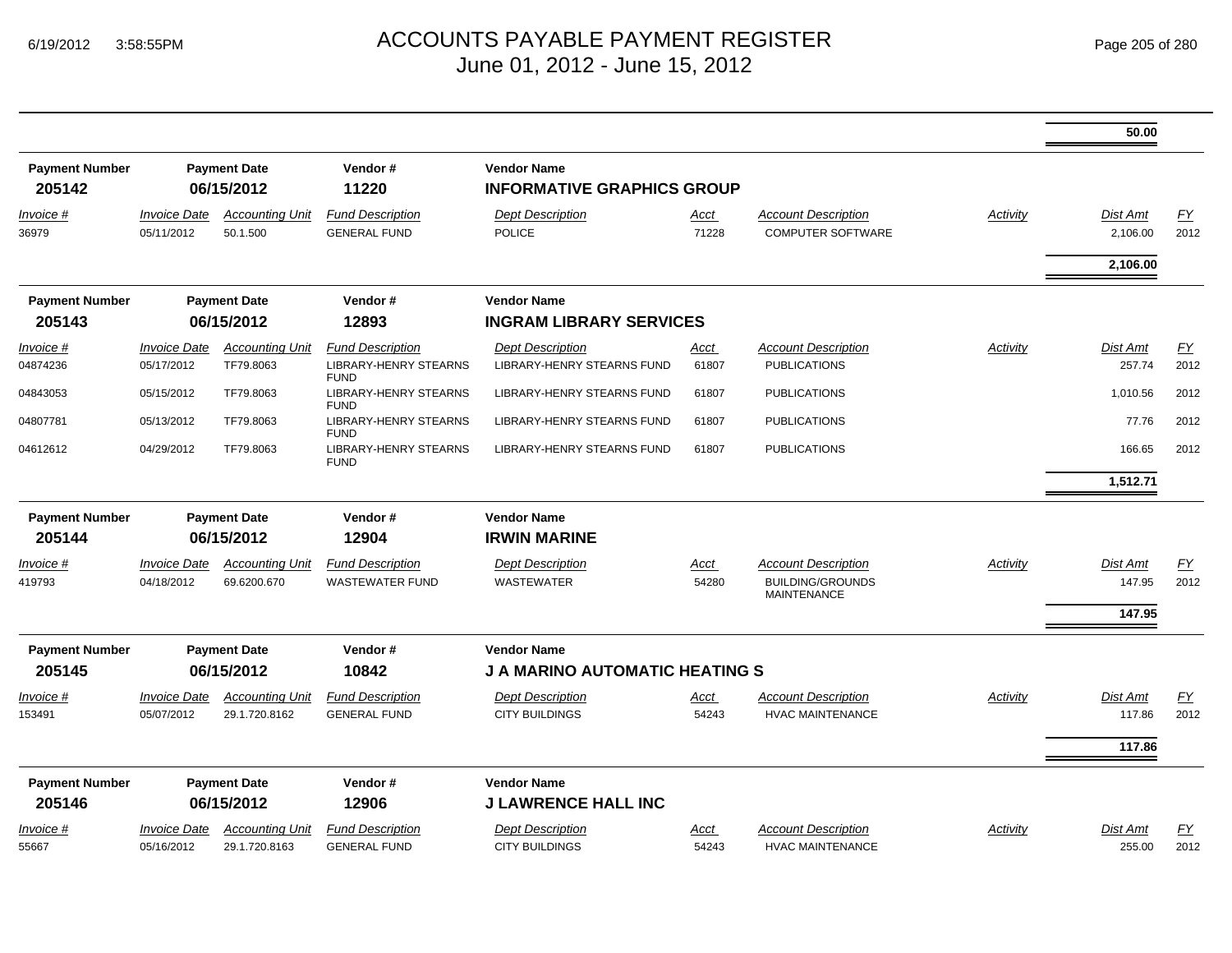# ACCOUNTS PAYABLE PAYMENT REGISTER
June 01, 2012 - June 15, 2012

| | | | | | | | | Dist Amt | FY |
|---|---|---|---|---|---|---|---|---|---|
| | | | | | | | | **50.00** | |

**Payment Number:** 205142 | **Payment Date:** 06/15/2012 | **Vendor #:** 11220 | **Vendor Name:** INFORMATIVE GRAPHICS GROUP

| Invoice # | Invoice Date | Accounting Unit | Fund Description | Dept Description | Acct | Account Description | Activity | Dist Amt | FY |
|---|---|---|---|---|---|---|---|---|---|
| 36979 | 05/11/2012 | 50.1.500 | GENERAL FUND | POLICE | 71228 | COMPUTER SOFTWARE | | 2,106.00 | 2012 |
| | | | | | | | | **2,106.00** | |

**Payment Number:** 205143 | **Payment Date:** 06/15/2012 | **Vendor #:** 12893 | **Vendor Name:** INGRAM LIBRARY SERVICES

| Invoice # | Invoice Date | Accounting Unit | Fund Description | Dept Description | Acct | Account Description | Activity | Dist Amt | FY |
|---|---|---|---|---|---|---|---|---|---|
| 04874236 | 05/17/2012 | TF79.8063 | LIBRARY-HENRY STEARNS FUND | LIBRARY-HENRY STEARNS FUND | 61807 | PUBLICATIONS | | 257.74 | 2012 |
| 04843053 | 05/15/2012 | TF79.8063 | LIBRARY-HENRY STEARNS FUND | LIBRARY-HENRY STEARNS FUND | 61807 | PUBLICATIONS | | 1,010.56 | 2012 |
| 04807781 | 05/13/2012 | TF79.8063 | LIBRARY-HENRY STEARNS FUND | LIBRARY-HENRY STEARNS FUND | 61807 | PUBLICATIONS | | 77.76 | 2012 |
| 04612612 | 04/29/2012 | TF79.8063 | LIBRARY-HENRY STEARNS FUND | LIBRARY-HENRY STEARNS FUND | 61807 | PUBLICATIONS | | 166.65 | 2012 |
| | | | | | | | | **1,512.71** | |

**Payment Number:** 205144 | **Payment Date:** 06/15/2012 | **Vendor #:** 12904 | **Vendor Name:** IRWIN MARINE

| Invoice # | Invoice Date | Accounting Unit | Fund Description | Dept Description | Acct | Account Description | Activity | Dist Amt | FY |
|---|---|---|---|---|---|---|---|---|---|
| 419793 | 04/18/2012 | 69.6200.670 | WASTEWATER FUND | WASTEWATER | 54280 | BUILDING/GROUNDS MAINTENANCE | | 147.95 | 2012 |
| | | | | | | | | **147.95** | |

**Payment Number:** 205145 | **Payment Date:** 06/15/2012 | **Vendor #:** 10842 | **Vendor Name:** J A MARINO AUTOMATIC HEATING S

| Invoice # | Invoice Date | Accounting Unit | Fund Description | Dept Description | Acct | Account Description | Activity | Dist Amt | FY |
|---|---|---|---|---|---|---|---|---|---|
| 153491 | 05/07/2012 | 29.1.720.8162 | GENERAL FUND | CITY BUILDINGS | 54243 | HVAC MAINTENANCE | | 117.86 | 2012 |
| | | | | | | | | **117.86** | |

**Payment Number:** 205146 | **Payment Date:** 06/15/2012 | **Vendor #:** 12906 | **Vendor Name:** J LAWRENCE HALL INC

| Invoice # | Invoice Date | Accounting Unit | Fund Description | Dept Description | Acct | Account Description | Activity | Dist Amt | FY |
|---|---|---|---|---|---|---|---|---|---|
| 55667 | 05/16/2012 | 29.1.720.8163 | GENERAL FUND | CITY BUILDINGS | 54243 | HVAC MAINTENANCE | | 255.00 | 2012 |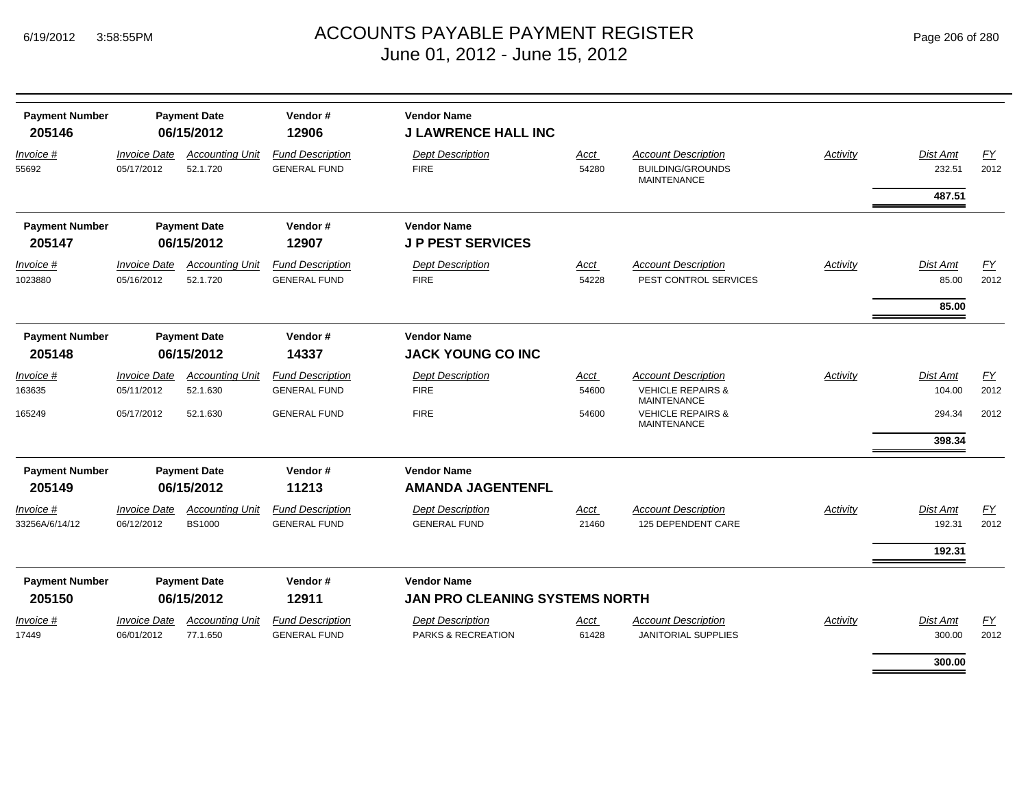# ACCOUNTS PAYABLE PAYMENT REGISTER
## June 01, 2012 - June 15, 2012

| Payment Number | Payment Date | Vendor # | Vendor Name |
|---|---|---|---|
| **205146** | **06/15/2012** | **12906** | **J LAWRENCE HALL INC** |

| Invoice # | Invoice Date | Accounting Unit | Fund Description | Dept Description | Acct | Account Description | Activity | Dist Amt | FY |
|---|---|---|---|---|---|---|---|---|---|
| 55692 | 05/17/2012 | 52.1.720 | GENERAL FUND | FIRE | 54280 | BUILDING/GROUNDS MAINTENANCE | | 232.51 | 2012 |
| | | | | | | | | **487.51** | |

| Payment Number | Payment Date | Vendor # | Vendor Name |
|---|---|---|---|
| **205147** | **06/15/2012** | **12907** | **J P PEST SERVICES** |

| Invoice # | Invoice Date | Accounting Unit | Fund Description | Dept Description | Acct | Account Description | Activity | Dist Amt | FY |
|---|---|---|---|---|---|---|---|---|---|
| 1023880 | 05/16/2012 | 52.1.720 | GENERAL FUND | FIRE | 54228 | PEST CONTROL SERVICES | | 85.00 | 2012 |
| | | | | | | | | **85.00** | |

| Payment Number | Payment Date | Vendor # | Vendor Name |
|---|---|---|---|
| **205148** | **06/15/2012** | **14337** | **JACK YOUNG CO INC** |

| Invoice # | Invoice Date | Accounting Unit | Fund Description | Dept Description | Acct | Account Description | Activity | Dist Amt | FY |
|---|---|---|---|---|---|---|---|---|---|
| 163635 | 05/11/2012 | 52.1.630 | GENERAL FUND | FIRE | 54600 | VEHICLE REPAIRS & MAINTENANCE | | 104.00 | 2012 |
| 165249 | 05/17/2012 | 52.1.630 | GENERAL FUND | FIRE | 54600 | VEHICLE REPAIRS & MAINTENANCE | | 294.34 | 2012 |
| | | | | | | | | **398.34** | |

| Payment Number | Payment Date | Vendor # | Vendor Name |
|---|---|---|---|
| **205149** | **06/15/2012** | **11213** | **AMANDA JAGENTENFL** |

| Invoice # | Invoice Date | Accounting Unit | Fund Description | Dept Description | Acct | Account Description | Activity | Dist Amt | FY |
|---|---|---|---|---|---|---|---|---|---|
| 33256A/6/14/12 | 06/12/2012 | BS1000 | GENERAL FUND | GENERAL FUND | 21460 | 125 DEPENDENT CARE | | 192.31 | 2012 |
| | | | | | | | | **192.31** | |

| Payment Number | Payment Date | Vendor # | Vendor Name |
|---|---|---|---|
| **205150** | **06/15/2012** | **12911** | **JAN PRO CLEANING SYSTEMS NORTH** |

| Invoice # | Invoice Date | Accounting Unit | Fund Description | Dept Description | Acct | Account Description | Activity | Dist Amt | FY |
|---|---|---|---|---|---|---|---|---|---|
| 17449 | 06/01/2012 | 77.1.650 | GENERAL FUND | PARKS & RECREATION | 61428 | JANITORIAL SUPPLIES | | 300.00 | 2012 |
| | | | | | | | | **300.00** | |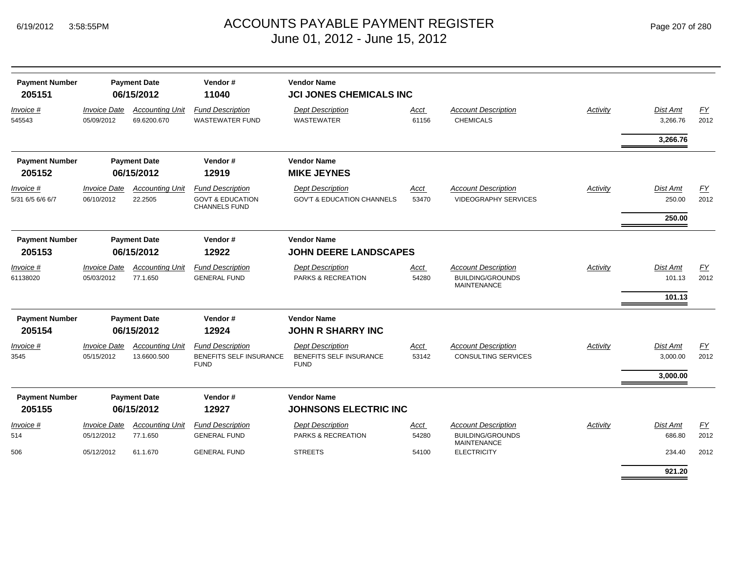# ACCOUNTS PAYABLE PAYMENT REGISTER
## June 01, 2012 - June 15, 2012

| Payment Number | Payment Date | Vendor # | Vendor Name |
|---|---|---|---|
| **205151** | **06/15/2012** | **11040** | **JCI JONES CHEMICALS INC** |

| Invoice # | Invoice Date | Accounting Unit | Fund Description | Dept Description | Acct | Account Description | Activity | Dist Amt | FY |
|---|---|---|---|---|---|---|---|---|---|
| 545543 | 05/09/2012 | 69.6200.670 | WASTEWATER FUND | WASTEWATER | 61156 | CHEMICALS | | 3,266.76 | 2012 |
| | | | | | | | | **3,266.76** | |

| Payment Number | Payment Date | Vendor # | Vendor Name |
|---|---|---|---|
| **205152** | **06/15/2012** | **12919** | **MIKE JEYNES** |

| Invoice # | Invoice Date | Accounting Unit | Fund Description | Dept Description | Acct | Account Description | Activity | Dist Amt | FY |
|---|---|---|---|---|---|---|---|---|---|
| 5/31 6/5 6/6 6/7 | 06/10/2012 | 22.2505 | GOVT & EDUCATION CHANNELS FUND | GOV'T & EDUCATION CHANNELS | 53470 | VIDEOGRAPHY SERVICES | | 250.00 | 2012 |
| | | | | | | | | **250.00** | |

| Payment Number | Payment Date | Vendor # | Vendor Name |
|---|---|---|---|
| **205153** | **06/15/2012** | **12922** | **JOHN DEERE LANDSCAPES** |

| Invoice # | Invoice Date | Accounting Unit | Fund Description | Dept Description | Acct | Account Description | Activity | Dist Amt | FY |
|---|---|---|---|---|---|---|---|---|---|
| 61138020 | 05/03/2012 | 77.1.650 | GENERAL FUND | PARKS & RECREATION | 54280 | BUILDING/GROUNDS MAINTENANCE | | 101.13 | 2012 |
| | | | | | | | | **101.13** | |

| Payment Number | Payment Date | Vendor # | Vendor Name |
|---|---|---|---|
| **205154** | **06/15/2012** | **12924** | **JOHN R SHARRY INC** |

| Invoice # | Invoice Date | Accounting Unit | Fund Description | Dept Description | Acct | Account Description | Activity | Dist Amt | FY |
|---|---|---|---|---|---|---|---|---|---|
| 3545 | 05/15/2012 | 13.6600.500 | BENEFITS SELF INSURANCE FUND | BENEFITS SELF INSURANCE FUND | 53142 | CONSULTING SERVICES | | 3,000.00 | 2012 |
| | | | | | | | | **3,000.00** | |

| Payment Number | Payment Date | Vendor # | Vendor Name |
|---|---|---|---|
| **205155** | **06/15/2012** | **12927** | **JOHNSONS ELECTRIC INC** |

| Invoice # | Invoice Date | Accounting Unit | Fund Description | Dept Description | Acct | Account Description | Activity | Dist Amt | FY |
|---|---|---|---|---|---|---|---|---|---|
| 514 | 05/12/2012 | 77.1.650 | GENERAL FUND | PARKS & RECREATION | 54280 | BUILDING/GROUNDS MAINTENANCE | | 686.80 | 2012 |
| 506 | 05/12/2012 | 61.1.670 | GENERAL FUND | STREETS | 54100 | ELECTRICITY | | 234.40 | 2012 |
| | | | | | | | | **921.20** | |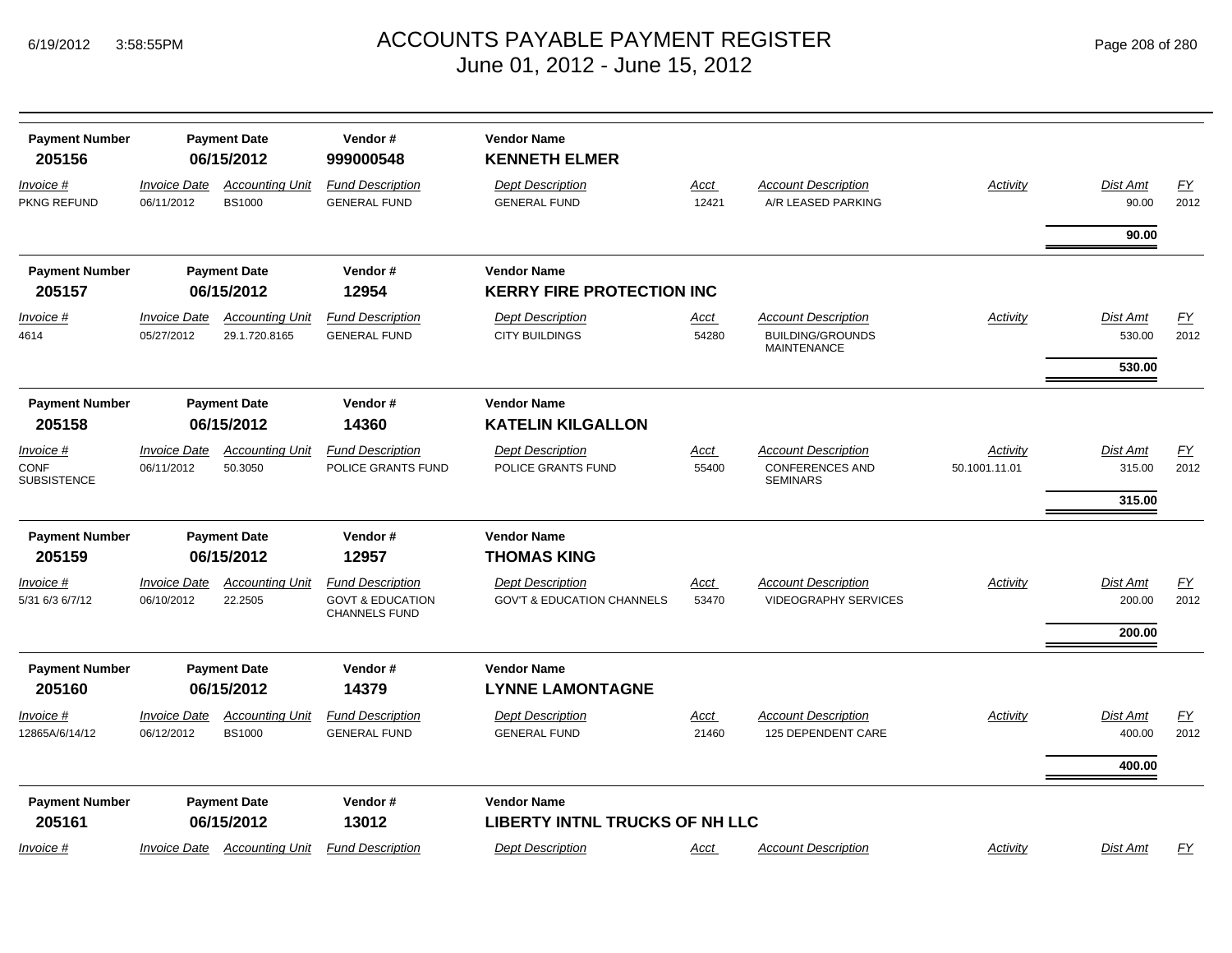# ACCOUNTS PAYABLE PAYMENT REGISTER
June 01, 2012 - June 15, 2012

| Payment Number | Payment Date | Vendor # | Vendor Name |
|---|---|---|---|
| **205156** | **06/15/2012** | **999000548** | **KENNETH ELMER** |

| Invoice # | Invoice Date | Accounting Unit | Fund Description | Dept Description | Acct | Account Description | Activity | Dist Amt | FY |
|---|---|---|---|---|---|---|---|---|---|
| PKNG REFUND | 06/11/2012 | BS1000 | GENERAL FUND | GENERAL FUND | 12421 | A/R LEASED PARKING | | 90.00 | 2012 |
| | | | | | | | | **90.00** | |

| Payment Number | Payment Date | Vendor # | Vendor Name |
|---|---|---|---|
| **205157** | **06/15/2012** | **12954** | **KERRY FIRE PROTECTION INC** |

| Invoice # | Invoice Date | Accounting Unit | Fund Description | Dept Description | Acct | Account Description | Activity | Dist Amt | FY |
|---|---|---|---|---|---|---|---|---|---|
| 4614 | 05/27/2012 | 29.1.720.8165 | GENERAL FUND | CITY BUILDINGS | 54280 | BUILDING/GROUNDS MAINTENANCE | | 530.00 | 2012 |
| | | | | | | | | **530.00** | |

| Payment Number | Payment Date | Vendor # | Vendor Name |
|---|---|---|---|
| **205158** | **06/15/2012** | **14360** | **KATELIN KILGALLON** |

| Invoice # | Invoice Date | Accounting Unit | Fund Description | Dept Description | Acct | Account Description | Activity | Dist Amt | FY |
|---|---|---|---|---|---|---|---|---|---|
| CONF SUBSISTENCE | 06/11/2012 | 50.3050 | POLICE GRANTS FUND | POLICE GRANTS FUND | 55400 | CONFERENCES AND SEMINARS | 50.1001.11.01 | 315.00 | 2012 |
| | | | | | | | | **315.00** | |

| Payment Number | Payment Date | Vendor # | Vendor Name |
|---|---|---|---|
| **205159** | **06/15/2012** | **12957** | **THOMAS KING** |

| Invoice # | Invoice Date | Accounting Unit | Fund Description | Dept Description | Acct | Account Description | Activity | Dist Amt | FY |
|---|---|---|---|---|---|---|---|---|---|
| 5/31 6/3 6/7/12 | 06/10/2012 | 22.2505 | GOVT & EDUCATION CHANNELS FUND | GOV'T & EDUCATION CHANNELS | 53470 | VIDEOGRAPHY SERVICES | | 200.00 | 2012 |
| | | | | | | | | **200.00** | |

| Payment Number | Payment Date | Vendor # | Vendor Name |
|---|---|---|---|
| **205160** | **06/15/2012** | **14379** | **LYNNE LAMONTAGNE** |

| Invoice # | Invoice Date | Accounting Unit | Fund Description | Dept Description | Acct | Account Description | Activity | Dist Amt | FY |
|---|---|---|---|---|---|---|---|---|---|
| 12865A/6/14/12 | 06/12/2012 | BS1000 | GENERAL FUND | GENERAL FUND | 21460 | 125 DEPENDENT CARE | | 400.00 | 2012 |
| | | | | | | | | **400.00** | |

| Payment Number | Payment Date | Vendor # | Vendor Name |
|---|---|---|---|
| **205161** | **06/15/2012** | **13012** | **LIBERTY INTNL TRUCKS OF NH LLC** |

| Invoice # | Invoice Date | Accounting Unit | Fund Description | Dept Description | Acct | Account Description | Activity | Dist Amt | FY |
|---|---|---|---|---|---|---|---|---|---|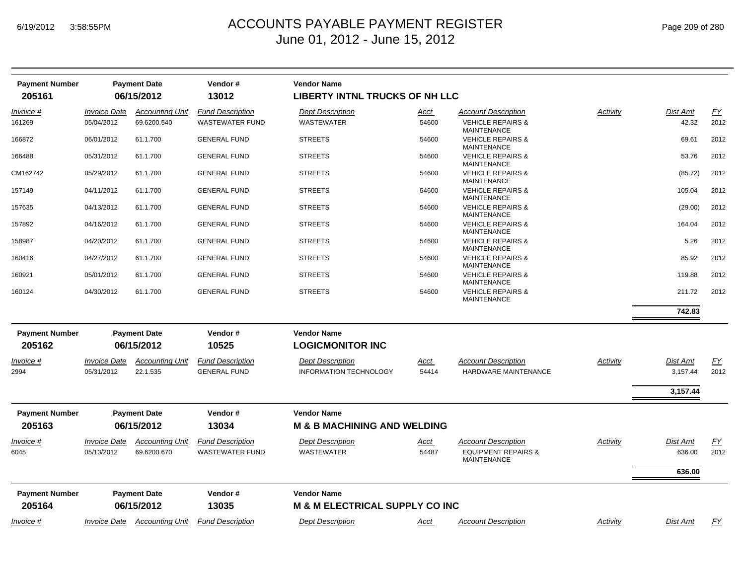# ACCOUNTS PAYABLE PAYMENT REGISTER
## June 01, 2012 - June 15, 2012

6/19/2012 3:58:55PM

| Payment Number | Payment Date | Vendor # | Vendor Name |
|---|---|---|---|
| **205161** | **06/15/2012** | **13012** | **LIBERTY INTNL TRUCKS OF NH LLC** |

| Invoice # | Invoice Date | Accounting Unit | Fund Description | Dept Description | Acct | Account Description | Activity | Dist Amt | FY |
|---|---|---|---|---|---|---|---|---|---|
| 161269 | 05/04/2012 | 69.6200.540 | WASTEWATER FUND | WASTEWATER | 54600 | VEHICLE REPAIRS & MAINTENANCE | | 42.32 | 2012 |
| 166872 | 06/01/2012 | 61.1.700 | GENERAL FUND | STREETS | 54600 | VEHICLE REPAIRS & MAINTENANCE | | 69.61 | 2012 |
| 166488 | 05/31/2012 | 61.1.700 | GENERAL FUND | STREETS | 54600 | VEHICLE REPAIRS & MAINTENANCE | | 53.76 | 2012 |
| CM162742 | 05/29/2012 | 61.1.700 | GENERAL FUND | STREETS | 54600 | VEHICLE REPAIRS & MAINTENANCE | | (85.72) | 2012 |
| 157149 | 04/11/2012 | 61.1.700 | GENERAL FUND | STREETS | 54600 | VEHICLE REPAIRS & MAINTENANCE | | 105.04 | 2012 |
| 157635 | 04/13/2012 | 61.1.700 | GENERAL FUND | STREETS | 54600 | VEHICLE REPAIRS & MAINTENANCE | | (29.00) | 2012 |
| 157892 | 04/16/2012 | 61.1.700 | GENERAL FUND | STREETS | 54600 | VEHICLE REPAIRS & MAINTENANCE | | 164.04 | 2012 |
| 158987 | 04/20/2012 | 61.1.700 | GENERAL FUND | STREETS | 54600 | VEHICLE REPAIRS & MAINTENANCE | | 5.26 | 2012 |
| 160416 | 04/27/2012 | 61.1.700 | GENERAL FUND | STREETS | 54600 | VEHICLE REPAIRS & MAINTENANCE | | 85.92 | 2012 |
| 160921 | 05/01/2012 | 61.1.700 | GENERAL FUND | STREETS | 54600 | VEHICLE REPAIRS & MAINTENANCE | | 119.88 | 2012 |
| 160124 | 04/30/2012 | 61.1.700 | GENERAL FUND | STREETS | 54600 | VEHICLE REPAIRS & MAINTENANCE | | 211.72 | 2012 |
| | | | | | | | | **742.83** | |

| Payment Number | Payment Date | Vendor # | Vendor Name |
|---|---|---|---|
| **205162** | **06/15/2012** | **10525** | **LOGICMONITOR INC** |

| Invoice # | Invoice Date | Accounting Unit | Fund Description | Dept Description | Acct | Account Description | Activity | Dist Amt | FY |
|---|---|---|---|---|---|---|---|---|---|
| 2994 | 05/31/2012 | 22.1.535 | GENERAL FUND | INFORMATION TECHNOLOGY | 54414 | HARDWARE MAINTENANCE | | 3,157.44 | 2012 |
| | | | | | | | | **3,157.44** | |

| Payment Number | Payment Date | Vendor # | Vendor Name |
|---|---|---|---|
| **205163** | **06/15/2012** | **13034** | **M & B MACHINING AND WELDING** |

| Invoice # | Invoice Date | Accounting Unit | Fund Description | Dept Description | Acct | Account Description | Activity | Dist Amt | FY |
|---|---|---|---|---|---|---|---|---|---|
| 6045 | 05/13/2012 | 69.6200.670 | WASTEWATER FUND | WASTEWATER | 54487 | EQUIPMENT REPAIRS & MAINTENANCE | | 636.00 | 2012 |
| | | | | | | | | **636.00** | |

| Payment Number | Payment Date | Vendor # | Vendor Name |
|---|---|---|---|
| **205164** | **06/15/2012** | **13035** | **M & M ELECTRICAL SUPPLY CO INC** |

| Invoice # | Invoice Date | Accounting Unit | Fund Description | Dept Description | Acct | Account Description | Activity | Dist Amt | FY |
|---|---|---|---|---|---|---|---|---|---|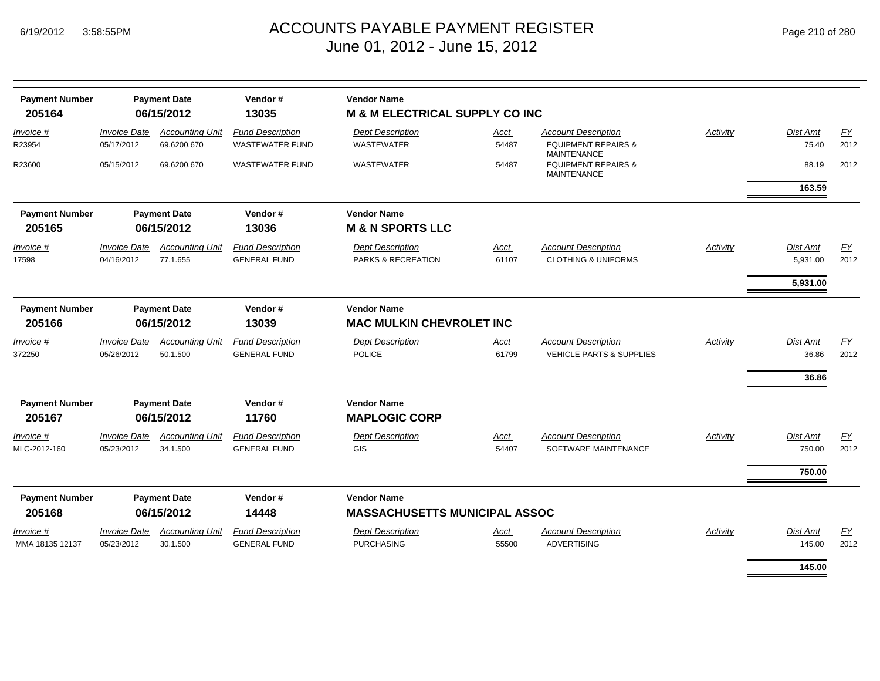# ACCOUNTS PAYABLE PAYMENT REGISTER
## June 01, 2012 - June 15, 2012

| Payment Number | Payment Date | Vendor # | Vendor Name |
|---|---|---|---|
| **205164** | **06/15/2012** | **13035** | **M & M ELECTRICAL SUPPLY CO INC** |

| Invoice # | Invoice Date | Accounting Unit | Fund Description | Dept Description | Acct | Account Description | Activity | Dist Amt | FY |
|---|---|---|---|---|---|---|---|---|---|
| R23954 | 05/17/2012 | 69.6200.670 | WASTEWATER FUND | WASTEWATER | 54487 | EQUIPMENT REPAIRS & MAINTENANCE | | 75.40 | 2012 |
| R23600 | 05/15/2012 | 69.6200.670 | WASTEWATER FUND | WASTEWATER | 54487 | EQUIPMENT REPAIRS & MAINTENANCE | | 88.19 | 2012 |
| | | | | | | | | **163.59** | |

| Payment Number | Payment Date | Vendor # | Vendor Name |
|---|---|---|---|
| **205165** | **06/15/2012** | **13036** | **M & N SPORTS LLC** |

| Invoice # | Invoice Date | Accounting Unit | Fund Description | Dept Description | Acct | Account Description | Activity | Dist Amt | FY |
|---|---|---|---|---|---|---|---|---|---|
| 17598 | 04/16/2012 | 77.1.655 | GENERAL FUND | PARKS & RECREATION | 61107 | CLOTHING & UNIFORMS | | 5,931.00 | 2012 |
| | | | | | | | | **5,931.00** | |

| Payment Number | Payment Date | Vendor # | Vendor Name |
|---|---|---|---|
| **205166** | **06/15/2012** | **13039** | **MAC MULKIN CHEVROLET INC** |

| Invoice # | Invoice Date | Accounting Unit | Fund Description | Dept Description | Acct | Account Description | Activity | Dist Amt | FY |
|---|---|---|---|---|---|---|---|---|---|
| 372250 | 05/26/2012 | 50.1.500 | GENERAL FUND | POLICE | 61799 | VEHICLE PARTS & SUPPLIES | | 36.86 | 2012 |
| | | | | | | | | **36.86** | |

| Payment Number | Payment Date | Vendor # | Vendor Name |
|---|---|---|---|
| **205167** | **06/15/2012** | **11760** | **MAPLOGIC CORP** |

| Invoice # | Invoice Date | Accounting Unit | Fund Description | Dept Description | Acct | Account Description | Activity | Dist Amt | FY |
|---|---|---|---|---|---|---|---|---|---|
| MLC-2012-160 | 05/23/2012 | 34.1.500 | GENERAL FUND | GIS | 54407 | SOFTWARE MAINTENANCE | | 750.00 | 2012 |
| | | | | | | | | **750.00** | |

| Payment Number | Payment Date | Vendor # | Vendor Name |
|---|---|---|---|
| **205168** | **06/15/2012** | **14448** | **MASSACHUSETTS MUNICIPAL ASSOC** |

| Invoice # | Invoice Date | Accounting Unit | Fund Description | Dept Description | Acct | Account Description | Activity | Dist Amt | FY |
|---|---|---|---|---|---|---|---|---|---|
| MMA 18135 12137 | 05/23/2012 | 30.1.500 | GENERAL FUND | PURCHASING | 55500 | ADVERTISING | | 145.00 | 2012 |
| | | | | | | | | **145.00** | |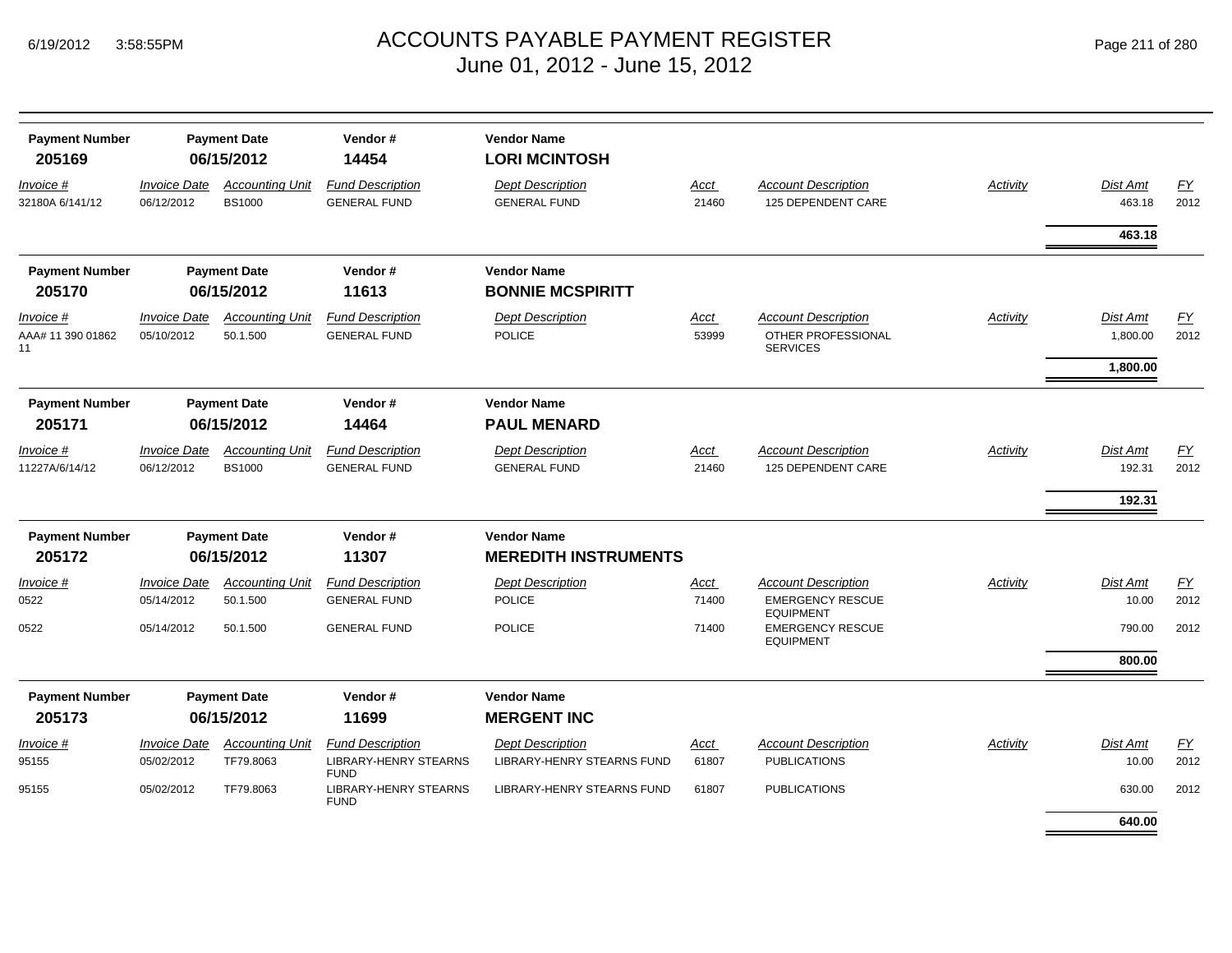# ACCOUNTS PAYABLE PAYMENT REGISTER
## June 01, 2012 - June 15, 2012

| Payment Number | Payment Date | Vendor # | Vendor Name |
|---|---|---|---|
| **205169** | **06/15/2012** | **14454** | **LORI MCINTOSH** |

| *Invoice #* | *Invoice Date* | *Accounting Unit* | *Fund Description* | *Dept Description* | *Acct* | *Account Description* | *Activity* | *Dist Amt* | *FY* |
|---|---|---|---|---|---|---|---|---|---|
| 32180A 6/141/12 | 06/12/2012 | BS1000 | GENERAL FUND | GENERAL FUND | 21460 | 125 DEPENDENT CARE | | 463.18 | 2012 |
| | | | | | | | | **463.18** | |

| Payment Number | Payment Date | Vendor # | Vendor Name |
|---|---|---|---|
| **205170** | **06/15/2012** | **11613** | **BONNIE MCSPIRITT** |

| *Invoice #* | *Invoice Date* | *Accounting Unit* | *Fund Description* | *Dept Description* | *Acct* | *Account Description* | *Activity* | *Dist Amt* | *FY* |
|---|---|---|---|---|---|---|---|---|---|
| AAA# 11 390 01862 11 | 05/10/2012 | 50.1.500 | GENERAL FUND | POLICE | 53999 | OTHER PROFESSIONAL SERVICES | | 1,800.00 | 2012 |
| | | | | | | | | **1,800.00** | |

| Payment Number | Payment Date | Vendor # | Vendor Name |
|---|---|---|---|
| **205171** | **06/15/2012** | **14464** | **PAUL MENARD** |

| *Invoice #* | *Invoice Date* | *Accounting Unit* | *Fund Description* | *Dept Description* | *Acct* | *Account Description* | *Activity* | *Dist Amt* | *FY* |
|---|---|---|---|---|---|---|---|---|---|
| 11227A/6/14/12 | 06/12/2012 | BS1000 | GENERAL FUND | GENERAL FUND | 21460 | 125 DEPENDENT CARE | | 192.31 | 2012 |
| | | | | | | | | **192.31** | |

| Payment Number | Payment Date | Vendor # | Vendor Name |
|---|---|---|---|
| **205172** | **06/15/2012** | **11307** | **MEREDITH INSTRUMENTS** |

| *Invoice #* | *Invoice Date* | *Accounting Unit* | *Fund Description* | *Dept Description* | *Acct* | *Account Description* | *Activity* | *Dist Amt* | *FY* |
|---|---|---|---|---|---|---|---|---|---|
| 0522 | 05/14/2012 | 50.1.500 | GENERAL FUND | POLICE | 71400 | EMERGENCY RESCUE EQUIPMENT | | 10.00 | 2012 |
| 0522 | 05/14/2012 | 50.1.500 | GENERAL FUND | POLICE | 71400 | EMERGENCY RESCUE EQUIPMENT | | 790.00 | 2012 |
| | | | | | | | | **800.00** | |

| Payment Number | Payment Date | Vendor # | Vendor Name |
|---|---|---|---|
| **205173** | **06/15/2012** | **11699** | **MERGENT INC** |

| *Invoice #* | *Invoice Date* | *Accounting Unit* | *Fund Description* | *Dept Description* | *Acct* | *Account Description* | *Activity* | *Dist Amt* | *FY* |
|---|---|---|---|---|---|---|---|---|---|
| 95155 | 05/02/2012 | TF79.8063 | LIBRARY-HENRY STEARNS FUND | LIBRARY-HENRY STEARNS FUND | 61807 | PUBLICATIONS | | 10.00 | 2012 |
| 95155 | 05/02/2012 | TF79.8063 | LIBRARY-HENRY STEARNS FUND | LIBRARY-HENRY STEARNS FUND | 61807 | PUBLICATIONS | | 630.00 | 2012 |
| | | | | | | | | **640.00** | |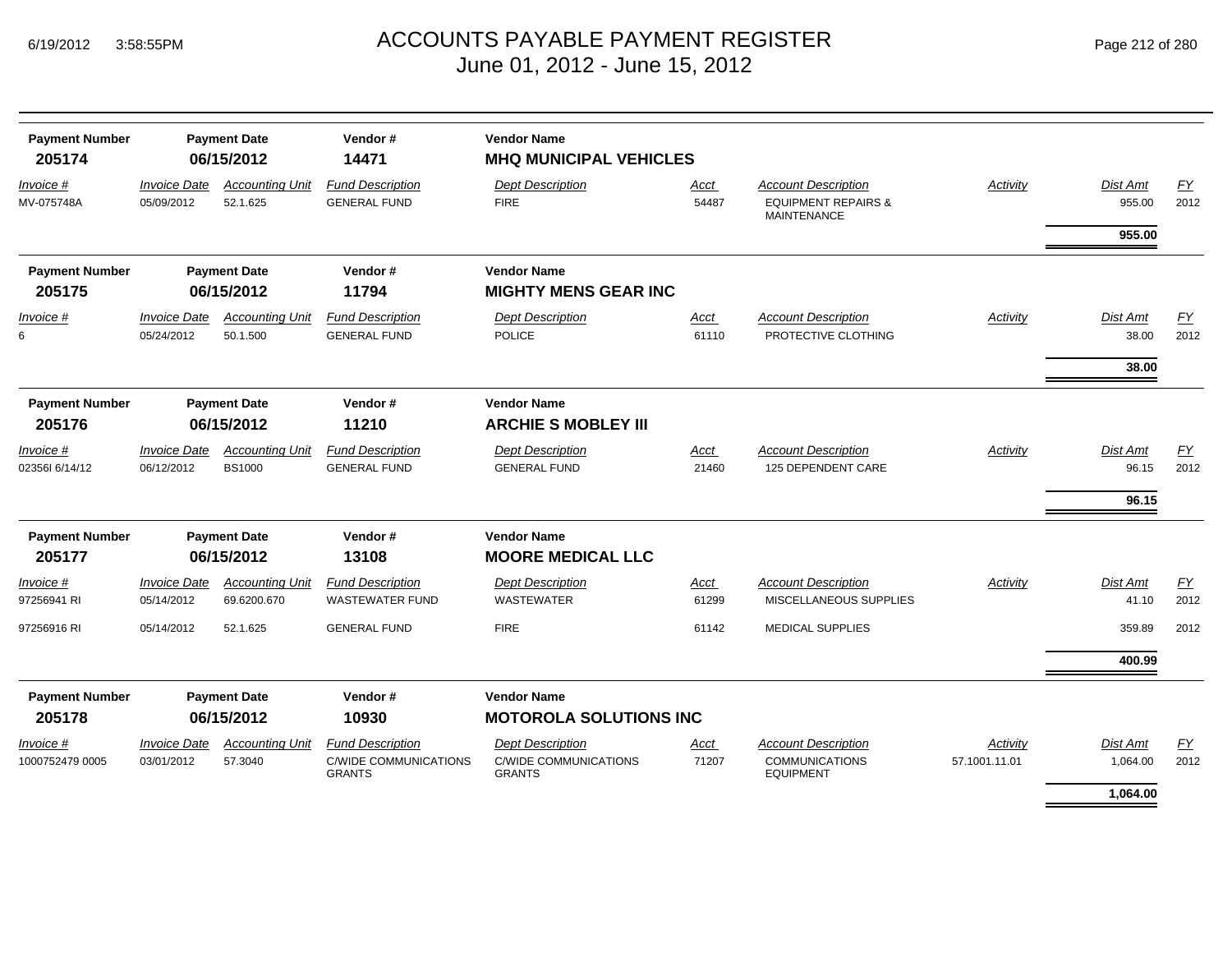# ACCOUNTS PAYABLE PAYMENT REGISTER
June 01, 2012 - June 15, 2012

| Payment Number | Payment Date | Vendor # | Vendor Name |
|---|---|---|---|
| **205174** | **06/15/2012** | **14471** | **MHQ MUNICIPAL VEHICLES** |

| Invoice # | Invoice Date | Accounting Unit | Fund Description | Dept Description | Acct | Account Description | Activity | Dist Amt | FY |
|---|---|---|---|---|---|---|---|---|---|
| MV-075748A | 05/09/2012 | 52.1.625 | GENERAL FUND | FIRE | 54487 | EQUIPMENT REPAIRS & MAINTENANCE | | 955.00 | 2012 |
| | | | | | | | | **955.00** | |

| Payment Number | Payment Date | Vendor # | Vendor Name |
|---|---|---|---|
| **205175** | **06/15/2012** | **11794** | **MIGHTY MENS GEAR INC** |

| Invoice # | Invoice Date | Accounting Unit | Fund Description | Dept Description | Acct | Account Description | Activity | Dist Amt | FY |
|---|---|---|---|---|---|---|---|---|---|
| 6 | 05/24/2012 | 50.1.500 | GENERAL FUND | POLICE | 61110 | PROTECTIVE CLOTHING | | 38.00 | 2012 |
| | | | | | | | | **38.00** | |

| Payment Number | Payment Date | Vendor # | Vendor Name |
|---|---|---|---|
| **205176** | **06/15/2012** | **11210** | **ARCHIE S MOBLEY III** |

| Invoice # | Invoice Date | Accounting Unit | Fund Description | Dept Description | Acct | Account Description | Activity | Dist Amt | FY |
|---|---|---|---|---|---|---|---|---|---|
| 02356I 6/14/12 | 06/12/2012 | BS1000 | GENERAL FUND | GENERAL FUND | 21460 | 125 DEPENDENT CARE | | 96.15 | 2012 |
| | | | | | | | | **96.15** | |

| Payment Number | Payment Date | Vendor # | Vendor Name |
|---|---|---|---|
| **205177** | **06/15/2012** | **13108** | **MOORE MEDICAL LLC** |

| Invoice # | Invoice Date | Accounting Unit | Fund Description | Dept Description | Acct | Account Description | Activity | Dist Amt | FY |
|---|---|---|---|---|---|---|---|---|---|
| 97256941 RI | 05/14/2012 | 69.6200.670 | WASTEWATER FUND | WASTEWATER | 61299 | MISCELLANEOUS SUPPLIES | | 41.10 | 2012 |
| 97256916 RI | 05/14/2012 | 52.1.625 | GENERAL FUND | FIRE | 61142 | MEDICAL SUPPLIES | | 359.89 | 2012 |
| | | | | | | | | **400.99** | |

| Payment Number | Payment Date | Vendor # | Vendor Name |
|---|---|---|---|
| **205178** | **06/15/2012** | **10930** | **MOTOROLA SOLUTIONS INC** |

| Invoice # | Invoice Date | Accounting Unit | Fund Description | Dept Description | Acct | Account Description | Activity | Dist Amt | FY |
|---|---|---|---|---|---|---|---|---|---|
| 1000752479 0005 | 03/01/2012 | 57.3040 | C/WIDE COMMUNICATIONS GRANTS | C/WIDE COMMUNICATIONS GRANTS | 71207 | COMMUNICATIONS EQUIPMENT | 57.1001.11.01 | 1,064.00 | 2012 |
| | | | | | | | | **1,064.00** | |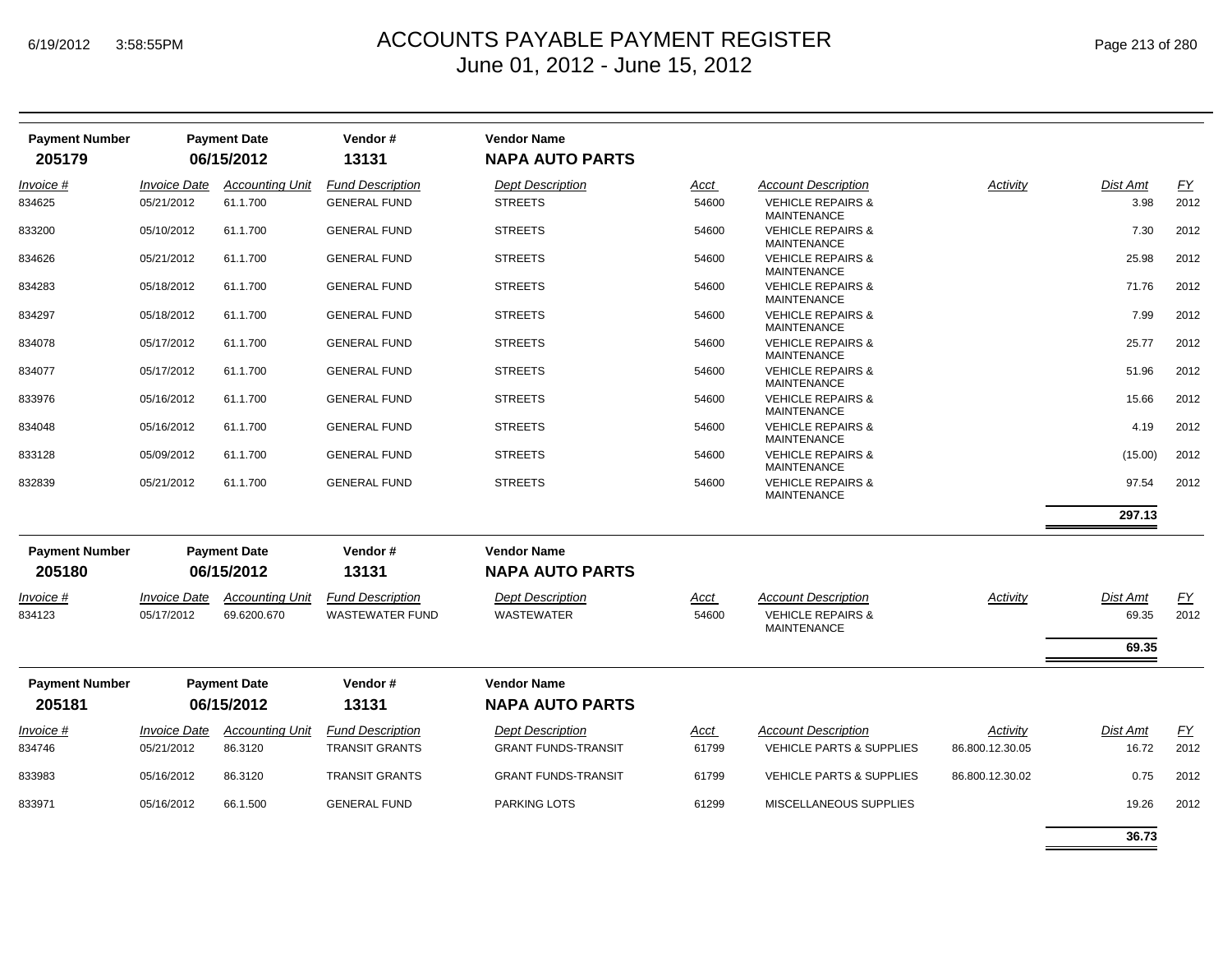# ACCOUNTS PAYABLE PAYMENT REGISTER
## June 01, 2012 - June 15, 2012

| Payment Number | Payment Date | Vendor # | Vendor Name |
|---|---|---|---|
| **205179** | **06/15/2012** | **13131** | **NAPA AUTO PARTS** |

| Invoice # | Invoice Date | Accounting Unit | Fund Description | Dept Description | Acct | Account Description | Activity | Dist Amt | FY |
|---|---|---|---|---|---|---|---|---|---|
| 834625 | 05/21/2012 | 61.1.700 | GENERAL FUND | STREETS | 54600 | VEHICLE REPAIRS & MAINTENANCE | | 3.98 | 2012 |
| 833200 | 05/10/2012 | 61.1.700 | GENERAL FUND | STREETS | 54600 | VEHICLE REPAIRS & MAINTENANCE | | 7.30 | 2012 |
| 834626 | 05/21/2012 | 61.1.700 | GENERAL FUND | STREETS | 54600 | VEHICLE REPAIRS & MAINTENANCE | | 25.98 | 2012 |
| 834283 | 05/18/2012 | 61.1.700 | GENERAL FUND | STREETS | 54600 | VEHICLE REPAIRS & MAINTENANCE | | 71.76 | 2012 |
| 834297 | 05/18/2012 | 61.1.700 | GENERAL FUND | STREETS | 54600 | VEHICLE REPAIRS & MAINTENANCE | | 7.99 | 2012 |
| 834078 | 05/17/2012 | 61.1.700 | GENERAL FUND | STREETS | 54600 | VEHICLE REPAIRS & MAINTENANCE | | 25.77 | 2012 |
| 834077 | 05/17/2012 | 61.1.700 | GENERAL FUND | STREETS | 54600 | VEHICLE REPAIRS & MAINTENANCE | | 51.96 | 2012 |
| 833976 | 05/16/2012 | 61.1.700 | GENERAL FUND | STREETS | 54600 | VEHICLE REPAIRS & MAINTENANCE | | 15.66 | 2012 |
| 834048 | 05/16/2012 | 61.1.700 | GENERAL FUND | STREETS | 54600 | VEHICLE REPAIRS & MAINTENANCE | | 4.19 | 2012 |
| 833128 | 05/09/2012 | 61.1.700 | GENERAL FUND | STREETS | 54600 | VEHICLE REPAIRS & MAINTENANCE | | (15.00) | 2012 |
| 832839 | 05/21/2012 | 61.1.700 | GENERAL FUND | STREETS | 54600 | VEHICLE REPAIRS & MAINTENANCE | | 97.54 | 2012 |
| | | | | | | | | **297.13** | |

| Payment Number | Payment Date | Vendor # | Vendor Name |
|---|---|---|---|
| **205180** | **06/15/2012** | **13131** | **NAPA AUTO PARTS** |

| Invoice # | Invoice Date | Accounting Unit | Fund Description | Dept Description | Acct | Account Description | Activity | Dist Amt | FY |
|---|---|---|---|---|---|---|---|---|---|
| 834123 | 05/17/2012 | 69.6200.670 | WASTEWATER FUND | WASTEWATER | 54600 | VEHICLE REPAIRS & MAINTENANCE | | 69.35 | 2012 |
| | | | | | | | | **69.35** | |

| Payment Number | Payment Date | Vendor # | Vendor Name |
|---|---|---|---|
| **205181** | **06/15/2012** | **13131** | **NAPA AUTO PARTS** |

| Invoice # | Invoice Date | Accounting Unit | Fund Description | Dept Description | Acct | Account Description | Activity | Dist Amt | FY |
|---|---|---|---|---|---|---|---|---|---|
| 834746 | 05/21/2012 | 86.3120 | TRANSIT GRANTS | GRANT FUNDS-TRANSIT | 61799 | VEHICLE PARTS & SUPPLIES | 86.800.12.30.05 | 16.72 | 2012 |
| 833983 | 05/16/2012 | 86.3120 | TRANSIT GRANTS | GRANT FUNDS-TRANSIT | 61799 | VEHICLE PARTS & SUPPLIES | 86.800.12.30.02 | 0.75 | 2012 |
| 833971 | 05/16/2012 | 66.1.500 | GENERAL FUND | PARKING LOTS | 61299 | MISCELLANEOUS SUPPLIES | | 19.26 | 2012 |
| | | | | | | | | **36.73** | |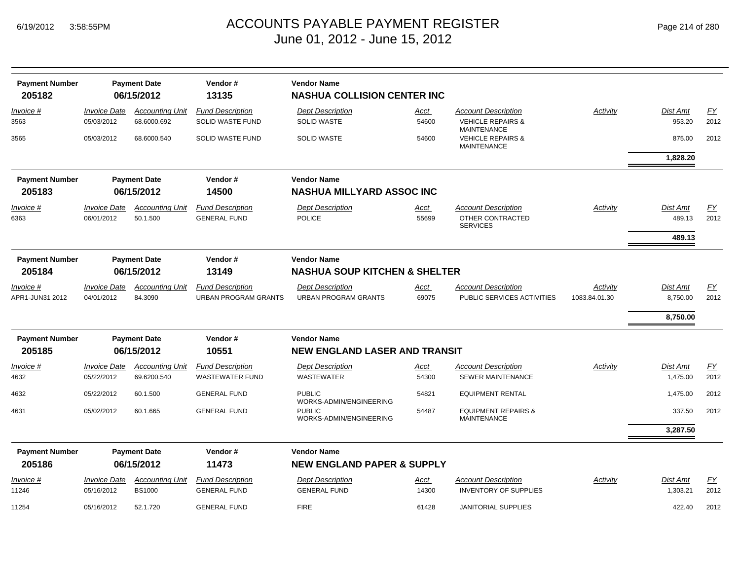# ACCOUNTS PAYABLE PAYMENT REGISTER
## June 01, 2012 - June 15, 2012

6/19/2012 3:58:55PM

| Payment Number | Payment Date | Vendor # | Vendor Name | | | | | | |
|---|---|---|---|---|---|---|---|---|---|
| **205182** | **06/15/2012** | **13135** | **NASHUA COLLISION CENTER INC** | | | | | | |
| *Invoice #* | *Invoice Date* | *Accounting Unit* | *Fund Description* | *Dept Description* | *Acct* | *Account Description* | *Activity* | *Dist Amt* | *FY* |
| 3563 | 05/03/2012 | 68.6000.692 | SOLID WASTE FUND | SOLID WASTE | 54600 | VEHICLE REPAIRS & MAINTENANCE | | 953.20 | 2012 |
| 3565 | 05/03/2012 | 68.6000.540 | SOLID WASTE FUND | SOLID WASTE | 54600 | VEHICLE REPAIRS & MAINTENANCE | | 875.00 | 2012 |
| | | | | | | | | **1,828.20** | |

| Payment Number | Payment Date | Vendor # | Vendor Name | | | | | | |
|---|---|---|---|---|---|---|---|---|---|
| **205183** | **06/15/2012** | **14500** | **NASHUA MILLYARD ASSOC INC** | | | | | | |
| *Invoice #* | *Invoice Date* | *Accounting Unit* | *Fund Description* | *Dept Description* | *Acct* | *Account Description* | *Activity* | *Dist Amt* | *FY* |
| 6363 | 06/01/2012 | 50.1.500 | GENERAL FUND | POLICE | 55699 | OTHER CONTRACTED SERVICES | | 489.13 | 2012 |
| | | | | | | | | **489.13** | |

| Payment Number | Payment Date | Vendor # | Vendor Name | | | | | | |
|---|---|---|---|---|---|---|---|---|---|
| **205184** | **06/15/2012** | **13149** | **NASHUA SOUP KITCHEN & SHELTER** | | | | | | |
| *Invoice #* | *Invoice Date* | *Accounting Unit* | *Fund Description* | *Dept Description* | *Acct* | *Account Description* | *Activity* | *Dist Amt* | *FY* |
| APR1-JUN31 2012 | 04/01/2012 | 84.3090 | URBAN PROGRAM GRANTS | URBAN PROGRAM GRANTS | 69075 | PUBLIC SERVICES ACTIVITIES | 1083.84.01.30 | 8,750.00 | 2012 |
| | | | | | | | | **8,750.00** | |

| Payment Number | Payment Date | Vendor # | Vendor Name | | | | | | |
|---|---|---|---|---|---|---|---|---|---|
| **205185** | **06/15/2012** | **10551** | **NEW ENGLAND LASER AND TRANSIT** | | | | | | |
| *Invoice #* | *Invoice Date* | *Accounting Unit* | *Fund Description* | *Dept Description* | *Acct* | *Account Description* | *Activity* | *Dist Amt* | *FY* |
| 4632 | 05/22/2012 | 69.6200.540 | WASTEWATER FUND | WASTEWATER | 54300 | SEWER MAINTENANCE | | 1,475.00 | 2012 |
| 4632 | 05/22/2012 | 60.1.500 | GENERAL FUND | PUBLIC WORKS-ADMIN/ENGINEERING | 54821 | EQUIPMENT RENTAL | | 1,475.00 | 2012 |
| 4631 | 05/02/2012 | 60.1.665 | GENERAL FUND | PUBLIC WORKS-ADMIN/ENGINEERING | 54487 | EQUIPMENT REPAIRS & MAINTENANCE | | 337.50 | 2012 |
| | | | | | | | | **3,287.50** | |

| Payment Number | Payment Date | Vendor # | Vendor Name | | | | | | |
|---|---|---|---|---|---|---|---|---|---|
| **205186** | **06/15/2012** | **11473** | **NEW ENGLAND PAPER & SUPPLY** | | | | | | |
| *Invoice #* | *Invoice Date* | *Accounting Unit* | *Fund Description* | *Dept Description* | *Acct* | *Account Description* | *Activity* | *Dist Amt* | *FY* |
| 11246 | 05/16/2012 | BS1000 | GENERAL FUND | GENERAL FUND | 14300 | INVENTORY OF SUPPLIES | | 1,303.21 | 2012 |
| 11254 | 05/16/2012 | 52.1.720 | GENERAL FUND | FIRE | 61428 | JANITORIAL SUPPLIES | | 422.40 | 2012 |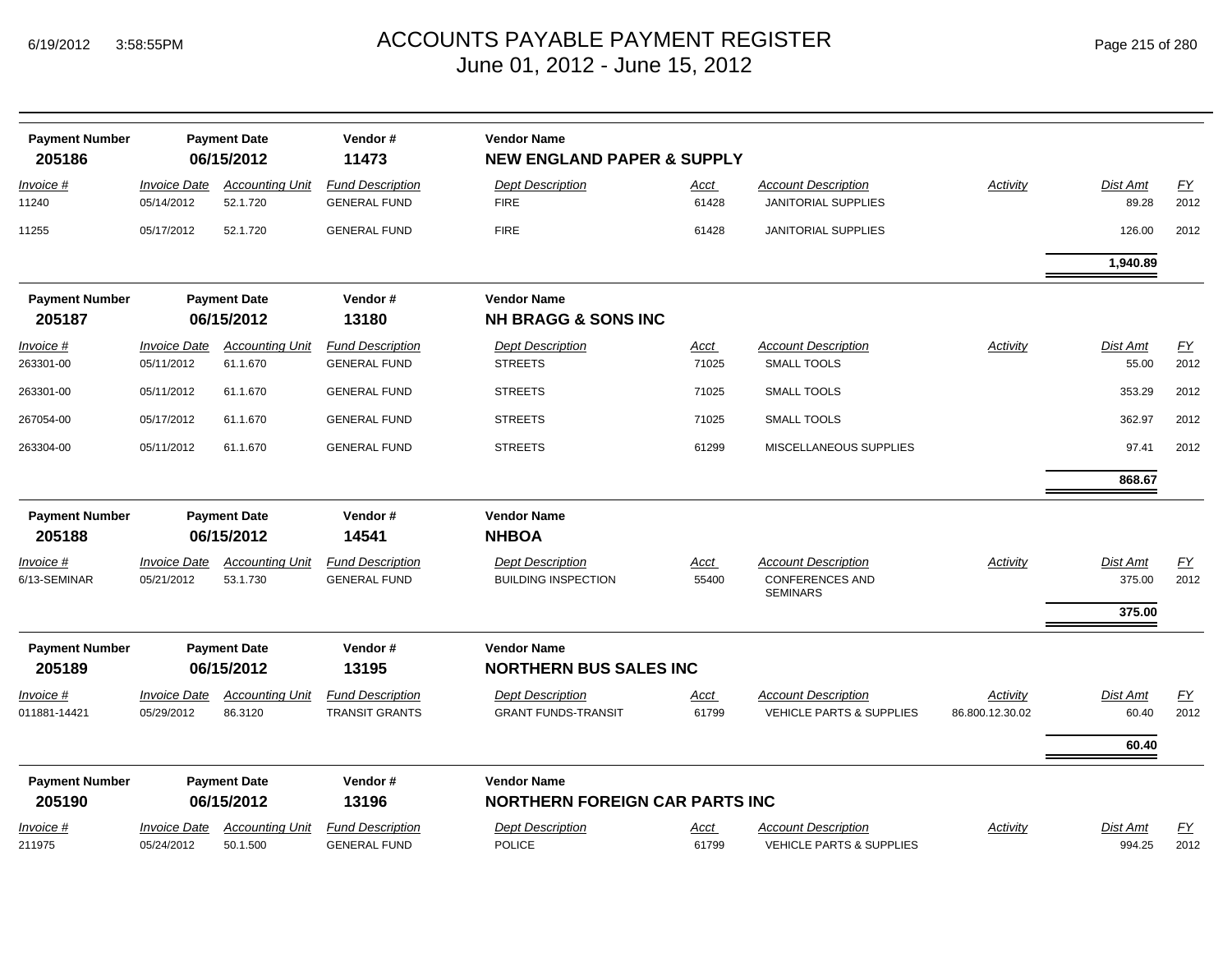# ACCOUNTS PAYABLE PAYMENT REGISTER
June 01, 2012 - June 15, 2012

| Payment Number | Payment Date | Vendor # | Vendor Name |
|---|---|---|---|
| **205186** | **06/15/2012** | **11473** | **NEW ENGLAND PAPER & SUPPLY** |

| Invoice # | Invoice Date | Accounting Unit | Fund Description | Dept Description | Acct | Account Description | Activity | Dist Amt | FY |
|---|---|---|---|---|---|---|---|---|---|
| 11240 | 05/14/2012 | 52.1.720 | GENERAL FUND | FIRE | 61428 | JANITORIAL SUPPLIES | | 89.28 | 2012 |
| 11255 | 05/17/2012 | 52.1.720 | GENERAL FUND | FIRE | 61428 | JANITORIAL SUPPLIES | | 126.00 | 2012 |
| | | | | | | | | **1,940.89** | |

| Payment Number | Payment Date | Vendor # | Vendor Name |
|---|---|---|---|
| **205187** | **06/15/2012** | **13180** | **NH BRAGG & SONS INC** |

| Invoice # | Invoice Date | Accounting Unit | Fund Description | Dept Description | Acct | Account Description | Activity | Dist Amt | FY |
|---|---|---|---|---|---|---|---|---|---|
| 263301-00 | 05/11/2012 | 61.1.670 | GENERAL FUND | STREETS | 71025 | SMALL TOOLS | | 55.00 | 2012 |
| 263301-00 | 05/11/2012 | 61.1.670 | GENERAL FUND | STREETS | 71025 | SMALL TOOLS | | 353.29 | 2012 |
| 267054-00 | 05/17/2012 | 61.1.670 | GENERAL FUND | STREETS | 71025 | SMALL TOOLS | | 362.97 | 2012 |
| 263304-00 | 05/11/2012 | 61.1.670 | GENERAL FUND | STREETS | 61299 | MISCELLANEOUS SUPPLIES | | 97.41 | 2012 |
| | | | | | | | | **868.67** | |

| Payment Number | Payment Date | Vendor # | Vendor Name |
|---|---|---|---|
| **205188** | **06/15/2012** | **14541** | **NHBOA** |

| Invoice # | Invoice Date | Accounting Unit | Fund Description | Dept Description | Acct | Account Description | Activity | Dist Amt | FY |
|---|---|---|---|---|---|---|---|---|---|
| 6/13-SEMINAR | 05/21/2012 | 53.1.730 | GENERAL FUND | BUILDING INSPECTION | 55400 | CONFERENCES AND SEMINARS | | 375.00 | 2012 |
| | | | | | | | | **375.00** | |

| Payment Number | Payment Date | Vendor # | Vendor Name |
|---|---|---|---|
| **205189** | **06/15/2012** | **13195** | **NORTHERN BUS SALES INC** |

| Invoice # | Invoice Date | Accounting Unit | Fund Description | Dept Description | Acct | Account Description | Activity | Dist Amt | FY |
|---|---|---|---|---|---|---|---|---|---|
| 011881-14421 | 05/29/2012 | 86.3120 | TRANSIT GRANTS | GRANT FUNDS-TRANSIT | 61799 | VEHICLE PARTS & SUPPLIES | 86.800.12.30.02 | 60.40 | 2012 |
| | | | | | | | | **60.40** | |

| Payment Number | Payment Date | Vendor # | Vendor Name |
|---|---|---|---|
| **205190** | **06/15/2012** | **13196** | **NORTHERN FOREIGN CAR PARTS INC** |

| Invoice # | Invoice Date | Accounting Unit | Fund Description | Dept Description | Acct | Account Description | Activity | Dist Amt | FY |
|---|---|---|---|---|---|---|---|---|---|
| 211975 | 05/24/2012 | 50.1.500 | GENERAL FUND | POLICE | 61799 | VEHICLE PARTS & SUPPLIES | | 994.25 | 2012 |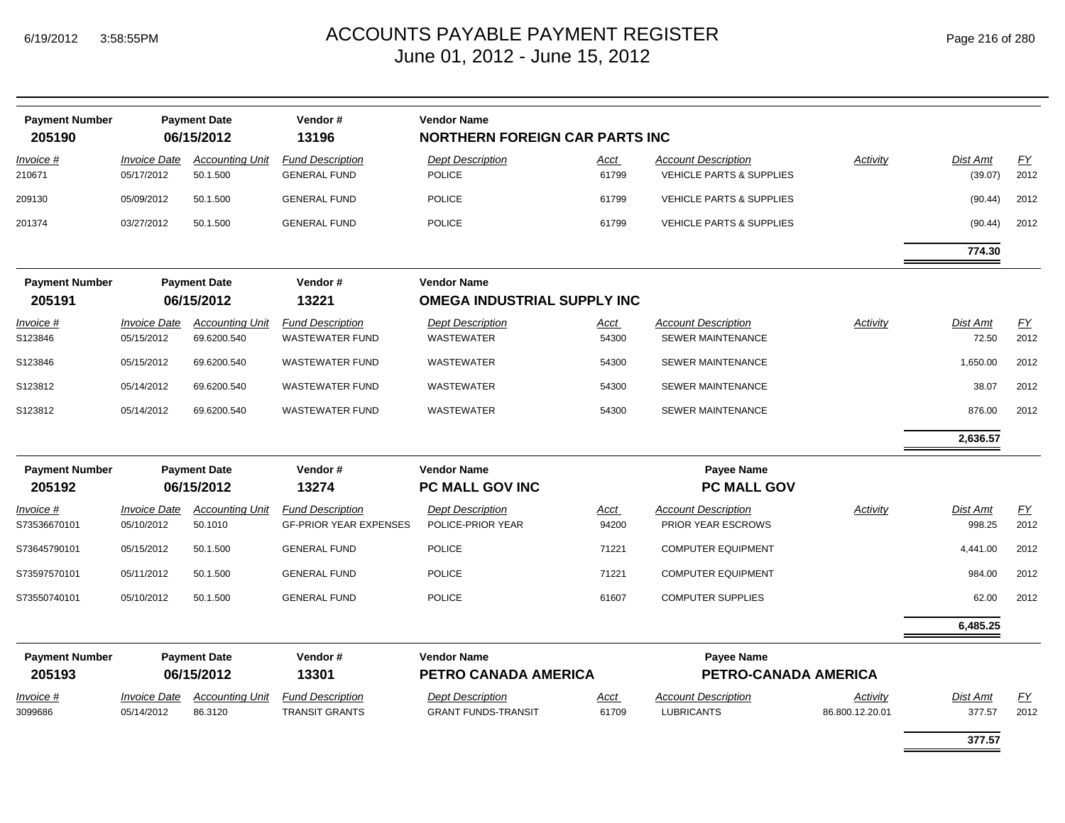# ACCOUNTS PAYABLE PAYMENT REGISTER
June 01, 2012 - June 15, 2012

| Payment Number | Payment Date | Vendor # | Vendor Name | | | | | |
|---|---|---|---|---|---|---|---|---|
| **205190** | **06/15/2012** | **13196** | **NORTHERN FOREIGN CAR PARTS INC** | | | | | |

| Invoice # | Invoice Date | Accounting Unit | Fund Description | Dept Description | Acct | Account Description | Activity | Dist Amt | FY |
|---|---|---|---|---|---|---|---|---|---|
| 210671 | 05/17/2012 | 50.1.500 | GENERAL FUND | POLICE | 61799 | VEHICLE PARTS & SUPPLIES | | (39.07) | 2012 |
| 209130 | 05/09/2012 | 50.1.500 | GENERAL FUND | POLICE | 61799 | VEHICLE PARTS & SUPPLIES | | (90.44) | 2012 |
| 201374 | 03/27/2012 | 50.1.500 | GENERAL FUND | POLICE | 61799 | VEHICLE PARTS & SUPPLIES | | (90.44) | 2012 |
| | | | | | | | | **774.30** | |

| Payment Number | Payment Date | Vendor # | Vendor Name | | | | | |
|---|---|---|---|---|---|---|---|---|
| **205191** | **06/15/2012** | **13221** | **OMEGA INDUSTRIAL SUPPLY INC** | | | | | |

| Invoice # | Invoice Date | Accounting Unit | Fund Description | Dept Description | Acct | Account Description | Activity | Dist Amt | FY |
|---|---|---|---|---|---|---|---|---|---|
| S123846 | 05/15/2012 | 69.6200.540 | WASTEWATER FUND | WASTEWATER | 54300 | SEWER MAINTENANCE | | 72.50 | 2012 |
| S123846 | 05/15/2012 | 69.6200.540 | WASTEWATER FUND | WASTEWATER | 54300 | SEWER MAINTENANCE | | 1,650.00 | 2012 |
| S123812 | 05/14/2012 | 69.6200.540 | WASTEWATER FUND | WASTEWATER | 54300 | SEWER MAINTENANCE | | 38.07 | 2012 |
| S123812 | 05/14/2012 | 69.6200.540 | WASTEWATER FUND | WASTEWATER | 54300 | SEWER MAINTENANCE | | 876.00 | 2012 |
| | | | | | | | | **2,636.57** | |

| Payment Number | Payment Date | Vendor # | Vendor Name | Payee Name | | | | |
|---|---|---|---|---|---|---|---|---|
| **205192** | **06/15/2012** | **13274** | **PC MALL GOV INC** | **PC MALL GOV** | | | | |

| Invoice # | Invoice Date | Accounting Unit | Fund Description | Dept Description | Acct | Account Description | Activity | Dist Amt | FY |
|---|---|---|---|---|---|---|---|---|---|
| S73536670101 | 05/10/2012 | 50.1010 | GF-PRIOR YEAR EXPENSES | POLICE-PRIOR YEAR | 94200 | PRIOR YEAR ESCROWS | | 998.25 | 2012 |
| S73645790101 | 05/15/2012 | 50.1.500 | GENERAL FUND | POLICE | 71221 | COMPUTER EQUIPMENT | | 4,441.00 | 2012 |
| S73597570101 | 05/11/2012 | 50.1.500 | GENERAL FUND | POLICE | 71221 | COMPUTER EQUIPMENT | | 984.00 | 2012 |
| S73550740101 | 05/10/2012 | 50.1.500 | GENERAL FUND | POLICE | 61607 | COMPUTER SUPPLIES | | 62.00 | 2012 |
| | | | | | | | | **6,485.25** | |

| Payment Number | Payment Date | Vendor # | Vendor Name | Payee Name | | | | |
|---|---|---|---|---|---|---|---|---|
| **205193** | **06/15/2012** | **13301** | **PETRO CANADA AMERICA** | **PETRO-CANADA AMERICA** | | | | |

| Invoice # | Invoice Date | Accounting Unit | Fund Description | Dept Description | Acct | Account Description | Activity | Dist Amt | FY |
|---|---|---|---|---|---|---|---|---|---|
| 3099686 | 05/14/2012 | 86.3120 | TRANSIT GRANTS | GRANT FUNDS-TRANSIT | 61709 | LUBRICANTS | 86.800.12.20.01 | 377.57 | 2012 |
| | | | | | | | | **377.57** | |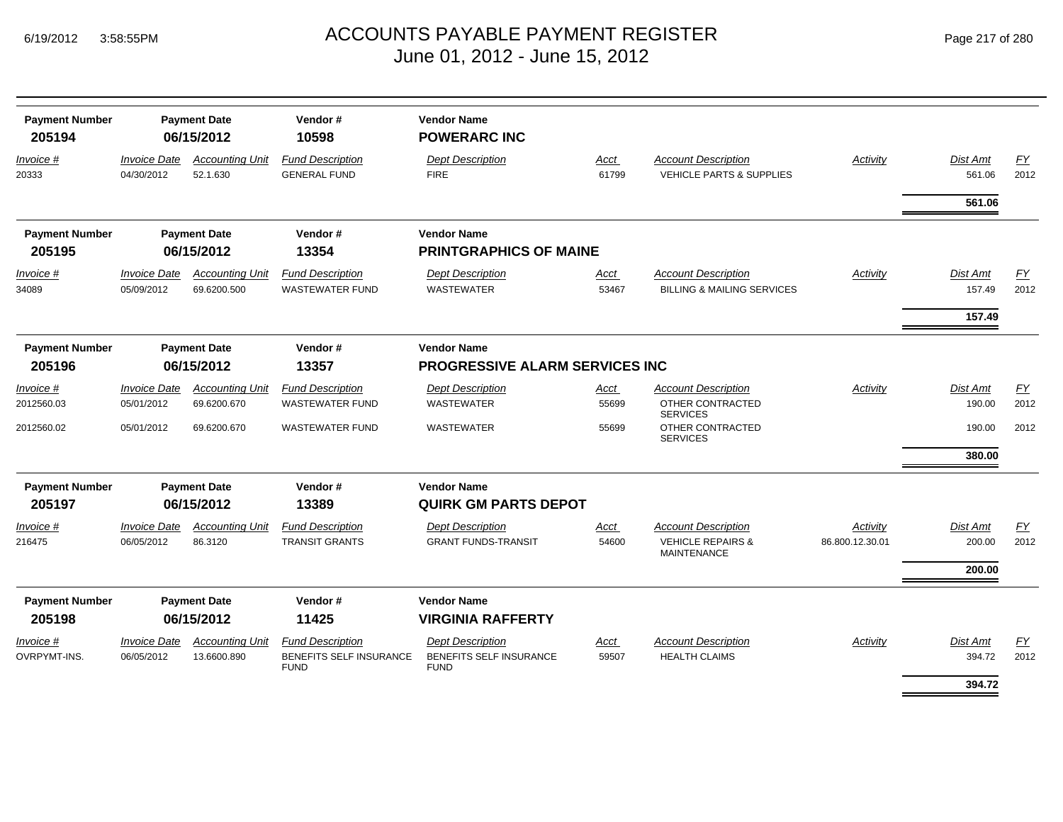# ACCOUNTS PAYABLE PAYMENT REGISTER
## June 01, 2012 - June 15, 2012

| Payment Number | Payment Date | Vendor # | Vendor Name |
|---|---|---|---|
| **205194** | **06/15/2012** | **10598** | **POWERARC INC** |

| Invoice # | Invoice Date | Accounting Unit | Fund Description | Dept Description | Acct | Account Description | Activity | Dist Amt | FY |
|---|---|---|---|---|---|---|---|---|---|
| 20333 | 04/30/2012 | 52.1.630 | GENERAL FUND | FIRE | 61799 | VEHICLE PARTS & SUPPLIES | | 561.06 | 2012 |
| | | | | | | | | **561.06** | |

| Payment Number | Payment Date | Vendor # | Vendor Name |
|---|---|---|---|
| **205195** | **06/15/2012** | **13354** | **PRINTGRAPHICS OF MAINE** |

| Invoice # | Invoice Date | Accounting Unit | Fund Description | Dept Description | Acct | Account Description | Activity | Dist Amt | FY |
|---|---|---|---|---|---|---|---|---|---|
| 34089 | 05/09/2012 | 69.6200.500 | WASTEWATER FUND | WASTEWATER | 53467 | BILLING & MAILING SERVICES | | 157.49 | 2012 |
| | | | | | | | | **157.49** | |

| Payment Number | Payment Date | Vendor # | Vendor Name |
|---|---|---|---|
| **205196** | **06/15/2012** | **13357** | **PROGRESSIVE ALARM SERVICES INC** |

| Invoice # | Invoice Date | Accounting Unit | Fund Description | Dept Description | Acct | Account Description | Activity | Dist Amt | FY |
|---|---|---|---|---|---|---|---|---|---|
| 2012560.03 | 05/01/2012 | 69.6200.670 | WASTEWATER FUND | WASTEWATER | 55699 | OTHER CONTRACTED SERVICES | | 190.00 | 2012 |
| 2012560.02 | 05/01/2012 | 69.6200.670 | WASTEWATER FUND | WASTEWATER | 55699 | OTHER CONTRACTED SERVICES | | 190.00 | 2012 |
| | | | | | | | | **380.00** | |

| Payment Number | Payment Date | Vendor # | Vendor Name |
|---|---|---|---|
| **205197** | **06/15/2012** | **13389** | **QUIRK GM PARTS DEPOT** |

| Invoice # | Invoice Date | Accounting Unit | Fund Description | Dept Description | Acct | Account Description | Activity | Dist Amt | FY |
|---|---|---|---|---|---|---|---|---|---|
| 216475 | 06/05/2012 | 86.3120 | TRANSIT GRANTS | GRANT FUNDS-TRANSIT | 54600 | VEHICLE REPAIRS & MAINTENANCE | 86.800.12.30.01 | 200.00 | 2012 |
| | | | | | | | | **200.00** | |

| Payment Number | Payment Date | Vendor # | Vendor Name |
|---|---|---|---|
| **205198** | **06/15/2012** | **11425** | **VIRGINIA RAFFERTY** |

| Invoice # | Invoice Date | Accounting Unit | Fund Description | Dept Description | Acct | Account Description | Activity | Dist Amt | FY |
|---|---|---|---|---|---|---|---|---|---|
| OVRPYMT-INS. | 06/05/2012 | 13.6600.890 | BENEFITS SELF INSURANCE FUND | BENEFITS SELF INSURANCE FUND | 59507 | HEALTH CLAIMS | | 394.72 | 2012 |
| | | | | | | | | **394.72** | |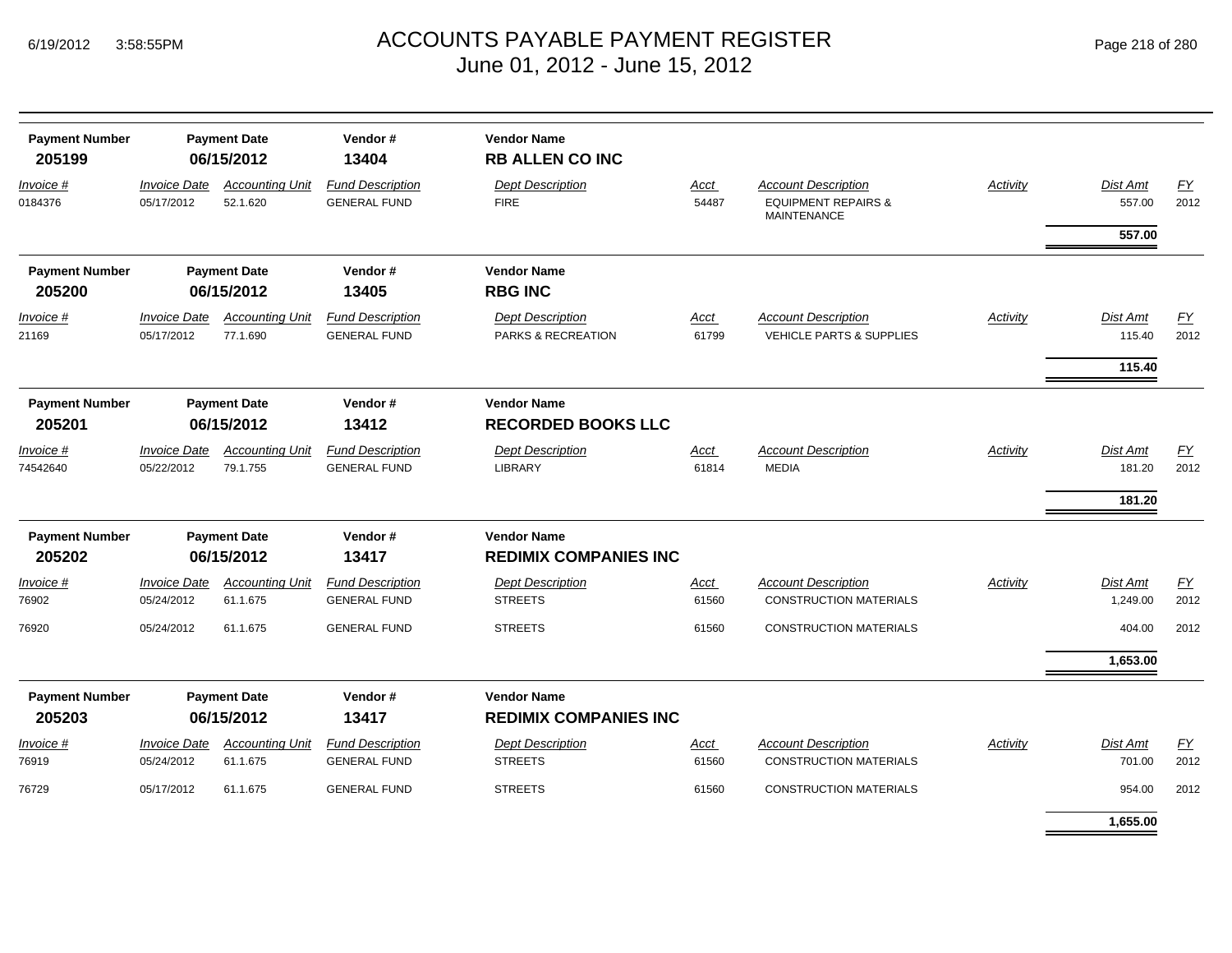# ACCOUNTS PAYABLE PAYMENT REGISTER
June 01, 2012 - June 15, 2012

| Payment Number | Payment Date | Vendor # | Vendor Name |
|---|---|---|---|
| **205199** | **06/15/2012** | **13404** | **RB ALLEN CO INC** |

| Invoice # | Invoice Date | Accounting Unit | Fund Description | Dept Description | Acct | Account Description | Activity | Dist Amt | FY |
|---|---|---|---|---|---|---|---|---|---|
| 0184376 | 05/17/2012 | 52.1.620 | GENERAL FUND | FIRE | 54487 | EQUIPMENT REPAIRS & MAINTENANCE | | 557.00 | 2012 |
| | | | | | | | | **557.00** | |

| Payment Number | Payment Date | Vendor # | Vendor Name |
|---|---|---|---|
| **205200** | **06/15/2012** | **13405** | **RBG INC** |

| Invoice # | Invoice Date | Accounting Unit | Fund Description | Dept Description | Acct | Account Description | Activity | Dist Amt | FY |
|---|---|---|---|---|---|---|---|---|---|
| 21169 | 05/17/2012 | 77.1.690 | GENERAL FUND | PARKS & RECREATION | 61799 | VEHICLE PARTS & SUPPLIES | | 115.40 | 2012 |
| | | | | | | | | **115.40** | |

| Payment Number | Payment Date | Vendor # | Vendor Name |
|---|---|---|---|
| **205201** | **06/15/2012** | **13412** | **RECORDED BOOKS LLC** |

| Invoice # | Invoice Date | Accounting Unit | Fund Description | Dept Description | Acct | Account Description | Activity | Dist Amt | FY |
|---|---|---|---|---|---|---|---|---|---|
| 74542640 | 05/22/2012 | 79.1.755 | GENERAL FUND | LIBRARY | 61814 | MEDIA | | 181.20 | 2012 |
| | | | | | | | | **181.20** | |

| Payment Number | Payment Date | Vendor # | Vendor Name |
|---|---|---|---|
| **205202** | **06/15/2012** | **13417** | **REDIMIX COMPANIES INC** |

| Invoice # | Invoice Date | Accounting Unit | Fund Description | Dept Description | Acct | Account Description | Activity | Dist Amt | FY |
|---|---|---|---|---|---|---|---|---|---|
| 76902 | 05/24/2012 | 61.1.675 | GENERAL FUND | STREETS | 61560 | CONSTRUCTION MATERIALS | | 1,249.00 | 2012 |
| 76920 | 05/24/2012 | 61.1.675 | GENERAL FUND | STREETS | 61560 | CONSTRUCTION MATERIALS | | 404.00 | 2012 |
| | | | | | | | | **1,653.00** | |

| Payment Number | Payment Date | Vendor # | Vendor Name |
|---|---|---|---|
| **205203** | **06/15/2012** | **13417** | **REDIMIX COMPANIES INC** |

| Invoice # | Invoice Date | Accounting Unit | Fund Description | Dept Description | Acct | Account Description | Activity | Dist Amt | FY |
|---|---|---|---|---|---|---|---|---|---|
| 76919 | 05/24/2012 | 61.1.675 | GENERAL FUND | STREETS | 61560 | CONSTRUCTION MATERIALS | | 701.00 | 2012 |
| 76729 | 05/17/2012 | 61.1.675 | GENERAL FUND | STREETS | 61560 | CONSTRUCTION MATERIALS | | 954.00 | 2012 |
| | | | | | | | | **1,655.00** | |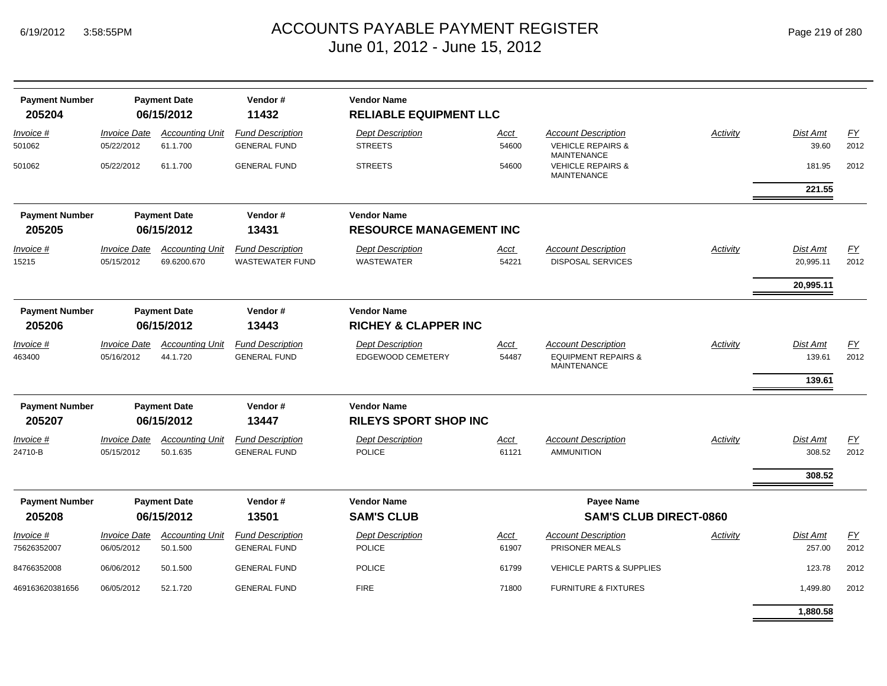# ACCOUNTS PAYABLE PAYMENT REGISTER
## June 01, 2012 - June 15, 2012

| Payment Number | Payment Date | Vendor # | Vendor Name |
|---|---|---|---|
| **205204** | **06/15/2012** | **11432** | **RELIABLE EQUIPMENT LLC** |

| Invoice # | Invoice Date | Accounting Unit | Fund Description | Dept Description | Acct | Account Description | Activity | Dist Amt | FY |
|---|---|---|---|---|---|---|---|---|---|
| 501062 | 05/22/2012 | 61.1.700 | GENERAL FUND | STREETS | 54600 | VEHICLE REPAIRS & MAINTENANCE | | 39.60 | 2012 |
| 501062 | 05/22/2012 | 61.1.700 | GENERAL FUND | STREETS | 54600 | VEHICLE REPAIRS & MAINTENANCE | | 181.95 | 2012 |
| | | | | | | | | **221.55** | |

| Payment Number | Payment Date | Vendor # | Vendor Name |
|---|---|---|---|
| **205205** | **06/15/2012** | **13431** | **RESOURCE MANAGEMENT INC** |

| Invoice # | Invoice Date | Accounting Unit | Fund Description | Dept Description | Acct | Account Description | Activity | Dist Amt | FY |
|---|---|---|---|---|---|---|---|---|---|
| 15215 | 05/15/2012 | 69.6200.670 | WASTEWATER FUND | WASTEWATER | 54221 | DISPOSAL SERVICES | | 20,995.11 | 2012 |
| | | | | | | | | **20,995.11** | |

| Payment Number | Payment Date | Vendor # | Vendor Name |
|---|---|---|---|
| **205206** | **06/15/2012** | **13443** | **RICHEY & CLAPPER INC** |

| Invoice # | Invoice Date | Accounting Unit | Fund Description | Dept Description | Acct | Account Description | Activity | Dist Amt | FY |
|---|---|---|---|---|---|---|---|---|---|
| 463400 | 05/16/2012 | 44.1.720 | GENERAL FUND | EDGEWOOD CEMETERY | 54487 | EQUIPMENT REPAIRS & MAINTENANCE | | 139.61 | 2012 |
| | | | | | | | | **139.61** | |

| Payment Number | Payment Date | Vendor # | Vendor Name |
|---|---|---|---|
| **205207** | **06/15/2012** | **13447** | **RILEYS SPORT SHOP INC** |

| Invoice # | Invoice Date | Accounting Unit | Fund Description | Dept Description | Acct | Account Description | Activity | Dist Amt | FY |
|---|---|---|---|---|---|---|---|---|---|
| 24710-B | 05/15/2012 | 50.1.635 | GENERAL FUND | POLICE | 61121 | AMMUNITION | | 308.52 | 2012 |
| | | | | | | | | **308.52** | |

| Payment Number | Payment Date | Vendor # | Vendor Name | Payee Name |
|---|---|---|---|---|
| **205208** | **06/15/2012** | **13501** | **SAM'S CLUB** | **SAM'S CLUB DIRECT-0860** |

| Invoice # | Invoice Date | Accounting Unit | Fund Description | Dept Description | Acct | Account Description | Activity | Dist Amt | FY |
|---|---|---|---|---|---|---|---|---|---|
| 75626352007 | 06/05/2012 | 50.1.500 | GENERAL FUND | POLICE | 61907 | PRISONER MEALS | | 257.00 | 2012 |
| 84766352008 | 06/06/2012 | 50.1.500 | GENERAL FUND | POLICE | 61799 | VEHICLE PARTS & SUPPLIES | | 123.78 | 2012 |
| 469163620381656 | 06/05/2012 | 52.1.720 | GENERAL FUND | FIRE | 71800 | FURNITURE & FIXTURES | | 1,499.80 | 2012 |
| | | | | | | | | **1,880.58** | |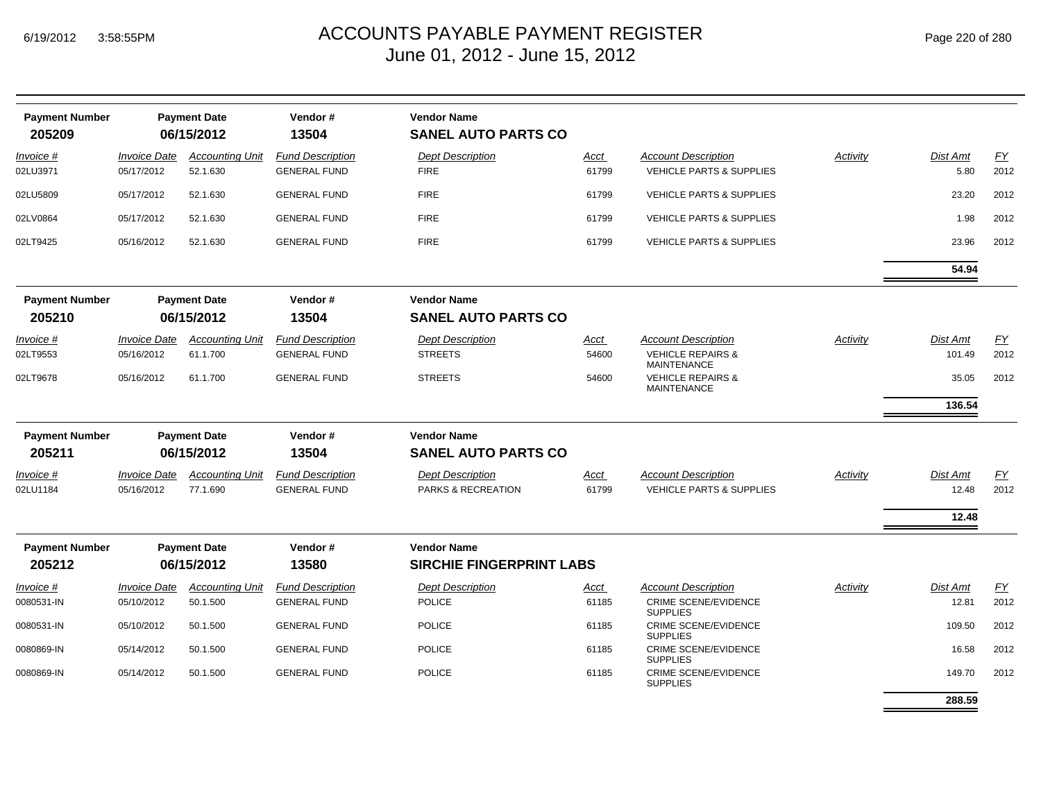# ACCOUNTS PAYABLE PAYMENT REGISTER
## June 01, 2012 - June 15, 2012

| Payment Number | Payment Date | Vendor # | Vendor Name |
|---|---|---|---|
| **205209** | **06/15/2012** | **13504** | **SANEL AUTO PARTS CO** |

| Invoice # | Invoice Date | Accounting Unit | Fund Description | Dept Description | Acct | Account Description | Activity | Dist Amt | FY |
|---|---|---|---|---|---|---|---|---|---|
| 02LU3971 | 05/17/2012 | 52.1.630 | GENERAL FUND | FIRE | 61799 | VEHICLE PARTS & SUPPLIES | | 5.80 | 2012 |
| 02LU5809 | 05/17/2012 | 52.1.630 | GENERAL FUND | FIRE | 61799 | VEHICLE PARTS & SUPPLIES | | 23.20 | 2012 |
| 02LV0864 | 05/17/2012 | 52.1.630 | GENERAL FUND | FIRE | 61799 | VEHICLE PARTS & SUPPLIES | | 1.98 | 2012 |
| 02LT9425 | 05/16/2012 | 52.1.630 | GENERAL FUND | FIRE | 61799 | VEHICLE PARTS & SUPPLIES | | 23.96 | 2012 |
| | | | | | | | | **54.94** | |

| Payment Number | Payment Date | Vendor # | Vendor Name |
|---|---|---|---|
| **205210** | **06/15/2012** | **13504** | **SANEL AUTO PARTS CO** |

| Invoice # | Invoice Date | Accounting Unit | Fund Description | Dept Description | Acct | Account Description | Activity | Dist Amt | FY |
|---|---|---|---|---|---|---|---|---|---|
| 02LT9553 | 05/16/2012 | 61.1.700 | GENERAL FUND | STREETS | 54600 | VEHICLE REPAIRS & MAINTENANCE | | 101.49 | 2012 |
| 02LT9678 | 05/16/2012 | 61.1.700 | GENERAL FUND | STREETS | 54600 | VEHICLE REPAIRS & MAINTENANCE | | 35.05 | 2012 |
| | | | | | | | | **136.54** | |

| Payment Number | Payment Date | Vendor # | Vendor Name |
|---|---|---|---|
| **205211** | **06/15/2012** | **13504** | **SANEL AUTO PARTS CO** |

| Invoice # | Invoice Date | Accounting Unit | Fund Description | Dept Description | Acct | Account Description | Activity | Dist Amt | FY |
|---|---|---|---|---|---|---|---|---|---|
| 02LU1184 | 05/16/2012 | 77.1.690 | GENERAL FUND | PARKS & RECREATION | 61799 | VEHICLE PARTS & SUPPLIES | | 12.48 | 2012 |
| | | | | | | | | **12.48** | |

| Payment Number | Payment Date | Vendor # | Vendor Name |
|---|---|---|---|
| **205212** | **06/15/2012** | **13580** | **SIRCHIE FINGERPRINT LABS** |

| Invoice # | Invoice Date | Accounting Unit | Fund Description | Dept Description | Acct | Account Description | Activity | Dist Amt | FY |
|---|---|---|---|---|---|---|---|---|---|
| 0080531-IN | 05/10/2012 | 50.1.500 | GENERAL FUND | POLICE | 61185 | CRIME SCENE/EVIDENCE SUPPLIES | | 12.81 | 2012 |
| 0080531-IN | 05/10/2012 | 50.1.500 | GENERAL FUND | POLICE | 61185 | CRIME SCENE/EVIDENCE SUPPLIES | | 109.50 | 2012 |
| 0080869-IN | 05/14/2012 | 50.1.500 | GENERAL FUND | POLICE | 61185 | CRIME SCENE/EVIDENCE SUPPLIES | | 16.58 | 2012 |
| 0080869-IN | 05/14/2012 | 50.1.500 | GENERAL FUND | POLICE | 61185 | CRIME SCENE/EVIDENCE SUPPLIES | | 149.70 | 2012 |
| | | | | | | | | **288.59** | |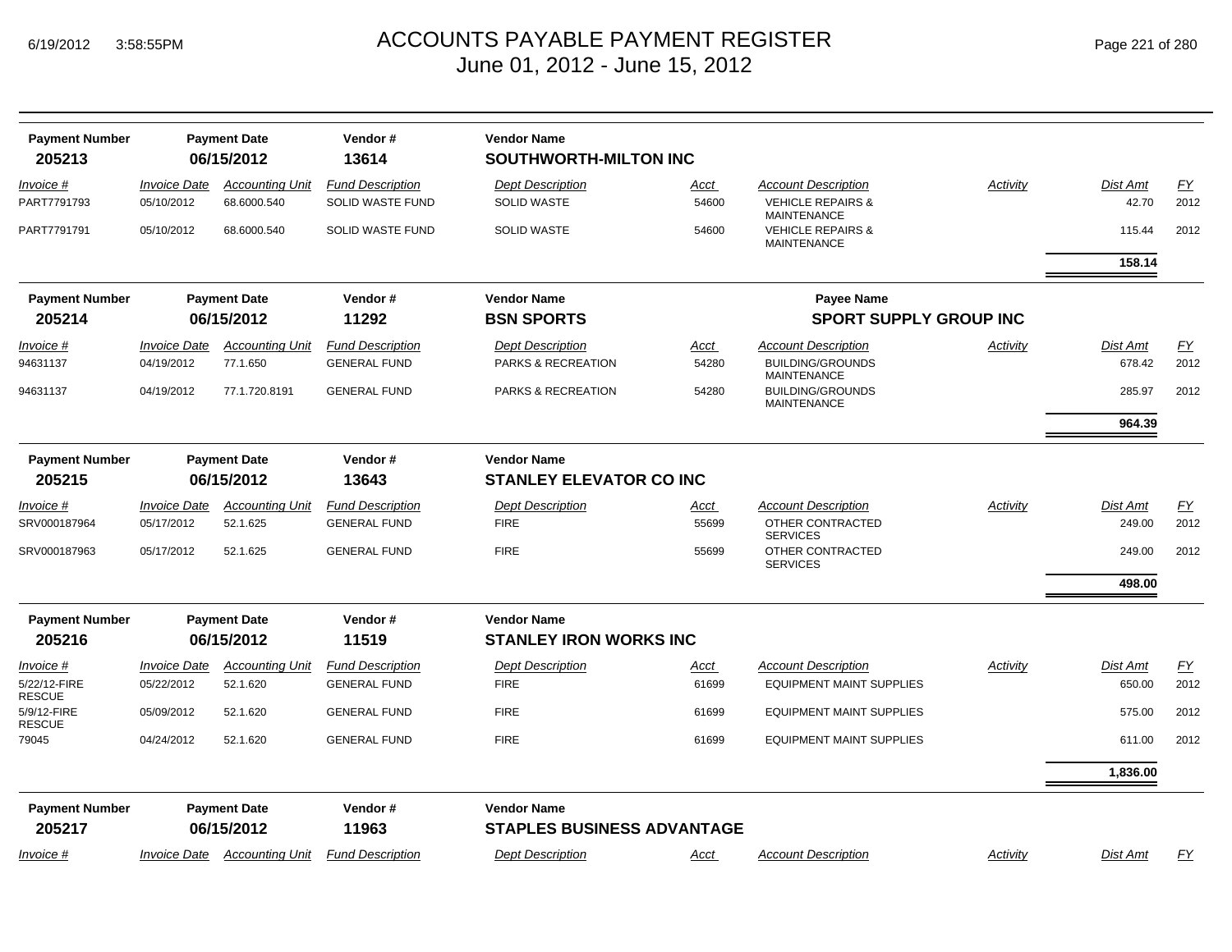| Payment Number | Payment Date | Vendor # | Vendor Name | | | | | |
|---|---|---|---|---|---|---|---|---|
| 205213 | 06/15/2012 | 13614 | SOUTHWORTH-MILTON INC | | | | | |

| Invoice # | Invoice Date | Accounting Unit | Fund Description | Dept Description | Acct | Account Description | Activity | Dist Amt | FY |
|---|---|---|---|---|---|---|---|---|---|
| PART7791793 | 05/10/2012 | 68.6000.540 | SOLID WASTE FUND | SOLID WASTE | 54600 | VEHICLE REPAIRS & MAINTENANCE | | 42.70 | 2012 |
| PART7791791 | 05/10/2012 | 68.6000.540 | SOLID WASTE FUND | SOLID WASTE | 54600 | VEHICLE REPAIRS & MAINTENANCE | | 115.44 | 2012 |
| | | | | | | | | **158.14** | |

| Payment Number | Payment Date | Vendor # | Vendor Name | Payee Name |
|---|---|---|---|---|
| 205214 | 06/15/2012 | 11292 | BSN SPORTS | SPORT SUPPLY GROUP INC |

| Invoice # | Invoice Date | Accounting Unit | Fund Description | Dept Description | Acct | Account Description | Activity | Dist Amt | FY |
|---|---|---|---|---|---|---|---|---|---|
| 94631137 | 04/19/2012 | 77.1.650 | GENERAL FUND | PARKS & RECREATION | 54280 | BUILDING/GROUNDS MAINTENANCE | | 678.42 | 2012 |
| 94631137 | 04/19/2012 | 77.1.720.8191 | GENERAL FUND | PARKS & RECREATION | 54280 | BUILDING/GROUNDS MAINTENANCE | | 285.97 | 2012 |
| | | | | | | | | **964.39** | |

| Payment Number | Payment Date | Vendor # | Vendor Name |
|---|---|---|---|
| 205215 | 06/15/2012 | 13643 | STANLEY ELEVATOR CO INC |

| Invoice # | Invoice Date | Accounting Unit | Fund Description | Dept Description | Acct | Account Description | Activity | Dist Amt | FY |
|---|---|---|---|---|---|---|---|---|---|
| SRV000187964 | 05/17/2012 | 52.1.625 | GENERAL FUND | FIRE | 55699 | OTHER CONTRACTED SERVICES | | 249.00 | 2012 |
| SRV000187963 | 05/17/2012 | 52.1.625 | GENERAL FUND | FIRE | 55699 | OTHER CONTRACTED SERVICES | | 249.00 | 2012 |
| | | | | | | | | **498.00** | |

| Payment Number | Payment Date | Vendor # | Vendor Name |
|---|---|---|---|
| 205216 | 06/15/2012 | 11519 | STANLEY IRON WORKS INC |

| Invoice # | Invoice Date | Accounting Unit | Fund Description | Dept Description | Acct | Account Description | Activity | Dist Amt | FY |
|---|---|---|---|---|---|---|---|---|---|
| 5/22/12-FIRE RESCUE | 05/22/2012 | 52.1.620 | GENERAL FUND | FIRE | 61699 | EQUIPMENT MAINT SUPPLIES | | 650.00 | 2012 |
| 5/9/12-FIRE RESCUE | 05/09/2012 | 52.1.620 | GENERAL FUND | FIRE | 61699 | EQUIPMENT MAINT SUPPLIES | | 575.00 | 2012 |
| 79045 | 04/24/2012 | 52.1.620 | GENERAL FUND | FIRE | 61699 | EQUIPMENT MAINT SUPPLIES | | 611.00 | 2012 |
| | | | | | | | | **1,836.00** | |

| Payment Number | Payment Date | Vendor # | Vendor Name |
|---|---|---|---|
| 205217 | 06/15/2012 | 11963 | STAPLES BUSINESS ADVANTAGE |

| Invoice # | Invoice Date | Accounting Unit | Fund Description | Dept Description | Acct | Account Description | Activity | Dist Amt | FY |
|---|---|---|---|---|---|---|---|---|---|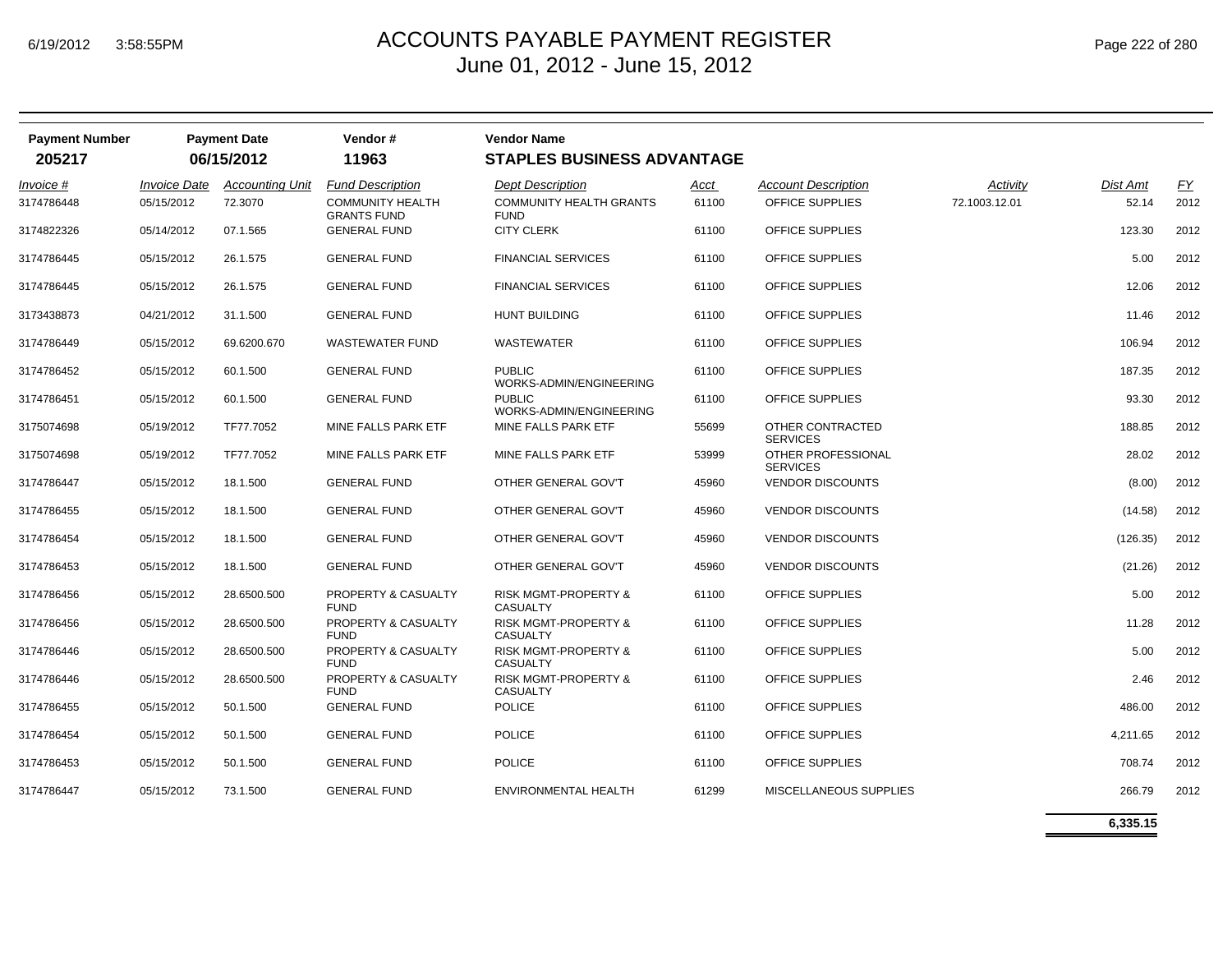# ACCOUNTS PAYABLE PAYMENT REGISTER

June 01, 2012 - June 15, 2012

| Payment Number | Payment Date | Vendor # | Vendor Name |
|---|---|---|---|
| **205217** | **06/15/2012** | **11963** | **STAPLES BUSINESS ADVANTAGE** |

| Invoice # | Invoice Date | Accounting Unit | Fund Description | Dept Description | Acct | Account Description | Activity | Dist Amt | FY |
|---|---|---|---|---|---|---|---|---|---|
| 3174786448 | 05/15/2012 | 72.3070 | COMMUNITY HEALTH GRANTS FUND | COMMUNITY HEALTH GRANTS FUND | 61100 | OFFICE SUPPLIES | 72.1003.12.01 | 52.14 | 2012 |
| 3174822326 | 05/14/2012 | 07.1.565 | GENERAL FUND | CITY CLERK | 61100 | OFFICE SUPPLIES | | 123.30 | 2012 |
| 3174786445 | 05/15/2012 | 26.1.575 | GENERAL FUND | FINANCIAL SERVICES | 61100 | OFFICE SUPPLIES | | 5.00 | 2012 |
| 3174786445 | 05/15/2012 | 26.1.575 | GENERAL FUND | FINANCIAL SERVICES | 61100 | OFFICE SUPPLIES | | 12.06 | 2012 |
| 3173438873 | 04/21/2012 | 31.1.500 | GENERAL FUND | HUNT BUILDING | 61100 | OFFICE SUPPLIES | | 11.46 | 2012 |
| 3174786449 | 05/15/2012 | 69.6200.670 | WASTEWATER FUND | WASTEWATER | 61100 | OFFICE SUPPLIES | | 106.94 | 2012 |
| 3174786452 | 05/15/2012 | 60.1.500 | GENERAL FUND | PUBLIC WORKS-ADMIN/ENGINEERING | 61100 | OFFICE SUPPLIES | | 187.35 | 2012 |
| 3174786451 | 05/15/2012 | 60.1.500 | GENERAL FUND | PUBLIC WORKS-ADMIN/ENGINEERING | 61100 | OFFICE SUPPLIES | | 93.30 | 2012 |
| 3175074698 | 05/19/2012 | TF77.7052 | MINE FALLS PARK ETF | MINE FALLS PARK ETF | 55699 | OTHER CONTRACTED SERVICES | | 188.85 | 2012 |
| 3175074698 | 05/19/2012 | TF77.7052 | MINE FALLS PARK ETF | MINE FALLS PARK ETF | 53999 | OTHER PROFESSIONAL SERVICES | | 28.02 | 2012 |
| 3174786447 | 05/15/2012 | 18.1.500 | GENERAL FUND | OTHER GENERAL GOV'T | 45960 | VENDOR DISCOUNTS | | (8.00) | 2012 |
| 3174786455 | 05/15/2012 | 18.1.500 | GENERAL FUND | OTHER GENERAL GOV'T | 45960 | VENDOR DISCOUNTS | | (14.58) | 2012 |
| 3174786454 | 05/15/2012 | 18.1.500 | GENERAL FUND | OTHER GENERAL GOV'T | 45960 | VENDOR DISCOUNTS | | (126.35) | 2012 |
| 3174786453 | 05/15/2012 | 18.1.500 | GENERAL FUND | OTHER GENERAL GOV'T | 45960 | VENDOR DISCOUNTS | | (21.26) | 2012 |
| 3174786456 | 05/15/2012 | 28.6500.500 | PROPERTY & CASUALTY FUND | RISK MGMT-PROPERTY & CASUALTY | 61100 | OFFICE SUPPLIES | | 5.00 | 2012 |
| 3174786456 | 05/15/2012 | 28.6500.500 | PROPERTY & CASUALTY FUND | RISK MGMT-PROPERTY & CASUALTY | 61100 | OFFICE SUPPLIES | | 11.28 | 2012 |
| 3174786446 | 05/15/2012 | 28.6500.500 | PROPERTY & CASUALTY FUND | RISK MGMT-PROPERTY & CASUALTY | 61100 | OFFICE SUPPLIES | | 5.00 | 2012 |
| 3174786446 | 05/15/2012 | 28.6500.500 | PROPERTY & CASUALTY FUND | RISK MGMT-PROPERTY & CASUALTY | 61100 | OFFICE SUPPLIES | | 2.46 | 2012 |
| 3174786455 | 05/15/2012 | 50.1.500 | GENERAL FUND | POLICE | 61100 | OFFICE SUPPLIES | | 486.00 | 2012 |
| 3174786454 | 05/15/2012 | 50.1.500 | GENERAL FUND | POLICE | 61100 | OFFICE SUPPLIES | | 4,211.65 | 2012 |
| 3174786453 | 05/15/2012 | 50.1.500 | GENERAL FUND | POLICE | 61100 | OFFICE SUPPLIES | | 708.74 | 2012 |
| 3174786447 | 05/15/2012 | 73.1.500 | GENERAL FUND | ENVIRONMENTAL HEALTH | 61299 | MISCELLANEOUS SUPPLIES | | 266.79 | 2012 |
| | | | | | | | | **6,335.15** | |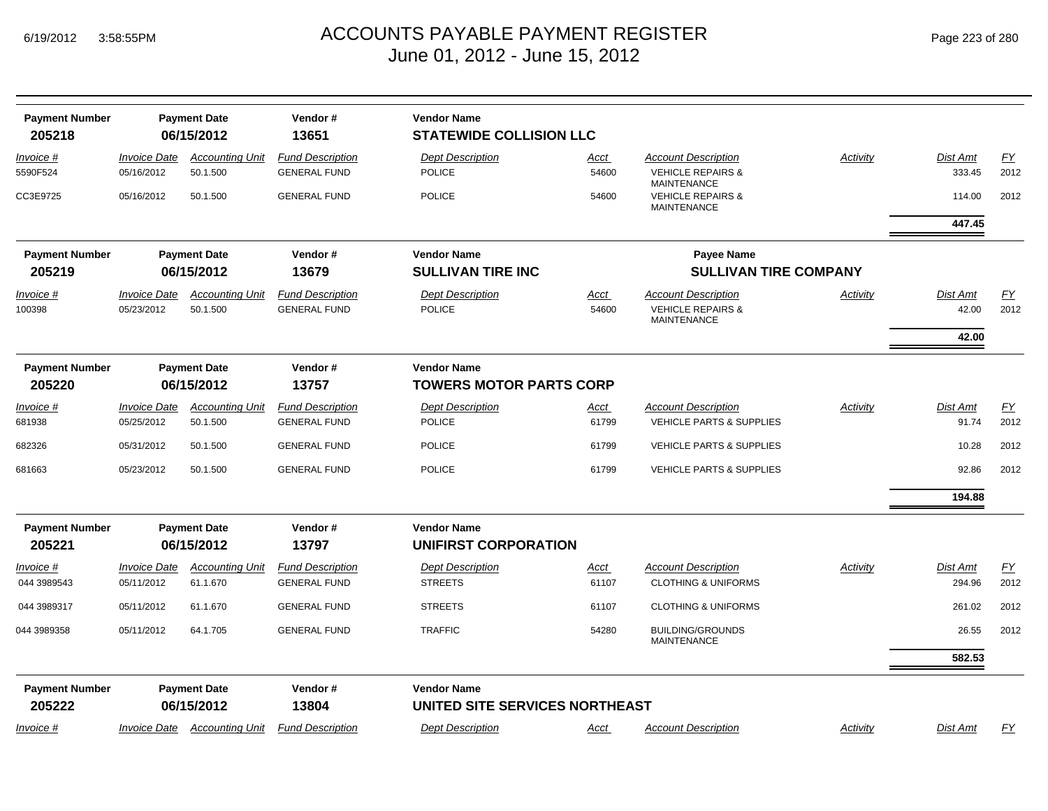# ACCOUNTS PAYABLE PAYMENT REGISTER
## June 01, 2012 - June 15, 2012

| Payment Number | Payment Date | Vendor # | Vendor Name |
|---|---|---|---|
| 205218 | 06/15/2012 | 13651 | STATEWIDE COLLISION LLC |

| Invoice # | Invoice Date | Accounting Unit | Fund Description | Dept Description | Acct | Account Description | Activity | Dist Amt | FY |
|---|---|---|---|---|---|---|---|---|---|
| 5590F524 | 05/16/2012 | 50.1.500 | GENERAL FUND | POLICE | 54600 | VEHICLE REPAIRS & MAINTENANCE | | 333.45 | 2012 |
| CC3E9725 | 05/16/2012 | 50.1.500 | GENERAL FUND | POLICE | 54600 | VEHICLE REPAIRS & MAINTENANCE | | 114.00 | 2012 |
| | | | | | | | | **447.45** | |

| Payment Number | Payment Date | Vendor # | Vendor Name | Payee Name |
|---|---|---|---|---|
| 205219 | 06/15/2012 | 13679 | SULLIVAN TIRE INC | SULLIVAN TIRE COMPANY |

| Invoice # | Invoice Date | Accounting Unit | Fund Description | Dept Description | Acct | Account Description | Activity | Dist Amt | FY |
|---|---|---|---|---|---|---|---|---|---|
| 100398 | 05/23/2012 | 50.1.500 | GENERAL FUND | POLICE | 54600 | VEHICLE REPAIRS & MAINTENANCE | | 42.00 | 2012 |
| | | | | | | | | **42.00** | |

| Payment Number | Payment Date | Vendor # | Vendor Name |
|---|---|---|---|
| 205220 | 06/15/2012 | 13757 | TOWERS MOTOR PARTS CORP |

| Invoice # | Invoice Date | Accounting Unit | Fund Description | Dept Description | Acct | Account Description | Activity | Dist Amt | FY |
|---|---|---|---|---|---|---|---|---|---|
| 681938 | 05/25/2012 | 50.1.500 | GENERAL FUND | POLICE | 61799 | VEHICLE PARTS & SUPPLIES | | 91.74 | 2012 |
| 682326 | 05/31/2012 | 50.1.500 | GENERAL FUND | POLICE | 61799 | VEHICLE PARTS & SUPPLIES | | 10.28 | 2012 |
| 681663 | 05/23/2012 | 50.1.500 | GENERAL FUND | POLICE | 61799 | VEHICLE PARTS & SUPPLIES | | 92.86 | 2012 |
| | | | | | | | | **194.88** | |

| Payment Number | Payment Date | Vendor # | Vendor Name |
|---|---|---|---|
| 205221 | 06/15/2012 | 13797 | UNIFIRST CORPORATION |

| Invoice # | Invoice Date | Accounting Unit | Fund Description | Dept Description | Acct | Account Description | Activity | Dist Amt | FY |
|---|---|---|---|---|---|---|---|---|---|
| 044 3989543 | 05/11/2012 | 61.1.670 | GENERAL FUND | STREETS | 61107 | CLOTHING & UNIFORMS | | 294.96 | 2012 |
| 044 3989317 | 05/11/2012 | 61.1.670 | GENERAL FUND | STREETS | 61107 | CLOTHING & UNIFORMS | | 261.02 | 2012 |
| 044 3989358 | 05/11/2012 | 64.1.705 | GENERAL FUND | TRAFFIC | 54280 | BUILDING/GROUNDS MAINTENANCE | | 26.55 | 2012 |
| | | | | | | | | **582.53** | |

| Payment Number | Payment Date | Vendor # | Vendor Name |
|---|---|---|---|
| 205222 | 06/15/2012 | 13804 | UNITED SITE SERVICES NORTHEAST |

| Invoice # | Invoice Date | Accounting Unit | Fund Description | Dept Description | Acct | Account Description | Activity | Dist Amt | FY |
|---|---|---|---|---|---|---|---|---|---|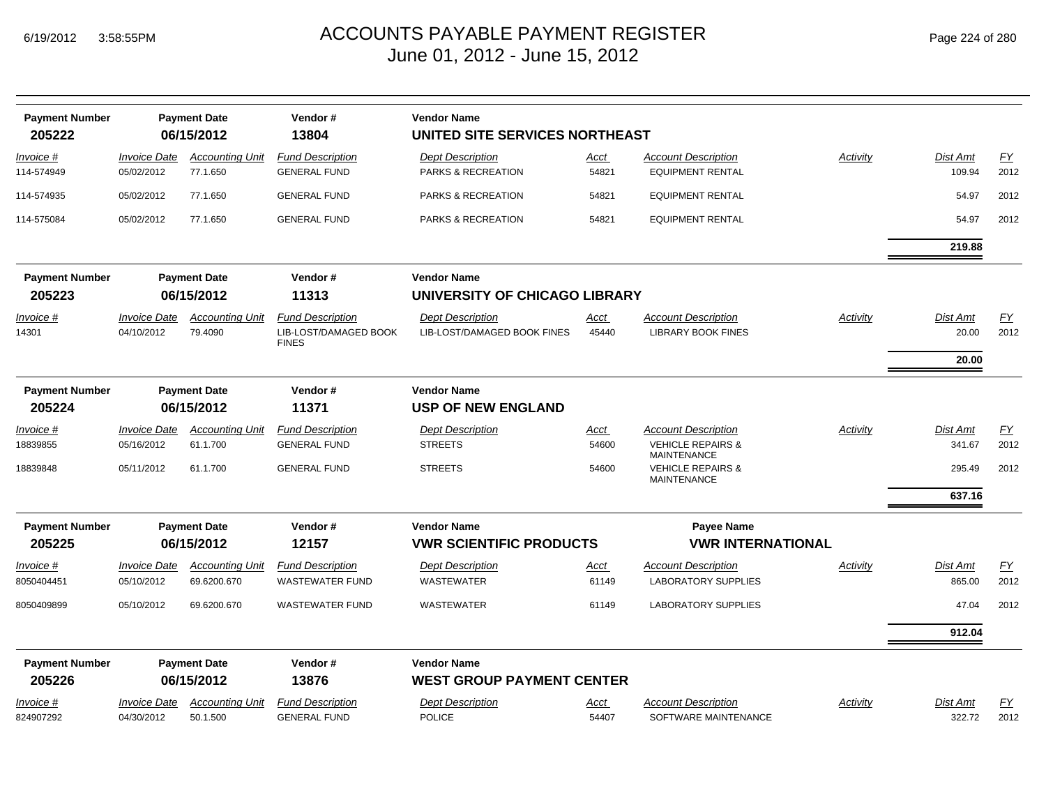# ACCOUNTS PAYABLE PAYMENT REGISTER
June 01, 2012 - June 15, 2012

| Payment Number | Payment Date | Vendor # | Vendor Name |
|---|---|---|---|
| **205222** | **06/15/2012** | **13804** | **UNITED SITE SERVICES NORTHEAST** |

| Invoice # | Invoice Date | Accounting Unit | Fund Description | Dept Description | Acct | Account Description | Activity | Dist Amt | FY |
|---|---|---|---|---|---|---|---|---|---|
| 114-574949 | 05/02/2012 | 77.1.650 | GENERAL FUND | PARKS & RECREATION | 54821 | EQUIPMENT RENTAL | | 109.94 | 2012 |
| 114-574935 | 05/02/2012 | 77.1.650 | GENERAL FUND | PARKS & RECREATION | 54821 | EQUIPMENT RENTAL | | 54.97 | 2012 |
| 114-575084 | 05/02/2012 | 77.1.650 | GENERAL FUND | PARKS & RECREATION | 54821 | EQUIPMENT RENTAL | | 54.97 | 2012 |
| | | | | | | | | **219.88** | |

| Payment Number | Payment Date | Vendor # | Vendor Name |
|---|---|---|---|
| **205223** | **06/15/2012** | **11313** | **UNIVERSITY OF CHICAGO LIBRARY** |

| Invoice # | Invoice Date | Accounting Unit | Fund Description | Dept Description | Acct | Account Description | Activity | Dist Amt | FY |
|---|---|---|---|---|---|---|---|---|---|
| 14301 | 04/10/2012 | 79.4090 | LIB-LOST/DAMAGED BOOK FINES | LIB-LOST/DAMAGED BOOK FINES | 45440 | LIBRARY BOOK FINES | | 20.00 | 2012 |
| | | | | | | | | **20.00** | |

| Payment Number | Payment Date | Vendor # | Vendor Name |
|---|---|---|---|
| **205224** | **06/15/2012** | **11371** | **USP OF NEW ENGLAND** |

| Invoice # | Invoice Date | Accounting Unit | Fund Description | Dept Description | Acct | Account Description | Activity | Dist Amt | FY |
|---|---|---|---|---|---|---|---|---|---|
| 18839855 | 05/16/2012 | 61.1.700 | GENERAL FUND | STREETS | 54600 | VEHICLE REPAIRS & MAINTENANCE | | 341.67 | 2012 |
| 18839848 | 05/11/2012 | 61.1.700 | GENERAL FUND | STREETS | 54600 | VEHICLE REPAIRS & MAINTENANCE | | 295.49 | 2012 |
| | | | | | | | | **637.16** | |

| Payment Number | Payment Date | Vendor # | Vendor Name | Payee Name |
|---|---|---|---|---|
| **205225** | **06/15/2012** | **12157** | **VWR SCIENTIFIC PRODUCTS** | **VWR INTERNATIONAL** |

| Invoice # | Invoice Date | Accounting Unit | Fund Description | Dept Description | Acct | Account Description | Activity | Dist Amt | FY |
|---|---|---|---|---|---|---|---|---|---|
| 8050404451 | 05/10/2012 | 69.6200.670 | WASTEWATER FUND | WASTEWATER | 61149 | LABORATORY SUPPLIES | | 865.00 | 2012 |
| 8050409899 | 05/10/2012 | 69.6200.670 | WASTEWATER FUND | WASTEWATER | 61149 | LABORATORY SUPPLIES | | 47.04 | 2012 |
| | | | | | | | | **912.04** | |

| Payment Number | Payment Date | Vendor # | Vendor Name |
|---|---|---|---|
| **205226** | **06/15/2012** | **13876** | **WEST GROUP PAYMENT CENTER** |

| Invoice # | Invoice Date | Accounting Unit | Fund Description | Dept Description | Acct | Account Description | Activity | Dist Amt | FY |
|---|---|---|---|---|---|---|---|---|---|
| 824907292 | 04/30/2012 | 50.1.500 | GENERAL FUND | POLICE | 54407 | SOFTWARE MAINTENANCE | | 322.72 | 2012 |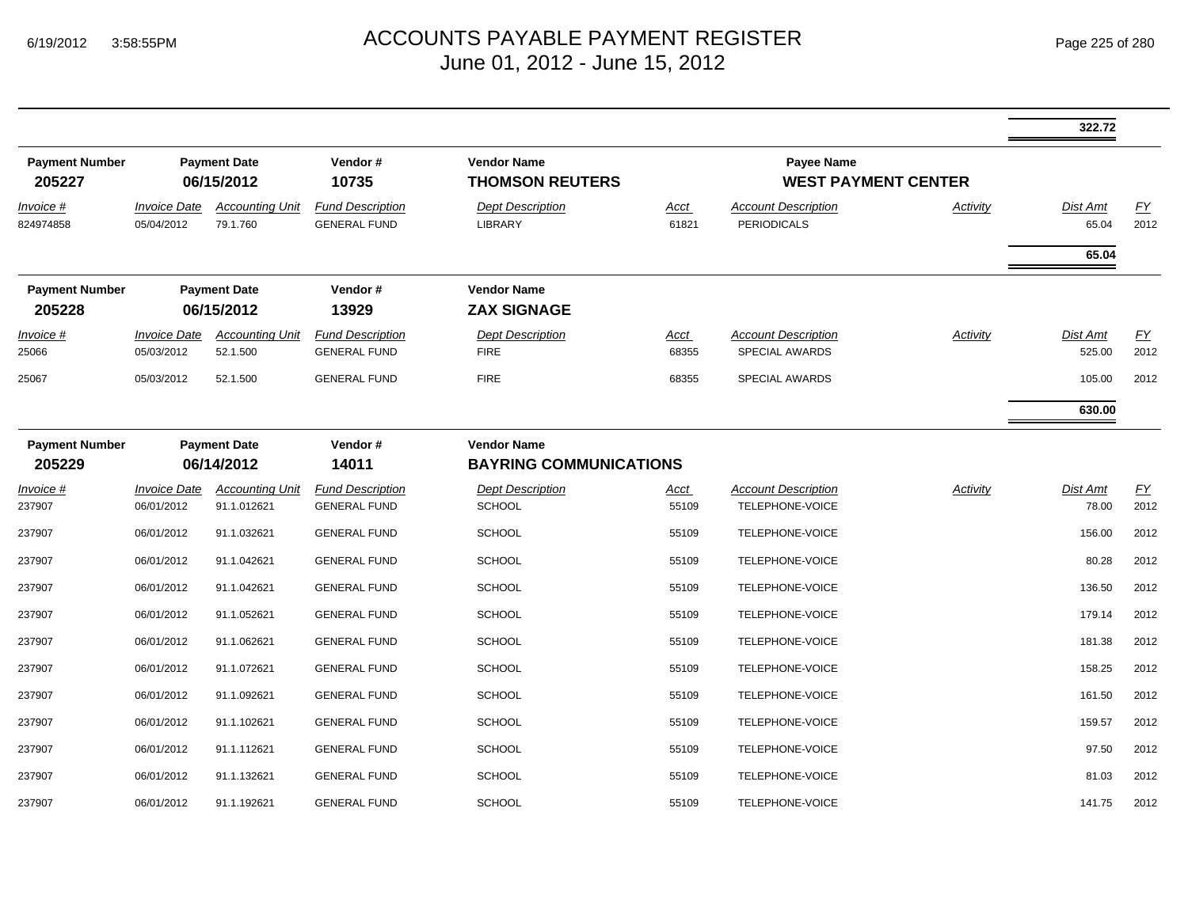# ACCOUNTS PAYABLE PAYMENT REGISTER
June 01, 2012 - June 15, 2012

| | | | | | | | | Dist Amt | |
|---|---|---|---|---|---|---|---|---|---|
| | | | | | | | | **322.72** | |

**Payment Number** 205227 | **Payment Date** 06/15/2012 | **Vendor #** 10735 | **Vendor Name** THOMSON REUTERS | **Payee Name** WEST PAYMENT CENTER

| Invoice # | Invoice Date | Accounting Unit | Fund Description | Dept Description | Acct | Account Description | Activity | Dist Amt | FY |
|---|---|---|---|---|---|---|---|---|---|
| 824974858 | 05/04/2012 | 79.1.760 | GENERAL FUND | LIBRARY | 61821 | PERIODICALS | | 65.04 | 2012 |
| | | | | | | | | **65.04** | |

**Payment Number** 205228 | **Payment Date** 06/15/2012 | **Vendor #** 13929 | **Vendor Name** ZAX SIGNAGE

| Invoice # | Invoice Date | Accounting Unit | Fund Description | Dept Description | Acct | Account Description | Activity | Dist Amt | FY |
|---|---|---|---|---|---|---|---|---|---|
| 25066 | 05/03/2012 | 52.1.500 | GENERAL FUND | FIRE | 68355 | SPECIAL AWARDS | | 525.00 | 2012 |
| 25067 | 05/03/2012 | 52.1.500 | GENERAL FUND | FIRE | 68355 | SPECIAL AWARDS | | 105.00 | 2012 |
| | | | | | | | | **630.00** | |

**Payment Number** 205229 | **Payment Date** 06/14/2012 | **Vendor #** 14011 | **Vendor Name** BAYRING COMMUNICATIONS

| Invoice # | Invoice Date | Accounting Unit | Fund Description | Dept Description | Acct | Account Description | Activity | Dist Amt | FY |
|---|---|---|---|---|---|---|---|---|---|
| 237907 | 06/01/2012 | 91.1.012621 | GENERAL FUND | SCHOOL | 55109 | TELEPHONE-VOICE | | 78.00 | 2012 |
| 237907 | 06/01/2012 | 91.1.032621 | GENERAL FUND | SCHOOL | 55109 | TELEPHONE-VOICE | | 156.00 | 2012 |
| 237907 | 06/01/2012 | 91.1.042621 | GENERAL FUND | SCHOOL | 55109 | TELEPHONE-VOICE | | 80.28 | 2012 |
| 237907 | 06/01/2012 | 91.1.042621 | GENERAL FUND | SCHOOL | 55109 | TELEPHONE-VOICE | | 136.50 | 2012 |
| 237907 | 06/01/2012 | 91.1.052621 | GENERAL FUND | SCHOOL | 55109 | TELEPHONE-VOICE | | 179.14 | 2012 |
| 237907 | 06/01/2012 | 91.1.062621 | GENERAL FUND | SCHOOL | 55109 | TELEPHONE-VOICE | | 181.38 | 2012 |
| 237907 | 06/01/2012 | 91.1.072621 | GENERAL FUND | SCHOOL | 55109 | TELEPHONE-VOICE | | 158.25 | 2012 |
| 237907 | 06/01/2012 | 91.1.092621 | GENERAL FUND | SCHOOL | 55109 | TELEPHONE-VOICE | | 161.50 | 2012 |
| 237907 | 06/01/2012 | 91.1.102621 | GENERAL FUND | SCHOOL | 55109 | TELEPHONE-VOICE | | 159.57 | 2012 |
| 237907 | 06/01/2012 | 91.1.112621 | GENERAL FUND | SCHOOL | 55109 | TELEPHONE-VOICE | | 97.50 | 2012 |
| 237907 | 06/01/2012 | 91.1.132621 | GENERAL FUND | SCHOOL | 55109 | TELEPHONE-VOICE | | 81.03 | 2012 |
| 237907 | 06/01/2012 | 91.1.192621 | GENERAL FUND | SCHOOL | 55109 | TELEPHONE-VOICE | | 141.75 | 2012 |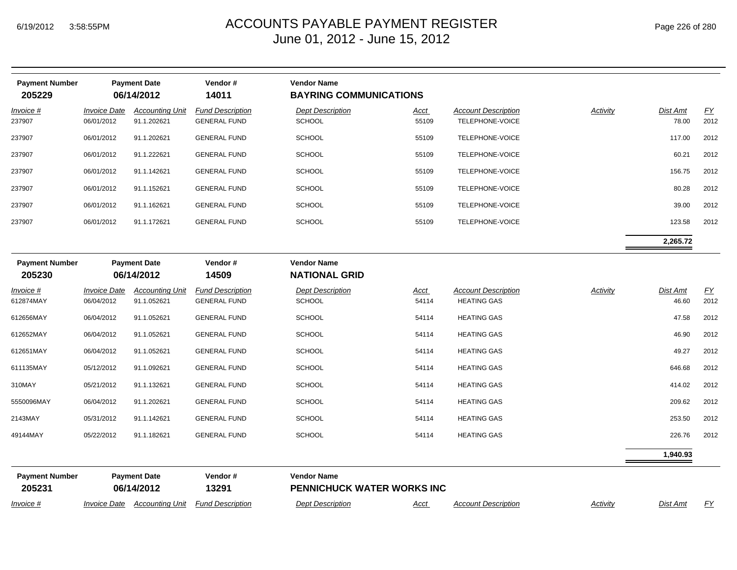# ACCOUNTS PAYABLE PAYMENT REGISTER
## June 01, 2012 - June 15, 2012

6/19/2012 3:58:55PM

| Payment Number | Payment Date | Vendor # | Vendor Name |
|---|---|---|---|
| **205229** | **06/14/2012** | **14011** | **BAYRING COMMUNICATIONS** |

| *Invoice #* | *Invoice Date* | *Accounting Unit* | *Fund Description* | *Dept Description* | *Acct* | *Account Description* | *Activity* | *Dist Amt* | *FY* |
|---|---|---|---|---|---|---|---|---|---|
| 237907 | 06/01/2012 | 91.1.202621 | GENERAL FUND | SCHOOL | 55109 | TELEPHONE-VOICE | | 78.00 | 2012 |
| 237907 | 06/01/2012 | 91.1.202621 | GENERAL FUND | SCHOOL | 55109 | TELEPHONE-VOICE | | 117.00 | 2012 |
| 237907 | 06/01/2012 | 91.1.222621 | GENERAL FUND | SCHOOL | 55109 | TELEPHONE-VOICE | | 60.21 | 2012 |
| 237907 | 06/01/2012 | 91.1.142621 | GENERAL FUND | SCHOOL | 55109 | TELEPHONE-VOICE | | 156.75 | 2012 |
| 237907 | 06/01/2012 | 91.1.152621 | GENERAL FUND | SCHOOL | 55109 | TELEPHONE-VOICE | | 80.28 | 2012 |
| 237907 | 06/01/2012 | 91.1.162621 | GENERAL FUND | SCHOOL | 55109 | TELEPHONE-VOICE | | 39.00 | 2012 |
| 237907 | 06/01/2012 | 91.1.172621 | GENERAL FUND | SCHOOL | 55109 | TELEPHONE-VOICE | | 123.58 | 2012 |
| | | | | | | | | **2,265.72** | |

| Payment Number | Payment Date | Vendor # | Vendor Name |
|---|---|---|---|
| **205230** | **06/14/2012** | **14509** | **NATIONAL GRID** |

| *Invoice #* | *Invoice Date* | *Accounting Unit* | *Fund Description* | *Dept Description* | *Acct* | *Account Description* | *Activity* | *Dist Amt* | *FY* |
|---|---|---|---|---|---|---|---|---|---|
| 612874MAY | 06/04/2012 | 91.1.052621 | GENERAL FUND | SCHOOL | 54114 | HEATING GAS | | 46.60 | 2012 |
| 612656MAY | 06/04/2012 | 91.1.052621 | GENERAL FUND | SCHOOL | 54114 | HEATING GAS | | 47.58 | 2012 |
| 612652MAY | 06/04/2012 | 91.1.052621 | GENERAL FUND | SCHOOL | 54114 | HEATING GAS | | 46.90 | 2012 |
| 612651MAY | 06/04/2012 | 91.1.052621 | GENERAL FUND | SCHOOL | 54114 | HEATING GAS | | 49.27 | 2012 |
| 611135MAY | 05/12/2012 | 91.1.092621 | GENERAL FUND | SCHOOL | 54114 | HEATING GAS | | 646.68 | 2012 |
| 310MAY | 05/21/2012 | 91.1.132621 | GENERAL FUND | SCHOOL | 54114 | HEATING GAS | | 414.02 | 2012 |
| 5550096MAY | 06/04/2012 | 91.1.202621 | GENERAL FUND | SCHOOL | 54114 | HEATING GAS | | 209.62 | 2012 |
| 2143MAY | 05/31/2012 | 91.1.142621 | GENERAL FUND | SCHOOL | 54114 | HEATING GAS | | 253.50 | 2012 |
| 49144MAY | 05/22/2012 | 91.1.182621 | GENERAL FUND | SCHOOL | 54114 | HEATING GAS | | 226.76 | 2012 |
| | | | | | | | | **1,940.93** | |

| Payment Number | Payment Date | Vendor # | Vendor Name |
|---|---|---|---|
| **205231** | **06/14/2012** | **13291** | **PENNICHUCK WATER WORKS INC** |

| *Invoice #* | *Invoice Date* | *Accounting Unit* | *Fund Description* | *Dept Description* | *Acct* | *Account Description* | *Activity* | *Dist Amt* | *FY* |
|---|---|---|---|---|---|---|---|---|---|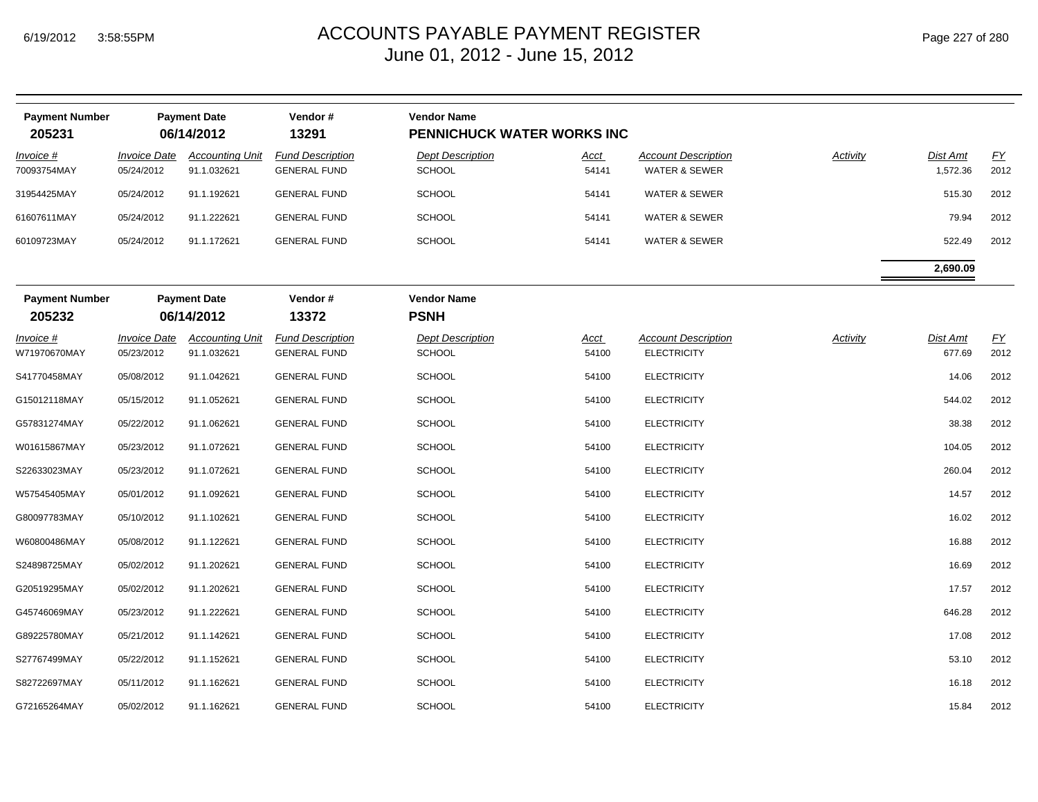# ACCOUNTS PAYABLE PAYMENT REGISTER
June 01, 2012 - June 15, 2012

| Payment Number | Payment Date | Vendor # | Vendor Name |
|---|---|---|---|
| 205231 | 06/14/2012 | 13291 | PENNICHUCK WATER WORKS INC |

| Invoice # | Invoice Date | Accounting Unit | Fund Description | Dept Description | Acct | Account Description | Activity | Dist Amt | FY |
|---|---|---|---|---|---|---|---|---|---|
| 70093754MAY | 05/24/2012 | 91.1.032621 | GENERAL FUND | SCHOOL | 54141 | WATER & SEWER | | 1,572.36 | 2012 |
| 31954425MAY | 05/24/2012 | 91.1.192621 | GENERAL FUND | SCHOOL | 54141 | WATER & SEWER | | 515.30 | 2012 |
| 61607611MAY | 05/24/2012 | 91.1.222621 | GENERAL FUND | SCHOOL | 54141 | WATER & SEWER | | 79.94 | 2012 |
| 60109723MAY | 05/24/2012 | 91.1.172621 | GENERAL FUND | SCHOOL | 54141 | WATER & SEWER | | 522.49 | 2012 |
| | | | | | | | | **2,690.09** | |

| Payment Number | Payment Date | Vendor # | Vendor Name |
|---|---|---|---|
| 205232 | 06/14/2012 | 13372 | PSNH |

| Invoice # | Invoice Date | Accounting Unit | Fund Description | Dept Description | Acct | Account Description | Activity | Dist Amt | FY |
|---|---|---|---|---|---|---|---|---|---|
| W71970670MAY | 05/23/2012 | 91.1.032621 | GENERAL FUND | SCHOOL | 54100 | ELECTRICITY | | 677.69 | 2012 |
| S41770458MAY | 05/08/2012 | 91.1.042621 | GENERAL FUND | SCHOOL | 54100 | ELECTRICITY | | 14.06 | 2012 |
| G15012118MAY | 05/15/2012 | 91.1.052621 | GENERAL FUND | SCHOOL | 54100 | ELECTRICITY | | 544.02 | 2012 |
| G57831274MAY | 05/22/2012 | 91.1.062621 | GENERAL FUND | SCHOOL | 54100 | ELECTRICITY | | 38.38 | 2012 |
| W01615867MAY | 05/23/2012 | 91.1.072621 | GENERAL FUND | SCHOOL | 54100 | ELECTRICITY | | 104.05 | 2012 |
| S22633023MAY | 05/23/2012 | 91.1.072621 | GENERAL FUND | SCHOOL | 54100 | ELECTRICITY | | 260.04 | 2012 |
| W57545405MAY | 05/01/2012 | 91.1.092621 | GENERAL FUND | SCHOOL | 54100 | ELECTRICITY | | 14.57 | 2012 |
| G80097783MAY | 05/10/2012 | 91.1.102621 | GENERAL FUND | SCHOOL | 54100 | ELECTRICITY | | 16.02 | 2012 |
| W60800486MAY | 05/08/2012 | 91.1.122621 | GENERAL FUND | SCHOOL | 54100 | ELECTRICITY | | 16.88 | 2012 |
| S24898725MAY | 05/02/2012 | 91.1.202621 | GENERAL FUND | SCHOOL | 54100 | ELECTRICITY | | 16.69 | 2012 |
| G20519295MAY | 05/02/2012 | 91.1.202621 | GENERAL FUND | SCHOOL | 54100 | ELECTRICITY | | 17.57 | 2012 |
| G45746069MAY | 05/23/2012 | 91.1.222621 | GENERAL FUND | SCHOOL | 54100 | ELECTRICITY | | 646.28 | 2012 |
| G89225780MAY | 05/21/2012 | 91.1.142621 | GENERAL FUND | SCHOOL | 54100 | ELECTRICITY | | 17.08 | 2012 |
| S27767499MAY | 05/22/2012 | 91.1.152621 | GENERAL FUND | SCHOOL | 54100 | ELECTRICITY | | 53.10 | 2012 |
| S82722697MAY | 05/11/2012 | 91.1.162621 | GENERAL FUND | SCHOOL | 54100 | ELECTRICITY | | 16.18 | 2012 |
| G72165264MAY | 05/02/2012 | 91.1.162621 | GENERAL FUND | SCHOOL | 54100 | ELECTRICITY | | 15.84 | 2012 |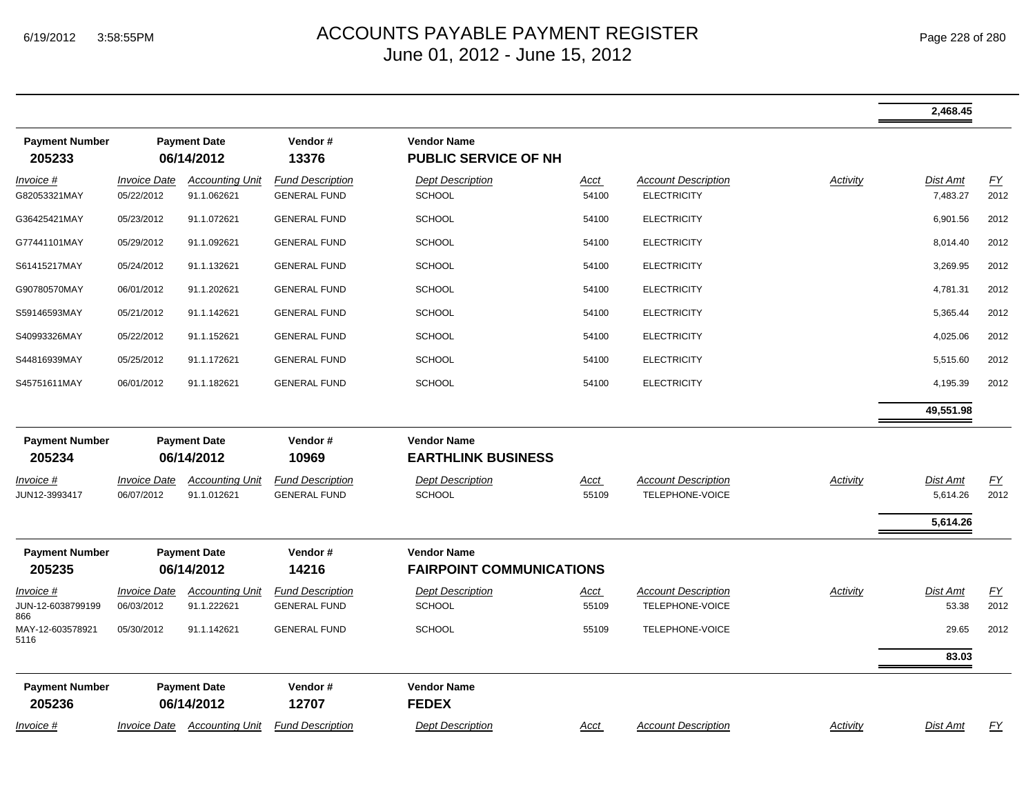# ACCOUNTS PAYABLE PAYMENT REGISTER
June 01, 2012 - June 15, 2012

| | | | | | | | | Dist Amt | |
|---|---|---|---|---|---|---|---|---|---|
| | | | | | | | | **2,468.45** | |

**Payment Number:** 205233 | **Payment Date:** 06/14/2012 | **Vendor #:** 13376 | **Vendor Name:** PUBLIC SERVICE OF NH

| Invoice # | Invoice Date | Accounting Unit | Fund Description | Dept Description | Acct | Account Description | Activity | Dist Amt | FY |
|---|---|---|---|---|---|---|---|---|---|
| G82053321MAY | 05/22/2012 | 91.1.062621 | GENERAL FUND | SCHOOL | 54100 | ELECTRICITY | | 7,483.27 | 2012 |
| G36425421MAY | 05/23/2012 | 91.1.072621 | GENERAL FUND | SCHOOL | 54100 | ELECTRICITY | | 6,901.56 | 2012 |
| G77441101MAY | 05/29/2012 | 91.1.092621 | GENERAL FUND | SCHOOL | 54100 | ELECTRICITY | | 8,014.40 | 2012 |
| S61415217MAY | 05/24/2012 | 91.1.132621 | GENERAL FUND | SCHOOL | 54100 | ELECTRICITY | | 3,269.95 | 2012 |
| G90780570MAY | 06/01/2012 | 91.1.202621 | GENERAL FUND | SCHOOL | 54100 | ELECTRICITY | | 4,781.31 | 2012 |
| S59146593MAY | 05/21/2012 | 91.1.142621 | GENERAL FUND | SCHOOL | 54100 | ELECTRICITY | | 5,365.44 | 2012 |
| S40993326MAY | 05/22/2012 | 91.1.152621 | GENERAL FUND | SCHOOL | 54100 | ELECTRICITY | | 4,025.06 | 2012 |
| S44816939MAY | 05/25/2012 | 91.1.172621 | GENERAL FUND | SCHOOL | 54100 | ELECTRICITY | | 5,515.60 | 2012 |
| S45751611MAY | 06/01/2012 | 91.1.182621 | GENERAL FUND | SCHOOL | 54100 | ELECTRICITY | | 4,195.39 | 2012 |
| | | | | | | | | **49,551.98** | |

**Payment Number:** 205234 | **Payment Date:** 06/14/2012 | **Vendor #:** 10969 | **Vendor Name:** EARTHLINK BUSINESS

| Invoice # | Invoice Date | Accounting Unit | Fund Description | Dept Description | Acct | Account Description | Activity | Dist Amt | FY |
|---|---|---|---|---|---|---|---|---|---|
| JUN12-3993417 | 06/07/2012 | 91.1.012621 | GENERAL FUND | SCHOOL | 55109 | TELEPHONE-VOICE | | 5,614.26 | 2012 |
| | | | | | | | | **5,614.26** | |

**Payment Number:** 205235 | **Payment Date:** 06/14/2012 | **Vendor #:** 14216 | **Vendor Name:** FAIRPOINT COMMUNICATIONS

| Invoice # | Invoice Date | Accounting Unit | Fund Description | Dept Description | Acct | Account Description | Activity | Dist Amt | FY |
|---|---|---|---|---|---|---|---|---|---|
| JUN-12-6038799199866 | 06/03/2012 | 91.1.222621 | GENERAL FUND | SCHOOL | 55109 | TELEPHONE-VOICE | | 53.38 | 2012 |
| MAY-12-6035789215116 | 05/30/2012 | 91.1.142621 | GENERAL FUND | SCHOOL | 55109 | TELEPHONE-VOICE | | 29.65 | 2012 |
| | | | | | | | | **83.03** | |

**Payment Number:** 205236 | **Payment Date:** 06/14/2012 | **Vendor #:** 12707 | **Vendor Name:** FEDEX

| Invoice # | Invoice Date | Accounting Unit | Fund Description | Dept Description | Acct | Account Description | Activity | Dist Amt | FY |
|---|---|---|---|---|---|---|---|---|---|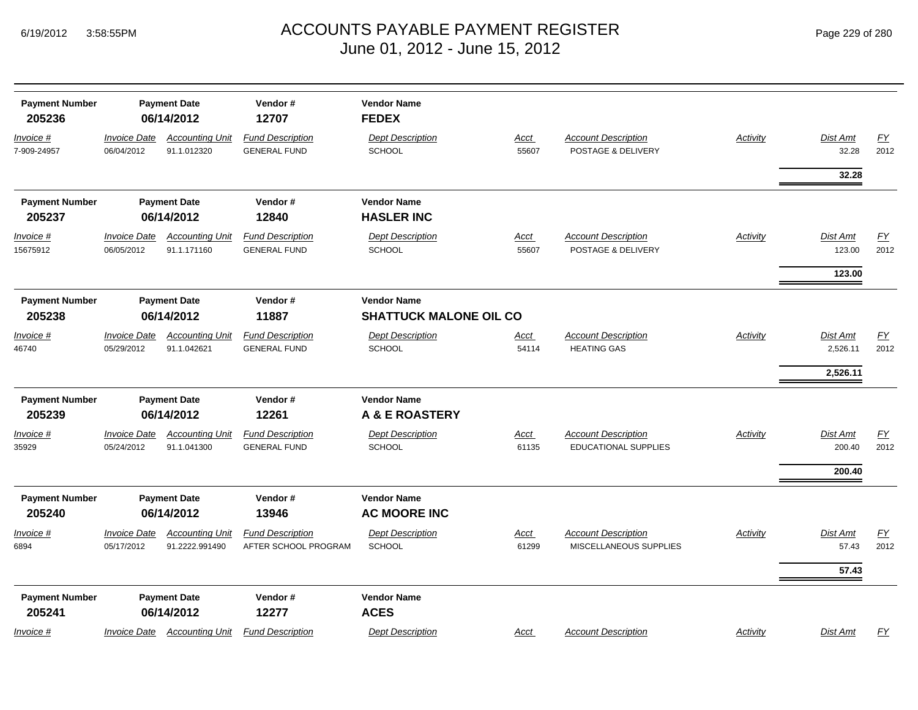# ACCOUNTS PAYABLE PAYMENT REGISTER
June 01, 2012 - June 15, 2012

| Payment Number | Payment Date | Vendor # | Vendor Name |
|---|---|---|---|
| 205236 | 06/14/2012 | 12707 | FEDEX |

| Invoice # | Invoice Date | Accounting Unit | Fund Description | Dept Description | Acct | Account Description | Activity | Dist Amt | FY |
|---|---|---|---|---|---|---|---|---|---|
| 7-909-24957 | 06/04/2012 | 91.1.012320 | GENERAL FUND | SCHOOL | 55607 | POSTAGE & DELIVERY | | 32.28 | 2012 |
| | | | | | | | | **32.28** | |

| Payment Number | Payment Date | Vendor # | Vendor Name |
|---|---|---|---|
| 205237 | 06/14/2012 | 12840 | HASLER INC |

| Invoice # | Invoice Date | Accounting Unit | Fund Description | Dept Description | Acct | Account Description | Activity | Dist Amt | FY |
|---|---|---|---|---|---|---|---|---|---|
| 15675912 | 06/05/2012 | 91.1.171160 | GENERAL FUND | SCHOOL | 55607 | POSTAGE & DELIVERY | | 123.00 | 2012 |
| | | | | | | | | **123.00** | |

| Payment Number | Payment Date | Vendor # | Vendor Name |
|---|---|---|---|
| 205238 | 06/14/2012 | 11887 | SHATTUCK MALONE OIL CO |

| Invoice # | Invoice Date | Accounting Unit | Fund Description | Dept Description | Acct | Account Description | Activity | Dist Amt | FY |
|---|---|---|---|---|---|---|---|---|---|
| 46740 | 05/29/2012 | 91.1.042621 | GENERAL FUND | SCHOOL | 54114 | HEATING GAS | | 2,526.11 | 2012 |
| | | | | | | | | **2,526.11** | |

| Payment Number | Payment Date | Vendor # | Vendor Name |
|---|---|---|---|
| 205239 | 06/14/2012 | 12261 | A & E ROASTERY |

| Invoice # | Invoice Date | Accounting Unit | Fund Description | Dept Description | Acct | Account Description | Activity | Dist Amt | FY |
|---|---|---|---|---|---|---|---|---|---|
| 35929 | 05/24/2012 | 91.1.041300 | GENERAL FUND | SCHOOL | 61135 | EDUCATIONAL SUPPLIES | | 200.40 | 2012 |
| | | | | | | | | **200.40** | |

| Payment Number | Payment Date | Vendor # | Vendor Name |
|---|---|---|---|
| 205240 | 06/14/2012 | 13946 | AC MOORE INC |

| Invoice # | Invoice Date | Accounting Unit | Fund Description | Dept Description | Acct | Account Description | Activity | Dist Amt | FY |
|---|---|---|---|---|---|---|---|---|---|
| 6894 | 05/17/2012 | 91.2222.991490 | AFTER SCHOOL PROGRAM | SCHOOL | 61299 | MISCELLANEOUS SUPPLIES | | 57.43 | 2012 |
| | | | | | | | | **57.43** | |

| Payment Number | Payment Date | Vendor # | Vendor Name |
|---|---|---|---|
| 205241 | 06/14/2012 | 12277 | ACES |

| Invoice # | Invoice Date | Accounting Unit | Fund Description | Dept Description | Acct | Account Description | Activity | Dist Amt | FY |
|---|---|---|---|---|---|---|---|---|---|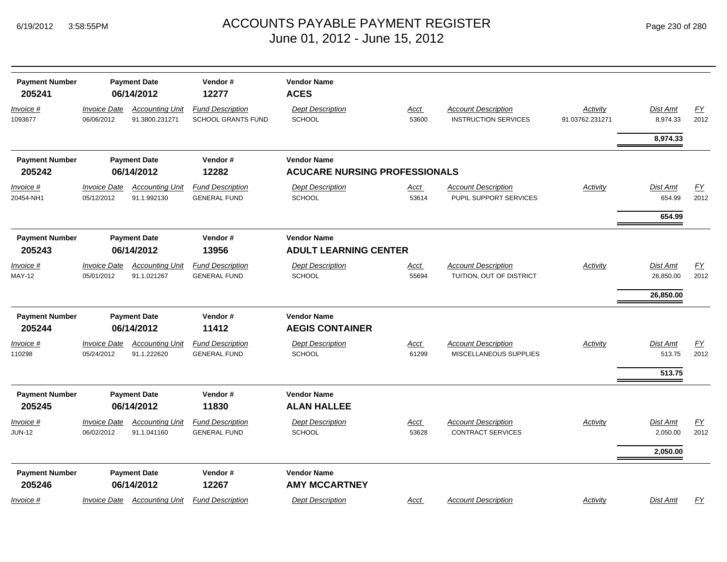# ACCOUNTS PAYABLE PAYMENT REGISTER

June 01, 2012 - June 15, 2012

6/19/2012 3:58:55PM

| Payment Number | Payment Date | Vendor # | Vendor Name |
|---|---|---|---|
| 205241 | 06/14/2012 | 12277 | **ACES** |

| Invoice # | Invoice Date | Accounting Unit | Fund Description | Dept Description | Acct | Account Description | Activity | Dist Amt | FY |
|---|---|---|---|---|---|---|---|---|---|
| 1093677 | 06/06/2012 | 91.3800.231271 | SCHOOL GRANTS FUND | SCHOOL | 53600 | INSTRUCTION SERVICES | 91.03762.231271 | 8,974.33 | 2012 |
| | | | | | | | | **8,974.33** | |

| Payment Number | Payment Date | Vendor # | Vendor Name |
|---|---|---|---|
| 205242 | 06/14/2012 | 12282 | **ACUCARE NURSING PROFESSIONALS** |

| Invoice # | Invoice Date | Accounting Unit | Fund Description | Dept Description | Acct | Account Description | Activity | Dist Amt | FY |
|---|---|---|---|---|---|---|---|---|---|
| 20454-NH1 | 05/12/2012 | 91.1.992130 | GENERAL FUND | SCHOOL | 53614 | PUPIL SUPPORT SERVICES | | 654.99 | 2012 |
| | | | | | | | | **654.99** | |

| Payment Number | Payment Date | Vendor # | Vendor Name |
|---|---|---|---|
| 205243 | 06/14/2012 | 13956 | **ADULT LEARNING CENTER** |

| Invoice # | Invoice Date | Accounting Unit | Fund Description | Dept Description | Acct | Account Description | Activity | Dist Amt | FY |
|---|---|---|---|---|---|---|---|---|---|
| MAY-12 | 05/01/2012 | 91.1.021267 | GENERAL FUND | SCHOOL | 55694 | TUITION, OUT OF DISTRICT | | 26,850.00 | 2012 |
| | | | | | | | | **26,850.00** | |

| Payment Number | Payment Date | Vendor # | Vendor Name |
|---|---|---|---|
| 205244 | 06/14/2012 | 11412 | **AEGIS CONTAINER** |

| Invoice # | Invoice Date | Accounting Unit | Fund Description | Dept Description | Acct | Account Description | Activity | Dist Amt | FY |
|---|---|---|---|---|---|---|---|---|---|
| 110298 | 05/24/2012 | 91.1.222620 | GENERAL FUND | SCHOOL | 61299 | MISCELLANEOUS SUPPLIES | | 513.75 | 2012 |
| | | | | | | | | **513.75** | |

| Payment Number | Payment Date | Vendor # | Vendor Name |
|---|---|---|---|
| 205245 | 06/14/2012 | 11830 | **ALAN HALLEE** |

| Invoice # | Invoice Date | Accounting Unit | Fund Description | Dept Description | Acct | Account Description | Activity | Dist Amt | FY |
|---|---|---|---|---|---|---|---|---|---|
| JUN-12 | 06/02/2012 | 91.1.041160 | GENERAL FUND | SCHOOL | 53628 | CONTRACT SERVICES | | 2,050.00 | 2012 |
| | | | | | | | | **2,050.00** | |

| Payment Number | Payment Date | Vendor # | Vendor Name |
|---|---|---|---|
| 205246 | 06/14/2012 | 12267 | **AMY MCCARTNEY** |

| Invoice # | Invoice Date | Accounting Unit | Fund Description | Dept Description | Acct | Account Description | Activity | Dist Amt | FY |
|---|---|---|---|---|---|---|---|---|---|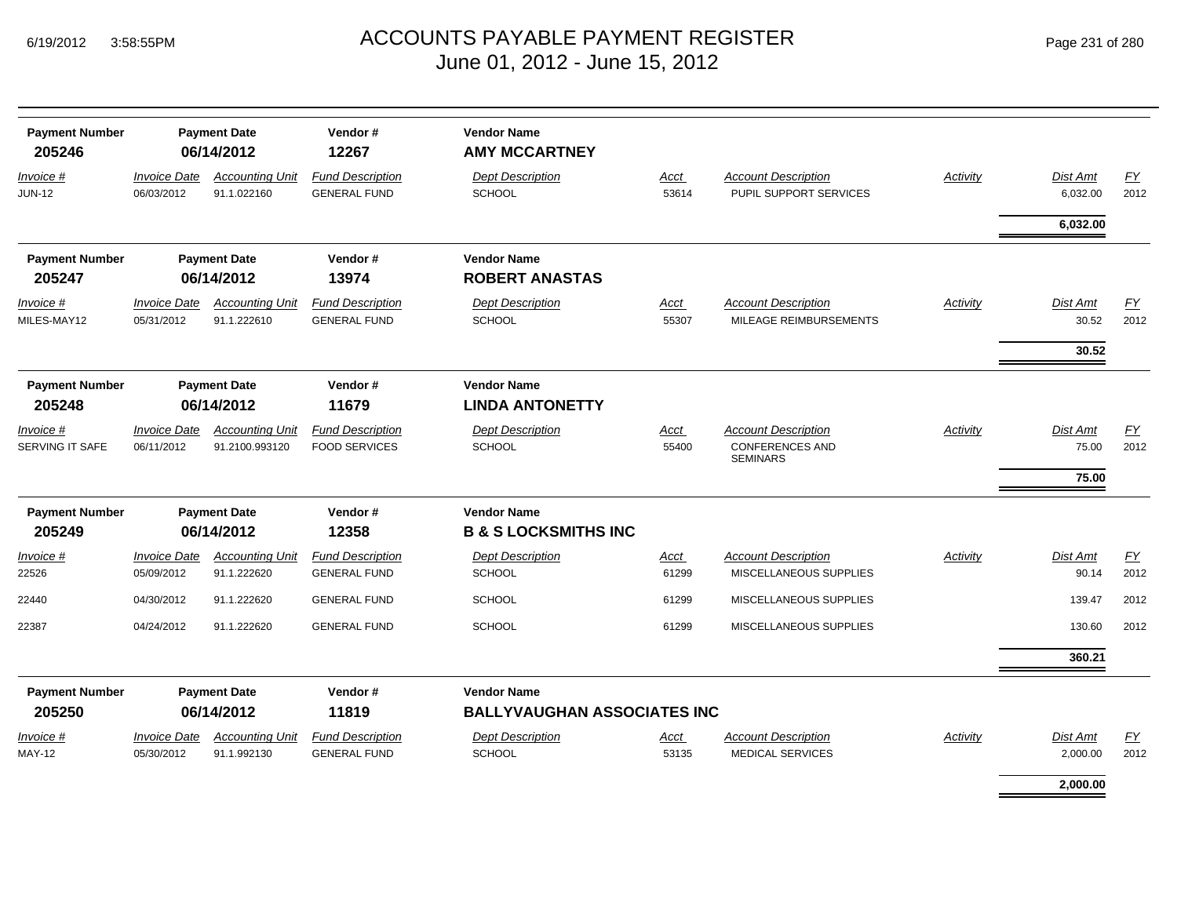# ACCOUNTS PAYABLE PAYMENT REGISTER
## June 01, 2012 - June 15, 2012

6/19/2012 3:58:55PM

| Payment Number | Payment Date | Vendor # | Vendor Name |
|---|---|---|---|
| **205246** | **06/14/2012** | **12267** | **AMY MCCARTNEY** |

| *Invoice #* | *Invoice Date* | *Accounting Unit* | *Fund Description* | *Dept Description* | *Acct* | *Account Description* | *Activity* | *Dist Amt* | *FY* |
|---|---|---|---|---|---|---|---|---|---|
| JUN-12 | 06/03/2012 | 91.1.022160 | GENERAL FUND | SCHOOL | 53614 | PUPIL SUPPORT SERVICES | | 6,032.00 | 2012 |
| | | | | | | | | **6,032.00** | |

| Payment Number | Payment Date | Vendor # | Vendor Name |
|---|---|---|---|
| **205247** | **06/14/2012** | **13974** | **ROBERT ANASTAS** |

| *Invoice #* | *Invoice Date* | *Accounting Unit* | *Fund Description* | *Dept Description* | *Acct* | *Account Description* | *Activity* | *Dist Amt* | *FY* |
|---|---|---|---|---|---|---|---|---|---|
| MILES-MAY12 | 05/31/2012 | 91.1.222610 | GENERAL FUND | SCHOOL | 55307 | MILEAGE REIMBURSEMENTS | | 30.52 | 2012 |
| | | | | | | | | **30.52** | |

| Payment Number | Payment Date | Vendor # | Vendor Name |
|---|---|---|---|
| **205248** | **06/14/2012** | **11679** | **LINDA ANTONETTY** |

| *Invoice #* | *Invoice Date* | *Accounting Unit* | *Fund Description* | *Dept Description* | *Acct* | *Account Description* | *Activity* | *Dist Amt* | *FY* |
|---|---|---|---|---|---|---|---|---|---|
| SERVING IT SAFE | 06/11/2012 | 91.2100.993120 | FOOD SERVICES | SCHOOL | 55400 | CONFERENCES AND SEMINARS | | 75.00 | 2012 |
| | | | | | | | | **75.00** | |

| Payment Number | Payment Date | Vendor # | Vendor Name |
|---|---|---|---|
| **205249** | **06/14/2012** | **12358** | **B & S LOCKSMITHS INC** |

| *Invoice #* | *Invoice Date* | *Accounting Unit* | *Fund Description* | *Dept Description* | *Acct* | *Account Description* | *Activity* | *Dist Amt* | *FY* |
|---|---|---|---|---|---|---|---|---|---|
| 22526 | 05/09/2012 | 91.1.222620 | GENERAL FUND | SCHOOL | 61299 | MISCELLANEOUS SUPPLIES | | 90.14 | 2012 |
| 22440 | 04/30/2012 | 91.1.222620 | GENERAL FUND | SCHOOL | 61299 | MISCELLANEOUS SUPPLIES | | 139.47 | 2012 |
| 22387 | 04/24/2012 | 91.1.222620 | GENERAL FUND | SCHOOL | 61299 | MISCELLANEOUS SUPPLIES | | 130.60 | 2012 |
| | | | | | | | | **360.21** | |

| Payment Number | Payment Date | Vendor # | Vendor Name |
|---|---|---|---|
| **205250** | **06/14/2012** | **11819** | **BALLYVAUGHAN ASSOCIATES INC** |

| *Invoice #* | *Invoice Date* | *Accounting Unit* | *Fund Description* | *Dept Description* | *Acct* | *Account Description* | *Activity* | *Dist Amt* | *FY* |
|---|---|---|---|---|---|---|---|---|---|
| MAY-12 | 05/30/2012 | 91.1.992130 | GENERAL FUND | SCHOOL | 53135 | MEDICAL SERVICES | | 2,000.00 | 2012 |
| | | | | | | | | **2,000.00** | |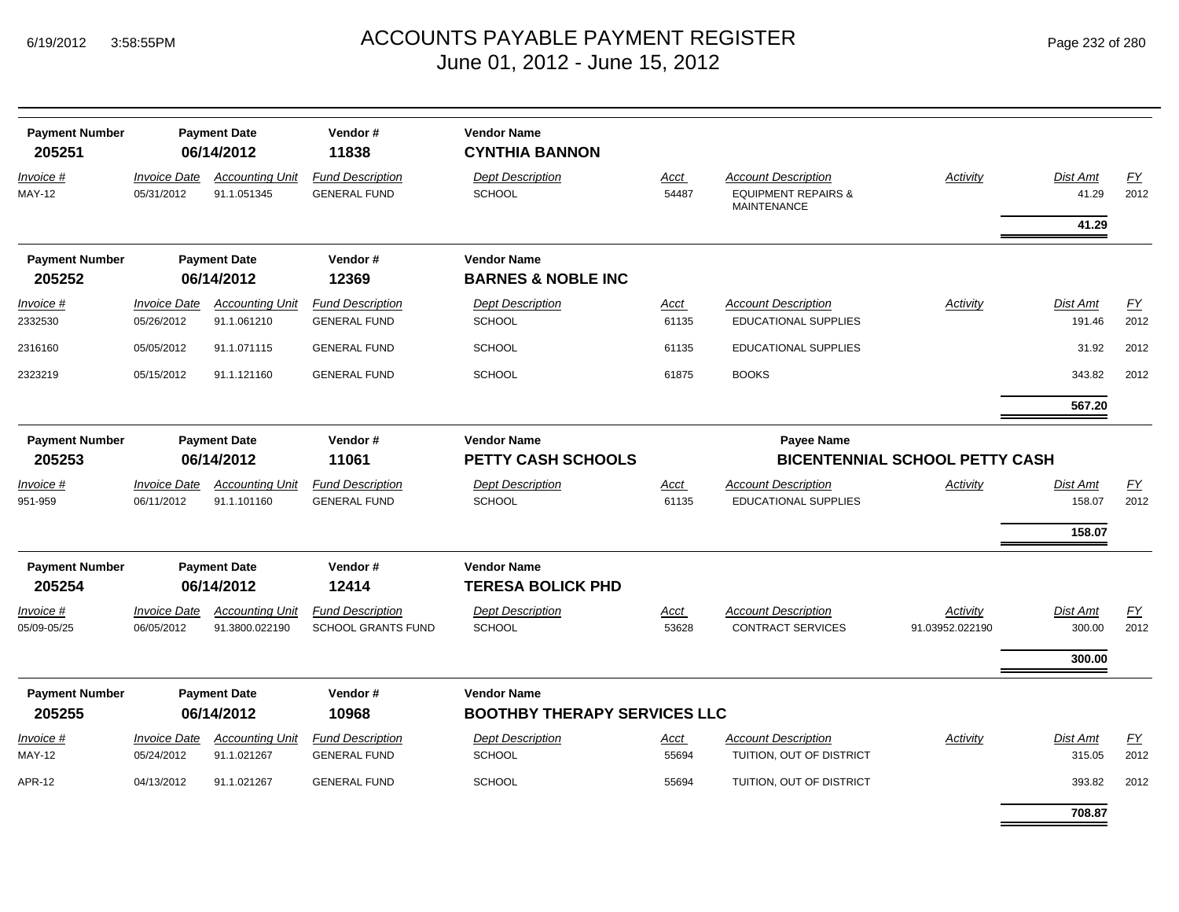# ACCOUNTS PAYABLE PAYMENT REGISTER
## June 01, 2012 - June 15, 2012

| Payment Number | Payment Date | Vendor # | Vendor Name |
|---|---|---|---|
| 205251 | 06/14/2012 | 11838 | **CYNTHIA BANNON** |

| Invoice # | Invoice Date | Accounting Unit | Fund Description | Dept Description | Acct | Account Description | Activity | Dist Amt | FY |
|---|---|---|---|---|---|---|---|---|---|
| MAY-12 | 05/31/2012 | 91.1.051345 | GENERAL FUND | SCHOOL | 54487 | EQUIPMENT REPAIRS & MAINTENANCE | | 41.29 | 2012 |
| | | | | | | | | **41.29** | |

| Payment Number | Payment Date | Vendor # | Vendor Name |
|---|---|---|---|
| 205252 | 06/14/2012 | 12369 | **BARNES & NOBLE INC** |

| Invoice # | Invoice Date | Accounting Unit | Fund Description | Dept Description | Acct | Account Description | Activity | Dist Amt | FY |
|---|---|---|---|---|---|---|---|---|---|
| 2332530 | 05/26/2012 | 91.1.061210 | GENERAL FUND | SCHOOL | 61135 | EDUCATIONAL SUPPLIES | | 191.46 | 2012 |
| 2316160 | 05/05/2012 | 91.1.071115 | GENERAL FUND | SCHOOL | 61135 | EDUCATIONAL SUPPLIES | | 31.92 | 2012 |
| 2323219 | 05/15/2012 | 91.1.121160 | GENERAL FUND | SCHOOL | 61875 | BOOKS | | 343.82 | 2012 |
| | | | | | | | | **567.20** | |

| Payment Number | Payment Date | Vendor # | Vendor Name | Payee Name |
|---|---|---|---|---|
| 205253 | 06/14/2012 | 11061 | **PETTY CASH SCHOOLS** | **BICENTENNIAL SCHOOL PETTY CASH** |

| Invoice # | Invoice Date | Accounting Unit | Fund Description | Dept Description | Acct | Account Description | Activity | Dist Amt | FY |
|---|---|---|---|---|---|---|---|---|---|
| 951-959 | 06/11/2012 | 91.1.101160 | GENERAL FUND | SCHOOL | 61135 | EDUCATIONAL SUPPLIES | | 158.07 | 2012 |
| | | | | | | | | **158.07** | |

| Payment Number | Payment Date | Vendor # | Vendor Name |
|---|---|---|---|
| 205254 | 06/14/2012 | 12414 | **TERESA BOLICK PHD** |

| Invoice # | Invoice Date | Accounting Unit | Fund Description | Dept Description | Acct | Account Description | Activity | Dist Amt | FY |
|---|---|---|---|---|---|---|---|---|---|
| 05/09-05/25 | 06/05/2012 | 91.3800.022190 | SCHOOL GRANTS FUND | SCHOOL | 53628 | CONTRACT SERVICES | 91.03952.022190 | 300.00 | 2012 |
| | | | | | | | | **300.00** | |

| Payment Number | Payment Date | Vendor # | Vendor Name |
|---|---|---|---|
| 205255 | 06/14/2012 | 10968 | **BOOTHBY THERAPY SERVICES LLC** |

| Invoice # | Invoice Date | Accounting Unit | Fund Description | Dept Description | Acct | Account Description | Activity | Dist Amt | FY |
|---|---|---|---|---|---|---|---|---|---|
| MAY-12 | 05/24/2012 | 91.1.021267 | GENERAL FUND | SCHOOL | 55694 | TUITION, OUT OF DISTRICT | | 315.05 | 2012 |
| APR-12 | 04/13/2012 | 91.1.021267 | GENERAL FUND | SCHOOL | 55694 | TUITION, OUT OF DISTRICT | | 393.82 | 2012 |
| | | | | | | | | **708.87** | |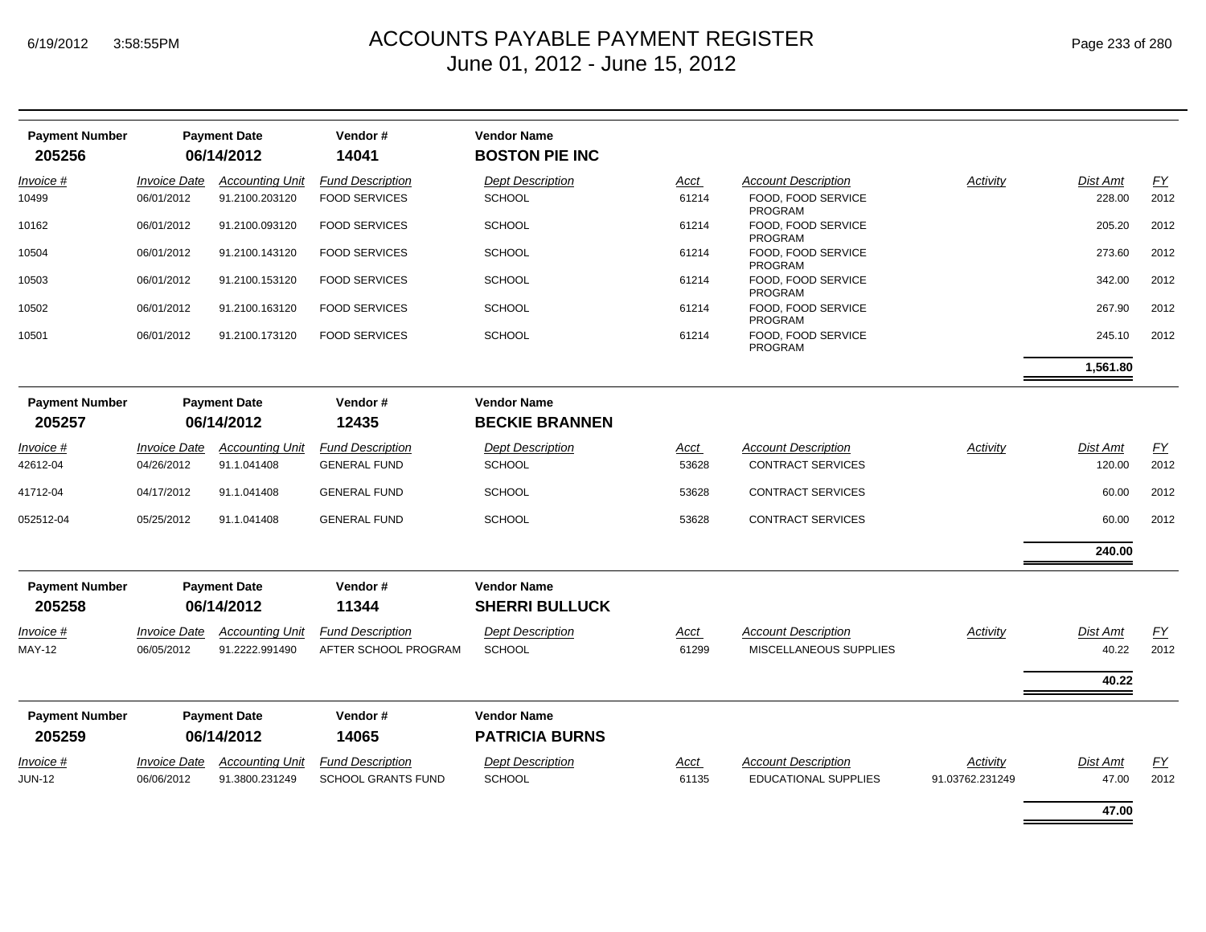# ACCOUNTS PAYABLE PAYMENT REGISTER

June 01, 2012 - June 15, 2012

| Payment Number | Payment Date | Vendor # | Vendor Name |
|---|---|---|---|
| **205256** | **06/14/2012** | **14041** | **BOSTON PIE INC** |

| Invoice # | Invoice Date | Accounting Unit | Fund Description | Dept Description | Acct | Account Description | Activity | Dist Amt | FY |
|---|---|---|---|---|---|---|---|---|---|
| 10499 | 06/01/2012 | 91.2100.203120 | FOOD SERVICES | SCHOOL | 61214 | FOOD, FOOD SERVICE PROGRAM | | 228.00 | 2012 |
| 10162 | 06/01/2012 | 91.2100.093120 | FOOD SERVICES | SCHOOL | 61214 | FOOD, FOOD SERVICE PROGRAM | | 205.20 | 2012 |
| 10504 | 06/01/2012 | 91.2100.143120 | FOOD SERVICES | SCHOOL | 61214 | FOOD, FOOD SERVICE PROGRAM | | 273.60 | 2012 |
| 10503 | 06/01/2012 | 91.2100.153120 | FOOD SERVICES | SCHOOL | 61214 | FOOD, FOOD SERVICE PROGRAM | | 342.00 | 2012 |
| 10502 | 06/01/2012 | 91.2100.163120 | FOOD SERVICES | SCHOOL | 61214 | FOOD, FOOD SERVICE PROGRAM | | 267.90 | 2012 |
| 10501 | 06/01/2012 | 91.2100.173120 | FOOD SERVICES | SCHOOL | 61214 | FOOD, FOOD SERVICE PROGRAM | | 245.10 | 2012 |
| | | | | | | | | **1,561.80** | |

| Payment Number | Payment Date | Vendor # | Vendor Name |
|---|---|---|---|
| **205257** | **06/14/2012** | **12435** | **BECKIE BRANNEN** |

| Invoice # | Invoice Date | Accounting Unit | Fund Description | Dept Description | Acct | Account Description | Activity | Dist Amt | FY |
|---|---|---|---|---|---|---|---|---|---|
| 42612-04 | 04/26/2012 | 91.1.041408 | GENERAL FUND | SCHOOL | 53628 | CONTRACT SERVICES | | 120.00 | 2012 |
| 41712-04 | 04/17/2012 | 91.1.041408 | GENERAL FUND | SCHOOL | 53628 | CONTRACT SERVICES | | 60.00 | 2012 |
| 052512-04 | 05/25/2012 | 91.1.041408 | GENERAL FUND | SCHOOL | 53628 | CONTRACT SERVICES | | 60.00 | 2012 |
| | | | | | | | | **240.00** | |

| Payment Number | Payment Date | Vendor # | Vendor Name |
|---|---|---|---|
| **205258** | **06/14/2012** | **11344** | **SHERRI BULLUCK** |

| Invoice # | Invoice Date | Accounting Unit | Fund Description | Dept Description | Acct | Account Description | Activity | Dist Amt | FY |
|---|---|---|---|---|---|---|---|---|---|
| MAY-12 | 06/05/2012 | 91.2222.991490 | AFTER SCHOOL PROGRAM | SCHOOL | 61299 | MISCELLANEOUS SUPPLIES | | 40.22 | 2012 |
| | | | | | | | | **40.22** | |

| Payment Number | Payment Date | Vendor # | Vendor Name |
|---|---|---|---|
| **205259** | **06/14/2012** | **14065** | **PATRICIA BURNS** |

| Invoice # | Invoice Date | Accounting Unit | Fund Description | Dept Description | Acct | Account Description | Activity | Dist Amt | FY |
|---|---|---|---|---|---|---|---|---|---|
| JUN-12 | 06/06/2012 | 91.3800.231249 | SCHOOL GRANTS FUND | SCHOOL | 61135 | EDUCATIONAL SUPPLIES | 91.03762.231249 | 47.00 | 2012 |
| | | | | | | | | **47.00** | |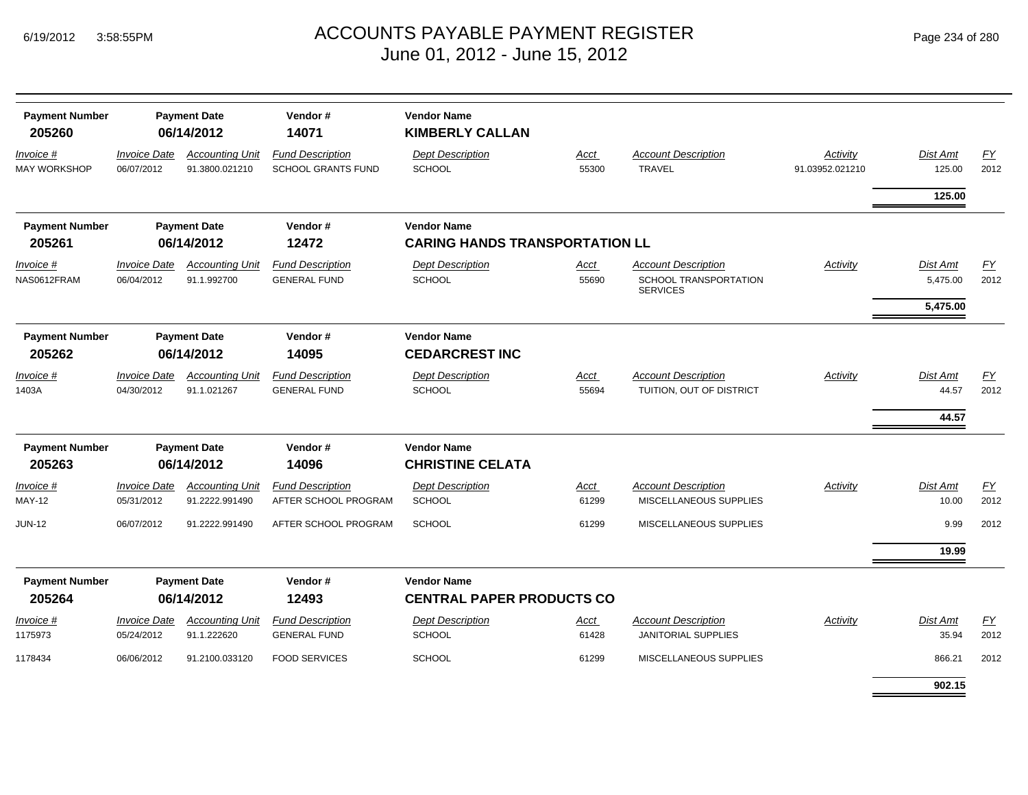# ACCOUNTS PAYABLE PAYMENT REGISTER
## June 01, 2012 - June 15, 2012

| Payment Number | Payment Date | Vendor # | Vendor Name |
|---|---|---|---|
| **205260** | **06/14/2012** | **14071** | **KIMBERLY CALLAN** |

| Invoice # | Invoice Date | Accounting Unit | Fund Description | Dept Description | Acct | Account Description | Activity | Dist Amt | FY |
|---|---|---|---|---|---|---|---|---|---|
| MAY WORKSHOP | 06/07/2012 | 91.3800.021210 | SCHOOL GRANTS FUND | SCHOOL | 55300 | TRAVEL | 91.03952.021210 | 125.00 | 2012 |
| | | | | | | | | **125.00** | |

| Payment Number | Payment Date | Vendor # | Vendor Name |
|---|---|---|---|
| **205261** | **06/14/2012** | **12472** | **CARING HANDS TRANSPORTATION LL** |

| Invoice # | Invoice Date | Accounting Unit | Fund Description | Dept Description | Acct | Account Description | Activity | Dist Amt | FY |
|---|---|---|---|---|---|---|---|---|---|
| NAS0612FRAM | 06/04/2012 | 91.1.992700 | GENERAL FUND | SCHOOL | 55690 | SCHOOL TRANSPORTATION SERVICES | | 5,475.00 | 2012 |
| | | | | | | | | **5,475.00** | |

| Payment Number | Payment Date | Vendor # | Vendor Name |
|---|---|---|---|
| **205262** | **06/14/2012** | **14095** | **CEDARCREST INC** |

| Invoice # | Invoice Date | Accounting Unit | Fund Description | Dept Description | Acct | Account Description | Activity | Dist Amt | FY |
|---|---|---|---|---|---|---|---|---|---|
| 1403A | 04/30/2012 | 91.1.021267 | GENERAL FUND | SCHOOL | 55694 | TUITION, OUT OF DISTRICT | | 44.57 | 2012 |
| | | | | | | | | **44.57** | |

| Payment Number | Payment Date | Vendor # | Vendor Name |
|---|---|---|---|
| **205263** | **06/14/2012** | **14096** | **CHRISTINE CELATA** |

| Invoice # | Invoice Date | Accounting Unit | Fund Description | Dept Description | Acct | Account Description | Activity | Dist Amt | FY |
|---|---|---|---|---|---|---|---|---|---|
| MAY-12 | 05/31/2012 | 91.2222.991490 | AFTER SCHOOL PROGRAM | SCHOOL | 61299 | MISCELLANEOUS SUPPLIES | | 10.00 | 2012 |
| JUN-12 | 06/07/2012 | 91.2222.991490 | AFTER SCHOOL PROGRAM | SCHOOL | 61299 | MISCELLANEOUS SUPPLIES | | 9.99 | 2012 |
| | | | | | | | | **19.99** | |

| Payment Number | Payment Date | Vendor # | Vendor Name |
|---|---|---|---|
| **205264** | **06/14/2012** | **12493** | **CENTRAL PAPER PRODUCTS CO** |

| Invoice # | Invoice Date | Accounting Unit | Fund Description | Dept Description | Acct | Account Description | Activity | Dist Amt | FY |
|---|---|---|---|---|---|---|---|---|---|
| 1175973 | 05/24/2012 | 91.1.222620 | GENERAL FUND | SCHOOL | 61428 | JANITORIAL SUPPLIES | | 35.94 | 2012 |
| 1178434 | 06/06/2012 | 91.2100.033120 | FOOD SERVICES | SCHOOL | 61299 | MISCELLANEOUS SUPPLIES | | 866.21 | 2012 |
| | | | | | | | | **902.15** | |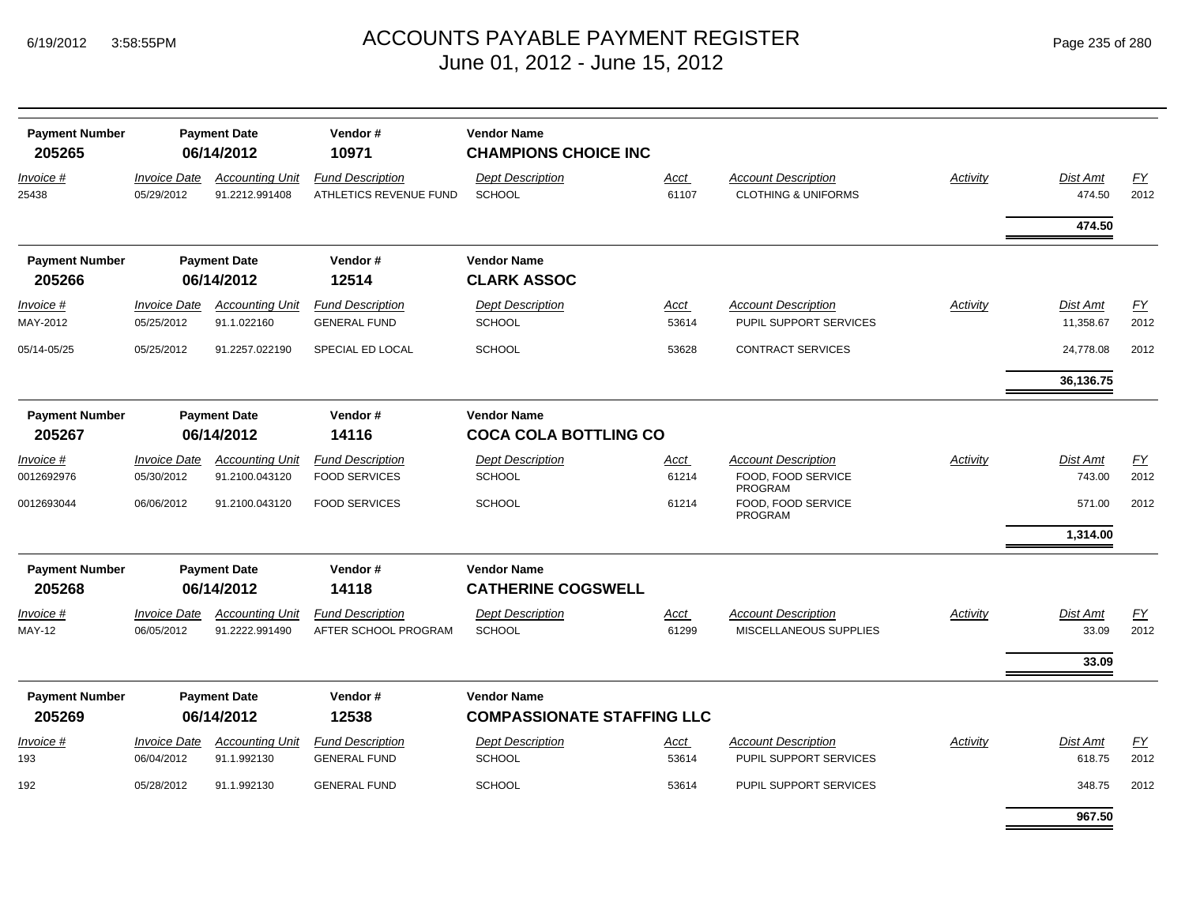# ACCOUNTS PAYABLE PAYMENT REGISTER
## June 01, 2012 - June 15, 2012

| Payment Number | Payment Date | Vendor # | Vendor Name |
|---|---|---|---|
| **205265** | **06/14/2012** | **10971** | **CHAMPIONS CHOICE INC** |

| *Invoice #* | *Invoice Date* | *Accounting Unit* | *Fund Description* | *Dept Description* | *Acct* | *Account Description* | *Activity* | *Dist Amt* | *FY* |
|---|---|---|---|---|---|---|---|---|---|
| 25438 | 05/29/2012 | 91.2212.991408 | ATHLETICS REVENUE FUND | SCHOOL | 61107 | CLOTHING & UNIFORMS | | 474.50 | 2012 |
| | | | | | | | | **474.50** | |

| Payment Number | Payment Date | Vendor # | Vendor Name |
|---|---|---|---|
| **205266** | **06/14/2012** | **12514** | **CLARK ASSOC** |

| *Invoice #* | *Invoice Date* | *Accounting Unit* | *Fund Description* | *Dept Description* | *Acct* | *Account Description* | *Activity* | *Dist Amt* | *FY* |
|---|---|---|---|---|---|---|---|---|---|
| MAY-2012 | 05/25/2012 | 91.1.022160 | GENERAL FUND | SCHOOL | 53614 | PUPIL SUPPORT SERVICES | | 11,358.67 | 2012 |
| 05/14-05/25 | 05/25/2012 | 91.2257.022190 | SPECIAL ED LOCAL | SCHOOL | 53628 | CONTRACT SERVICES | | 24,778.08 | 2012 |
| | | | | | | | | **36,136.75** | |

| Payment Number | Payment Date | Vendor # | Vendor Name |
|---|---|---|---|
| **205267** | **06/14/2012** | **14116** | **COCA COLA BOTTLING CO** |

| *Invoice #* | *Invoice Date* | *Accounting Unit* | *Fund Description* | *Dept Description* | *Acct* | *Account Description* | *Activity* | *Dist Amt* | *FY* |
|---|---|---|---|---|---|---|---|---|---|
| 0012692976 | 05/30/2012 | 91.2100.043120 | FOOD SERVICES | SCHOOL | 61214 | FOOD, FOOD SERVICE PROGRAM | | 743.00 | 2012 |
| 0012693044 | 06/06/2012 | 91.2100.043120 | FOOD SERVICES | SCHOOL | 61214 | FOOD, FOOD SERVICE PROGRAM | | 571.00 | 2012 |
| | | | | | | | | **1,314.00** | |

| Payment Number | Payment Date | Vendor # | Vendor Name |
|---|---|---|---|
| **205268** | **06/14/2012** | **14118** | **CATHERINE COGSWELL** |

| *Invoice #* | *Invoice Date* | *Accounting Unit* | *Fund Description* | *Dept Description* | *Acct* | *Account Description* | *Activity* | *Dist Amt* | *FY* |
|---|---|---|---|---|---|---|---|---|---|
| MAY-12 | 06/05/2012 | 91.2222.991490 | AFTER SCHOOL PROGRAM | SCHOOL | 61299 | MISCELLANEOUS SUPPLIES | | 33.09 | 2012 |
| | | | | | | | | **33.09** | |

| Payment Number | Payment Date | Vendor # | Vendor Name |
|---|---|---|---|
| **205269** | **06/14/2012** | **12538** | **COMPASSIONATE STAFFING LLC** |

| *Invoice #* | *Invoice Date* | *Accounting Unit* | *Fund Description* | *Dept Description* | *Acct* | *Account Description* | *Activity* | *Dist Amt* | *FY* |
|---|---|---|---|---|---|---|---|---|---|
| 193 | 06/04/2012 | 91.1.992130 | GENERAL FUND | SCHOOL | 53614 | PUPIL SUPPORT SERVICES | | 618.75 | 2012 |
| 192 | 05/28/2012 | 91.1.992130 | GENERAL FUND | SCHOOL | 53614 | PUPIL SUPPORT SERVICES | | 348.75 | 2012 |
| | | | | | | | | **967.50** | |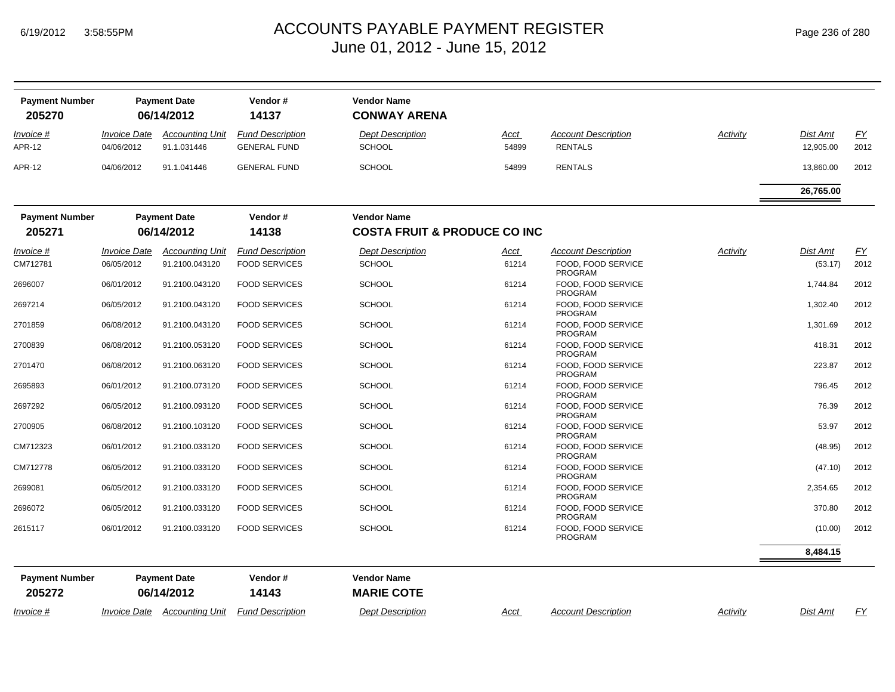| Payment Number | Payment Date | Vendor # | Vendor Name |
|---|---|---|---|
| **205270** | **06/14/2012** | **14137** | **CONWAY ARENA** |

| Invoice # | Invoice Date | Accounting Unit | Fund Description | Dept Description | Acct | Account Description | Activity | Dist Amt | FY |
|---|---|---|---|---|---|---|---|---|---|
| APR-12 | 04/06/2012 | 91.1.031446 | GENERAL FUND | SCHOOL | 54899 | RENTALS | | 12,905.00 | 2012 |
| APR-12 | 04/06/2012 | 91.1.041446 | GENERAL FUND | SCHOOL | 54899 | RENTALS | | 13,860.00 | 2012 |
| | | | | | | | | **26,765.00** | |

| Payment Number | Payment Date | Vendor # | Vendor Name |
|---|---|---|---|
| **205271** | **06/14/2012** | **14138** | **COSTA FRUIT & PRODUCE CO INC** |

| Invoice # | Invoice Date | Accounting Unit | Fund Description | Dept Description | Acct | Account Description | Activity | Dist Amt | FY |
|---|---|---|---|---|---|---|---|---|---|
| CM712781 | 06/05/2012 | 91.2100.043120 | FOOD SERVICES | SCHOOL | 61214 | FOOD, FOOD SERVICE PROGRAM | | (53.17) | 2012 |
| 2696007 | 06/01/2012 | 91.2100.043120 | FOOD SERVICES | SCHOOL | 61214 | FOOD, FOOD SERVICE PROGRAM | | 1,744.84 | 2012 |
| 2697214 | 06/05/2012 | 91.2100.043120 | FOOD SERVICES | SCHOOL | 61214 | FOOD, FOOD SERVICE PROGRAM | | 1,302.40 | 2012 |
| 2701859 | 06/08/2012 | 91.2100.043120 | FOOD SERVICES | SCHOOL | 61214 | FOOD, FOOD SERVICE PROGRAM | | 1,301.69 | 2012 |
| 2700839 | 06/08/2012 | 91.2100.053120 | FOOD SERVICES | SCHOOL | 61214 | FOOD, FOOD SERVICE PROGRAM | | 418.31 | 2012 |
| 2701470 | 06/08/2012 | 91.2100.063120 | FOOD SERVICES | SCHOOL | 61214 | FOOD, FOOD SERVICE PROGRAM | | 223.87 | 2012 |
| 2695893 | 06/01/2012 | 91.2100.073120 | FOOD SERVICES | SCHOOL | 61214 | FOOD, FOOD SERVICE PROGRAM | | 796.45 | 2012 |
| 2697292 | 06/05/2012 | 91.2100.093120 | FOOD SERVICES | SCHOOL | 61214 | FOOD, FOOD SERVICE PROGRAM | | 76.39 | 2012 |
| 2700905 | 06/08/2012 | 91.2100.103120 | FOOD SERVICES | SCHOOL | 61214 | FOOD, FOOD SERVICE PROGRAM | | 53.97 | 2012 |
| CM712323 | 06/01/2012 | 91.2100.033120 | FOOD SERVICES | SCHOOL | 61214 | FOOD, FOOD SERVICE PROGRAM | | (48.95) | 2012 |
| CM712778 | 06/05/2012 | 91.2100.033120 | FOOD SERVICES | SCHOOL | 61214 | FOOD, FOOD SERVICE PROGRAM | | (47.10) | 2012 |
| 2699081 | 06/05/2012 | 91.2100.033120 | FOOD SERVICES | SCHOOL | 61214 | FOOD, FOOD SERVICE PROGRAM | | 2,354.65 | 2012 |
| 2696072 | 06/05/2012 | 91.2100.033120 | FOOD SERVICES | SCHOOL | 61214 | FOOD, FOOD SERVICE PROGRAM | | 370.80 | 2012 |
| 2615117 | 06/01/2012 | 91.2100.033120 | FOOD SERVICES | SCHOOL | 61214 | FOOD, FOOD SERVICE PROGRAM | | (10.00) | 2012 |
| | | | | | | | | **8,484.15** | |

| Payment Number | Payment Date | Vendor # | Vendor Name |
|---|---|---|---|
| **205272** | **06/14/2012** | **14143** | **MARIE COTE** |

| Invoice # | Invoice Date | Accounting Unit | Fund Description | Dept Description | Acct | Account Description | Activity | Dist Amt | FY |
|---|---|---|---|---|---|---|---|---|---|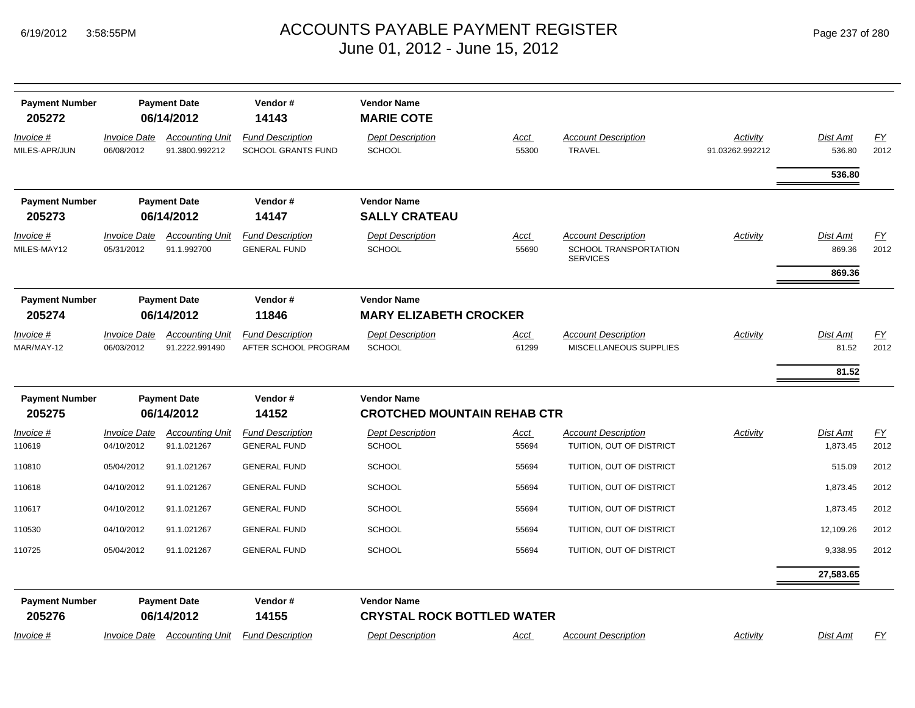# ACCOUNTS PAYABLE PAYMENT REGISTER
## June 01, 2012 - June 15, 2012

| Payment Number | Payment Date | Vendor # | Vendor Name |
|---|---|---|---|
| 205272 | 06/14/2012 | 14143 | **MARIE COTE** |

| Invoice # | Invoice Date | Accounting Unit | Fund Description | Dept Description | Acct | Account Description | Activity | Dist Amt | FY |
|---|---|---|---|---|---|---|---|---|---|
| MILES-APR/JUN | 06/08/2012 | 91.3800.992212 | SCHOOL GRANTS FUND | SCHOOL | 55300 | TRAVEL | 91.03262.992212 | 536.80 | 2012 |
| | | | | | | | | **536.80** | |

| Payment Number | Payment Date | Vendor # | Vendor Name |
|---|---|---|---|
| 205273 | 06/14/2012 | 14147 | **SALLY CRATEAU** |

| Invoice # | Invoice Date | Accounting Unit | Fund Description | Dept Description | Acct | Account Description | Activity | Dist Amt | FY |
|---|---|---|---|---|---|---|---|---|---|
| MILES-MAY12 | 05/31/2012 | 91.1.992700 | GENERAL FUND | SCHOOL | 55690 | SCHOOL TRANSPORTATION SERVICES | | 869.36 | 2012 |
| | | | | | | | | **869.36** | |

| Payment Number | Payment Date | Vendor # | Vendor Name |
|---|---|---|---|
| 205274 | 06/14/2012 | 11846 | **MARY ELIZABETH CROCKER** |

| Invoice # | Invoice Date | Accounting Unit | Fund Description | Dept Description | Acct | Account Description | Activity | Dist Amt | FY |
|---|---|---|---|---|---|---|---|---|---|
| MAR/MAY-12 | 06/03/2012 | 91.2222.991490 | AFTER SCHOOL PROGRAM | SCHOOL | 61299 | MISCELLANEOUS SUPPLIES | | 81.52 | 2012 |
| | | | | | | | | **81.52** | |

| Payment Number | Payment Date | Vendor # | Vendor Name |
|---|---|---|---|
| 205275 | 06/14/2012 | 14152 | **CROTCHED MOUNTAIN REHAB CTR** |

| Invoice # | Invoice Date | Accounting Unit | Fund Description | Dept Description | Acct | Account Description | Activity | Dist Amt | FY |
|---|---|---|---|---|---|---|---|---|---|
| 110619 | 04/10/2012 | 91.1.021267 | GENERAL FUND | SCHOOL | 55694 | TUITION, OUT OF DISTRICT | | 1,873.45 | 2012 |
| 110810 | 05/04/2012 | 91.1.021267 | GENERAL FUND | SCHOOL | 55694 | TUITION, OUT OF DISTRICT | | 515.09 | 2012 |
| 110618 | 04/10/2012 | 91.1.021267 | GENERAL FUND | SCHOOL | 55694 | TUITION, OUT OF DISTRICT | | 1,873.45 | 2012 |
| 110617 | 04/10/2012 | 91.1.021267 | GENERAL FUND | SCHOOL | 55694 | TUITION, OUT OF DISTRICT | | 1,873.45 | 2012 |
| 110530 | 04/10/2012 | 91.1.021267 | GENERAL FUND | SCHOOL | 55694 | TUITION, OUT OF DISTRICT | | 12,109.26 | 2012 |
| 110725 | 05/04/2012 | 91.1.021267 | GENERAL FUND | SCHOOL | 55694 | TUITION, OUT OF DISTRICT | | 9,338.95 | 2012 |
| | | | | | | | | **27,583.65** | |

| Payment Number | Payment Date | Vendor # | Vendor Name |
|---|---|---|---|
| 205276 | 06/14/2012 | 14155 | **CRYSTAL ROCK BOTTLED WATER** |

| Invoice # | Invoice Date | Accounting Unit | Fund Description | Dept Description | Acct | Account Description | Activity | Dist Amt | FY |
|---|---|---|---|---|---|---|---|---|---|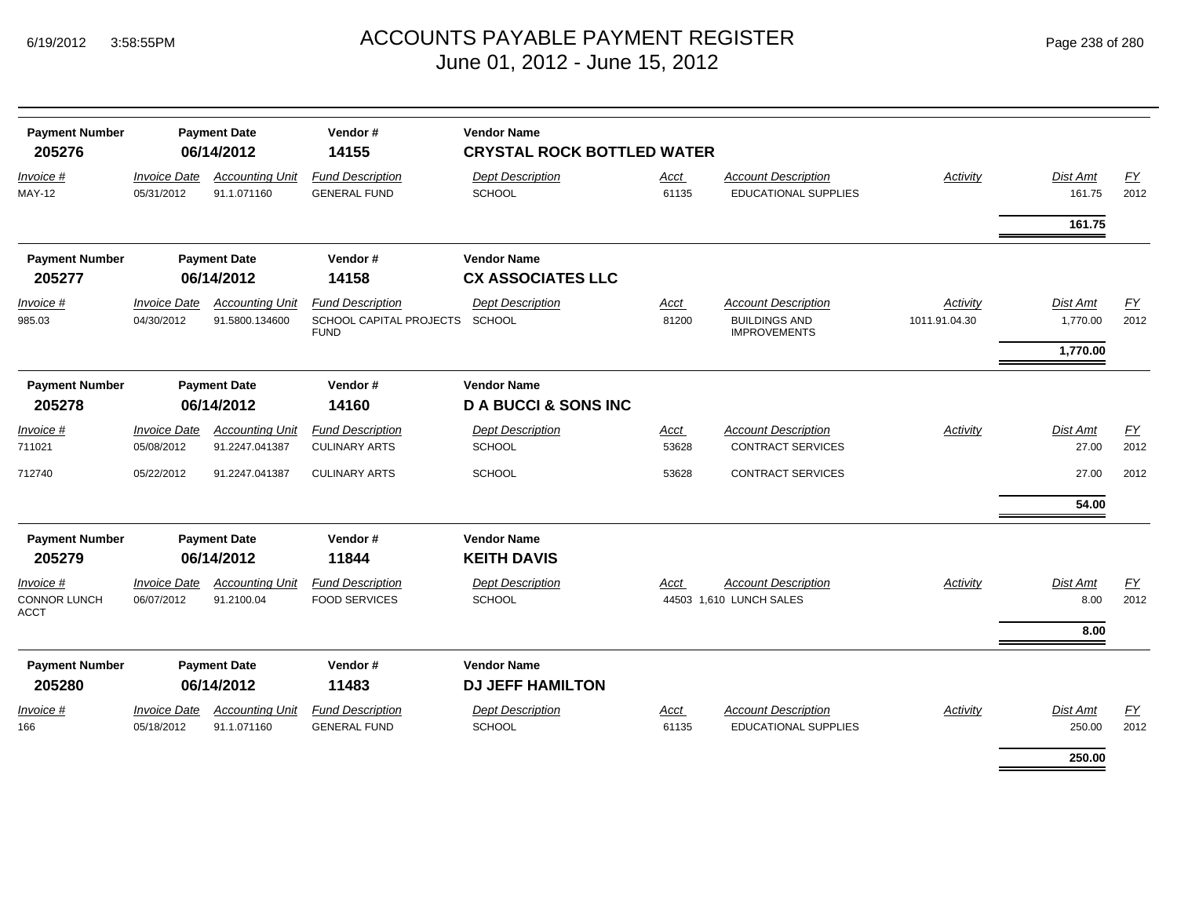# ACCOUNTS PAYABLE PAYMENT REGISTER
## June 01, 2012 - June 15, 2012

| Payment Number | Payment Date | Vendor # | Vendor Name |
|---|---|---|---|
| **205276** | **06/14/2012** | **14155** | **CRYSTAL ROCK BOTTLED WATER** |

| *Invoice #* | *Invoice Date* | *Accounting Unit* | *Fund Description* | *Dept Description* | *Acct* | *Account Description* | *Activity* | *Dist Amt* | *FY* |
|---|---|---|---|---|---|---|---|---|---|
| MAY-12 | 05/31/2012 | 91.1.071160 | GENERAL FUND | SCHOOL | 61135 | EDUCATIONAL SUPPLIES | | 161.75 | 2012 |
| | | | | | | | | **161.75** | |

| Payment Number | Payment Date | Vendor # | Vendor Name |
|---|---|---|---|
| **205277** | **06/14/2012** | **14158** | **CX ASSOCIATES LLC** |

| *Invoice #* | *Invoice Date* | *Accounting Unit* | *Fund Description* | *Dept Description* | *Acct* | *Account Description* | *Activity* | *Dist Amt* | *FY* |
|---|---|---|---|---|---|---|---|---|---|
| 985.03 | 04/30/2012 | 91.5800.134600 | SCHOOL CAPITAL PROJECTS FUND | SCHOOL | 81200 | BUILDINGS AND IMPROVEMENTS | 1011.91.04.30 | 1,770.00 | 2012 |
| | | | | | | | | **1,770.00** | |

| Payment Number | Payment Date | Vendor # | Vendor Name |
|---|---|---|---|
| **205278** | **06/14/2012** | **14160** | **D A BUCCI & SONS INC** |

| *Invoice #* | *Invoice Date* | *Accounting Unit* | *Fund Description* | *Dept Description* | *Acct* | *Account Description* | *Activity* | *Dist Amt* | *FY* |
|---|---|---|---|---|---|---|---|---|---|
| 711021 | 05/08/2012 | 91.2247.041387 | CULINARY ARTS | SCHOOL | 53628 | CONTRACT SERVICES | | 27.00 | 2012 |
| 712740 | 05/22/2012 | 91.2247.041387 | CULINARY ARTS | SCHOOL | 53628 | CONTRACT SERVICES | | 27.00 | 2012 |
| | | | | | | | | **54.00** | |

| Payment Number | Payment Date | Vendor # | Vendor Name |
|---|---|---|---|
| **205279** | **06/14/2012** | **11844** | **KEITH DAVIS** |

| *Invoice #* | *Invoice Date* | *Accounting Unit* | *Fund Description* | *Dept Description* | *Acct* | *Account Description* | *Activity* | *Dist Amt* | *FY* |
|---|---|---|---|---|---|---|---|---|---|
| CONNOR LUNCH ACCT | 06/07/2012 | 91.2100.04 | FOOD SERVICES | SCHOOL | 44503 | 1,610 LUNCH SALES | | 8.00 | 2012 |
| | | | | | | | | **8.00** | |

| Payment Number | Payment Date | Vendor # | Vendor Name |
|---|---|---|---|
| **205280** | **06/14/2012** | **11483** | **DJ JEFF HAMILTON** |

| *Invoice #* | *Invoice Date* | *Accounting Unit* | *Fund Description* | *Dept Description* | *Acct* | *Account Description* | *Activity* | *Dist Amt* | *FY* |
|---|---|---|---|---|---|---|---|---|---|
| 166 | 05/18/2012 | 91.1.071160 | GENERAL FUND | SCHOOL | 61135 | EDUCATIONAL SUPPLIES | | 250.00 | 2012 |
| | | | | | | | | **250.00** | |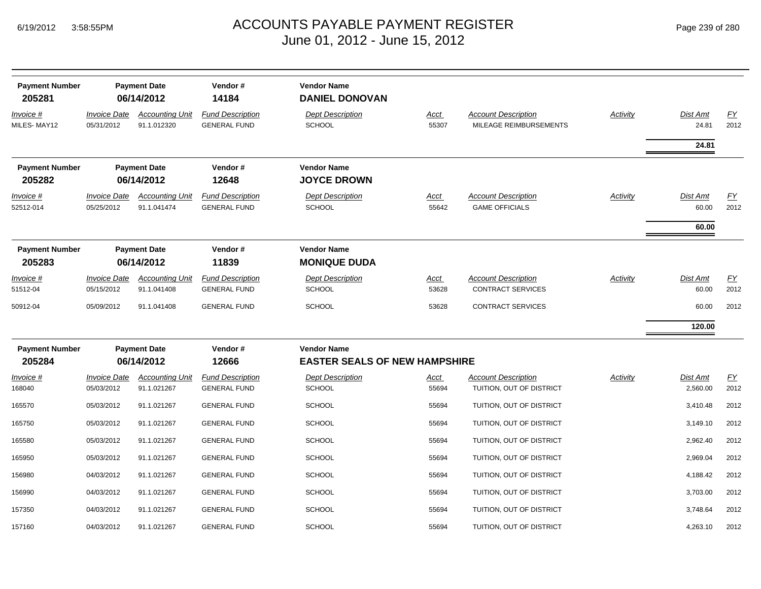# ACCOUNTS PAYABLE PAYMENT REGISTER
## June 01, 2012 - June 15, 2012

| Payment Number | Payment Date | Vendor # | Vendor Name |
|---|---|---|---|
| **205281** | **06/14/2012** | **14184** | **DANIEL DONOVAN** |

| Invoice # | Invoice Date | Accounting Unit | Fund Description | Dept Description | Acct | Account Description | Activity | Dist Amt | FY |
|---|---|---|---|---|---|---|---|---|---|
| MILES- MAY12 | 05/31/2012 | 91.1.012320 | GENERAL FUND | SCHOOL | 55307 | MILEAGE REIMBURSEMENTS | | 24.81 | 2012 |
| | | | | | | | | **24.81** | |

| Payment Number | Payment Date | Vendor # | Vendor Name |
|---|---|---|---|
| **205282** | **06/14/2012** | **12648** | **JOYCE DROWN** |

| Invoice # | Invoice Date | Accounting Unit | Fund Description | Dept Description | Acct | Account Description | Activity | Dist Amt | FY |
|---|---|---|---|---|---|---|---|---|---|
| 52512-014 | 05/25/2012 | 91.1.041474 | GENERAL FUND | SCHOOL | 55642 | GAME OFFICIALS | | 60.00 | 2012 |
| | | | | | | | | **60.00** | |

| Payment Number | Payment Date | Vendor # | Vendor Name |
|---|---|---|---|
| **205283** | **06/14/2012** | **11839** | **MONIQUE DUDA** |

| Invoice # | Invoice Date | Accounting Unit | Fund Description | Dept Description | Acct | Account Description | Activity | Dist Amt | FY |
|---|---|---|---|---|---|---|---|---|---|
| 51512-04 | 05/15/2012 | 91.1.041408 | GENERAL FUND | SCHOOL | 53628 | CONTRACT SERVICES | | 60.00 | 2012 |
| 50912-04 | 05/09/2012 | 91.1.041408 | GENERAL FUND | SCHOOL | 53628 | CONTRACT SERVICES | | 60.00 | 2012 |
| | | | | | | | | **120.00** | |

| Payment Number | Payment Date | Vendor # | Vendor Name |
|---|---|---|---|
| **205284** | **06/14/2012** | **12666** | **EASTER SEALS OF NEW HAMPSHIRE** |

| Invoice # | Invoice Date | Accounting Unit | Fund Description | Dept Description | Acct | Account Description | Activity | Dist Amt | FY |
|---|---|---|---|---|---|---|---|---|---|
| 168040 | 05/03/2012 | 91.1.021267 | GENERAL FUND | SCHOOL | 55694 | TUITION, OUT OF DISTRICT | | 2,560.00 | 2012 |
| 165570 | 05/03/2012 | 91.1.021267 | GENERAL FUND | SCHOOL | 55694 | TUITION, OUT OF DISTRICT | | 3,410.48 | 2012 |
| 165750 | 05/03/2012 | 91.1.021267 | GENERAL FUND | SCHOOL | 55694 | TUITION, OUT OF DISTRICT | | 3,149.10 | 2012 |
| 165580 | 05/03/2012 | 91.1.021267 | GENERAL FUND | SCHOOL | 55694 | TUITION, OUT OF DISTRICT | | 2,962.40 | 2012 |
| 165950 | 05/03/2012 | 91.1.021267 | GENERAL FUND | SCHOOL | 55694 | TUITION, OUT OF DISTRICT | | 2,969.04 | 2012 |
| 156980 | 04/03/2012 | 91.1.021267 | GENERAL FUND | SCHOOL | 55694 | TUITION, OUT OF DISTRICT | | 4,188.42 | 2012 |
| 156990 | 04/03/2012 | 91.1.021267 | GENERAL FUND | SCHOOL | 55694 | TUITION, OUT OF DISTRICT | | 3,703.00 | 2012 |
| 157350 | 04/03/2012 | 91.1.021267 | GENERAL FUND | SCHOOL | 55694 | TUITION, OUT OF DISTRICT | | 3,748.64 | 2012 |
| 157160 | 04/03/2012 | 91.1.021267 | GENERAL FUND | SCHOOL | 55694 | TUITION, OUT OF DISTRICT | | 4,263.10 | 2012 |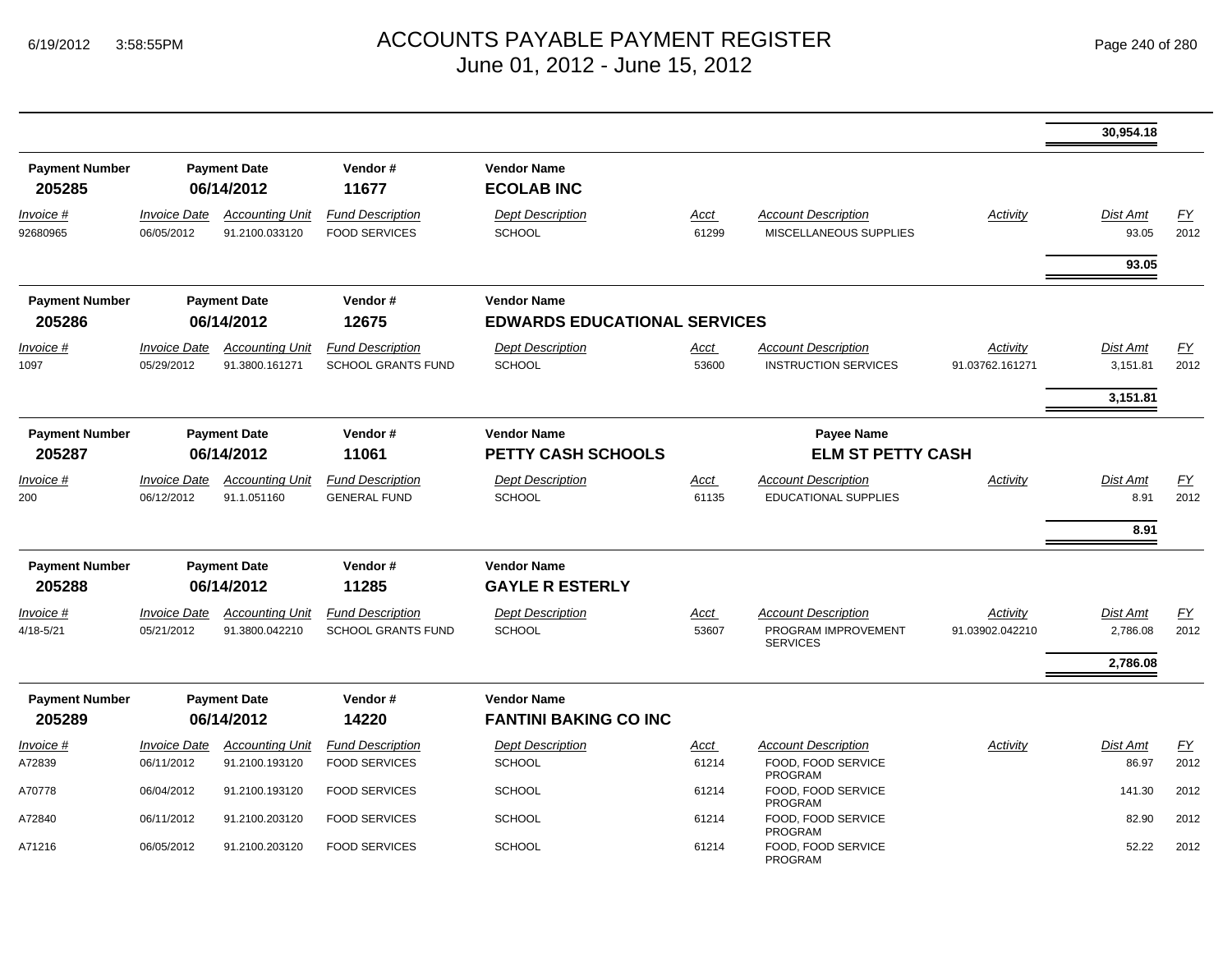# ACCOUNTS PAYABLE PAYMENT REGISTER
June 01, 2012 - June 15, 2012

| | | | | | | | | | |
|---|---|---|---|---|---|---|---|---|---|
| | | | | | | | | **30,954.18** | |

| Payment Number | Payment Date | Vendor # | Vendor Name | | | | | | |
|---|---|---|---|---|---|---|---|---|---|
| **205285** | **06/14/2012** | **11677** | **ECOLAB INC** | | | | | | |
| *Invoice #* | *Invoice Date* | *Accounting Unit* | *Fund Description* | *Dept Description* | *Acct* | *Account Description* | *Activity* | *Dist Amt* | *FY* |
| 92680965 | 06/05/2012 | 91.2100.033120 | FOOD SERVICES | SCHOOL | 61299 | MISCELLANEOUS SUPPLIES | | 93.05 | 2012 |
| | | | | | | | | **93.05** | |

| Payment Number | Payment Date | Vendor # | Vendor Name | | | | | | |
|---|---|---|---|---|---|---|---|---|---|
| **205286** | **06/14/2012** | **12675** | **EDWARDS EDUCATIONAL SERVICES** | | | | | | |
| *Invoice #* | *Invoice Date* | *Accounting Unit* | *Fund Description* | *Dept Description* | *Acct* | *Account Description* | *Activity* | *Dist Amt* | *FY* |
| 1097 | 05/29/2012 | 91.3800.161271 | SCHOOL GRANTS FUND | SCHOOL | 53600 | INSTRUCTION SERVICES | 91.03762.161271 | 3,151.81 | 2012 |
| | | | | | | | | **3,151.81** | |

| Payment Number | Payment Date | Vendor # | Vendor Name | | Payee Name | | | | |
|---|---|---|---|---|---|---|---|---|---|
| **205287** | **06/14/2012** | **11061** | **PETTY CASH SCHOOLS** | | **ELM ST PETTY CASH** | | | | |
| *Invoice #* | *Invoice Date* | *Accounting Unit* | *Fund Description* | *Dept Description* | *Acct* | *Account Description* | *Activity* | *Dist Amt* | *FY* |
| 200 | 06/12/2012 | 91.1.051160 | GENERAL FUND | SCHOOL | 61135 | EDUCATIONAL SUPPLIES | | 8.91 | 2012 |
| | | | | | | | | **8.91** | |

| Payment Number | Payment Date | Vendor # | Vendor Name | | | | | | |
|---|---|---|---|---|---|---|---|---|---|
| **205288** | **06/14/2012** | **11285** | **GAYLE R ESTERLY** | | | | | | |
| *Invoice #* | *Invoice Date* | *Accounting Unit* | *Fund Description* | *Dept Description* | *Acct* | *Account Description* | *Activity* | *Dist Amt* | *FY* |
| 4/18-5/21 | 05/21/2012 | 91.3800.042210 | SCHOOL GRANTS FUND | SCHOOL | 53607 | PROGRAM IMPROVEMENT SERVICES | 91.03902.042210 | 2,786.08 | 2012 |
| | | | | | | | | **2,786.08** | |

| Payment Number | Payment Date | Vendor # | Vendor Name | | | | | | |
|---|---|---|---|---|---|---|---|---|---|
| **205289** | **06/14/2012** | **14220** | **FANTINI BAKING CO INC** | | | | | | |
| *Invoice #* | *Invoice Date* | *Accounting Unit* | *Fund Description* | *Dept Description* | *Acct* | *Account Description* | *Activity* | *Dist Amt* | *FY* |
| A72839 | 06/11/2012 | 91.2100.193120 | FOOD SERVICES | SCHOOL | 61214 | FOOD, FOOD SERVICE PROGRAM | | 86.97 | 2012 |
| A70778 | 06/04/2012 | 91.2100.193120 | FOOD SERVICES | SCHOOL | 61214 | FOOD, FOOD SERVICE PROGRAM | | 141.30 | 2012 |
| A72840 | 06/11/2012 | 91.2100.203120 | FOOD SERVICES | SCHOOL | 61214 | FOOD, FOOD SERVICE PROGRAM | | 82.90 | 2012 |
| A71216 | 06/05/2012 | 91.2100.203120 | FOOD SERVICES | SCHOOL | 61214 | FOOD, FOOD SERVICE PROGRAM | | 52.22 | 2012 |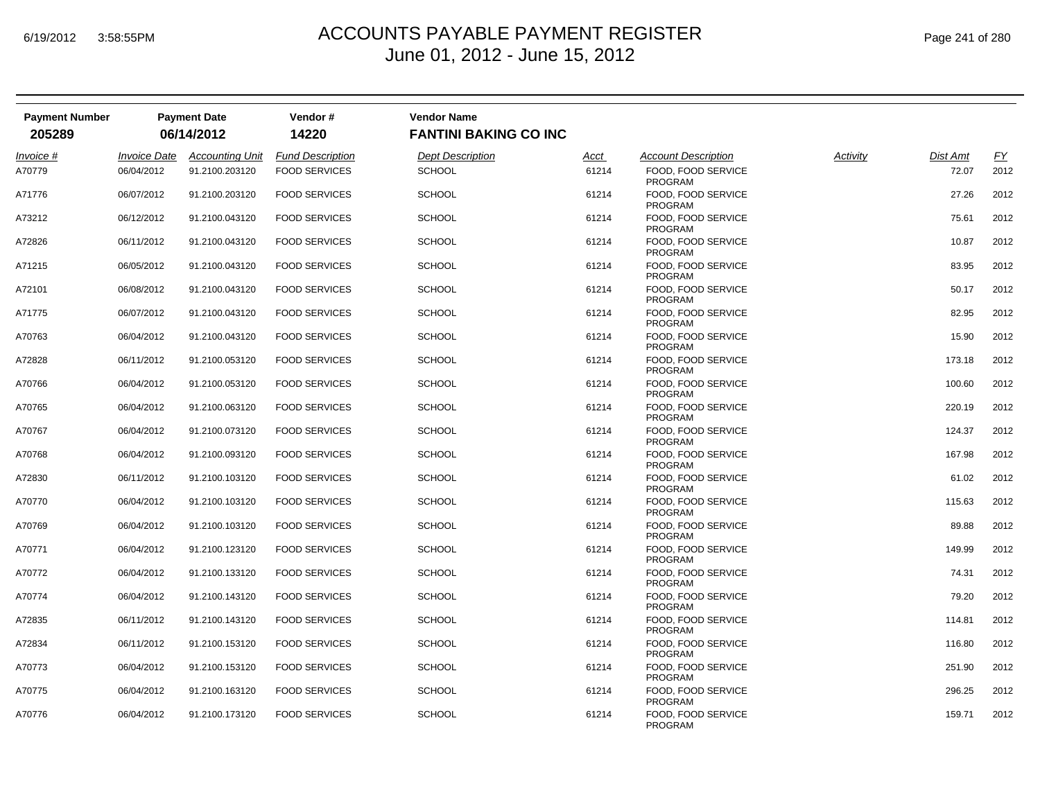# ACCOUNTS PAYABLE PAYMENT REGISTER

June 01, 2012 - June 15, 2012

| Payment Number | Payment Date | Vendor # | Vendor Name |
|---|---|---|---|
| 205289 | 06/14/2012 | 14220 | FANTINI BAKING CO INC |

| Invoice # | Invoice Date | Accounting Unit | Fund Description | Dept Description | Acct | Account Description | Activity | Dist Amt | FY |
|---|---|---|---|---|---|---|---|---|---|
| A70779 | 06/04/2012 | 91.2100.203120 | FOOD SERVICES | SCHOOL | 61214 | FOOD, FOOD SERVICE PROGRAM | | 72.07 | 2012 |
| A71776 | 06/07/2012 | 91.2100.203120 | FOOD SERVICES | SCHOOL | 61214 | FOOD, FOOD SERVICE PROGRAM | | 27.26 | 2012 |
| A73212 | 06/12/2012 | 91.2100.043120 | FOOD SERVICES | SCHOOL | 61214 | FOOD, FOOD SERVICE PROGRAM | | 75.61 | 2012 |
| A72826 | 06/11/2012 | 91.2100.043120 | FOOD SERVICES | SCHOOL | 61214 | FOOD, FOOD SERVICE PROGRAM | | 10.87 | 2012 |
| A71215 | 06/05/2012 | 91.2100.043120 | FOOD SERVICES | SCHOOL | 61214 | FOOD, FOOD SERVICE PROGRAM | | 83.95 | 2012 |
| A72101 | 06/08/2012 | 91.2100.043120 | FOOD SERVICES | SCHOOL | 61214 | FOOD, FOOD SERVICE PROGRAM | | 50.17 | 2012 |
| A71775 | 06/07/2012 | 91.2100.043120 | FOOD SERVICES | SCHOOL | 61214 | FOOD, FOOD SERVICE PROGRAM | | 82.95 | 2012 |
| A70763 | 06/04/2012 | 91.2100.043120 | FOOD SERVICES | SCHOOL | 61214 | FOOD, FOOD SERVICE PROGRAM | | 15.90 | 2012 |
| A72828 | 06/11/2012 | 91.2100.053120 | FOOD SERVICES | SCHOOL | 61214 | FOOD, FOOD SERVICE PROGRAM | | 173.18 | 2012 |
| A70766 | 06/04/2012 | 91.2100.053120 | FOOD SERVICES | SCHOOL | 61214 | FOOD, FOOD SERVICE PROGRAM | | 100.60 | 2012 |
| A70765 | 06/04/2012 | 91.2100.063120 | FOOD SERVICES | SCHOOL | 61214 | FOOD, FOOD SERVICE PROGRAM | | 220.19 | 2012 |
| A70767 | 06/04/2012 | 91.2100.073120 | FOOD SERVICES | SCHOOL | 61214 | FOOD, FOOD SERVICE PROGRAM | | 124.37 | 2012 |
| A70768 | 06/04/2012 | 91.2100.093120 | FOOD SERVICES | SCHOOL | 61214 | FOOD, FOOD SERVICE PROGRAM | | 167.98 | 2012 |
| A72830 | 06/11/2012 | 91.2100.103120 | FOOD SERVICES | SCHOOL | 61214 | FOOD, FOOD SERVICE PROGRAM | | 61.02 | 2012 |
| A70770 | 06/04/2012 | 91.2100.103120 | FOOD SERVICES | SCHOOL | 61214 | FOOD, FOOD SERVICE PROGRAM | | 115.63 | 2012 |
| A70769 | 06/04/2012 | 91.2100.103120 | FOOD SERVICES | SCHOOL | 61214 | FOOD, FOOD SERVICE PROGRAM | | 89.88 | 2012 |
| A70771 | 06/04/2012 | 91.2100.123120 | FOOD SERVICES | SCHOOL | 61214 | FOOD, FOOD SERVICE PROGRAM | | 149.99 | 2012 |
| A70772 | 06/04/2012 | 91.2100.133120 | FOOD SERVICES | SCHOOL | 61214 | FOOD, FOOD SERVICE PROGRAM | | 74.31 | 2012 |
| A70774 | 06/04/2012 | 91.2100.143120 | FOOD SERVICES | SCHOOL | 61214 | FOOD, FOOD SERVICE PROGRAM | | 79.20 | 2012 |
| A72835 | 06/11/2012 | 91.2100.143120 | FOOD SERVICES | SCHOOL | 61214 | FOOD, FOOD SERVICE PROGRAM | | 114.81 | 2012 |
| A72834 | 06/11/2012 | 91.2100.153120 | FOOD SERVICES | SCHOOL | 61214 | FOOD, FOOD SERVICE PROGRAM | | 116.80 | 2012 |
| A70773 | 06/04/2012 | 91.2100.153120 | FOOD SERVICES | SCHOOL | 61214 | FOOD, FOOD SERVICE PROGRAM | | 251.90 | 2012 |
| A70775 | 06/04/2012 | 91.2100.163120 | FOOD SERVICES | SCHOOL | 61214 | FOOD, FOOD SERVICE PROGRAM | | 296.25 | 2012 |
| A70776 | 06/04/2012 | 91.2100.173120 | FOOD SERVICES | SCHOOL | 61214 | FOOD, FOOD SERVICE PROGRAM | | 159.71 | 2012 |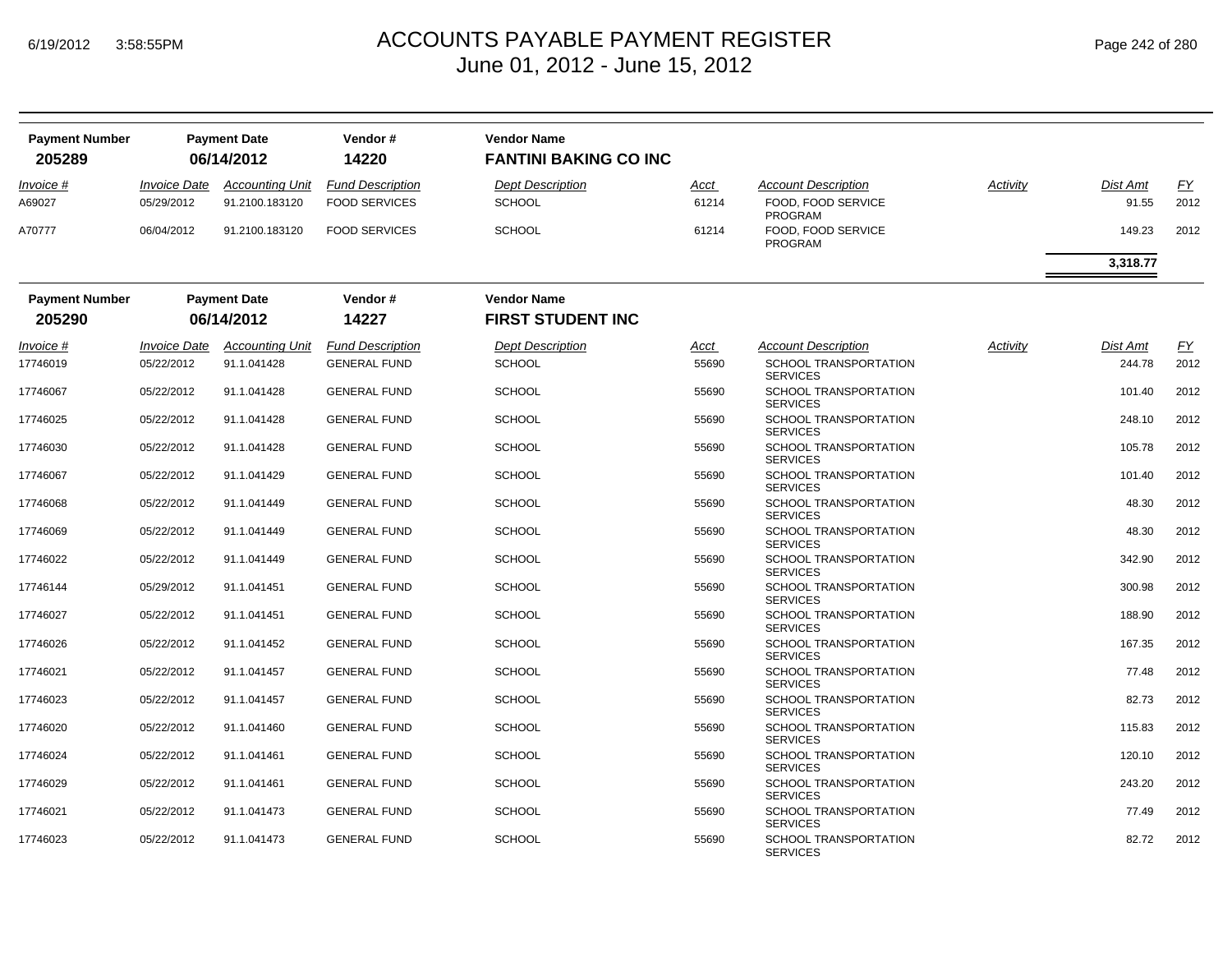| Payment Number | Payment Date | Vendor # | Vendor Name |
|---|---|---|---|
| **205289** | **06/14/2012** | **14220** | **FANTINI BAKING CO INC** |

| Invoice # | Invoice Date | Accounting Unit | Fund Description | Dept Description | Acct | Account Description | Activity | Dist Amt | FY |
|---|---|---|---|---|---|---|---|---|---|
| A69027 | 05/29/2012 | 91.2100.183120 | FOOD SERVICES | SCHOOL | 61214 | FOOD, FOOD SERVICE PROGRAM | | 91.55 | 2012 |
| A70777 | 06/04/2012 | 91.2100.183120 | FOOD SERVICES | SCHOOL | 61214 | FOOD, FOOD SERVICE PROGRAM | | 149.23 | 2012 |
| | | | | | | | | **3,318.77** | |

| Payment Number | Payment Date | Vendor # | Vendor Name |
|---|---|---|---|
| **205290** | **06/14/2012** | **14227** | **FIRST STUDENT INC** |

| Invoice # | Invoice Date | Accounting Unit | Fund Description | Dept Description | Acct | Account Description | Activity | Dist Amt | FY |
|---|---|---|---|---|---|---|---|---|---|
| 17746019 | 05/22/2012 | 91.1.041428 | GENERAL FUND | SCHOOL | 55690 | SCHOOL TRANSPORTATION SERVICES | | 244.78 | 2012 |
| 17746067 | 05/22/2012 | 91.1.041428 | GENERAL FUND | SCHOOL | 55690 | SCHOOL TRANSPORTATION SERVICES | | 101.40 | 2012 |
| 17746025 | 05/22/2012 | 91.1.041428 | GENERAL FUND | SCHOOL | 55690 | SCHOOL TRANSPORTATION SERVICES | | 248.10 | 2012 |
| 17746030 | 05/22/2012 | 91.1.041428 | GENERAL FUND | SCHOOL | 55690 | SCHOOL TRANSPORTATION SERVICES | | 105.78 | 2012 |
| 17746067 | 05/22/2012 | 91.1.041429 | GENERAL FUND | SCHOOL | 55690 | SCHOOL TRANSPORTATION SERVICES | | 101.40 | 2012 |
| 17746068 | 05/22/2012 | 91.1.041449 | GENERAL FUND | SCHOOL | 55690 | SCHOOL TRANSPORTATION SERVICES | | 48.30 | 2012 |
| 17746069 | 05/22/2012 | 91.1.041449 | GENERAL FUND | SCHOOL | 55690 | SCHOOL TRANSPORTATION SERVICES | | 48.30 | 2012 |
| 17746022 | 05/22/2012 | 91.1.041449 | GENERAL FUND | SCHOOL | 55690 | SCHOOL TRANSPORTATION SERVICES | | 342.90 | 2012 |
| 17746144 | 05/29/2012 | 91.1.041451 | GENERAL FUND | SCHOOL | 55690 | SCHOOL TRANSPORTATION SERVICES | | 300.98 | 2012 |
| 17746027 | 05/22/2012 | 91.1.041451 | GENERAL FUND | SCHOOL | 55690 | SCHOOL TRANSPORTATION SERVICES | | 188.90 | 2012 |
| 17746026 | 05/22/2012 | 91.1.041452 | GENERAL FUND | SCHOOL | 55690 | SCHOOL TRANSPORTATION SERVICES | | 167.35 | 2012 |
| 17746021 | 05/22/2012 | 91.1.041457 | GENERAL FUND | SCHOOL | 55690 | SCHOOL TRANSPORTATION SERVICES | | 77.48 | 2012 |
| 17746023 | 05/22/2012 | 91.1.041457 | GENERAL FUND | SCHOOL | 55690 | SCHOOL TRANSPORTATION SERVICES | | 82.73 | 2012 |
| 17746020 | 05/22/2012 | 91.1.041460 | GENERAL FUND | SCHOOL | 55690 | SCHOOL TRANSPORTATION SERVICES | | 115.83 | 2012 |
| 17746024 | 05/22/2012 | 91.1.041461 | GENERAL FUND | SCHOOL | 55690 | SCHOOL TRANSPORTATION SERVICES | | 120.10 | 2012 |
| 17746029 | 05/22/2012 | 91.1.041461 | GENERAL FUND | SCHOOL | 55690 | SCHOOL TRANSPORTATION SERVICES | | 243.20 | 2012 |
| 17746021 | 05/22/2012 | 91.1.041473 | GENERAL FUND | SCHOOL | 55690 | SCHOOL TRANSPORTATION SERVICES | | 77.49 | 2012 |
| 17746023 | 05/22/2012 | 91.1.041473 | GENERAL FUND | SCHOOL | 55690 | SCHOOL TRANSPORTATION SERVICES | | 82.72 | 2012 |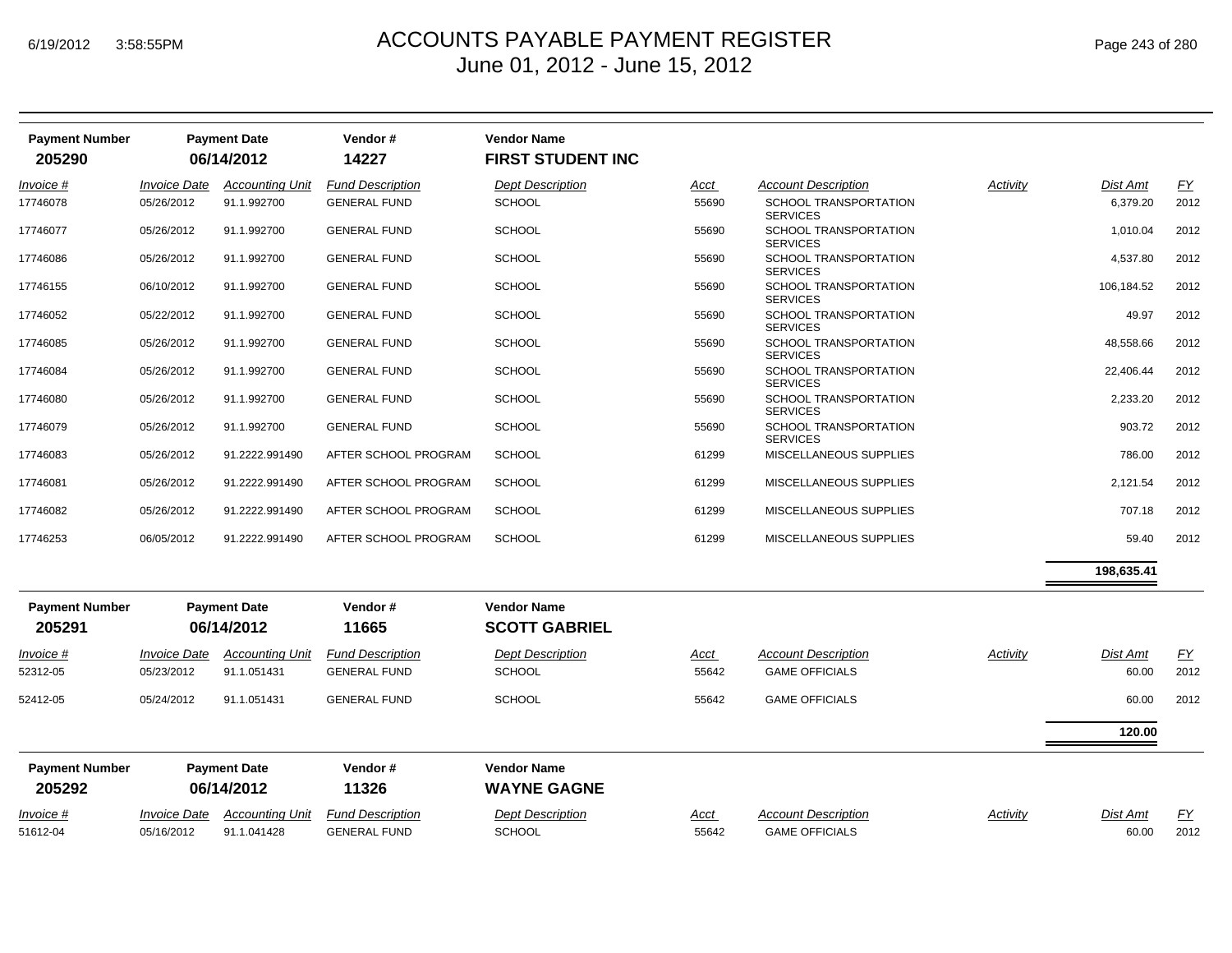# ACCOUNTS PAYABLE PAYMENT REGISTER
## June 01, 2012 - June 15, 2012

| Payment Number | Payment Date | Vendor # | Vendor Name |
|---|---|---|---|
| **205290** | **06/14/2012** | **14227** | **FIRST STUDENT INC** |

| Invoice # | Invoice Date | Accounting Unit | Fund Description | Dept Description | Acct | Account Description | Activity | Dist Amt | FY |
|---|---|---|---|---|---|---|---|---|---|
| 17746078 | 05/26/2012 | 91.1.992700 | GENERAL FUND | SCHOOL | 55690 | SCHOOL TRANSPORTATION SERVICES | | 6,379.20 | 2012 |
| 17746077 | 05/26/2012 | 91.1.992700 | GENERAL FUND | SCHOOL | 55690 | SCHOOL TRANSPORTATION SERVICES | | 1,010.04 | 2012 |
| 17746086 | 05/26/2012 | 91.1.992700 | GENERAL FUND | SCHOOL | 55690 | SCHOOL TRANSPORTATION SERVICES | | 4,537.80 | 2012 |
| 17746155 | 06/10/2012 | 91.1.992700 | GENERAL FUND | SCHOOL | 55690 | SCHOOL TRANSPORTATION SERVICES | | 106,184.52 | 2012 |
| 17746052 | 05/22/2012 | 91.1.992700 | GENERAL FUND | SCHOOL | 55690 | SCHOOL TRANSPORTATION SERVICES | | 49.97 | 2012 |
| 17746085 | 05/26/2012 | 91.1.992700 | GENERAL FUND | SCHOOL | 55690 | SCHOOL TRANSPORTATION SERVICES | | 48,558.66 | 2012 |
| 17746084 | 05/26/2012 | 91.1.992700 | GENERAL FUND | SCHOOL | 55690 | SCHOOL TRANSPORTATION SERVICES | | 22,406.44 | 2012 |
| 17746080 | 05/26/2012 | 91.1.992700 | GENERAL FUND | SCHOOL | 55690 | SCHOOL TRANSPORTATION SERVICES | | 2,233.20 | 2012 |
| 17746079 | 05/26/2012 | 91.1.992700 | GENERAL FUND | SCHOOL | 55690 | SCHOOL TRANSPORTATION SERVICES | | 903.72 | 2012 |
| 17746083 | 05/26/2012 | 91.2222.991490 | AFTER SCHOOL PROGRAM | SCHOOL | 61299 | MISCELLANEOUS SUPPLIES | | 786.00 | 2012 |
| 17746081 | 05/26/2012 | 91.2222.991490 | AFTER SCHOOL PROGRAM | SCHOOL | 61299 | MISCELLANEOUS SUPPLIES | | 2,121.54 | 2012 |
| 17746082 | 05/26/2012 | 91.2222.991490 | AFTER SCHOOL PROGRAM | SCHOOL | 61299 | MISCELLANEOUS SUPPLIES | | 707.18 | 2012 |
| 17746253 | 06/05/2012 | 91.2222.991490 | AFTER SCHOOL PROGRAM | SCHOOL | 61299 | MISCELLANEOUS SUPPLIES | | 59.40 | 2012 |
| | | | | | | | | **198,635.41** | |

| Payment Number | Payment Date | Vendor # | Vendor Name |
|---|---|---|---|
| **205291** | **06/14/2012** | **11665** | **SCOTT GABRIEL** |

| Invoice # | Invoice Date | Accounting Unit | Fund Description | Dept Description | Acct | Account Description | Activity | Dist Amt | FY |
|---|---|---|---|---|---|---|---|---|---|
| 52312-05 | 05/23/2012 | 91.1.051431 | GENERAL FUND | SCHOOL | 55642 | GAME OFFICIALS | | 60.00 | 2012 |
| 52412-05 | 05/24/2012 | 91.1.051431 | GENERAL FUND | SCHOOL | 55642 | GAME OFFICIALS | | 60.00 | 2012 |
| | | | | | | | | **120.00** | |

| Payment Number | Payment Date | Vendor # | Vendor Name |
|---|---|---|---|
| **205292** | **06/14/2012** | **11326** | **WAYNE GAGNE** |

| Invoice # | Invoice Date | Accounting Unit | Fund Description | Dept Description | Acct | Account Description | Activity | Dist Amt | FY |
|---|---|---|---|---|---|---|---|---|---|
| 51612-04 | 05/16/2012 | 91.1.041428 | GENERAL FUND | SCHOOL | 55642 | GAME OFFICIALS | | 60.00 | 2012 |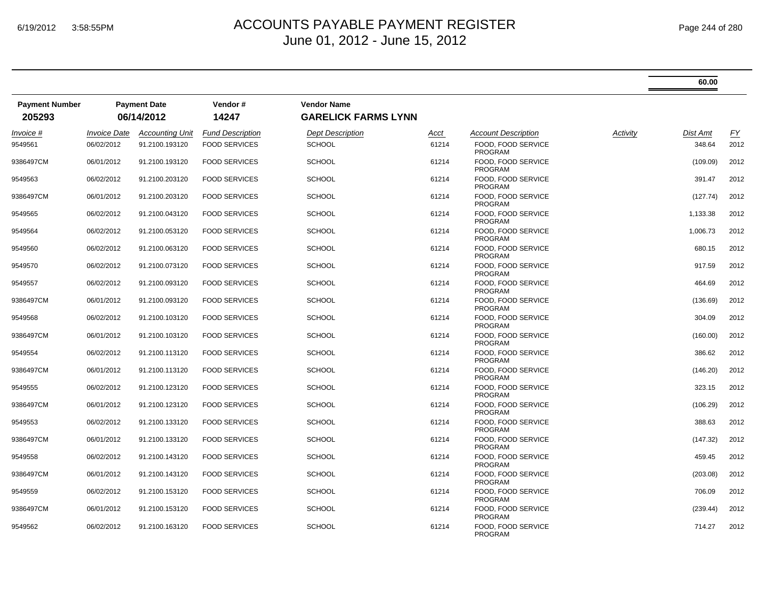# ACCOUNTS PAYABLE PAYMENT REGISTER
## June 01, 2012 - June 15, 2012

60.00

| Payment Number | Payment Date | Vendor # | Vendor Name |
|---|---|---|---|
| 205293 | 06/14/2012 | 14247 | GARELICK FARMS LYNN |

| *Invoice #* | *Invoice Date* | *Accounting Unit* | *Fund Description* | *Dept Description* | *Acct* | *Account Description* | *Activity* | *Dist Amt* | *FY* |
|---|---|---|---|---|---|---|---|---|---|
| 9549561 | 06/02/2012 | 91.2100.193120 | FOOD SERVICES | SCHOOL | 61214 | FOOD, FOOD SERVICE PROGRAM | | 348.64 | 2012 |
| 9386497CM | 06/01/2012 | 91.2100.193120 | FOOD SERVICES | SCHOOL | 61214 | FOOD, FOOD SERVICE PROGRAM | | (109.09) | 2012 |
| 9549563 | 06/02/2012 | 91.2100.203120 | FOOD SERVICES | SCHOOL | 61214 | FOOD, FOOD SERVICE PROGRAM | | 391.47 | 2012 |
| 9386497CM | 06/01/2012 | 91.2100.203120 | FOOD SERVICES | SCHOOL | 61214 | FOOD, FOOD SERVICE PROGRAM | | (127.74) | 2012 |
| 9549565 | 06/02/2012 | 91.2100.043120 | FOOD SERVICES | SCHOOL | 61214 | FOOD, FOOD SERVICE PROGRAM | | 1,133.38 | 2012 |
| 9549564 | 06/02/2012 | 91.2100.053120 | FOOD SERVICES | SCHOOL | 61214 | FOOD, FOOD SERVICE PROGRAM | | 1,006.73 | 2012 |
| 9549560 | 06/02/2012 | 91.2100.063120 | FOOD SERVICES | SCHOOL | 61214 | FOOD, FOOD SERVICE PROGRAM | | 680.15 | 2012 |
| 9549570 | 06/02/2012 | 91.2100.073120 | FOOD SERVICES | SCHOOL | 61214 | FOOD, FOOD SERVICE PROGRAM | | 917.59 | 2012 |
| 9549557 | 06/02/2012 | 91.2100.093120 | FOOD SERVICES | SCHOOL | 61214 | FOOD, FOOD SERVICE PROGRAM | | 464.69 | 2012 |
| 9386497CM | 06/01/2012 | 91.2100.093120 | FOOD SERVICES | SCHOOL | 61214 | FOOD, FOOD SERVICE PROGRAM | | (136.69) | 2012 |
| 9549568 | 06/02/2012 | 91.2100.103120 | FOOD SERVICES | SCHOOL | 61214 | FOOD, FOOD SERVICE PROGRAM | | 304.09 | 2012 |
| 9386497CM | 06/01/2012 | 91.2100.103120 | FOOD SERVICES | SCHOOL | 61214 | FOOD, FOOD SERVICE PROGRAM | | (160.00) | 2012 |
| 9549554 | 06/02/2012 | 91.2100.113120 | FOOD SERVICES | SCHOOL | 61214 | FOOD, FOOD SERVICE PROGRAM | | 386.62 | 2012 |
| 9386497CM | 06/01/2012 | 91.2100.113120 | FOOD SERVICES | SCHOOL | 61214 | FOOD, FOOD SERVICE PROGRAM | | (146.20) | 2012 |
| 9549555 | 06/02/2012 | 91.2100.123120 | FOOD SERVICES | SCHOOL | 61214 | FOOD, FOOD SERVICE PROGRAM | | 323.15 | 2012 |
| 9386497CM | 06/01/2012 | 91.2100.123120 | FOOD SERVICES | SCHOOL | 61214 | FOOD, FOOD SERVICE PROGRAM | | (106.29) | 2012 |
| 9549553 | 06/02/2012 | 91.2100.133120 | FOOD SERVICES | SCHOOL | 61214 | FOOD, FOOD SERVICE PROGRAM | | 388.63 | 2012 |
| 9386497CM | 06/01/2012 | 91.2100.133120 | FOOD SERVICES | SCHOOL | 61214 | FOOD, FOOD SERVICE PROGRAM | | (147.32) | 2012 |
| 9549558 | 06/02/2012 | 91.2100.143120 | FOOD SERVICES | SCHOOL | 61214 | FOOD, FOOD SERVICE PROGRAM | | 459.45 | 2012 |
| 9386497CM | 06/01/2012 | 91.2100.143120 | FOOD SERVICES | SCHOOL | 61214 | FOOD, FOOD SERVICE PROGRAM | | (203.08) | 2012 |
| 9549559 | 06/02/2012 | 91.2100.153120 | FOOD SERVICES | SCHOOL | 61214 | FOOD, FOOD SERVICE PROGRAM | | 706.09 | 2012 |
| 9386497CM | 06/01/2012 | 91.2100.153120 | FOOD SERVICES | SCHOOL | 61214 | FOOD, FOOD SERVICE PROGRAM | | (239.44) | 2012 |
| 9549562 | 06/02/2012 | 91.2100.163120 | FOOD SERVICES | SCHOOL | 61214 | FOOD, FOOD SERVICE PROGRAM | | 714.27 | 2012 |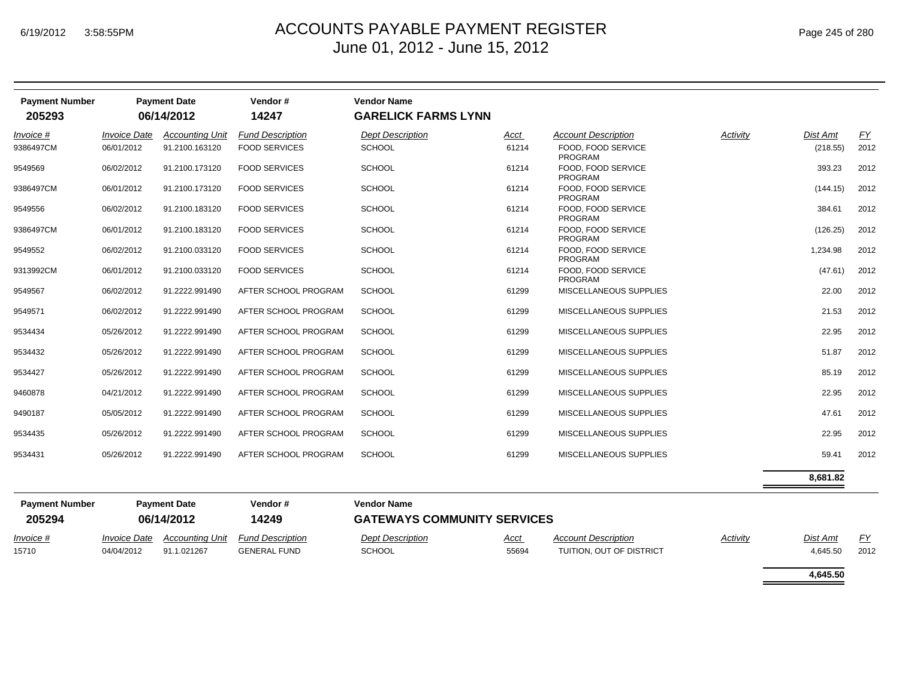# ACCOUNTS PAYABLE PAYMENT REGISTER
## June 01, 2012 - June 15, 2012

| Payment Number | Payment Date | Vendor # | Vendor Name |
|---|---|---|---|
| **205293** | **06/14/2012** | **14247** | **GARELICK FARMS LYNN** |

| *Invoice #* | *Invoice Date* | *Accounting Unit* | *Fund Description* | *Dept Description* | *Acct* | *Account Description* | *Activity* | *Dist Amt* | *FY* |
|---|---|---|---|---|---|---|---|---|---|
| 9386497CM | 06/01/2012 | 91.2100.163120 | FOOD SERVICES | SCHOOL | 61214 | FOOD, FOOD SERVICE PROGRAM | | (218.55) | 2012 |
| 9549569 | 06/02/2012 | 91.2100.173120 | FOOD SERVICES | SCHOOL | 61214 | FOOD, FOOD SERVICE PROGRAM | | 393.23 | 2012 |
| 9386497CM | 06/01/2012 | 91.2100.173120 | FOOD SERVICES | SCHOOL | 61214 | FOOD, FOOD SERVICE PROGRAM | | (144.15) | 2012 |
| 9549556 | 06/02/2012 | 91.2100.183120 | FOOD SERVICES | SCHOOL | 61214 | FOOD, FOOD SERVICE PROGRAM | | 384.61 | 2012 |
| 9386497CM | 06/01/2012 | 91.2100.183120 | FOOD SERVICES | SCHOOL | 61214 | FOOD, FOOD SERVICE PROGRAM | | (126.25) | 2012 |
| 9549552 | 06/02/2012 | 91.2100.033120 | FOOD SERVICES | SCHOOL | 61214 | FOOD, FOOD SERVICE PROGRAM | | 1,234.98 | 2012 |
| 9313992CM | 06/01/2012 | 91.2100.033120 | FOOD SERVICES | SCHOOL | 61214 | FOOD, FOOD SERVICE PROGRAM | | (47.61) | 2012 |
| 9549567 | 06/02/2012 | 91.2222.991490 | AFTER SCHOOL PROGRAM | SCHOOL | 61299 | MISCELLANEOUS SUPPLIES | | 22.00 | 2012 |
| 9549571 | 06/02/2012 | 91.2222.991490 | AFTER SCHOOL PROGRAM | SCHOOL | 61299 | MISCELLANEOUS SUPPLIES | | 21.53 | 2012 |
| 9534434 | 05/26/2012 | 91.2222.991490 | AFTER SCHOOL PROGRAM | SCHOOL | 61299 | MISCELLANEOUS SUPPLIES | | 22.95 | 2012 |
| 9534432 | 05/26/2012 | 91.2222.991490 | AFTER SCHOOL PROGRAM | SCHOOL | 61299 | MISCELLANEOUS SUPPLIES | | 51.87 | 2012 |
| 9534427 | 05/26/2012 | 91.2222.991490 | AFTER SCHOOL PROGRAM | SCHOOL | 61299 | MISCELLANEOUS SUPPLIES | | 85.19 | 2012 |
| 9460878 | 04/21/2012 | 91.2222.991490 | AFTER SCHOOL PROGRAM | SCHOOL | 61299 | MISCELLANEOUS SUPPLIES | | 22.95 | 2012 |
| 9490187 | 05/05/2012 | 91.2222.991490 | AFTER SCHOOL PROGRAM | SCHOOL | 61299 | MISCELLANEOUS SUPPLIES | | 47.61 | 2012 |
| 9534435 | 05/26/2012 | 91.2222.991490 | AFTER SCHOOL PROGRAM | SCHOOL | 61299 | MISCELLANEOUS SUPPLIES | | 22.95 | 2012 |
| 9534431 | 05/26/2012 | 91.2222.991490 | AFTER SCHOOL PROGRAM | SCHOOL | 61299 | MISCELLANEOUS SUPPLIES | | 59.41 | 2012 |
| | | | | | | | | **8,681.82** | |

| Payment Number | Payment Date | Vendor # | Vendor Name |
|---|---|---|---|
| **205294** | **06/14/2012** | **14249** | **GATEWAYS COMMUNITY SERVICES** |

| *Invoice #* | *Invoice Date* | *Accounting Unit* | *Fund Description* | *Dept Description* | *Acct* | *Account Description* | *Activity* | *Dist Amt* | *FY* |
|---|---|---|---|---|---|---|---|---|---|
| 15710 | 04/04/2012 | 91.1.021267 | GENERAL FUND | SCHOOL | 55694 | TUITION, OUT OF DISTRICT | | 4,645.50 | 2012 |
| | | | | | | | | **4,645.50** | |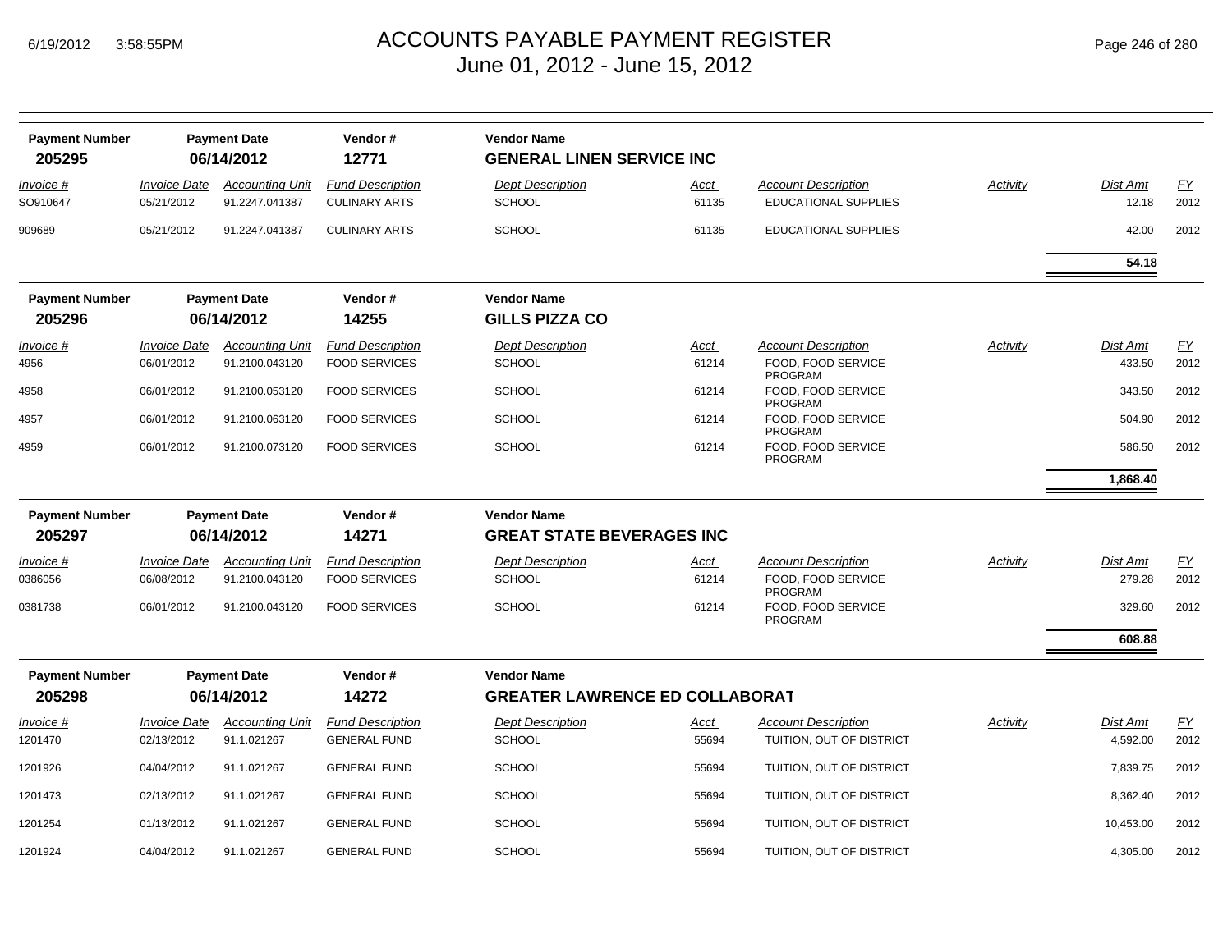# ACCOUNTS PAYABLE PAYMENT REGISTER
## June 01, 2012 - June 15, 2012

| Payment Number | Payment Date | Vendor # | Vendor Name |
|---|---|---|---|
| **205295** | **06/14/2012** | **12771** | **GENERAL LINEN SERVICE INC** |

| Invoice # | Invoice Date | Accounting Unit | Fund Description | Dept Description | Acct | Account Description | Activity | Dist Amt | FY |
|---|---|---|---|---|---|---|---|---|---|
| SO910647 | 05/21/2012 | 91.2247.041387 | CULINARY ARTS | SCHOOL | 61135 | EDUCATIONAL SUPPLIES | | 12.18 | 2012 |
| 909689 | 05/21/2012 | 91.2247.041387 | CULINARY ARTS | SCHOOL | 61135 | EDUCATIONAL SUPPLIES | | 42.00 | 2012 |
| | | | | | | | | **54.18** | |

| Payment Number | Payment Date | Vendor # | Vendor Name |
|---|---|---|---|
| **205296** | **06/14/2012** | **14255** | **GILLS PIZZA CO** |

| Invoice # | Invoice Date | Accounting Unit | Fund Description | Dept Description | Acct | Account Description | Activity | Dist Amt | FY |
|---|---|---|---|---|---|---|---|---|---|
| 4956 | 06/01/2012 | 91.2100.043120 | FOOD SERVICES | SCHOOL | 61214 | FOOD, FOOD SERVICE PROGRAM | | 433.50 | 2012 |
| 4958 | 06/01/2012 | 91.2100.053120 | FOOD SERVICES | SCHOOL | 61214 | FOOD, FOOD SERVICE PROGRAM | | 343.50 | 2012 |
| 4957 | 06/01/2012 | 91.2100.063120 | FOOD SERVICES | SCHOOL | 61214 | FOOD, FOOD SERVICE PROGRAM | | 504.90 | 2012 |
| 4959 | 06/01/2012 | 91.2100.073120 | FOOD SERVICES | SCHOOL | 61214 | FOOD, FOOD SERVICE PROGRAM | | 586.50 | 2012 |
| | | | | | | | | **1,868.40** | |

| Payment Number | Payment Date | Vendor # | Vendor Name |
|---|---|---|---|
| **205297** | **06/14/2012** | **14271** | **GREAT STATE BEVERAGES INC** |

| Invoice # | Invoice Date | Accounting Unit | Fund Description | Dept Description | Acct | Account Description | Activity | Dist Amt | FY |
|---|---|---|---|---|---|---|---|---|---|
| 0386056 | 06/08/2012 | 91.2100.043120 | FOOD SERVICES | SCHOOL | 61214 | FOOD, FOOD SERVICE PROGRAM | | 279.28 | 2012 |
| 0381738 | 06/01/2012 | 91.2100.043120 | FOOD SERVICES | SCHOOL | 61214 | FOOD, FOOD SERVICE PROGRAM | | 329.60 | 2012 |
| | | | | | | | | **608.88** | |

| Payment Number | Payment Date | Vendor # | Vendor Name |
|---|---|---|---|
| **205298** | **06/14/2012** | **14272** | **GREATER LAWRENCE ED COLLABORAT** |

| Invoice # | Invoice Date | Accounting Unit | Fund Description | Dept Description | Acct | Account Description | Activity | Dist Amt | FY |
|---|---|---|---|---|---|---|---|---|---|
| 1201470 | 02/13/2012 | 91.1.021267 | GENERAL FUND | SCHOOL | 55694 | TUITION, OUT OF DISTRICT | | 4,592.00 | 2012 |
| 1201926 | 04/04/2012 | 91.1.021267 | GENERAL FUND | SCHOOL | 55694 | TUITION, OUT OF DISTRICT | | 7,839.75 | 2012 |
| 1201473 | 02/13/2012 | 91.1.021267 | GENERAL FUND | SCHOOL | 55694 | TUITION, OUT OF DISTRICT | | 8,362.40 | 2012 |
| 1201254 | 01/13/2012 | 91.1.021267 | GENERAL FUND | SCHOOL | 55694 | TUITION, OUT OF DISTRICT | | 10,453.00 | 2012 |
| 1201924 | 04/04/2012 | 91.1.021267 | GENERAL FUND | SCHOOL | 55694 | TUITION, OUT OF DISTRICT | | 4,305.00 | 2012 |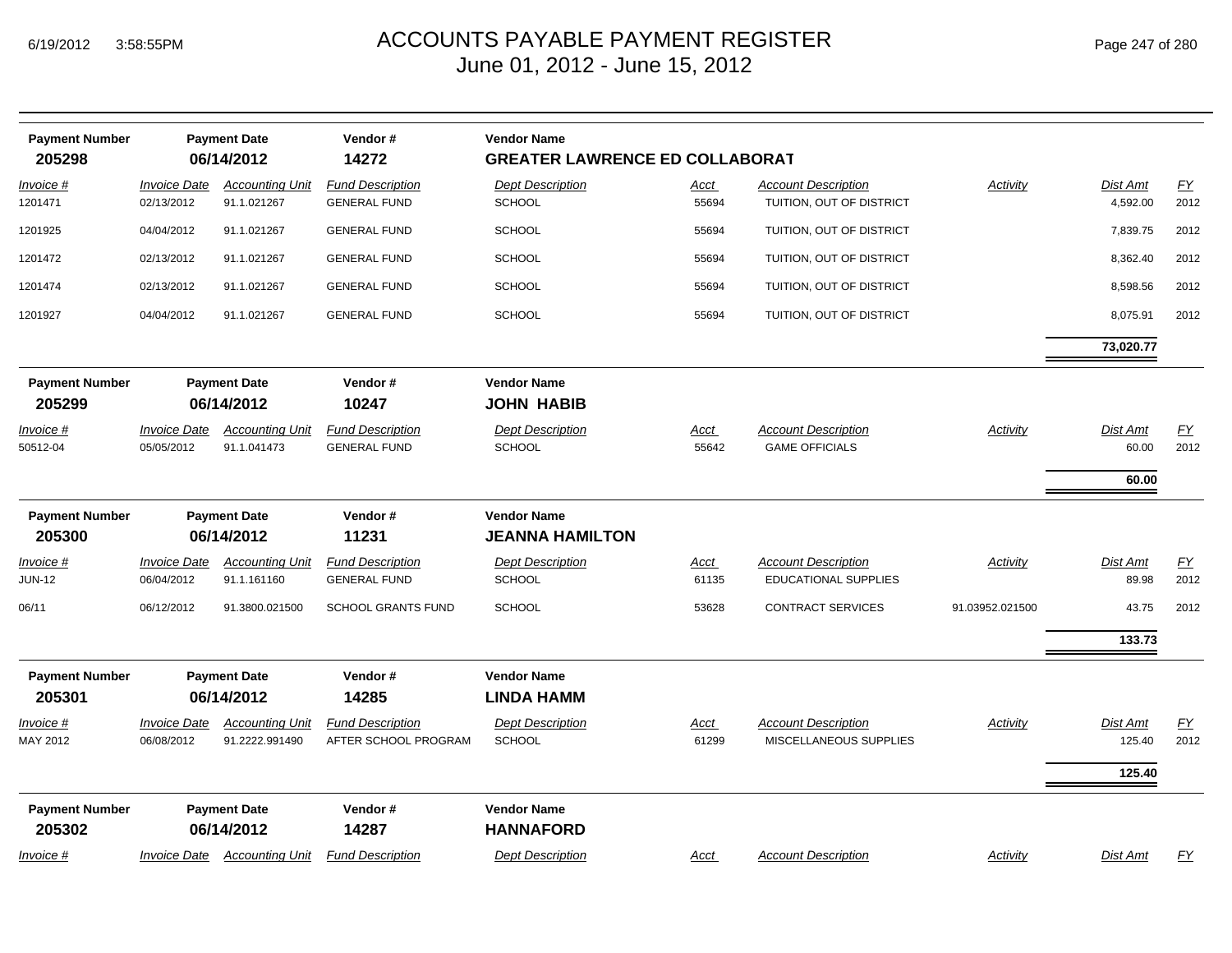# ACCOUNTS PAYABLE PAYMENT REGISTER
## June 01, 2012 - June 15, 2012

| Payment Number | Payment Date | Vendor # | Vendor Name |
|---|---|---|---|
| **205298** | **06/14/2012** | **14272** | **GREATER LAWRENCE ED COLLABORAT** |

| Invoice # | Invoice Date | Accounting Unit | Fund Description | Dept Description | Acct | Account Description | Activity | Dist Amt | FY |
|---|---|---|---|---|---|---|---|---|---|
| 1201471 | 02/13/2012 | 91.1.021267 | GENERAL FUND | SCHOOL | 55694 | TUITION, OUT OF DISTRICT | | 4,592.00 | 2012 |
| 1201925 | 04/04/2012 | 91.1.021267 | GENERAL FUND | SCHOOL | 55694 | TUITION, OUT OF DISTRICT | | 7,839.75 | 2012 |
| 1201472 | 02/13/2012 | 91.1.021267 | GENERAL FUND | SCHOOL | 55694 | TUITION, OUT OF DISTRICT | | 8,362.40 | 2012 |
| 1201474 | 02/13/2012 | 91.1.021267 | GENERAL FUND | SCHOOL | 55694 | TUITION, OUT OF DISTRICT | | 8,598.56 | 2012 |
| 1201927 | 04/04/2012 | 91.1.021267 | GENERAL FUND | SCHOOL | 55694 | TUITION, OUT OF DISTRICT | | 8,075.91 | 2012 |
| | | | | | | | | **73,020.77** | |

| Payment Number | Payment Date | Vendor # | Vendor Name |
|---|---|---|---|
| **205299** | **06/14/2012** | **10247** | **JOHN HABIB** |

| Invoice # | Invoice Date | Accounting Unit | Fund Description | Dept Description | Acct | Account Description | Activity | Dist Amt | FY |
|---|---|---|---|---|---|---|---|---|---|
| 50512-04 | 05/05/2012 | 91.1.041473 | GENERAL FUND | SCHOOL | 55642 | GAME OFFICIALS | | 60.00 | 2012 |
| | | | | | | | | **60.00** | |

| Payment Number | Payment Date | Vendor # | Vendor Name |
|---|---|---|---|
| **205300** | **06/14/2012** | **11231** | **JEANNA HAMILTON** |

| Invoice # | Invoice Date | Accounting Unit | Fund Description | Dept Description | Acct | Account Description | Activity | Dist Amt | FY |
|---|---|---|---|---|---|---|---|---|---|
| JUN-12 | 06/04/2012 | 91.1.161160 | GENERAL FUND | SCHOOL | 61135 | EDUCATIONAL SUPPLIES | | 89.98 | 2012 |
| 06/11 | 06/12/2012 | 91.3800.021500 | SCHOOL GRANTS FUND | SCHOOL | 53628 | CONTRACT SERVICES | 91.03952.021500 | 43.75 | 2012 |
| | | | | | | | | **133.73** | |

| Payment Number | Payment Date | Vendor # | Vendor Name |
|---|---|---|---|
| **205301** | **06/14/2012** | **14285** | **LINDA HAMM** |

| Invoice # | Invoice Date | Accounting Unit | Fund Description | Dept Description | Acct | Account Description | Activity | Dist Amt | FY |
|---|---|---|---|---|---|---|---|---|---|
| MAY 2012 | 06/08/2012 | 91.2222.991490 | AFTER SCHOOL PROGRAM | SCHOOL | 61299 | MISCELLANEOUS SUPPLIES | | 125.40 | 2012 |
| | | | | | | | | **125.40** | |

| Payment Number | Payment Date | Vendor # | Vendor Name |
|---|---|---|---|
| **205302** | **06/14/2012** | **14287** | **HANNAFORD** |

| Invoice # | Invoice Date | Accounting Unit | Fund Description | Dept Description | Acct | Account Description | Activity | Dist Amt | FY |
|---|---|---|---|---|---|---|---|---|---|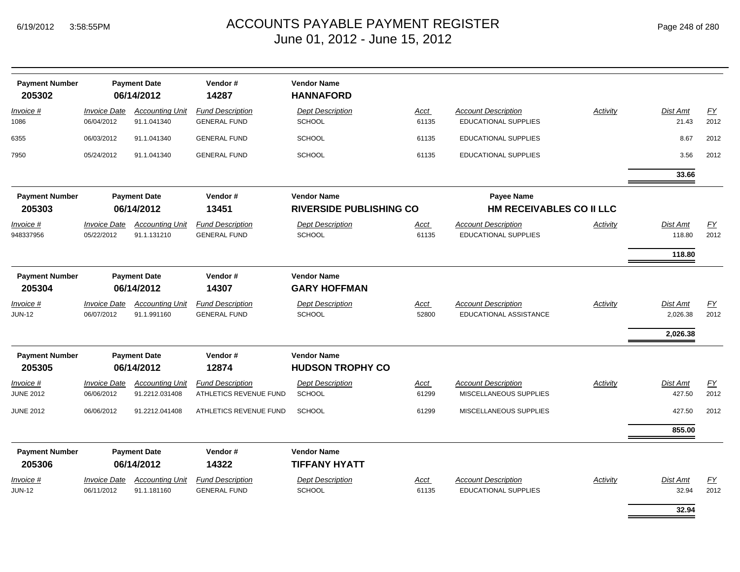# ACCOUNTS PAYABLE PAYMENT REGISTER
## June 01, 2012 - June 15, 2012

6/19/2012 3:58:55PM

| Payment Number | Payment Date | Vendor # | Vendor Name | | | | |
|---|---|---|---|---|---|---|---|
| **205302** | **06/14/2012** | **14287** | **HANNAFORD** | | | | |

| Invoice # | Invoice Date | Accounting Unit | Fund Description | Dept Description | Acct | Account Description | Activity | Dist Amt | FY |
|---|---|---|---|---|---|---|---|---|---|
| 1086 | 06/04/2012 | 91.1.041340 | GENERAL FUND | SCHOOL | 61135 | EDUCATIONAL SUPPLIES | | 21.43 | 2012 |
| 6355 | 06/03/2012 | 91.1.041340 | GENERAL FUND | SCHOOL | 61135 | EDUCATIONAL SUPPLIES | | 8.67 | 2012 |
| 7950 | 05/24/2012 | 91.1.041340 | GENERAL FUND | SCHOOL | 61135 | EDUCATIONAL SUPPLIES | | 3.56 | 2012 |
| | | | | | | | | **33.66** | |

| Payment Number | Payment Date | Vendor # | Vendor Name | Payee Name |
|---|---|---|---|---|
| **205303** | **06/14/2012** | **13451** | **RIVERSIDE PUBLISHING CO** | **HM RECEIVABLES CO II LLC** |

| Invoice # | Invoice Date | Accounting Unit | Fund Description | Dept Description | Acct | Account Description | Activity | Dist Amt | FY |
|---|---|---|---|---|---|---|---|---|---|
| 948337956 | 05/22/2012 | 91.1.131210 | GENERAL FUND | SCHOOL | 61135 | EDUCATIONAL SUPPLIES | | 118.80 | 2012 |
| | | | | | | | | **118.80** | |

| Payment Number | Payment Date | Vendor # | Vendor Name |
|---|---|---|---|
| **205304** | **06/14/2012** | **14307** | **GARY HOFFMAN** |

| Invoice # | Invoice Date | Accounting Unit | Fund Description | Dept Description | Acct | Account Description | Activity | Dist Amt | FY |
|---|---|---|---|---|---|---|---|---|---|
| JUN-12 | 06/07/2012 | 91.1.991160 | GENERAL FUND | SCHOOL | 52800 | EDUCATIONAL ASSISTANCE | | 2,026.38 | 2012 |
| | | | | | | | | **2,026.38** | |

| Payment Number | Payment Date | Vendor # | Vendor Name |
|---|---|---|---|
| **205305** | **06/14/2012** | **12874** | **HUDSON TROPHY CO** |

| Invoice # | Invoice Date | Accounting Unit | Fund Description | Dept Description | Acct | Account Description | Activity | Dist Amt | FY |
|---|---|---|---|---|---|---|---|---|---|
| JUNE 2012 | 06/06/2012 | 91.2212.031408 | ATHLETICS REVENUE FUND | SCHOOL | 61299 | MISCELLANEOUS SUPPLIES | | 427.50 | 2012 |
| JUNE 2012 | 06/06/2012 | 91.2212.041408 | ATHLETICS REVENUE FUND | SCHOOL | 61299 | MISCELLANEOUS SUPPLIES | | 427.50 | 2012 |
| | | | | | | | | **855.00** | |

| Payment Number | Payment Date | Vendor # | Vendor Name |
|---|---|---|---|
| **205306** | **06/14/2012** | **14322** | **TIFFANY HYATT** |

| Invoice # | Invoice Date | Accounting Unit | Fund Description | Dept Description | Acct | Account Description | Activity | Dist Amt | FY |
|---|---|---|---|---|---|---|---|---|---|
| JUN-12 | 06/11/2012 | 91.1.181160 | GENERAL FUND | SCHOOL | 61135 | EDUCATIONAL SUPPLIES | | 32.94 | 2012 |
| | | | | | | | | **32.94** | |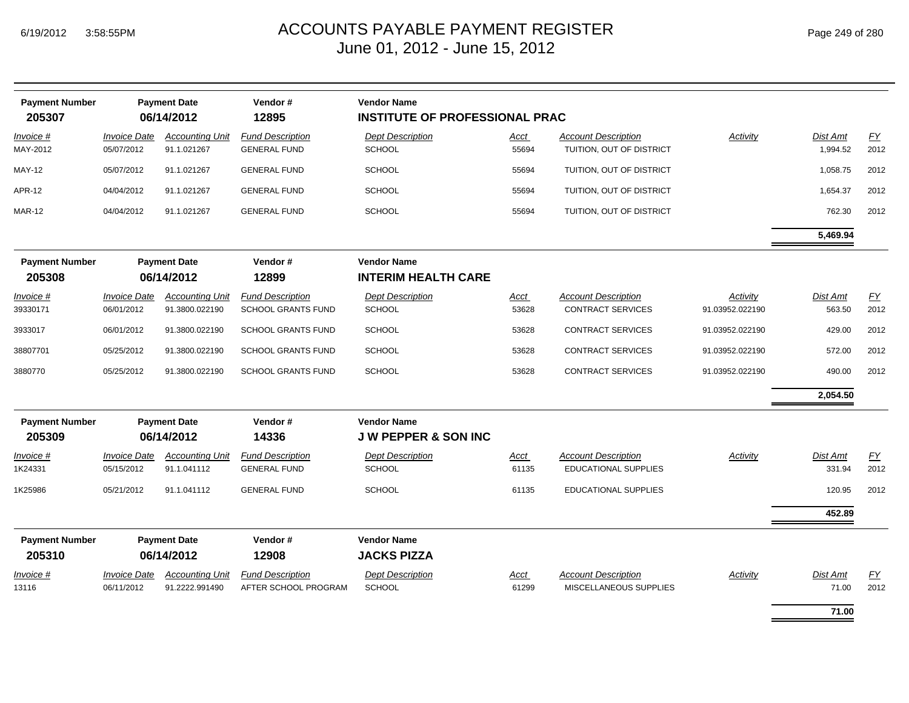# ACCOUNTS PAYABLE PAYMENT REGISTER
## June 01, 2012 - June 15, 2012

6/19/2012 3:58:55PM

| Payment Number | Payment Date | Vendor # | Vendor Name |
|---|---|---|---|
| **205307** | **06/14/2012** | **12895** | **INSTITUTE OF PROFESSIONAL PRAC** |

| *Invoice #* | *Invoice Date* | *Accounting Unit* | *Fund Description* | *Dept Description* | *Acct* | *Account Description* | *Activity* | *Dist Amt* | *FY* |
|---|---|---|---|---|---|---|---|---|---|
| MAY-2012 | 05/07/2012 | 91.1.021267 | GENERAL FUND | SCHOOL | 55694 | TUITION, OUT OF DISTRICT | | 1,994.52 | 2012 |
| MAY-12 | 05/07/2012 | 91.1.021267 | GENERAL FUND | SCHOOL | 55694 | TUITION, OUT OF DISTRICT | | 1,058.75 | 2012 |
| APR-12 | 04/04/2012 | 91.1.021267 | GENERAL FUND | SCHOOL | 55694 | TUITION, OUT OF DISTRICT | | 1,654.37 | 2012 |
| MAR-12 | 04/04/2012 | 91.1.021267 | GENERAL FUND | SCHOOL | 55694 | TUITION, OUT OF DISTRICT | | 762.30 | 2012 |
| | | | | | | | | **5,469.94** | |

| Payment Number | Payment Date | Vendor # | Vendor Name |
|---|---|---|---|
| **205308** | **06/14/2012** | **12899** | **INTERIM HEALTH CARE** |

| *Invoice #* | *Invoice Date* | *Accounting Unit* | *Fund Description* | *Dept Description* | *Acct* | *Account Description* | *Activity* | *Dist Amt* | *FY* |
|---|---|---|---|---|---|---|---|---|---|
| 39330171 | 06/01/2012 | 91.3800.022190 | SCHOOL GRANTS FUND | SCHOOL | 53628 | CONTRACT SERVICES | 91.03952.022190 | 563.50 | 2012 |
| 3933017 | 06/01/2012 | 91.3800.022190 | SCHOOL GRANTS FUND | SCHOOL | 53628 | CONTRACT SERVICES | 91.03952.022190 | 429.00 | 2012 |
| 38807701 | 05/25/2012 | 91.3800.022190 | SCHOOL GRANTS FUND | SCHOOL | 53628 | CONTRACT SERVICES | 91.03952.022190 | 572.00 | 2012 |
| 3880770 | 05/25/2012 | 91.3800.022190 | SCHOOL GRANTS FUND | SCHOOL | 53628 | CONTRACT SERVICES | 91.03952.022190 | 490.00 | 2012 |
| | | | | | | | | **2,054.50** | |

| Payment Number | Payment Date | Vendor # | Vendor Name |
|---|---|---|---|
| **205309** | **06/14/2012** | **14336** | **J W PEPPER & SON INC** |

| *Invoice #* | *Invoice Date* | *Accounting Unit* | *Fund Description* | *Dept Description* | *Acct* | *Account Description* | *Activity* | *Dist Amt* | *FY* |
|---|---|---|---|---|---|---|---|---|---|
| 1K24331 | 05/15/2012 | 91.1.041112 | GENERAL FUND | SCHOOL | 61135 | EDUCATIONAL SUPPLIES | | 331.94 | 2012 |
| 1K25986 | 05/21/2012 | 91.1.041112 | GENERAL FUND | SCHOOL | 61135 | EDUCATIONAL SUPPLIES | | 120.95 | 2012 |
| | | | | | | | | **452.89** | |

| Payment Number | Payment Date | Vendor # | Vendor Name |
|---|---|---|---|
| **205310** | **06/14/2012** | **12908** | **JACKS PIZZA** |

| *Invoice #* | *Invoice Date* | *Accounting Unit* | *Fund Description* | *Dept Description* | *Acct* | *Account Description* | *Activity* | *Dist Amt* | *FY* |
|---|---|---|---|---|---|---|---|---|---|
| 13116 | 06/11/2012 | 91.2222.991490 | AFTER SCHOOL PROGRAM | SCHOOL | 61299 | MISCELLANEOUS SUPPLIES | | 71.00 | 2012 |
| | | | | | | | | **71.00** | |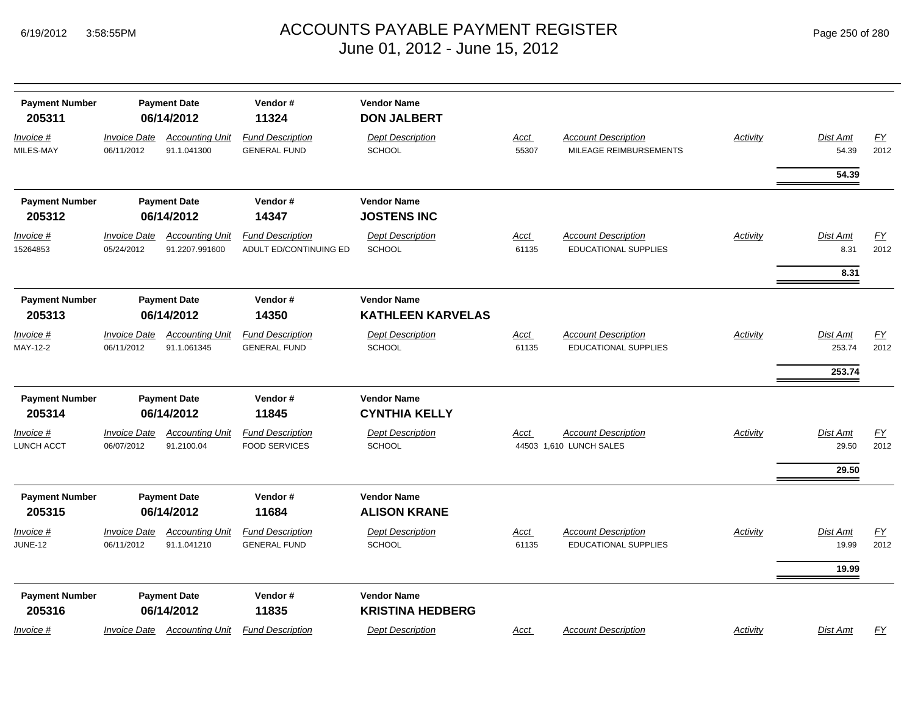# ACCOUNTS PAYABLE PAYMENT REGISTER
## June 01, 2012 - June 15, 2012

| Payment Number | Payment Date | Vendor # | Vendor Name |
|---|---|---|---|
| **205311** | **06/14/2012** | **11324** | **DON JALBERT** |

| *Invoice #* | *Invoice Date* | *Accounting Unit* | *Fund Description* | *Dept Description* | *Acct* | *Account Description* | *Activity* | *Dist Amt* | *FY* |
|---|---|---|---|---|---|---|---|---|---|
| MILES-MAY | 06/11/2012 | 91.1.041300 | GENERAL FUND | SCHOOL | 55307 | MILEAGE REIMBURSEMENTS | | 54.39 | 2012 |
| | | | | | | | | **54.39** | |

| Payment Number | Payment Date | Vendor # | Vendor Name |
|---|---|---|---|
| **205312** | **06/14/2012** | **14347** | **JOSTENS INC** |

| *Invoice #* | *Invoice Date* | *Accounting Unit* | *Fund Description* | *Dept Description* | *Acct* | *Account Description* | *Activity* | *Dist Amt* | *FY* |
|---|---|---|---|---|---|---|---|---|---|
| 15264853 | 05/24/2012 | 91.2207.991600 | ADULT ED/CONTINUING ED | SCHOOL | 61135 | EDUCATIONAL SUPPLIES | | 8.31 | 2012 |
| | | | | | | | | **8.31** | |

| Payment Number | Payment Date | Vendor # | Vendor Name |
|---|---|---|---|
| **205313** | **06/14/2012** | **14350** | **KATHLEEN KARVELAS** |

| *Invoice #* | *Invoice Date* | *Accounting Unit* | *Fund Description* | *Dept Description* | *Acct* | *Account Description* | *Activity* | *Dist Amt* | *FY* |
|---|---|---|---|---|---|---|---|---|---|
| MAY-12-2 | 06/11/2012 | 91.1.061345 | GENERAL FUND | SCHOOL | 61135 | EDUCATIONAL SUPPLIES | | 253.74 | 2012 |
| | | | | | | | | **253.74** | |

| Payment Number | Payment Date | Vendor # | Vendor Name |
|---|---|---|---|
| **205314** | **06/14/2012** | **11845** | **CYNTHIA KELLY** |

| *Invoice #* | *Invoice Date* | *Accounting Unit* | *Fund Description* | *Dept Description* | *Acct* | *Account Description* | *Activity* | *Dist Amt* | *FY* |
|---|---|---|---|---|---|---|---|---|---|
| LUNCH ACCT | 06/07/2012 | 91.2100.04 | FOOD SERVICES | SCHOOL | 44503 | 1,610 LUNCH SALES | | 29.50 | 2012 |
| | | | | | | | | **29.50** | |

| Payment Number | Payment Date | Vendor # | Vendor Name |
|---|---|---|---|
| **205315** | **06/14/2012** | **11684** | **ALISON KRANE** |

| *Invoice #* | *Invoice Date* | *Accounting Unit* | *Fund Description* | *Dept Description* | *Acct* | *Account Description* | *Activity* | *Dist Amt* | *FY* |
|---|---|---|---|---|---|---|---|---|---|
| JUNE-12 | 06/11/2012 | 91.1.041210 | GENERAL FUND | SCHOOL | 61135 | EDUCATIONAL SUPPLIES | | 19.99 | 2012 |
| | | | | | | | | **19.99** | |

| Payment Number | Payment Date | Vendor # | Vendor Name |
|---|---|---|---|
| **205316** | **06/14/2012** | **11835** | **KRISTINA HEDBERG** |

| *Invoice #* | *Invoice Date* | *Accounting Unit* | *Fund Description* | *Dept Description* | *Acct* | *Account Description* | *Activity* | *Dist Amt* | *FY* |
|---|---|---|---|---|---|---|---|---|---|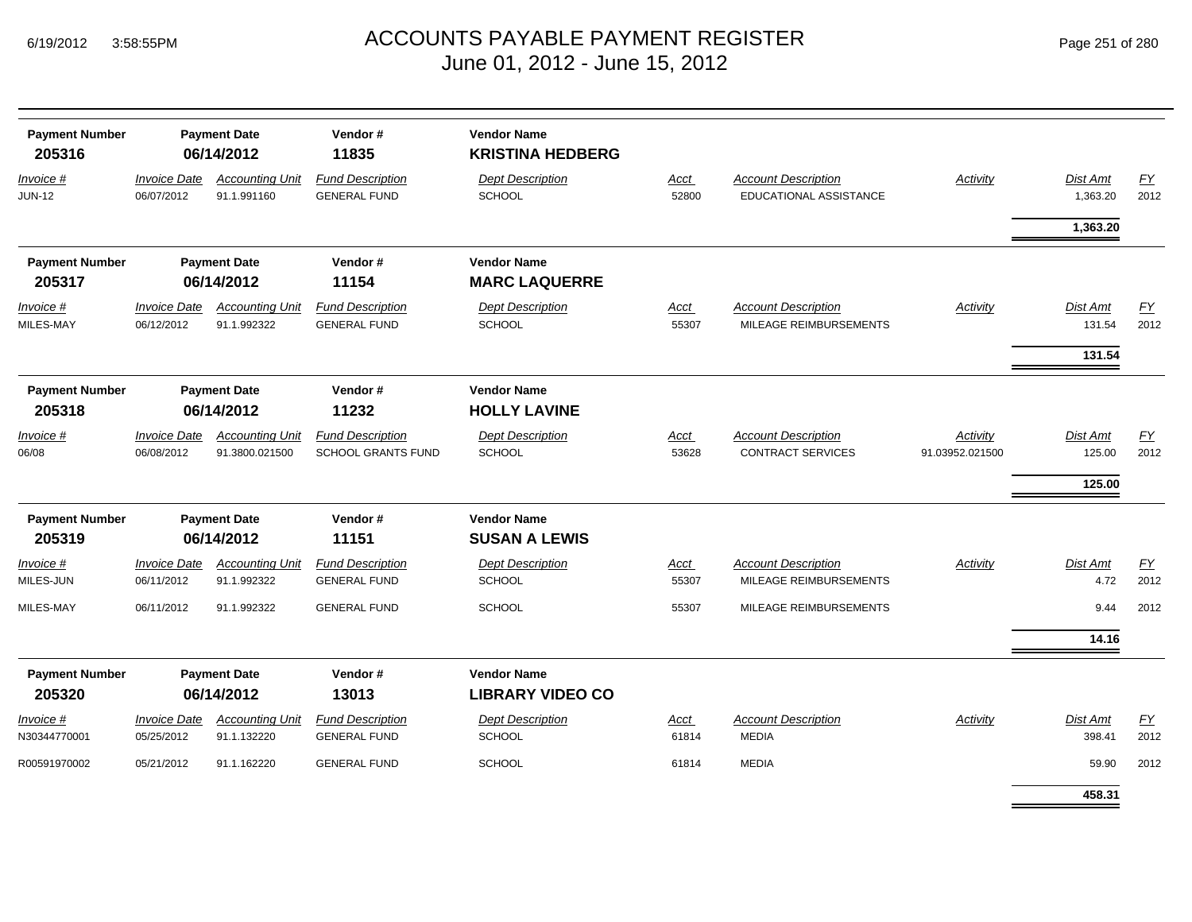# ACCOUNTS PAYABLE PAYMENT REGISTER
June 01, 2012 - June 15, 2012

| Payment Number | Payment Date | Vendor # | Vendor Name |
|---|---|---|---|
| **205316** | **06/14/2012** | **11835** | **KRISTINA HEDBERG** |

| Invoice # | Invoice Date | Accounting Unit | Fund Description | Dept Description | Acct | Account Description | Activity | Dist Amt | FY |
|---|---|---|---|---|---|---|---|---|---|
| JUN-12 | 06/07/2012 | 91.1.991160 | GENERAL FUND | SCHOOL | 52800 | EDUCATIONAL ASSISTANCE | | 1,363.20 | 2012 |
| | | | | | | | | **1,363.20** | |

| Payment Number | Payment Date | Vendor # | Vendor Name |
|---|---|---|---|
| **205317** | **06/14/2012** | **11154** | **MARC LAQUERRE** |

| Invoice # | Invoice Date | Accounting Unit | Fund Description | Dept Description | Acct | Account Description | Activity | Dist Amt | FY |
|---|---|---|---|---|---|---|---|---|---|
| MILES-MAY | 06/12/2012 | 91.1.992322 | GENERAL FUND | SCHOOL | 55307 | MILEAGE REIMBURSEMENTS | | 131.54 | 2012 |
| | | | | | | | | **131.54** | |

| Payment Number | Payment Date | Vendor # | Vendor Name |
|---|---|---|---|
| **205318** | **06/14/2012** | **11232** | **HOLLY LAVINE** |

| Invoice # | Invoice Date | Accounting Unit | Fund Description | Dept Description | Acct | Account Description | Activity | Dist Amt | FY |
|---|---|---|---|---|---|---|---|---|---|
| 06/08 | 06/08/2012 | 91.3800.021500 | SCHOOL GRANTS FUND | SCHOOL | 53628 | CONTRACT SERVICES | 91.03952.021500 | 125.00 | 2012 |
| | | | | | | | | **125.00** | |

| Payment Number | Payment Date | Vendor # | Vendor Name |
|---|---|---|---|
| **205319** | **06/14/2012** | **11151** | **SUSAN A LEWIS** |

| Invoice # | Invoice Date | Accounting Unit | Fund Description | Dept Description | Acct | Account Description | Activity | Dist Amt | FY |
|---|---|---|---|---|---|---|---|---|---|
| MILES-JUN | 06/11/2012 | 91.1.992322 | GENERAL FUND | SCHOOL | 55307 | MILEAGE REIMBURSEMENTS | | 4.72 | 2012 |
| MILES-MAY | 06/11/2012 | 91.1.992322 | GENERAL FUND | SCHOOL | 55307 | MILEAGE REIMBURSEMENTS | | 9.44 | 2012 |
| | | | | | | | | **14.16** | |

| Payment Number | Payment Date | Vendor # | Vendor Name |
|---|---|---|---|
| **205320** | **06/14/2012** | **13013** | **LIBRARY VIDEO CO** |

| Invoice # | Invoice Date | Accounting Unit | Fund Description | Dept Description | Acct | Account Description | Activity | Dist Amt | FY |
|---|---|---|---|---|---|---|---|---|---|
| N30344770001 | 05/25/2012 | 91.1.132220 | GENERAL FUND | SCHOOL | 61814 | MEDIA | | 398.41 | 2012 |
| R00591970002 | 05/21/2012 | 91.1.162220 | GENERAL FUND | SCHOOL | 61814 | MEDIA | | 59.90 | 2012 |
| | | | | | | | | **458.31** | |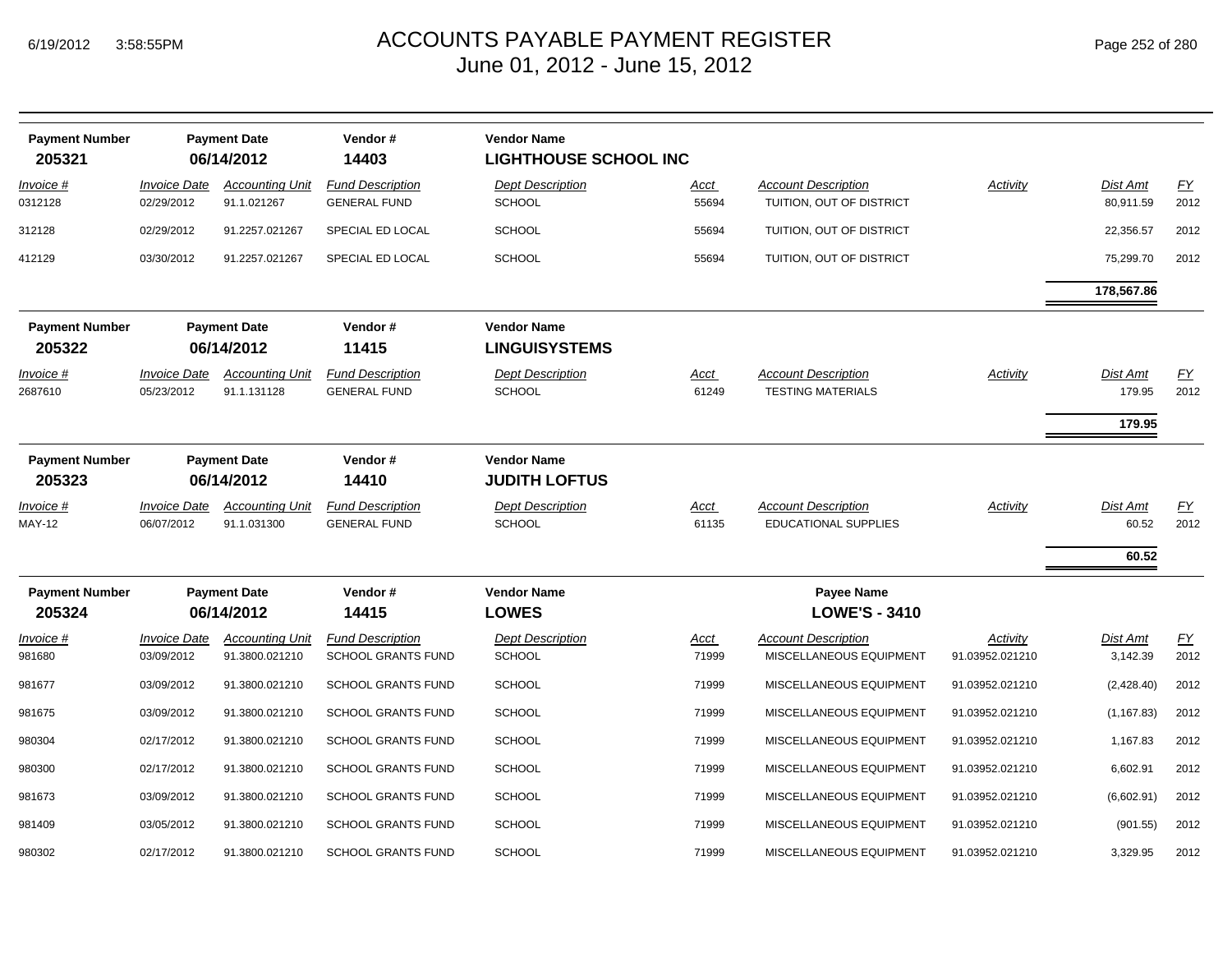# ACCOUNTS PAYABLE PAYMENT REGISTER
## June 01, 2012 - June 15, 2012

| Payment Number | Payment Date | Vendor # | Vendor Name |
|---|---|---|---|
| 205321 | 06/14/2012 | 14403 | LIGHTHOUSE SCHOOL INC |

| Invoice # | Invoice Date | Accounting Unit | Fund Description | Dept Description | Acct | Account Description | Activity | Dist Amt | FY |
|---|---|---|---|---|---|---|---|---|---|
| 0312128 | 02/29/2012 | 91.1.021267 | GENERAL FUND | SCHOOL | 55694 | TUITION, OUT OF DISTRICT | | 80,911.59 | 2012 |
| 312128 | 02/29/2012 | 91.2257.021267 | SPECIAL ED LOCAL | SCHOOL | 55694 | TUITION, OUT OF DISTRICT | | 22,356.57 | 2012 |
| 412129 | 03/30/2012 | 91.2257.021267 | SPECIAL ED LOCAL | SCHOOL | 55694 | TUITION, OUT OF DISTRICT | | 75,299.70 | 2012 |
| | | | | | | | | **178,567.86** | |

| Payment Number | Payment Date | Vendor # | Vendor Name |
|---|---|---|---|
| 205322 | 06/14/2012 | 11415 | LINGUISYSTEMS |

| Invoice # | Invoice Date | Accounting Unit | Fund Description | Dept Description | Acct | Account Description | Activity | Dist Amt | FY |
|---|---|---|---|---|---|---|---|---|---|
| 2687610 | 05/23/2012 | 91.1.131128 | GENERAL FUND | SCHOOL | 61249 | TESTING MATERIALS | | 179.95 | 2012 |
| | | | | | | | | **179.95** | |

| Payment Number | Payment Date | Vendor # | Vendor Name |
|---|---|---|---|
| 205323 | 06/14/2012 | 14410 | JUDITH LOFTUS |

| Invoice # | Invoice Date | Accounting Unit | Fund Description | Dept Description | Acct | Account Description | Activity | Dist Amt | FY |
|---|---|---|---|---|---|---|---|---|---|
| MAY-12 | 06/07/2012 | 91.1.031300 | GENERAL FUND | SCHOOL | 61135 | EDUCATIONAL SUPPLIES | | 60.52 | 2012 |
| | | | | | | | | **60.52** | |

| Payment Number | Payment Date | Vendor # | Vendor Name | Payee Name |
|---|---|---|---|---|
| 205324 | 06/14/2012 | 14415 | LOWES | LOWE'S - 3410 |

| Invoice # | Invoice Date | Accounting Unit | Fund Description | Dept Description | Acct | Account Description | Activity | Dist Amt | FY |
|---|---|---|---|---|---|---|---|---|---|
| 981680 | 03/09/2012 | 91.3800.021210 | SCHOOL GRANTS FUND | SCHOOL | 71999 | MISCELLANEOUS EQUIPMENT | 91.03952.021210 | 3,142.39 | 2012 |
| 981677 | 03/09/2012 | 91.3800.021210 | SCHOOL GRANTS FUND | SCHOOL | 71999 | MISCELLANEOUS EQUIPMENT | 91.03952.021210 | (2,428.40) | 2012 |
| 981675 | 03/09/2012 | 91.3800.021210 | SCHOOL GRANTS FUND | SCHOOL | 71999 | MISCELLANEOUS EQUIPMENT | 91.03952.021210 | (1,167.83) | 2012 |
| 980304 | 02/17/2012 | 91.3800.021210 | SCHOOL GRANTS FUND | SCHOOL | 71999 | MISCELLANEOUS EQUIPMENT | 91.03952.021210 | 1,167.83 | 2012 |
| 980300 | 02/17/2012 | 91.3800.021210 | SCHOOL GRANTS FUND | SCHOOL | 71999 | MISCELLANEOUS EQUIPMENT | 91.03952.021210 | 6,602.91 | 2012 |
| 981673 | 03/09/2012 | 91.3800.021210 | SCHOOL GRANTS FUND | SCHOOL | 71999 | MISCELLANEOUS EQUIPMENT | 91.03952.021210 | (6,602.91) | 2012 |
| 981409 | 03/05/2012 | 91.3800.021210 | SCHOOL GRANTS FUND | SCHOOL | 71999 | MISCELLANEOUS EQUIPMENT | 91.03952.021210 | (901.55) | 2012 |
| 980302 | 02/17/2012 | 91.3800.021210 | SCHOOL GRANTS FUND | SCHOOL | 71999 | MISCELLANEOUS EQUIPMENT | 91.03952.021210 | 3,329.95 | 2012 |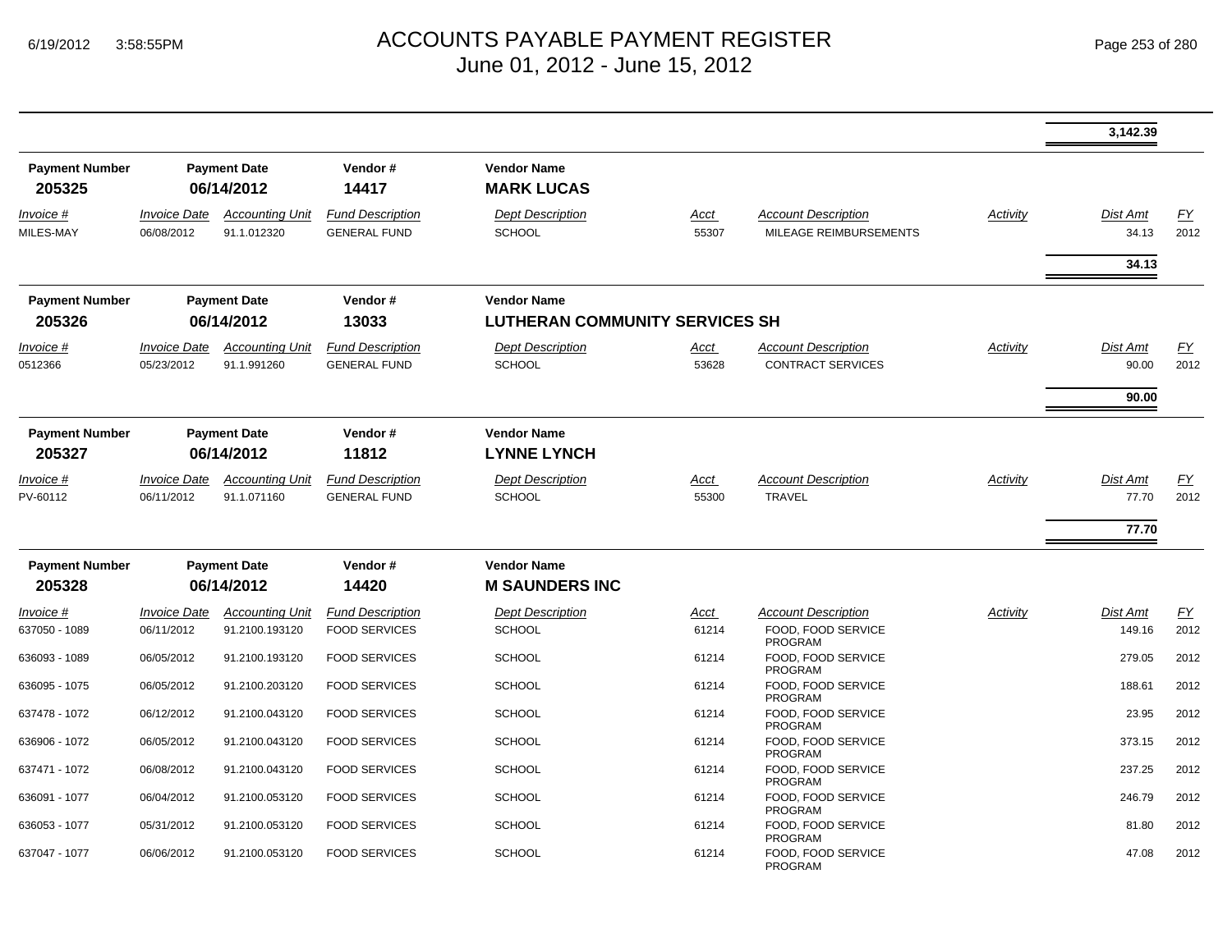# ACCOUNTS PAYABLE PAYMENT REGISTER
## June 01, 2012 - June 15, 2012

| | | | | | | | | Dist Amt | |
|---|---|---|---|---|---|---|---|---|---|
| | | | | | | | | **3,142.39** | |

**Payment Number:** 205325 | **Payment Date:** 06/14/2012 | **Vendor #:** 14417 | **Vendor Name:** MARK LUCAS

| Invoice # | Invoice Date | Accounting Unit | Fund Description | Dept Description | Acct | Account Description | Activity | Dist Amt | FY |
|---|---|---|---|---|---|---|---|---|---|
| MILES-MAY | 06/08/2012 | 91.1.012320 | GENERAL FUND | SCHOOL | 55307 | MILEAGE REIMBURSEMENTS | | 34.13 | 2012 |
| | | | | | | | | **34.13** | |

**Payment Number:** 205326 | **Payment Date:** 06/14/2012 | **Vendor #:** 13033 | **Vendor Name:** LUTHERAN COMMUNITY SERVICES SH

| Invoice # | Invoice Date | Accounting Unit | Fund Description | Dept Description | Acct | Account Description | Activity | Dist Amt | FY |
|---|---|---|---|---|---|---|---|---|---|
| 0512366 | 05/23/2012 | 91.1.991260 | GENERAL FUND | SCHOOL | 53628 | CONTRACT SERVICES | | 90.00 | 2012 |
| | | | | | | | | **90.00** | |

**Payment Number:** 205327 | **Payment Date:** 06/14/2012 | **Vendor #:** 11812 | **Vendor Name:** LYNNE LYNCH

| Invoice # | Invoice Date | Accounting Unit | Fund Description | Dept Description | Acct | Account Description | Activity | Dist Amt | FY |
|---|---|---|---|---|---|---|---|---|---|
| PV-60112 | 06/11/2012 | 91.1.071160 | GENERAL FUND | SCHOOL | 55300 | TRAVEL | | 77.70 | 2012 |
| | | | | | | | | **77.70** | |

**Payment Number:** 205328 | **Payment Date:** 06/14/2012 | **Vendor #:** 14420 | **Vendor Name:** M SAUNDERS INC

| Invoice # | Invoice Date | Accounting Unit | Fund Description | Dept Description | Acct | Account Description | Activity | Dist Amt | FY |
|---|---|---|---|---|---|---|---|---|---|
| 637050 - 1089 | 06/11/2012 | 91.2100.193120 | FOOD SERVICES | SCHOOL | 61214 | FOOD, FOOD SERVICE PROGRAM | | 149.16 | 2012 |
| 636093 - 1089 | 06/05/2012 | 91.2100.193120 | FOOD SERVICES | SCHOOL | 61214 | FOOD, FOOD SERVICE PROGRAM | | 279.05 | 2012 |
| 636095 - 1075 | 06/05/2012 | 91.2100.203120 | FOOD SERVICES | SCHOOL | 61214 | FOOD, FOOD SERVICE PROGRAM | | 188.61 | 2012 |
| 637478 - 1072 | 06/12/2012 | 91.2100.043120 | FOOD SERVICES | SCHOOL | 61214 | FOOD, FOOD SERVICE PROGRAM | | 23.95 | 2012 |
| 636906 - 1072 | 06/05/2012 | 91.2100.043120 | FOOD SERVICES | SCHOOL | 61214 | FOOD, FOOD SERVICE PROGRAM | | 373.15 | 2012 |
| 637471 - 1072 | 06/08/2012 | 91.2100.043120 | FOOD SERVICES | SCHOOL | 61214 | FOOD, FOOD SERVICE PROGRAM | | 237.25 | 2012 |
| 636091 - 1077 | 06/04/2012 | 91.2100.053120 | FOOD SERVICES | SCHOOL | 61214 | FOOD, FOOD SERVICE PROGRAM | | 246.79 | 2012 |
| 636053 - 1077 | 05/31/2012 | 91.2100.053120 | FOOD SERVICES | SCHOOL | 61214 | FOOD, FOOD SERVICE PROGRAM | | 81.80 | 2012 |
| 637047 - 1077 | 06/06/2012 | 91.2100.053120 | FOOD SERVICES | SCHOOL | 61214 | FOOD, FOOD SERVICE PROGRAM | | 47.08 | 2012 |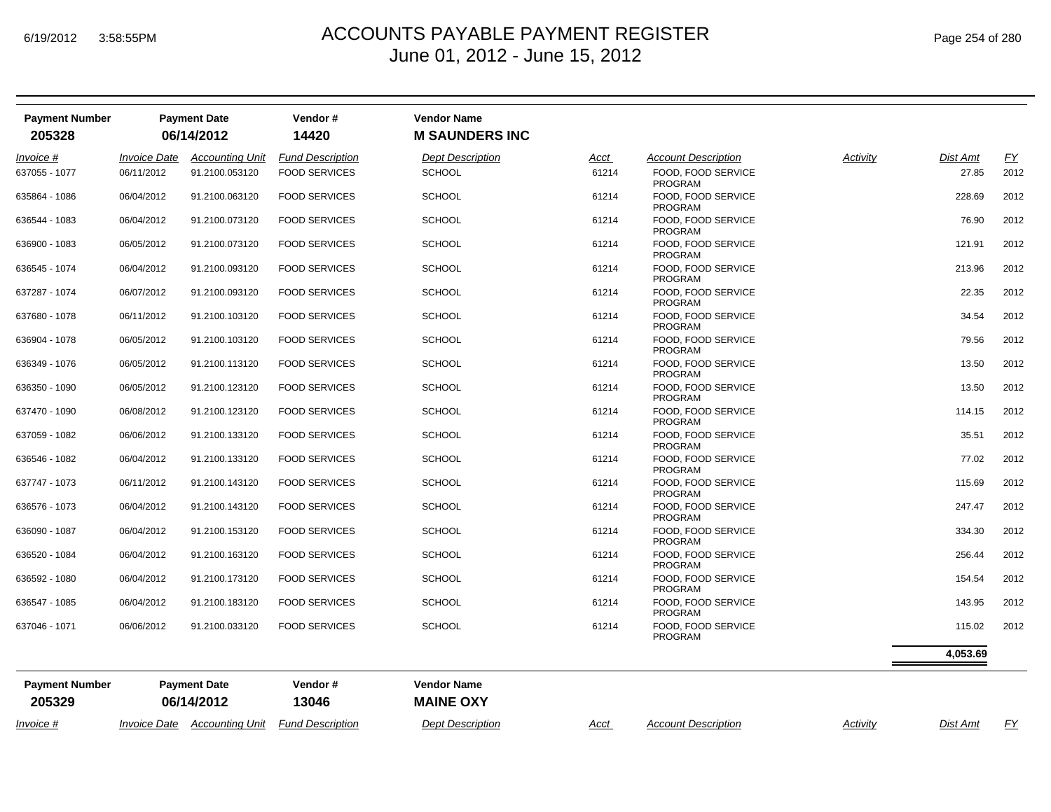# ACCOUNTS PAYABLE PAYMENT REGISTER

June 01, 2012 - June 15, 2012

| Payment Number | Payment Date | Vendor # | Vendor Name |
|---|---|---|---|
| **205328** | **06/14/2012** | **14420** | **M SAUNDERS INC** |

| *Invoice #* | *Invoice Date* | *Accounting Unit* | *Fund Description* | *Dept Description* | *Acct* | *Account Description* | *Activity* | *Dist Amt* | *FY* |
|---|---|---|---|---|---|---|---|---|---|
| 637055 - 1077 | 06/11/2012 | 91.2100.053120 | FOOD SERVICES | SCHOOL | 61214 | FOOD, FOOD SERVICE PROGRAM | | 27.85 | 2012 |
| 635864 - 1086 | 06/04/2012 | 91.2100.063120 | FOOD SERVICES | SCHOOL | 61214 | FOOD, FOOD SERVICE PROGRAM | | 228.69 | 2012 |
| 636544 - 1083 | 06/04/2012 | 91.2100.073120 | FOOD SERVICES | SCHOOL | 61214 | FOOD, FOOD SERVICE PROGRAM | | 76.90 | 2012 |
| 636900 - 1083 | 06/05/2012 | 91.2100.073120 | FOOD SERVICES | SCHOOL | 61214 | FOOD, FOOD SERVICE PROGRAM | | 121.91 | 2012 |
| 636545 - 1074 | 06/04/2012 | 91.2100.093120 | FOOD SERVICES | SCHOOL | 61214 | FOOD, FOOD SERVICE PROGRAM | | 213.96 | 2012 |
| 637287 - 1074 | 06/07/2012 | 91.2100.093120 | FOOD SERVICES | SCHOOL | 61214 | FOOD, FOOD SERVICE PROGRAM | | 22.35 | 2012 |
| 637680 - 1078 | 06/11/2012 | 91.2100.103120 | FOOD SERVICES | SCHOOL | 61214 | FOOD, FOOD SERVICE PROGRAM | | 34.54 | 2012 |
| 636904 - 1078 | 06/05/2012 | 91.2100.103120 | FOOD SERVICES | SCHOOL | 61214 | FOOD, FOOD SERVICE PROGRAM | | 79.56 | 2012 |
| 636349 - 1076 | 06/05/2012 | 91.2100.113120 | FOOD SERVICES | SCHOOL | 61214 | FOOD, FOOD SERVICE PROGRAM | | 13.50 | 2012 |
| 636350 - 1090 | 06/05/2012 | 91.2100.123120 | FOOD SERVICES | SCHOOL | 61214 | FOOD, FOOD SERVICE PROGRAM | | 13.50 | 2012 |
| 637470 - 1090 | 06/08/2012 | 91.2100.123120 | FOOD SERVICES | SCHOOL | 61214 | FOOD, FOOD SERVICE PROGRAM | | 114.15 | 2012 |
| 637059 - 1082 | 06/06/2012 | 91.2100.133120 | FOOD SERVICES | SCHOOL | 61214 | FOOD, FOOD SERVICE PROGRAM | | 35.51 | 2012 |
| 636546 - 1082 | 06/04/2012 | 91.2100.133120 | FOOD SERVICES | SCHOOL | 61214 | FOOD, FOOD SERVICE PROGRAM | | 77.02 | 2012 |
| 637747 - 1073 | 06/11/2012 | 91.2100.143120 | FOOD SERVICES | SCHOOL | 61214 | FOOD, FOOD SERVICE PROGRAM | | 115.69 | 2012 |
| 636576 - 1073 | 06/04/2012 | 91.2100.143120 | FOOD SERVICES | SCHOOL | 61214 | FOOD, FOOD SERVICE PROGRAM | | 247.47 | 2012 |
| 636090 - 1087 | 06/04/2012 | 91.2100.153120 | FOOD SERVICES | SCHOOL | 61214 | FOOD, FOOD SERVICE PROGRAM | | 334.30 | 2012 |
| 636520 - 1084 | 06/04/2012 | 91.2100.163120 | FOOD SERVICES | SCHOOL | 61214 | FOOD, FOOD SERVICE PROGRAM | | 256.44 | 2012 |
| 636592 - 1080 | 06/04/2012 | 91.2100.173120 | FOOD SERVICES | SCHOOL | 61214 | FOOD, FOOD SERVICE PROGRAM | | 154.54 | 2012 |
| 636547 - 1085 | 06/04/2012 | 91.2100.183120 | FOOD SERVICES | SCHOOL | 61214 | FOOD, FOOD SERVICE PROGRAM | | 143.95 | 2012 |
| 637046 - 1071 | 06/06/2012 | 91.2100.033120 | FOOD SERVICES | SCHOOL | 61214 | FOOD, FOOD SERVICE PROGRAM | | 115.02 | 2012 |
| | | | | | | | | **4,053.69** | |

| Payment Number | Payment Date | Vendor # | Vendor Name |
|---|---|---|---|
| **205329** | **06/14/2012** | **13046** | **MAINE OXY** |

| *Invoice #* | *Invoice Date* | *Accounting Unit* | *Fund Description* | *Dept Description* | *Acct* | *Account Description* | *Activity* | *Dist Amt* | *FY* |
|---|---|---|---|---|---|---|---|---|---|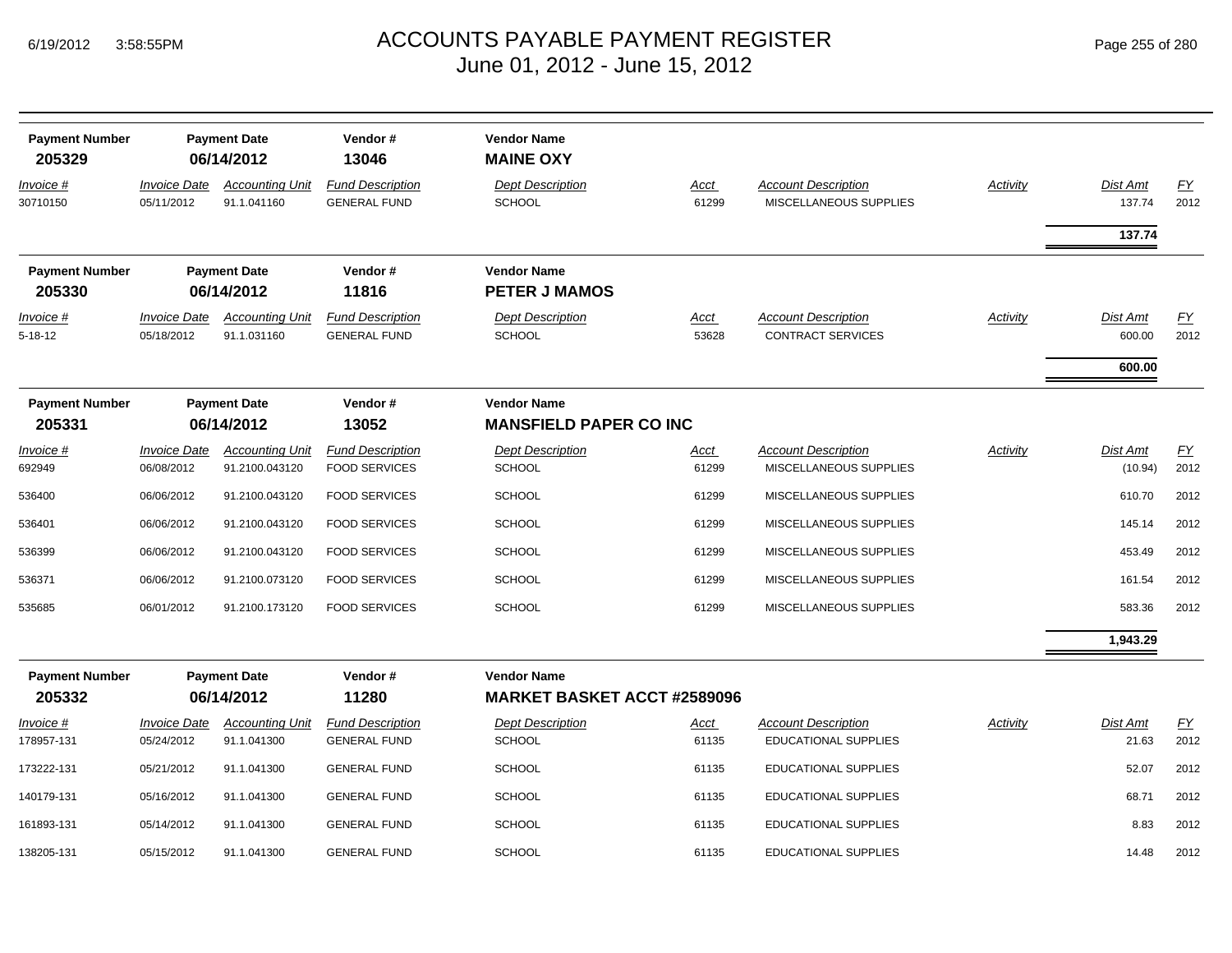# ACCOUNTS PAYABLE PAYMENT REGISTER
## June 01, 2012 - June 15, 2012

| Payment Number | Payment Date | Vendor # | Vendor Name |
|---|---|---|---|
| **205329** | **06/14/2012** | **13046** | **MAINE OXY** |

| Invoice # | Invoice Date | Accounting Unit | Fund Description | Dept Description | Acct | Account Description | Activity | Dist Amt | FY |
|---|---|---|---|---|---|---|---|---|---|
| 30710150 | 05/11/2012 | 91.1.041160 | GENERAL FUND | SCHOOL | 61299 | MISCELLANEOUS SUPPLIES | | 137.74 | 2012 |
| | | | | | | | | **137.74** | |

| Payment Number | Payment Date | Vendor # | Vendor Name |
|---|---|---|---|
| **205330** | **06/14/2012** | **11816** | **PETER J MAMOS** |

| Invoice # | Invoice Date | Accounting Unit | Fund Description | Dept Description | Acct | Account Description | Activity | Dist Amt | FY |
|---|---|---|---|---|---|---|---|---|---|
| 5-18-12 | 05/18/2012 | 91.1.031160 | GENERAL FUND | SCHOOL | 53628 | CONTRACT SERVICES | | 600.00 | 2012 |
| | | | | | | | | **600.00** | |

| Payment Number | Payment Date | Vendor # | Vendor Name |
|---|---|---|---|
| **205331** | **06/14/2012** | **13052** | **MANSFIELD PAPER CO INC** |

| Invoice # | Invoice Date | Accounting Unit | Fund Description | Dept Description | Acct | Account Description | Activity | Dist Amt | FY |
|---|---|---|---|---|---|---|---|---|---|
| 692949 | 06/08/2012 | 91.2100.043120 | FOOD SERVICES | SCHOOL | 61299 | MISCELLANEOUS SUPPLIES | | (10.94) | 2012 |
| 536400 | 06/06/2012 | 91.2100.043120 | FOOD SERVICES | SCHOOL | 61299 | MISCELLANEOUS SUPPLIES | | 610.70 | 2012 |
| 536401 | 06/06/2012 | 91.2100.043120 | FOOD SERVICES | SCHOOL | 61299 | MISCELLANEOUS SUPPLIES | | 145.14 | 2012 |
| 536399 | 06/06/2012 | 91.2100.043120 | FOOD SERVICES | SCHOOL | 61299 | MISCELLANEOUS SUPPLIES | | 453.49 | 2012 |
| 536371 | 06/06/2012 | 91.2100.073120 | FOOD SERVICES | SCHOOL | 61299 | MISCELLANEOUS SUPPLIES | | 161.54 | 2012 |
| 535685 | 06/01/2012 | 91.2100.173120 | FOOD SERVICES | SCHOOL | 61299 | MISCELLANEOUS SUPPLIES | | 583.36 | 2012 |
| | | | | | | | | **1,943.29** | |

| Payment Number | Payment Date | Vendor # | Vendor Name |
|---|---|---|---|
| **205332** | **06/14/2012** | **11280** | **MARKET BASKET ACCT #2589096** |

| Invoice # | Invoice Date | Accounting Unit | Fund Description | Dept Description | Acct | Account Description | Activity | Dist Amt | FY |
|---|---|---|---|---|---|---|---|---|---|
| 178957-131 | 05/24/2012 | 91.1.041300 | GENERAL FUND | SCHOOL | 61135 | EDUCATIONAL SUPPLIES | | 21.63 | 2012 |
| 173222-131 | 05/21/2012 | 91.1.041300 | GENERAL FUND | SCHOOL | 61135 | EDUCATIONAL SUPPLIES | | 52.07 | 2012 |
| 140179-131 | 05/16/2012 | 91.1.041300 | GENERAL FUND | SCHOOL | 61135 | EDUCATIONAL SUPPLIES | | 68.71 | 2012 |
| 161893-131 | 05/14/2012 | 91.1.041300 | GENERAL FUND | SCHOOL | 61135 | EDUCATIONAL SUPPLIES | | 8.83 | 2012 |
| 138205-131 | 05/15/2012 | 91.1.041300 | GENERAL FUND | SCHOOL | 61135 | EDUCATIONAL SUPPLIES | | 14.48 | 2012 |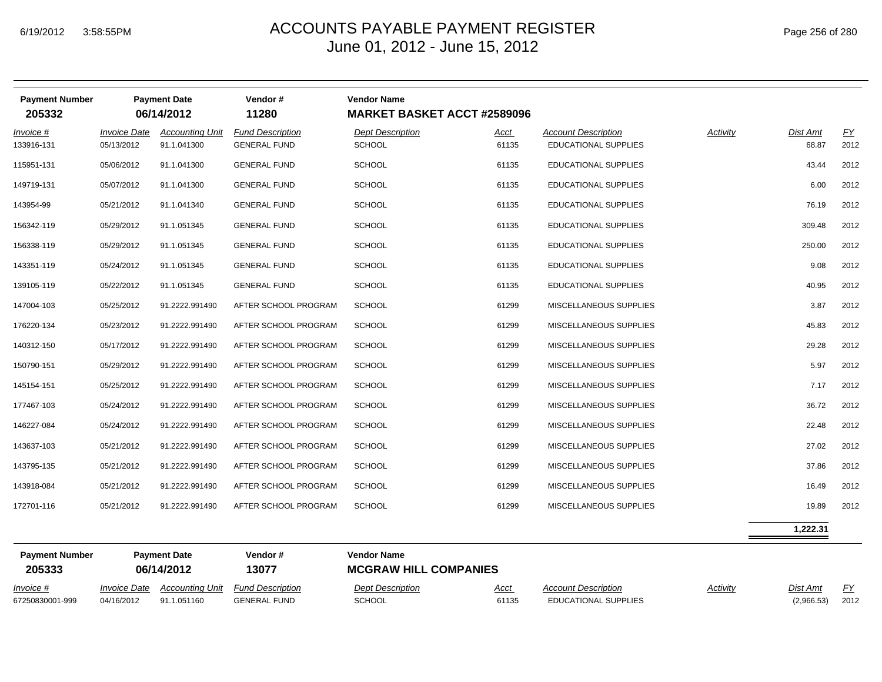# ACCOUNTS PAYABLE PAYMENT REGISTER
## June 01, 2012 - June 15, 2012

| Payment Number | Payment Date | Vendor # | Vendor Name |
|---|---|---|---|
| **205332** | **06/14/2012** | **11280** | **MARKET BASKET ACCT #2589096** |

| *Invoice #* | *Invoice Date* | *Accounting Unit* | *Fund Description* | *Dept Description* | *Acct* | *Account Description* | *Activity* | *Dist Amt* | *FY* |
|---|---|---|---|---|---|---|---|---|---|
| 133916-131 | 05/13/2012 | 91.1.041300 | GENERAL FUND | SCHOOL | 61135 | EDUCATIONAL SUPPLIES | | 68.87 | 2012 |
| 115951-131 | 05/06/2012 | 91.1.041300 | GENERAL FUND | SCHOOL | 61135 | EDUCATIONAL SUPPLIES | | 43.44 | 2012 |
| 149719-131 | 05/07/2012 | 91.1.041300 | GENERAL FUND | SCHOOL | 61135 | EDUCATIONAL SUPPLIES | | 6.00 | 2012 |
| 143954-99 | 05/21/2012 | 91.1.041340 | GENERAL FUND | SCHOOL | 61135 | EDUCATIONAL SUPPLIES | | 76.19 | 2012 |
| 156342-119 | 05/29/2012 | 91.1.051345 | GENERAL FUND | SCHOOL | 61135 | EDUCATIONAL SUPPLIES | | 309.48 | 2012 |
| 156338-119 | 05/29/2012 | 91.1.051345 | GENERAL FUND | SCHOOL | 61135 | EDUCATIONAL SUPPLIES | | 250.00 | 2012 |
| 143351-119 | 05/24/2012 | 91.1.051345 | GENERAL FUND | SCHOOL | 61135 | EDUCATIONAL SUPPLIES | | 9.08 | 2012 |
| 139105-119 | 05/22/2012 | 91.1.051345 | GENERAL FUND | SCHOOL | 61135 | EDUCATIONAL SUPPLIES | | 40.95 | 2012 |
| 147004-103 | 05/25/2012 | 91.2222.991490 | AFTER SCHOOL PROGRAM | SCHOOL | 61299 | MISCELLANEOUS SUPPLIES | | 3.87 | 2012 |
| 176220-134 | 05/23/2012 | 91.2222.991490 | AFTER SCHOOL PROGRAM | SCHOOL | 61299 | MISCELLANEOUS SUPPLIES | | 45.83 | 2012 |
| 140312-150 | 05/17/2012 | 91.2222.991490 | AFTER SCHOOL PROGRAM | SCHOOL | 61299 | MISCELLANEOUS SUPPLIES | | 29.28 | 2012 |
| 150790-151 | 05/29/2012 | 91.2222.991490 | AFTER SCHOOL PROGRAM | SCHOOL | 61299 | MISCELLANEOUS SUPPLIES | | 5.97 | 2012 |
| 145154-151 | 05/25/2012 | 91.2222.991490 | AFTER SCHOOL PROGRAM | SCHOOL | 61299 | MISCELLANEOUS SUPPLIES | | 7.17 | 2012 |
| 177467-103 | 05/24/2012 | 91.2222.991490 | AFTER SCHOOL PROGRAM | SCHOOL | 61299 | MISCELLANEOUS SUPPLIES | | 36.72 | 2012 |
| 146227-084 | 05/24/2012 | 91.2222.991490 | AFTER SCHOOL PROGRAM | SCHOOL | 61299 | MISCELLANEOUS SUPPLIES | | 22.48 | 2012 |
| 143637-103 | 05/21/2012 | 91.2222.991490 | AFTER SCHOOL PROGRAM | SCHOOL | 61299 | MISCELLANEOUS SUPPLIES | | 27.02 | 2012 |
| 143795-135 | 05/21/2012 | 91.2222.991490 | AFTER SCHOOL PROGRAM | SCHOOL | 61299 | MISCELLANEOUS SUPPLIES | | 37.86 | 2012 |
| 143918-084 | 05/21/2012 | 91.2222.991490 | AFTER SCHOOL PROGRAM | SCHOOL | 61299 | MISCELLANEOUS SUPPLIES | | 16.49 | 2012 |
| 172701-116 | 05/21/2012 | 91.2222.991490 | AFTER SCHOOL PROGRAM | SCHOOL | 61299 | MISCELLANEOUS SUPPLIES | | 19.89 | 2012 |
| | | | | | | | | **1,222.31** | |

| Payment Number | Payment Date | Vendor # | Vendor Name |
|---|---|---|---|
| **205333** | **06/14/2012** | **13077** | **MCGRAW HILL COMPANIES** |

| *Invoice #* | *Invoice Date* | *Accounting Unit* | *Fund Description* | *Dept Description* | *Acct* | *Account Description* | *Activity* | *Dist Amt* | *FY* |
|---|---|---|---|---|---|---|---|---|---|
| 67250830001-999 | 04/16/2012 | 91.1.051160 | GENERAL FUND | SCHOOL | 61135 | EDUCATIONAL SUPPLIES | | (2,966.53) | 2012 |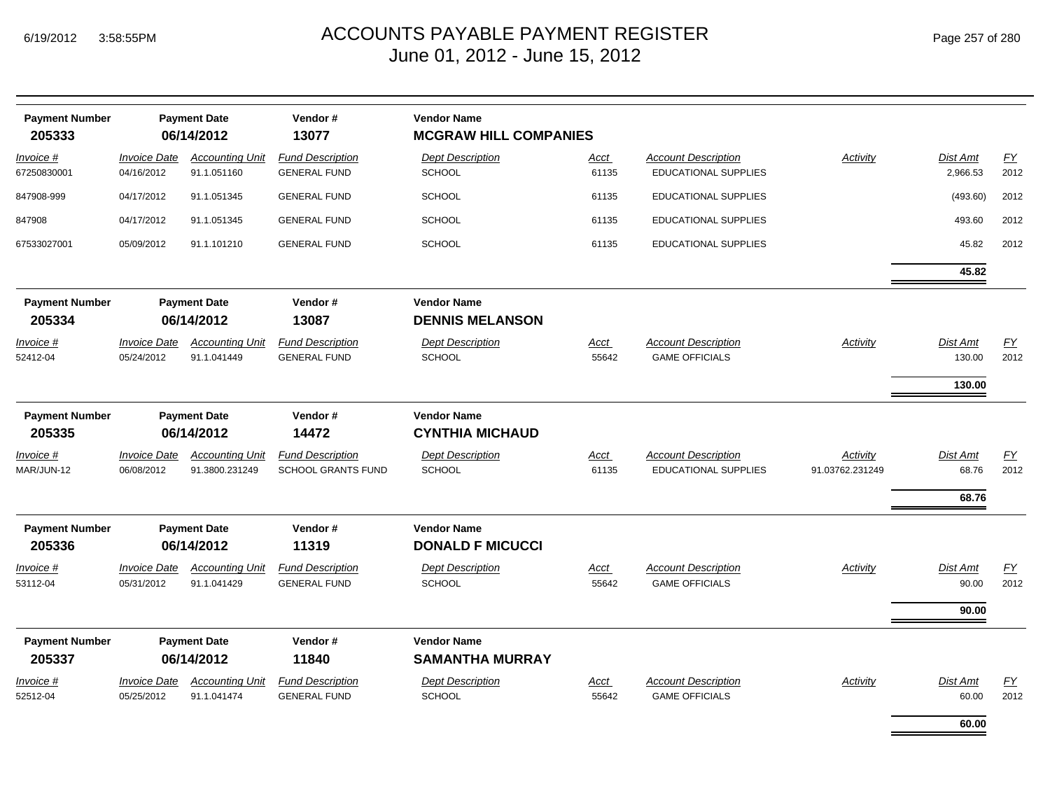# ACCOUNTS PAYABLE PAYMENT REGISTER
## June 01, 2012 - June 15, 2012

| Payment Number | Payment Date | Vendor # | Vendor Name |
|---|---|---|---|
| **205333** | **06/14/2012** | **13077** | **MCGRAW HILL COMPANIES** |

| Invoice # | Invoice Date | Accounting Unit | Fund Description | Dept Description | Acct | Account Description | Activity | Dist Amt | FY |
|---|---|---|---|---|---|---|---|---|---|
| 67250830001 | 04/16/2012 | 91.1.051160 | GENERAL FUND | SCHOOL | 61135 | EDUCATIONAL SUPPLIES | | 2,966.53 | 2012 |
| 847908-999 | 04/17/2012 | 91.1.051345 | GENERAL FUND | SCHOOL | 61135 | EDUCATIONAL SUPPLIES | | (493.60) | 2012 |
| 847908 | 04/17/2012 | 91.1.051345 | GENERAL FUND | SCHOOL | 61135 | EDUCATIONAL SUPPLIES | | 493.60 | 2012 |
| 67533027001 | 05/09/2012 | 91.1.101210 | GENERAL FUND | SCHOOL | 61135 | EDUCATIONAL SUPPLIES | | 45.82 | 2012 |
| | | | | | | | | **45.82** | |

| Payment Number | Payment Date | Vendor # | Vendor Name |
|---|---|---|---|
| **205334** | **06/14/2012** | **13087** | **DENNIS MELANSON** |

| Invoice # | Invoice Date | Accounting Unit | Fund Description | Dept Description | Acct | Account Description | Activity | Dist Amt | FY |
|---|---|---|---|---|---|---|---|---|---|
| 52412-04 | 05/24/2012 | 91.1.041449 | GENERAL FUND | SCHOOL | 55642 | GAME OFFICIALS | | 130.00 | 2012 |
| | | | | | | | | **130.00** | |

| Payment Number | Payment Date | Vendor # | Vendor Name |
|---|---|---|---|
| **205335** | **06/14/2012** | **14472** | **CYNTHIA MICHAUD** |

| Invoice # | Invoice Date | Accounting Unit | Fund Description | Dept Description | Acct | Account Description | Activity | Dist Amt | FY |
|---|---|---|---|---|---|---|---|---|---|
| MAR/JUN-12 | 06/08/2012 | 91.3800.231249 | SCHOOL GRANTS FUND | SCHOOL | 61135 | EDUCATIONAL SUPPLIES | 91.03762.231249 | 68.76 | 2012 |
| | | | | | | | | **68.76** | |

| Payment Number | Payment Date | Vendor # | Vendor Name |
|---|---|---|---|
| **205336** | **06/14/2012** | **11319** | **DONALD F MICUCCI** |

| Invoice # | Invoice Date | Accounting Unit | Fund Description | Dept Description | Acct | Account Description | Activity | Dist Amt | FY |
|---|---|---|---|---|---|---|---|---|---|
| 53112-04 | 05/31/2012 | 91.1.041429 | GENERAL FUND | SCHOOL | 55642 | GAME OFFICIALS | | 90.00 | 2012 |
| | | | | | | | | **90.00** | |

| Payment Number | Payment Date | Vendor # | Vendor Name |
|---|---|---|---|
| **205337** | **06/14/2012** | **11840** | **SAMANTHA MURRAY** |

| Invoice # | Invoice Date | Accounting Unit | Fund Description | Dept Description | Acct | Account Description | Activity | Dist Amt | FY |
|---|---|---|---|---|---|---|---|---|---|
| 52512-04 | 05/25/2012 | 91.1.041474 | GENERAL FUND | SCHOOL | 55642 | GAME OFFICIALS | | 60.00 | 2012 |
| | | | | | | | | **60.00** | |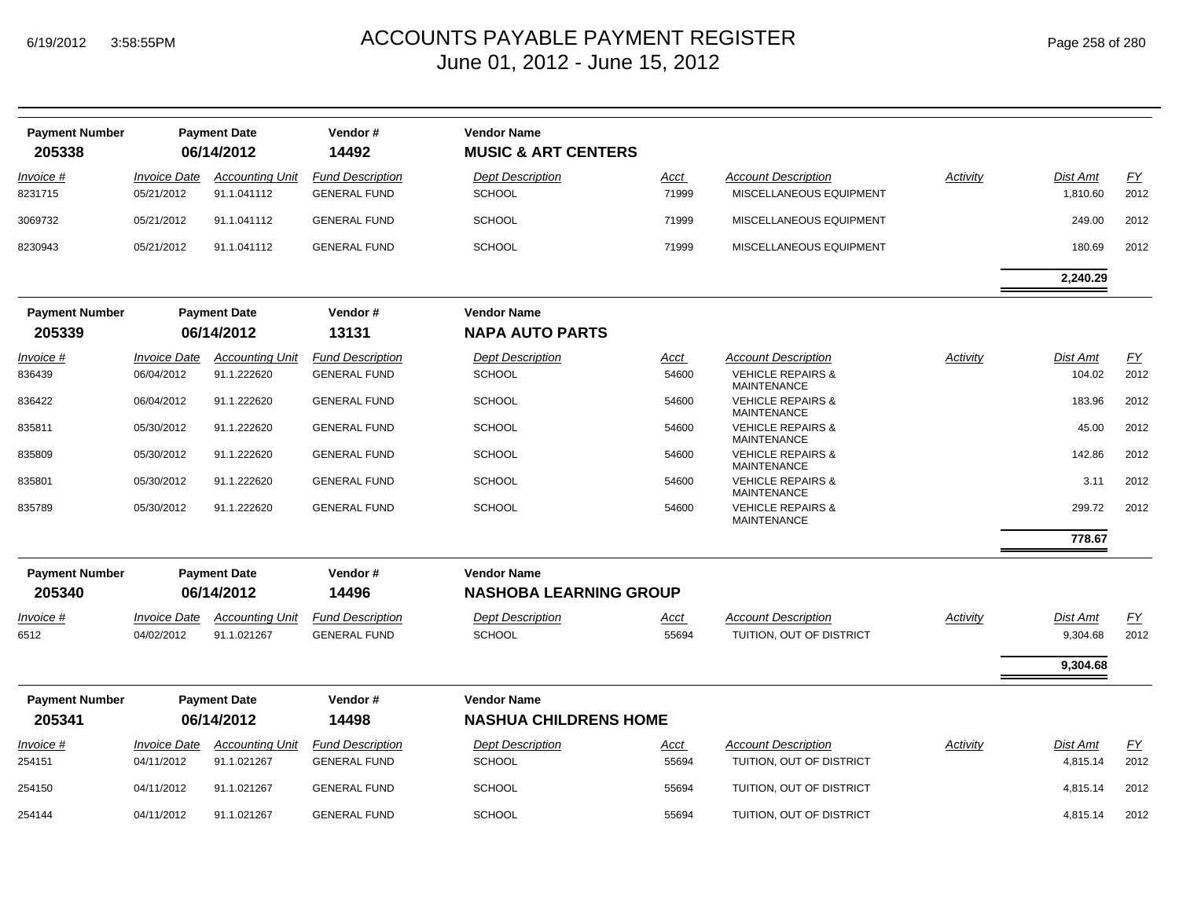# ACCOUNTS PAYABLE PAYMENT REGISTER
June 01, 2012 - June 15, 2012

6/19/2012 3:58:55PM

| Payment Number | Payment Date | Vendor # | Vendor Name |
|---|---|---|---|
| 205338 | 06/14/2012 | 14492 | MUSIC & ART CENTERS |

| Invoice # | Invoice Date | Accounting Unit | Fund Description | Dept Description | Acct | Account Description | Activity | Dist Amt | FY |
|---|---|---|---|---|---|---|---|---|---|
| 8231715 | 05/21/2012 | 91.1.041112 | GENERAL FUND | SCHOOL | 71999 | MISCELLANEOUS EQUIPMENT | | 1,810.60 | 2012 |
| 3069732 | 05/21/2012 | 91.1.041112 | GENERAL FUND | SCHOOL | 71999 | MISCELLANEOUS EQUIPMENT | | 249.00 | 2012 |
| 8230943 | 05/21/2012 | 91.1.041112 | GENERAL FUND | SCHOOL | 71999 | MISCELLANEOUS EQUIPMENT | | 180.69 | 2012 |
| | | | | | | | | **2,240.29** | |

| Payment Number | Payment Date | Vendor # | Vendor Name |
|---|---|---|---|
| 205339 | 06/14/2012 | 13131 | NAPA AUTO PARTS |

| Invoice # | Invoice Date | Accounting Unit | Fund Description | Dept Description | Acct | Account Description | Activity | Dist Amt | FY |
|---|---|---|---|---|---|---|---|---|---|
| 836439 | 06/04/2012 | 91.1.222620 | GENERAL FUND | SCHOOL | 54600 | VEHICLE REPAIRS & MAINTENANCE | | 104.02 | 2012 |
| 836422 | 06/04/2012 | 91.1.222620 | GENERAL FUND | SCHOOL | 54600 | VEHICLE REPAIRS & MAINTENANCE | | 183.96 | 2012 |
| 835811 | 05/30/2012 | 91.1.222620 | GENERAL FUND | SCHOOL | 54600 | VEHICLE REPAIRS & MAINTENANCE | | 45.00 | 2012 |
| 835809 | 05/30/2012 | 91.1.222620 | GENERAL FUND | SCHOOL | 54600 | VEHICLE REPAIRS & MAINTENANCE | | 142.86 | 2012 |
| 835801 | 05/30/2012 | 91.1.222620 | GENERAL FUND | SCHOOL | 54600 | VEHICLE REPAIRS & MAINTENANCE | | 3.11 | 2012 |
| 835789 | 05/30/2012 | 91.1.222620 | GENERAL FUND | SCHOOL | 54600 | VEHICLE REPAIRS & MAINTENANCE | | 299.72 | 2012 |
| | | | | | | | | **778.67** | |

| Payment Number | Payment Date | Vendor # | Vendor Name |
|---|---|---|---|
| 205340 | 06/14/2012 | 14496 | NASHOBA LEARNING GROUP |

| Invoice # | Invoice Date | Accounting Unit | Fund Description | Dept Description | Acct | Account Description | Activity | Dist Amt | FY |
|---|---|---|---|---|---|---|---|---|---|
| 6512 | 04/02/2012 | 91.1.021267 | GENERAL FUND | SCHOOL | 55694 | TUITION, OUT OF DISTRICT | | 9,304.68 | 2012 |
| | | | | | | | | **9,304.68** | |

| Payment Number | Payment Date | Vendor # | Vendor Name |
|---|---|---|---|
| 205341 | 06/14/2012 | 14498 | NASHUA CHILDRENS HOME |

| Invoice # | Invoice Date | Accounting Unit | Fund Description | Dept Description | Acct | Account Description | Activity | Dist Amt | FY |
|---|---|---|---|---|---|---|---|---|---|
| 254151 | 04/11/2012 | 91.1.021267 | GENERAL FUND | SCHOOL | 55694 | TUITION, OUT OF DISTRICT | | 4,815.14 | 2012 |
| 254150 | 04/11/2012 | 91.1.021267 | GENERAL FUND | SCHOOL | 55694 | TUITION, OUT OF DISTRICT | | 4,815.14 | 2012 |
| 254144 | 04/11/2012 | 91.1.021267 | GENERAL FUND | SCHOOL | 55694 | TUITION, OUT OF DISTRICT | | 4,815.14 | 2012 |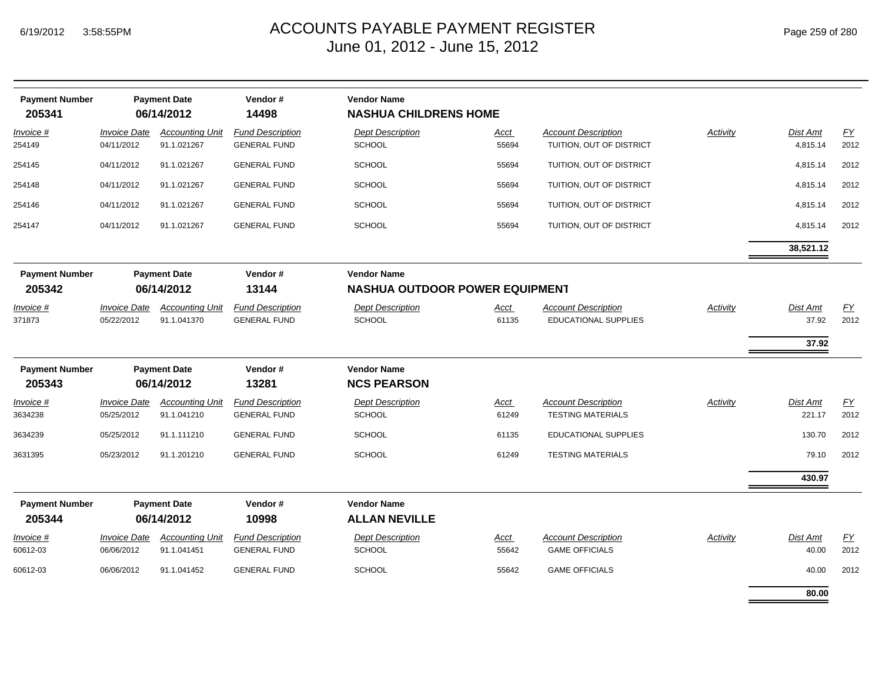# ACCOUNTS PAYABLE PAYMENT REGISTER
June 01, 2012 - June 15, 2012

| Payment Number | Payment Date | Vendor # | Vendor Name |
|---|---|---|---|
| 205341 | 06/14/2012 | 14498 | **NASHUA CHILDRENS HOME** |

| Invoice # | Invoice Date | Accounting Unit | Fund Description | Dept Description | Acct | Account Description | Activity | Dist Amt | FY |
|---|---|---|---|---|---|---|---|---|---|
| 254149 | 04/11/2012 | 91.1.021267 | GENERAL FUND | SCHOOL | 55694 | TUITION, OUT OF DISTRICT | | 4,815.14 | 2012 |
| 254145 | 04/11/2012 | 91.1.021267 | GENERAL FUND | SCHOOL | 55694 | TUITION, OUT OF DISTRICT | | 4,815.14 | 2012 |
| 254148 | 04/11/2012 | 91.1.021267 | GENERAL FUND | SCHOOL | 55694 | TUITION, OUT OF DISTRICT | | 4,815.14 | 2012 |
| 254146 | 04/11/2012 | 91.1.021267 | GENERAL FUND | SCHOOL | 55694 | TUITION, OUT OF DISTRICT | | 4,815.14 | 2012 |
| 254147 | 04/11/2012 | 91.1.021267 | GENERAL FUND | SCHOOL | 55694 | TUITION, OUT OF DISTRICT | | 4,815.14 | 2012 |
| | | | | | | | | **38,521.12** | |

| Payment Number | Payment Date | Vendor # | Vendor Name |
|---|---|---|---|
| 205342 | 06/14/2012 | 13144 | **NASHUA OUTDOOR POWER EQUIPMENT** |

| Invoice # | Invoice Date | Accounting Unit | Fund Description | Dept Description | Acct | Account Description | Activity | Dist Amt | FY |
|---|---|---|---|---|---|---|---|---|---|
| 371873 | 05/22/2012 | 91.1.041370 | GENERAL FUND | SCHOOL | 61135 | EDUCATIONAL SUPPLIES | | 37.92 | 2012 |
| | | | | | | | | **37.92** | |

| Payment Number | Payment Date | Vendor # | Vendor Name |
|---|---|---|---|
| 205343 | 06/14/2012 | 13281 | **NCS PEARSON** |

| Invoice # | Invoice Date | Accounting Unit | Fund Description | Dept Description | Acct | Account Description | Activity | Dist Amt | FY |
|---|---|---|---|---|---|---|---|---|---|
| 3634238 | 05/25/2012 | 91.1.041210 | GENERAL FUND | SCHOOL | 61249 | TESTING MATERIALS | | 221.17 | 2012 |
| 3634239 | 05/25/2012 | 91.1.111210 | GENERAL FUND | SCHOOL | 61135 | EDUCATIONAL SUPPLIES | | 130.70 | 2012 |
| 3631395 | 05/23/2012 | 91.1.201210 | GENERAL FUND | SCHOOL | 61249 | TESTING MATERIALS | | 79.10 | 2012 |
| | | | | | | | | **430.97** | |

| Payment Number | Payment Date | Vendor # | Vendor Name |
|---|---|---|---|
| 205344 | 06/14/2012 | 10998 | **ALLAN NEVILLE** |

| Invoice # | Invoice Date | Accounting Unit | Fund Description | Dept Description | Acct | Account Description | Activity | Dist Amt | FY |
|---|---|---|---|---|---|---|---|---|---|
| 60612-03 | 06/06/2012 | 91.1.041451 | GENERAL FUND | SCHOOL | 55642 | GAME OFFICIALS | | 40.00 | 2012 |
| 60612-03 | 06/06/2012 | 91.1.041452 | GENERAL FUND | SCHOOL | 55642 | GAME OFFICIALS | | 40.00 | 2012 |
| | | | | | | | | **80.00** | |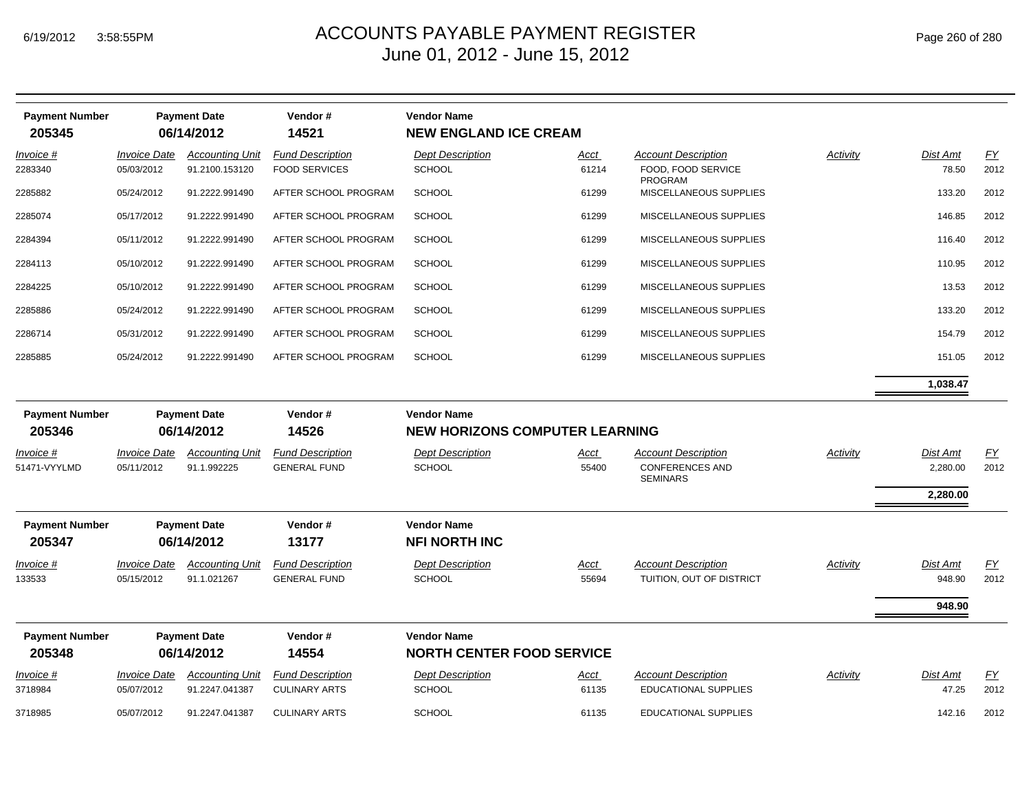| Payment Number | Payment Date | Vendor # | Vendor Name |
|---|---|---|---|
| **205345** | **06/14/2012** | **14521** | **NEW ENGLAND ICE CREAM** |

| Invoice # | Invoice Date | Accounting Unit | Fund Description | Dept Description | Acct | Account Description | Activity | Dist Amt | FY |
|---|---|---|---|---|---|---|---|---|---|
| 2283340 | 05/03/2012 | 91.2100.153120 | FOOD SERVICES | SCHOOL | 61214 | FOOD, FOOD SERVICE PROGRAM | | 78.50 | 2012 |
| 2285882 | 05/24/2012 | 91.2222.991490 | AFTER SCHOOL PROGRAM | SCHOOL | 61299 | MISCELLANEOUS SUPPLIES | | 133.20 | 2012 |
| 2285074 | 05/17/2012 | 91.2222.991490 | AFTER SCHOOL PROGRAM | SCHOOL | 61299 | MISCELLANEOUS SUPPLIES | | 146.85 | 2012 |
| 2284394 | 05/11/2012 | 91.2222.991490 | AFTER SCHOOL PROGRAM | SCHOOL | 61299 | MISCELLANEOUS SUPPLIES | | 116.40 | 2012 |
| 2284113 | 05/10/2012 | 91.2222.991490 | AFTER SCHOOL PROGRAM | SCHOOL | 61299 | MISCELLANEOUS SUPPLIES | | 110.95 | 2012 |
| 2284225 | 05/10/2012 | 91.2222.991490 | AFTER SCHOOL PROGRAM | SCHOOL | 61299 | MISCELLANEOUS SUPPLIES | | 13.53 | 2012 |
| 2285886 | 05/24/2012 | 91.2222.991490 | AFTER SCHOOL PROGRAM | SCHOOL | 61299 | MISCELLANEOUS SUPPLIES | | 133.20 | 2012 |
| 2286714 | 05/31/2012 | 91.2222.991490 | AFTER SCHOOL PROGRAM | SCHOOL | 61299 | MISCELLANEOUS SUPPLIES | | 154.79 | 2012 |
| 2285885 | 05/24/2012 | 91.2222.991490 | AFTER SCHOOL PROGRAM | SCHOOL | 61299 | MISCELLANEOUS SUPPLIES | | 151.05 | 2012 |
| | | | | | | | | **1,038.47** | |

| Payment Number | Payment Date | Vendor # | Vendor Name |
|---|---|---|---|
| **205346** | **06/14/2012** | **14526** | **NEW HORIZONS COMPUTER LEARNING** |

| Invoice # | Invoice Date | Accounting Unit | Fund Description | Dept Description | Acct | Account Description | Activity | Dist Amt | FY |
|---|---|---|---|---|---|---|---|---|---|
| 51471-VYYLMD | 05/11/2012 | 91.1.992225 | GENERAL FUND | SCHOOL | 55400 | CONFERENCES AND SEMINARS | | 2,280.00 | 2012 |
| | | | | | | | | **2,280.00** | |

| Payment Number | Payment Date | Vendor # | Vendor Name |
|---|---|---|---|
| **205347** | **06/14/2012** | **13177** | **NFI NORTH INC** |

| Invoice # | Invoice Date | Accounting Unit | Fund Description | Dept Description | Acct | Account Description | Activity | Dist Amt | FY |
|---|---|---|---|---|---|---|---|---|---|
| 133533 | 05/15/2012 | 91.1.021267 | GENERAL FUND | SCHOOL | 55694 | TUITION, OUT OF DISTRICT | | 948.90 | 2012 |
| | | | | | | | | **948.90** | |

| Payment Number | Payment Date | Vendor # | Vendor Name |
|---|---|---|---|
| **205348** | **06/14/2012** | **14554** | **NORTH CENTER FOOD SERVICE** |

| Invoice # | Invoice Date | Accounting Unit | Fund Description | Dept Description | Acct | Account Description | Activity | Dist Amt | FY |
|---|---|---|---|---|---|---|---|---|---|
| 3718984 | 05/07/2012 | 91.2247.041387 | CULINARY ARTS | SCHOOL | 61135 | EDUCATIONAL SUPPLIES | | 47.25 | 2012 |
| 3718985 | 05/07/2012 | 91.2247.041387 | CULINARY ARTS | SCHOOL | 61135 | EDUCATIONAL SUPPLIES | | 142.16 | 2012 |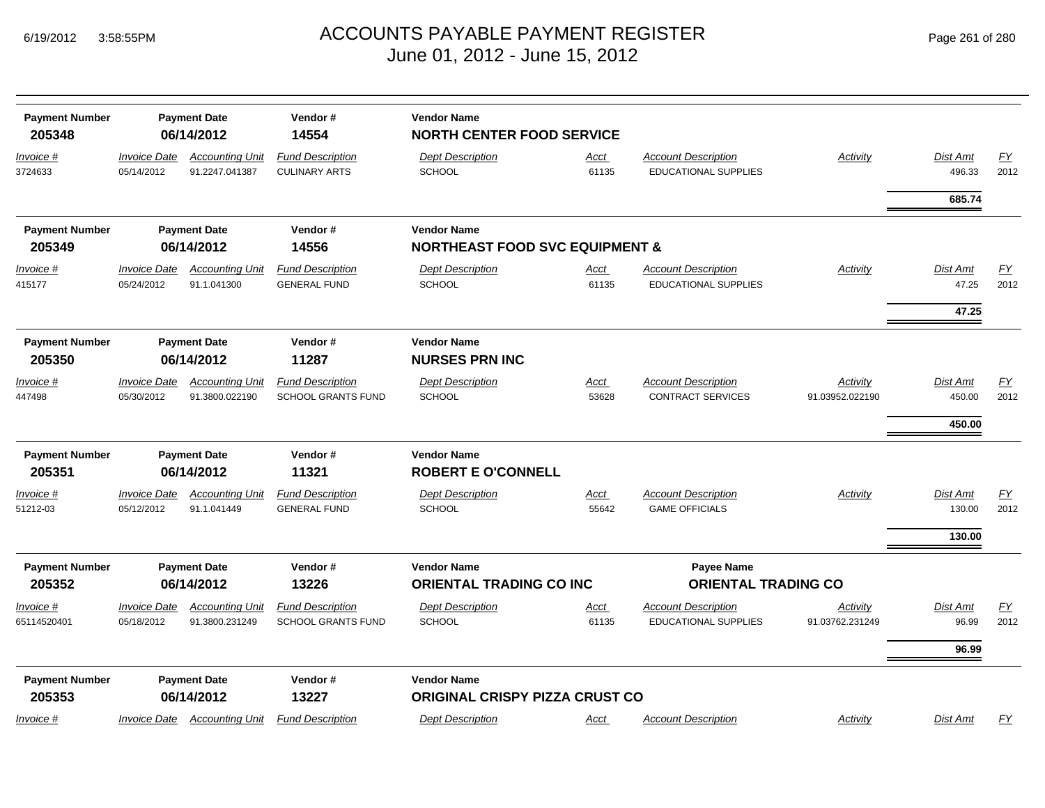| Payment Number | Payment Date | Vendor # | Vendor Name | | | | | |
|---|---|---|---|---|---|---|---|---|
| **205348** | **06/14/2012** | **14554** | **NORTH CENTER FOOD SERVICE** | | | | | |

| *Invoice #* | *Invoice Date* | *Accounting Unit* | *Fund Description* | *Dept Description* | *Acct* | *Account Description* | *Activity* | *Dist Amt* | *FY* |
|---|---|---|---|---|---|---|---|---|---|
| 3724633 | 05/14/2012 | 91.2247.041387 | CULINARY ARTS | SCHOOL | 61135 | EDUCATIONAL SUPPLIES | | 496.33 | 2012 |
| | | | | | | | | **685.74** | |

| Payment Number | Payment Date | Vendor # | Vendor Name |
|---|---|---|---|
| **205349** | **06/14/2012** | **14556** | **NORTHEAST FOOD SVC EQUIPMENT &** |

| *Invoice #* | *Invoice Date* | *Accounting Unit* | *Fund Description* | *Dept Description* | *Acct* | *Account Description* | *Activity* | *Dist Amt* | *FY* |
|---|---|---|---|---|---|---|---|---|---|
| 415177 | 05/24/2012 | 91.1.041300 | GENERAL FUND | SCHOOL | 61135 | EDUCATIONAL SUPPLIES | | 47.25 | 2012 |
| | | | | | | | | **47.25** | |

| Payment Number | Payment Date | Vendor # | Vendor Name |
|---|---|---|---|
| **205350** | **06/14/2012** | **11287** | **NURSES PRN INC** |

| *Invoice #* | *Invoice Date* | *Accounting Unit* | *Fund Description* | *Dept Description* | *Acct* | *Account Description* | *Activity* | *Dist Amt* | *FY* |
|---|---|---|---|---|---|---|---|---|---|
| 447498 | 05/30/2012 | 91.3800.022190 | SCHOOL GRANTS FUND | SCHOOL | 53628 | CONTRACT SERVICES | 91.03952.022190 | 450.00 | 2012 |
| | | | | | | | | **450.00** | |

| Payment Number | Payment Date | Vendor # | Vendor Name |
|---|---|---|---|
| **205351** | **06/14/2012** | **11321** | **ROBERT E O'CONNELL** |

| *Invoice #* | *Invoice Date* | *Accounting Unit* | *Fund Description* | *Dept Description* | *Acct* | *Account Description* | *Activity* | *Dist Amt* | *FY* |
|---|---|---|---|---|---|---|---|---|---|
| 51212-03 | 05/12/2012 | 91.1.041449 | GENERAL FUND | SCHOOL | 55642 | GAME OFFICIALS | | 130.00 | 2012 |
| | | | | | | | | **130.00** | |

| Payment Number | Payment Date | Vendor # | Vendor Name | Payee Name |
|---|---|---|---|---|
| **205352** | **06/14/2012** | **13226** | **ORIENTAL TRADING CO INC** | **ORIENTAL TRADING CO** |

| *Invoice #* | *Invoice Date* | *Accounting Unit* | *Fund Description* | *Dept Description* | *Acct* | *Account Description* | *Activity* | *Dist Amt* | *FY* |
|---|---|---|---|---|---|---|---|---|---|
| 65114520401 | 05/18/2012 | 91.3800.231249 | SCHOOL GRANTS FUND | SCHOOL | 61135 | EDUCATIONAL SUPPLIES | 91.03762.231249 | 96.99 | 2012 |
| | | | | | | | | **96.99** | |

| Payment Number | Payment Date | Vendor # | Vendor Name |
|---|---|---|---|
| **205353** | **06/14/2012** | **13227** | **ORIGINAL CRISPY PIZZA CRUST CO** |

| *Invoice #* | *Invoice Date* | *Accounting Unit* | *Fund Description* | *Dept Description* | *Acct* | *Account Description* | *Activity* | *Dist Amt* | *FY* |
|---|---|---|---|---|---|---|---|---|---|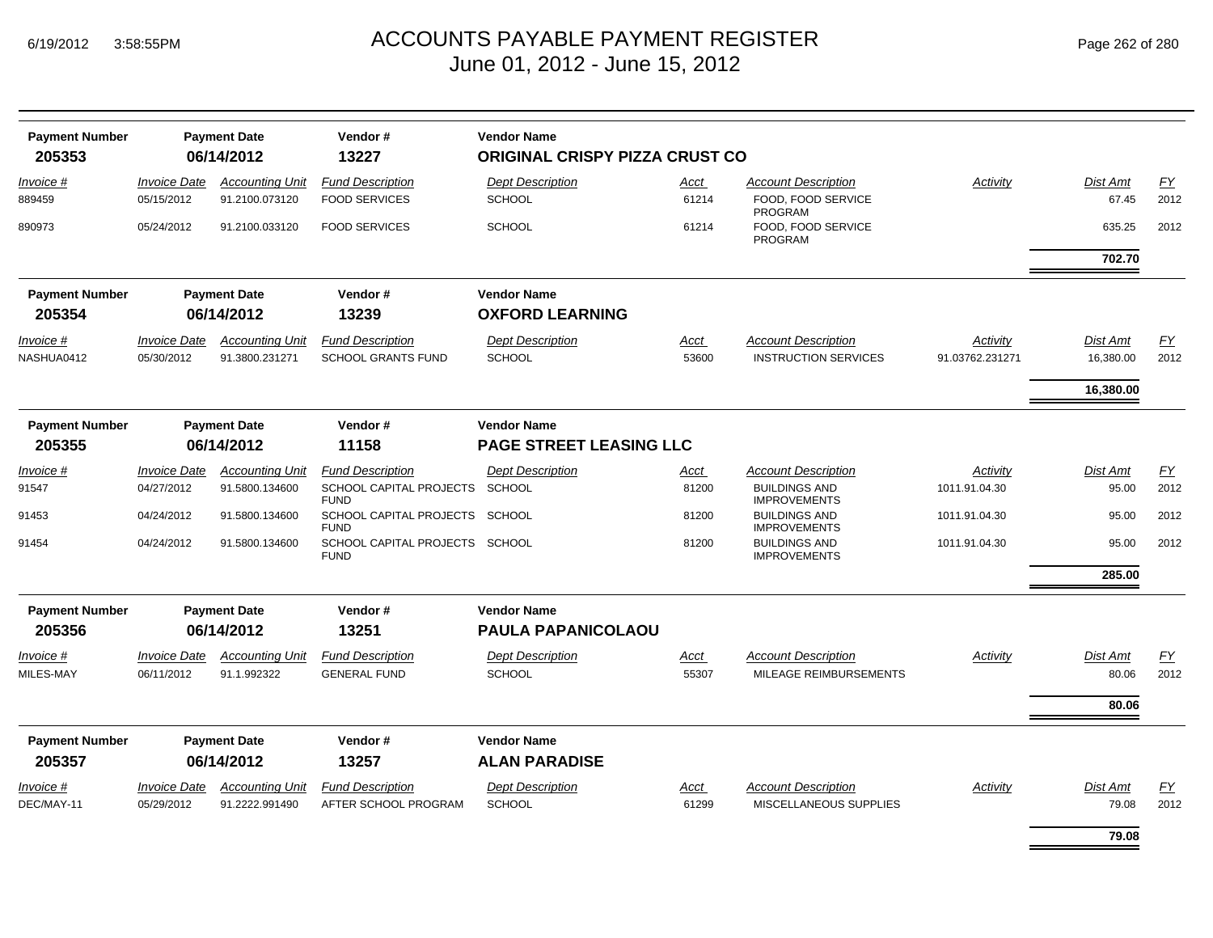# ACCOUNTS PAYABLE PAYMENT REGISTER
June 01, 2012 - June 15, 2012

| Payment Number | Payment Date | Vendor # | Vendor Name |
|---|---|---|---|
| **205353** | **06/14/2012** | **13227** | **ORIGINAL CRISPY PIZZA CRUST CO** |

| Invoice # | Invoice Date | Accounting Unit | Fund Description | Dept Description | Acct | Account Description | Activity | Dist Amt | FY |
|---|---|---|---|---|---|---|---|---|---|
| 889459 | 05/15/2012 | 91.2100.073120 | FOOD SERVICES | SCHOOL | 61214 | FOOD, FOOD SERVICE PROGRAM | | 67.45 | 2012 |
| 890973 | 05/24/2012 | 91.2100.033120 | FOOD SERVICES | SCHOOL | 61214 | FOOD, FOOD SERVICE PROGRAM | | 635.25 | 2012 |
| | | | | | | | | **702.70** | |

| Payment Number | Payment Date | Vendor # | Vendor Name |
|---|---|---|---|
| **205354** | **06/14/2012** | **13239** | **OXFORD LEARNING** |

| Invoice # | Invoice Date | Accounting Unit | Fund Description | Dept Description | Acct | Account Description | Activity | Dist Amt | FY |
|---|---|---|---|---|---|---|---|---|---|
| NASHUA0412 | 05/30/2012 | 91.3800.231271 | SCHOOL GRANTS FUND | SCHOOL | 53600 | INSTRUCTION SERVICES | 91.03762.231271 | 16,380.00 | 2012 |
| | | | | | | | | **16,380.00** | |

| Payment Number | Payment Date | Vendor # | Vendor Name |
|---|---|---|---|
| **205355** | **06/14/2012** | **11158** | **PAGE STREET LEASING LLC** |

| Invoice # | Invoice Date | Accounting Unit | Fund Description | Dept Description | Acct | Account Description | Activity | Dist Amt | FY |
|---|---|---|---|---|---|---|---|---|---|
| 91547 | 04/27/2012 | 91.5800.134600 | SCHOOL CAPITAL PROJECTS FUND | SCHOOL | 81200 | BUILDINGS AND IMPROVEMENTS | 1011.91.04.30 | 95.00 | 2012 |
| 91453 | 04/24/2012 | 91.5800.134600 | SCHOOL CAPITAL PROJECTS FUND | SCHOOL | 81200 | BUILDINGS AND IMPROVEMENTS | 1011.91.04.30 | 95.00 | 2012 |
| 91454 | 04/24/2012 | 91.5800.134600 | SCHOOL CAPITAL PROJECTS FUND | SCHOOL | 81200 | BUILDINGS AND IMPROVEMENTS | 1011.91.04.30 | 95.00 | 2012 |
| | | | | | | | | **285.00** | |

| Payment Number | Payment Date | Vendor # | Vendor Name |
|---|---|---|---|
| **205356** | **06/14/2012** | **13251** | **PAULA PAPANICOLAOU** |

| Invoice # | Invoice Date | Accounting Unit | Fund Description | Dept Description | Acct | Account Description | Activity | Dist Amt | FY |
|---|---|---|---|---|---|---|---|---|---|
| MILES-MAY | 06/11/2012 | 91.1.992322 | GENERAL FUND | SCHOOL | 55307 | MILEAGE REIMBURSEMENTS | | 80.06 | 2012 |
| | | | | | | | | **80.06** | |

| Payment Number | Payment Date | Vendor # | Vendor Name |
|---|---|---|---|
| **205357** | **06/14/2012** | **13257** | **ALAN PARADISE** |

| Invoice # | Invoice Date | Accounting Unit | Fund Description | Dept Description | Acct | Account Description | Activity | Dist Amt | FY |
|---|---|---|---|---|---|---|---|---|---|
| DEC/MAY-11 | 05/29/2012 | 91.2222.991490 | AFTER SCHOOL PROGRAM | SCHOOL | 61299 | MISCELLANEOUS SUPPLIES | | 79.08 | 2012 |
| | | | | | | | | **79.08** | |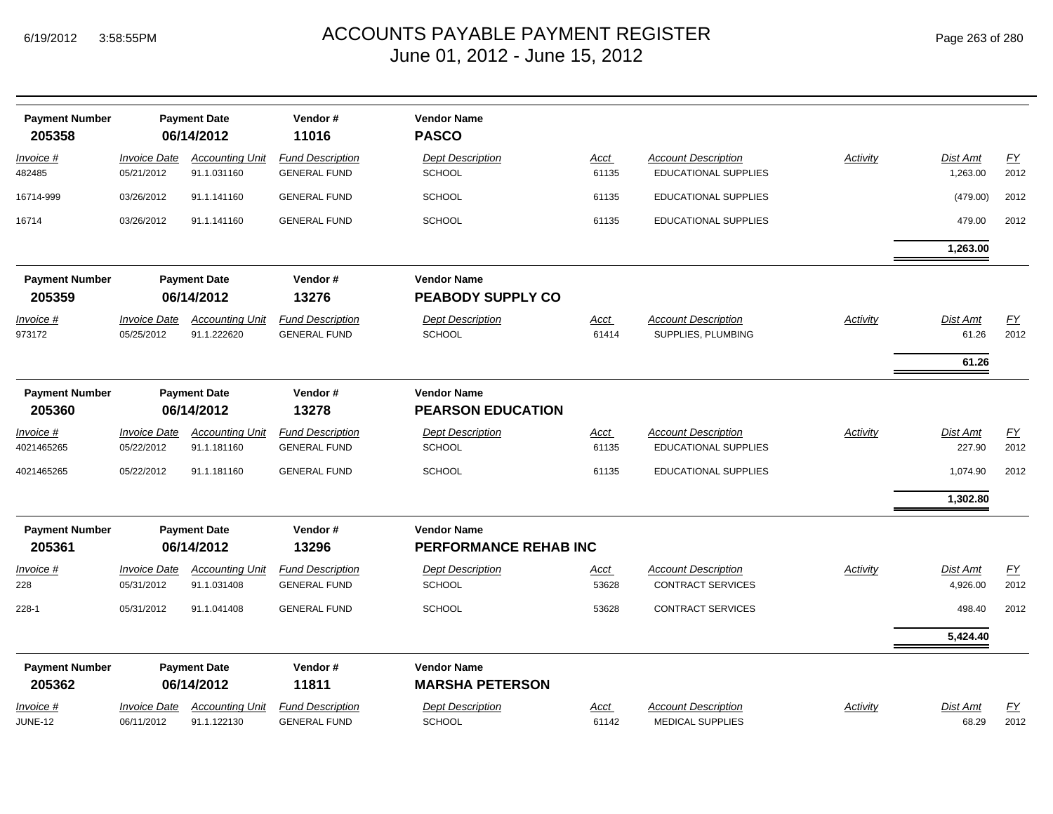# ACCOUNTS PAYABLE PAYMENT REGISTER
## June 01, 2012 - June 15, 2012

| Payment Number | Payment Date | Vendor # | Vendor Name |
|---|---|---|---|
| **205358** | **06/14/2012** | **11016** | **PASCO** |

| Invoice # | Invoice Date | Accounting Unit | Fund Description | Dept Description | Acct | Account Description | Activity | Dist Amt | FY |
|---|---|---|---|---|---|---|---|---|---|
| 482485 | 05/21/2012 | 91.1.031160 | GENERAL FUND | SCHOOL | 61135 | EDUCATIONAL SUPPLIES | | 1,263.00 | 2012 |
| 16714-999 | 03/26/2012 | 91.1.141160 | GENERAL FUND | SCHOOL | 61135 | EDUCATIONAL SUPPLIES | | (479.00) | 2012 |
| 16714 | 03/26/2012 | 91.1.141160 | GENERAL FUND | SCHOOL | 61135 | EDUCATIONAL SUPPLIES | | 479.00 | 2012 |
| | | | | | | | | **1,263.00** | |

| Payment Number | Payment Date | Vendor # | Vendor Name |
|---|---|---|---|
| **205359** | **06/14/2012** | **13276** | **PEABODY SUPPLY CO** |

| Invoice # | Invoice Date | Accounting Unit | Fund Description | Dept Description | Acct | Account Description | Activity | Dist Amt | FY |
|---|---|---|---|---|---|---|---|---|---|
| 973172 | 05/25/2012 | 91.1.222620 | GENERAL FUND | SCHOOL | 61414 | SUPPLIES, PLUMBING | | 61.26 | 2012 |
| | | | | | | | | **61.26** | |

| Payment Number | Payment Date | Vendor # | Vendor Name |
|---|---|---|---|
| **205360** | **06/14/2012** | **13278** | **PEARSON EDUCATION** |

| Invoice # | Invoice Date | Accounting Unit | Fund Description | Dept Description | Acct | Account Description | Activity | Dist Amt | FY |
|---|---|---|---|---|---|---|---|---|---|
| 4021465265 | 05/22/2012 | 91.1.181160 | GENERAL FUND | SCHOOL | 61135 | EDUCATIONAL SUPPLIES | | 227.90 | 2012 |
| 4021465265 | 05/22/2012 | 91.1.181160 | GENERAL FUND | SCHOOL | 61135 | EDUCATIONAL SUPPLIES | | 1,074.90 | 2012 |
| | | | | | | | | **1,302.80** | |

| Payment Number | Payment Date | Vendor # | Vendor Name |
|---|---|---|---|
| **205361** | **06/14/2012** | **13296** | **PERFORMANCE REHAB INC** |

| Invoice # | Invoice Date | Accounting Unit | Fund Description | Dept Description | Acct | Account Description | Activity | Dist Amt | FY |
|---|---|---|---|---|---|---|---|---|---|
| 228 | 05/31/2012 | 91.1.031408 | GENERAL FUND | SCHOOL | 53628 | CONTRACT SERVICES | | 4,926.00 | 2012 |
| 228-1 | 05/31/2012 | 91.1.041408 | GENERAL FUND | SCHOOL | 53628 | CONTRACT SERVICES | | 498.40 | 2012 |
| | | | | | | | | **5,424.40** | |

| Payment Number | Payment Date | Vendor # | Vendor Name |
|---|---|---|---|
| **205362** | **06/14/2012** | **11811** | **MARSHA PETERSON** |

| Invoice # | Invoice Date | Accounting Unit | Fund Description | Dept Description | Acct | Account Description | Activity | Dist Amt | FY |
|---|---|---|---|---|---|---|---|---|---|
| JUNE-12 | 06/11/2012 | 91.1.122130 | GENERAL FUND | SCHOOL | 61142 | MEDICAL SUPPLIES | | 68.29 | 2012 |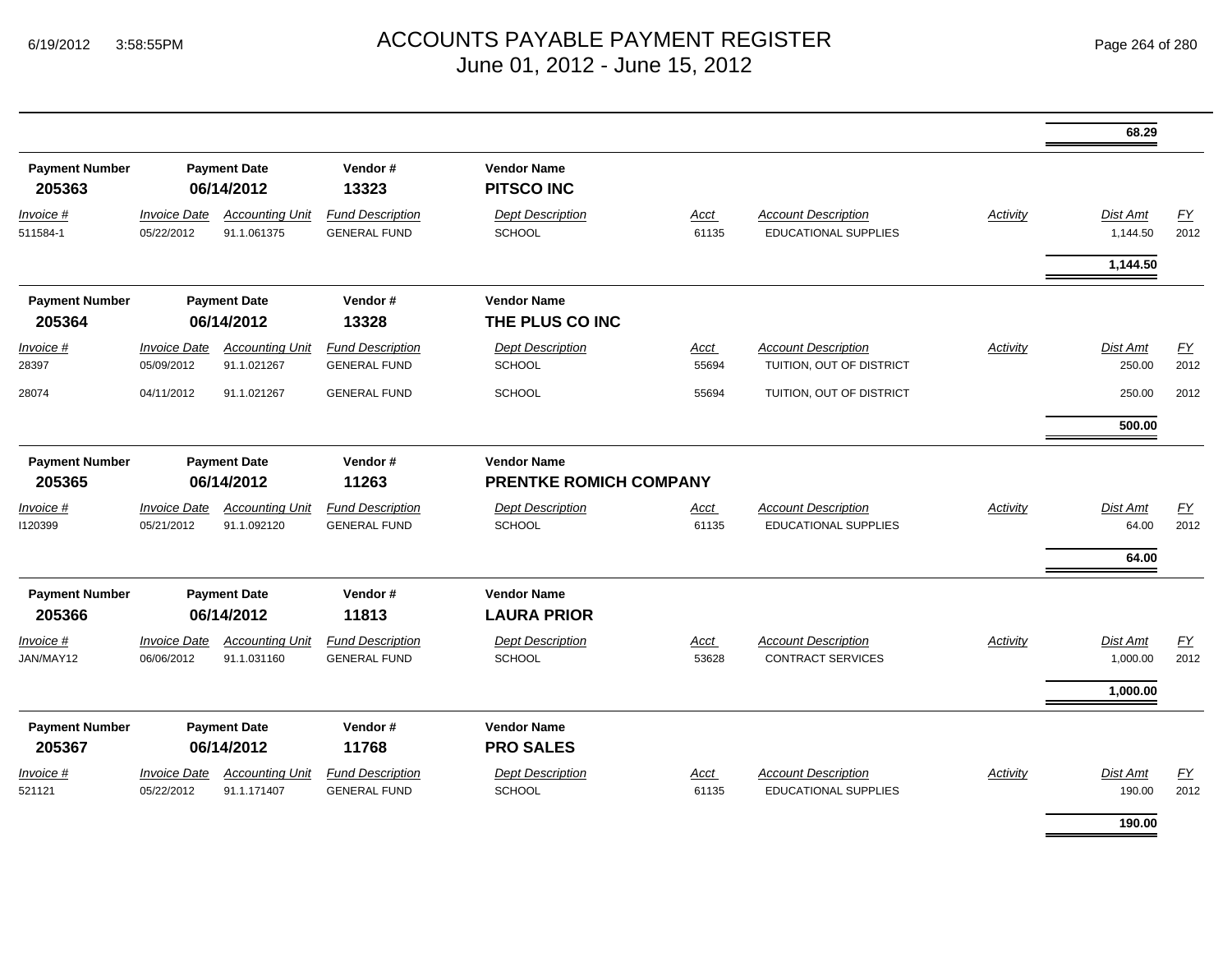# ACCOUNTS PAYABLE PAYMENT REGISTER
June 01, 2012 - June 15, 2012

**68.29**

| Payment Number | Payment Date | Vendor # | Vendor Name |
|---|---|---|---|
| **205363** | **06/14/2012** | **13323** | **PITSCO INC** |

| Invoice # | Invoice Date | Accounting Unit | Fund Description | Dept Description | Acct | Account Description | Activity | Dist Amt | FY |
|---|---|---|---|---|---|---|---|---|---|
| 511584-1 | 05/22/2012 | 91.1.061375 | GENERAL FUND | SCHOOL | 61135 | EDUCATIONAL SUPPLIES | | 1,144.50 | 2012 |
| | | | | | | | | **1,144.50** | |

| Payment Number | Payment Date | Vendor # | Vendor Name |
|---|---|---|---|
| **205364** | **06/14/2012** | **13328** | **THE PLUS CO INC** |

| Invoice # | Invoice Date | Accounting Unit | Fund Description | Dept Description | Acct | Account Description | Activity | Dist Amt | FY |
|---|---|---|---|---|---|---|---|---|---|
| 28397 | 05/09/2012 | 91.1.021267 | GENERAL FUND | SCHOOL | 55694 | TUITION, OUT OF DISTRICT | | 250.00 | 2012 |
| 28074 | 04/11/2012 | 91.1.021267 | GENERAL FUND | SCHOOL | 55694 | TUITION, OUT OF DISTRICT | | 250.00 | 2012 |
| | | | | | | | | **500.00** | |

| Payment Number | Payment Date | Vendor # | Vendor Name |
|---|---|---|---|
| **205365** | **06/14/2012** | **11263** | **PRENTKE ROMICH COMPANY** |

| Invoice # | Invoice Date | Accounting Unit | Fund Description | Dept Description | Acct | Account Description | Activity | Dist Amt | FY |
|---|---|---|---|---|---|---|---|---|---|
| I120399 | 05/21/2012 | 91.1.092120 | GENERAL FUND | SCHOOL | 61135 | EDUCATIONAL SUPPLIES | | 64.00 | 2012 |
| | | | | | | | | **64.00** | |

| Payment Number | Payment Date | Vendor # | Vendor Name |
|---|---|---|---|
| **205366** | **06/14/2012** | **11813** | **LAURA PRIOR** |

| Invoice # | Invoice Date | Accounting Unit | Fund Description | Dept Description | Acct | Account Description | Activity | Dist Amt | FY |
|---|---|---|---|---|---|---|---|---|---|
| JAN/MAY12 | 06/06/2012 | 91.1.031160 | GENERAL FUND | SCHOOL | 53628 | CONTRACT SERVICES | | 1,000.00 | 2012 |
| | | | | | | | | **1,000.00** | |

| Payment Number | Payment Date | Vendor # | Vendor Name |
|---|---|---|---|
| **205367** | **06/14/2012** | **11768** | **PRO SALES** |

| Invoice # | Invoice Date | Accounting Unit | Fund Description | Dept Description | Acct | Account Description | Activity | Dist Amt | FY |
|---|---|---|---|---|---|---|---|---|---|
| 521121 | 05/22/2012 | 91.1.171407 | GENERAL FUND | SCHOOL | 61135 | EDUCATIONAL SUPPLIES | | 190.00 | 2012 |
| | | | | | | | | **190.00** | |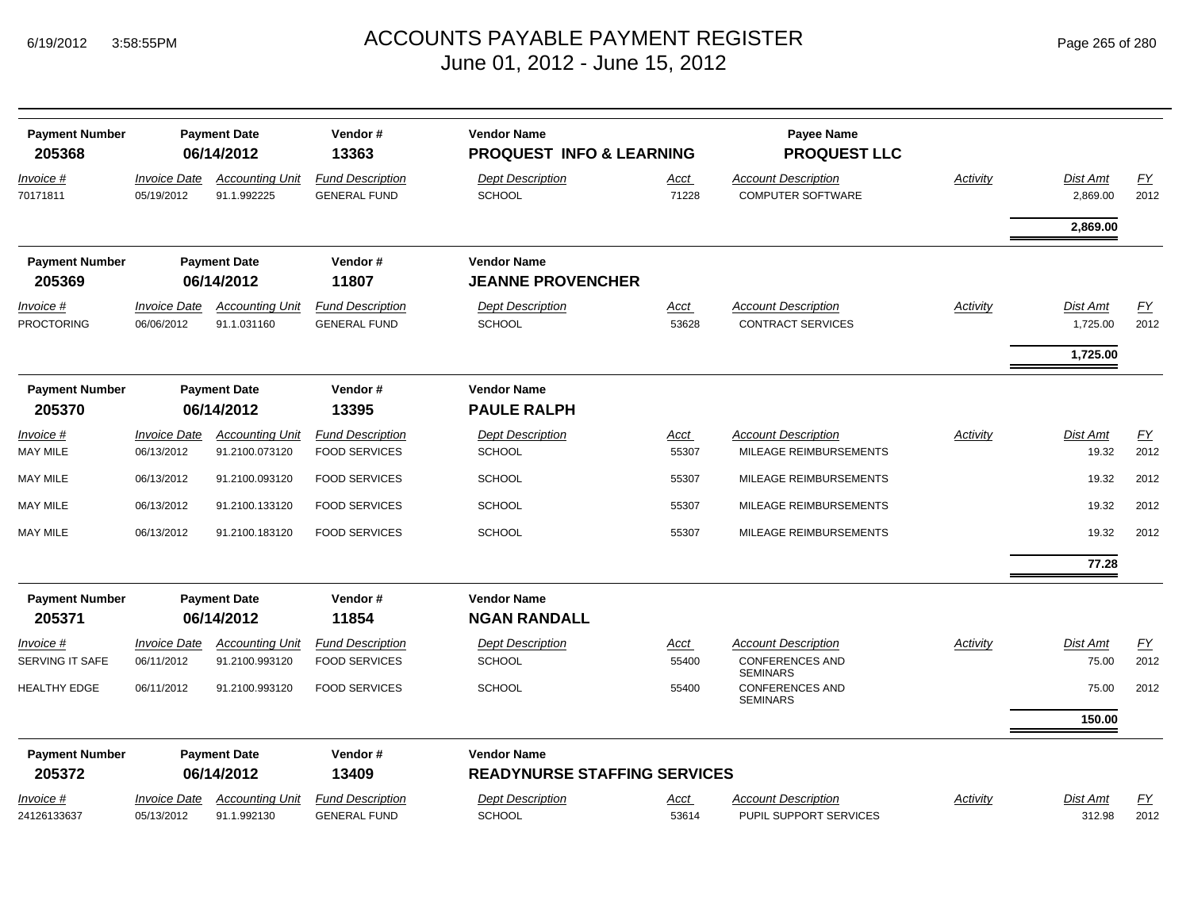# ACCOUNTS PAYABLE PAYMENT REGISTER
## June 01, 2012 - June 15, 2012

6/19/2012 3:58:55PM

| Payment Number | Payment Date | Vendor # | Vendor Name | Payee Name |
|---|---|---|---|---|
| 205368 | 06/14/2012 | 13363 | PROQUEST INFO & LEARNING | PROQUEST LLC |

| Invoice # | Invoice Date | Accounting Unit | Fund Description | Dept Description | Acct | Account Description | Activity | Dist Amt | FY |
|---|---|---|---|---|---|---|---|---|---|
| 70171811 | 05/19/2012 | 91.1.992225 | GENERAL FUND | SCHOOL | 71228 | COMPUTER SOFTWARE | | 2,869.00 | 2012 |
| | | | | | | | | **2,869.00** | |

| Payment Number | Payment Date | Vendor # | Vendor Name |
|---|---|---|---|
| 205369 | 06/14/2012 | 11807 | JEANNE PROVENCHER |

| Invoice # | Invoice Date | Accounting Unit | Fund Description | Dept Description | Acct | Account Description | Activity | Dist Amt | FY |
|---|---|---|---|---|---|---|---|---|---|
| PROCTORING | 06/06/2012 | 91.1.031160 | GENERAL FUND | SCHOOL | 53628 | CONTRACT SERVICES | | 1,725.00 | 2012 |
| | | | | | | | | **1,725.00** | |

| Payment Number | Payment Date | Vendor # | Vendor Name |
|---|---|---|---|
| 205370 | 06/14/2012 | 13395 | PAULE RALPH |

| Invoice # | Invoice Date | Accounting Unit | Fund Description | Dept Description | Acct | Account Description | Activity | Dist Amt | FY |
|---|---|---|---|---|---|---|---|---|---|
| MAY MILE | 06/13/2012 | 91.2100.073120 | FOOD SERVICES | SCHOOL | 55307 | MILEAGE REIMBURSEMENTS | | 19.32 | 2012 |
| MAY MILE | 06/13/2012 | 91.2100.093120 | FOOD SERVICES | SCHOOL | 55307 | MILEAGE REIMBURSEMENTS | | 19.32 | 2012 |
| MAY MILE | 06/13/2012 | 91.2100.133120 | FOOD SERVICES | SCHOOL | 55307 | MILEAGE REIMBURSEMENTS | | 19.32 | 2012 |
| MAY MILE | 06/13/2012 | 91.2100.183120 | FOOD SERVICES | SCHOOL | 55307 | MILEAGE REIMBURSEMENTS | | 19.32 | 2012 |
| | | | | | | | | **77.28** | |

| Payment Number | Payment Date | Vendor # | Vendor Name |
|---|---|---|---|
| 205371 | 06/14/2012 | 11854 | NGAN RANDALL |

| Invoice # | Invoice Date | Accounting Unit | Fund Description | Dept Description | Acct | Account Description | Activity | Dist Amt | FY |
|---|---|---|---|---|---|---|---|---|---|
| SERVING IT SAFE | 06/11/2012 | 91.2100.993120 | FOOD SERVICES | SCHOOL | 55400 | CONFERENCES AND SEMINARS | | 75.00 | 2012 |
| HEALTHY EDGE | 06/11/2012 | 91.2100.993120 | FOOD SERVICES | SCHOOL | 55400 | CONFERENCES AND SEMINARS | | 75.00 | 2012 |
| | | | | | | | | **150.00** | |

| Payment Number | Payment Date | Vendor # | Vendor Name |
|---|---|---|---|
| 205372 | 06/14/2012 | 13409 | READYNURSE STAFFING SERVICES |

| Invoice # | Invoice Date | Accounting Unit | Fund Description | Dept Description | Acct | Account Description | Activity | Dist Amt | FY |
|---|---|---|---|---|---|---|---|---|---|
| 24126133637 | 05/13/2012 | 91.1.992130 | GENERAL FUND | SCHOOL | 53614 | PUPIL SUPPORT SERVICES | | 312.98 | 2012 |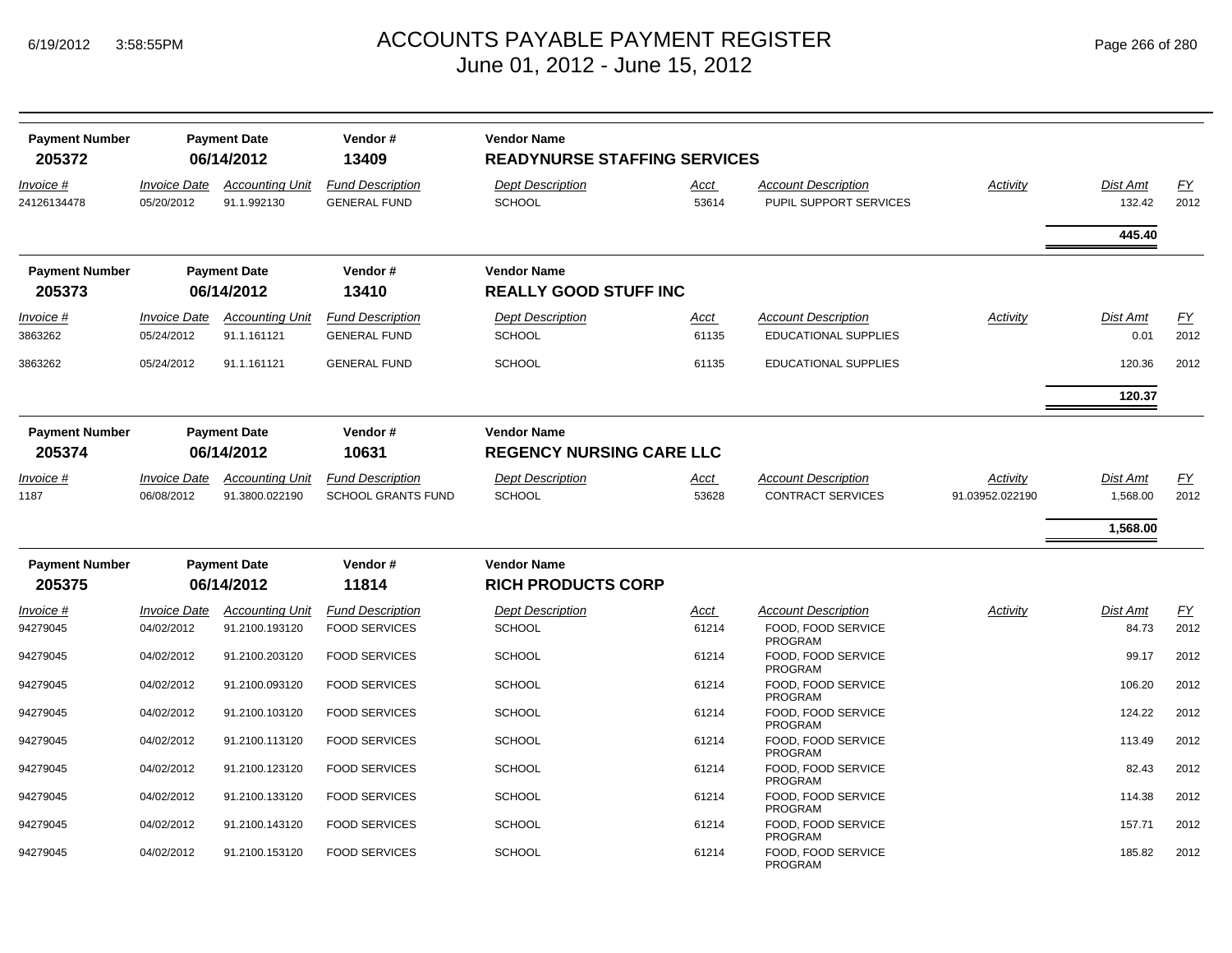# ACCOUNTS PAYABLE PAYMENT REGISTER
## June 01, 2012 - June 15, 2012

| Payment Number | Payment Date | Vendor # | Vendor Name |
|---|---|---|---|
| 205372 | 06/14/2012 | 13409 | READYNURSE STAFFING SERVICES |

| Invoice # | Invoice Date | Accounting Unit | Fund Description | Dept Description | Acct | Account Description | Activity | Dist Amt | FY |
|---|---|---|---|---|---|---|---|---|---|
| 24126134478 | 05/20/2012 | 91.1.992130 | GENERAL FUND | SCHOOL | 53614 | PUPIL SUPPORT SERVICES | | 132.42 | 2012 |
| | | | | | | | | **445.40** | |

| Payment Number | Payment Date | Vendor # | Vendor Name |
|---|---|---|---|
| 205373 | 06/14/2012 | 13410 | REALLY GOOD STUFF INC |

| Invoice # | Invoice Date | Accounting Unit | Fund Description | Dept Description | Acct | Account Description | Activity | Dist Amt | FY |
|---|---|---|---|---|---|---|---|---|---|
| 3863262 | 05/24/2012 | 91.1.161121 | GENERAL FUND | SCHOOL | 61135 | EDUCATIONAL SUPPLIES | | 0.01 | 2012 |
| 3863262 | 05/24/2012 | 91.1.161121 | GENERAL FUND | SCHOOL | 61135 | EDUCATIONAL SUPPLIES | | 120.36 | 2012 |
| | | | | | | | | **120.37** | |

| Payment Number | Payment Date | Vendor # | Vendor Name |
|---|---|---|---|
| 205374 | 06/14/2012 | 10631 | REGENCY NURSING CARE LLC |

| Invoice # | Invoice Date | Accounting Unit | Fund Description | Dept Description | Acct | Account Description | Activity | Dist Amt | FY |
|---|---|---|---|---|---|---|---|---|---|
| 1187 | 06/08/2012 | 91.3800.022190 | SCHOOL GRANTS FUND | SCHOOL | 53628 | CONTRACT SERVICES | 91.03952.022190 | 1,568.00 | 2012 |
| | | | | | | | | **1,568.00** | |

| Payment Number | Payment Date | Vendor # | Vendor Name |
|---|---|---|---|
| 205375 | 06/14/2012 | 11814 | RICH PRODUCTS CORP |

| Invoice # | Invoice Date | Accounting Unit | Fund Description | Dept Description | Acct | Account Description | Activity | Dist Amt | FY |
|---|---|---|---|---|---|---|---|---|---|
| 94279045 | 04/02/2012 | 91.2100.193120 | FOOD SERVICES | SCHOOL | 61214 | FOOD, FOOD SERVICE PROGRAM | | 84.73 | 2012 |
| 94279045 | 04/02/2012 | 91.2100.203120 | FOOD SERVICES | SCHOOL | 61214 | FOOD, FOOD SERVICE PROGRAM | | 99.17 | 2012 |
| 94279045 | 04/02/2012 | 91.2100.093120 | FOOD SERVICES | SCHOOL | 61214 | FOOD, FOOD SERVICE PROGRAM | | 106.20 | 2012 |
| 94279045 | 04/02/2012 | 91.2100.103120 | FOOD SERVICES | SCHOOL | 61214 | FOOD, FOOD SERVICE PROGRAM | | 124.22 | 2012 |
| 94279045 | 04/02/2012 | 91.2100.113120 | FOOD SERVICES | SCHOOL | 61214 | FOOD, FOOD SERVICE PROGRAM | | 113.49 | 2012 |
| 94279045 | 04/02/2012 | 91.2100.123120 | FOOD SERVICES | SCHOOL | 61214 | FOOD, FOOD SERVICE PROGRAM | | 82.43 | 2012 |
| 94279045 | 04/02/2012 | 91.2100.133120 | FOOD SERVICES | SCHOOL | 61214 | FOOD, FOOD SERVICE PROGRAM | | 114.38 | 2012 |
| 94279045 | 04/02/2012 | 91.2100.143120 | FOOD SERVICES | SCHOOL | 61214 | FOOD, FOOD SERVICE PROGRAM | | 157.71 | 2012 |
| 94279045 | 04/02/2012 | 91.2100.153120 | FOOD SERVICES | SCHOOL | 61214 | FOOD, FOOD SERVICE PROGRAM | | 185.82 | 2012 |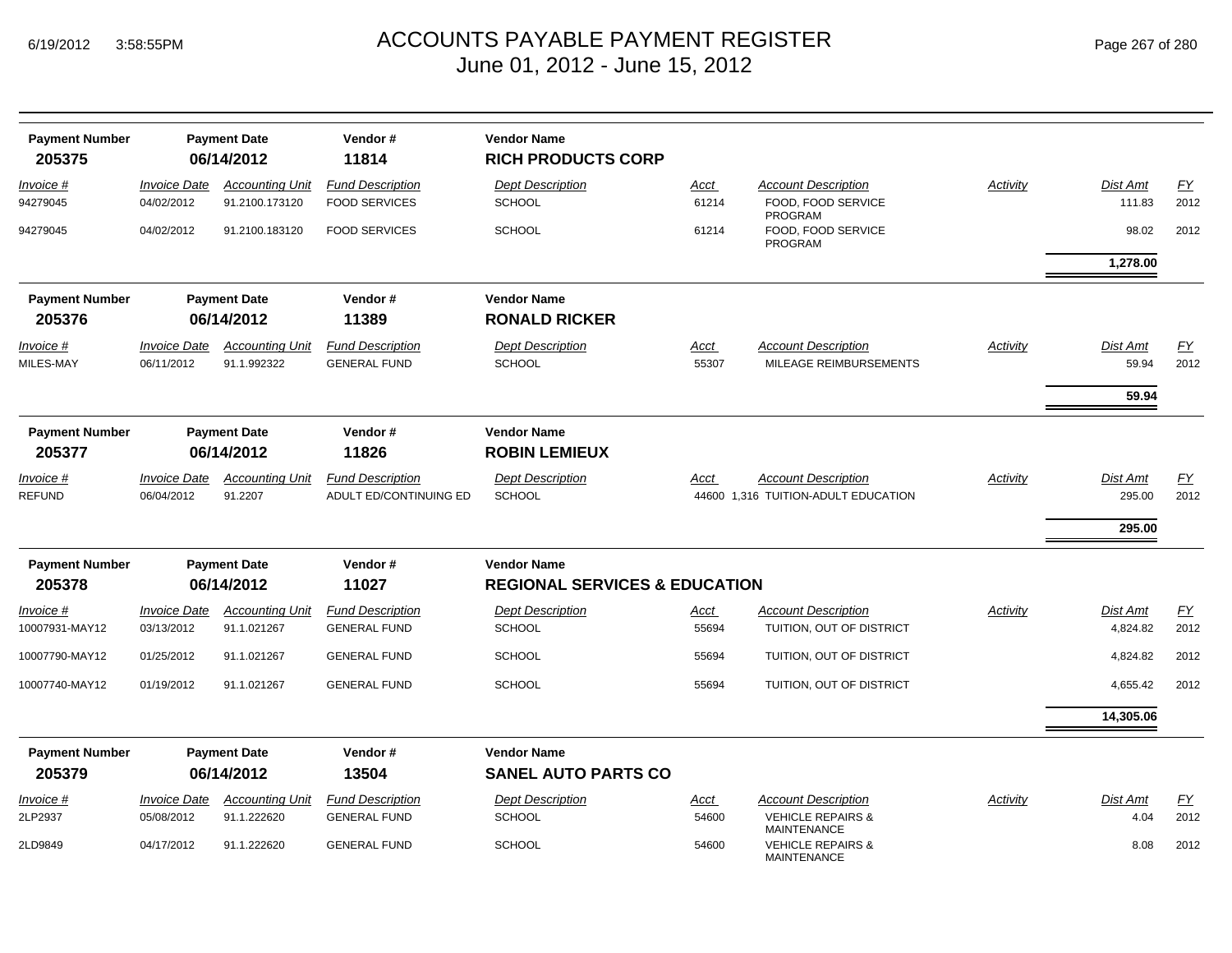# ACCOUNTS PAYABLE PAYMENT REGISTER
June 01, 2012 - June 15, 2012

| Payment Number | Payment Date | Vendor # | Vendor Name |
|---|---|---|---|
| 205375 | 06/14/2012 | 11814 | RICH PRODUCTS CORP |

| Invoice # | Invoice Date | Accounting Unit | Fund Description | Dept Description | Acct | Account Description | Activity | Dist Amt | FY |
|---|---|---|---|---|---|---|---|---|---|
| 94279045 | 04/02/2012 | 91.2100.173120 | FOOD SERVICES | SCHOOL | 61214 | FOOD, FOOD SERVICE PROGRAM | | 111.83 | 2012 |
| 94279045 | 04/02/2012 | 91.2100.183120 | FOOD SERVICES | SCHOOL | 61214 | FOOD, FOOD SERVICE PROGRAM | | 98.02 | 2012 |
| | | | | | | | | **1,278.00** | |

| Payment Number | Payment Date | Vendor # | Vendor Name |
|---|---|---|---|
| 205376 | 06/14/2012 | 11389 | RONALD RICKER |

| Invoice # | Invoice Date | Accounting Unit | Fund Description | Dept Description | Acct | Account Description | Activity | Dist Amt | FY |
|---|---|---|---|---|---|---|---|---|---|
| MILES-MAY | 06/11/2012 | 91.1.992322 | GENERAL FUND | SCHOOL | 55307 | MILEAGE REIMBURSEMENTS | | 59.94 | 2012 |
| | | | | | | | | **59.94** | |

| Payment Number | Payment Date | Vendor # | Vendor Name |
|---|---|---|---|
| 205377 | 06/14/2012 | 11826 | ROBIN LEMIEUX |

| Invoice # | Invoice Date | Accounting Unit | Fund Description | Dept Description | Acct | Account Description | Activity | Dist Amt | FY |
|---|---|---|---|---|---|---|---|---|---|
| REFUND | 06/04/2012 | 91.2207 | ADULT ED/CONTINUING ED | SCHOOL | 44600 | 1,316 TUITION-ADULT EDUCATION | | 295.00 | 2012 |
| | | | | | | | | **295.00** | |

| Payment Number | Payment Date | Vendor # | Vendor Name |
|---|---|---|---|
| 205378 | 06/14/2012 | 11027 | REGIONAL SERVICES & EDUCATION |

| Invoice # | Invoice Date | Accounting Unit | Fund Description | Dept Description | Acct | Account Description | Activity | Dist Amt | FY |
|---|---|---|---|---|---|---|---|---|---|
| 10007931-MAY12 | 03/13/2012 | 91.1.021267 | GENERAL FUND | SCHOOL | 55694 | TUITION, OUT OF DISTRICT | | 4,824.82 | 2012 |
| 10007790-MAY12 | 01/25/2012 | 91.1.021267 | GENERAL FUND | SCHOOL | 55694 | TUITION, OUT OF DISTRICT | | 4,824.82 | 2012 |
| 10007740-MAY12 | 01/19/2012 | 91.1.021267 | GENERAL FUND | SCHOOL | 55694 | TUITION, OUT OF DISTRICT | | 4,655.42 | 2012 |
| | | | | | | | | **14,305.06** | |

| Payment Number | Payment Date | Vendor # | Vendor Name |
|---|---|---|---|
| 205379 | 06/14/2012 | 13504 | SANEL AUTO PARTS CO |

| Invoice # | Invoice Date | Accounting Unit | Fund Description | Dept Description | Acct | Account Description | Activity | Dist Amt | FY |
|---|---|---|---|---|---|---|---|---|---|
| 2LP2937 | 05/08/2012 | 91.1.222620 | GENERAL FUND | SCHOOL | 54600 | VEHICLE REPAIRS & MAINTENANCE | | 4.04 | 2012 |
| 2LD9849 | 04/17/2012 | 91.1.222620 | GENERAL FUND | SCHOOL | 54600 | VEHICLE REPAIRS & MAINTENANCE | | 8.08 | 2012 |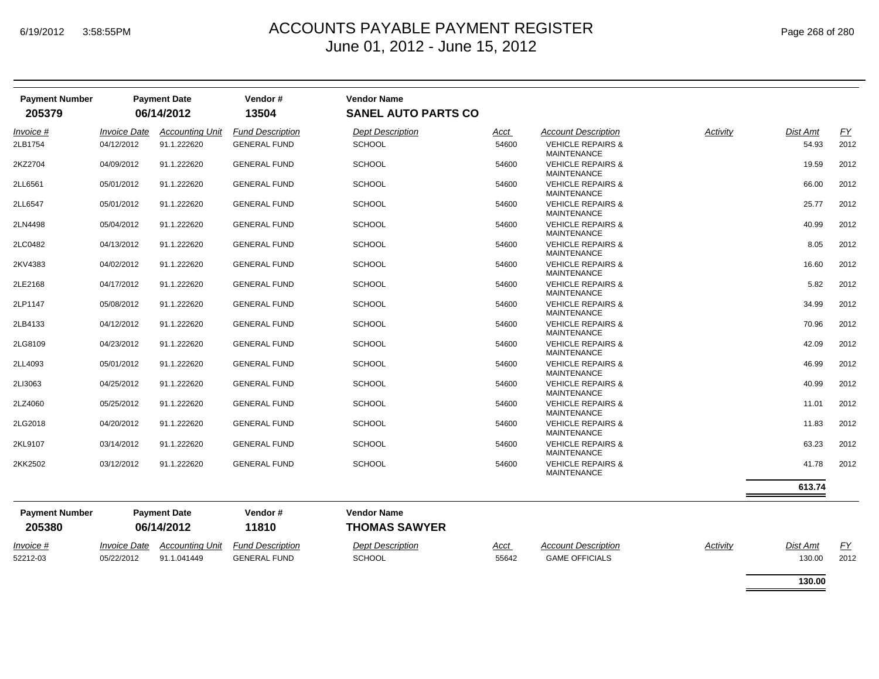# ACCOUNTS PAYABLE PAYMENT REGISTER
June 01, 2012 - June 15, 2012

| Payment Number | Payment Date | Vendor # | Vendor Name |
|---|---|---|---|
| 205379 | 06/14/2012 | 13504 | SANEL AUTO PARTS CO |

| Invoice # | Invoice Date | Accounting Unit | Fund Description | Dept Description | Acct | Account Description | Activity | Dist Amt | FY |
|---|---|---|---|---|---|---|---|---|---|
| 2LB1754 | 04/12/2012 | 91.1.222620 | GENERAL FUND | SCHOOL | 54600 | VEHICLE REPAIRS & MAINTENANCE | | 54.93 | 2012 |
| 2KZ2704 | 04/09/2012 | 91.1.222620 | GENERAL FUND | SCHOOL | 54600 | VEHICLE REPAIRS & MAINTENANCE | | 19.59 | 2012 |
| 2LL6561 | 05/01/2012 | 91.1.222620 | GENERAL FUND | SCHOOL | 54600 | VEHICLE REPAIRS & MAINTENANCE | | 66.00 | 2012 |
| 2LL6547 | 05/01/2012 | 91.1.222620 | GENERAL FUND | SCHOOL | 54600 | VEHICLE REPAIRS & MAINTENANCE | | 25.77 | 2012 |
| 2LN4498 | 05/04/2012 | 91.1.222620 | GENERAL FUND | SCHOOL | 54600 | VEHICLE REPAIRS & MAINTENANCE | | 40.99 | 2012 |
| 2LC0482 | 04/13/2012 | 91.1.222620 | GENERAL FUND | SCHOOL | 54600 | VEHICLE REPAIRS & MAINTENANCE | | 8.05 | 2012 |
| 2KV4383 | 04/02/2012 | 91.1.222620 | GENERAL FUND | SCHOOL | 54600 | VEHICLE REPAIRS & MAINTENANCE | | 16.60 | 2012 |
| 2LE2168 | 04/17/2012 | 91.1.222620 | GENERAL FUND | SCHOOL | 54600 | VEHICLE REPAIRS & MAINTENANCE | | 5.82 | 2012 |
| 2LP1147 | 05/08/2012 | 91.1.222620 | GENERAL FUND | SCHOOL | 54600 | VEHICLE REPAIRS & MAINTENANCE | | 34.99 | 2012 |
| 2LB4133 | 04/12/2012 | 91.1.222620 | GENERAL FUND | SCHOOL | 54600 | VEHICLE REPAIRS & MAINTENANCE | | 70.96 | 2012 |
| 2LG8109 | 04/23/2012 | 91.1.222620 | GENERAL FUND | SCHOOL | 54600 | VEHICLE REPAIRS & MAINTENANCE | | 42.09 | 2012 |
| 2LL4093 | 05/01/2012 | 91.1.222620 | GENERAL FUND | SCHOOL | 54600 | VEHICLE REPAIRS & MAINTENANCE | | 46.99 | 2012 |
| 2LI3063 | 04/25/2012 | 91.1.222620 | GENERAL FUND | SCHOOL | 54600 | VEHICLE REPAIRS & MAINTENANCE | | 40.99 | 2012 |
| 2LZ4060 | 05/25/2012 | 91.1.222620 | GENERAL FUND | SCHOOL | 54600 | VEHICLE REPAIRS & MAINTENANCE | | 11.01 | 2012 |
| 2LG2018 | 04/20/2012 | 91.1.222620 | GENERAL FUND | SCHOOL | 54600 | VEHICLE REPAIRS & MAINTENANCE | | 11.83 | 2012 |
| 2KL9107 | 03/14/2012 | 91.1.222620 | GENERAL FUND | SCHOOL | 54600 | VEHICLE REPAIRS & MAINTENANCE | | 63.23 | 2012 |
| 2KK2502 | 03/12/2012 | 91.1.222620 | GENERAL FUND | SCHOOL | 54600 | VEHICLE REPAIRS & MAINTENANCE | | 41.78 | 2012 |
| | | | | | | | | **613.74** | |

| Payment Number | Payment Date | Vendor # | Vendor Name |
|---|---|---|---|
| 205380 | 06/14/2012 | 11810 | THOMAS SAWYER |

| Invoice # | Invoice Date | Accounting Unit | Fund Description | Dept Description | Acct | Account Description | Activity | Dist Amt | FY |
|---|---|---|---|---|---|---|---|---|---|
| 52212-03 | 05/22/2012 | 91.1.041449 | GENERAL FUND | SCHOOL | 55642 | GAME OFFICIALS | | 130.00 | 2012 |
| | | | | | | | | **130.00** | |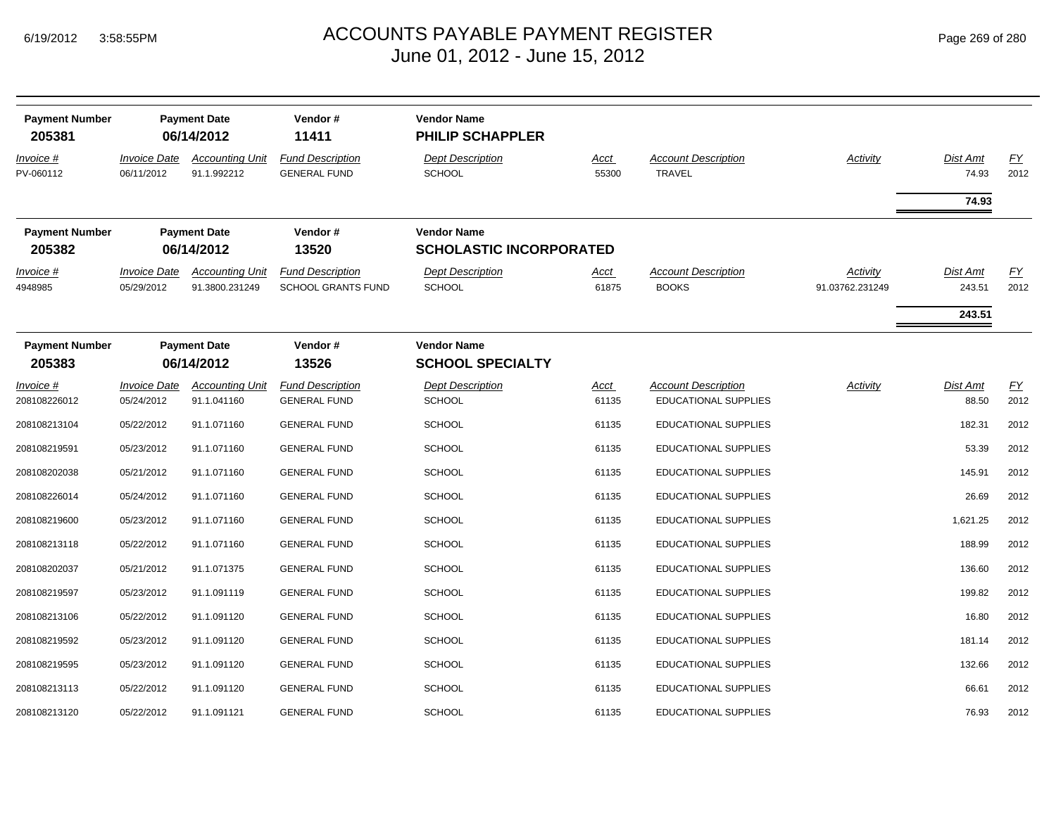# ACCOUNTS PAYABLE PAYMENT REGISTER
June 01, 2012 - June 15, 2012

| Payment Number | Payment Date | Vendor # | Vendor Name |
|---|---|---|---|
| 205381 | 06/14/2012 | 11411 | PHILIP SCHAPPLER |

| Invoice # | Invoice Date | Accounting Unit | Fund Description | Dept Description | Acct | Account Description | Activity | Dist Amt | FY |
|---|---|---|---|---|---|---|---|---|---|
| PV-060112 | 06/11/2012 | 91.1.992212 | GENERAL FUND | SCHOOL | 55300 | TRAVEL | | 74.93 | 2012 |
| | | | | | | | | **74.93** | |

| Payment Number | Payment Date | Vendor # | Vendor Name |
|---|---|---|---|
| 205382 | 06/14/2012 | 13520 | SCHOLASTIC INCORPORATED |

| Invoice # | Invoice Date | Accounting Unit | Fund Description | Dept Description | Acct | Account Description | Activity | Dist Amt | FY |
|---|---|---|---|---|---|---|---|---|---|
| 4948985 | 05/29/2012 | 91.3800.231249 | SCHOOL GRANTS FUND | SCHOOL | 61875 | BOOKS | 91.03762.231249 | 243.51 | 2012 |
| | | | | | | | | **243.51** | |

| Payment Number | Payment Date | Vendor # | Vendor Name |
|---|---|---|---|
| 205383 | 06/14/2012 | 13526 | SCHOOL SPECIALTY |

| Invoice # | Invoice Date | Accounting Unit | Fund Description | Dept Description | Acct | Account Description | Activity | Dist Amt | FY |
|---|---|---|---|---|---|---|---|---|---|
| 208108226012 | 05/24/2012 | 91.1.041160 | GENERAL FUND | SCHOOL | 61135 | EDUCATIONAL SUPPLIES | | 88.50 | 2012 |
| 208108213104 | 05/22/2012 | 91.1.071160 | GENERAL FUND | SCHOOL | 61135 | EDUCATIONAL SUPPLIES | | 182.31 | 2012 |
| 208108219591 | 05/23/2012 | 91.1.071160 | GENERAL FUND | SCHOOL | 61135 | EDUCATIONAL SUPPLIES | | 53.39 | 2012 |
| 208108202038 | 05/21/2012 | 91.1.071160 | GENERAL FUND | SCHOOL | 61135 | EDUCATIONAL SUPPLIES | | 145.91 | 2012 |
| 208108226014 | 05/24/2012 | 91.1.071160 | GENERAL FUND | SCHOOL | 61135 | EDUCATIONAL SUPPLIES | | 26.69 | 2012 |
| 208108219600 | 05/23/2012 | 91.1.071160 | GENERAL FUND | SCHOOL | 61135 | EDUCATIONAL SUPPLIES | | 1,621.25 | 2012 |
| 208108213118 | 05/22/2012 | 91.1.071160 | GENERAL FUND | SCHOOL | 61135 | EDUCATIONAL SUPPLIES | | 188.99 | 2012 |
| 208108202037 | 05/21/2012 | 91.1.071375 | GENERAL FUND | SCHOOL | 61135 | EDUCATIONAL SUPPLIES | | 136.60 | 2012 |
| 208108219597 | 05/23/2012 | 91.1.091119 | GENERAL FUND | SCHOOL | 61135 | EDUCATIONAL SUPPLIES | | 199.82 | 2012 |
| 208108213106 | 05/22/2012 | 91.1.091120 | GENERAL FUND | SCHOOL | 61135 | EDUCATIONAL SUPPLIES | | 16.80 | 2012 |
| 208108219592 | 05/23/2012 | 91.1.091120 | GENERAL FUND | SCHOOL | 61135 | EDUCATIONAL SUPPLIES | | 181.14 | 2012 |
| 208108219595 | 05/23/2012 | 91.1.091120 | GENERAL FUND | SCHOOL | 61135 | EDUCATIONAL SUPPLIES | | 132.66 | 2012 |
| 208108213113 | 05/22/2012 | 91.1.091120 | GENERAL FUND | SCHOOL | 61135 | EDUCATIONAL SUPPLIES | | 66.61 | 2012 |
| 208108213120 | 05/22/2012 | 91.1.091121 | GENERAL FUND | SCHOOL | 61135 | EDUCATIONAL SUPPLIES | | 76.93 | 2012 |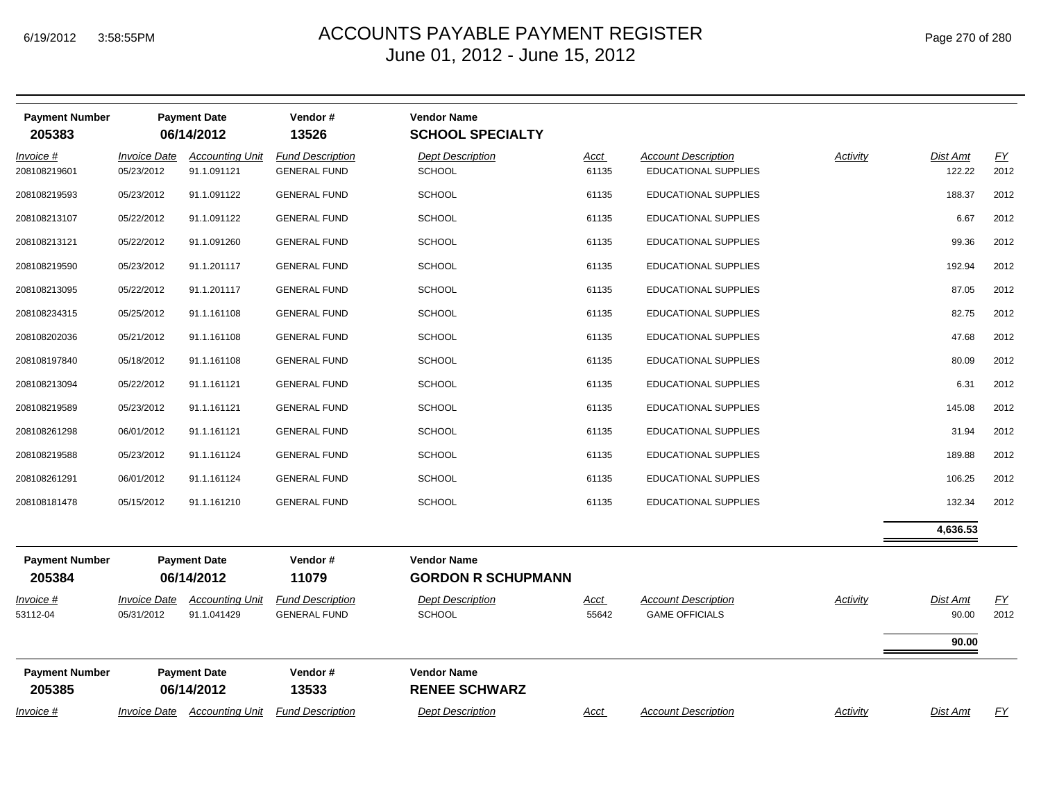# ACCOUNTS PAYABLE PAYMENT REGISTER
## June 01, 2012 - June 15, 2012

| Payment Number | Payment Date | Vendor # | Vendor Name |
|---|---|---|---|
| **205383** | **06/14/2012** | **13526** | **SCHOOL SPECIALTY** |

| Invoice # | Invoice Date | Accounting Unit | Fund Description | Dept Description | Acct | Account Description | Activity | Dist Amt | FY |
|---|---|---|---|---|---|---|---|---|---|
| 208108219601 | 05/23/2012 | 91.1.091121 | GENERAL FUND | SCHOOL | 61135 | EDUCATIONAL SUPPLIES | | 122.22 | 2012 |
| 208108219593 | 05/23/2012 | 91.1.091122 | GENERAL FUND | SCHOOL | 61135 | EDUCATIONAL SUPPLIES | | 188.37 | 2012 |
| 208108213107 | 05/22/2012 | 91.1.091122 | GENERAL FUND | SCHOOL | 61135 | EDUCATIONAL SUPPLIES | | 6.67 | 2012 |
| 208108213121 | 05/22/2012 | 91.1.091260 | GENERAL FUND | SCHOOL | 61135 | EDUCATIONAL SUPPLIES | | 99.36 | 2012 |
| 208108219590 | 05/23/2012 | 91.1.201117 | GENERAL FUND | SCHOOL | 61135 | EDUCATIONAL SUPPLIES | | 192.94 | 2012 |
| 208108213095 | 05/22/2012 | 91.1.201117 | GENERAL FUND | SCHOOL | 61135 | EDUCATIONAL SUPPLIES | | 87.05 | 2012 |
| 208108234315 | 05/25/2012 | 91.1.161108 | GENERAL FUND | SCHOOL | 61135 | EDUCATIONAL SUPPLIES | | 82.75 | 2012 |
| 208108202036 | 05/21/2012 | 91.1.161108 | GENERAL FUND | SCHOOL | 61135 | EDUCATIONAL SUPPLIES | | 47.68 | 2012 |
| 208108197840 | 05/18/2012 | 91.1.161108 | GENERAL FUND | SCHOOL | 61135 | EDUCATIONAL SUPPLIES | | 80.09 | 2012 |
| 208108213094 | 05/22/2012 | 91.1.161121 | GENERAL FUND | SCHOOL | 61135 | EDUCATIONAL SUPPLIES | | 6.31 | 2012 |
| 208108219589 | 05/23/2012 | 91.1.161121 | GENERAL FUND | SCHOOL | 61135 | EDUCATIONAL SUPPLIES | | 145.08 | 2012 |
| 208108261298 | 06/01/2012 | 91.1.161121 | GENERAL FUND | SCHOOL | 61135 | EDUCATIONAL SUPPLIES | | 31.94 | 2012 |
| 208108219588 | 05/23/2012 | 91.1.161124 | GENERAL FUND | SCHOOL | 61135 | EDUCATIONAL SUPPLIES | | 189.88 | 2012 |
| 208108261291 | 06/01/2012 | 91.1.161124 | GENERAL FUND | SCHOOL | 61135 | EDUCATIONAL SUPPLIES | | 106.25 | 2012 |
| 208108181478 | 05/15/2012 | 91.1.161210 | GENERAL FUND | SCHOOL | 61135 | EDUCATIONAL SUPPLIES | | 132.34 | 2012 |
| | | | | | | | | **4,636.53** | |

| Payment Number | Payment Date | Vendor # | Vendor Name |
|---|---|---|---|
| **205384** | **06/14/2012** | **11079** | **GORDON R SCHUPMANN** |

| Invoice # | Invoice Date | Accounting Unit | Fund Description | Dept Description | Acct | Account Description | Activity | Dist Amt | FY |
|---|---|---|---|---|---|---|---|---|---|
| 53112-04 | 05/31/2012 | 91.1.041429 | GENERAL FUND | SCHOOL | 55642 | GAME OFFICIALS | | 90.00 | 2012 |
| | | | | | | | | **90.00** | |

| Payment Number | Payment Date | Vendor # | Vendor Name |
|---|---|---|---|
| **205385** | **06/14/2012** | **13533** | **RENEE SCHWARZ** |

| Invoice # | Invoice Date | Accounting Unit | Fund Description | Dept Description | Acct | Account Description | Activity | Dist Amt | FY |
|---|---|---|---|---|---|---|---|---|---|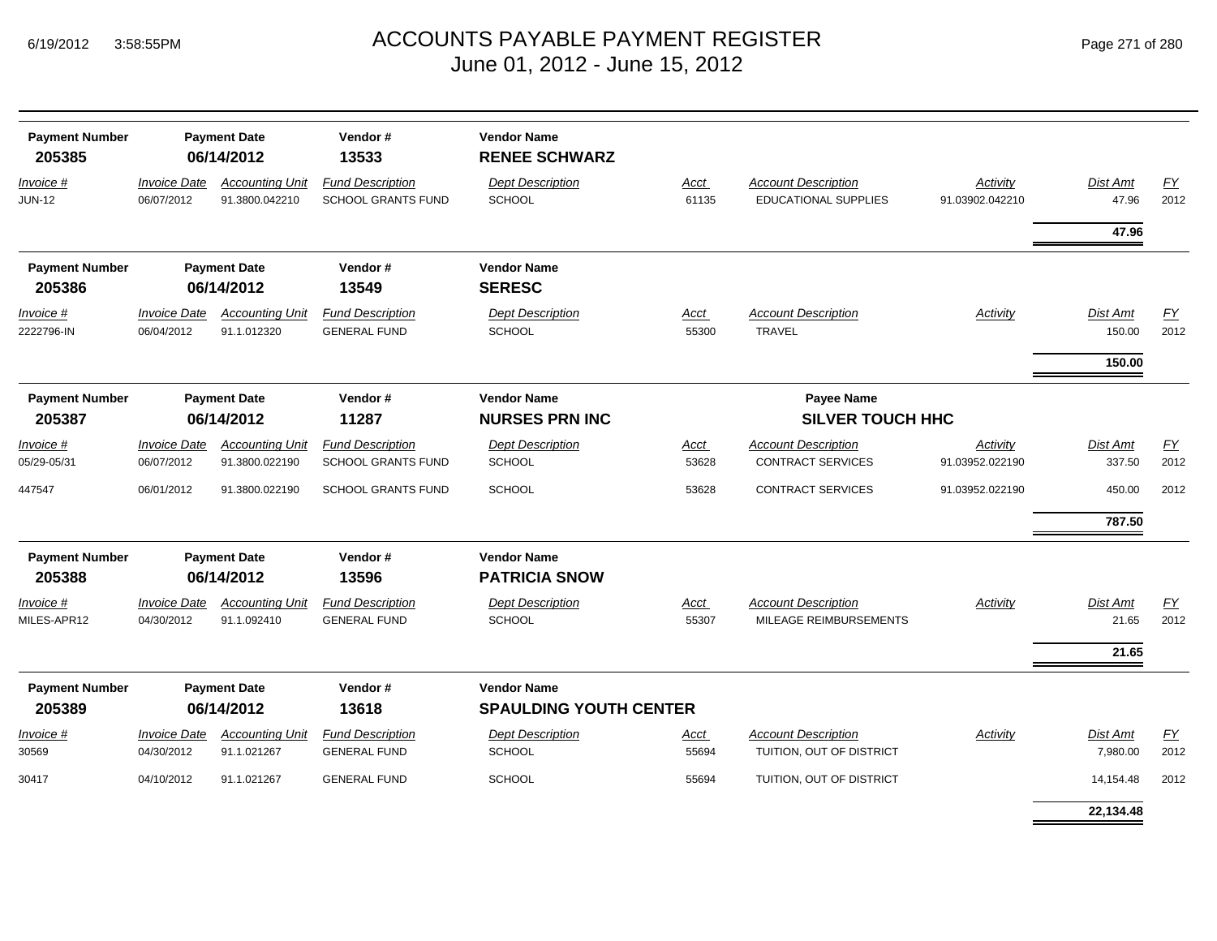# ACCOUNTS PAYABLE PAYMENT REGISTER
June 01, 2012 - June 15, 2012

| Payment Number | Payment Date | Vendor # | Vendor Name |
|---|---|---|---|
| 205385 | 06/14/2012 | 13533 | RENEE SCHWARZ |

| Invoice # | Invoice Date | Accounting Unit | Fund Description | Dept Description | Acct | Account Description | Activity | Dist Amt | FY |
|---|---|---|---|---|---|---|---|---|---|
| JUN-12 | 06/07/2012 | 91.3800.042210 | SCHOOL GRANTS FUND | SCHOOL | 61135 | EDUCATIONAL SUPPLIES | 91.03902.042210 | 47.96 | 2012 |
| | | | | | | | | **47.96** | |

| Payment Number | Payment Date | Vendor # | Vendor Name |
|---|---|---|---|
| 205386 | 06/14/2012 | 13549 | SERESC |

| Invoice # | Invoice Date | Accounting Unit | Fund Description | Dept Description | Acct | Account Description | Activity | Dist Amt | FY |
|---|---|---|---|---|---|---|---|---|---|
| 2222796-IN | 06/04/2012 | 91.1.012320 | GENERAL FUND | SCHOOL | 55300 | TRAVEL | | 150.00 | 2012 |
| | | | | | | | | **150.00** | |

| Payment Number | Payment Date | Vendor # | Vendor Name | Payee Name |
|---|---|---|---|---|
| 205387 | 06/14/2012 | 11287 | NURSES PRN INC | SILVER TOUCH HHC |

| Invoice # | Invoice Date | Accounting Unit | Fund Description | Dept Description | Acct | Account Description | Activity | Dist Amt | FY |
|---|---|---|---|---|---|---|---|---|---|
| 05/29-05/31 | 06/07/2012 | 91.3800.022190 | SCHOOL GRANTS FUND | SCHOOL | 53628 | CONTRACT SERVICES | 91.03952.022190 | 337.50 | 2012 |
| 447547 | 06/01/2012 | 91.3800.022190 | SCHOOL GRANTS FUND | SCHOOL | 53628 | CONTRACT SERVICES | 91.03952.022190 | 450.00 | 2012 |
| | | | | | | | | **787.50** | |

| Payment Number | Payment Date | Vendor # | Vendor Name |
|---|---|---|---|
| 205388 | 06/14/2012 | 13596 | PATRICIA SNOW |

| Invoice # | Invoice Date | Accounting Unit | Fund Description | Dept Description | Acct | Account Description | Activity | Dist Amt | FY |
|---|---|---|---|---|---|---|---|---|---|
| MILES-APR12 | 04/30/2012 | 91.1.092410 | GENERAL FUND | SCHOOL | 55307 | MILEAGE REIMBURSEMENTS | | 21.65 | 2012 |
| | | | | | | | | **21.65** | |

| Payment Number | Payment Date | Vendor # | Vendor Name |
|---|---|---|---|
| 205389 | 06/14/2012 | 13618 | SPAULDING YOUTH CENTER |

| Invoice # | Invoice Date | Accounting Unit | Fund Description | Dept Description | Acct | Account Description | Activity | Dist Amt | FY |
|---|---|---|---|---|---|---|---|---|---|
| 30569 | 04/30/2012 | 91.1.021267 | GENERAL FUND | SCHOOL | 55694 | TUITION, OUT OF DISTRICT | | 7,980.00 | 2012 |
| 30417 | 04/10/2012 | 91.1.021267 | GENERAL FUND | SCHOOL | 55694 | TUITION, OUT OF DISTRICT | | 14,154.48 | 2012 |
| | | | | | | | | **22,134.48** | |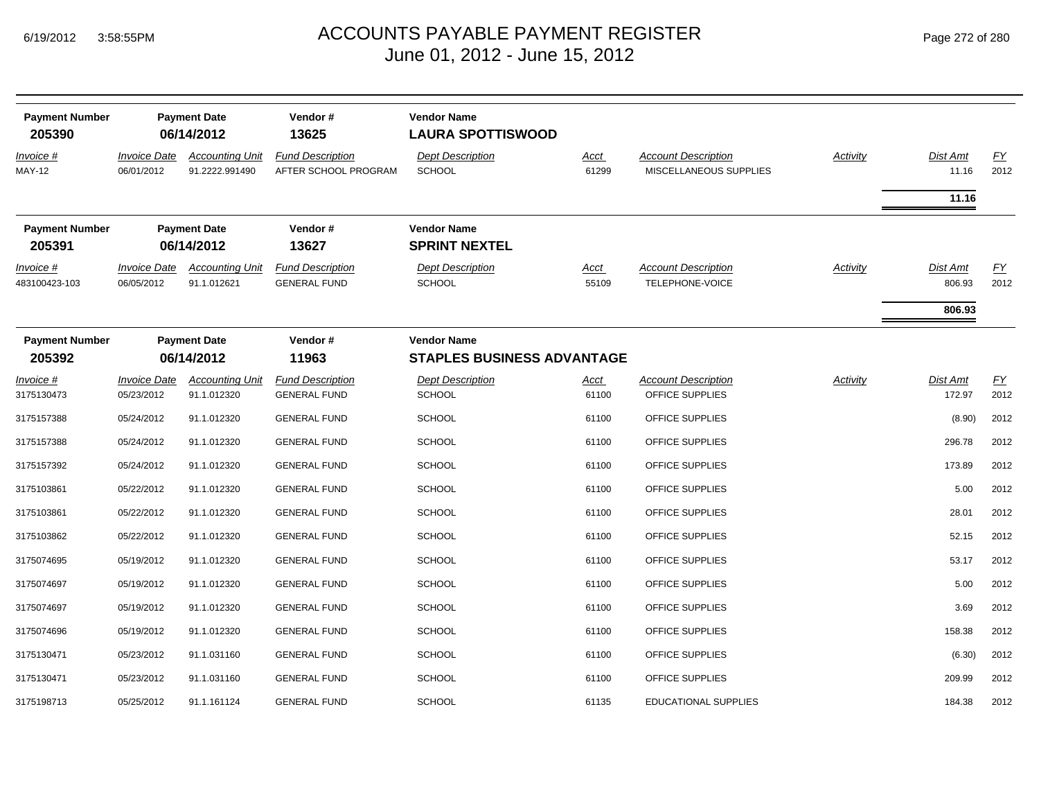# ACCOUNTS PAYABLE PAYMENT REGISTER
June 01, 2012 - June 15, 2012

| Payment Number | Payment Date | Vendor # | Vendor Name |
|---|---|---|---|
| **205390** | **06/14/2012** | **13625** | **LAURA SPOTTISWOOD** |

| Invoice # | Invoice Date | Accounting Unit | Fund Description | Dept Description | Acct | Account Description | Activity | Dist Amt | FY |
|---|---|---|---|---|---|---|---|---|---|
| MAY-12 | 06/01/2012 | 91.2222.991490 | AFTER SCHOOL PROGRAM | SCHOOL | 61299 | MISCELLANEOUS SUPPLIES | | 11.16 | 2012 |
| | | | | | | | | **11.16** | |

| Payment Number | Payment Date | Vendor # | Vendor Name |
|---|---|---|---|
| **205391** | **06/14/2012** | **13627** | **SPRINT NEXTEL** |

| Invoice # | Invoice Date | Accounting Unit | Fund Description | Dept Description | Acct | Account Description | Activity | Dist Amt | FY |
|---|---|---|---|---|---|---|---|---|---|
| 483100423-103 | 06/05/2012 | 91.1.012621 | GENERAL FUND | SCHOOL | 55109 | TELEPHONE-VOICE | | 806.93 | 2012 |
| | | | | | | | | **806.93** | |

| Payment Number | Payment Date | Vendor # | Vendor Name |
|---|---|---|---|
| **205392** | **06/14/2012** | **11963** | **STAPLES BUSINESS ADVANTAGE** |

| Invoice # | Invoice Date | Accounting Unit | Fund Description | Dept Description | Acct | Account Description | Activity | Dist Amt | FY |
|---|---|---|---|---|---|---|---|---|---|
| 3175130473 | 05/23/2012 | 91.1.012320 | GENERAL FUND | SCHOOL | 61100 | OFFICE SUPPLIES | | 172.97 | 2012 |
| 3175157388 | 05/24/2012 | 91.1.012320 | GENERAL FUND | SCHOOL | 61100 | OFFICE SUPPLIES | | (8.90) | 2012 |
| 3175157388 | 05/24/2012 | 91.1.012320 | GENERAL FUND | SCHOOL | 61100 | OFFICE SUPPLIES | | 296.78 | 2012 |
| 3175157392 | 05/24/2012 | 91.1.012320 | GENERAL FUND | SCHOOL | 61100 | OFFICE SUPPLIES | | 173.89 | 2012 |
| 3175103861 | 05/22/2012 | 91.1.012320 | GENERAL FUND | SCHOOL | 61100 | OFFICE SUPPLIES | | 5.00 | 2012 |
| 3175103861 | 05/22/2012 | 91.1.012320 | GENERAL FUND | SCHOOL | 61100 | OFFICE SUPPLIES | | 28.01 | 2012 |
| 3175103862 | 05/22/2012 | 91.1.012320 | GENERAL FUND | SCHOOL | 61100 | OFFICE SUPPLIES | | 52.15 | 2012 |
| 3175074695 | 05/19/2012 | 91.1.012320 | GENERAL FUND | SCHOOL | 61100 | OFFICE SUPPLIES | | 53.17 | 2012 |
| 3175074697 | 05/19/2012 | 91.1.012320 | GENERAL FUND | SCHOOL | 61100 | OFFICE SUPPLIES | | 5.00 | 2012 |
| 3175074697 | 05/19/2012 | 91.1.012320 | GENERAL FUND | SCHOOL | 61100 | OFFICE SUPPLIES | | 3.69 | 2012 |
| 3175074696 | 05/19/2012 | 91.1.012320 | GENERAL FUND | SCHOOL | 61100 | OFFICE SUPPLIES | | 158.38 | 2012 |
| 3175130471 | 05/23/2012 | 91.1.031160 | GENERAL FUND | SCHOOL | 61100 | OFFICE SUPPLIES | | (6.30) | 2012 |
| 3175130471 | 05/23/2012 | 91.1.031160 | GENERAL FUND | SCHOOL | 61100 | OFFICE SUPPLIES | | 209.99 | 2012 |
| 3175198713 | 05/25/2012 | 91.1.161124 | GENERAL FUND | SCHOOL | 61135 | EDUCATIONAL SUPPLIES | | 184.38 | 2012 |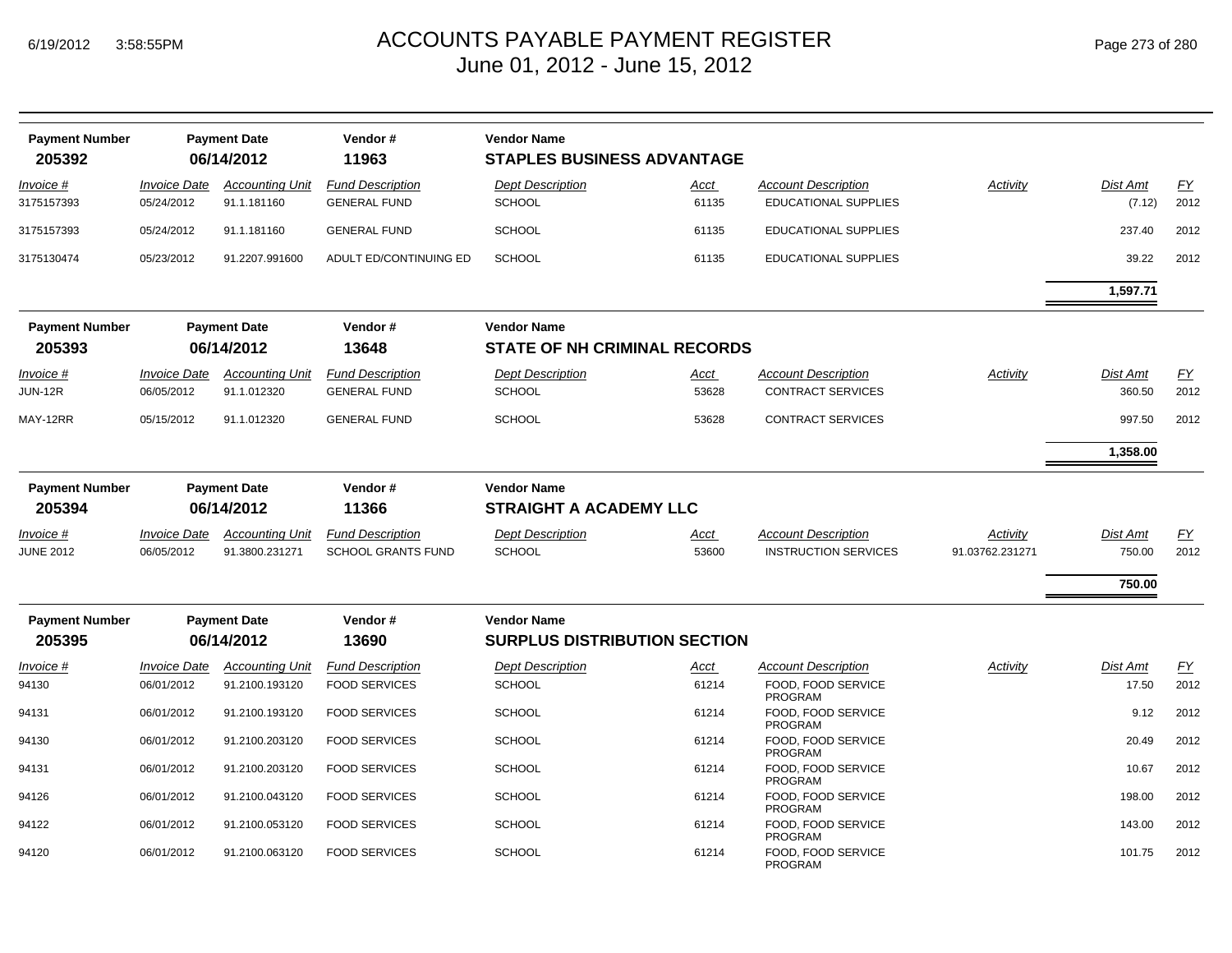# ACCOUNTS PAYABLE PAYMENT REGISTER
## June 01, 2012 - June 15, 2012

| Payment Number | Payment Date | Vendor # | Vendor Name |
|---|---|---|---|
| **205392** | **06/14/2012** | **11963** | **STAPLES BUSINESS ADVANTAGE** |

| Invoice # | Invoice Date | Accounting Unit | Fund Description | Dept Description | Acct | Account Description | Activity | Dist Amt | FY |
|---|---|---|---|---|---|---|---|---|---|
| 3175157393 | 05/24/2012 | 91.1.181160 | GENERAL FUND | SCHOOL | 61135 | EDUCATIONAL SUPPLIES | | (7.12) | 2012 |
| 3175157393 | 05/24/2012 | 91.1.181160 | GENERAL FUND | SCHOOL | 61135 | EDUCATIONAL SUPPLIES | | 237.40 | 2012 |
| 3175130474 | 05/23/2012 | 91.2207.991600 | ADULT ED/CONTINUING ED | SCHOOL | 61135 | EDUCATIONAL SUPPLIES | | 39.22 | 2012 |
| | | | | | | | | **1,597.71** | |

| Payment Number | Payment Date | Vendor # | Vendor Name |
|---|---|---|---|
| **205393** | **06/14/2012** | **13648** | **STATE OF NH CRIMINAL RECORDS** |

| Invoice # | Invoice Date | Accounting Unit | Fund Description | Dept Description | Acct | Account Description | Activity | Dist Amt | FY |
|---|---|---|---|---|---|---|---|---|---|
| JUN-12R | 06/05/2012 | 91.1.012320 | GENERAL FUND | SCHOOL | 53628 | CONTRACT SERVICES | | 360.50 | 2012 |
| MAY-12RR | 05/15/2012 | 91.1.012320 | GENERAL FUND | SCHOOL | 53628 | CONTRACT SERVICES | | 997.50 | 2012 |
| | | | | | | | | **1,358.00** | |

| Payment Number | Payment Date | Vendor # | Vendor Name |
|---|---|---|---|
| **205394** | **06/14/2012** | **11366** | **STRAIGHT A ACADEMY LLC** |

| Invoice # | Invoice Date | Accounting Unit | Fund Description | Dept Description | Acct | Account Description | Activity | Dist Amt | FY |
|---|---|---|---|---|---|---|---|---|---|
| JUNE 2012 | 06/05/2012 | 91.3800.231271 | SCHOOL GRANTS FUND | SCHOOL | 53600 | INSTRUCTION SERVICES | 91.03762.231271 | 750.00 | 2012 |
| | | | | | | | | **750.00** | |

| Payment Number | Payment Date | Vendor # | Vendor Name |
|---|---|---|---|
| **205395** | **06/14/2012** | **13690** | **SURPLUS DISTRIBUTION SECTION** |

| Invoice # | Invoice Date | Accounting Unit | Fund Description | Dept Description | Acct | Account Description | Activity | Dist Amt | FY |
|---|---|---|---|---|---|---|---|---|---|
| 94130 | 06/01/2012 | 91.2100.193120 | FOOD SERVICES | SCHOOL | 61214 | FOOD, FOOD SERVICE PROGRAM | | 17.50 | 2012 |
| 94131 | 06/01/2012 | 91.2100.193120 | FOOD SERVICES | SCHOOL | 61214 | FOOD, FOOD SERVICE PROGRAM | | 9.12 | 2012 |
| 94130 | 06/01/2012 | 91.2100.203120 | FOOD SERVICES | SCHOOL | 61214 | FOOD, FOOD SERVICE PROGRAM | | 20.49 | 2012 |
| 94131 | 06/01/2012 | 91.2100.203120 | FOOD SERVICES | SCHOOL | 61214 | FOOD, FOOD SERVICE PROGRAM | | 10.67 | 2012 |
| 94126 | 06/01/2012 | 91.2100.043120 | FOOD SERVICES | SCHOOL | 61214 | FOOD, FOOD SERVICE PROGRAM | | 198.00 | 2012 |
| 94122 | 06/01/2012 | 91.2100.053120 | FOOD SERVICES | SCHOOL | 61214 | FOOD, FOOD SERVICE PROGRAM | | 143.00 | 2012 |
| 94120 | 06/01/2012 | 91.2100.063120 | FOOD SERVICES | SCHOOL | 61214 | FOOD, FOOD SERVICE PROGRAM | | 101.75 | 2012 |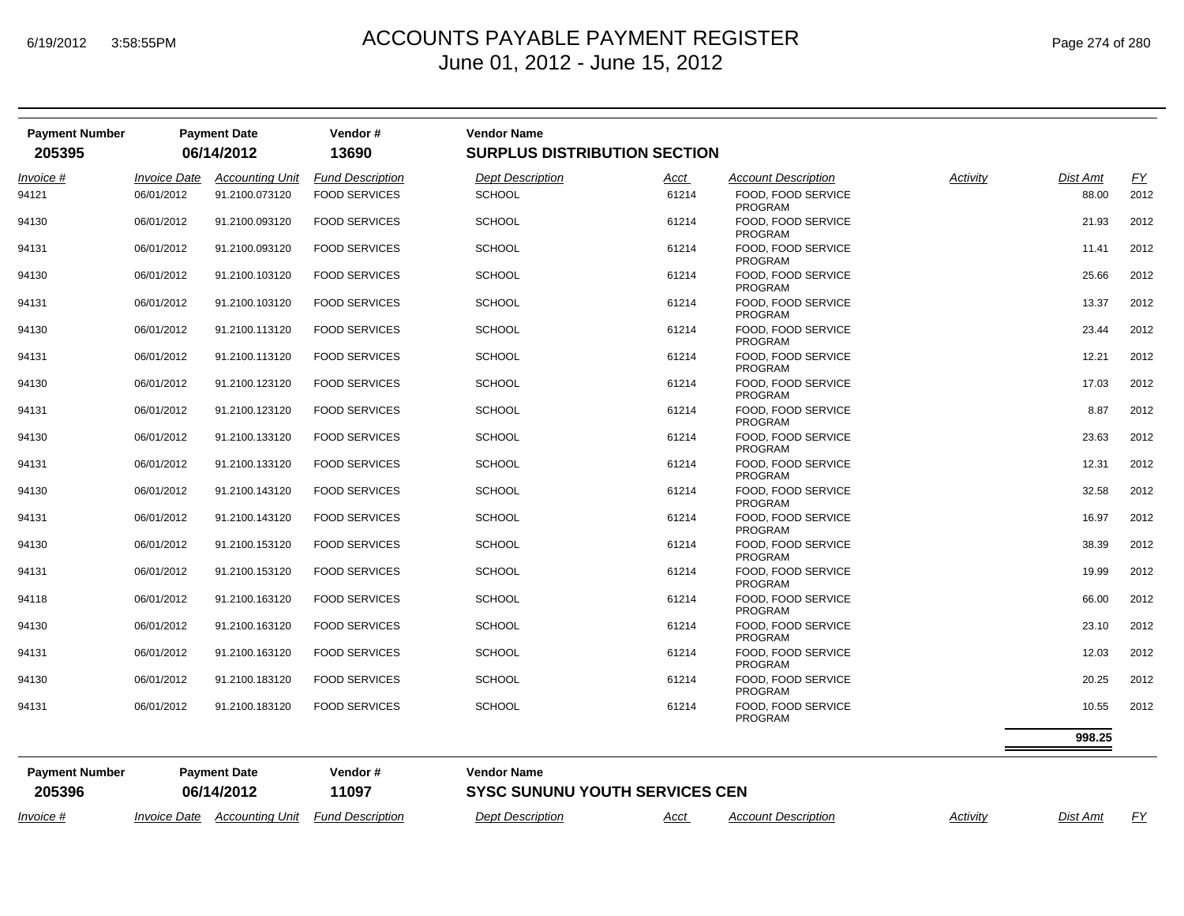# ACCOUNTS PAYABLE PAYMENT REGISTER
June 01, 2012 - June 15, 2012

| Payment Number | Payment Date | Vendor # | Vendor Name |
|---|---|---|---|
| **205395** | **06/14/2012** | **13690** | **SURPLUS DISTRIBUTION SECTION** |

| *Invoice #* | *Invoice Date* | *Accounting Unit* | *Fund Description* | *Dept Description* | *Acct* | *Account Description* | *Activity* | *Dist Amt* | *FY* |
|---|---|---|---|---|---|---|---|---|---|
| 94121 | 06/01/2012 | 91.2100.073120 | FOOD SERVICES | SCHOOL | 61214 | FOOD, FOOD SERVICE PROGRAM | | 88.00 | 2012 |
| 94130 | 06/01/2012 | 91.2100.093120 | FOOD SERVICES | SCHOOL | 61214 | FOOD, FOOD SERVICE PROGRAM | | 21.93 | 2012 |
| 94131 | 06/01/2012 | 91.2100.093120 | FOOD SERVICES | SCHOOL | 61214 | FOOD, FOOD SERVICE PROGRAM | | 11.41 | 2012 |
| 94130 | 06/01/2012 | 91.2100.103120 | FOOD SERVICES | SCHOOL | 61214 | FOOD, FOOD SERVICE PROGRAM | | 25.66 | 2012 |
| 94131 | 06/01/2012 | 91.2100.103120 | FOOD SERVICES | SCHOOL | 61214 | FOOD, FOOD SERVICE PROGRAM | | 13.37 | 2012 |
| 94130 | 06/01/2012 | 91.2100.113120 | FOOD SERVICES | SCHOOL | 61214 | FOOD, FOOD SERVICE PROGRAM | | 23.44 | 2012 |
| 94131 | 06/01/2012 | 91.2100.113120 | FOOD SERVICES | SCHOOL | 61214 | FOOD, FOOD SERVICE PROGRAM | | 12.21 | 2012 |
| 94130 | 06/01/2012 | 91.2100.123120 | FOOD SERVICES | SCHOOL | 61214 | FOOD, FOOD SERVICE PROGRAM | | 17.03 | 2012 |
| 94131 | 06/01/2012 | 91.2100.123120 | FOOD SERVICES | SCHOOL | 61214 | FOOD, FOOD SERVICE PROGRAM | | 8.87 | 2012 |
| 94130 | 06/01/2012 | 91.2100.133120 | FOOD SERVICES | SCHOOL | 61214 | FOOD, FOOD SERVICE PROGRAM | | 23.63 | 2012 |
| 94131 | 06/01/2012 | 91.2100.133120 | FOOD SERVICES | SCHOOL | 61214 | FOOD, FOOD SERVICE PROGRAM | | 12.31 | 2012 |
| 94130 | 06/01/2012 | 91.2100.143120 | FOOD SERVICES | SCHOOL | 61214 | FOOD, FOOD SERVICE PROGRAM | | 32.58 | 2012 |
| 94131 | 06/01/2012 | 91.2100.143120 | FOOD SERVICES | SCHOOL | 61214 | FOOD, FOOD SERVICE PROGRAM | | 16.97 | 2012 |
| 94130 | 06/01/2012 | 91.2100.153120 | FOOD SERVICES | SCHOOL | 61214 | FOOD, FOOD SERVICE PROGRAM | | 38.39 | 2012 |
| 94131 | 06/01/2012 | 91.2100.153120 | FOOD SERVICES | SCHOOL | 61214 | FOOD, FOOD SERVICE PROGRAM | | 19.99 | 2012 |
| 94118 | 06/01/2012 | 91.2100.163120 | FOOD SERVICES | SCHOOL | 61214 | FOOD, FOOD SERVICE PROGRAM | | 66.00 | 2012 |
| 94130 | 06/01/2012 | 91.2100.163120 | FOOD SERVICES | SCHOOL | 61214 | FOOD, FOOD SERVICE PROGRAM | | 23.10 | 2012 |
| 94131 | 06/01/2012 | 91.2100.163120 | FOOD SERVICES | SCHOOL | 61214 | FOOD, FOOD SERVICE PROGRAM | | 12.03 | 2012 |
| 94130 | 06/01/2012 | 91.2100.183120 | FOOD SERVICES | SCHOOL | 61214 | FOOD, FOOD SERVICE PROGRAM | | 20.25 | 2012 |
| 94131 | 06/01/2012 | 91.2100.183120 | FOOD SERVICES | SCHOOL | 61214 | FOOD, FOOD SERVICE PROGRAM | | 10.55 | 2012 |
| | | | | | | | | **998.25** | |

| Payment Number | Payment Date | Vendor # | Vendor Name |
|---|---|---|---|
| **205396** | **06/14/2012** | **11097** | **SYSC SUNUNU YOUTH SERVICES CEN** |

| *Invoice #* | *Invoice Date* | *Accounting Unit* | *Fund Description* | *Dept Description* | *Acct* | *Account Description* | *Activity* | *Dist Amt* | *FY* |
|---|---|---|---|---|---|---|---|---|---|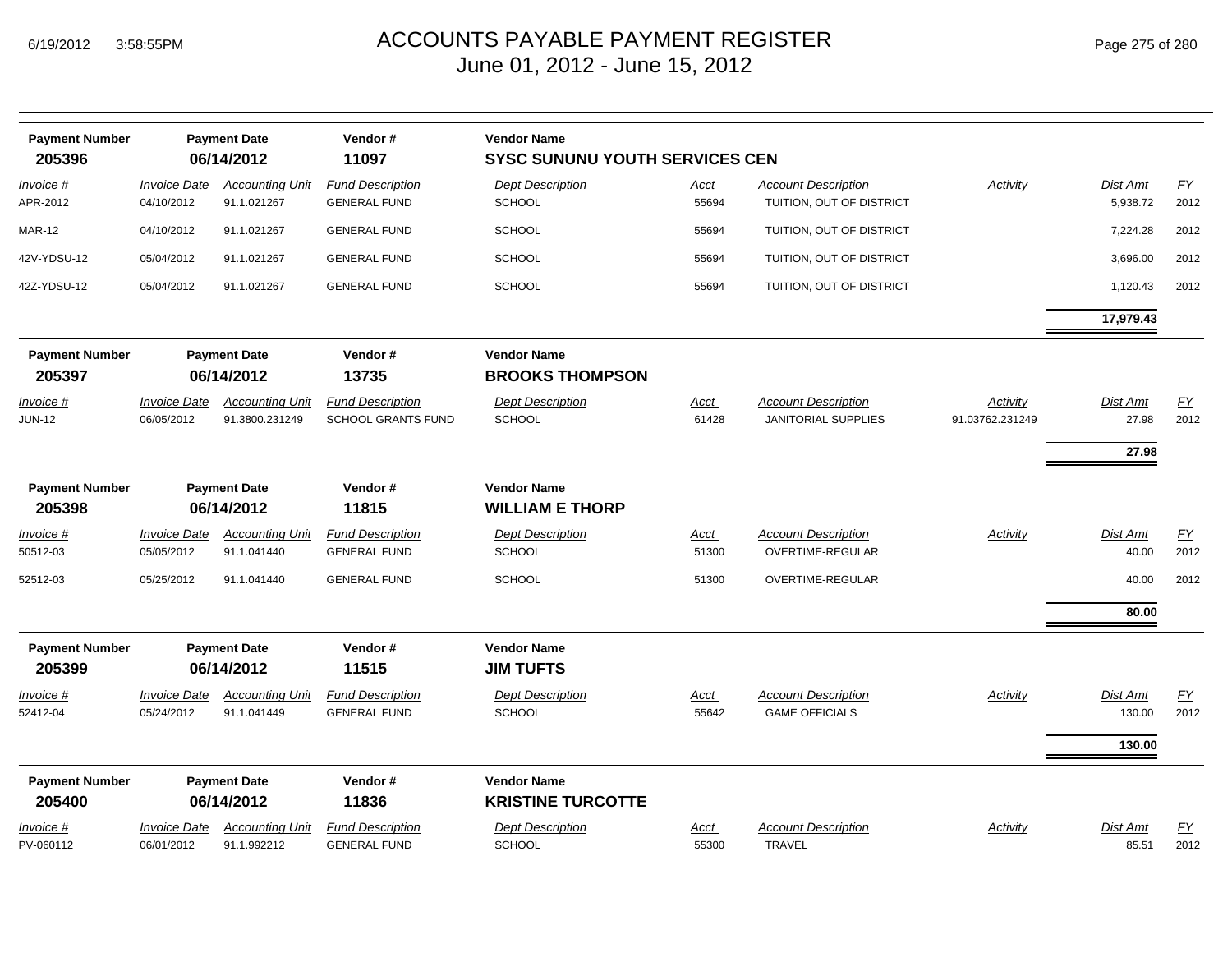# ACCOUNTS PAYABLE PAYMENT REGISTER
## June 01, 2012 - June 15, 2012

| Payment Number | Payment Date | Vendor # | Vendor Name |
|---|---|---|---|
| **205396** | **06/14/2012** | **11097** | **SYSC SUNUNU YOUTH SERVICES CEN** |

| Invoice # | Invoice Date | Accounting Unit | Fund Description | Dept Description | Acct | Account Description | Activity | Dist Amt | FY |
|---|---|---|---|---|---|---|---|---|---|
| APR-2012 | 04/10/2012 | 91.1.021267 | GENERAL FUND | SCHOOL | 55694 | TUITION, OUT OF DISTRICT | | 5,938.72 | 2012 |
| MAR-12 | 04/10/2012 | 91.1.021267 | GENERAL FUND | SCHOOL | 55694 | TUITION, OUT OF DISTRICT | | 7,224.28 | 2012 |
| 42V-YDSU-12 | 05/04/2012 | 91.1.021267 | GENERAL FUND | SCHOOL | 55694 | TUITION, OUT OF DISTRICT | | 3,696.00 | 2012 |
| 42Z-YDSU-12 | 05/04/2012 | 91.1.021267 | GENERAL FUND | SCHOOL | 55694 | TUITION, OUT OF DISTRICT | | 1,120.43 | 2012 |
| | | | | | | | | **17,979.43** | |

| Payment Number | Payment Date | Vendor # | Vendor Name |
|---|---|---|---|
| **205397** | **06/14/2012** | **13735** | **BROOKS THOMPSON** |

| Invoice # | Invoice Date | Accounting Unit | Fund Description | Dept Description | Acct | Account Description | Activity | Dist Amt | FY |
|---|---|---|---|---|---|---|---|---|---|
| JUN-12 | 06/05/2012 | 91.3800.231249 | SCHOOL GRANTS FUND | SCHOOL | 61428 | JANITORIAL SUPPLIES | 91.03762.231249 | 27.98 | 2012 |
| | | | | | | | | **27.98** | |

| Payment Number | Payment Date | Vendor # | Vendor Name |
|---|---|---|---|
| **205398** | **06/14/2012** | **11815** | **WILLIAM E THORP** |

| Invoice # | Invoice Date | Accounting Unit | Fund Description | Dept Description | Acct | Account Description | Activity | Dist Amt | FY |
|---|---|---|---|---|---|---|---|---|---|
| 50512-03 | 05/05/2012 | 91.1.041440 | GENERAL FUND | SCHOOL | 51300 | OVERTIME-REGULAR | | 40.00 | 2012 |
| 52512-03 | 05/25/2012 | 91.1.041440 | GENERAL FUND | SCHOOL | 51300 | OVERTIME-REGULAR | | 40.00 | 2012 |
| | | | | | | | | **80.00** | |

| Payment Number | Payment Date | Vendor # | Vendor Name |
|---|---|---|---|
| **205399** | **06/14/2012** | **11515** | **JIM TUFTS** |

| Invoice # | Invoice Date | Accounting Unit | Fund Description | Dept Description | Acct | Account Description | Activity | Dist Amt | FY |
|---|---|---|---|---|---|---|---|---|---|
| 52412-04 | 05/24/2012 | 91.1.041449 | GENERAL FUND | SCHOOL | 55642 | GAME OFFICIALS | | 130.00 | 2012 |
| | | | | | | | | **130.00** | |

| Payment Number | Payment Date | Vendor # | Vendor Name |
|---|---|---|---|
| **205400** | **06/14/2012** | **11836** | **KRISTINE TURCOTTE** |

| Invoice # | Invoice Date | Accounting Unit | Fund Description | Dept Description | Acct | Account Description | Activity | Dist Amt | FY |
|---|---|---|---|---|---|---|---|---|---|
| PV-060112 | 06/01/2012 | 91.1.992212 | GENERAL FUND | SCHOOL | 55300 | TRAVEL | | 85.51 | 2012 |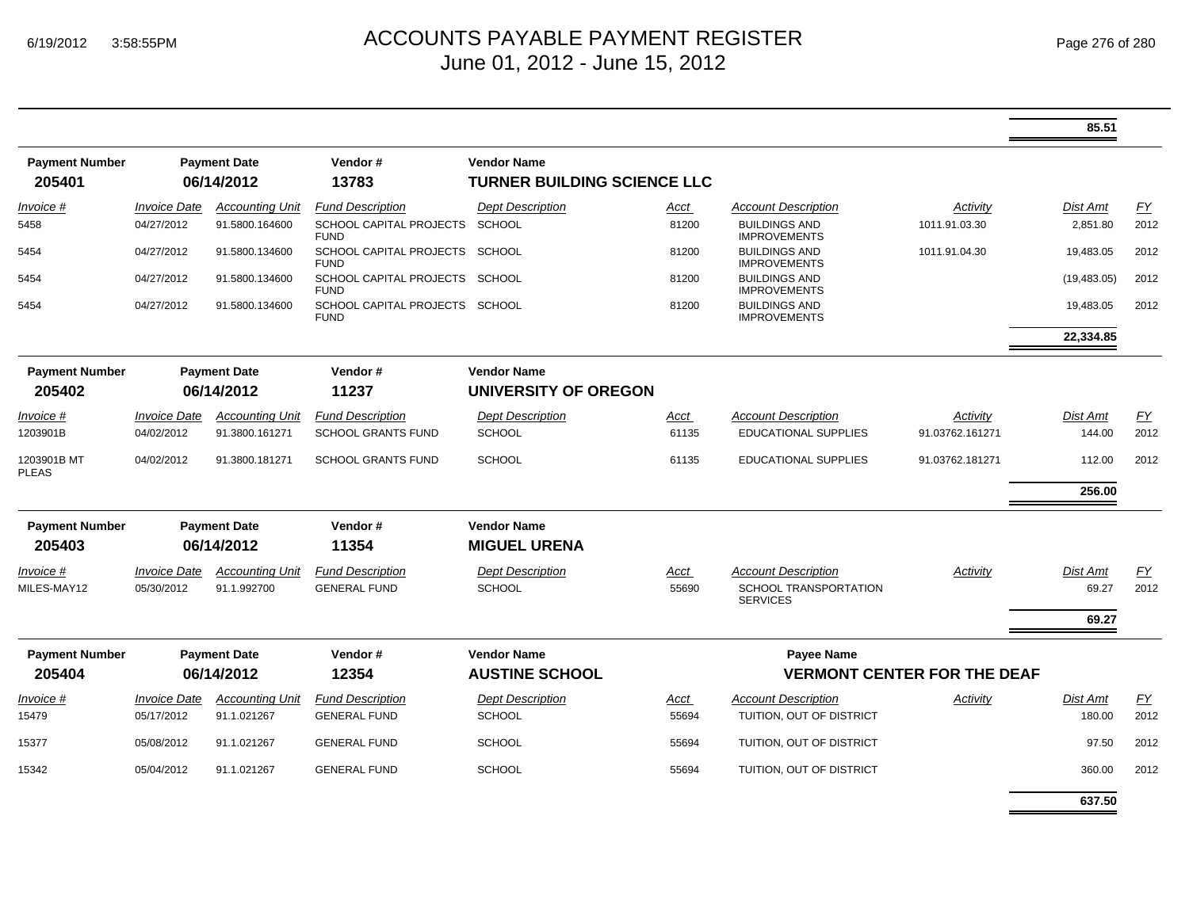# ACCOUNTS PAYABLE PAYMENT REGISTER
## June 01, 2012 - June 15, 2012

| | | | | | | | | | |
|---|---|---|---|---|---|---|---|---|---|
| | | | | | | | | **85.51** | |

**Payment Number** 205401 | **Payment Date** 06/14/2012 | **Vendor #** 13783 | **Vendor Name** TURNER BUILDING SCIENCE LLC

| Invoice # | Invoice Date | Accounting Unit | Fund Description | Dept Description | Acct | Account Description | Activity | Dist Amt | FY |
|---|---|---|---|---|---|---|---|---|---|
| 5458 | 04/27/2012 | 91.5800.164600 | SCHOOL CAPITAL PROJECTS FUND | SCHOOL | 81200 | BUILDINGS AND IMPROVEMENTS | 1011.91.03.30 | 2,851.80 | 2012 |
| 5454 | 04/27/2012 | 91.5800.134600 | SCHOOL CAPITAL PROJECTS FUND | SCHOOL | 81200 | BUILDINGS AND IMPROVEMENTS | 1011.91.04.30 | 19,483.05 | 2012 |
| 5454 | 04/27/2012 | 91.5800.134600 | SCHOOL CAPITAL PROJECTS FUND | SCHOOL | 81200 | BUILDINGS AND IMPROVEMENTS | | (19,483.05) | 2012 |
| 5454 | 04/27/2012 | 91.5800.134600 | SCHOOL CAPITAL PROJECTS FUND | SCHOOL | 81200 | BUILDINGS AND IMPROVEMENTS | | 19,483.05 | 2012 |
| | | | | | | | | **22,334.85** | |

**Payment Number** 205402 | **Payment Date** 06/14/2012 | **Vendor #** 11237 | **Vendor Name** UNIVERSITY OF OREGON

| Invoice # | Invoice Date | Accounting Unit | Fund Description | Dept Description | Acct | Account Description | Activity | Dist Amt | FY |
|---|---|---|---|---|---|---|---|---|---|
| 1203901B | 04/02/2012 | 91.3800.161271 | SCHOOL GRANTS FUND | SCHOOL | 61135 | EDUCATIONAL SUPPLIES | 91.03762.161271 | 144.00 | 2012 |
| 1203901B MT PLEAS | 04/02/2012 | 91.3800.181271 | SCHOOL GRANTS FUND | SCHOOL | 61135 | EDUCATIONAL SUPPLIES | 91.03762.181271 | 112.00 | 2012 |
| | | | | | | | | **256.00** | |

**Payment Number** 205403 | **Payment Date** 06/14/2012 | **Vendor #** 11354 | **Vendor Name** MIGUEL URENA

| Invoice # | Invoice Date | Accounting Unit | Fund Description | Dept Description | Acct | Account Description | Activity | Dist Amt | FY |
|---|---|---|---|---|---|---|---|---|---|
| MILES-MAY12 | 05/30/2012 | 91.1.992700 | GENERAL FUND | SCHOOL | 55690 | SCHOOL TRANSPORTATION SERVICES | | 69.27 | 2012 |
| | | | | | | | | **69.27** | |

**Payment Number** 205404 | **Payment Date** 06/14/2012 | **Vendor #** 12354 | **Vendor Name** AUSTINE SCHOOL | **Payee Name** VERMONT CENTER FOR THE DEAF

| Invoice # | Invoice Date | Accounting Unit | Fund Description | Dept Description | Acct | Account Description | Activity | Dist Amt | FY |
|---|---|---|---|---|---|---|---|---|---|
| 15479 | 05/17/2012 | 91.1.021267 | GENERAL FUND | SCHOOL | 55694 | TUITION, OUT OF DISTRICT | | 180.00 | 2012 |
| 15377 | 05/08/2012 | 91.1.021267 | GENERAL FUND | SCHOOL | 55694 | TUITION, OUT OF DISTRICT | | 97.50 | 2012 |
| 15342 | 05/04/2012 | 91.1.021267 | GENERAL FUND | SCHOOL | 55694 | TUITION, OUT OF DISTRICT | | 360.00 | 2012 |
| | | | | | | | | **637.50** | |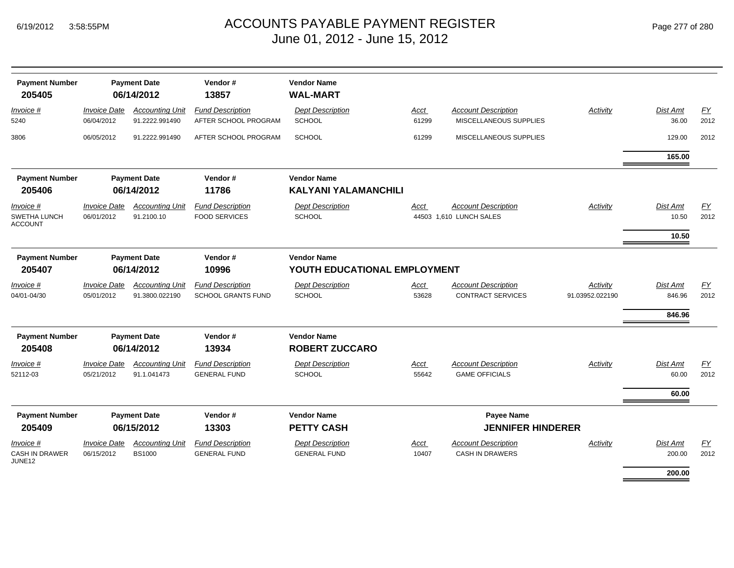# ACCOUNTS PAYABLE PAYMENT REGISTER
## June 01, 2012 - June 15, 2012

6/19/2012 3:58:55PM

| Payment Number | Payment Date | Vendor # | Vendor Name |
|---|---|---|---|
| 205405 | 06/14/2012 | 13857 | WAL-MART |

| Invoice # | Invoice Date | Accounting Unit | Fund Description | Dept Description | Acct | Account Description | Activity | Dist Amt | FY |
|---|---|---|---|---|---|---|---|---|---|
| 5240 | 06/04/2012 | 91.2222.991490 | AFTER SCHOOL PROGRAM | SCHOOL | 61299 | MISCELLANEOUS SUPPLIES | | 36.00 | 2012 |
| 3806 | 06/05/2012 | 91.2222.991490 | AFTER SCHOOL PROGRAM | SCHOOL | 61299 | MISCELLANEOUS SUPPLIES | | 129.00 | 2012 |
| | | | | | | | | **165.00** | |

| Payment Number | Payment Date | Vendor # | Vendor Name |
|---|---|---|---|
| 205406 | 06/14/2012 | 11786 | KALYANI YALAMANCHILI |

| Invoice # | Invoice Date | Accounting Unit | Fund Description | Dept Description | Acct | Account Description | Activity | Dist Amt | FY |
|---|---|---|---|---|---|---|---|---|---|
| SWETHA LUNCH ACCOUNT | 06/01/2012 | 91.2100.10 | FOOD SERVICES | SCHOOL | 44503 | 1,610 LUNCH SALES | | 10.50 | 2012 |
| | | | | | | | | **10.50** | |

| Payment Number | Payment Date | Vendor # | Vendor Name |
|---|---|---|---|
| 205407 | 06/14/2012 | 10996 | YOUTH EDUCATIONAL EMPLOYMENT |

| Invoice # | Invoice Date | Accounting Unit | Fund Description | Dept Description | Acct | Account Description | Activity | Dist Amt | FY |
|---|---|---|---|---|---|---|---|---|---|
| 04/01-04/30 | 05/01/2012 | 91.3800.022190 | SCHOOL GRANTS FUND | SCHOOL | 53628 | CONTRACT SERVICES | 91.03952.022190 | 846.96 | 2012 |
| | | | | | | | | **846.96** | |

| Payment Number | Payment Date | Vendor # | Vendor Name |
|---|---|---|---|
| 205408 | 06/14/2012 | 13934 | ROBERT ZUCCARO |

| Invoice # | Invoice Date | Accounting Unit | Fund Description | Dept Description | Acct | Account Description | Activity | Dist Amt | FY |
|---|---|---|---|---|---|---|---|---|---|
| 52112-03 | 05/21/2012 | 91.1.041473 | GENERAL FUND | SCHOOL | 55642 | GAME OFFICIALS | | 60.00 | 2012 |
| | | | | | | | | **60.00** | |

| Payment Number | Payment Date | Vendor # | Vendor Name | Payee Name |
|---|---|---|---|---|
| 205409 | 06/15/2012 | 13303 | PETTY CASH | JENNIFER HINDERER |

| Invoice # | Invoice Date | Accounting Unit | Fund Description | Dept Description | Acct | Account Description | Activity | Dist Amt | FY |
|---|---|---|---|---|---|---|---|---|---|
| CASH IN DRAWER JUNE12 | 06/15/2012 | BS1000 | GENERAL FUND | GENERAL FUND | 10407 | CASH IN DRAWERS | | 200.00 | 2012 |
| | | | | | | | | **200.00** | |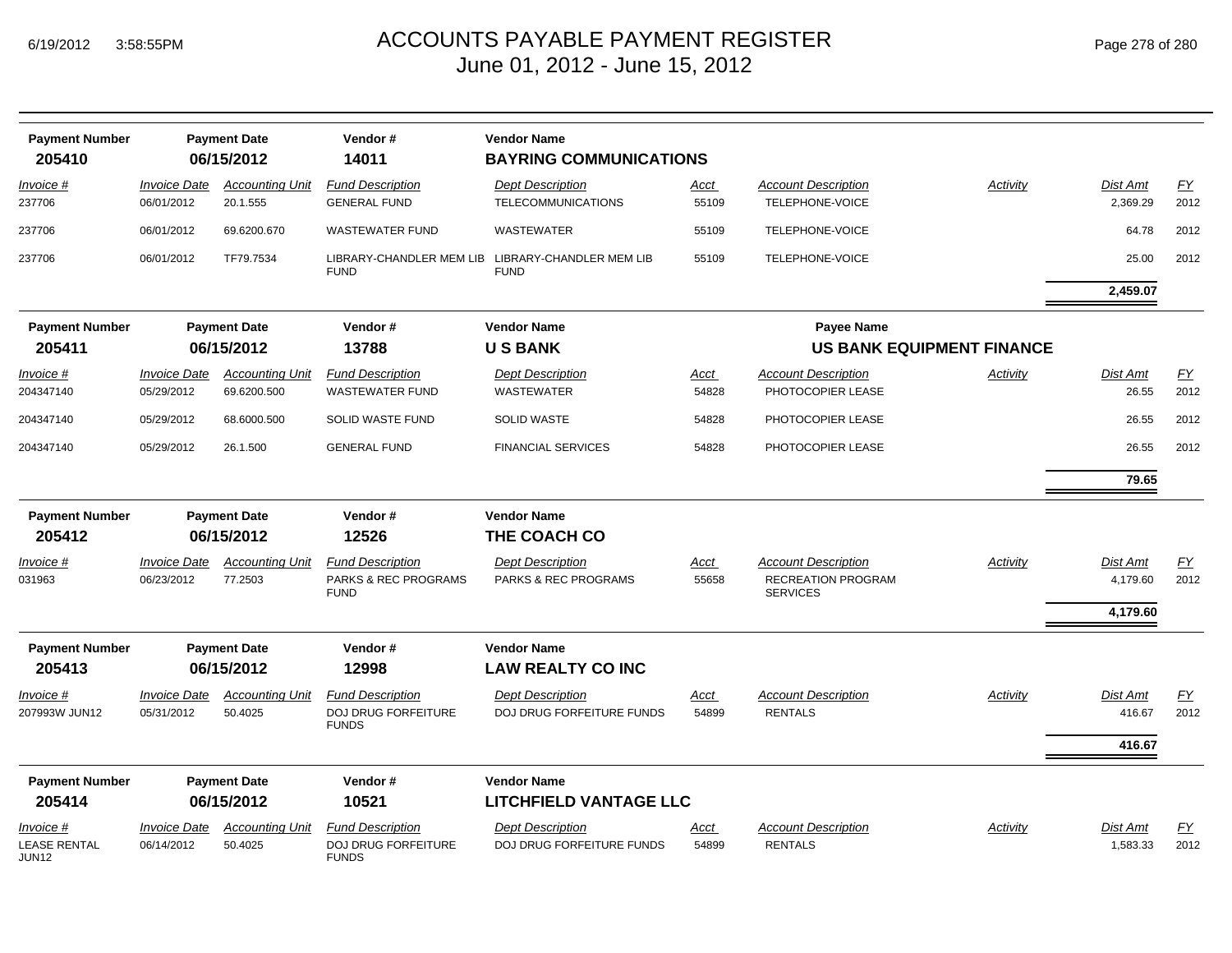# ACCOUNTS PAYABLE PAYMENT REGISTER

June 01, 2012 - June 15, 2012

| Payment Number | Payment Date | Vendor # | Vendor Name |
|---|---|---|---|
| **205410** | **06/15/2012** | **14011** | **BAYRING COMMUNICATIONS** |

| Invoice # | Invoice Date | Accounting Unit | Fund Description | Dept Description | Acct | Account Description | Activity | Dist Amt | FY |
|---|---|---|---|---|---|---|---|---|---|
| 237706 | 06/01/2012 | 20.1.555 | GENERAL FUND | TELECOMMUNICATIONS | 55109 | TELEPHONE-VOICE | | 2,369.29 | 2012 |
| 237706 | 06/01/2012 | 69.6200.670 | WASTEWATER FUND | WASTEWATER | 55109 | TELEPHONE-VOICE | | 64.78 | 2012 |
| 237706 | 06/01/2012 | TF79.7534 | LIBRARY-CHANDLER MEM LIB FUND | LIBRARY-CHANDLER MEM LIB FUND | 55109 | TELEPHONE-VOICE | | 25.00 | 2012 |
| | | | | | | | | **2,459.07** | |

| Payment Number | Payment Date | Vendor # | Vendor Name | Payee Name |
|---|---|---|---|---|
| **205411** | **06/15/2012** | **13788** | **U S BANK** | **US BANK EQUIPMENT FINANCE** |

| Invoice # | Invoice Date | Accounting Unit | Fund Description | Dept Description | Acct | Account Description | Activity | Dist Amt | FY |
|---|---|---|---|---|---|---|---|---|---|
| 204347140 | 05/29/2012 | 69.6200.500 | WASTEWATER FUND | WASTEWATER | 54828 | PHOTOCOPIER LEASE | | 26.55 | 2012 |
| 204347140 | 05/29/2012 | 68.6000.500 | SOLID WASTE FUND | SOLID WASTE | 54828 | PHOTOCOPIER LEASE | | 26.55 | 2012 |
| 204347140 | 05/29/2012 | 26.1.500 | GENERAL FUND | FINANCIAL SERVICES | 54828 | PHOTOCOPIER LEASE | | 26.55 | 2012 |
| | | | | | | | | **79.65** | |

| Payment Number | Payment Date | Vendor # | Vendor Name |
|---|---|---|---|
| **205412** | **06/15/2012** | **12526** | **THE COACH CO** |

| Invoice # | Invoice Date | Accounting Unit | Fund Description | Dept Description | Acct | Account Description | Activity | Dist Amt | FY |
|---|---|---|---|---|---|---|---|---|---|
| 031963 | 06/23/2012 | 77.2503 | PARKS & REC PROGRAMS FUND | PARKS & REC PROGRAMS | 55658 | RECREATION PROGRAM SERVICES | | 4,179.60 | 2012 |
| | | | | | | | | **4,179.60** | |

| Payment Number | Payment Date | Vendor # | Vendor Name |
|---|---|---|---|
| **205413** | **06/15/2012** | **12998** | **LAW REALTY CO INC** |

| Invoice # | Invoice Date | Accounting Unit | Fund Description | Dept Description | Acct | Account Description | Activity | Dist Amt | FY |
|---|---|---|---|---|---|---|---|---|---|
| 207993W JUN12 | 05/31/2012 | 50.4025 | DOJ DRUG FORFEITURE FUNDS | DOJ DRUG FORFEITURE FUNDS | 54899 | RENTALS | | 416.67 | 2012 |
| | | | | | | | | **416.67** | |

| Payment Number | Payment Date | Vendor # | Vendor Name |
|---|---|---|---|
| **205414** | **06/15/2012** | **10521** | **LITCHFIELD VANTAGE LLC** |

| Invoice # | Invoice Date | Accounting Unit | Fund Description | Dept Description | Acct | Account Description | Activity | Dist Amt | FY |
|---|---|---|---|---|---|---|---|---|---|
| LEASE RENTAL JUN12 | 06/14/2012 | 50.4025 | DOJ DRUG FORFEITURE FUNDS | DOJ DRUG FORFEITURE FUNDS | 54899 | RENTALS | | 1,583.33 | 2012 |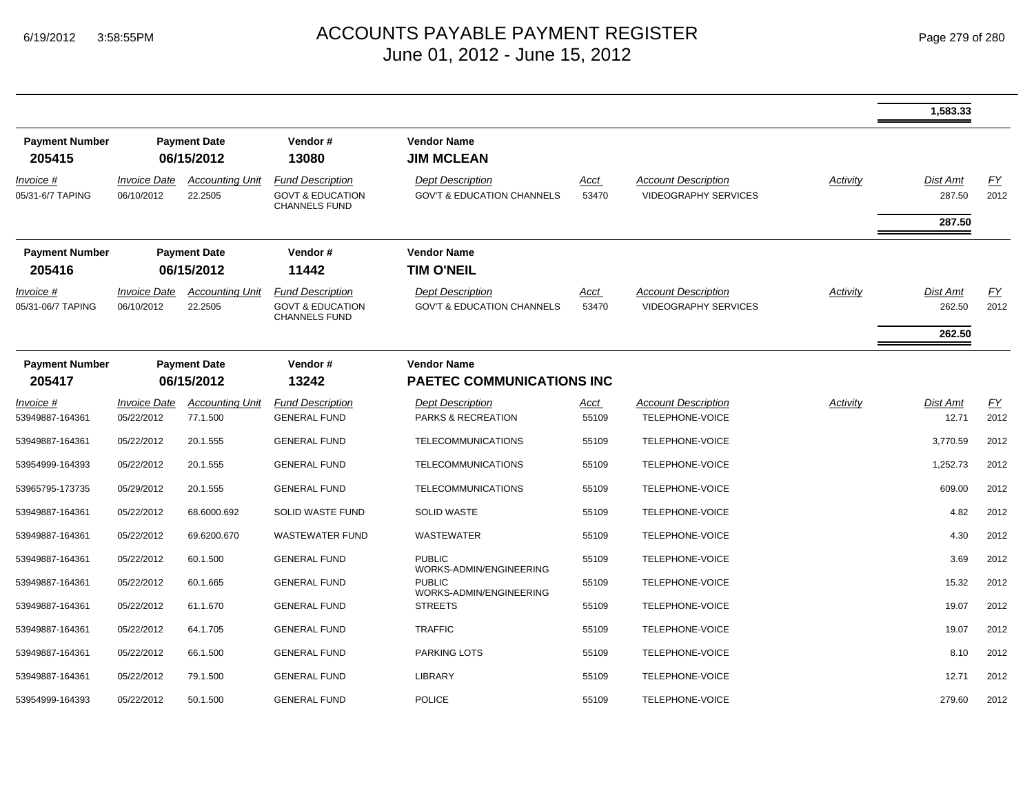| | | | | | | | | Dist Amt | FY |
|---|---|---|---|---|---|---|---|---|---|
| | | | | | | | | **1,583.33** | |

**Payment Number** 205415 | **Payment Date** 06/15/2012 | **Vendor #** 13080 | **Vendor Name** **JIM MCLEAN**

| *Invoice #* | *Invoice Date* | *Accounting Unit* | *Fund Description* | *Dept Description* | *Acct* | *Account Description* | *Activity* | *Dist Amt* | *FY* |
|---|---|---|---|---|---|---|---|---|---|
| 05/31-6/7 TAPING | 06/10/2012 | 22.2505 | GOVT & EDUCATION CHANNELS FUND | GOV'T & EDUCATION CHANNELS | 53470 | VIDEOGRAPHY SERVICES | | 287.50 | 2012 |
| | | | | | | | | **287.50** | |

**Payment Number** 205416 | **Payment Date** 06/15/2012 | **Vendor #** 11442 | **Vendor Name** **TIM O'NEIL**

| *Invoice #* | *Invoice Date* | *Accounting Unit* | *Fund Description* | *Dept Description* | *Acct* | *Account Description* | *Activity* | *Dist Amt* | *FY* |
|---|---|---|---|---|---|---|---|---|---|
| 05/31-06/7 TAPING | 06/10/2012 | 22.2505 | GOVT & EDUCATION CHANNELS FUND | GOV'T & EDUCATION CHANNELS | 53470 | VIDEOGRAPHY SERVICES | | 262.50 | 2012 |
| | | | | | | | | **262.50** | |

**Payment Number** 205417 | **Payment Date** 06/15/2012 | **Vendor #** 13242 | **Vendor Name** **PAETEC COMMUNICATIONS INC**

| *Invoice #* | *Invoice Date* | *Accounting Unit* | *Fund Description* | *Dept Description* | *Acct* | *Account Description* | *Activity* | *Dist Amt* | *FY* |
|---|---|---|---|---|---|---|---|---|---|
| 53949887-164361 | 05/22/2012 | 77.1.500 | GENERAL FUND | PARKS & RECREATION | 55109 | TELEPHONE-VOICE | | 12.71 | 2012 |
| 53949887-164361 | 05/22/2012 | 20.1.555 | GENERAL FUND | TELECOMMUNICATIONS | 55109 | TELEPHONE-VOICE | | 3,770.59 | 2012 |
| 53954999-164393 | 05/22/2012 | 20.1.555 | GENERAL FUND | TELECOMMUNICATIONS | 55109 | TELEPHONE-VOICE | | 1,252.73 | 2012 |
| 53965795-173735 | 05/29/2012 | 20.1.555 | GENERAL FUND | TELECOMMUNICATIONS | 55109 | TELEPHONE-VOICE | | 609.00 | 2012 |
| 53949887-164361 | 05/22/2012 | 68.6000.692 | SOLID WASTE FUND | SOLID WASTE | 55109 | TELEPHONE-VOICE | | 4.82 | 2012 |
| 53949887-164361 | 05/22/2012 | 69.6200.670 | WASTEWATER FUND | WASTEWATER | 55109 | TELEPHONE-VOICE | | 4.30 | 2012 |
| 53949887-164361 | 05/22/2012 | 60.1.500 | GENERAL FUND | PUBLIC WORKS-ADMIN/ENGINEERING | 55109 | TELEPHONE-VOICE | | 3.69 | 2012 |
| 53949887-164361 | 05/22/2012 | 60.1.665 | GENERAL FUND | PUBLIC WORKS-ADMIN/ENGINEERING | 55109 | TELEPHONE-VOICE | | 15.32 | 2012 |
| 53949887-164361 | 05/22/2012 | 61.1.670 | GENERAL FUND | STREETS | 55109 | TELEPHONE-VOICE | | 19.07 | 2012 |
| 53949887-164361 | 05/22/2012 | 64.1.705 | GENERAL FUND | TRAFFIC | 55109 | TELEPHONE-VOICE | | 19.07 | 2012 |
| 53949887-164361 | 05/22/2012 | 66.1.500 | GENERAL FUND | PARKING LOTS | 55109 | TELEPHONE-VOICE | | 8.10 | 2012 |
| 53949887-164361 | 05/22/2012 | 79.1.500 | GENERAL FUND | LIBRARY | 55109 | TELEPHONE-VOICE | | 12.71 | 2012 |
| 53954999-164393 | 05/22/2012 | 50.1.500 | GENERAL FUND | POLICE | 55109 | TELEPHONE-VOICE | | 279.60 | 2012 |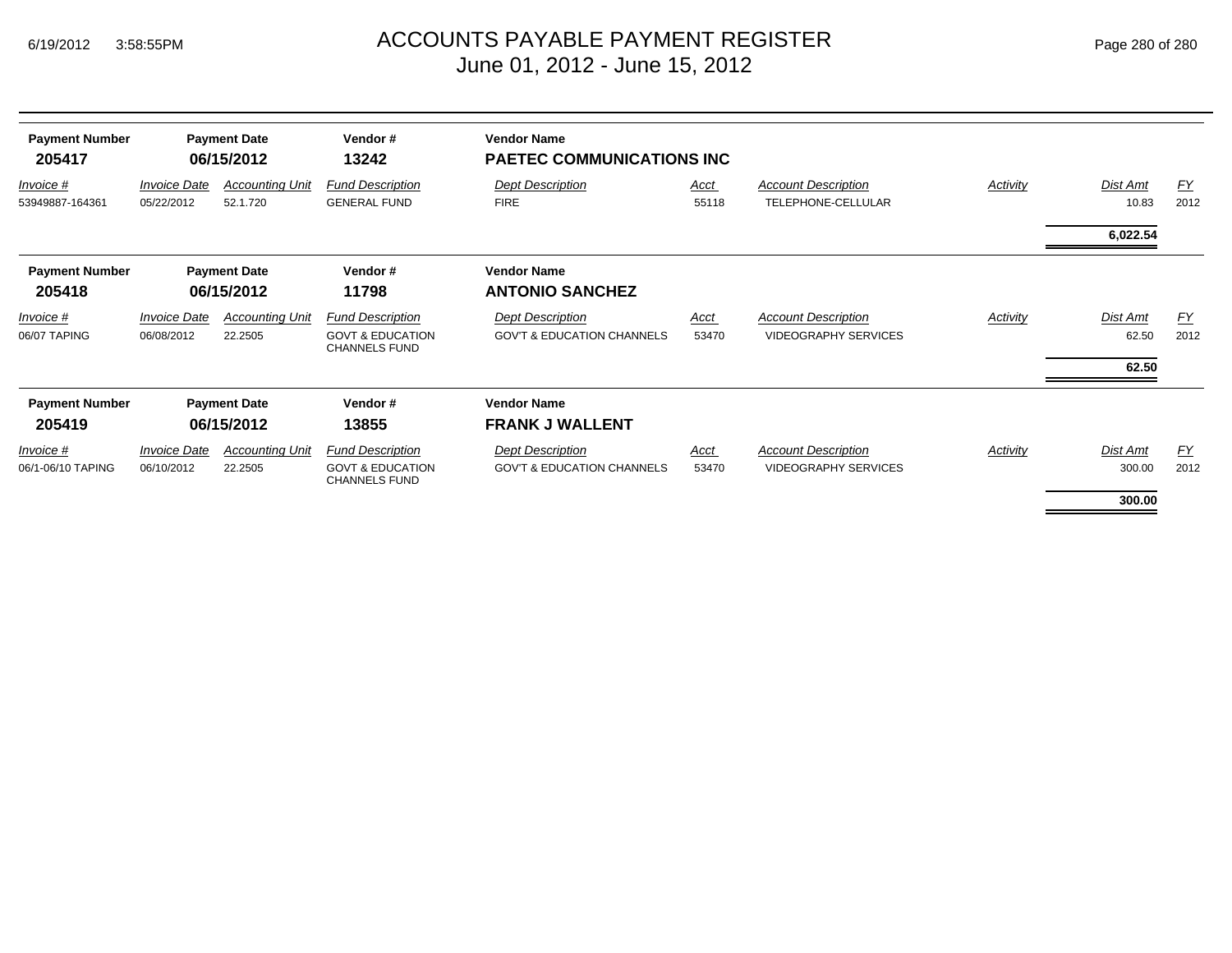# ACCOUNTS PAYABLE PAYMENT REGISTER
June 01, 2012 - June 15, 2012

| Payment Number | Payment Date | Vendor # | Vendor Name |
|---|---|---|---|
| 205417 | 06/15/2012 | 13242 | PAETEC COMMUNICATIONS INC |

| Invoice # | Invoice Date | Accounting Unit | Fund Description | Dept Description | Acct | Account Description | Activity | Dist Amt | FY |
|---|---|---|---|---|---|---|---|---|---|
| 53949887-164361 | 05/22/2012 | 52.1.720 | GENERAL FUND | FIRE | 55118 | TELEPHONE-CELLULAR | | 10.83 | 2012 |
| | | | | | | | | **6,022.54** | |

| Payment Number | Payment Date | Vendor # | Vendor Name |
|---|---|---|---|
| 205418 | 06/15/2012 | 11798 | ANTONIO SANCHEZ |

| Invoice # | Invoice Date | Accounting Unit | Fund Description | Dept Description | Acct | Account Description | Activity | Dist Amt | FY |
|---|---|---|---|---|---|---|---|---|---|
| 06/07 TAPING | 06/08/2012 | 22.2505 | GOVT & EDUCATION CHANNELS FUND | GOV'T & EDUCATION CHANNELS | 53470 | VIDEOGRAPHY SERVICES | | 62.50 | 2012 |
| | | | | | | | | **62.50** | |

| Payment Number | Payment Date | Vendor # | Vendor Name |
|---|---|---|---|
| 205419 | 06/15/2012 | 13855 | FRANK J WALLENT |

| Invoice # | Invoice Date | Accounting Unit | Fund Description | Dept Description | Acct | Account Description | Activity | Dist Amt | FY |
|---|---|---|---|---|---|---|---|---|---|
| 06/1-06/10 TAPING | 06/10/2012 | 22.2505 | GOVT & EDUCATION CHANNELS FUND | GOV'T & EDUCATION CHANNELS | 53470 | VIDEOGRAPHY SERVICES | | 300.00 | 2012 |
| | | | | | | | | **300.00** | |